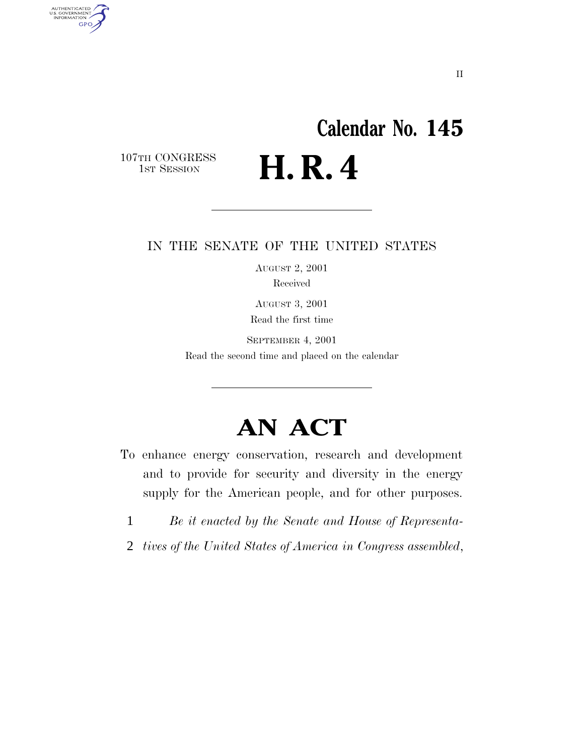II

# Calendar No. 145

107TH CONGRESS
1ST SESSION

# H. R. 4

---

IN THE SENATE OF THE UNITED STATES

AUGUST 2, 2001

Received

AUGUST 3, 2001

Read the first time

SEPTEMBER 4, 2001

Read the second time and placed on the calendar

---

# AN ACT

To enhance energy conservation, research and development and to provide for security and diversity in the energy supply for the American people, and for other purposes.

1 *Be it enacted by the Senate and House of Representa-*

2 *tives of the United States of America in Congress assembled,*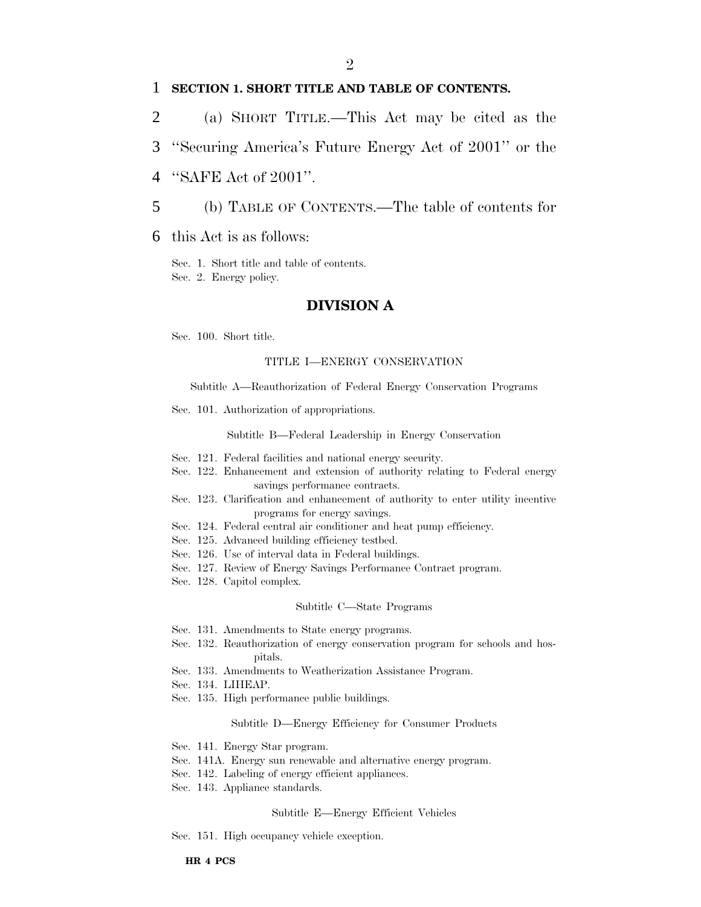**SECTION 1. SHORT TITLE AND TABLE OF CONTENTS.**

(a) SHORT TITLE.—This Act may be cited as the ''Securing America's Future Energy Act of 2001'' or the ''SAFE Act of 2001''.

(b) TABLE OF CONTENTS.—The table of contents for this Act is as follows:

Sec. 1. Short title and table of contents.
Sec. 2. Energy policy.

## DIVISION A

Sec. 100. Short title.

TITLE I—ENERGY CONSERVATION

Subtitle A—Reauthorization of Federal Energy Conservation Programs

Sec. 101. Authorization of appropriations.

Subtitle B—Federal Leadership in Energy Conservation

Sec. 121. Federal facilities and national energy security.
Sec. 122. Enhancement and extension of authority relating to Federal energy savings performance contracts.
Sec. 123. Clarification and enhancement of authority to enter utility incentive programs for energy savings.
Sec. 124. Federal central air conditioner and heat pump efficiency.
Sec. 125. Advanced building efficiency testbed.
Sec. 126. Use of interval data in Federal buildings.
Sec. 127. Review of Energy Savings Performance Contract program.
Sec. 128. Capitol complex.

Subtitle C—State Programs

Sec. 131. Amendments to State energy programs.
Sec. 132. Reauthorization of energy conservation program for schools and hospitals.
Sec. 133. Amendments to Weatherization Assistance Program.
Sec. 134. LIHEAP.
Sec. 135. High performance public buildings.

Subtitle D—Energy Efficiency for Consumer Products

Sec. 141. Energy Star program.
Sec. 141A. Energy sun renewable and alternative energy program.
Sec. 142. Labeling of energy efficient appliances.
Sec. 143. Appliance standards.

Subtitle E—Energy Efficient Vehicles

Sec. 151. High occupancy vehicle exception.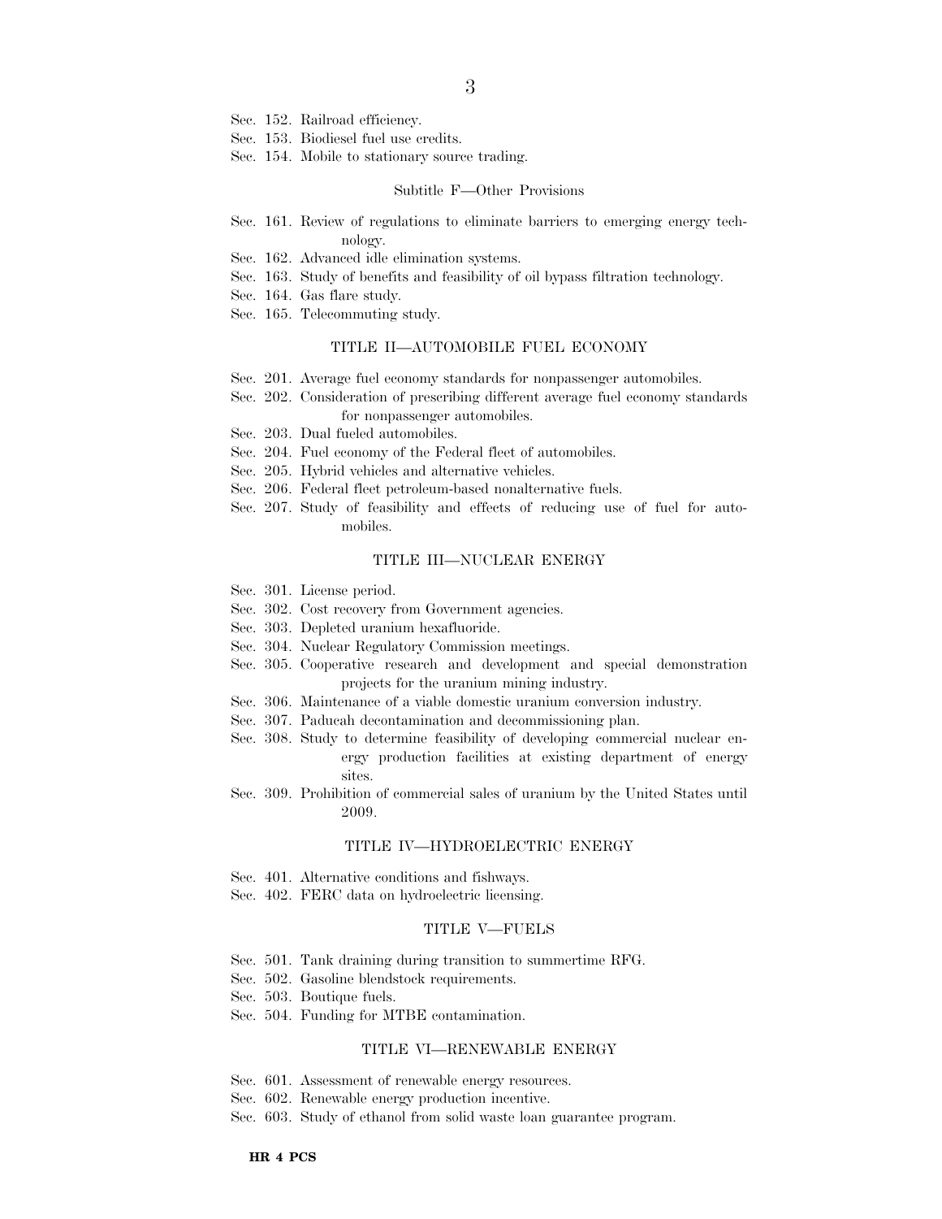Sec. 152. Railroad efficiency.
Sec. 153. Biodiesel fuel use credits.
Sec. 154. Mobile to stationary source trading.

Subtitle F—Other Provisions

Sec. 161. Review of regulations to eliminate barriers to emerging energy technology.
Sec. 162. Advanced idle elimination systems.
Sec. 163. Study of benefits and feasibility of oil bypass filtration technology.
Sec. 164. Gas flare study.
Sec. 165. Telecommuting study.

TITLE II—AUTOMOBILE FUEL ECONOMY

Sec. 201. Average fuel economy standards for nonpassenger automobiles.
Sec. 202. Consideration of prescribing different average fuel economy standards for nonpassenger automobiles.
Sec. 203. Dual fueled automobiles.
Sec. 204. Fuel economy of the Federal fleet of automobiles.
Sec. 205. Hybrid vehicles and alternative vehicles.
Sec. 206. Federal fleet petroleum-based nonalternative fuels.
Sec. 207. Study of feasibility and effects of reducing use of fuel for automobiles.

TITLE III—NUCLEAR ENERGY

Sec. 301. License period.
Sec. 302. Cost recovery from Government agencies.
Sec. 303. Depleted uranium hexafluoride.
Sec. 304. Nuclear Regulatory Commission meetings.
Sec. 305. Cooperative research and development and special demonstration projects for the uranium mining industry.
Sec. 306. Maintenance of a viable domestic uranium conversion industry.
Sec. 307. Paducah decontamination and decommissioning plan.
Sec. 308. Study to determine feasibility of developing commercial nuclear energy production facilities at existing department of energy sites.
Sec. 309. Prohibition of commercial sales of uranium by the United States until 2009.

TITLE IV—HYDROELECTRIC ENERGY

Sec. 401. Alternative conditions and fishways.
Sec. 402. FERC data on hydroelectric licensing.

TITLE V—FUELS

Sec. 501. Tank draining during transition to summertime RFG.
Sec. 502. Gasoline blendstock requirements.
Sec. 503. Boutique fuels.
Sec. 504. Funding for MTBE contamination.

TITLE VI—RENEWABLE ENERGY

Sec. 601. Assessment of renewable energy resources.
Sec. 602. Renewable energy production incentive.
Sec. 603. Study of ethanol from solid waste loan guarantee program.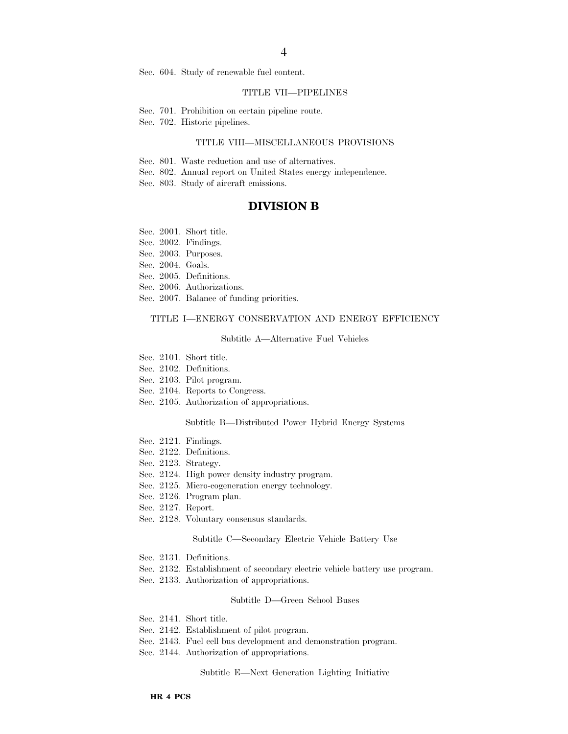Sec. 604. Study of renewable fuel content.

TITLE VII—PIPELINES

Sec. 701. Prohibition on certain pipeline route.
Sec. 702. Historic pipelines.

TITLE VIII—MISCELLANEOUS PROVISIONS

Sec. 801. Waste reduction and use of alternatives.
Sec. 802. Annual report on United States energy independence.
Sec. 803. Study of aircraft emissions.

## DIVISION B

Sec. 2001. Short title.
Sec. 2002. Findings.
Sec. 2003. Purposes.
Sec. 2004. Goals.
Sec. 2005. Definitions.
Sec. 2006. Authorizations.
Sec. 2007. Balance of funding priorities.

TITLE I—ENERGY CONSERVATION AND ENERGY EFFICIENCY

Subtitle A—Alternative Fuel Vehicles

Sec. 2101. Short title.
Sec. 2102. Definitions.
Sec. 2103. Pilot program.
Sec. 2104. Reports to Congress.
Sec. 2105. Authorization of appropriations.

Subtitle B—Distributed Power Hybrid Energy Systems

Sec. 2121. Findings.
Sec. 2122. Definitions.
Sec. 2123. Strategy.
Sec. 2124. High power density industry program.
Sec. 2125. Micro-cogeneration energy technology.
Sec. 2126. Program plan.
Sec. 2127. Report.
Sec. 2128. Voluntary consensus standards.

Subtitle C—Secondary Electric Vehicle Battery Use

Sec. 2131. Definitions.
Sec. 2132. Establishment of secondary electric vehicle battery use program.
Sec. 2133. Authorization of appropriations.

Subtitle D—Green School Buses

Sec. 2141. Short title.
Sec. 2142. Establishment of pilot program.
Sec. 2143. Fuel cell bus development and demonstration program.
Sec. 2144. Authorization of appropriations.

Subtitle E—Next Generation Lighting Initiative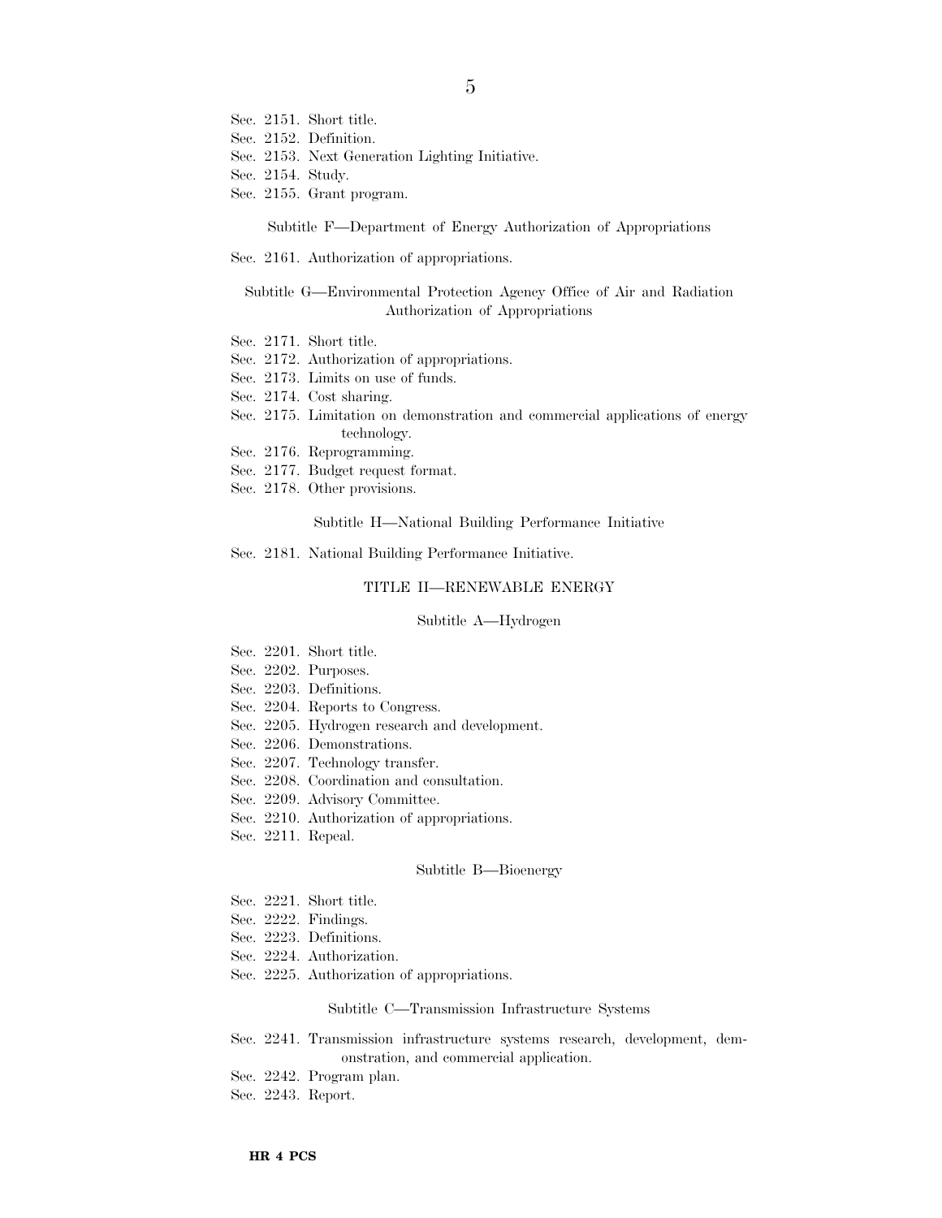Sec. 2151. Short title.
Sec. 2152. Definition.
Sec. 2153. Next Generation Lighting Initiative.
Sec. 2154. Study.
Sec. 2155. Grant program.

Subtitle F—Department of Energy Authorization of Appropriations

Sec. 2161. Authorization of appropriations.

Subtitle G—Environmental Protection Agency Office of Air and Radiation Authorization of Appropriations

Sec. 2171. Short title.
Sec. 2172. Authorization of appropriations.
Sec. 2173. Limits on use of funds.
Sec. 2174. Cost sharing.
Sec. 2175. Limitation on demonstration and commercial applications of energy technology.
Sec. 2176. Reprogramming.
Sec. 2177. Budget request format.
Sec. 2178. Other provisions.

Subtitle H—National Building Performance Initiative

Sec. 2181. National Building Performance Initiative.

TITLE II—RENEWABLE ENERGY

Subtitle A—Hydrogen

Sec. 2201. Short title.
Sec. 2202. Purposes.
Sec. 2203. Definitions.
Sec. 2204. Reports to Congress.
Sec. 2205. Hydrogen research and development.
Sec. 2206. Demonstrations.
Sec. 2207. Technology transfer.
Sec. 2208. Coordination and consultation.
Sec. 2209. Advisory Committee.
Sec. 2210. Authorization of appropriations.
Sec. 2211. Repeal.

Subtitle B—Bioenergy

Sec. 2221. Short title.
Sec. 2222. Findings.
Sec. 2223. Definitions.
Sec. 2224. Authorization.
Sec. 2225. Authorization of appropriations.

Subtitle C—Transmission Infrastructure Systems

Sec. 2241. Transmission infrastructure systems research, development, demonstration, and commercial application.
Sec. 2242. Program plan.
Sec. 2243. Report.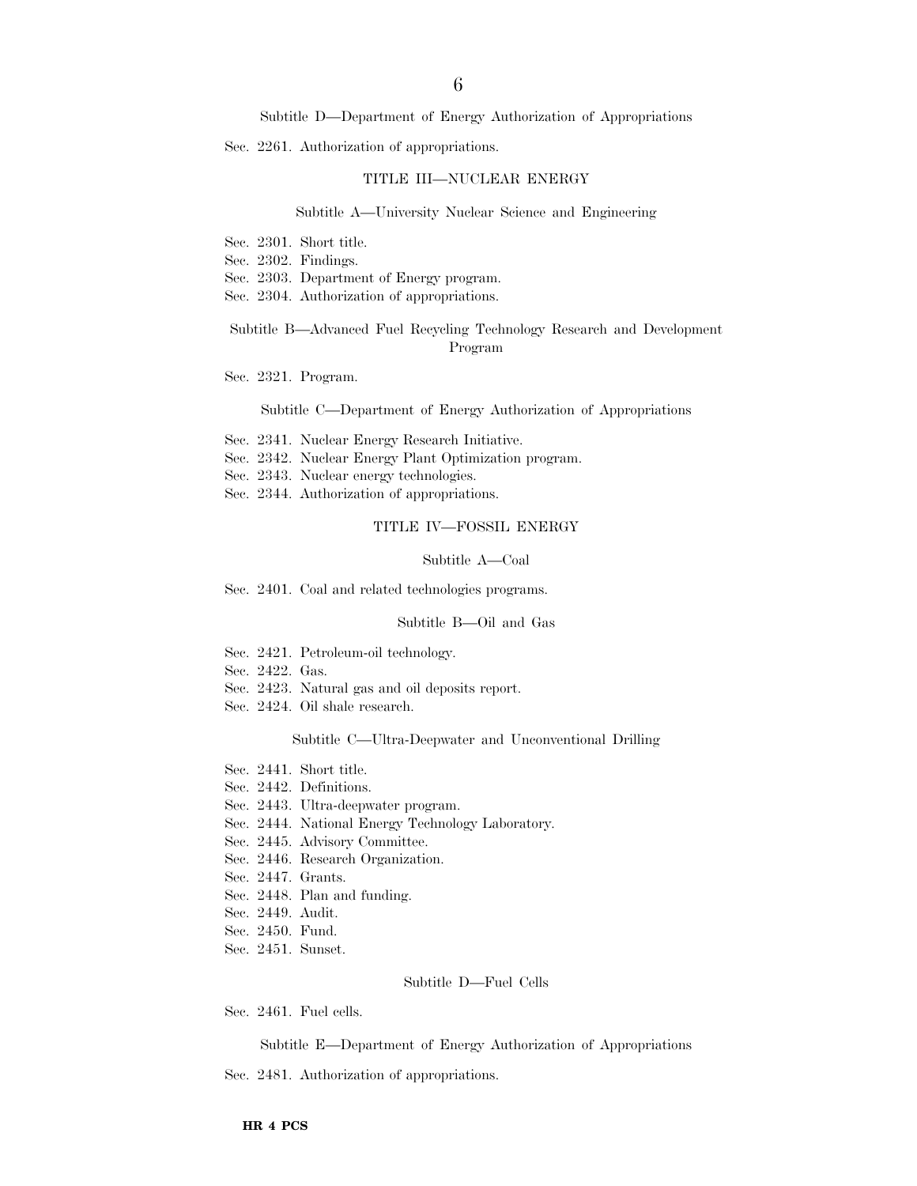Subtitle D—Department of Energy Authorization of Appropriations

Sec. 2261. Authorization of appropriations.

TITLE III—NUCLEAR ENERGY

Subtitle A—University Nuclear Science and Engineering

Sec. 2301. Short title.
Sec. 2302. Findings.
Sec. 2303. Department of Energy program.
Sec. 2304. Authorization of appropriations.

Subtitle B—Advanced Fuel Recycling Technology Research and Development Program

Sec. 2321. Program.

Subtitle C—Department of Energy Authorization of Appropriations

Sec. 2341. Nuclear Energy Research Initiative.
Sec. 2342. Nuclear Energy Plant Optimization program.
Sec. 2343. Nuclear energy technologies.
Sec. 2344. Authorization of appropriations.

TITLE IV—FOSSIL ENERGY

Subtitle A—Coal

Sec. 2401. Coal and related technologies programs.

Subtitle B—Oil and Gas

Sec. 2421. Petroleum-oil technology.
Sec. 2422. Gas.
Sec. 2423. Natural gas and oil deposits report.
Sec. 2424. Oil shale research.

Subtitle C—Ultra-Deepwater and Unconventional Drilling

Sec. 2441. Short title.
Sec. 2442. Definitions.
Sec. 2443. Ultra-deepwater program.
Sec. 2444. National Energy Technology Laboratory.
Sec. 2445. Advisory Committee.
Sec. 2446. Research Organization.
Sec. 2447. Grants.
Sec. 2448. Plan and funding.
Sec. 2449. Audit.
Sec. 2450. Fund.
Sec. 2451. Sunset.

Subtitle D—Fuel Cells

Sec. 2461. Fuel cells.

Subtitle E—Department of Energy Authorization of Appropriations

Sec. 2481. Authorization of appropriations.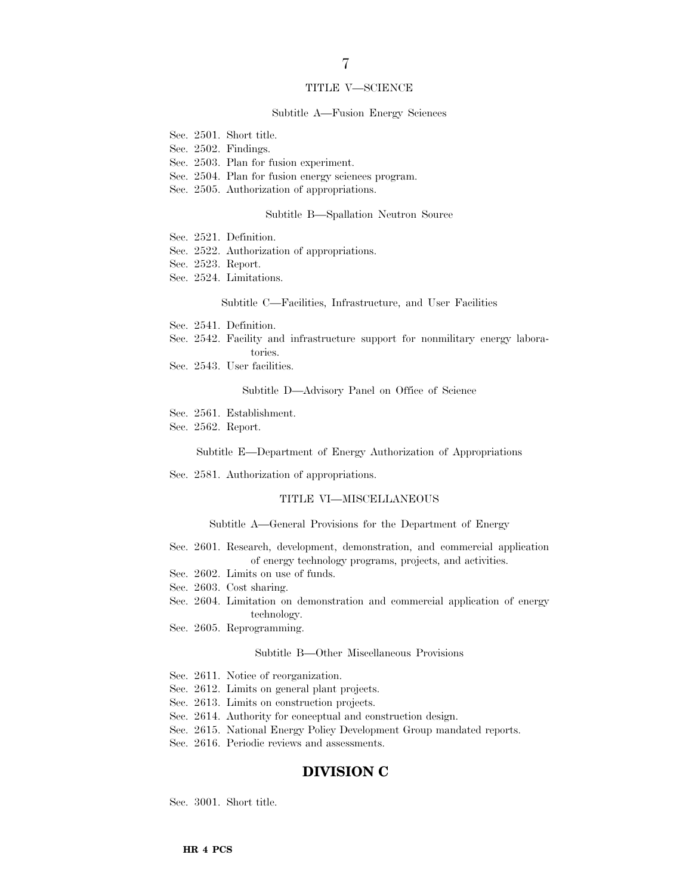TITLE V—SCIENCE

Subtitle A—Fusion Energy Sciences

Sec. 2501. Short title.
Sec. 2502. Findings.
Sec. 2503. Plan for fusion experiment.
Sec. 2504. Plan for fusion energy sciences program.
Sec. 2505. Authorization of appropriations.

Subtitle B—Spallation Neutron Source

Sec. 2521. Definition.
Sec. 2522. Authorization of appropriations.
Sec. 2523. Report.
Sec. 2524. Limitations.

Subtitle C—Facilities, Infrastructure, and User Facilities

Sec. 2541. Definition.
Sec. 2542. Facility and infrastructure support for nonmilitary energy laboratories.
Sec. 2543. User facilities.

Subtitle D—Advisory Panel on Office of Science

Sec. 2561. Establishment.
Sec. 2562. Report.

Subtitle E—Department of Energy Authorization of Appropriations

Sec. 2581. Authorization of appropriations.

TITLE VI—MISCELLANEOUS

Subtitle A—General Provisions for the Department of Energy

Sec. 2601. Research, development, demonstration, and commercial application of energy technology programs, projects, and activities.
Sec. 2602. Limits on use of funds.
Sec. 2603. Cost sharing.
Sec. 2604. Limitation on demonstration and commercial application of energy technology.
Sec. 2605. Reprogramming.

Subtitle B—Other Miscellaneous Provisions

Sec. 2611. Notice of reorganization.
Sec. 2612. Limits on general plant projects.
Sec. 2613. Limits on construction projects.
Sec. 2614. Authority for conceptual and construction design.
Sec. 2615. National Energy Policy Development Group mandated reports.
Sec. 2616. Periodic reviews and assessments.

## DIVISION C

Sec. 3001. Short title.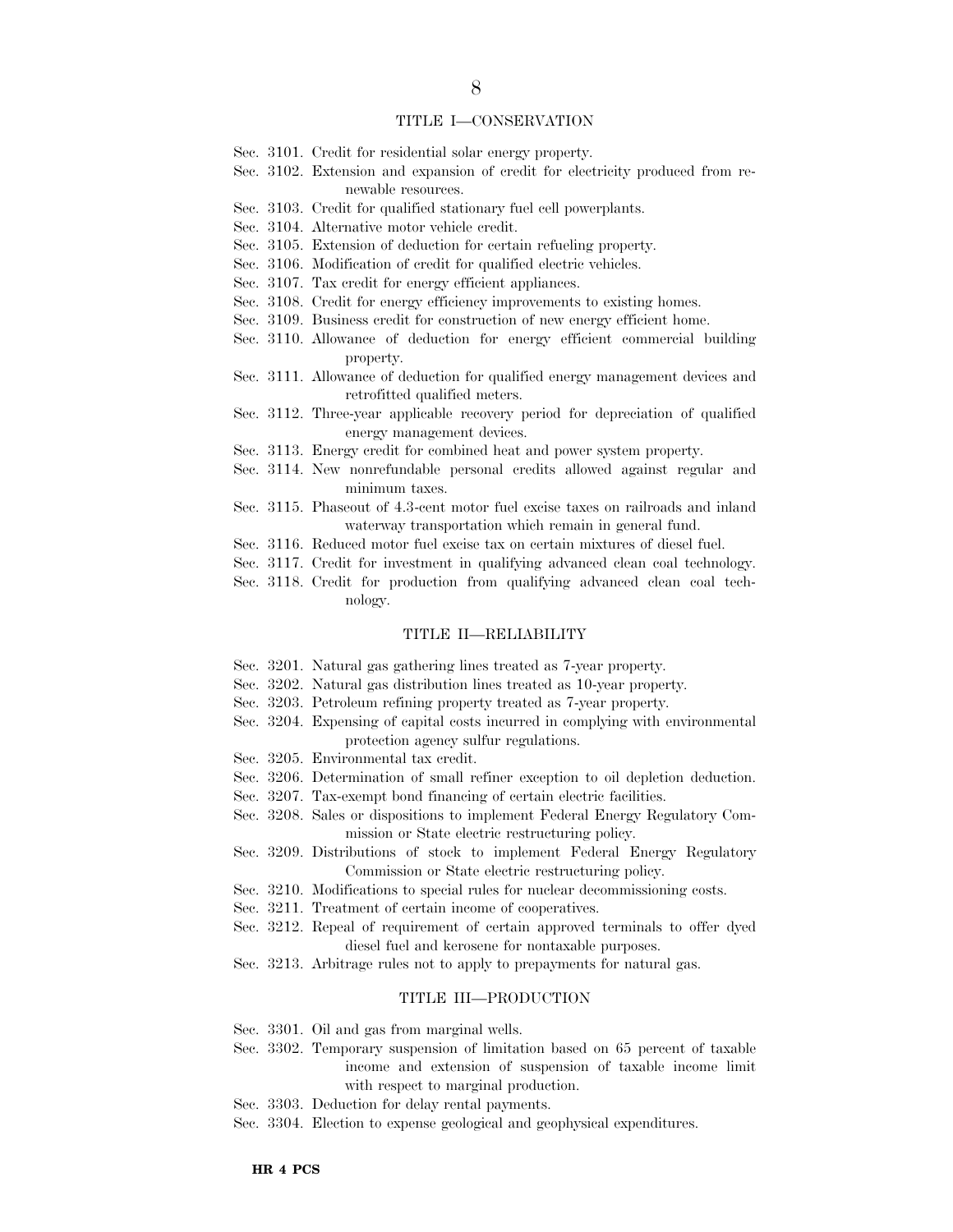## TITLE I—CONSERVATION

Sec. 3101. Credit for residential solar energy property.
Sec. 3102. Extension and expansion of credit for electricity produced from renewable resources.
Sec. 3103. Credit for qualified stationary fuel cell powerplants.
Sec. 3104. Alternative motor vehicle credit.
Sec. 3105. Extension of deduction for certain refueling property.
Sec. 3106. Modification of credit for qualified electric vehicles.
Sec. 3107. Tax credit for energy efficient appliances.
Sec. 3108. Credit for energy efficiency improvements to existing homes.
Sec. 3109. Business credit for construction of new energy efficient home.
Sec. 3110. Allowance of deduction for energy efficient commercial building property.
Sec. 3111. Allowance of deduction for qualified energy management devices and retrofitted qualified meters.
Sec. 3112. Three-year applicable recovery period for depreciation of qualified energy management devices.
Sec. 3113. Energy credit for combined heat and power system property.
Sec. 3114. New nonrefundable personal credits allowed against regular and minimum taxes.
Sec. 3115. Phaseout of 4.3-cent motor fuel excise taxes on railroads and inland waterway transportation which remain in general fund.
Sec. 3116. Reduced motor fuel excise tax on certain mixtures of diesel fuel.
Sec. 3117. Credit for investment in qualifying advanced clean coal technology.
Sec. 3118. Credit for production from qualifying advanced clean coal technology.

## TITLE II—RELIABILITY

Sec. 3201. Natural gas gathering lines treated as 7-year property.
Sec. 3202. Natural gas distribution lines treated as 10-year property.
Sec. 3203. Petroleum refining property treated as 7-year property.
Sec. 3204. Expensing of capital costs incurred in complying with environmental protection agency sulfur regulations.
Sec. 3205. Environmental tax credit.
Sec. 3206. Determination of small refiner exception to oil depletion deduction.
Sec. 3207. Tax-exempt bond financing of certain electric facilities.
Sec. 3208. Sales or dispositions to implement Federal Energy Regulatory Commission or State electric restructuring policy.
Sec. 3209. Distributions of stock to implement Federal Energy Regulatory Commission or State electric restructuring policy.
Sec. 3210. Modifications to special rules for nuclear decommissioning costs.
Sec. 3211. Treatment of certain income of cooperatives.
Sec. 3212. Repeal of requirement of certain approved terminals to offer dyed diesel fuel and kerosene for nontaxable purposes.
Sec. 3213. Arbitrage rules not to apply to prepayments for natural gas.

## TITLE III—PRODUCTION

Sec. 3301. Oil and gas from marginal wells.
Sec. 3302. Temporary suspension of limitation based on 65 percent of taxable income and extension of suspension of taxable income limit with respect to marginal production.
Sec. 3303. Deduction for delay rental payments.
Sec. 3304. Election to expense geological and geophysical expenditures.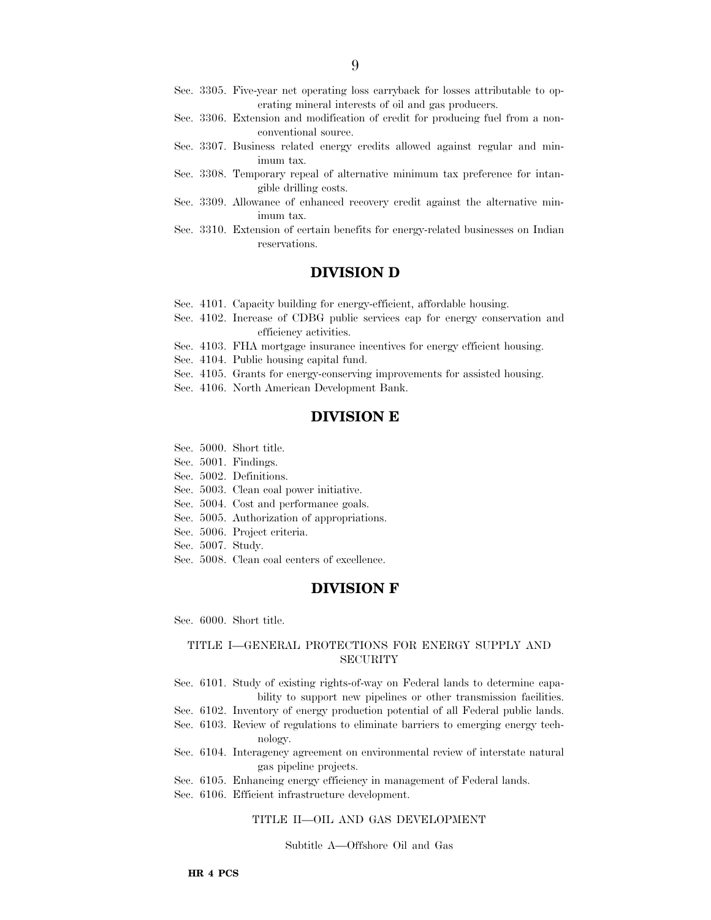Sec. 3305. Five-year net operating loss carryback for losses attributable to operating mineral interests of oil and gas producers.
Sec. 3306. Extension and modification of credit for producing fuel from a nonconventional source.
Sec. 3307. Business related energy credits allowed against regular and minimum tax.
Sec. 3308. Temporary repeal of alternative minimum tax preference for intangible drilling costs.
Sec. 3309. Allowance of enhanced recovery credit against the alternative minimum tax.
Sec. 3310. Extension of certain benefits for energy-related businesses on Indian reservations.

## DIVISION D

Sec. 4101. Capacity building for energy-efficient, affordable housing.
Sec. 4102. Increase of CDBG public services cap for energy conservation and efficiency activities.
Sec. 4103. FHA mortgage insurance incentives for energy efficient housing.
Sec. 4104. Public housing capital fund.
Sec. 4105. Grants for energy-conserving improvements for assisted housing.
Sec. 4106. North American Development Bank.

## DIVISION E

Sec. 5000. Short title.
Sec. 5001. Findings.
Sec. 5002. Definitions.
Sec. 5003. Clean coal power initiative.
Sec. 5004. Cost and performance goals.
Sec. 5005. Authorization of appropriations.
Sec. 5006. Project criteria.
Sec. 5007. Study.
Sec. 5008. Clean coal centers of excellence.

## DIVISION F

Sec. 6000. Short title.

### TITLE I—GENERAL PROTECTIONS FOR ENERGY SUPPLY AND SECURITY

Sec. 6101. Study of existing rights-of-way on Federal lands to determine capability to support new pipelines or other transmission facilities.
Sec. 6102. Inventory of energy production potential of all Federal public lands.
Sec. 6103. Review of regulations to eliminate barriers to emerging energy technology.
Sec. 6104. Interagency agreement on environmental review of interstate natural gas pipeline projects.
Sec. 6105. Enhancing energy efficiency in management of Federal lands.
Sec. 6106. Efficient infrastructure development.

### TITLE II—OIL AND GAS DEVELOPMENT

#### Subtitle A—Offshore Oil and Gas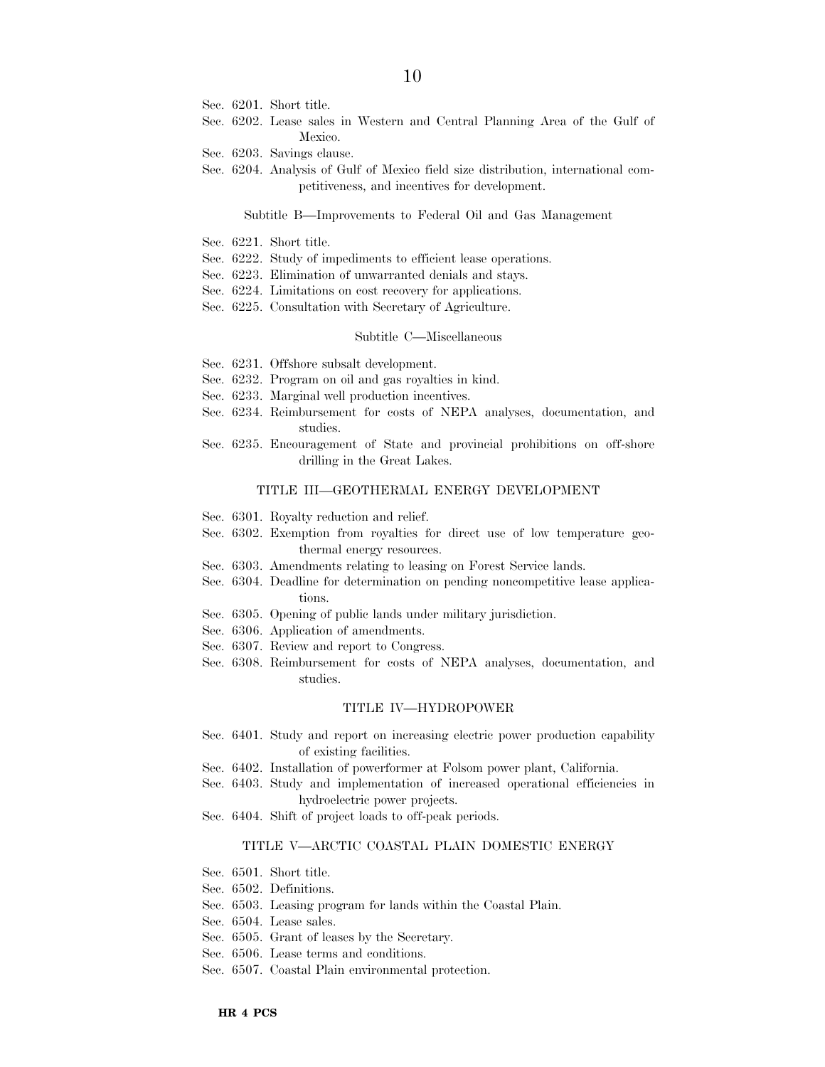Sec. 6201. Short title.
Sec. 6202. Lease sales in Western and Central Planning Area of the Gulf of Mexico.
Sec. 6203. Savings clause.
Sec. 6204. Analysis of Gulf of Mexico field size distribution, international competitiveness, and incentives for development.

Subtitle B—Improvements to Federal Oil and Gas Management

Sec. 6221. Short title.
Sec. 6222. Study of impediments to efficient lease operations.
Sec. 6223. Elimination of unwarranted denials and stays.
Sec. 6224. Limitations on cost recovery for applications.
Sec. 6225. Consultation with Secretary of Agriculture.

Subtitle C—Miscellaneous

Sec. 6231. Offshore subsalt development.
Sec. 6232. Program on oil and gas royalties in kind.
Sec. 6233. Marginal well production incentives.
Sec. 6234. Reimbursement for costs of NEPA analyses, documentation, and studies.
Sec. 6235. Encouragement of State and provincial prohibitions on off-shore drilling in the Great Lakes.

TITLE III—GEOTHERMAL ENERGY DEVELOPMENT

Sec. 6301. Royalty reduction and relief.
Sec. 6302. Exemption from royalties for direct use of low temperature geothermal energy resources.
Sec. 6303. Amendments relating to leasing on Forest Service lands.
Sec. 6304. Deadline for determination on pending noncompetitive lease applications.
Sec. 6305. Opening of public lands under military jurisdiction.
Sec. 6306. Application of amendments.
Sec. 6307. Review and report to Congress.
Sec. 6308. Reimbursement for costs of NEPA analyses, documentation, and studies.

TITLE IV—HYDROPOWER

Sec. 6401. Study and report on increasing electric power production capability of existing facilities.
Sec. 6402. Installation of powerformer at Folsom power plant, California.
Sec. 6403. Study and implementation of increased operational efficiencies in hydroelectric power projects.
Sec. 6404. Shift of project loads to off-peak periods.

TITLE V—ARCTIC COASTAL PLAIN DOMESTIC ENERGY

Sec. 6501. Short title.
Sec. 6502. Definitions.
Sec. 6503. Leasing program for lands within the Coastal Plain.
Sec. 6504. Lease sales.
Sec. 6505. Grant of leases by the Secretary.
Sec. 6506. Lease terms and conditions.
Sec. 6507. Coastal Plain environmental protection.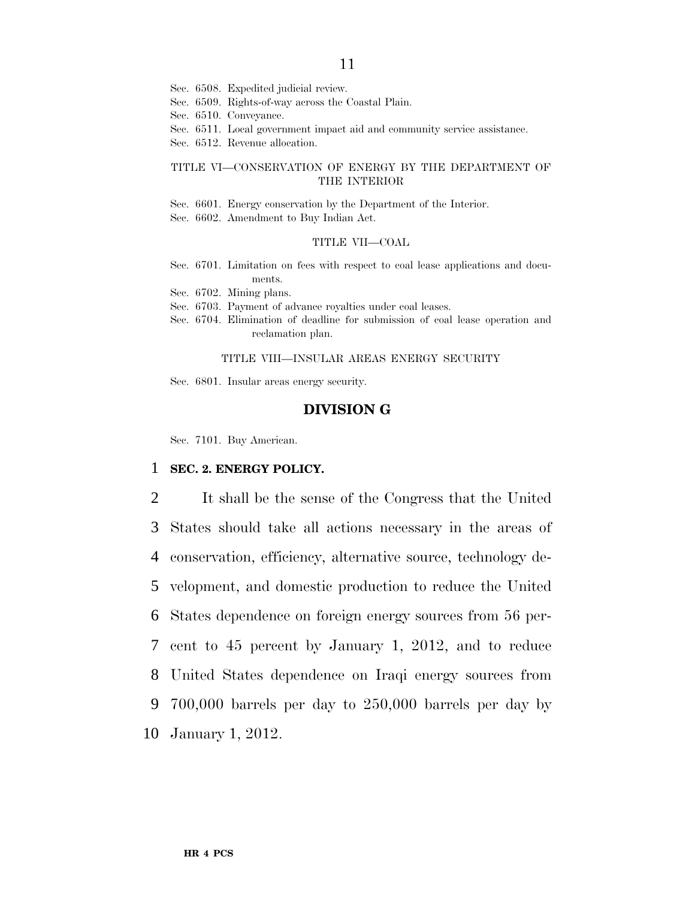Sec. 6508. Expedited judicial review.
Sec. 6509. Rights-of-way across the Coastal Plain.
Sec. 6510. Conveyance.
Sec. 6511. Local government impact aid and community service assistance.
Sec. 6512. Revenue allocation.

TITLE VI—CONSERVATION OF ENERGY BY THE DEPARTMENT OF THE INTERIOR

Sec. 6601. Energy conservation by the Department of the Interior.
Sec. 6602. Amendment to Buy Indian Act.

TITLE VII—COAL

Sec. 6701. Limitation on fees with respect to coal lease applications and documents.
Sec. 6702. Mining plans.
Sec. 6703. Payment of advance royalties under coal leases.
Sec. 6704. Elimination of deadline for submission of coal lease operation and reclamation plan.

TITLE VIII—INSULAR AREAS ENERGY SECURITY

Sec. 6801. Insular areas energy security.

## DIVISION G

Sec. 7101. Buy American.

**SEC. 2. ENERGY POLICY.**

It shall be the sense of the Congress that the United States should take all actions necessary in the areas of conservation, efficiency, alternative source, technology development, and domestic production to reduce the United States dependence on foreign energy sources from 56 percent to 45 percent by January 1, 2012, and to reduce United States dependence on Iraqi energy sources from 700,000 barrels per day to 250,000 barrels per day by January 1, 2012.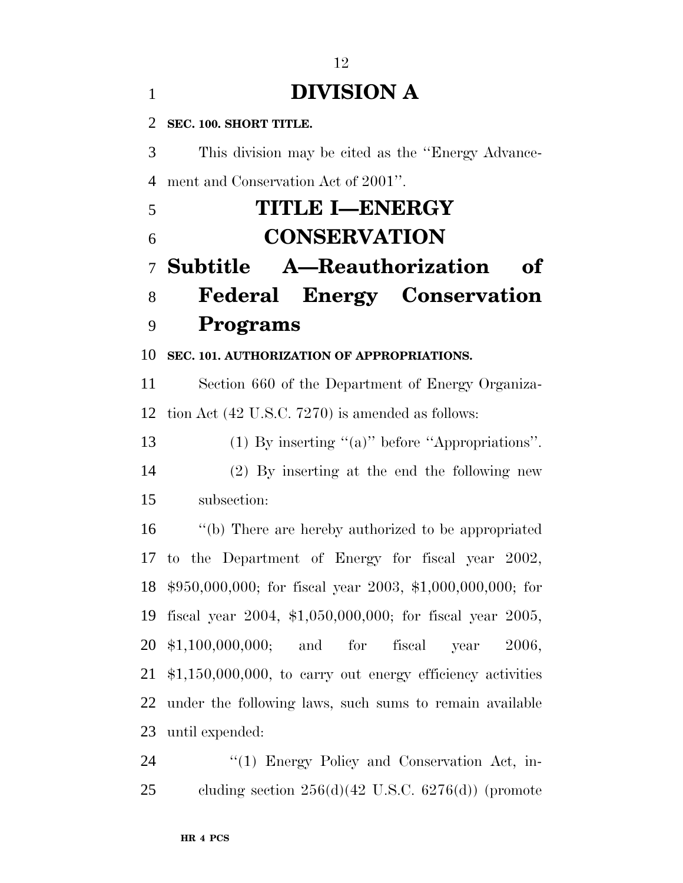# DIVISION A

**SEC. 100. SHORT TITLE.**

This division may be cited as the ''Energy Advancement and Conservation Act of 2001''.

# TITLE I—ENERGY CONSERVATION

## Subtitle A—Reauthorization of Federal Energy Conservation Programs

**SEC. 101. AUTHORIZATION OF APPROPRIATIONS.**

Section 660 of the Department of Energy Organization Act (42 U.S.C. 7270) is amended as follows:

(1) By inserting ''(a)'' before ''Appropriations''.

(2) By inserting at the end the following new subsection:

''(b) There are hereby authorized to be appropriated to the Department of Energy for fiscal year 2002, $950,000,000; for fiscal year 2003, $1,000,000,000; for fiscal year 2004, $1,050,000,000; for fiscal year 2005, $1,100,000,000; and for fiscal year 2006, $1,150,000,000, to carry out energy efficiency activities under the following laws, such sums to remain available until expended:

''(1) Energy Policy and Conservation Act, including section 256(d)(42 U.S.C. 6276(d)) (promote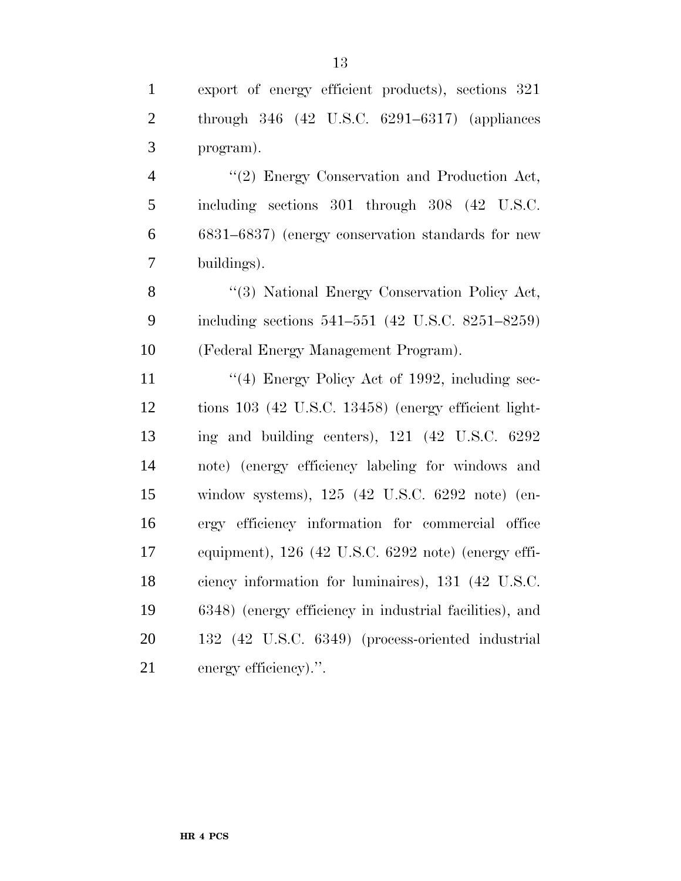export of energy efficient products), sections 321 through 346 (42 U.S.C. 6291–6317) (appliances program).

''(2) Energy Conservation and Production Act, including sections 301 through 308 (42 U.S.C. 6831–6837) (energy conservation standards for new buildings).

''(3) National Energy Conservation Policy Act, including sections 541–551 (42 U.S.C. 8251–8259) (Federal Energy Management Program).

''(4) Energy Policy Act of 1992, including sections 103 (42 U.S.C. 13458) (energy efficient lighting and building centers), 121 (42 U.S.C. 6292 note) (energy efficiency labeling for windows and window systems), 125 (42 U.S.C. 6292 note) (energy efficiency information for commercial office equipment), 126 (42 U.S.C. 6292 note) (energy efficiency information for luminaires), 131 (42 U.S.C. 6348) (energy efficiency in industrial facilities), and 132 (42 U.S.C. 6349) (process-oriented industrial energy efficiency).''.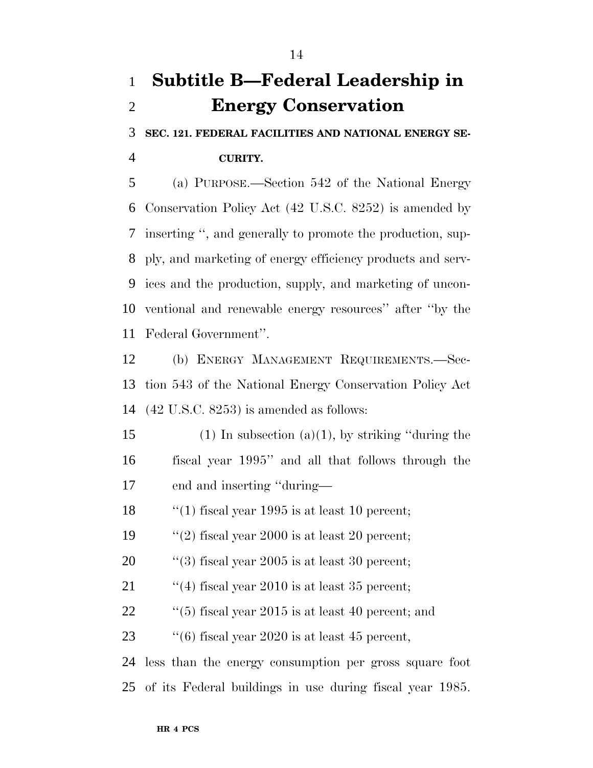# Subtitle B—Federal Leadership in Energy Conservation

**SEC. 121. FEDERAL FACILITIES AND NATIONAL ENERGY SECURITY.**

(a) PURPOSE.—Section 542 of the National Energy Conservation Policy Act (42 U.S.C. 8252) is amended by inserting ", and generally to promote the production, supply, and marketing of energy efficiency products and services and the production, supply, and marketing of unconventional and renewable energy resources" after "by the Federal Government".

(b) ENERGY MANAGEMENT REQUIREMENTS.—Section 543 of the National Energy Conservation Policy Act (42 U.S.C. 8253) is amended as follows:

(1) In subsection (a)(1), by striking "during the fiscal year 1995" and all that follows through the end and inserting "during—

"(1) fiscal year 1995 is at least 10 percent;

"(2) fiscal year 2000 is at least 20 percent;

"(3) fiscal year 2005 is at least 30 percent;

"(4) fiscal year 2010 is at least 35 percent;

"(5) fiscal year 2015 is at least 40 percent; and

"(6) fiscal year 2020 is at least 45 percent,

less than the energy consumption per gross square foot of its Federal buildings in use during fiscal year 1985.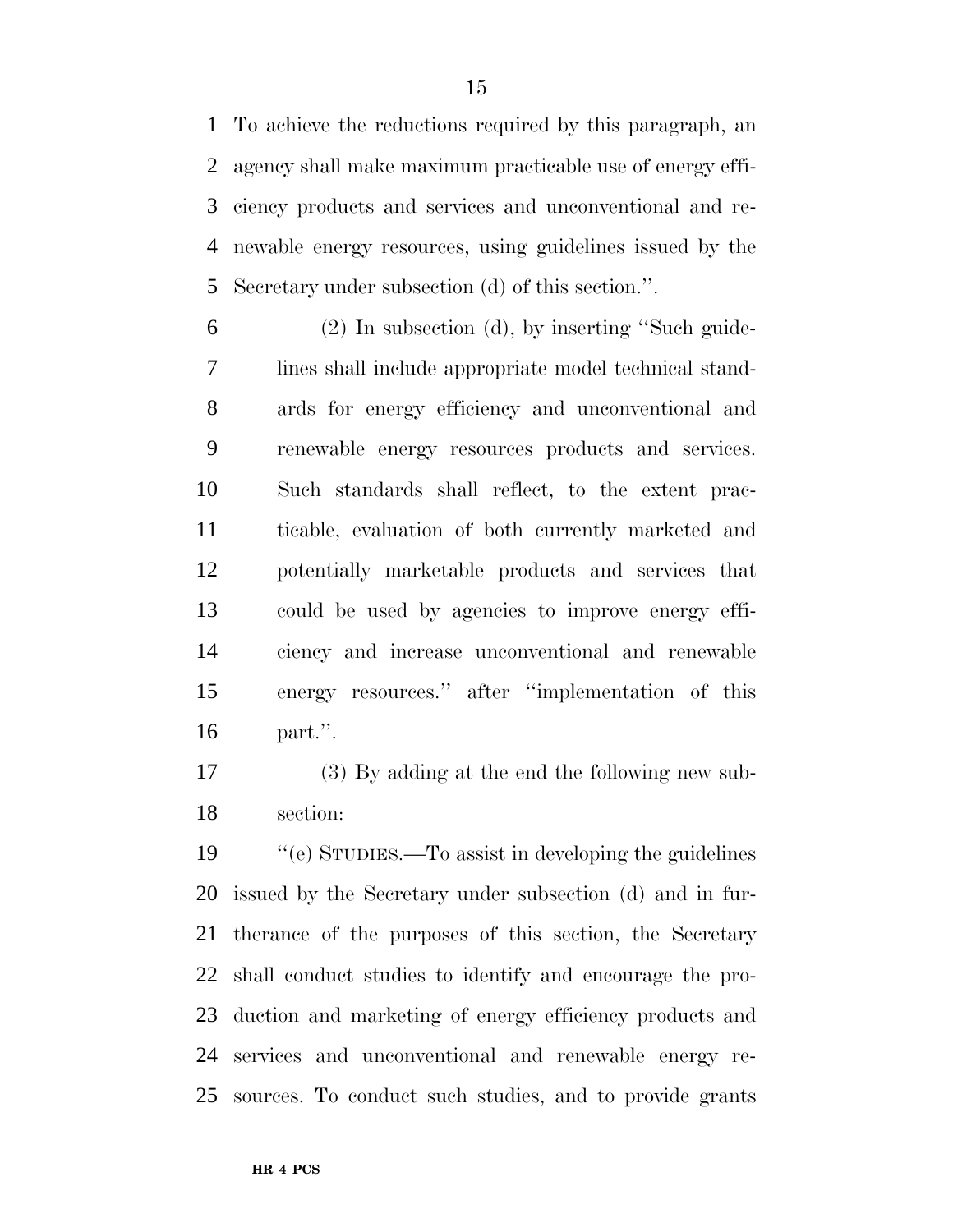To achieve the reductions required by this paragraph, an agency shall make maximum practicable use of energy efficiency products and services and unconventional and renewable energy resources, using guidelines issued by the Secretary under subsection (d) of this section.''.

(2) In subsection (d), by inserting ''Such guidelines shall include appropriate model technical standards for energy efficiency and unconventional and renewable energy resources products and services. Such standards shall reflect, to the extent practicable, evaluation of both currently marketed and potentially marketable products and services that could be used by agencies to improve energy efficiency and increase unconventional and renewable energy resources.'' after ''implementation of this part.''.

(3) By adding at the end the following new subsection:

''(e) STUDIES.—To assist in developing the guidelines issued by the Secretary under subsection (d) and in furtherance of the purposes of this section, the Secretary shall conduct studies to identify and encourage the production and marketing of energy efficiency products and services and unconventional and renewable energy resources. To conduct such studies, and to provide grants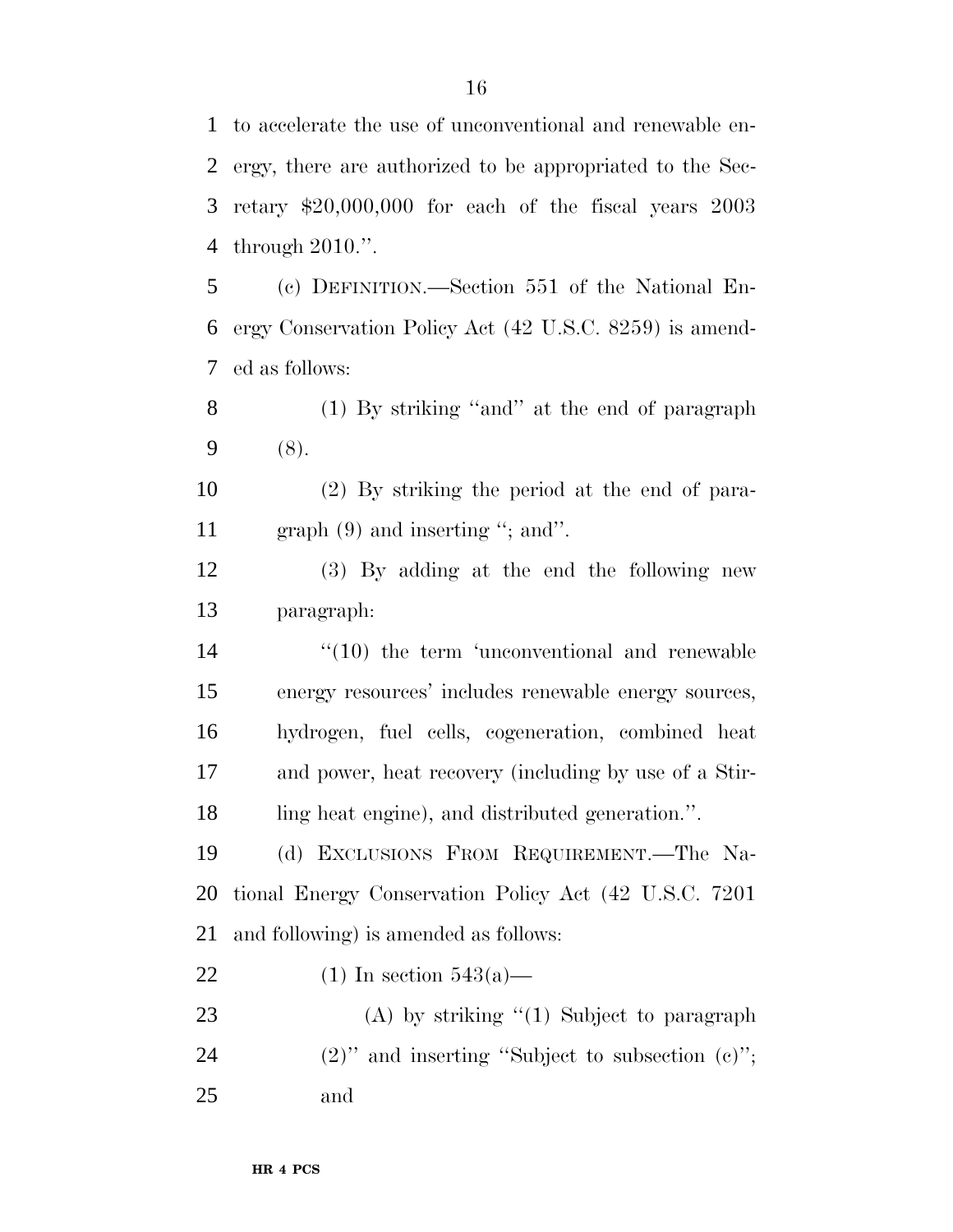to accelerate the use of unconventional and renewable energy, there are authorized to be appropriated to the Secretary $20,000,000 for each of the fiscal years 2003 through 2010.''.

(c) DEFINITION.—Section 551 of the National Energy Conservation Policy Act (42 U.S.C. 8259) is amended as follows:

(1) By striking ''and'' at the end of paragraph (8).

(2) By striking the period at the end of paragraph (9) and inserting ''; and''.

(3) By adding at the end the following new paragraph:

''(10) the term 'unconventional and renewable energy resources' includes renewable energy sources, hydrogen, fuel cells, cogeneration, combined heat and power, heat recovery (including by use of a Stirling heat engine), and distributed generation.''.

(d) EXCLUSIONS FROM REQUIREMENT.—The National Energy Conservation Policy Act (42 U.S.C. 7201 and following) is amended as follows:

(1) In section 543(a)—

(A) by striking ''(1) Subject to paragraph (2)'' and inserting ''Subject to subsection (c)''; and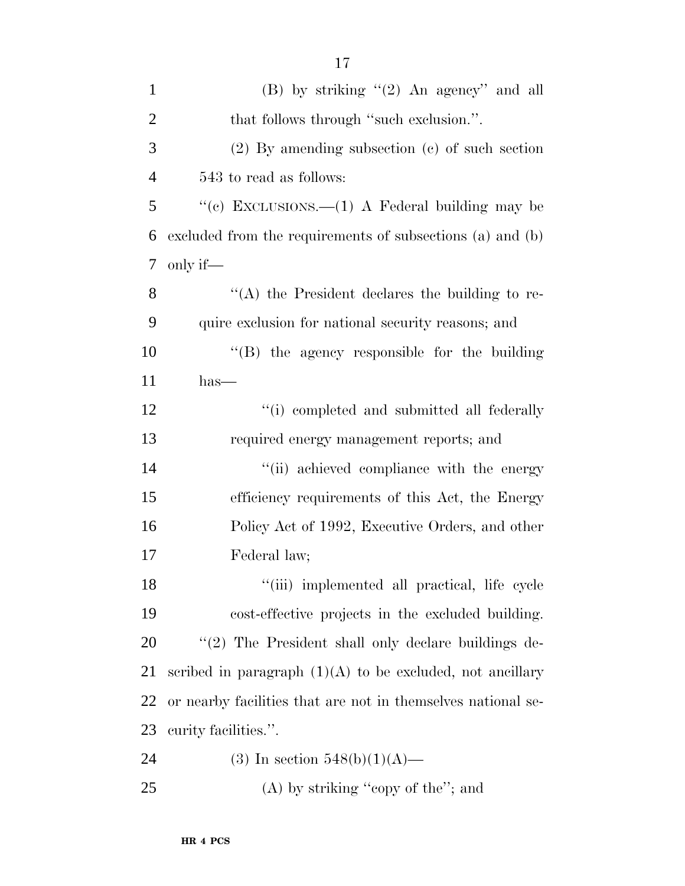(B) by striking ''(2) An agency'' and all that follows through ''such exclusion.''.

(2) By amending subsection (c) of such section 543 to read as follows:

''(c) EXCLUSIONS.—(1) A Federal building may be excluded from the requirements of subsections (a) and (b) only if—

''(A) the President declares the building to require exclusion for national security reasons; and

''(B) the agency responsible for the building has—

''(i) completed and submitted all federally required energy management reports; and

''(ii) achieved compliance with the energy efficiency requirements of this Act, the Energy Policy Act of 1992, Executive Orders, and other Federal law;

''(iii) implemented all practical, life cycle cost-effective projects in the excluded building.

''(2) The President shall only declare buildings described in paragraph (1)(A) to be excluded, not ancillary or nearby facilities that are not in themselves national security facilities.''.

(3) In section 548(b)(1)(A)—

(A) by striking ''copy of the''; and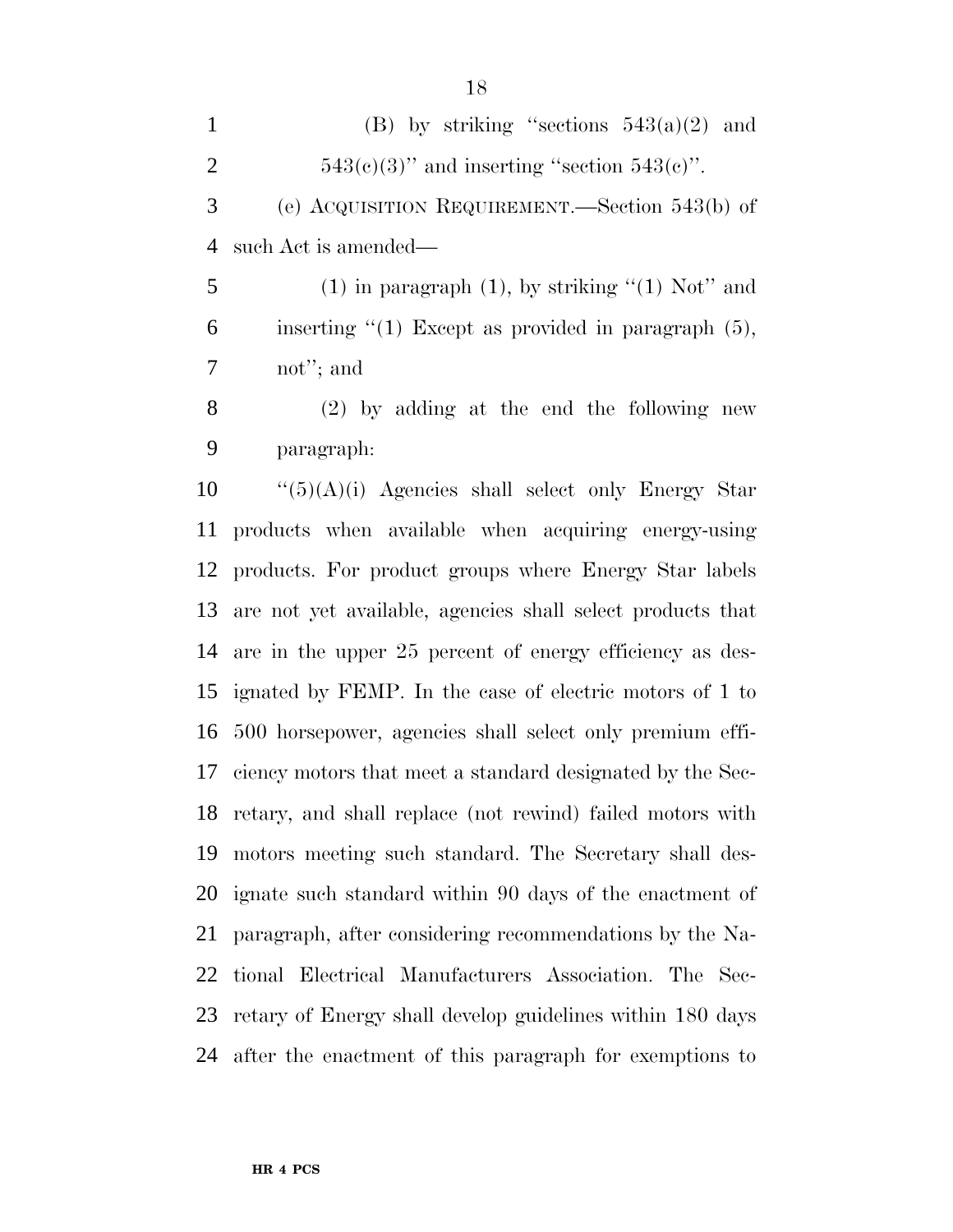(B) by striking "sections 543(a)(2) and 543(c)(3)" and inserting "section 543(c)".

(e) ACQUISITION REQUIREMENT.—Section 543(b) of such Act is amended—

(1) in paragraph (1), by striking "(1) Not" and inserting "(1) Except as provided in paragraph (5), not"; and

(2) by adding at the end the following new paragraph:

"(5)(A)(i) Agencies shall select only Energy Star products when available when acquiring energy-using products. For product groups where Energy Star labels are not yet available, agencies shall select products that are in the upper 25 percent of energy efficiency as designated by FEMP. In the case of electric motors of 1 to 500 horsepower, agencies shall select only premium efficiency motors that meet a standard designated by the Secretary, and shall replace (not rewind) failed motors with motors meeting such standard. The Secretary shall designate such standard within 90 days of the enactment of paragraph, after considering recommendations by the National Electrical Manufacturers Association. The Secretary of Energy shall develop guidelines within 180 days after the enactment of this paragraph for exemptions to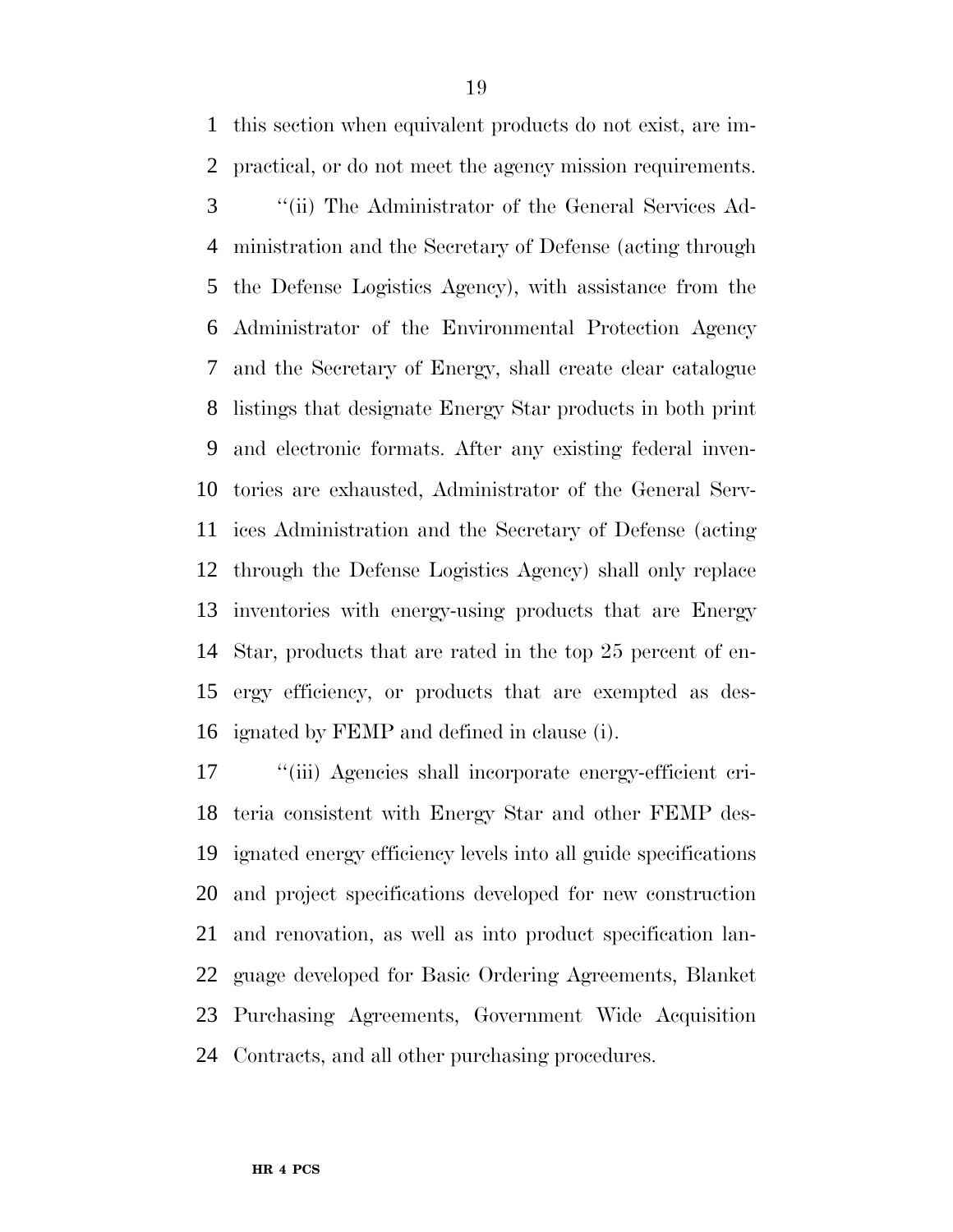this section when equivalent products do not exist, are impractical, or do not meet the agency mission requirements.

''(ii) The Administrator of the General Services Administration and the Secretary of Defense (acting through the Defense Logistics Agency), with assistance from the Administrator of the Environmental Protection Agency and the Secretary of Energy, shall create clear catalogue listings that designate Energy Star products in both print and electronic formats. After any existing federal inventories are exhausted, Administrator of the General Services Administration and the Secretary of Defense (acting through the Defense Logistics Agency) shall only replace inventories with energy-using products that are Energy Star, products that are rated in the top 25 percent of energy efficiency, or products that are exempted as designated by FEMP and defined in clause (i).

''(iii) Agencies shall incorporate energy-efficient criteria consistent with Energy Star and other FEMP designated energy efficiency levels into all guide specifications and project specifications developed for new construction and renovation, as well as into product specification language developed for Basic Ordering Agreements, Blanket Purchasing Agreements, Government Wide Acquisition Contracts, and all other purchasing procedures.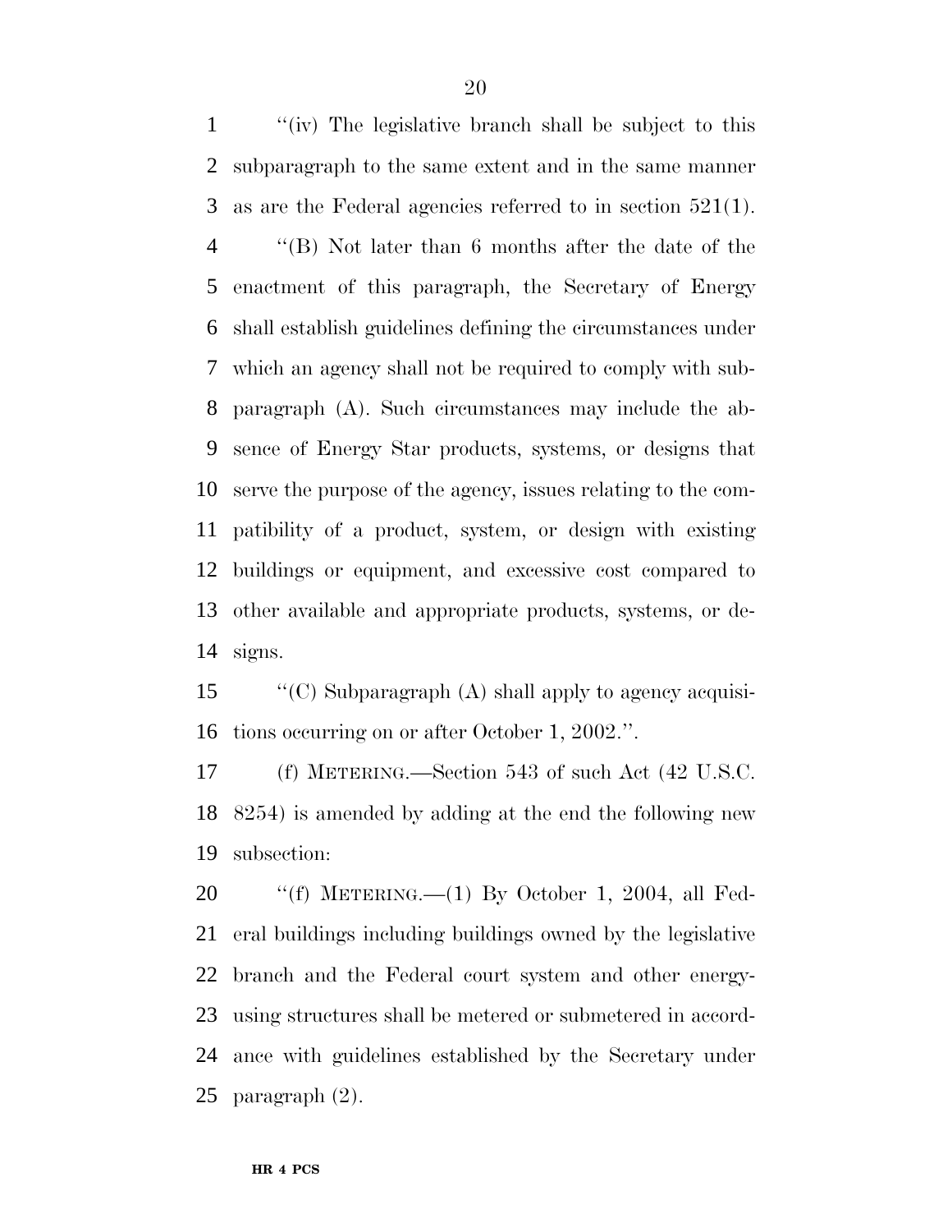''(iv) The legislative branch shall be subject to this subparagraph to the same extent and in the same manner as are the Federal agencies referred to in section 521(1).

''(B) Not later than 6 months after the date of the enactment of this paragraph, the Secretary of Energy shall establish guidelines defining the circumstances under which an agency shall not be required to comply with subparagraph (A). Such circumstances may include the absence of Energy Star products, systems, or designs that serve the purpose of the agency, issues relating to the compatibility of a product, system, or design with existing buildings or equipment, and excessive cost compared to other available and appropriate products, systems, or designs.

''(C) Subparagraph (A) shall apply to agency acquisitions occurring on or after October 1, 2002.''.

(f) METERING.—Section 543 of such Act (42 U.S.C. 8254) is amended by adding at the end the following new subsection:

''(f) METERING.—(1) By October 1, 2004, all Federal buildings including buildings owned by the legislative branch and the Federal court system and other energy-using structures shall be metered or submetered in accordance with guidelines established by the Secretary under paragraph (2).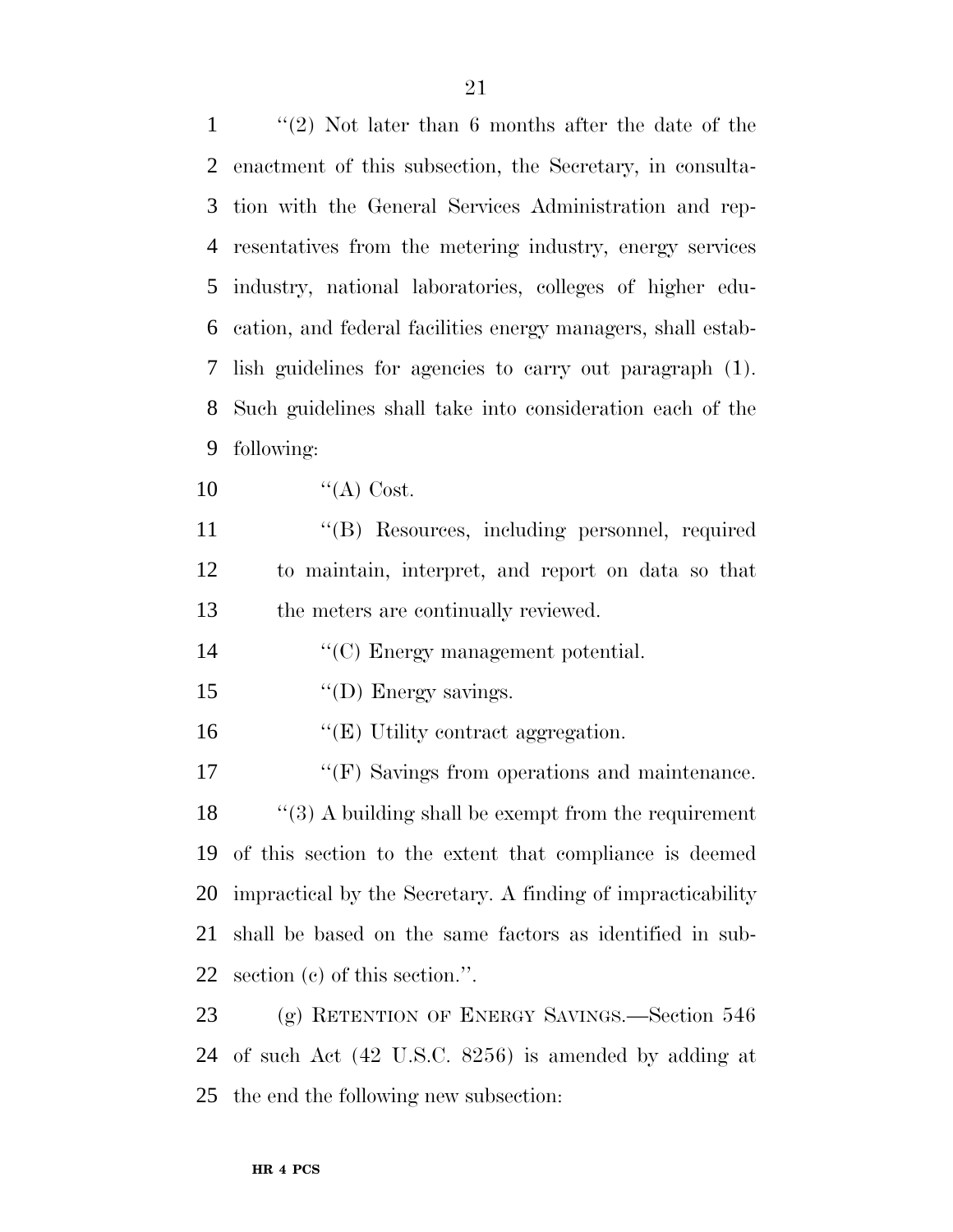"(2) Not later than 6 months after the date of the enactment of this subsection, the Secretary, in consultation with the General Services Administration and representatives from the metering industry, energy services industry, national laboratories, colleges of higher education, and federal facilities energy managers, shall establish guidelines for agencies to carry out paragraph (1). Such guidelines shall take into consideration each of the following:

"(A) Cost.

"(B) Resources, including personnel, required to maintain, interpret, and report on data so that the meters are continually reviewed.

"(C) Energy management potential.

"(D) Energy savings.

"(E) Utility contract aggregation.

"(F) Savings from operations and maintenance.

"(3) A building shall be exempt from the requirement of this section to the extent that compliance is deemed impractical by the Secretary. A finding of impracticability shall be based on the same factors as identified in subsection (c) of this section.".

(g) RETENTION OF ENERGY SAVINGS.—Section 546 of such Act (42 U.S.C. 8256) is amended by adding at the end the following new subsection: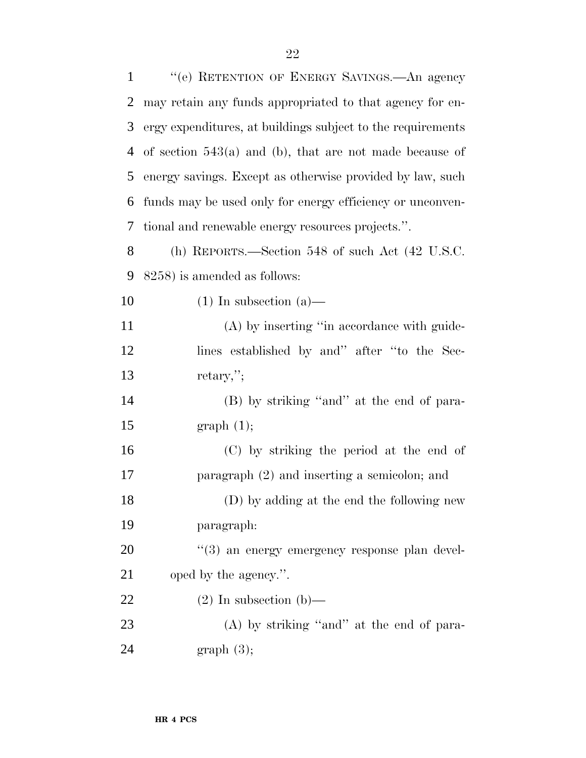"(e) RETENTION OF ENERGY SAVINGS.—An agency may retain any funds appropriated to that agency for energy expenditures, at buildings subject to the requirements of section 543(a) and (b), that are not made because of energy savings. Except as otherwise provided by law, such funds may be used only for energy efficiency or unconventional and renewable energy resources projects.".

(h) REPORTS.—Section 548 of such Act (42 U.S.C. 8258) is amended as follows:

(1) In subsection (a)—

(A) by inserting "in accordance with guidelines established by and" after "to the Secretary,";

(B) by striking "and" at the end of paragraph (1);

(C) by striking the period at the end of paragraph (2) and inserting a semicolon; and

(D) by adding at the end the following new paragraph:

"(3) an energy emergency response plan developed by the agency.".

(2) In subsection (b)—

(A) by striking "and" at the end of paragraph (3);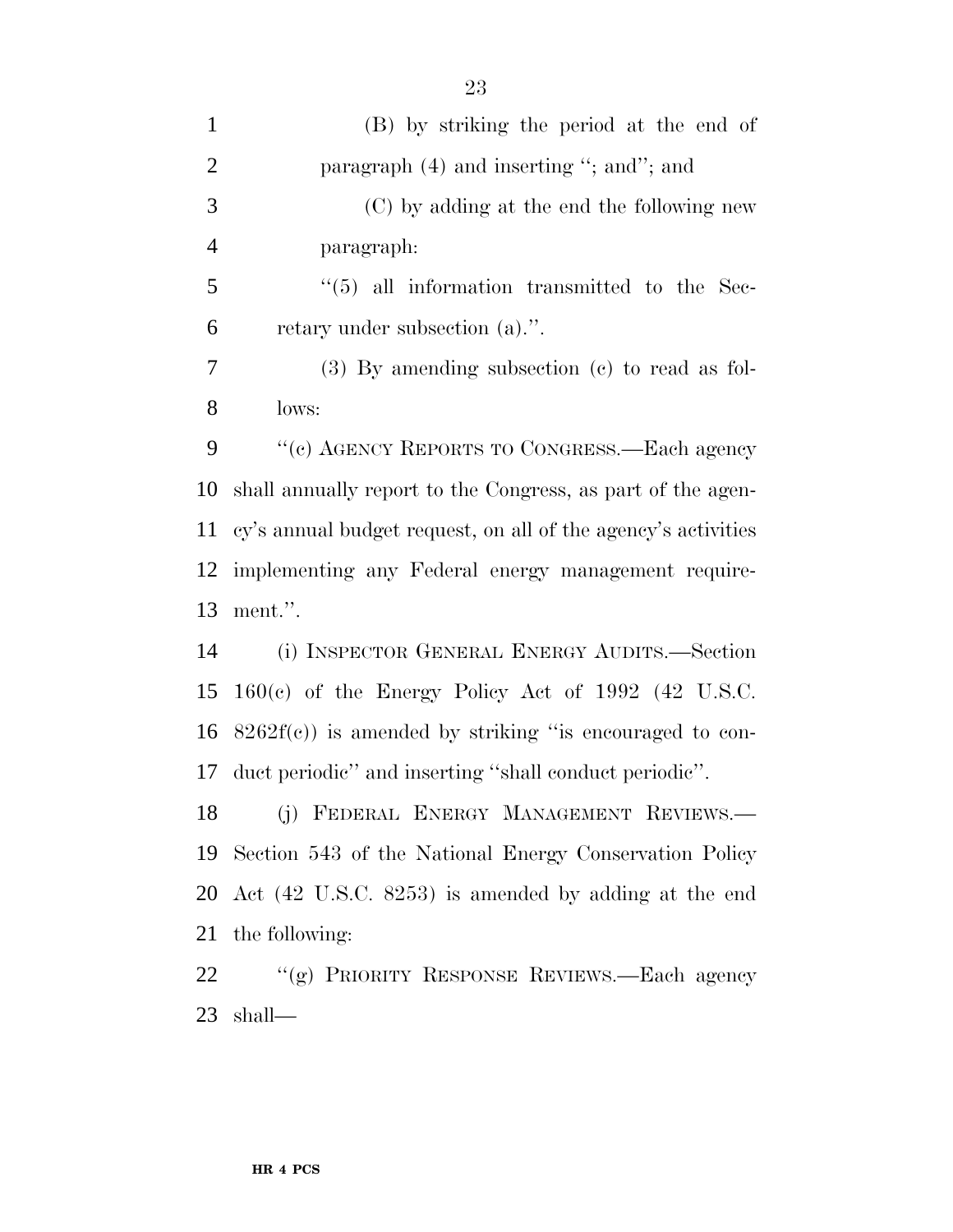(B) by striking the period at the end of paragraph (4) and inserting ''; and''; and

(C) by adding at the end the following new paragraph:

''(5) all information transmitted to the Secretary under subsection (a).''.

(3) By amending subsection (c) to read as follows:

''(c) AGENCY REPORTS TO CONGRESS.—Each agency shall annually report to the Congress, as part of the agency's annual budget request, on all of the agency's activities implementing any Federal energy management requirement.''.

(i) INSPECTOR GENERAL ENERGY AUDITS.—Section 160(c) of the Energy Policy Act of 1992 (42 U.S.C. 8262f(c)) is amended by striking ''is encouraged to conduct periodic'' and inserting ''shall conduct periodic''.

(j) FEDERAL ENERGY MANAGEMENT REVIEWS.—Section 543 of the National Energy Conservation Policy Act (42 U.S.C. 8253) is amended by adding at the end the following:

''(g) PRIORITY RESPONSE REVIEWS.—Each agency shall—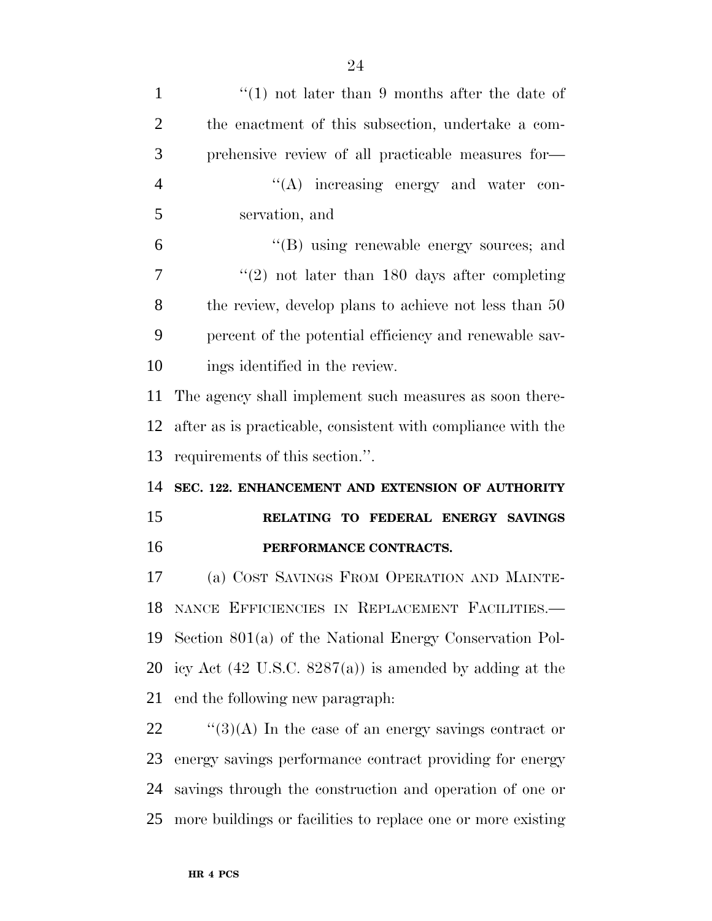"(1) not later than 9 months after the date of the enactment of this subsection, undertake a comprehensive review of all practicable measures for—

"(A) increasing energy and water conservation, and

"(B) using renewable energy sources; and

"(2) not later than 180 days after completing the review, develop plans to achieve not less than 50 percent of the potential efficiency and renewable savings identified in the review.

The agency shall implement such measures as soon thereafter as is practicable, consistent with compliance with the requirements of this section.".

**SEC. 122. ENHANCEMENT AND EXTENSION OF AUTHORITY RELATING TO FEDERAL ENERGY SAVINGS PERFORMANCE CONTRACTS.**

(a) COST SAVINGS FROM OPERATION AND MAINTENANCE EFFICIENCIES IN REPLACEMENT FACILITIES.—Section 801(a) of the National Energy Conservation Policy Act (42 U.S.C. 8287(a)) is amended by adding at the end the following new paragraph:

"(3)(A) In the case of an energy savings contract or energy savings performance contract providing for energy savings through the construction and operation of one or more buildings or facilities to replace one or more existing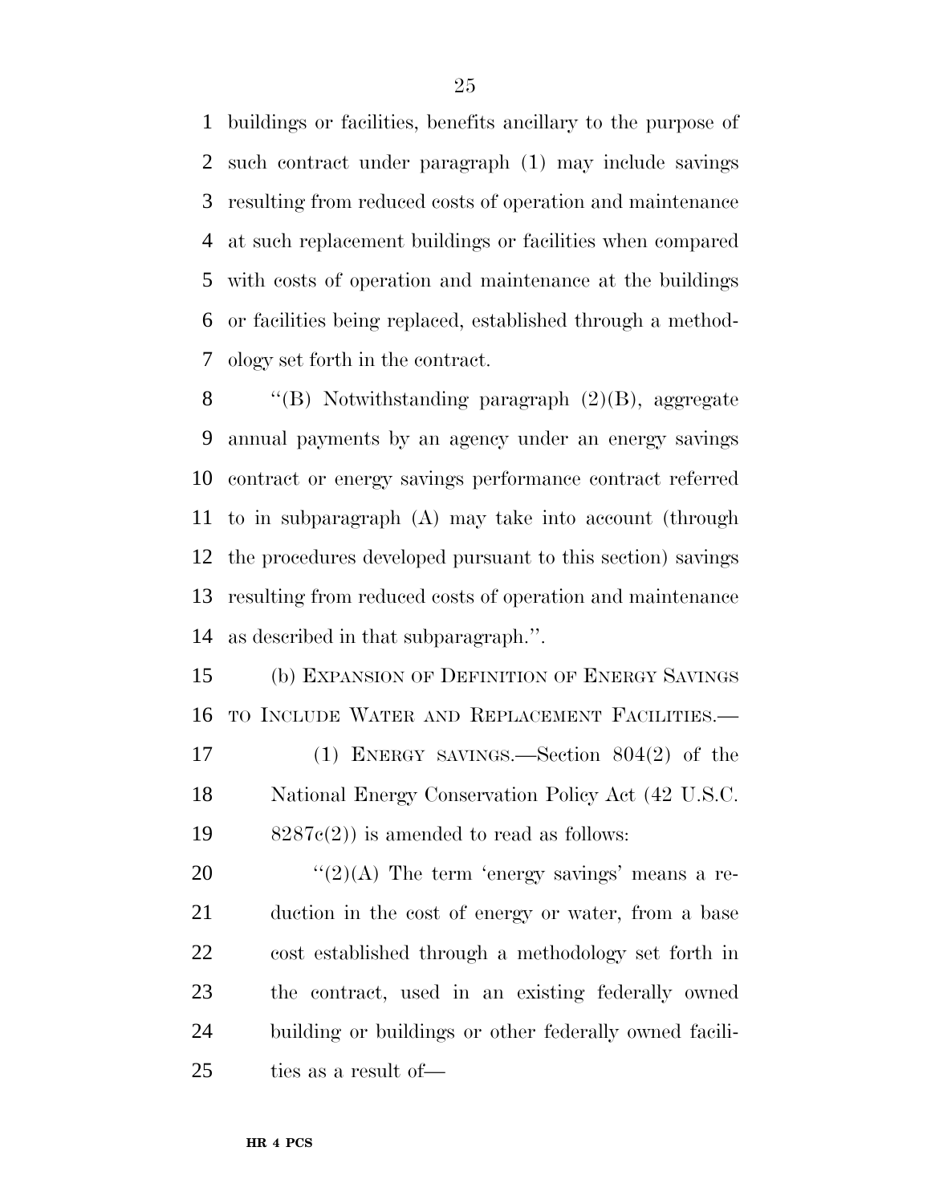buildings or facilities, benefits ancillary to the purpose of such contract under paragraph (1) may include savings resulting from reduced costs of operation and maintenance at such replacement buildings or facilities when compared with costs of operation and maintenance at the buildings or facilities being replaced, established through a methodology set forth in the contract.

''(B) Notwithstanding paragraph (2)(B), aggregate annual payments by an agency under an energy savings contract or energy savings performance contract referred to in subparagraph (A) may take into account (through the procedures developed pursuant to this section) savings resulting from reduced costs of operation and maintenance as described in that subparagraph.''.

(b) EXPANSION OF DEFINITION OF ENERGY SAVINGS TO INCLUDE WATER AND REPLACEMENT FACILITIES.—

(1) ENERGY SAVINGS.—Section 804(2) of the National Energy Conservation Policy Act (42 U.S.C. 8287c(2)) is amended to read as follows:

''(2)(A) The term 'energy savings' means a reduction in the cost of energy or water, from a base cost established through a methodology set forth in the contract, used in an existing federally owned building or buildings or other federally owned facilities as a result of—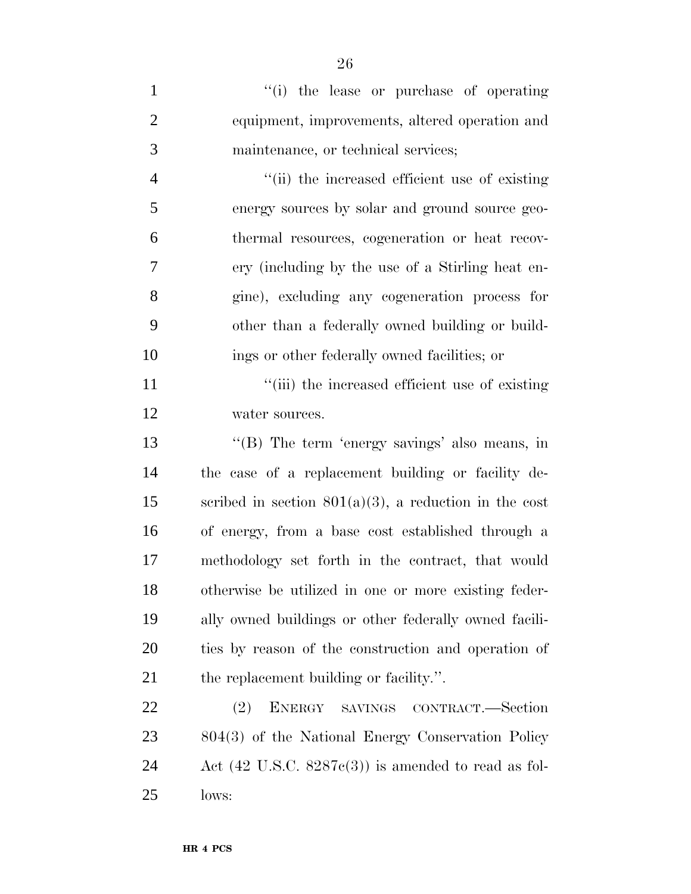''(i) the lease or purchase of operating equipment, improvements, altered operation and maintenance, or technical services;

''(ii) the increased efficient use of existing energy sources by solar and ground source geothermal resources, cogeneration or heat recovery (including by the use of a Stirling heat engine), excluding any cogeneration process for other than a federally owned building or buildings or other federally owned facilities; or

''(iii) the increased efficient use of existing water sources.

''(B) The term 'energy savings' also means, in the case of a replacement building or facility described in section 801(a)(3), a reduction in the cost of energy, from a base cost established through a methodology set forth in the contract, that would otherwise be utilized in one or more existing federally owned buildings or other federally owned facilities by reason of the construction and operation of the replacement building or facility.''.

(2) ENERGY SAVINGS CONTRACT.—Section 804(3) of the National Energy Conservation Policy Act (42 U.S.C. 8287c(3)) is amended to read as follows: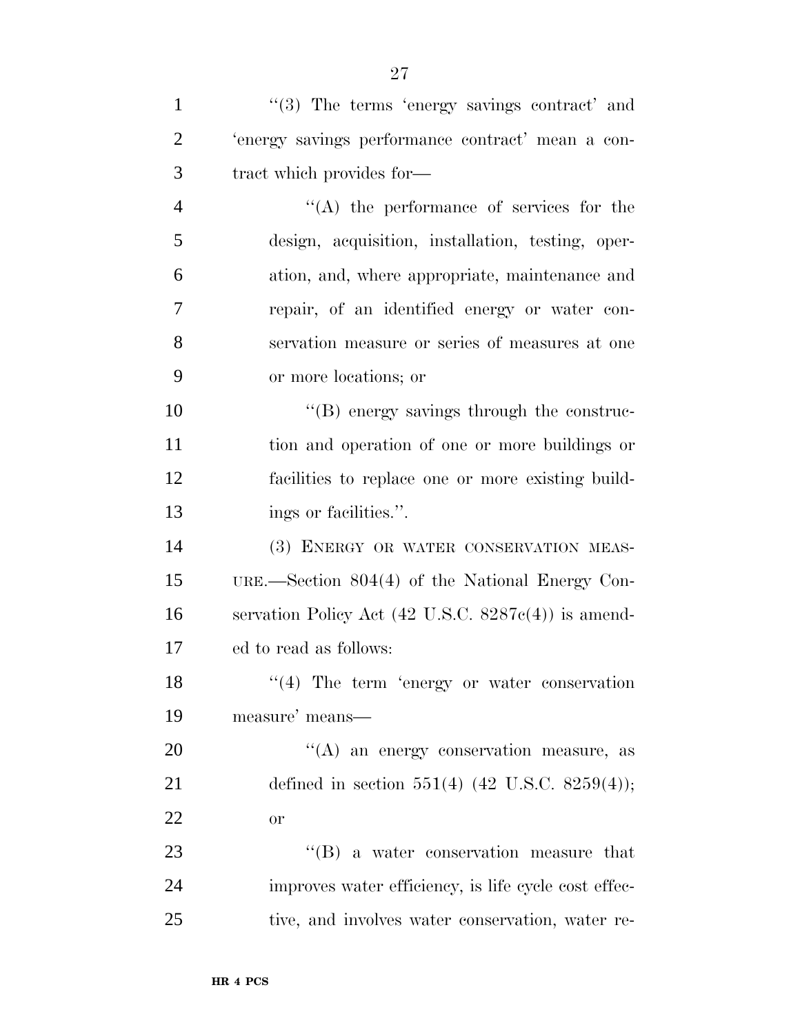"(3) The terms 'energy savings contract' and 'energy savings performance contract' mean a contract which provides for—

"(A) the performance of services for the design, acquisition, installation, testing, operation, and, where appropriate, maintenance and repair, of an identified energy or water conservation measure or series of measures at one or more locations; or

"(B) energy savings through the construction and operation of one or more buildings or facilities to replace one or more existing buildings or facilities.".

(3) ENERGY OR WATER CONSERVATION MEASURE.—Section 804(4) of the National Energy Conservation Policy Act (42 U.S.C. 8287c(4)) is amended to read as follows:

"(4) The term 'energy or water conservation measure' means—

"(A) an energy conservation measure, as defined in section 551(4) (42 U.S.C. 8259(4)); or

"(B) a water conservation measure that improves water efficiency, is life cycle cost effective, and involves water conservation, water re-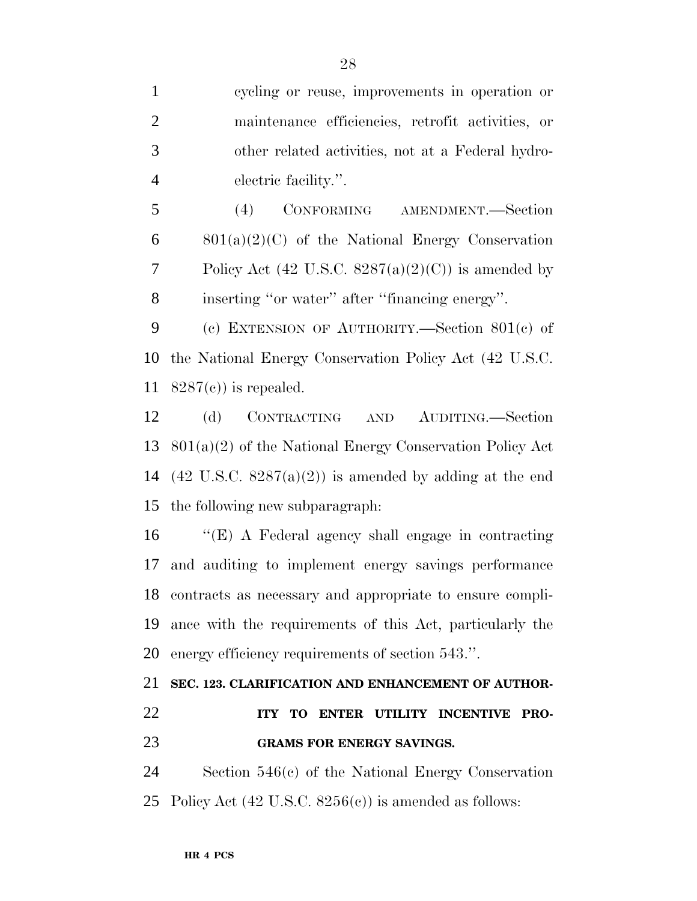cycling or reuse, improvements in operation or maintenance efficiencies, retrofit activities, or other related activities, not at a Federal hydroelectric facility.''.

(4) CONFORMING AMENDMENT.—Section 801(a)(2)(C) of the National Energy Conservation Policy Act (42 U.S.C. 8287(a)(2)(C)) is amended by inserting ''or water'' after ''financing energy''.

(c) EXTENSION OF AUTHORITY.—Section 801(c) of the National Energy Conservation Policy Act (42 U.S.C. 8287(c)) is repealed.

(d) CONTRACTING AND AUDITING.—Section 801(a)(2) of the National Energy Conservation Policy Act (42 U.S.C. 8287(a)(2)) is amended by adding at the end the following new subparagraph:

''(E) A Federal agency shall engage in contracting and auditing to implement energy savings performance contracts as necessary and appropriate to ensure compliance with the requirements of this Act, particularly the energy efficiency requirements of section 543.''.

**SEC. 123. CLARIFICATION AND ENHANCEMENT OF AUTHORITY TO ENTER UTILITY INCENTIVE PROGRAMS FOR ENERGY SAVINGS.**

Section 546(c) of the National Energy Conservation Policy Act (42 U.S.C. 8256(c)) is amended as follows: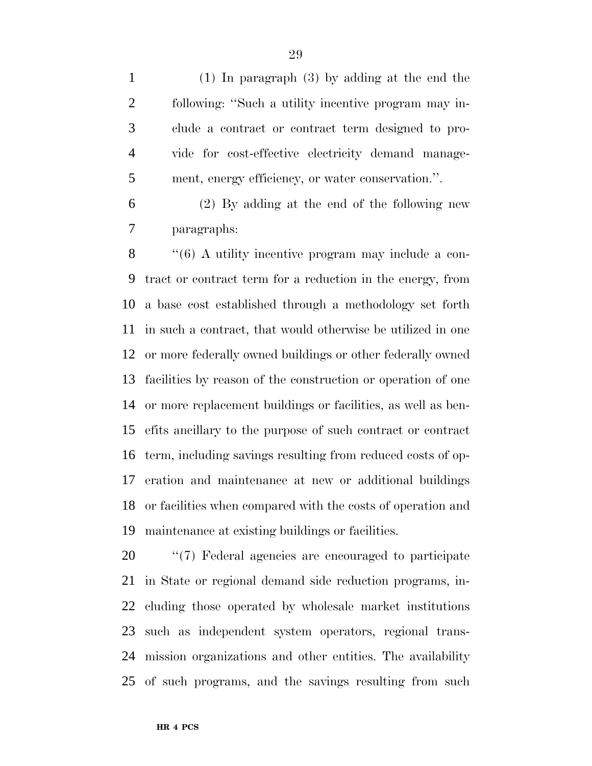(1) In paragraph (3) by adding at the end the following: ''Such a utility incentive program may include a contract or contract term designed to provide for cost-effective electricity demand management, energy efficiency, or water conservation.''.

(2) By adding at the end of the following new paragraphs:

''(6) A utility incentive program may include a contract or contract term for a reduction in the energy, from a base cost established through a methodology set forth in such a contract, that would otherwise be utilized in one or more federally owned buildings or other federally owned facilities by reason of the construction or operation of one or more replacement buildings or facilities, as well as benefits ancillary to the purpose of such contract or contract term, including savings resulting from reduced costs of operation and maintenance at new or additional buildings or facilities when compared with the costs of operation and maintenance at existing buildings or facilities.

''(7) Federal agencies are encouraged to participate in State or regional demand side reduction programs, including those operated by wholesale market institutions such as independent system operators, regional transmission organizations and other entities. The availability of such programs, and the savings resulting from such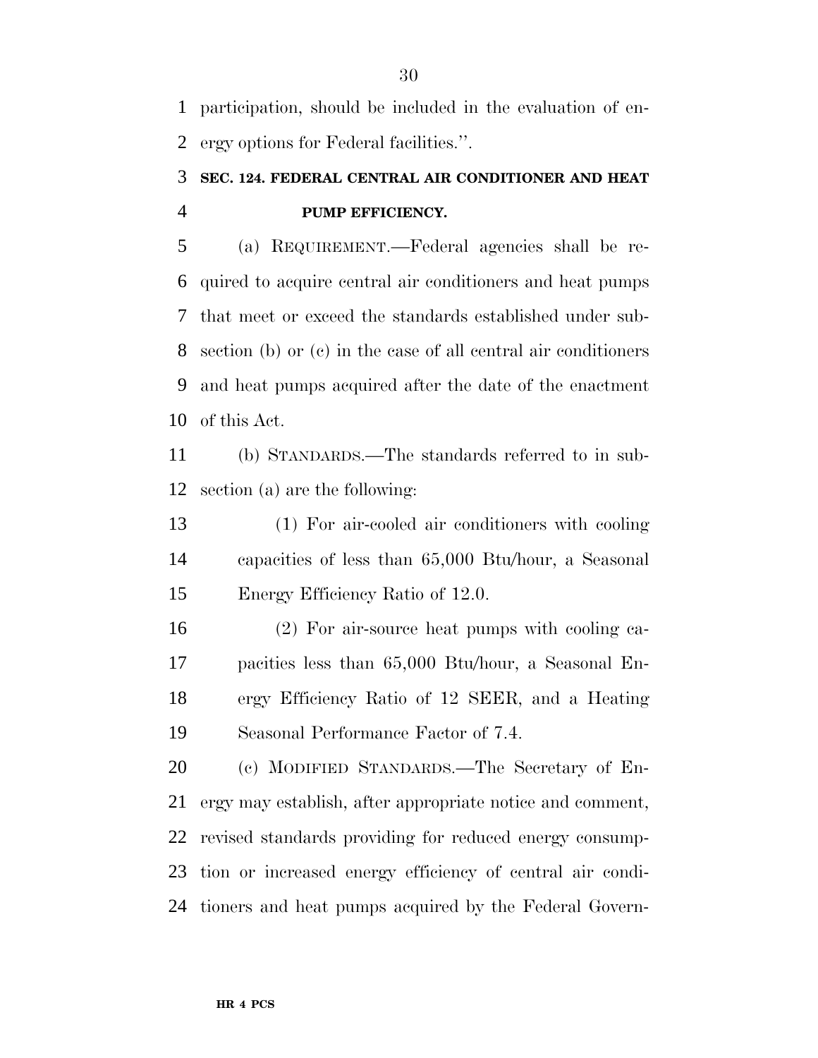participation, should be included in the evaluation of energy options for Federal facilities.''.

### SEC. 124. FEDERAL CENTRAL AIR CONDITIONER AND HEAT PUMP EFFICIENCY.

(a) REQUIREMENT.—Federal agencies shall be required to acquire central air conditioners and heat pumps that meet or exceed the standards established under subsection (b) or (c) in the case of all central air conditioners and heat pumps acquired after the date of the enactment of this Act.

(b) STANDARDS.—The standards referred to in subsection (a) are the following:

(1) For air-cooled air conditioners with cooling capacities of less than 65,000 Btu/hour, a Seasonal Energy Efficiency Ratio of 12.0.

(2) For air-source heat pumps with cooling capacities less than 65,000 Btu/hour, a Seasonal Energy Efficiency Ratio of 12 SEER, and a Heating Seasonal Performance Factor of 7.4.

(c) MODIFIED STANDARDS.—The Secretary of Energy may establish, after appropriate notice and comment, revised standards providing for reduced energy consumption or increased energy efficiency of central air conditioners and heat pumps acquired by the Federal Govern-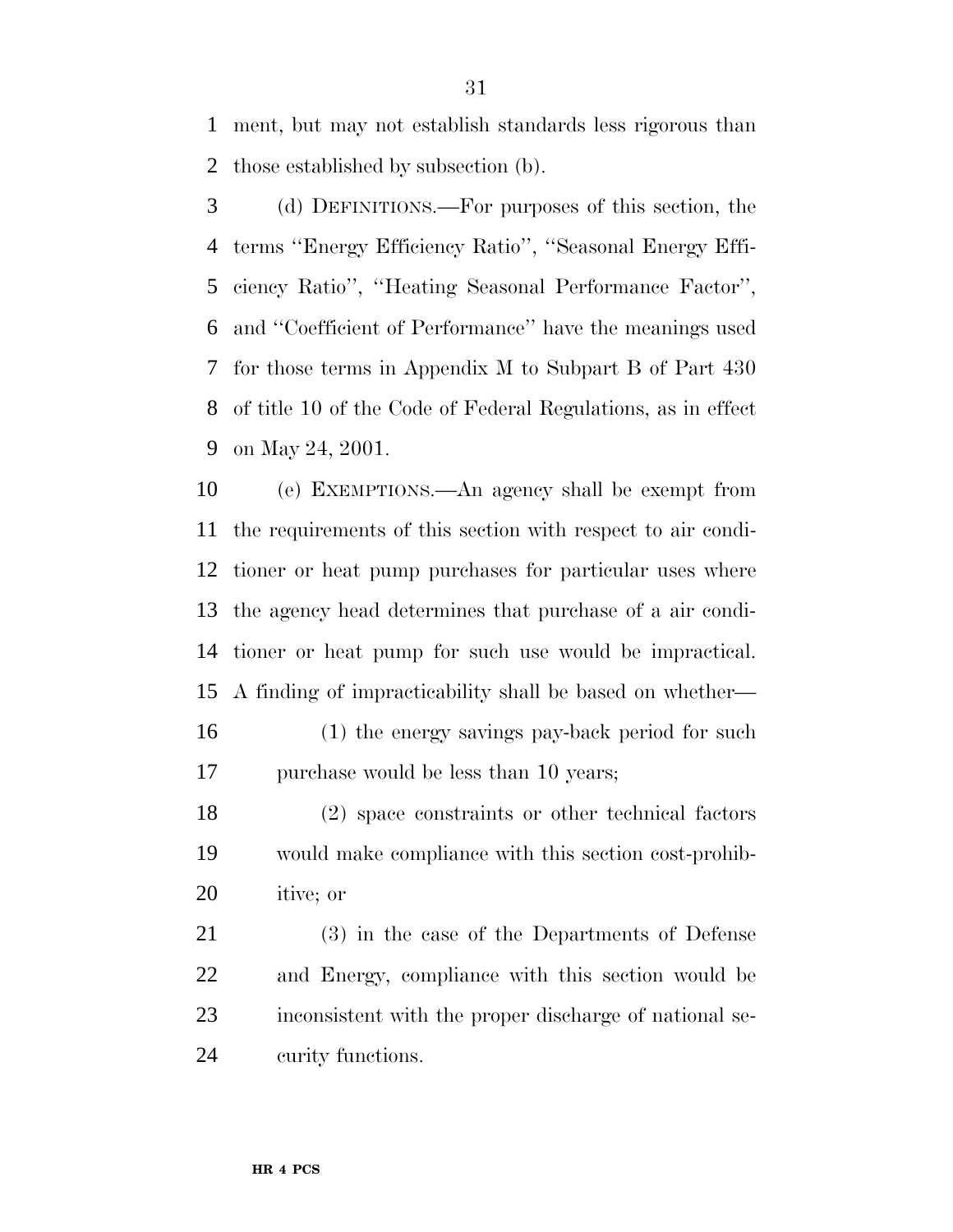ment, but may not establish standards less rigorous than those established by subsection (b).

(d) DEFINITIONS.—For purposes of this section, the terms ''Energy Efficiency Ratio'', ''Seasonal Energy Efficiency Ratio'', ''Heating Seasonal Performance Factor'', and ''Coefficient of Performance'' have the meanings used for those terms in Appendix M to Subpart B of Part 430 of title 10 of the Code of Federal Regulations, as in effect on May 24, 2001.

(e) EXEMPTIONS.—An agency shall be exempt from the requirements of this section with respect to air conditioner or heat pump purchases for particular uses where the agency head determines that purchase of a air conditioner or heat pump for such use would be impractical. A finding of impracticability shall be based on whether—

(1) the energy savings pay-back period for such purchase would be less than 10 years;

(2) space constraints or other technical factors would make compliance with this section cost-prohibitive; or

(3) in the case of the Departments of Defense and Energy, compliance with this section would be inconsistent with the proper discharge of national security functions.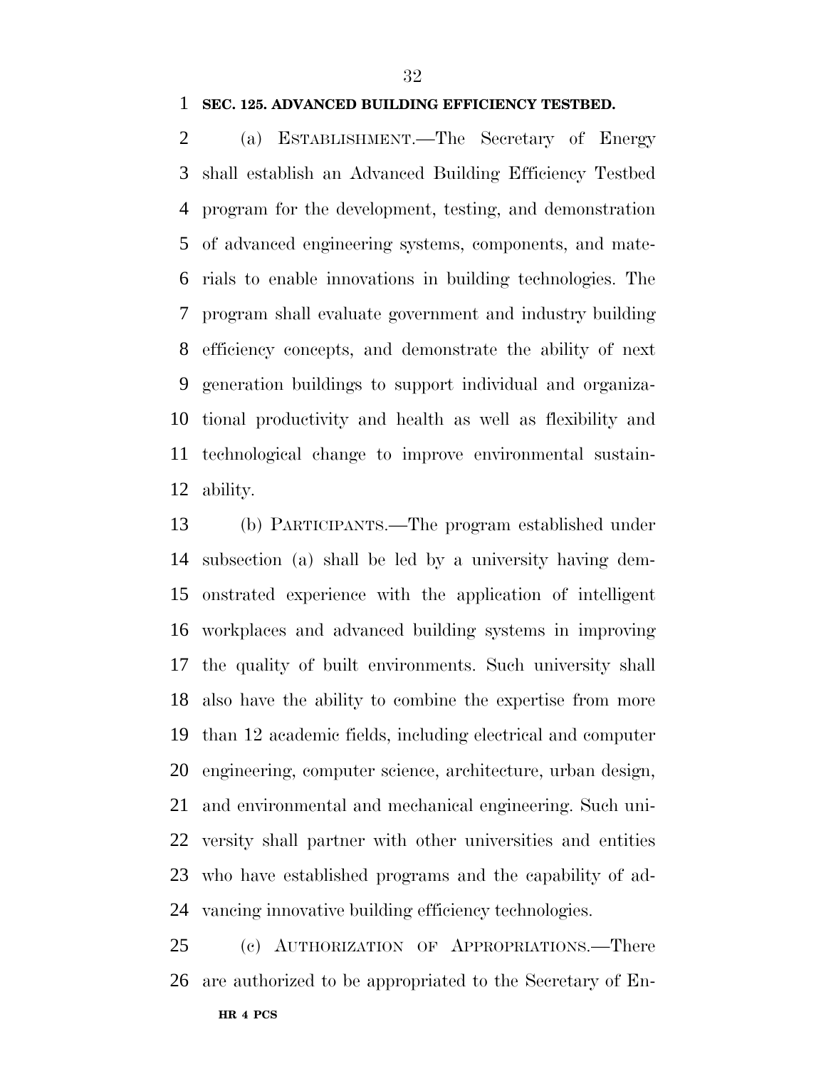**SEC. 125. ADVANCED BUILDING EFFICIENCY TESTBED.**

(a) ESTABLISHMENT.—The Secretary of Energy shall establish an Advanced Building Efficiency Testbed program for the development, testing, and demonstration of advanced engineering systems, components, and materials to enable innovations in building technologies. The program shall evaluate government and industry building efficiency concepts, and demonstrate the ability of next generation buildings to support individual and organizational productivity and health as well as flexibility and technological change to improve environmental sustainability.

(b) PARTICIPANTS.—The program established under subsection (a) shall be led by a university having demonstrated experience with the application of intelligent workplaces and advanced building systems in improving the quality of built environments. Such university shall also have the ability to combine the expertise from more than 12 academic fields, including electrical and computer engineering, computer science, architecture, urban design, and environmental and mechanical engineering. Such university shall partner with other universities and entities who have established programs and the capability of advancing innovative building efficiency technologies.

(c) AUTHORIZATION OF APPROPRIATIONS.—There are authorized to be appropriated to the Secretary of En-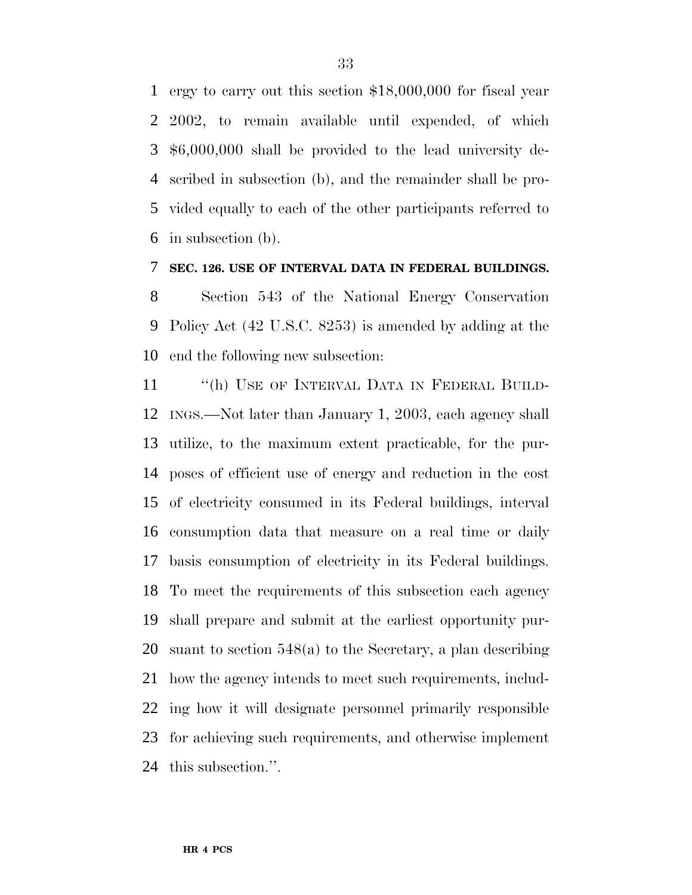ergy to carry out this section $18,000,000 for fiscal year 2002, to remain available until expended, of which $6,000,000 shall be provided to the lead university described in subsection (b), and the remainder shall be provided equally to each of the other participants referred to in subsection (b).

**SEC. 126. USE OF INTERVAL DATA IN FEDERAL BUILDINGS.**

Section 543 of the National Energy Conservation Policy Act (42 U.S.C. 8253) is amended by adding at the end the following new subsection:

''(h) USE OF INTERVAL DATA IN FEDERAL BUILDINGS.—Not later than January 1, 2003, each agency shall utilize, to the maximum extent practicable, for the purposes of efficient use of energy and reduction in the cost of electricity consumed in its Federal buildings, interval consumption data that measure on a real time or daily basis consumption of electricity in its Federal buildings. To meet the requirements of this subsection each agency shall prepare and submit at the earliest opportunity pursuant to section 548(a) to the Secretary, a plan describing how the agency intends to meet such requirements, including how it will designate personnel primarily responsible for achieving such requirements, and otherwise implement this subsection.''.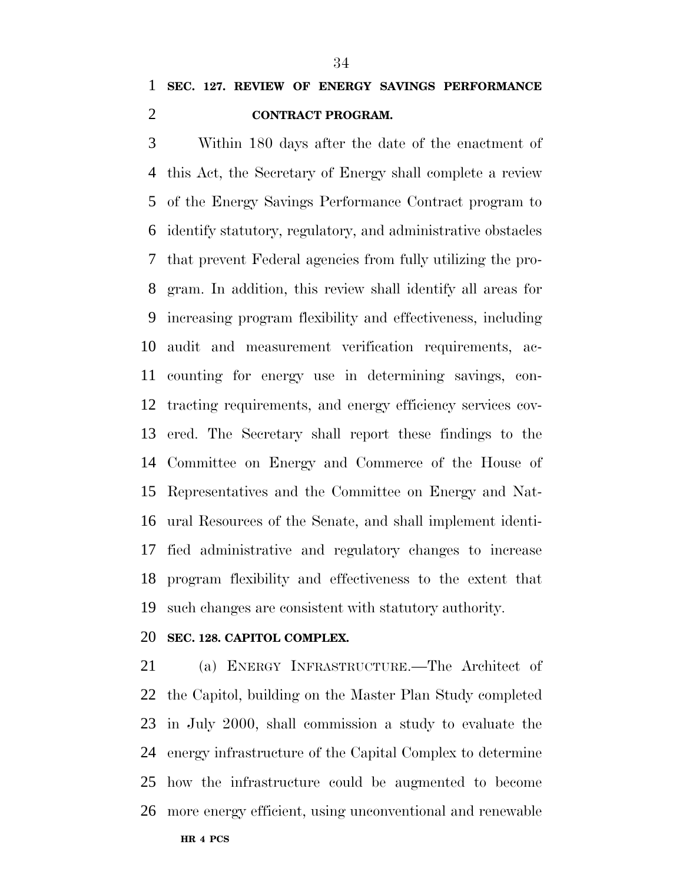**SEC. 127. REVIEW OF ENERGY SAVINGS PERFORMANCE CONTRACT PROGRAM.**

Within 180 days after the date of the enactment of this Act, the Secretary of Energy shall complete a review of the Energy Savings Performance Contract program to identify statutory, regulatory, and administrative obstacles that prevent Federal agencies from fully utilizing the program. In addition, this review shall identify all areas for increasing program flexibility and effectiveness, including audit and measurement verification requirements, accounting for energy use in determining savings, contracting requirements, and energy efficiency services covered. The Secretary shall report these findings to the Committee on Energy and Commerce of the House of Representatives and the Committee on Energy and Natural Resources of the Senate, and shall implement identified administrative and regulatory changes to increase program flexibility and effectiveness to the extent that such changes are consistent with statutory authority.

**SEC. 128. CAPITOL COMPLEX.**

(a) ENERGY INFRASTRUCTURE.—The Architect of the Capitol, building on the Master Plan Study completed in July 2000, shall commission a study to evaluate the energy infrastructure of the Capital Complex to determine how the infrastructure could be augmented to become more energy efficient, using unconventional and renewable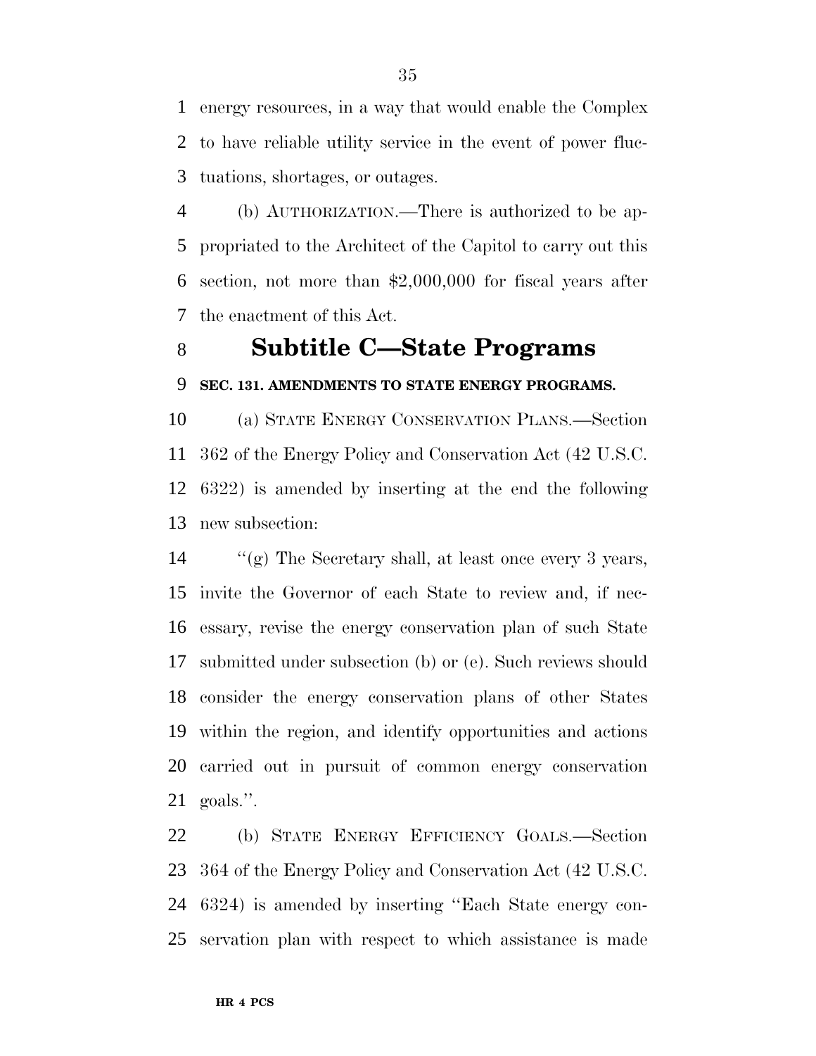energy resources, in a way that would enable the Complex to have reliable utility service in the event of power fluctuations, shortages, or outages.

(b) AUTHORIZATION.—There is authorized to be appropriated to the Architect of the Capitol to carry out this section, not more than $2,000,000 for fiscal years after the enactment of this Act.

## Subtitle C—State Programs

### SEC. 131. AMENDMENTS TO STATE ENERGY PROGRAMS.

(a) STATE ENERGY CONSERVATION PLANS.—Section 362 of the Energy Policy and Conservation Act (42 U.S.C. 6322) is amended by inserting at the end the following new subsection:

''(g) The Secretary shall, at least once every 3 years, invite the Governor of each State to review and, if necessary, revise the energy conservation plan of such State submitted under subsection (b) or (e). Such reviews should consider the energy conservation plans of other States within the region, and identify opportunities and actions carried out in pursuit of common energy conservation goals.''.

(b) STATE ENERGY EFFICIENCY GOALS.—Section 364 of the Energy Policy and Conservation Act (42 U.S.C. 6324) is amended by inserting ''Each State energy conservation plan with respect to which assistance is made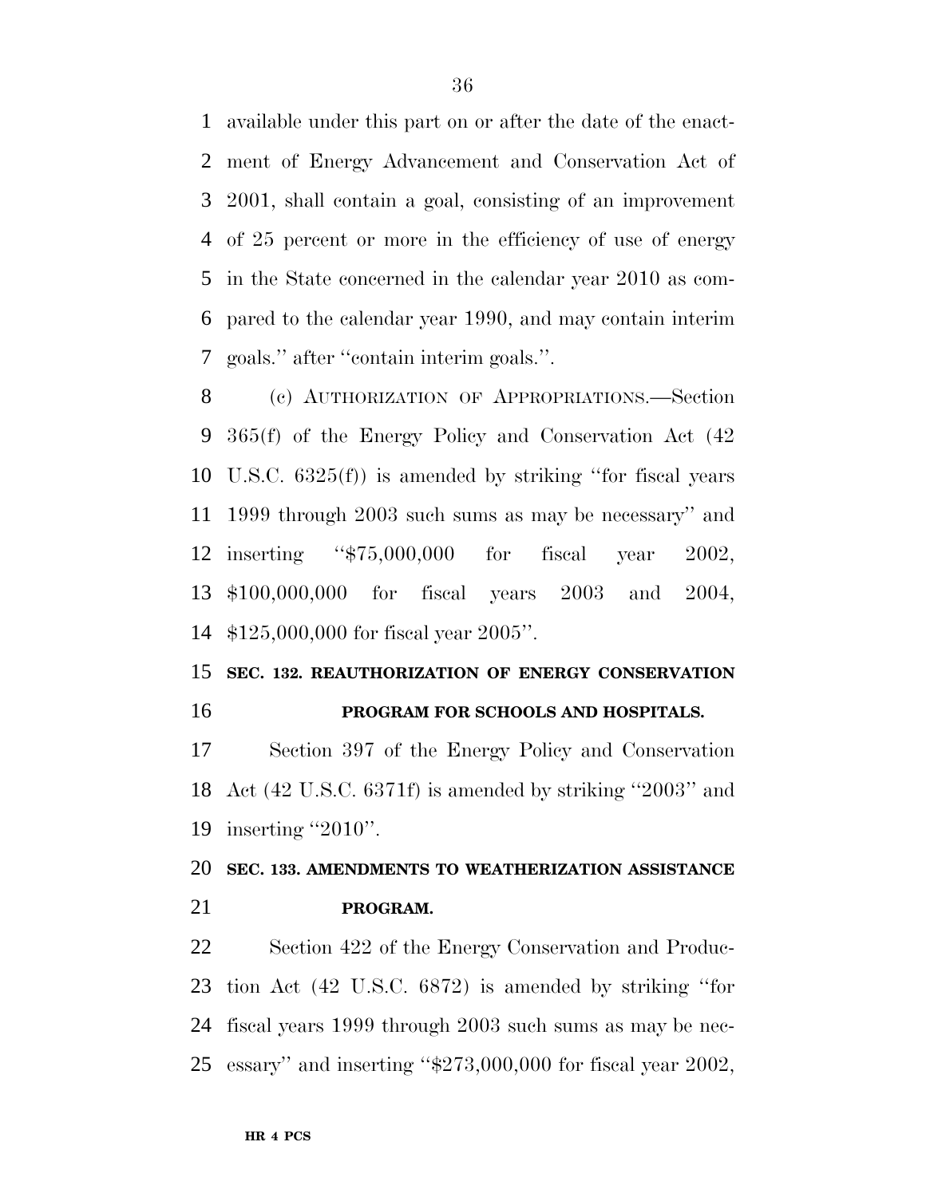available under this part on or after the date of the enactment of Energy Advancement and Conservation Act of 2001, shall contain a goal, consisting of an improvement of 25 percent or more in the efficiency of use of energy in the State concerned in the calendar year 2010 as compared to the calendar year 1990, and may contain interim goals.'' after ''contain interim goals.''.

(c) AUTHORIZATION OF APPROPRIATIONS.—Section 365(f) of the Energy Policy and Conservation Act (42 U.S.C. 6325(f)) is amended by striking ''for fiscal years 1999 through 2003 such sums as may be necessary'' and inserting ''$75,000,000 for fiscal year 2002, $100,000,000 for fiscal years 2003 and 2004, $125,000,000 for fiscal year 2005''.

**SEC. 132. REAUTHORIZATION OF ENERGY CONSERVATION PROGRAM FOR SCHOOLS AND HOSPITALS.**

Section 397 of the Energy Policy and Conservation Act (42 U.S.C. 6371f) is amended by striking ''2003'' and inserting ''2010''.

**SEC. 133. AMENDMENTS TO WEATHERIZATION ASSISTANCE PROGRAM.**

Section 422 of the Energy Conservation and Production Act (42 U.S.C. 6872) is amended by striking ''for fiscal years 1999 through 2003 such sums as may be necessary'' and inserting ''$273,000,000 for fiscal year 2002,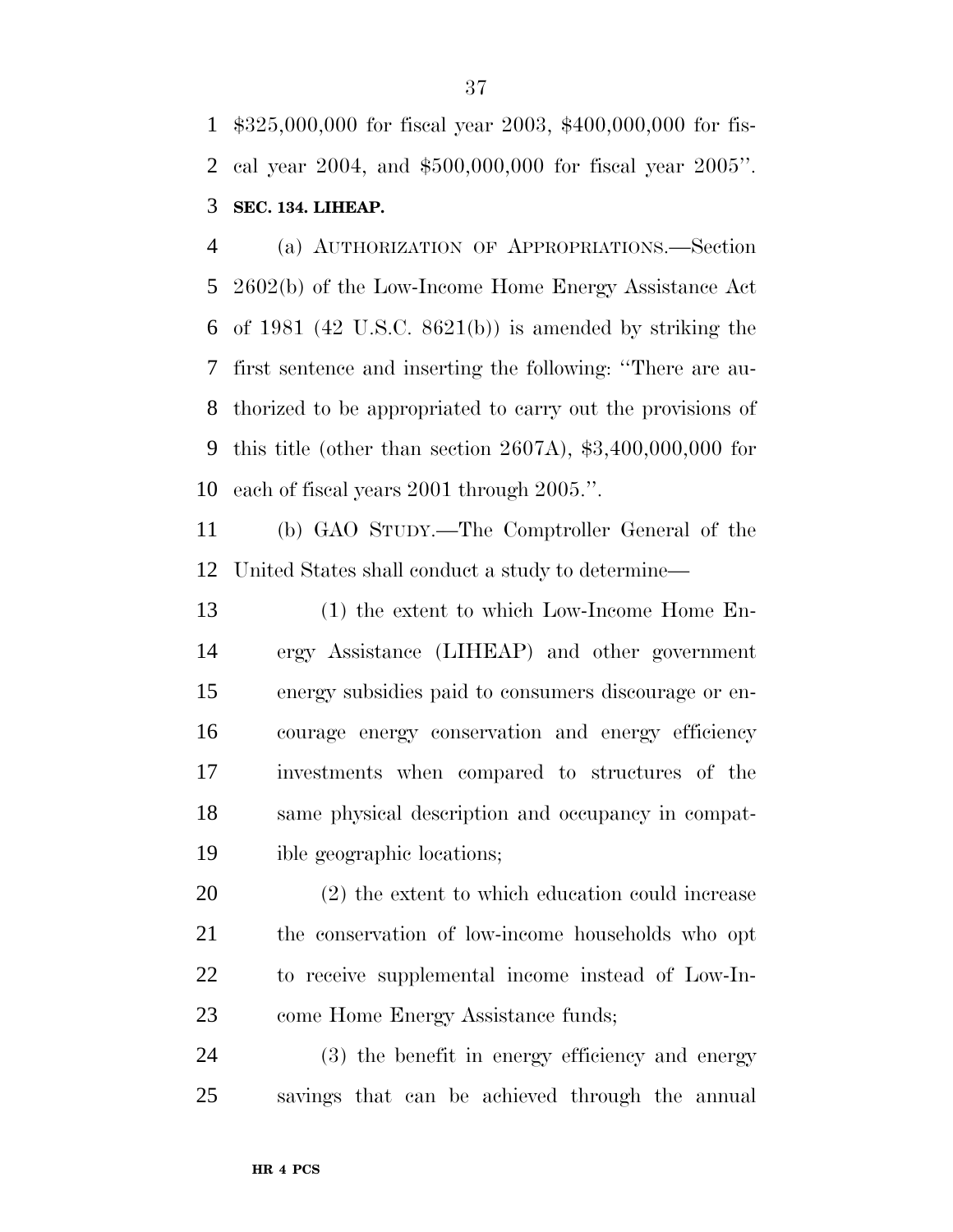$325,000,000 for fiscal year 2003, $400,000,000 for fiscal year 2004, and $500,000,000 for fiscal year 2005''.

**SEC. 134. LIHEAP.**

(a) AUTHORIZATION OF APPROPRIATIONS.—Section 2602(b) of the Low-Income Home Energy Assistance Act of 1981 (42 U.S.C. 8621(b)) is amended by striking the first sentence and inserting the following: ''There are authorized to be appropriated to carry out the provisions of this title (other than section 2607A), $3,400,000,000 for each of fiscal years 2001 through 2005.''.

(b) GAO STUDY.—The Comptroller General of the United States shall conduct a study to determine—

(1) the extent to which Low-Income Home Energy Assistance (LIHEAP) and other government energy subsidies paid to consumers discourage or encourage energy conservation and energy efficiency investments when compared to structures of the same physical description and occupancy in compatible geographic locations;

(2) the extent to which education could increase the conservation of low-income households who opt to receive supplemental income instead of Low-Income Home Energy Assistance funds;

(3) the benefit in energy efficiency and energy savings that can be achieved through the annual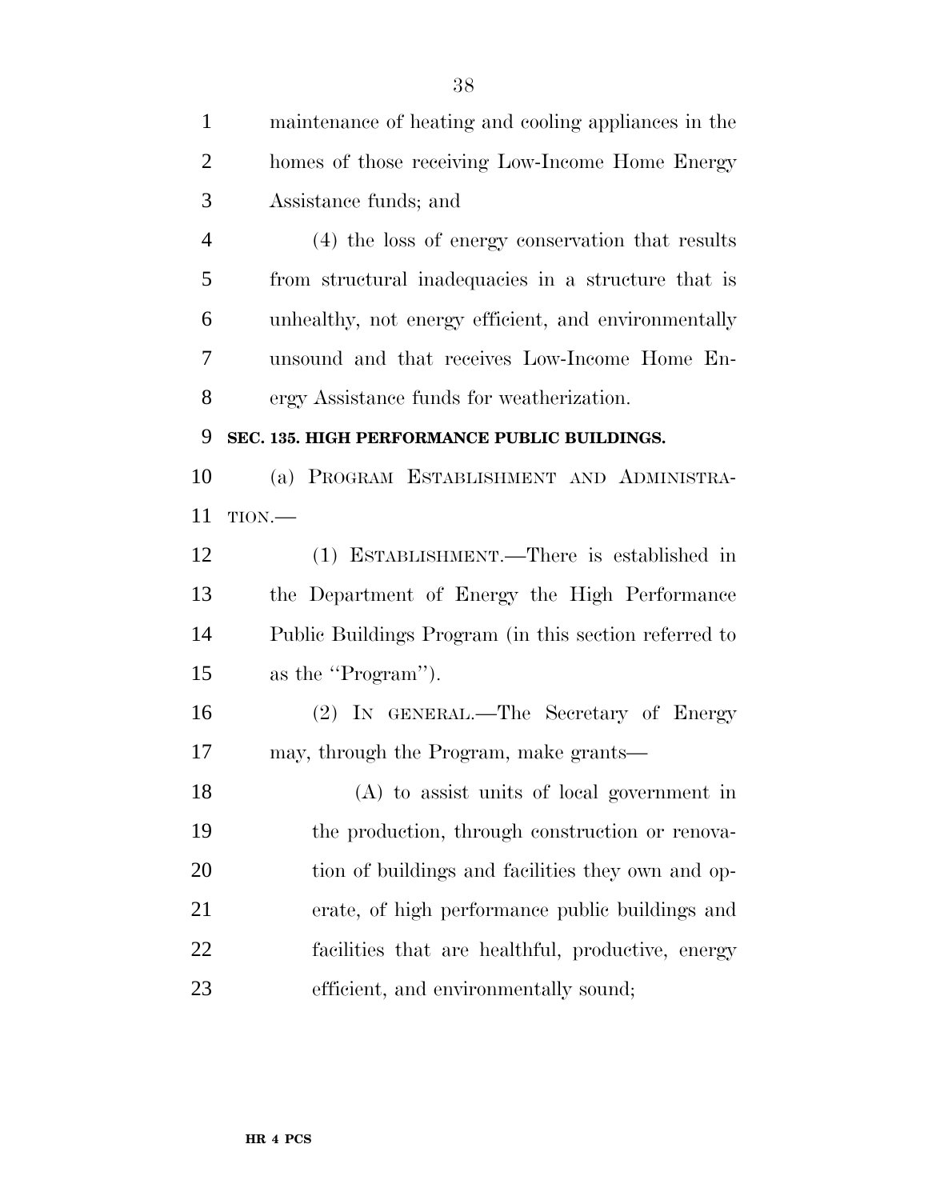maintenance of heating and cooling appliances in the homes of those receiving Low-Income Home Energy Assistance funds; and

(4) the loss of energy conservation that results from structural inadequacies in a structure that is unhealthy, not energy efficient, and environmentally unsound and that receives Low-Income Home Energy Assistance funds for weatherization.

**SEC. 135. HIGH PERFORMANCE PUBLIC BUILDINGS.**

(a) PROGRAM ESTABLISHMENT AND ADMINISTRATION.—

(1) ESTABLISHMENT.—There is established in the Department of Energy the High Performance Public Buildings Program (in this section referred to as the ''Program'').

(2) IN GENERAL.—The Secretary of Energy may, through the Program, make grants—

(A) to assist units of local government in the production, through construction or renovation of buildings and facilities they own and operate, of high performance public buildings and facilities that are healthful, productive, energy efficient, and environmentally sound;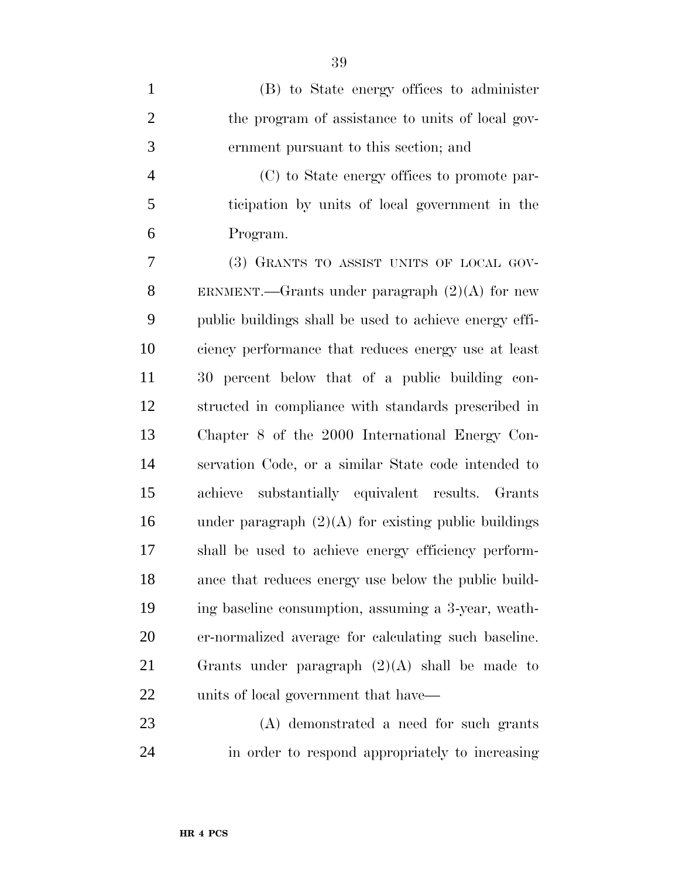(B) to State energy offices to administer the program of assistance to units of local government pursuant to this section; and

(C) to State energy offices to promote participation by units of local government in the Program.

(3) GRANTS TO ASSIST UNITS OF LOCAL GOVERNMENT.—Grants under paragraph (2)(A) for new public buildings shall be used to achieve energy efficiency performance that reduces energy use at least 30 percent below that of a public building constructed in compliance with standards prescribed in Chapter 8 of the 2000 International Energy Conservation Code, or a similar State code intended to achieve substantially equivalent results. Grants under paragraph (2)(A) for existing public buildings shall be used to achieve energy efficiency performance that reduces energy use below the public building baseline consumption, assuming a 3-year, weather-normalized average for calculating such baseline. Grants under paragraph (2)(A) shall be made to units of local government that have—

(A) demonstrated a need for such grants in order to respond appropriately to increasing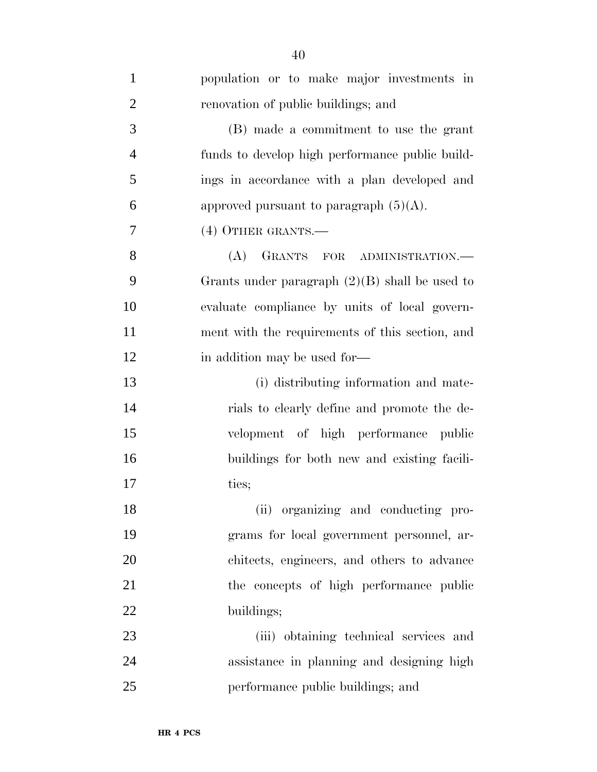population or to make major investments in renovation of public buildings; and

(B) made a commitment to use the grant funds to develop high performance public buildings in accordance with a plan developed and approved pursuant to paragraph (5)(A).

(4) OTHER GRANTS.—

(A) GRANTS FOR ADMINISTRATION.— Grants under paragraph (2)(B) shall be used to evaluate compliance by units of local government with the requirements of this section, and in addition may be used for—

(i) distributing information and materials to clearly define and promote the development of high performance public buildings for both new and existing facilities;

(ii) organizing and conducting programs for local government personnel, architects, engineers, and others to advance the concepts of high performance public buildings;

(iii) obtaining technical services and assistance in planning and designing high performance public buildings; and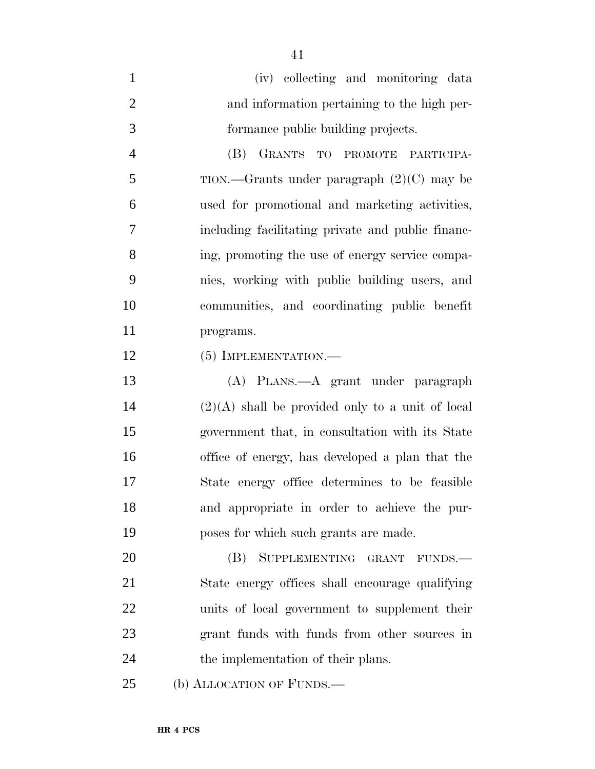(iv) collecting and monitoring data and information pertaining to the high performance public building projects.

(B) GRANTS TO PROMOTE PARTICIPATION.—Grants under paragraph (2)(C) may be used for promotional and marketing activities, including facilitating private and public financing, promoting the use of energy service companies, working with public building users, and communities, and coordinating public benefit programs.

(5) IMPLEMENTATION.—

(A) PLANS.—A grant under paragraph (2)(A) shall be provided only to a unit of local government that, in consultation with its State office of energy, has developed a plan that the State energy office determines to be feasible and appropriate in order to achieve the purposes for which such grants are made.

(B) SUPPLEMENTING GRANT FUNDS.—State energy offices shall encourage qualifying units of local government to supplement their grant funds with funds from other sources in the implementation of their plans.

(b) ALLOCATION OF FUNDS.—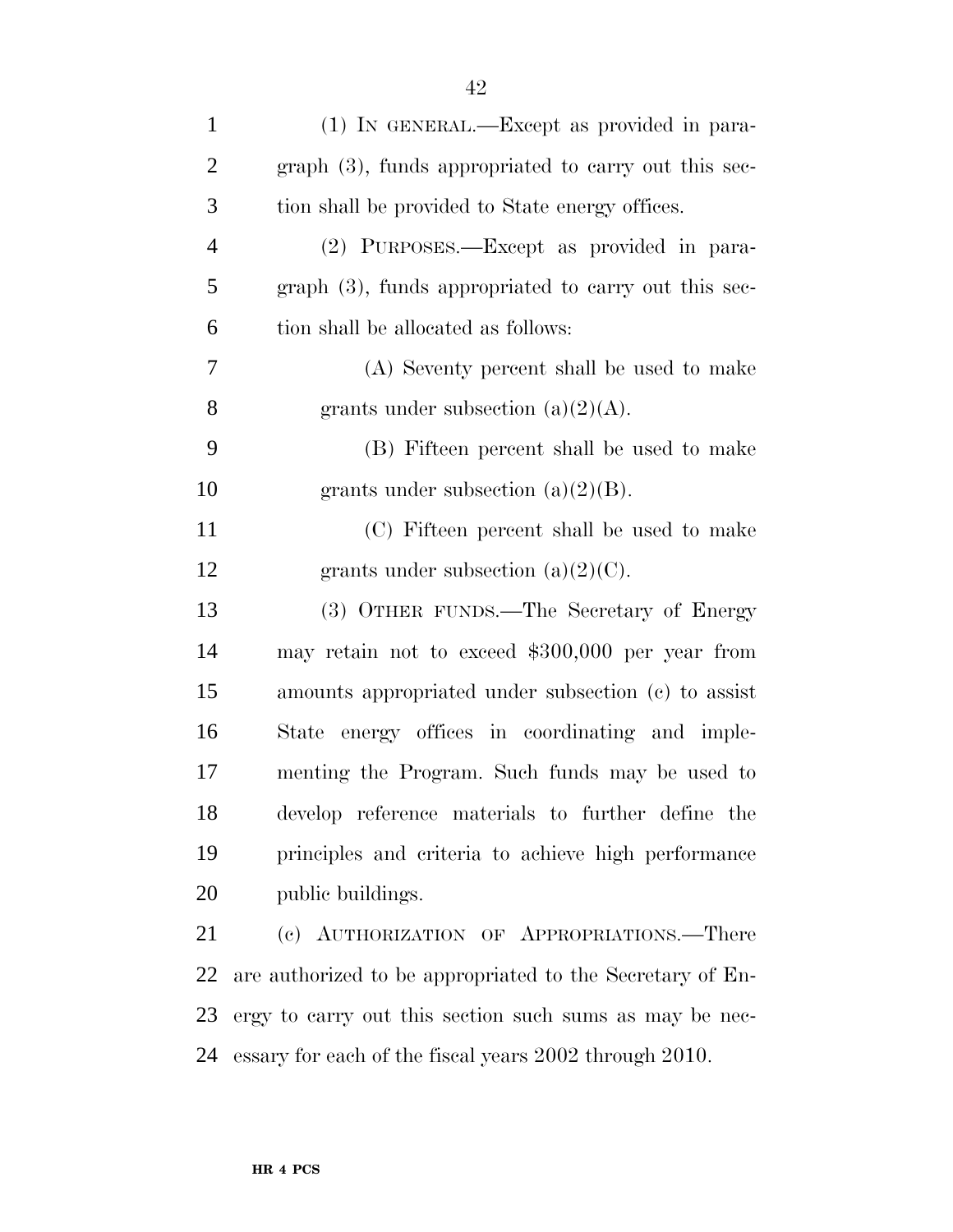(1) IN GENERAL.—Except as provided in paragraph (3), funds appropriated to carry out this section shall be provided to State energy offices.

(2) PURPOSES.—Except as provided in paragraph (3), funds appropriated to carry out this section shall be allocated as follows:

(A) Seventy percent shall be used to make grants under subsection (a)(2)(A).

(B) Fifteen percent shall be used to make grants under subsection (a)(2)(B).

(C) Fifteen percent shall be used to make grants under subsection (a)(2)(C).

(3) OTHER FUNDS.—The Secretary of Energy may retain not to exceed $300,000 per year from amounts appropriated under subsection (c) to assist State energy offices in coordinating and implementing the Program. Such funds may be used to develop reference materials to further define the principles and criteria to achieve high performance public buildings.

(c) AUTHORIZATION OF APPROPRIATIONS.—There are authorized to be appropriated to the Secretary of Energy to carry out this section such sums as may be necessary for each of the fiscal years 2002 through 2010.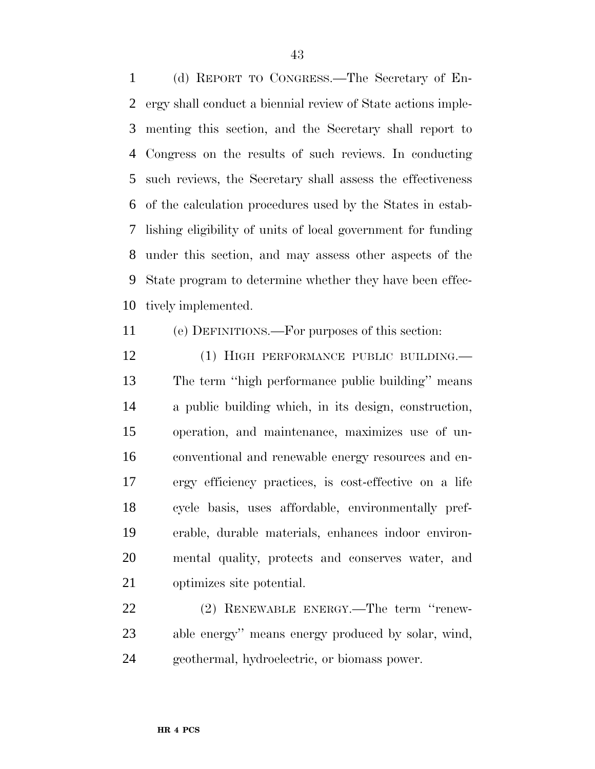(d) REPORT TO CONGRESS.—The Secretary of Energy shall conduct a biennial review of State actions implementing this section, and the Secretary shall report to Congress on the results of such reviews. In conducting such reviews, the Secretary shall assess the effectiveness of the calculation procedures used by the States in establishing eligibility of units of local government for funding under this section, and may assess other aspects of the State program to determine whether they have been effectively implemented.

(e) DEFINITIONS.—For purposes of this section:

(1) HIGH PERFORMANCE PUBLIC BUILDING.—The term ''high performance public building'' means a public building which, in its design, construction, operation, and maintenance, maximizes use of unconventional and renewable energy resources and energy efficiency practices, is cost-effective on a life cycle basis, uses affordable, environmentally preferable, durable materials, enhances indoor environmental quality, protects and conserves water, and optimizes site potential.

(2) RENEWABLE ENERGY.—The term ''renewable energy'' means energy produced by solar, wind, geothermal, hydroelectric, or biomass power.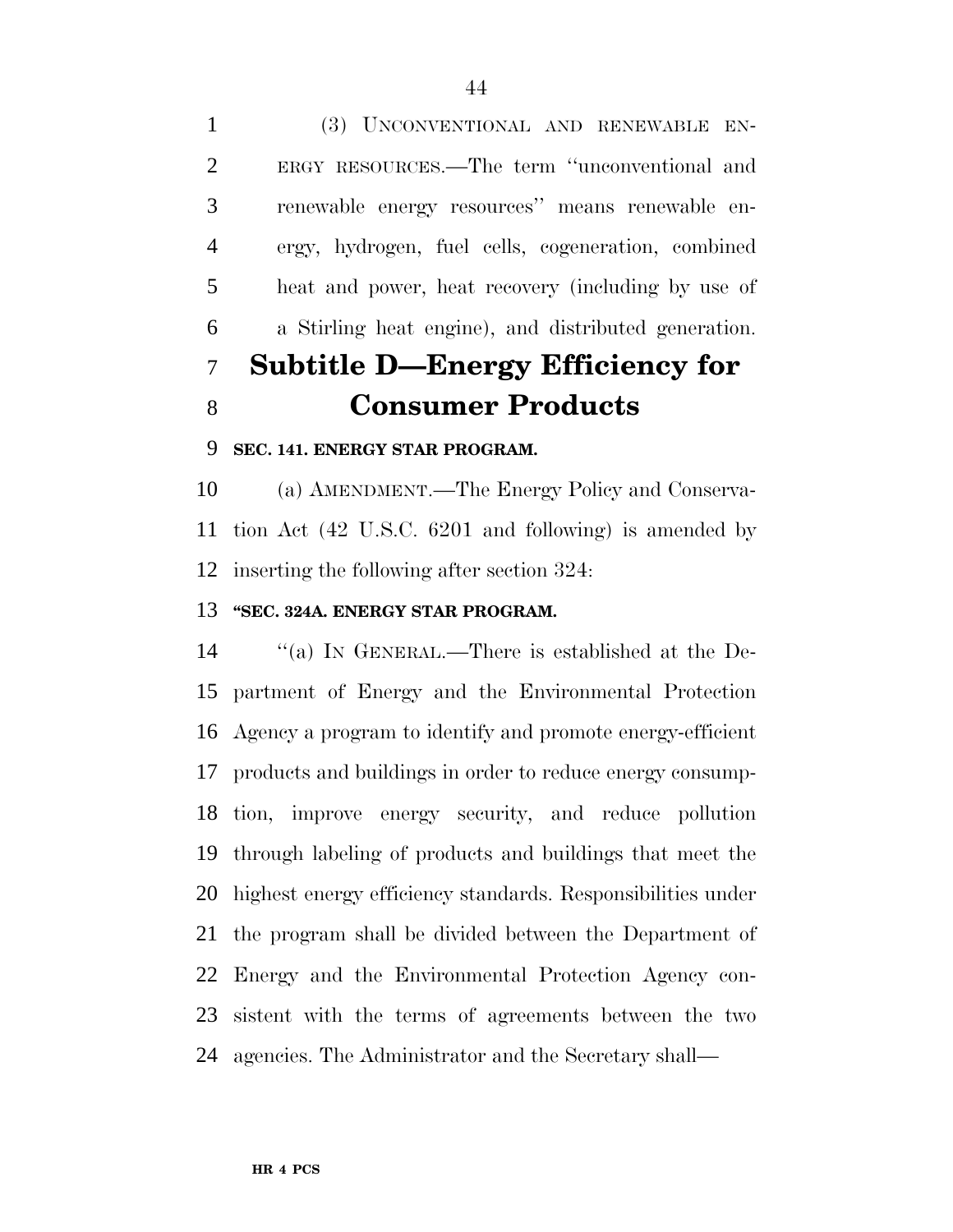(3) UNCONVENTIONAL AND RENEWABLE ENERGY RESOURCES.—The term ''unconventional and renewable energy resources'' means renewable energy, hydrogen, fuel cells, cogeneration, combined heat and power, heat recovery (including by use of a Stirling heat engine), and distributed generation.

## Subtitle D—Energy Efficiency for Consumer Products

**SEC. 141. ENERGY STAR PROGRAM.**

(a) AMENDMENT.—The Energy Policy and Conservation Act (42 U.S.C. 6201 and following) is amended by inserting the following after section 324:

**''SEC. 324A. ENERGY STAR PROGRAM.**

''(a) IN GENERAL.—There is established at the Department of Energy and the Environmental Protection Agency a program to identify and promote energy-efficient products and buildings in order to reduce energy consumption, improve energy security, and reduce pollution through labeling of products and buildings that meet the highest energy efficiency standards. Responsibilities under the program shall be divided between the Department of Energy and the Environmental Protection Agency consistent with the terms of agreements between the two agencies. The Administrator and the Secretary shall—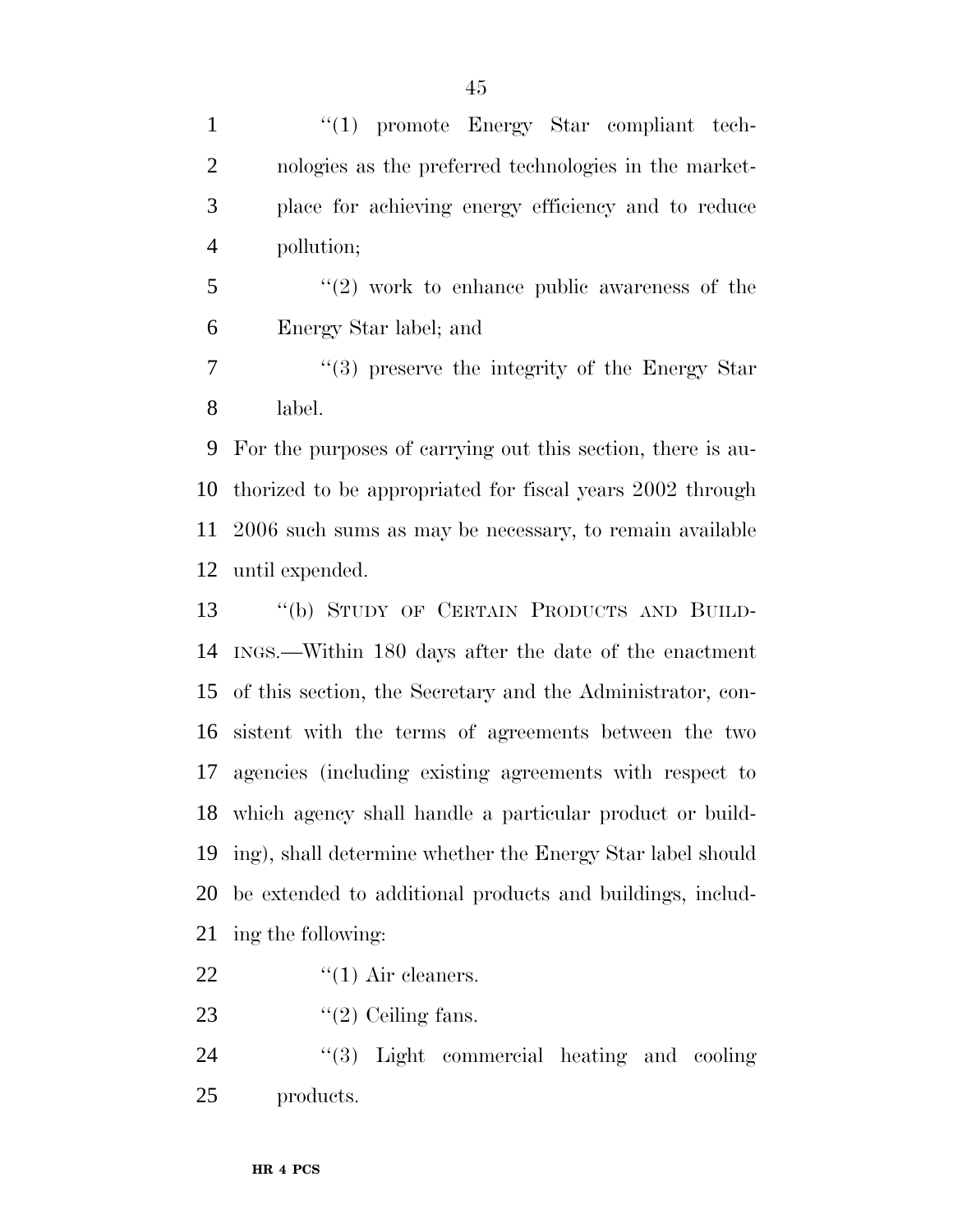''(1) promote Energy Star compliant technologies as the preferred technologies in the marketplace for achieving energy efficiency and to reduce pollution;

''(2) work to enhance public awareness of the Energy Star label; and

''(3) preserve the integrity of the Energy Star label.

For the purposes of carrying out this section, there is authorized to be appropriated for fiscal years 2002 through 2006 such sums as may be necessary, to remain available until expended.

''(b) STUDY OF CERTAIN PRODUCTS AND BUILDINGS.—Within 180 days after the date of the enactment of this section, the Secretary and the Administrator, consistent with the terms of agreements between the two agencies (including existing agreements with respect to which agency shall handle a particular product or building), shall determine whether the Energy Star label should be extended to additional products and buildings, including the following:

''(1) Air cleaners.

''(2) Ceiling fans.

''(3) Light commercial heating and cooling products.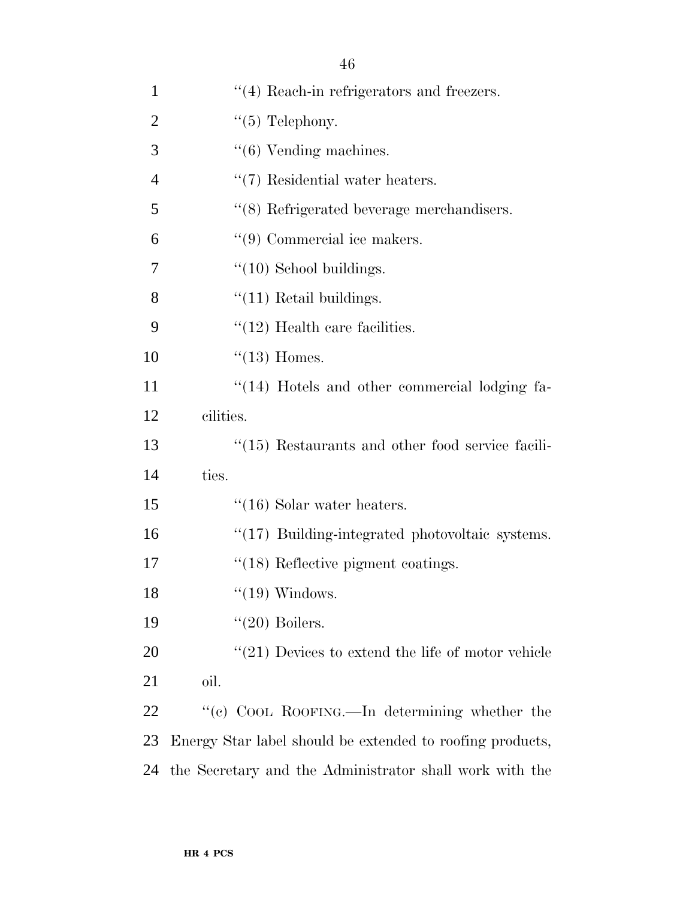"(4) Reach-in refrigerators and freezers.

"(5) Telephony.

"(6) Vending machines.

"(7) Residential water heaters.

"(8) Refrigerated beverage merchandisers.

"(9) Commercial ice makers.

"(10) School buildings.

"(11) Retail buildings.

"(12) Health care facilities.

"(13) Homes.

"(14) Hotels and other commercial lodging facilities.

"(15) Restaurants and other food service facilities.

"(16) Solar water heaters.

"(17) Building-integrated photovoltaic systems.

"(18) Reflective pigment coatings.

"(19) Windows.

"(20) Boilers.

"(21) Devices to extend the life of motor vehicle oil.

"(c) COOL ROOFING.—In determining whether the Energy Star label should be extended to roofing products, the Secretary and the Administrator shall work with the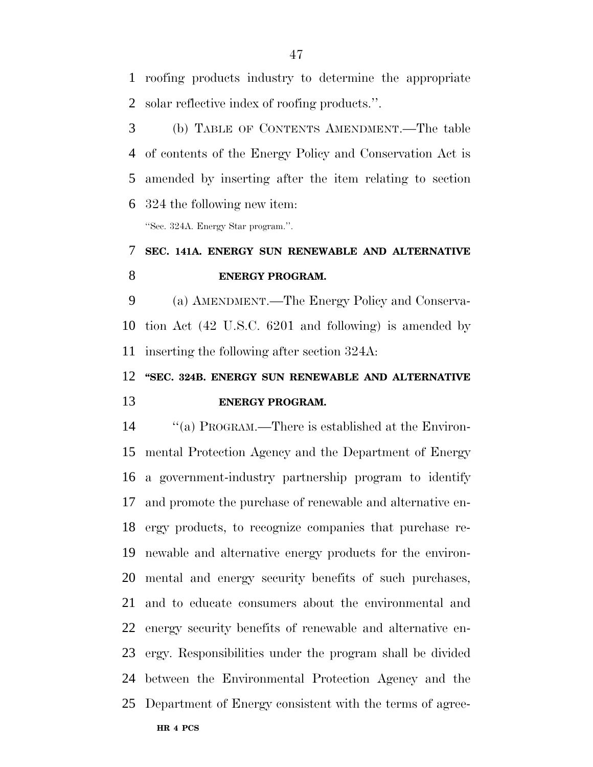roofing products industry to determine the appropriate solar reflective index of roofing products.''.

(b) TABLE OF CONTENTS AMENDMENT.—The table of contents of the Energy Policy and Conservation Act is amended by inserting after the item relating to section 324 the following new item:

''Sec. 324A. Energy Star program.''.

**SEC. 141A. ENERGY SUN RENEWABLE AND ALTERNATIVE ENERGY PROGRAM.**

(a) AMENDMENT.—The Energy Policy and Conservation Act (42 U.S.C. 6201 and following) is amended by inserting the following after section 324A:

**''SEC. 324B. ENERGY SUN RENEWABLE AND ALTERNATIVE ENERGY PROGRAM.**

''(a) PROGRAM.—There is established at the Environmental Protection Agency and the Department of Energy a government-industry partnership program to identify and promote the purchase of renewable and alternative energy products, to recognize companies that purchase renewable and alternative energy products for the environmental and energy security benefits of such purchases, and to educate consumers about the environmental and energy security benefits of renewable and alternative energy. Responsibilities under the program shall be divided between the Environmental Protection Agency and the Department of Energy consistent with the terms of agree-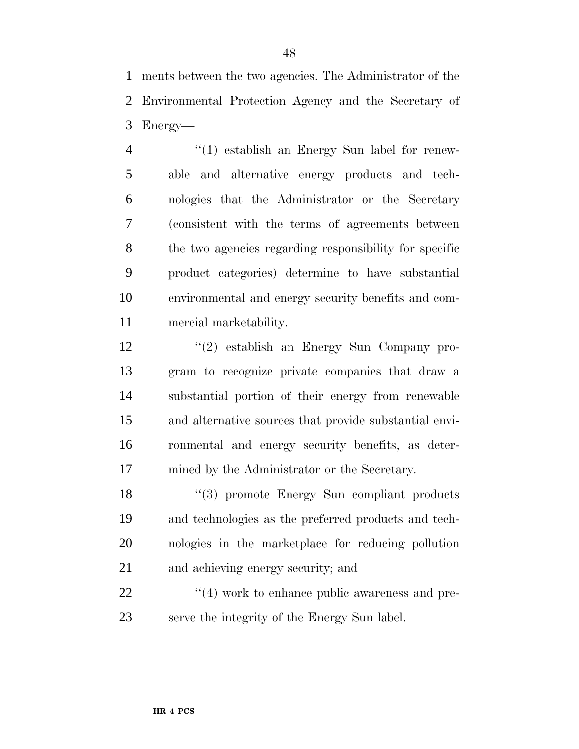ments between the two agencies. The Administrator of the Environmental Protection Agency and the Secretary of Energy—

''(1) establish an Energy Sun label for renewable and alternative energy products and technologies that the Administrator or the Secretary (consistent with the terms of agreements between the two agencies regarding responsibility for specific product categories) determine to have substantial environmental and energy security benefits and commercial marketability.

''(2) establish an Energy Sun Company program to recognize private companies that draw a substantial portion of their energy from renewable and alternative sources that provide substantial environmental and energy security benefits, as determined by the Administrator or the Secretary.

''(3) promote Energy Sun compliant products and technologies as the preferred products and technologies in the marketplace for reducing pollution and achieving energy security; and

''(4) work to enhance public awareness and preserve the integrity of the Energy Sun label.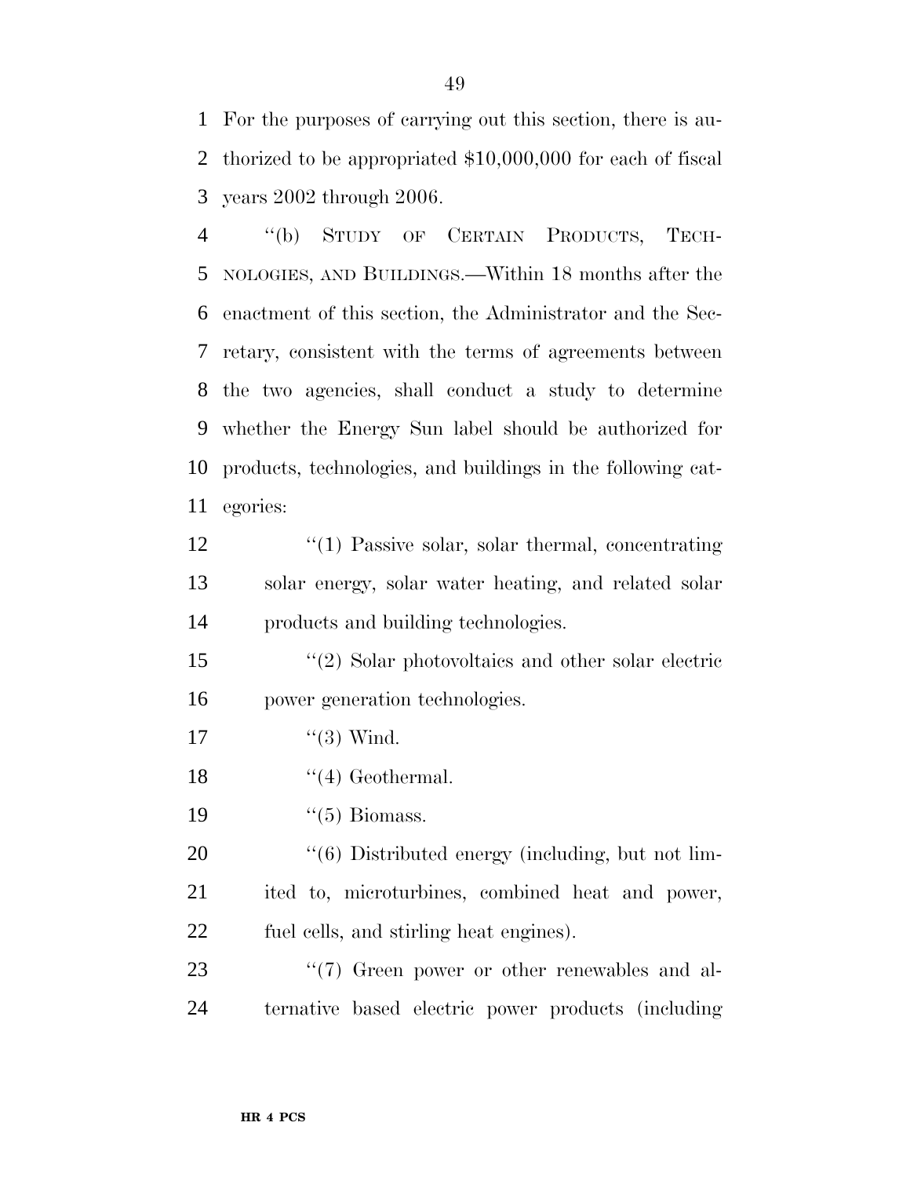For the purposes of carrying out this section, there is authorized to be appropriated $10,000,000 for each of fiscal years 2002 through 2006.

''(b) STUDY OF CERTAIN PRODUCTS, TECHNOLOGIES, AND BUILDINGS.—Within 18 months after the enactment of this section, the Administrator and the Secretary, consistent with the terms of agreements between the two agencies, shall conduct a study to determine whether the Energy Sun label should be authorized for products, technologies, and buildings in the following categories:

''(1) Passive solar, solar thermal, concentrating solar energy, solar water heating, and related solar products and building technologies.

''(2) Solar photovoltaics and other solar electric power generation technologies.

''(3) Wind.

''(4) Geothermal.

''(5) Biomass.

''(6) Distributed energy (including, but not limited to, microturbines, combined heat and power, fuel cells, and stirling heat engines).

''(7) Green power or other renewables and alternative based electric power products (including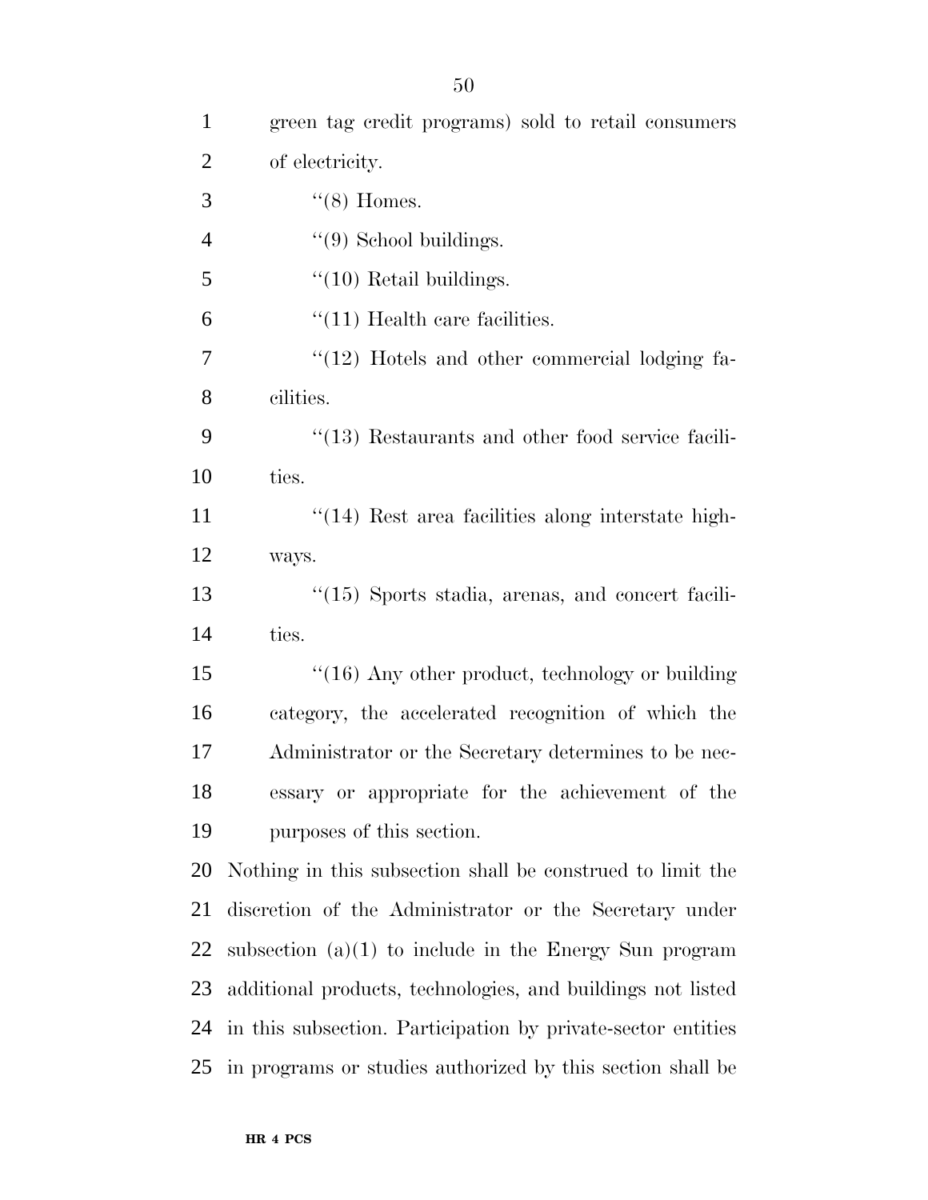green tag credit programs) sold to retail consumers of electricity.

''(8) Homes.

''(9) School buildings.

''(10) Retail buildings.

''(11) Health care facilities.

''(12) Hotels and other commercial lodging facilities.

''(13) Restaurants and other food service facilities.

''(14) Rest area facilities along interstate highways.

''(15) Sports stadia, arenas, and concert facilities.

''(16) Any other product, technology or building category, the accelerated recognition of which the Administrator or the Secretary determines to be necessary or appropriate for the achievement of the purposes of this section.

Nothing in this subsection shall be construed to limit the discretion of the Administrator or the Secretary under subsection (a)(1) to include in the Energy Sun program additional products, technologies, and buildings not listed in this subsection. Participation by private-sector entities in programs or studies authorized by this section shall be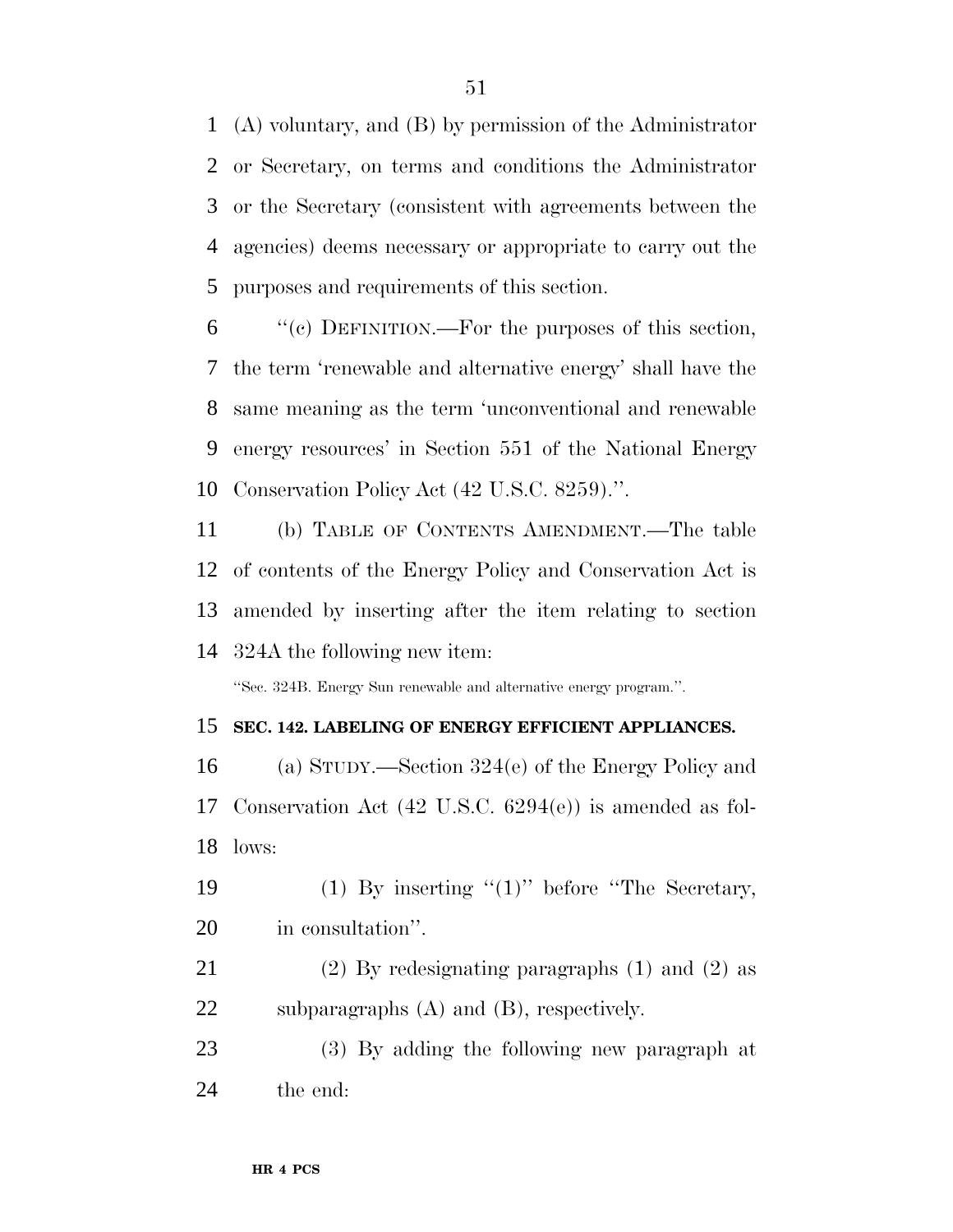(A) voluntary, and (B) by permission of the Administrator or Secretary, on terms and conditions the Administrator or the Secretary (consistent with agreements between the agencies) deems necessary or appropriate to carry out the purposes and requirements of this section.

''(c) DEFINITION.—For the purposes of this section, the term 'renewable and alternative energy' shall have the same meaning as the term 'unconventional and renewable energy resources' in Section 551 of the National Energy Conservation Policy Act (42 U.S.C. 8259).''.

(b) TABLE OF CONTENTS AMENDMENT.—The table of contents of the Energy Policy and Conservation Act is amended by inserting after the item relating to section 324A the following new item:

''Sec. 324B. Energy Sun renewable and alternative energy program.''.

**SEC. 142. LABELING OF ENERGY EFFICIENT APPLIANCES.**

(a) STUDY.—Section 324(e) of the Energy Policy and Conservation Act (42 U.S.C. 6294(e)) is amended as follows:

(1) By inserting ''(1)'' before ''The Secretary, in consultation''.

(2) By redesignating paragraphs (1) and (2) as subparagraphs (A) and (B), respectively.

(3) By adding the following new paragraph at the end: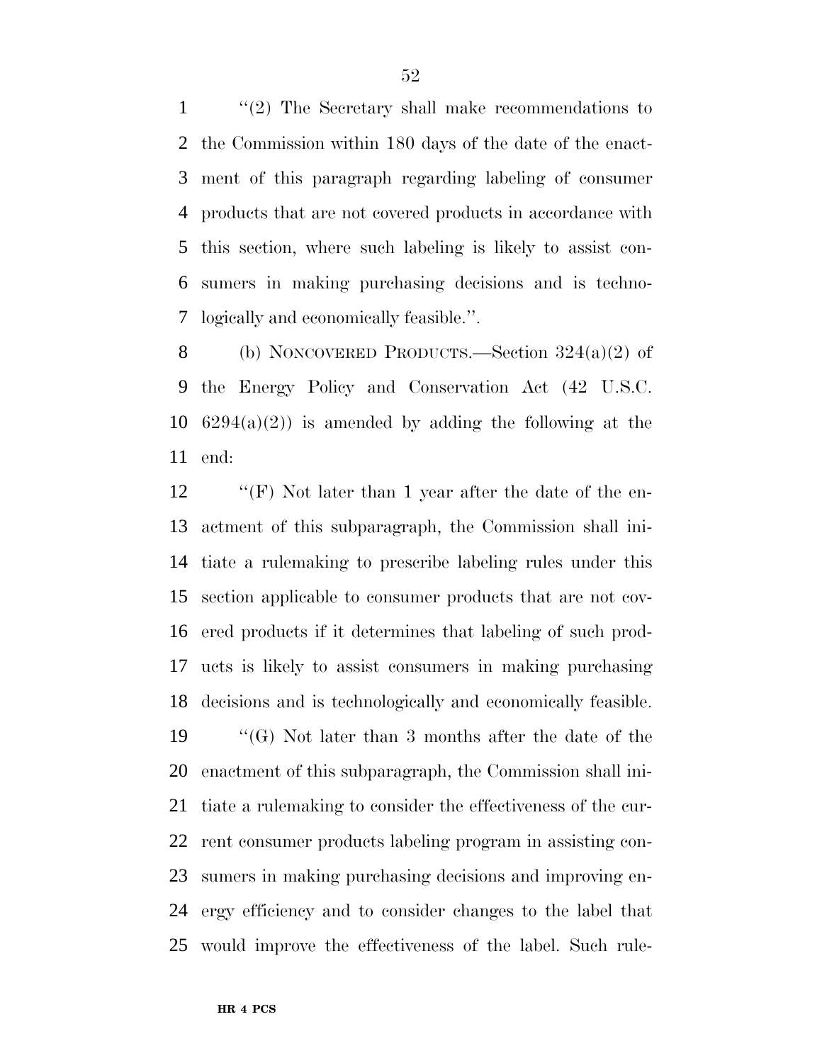''(2) The Secretary shall make recommendations to the Commission within 180 days of the date of the enactment of this paragraph regarding labeling of consumer products that are not covered products in accordance with this section, where such labeling is likely to assist consumers in making purchasing decisions and is technologically and economically feasible.''.

(b) NONCOVERED PRODUCTS.—Section 324(a)(2) of the Energy Policy and Conservation Act (42 U.S.C. 6294(a)(2)) is amended by adding the following at the end:

''(F) Not later than 1 year after the date of the enactment of this subparagraph, the Commission shall initiate a rulemaking to prescribe labeling rules under this section applicable to consumer products that are not covered products if it determines that labeling of such products is likely to assist consumers in making purchasing decisions and is technologically and economically feasible.

''(G) Not later than 3 months after the date of the enactment of this subparagraph, the Commission shall initiate a rulemaking to consider the effectiveness of the current consumer products labeling program in assisting consumers in making purchasing decisions and improving energy efficiency and to consider changes to the label that would improve the effectiveness of the label. Such rule-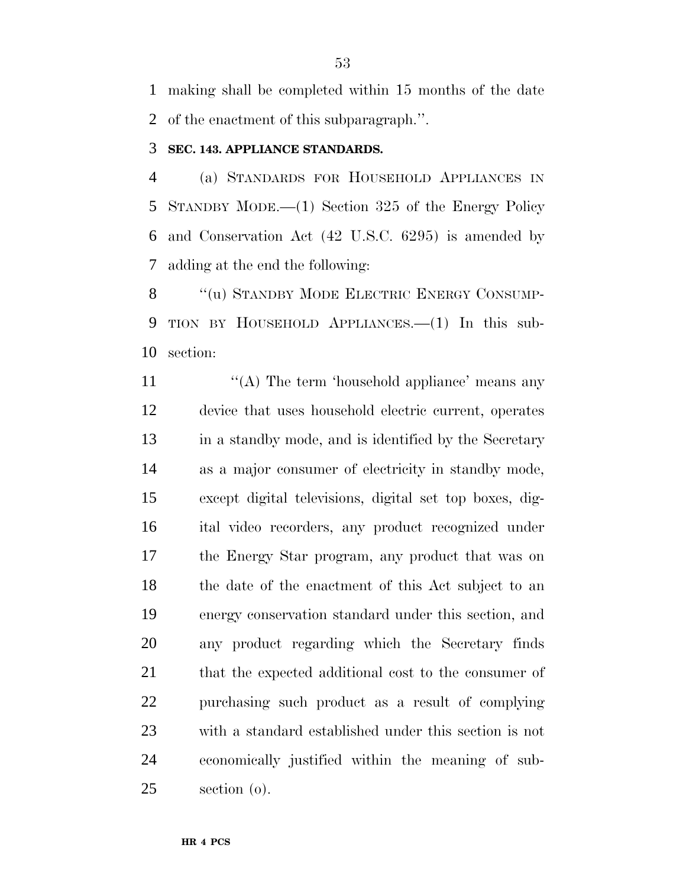making shall be completed within 15 months of the date of the enactment of this subparagraph.''.

**SEC. 143. APPLIANCE STANDARDS.**

(a) STANDARDS FOR HOUSEHOLD APPLIANCES IN STANDBY MODE.—(1) Section 325 of the Energy Policy and Conservation Act (42 U.S.C. 6295) is amended by adding at the end the following:

''(u) STANDBY MODE ELECTRIC ENERGY CONSUMPTION BY HOUSEHOLD APPLIANCES.—(1) In this subsection:

''(A) The term 'household appliance' means any device that uses household electric current, operates in a standby mode, and is identified by the Secretary as a major consumer of electricity in standby mode, except digital televisions, digital set top boxes, digital video recorders, any product recognized under the Energy Star program, any product that was on the date of the enactment of this Act subject to an energy conservation standard under this section, and any product regarding which the Secretary finds that the expected additional cost to the consumer of purchasing such product as a result of complying with a standard established under this section is not economically justified within the meaning of subsection (o).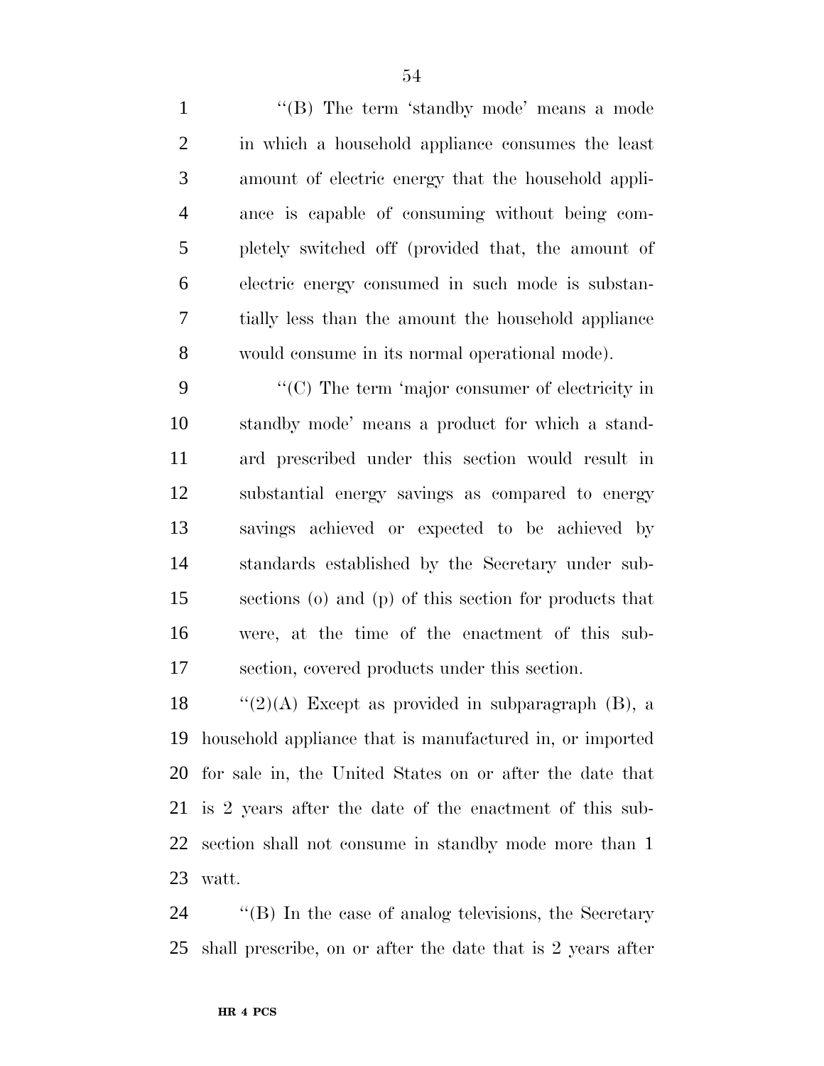''(B) The term 'standby mode' means a mode in which a household appliance consumes the least amount of electric energy that the household appliance is capable of consuming without being completely switched off (provided that, the amount of electric energy consumed in such mode is substantially less than the amount the household appliance would consume in its normal operational mode).

''(C) The term 'major consumer of electricity in standby mode' means a product for which a standard prescribed under this section would result in substantial energy savings as compared to energy savings achieved or expected to be achieved by standards established by the Secretary under subsections (o) and (p) of this section for products that were, at the time of the enactment of this subsection, covered products under this section.

''(2)(A) Except as provided in subparagraph (B), a household appliance that is manufactured in, or imported for sale in, the United States on or after the date that is 2 years after the date of the enactment of this subsection shall not consume in standby mode more than 1 watt.

''(B) In the case of analog televisions, the Secretary shall prescribe, on or after the date that is 2 years after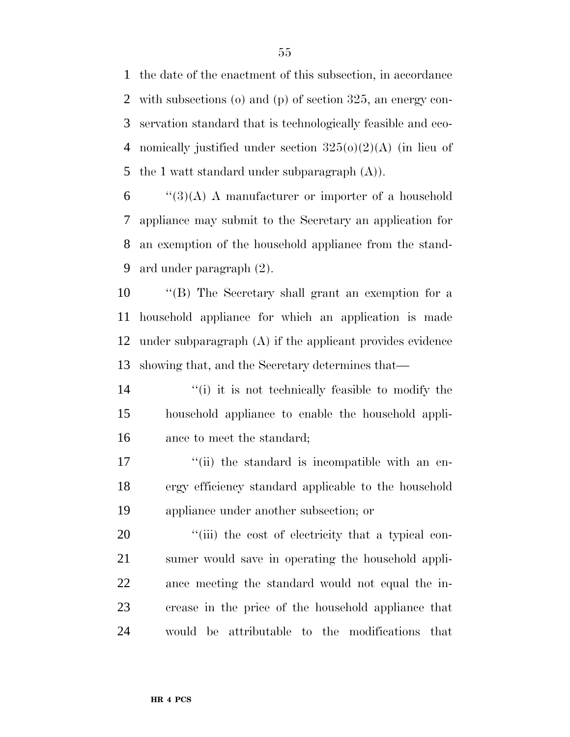the date of the enactment of this subsection, in accordance with subsections (o) and (p) of section 325, an energy conservation standard that is technologically feasible and economically justified under section 325(o)(2)(A) (in lieu of the 1 watt standard under subparagraph (A)).

''(3)(A) A manufacturer or importer of a household appliance may submit to the Secretary an application for an exemption of the household appliance from the standard under paragraph (2).

''(B) The Secretary shall grant an exemption for a household appliance for which an application is made under subparagraph (A) if the applicant provides evidence showing that, and the Secretary determines that—

''(i) it is not technically feasible to modify the household appliance to enable the household appliance to meet the standard;

''(ii) the standard is incompatible with an energy efficiency standard applicable to the household appliance under another subsection; or

''(iii) the cost of electricity that a typical consumer would save in operating the household appliance meeting the standard would not equal the increase in the price of the household appliance that would be attributable to the modifications that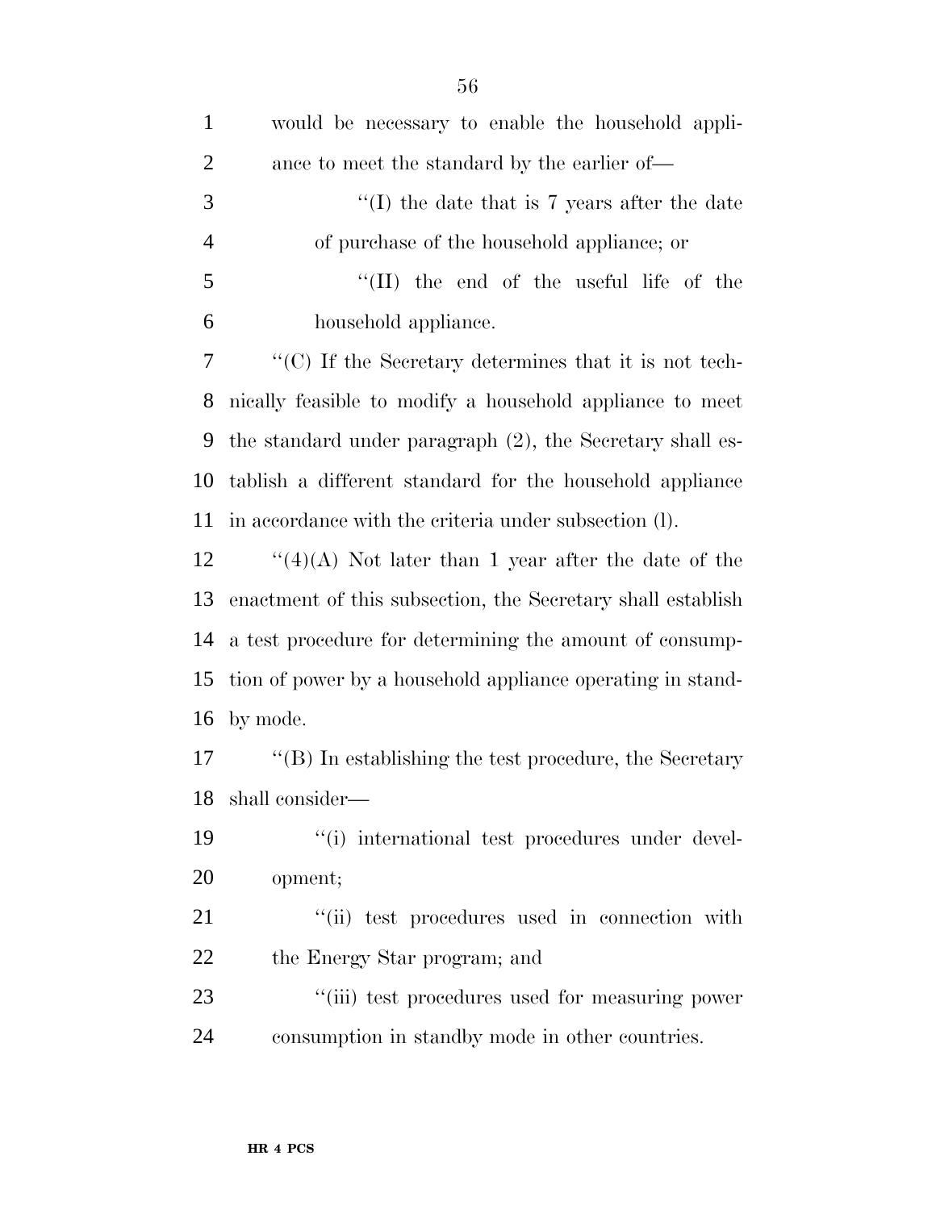would be necessary to enable the household appliance to meet the standard by the earlier of—

''(I) the date that is 7 years after the date of purchase of the household appliance; or

''(II) the end of the useful life of the household appliance.

''(C) If the Secretary determines that it is not technically feasible to modify a household appliance to meet the standard under paragraph (2), the Secretary shall establish a different standard for the household appliance in accordance with the criteria under subsection (l).

''(4)(A) Not later than 1 year after the date of the enactment of this subsection, the Secretary shall establish a test procedure for determining the amount of consumption of power by a household appliance operating in standby mode.

''(B) In establishing the test procedure, the Secretary shall consider—

''(i) international test procedures under development;

''(ii) test procedures used in connection with the Energy Star program; and

''(iii) test procedures used for measuring power consumption in standby mode in other countries.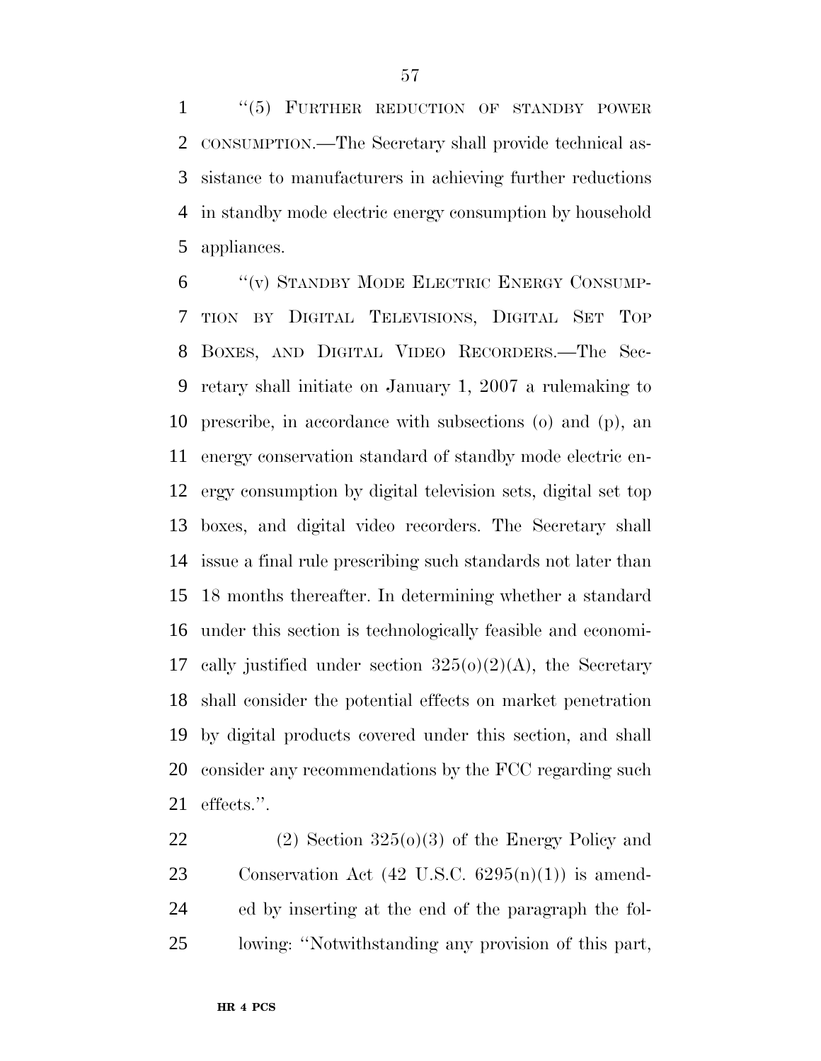"(5) FURTHER REDUCTION OF STANDBY POWER CONSUMPTION.—The Secretary shall provide technical assistance to manufacturers in achieving further reductions in standby mode electric energy consumption by household appliances.

"(v) STANDBY MODE ELECTRIC ENERGY CONSUMPTION BY DIGITAL TELEVISIONS, DIGITAL SET TOP BOXES, AND DIGITAL VIDEO RECORDERS.—The Secretary shall initiate on January 1, 2007 a rulemaking to prescribe, in accordance with subsections (o) and (p), an energy conservation standard of standby mode electric energy consumption by digital television sets, digital set top boxes, and digital video recorders. The Secretary shall issue a final rule prescribing such standards not later than 18 months thereafter. In determining whether a standard under this section is technologically feasible and economically justified under section 325(o)(2)(A), the Secretary shall consider the potential effects on market penetration by digital products covered under this section, and shall consider any recommendations by the FCC regarding such effects.".

(2) Section 325(o)(3) of the Energy Policy and Conservation Act (42 U.S.C. 6295(n)(1)) is amended by inserting at the end of the paragraph the following: "Notwithstanding any provision of this part,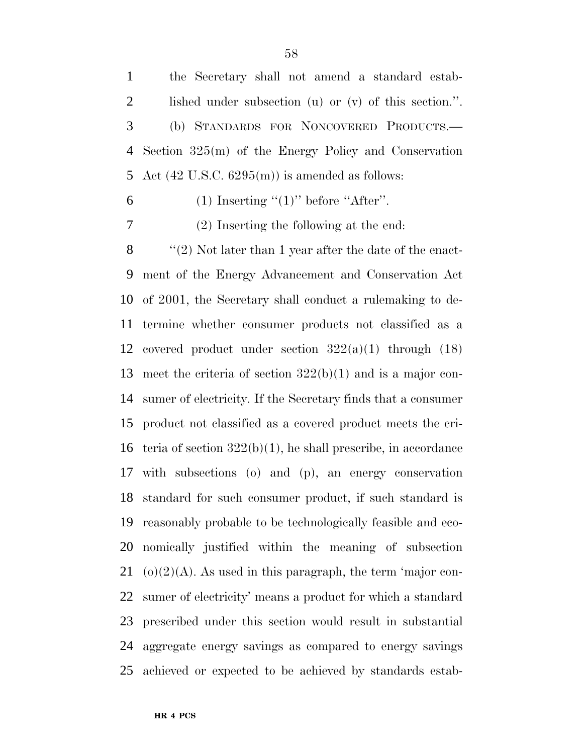the Secretary shall not amend a standard established under subsection (u) or (v) of this section.''.

(b) STANDARDS FOR NONCOVERED PRODUCTS.—Section 325(m) of the Energy Policy and Conservation Act (42 U.S.C. 6295(m)) is amended as follows:

(1) Inserting ''(1)'' before ''After''.

(2) Inserting the following at the end:

''(2) Not later than 1 year after the date of the enactment of the Energy Advancement and Conservation Act of 2001, the Secretary shall conduct a rulemaking to determine whether consumer products not classified as a covered product under section 322(a)(1) through (18) meet the criteria of section 322(b)(1) and is a major consumer of electricity. If the Secretary finds that a consumer product not classified as a covered product meets the criteria of section 322(b)(1), he shall prescribe, in accordance with subsections (o) and (p), an energy conservation standard for such consumer product, if such standard is reasonably probable to be technologically feasible and economically justified within the meaning of subsection (o)(2)(A). As used in this paragraph, the term 'major consumer of electricity' means a product for which a standard prescribed under this section would result in substantial aggregate energy savings as compared to energy savings achieved or expected to be achieved by standards estab-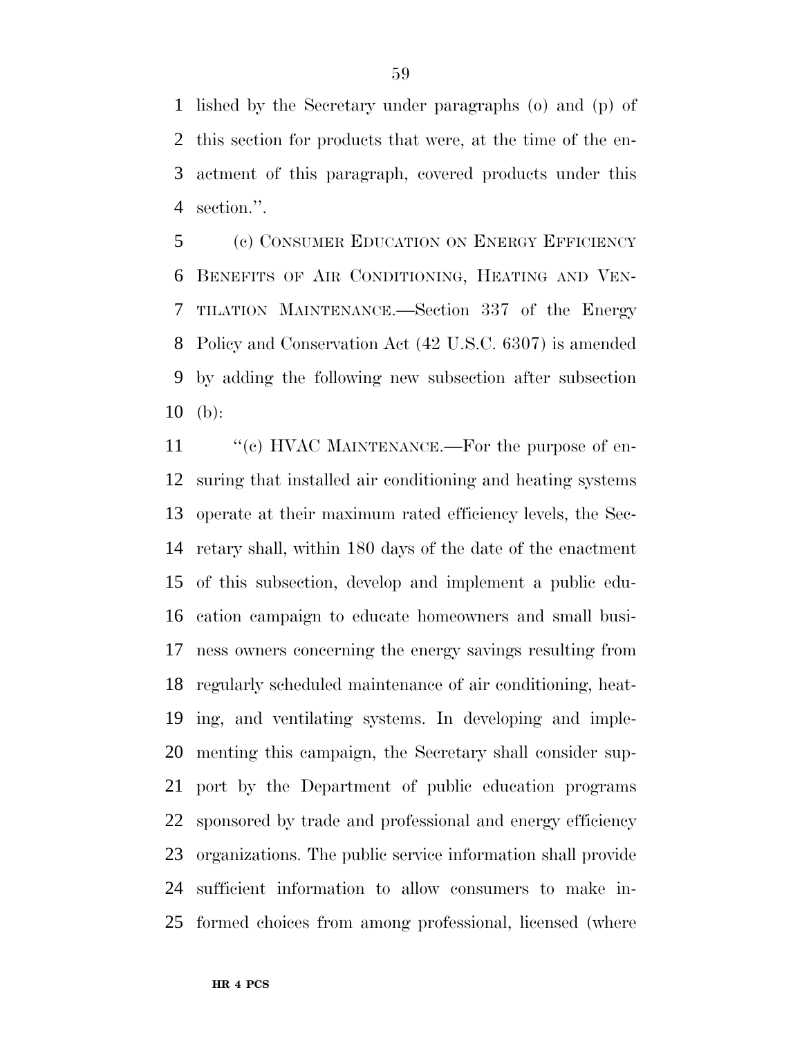lished by the Secretary under paragraphs (o) and (p) of this section for products that were, at the time of the enactment of this paragraph, covered products under this section.''.

(c) CONSUMER EDUCATION ON ENERGY EFFICIENCY BENEFITS OF AIR CONDITIONING, HEATING AND VENTILATION MAINTENANCE.—Section 337 of the Energy Policy and Conservation Act (42 U.S.C. 6307) is amended by adding the following new subsection after subsection (b):

''(c) HVAC MAINTENANCE.—For the purpose of ensuring that installed air conditioning and heating systems operate at their maximum rated efficiency levels, the Secretary shall, within 180 days of the date of the enactment of this subsection, develop and implement a public education campaign to educate homeowners and small business owners concerning the energy savings resulting from regularly scheduled maintenance of air conditioning, heating, and ventilating systems. In developing and implementing this campaign, the Secretary shall consider support by the Department of public education programs sponsored by trade and professional and energy efficiency organizations. The public service information shall provide sufficient information to allow consumers to make informed choices from among professional, licensed (where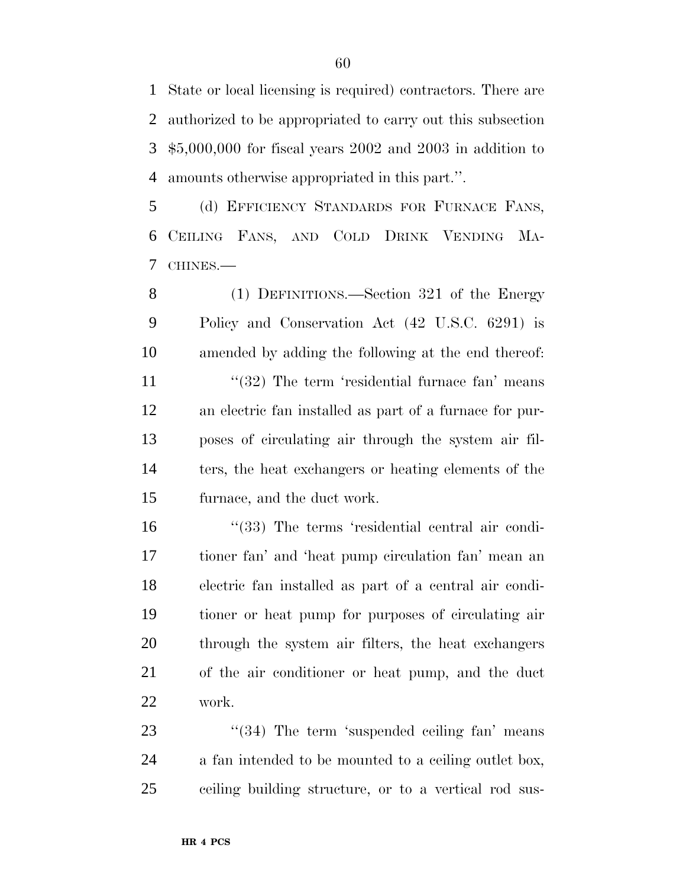State or local licensing is required) contractors. There are authorized to be appropriated to carry out this subsection $5,000,000 for fiscal years 2002 and 2003 in addition to amounts otherwise appropriated in this part.''.

(d) EFFICIENCY STANDARDS FOR FURNACE FANS, CEILING FANS, AND COLD DRINK VENDING MACHINES.—

(1) DEFINITIONS.—Section 321 of the Energy Policy and Conservation Act (42 U.S.C. 6291) is amended by adding the following at the end thereof:

''(32) The term 'residential furnace fan' means an electric fan installed as part of a furnace for purposes of circulating air through the system air filters, the heat exchangers or heating elements of the furnace, and the duct work.

''(33) The terms 'residential central air conditioner fan' and 'heat pump circulation fan' mean an electric fan installed as part of a central air conditioner or heat pump for purposes of circulating air through the system air filters, the heat exchangers of the air conditioner or heat pump, and the duct work.

''(34) The term 'suspended ceiling fan' means a fan intended to be mounted to a ceiling outlet box, ceiling building structure, or to a vertical rod sus-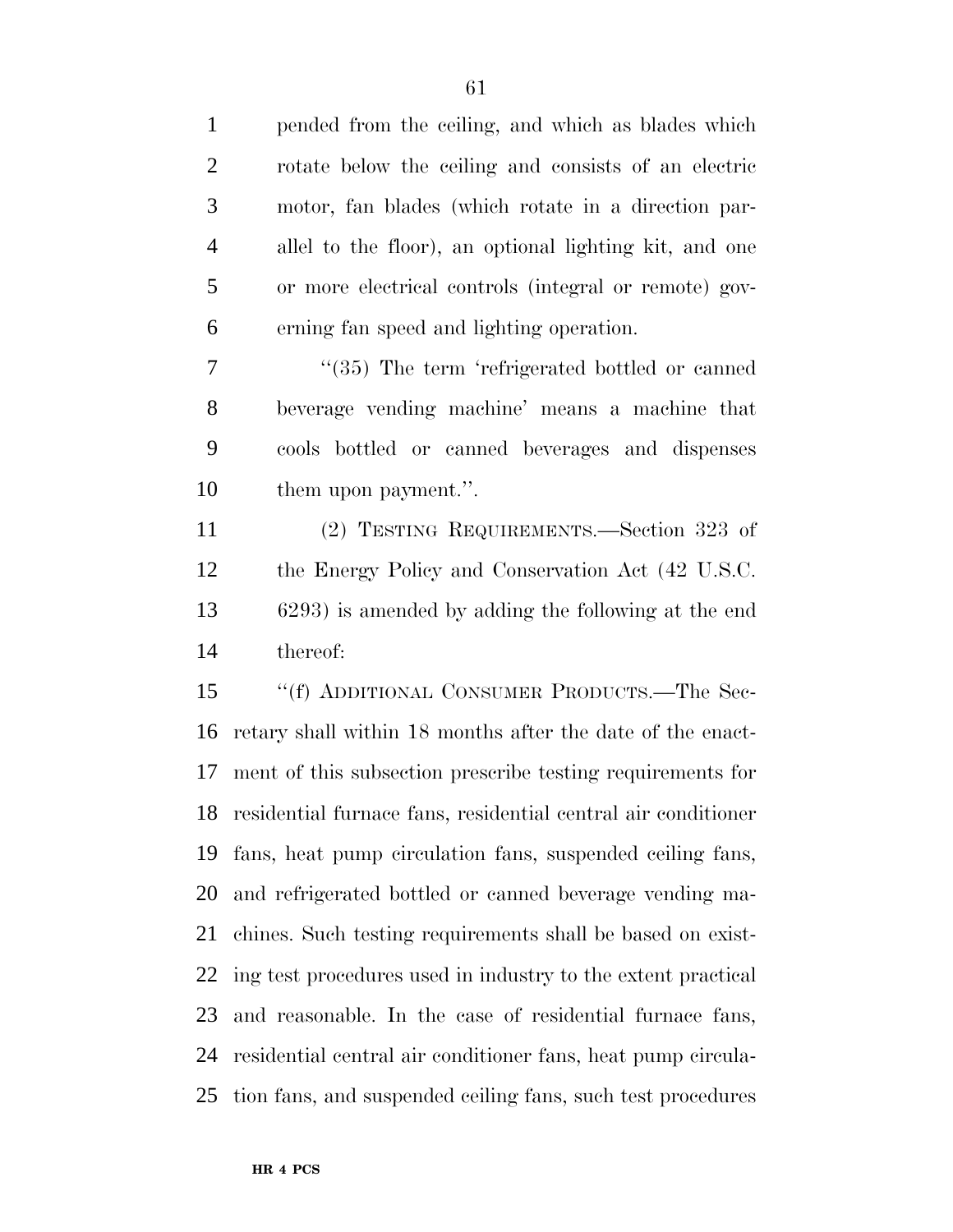pended from the ceiling, and which as blades which rotate below the ceiling and consists of an electric motor, fan blades (which rotate in a direction parallel to the floor), an optional lighting kit, and one or more electrical controls (integral or remote) governing fan speed and lighting operation.

"(35) The term 'refrigerated bottled or canned beverage vending machine' means a machine that cools bottled or canned beverages and dispenses them upon payment.".

(2) TESTING REQUIREMENTS.—Section 323 of the Energy Policy and Conservation Act (42 U.S.C. 6293) is amended by adding the following at the end thereof:

"(f) ADDITIONAL CONSUMER PRODUCTS.—The Secretary shall within 18 months after the date of the enactment of this subsection prescribe testing requirements for residential furnace fans, residential central air conditioner fans, heat pump circulation fans, suspended ceiling fans, and refrigerated bottled or canned beverage vending machines. Such testing requirements shall be based on existing test procedures used in industry to the extent practical and reasonable. In the case of residential furnace fans, residential central air conditioner fans, heat pump circulation fans, and suspended ceiling fans, such test procedures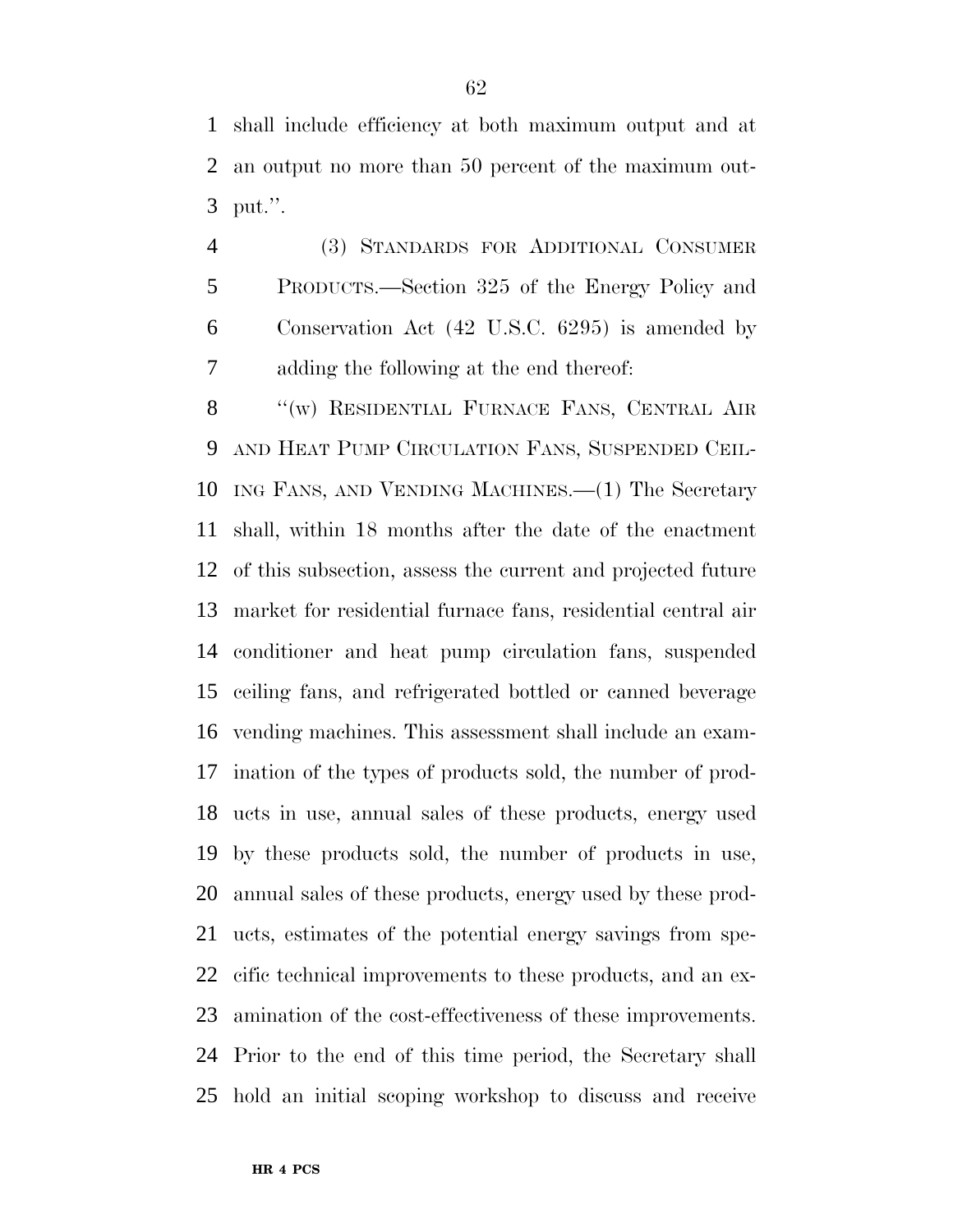shall include efficiency at both maximum output and at an output no more than 50 percent of the maximum output.''.

(3) STANDARDS FOR ADDITIONAL CONSUMER PRODUCTS.—Section 325 of the Energy Policy and Conservation Act (42 U.S.C. 6295) is amended by adding the following at the end thereof:

''(w) RESIDENTIAL FURNACE FANS, CENTRAL AIR AND HEAT PUMP CIRCULATION FANS, SUSPENDED CEILING FANS, AND VENDING MACHINES.—(1) The Secretary shall, within 18 months after the date of the enactment of this subsection, assess the current and projected future market for residential furnace fans, residential central air conditioner and heat pump circulation fans, suspended ceiling fans, and refrigerated bottled or canned beverage vending machines. This assessment shall include an examination of the types of products sold, the number of products in use, annual sales of these products, energy used by these products sold, the number of products in use, annual sales of these products, energy used by these products, estimates of the potential energy savings from specific technical improvements to these products, and an examination of the cost-effectiveness of these improvements. Prior to the end of this time period, the Secretary shall hold an initial scoping workshop to discuss and receive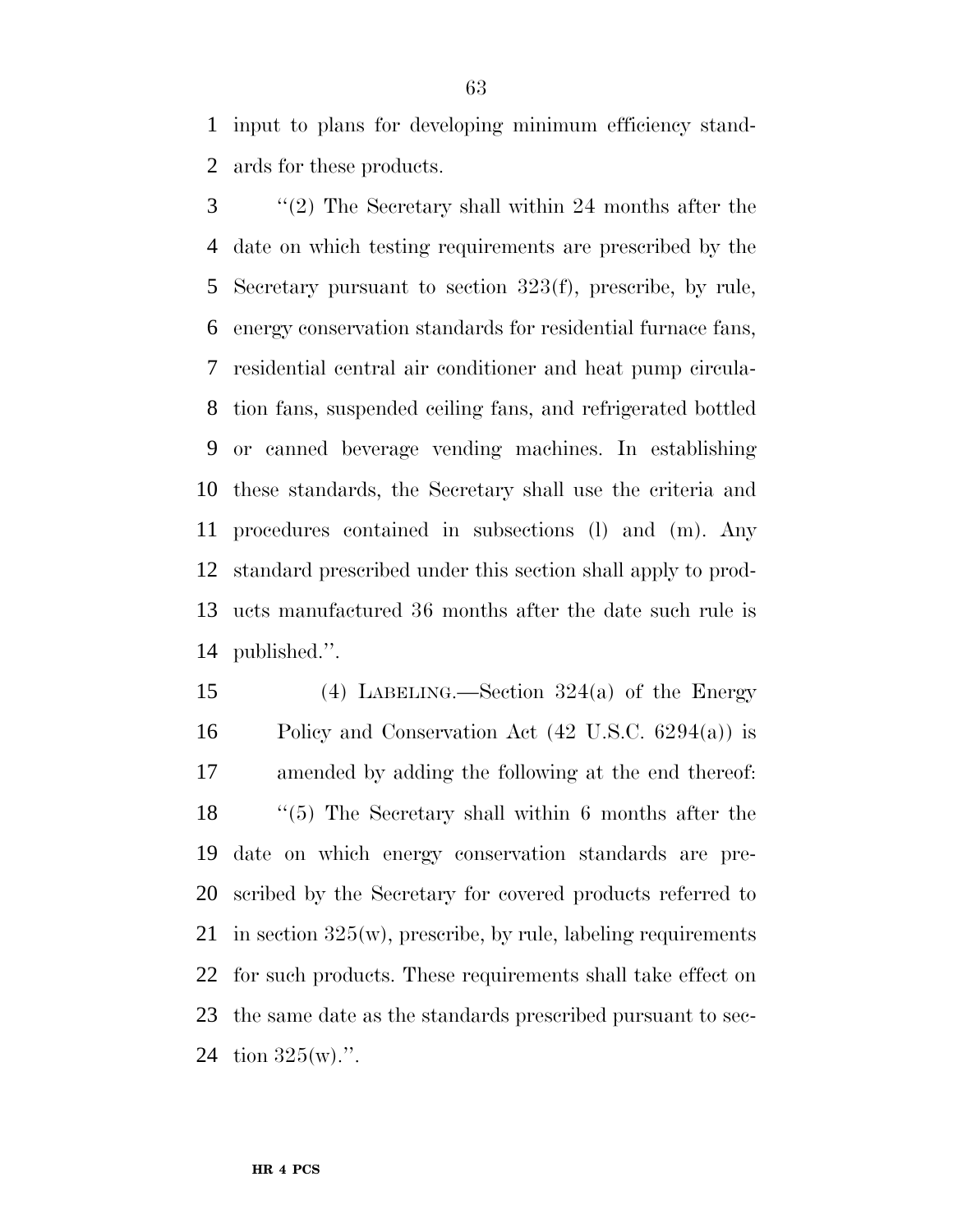input to plans for developing minimum efficiency standards for these products.

"(2) The Secretary shall within 24 months after the date on which testing requirements are prescribed by the Secretary pursuant to section 323(f), prescribe, by rule, energy conservation standards for residential furnace fans, residential central air conditioner and heat pump circulation fans, suspended ceiling fans, and refrigerated bottled or canned beverage vending machines. In establishing these standards, the Secretary shall use the criteria and procedures contained in subsections (l) and (m). Any standard prescribed under this section shall apply to products manufactured 36 months after the date such rule is published.".

(4) LABELING.—Section 324(a) of the Energy Policy and Conservation Act (42 U.S.C. 6294(a)) is amended by adding the following at the end thereof:

"(5) The Secretary shall within 6 months after the date on which energy conservation standards are prescribed by the Secretary for covered products referred to in section 325(w), prescribe, by rule, labeling requirements for such products. These requirements shall take effect on the same date as the standards prescribed pursuant to section 325(w).".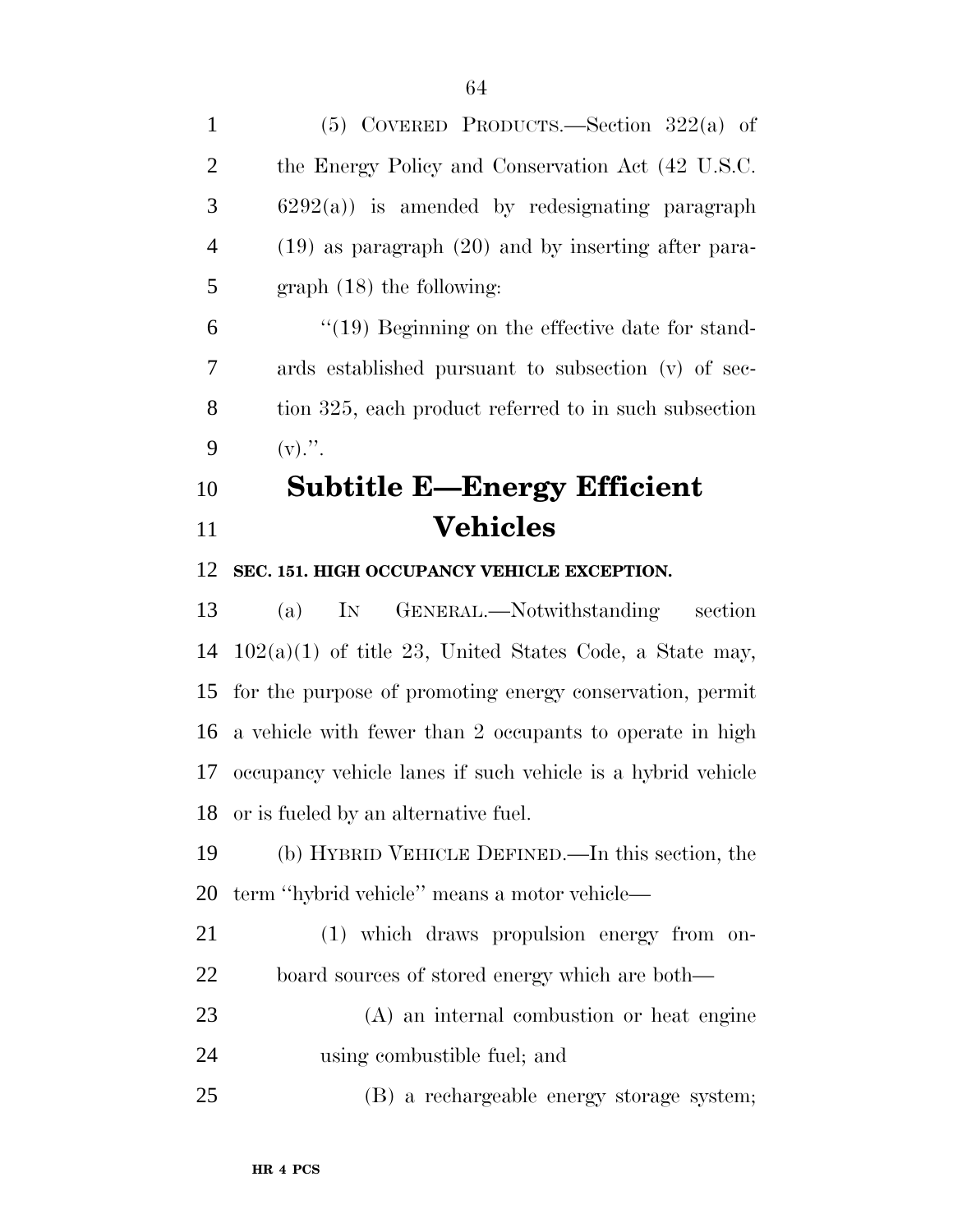(5) COVERED PRODUCTS.—Section 322(a) of the Energy Policy and Conservation Act (42 U.S.C. 6292(a)) is amended by redesignating paragraph (19) as paragraph (20) and by inserting after paragraph (18) the following:

''(19) Beginning on the effective date for standards established pursuant to subsection (v) of section 325, each product referred to in such subsection (v).''.

## Subtitle E—Energy Efficient Vehicles

### SEC. 151. HIGH OCCUPANCY VEHICLE EXCEPTION.

(a) IN GENERAL.—Notwithstanding section 102(a)(1) of title 23, United States Code, a State may, for the purpose of promoting energy conservation, permit a vehicle with fewer than 2 occupants to operate in high occupancy vehicle lanes if such vehicle is a hybrid vehicle or is fueled by an alternative fuel.

(b) HYBRID VEHICLE DEFINED.—In this section, the term ''hybrid vehicle'' means a motor vehicle—

(1) which draws propulsion energy from onboard sources of stored energy which are both—

(A) an internal combustion or heat engine using combustible fuel; and

(B) a rechargeable energy storage system;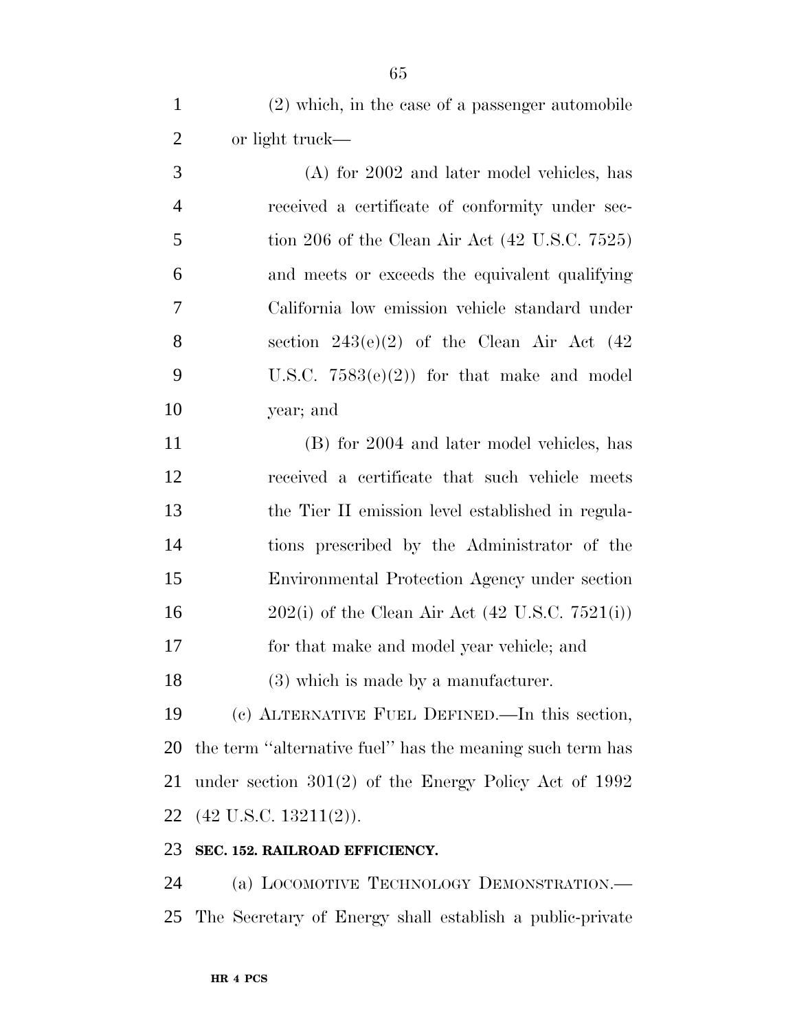(2) which, in the case of a passenger automobile or light truck—

(A) for 2002 and later model vehicles, has received a certificate of conformity under section 206 of the Clean Air Act (42 U.S.C. 7525) and meets or exceeds the equivalent qualifying California low emission vehicle standard under section 243(e)(2) of the Clean Air Act (42 U.S.C. 7583(e)(2)) for that make and model year; and

(B) for 2004 and later model vehicles, has received a certificate that such vehicle meets the Tier II emission level established in regulations prescribed by the Administrator of the Environmental Protection Agency under section 202(i) of the Clean Air Act (42 U.S.C. 7521(i)) for that make and model year vehicle; and

(3) which is made by a manufacturer.

(c) ALTERNATIVE FUEL DEFINED.—In this section, the term ''alternative fuel'' has the meaning such term has under section 301(2) of the Energy Policy Act of 1992 (42 U.S.C. 13211(2)).

**SEC. 152. RAILROAD EFFICIENCY.**

(a) LOCOMOTIVE TECHNOLOGY DEMONSTRATION.—The Secretary of Energy shall establish a public-private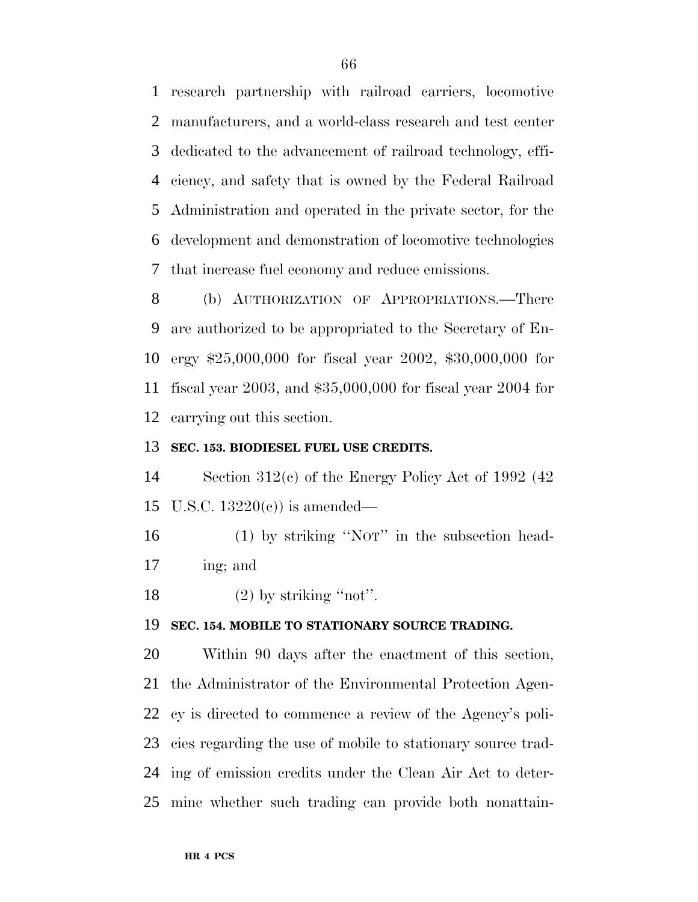research partnership with railroad carriers, locomotive manufacturers, and a world-class research and test center dedicated to the advancement of railroad technology, efficiency, and safety that is owned by the Federal Railroad Administration and operated in the private sector, for the development and demonstration of locomotive technologies that increase fuel economy and reduce emissions.

(b) AUTHORIZATION OF APPROPRIATIONS.—There are authorized to be appropriated to the Secretary of Energy $25,000,000 for fiscal year 2002, $30,000,000 for fiscal year 2003, and $35,000,000 for fiscal year 2004 for carrying out this section.

**SEC. 153. BIODIESEL FUEL USE CREDITS.**

Section 312(c) of the Energy Policy Act of 1992 (42 U.S.C. 13220(c)) is amended—

(1) by striking ''NOT'' in the subsection heading; and

(2) by striking ''not''.

**SEC. 154. MOBILE TO STATIONARY SOURCE TRADING.**

Within 90 days after the enactment of this section, the Administrator of the Environmental Protection Agency is directed to commence a review of the Agency's policies regarding the use of mobile to stationary source trading of emission credits under the Clean Air Act to determine whether such trading can provide both nonattain-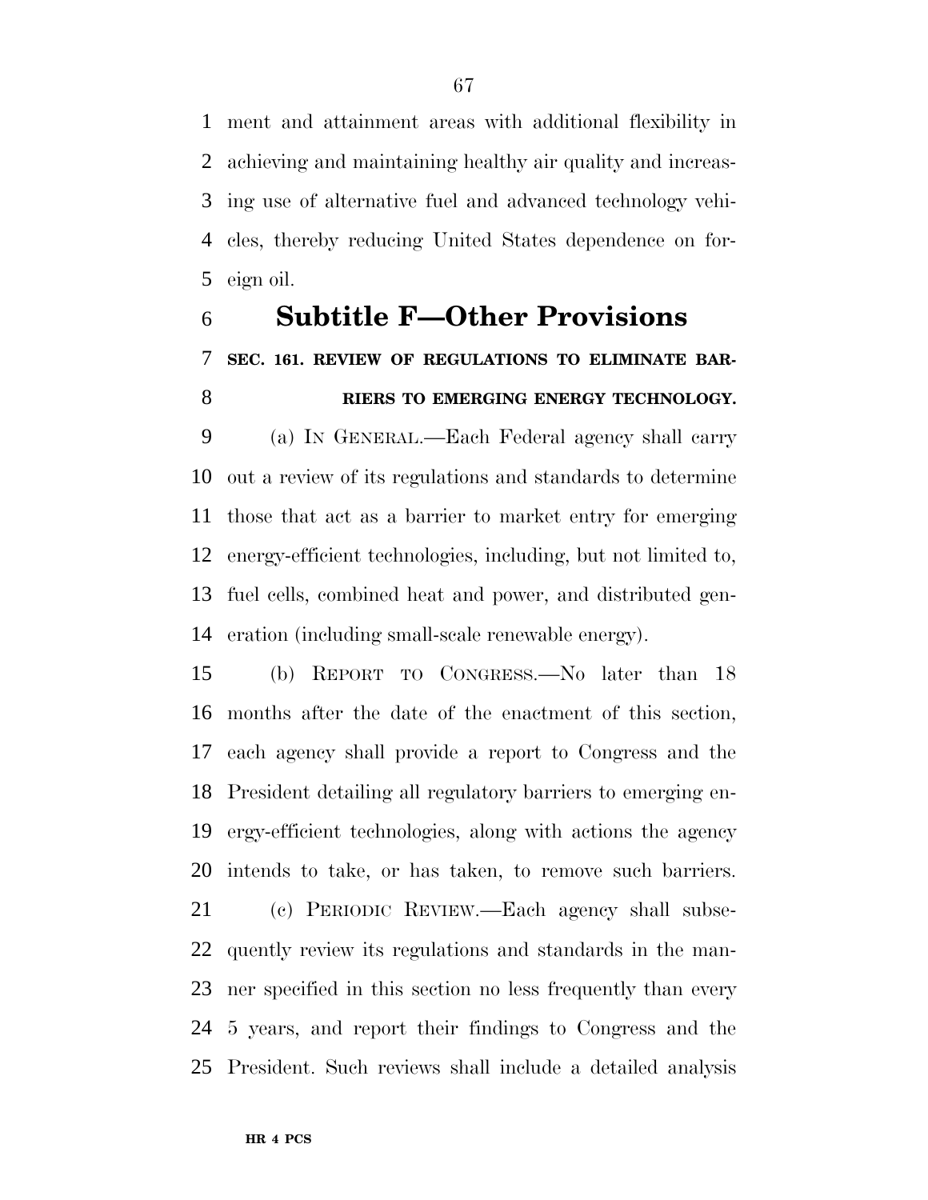ment and attainment areas with additional flexibility in achieving and maintaining healthy air quality and increasing use of alternative fuel and advanced technology vehicles, thereby reducing United States dependence on foreign oil.

## Subtitle F—Other Provisions

### SEC. 161. REVIEW OF REGULATIONS TO ELIMINATE BARRIERS TO EMERGING ENERGY TECHNOLOGY.

(a) IN GENERAL.—Each Federal agency shall carry out a review of its regulations and standards to determine those that act as a barrier to market entry for emerging energy-efficient technologies, including, but not limited to, fuel cells, combined heat and power, and distributed generation (including small-scale renewable energy).

(b) REPORT TO CONGRESS.—No later than 18 months after the date of the enactment of this section, each agency shall provide a report to Congress and the President detailing all regulatory barriers to emerging energy-efficient technologies, along with actions the agency intends to take, or has taken, to remove such barriers.

(c) PERIODIC REVIEW.—Each agency shall subsequently review its regulations and standards in the manner specified in this section no less frequently than every 5 years, and report their findings to Congress and the President. Such reviews shall include a detailed analysis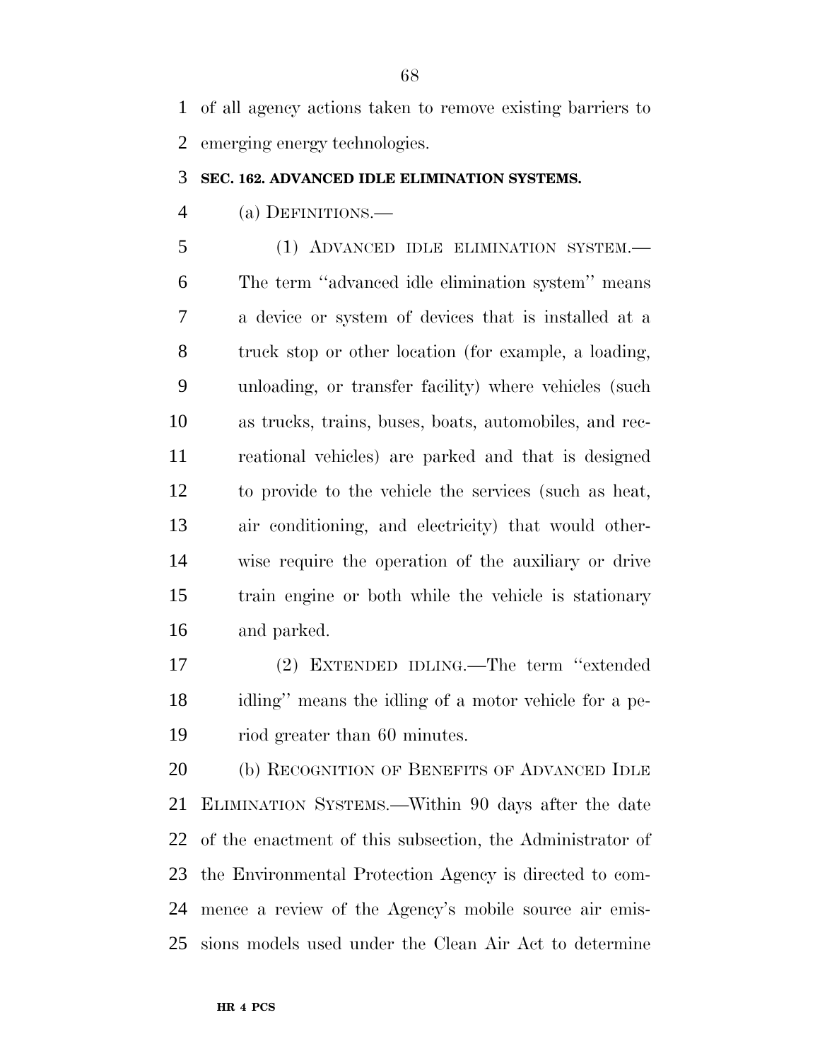of all agency actions taken to remove existing barriers to emerging energy technologies.

### SEC. 162. ADVANCED IDLE ELIMINATION SYSTEMS.

(a) DEFINITIONS.—

(1) ADVANCED IDLE ELIMINATION SYSTEM.— The term ''advanced idle elimination system'' means a device or system of devices that is installed at a truck stop or other location (for example, a loading, unloading, or transfer facility) where vehicles (such as trucks, trains, buses, boats, automobiles, and recreational vehicles) are parked and that is designed to provide to the vehicle the services (such as heat, air conditioning, and electricity) that would otherwise require the operation of the auxiliary or drive train engine or both while the vehicle is stationary and parked.

(2) EXTENDED IDLING.—The term ''extended idling'' means the idling of a motor vehicle for a period greater than 60 minutes.

(b) RECOGNITION OF BENEFITS OF ADVANCED IDLE ELIMINATION SYSTEMS.—Within 90 days after the date of the enactment of this subsection, the Administrator of the Environmental Protection Agency is directed to commence a review of the Agency's mobile source air emissions models used under the Clean Air Act to determine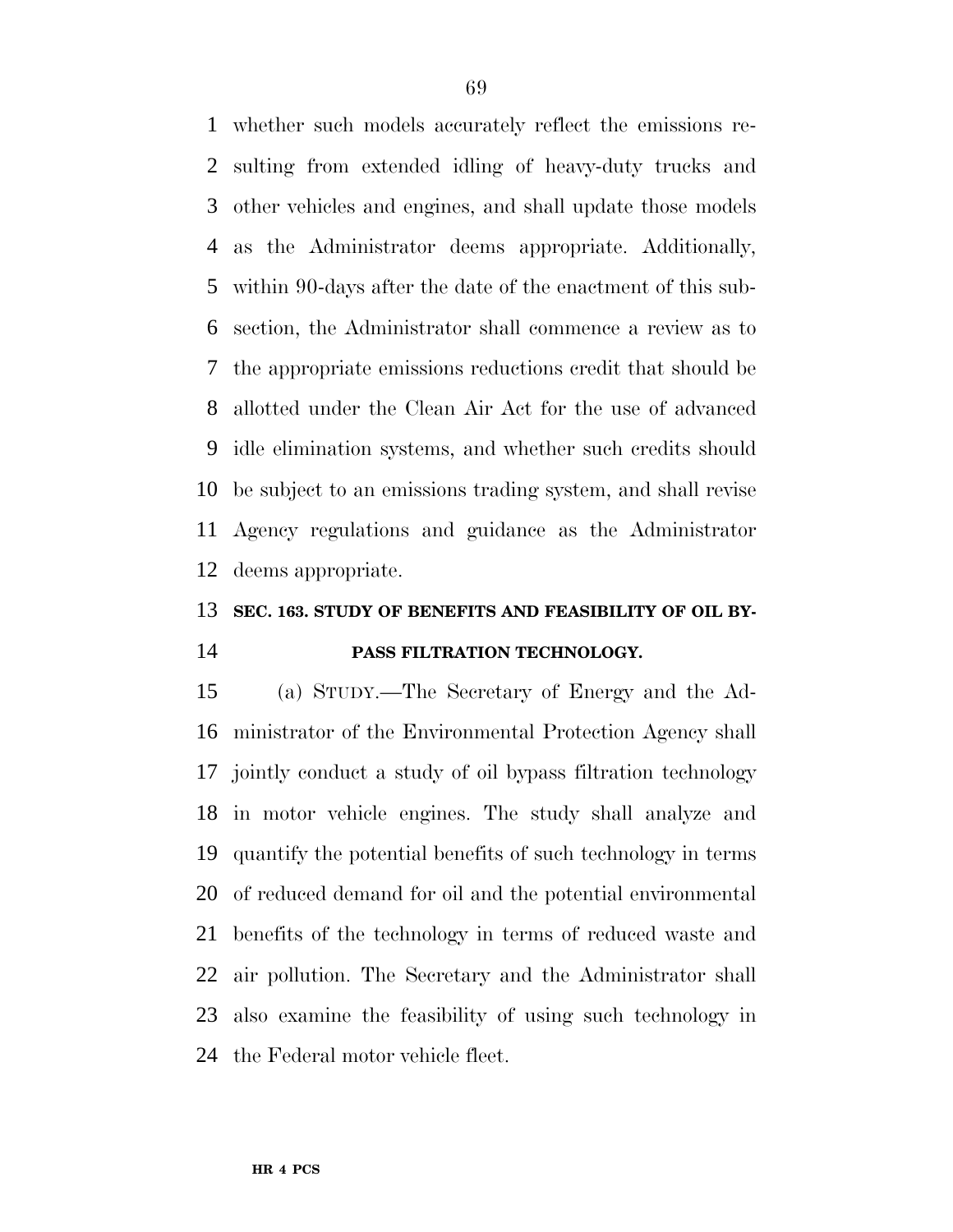whether such models accurately reflect the emissions resulting from extended idling of heavy-duty trucks and other vehicles and engines, and shall update those models as the Administrator deems appropriate. Additionally, within 90-days after the date of the enactment of this subsection, the Administrator shall commence a review as to the appropriate emissions reductions credit that should be allotted under the Clean Air Act for the use of advanced idle elimination systems, and whether such credits should be subject to an emissions trading system, and shall revise Agency regulations and guidance as the Administrator deems appropriate.

## SEC. 163. STUDY OF BENEFITS AND FEASIBILITY OF OIL BYPASS FILTRATION TECHNOLOGY.

(a) STUDY.—The Secretary of Energy and the Administrator of the Environmental Protection Agency shall jointly conduct a study of oil bypass filtration technology in motor vehicle engines. The study shall analyze and quantify the potential benefits of such technology in terms of reduced demand for oil and the potential environmental benefits of the technology in terms of reduced waste and air pollution. The Secretary and the Administrator shall also examine the feasibility of using such technology in the Federal motor vehicle fleet.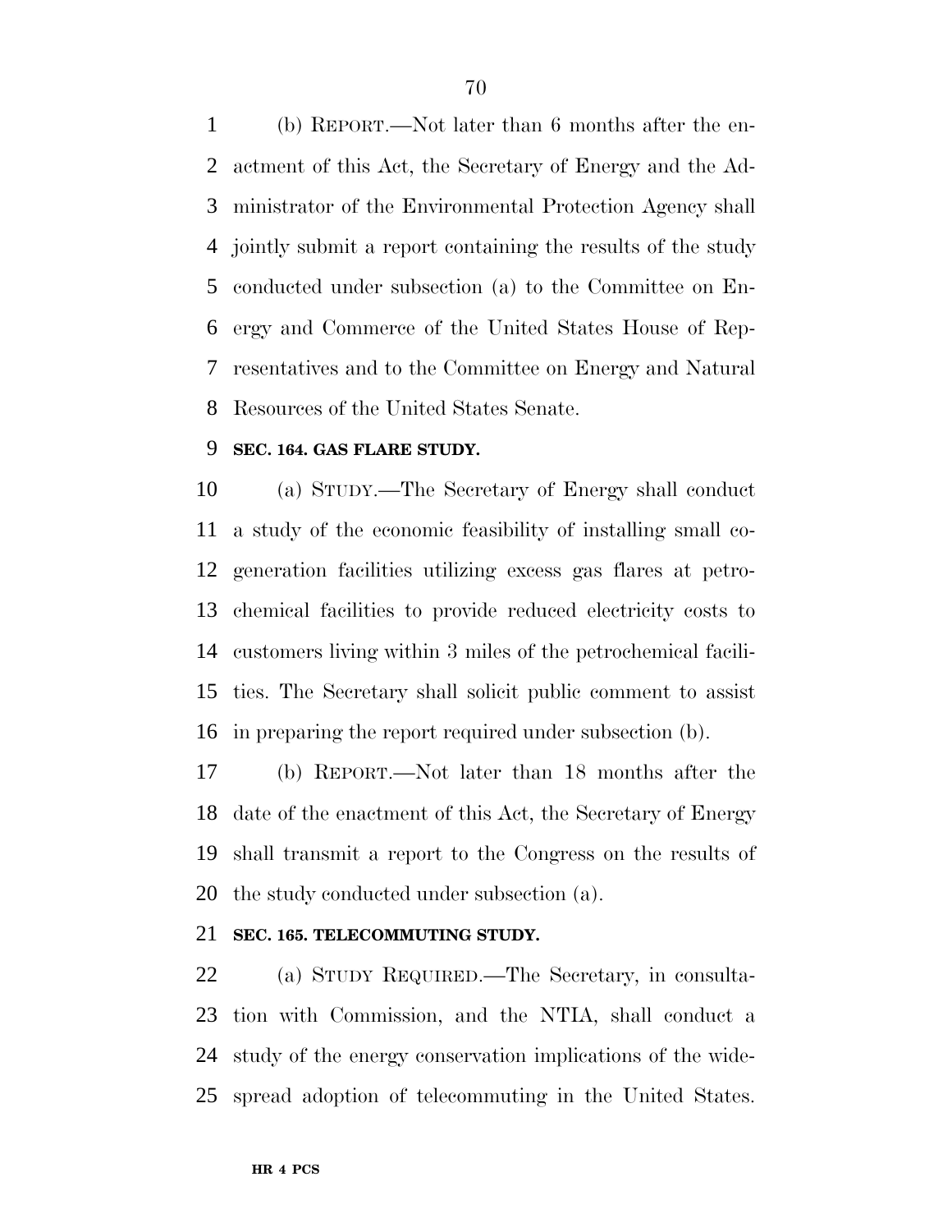(b) REPORT.—Not later than 6 months after the enactment of this Act, the Secretary of Energy and the Administrator of the Environmental Protection Agency shall jointly submit a report containing the results of the study conducted under subsection (a) to the Committee on Energy and Commerce of the United States House of Representatives and to the Committee on Energy and Natural Resources of the United States Senate.

**SEC. 164. GAS FLARE STUDY.**

(a) STUDY.—The Secretary of Energy shall conduct a study of the economic feasibility of installing small cogeneration facilities utilizing excess gas flares at petrochemical facilities to provide reduced electricity costs to customers living within 3 miles of the petrochemical facilities. The Secretary shall solicit public comment to assist in preparing the report required under subsection (b).

(b) REPORT.—Not later than 18 months after the date of the enactment of this Act, the Secretary of Energy shall transmit a report to the Congress on the results of the study conducted under subsection (a).

**SEC. 165. TELECOMMUTING STUDY.**

(a) STUDY REQUIRED.—The Secretary, in consultation with Commission, and the NTIA, shall conduct a study of the energy conservation implications of the widespread adoption of telecommuting in the United States.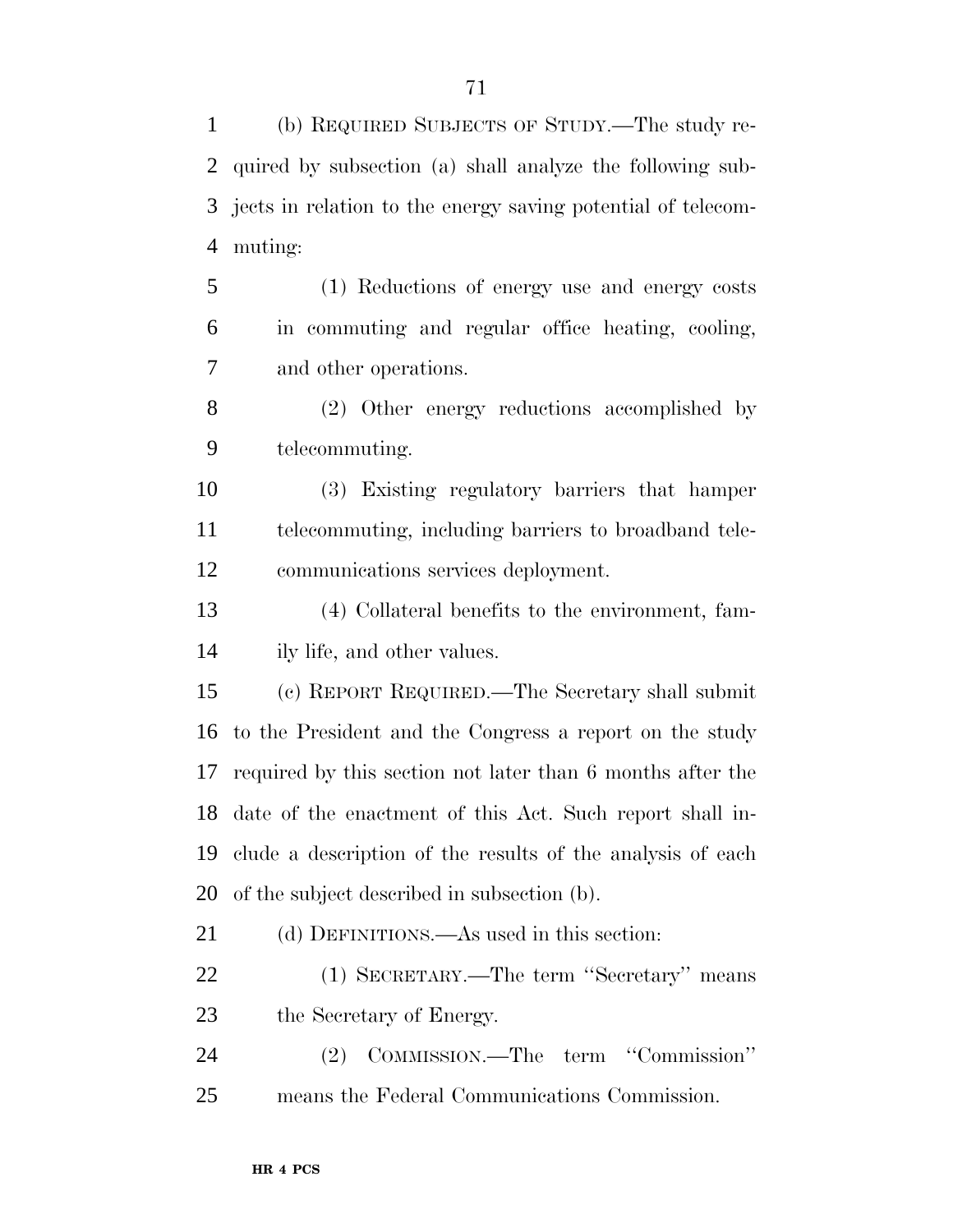(b) REQUIRED SUBJECTS OF STUDY.—The study required by subsection (a) shall analyze the following subjects in relation to the energy saving potential of telecommuting:

(1) Reductions of energy use and energy costs in commuting and regular office heating, cooling, and other operations.

(2) Other energy reductions accomplished by telecommuting.

(3) Existing regulatory barriers that hamper telecommuting, including barriers to broadband telecommunications services deployment.

(4) Collateral benefits to the environment, family life, and other values.

(c) REPORT REQUIRED.—The Secretary shall submit to the President and the Congress a report on the study required by this section not later than 6 months after the date of the enactment of this Act. Such report shall include a description of the results of the analysis of each of the subject described in subsection (b).

(d) DEFINITIONS.—As used in this section:

(1) SECRETARY.—The term ''Secretary'' means the Secretary of Energy.

(2) COMMISSION.—The term ''Commission'' means the Federal Communications Commission.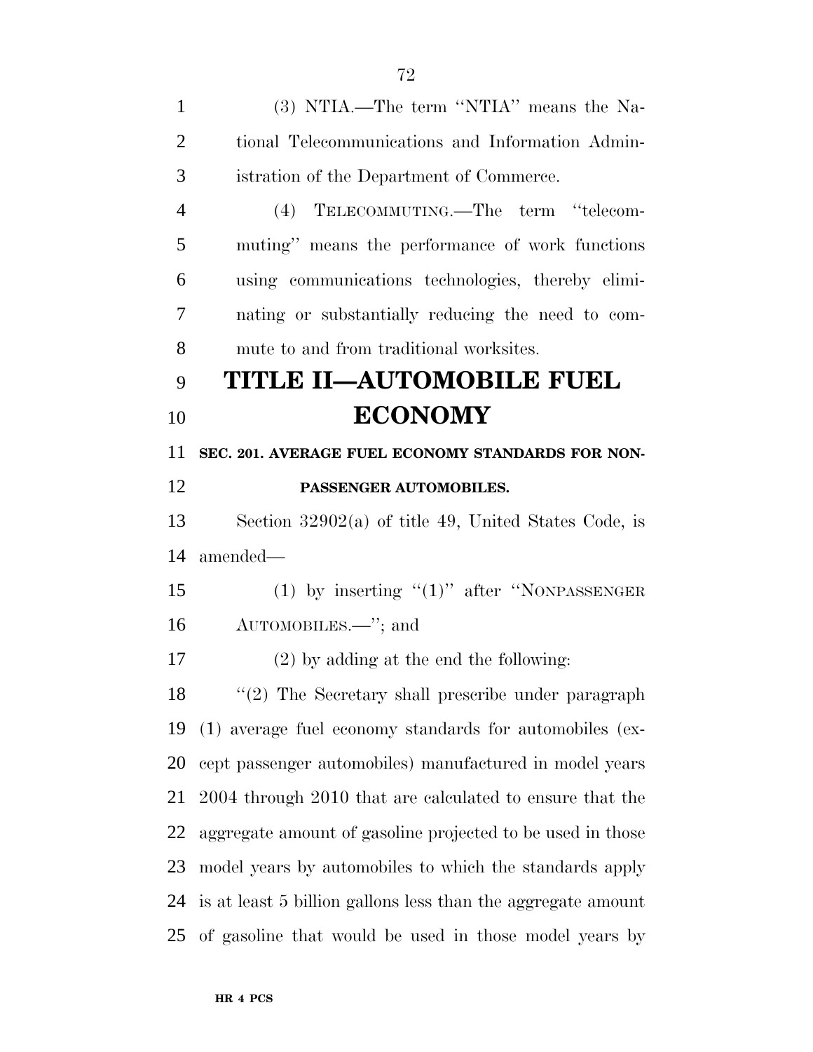(3) NTIA.—The term ''NTIA'' means the National Telecommunications and Information Administration of the Department of Commerce.

(4) TELECOMMUTING.—The term ''telecommuting'' means the performance of work functions using communications technologies, thereby eliminating or substantially reducing the need to commute to and from traditional worksites.

# TITLE II—AUTOMOBILE FUEL ECONOMY

### SEC. 201. AVERAGE FUEL ECONOMY STANDARDS FOR NONPASSENGER AUTOMOBILES.

Section 32902(a) of title 49, United States Code, is amended—

(1) by inserting ''(1)'' after ''NONPASSENGER AUTOMOBILES.—''; and

(2) by adding at the end the following:

''(2) The Secretary shall prescribe under paragraph (1) average fuel economy standards for automobiles (except passenger automobiles) manufactured in model years 2004 through 2010 that are calculated to ensure that the aggregate amount of gasoline projected to be used in those model years by automobiles to which the standards apply is at least 5 billion gallons less than the aggregate amount of gasoline that would be used in those model years by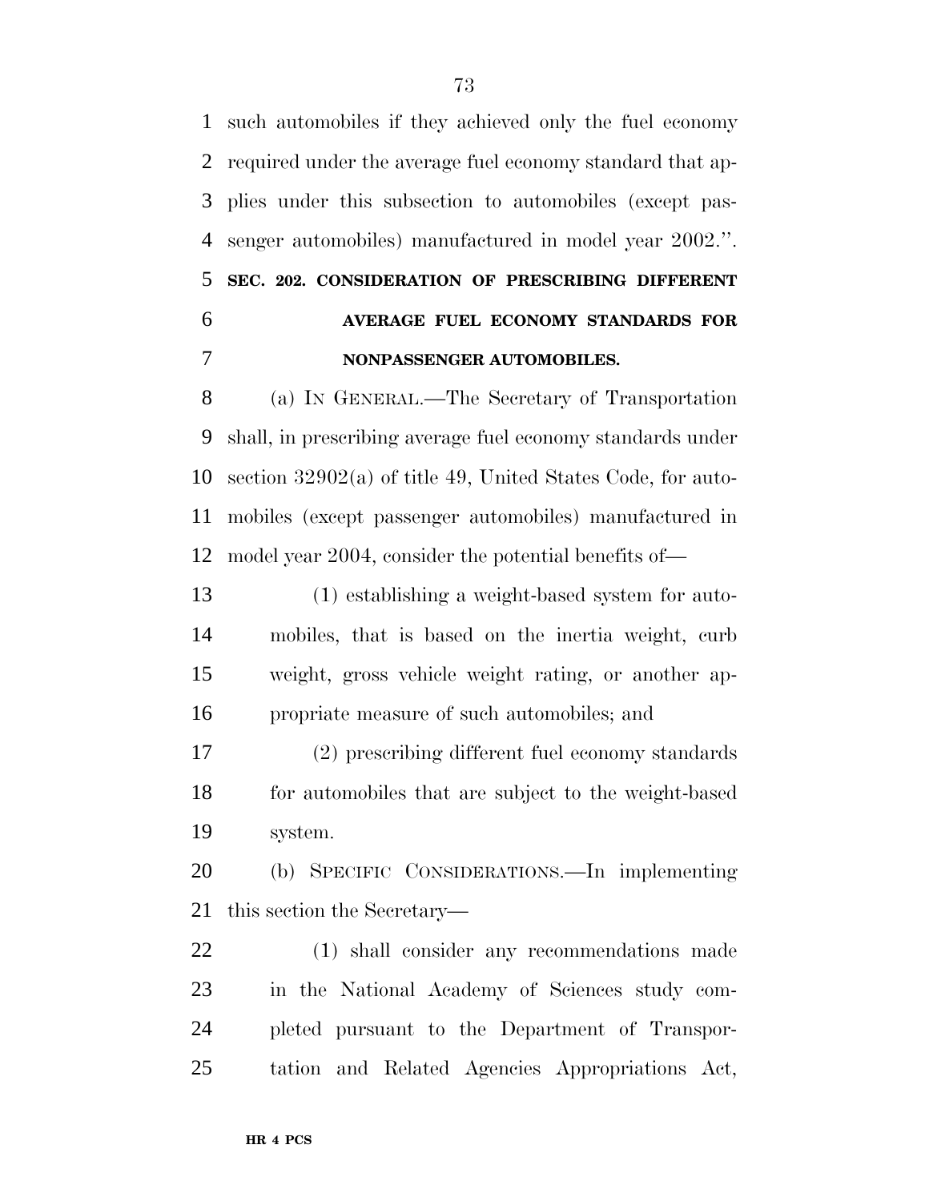such automobiles if they achieved only the fuel economy required under the average fuel economy standard that applies under this subsection to automobiles (except passenger automobiles) manufactured in model year 2002.''.

### SEC. 202. CONSIDERATION OF PRESCRIBING DIFFERENT AVERAGE FUEL ECONOMY STANDARDS FOR NONPASSENGER AUTOMOBILES.

(a) IN GENERAL.—The Secretary of Transportation shall, in prescribing average fuel economy standards under section 32902(a) of title 49, United States Code, for automobiles (except passenger automobiles) manufactured in model year 2004, consider the potential benefits of—

(1) establishing a weight-based system for automobiles, that is based on the inertia weight, curb weight, gross vehicle weight rating, or another appropriate measure of such automobiles; and

(2) prescribing different fuel economy standards for automobiles that are subject to the weight-based system.

(b) SPECIFIC CONSIDERATIONS.—In implementing this section the Secretary—

(1) shall consider any recommendations made in the National Academy of Sciences study completed pursuant to the Department of Transportation and Related Agencies Appropriations Act,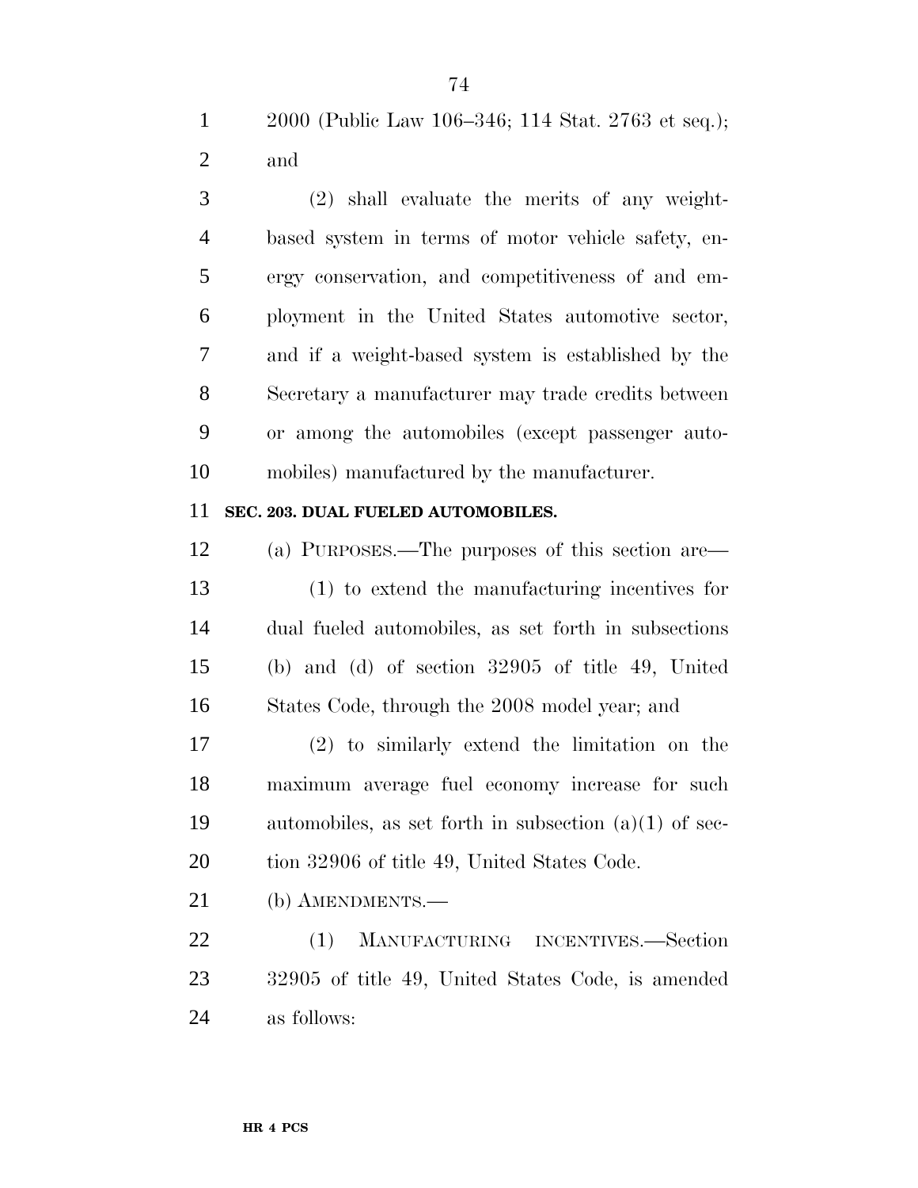2000 (Public Law 106–346; 114 Stat. 2763 et seq.); and

(2) shall evaluate the merits of any weight-based system in terms of motor vehicle safety, energy conservation, and competitiveness of and employment in the United States automotive sector, and if a weight-based system is established by the Secretary a manufacturer may trade credits between or among the automobiles (except passenger automobiles) manufactured by the manufacturer.

**SEC. 203. DUAL FUELED AUTOMOBILES.**

(a) PURPOSES.—The purposes of this section are—

(1) to extend the manufacturing incentives for dual fueled automobiles, as set forth in subsections (b) and (d) of section 32905 of title 49, United States Code, through the 2008 model year; and

(2) to similarly extend the limitation on the maximum average fuel economy increase for such automobiles, as set forth in subsection (a)(1) of section 32906 of title 49, United States Code.

(b) AMENDMENTS.—

(1) MANUFACTURING INCENTIVES.—Section 32905 of title 49, United States Code, is amended as follows: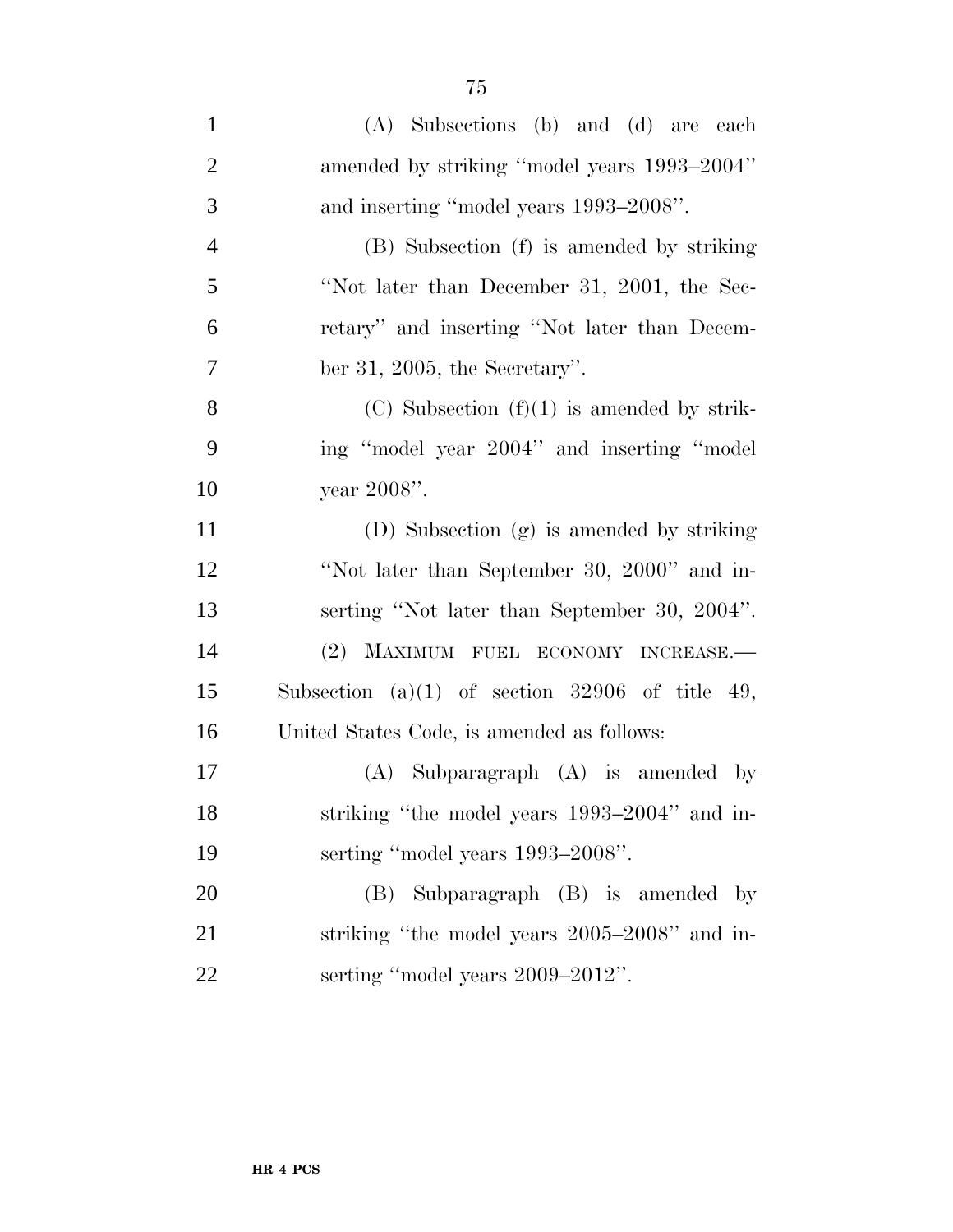(A) Subsections (b) and (d) are each amended by striking ''model years 1993–2004'' and inserting ''model years 1993–2008''.

(B) Subsection (f) is amended by striking ''Not later than December 31, 2001, the Secretary'' and inserting ''Not later than December 31, 2005, the Secretary''.

(C) Subsection (f)(1) is amended by striking ''model year 2004'' and inserting ''model year 2008''.

(D) Subsection (g) is amended by striking ''Not later than September 30, 2000'' and inserting ''Not later than September 30, 2004''.

(2) MAXIMUM FUEL ECONOMY INCREASE.—Subsection (a)(1) of section 32906 of title 49, United States Code, is amended as follows:

(A) Subparagraph (A) is amended by striking ''the model years 1993–2004'' and inserting ''model years 1993–2008''.

(B) Subparagraph (B) is amended by striking ''the model years 2005–2008'' and inserting ''model years 2009–2012''.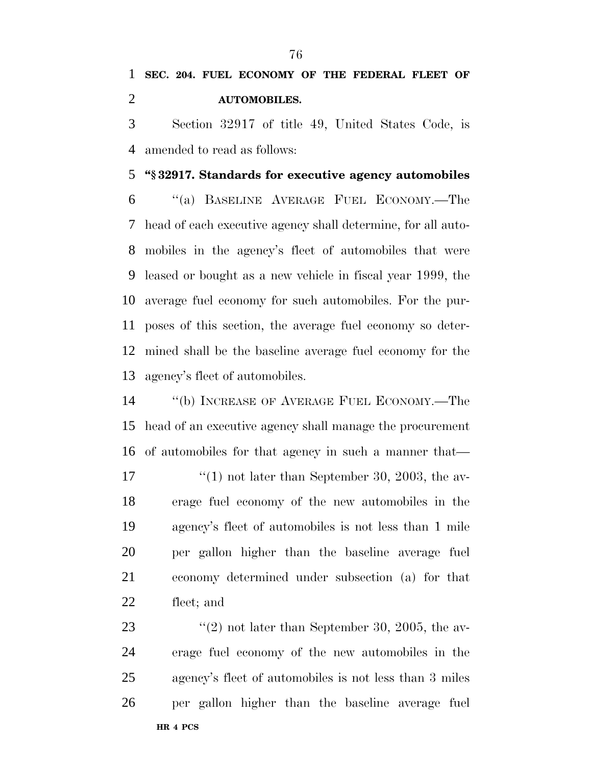**SEC. 204. FUEL ECONOMY OF THE FEDERAL FLEET OF AUTOMOBILES.**

Section 32917 of title 49, United States Code, is amended to read as follows:

**"§ 32917. Standards for executive agency automobiles**

"(a) BASELINE AVERAGE FUEL ECONOMY.—The head of each executive agency shall determine, for all automobiles in the agency's fleet of automobiles that were leased or bought as a new vehicle in fiscal year 1999, the average fuel economy for such automobiles. For the purposes of this section, the average fuel economy so determined shall be the baseline average fuel economy for the agency's fleet of automobiles.

"(b) INCREASE OF AVERAGE FUEL ECONOMY.—The head of an executive agency shall manage the procurement of automobiles for that agency in such a manner that—

"(1) not later than September 30, 2003, the average fuel economy of the new automobiles in the agency's fleet of automobiles is not less than 1 mile per gallon higher than the baseline average fuel economy determined under subsection (a) for that fleet; and

"(2) not later than September 30, 2005, the average fuel economy of the new automobiles in the agency's fleet of automobiles is not less than 3 miles per gallon higher than the baseline average fuel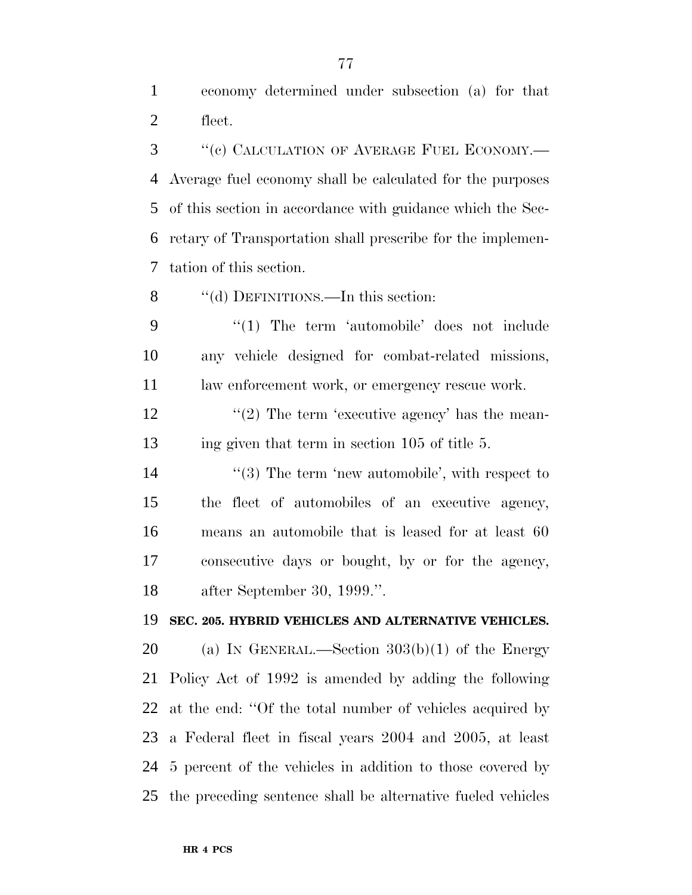economy determined under subsection (a) for that fleet.

"(c) CALCULATION OF AVERAGE FUEL ECONOMY.—Average fuel economy shall be calculated for the purposes of this section in accordance with guidance which the Secretary of Transportation shall prescribe for the implementation of this section.

"(d) DEFINITIONS.—In this section:

"(1) The term 'automobile' does not include any vehicle designed for combat-related missions, law enforcement work, or emergency rescue work.

"(2) The term 'executive agency' has the meaning given that term in section 105 of title 5.

"(3) The term 'new automobile', with respect to the fleet of automobiles of an executive agency, means an automobile that is leased for at least 60 consecutive days or bought, by or for the agency, after September 30, 1999.".

**SEC. 205. HYBRID VEHICLES AND ALTERNATIVE VEHICLES.**

(a) IN GENERAL.—Section 303(b)(1) of the Energy Policy Act of 1992 is amended by adding the following at the end: "Of the total number of vehicles acquired by a Federal fleet in fiscal years 2004 and 2005, at least 5 percent of the vehicles in addition to those covered by the preceding sentence shall be alternative fueled vehicles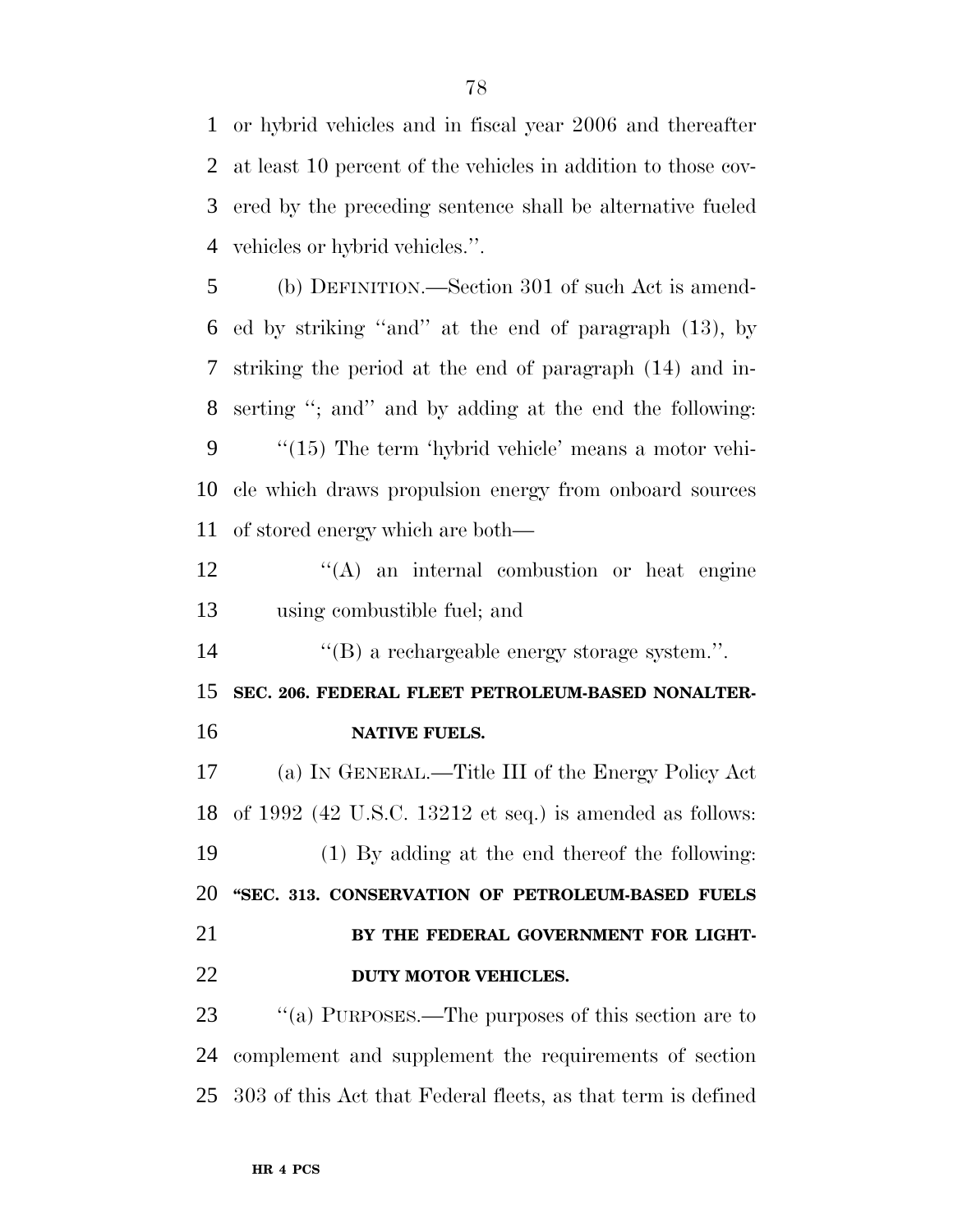or hybrid vehicles and in fiscal year 2006 and thereafter at least 10 percent of the vehicles in addition to those covered by the preceding sentence shall be alternative fueled vehicles or hybrid vehicles.''.

(b) DEFINITION.—Section 301 of such Act is amended by striking ''and'' at the end of paragraph (13), by striking the period at the end of paragraph (14) and inserting ''; and'' and by adding at the end the following:

''(15) The term 'hybrid vehicle' means a motor vehicle which draws propulsion energy from onboard sources of stored energy which are both—

''(A) an internal combustion or heat engine using combustible fuel; and

''(B) a rechargeable energy storage system.''.

**SEC. 206. FEDERAL FLEET PETROLEUM-BASED NONALTERNATIVE FUELS.**

(a) IN GENERAL.—Title III of the Energy Policy Act of 1992 (42 U.S.C. 13212 et seq.) is amended as follows:

(1) By adding at the end thereof the following:

**''SEC. 313. CONSERVATION OF PETROLEUM-BASED FUELS BY THE FEDERAL GOVERNMENT FOR LIGHT-DUTY MOTOR VEHICLES.**

''(a) PURPOSES.—The purposes of this section are to complement and supplement the requirements of section 303 of this Act that Federal fleets, as that term is defined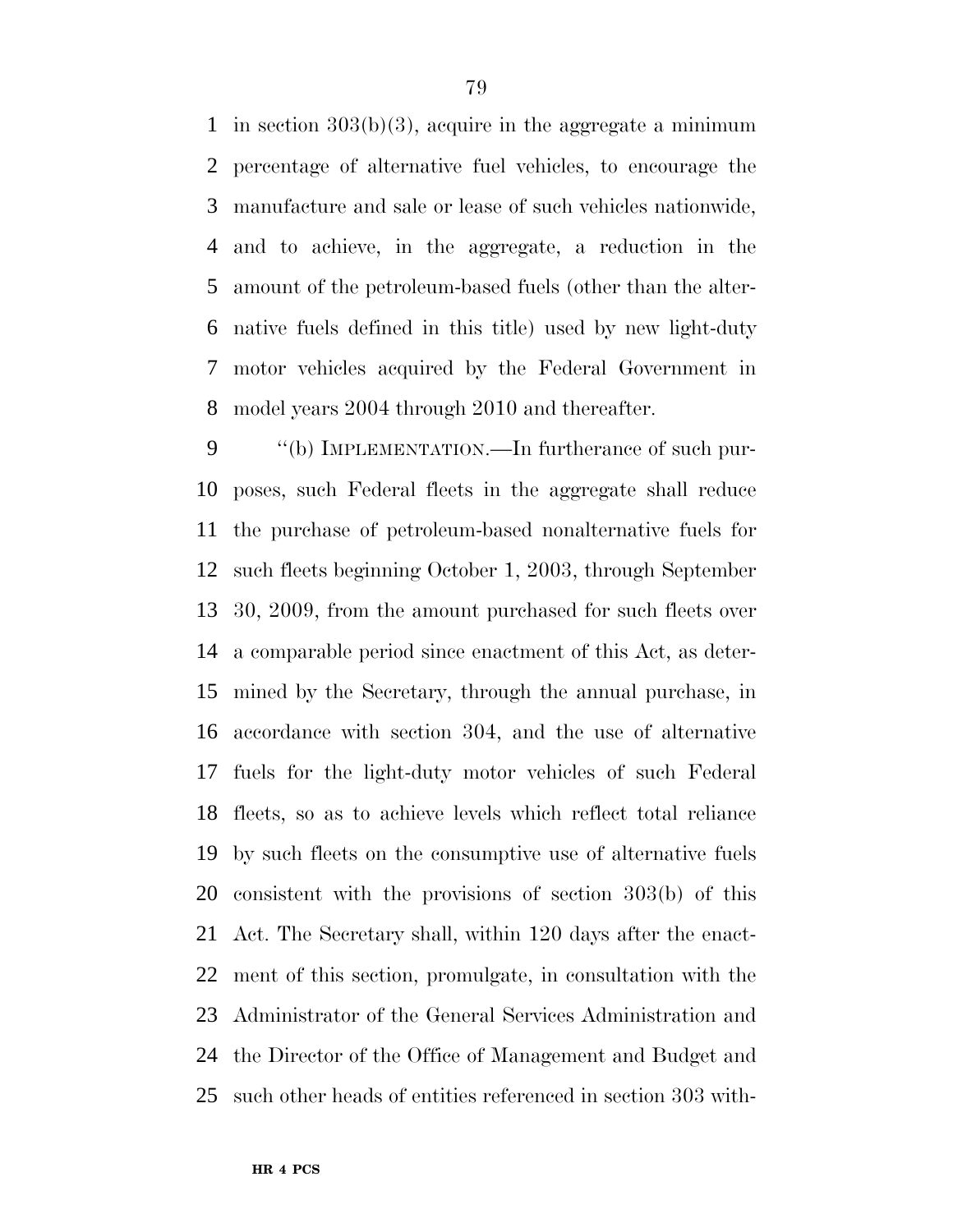in section 303(b)(3), acquire in the aggregate a minimum percentage of alternative fuel vehicles, to encourage the manufacture and sale or lease of such vehicles nationwide, and to achieve, in the aggregate, a reduction in the amount of the petroleum-based fuels (other than the alternative fuels defined in this title) used by new light-duty motor vehicles acquired by the Federal Government in model years 2004 through 2010 and thereafter.

''(b) IMPLEMENTATION.—In furtherance of such purposes, such Federal fleets in the aggregate shall reduce the purchase of petroleum-based nonalternative fuels for such fleets beginning October 1, 2003, through September 30, 2009, from the amount purchased for such fleets over a comparable period since enactment of this Act, as determined by the Secretary, through the annual purchase, in accordance with section 304, and the use of alternative fuels for the light-duty motor vehicles of such Federal fleets, so as to achieve levels which reflect total reliance by such fleets on the consumptive use of alternative fuels consistent with the provisions of section 303(b) of this Act. The Secretary shall, within 120 days after the enactment of this section, promulgate, in consultation with the Administrator of the General Services Administration and the Director of the Office of Management and Budget and such other heads of entities referenced in section 303 with-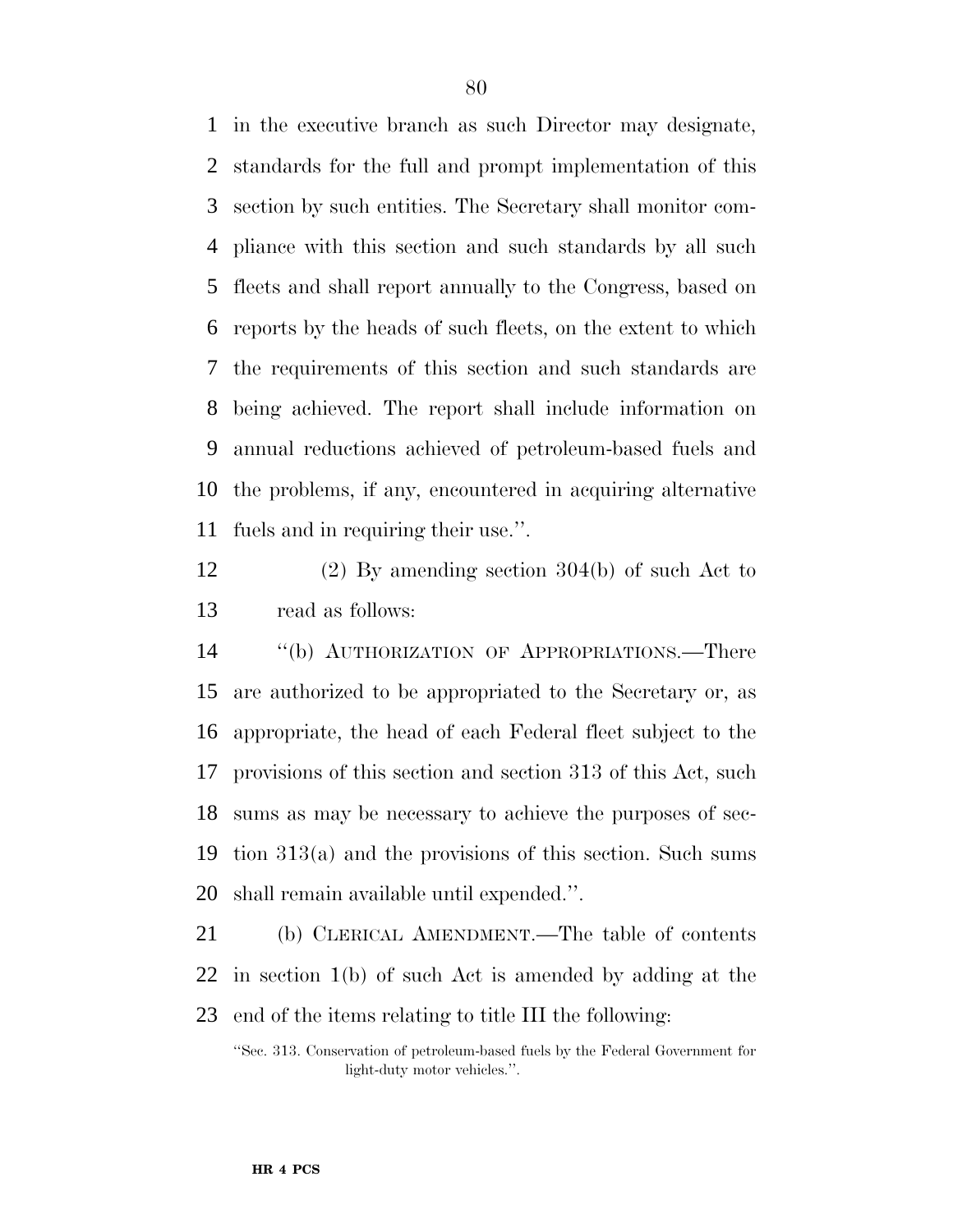in the executive branch as such Director may designate, standards for the full and prompt implementation of this section by such entities. The Secretary shall monitor compliance with this section and such standards by all such fleets and shall report annually to the Congress, based on reports by the heads of such fleets, on the extent to which the requirements of this section and such standards are being achieved. The report shall include information on annual reductions achieved of petroleum-based fuels and the problems, if any, encountered in acquiring alternative fuels and in requiring their use.''.

(2) By amending section 304(b) of such Act to read as follows:

''(b) AUTHORIZATION OF APPROPRIATIONS.—There are authorized to be appropriated to the Secretary or, as appropriate, the head of each Federal fleet subject to the provisions of this section and section 313 of this Act, such sums as may be necessary to achieve the purposes of section 313(a) and the provisions of this section. Such sums shall remain available until expended.''.

(b) CLERICAL AMENDMENT.—The table of contents in section 1(b) of such Act is amended by adding at the end of the items relating to title III the following:

''Sec. 313. Conservation of petroleum-based fuels by the Federal Government for light-duty motor vehicles.''.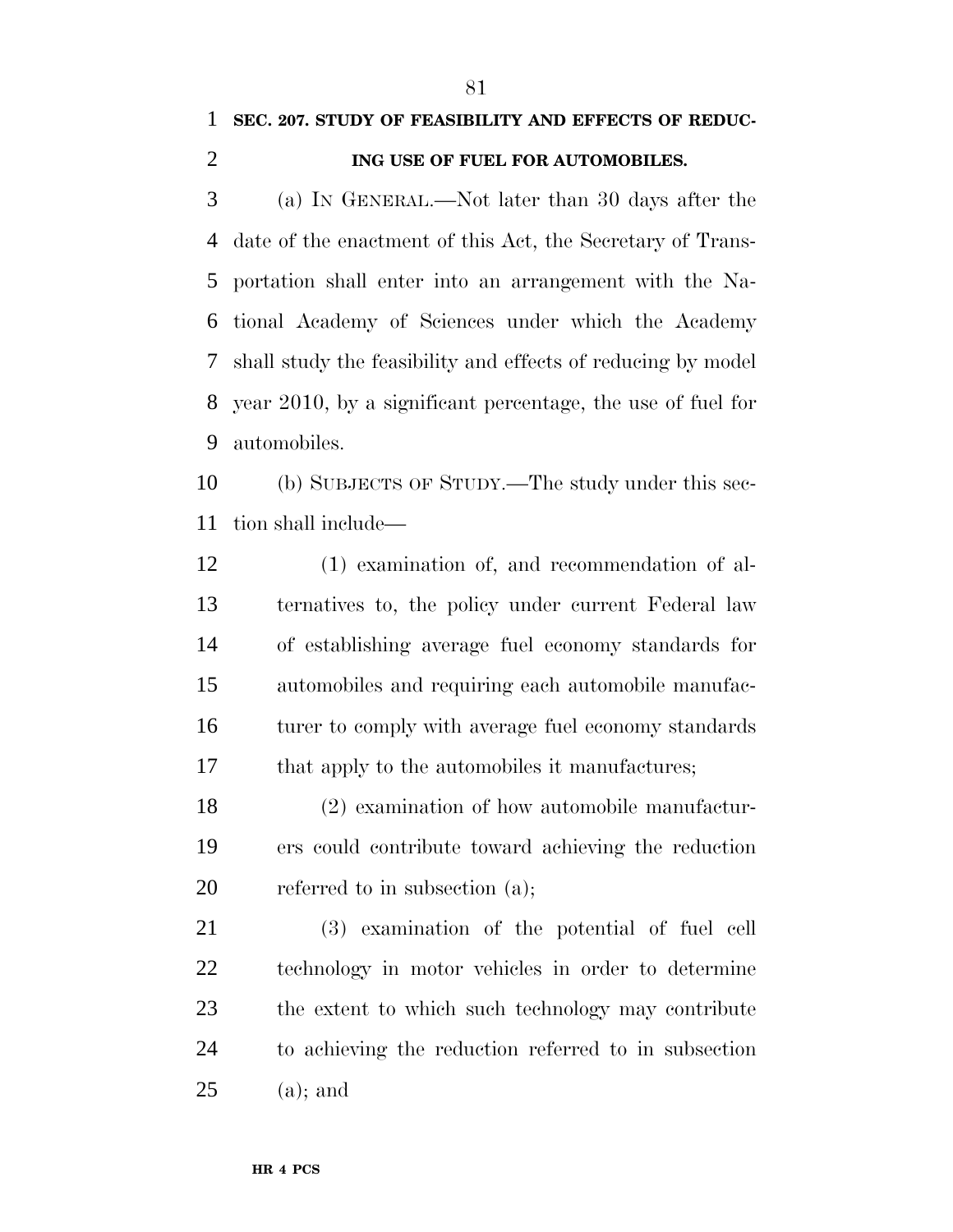**SEC. 207. STUDY OF FEASIBILITY AND EFFECTS OF REDUCING USE OF FUEL FOR AUTOMOBILES.**

(a) IN GENERAL.—Not later than 30 days after the date of the enactment of this Act, the Secretary of Transportation shall enter into an arrangement with the National Academy of Sciences under which the Academy shall study the feasibility and effects of reducing by model year 2010, by a significant percentage, the use of fuel for automobiles.

(b) SUBJECTS OF STUDY.—The study under this section shall include—

(1) examination of, and recommendation of alternatives to, the policy under current Federal law of establishing average fuel economy standards for automobiles and requiring each automobile manufacturer to comply with average fuel economy standards that apply to the automobiles it manufactures;

(2) examination of how automobile manufacturers could contribute toward achieving the reduction referred to in subsection (a);

(3) examination of the potential of fuel cell technology in motor vehicles in order to determine the extent to which such technology may contribute to achieving the reduction referred to in subsection (a); and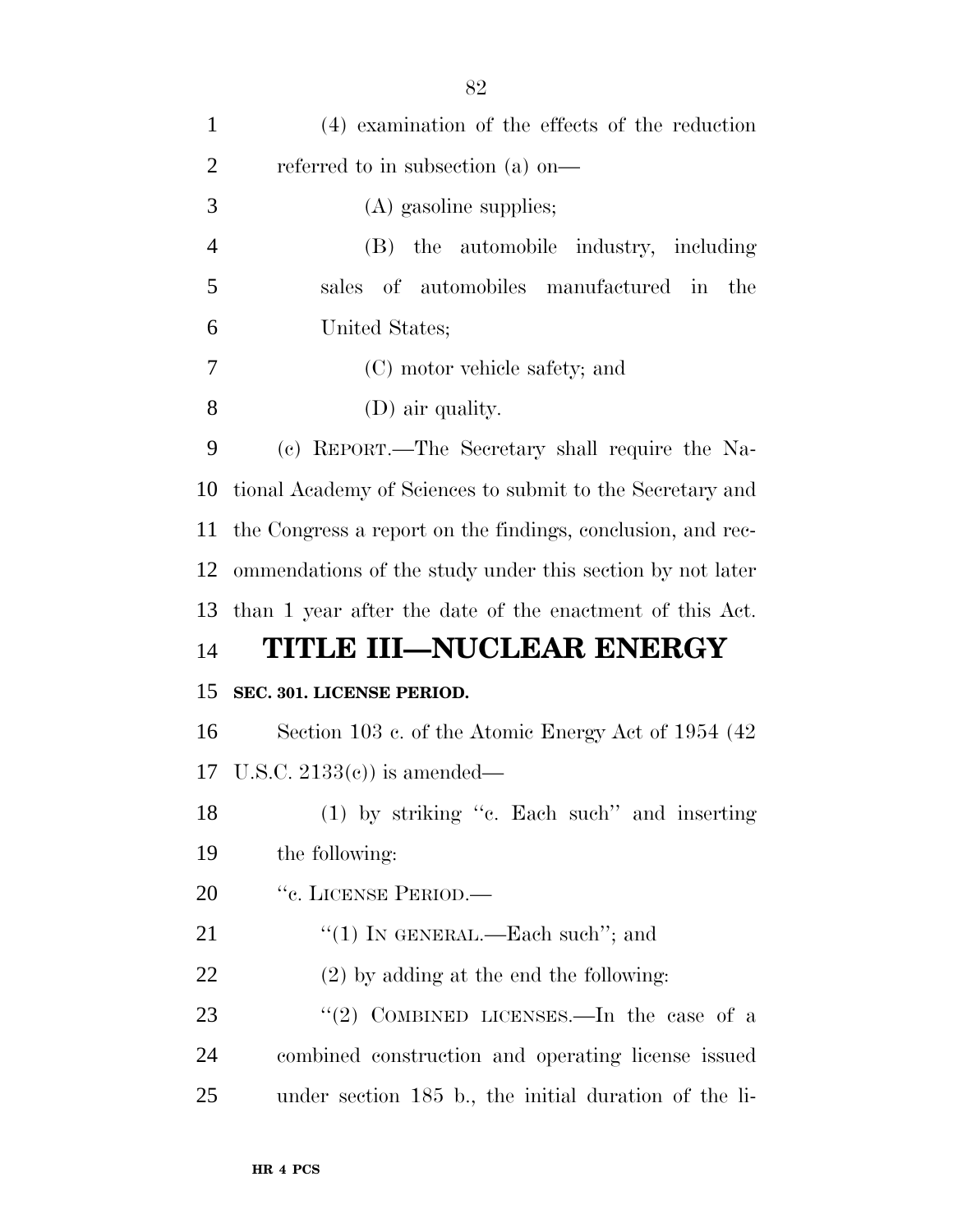(4) examination of the effects of the reduction referred to in subsection (a) on—

(A) gasoline supplies;

(B) the automobile industry, including sales of automobiles manufactured in the United States;

(C) motor vehicle safety; and

(D) air quality.

(c) REPORT.—The Secretary shall require the National Academy of Sciences to submit to the Secretary and the Congress a report on the findings, conclusion, and recommendations of the study under this section by not later than 1 year after the date of the enactment of this Act.

# TITLE III—NUCLEAR ENERGY

**SEC. 301. LICENSE PERIOD.**

Section 103 c. of the Atomic Energy Act of 1954 (42 U.S.C. 2133(c)) is amended—

(1) by striking ''c. Each such'' and inserting the following:

''c. LICENSE PERIOD.—

''(1) IN GENERAL.—Each such''; and

(2) by adding at the end the following:

''(2) COMBINED LICENSES.—In the case of a combined construction and operating license issued under section 185 b., the initial duration of the li-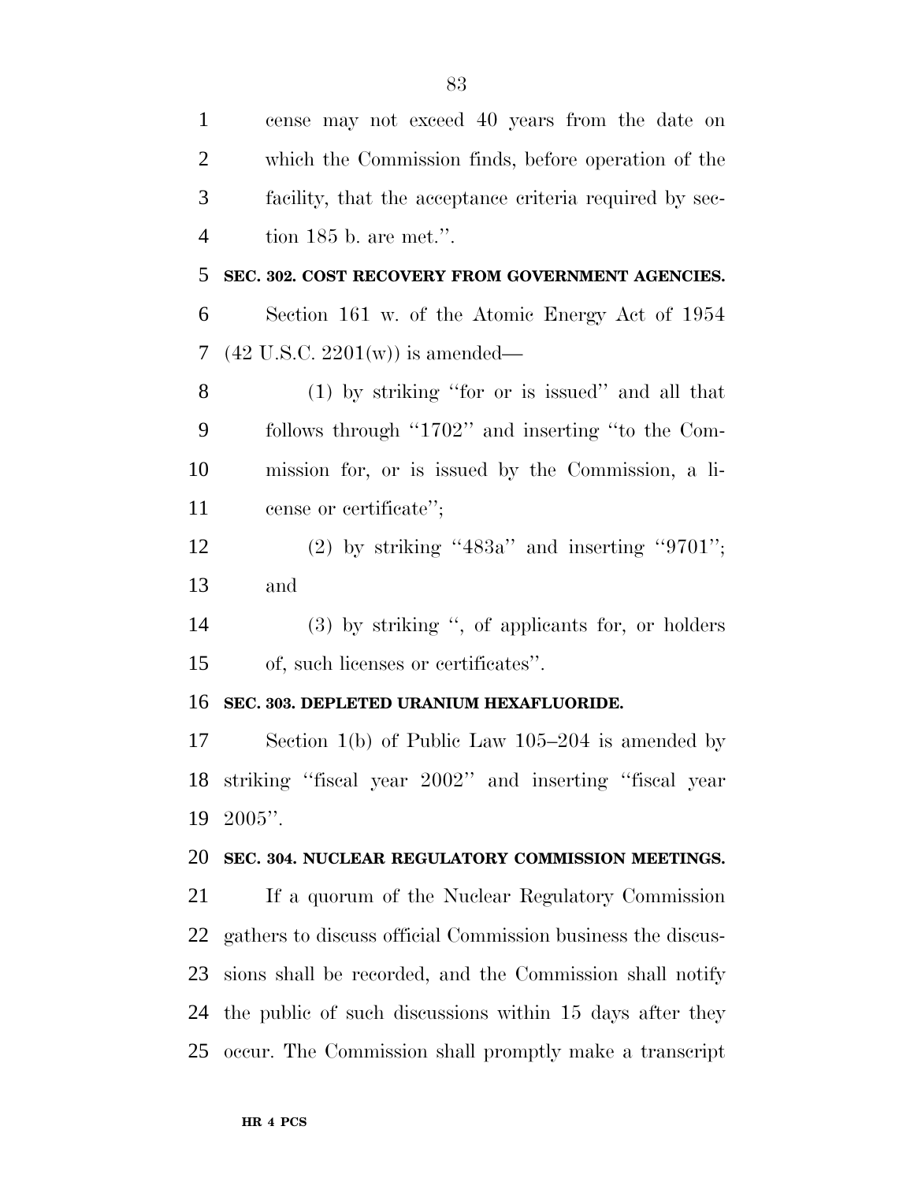cense may not exceed 40 years from the date on which the Commission finds, before operation of the facility, that the acceptance criteria required by section 185 b. are met.''.

**SEC. 302. COST RECOVERY FROM GOVERNMENT AGENCIES.**

Section 161 w. of the Atomic Energy Act of 1954 (42 U.S.C. 2201(w)) is amended—

(1) by striking ''for or is issued'' and all that follows through ''1702'' and inserting ''to the Commission for, or is issued by the Commission, a license or certificate'';

(2) by striking ''483a'' and inserting ''9701''; and

(3) by striking '', of applicants for, or holders of, such licenses or certificates''.

**SEC. 303. DEPLETED URANIUM HEXAFLUORIDE.**

Section 1(b) of Public Law 105–204 is amended by striking ''fiscal year 2002'' and inserting ''fiscal year 2005''.

**SEC. 304. NUCLEAR REGULATORY COMMISSION MEETINGS.**

If a quorum of the Nuclear Regulatory Commission gathers to discuss official Commission business the discussions shall be recorded, and the Commission shall notify the public of such discussions within 15 days after they occur. The Commission shall promptly make a transcript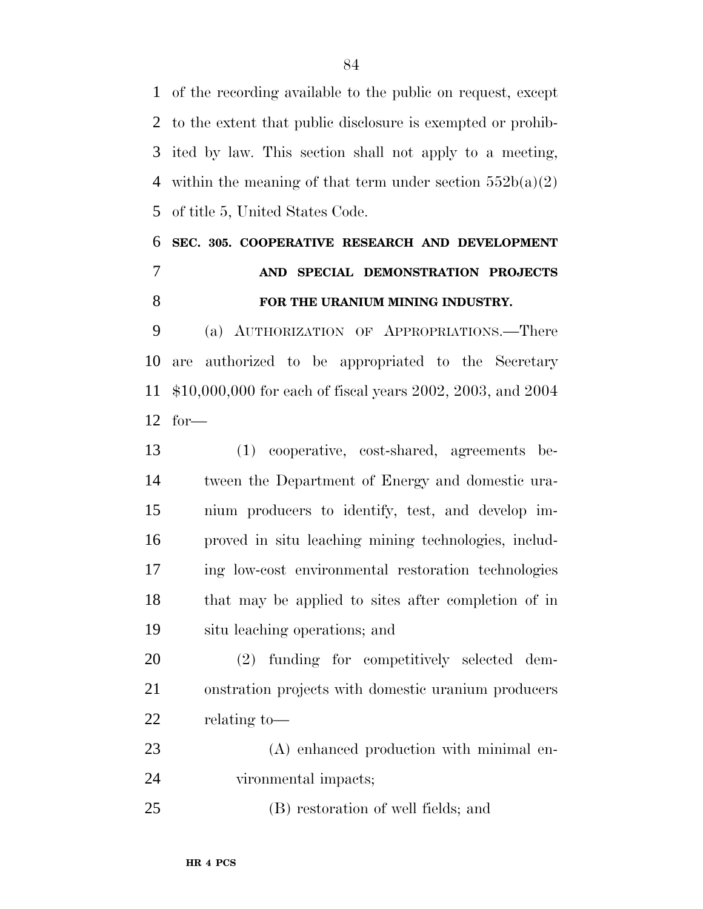of the recording available to the public on request, except to the extent that public disclosure is exempted or prohibited by law. This section shall not apply to a meeting, within the meaning of that term under section 552b(a)(2) of title 5, United States Code.

## SEC. 305. COOPERATIVE RESEARCH AND DEVELOPMENT AND SPECIAL DEMONSTRATION PROJECTS FOR THE URANIUM MINING INDUSTRY.

(a) AUTHORIZATION OF APPROPRIATIONS.—There are authorized to be appropriated to the Secretary $10,000,000 for each of fiscal years 2002, 2003, and 2004 for—

(1) cooperative, cost-shared, agreements between the Department of Energy and domestic uranium producers to identify, test, and develop improved in situ leaching mining technologies, including low-cost environmental restoration technologies that may be applied to sites after completion of in situ leaching operations; and

(2) funding for competitively selected demonstration projects with domestic uranium producers relating to—

(A) enhanced production with minimal environmental impacts;

(B) restoration of well fields; and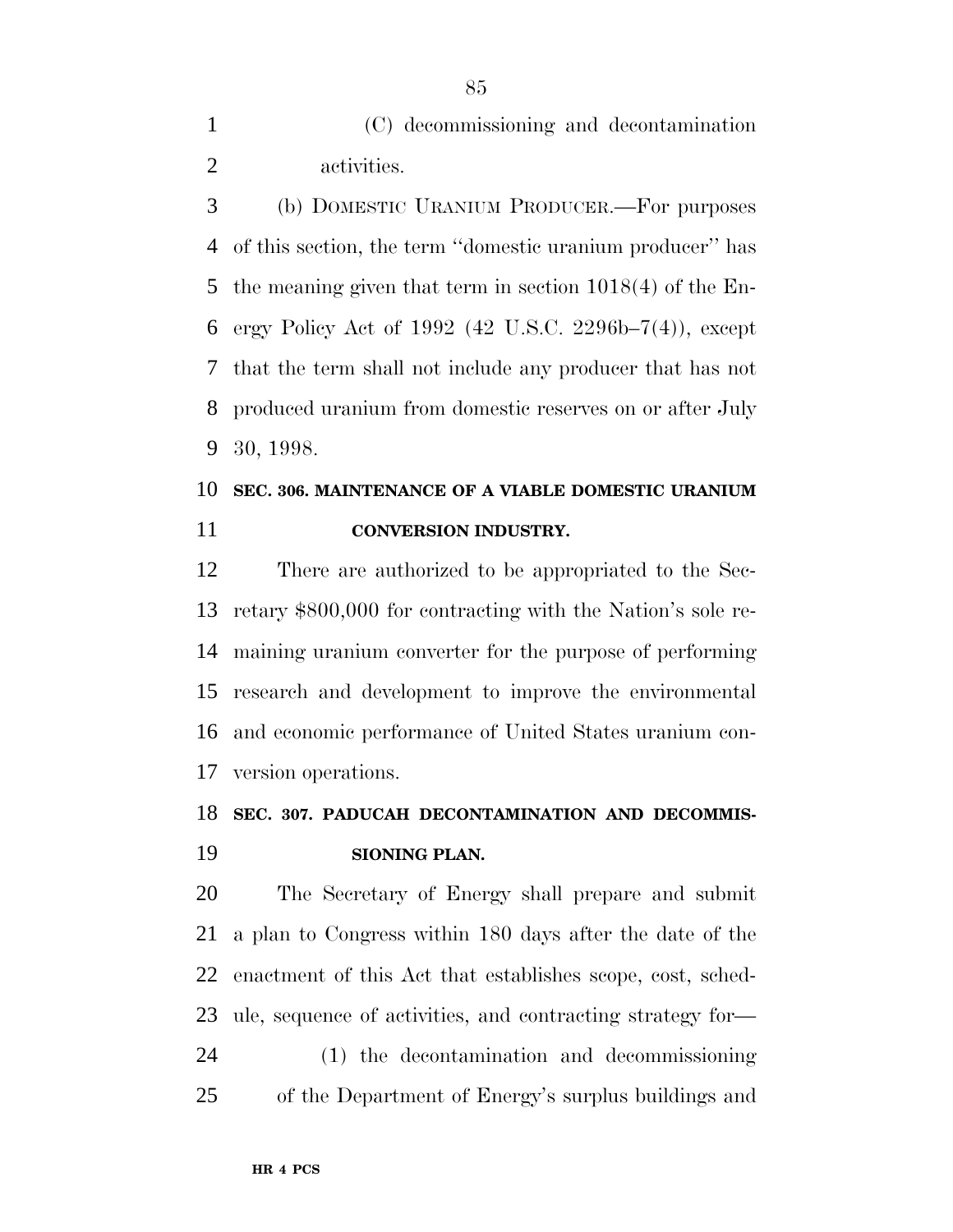(C) decommissioning and decontamination activities.

(b) DOMESTIC URANIUM PRODUCER.—For purposes of this section, the term ''domestic uranium producer'' has the meaning given that term in section 1018(4) of the Energy Policy Act of 1992 (42 U.S.C. 2296b–7(4)), except that the term shall not include any producer that has not produced uranium from domestic reserves on or after July 30, 1998.

**SEC. 306. MAINTENANCE OF A VIABLE DOMESTIC URANIUM CONVERSION INDUSTRY.**

There are authorized to be appropriated to the Secretary $800,000 for contracting with the Nation's sole remaining uranium converter for the purpose of performing research and development to improve the environmental and economic performance of United States uranium conversion operations.

**SEC. 307. PADUCAH DECONTAMINATION AND DECOMMISSIONING PLAN.**

The Secretary of Energy shall prepare and submit a plan to Congress within 180 days after the date of the enactment of this Act that establishes scope, cost, schedule, sequence of activities, and contracting strategy for—

(1) the decontamination and decommissioning of the Department of Energy's surplus buildings and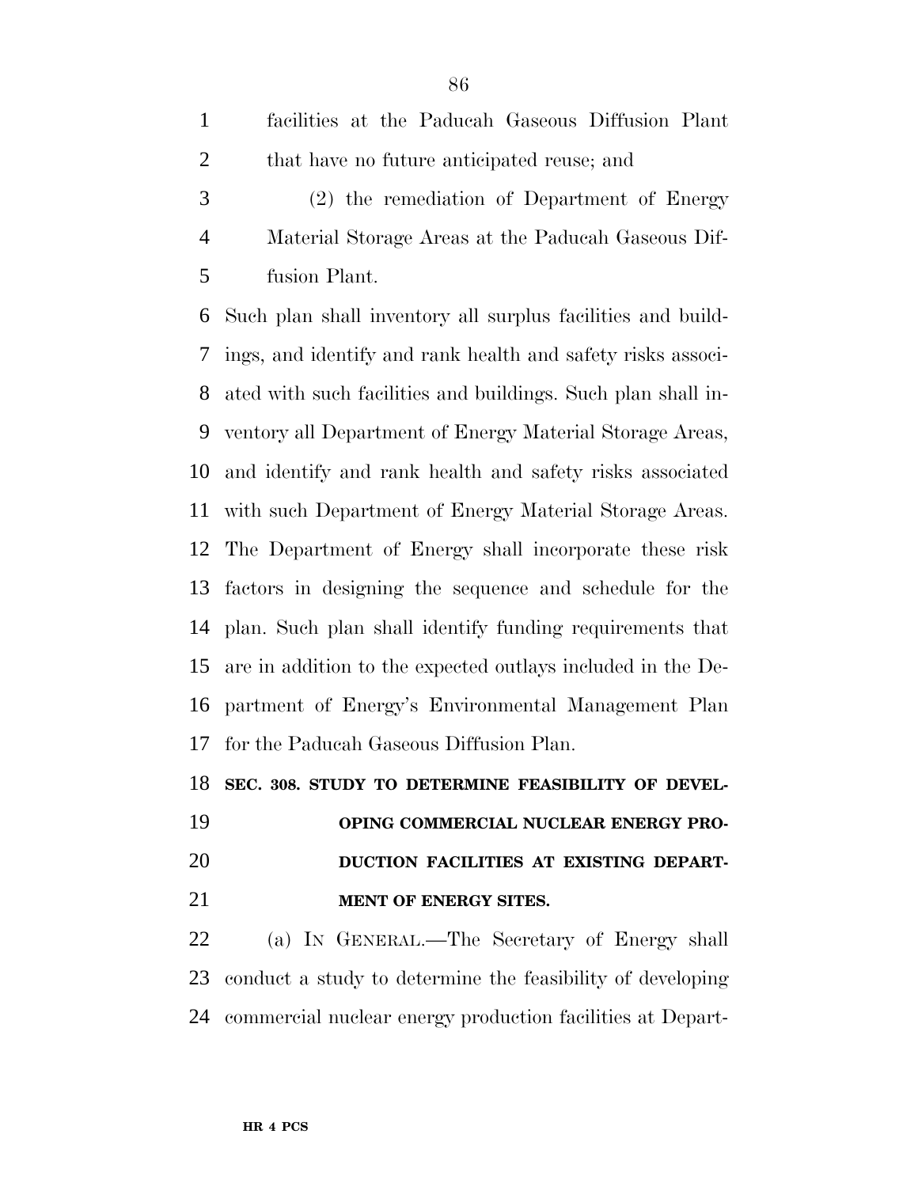facilities at the Paducah Gaseous Diffusion Plant that have no future anticipated reuse; and

(2) the remediation of Department of Energy Material Storage Areas at the Paducah Gaseous Diffusion Plant.

Such plan shall inventory all surplus facilities and buildings, and identify and rank health and safety risks associated with such facilities and buildings. Such plan shall inventory all Department of Energy Material Storage Areas, and identify and rank health and safety risks associated with such Department of Energy Material Storage Areas. The Department of Energy shall incorporate these risk factors in designing the sequence and schedule for the plan. Such plan shall identify funding requirements that are in addition to the expected outlays included in the Department of Energy's Environmental Management Plan for the Paducah Gaseous Diffusion Plan.

**SEC. 308. STUDY TO DETERMINE FEASIBILITY OF DEVELOPING COMMERCIAL NUCLEAR ENERGY PRODUCTION FACILITIES AT EXISTING DEPARTMENT OF ENERGY SITES.**

(a) IN GENERAL.—The Secretary of Energy shall conduct a study to determine the feasibility of developing commercial nuclear energy production facilities at Depart-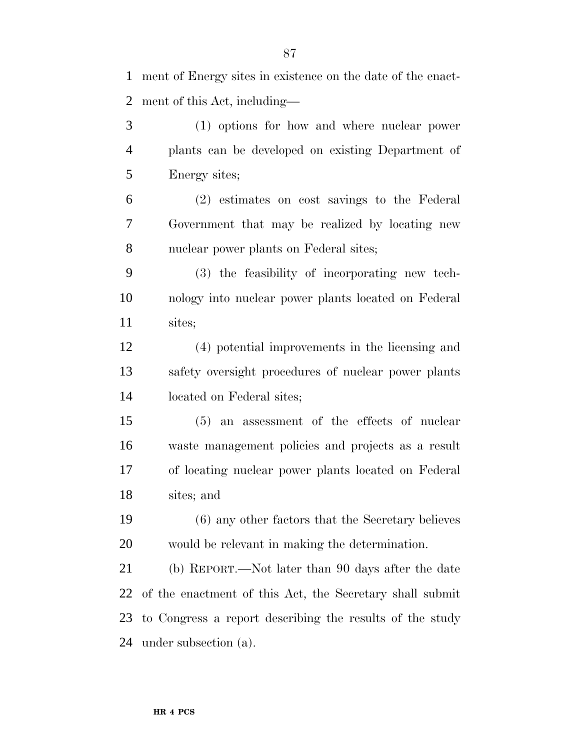ment of Energy sites in existence on the date of the enactment of this Act, including—

(1) options for how and where nuclear power plants can be developed on existing Department of Energy sites;

(2) estimates on cost savings to the Federal Government that may be realized by locating new nuclear power plants on Federal sites;

(3) the feasibility of incorporating new technology into nuclear power plants located on Federal sites;

(4) potential improvements in the licensing and safety oversight procedures of nuclear power plants located on Federal sites;

(5) an assessment of the effects of nuclear waste management policies and projects as a result of locating nuclear power plants located on Federal sites; and

(6) any other factors that the Secretary believes would be relevant in making the determination.

(b) REPORT.—Not later than 90 days after the date of the enactment of this Act, the Secretary shall submit to Congress a report describing the results of the study under subsection (a).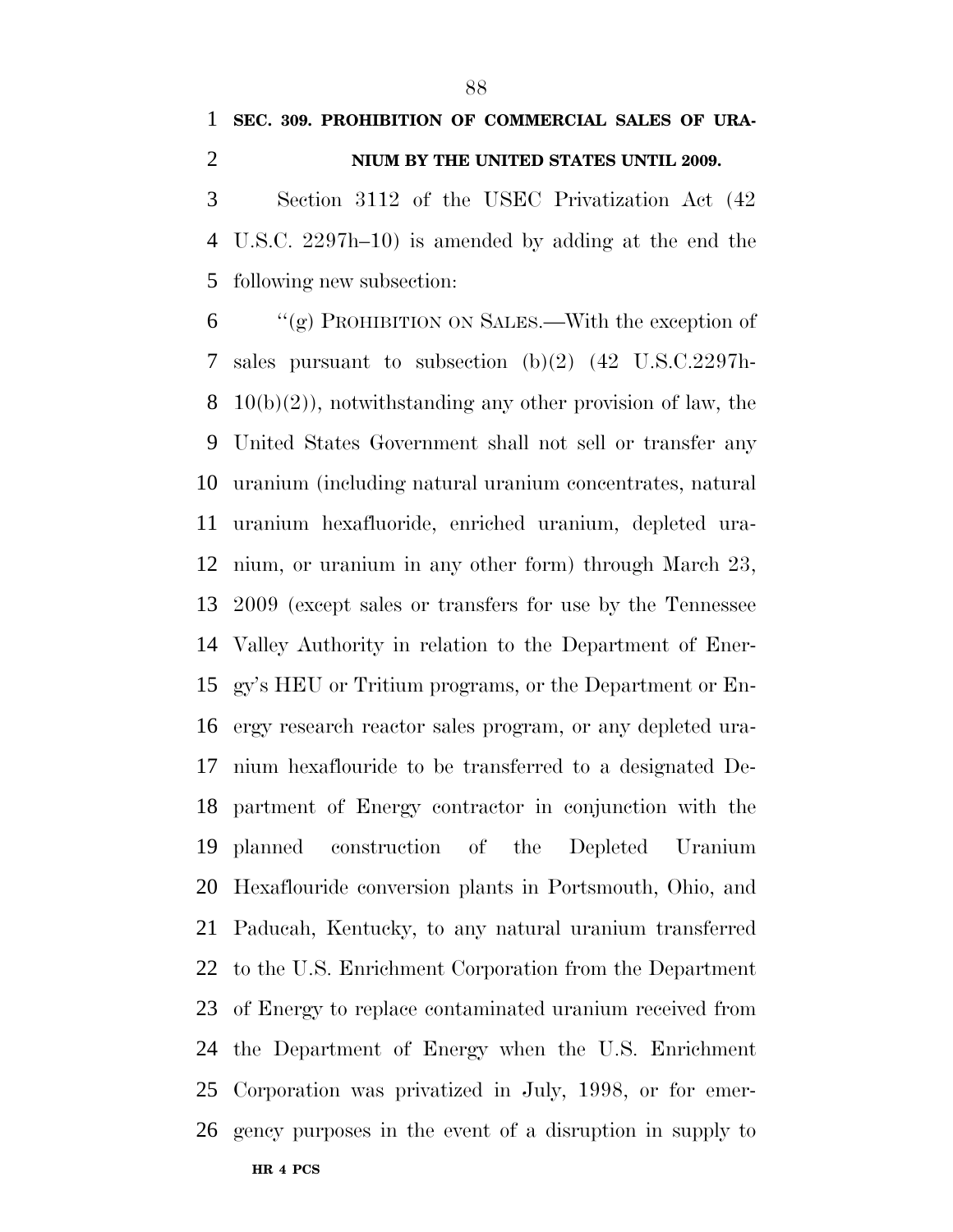**SEC. 309. PROHIBITION OF COMMERCIAL SALES OF URANIUM BY THE UNITED STATES UNTIL 2009.**

Section 3112 of the USEC Privatization Act (42 U.S.C. 2297h–10) is amended by adding at the end the following new subsection:

''(g) PROHIBITION ON SALES.—With the exception of sales pursuant to subsection (b)(2) (42 U.S.C.2297h-10(b)(2)), notwithstanding any other provision of law, the United States Government shall not sell or transfer any uranium (including natural uranium concentrates, natural uranium hexafluoride, enriched uranium, depleted uranium, or uranium in any other form) through March 23, 2009 (except sales or transfers for use by the Tennessee Valley Authority in relation to the Department of Energy's HEU or Tritium programs, or the Department or Energy research reactor sales program, or any depleted uranium hexaflouride to be transferred to a designated Department of Energy contractor in conjunction with the planned construction of the Depleted Uranium Hexaflouride conversion plants in Portsmouth, Ohio, and Paducah, Kentucky, to any natural uranium transferred to the U.S. Enrichment Corporation from the Department of Energy to replace contaminated uranium received from the Department of Energy when the U.S. Enrichment Corporation was privatized in July, 1998, or for emergency purposes in the event of a disruption in supply to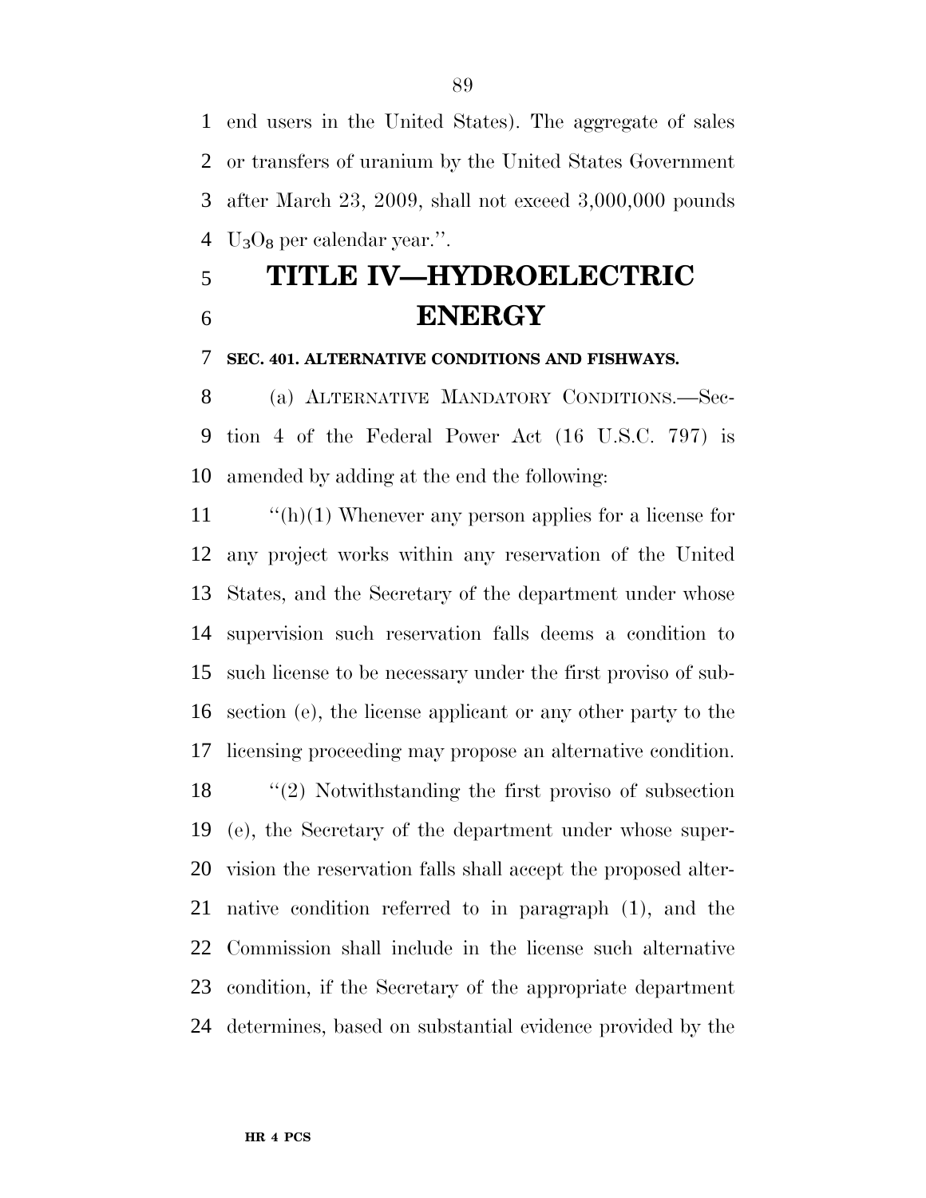end users in the United States). The aggregate of sales or transfers of uranium by the United States Government after March 23, 2009, shall not exceed 3,000,000 pounds $U_3O_8$ per calendar year.''.

# TITLE IV—HYDROELECTRIC ENERGY

**SEC. 401. ALTERNATIVE CONDITIONS AND FISHWAYS.**

(a) ALTERNATIVE MANDATORY CONDITIONS.—Section 4 of the Federal Power Act (16 U.S.C. 797) is amended by adding at the end the following:

''(h)(1) Whenever any person applies for a license for any project works within any reservation of the United States, and the Secretary of the department under whose supervision such reservation falls deems a condition to such license to be necessary under the first proviso of subsection (e), the license applicant or any other party to the licensing proceeding may propose an alternative condition.

''(2) Notwithstanding the first proviso of subsection (e), the Secretary of the department under whose supervision the reservation falls shall accept the proposed alternative condition referred to in paragraph (1), and the Commission shall include in the license such alternative condition, if the Secretary of the appropriate department determines, based on substantial evidence provided by the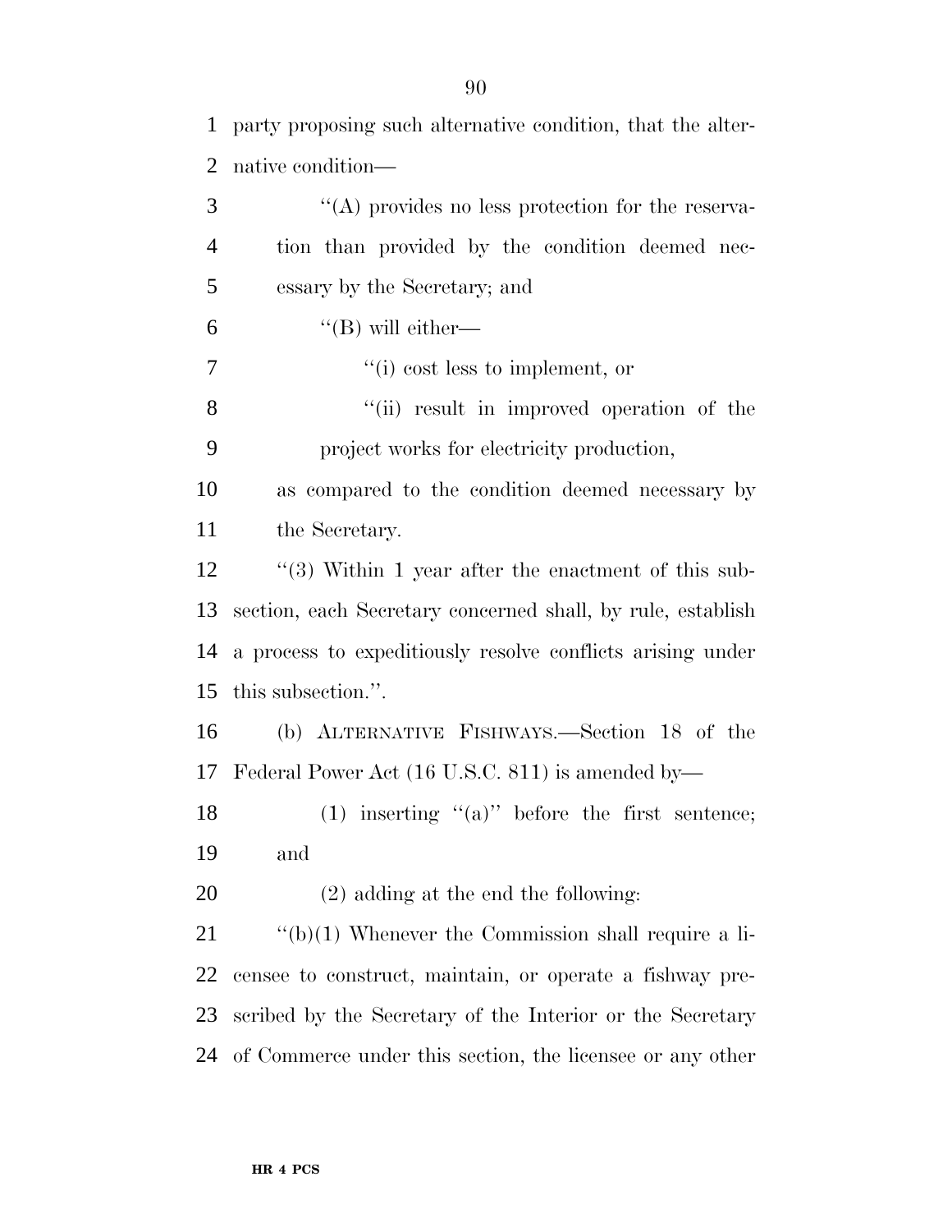party proposing such alternative condition, that the alternative condition—

''(A) provides no less protection for the reservation than provided by the condition deemed necessary by the Secretary; and

''(B) will either—

''(i) cost less to implement, or

''(ii) result in improved operation of the project works for electricity production,

as compared to the condition deemed necessary by the Secretary.

''(3) Within 1 year after the enactment of this subsection, each Secretary concerned shall, by rule, establish a process to expeditiously resolve conflicts arising under this subsection.''.

(b) ALTERNATIVE FISHWAYS.—Section 18 of the Federal Power Act (16 U.S.C. 811) is amended by—

(1) inserting ''(a)'' before the first sentence; and

(2) adding at the end the following:

''(b)(1) Whenever the Commission shall require a licensee to construct, maintain, or operate a fishway prescribed by the Secretary of the Interior or the Secretary of Commerce under this section, the licensee or any other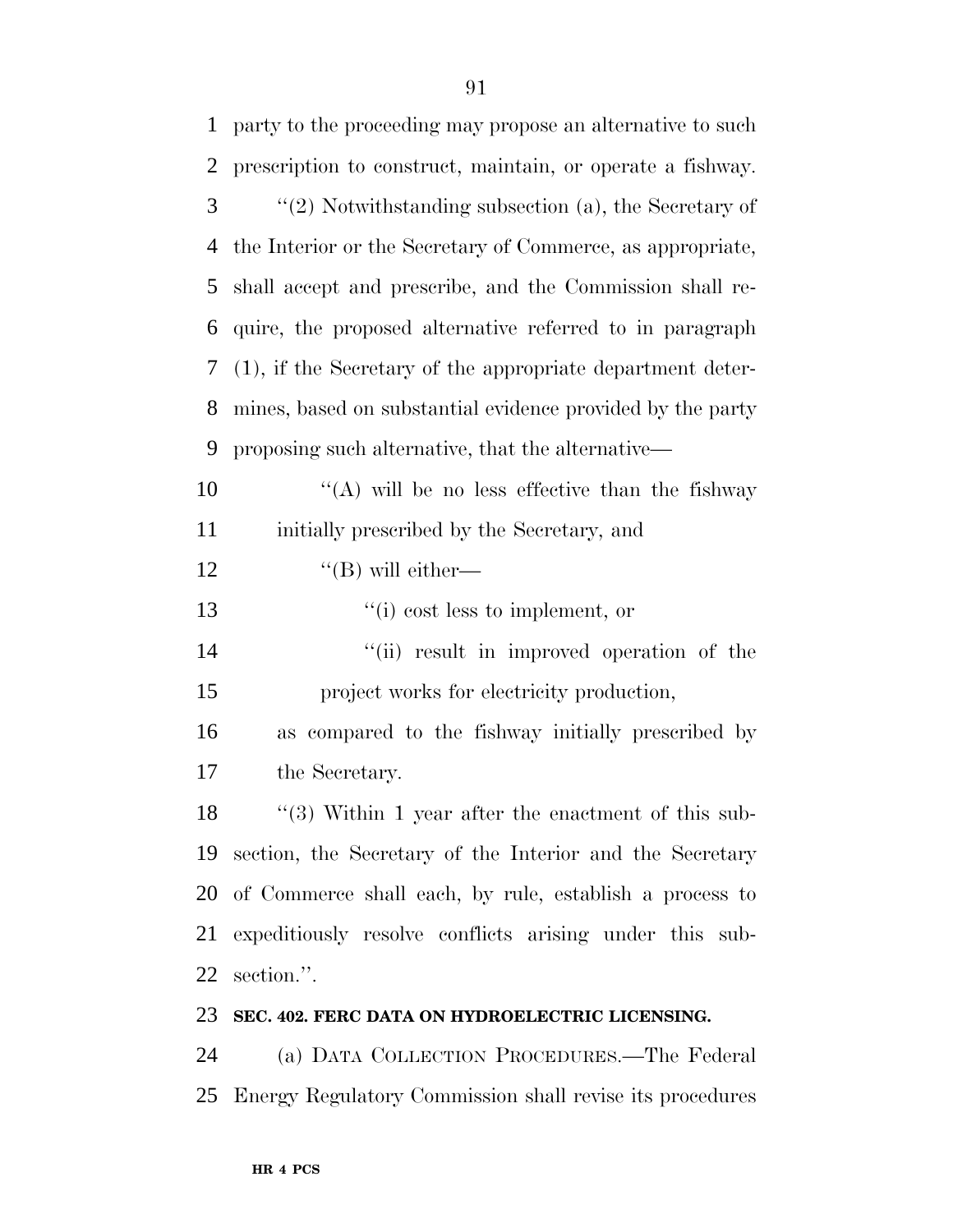party to the proceeding may propose an alternative to such prescription to construct, maintain, or operate a fishway.

''(2) Notwithstanding subsection (a), the Secretary of the Interior or the Secretary of Commerce, as appropriate, shall accept and prescribe, and the Commission shall require, the proposed alternative referred to in paragraph (1), if the Secretary of the appropriate department determines, based on substantial evidence provided by the party proposing such alternative, that the alternative—

''(A) will be no less effective than the fishway initially prescribed by the Secretary, and

''(B) will either—

''(i) cost less to implement, or

''(ii) result in improved operation of the project works for electricity production,

as compared to the fishway initially prescribed by the Secretary.

''(3) Within 1 year after the enactment of this subsection, the Secretary of the Interior and the Secretary of Commerce shall each, by rule, establish a process to expeditiously resolve conflicts arising under this subsection.''.

**SEC. 402. FERC DATA ON HYDROELECTRIC LICENSING.**

(a) DATA COLLECTION PROCEDURES.—The Federal Energy Regulatory Commission shall revise its procedures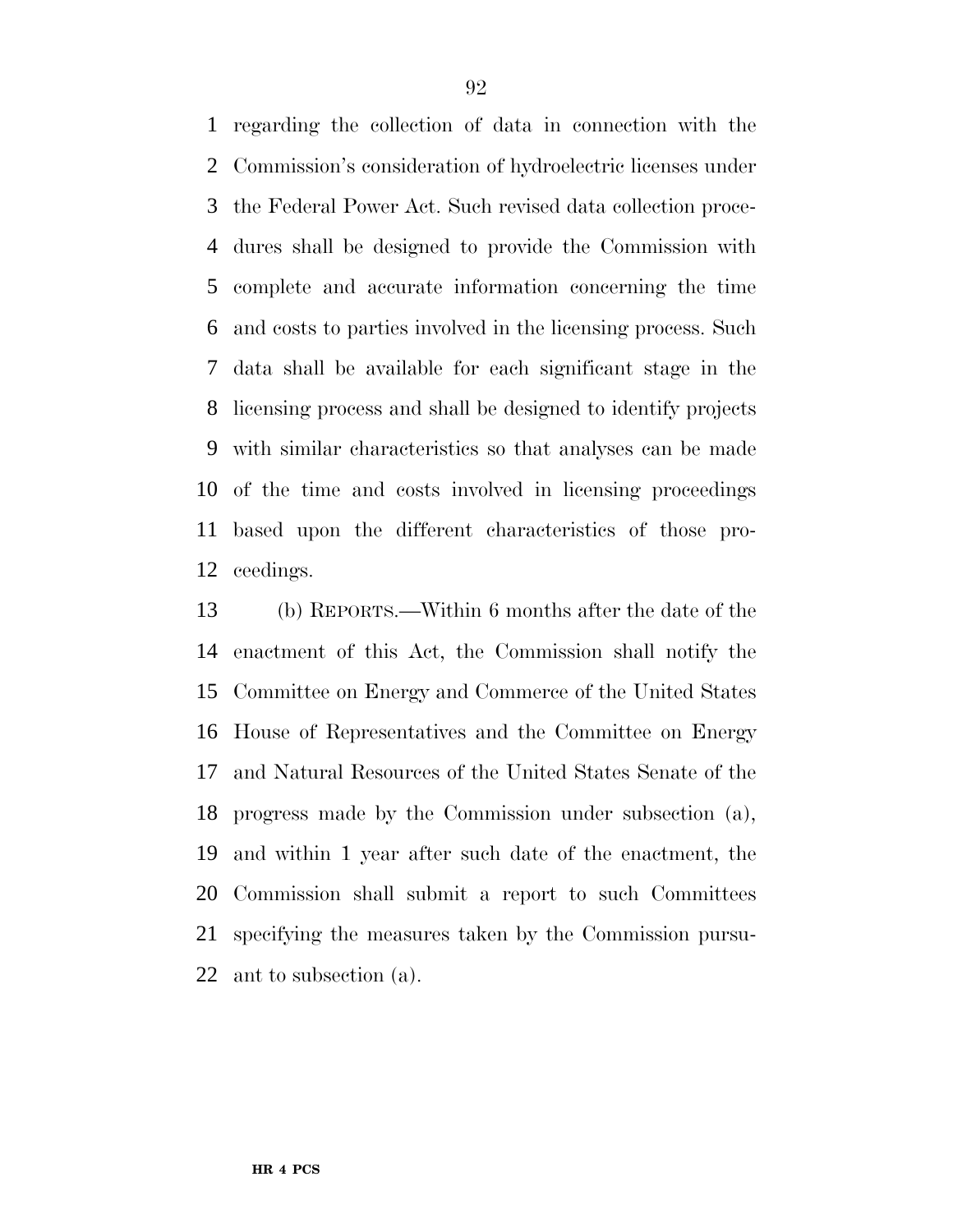regarding the collection of data in connection with the Commission's consideration of hydroelectric licenses under the Federal Power Act. Such revised data collection procedures shall be designed to provide the Commission with complete and accurate information concerning the time and costs to parties involved in the licensing process. Such data shall be available for each significant stage in the licensing process and shall be designed to identify projects with similar characteristics so that analyses can be made of the time and costs involved in licensing proceedings based upon the different characteristics of those proceedings.

(b) REPORTS.—Within 6 months after the date of the enactment of this Act, the Commission shall notify the Committee on Energy and Commerce of the United States House of Representatives and the Committee on Energy and Natural Resources of the United States Senate of the progress made by the Commission under subsection (a), and within 1 year after such date of the enactment, the Commission shall submit a report to such Committees specifying the measures taken by the Commission pursuant to subsection (a).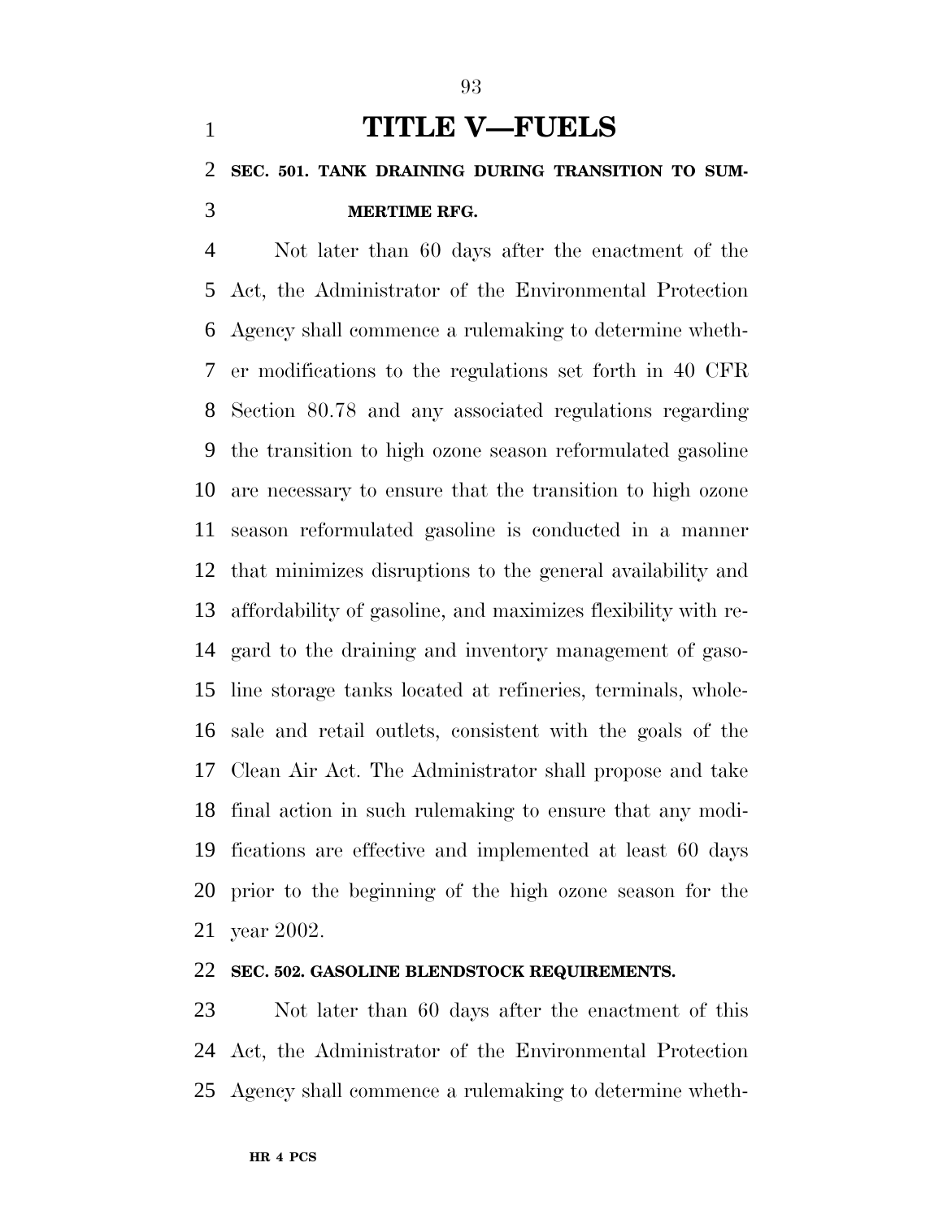# TITLE V—FUELS

## SEC. 501. TANK DRAINING DURING TRANSITION TO SUMMERTIME RFG.

Not later than 60 days after the enactment of the Act, the Administrator of the Environmental Protection Agency shall commence a rulemaking to determine whether modifications to the regulations set forth in 40 CFR Section 80.78 and any associated regulations regarding the transition to high ozone season reformulated gasoline are necessary to ensure that the transition to high ozone season reformulated gasoline is conducted in a manner that minimizes disruptions to the general availability and affordability of gasoline, and maximizes flexibility with regard to the draining and inventory management of gasoline storage tanks located at refineries, terminals, wholesale and retail outlets, consistent with the goals of the Clean Air Act. The Administrator shall propose and take final action in such rulemaking to ensure that any modifications are effective and implemented at least 60 days prior to the beginning of the high ozone season for the year 2002.

## SEC. 502. GASOLINE BLENDSTOCK REQUIREMENTS.

Not later than 60 days after the enactment of this Act, the Administrator of the Environmental Protection Agency shall commence a rulemaking to determine wheth-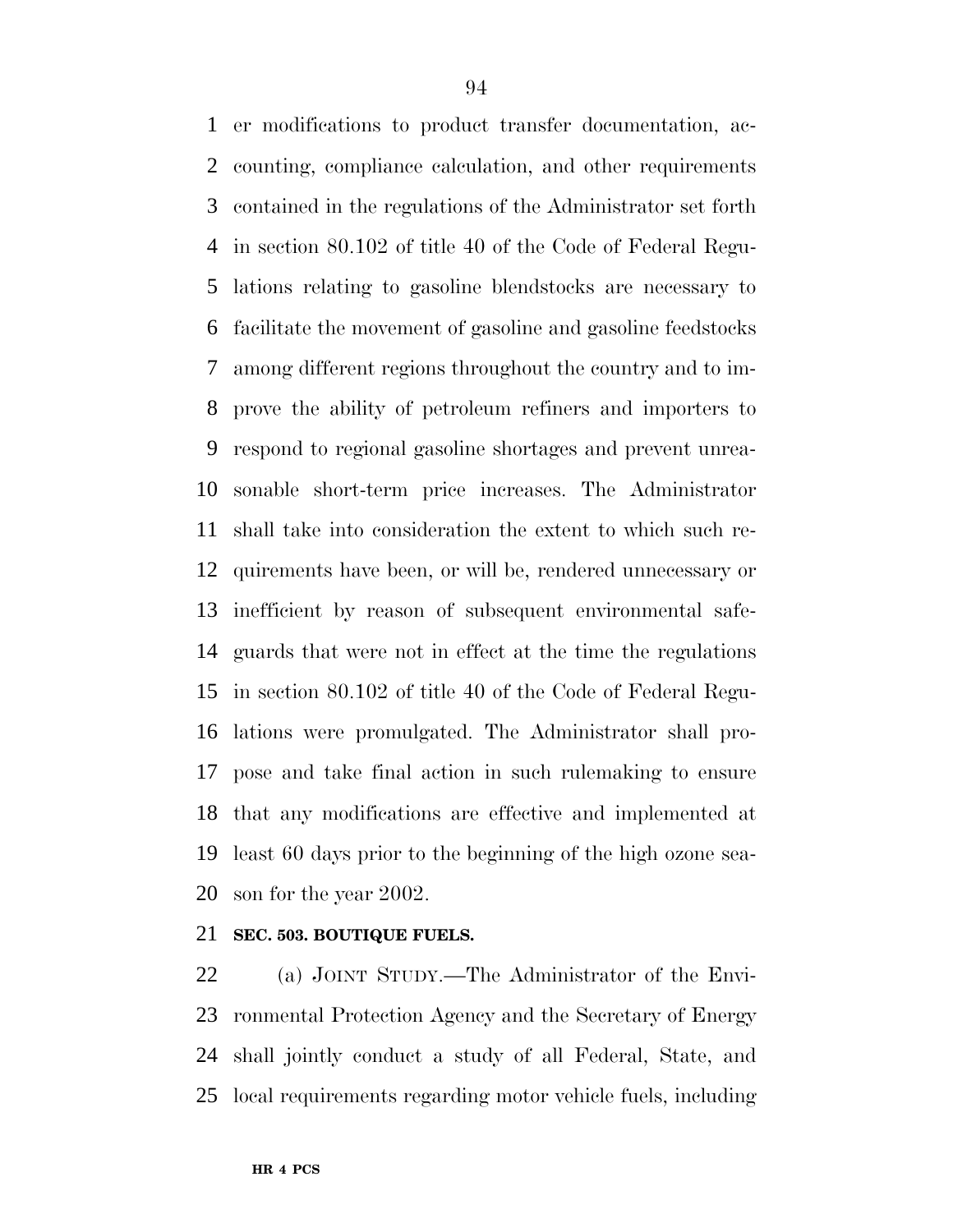er modifications to product transfer documentation, accounting, compliance calculation, and other requirements contained in the regulations of the Administrator set forth in section 80.102 of title 40 of the Code of Federal Regulations relating to gasoline blendstocks are necessary to facilitate the movement of gasoline and gasoline feedstocks among different regions throughout the country and to improve the ability of petroleum refiners and importers to respond to regional gasoline shortages and prevent unreasonable short-term price increases. The Administrator shall take into consideration the extent to which such requirements have been, or will be, rendered unnecessary or inefficient by reason of subsequent environmental safeguards that were not in effect at the time the regulations in section 80.102 of title 40 of the Code of Federal Regulations were promulgated. The Administrator shall propose and take final action in such rulemaking to ensure that any modifications are effective and implemented at least 60 days prior to the beginning of the high ozone season for the year 2002.

**SEC. 503. BOUTIQUE FUELS.**

(a) JOINT STUDY.—The Administrator of the Environmental Protection Agency and the Secretary of Energy shall jointly conduct a study of all Federal, State, and local requirements regarding motor vehicle fuels, including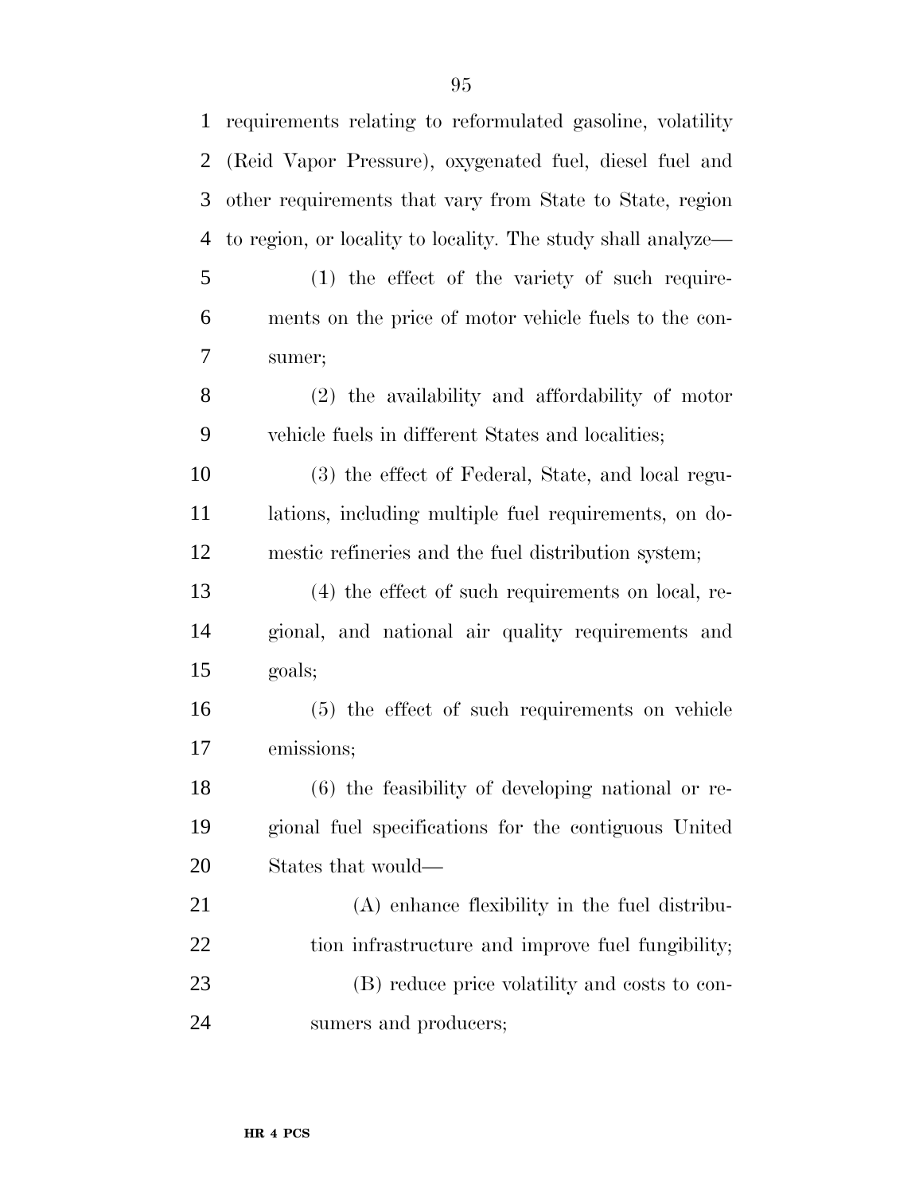requirements relating to reformulated gasoline, volatility (Reid Vapor Pressure), oxygenated fuel, diesel fuel and other requirements that vary from State to State, region to region, or locality to locality. The study shall analyze—

(1) the effect of the variety of such requirements on the price of motor vehicle fuels to the consumer;

(2) the availability and affordability of motor vehicle fuels in different States and localities;

(3) the effect of Federal, State, and local regulations, including multiple fuel requirements, on domestic refineries and the fuel distribution system;

(4) the effect of such requirements on local, regional, and national air quality requirements and goals;

(5) the effect of such requirements on vehicle emissions;

(6) the feasibility of developing national or regional fuel specifications for the contiguous United States that would—

(A) enhance flexibility in the fuel distribution infrastructure and improve fuel fungibility;

(B) reduce price volatility and costs to consumers and producers;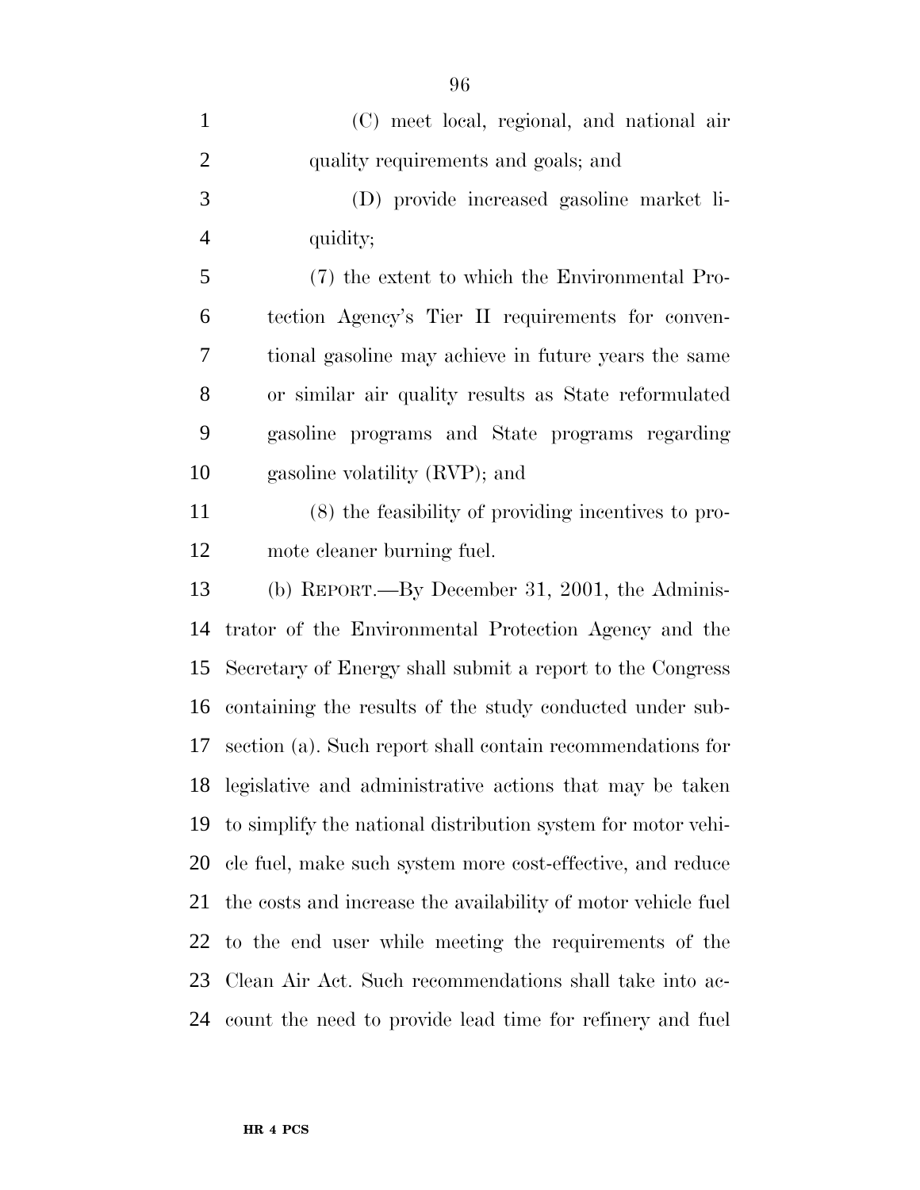(C) meet local, regional, and national air quality requirements and goals; and

(D) provide increased gasoline market liquidity;

(7) the extent to which the Environmental Protection Agency's Tier II requirements for conventional gasoline may achieve in future years the same or similar air quality results as State reformulated gasoline programs and State programs regarding gasoline volatility (RVP); and

(8) the feasibility of providing incentives to promote cleaner burning fuel.

(b) REPORT.—By December 31, 2001, the Administrator of the Environmental Protection Agency and the Secretary of Energy shall submit a report to the Congress containing the results of the study conducted under subsection (a). Such report shall contain recommendations for legislative and administrative actions that may be taken to simplify the national distribution system for motor vehicle fuel, make such system more cost-effective, and reduce the costs and increase the availability of motor vehicle fuel to the end user while meeting the requirements of the Clean Air Act. Such recommendations shall take into account the need to provide lead time for refinery and fuel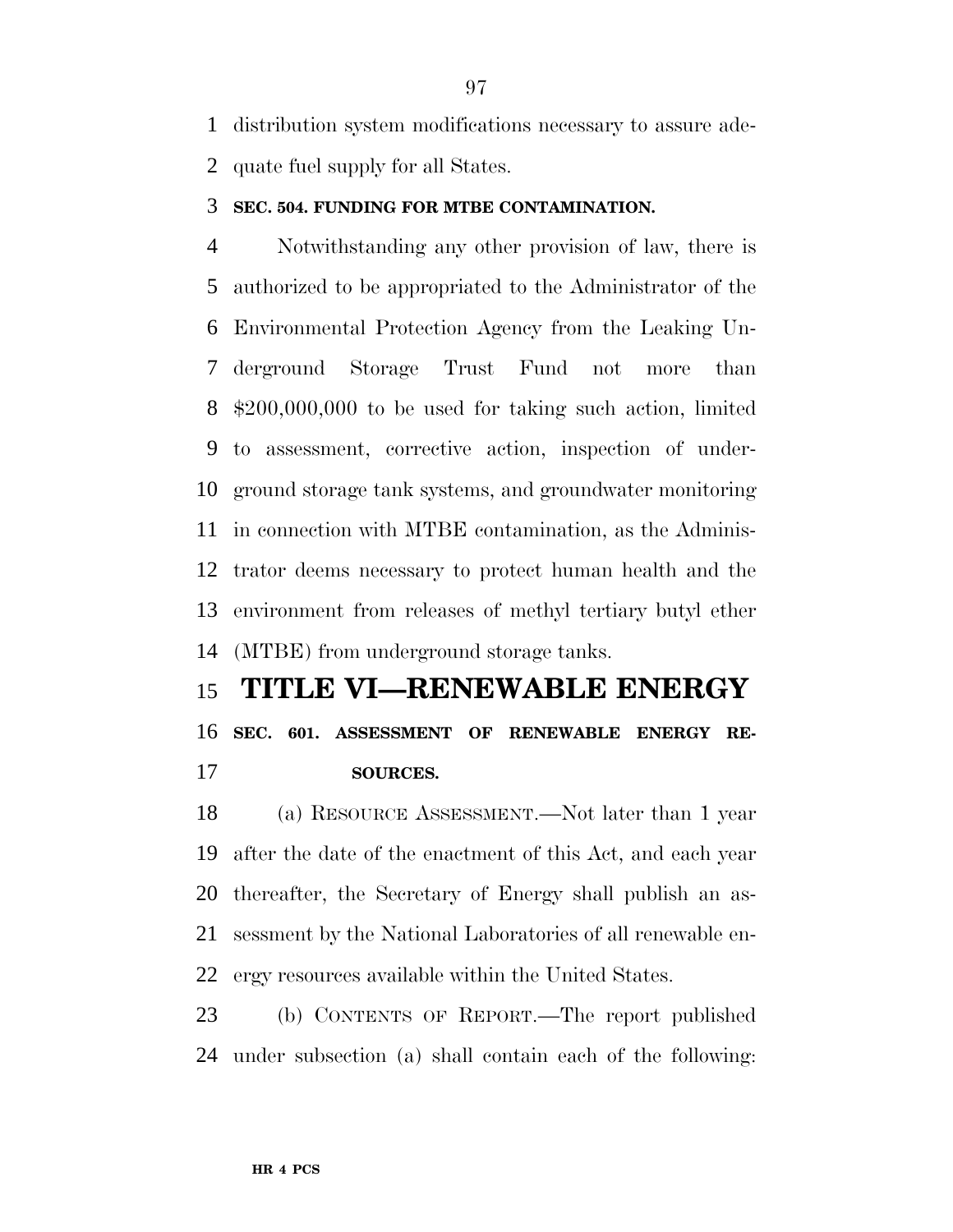distribution system modifications necessary to assure adequate fuel supply for all States.

**SEC. 504. FUNDING FOR MTBE CONTAMINATION.**

Notwithstanding any other provision of law, there is authorized to be appropriated to the Administrator of the Environmental Protection Agency from the Leaking Underground Storage Trust Fund not more than $200,000,000 to be used for taking such action, limited to assessment, corrective action, inspection of underground storage tank systems, and groundwater monitoring in connection with MTBE contamination, as the Administrator deems necessary to protect human health and the environment from releases of methyl tertiary butyl ether (MTBE) from underground storage tanks.

# TITLE VI—RENEWABLE ENERGY

**SEC. 601. ASSESSMENT OF RENEWABLE ENERGY RESOURCES.**

(a) RESOURCE ASSESSMENT.—Not later than 1 year after the date of the enactment of this Act, and each year thereafter, the Secretary of Energy shall publish an assessment by the National Laboratories of all renewable energy resources available within the United States.

(b) CONTENTS OF REPORT.—The report published under subsection (a) shall contain each of the following: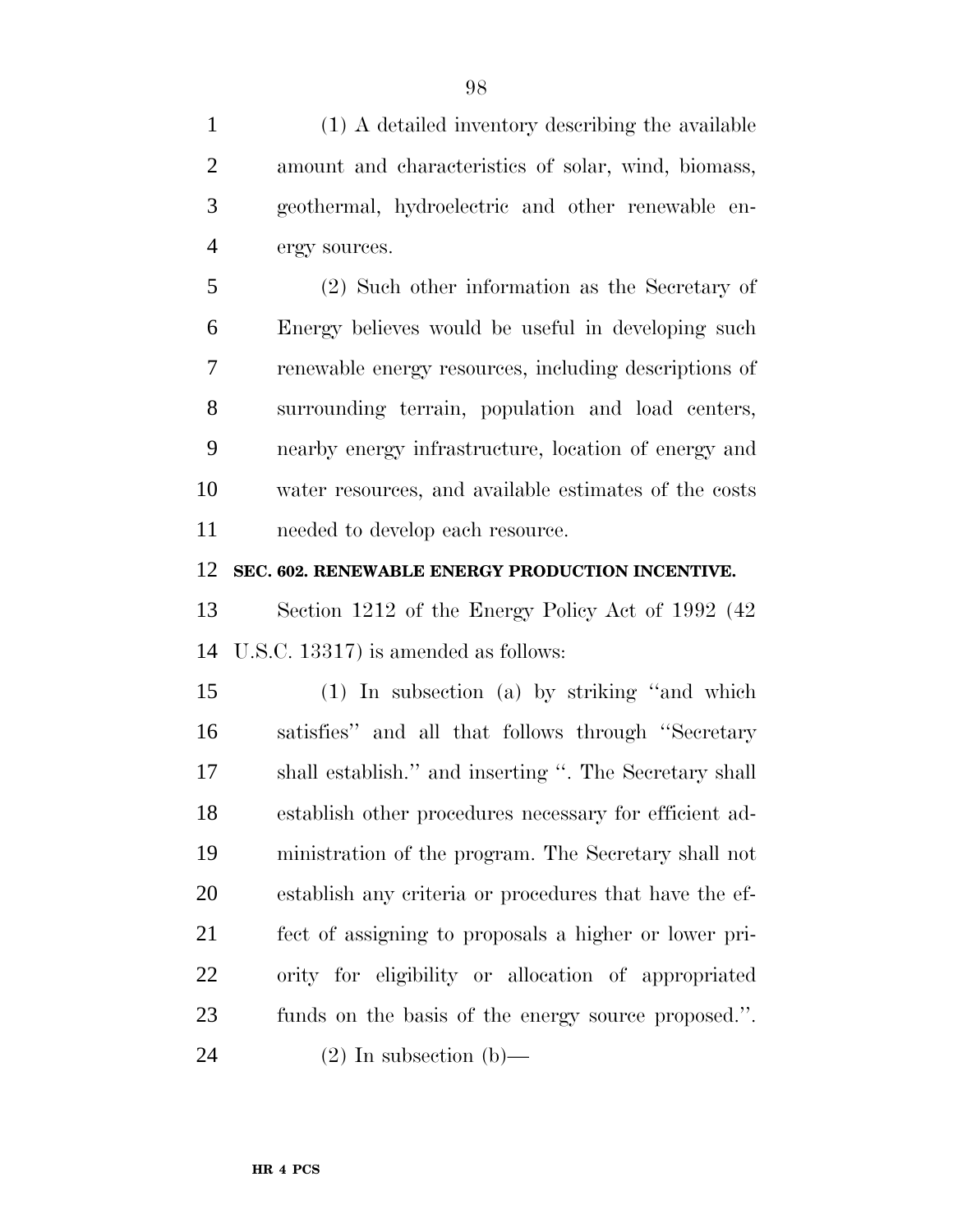(1) A detailed inventory describing the available amount and characteristics of solar, wind, biomass, geothermal, hydroelectric and other renewable energy sources.

(2) Such other information as the Secretary of Energy believes would be useful in developing such renewable energy resources, including descriptions of surrounding terrain, population and load centers, nearby energy infrastructure, location of energy and water resources, and available estimates of the costs needed to develop each resource.

**SEC. 602. RENEWABLE ENERGY PRODUCTION INCENTIVE.**

Section 1212 of the Energy Policy Act of 1992 (42 U.S.C. 13317) is amended as follows:

(1) In subsection (a) by striking ''and which satisfies'' and all that follows through ''Secretary shall establish.'' and inserting ''. The Secretary shall establish other procedures necessary for efficient administration of the program. The Secretary shall not establish any criteria or procedures that have the effect of assigning to proposals a higher or lower priority for eligibility or allocation of appropriated funds on the basis of the energy source proposed.''.

(2) In subsection (b)—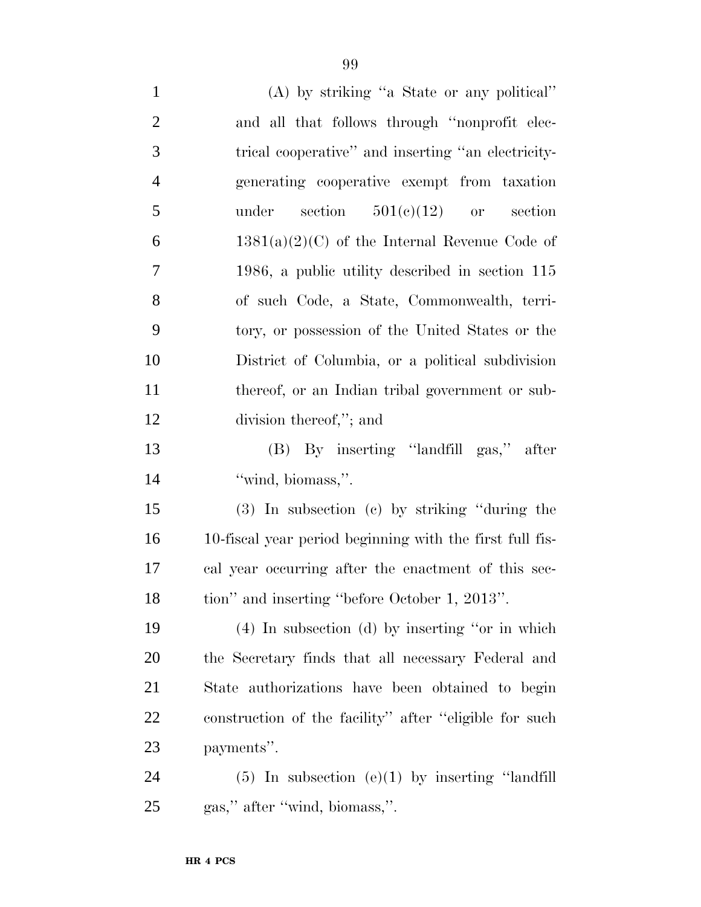(A) by striking "a State or any political" and all that follows through "nonprofit electrical cooperative" and inserting "an electricity-generating cooperative exempt from taxation under section 501(c)(12) or section 1381(a)(2)(C) of the Internal Revenue Code of 1986, a public utility described in section 115 of such Code, a State, Commonwealth, territory, or possession of the United States or the District of Columbia, or a political subdivision thereof, or an Indian tribal government or subdivision thereof,"; and

(B) By inserting "landfill gas," after "wind, biomass,".

(3) In subsection (c) by striking "during the 10-fiscal year period beginning with the first full fiscal year occurring after the enactment of this section" and inserting "before October 1, 2013".

(4) In subsection (d) by inserting "or in which the Secretary finds that all necessary Federal and State authorizations have been obtained to begin construction of the facility" after "eligible for such payments".

(5) In subsection (e)(1) by inserting "landfill gas," after "wind, biomass,".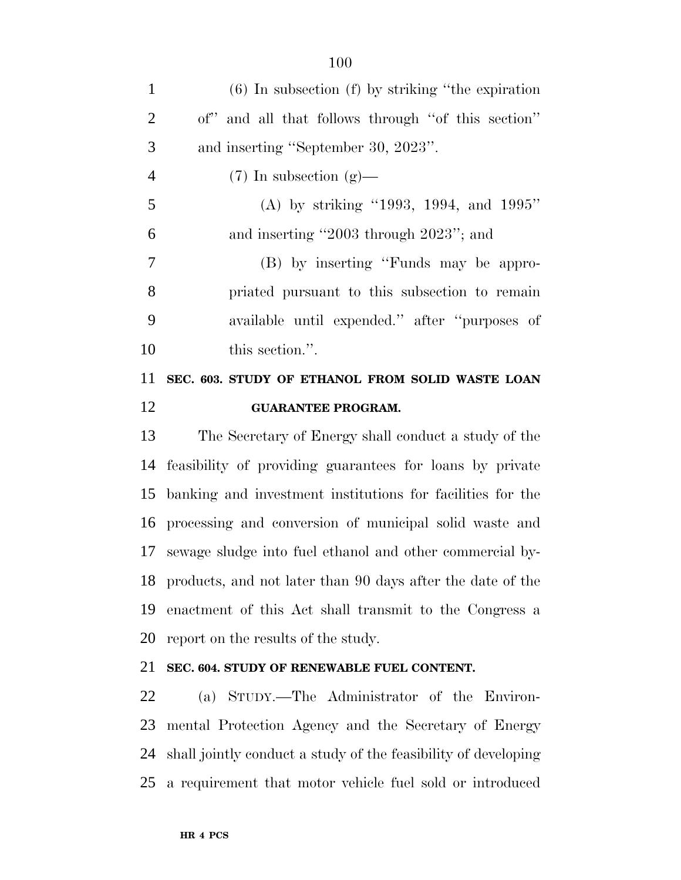(6) In subsection (f) by striking "the expiration of" and all that follows through "of this section" and inserting "September 30, 2023".

(7) In subsection (g)—

(A) by striking "1993, 1994, and 1995" and inserting "2003 through 2023"; and

(B) by inserting "Funds may be appropriated pursuant to this subsection to remain available until expended." after "purposes of this section.".

**SEC. 603. STUDY OF ETHANOL FROM SOLID WASTE LOAN GUARANTEE PROGRAM.**

The Secretary of Energy shall conduct a study of the feasibility of providing guarantees for loans by private banking and investment institutions for facilities for the processing and conversion of municipal solid waste and sewage sludge into fuel ethanol and other commercial byproducts, and not later than 90 days after the date of the enactment of this Act shall transmit to the Congress a report on the results of the study.

**SEC. 604. STUDY OF RENEWABLE FUEL CONTENT.**

(a) STUDY.—The Administrator of the Environmental Protection Agency and the Secretary of Energy shall jointly conduct a study of the feasibility of developing a requirement that motor vehicle fuel sold or introduced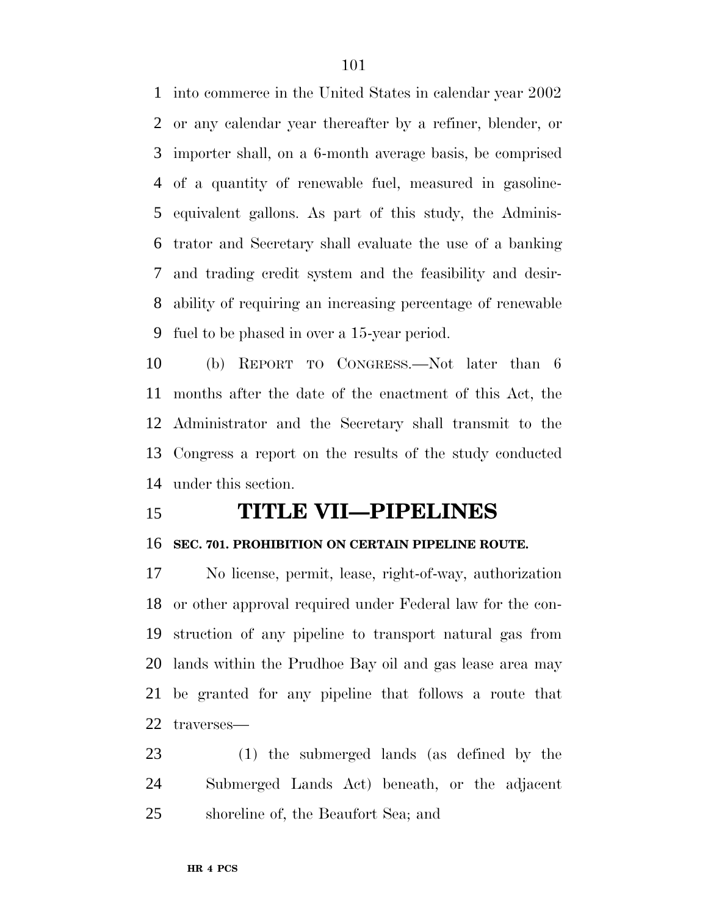into commerce in the United States in calendar year 2002 or any calendar year thereafter by a refiner, blender, or importer shall, on a 6-month average basis, be comprised of a quantity of renewable fuel, measured in gasoline-equivalent gallons. As part of this study, the Administrator and Secretary shall evaluate the use of a banking and trading credit system and the feasibility and desirability of requiring an increasing percentage of renewable fuel to be phased in over a 15-year period.

(b) REPORT TO CONGRESS.—Not later than 6 months after the date of the enactment of this Act, the Administrator and the Secretary shall transmit to the Congress a report on the results of the study conducted under this section.

# TITLE VII—PIPELINES

### SEC. 701. PROHIBITION ON CERTAIN PIPELINE ROUTE.

No license, permit, lease, right-of-way, authorization or other approval required under Federal law for the construction of any pipeline to transport natural gas from lands within the Prudhoe Bay oil and gas lease area may be granted for any pipeline that follows a route that traverses—

(1) the submerged lands (as defined by the Submerged Lands Act) beneath, or the adjacent shoreline of, the Beaufort Sea; and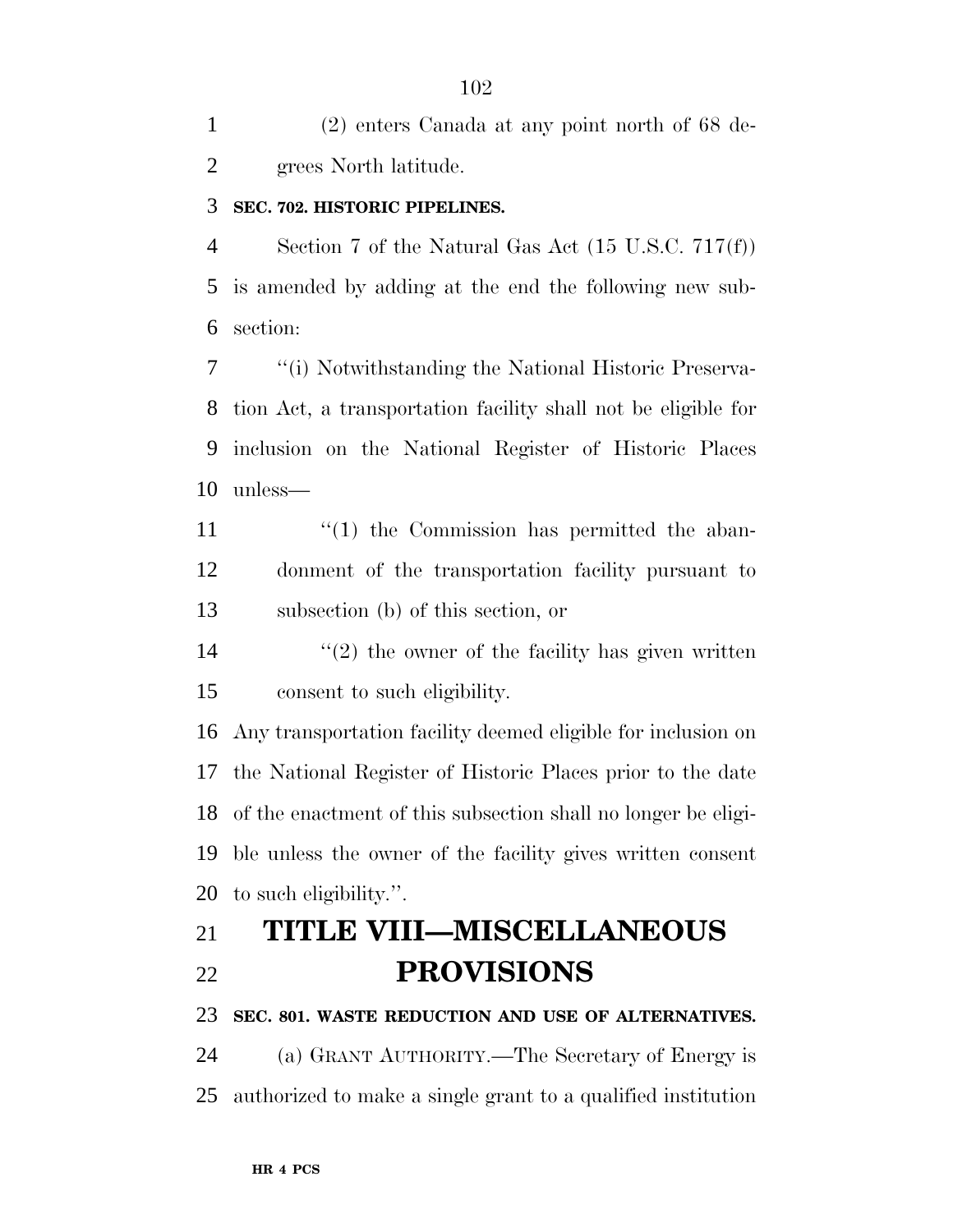(2) enters Canada at any point north of 68 degrees North latitude.

**SEC. 702. HISTORIC PIPELINES.**

Section 7 of the Natural Gas Act (15 U.S.C. 717(f)) is amended by adding at the end the following new subsection:

''(i) Notwithstanding the National Historic Preservation Act, a transportation facility shall not be eligible for inclusion on the National Register of Historic Places unless—

''(1) the Commission has permitted the abandonment of the transportation facility pursuant to subsection (b) of this section, or

''(2) the owner of the facility has given written consent to such eligibility.

Any transportation facility deemed eligible for inclusion on the National Register of Historic Places prior to the date of the enactment of this subsection shall no longer be eligible unless the owner of the facility gives written consent to such eligibility.''.

# TITLE VIII—MISCELLANEOUS PROVISIONS

**SEC. 801. WASTE REDUCTION AND USE OF ALTERNATIVES.**

(a) GRANT AUTHORITY.—The Secretary of Energy is authorized to make a single grant to a qualified institution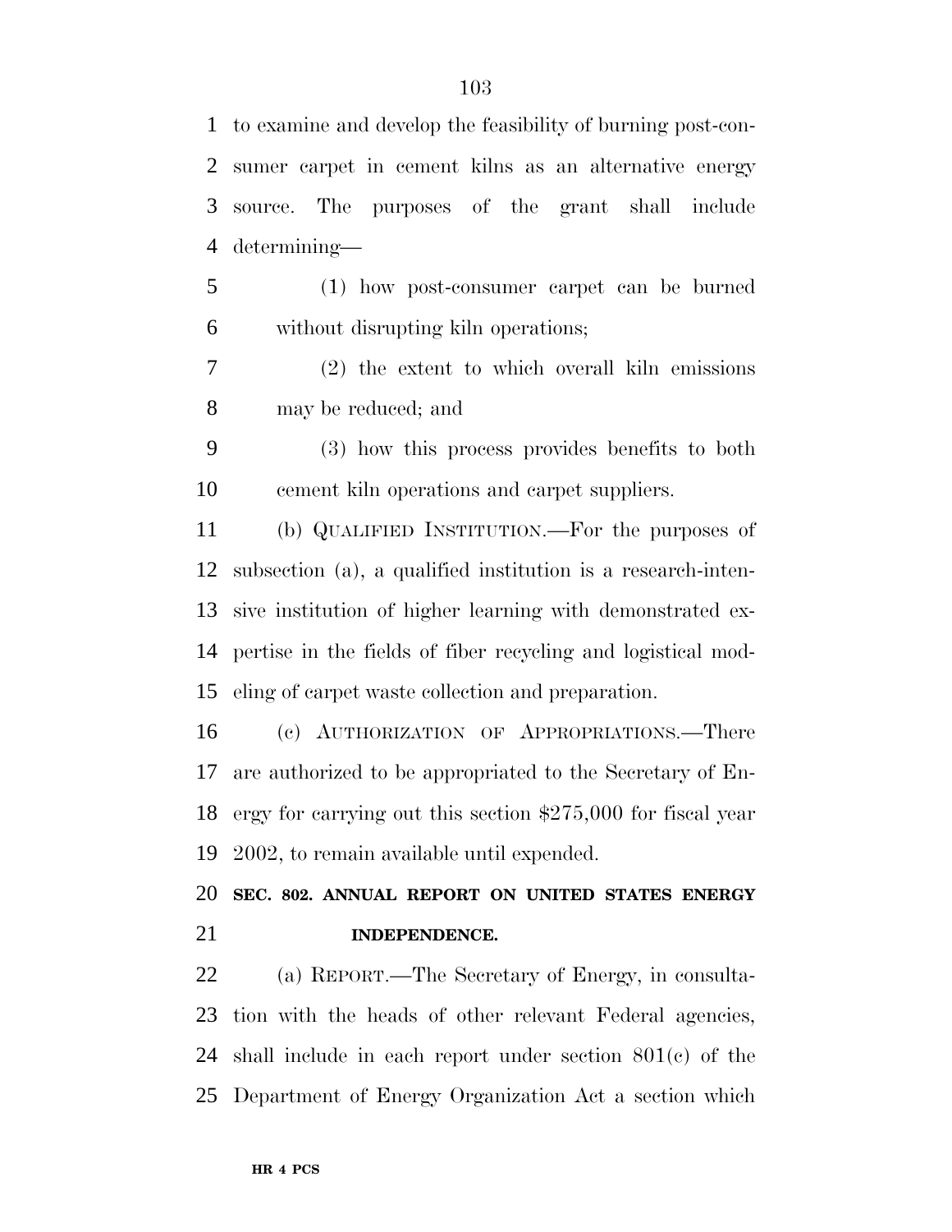to examine and develop the feasibility of burning post-consumer carpet in cement kilns as an alternative energy source. The purposes of the grant shall include determining—

(1) how post-consumer carpet can be burned without disrupting kiln operations;

(2) the extent to which overall kiln emissions may be reduced; and

(3) how this process provides benefits to both cement kiln operations and carpet suppliers.

(b) QUALIFIED INSTITUTION.—For the purposes of subsection (a), a qualified institution is a research-intensive institution of higher learning with demonstrated expertise in the fields of fiber recycling and logistical modeling of carpet waste collection and preparation.

(c) AUTHORIZATION OF APPROPRIATIONS.—There are authorized to be appropriated to the Secretary of Energy for carrying out this section $275,000 for fiscal year 2002, to remain available until expended.

**SEC. 802. ANNUAL REPORT ON UNITED STATES ENERGY INDEPENDENCE.**

(a) REPORT.—The Secretary of Energy, in consultation with the heads of other relevant Federal agencies, shall include in each report under section 801(c) of the Department of Energy Organization Act a section which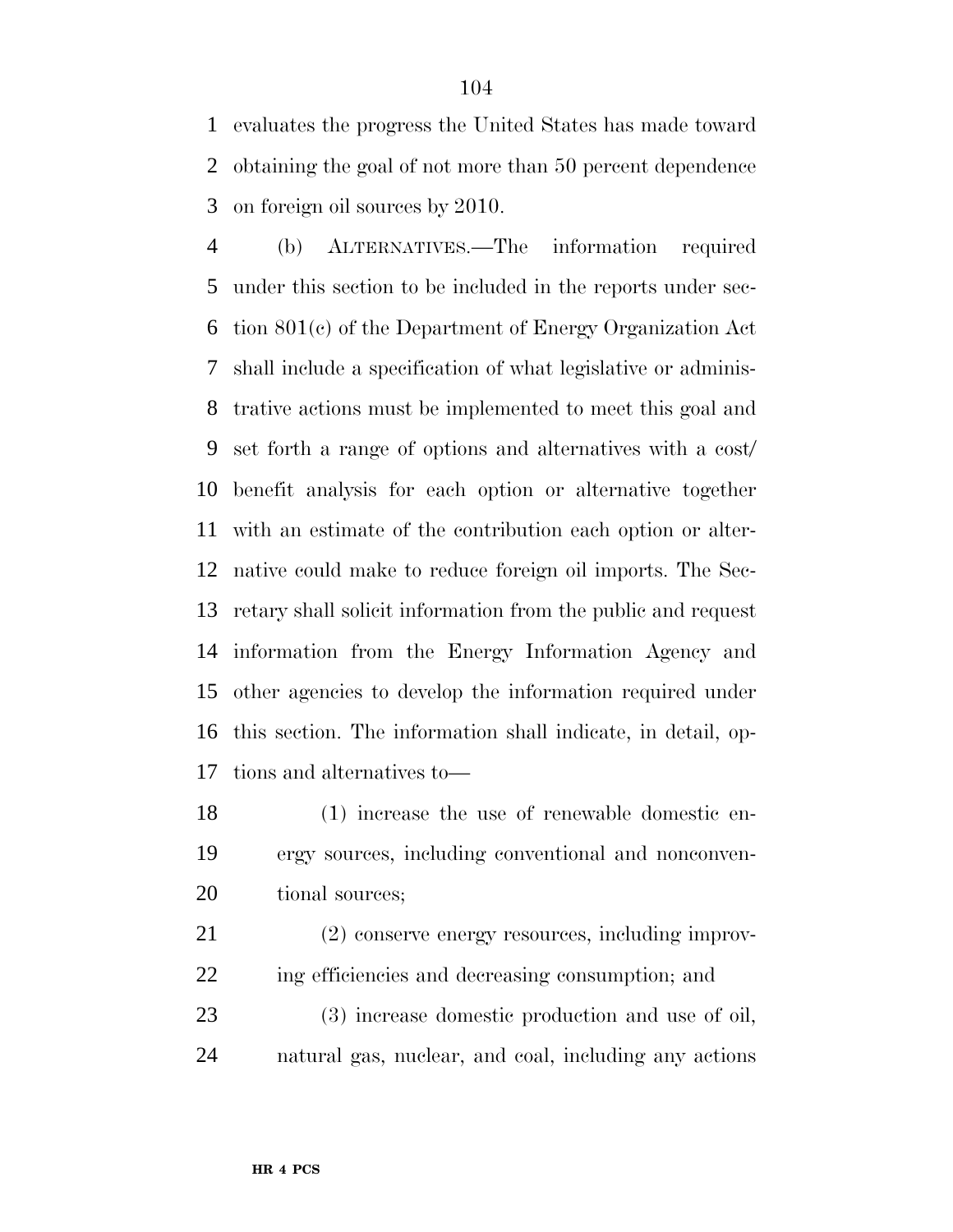evaluates the progress the United States has made toward obtaining the goal of not more than 50 percent dependence on foreign oil sources by 2010.

(b) ALTERNATIVES.—The information required under this section to be included in the reports under section 801(c) of the Department of Energy Organization Act shall include a specification of what legislative or administrative actions must be implemented to meet this goal and set forth a range of options and alternatives with a cost/benefit analysis for each option or alternative together with an estimate of the contribution each option or alternative could make to reduce foreign oil imports. The Secretary shall solicit information from the public and request information from the Energy Information Agency and other agencies to develop the information required under this section. The information shall indicate, in detail, options and alternatives to—

(1) increase the use of renewable domestic energy sources, including conventional and nonconventional sources;

(2) conserve energy resources, including improving efficiencies and decreasing consumption; and

(3) increase domestic production and use of oil, natural gas, nuclear, and coal, including any actions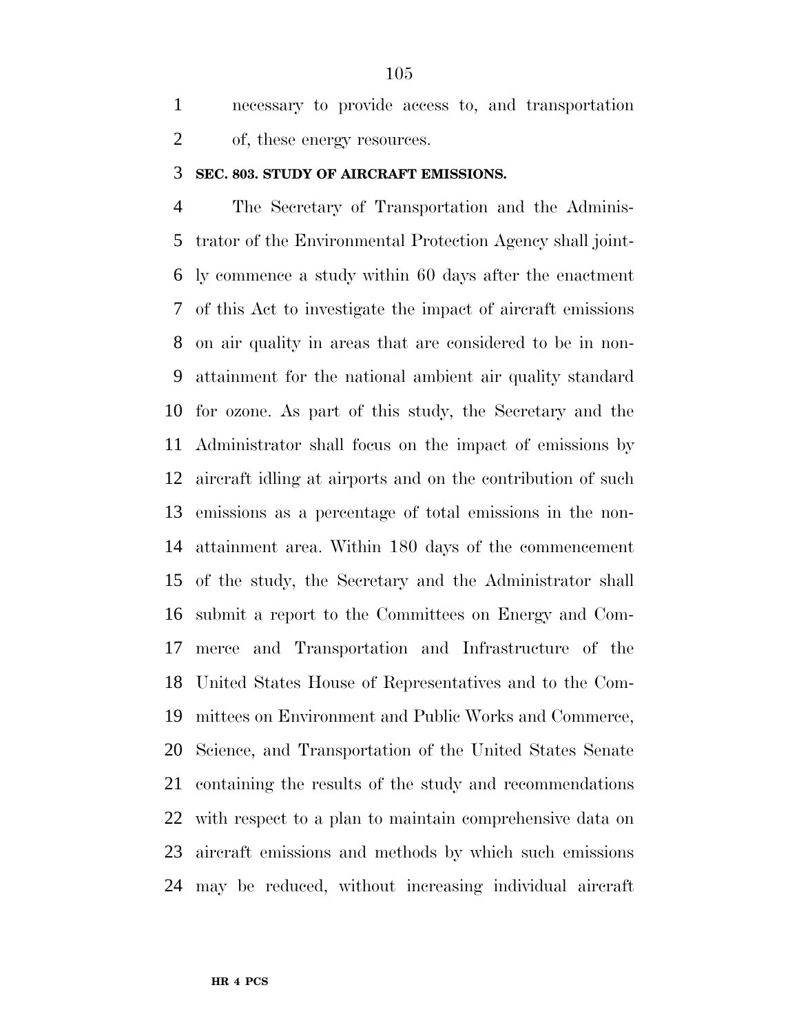necessary to provide access to, and transportation of, these energy resources.

### SEC. 803. STUDY OF AIRCRAFT EMISSIONS.

The Secretary of Transportation and the Administrator of the Environmental Protection Agency shall jointly commence a study within 60 days after the enactment of this Act to investigate the impact of aircraft emissions on air quality in areas that are considered to be in nonattainment for the national ambient air quality standard for ozone. As part of this study, the Secretary and the Administrator shall focus on the impact of emissions by aircraft idling at airports and on the contribution of such emissions as a percentage of total emissions in the nonattainment area. Within 180 days of the commencement of the study, the Secretary and the Administrator shall submit a report to the Committees on Energy and Commerce and Transportation and Infrastructure of the United States House of Representatives and to the Committees on Environment and Public Works and Commerce, Science, and Transportation of the United States Senate containing the results of the study and recommendations with respect to a plan to maintain comprehensive data on aircraft emissions and methods by which such emissions may be reduced, without increasing individual aircraft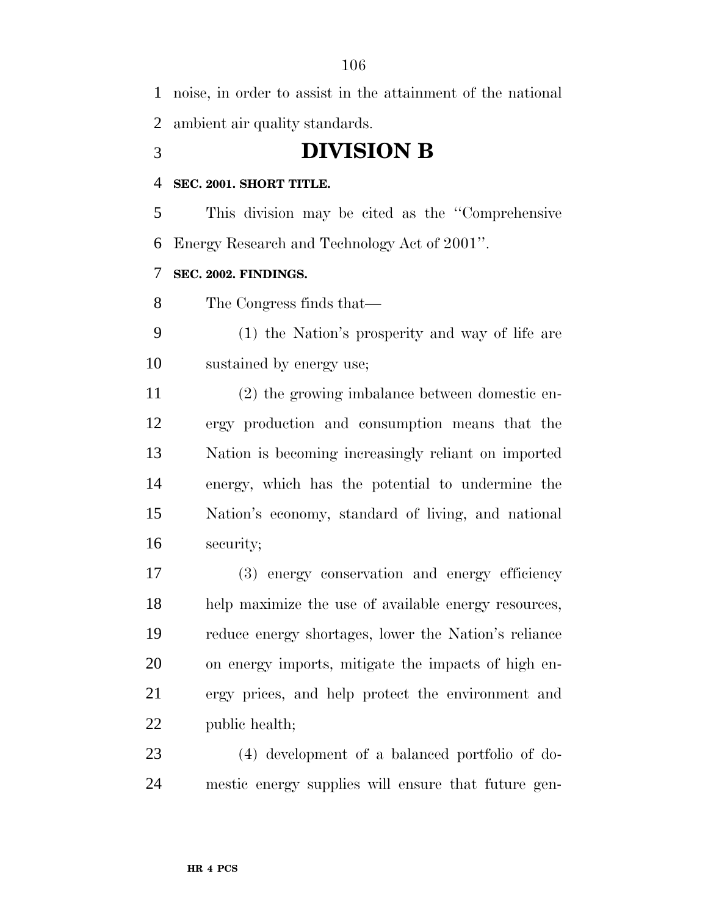noise, in order to assist in the attainment of the national ambient air quality standards.

# DIVISION B

**SEC. 2001. SHORT TITLE.**

This division may be cited as the ''Comprehensive Energy Research and Technology Act of 2001''.

**SEC. 2002. FINDINGS.**

The Congress finds that—

(1) the Nation's prosperity and way of life are sustained by energy use;

(2) the growing imbalance between domestic energy production and consumption means that the Nation is becoming increasingly reliant on imported energy, which has the potential to undermine the Nation's economy, standard of living, and national security;

(3) energy conservation and energy efficiency help maximize the use of available energy resources, reduce energy shortages, lower the Nation's reliance on energy imports, mitigate the impacts of high energy prices, and help protect the environment and public health;

(4) development of a balanced portfolio of domestic energy supplies will ensure that future gen-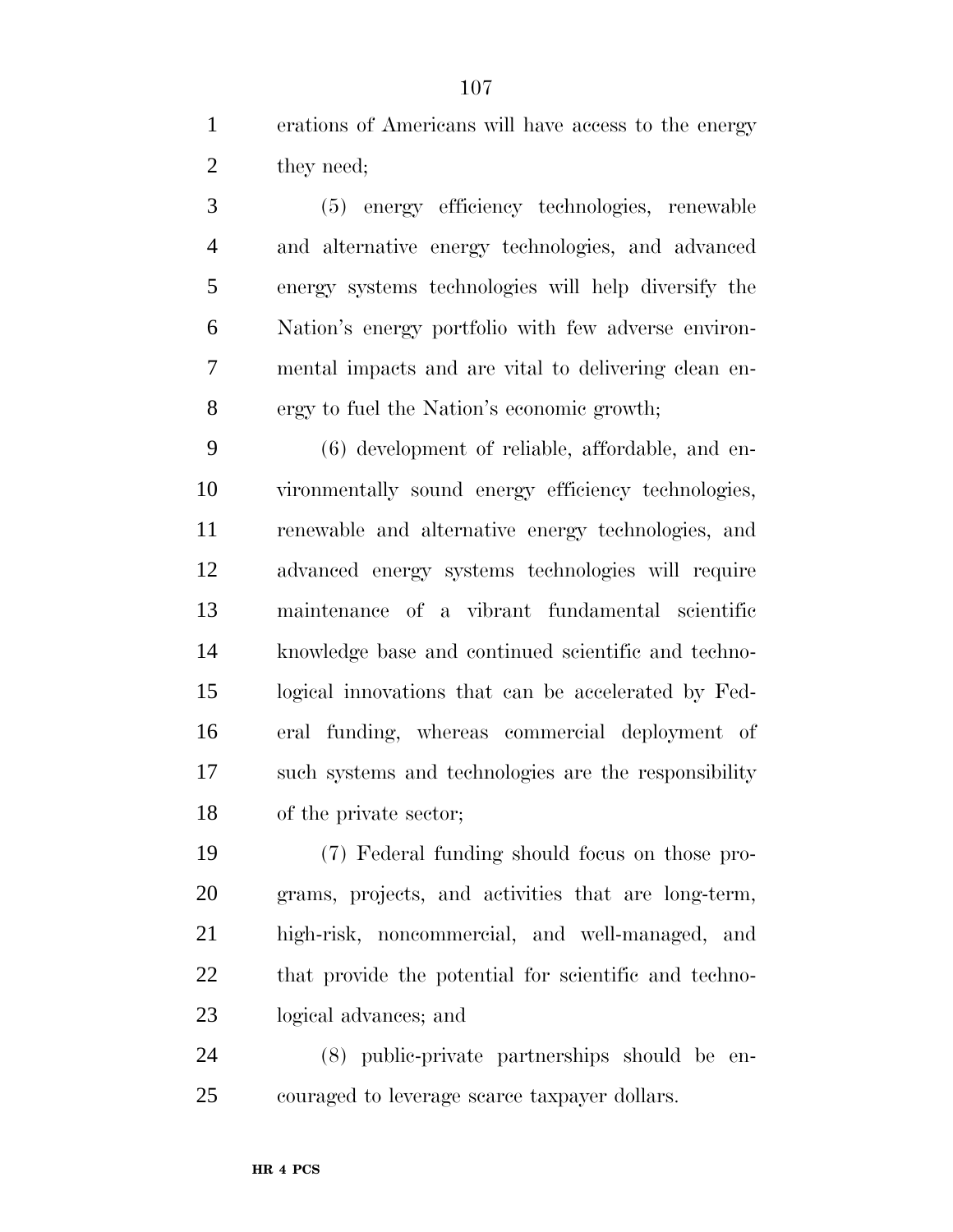erations of Americans will have access to the energy they need;

(5) energy efficiency technologies, renewable and alternative energy technologies, and advanced energy systems technologies will help diversify the Nation's energy portfolio with few adverse environmental impacts and are vital to delivering clean energy to fuel the Nation's economic growth;

(6) development of reliable, affordable, and environmentally sound energy efficiency technologies, renewable and alternative energy technologies, and advanced energy systems technologies will require maintenance of a vibrant fundamental scientific knowledge base and continued scientific and technological innovations that can be accelerated by Federal funding, whereas commercial deployment of such systems and technologies are the responsibility of the private sector;

(7) Federal funding should focus on those programs, projects, and activities that are long-term, high-risk, noncommercial, and well-managed, and that provide the potential for scientific and technological advances; and

(8) public-private partnerships should be encouraged to leverage scarce taxpayer dollars.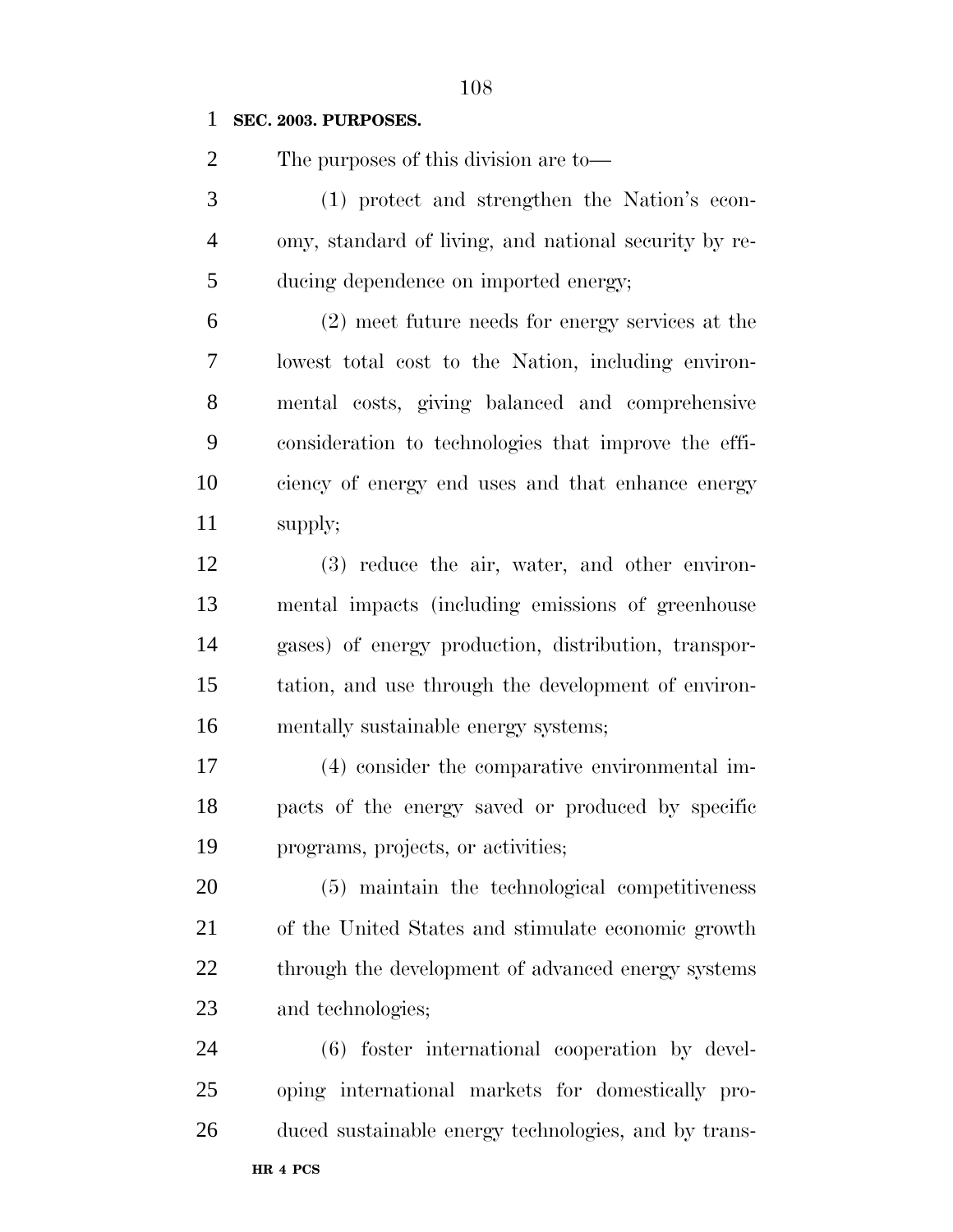**SEC. 2003. PURPOSES.**

The purposes of this division are to—

(1) protect and strengthen the Nation's economy, standard of living, and national security by reducing dependence on imported energy;

(2) meet future needs for energy services at the lowest total cost to the Nation, including environmental costs, giving balanced and comprehensive consideration to technologies that improve the efficiency of energy end uses and that enhance energy supply;

(3) reduce the air, water, and other environmental impacts (including emissions of greenhouse gases) of energy production, distribution, transportation, and use through the development of environmentally sustainable energy systems;

(4) consider the comparative environmental impacts of the energy saved or produced by specific programs, projects, or activities;

(5) maintain the technological competitiveness of the United States and stimulate economic growth through the development of advanced energy systems and technologies;

(6) foster international cooperation by developing international markets for domestically produced sustainable energy technologies, and by trans-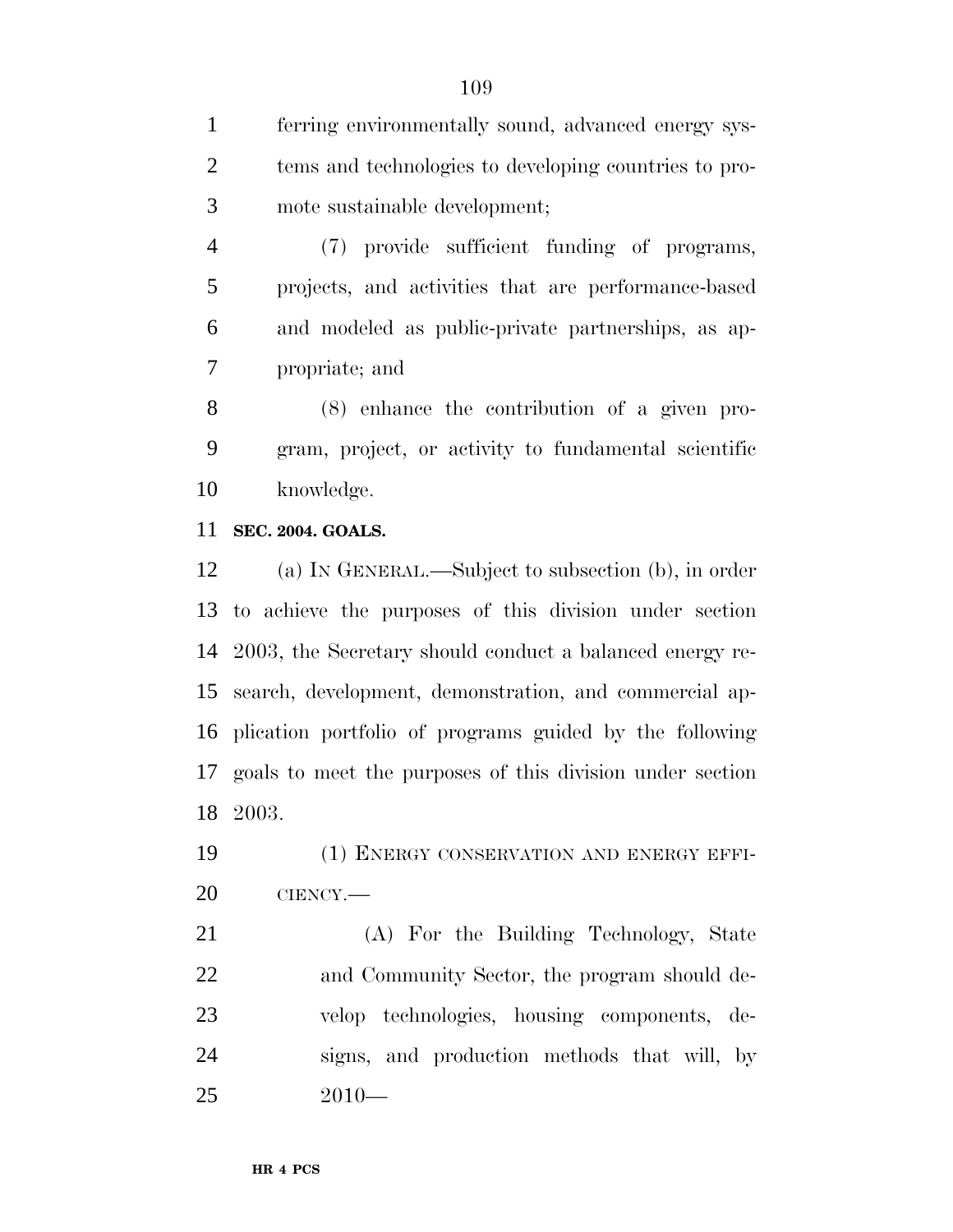ferring environmentally sound, advanced energy systems and technologies to developing countries to promote sustainable development;

(7) provide sufficient funding of programs, projects, and activities that are performance-based and modeled as public-private partnerships, as appropriate; and

(8) enhance the contribution of a given program, project, or activity to fundamental scientific knowledge.

**SEC. 2004. GOALS.**

(a) IN GENERAL.—Subject to subsection (b), in order to achieve the purposes of this division under section 2003, the Secretary should conduct a balanced energy research, development, demonstration, and commercial application portfolio of programs guided by the following goals to meet the purposes of this division under section 2003.

(1) ENERGY CONSERVATION AND ENERGY EFFICIENCY.—

(A) For the Building Technology, State and Community Sector, the program should develop technologies, housing components, designs, and production methods that will, by 2010—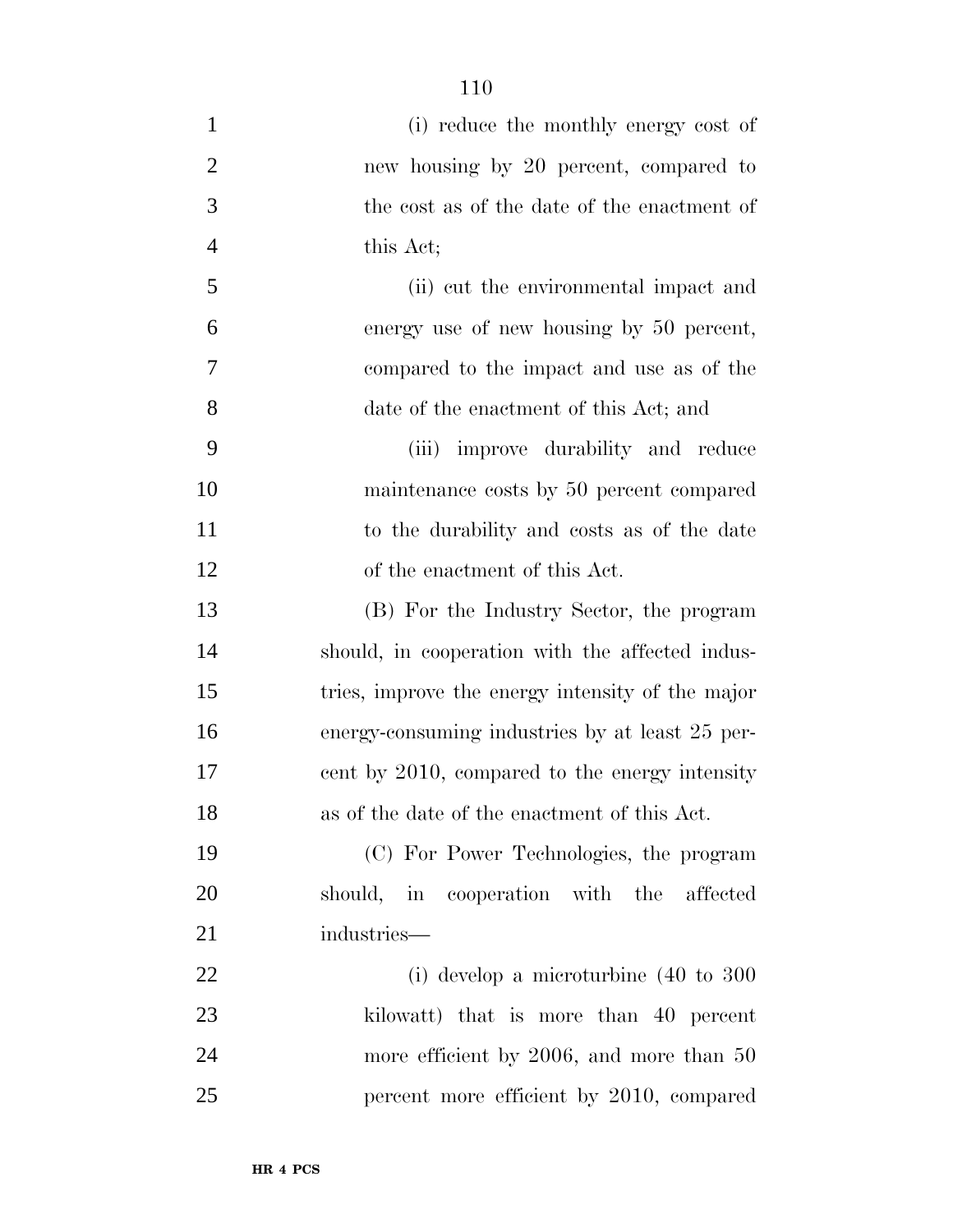(i) reduce the monthly energy cost of new housing by 20 percent, compared to the cost as of the date of the enactment of this Act;

(ii) cut the environmental impact and energy use of new housing by 50 percent, compared to the impact and use as of the date of the enactment of this Act; and

(iii) improve durability and reduce maintenance costs by 50 percent compared to the durability and costs as of the date of the enactment of this Act.

(B) For the Industry Sector, the program should, in cooperation with the affected industries, improve the energy intensity of the major energy-consuming industries by at least 25 percent by 2010, compared to the energy intensity as of the date of the enactment of this Act.

(C) For Power Technologies, the program should, in cooperation with the affected industries—

(i) develop a microturbine (40 to 300 kilowatt) that is more than 40 percent more efficient by 2006, and more than 50 percent more efficient by 2010, compared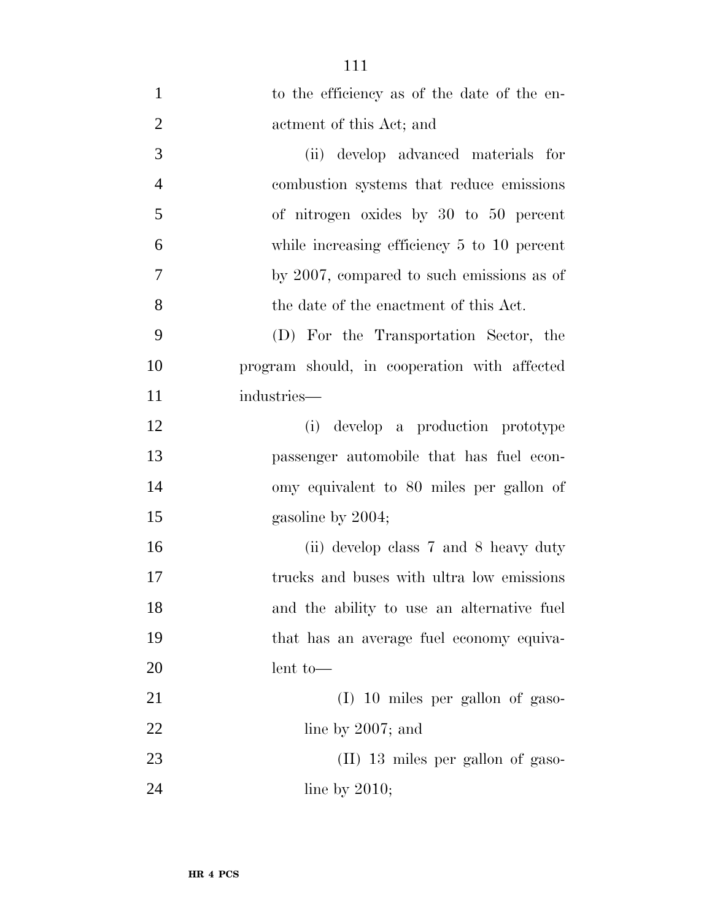to the efficiency as of the date of the enactment of this Act; and

(ii) develop advanced materials for combustion systems that reduce emissions of nitrogen oxides by 30 to 50 percent while increasing efficiency 5 to 10 percent by 2007, compared to such emissions as of the date of the enactment of this Act.

(D) For the Transportation Sector, the program should, in cooperation with affected industries—

(i) develop a production prototype passenger automobile that has fuel economy equivalent to 80 miles per gallon of gasoline by 2004;

(ii) develop class 7 and 8 heavy duty trucks and buses with ultra low emissions and the ability to use an alternative fuel that has an average fuel economy equivalent to—

(I) 10 miles per gallon of gasoline by 2007; and

(II) 13 miles per gallon of gasoline by 2010;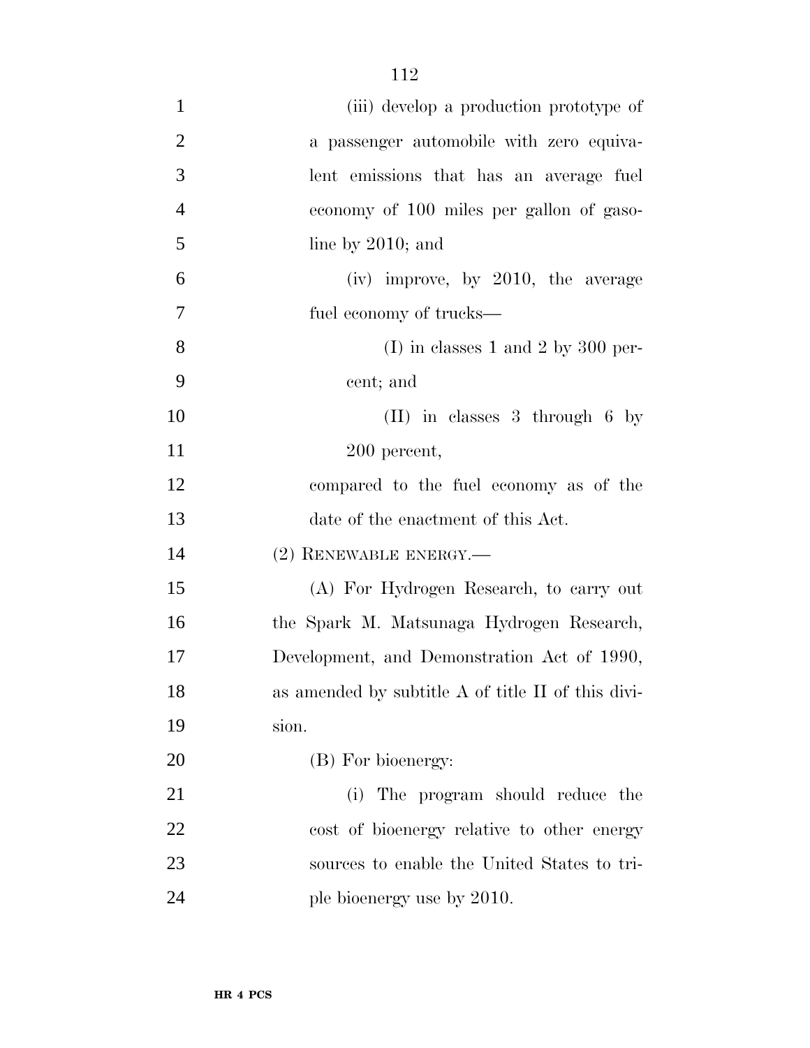(iii) develop a production prototype of a passenger automobile with zero equivalent emissions that has an average fuel economy of 100 miles per gallon of gasoline by 2010; and

(iv) improve, by 2010, the average fuel economy of trucks—

(I) in classes 1 and 2 by 300 percent; and

(II) in classes 3 through 6 by 200 percent,

compared to the fuel economy as of the date of the enactment of this Act.

(2) RENEWABLE ENERGY.—

(A) For Hydrogen Research, to carry out the Spark M. Matsunaga Hydrogen Research, Development, and Demonstration Act of 1990, as amended by subtitle A of title II of this division.

(B) For bioenergy:

(i) The program should reduce the cost of bioenergy relative to other energy sources to enable the United States to triple bioenergy use by 2010.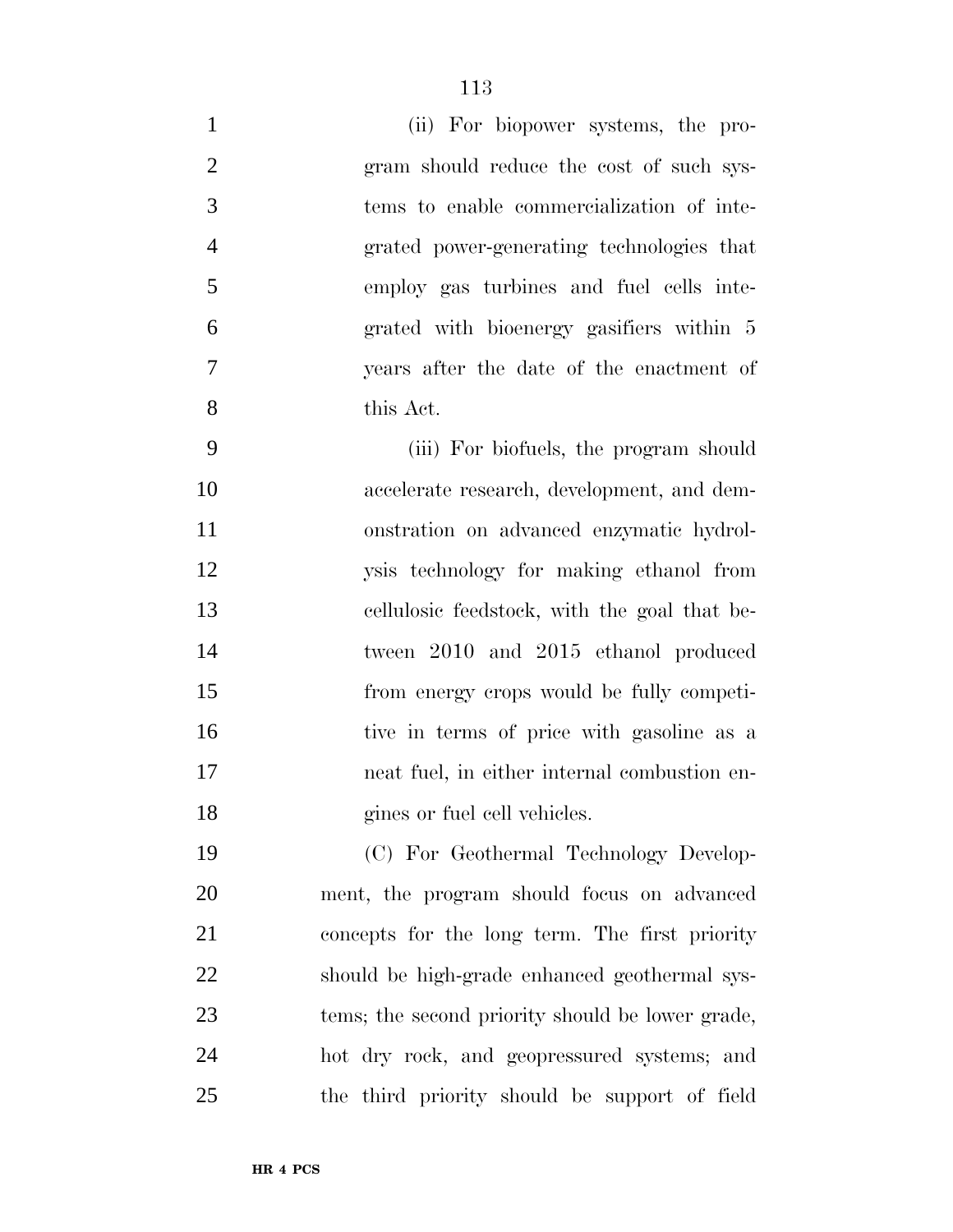(ii) For biopower systems, the program should reduce the cost of such systems to enable commercialization of integrated power-generating technologies that employ gas turbines and fuel cells integrated with bioenergy gasifiers within 5 years after the date of the enactment of this Act.

(iii) For biofuels, the program should accelerate research, development, and demonstration on advanced enzymatic hydrolysis technology for making ethanol from cellulosic feedstock, with the goal that between 2010 and 2015 ethanol produced from energy crops would be fully competitive in terms of price with gasoline as a neat fuel, in either internal combustion engines or fuel cell vehicles.

(C) For Geothermal Technology Development, the program should focus on advanced concepts for the long term. The first priority should be high-grade enhanced geothermal systems; the second priority should be lower grade, hot dry rock, and geopressured systems; and the third priority should be support of field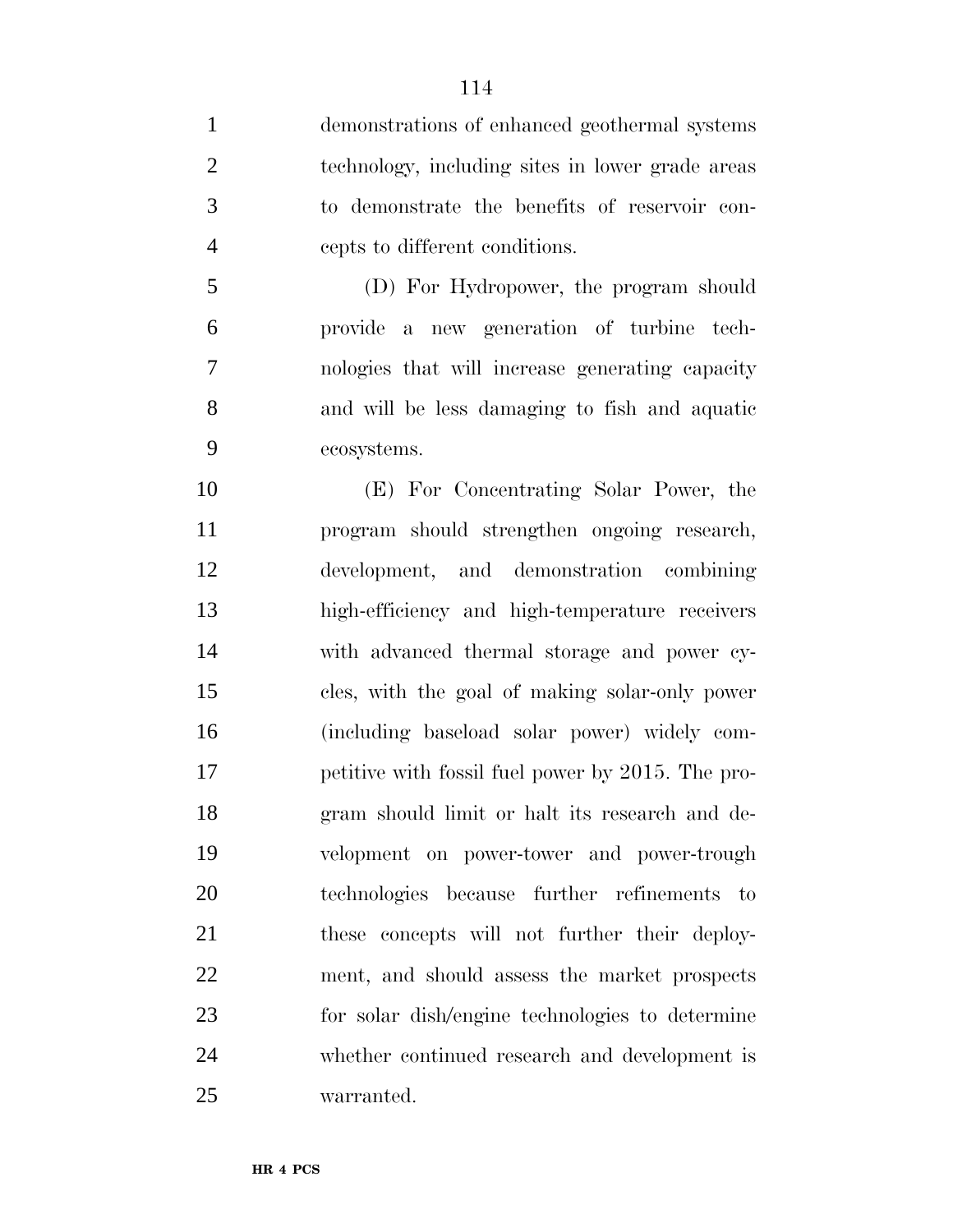demonstrations of enhanced geothermal systems technology, including sites in lower grade areas to demonstrate the benefits of reservoir concepts to different conditions.

(D) For Hydropower, the program should provide a new generation of turbine technologies that will increase generating capacity and will be less damaging to fish and aquatic ecosystems.

(E) For Concentrating Solar Power, the program should strengthen ongoing research, development, and demonstration combining high-efficiency and high-temperature receivers with advanced thermal storage and power cycles, with the goal of making solar-only power (including baseload solar power) widely competitive with fossil fuel power by 2015. The program should limit or halt its research and development on power-tower and power-trough technologies because further refinements to these concepts will not further their deployment, and should assess the market prospects for solar dish/engine technologies to determine whether continued research and development is warranted.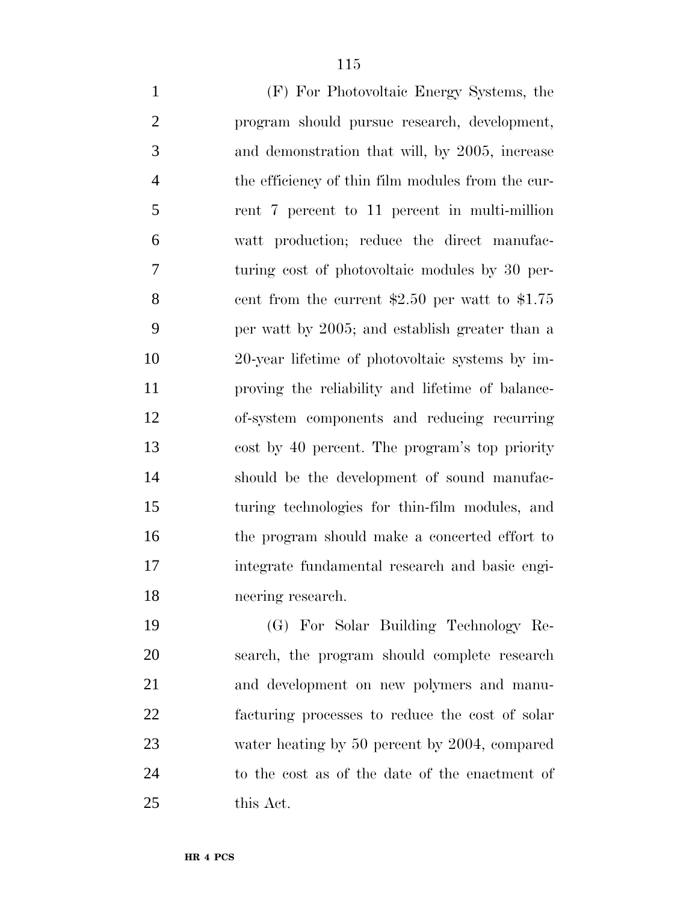(F) For Photovoltaic Energy Systems, the program should pursue research, development, and demonstration that will, by 2005, increase the efficiency of thin film modules from the current 7 percent to 11 percent in multi-million watt production; reduce the direct manufacturing cost of photovoltaic modules by 30 percent from the current $2.50 per watt to $1.75 per watt by 2005; and establish greater than a 20-year lifetime of photovoltaic systems by improving the reliability and lifetime of balance-of-system components and reducing recurring cost by 40 percent. The program's top priority should be the development of sound manufacturing technologies for thin-film modules, and the program should make a concerted effort to integrate fundamental research and basic engineering research.

(G) For Solar Building Technology Research, the program should complete research and development on new polymers and manufacturing processes to reduce the cost of solar water heating by 50 percent by 2004, compared to the cost as of the date of the enactment of this Act.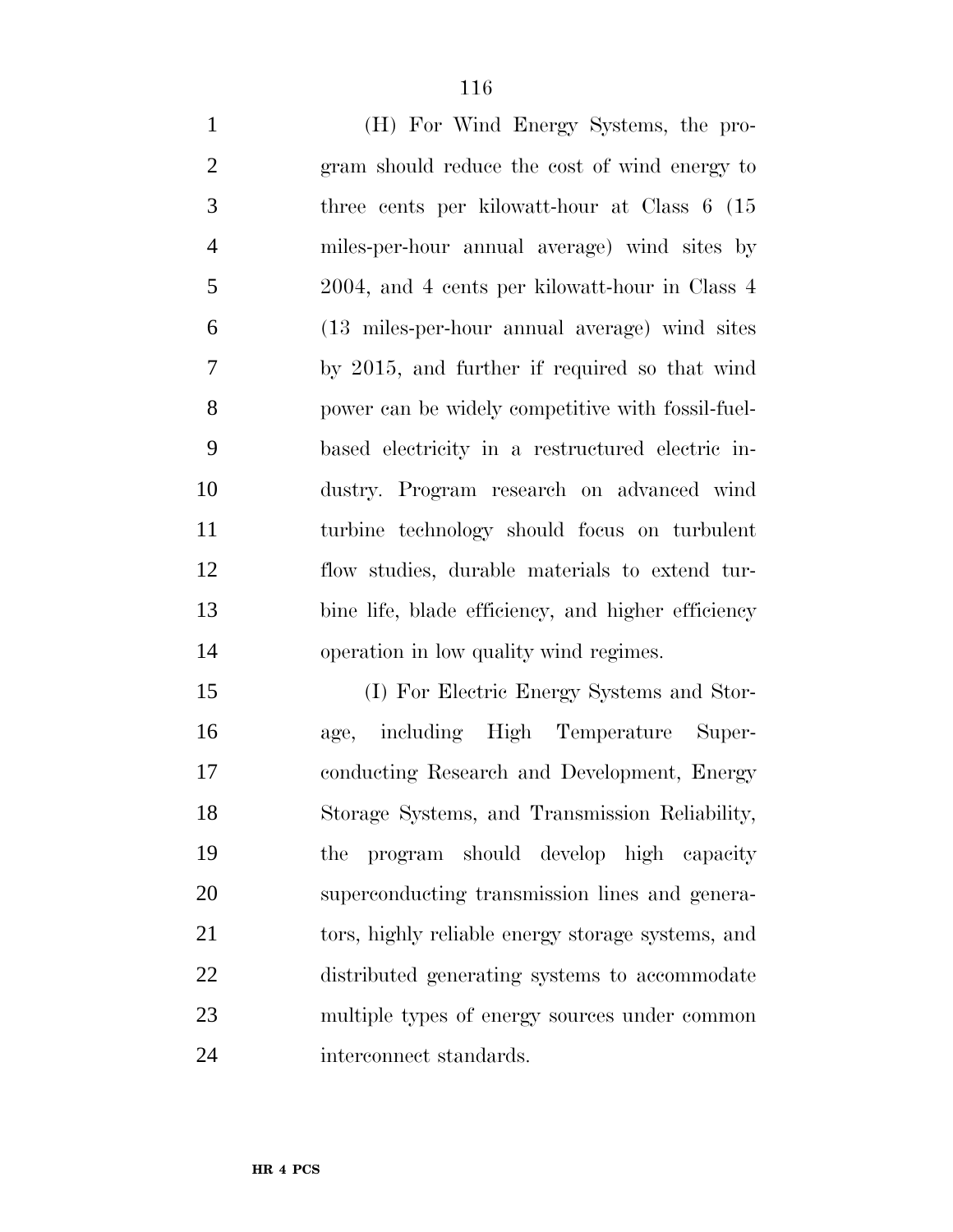(H) For Wind Energy Systems, the program should reduce the cost of wind energy to three cents per kilowatt-hour at Class 6 (15 miles-per-hour annual average) wind sites by 2004, and 4 cents per kilowatt-hour in Class 4 (13 miles-per-hour annual average) wind sites by 2015, and further if required so that wind power can be widely competitive with fossil-fuel-based electricity in a restructured electric industry. Program research on advanced wind turbine technology should focus on turbulent flow studies, durable materials to extend turbine life, blade efficiency, and higher efficiency operation in low quality wind regimes.

(I) For Electric Energy Systems and Storage, including High Temperature Superconducting Research and Development, Energy Storage Systems, and Transmission Reliability, the program should develop high capacity superconducting transmission lines and generators, highly reliable energy storage systems, and distributed generating systems to accommodate multiple types of energy sources under common interconnect standards.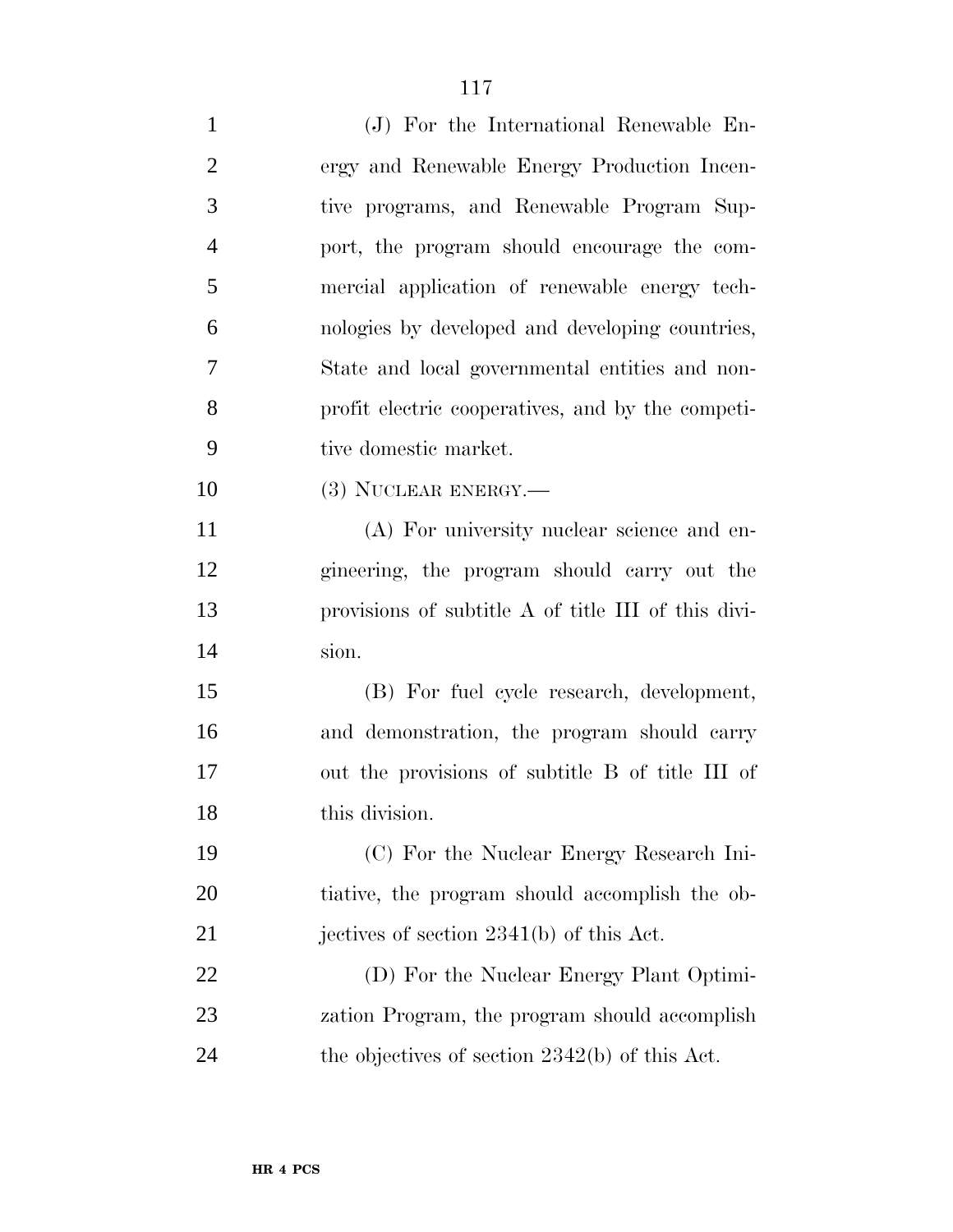(J) For the International Renewable Energy and Renewable Energy Production Incentive programs, and Renewable Program Support, the program should encourage the commercial application of renewable energy technologies by developed and developing countries, State and local governmental entities and nonprofit electric cooperatives, and by the competitive domestic market.

(3) NUCLEAR ENERGY.—

(A) For university nuclear science and engineering, the program should carry out the provisions of subtitle A of title III of this division.

(B) For fuel cycle research, development, and demonstration, the program should carry out the provisions of subtitle B of title III of this division.

(C) For the Nuclear Energy Research Initiative, the program should accomplish the objectives of section 2341(b) of this Act.

(D) For the Nuclear Energy Plant Optimization Program, the program should accomplish the objectives of section 2342(b) of this Act.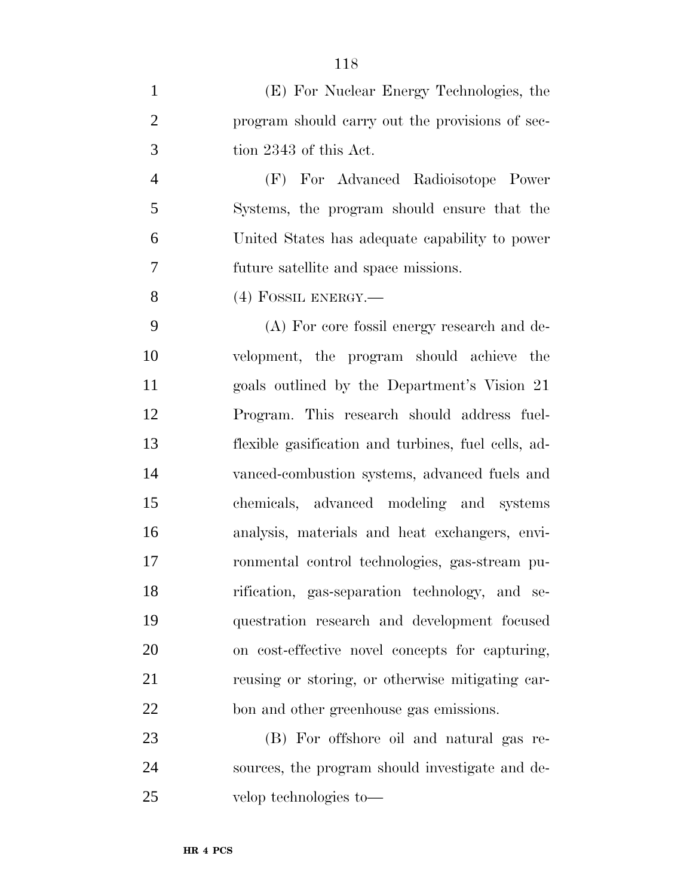(E) For Nuclear Energy Technologies, the program should carry out the provisions of section 2343 of this Act.

(F) For Advanced Radioisotope Power Systems, the program should ensure that the United States has adequate capability to power future satellite and space missions.

(4) FOSSIL ENERGY.—

(A) For core fossil energy research and development, the program should achieve the goals outlined by the Department's Vision 21 Program. This research should address fuel-flexible gasification and turbines, fuel cells, advanced-combustion systems, advanced fuels and chemicals, advanced modeling and systems analysis, materials and heat exchangers, environmental control technologies, gas-stream purification, gas-separation technology, and sequestration research and development focused on cost-effective novel concepts for capturing, reusing or storing, or otherwise mitigating carbon and other greenhouse gas emissions.

(B) For offshore oil and natural gas resources, the program should investigate and develop technologies to—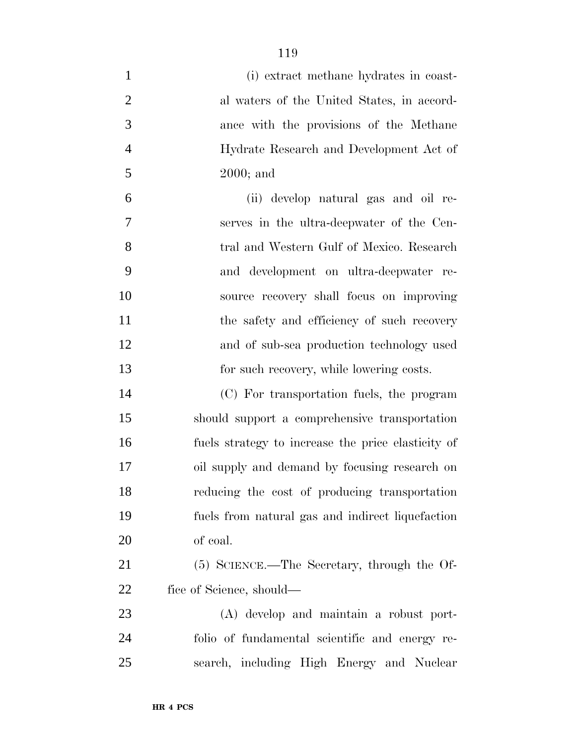(i) extract methane hydrates in coastal waters of the United States, in accordance with the provisions of the Methane Hydrate Research and Development Act of 2000; and

(ii) develop natural gas and oil reserves in the ultra-deepwater of the Central and Western Gulf of Mexico. Research and development on ultra-deepwater resource recovery shall focus on improving the safety and efficiency of such recovery and of sub-sea production technology used for such recovery, while lowering costs.

(C) For transportation fuels, the program should support a comprehensive transportation fuels strategy to increase the price elasticity of oil supply and demand by focusing research on reducing the cost of producing transportation fuels from natural gas and indirect liquefaction of coal.

(5) SCIENCE.—The Secretary, through the Office of Science, should—

(A) develop and maintain a robust portfolio of fundamental scientific and energy research, including High Energy and Nuclear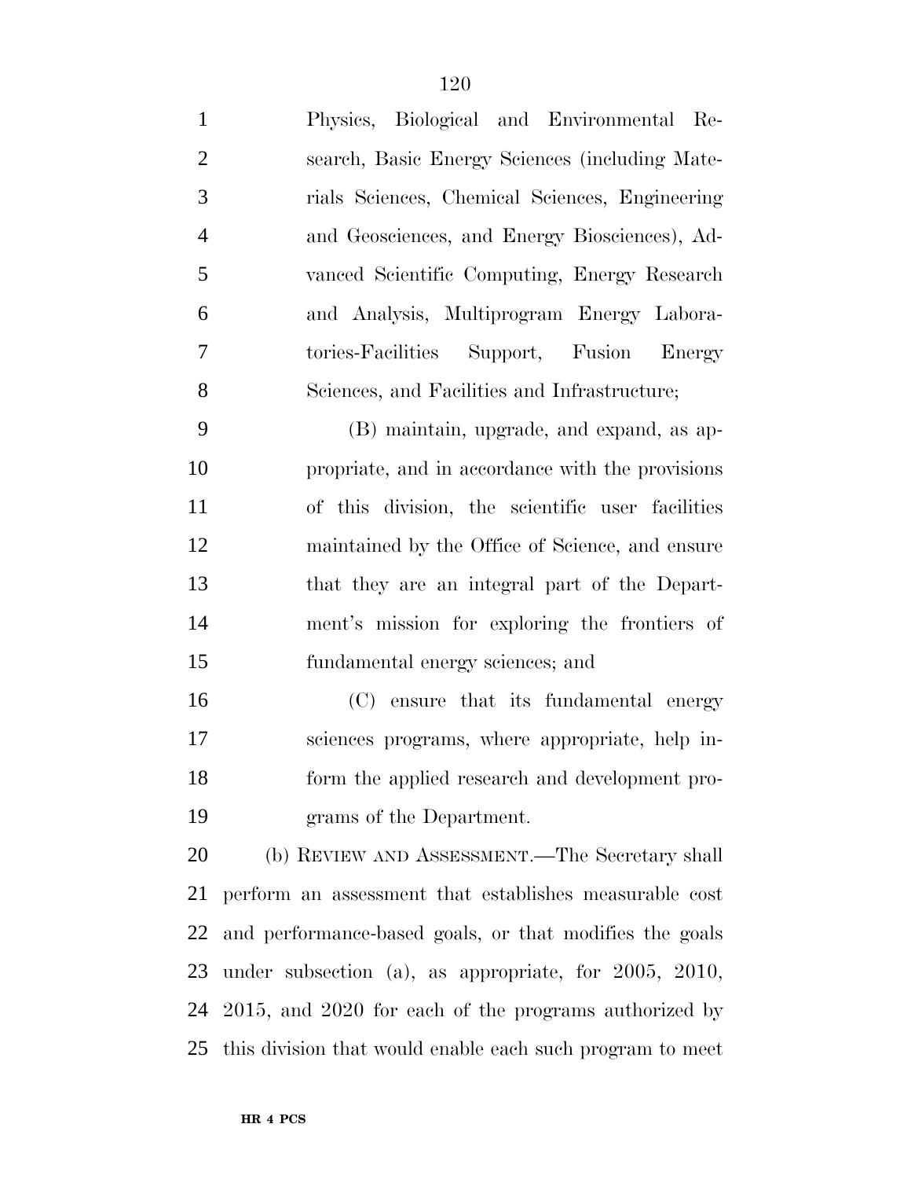Physics, Biological and Environmental Research, Basic Energy Sciences (including Materials Sciences, Chemical Sciences, Engineering and Geosciences, and Energy Biosciences), Advanced Scientific Computing, Energy Research and Analysis, Multiprogram Energy Laboratories-Facilities Support, Fusion Energy Sciences, and Facilities and Infrastructure;

(B) maintain, upgrade, and expand, as appropriate, and in accordance with the provisions of this division, the scientific user facilities maintained by the Office of Science, and ensure that they are an integral part of the Department's mission for exploring the frontiers of fundamental energy sciences; and

(C) ensure that its fundamental energy sciences programs, where appropriate, help inform the applied research and development programs of the Department.

(b) REVIEW AND ASSESSMENT.—The Secretary shall perform an assessment that establishes measurable cost and performance-based goals, or that modifies the goals under subsection (a), as appropriate, for 2005, 2010, 2015, and 2020 for each of the programs authorized by this division that would enable each such program to meet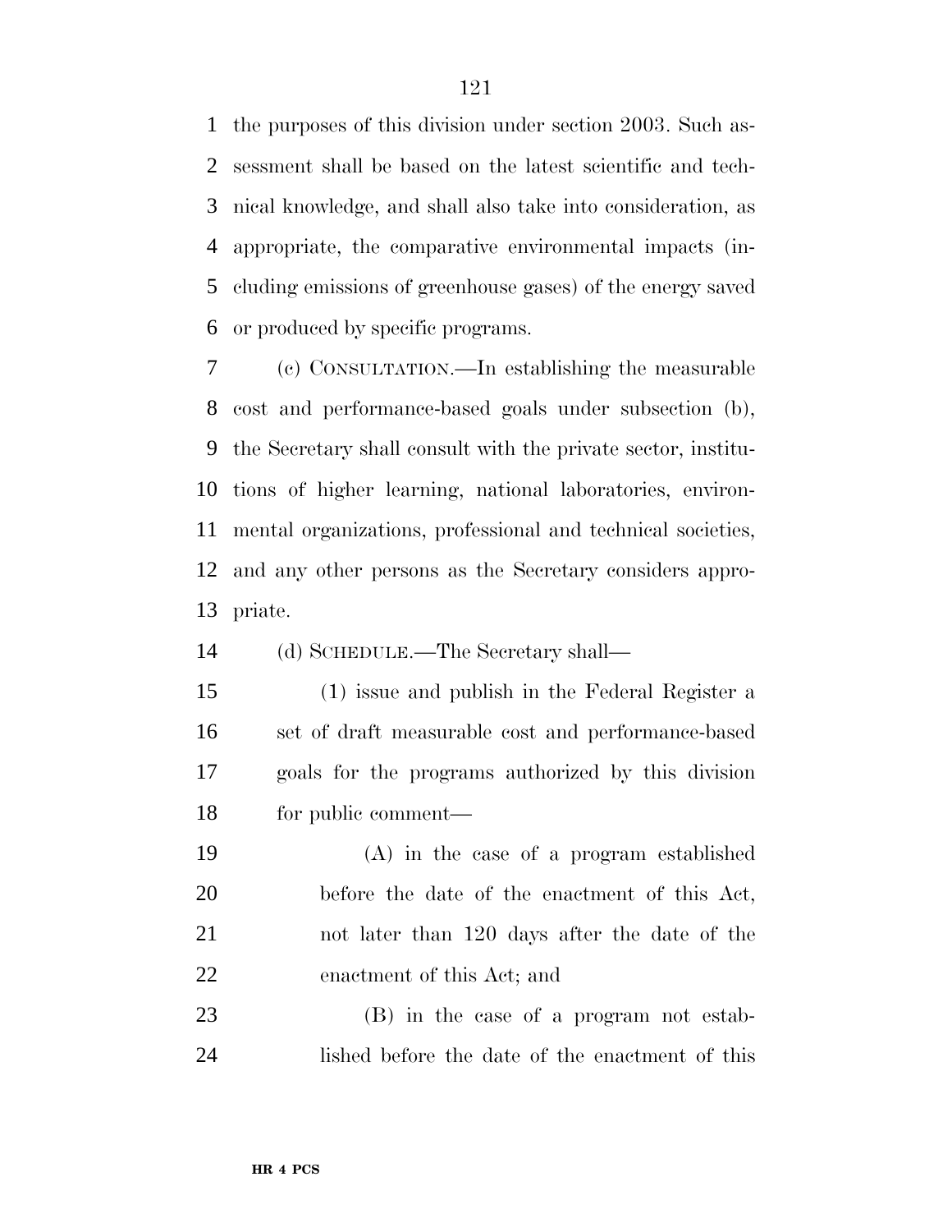the purposes of this division under section 2003. Such assessment shall be based on the latest scientific and technical knowledge, and shall also take into consideration, as appropriate, the comparative environmental impacts (including emissions of greenhouse gases) of the energy saved or produced by specific programs.

(c) CONSULTATION.—In establishing the measurable cost and performance-based goals under subsection (b), the Secretary shall consult with the private sector, institutions of higher learning, national laboratories, environmental organizations, professional and technical societies, and any other persons as the Secretary considers appropriate.

(d) SCHEDULE.—The Secretary shall—

(1) issue and publish in the Federal Register a set of draft measurable cost and performance-based goals for the programs authorized by this division for public comment—

(A) in the case of a program established before the date of the enactment of this Act, not later than 120 days after the date of the enactment of this Act; and

(B) in the case of a program not established before the date of the enactment of this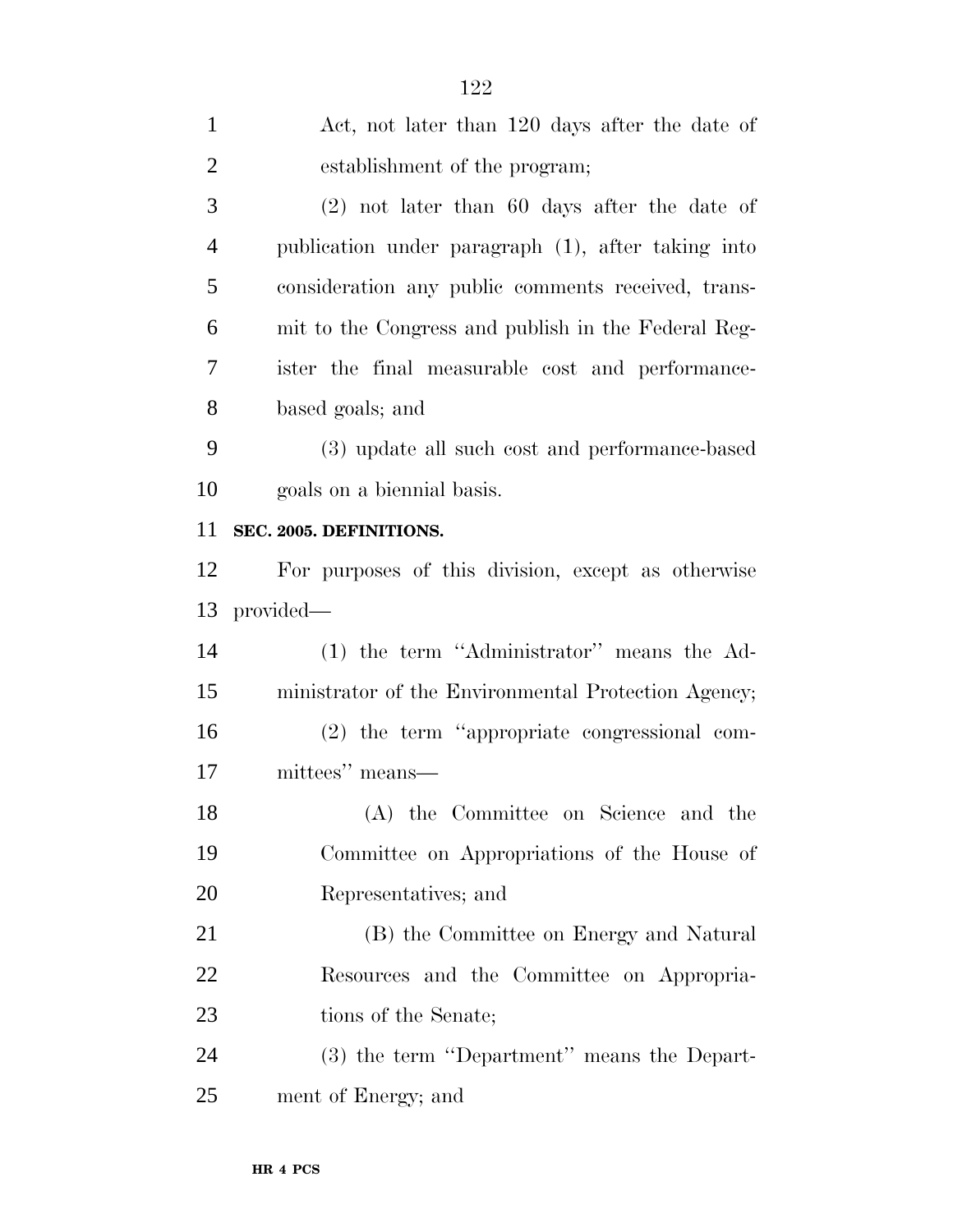Act, not later than 120 days after the date of establishment of the program;

(2) not later than 60 days after the date of publication under paragraph (1), after taking into consideration any public comments received, transmit to the Congress and publish in the Federal Register the final measurable cost and performance-based goals; and

(3) update all such cost and performance-based goals on a biennial basis.

**SEC. 2005. DEFINITIONS.**

For purposes of this division, except as otherwise provided—

(1) the term ''Administrator'' means the Administrator of the Environmental Protection Agency;

(2) the term ''appropriate congressional committees'' means—

(A) the Committee on Science and the Committee on Appropriations of the House of Representatives; and

(B) the Committee on Energy and Natural Resources and the Committee on Appropriations of the Senate;

(3) the term ''Department'' means the Department of Energy; and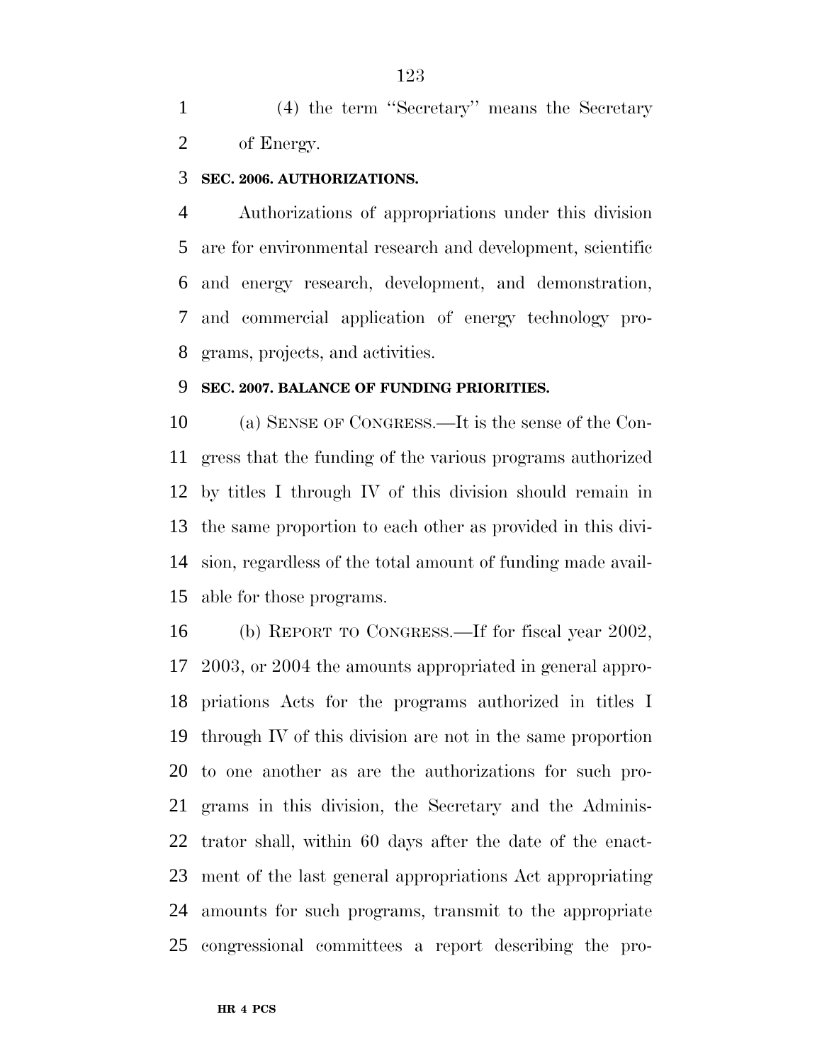(4) the term ''Secretary'' means the Secretary of Energy.

**SEC. 2006. AUTHORIZATIONS.**

Authorizations of appropriations under this division are for environmental research and development, scientific and energy research, development, and demonstration, and commercial application of energy technology programs, projects, and activities.

**SEC. 2007. BALANCE OF FUNDING PRIORITIES.**

(a) SENSE OF CONGRESS.—It is the sense of the Congress that the funding of the various programs authorized by titles I through IV of this division should remain in the same proportion to each other as provided in this division, regardless of the total amount of funding made available for those programs.

(b) REPORT TO CONGRESS.—If for fiscal year 2002, 2003, or 2004 the amounts appropriated in general appropriations Acts for the programs authorized in titles I through IV of this division are not in the same proportion to one another as are the authorizations for such programs in this division, the Secretary and the Administrator shall, within 60 days after the date of the enactment of the last general appropriations Act appropriating amounts for such programs, transmit to the appropriate congressional committees a report describing the pro-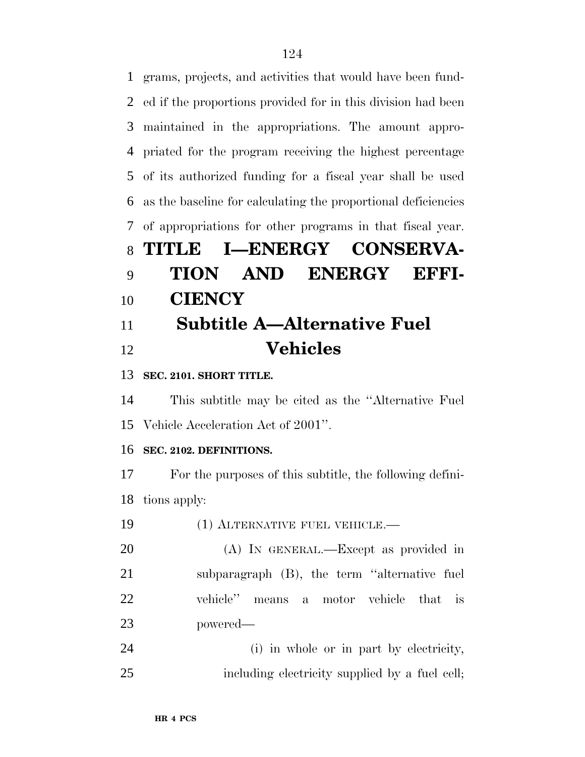grams, projects, and activities that would have been funded if the proportions provided for in this division had been maintained in the appropriations. The amount appropriated for the program receiving the highest percentage of its authorized funding for a fiscal year shall be used as the baseline for calculating the proportional deficiencies of appropriations for other programs in that fiscal year.

# TITLE I—ENERGY CONSERVATION AND ENERGY EFFICIENCY

## Subtitle A—Alternative Fuel Vehicles

**SEC. 2101. SHORT TITLE.**

This subtitle may be cited as the ''Alternative Fuel Vehicle Acceleration Act of 2001''.

**SEC. 2102. DEFINITIONS.**

For the purposes of this subtitle, the following definitions apply:

(1) ALTERNATIVE FUEL VEHICLE.—

(A) IN GENERAL.—Except as provided in subparagraph (B), the term ''alternative fuel vehicle'' means a motor vehicle that is powered—

(i) in whole or in part by electricity, including electricity supplied by a fuel cell;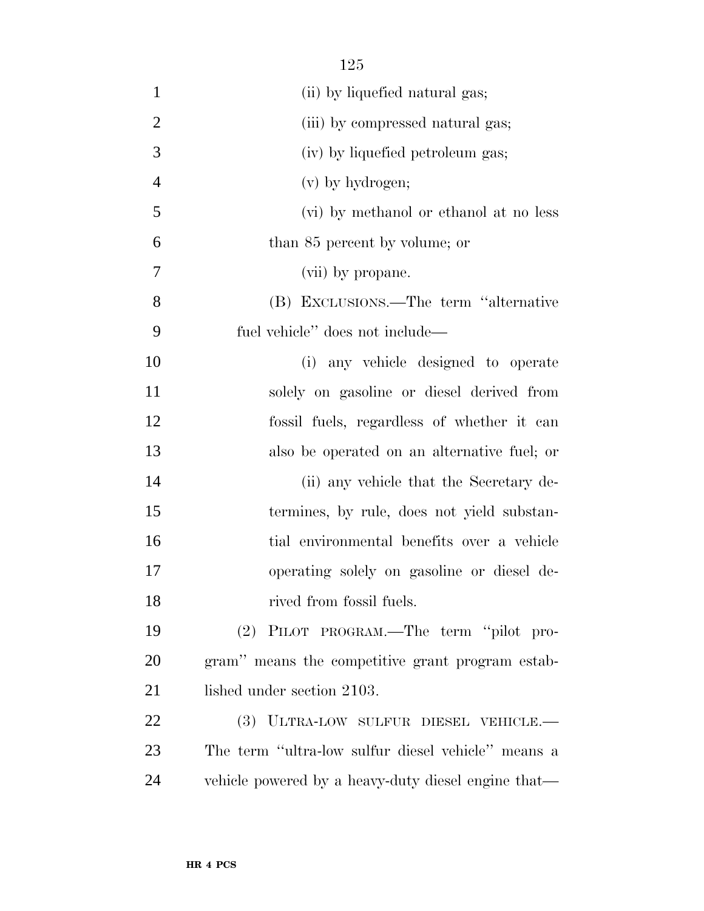(ii) by liquefied natural gas;

(iii) by compressed natural gas;

(iv) by liquefied petroleum gas;

(v) by hydrogen;

(vi) by methanol or ethanol at no less than 85 percent by volume; or

(vii) by propane.

(B) EXCLUSIONS.—The term ''alternative fuel vehicle'' does not include—

(i) any vehicle designed to operate solely on gasoline or diesel derived from fossil fuels, regardless of whether it can also be operated on an alternative fuel; or

(ii) any vehicle that the Secretary determines, by rule, does not yield substantial environmental benefits over a vehicle operating solely on gasoline or diesel derived from fossil fuels.

(2) PILOT PROGRAM.—The term ''pilot program'' means the competitive grant program established under section 2103.

(3) ULTRA-LOW SULFUR DIESEL VEHICLE.—The term ''ultra-low sulfur diesel vehicle'' means a vehicle powered by a heavy-duty diesel engine that—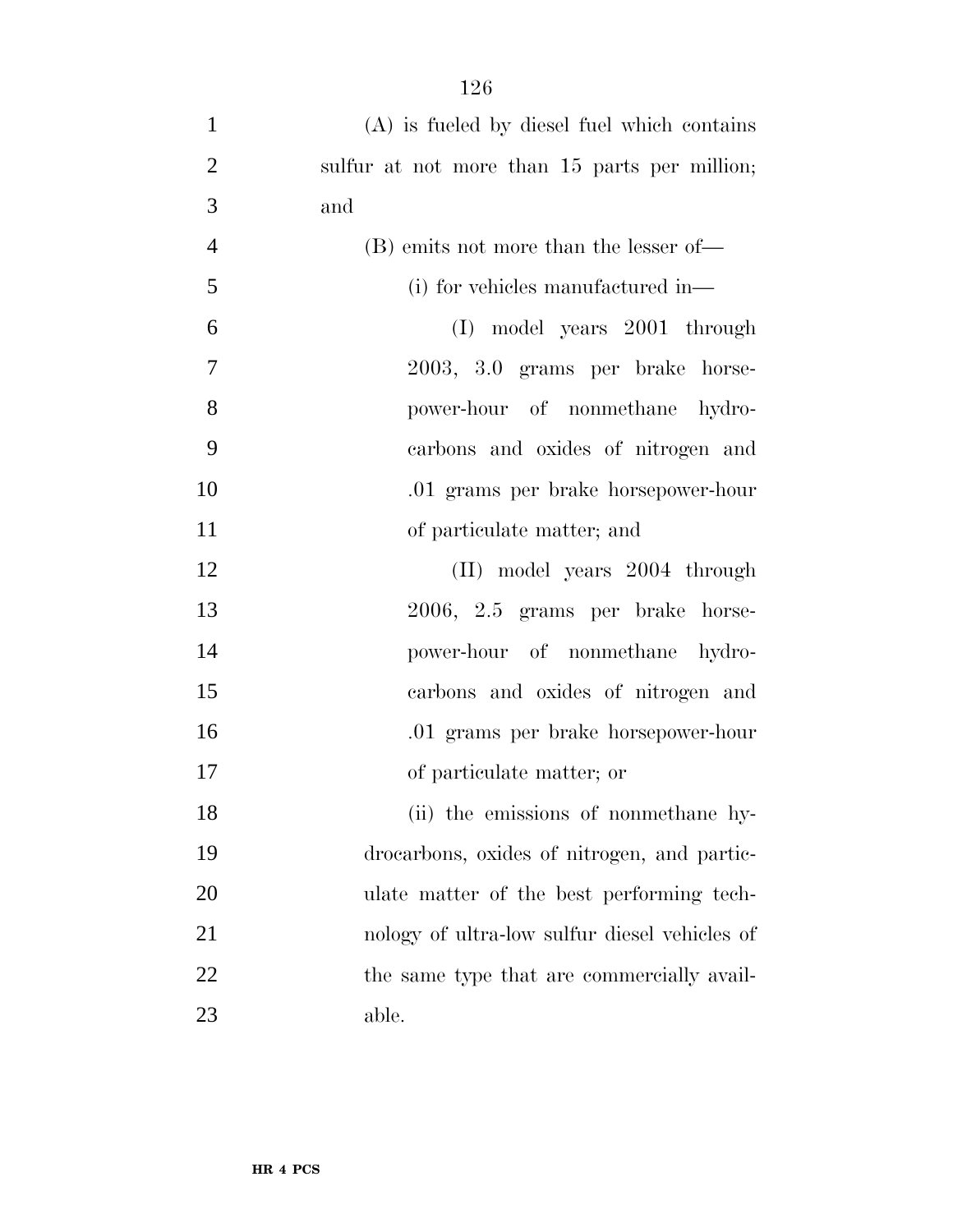(A) is fueled by diesel fuel which contains sulfur at not more than 15 parts per million; and

(B) emits not more than the lesser of—

(i) for vehicles manufactured in—

(I) model years 2001 through 2003, 3.0 grams per brake horsepower-hour of nonmethane hydrocarbons and oxides of nitrogen and .01 grams per brake horsepower-hour of particulate matter; and

(II) model years 2004 through 2006, 2.5 grams per brake horsepower-hour of nonmethane hydrocarbons and oxides of nitrogen and .01 grams per brake horsepower-hour of particulate matter; or

(ii) the emissions of nonmethane hydrocarbons, oxides of nitrogen, and particulate matter of the best performing technology of ultra-low sulfur diesel vehicles of the same type that are commercially available.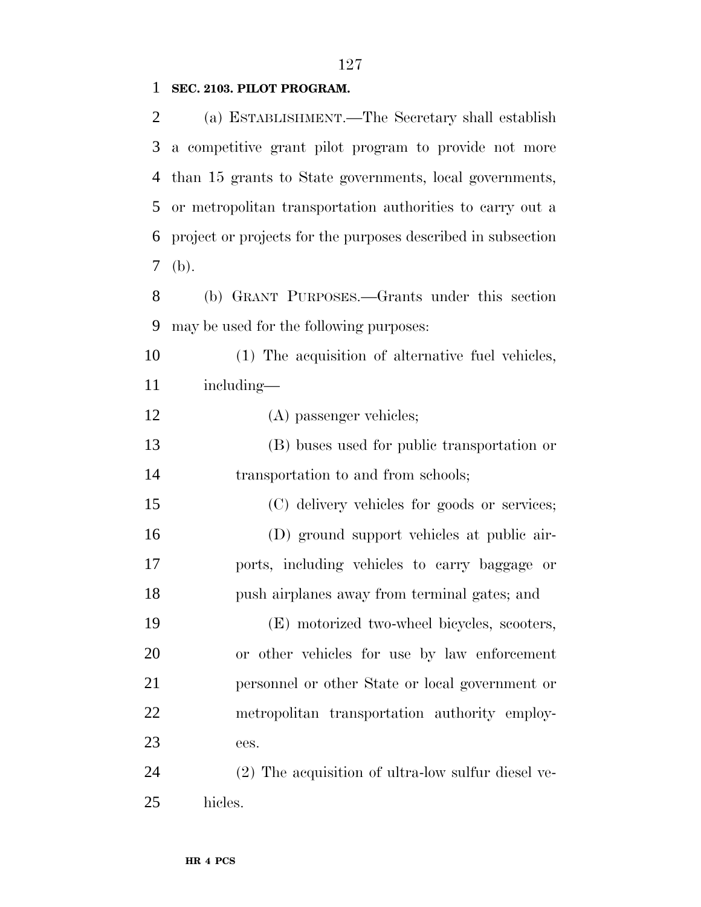**SEC. 2103. PILOT PROGRAM.**

(a) ESTABLISHMENT.—The Secretary shall establish a competitive grant pilot program to provide not more than 15 grants to State governments, local governments, or metropolitan transportation authorities to carry out a project or projects for the purposes described in subsection (b).

(b) GRANT PURPOSES.—Grants under this section may be used for the following purposes:

(1) The acquisition of alternative fuel vehicles, including—

(A) passenger vehicles;

(B) buses used for public transportation or transportation to and from schools;

(C) delivery vehicles for goods or services;

(D) ground support vehicles at public airports, including vehicles to carry baggage or push airplanes away from terminal gates; and

(E) motorized two-wheel bicycles, scooters, or other vehicles for use by law enforcement personnel or other State or local government or metropolitan transportation authority employees.

(2) The acquisition of ultra-low sulfur diesel vehicles.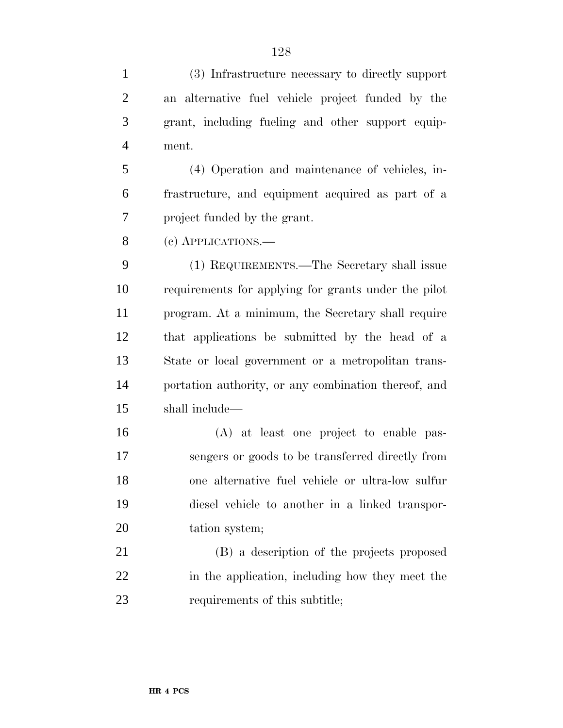(3) Infrastructure necessary to directly support an alternative fuel vehicle project funded by the grant, including fueling and other support equipment.

(4) Operation and maintenance of vehicles, infrastructure, and equipment acquired as part of a project funded by the grant.

(c) APPLICATIONS.—

(1) REQUIREMENTS.—The Secretary shall issue requirements for applying for grants under the pilot program. At a minimum, the Secretary shall require that applications be submitted by the head of a State or local government or a metropolitan transportation authority, or any combination thereof, and shall include—

(A) at least one project to enable passengers or goods to be transferred directly from one alternative fuel vehicle or ultra-low sulfur diesel vehicle to another in a linked transportation system;

(B) a description of the projects proposed in the application, including how they meet the requirements of this subtitle;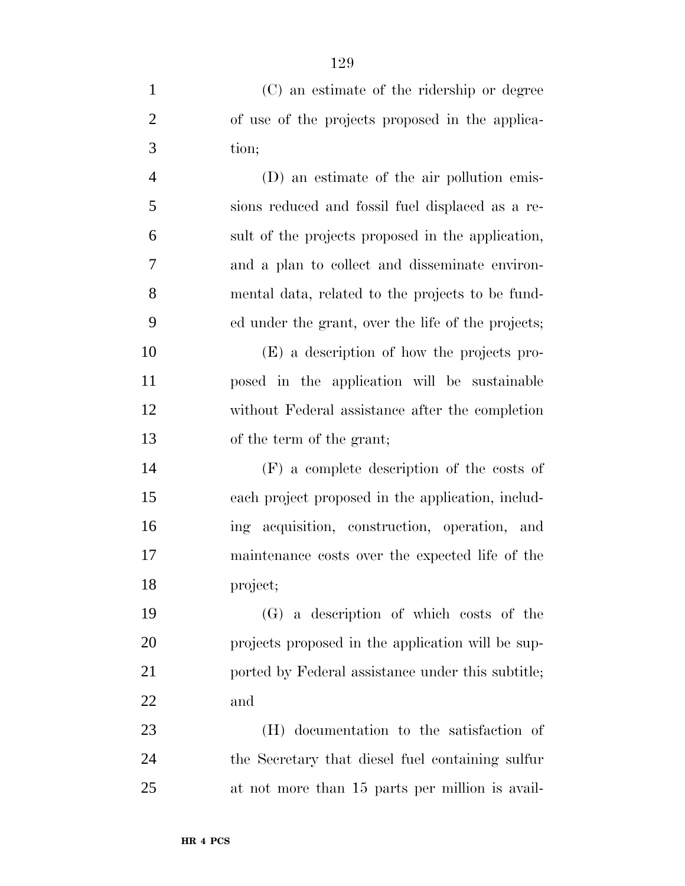(C) an estimate of the ridership or degree of use of the projects proposed in the application;

(D) an estimate of the air pollution emissions reduced and fossil fuel displaced as a result of the projects proposed in the application, and a plan to collect and disseminate environmental data, related to the projects to be funded under the grant, over the life of the projects;

(E) a description of how the projects proposed in the application will be sustainable without Federal assistance after the completion of the term of the grant;

(F) a complete description of the costs of each project proposed in the application, including acquisition, construction, operation, and maintenance costs over the expected life of the project;

(G) a description of which costs of the projects proposed in the application will be supported by Federal assistance under this subtitle; and

(H) documentation to the satisfaction of the Secretary that diesel fuel containing sulfur at not more than 15 parts per million is avail-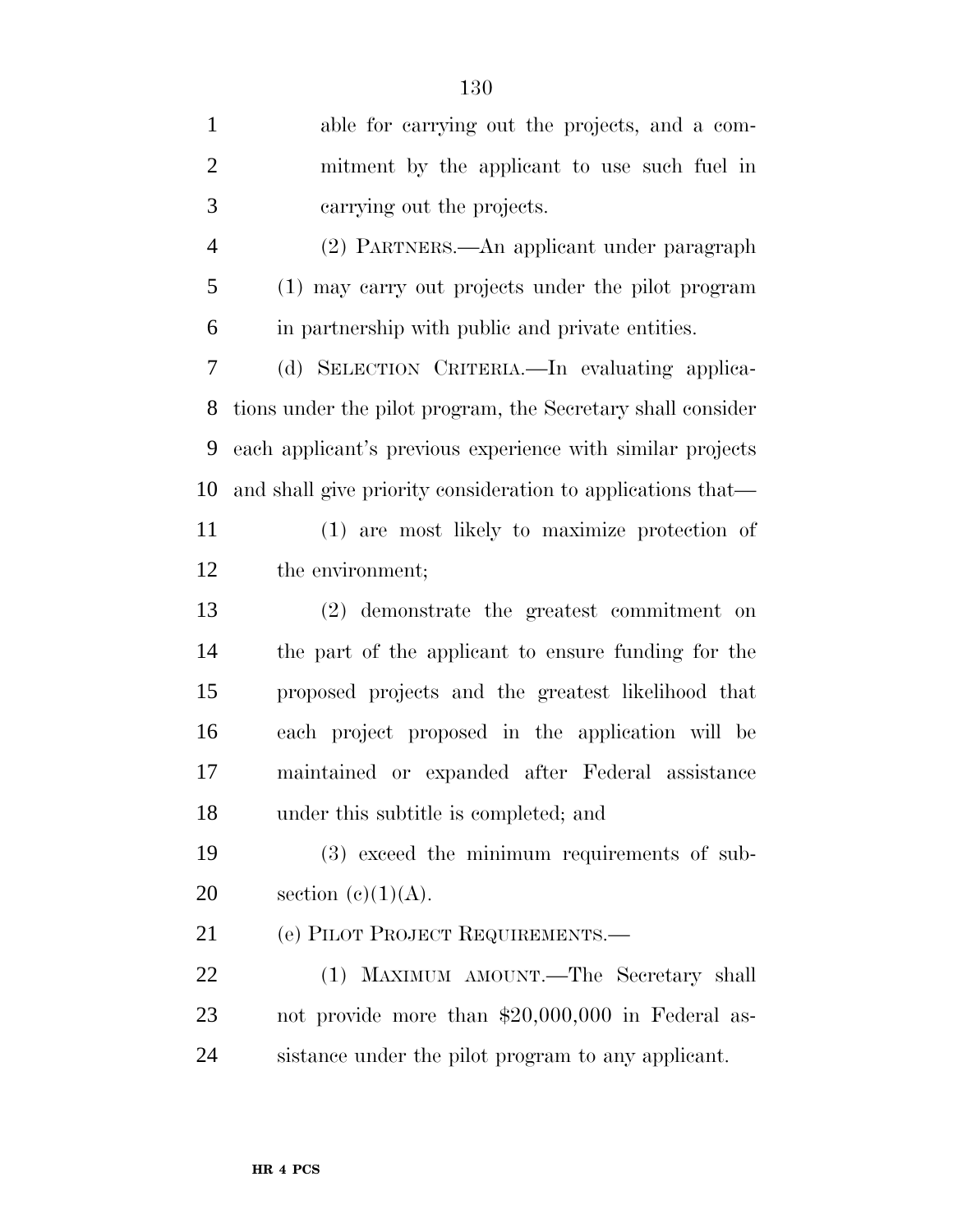able for carrying out the projects, and a commitment by the applicant to use such fuel in carrying out the projects.

(2) PARTNERS.—An applicant under paragraph (1) may carry out projects under the pilot program in partnership with public and private entities.

(d) SELECTION CRITERIA.—In evaluating applications under the pilot program, the Secretary shall consider each applicant's previous experience with similar projects and shall give priority consideration to applications that—

(1) are most likely to maximize protection of the environment;

(2) demonstrate the greatest commitment on the part of the applicant to ensure funding for the proposed projects and the greatest likelihood that each project proposed in the application will be maintained or expanded after Federal assistance under this subtitle is completed; and

(3) exceed the minimum requirements of subsection (c)(1)(A).

(e) PILOT PROJECT REQUIREMENTS.—

(1) MAXIMUM AMOUNT.—The Secretary shall not provide more than $20,000,000 in Federal assistance under the pilot program to any applicant.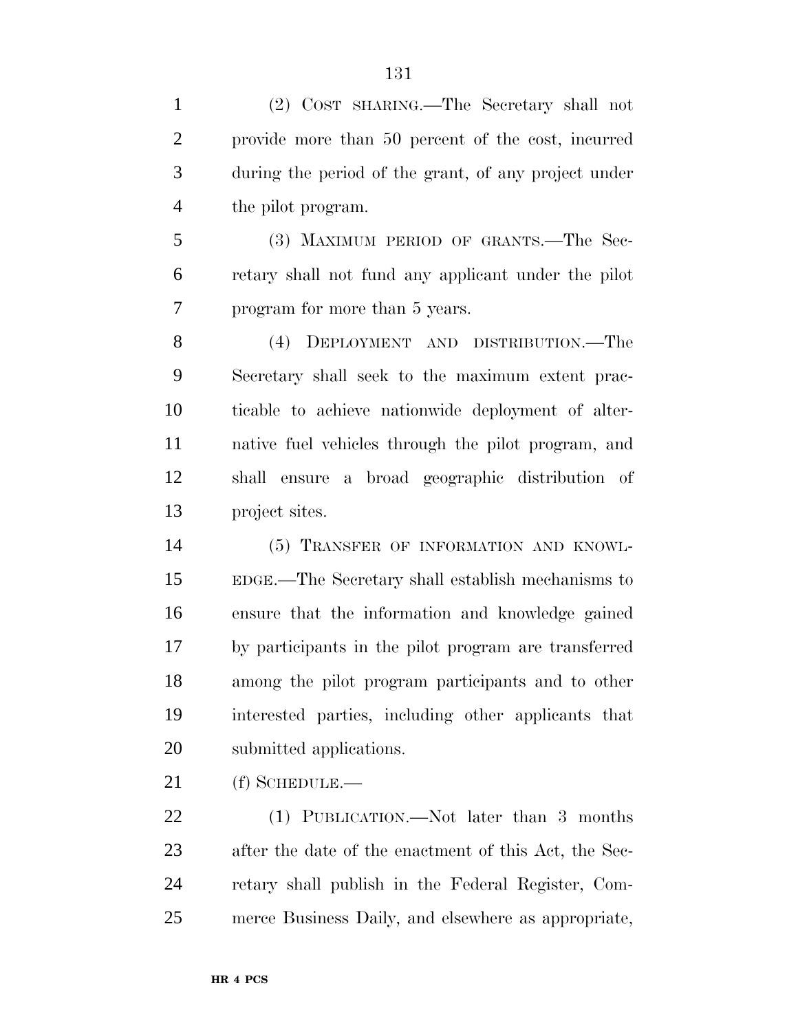(2) COST SHARING.—The Secretary shall not provide more than 50 percent of the cost, incurred during the period of the grant, of any project under the pilot program.

(3) MAXIMUM PERIOD OF GRANTS.—The Secretary shall not fund any applicant under the pilot program for more than 5 years.

(4) DEPLOYMENT AND DISTRIBUTION.—The Secretary shall seek to the maximum extent practicable to achieve nationwide deployment of alternative fuel vehicles through the pilot program, and shall ensure a broad geographic distribution of project sites.

(5) TRANSFER OF INFORMATION AND KNOWLEDGE.—The Secretary shall establish mechanisms to ensure that the information and knowledge gained by participants in the pilot program are transferred among the pilot program participants and to other interested parties, including other applicants that submitted applications.

(f) SCHEDULE.—

(1) PUBLICATION.—Not later than 3 months after the date of the enactment of this Act, the Secretary shall publish in the Federal Register, Commerce Business Daily, and elsewhere as appropriate,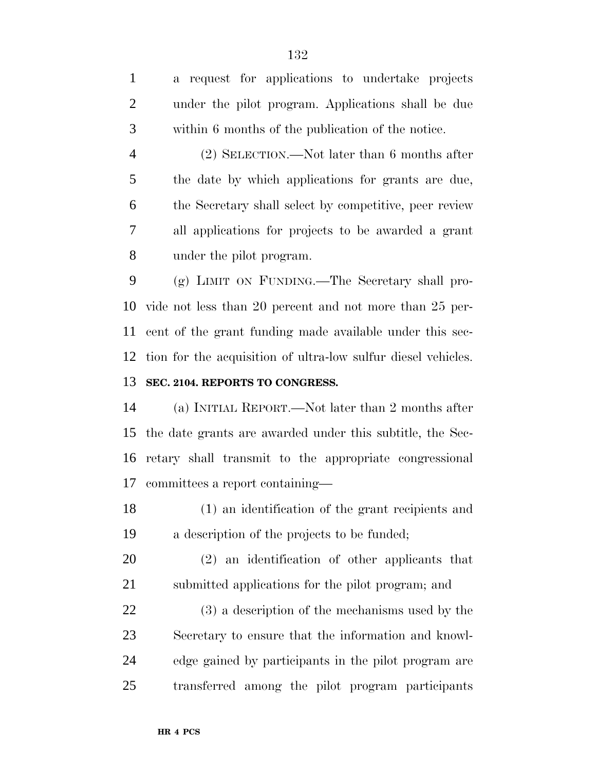a request for applications to undertake projects under the pilot program. Applications shall be due within 6 months of the publication of the notice.

(2) SELECTION.—Not later than 6 months after the date by which applications for grants are due, the Secretary shall select by competitive, peer review all applications for projects to be awarded a grant under the pilot program.

(g) LIMIT ON FUNDING.—The Secretary shall provide not less than 20 percent and not more than 25 percent of the grant funding made available under this section for the acquisition of ultra-low sulfur diesel vehicles.

**SEC. 2104. REPORTS TO CONGRESS.**

(a) INITIAL REPORT.—Not later than 2 months after the date grants are awarded under this subtitle, the Secretary shall transmit to the appropriate congressional committees a report containing—

(1) an identification of the grant recipients and a description of the projects to be funded;

(2) an identification of other applicants that submitted applications for the pilot program; and

(3) a description of the mechanisms used by the Secretary to ensure that the information and knowledge gained by participants in the pilot program are transferred among the pilot program participants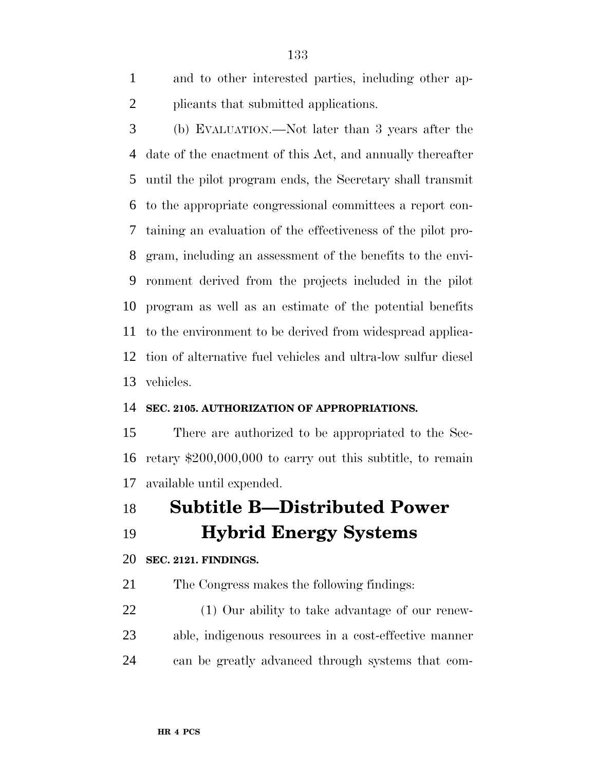and to other interested parties, including other applicants that submitted applications.

(b) EVALUATION.—Not later than 3 years after the date of the enactment of this Act, and annually thereafter until the pilot program ends, the Secretary shall transmit to the appropriate congressional committees a report containing an evaluation of the effectiveness of the pilot program, including an assessment of the benefits to the environment derived from the projects included in the pilot program as well as an estimate of the potential benefits to the environment to be derived from widespread application of alternative fuel vehicles and ultra-low sulfur diesel vehicles.

**SEC. 2105. AUTHORIZATION OF APPROPRIATIONS.**

There are authorized to be appropriated to the Secretary $200,000,000 to carry out this subtitle, to remain available until expended.

# Subtitle B—Distributed Power Hybrid Energy Systems

**SEC. 2121. FINDINGS.**

The Congress makes the following findings:

(1) Our ability to take advantage of our renewable, indigenous resources in a cost-effective manner can be greatly advanced through systems that com-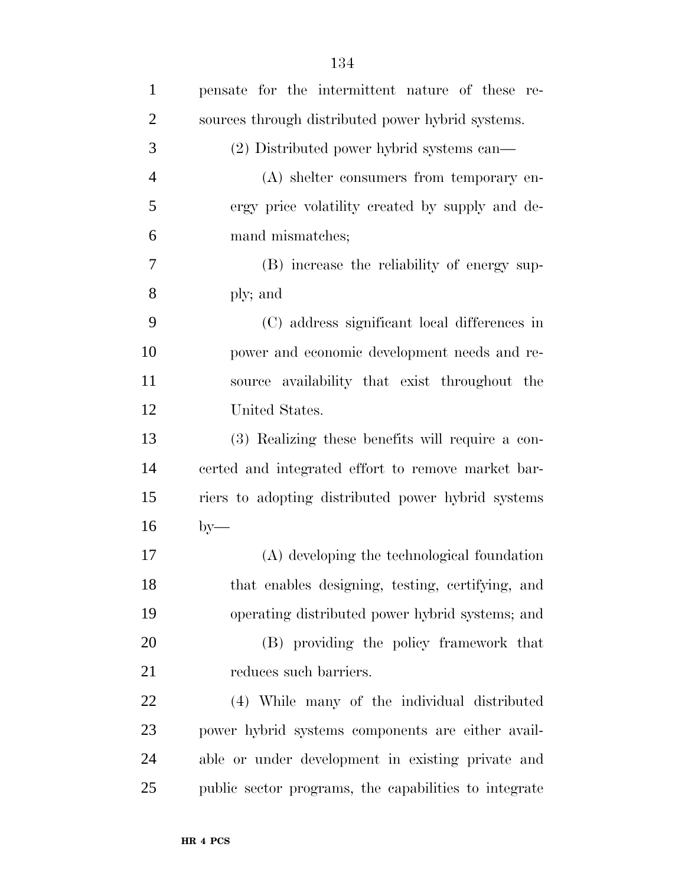pensate for the intermittent nature of these resources through distributed power hybrid systems.

(2) Distributed power hybrid systems can—

(A) shelter consumers from temporary energy price volatility created by supply and demand mismatches;

(B) increase the reliability of energy supply; and

(C) address significant local differences in power and economic development needs and resource availability that exist throughout the United States.

(3) Realizing these benefits will require a concerted and integrated effort to remove market barriers to adopting distributed power hybrid systems by—

(A) developing the technological foundation that enables designing, testing, certifying, and operating distributed power hybrid systems; and

(B) providing the policy framework that reduces such barriers.

(4) While many of the individual distributed power hybrid systems components are either available or under development in existing private and public sector programs, the capabilities to integrate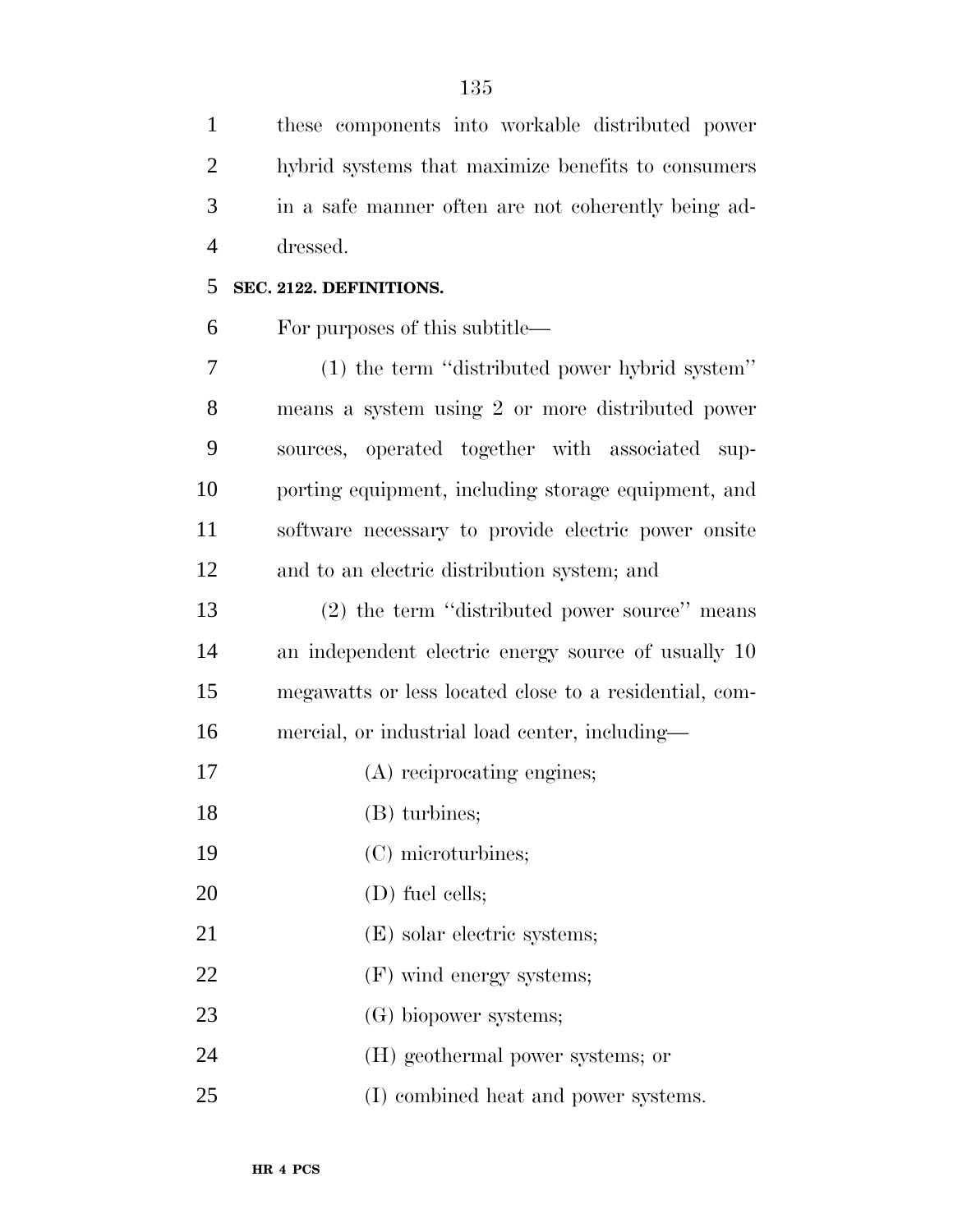these components into workable distributed power hybrid systems that maximize benefits to consumers in a safe manner often are not coherently being addressed.

**SEC. 2122. DEFINITIONS.**

For purposes of this subtitle—

(1) the term ''distributed power hybrid system'' means a system using 2 or more distributed power sources, operated together with associated supporting equipment, including storage equipment, and software necessary to provide electric power onsite and to an electric distribution system; and

(2) the term ''distributed power source'' means an independent electric energy source of usually 10 megawatts or less located close to a residential, commercial, or industrial load center, including—

(A) reciprocating engines;

(B) turbines;

(C) microturbines;

(D) fuel cells;

(E) solar electric systems;

(F) wind energy systems;

(G) biopower systems;

(H) geothermal power systems; or

(I) combined heat and power systems.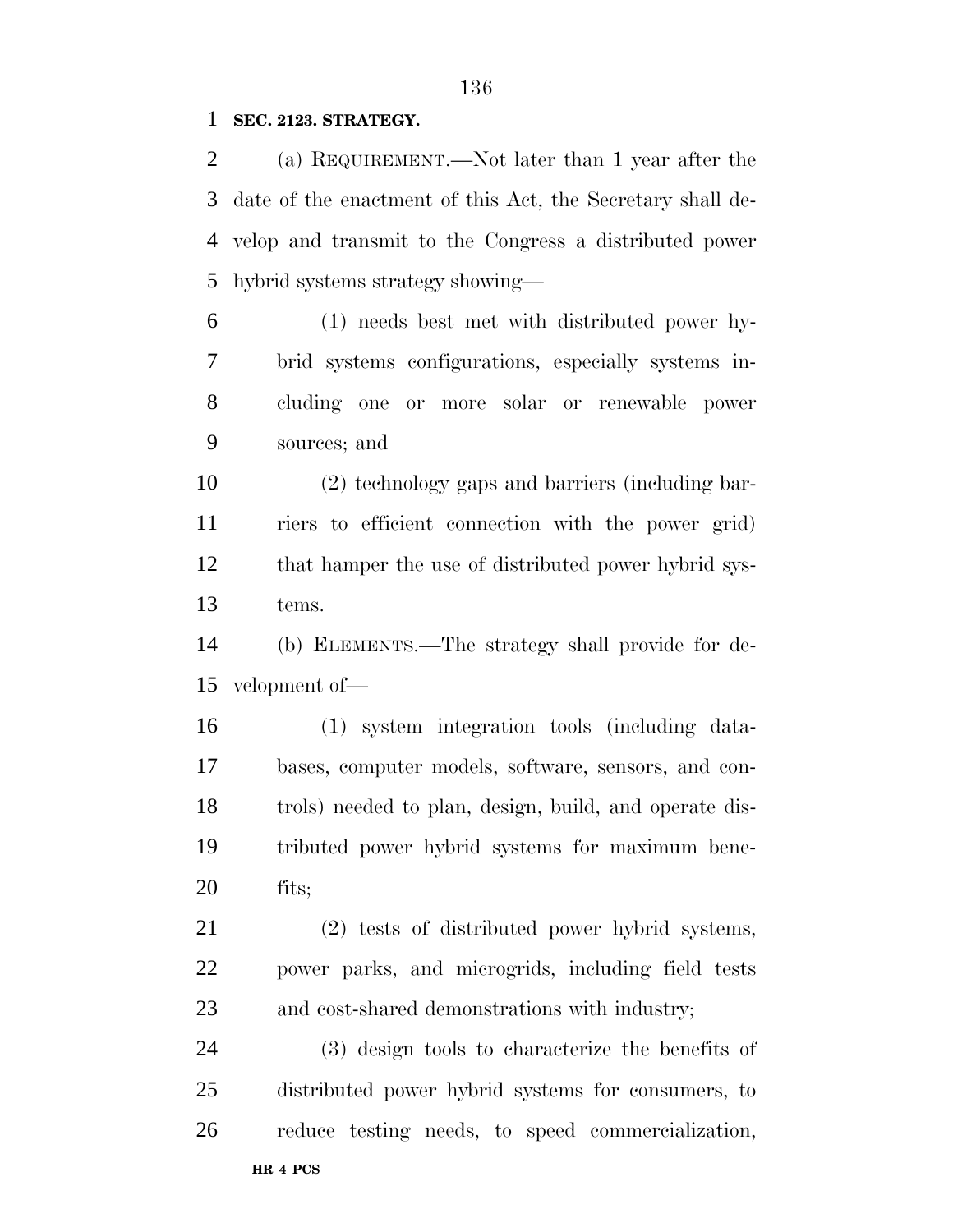**SEC. 2123. STRATEGY.**

(a) REQUIREMENT.—Not later than 1 year after the date of the enactment of this Act, the Secretary shall develop and transmit to the Congress a distributed power hybrid systems strategy showing—

(1) needs best met with distributed power hybrid systems configurations, especially systems including one or more solar or renewable power sources; and

(2) technology gaps and barriers (including barriers to efficient connection with the power grid) that hamper the use of distributed power hybrid systems.

(b) ELEMENTS.—The strategy shall provide for development of—

(1) system integration tools (including databases, computer models, software, sensors, and controls) needed to plan, design, build, and operate distributed power hybrid systems for maximum benefits;

(2) tests of distributed power hybrid systems, power parks, and microgrids, including field tests and cost-shared demonstrations with industry;

(3) design tools to characterize the benefits of distributed power hybrid systems for consumers, to reduce testing needs, to speed commercialization,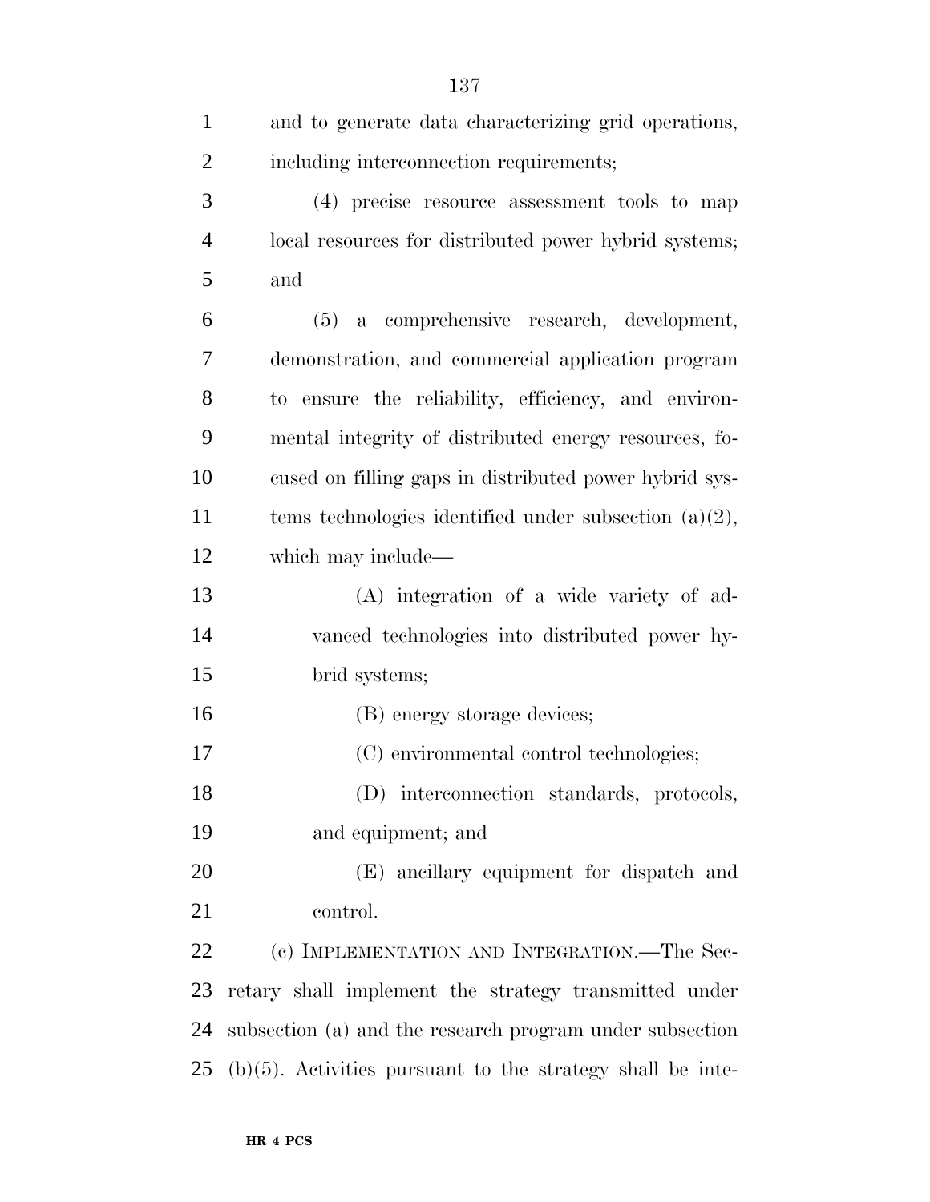and to generate data characterizing grid operations, including interconnection requirements;

(4) precise resource assessment tools to map local resources for distributed power hybrid systems; and

(5) a comprehensive research, development, demonstration, and commercial application program to ensure the reliability, efficiency, and environmental integrity of distributed energy resources, focused on filling gaps in distributed power hybrid systems technologies identified under subsection (a)(2), which may include—

(A) integration of a wide variety of advanced technologies into distributed power hybrid systems;

(B) energy storage devices;

(C) environmental control technologies;

(D) interconnection standards, protocols, and equipment; and

(E) ancillary equipment for dispatch and control.

(c) IMPLEMENTATION AND INTEGRATION.—The Secretary shall implement the strategy transmitted under subsection (a) and the research program under subsection (b)(5). Activities pursuant to the strategy shall be inte-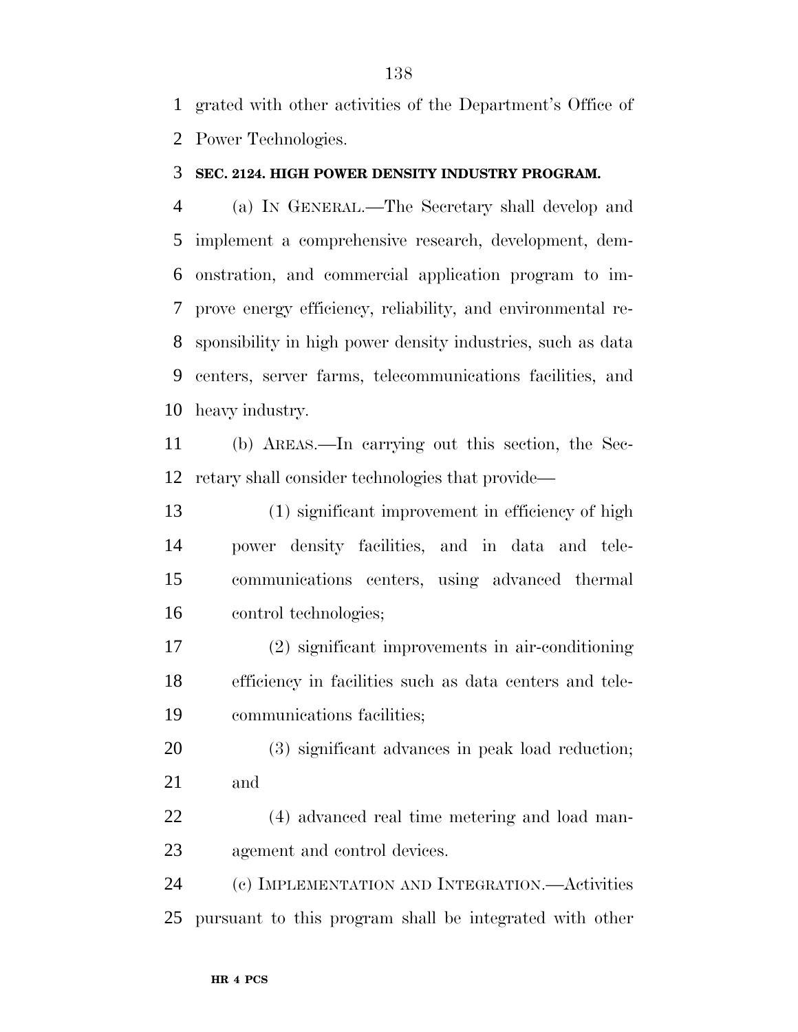grated with other activities of the Department's Office of Power Technologies.

**SEC. 2124. HIGH POWER DENSITY INDUSTRY PROGRAM.**

(a) IN GENERAL.—The Secretary shall develop and implement a comprehensive research, development, demonstration, and commercial application program to improve energy efficiency, reliability, and environmental responsibility in high power density industries, such as data centers, server farms, telecommunications facilities, and heavy industry.

(b) AREAS.—In carrying out this section, the Secretary shall consider technologies that provide—

(1) significant improvement in efficiency of high power density facilities, and in data and telecommunications centers, using advanced thermal control technologies;

(2) significant improvements in air-conditioning efficiency in facilities such as data centers and telecommunications facilities;

(3) significant advances in peak load reduction; and

(4) advanced real time metering and load management and control devices.

(c) IMPLEMENTATION AND INTEGRATION.—Activities pursuant to this program shall be integrated with other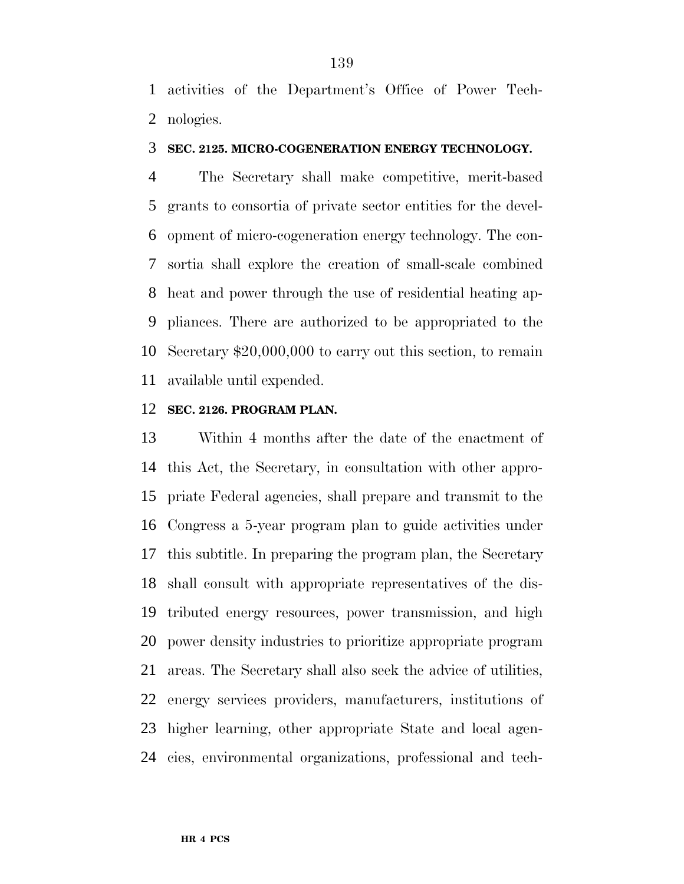activities of the Department's Office of Power Technologies.

**SEC. 2125. MICRO-COGENERATION ENERGY TECHNOLOGY.**

The Secretary shall make competitive, merit-based grants to consortia of private sector entities for the development of micro-cogeneration energy technology. The consortia shall explore the creation of small-scale combined heat and power through the use of residential heating appliances. There are authorized to be appropriated to the Secretary $20,000,000 to carry out this section, to remain available until expended.

**SEC. 2126. PROGRAM PLAN.**

Within 4 months after the date of the enactment of this Act, the Secretary, in consultation with other appropriate Federal agencies, shall prepare and transmit to the Congress a 5-year program plan to guide activities under this subtitle. In preparing the program plan, the Secretary shall consult with appropriate representatives of the distributed energy resources, power transmission, and high power density industries to prioritize appropriate program areas. The Secretary shall also seek the advice of utilities, energy services providers, manufacturers, institutions of higher learning, other appropriate State and local agencies, environmental organizations, professional and tech-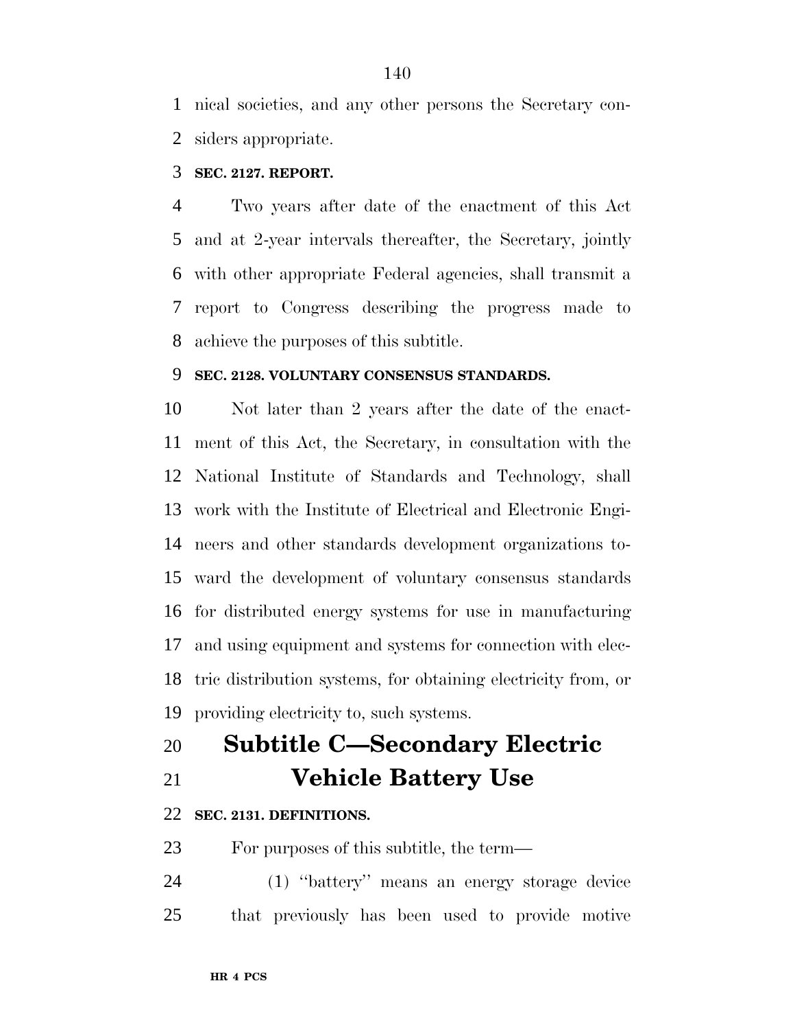nical societies, and any other persons the Secretary considers appropriate.

### SEC. 2127. REPORT.

Two years after date of the enactment of this Act and at 2-year intervals thereafter, the Secretary, jointly with other appropriate Federal agencies, shall transmit a report to Congress describing the progress made to achieve the purposes of this subtitle.

### SEC. 2128. VOLUNTARY CONSENSUS STANDARDS.

Not later than 2 years after the date of the enactment of this Act, the Secretary, in consultation with the National Institute of Standards and Technology, shall work with the Institute of Electrical and Electronic Engineers and other standards development organizations toward the development of voluntary consensus standards for distributed energy systems for use in manufacturing and using equipment and systems for connection with electric distribution systems, for obtaining electricity from, or providing electricity to, such systems.

## Subtitle C—Secondary Electric Vehicle Battery Use

### SEC. 2131. DEFINITIONS.

For purposes of this subtitle, the term—

(1) ''battery'' means an energy storage device that previously has been used to provide motive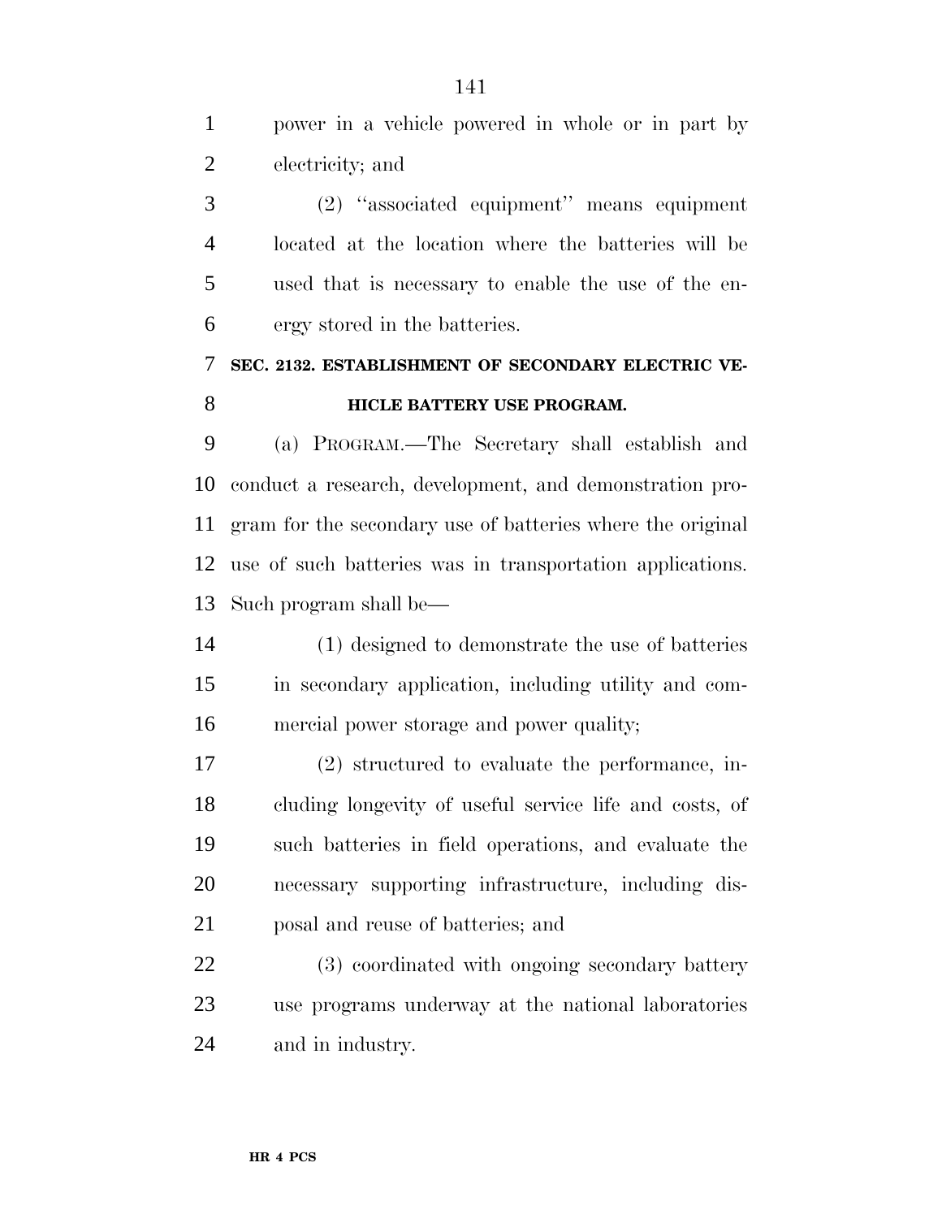power in a vehicle powered in whole or in part by electricity; and

(2) "associated equipment" means equipment located at the location where the batteries will be used that is necessary to enable the use of the energy stored in the batteries.

**SEC. 2132. ESTABLISHMENT OF SECONDARY ELECTRIC VEHICLE BATTERY USE PROGRAM.**

(a) PROGRAM.—The Secretary shall establish and conduct a research, development, and demonstration program for the secondary use of batteries where the original use of such batteries was in transportation applications. Such program shall be—

(1) designed to demonstrate the use of batteries in secondary application, including utility and commercial power storage and power quality;

(2) structured to evaluate the performance, including longevity of useful service life and costs, of such batteries in field operations, and evaluate the necessary supporting infrastructure, including disposal and reuse of batteries; and

(3) coordinated with ongoing secondary battery use programs underway at the national laboratories and in industry.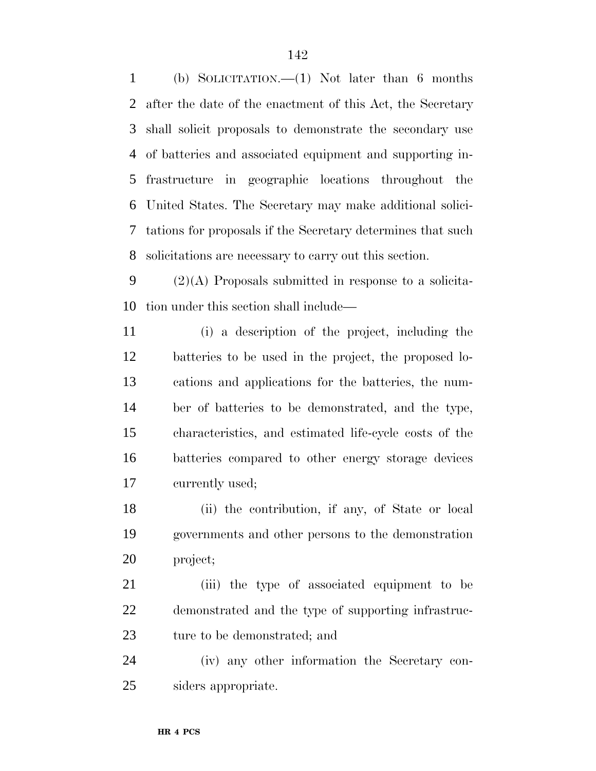(b) SOLICITATION.—(1) Not later than 6 months after the date of the enactment of this Act, the Secretary shall solicit proposals to demonstrate the secondary use of batteries and associated equipment and supporting infrastructure in geographic locations throughout the United States. The Secretary may make additional solicitations for proposals if the Secretary determines that such solicitations are necessary to carry out this section.

(2)(A) Proposals submitted in response to a solicitation under this section shall include—

(i) a description of the project, including the batteries to be used in the project, the proposed locations and applications for the batteries, the number of batteries to be demonstrated, and the type, characteristics, and estimated life-cycle costs of the batteries compared to other energy storage devices currently used;

(ii) the contribution, if any, of State or local governments and other persons to the demonstration project;

(iii) the type of associated equipment to be demonstrated and the type of supporting infrastructure to be demonstrated; and

(iv) any other information the Secretary considers appropriate.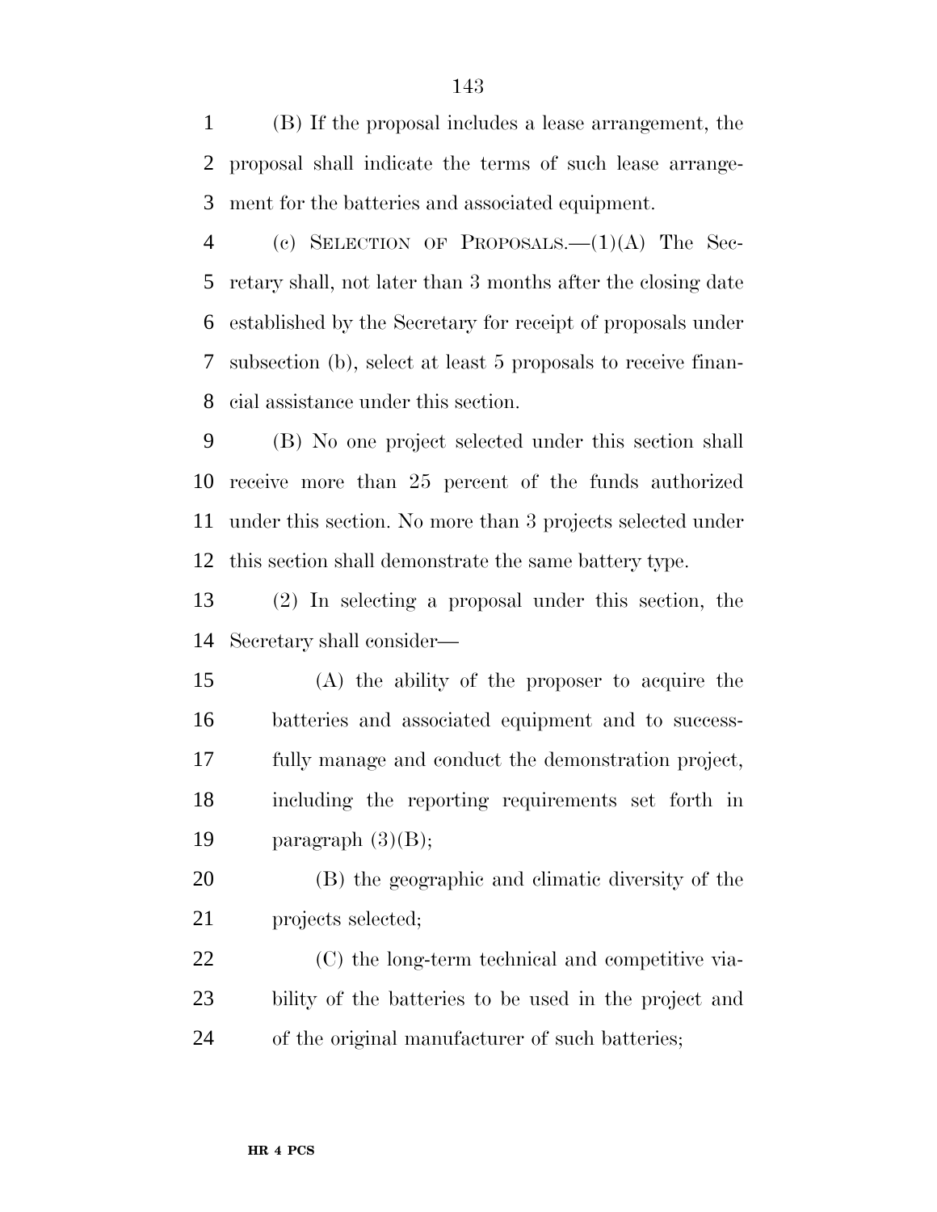(B) If the proposal includes a lease arrangement, the proposal shall indicate the terms of such lease arrangement for the batteries and associated equipment.

(c) SELECTION OF PROPOSALS.—(1)(A) The Secretary shall, not later than 3 months after the closing date established by the Secretary for receipt of proposals under subsection (b), select at least 5 proposals to receive financial assistance under this section.

(B) No one project selected under this section shall receive more than 25 percent of the funds authorized under this section. No more than 3 projects selected under this section shall demonstrate the same battery type.

(2) In selecting a proposal under this section, the Secretary shall consider—

(A) the ability of the proposer to acquire the batteries and associated equipment and to successfully manage and conduct the demonstration project, including the reporting requirements set forth in paragraph (3)(B);

(B) the geographic and climatic diversity of the projects selected;

(C) the long-term technical and competitive viability of the batteries to be used in the project and of the original manufacturer of such batteries;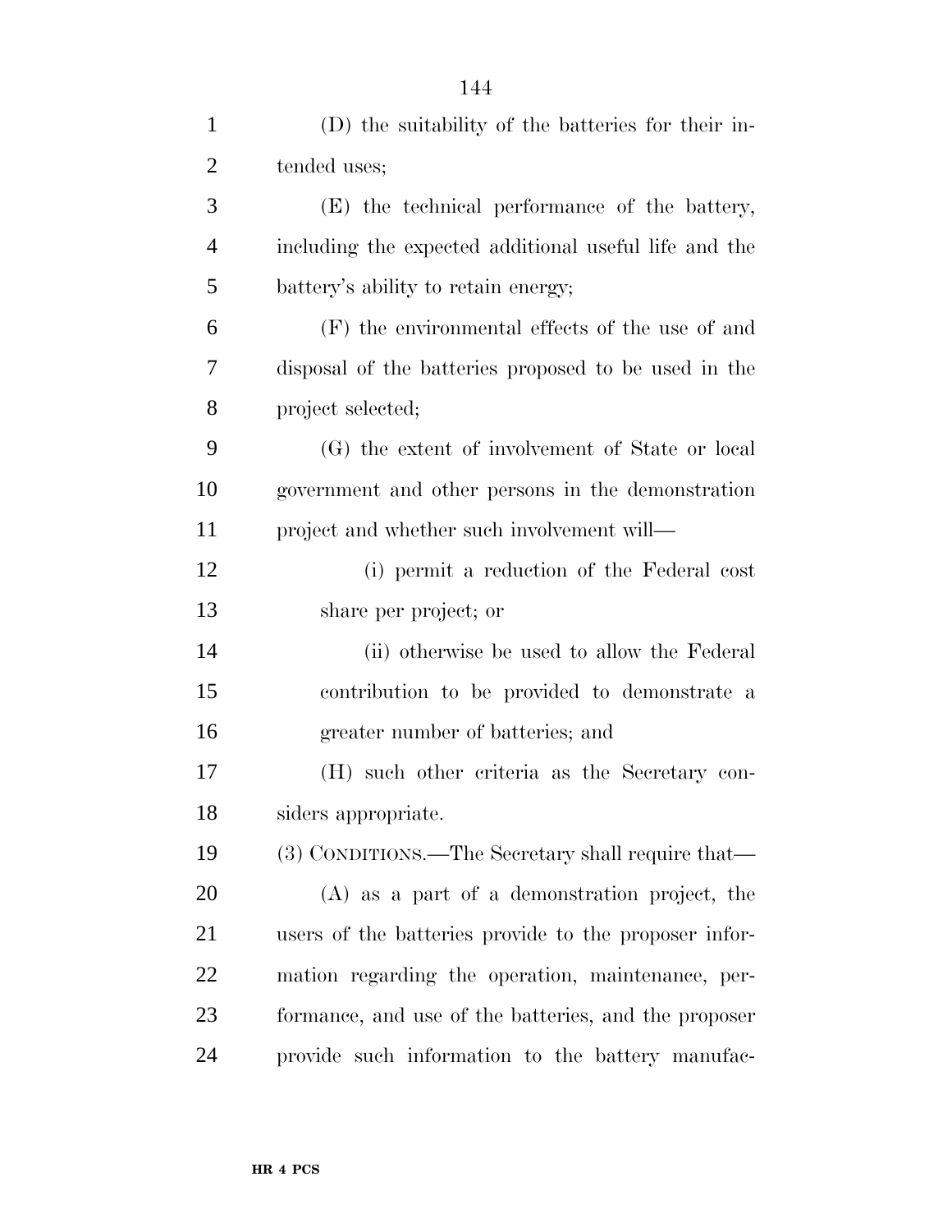(D) the suitability of the batteries for their intended uses;

(E) the technical performance of the battery, including the expected additional useful life and the battery's ability to retain energy;

(F) the environmental effects of the use of and disposal of the batteries proposed to be used in the project selected;

(G) the extent of involvement of State or local government and other persons in the demonstration project and whether such involvement will—

(i) permit a reduction of the Federal cost share per project; or

(ii) otherwise be used to allow the Federal contribution to be provided to demonstrate a greater number of batteries; and

(H) such other criteria as the Secretary considers appropriate.

(3) CONDITIONS.—The Secretary shall require that—

(A) as a part of a demonstration project, the users of the batteries provide to the proposer information regarding the operation, maintenance, performance, and use of the batteries, and the proposer provide such information to the battery manufac-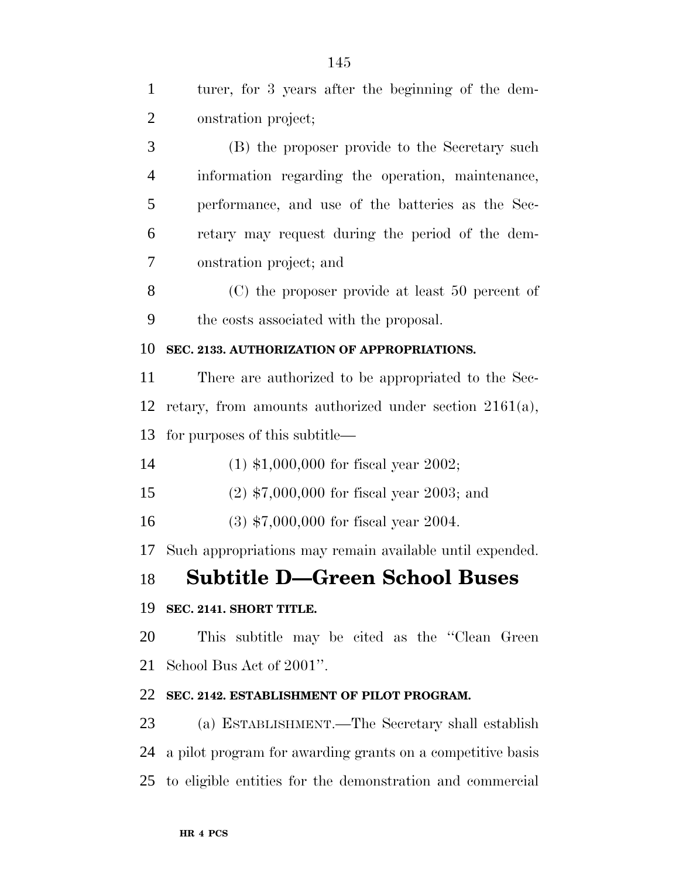turer, for 3 years after the beginning of the demonstration project;

(B) the proposer provide to the Secretary such information regarding the operation, maintenance, performance, and use of the batteries as the Secretary may request during the period of the demonstration project; and

(C) the proposer provide at least 50 percent of the costs associated with the proposal.

**SEC. 2133. AUTHORIZATION OF APPROPRIATIONS.**

There are authorized to be appropriated to the Secretary, from amounts authorized under section 2161(a), for purposes of this subtitle—

(1) $1,000,000 for fiscal year 2002;

(2) $7,000,000 for fiscal year 2003; and

(3) $7,000,000 for fiscal year 2004.

Such appropriations may remain available until expended.

## Subtitle D—Green School Buses

**SEC. 2141. SHORT TITLE.**

This subtitle may be cited as the ''Clean Green School Bus Act of 2001''.

**SEC. 2142. ESTABLISHMENT OF PILOT PROGRAM.**

(a) ESTABLISHMENT.—The Secretary shall establish a pilot program for awarding grants on a competitive basis to eligible entities for the demonstration and commercial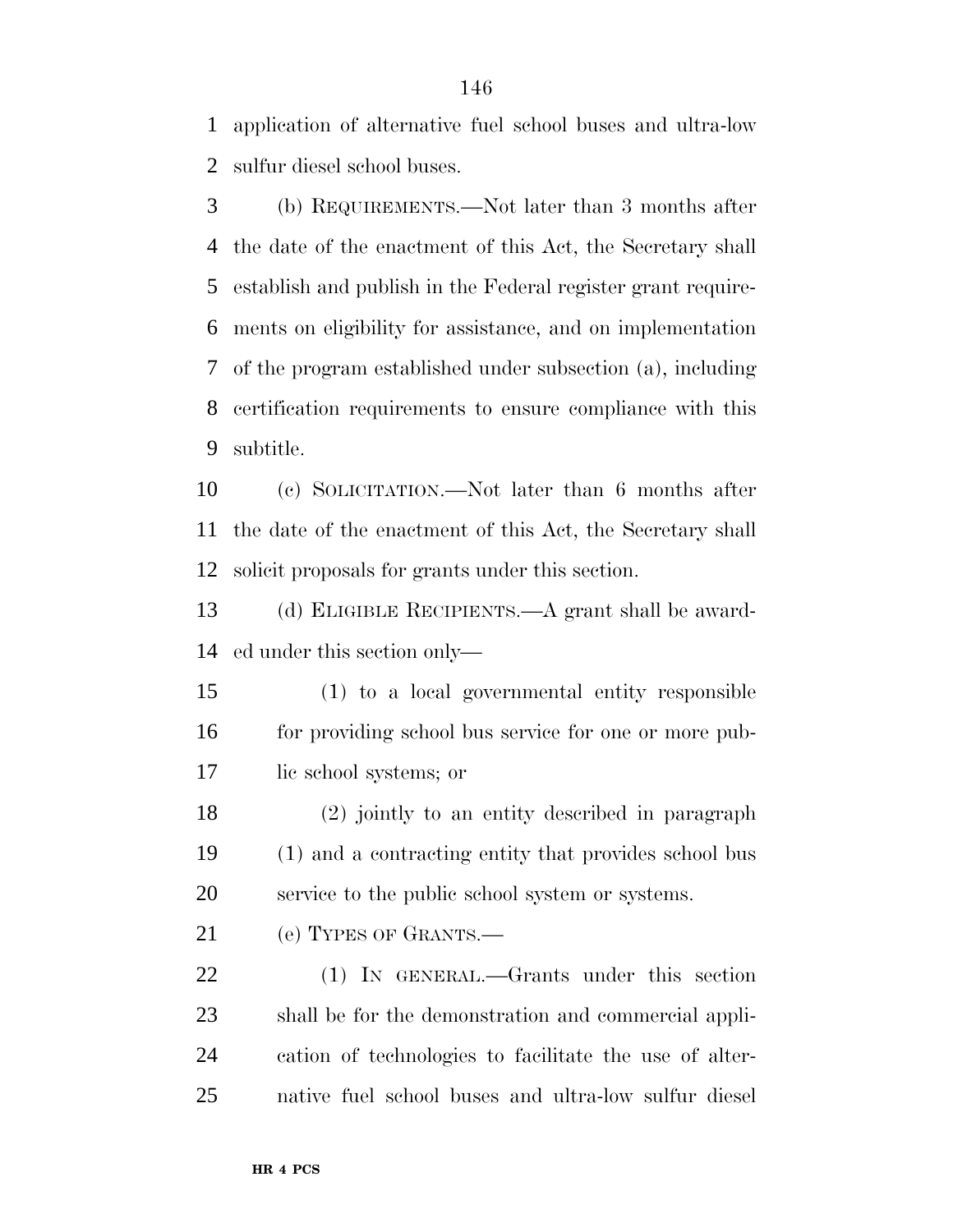application of alternative fuel school buses and ultra-low sulfur diesel school buses.

(b) REQUIREMENTS.—Not later than 3 months after the date of the enactment of this Act, the Secretary shall establish and publish in the Federal register grant requirements on eligibility for assistance, and on implementation of the program established under subsection (a), including certification requirements to ensure compliance with this subtitle.

(c) SOLICITATION.—Not later than 6 months after the date of the enactment of this Act, the Secretary shall solicit proposals for grants under this section.

(d) ELIGIBLE RECIPIENTS.—A grant shall be awarded under this section only—

(1) to a local governmental entity responsible for providing school bus service for one or more public school systems; or

(2) jointly to an entity described in paragraph (1) and a contracting entity that provides school bus service to the public school system or systems.

(e) TYPES OF GRANTS.—

(1) IN GENERAL.—Grants under this section shall be for the demonstration and commercial application of technologies to facilitate the use of alternative fuel school buses and ultra-low sulfur diesel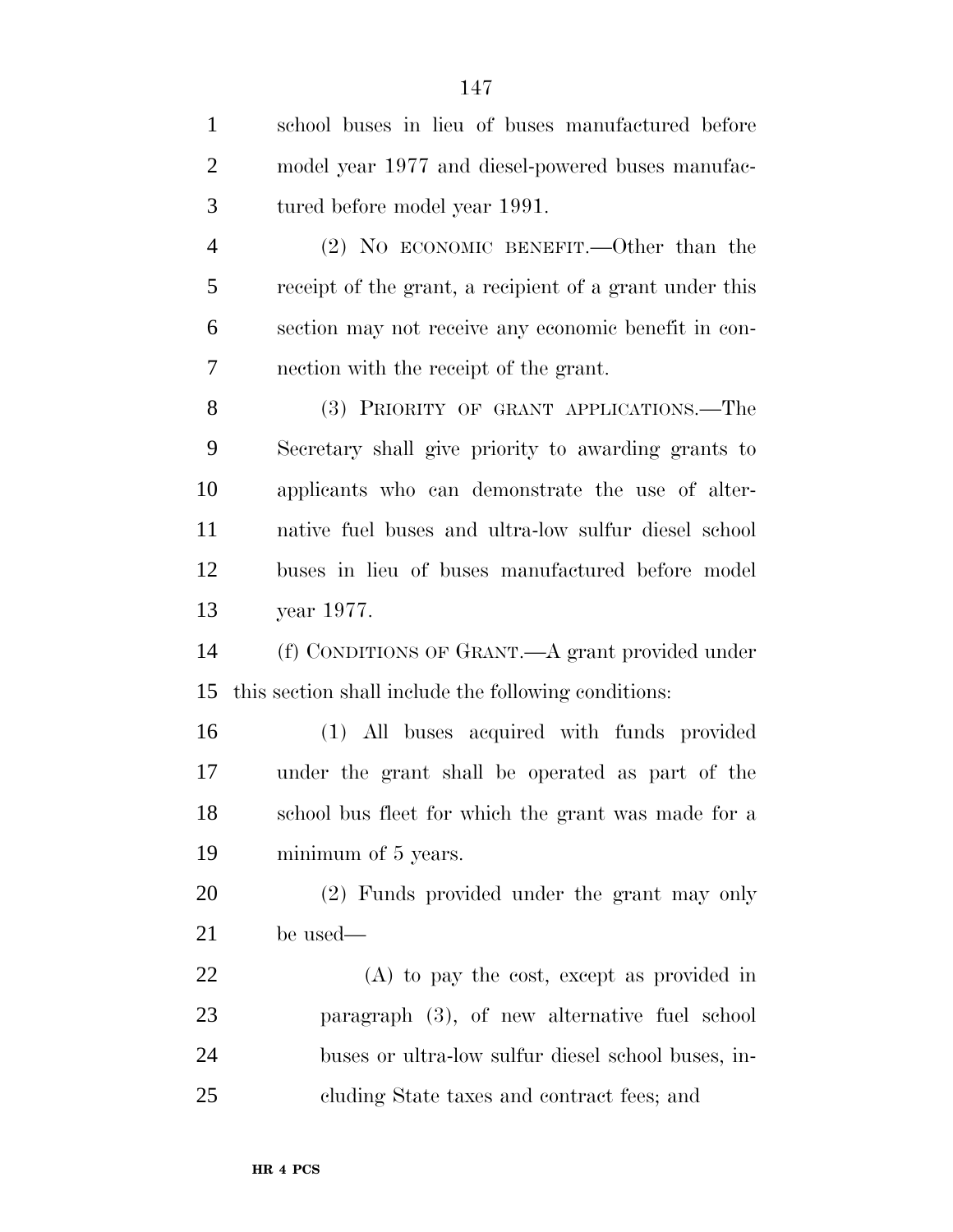school buses in lieu of buses manufactured before model year 1977 and diesel-powered buses manufactured before model year 1991.

(2) NO ECONOMIC BENEFIT.—Other than the receipt of the grant, a recipient of a grant under this section may not receive any economic benefit in connection with the receipt of the grant.

(3) PRIORITY OF GRANT APPLICATIONS.—The Secretary shall give priority to awarding grants to applicants who can demonstrate the use of alternative fuel buses and ultra-low sulfur diesel school buses in lieu of buses manufactured before model year 1977.

(f) CONDITIONS OF GRANT.—A grant provided under this section shall include the following conditions:

(1) All buses acquired with funds provided under the grant shall be operated as part of the school bus fleet for which the grant was made for a minimum of 5 years.

(2) Funds provided under the grant may only be used—

(A) to pay the cost, except as provided in paragraph (3), of new alternative fuel school buses or ultra-low sulfur diesel school buses, including State taxes and contract fees; and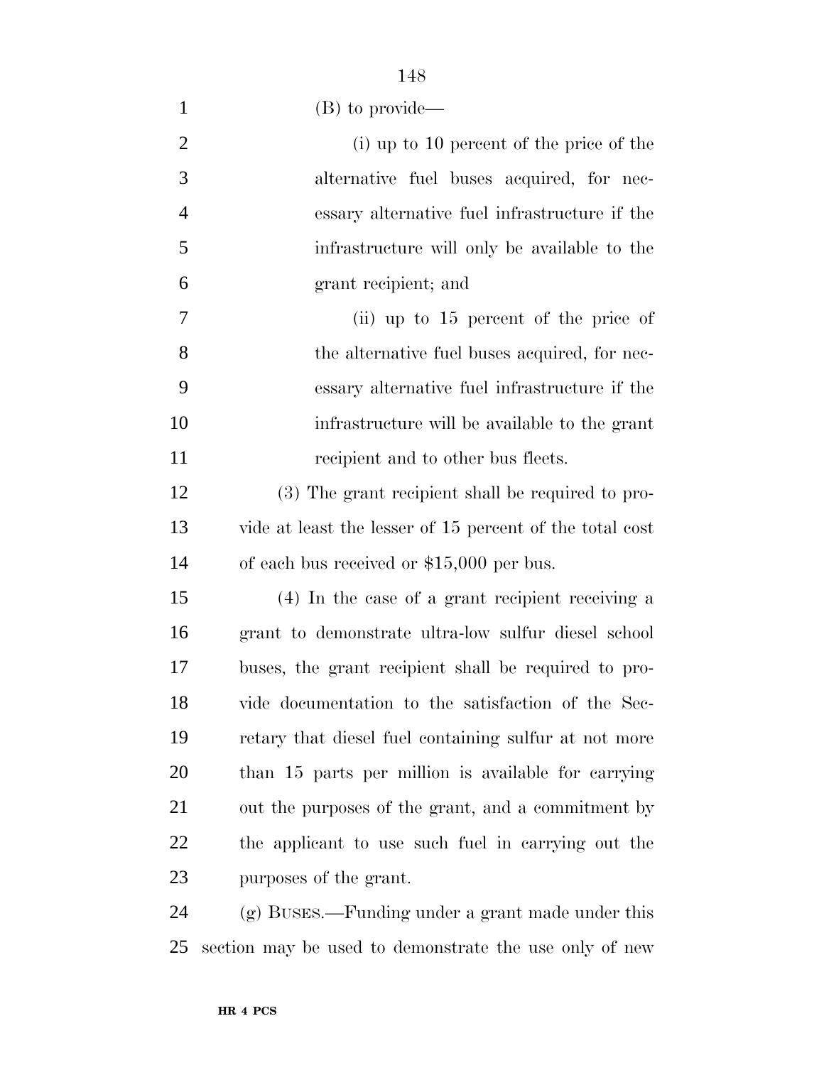(B) to provide—

(i) up to 10 percent of the price of the alternative fuel buses acquired, for necessary alternative fuel infrastructure if the infrastructure will only be available to the grant recipient; and

(ii) up to 15 percent of the price of the alternative fuel buses acquired, for necessary alternative fuel infrastructure if the infrastructure will be available to the grant recipient and to other bus fleets.

(3) The grant recipient shall be required to provide at least the lesser of 15 percent of the total cost of each bus received or $15,000 per bus.

(4) In the case of a grant recipient receiving a grant to demonstrate ultra-low sulfur diesel school buses, the grant recipient shall be required to provide documentation to the satisfaction of the Secretary that diesel fuel containing sulfur at not more than 15 parts per million is available for carrying out the purposes of the grant, and a commitment by the applicant to use such fuel in carrying out the purposes of the grant.

(g) BUSES.—Funding under a grant made under this section may be used to demonstrate the use only of new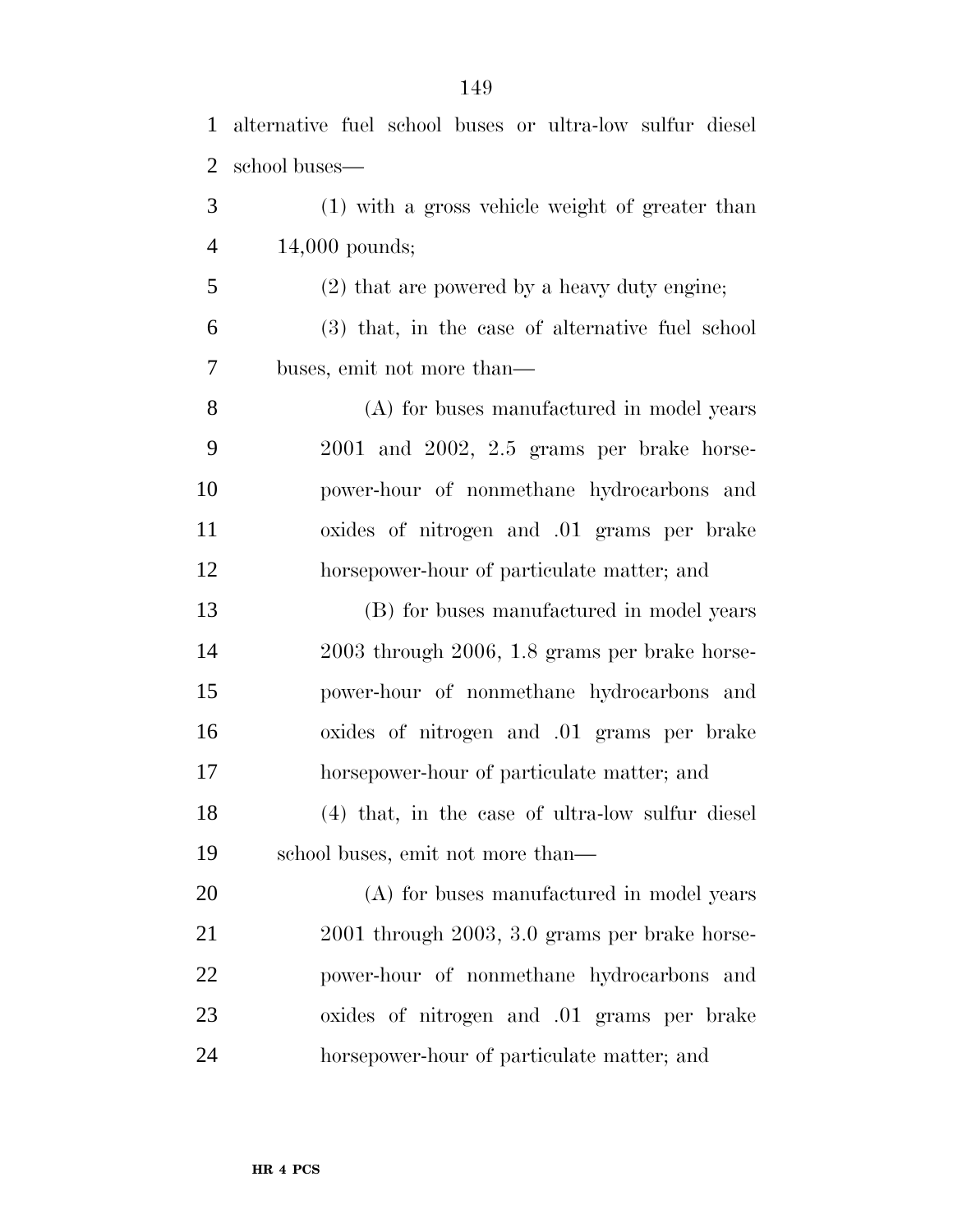alternative fuel school buses or ultra-low sulfur diesel school buses—

(1) with a gross vehicle weight of greater than 14,000 pounds;

(2) that are powered by a heavy duty engine;

(3) that, in the case of alternative fuel school buses, emit not more than—

(A) for buses manufactured in model years 2001 and 2002, 2.5 grams per brake horsepower-hour of nonmethane hydrocarbons and oxides of nitrogen and .01 grams per brake horsepower-hour of particulate matter; and

(B) for buses manufactured in model years 2003 through 2006, 1.8 grams per brake horsepower-hour of nonmethane hydrocarbons and oxides of nitrogen and .01 grams per brake horsepower-hour of particulate matter; and

(4) that, in the case of ultra-low sulfur diesel school buses, emit not more than—

(A) for buses manufactured in model years 2001 through 2003, 3.0 grams per brake horsepower-hour of nonmethane hydrocarbons and oxides of nitrogen and .01 grams per brake horsepower-hour of particulate matter; and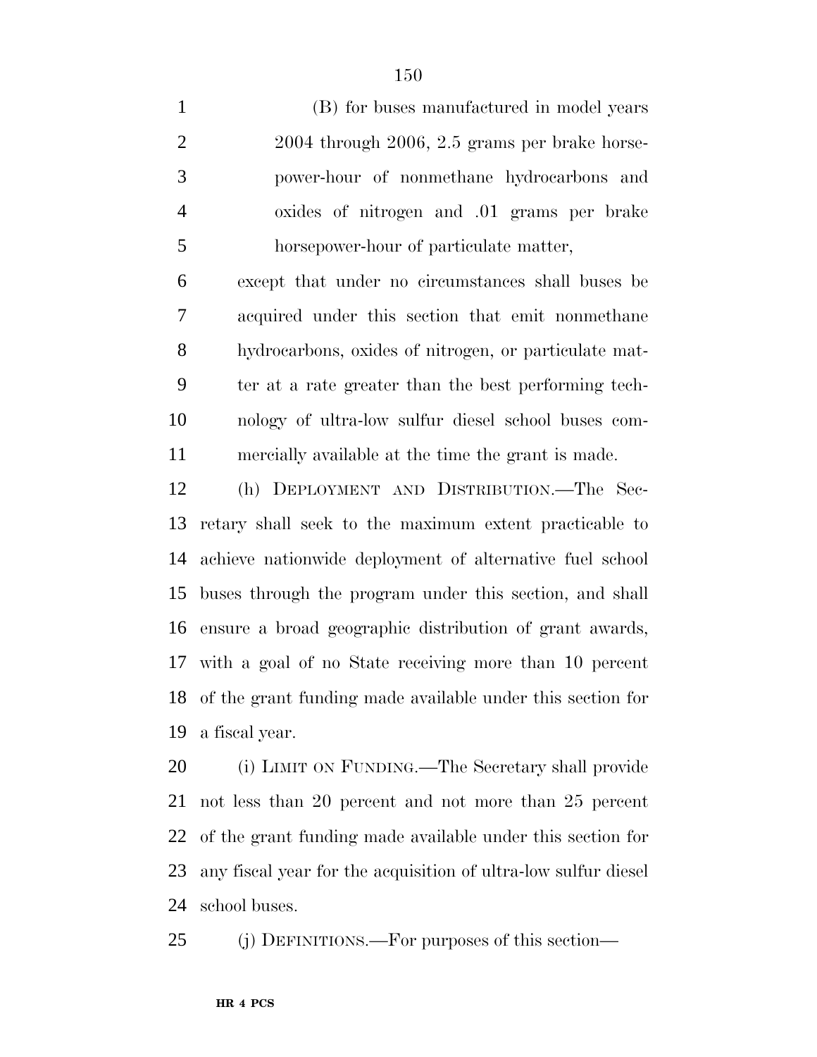(B) for buses manufactured in model years 2004 through 2006, 2.5 grams per brake horsepower-hour of nonmethane hydrocarbons and oxides of nitrogen and .01 grams per brake horsepower-hour of particulate matter,

except that under no circumstances shall buses be acquired under this section that emit nonmethane hydrocarbons, oxides of nitrogen, or particulate matter at a rate greater than the best performing technology of ultra-low sulfur diesel school buses commercially available at the time the grant is made.

(h) DEPLOYMENT AND DISTRIBUTION.—The Secretary shall seek to the maximum extent practicable to achieve nationwide deployment of alternative fuel school buses through the program under this section, and shall ensure a broad geographic distribution of grant awards, with a goal of no State receiving more than 10 percent of the grant funding made available under this section for a fiscal year.

(i) LIMIT ON FUNDING.—The Secretary shall provide not less than 20 percent and not more than 25 percent of the grant funding made available under this section for any fiscal year for the acquisition of ultra-low sulfur diesel school buses.

(j) DEFINITIONS.—For purposes of this section—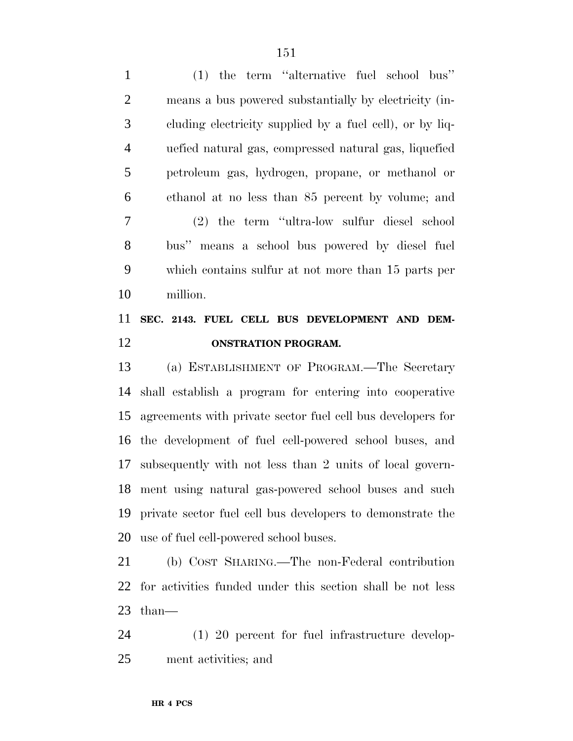(1) the term "alternative fuel school bus" means a bus powered substantially by electricity (including electricity supplied by a fuel cell), or by liquefied natural gas, compressed natural gas, liquefied petroleum gas, hydrogen, propane, or methanol or ethanol at no less than 85 percent by volume; and

(2) the term "ultra-low sulfur diesel school bus" means a school bus powered by diesel fuel which contains sulfur at not more than 15 parts per million.

**SEC. 2143. FUEL CELL BUS DEVELOPMENT AND DEMONSTRATION PROGRAM.**

(a) ESTABLISHMENT OF PROGRAM.—The Secretary shall establish a program for entering into cooperative agreements with private sector fuel cell bus developers for the development of fuel cell-powered school buses, and subsequently with not less than 2 units of local government using natural gas-powered school buses and such private sector fuel cell bus developers to demonstrate the use of fuel cell-powered school buses.

(b) COST SHARING.—The non-Federal contribution for activities funded under this section shall be not less than—

(1) 20 percent for fuel infrastructure development activities; and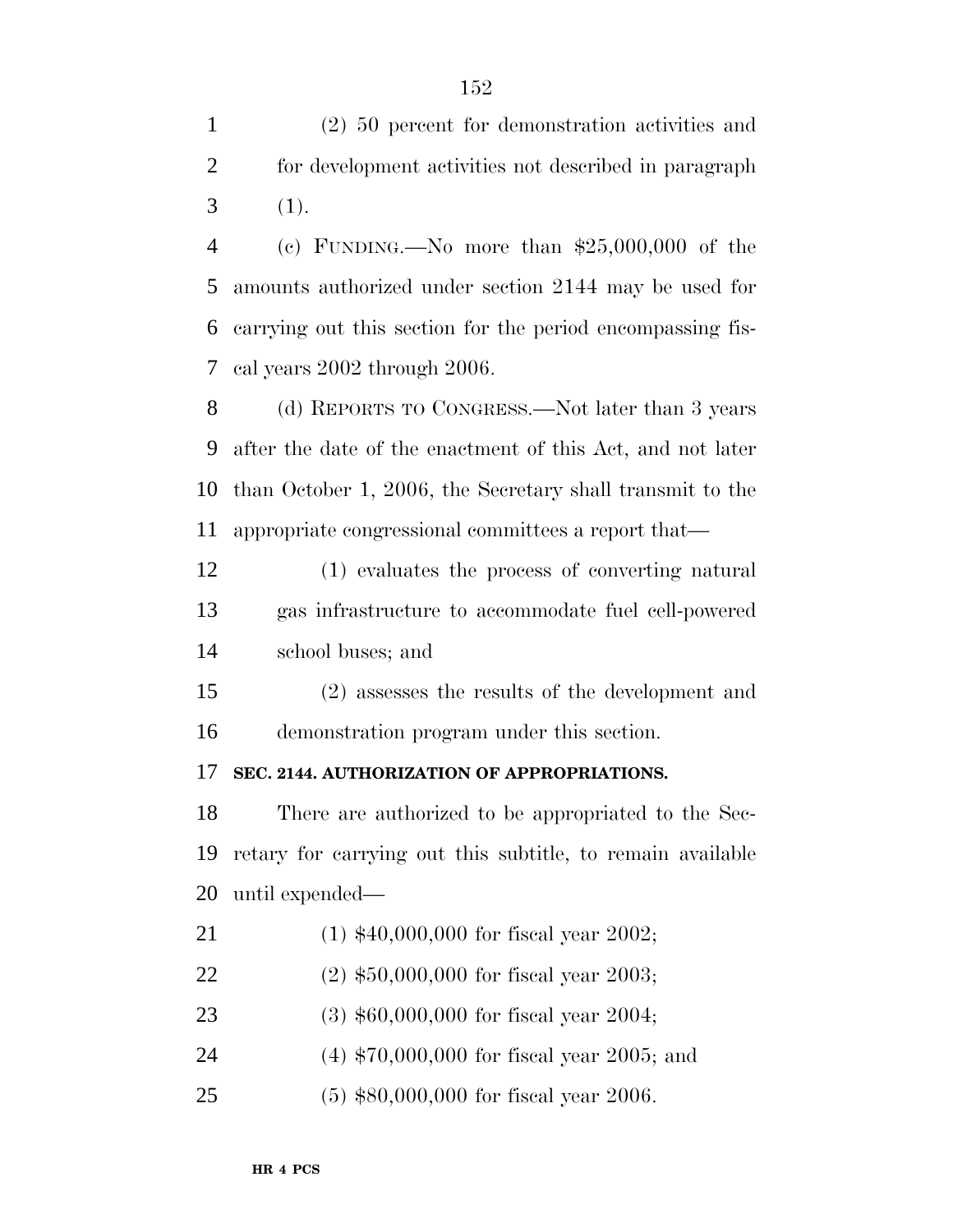(2) 50 percent for demonstration activities and for development activities not described in paragraph (1).

(c) FUNDING.—No more than $25,000,000 of the amounts authorized under section 2144 may be used for carrying out this section for the period encompassing fiscal years 2002 through 2006.

(d) REPORTS TO CONGRESS.—Not later than 3 years after the date of the enactment of this Act, and not later than October 1, 2006, the Secretary shall transmit to the appropriate congressional committees a report that—

(1) evaluates the process of converting natural gas infrastructure to accommodate fuel cell-powered school buses; and

(2) assesses the results of the development and demonstration program under this section.

**SEC. 2144. AUTHORIZATION OF APPROPRIATIONS.**

There are authorized to be appropriated to the Secretary for carrying out this subtitle, to remain available until expended—

(1) $40,000,000 for fiscal year 2002;

(2) $50,000,000 for fiscal year 2003;

(3) $60,000,000 for fiscal year 2004;

(4) $70,000,000 for fiscal year 2005; and

(5) $80,000,000 for fiscal year 2006.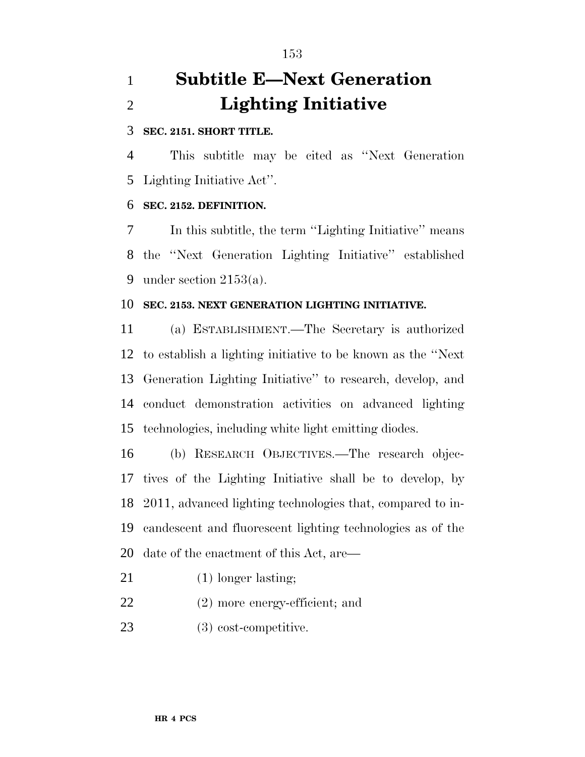# Subtitle E—Next Generation Lighting Initiative

**SEC. 2151. SHORT TITLE.**

This subtitle may be cited as ''Next Generation Lighting Initiative Act''.

**SEC. 2152. DEFINITION.**

In this subtitle, the term ''Lighting Initiative'' means the ''Next Generation Lighting Initiative'' established under section 2153(a).

**SEC. 2153. NEXT GENERATION LIGHTING INITIATIVE.**

(a) ESTABLISHMENT.—The Secretary is authorized to establish a lighting initiative to be known as the ''Next Generation Lighting Initiative'' to research, develop, and conduct demonstration activities on advanced lighting technologies, including white light emitting diodes.

(b) RESEARCH OBJECTIVES.—The research objectives of the Lighting Initiative shall be to develop, by 2011, advanced lighting technologies that, compared to incandescent and fluorescent lighting technologies as of the date of the enactment of this Act, are—

(1) longer lasting;

(2) more energy-efficient; and

(3) cost-competitive.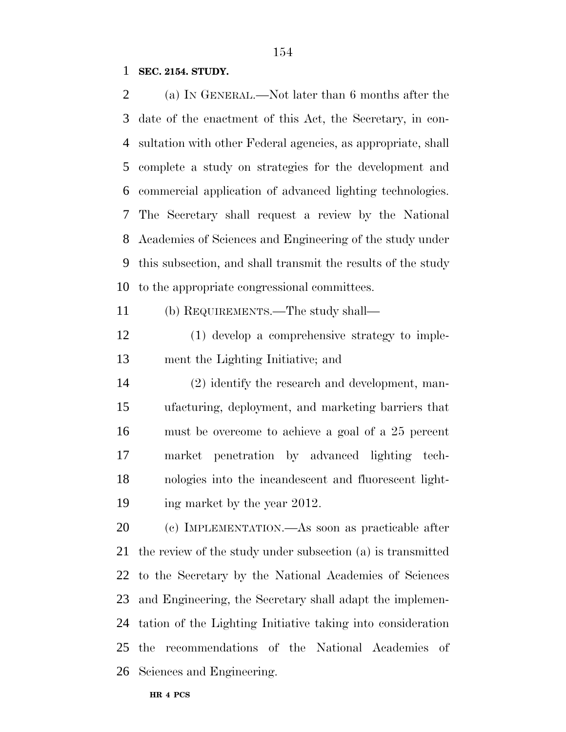**SEC. 2154. STUDY.**

(a) IN GENERAL.—Not later than 6 months after the date of the enactment of this Act, the Secretary, in consultation with other Federal agencies, as appropriate, shall complete a study on strategies for the development and commercial application of advanced lighting technologies. The Secretary shall request a review by the National Academies of Sciences and Engineering of the study under this subsection, and shall transmit the results of the study to the appropriate congressional committees.

(b) REQUIREMENTS.—The study shall—

(1) develop a comprehensive strategy to implement the Lighting Initiative; and

(2) identify the research and development, manufacturing, deployment, and marketing barriers that must be overcome to achieve a goal of a 25 percent market penetration by advanced lighting technologies into the incandescent and fluorescent lighting market by the year 2012.

(c) IMPLEMENTATION.—As soon as practicable after the review of the study under subsection (a) is transmitted to the Secretary by the National Academies of Sciences and Engineering, the Secretary shall adapt the implementation of the Lighting Initiative taking into consideration the recommendations of the National Academies of Sciences and Engineering.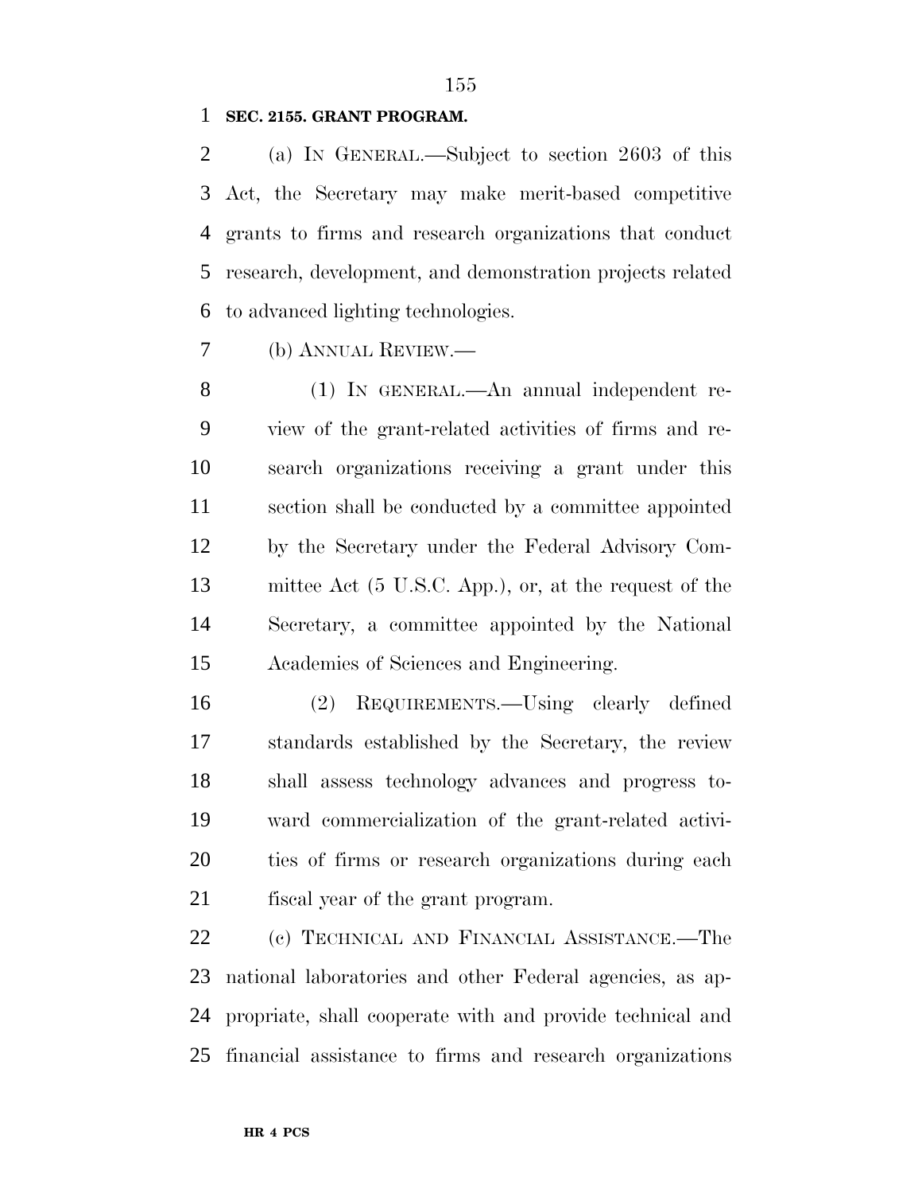**SEC. 2155. GRANT PROGRAM.**

(a) IN GENERAL.—Subject to section 2603 of this Act, the Secretary may make merit-based competitive grants to firms and research organizations that conduct research, development, and demonstration projects related to advanced lighting technologies.

(b) ANNUAL REVIEW.—

(1) IN GENERAL.—An annual independent review of the grant-related activities of firms and research organizations receiving a grant under this section shall be conducted by a committee appointed by the Secretary under the Federal Advisory Committee Act (5 U.S.C. App.), or, at the request of the Secretary, a committee appointed by the National Academies of Sciences and Engineering.

(2) REQUIREMENTS.—Using clearly defined standards established by the Secretary, the review shall assess technology advances and progress toward commercialization of the grant-related activities of firms or research organizations during each fiscal year of the grant program.

(c) TECHNICAL AND FINANCIAL ASSISTANCE.—The national laboratories and other Federal agencies, as appropriate, shall cooperate with and provide technical and financial assistance to firms and research organizations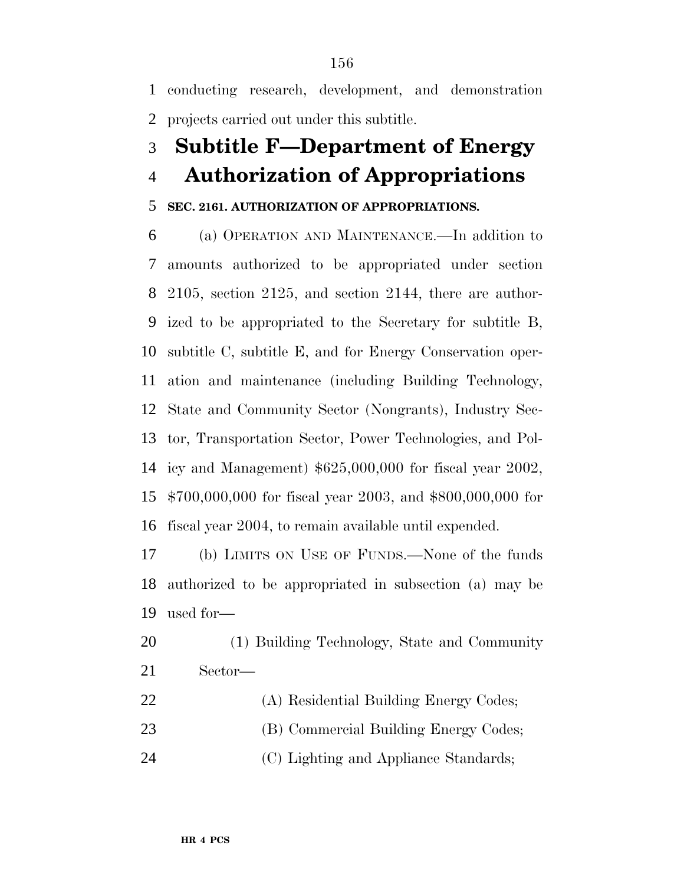conducting research, development, and demonstration projects carried out under this subtitle.

## Subtitle F—Department of Energy Authorization of Appropriations

### SEC. 2161. AUTHORIZATION OF APPROPRIATIONS.

(a) OPERATION AND MAINTENANCE.—In addition to amounts authorized to be appropriated under section 2105, section 2125, and section 2144, there are authorized to be appropriated to the Secretary for subtitle B, subtitle C, subtitle E, and for Energy Conservation operation and maintenance (including Building Technology, State and Community Sector (Nongrants), Industry Sector, Transportation Sector, Power Technologies, and Policy and Management) $625,000,000 for fiscal year 2002, $700,000,000 for fiscal year 2003, and $800,000,000 for fiscal year 2004, to remain available until expended.

(b) LIMITS ON USE OF FUNDS.—None of the funds authorized to be appropriated in subsection (a) may be used for—

(1) Building Technology, State and Community Sector—

(A) Residential Building Energy Codes;

(B) Commercial Building Energy Codes;

(C) Lighting and Appliance Standards;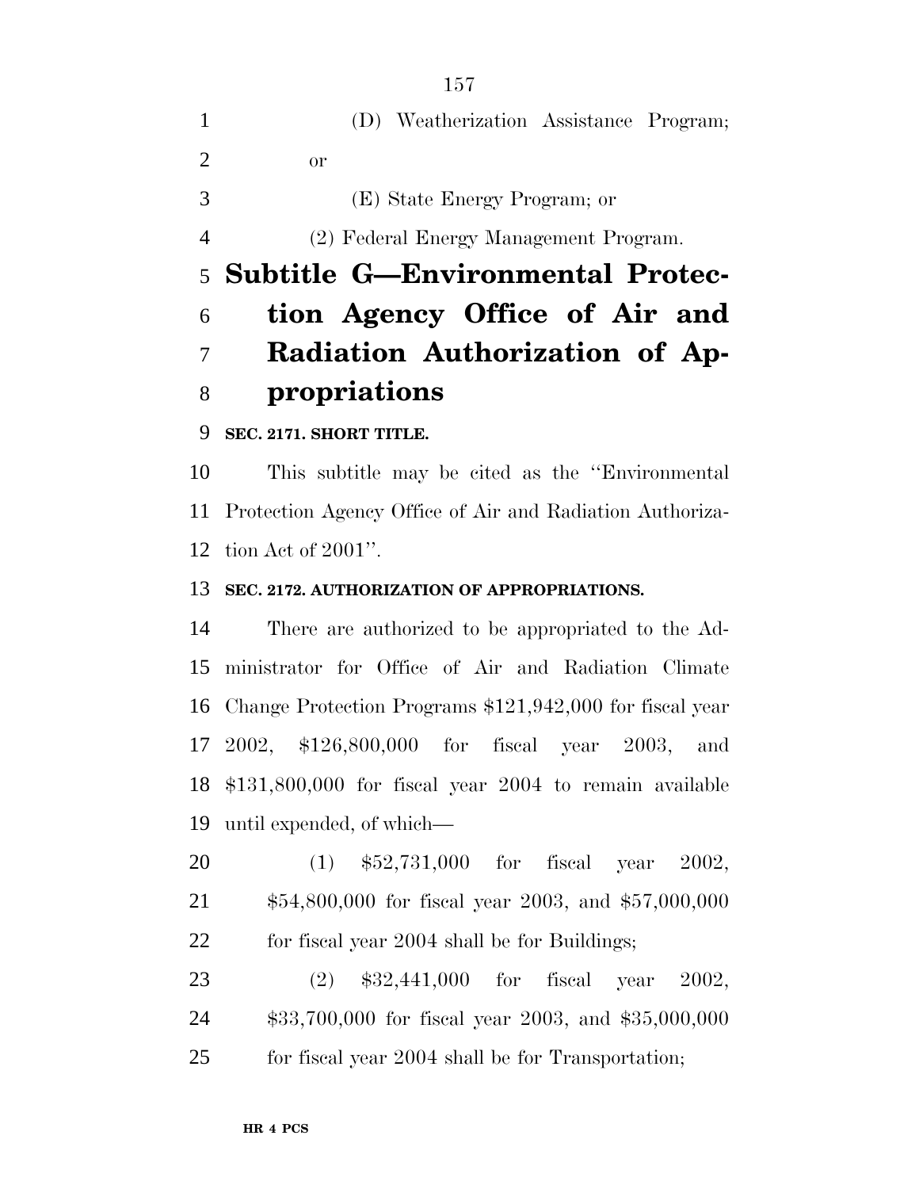(D) Weatherization Assistance Program; or

(E) State Energy Program; or

(2) Federal Energy Management Program.

## Subtitle G—Environmental Protection Agency Office of Air and Radiation Authorization of Appropriations

**SEC. 2171. SHORT TITLE.**

This subtitle may be cited as the ''Environmental Protection Agency Office of Air and Radiation Authorization Act of 2001''.

**SEC. 2172. AUTHORIZATION OF APPROPRIATIONS.**

There are authorized to be appropriated to the Administrator for Office of Air and Radiation Climate Change Protection Programs $121,942,000 for fiscal year 2002, $126,800,000 for fiscal year 2003, and $131,800,000 for fiscal year 2004 to remain available until expended, of which—

(1) $52,731,000 for fiscal year 2002, $54,800,000 for fiscal year 2003, and $57,000,000 for fiscal year 2004 shall be for Buildings;

(2) $32,441,000 for fiscal year 2002, $33,700,000 for fiscal year 2003, and $35,000,000 for fiscal year 2004 shall be for Transportation;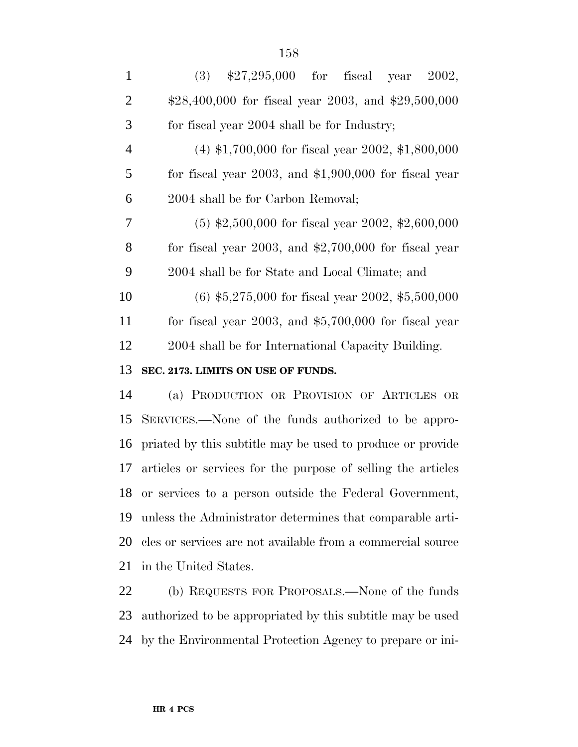(3) $27,295,000 for fiscal year 2002, $28,400,000 for fiscal year 2003, and $29,500,000 for fiscal year 2004 shall be for Industry;

(4) $1,700,000 for fiscal year 2002, $1,800,000 for fiscal year 2003, and $1,900,000 for fiscal year 2004 shall be for Carbon Removal;

(5) $2,500,000 for fiscal year 2002, $2,600,000 for fiscal year 2003, and $2,700,000 for fiscal year 2004 shall be for State and Local Climate; and

(6) $5,275,000 for fiscal year 2002, $5,500,000 for fiscal year 2003, and $5,700,000 for fiscal year 2004 shall be for International Capacity Building.

**SEC. 2173. LIMITS ON USE OF FUNDS.**

(a) PRODUCTION OR PROVISION OF ARTICLES OR SERVICES.—None of the funds authorized to be appropriated by this subtitle may be used to produce or provide articles or services for the purpose of selling the articles or services to a person outside the Federal Government, unless the Administrator determines that comparable articles or services are not available from a commercial source in the United States.

(b) REQUESTS FOR PROPOSALS.—None of the funds authorized to be appropriated by this subtitle may be used by the Environmental Protection Agency to prepare or ini-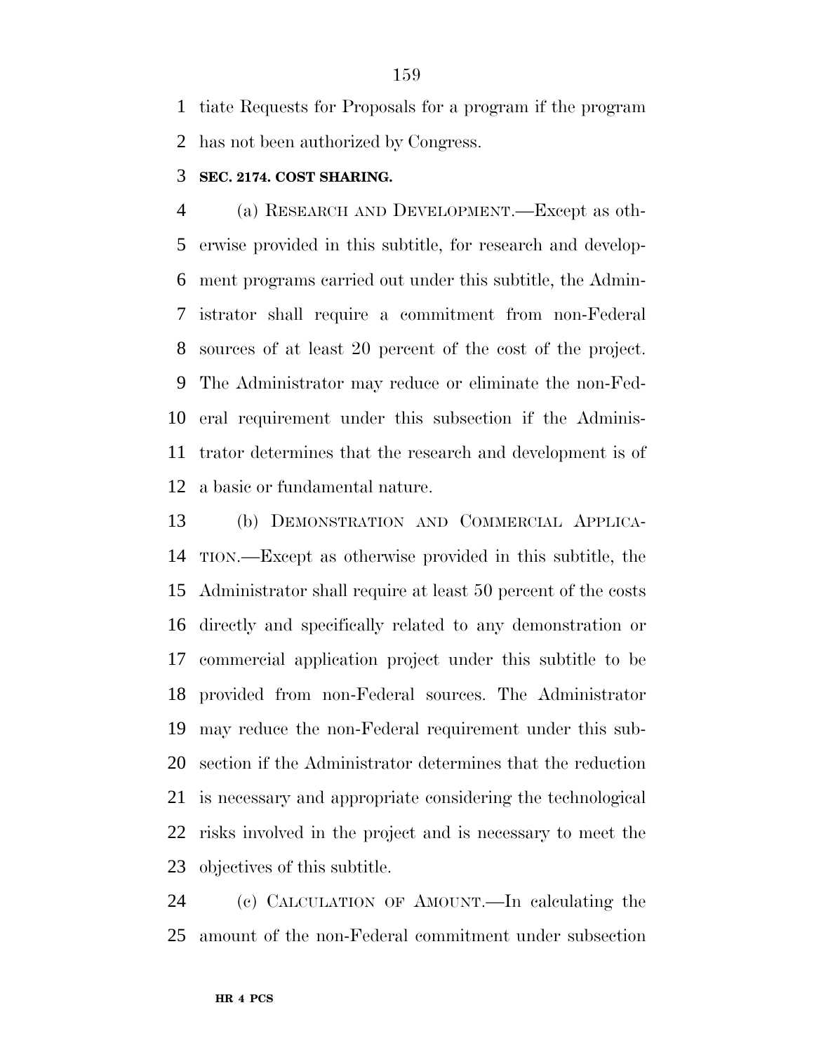tiate Requests for Proposals for a program if the program has not been authorized by Congress.

**SEC. 2174. COST SHARING.**

(a) RESEARCH AND DEVELOPMENT.—Except as otherwise provided in this subtitle, for research and development programs carried out under this subtitle, the Administrator shall require a commitment from non-Federal sources of at least 20 percent of the cost of the project. The Administrator may reduce or eliminate the non-Federal requirement under this subsection if the Administrator determines that the research and development is of a basic or fundamental nature.

(b) DEMONSTRATION AND COMMERCIAL APPLICATION.—Except as otherwise provided in this subtitle, the Administrator shall require at least 50 percent of the costs directly and specifically related to any demonstration or commercial application project under this subtitle to be provided from non-Federal sources. The Administrator may reduce the non-Federal requirement under this subsection if the Administrator determines that the reduction is necessary and appropriate considering the technological risks involved in the project and is necessary to meet the objectives of this subtitle.

(c) CALCULATION OF AMOUNT.—In calculating the amount of the non-Federal commitment under subsection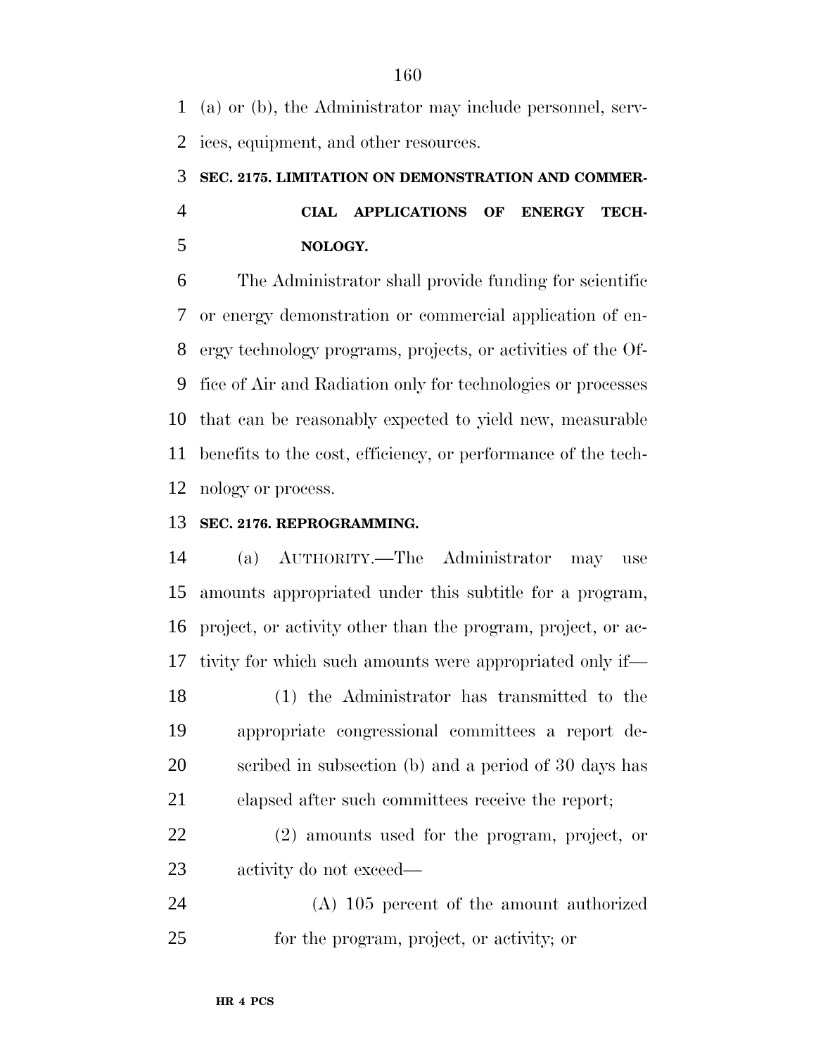(a) or (b), the Administrator may include personnel, services, equipment, and other resources.

### SEC. 2175. LIMITATION ON DEMONSTRATION AND COMMERCIAL APPLICATIONS OF ENERGY TECHNOLOGY.

The Administrator shall provide funding for scientific or energy demonstration or commercial application of energy technology programs, projects, or activities of the Office of Air and Radiation only for technologies or processes that can be reasonably expected to yield new, measurable benefits to the cost, efficiency, or performance of the technology or process.

### SEC. 2176. REPROGRAMMING.

(a) AUTHORITY.—The Administrator may use amounts appropriated under this subtitle for a program, project, or activity other than the program, project, or activity for which such amounts were appropriated only if—

(1) the Administrator has transmitted to the appropriate congressional committees a report described in subsection (b) and a period of 30 days has elapsed after such committees receive the report;

(2) amounts used for the program, project, or activity do not exceed—

(A) 105 percent of the amount authorized for the program, project, or activity; or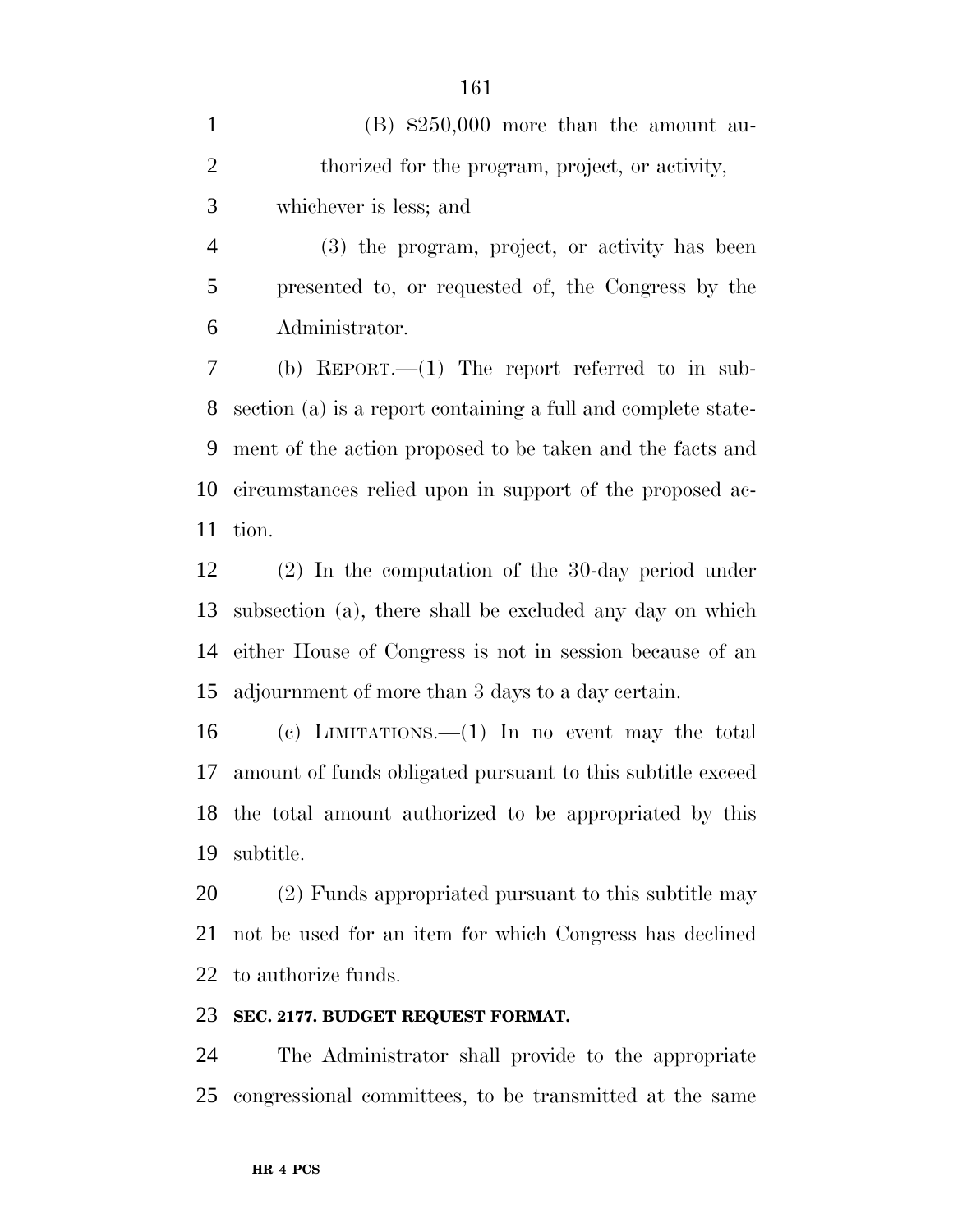(B) $250,000 more than the amount authorized for the program, project, or activity,

whichever is less; and

(3) the program, project, or activity has been presented to, or requested of, the Congress by the Administrator.

(b) REPORT.—(1) The report referred to in subsection (a) is a report containing a full and complete statement of the action proposed to be taken and the facts and circumstances relied upon in support of the proposed action.

(2) In the computation of the 30-day period under subsection (a), there shall be excluded any day on which either House of Congress is not in session because of an adjournment of more than 3 days to a day certain.

(c) LIMITATIONS.—(1) In no event may the total amount of funds obligated pursuant to this subtitle exceed the total amount authorized to be appropriated by this subtitle.

(2) Funds appropriated pursuant to this subtitle may not be used for an item for which Congress has declined to authorize funds.

**SEC. 2177. BUDGET REQUEST FORMAT.**

The Administrator shall provide to the appropriate congressional committees, to be transmitted at the same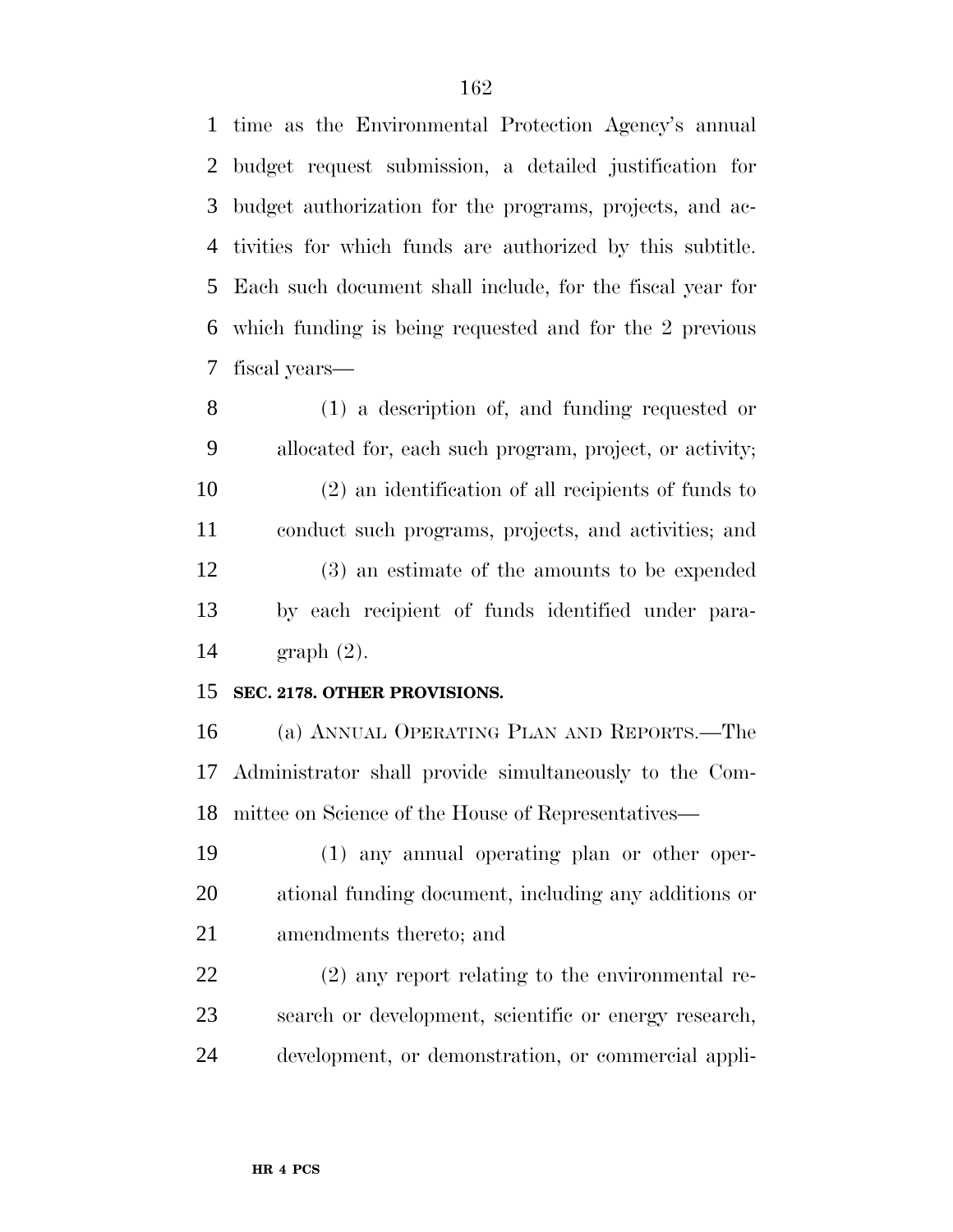time as the Environmental Protection Agency's annual budget request submission, a detailed justification for budget authorization for the programs, projects, and activities for which funds are authorized by this subtitle. Each such document shall include, for the fiscal year for which funding is being requested and for the 2 previous fiscal years—

(1) a description of, and funding requested or allocated for, each such program, project, or activity;

(2) an identification of all recipients of funds to conduct such programs, projects, and activities; and

(3) an estimate of the amounts to be expended by each recipient of funds identified under paragraph (2).

**SEC. 2178. OTHER PROVISIONS.**

(a) ANNUAL OPERATING PLAN AND REPORTS.—The Administrator shall provide simultaneously to the Committee on Science of the House of Representatives—

(1) any annual operating plan or other operational funding document, including any additions or amendments thereto; and

(2) any report relating to the environmental research or development, scientific or energy research, development, or demonstration, or commercial appli-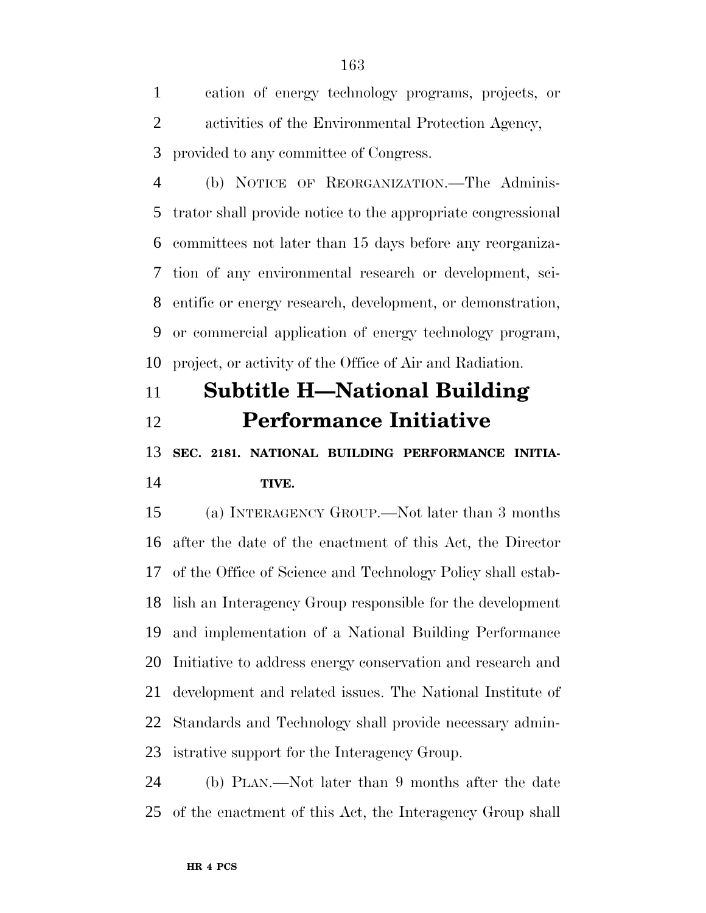cation of energy technology programs, projects, or activities of the Environmental Protection Agency, provided to any committee of Congress.

(b) NOTICE OF REORGANIZATION.—The Administrator shall provide notice to the appropriate congressional committees not later than 15 days before any reorganization of any environmental research or development, scientific or energy research, development, or demonstration, or commercial application of energy technology program, project, or activity of the Office of Air and Radiation.

## Subtitle H—National Building Performance Initiative

### SEC. 2181. NATIONAL BUILDING PERFORMANCE INITIATIVE.

(a) INTERAGENCY GROUP.—Not later than 3 months after the date of the enactment of this Act, the Director of the Office of Science and Technology Policy shall establish an Interagency Group responsible for the development and implementation of a National Building Performance Initiative to address energy conservation and research and development and related issues. The National Institute of Standards and Technology shall provide necessary administrative support for the Interagency Group.

(b) PLAN.—Not later than 9 months after the date of the enactment of this Act, the Interagency Group shall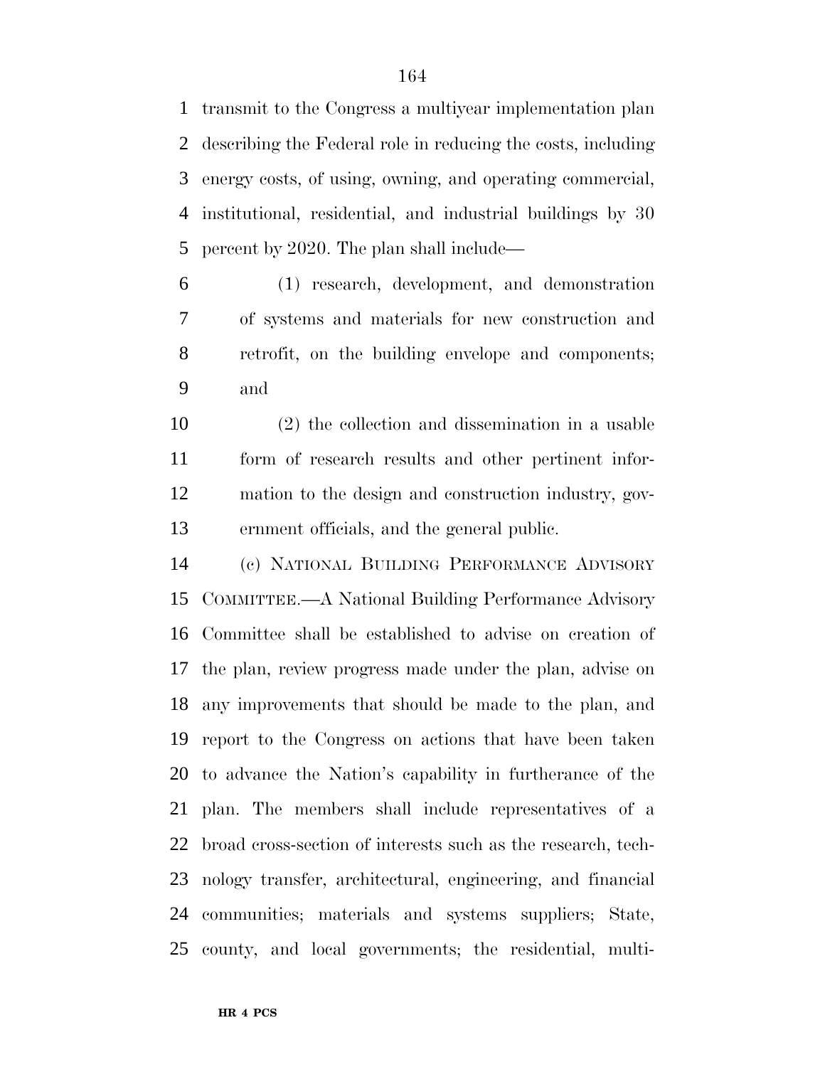transmit to the Congress a multiyear implementation plan describing the Federal role in reducing the costs, including energy costs, of using, owning, and operating commercial, institutional, residential, and industrial buildings by 30 percent by 2020. The plan shall include—

(1) research, development, and demonstration of systems and materials for new construction and retrofit, on the building envelope and components; and

(2) the collection and dissemination in a usable form of research results and other pertinent information to the design and construction industry, government officials, and the general public.

(c) NATIONAL BUILDING PERFORMANCE ADVISORY COMMITTEE.—A National Building Performance Advisory Committee shall be established to advise on creation of the plan, review progress made under the plan, advise on any improvements that should be made to the plan, and report to the Congress on actions that have been taken to advance the Nation's capability in furtherance of the plan. The members shall include representatives of a broad cross-section of interests such as the research, technology transfer, architectural, engineering, and financial communities; materials and systems suppliers; State, county, and local governments; the residential, multi-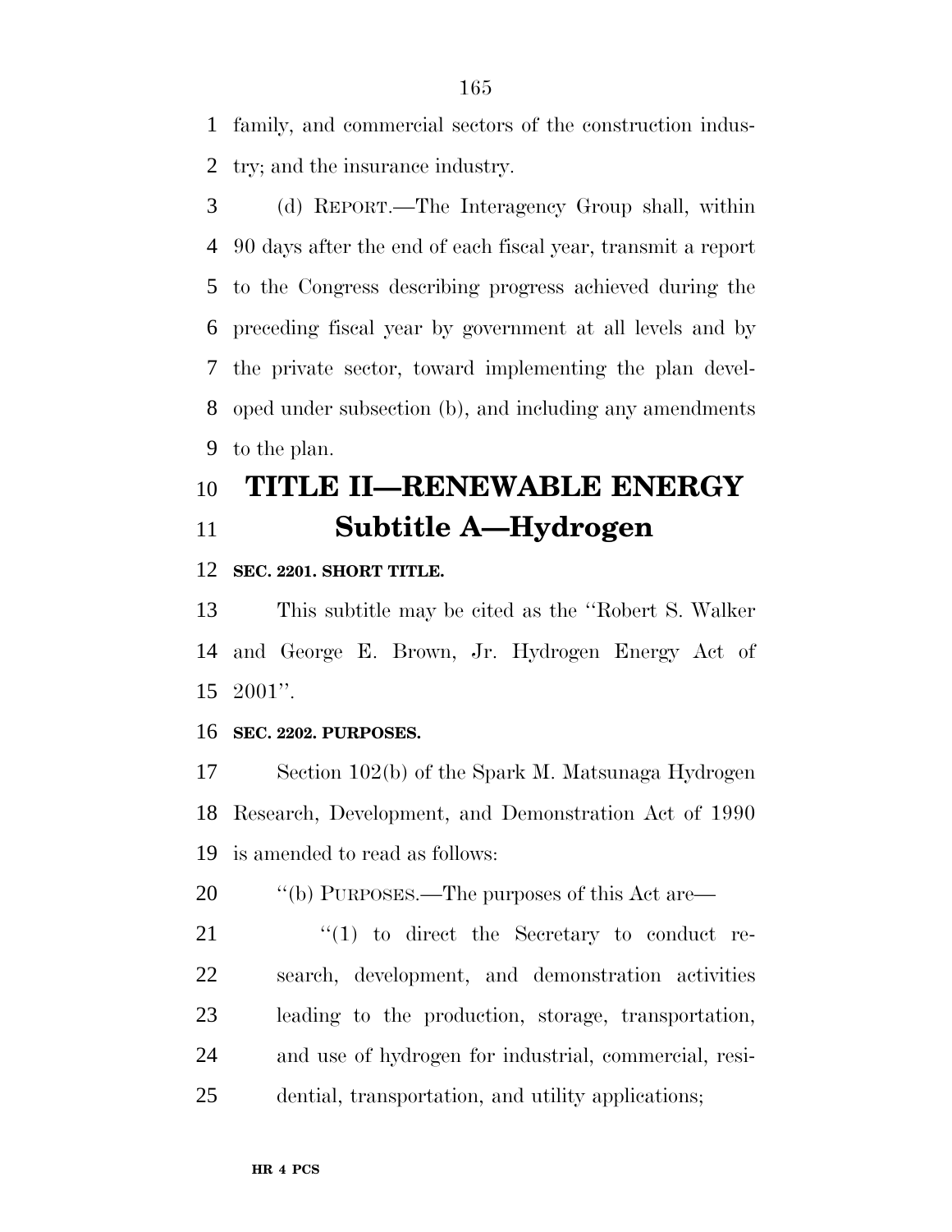family, and commercial sectors of the construction industry; and the insurance industry.

(d) REPORT.—The Interagency Group shall, within 90 days after the end of each fiscal year, transmit a report to the Congress describing progress achieved during the preceding fiscal year by government at all levels and by the private sector, toward implementing the plan developed under subsection (b), and including any amendments to the plan.

# TITLE II—RENEWABLE ENERGY

## Subtitle A—Hydrogen

### SEC. 2201. SHORT TITLE.

This subtitle may be cited as the ''Robert S. Walker and George E. Brown, Jr. Hydrogen Energy Act of 2001''.

### SEC. 2202. PURPOSES.

Section 102(b) of the Spark M. Matsunaga Hydrogen Research, Development, and Demonstration Act of 1990 is amended to read as follows:

''(b) PURPOSES.—The purposes of this Act are—

''(1) to direct the Secretary to conduct research, development, and demonstration activities leading to the production, storage, transportation, and use of hydrogen for industrial, commercial, residential, transportation, and utility applications;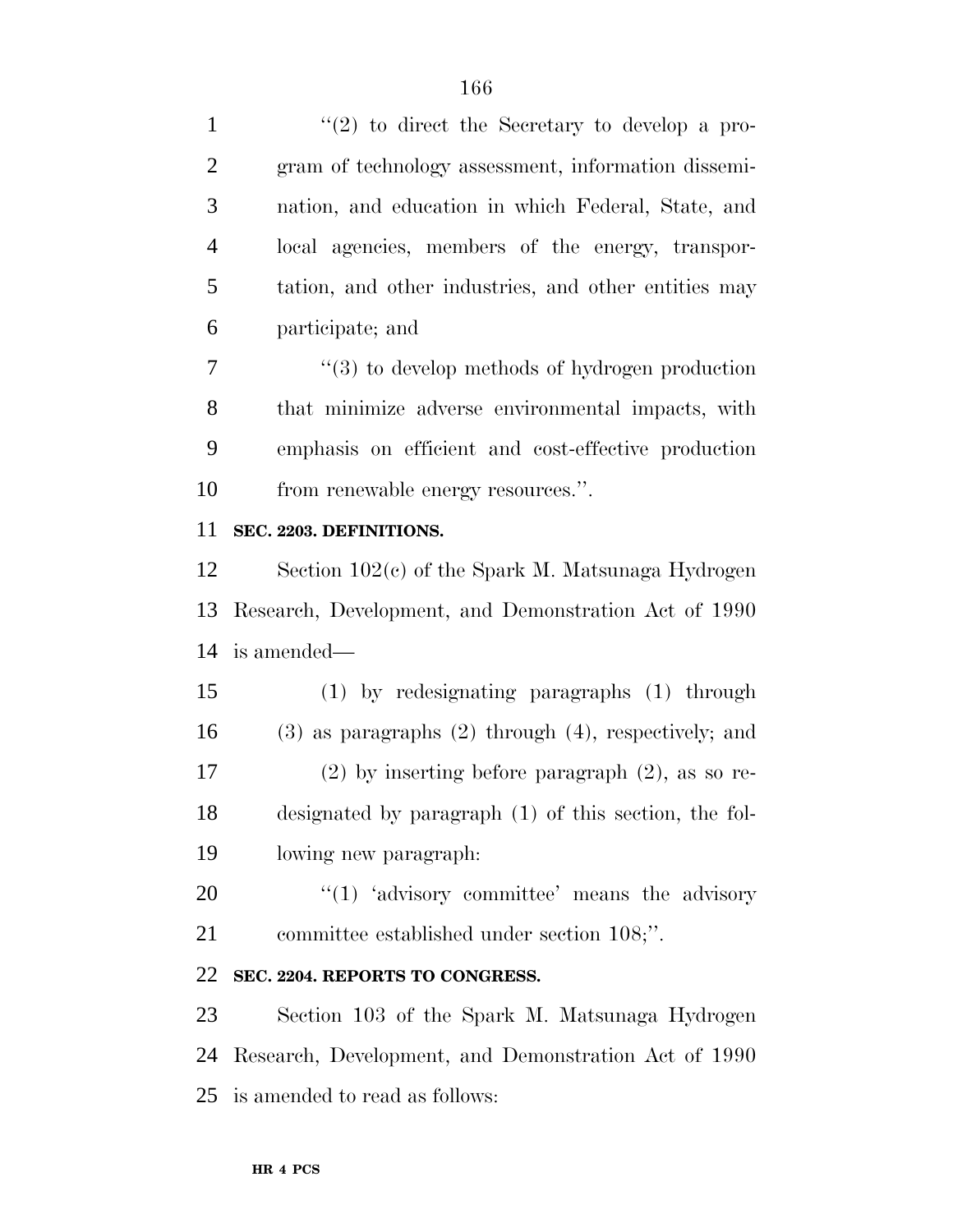''(2) to direct the Secretary to develop a program of technology assessment, information dissemination, and education in which Federal, State, and local agencies, members of the energy, transportation, and other industries, and other entities may participate; and

''(3) to develop methods of hydrogen production that minimize adverse environmental impacts, with emphasis on efficient and cost-effective production from renewable energy resources.''.

**SEC. 2203. DEFINITIONS.**

Section 102(c) of the Spark M. Matsunaga Hydrogen Research, Development, and Demonstration Act of 1990 is amended—

(1) by redesignating paragraphs (1) through (3) as paragraphs (2) through (4), respectively; and

(2) by inserting before paragraph (2), as so redesignated by paragraph (1) of this section, the following new paragraph:

''(1) 'advisory committee' means the advisory committee established under section 108;''.

**SEC. 2204. REPORTS TO CONGRESS.**

Section 103 of the Spark M. Matsunaga Hydrogen Research, Development, and Demonstration Act of 1990 is amended to read as follows: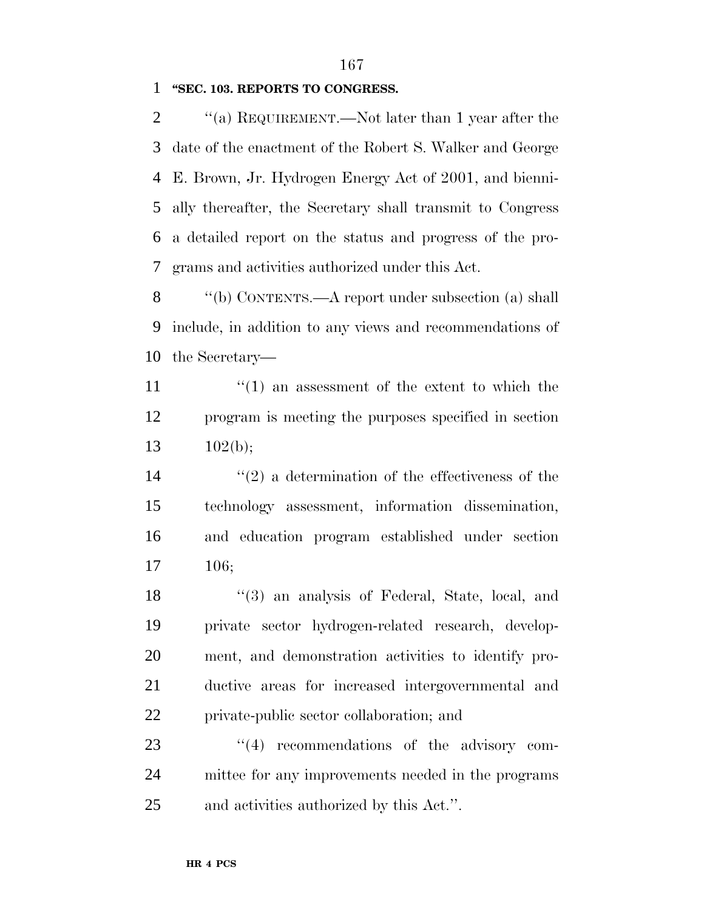**"SEC. 103. REPORTS TO CONGRESS.**

"(a) REQUIREMENT.—Not later than 1 year after the date of the enactment of the Robert S. Walker and George E. Brown, Jr. Hydrogen Energy Act of 2001, and biennially thereafter, the Secretary shall transmit to Congress a detailed report on the status and progress of the programs and activities authorized under this Act.

"(b) CONTENTS.—A report under subsection (a) shall include, in addition to any views and recommendations of the Secretary—

"(1) an assessment of the extent to which the program is meeting the purposes specified in section 102(b);

"(2) a determination of the effectiveness of the technology assessment, information dissemination, and education program established under section 106;

"(3) an analysis of Federal, State, local, and private sector hydrogen-related research, development, and demonstration activities to identify productive areas for increased intergovernmental and private-public sector collaboration; and

"(4) recommendations of the advisory committee for any improvements needed in the programs and activities authorized by this Act.".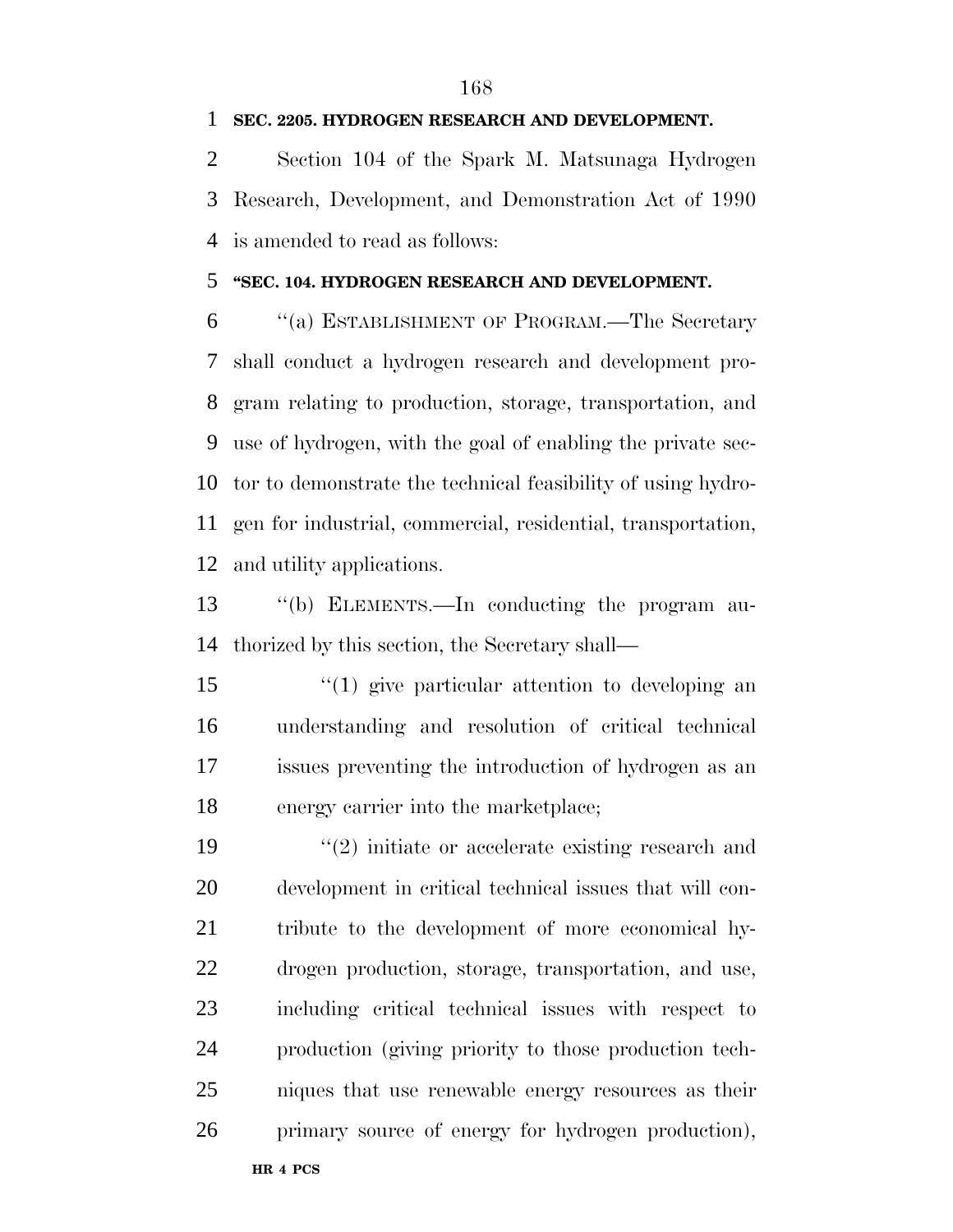**SEC. 2205. HYDROGEN RESEARCH AND DEVELOPMENT.**

Section 104 of the Spark M. Matsunaga Hydrogen Research, Development, and Demonstration Act of 1990 is amended to read as follows:

**"SEC. 104. HYDROGEN RESEARCH AND DEVELOPMENT.**

"(a) ESTABLISHMENT OF PROGRAM.—The Secretary shall conduct a hydrogen research and development program relating to production, storage, transportation, and use of hydrogen, with the goal of enabling the private sector to demonstrate the technical feasibility of using hydrogen for industrial, commercial, residential, transportation, and utility applications.

"(b) ELEMENTS.—In conducting the program authorized by this section, the Secretary shall—

"(1) give particular attention to developing an understanding and resolution of critical technical issues preventing the introduction of hydrogen as an energy carrier into the marketplace;

"(2) initiate or accelerate existing research and development in critical technical issues that will contribute to the development of more economical hydrogen production, storage, transportation, and use, including critical technical issues with respect to production (giving priority to those production techniques that use renewable energy resources as their primary source of energy for hydrogen production),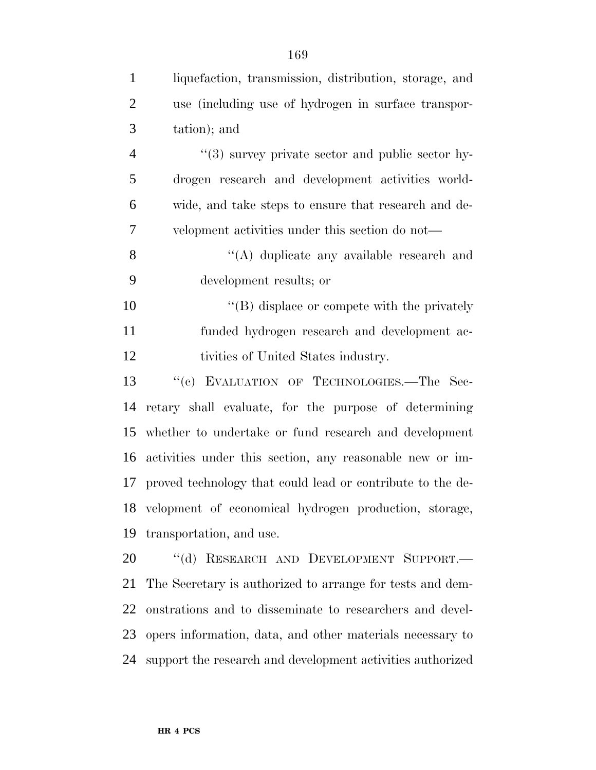liquefaction, transmission, distribution, storage, and use (including use of hydrogen in surface transportation); and

"(3) survey private sector and public sector hydrogen research and development activities worldwide, and take steps to ensure that research and development activities under this section do not—

"(A) duplicate any available research and development results; or

"(B) displace or compete with the privately funded hydrogen research and development activities of United States industry.

"(c) EVALUATION OF TECHNOLOGIES.—The Secretary shall evaluate, for the purpose of determining whether to undertake or fund research and development activities under this section, any reasonable new or improved technology that could lead or contribute to the development of economical hydrogen production, storage, transportation, and use.

"(d) RESEARCH AND DEVELOPMENT SUPPORT.—The Secretary is authorized to arrange for tests and demonstrations and to disseminate to researchers and developers information, data, and other materials necessary to support the research and development activities authorized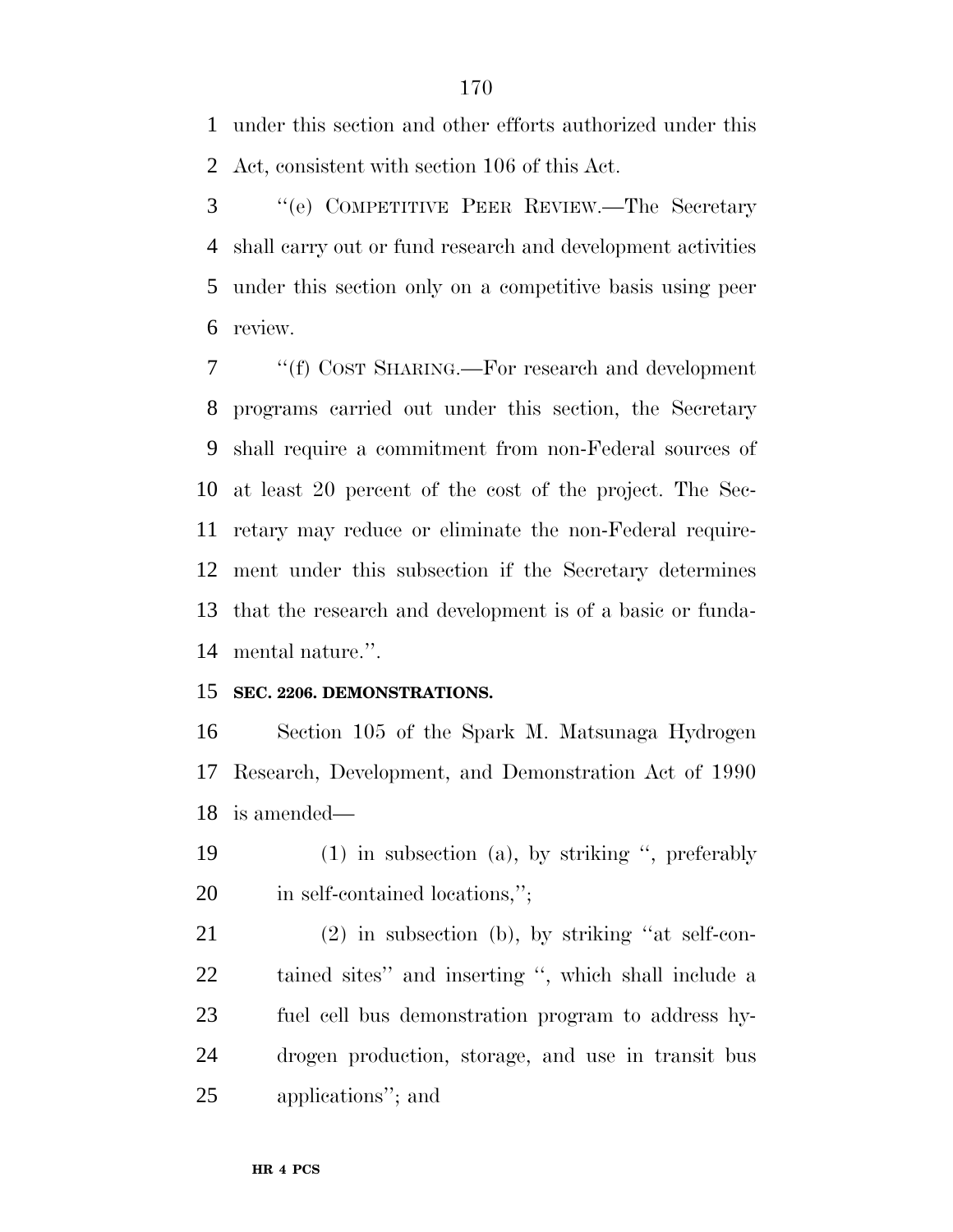under this section and other efforts authorized under this Act, consistent with section 106 of this Act.

''(e) COMPETITIVE PEER REVIEW.—The Secretary shall carry out or fund research and development activities under this section only on a competitive basis using peer review.

''(f) COST SHARING.—For research and development programs carried out under this section, the Secretary shall require a commitment from non-Federal sources of at least 20 percent of the cost of the project. The Secretary may reduce or eliminate the non-Federal requirement under this subsection if the Secretary determines that the research and development is of a basic or fundamental nature.''.

**SEC. 2206. DEMONSTRATIONS.**

Section 105 of the Spark M. Matsunaga Hydrogen Research, Development, and Demonstration Act of 1990 is amended—

(1) in subsection (a), by striking '', preferably in self-contained locations,'';

(2) in subsection (b), by striking ''at self-contained sites'' and inserting '', which shall include a fuel cell bus demonstration program to address hydrogen production, storage, and use in transit bus applications''; and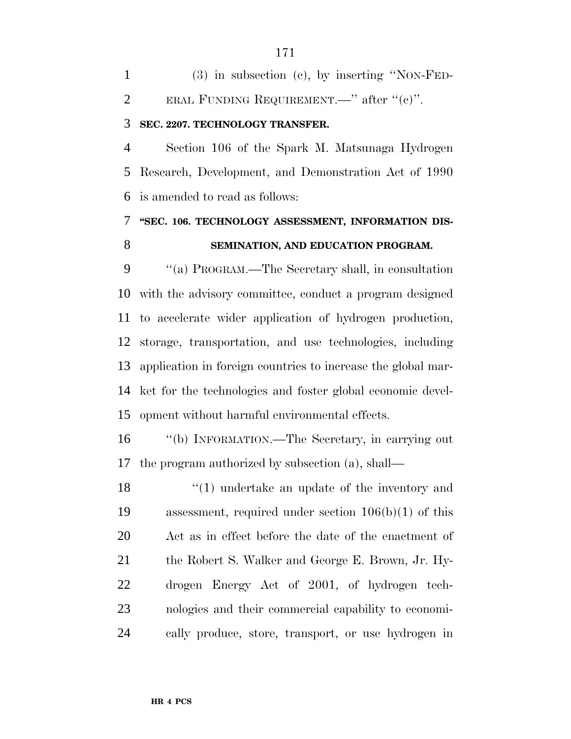(3) in subsection (c), by inserting "NON-FEDERAL FUNDING REQUIREMENT.—" after "(c)".

**SEC. 2207. TECHNOLOGY TRANSFER.**

Section 106 of the Spark M. Matsunaga Hydrogen Research, Development, and Demonstration Act of 1990 is amended to read as follows:

**"SEC. 106. TECHNOLOGY ASSESSMENT, INFORMATION DISSEMINATION, AND EDUCATION PROGRAM.**

"(a) PROGRAM.—The Secretary shall, in consultation with the advisory committee, conduct a program designed to accelerate wider application of hydrogen production, storage, transportation, and use technologies, including application in foreign countries to increase the global market for the technologies and foster global economic development without harmful environmental effects.

"(b) INFORMATION.—The Secretary, in carrying out the program authorized by subsection (a), shall—

"(1) undertake an update of the inventory and assessment, required under section 106(b)(1) of this Act as in effect before the date of the enactment of the Robert S. Walker and George E. Brown, Jr. Hydrogen Energy Act of 2001, of hydrogen technologies and their commercial capability to economically produce, store, transport, or use hydrogen in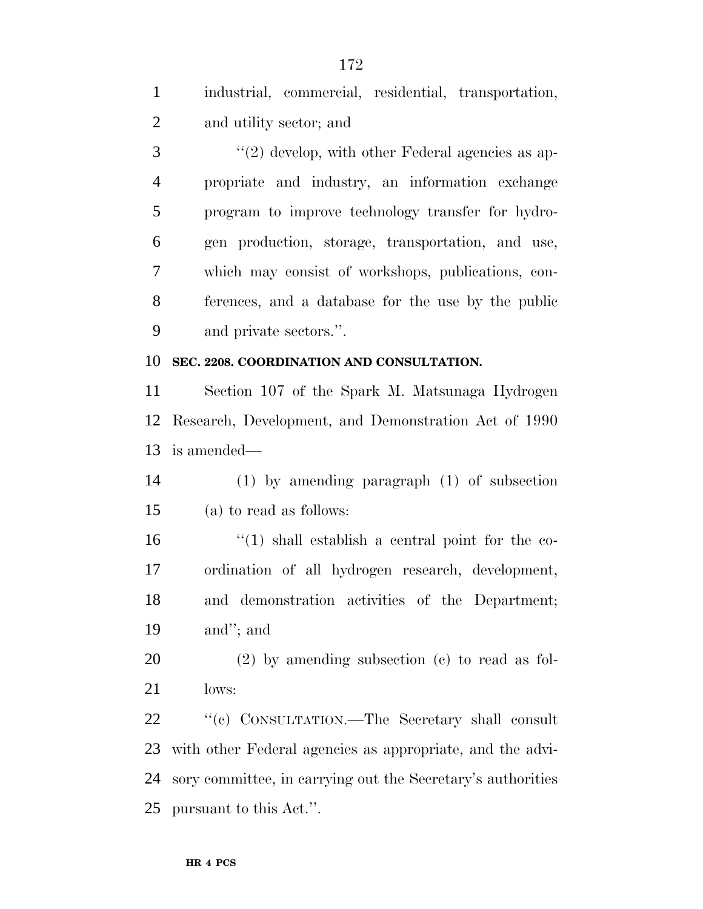industrial, commercial, residential, transportation, and utility sector; and

''(2) develop, with other Federal agencies as appropriate and industry, an information exchange program to improve technology transfer for hydrogen production, storage, transportation, and use, which may consist of workshops, publications, conferences, and a database for the use by the public and private sectors.''.

**SEC. 2208. COORDINATION AND CONSULTATION.**

Section 107 of the Spark M. Matsunaga Hydrogen Research, Development, and Demonstration Act of 1990 is amended—

(1) by amending paragraph (1) of subsection (a) to read as follows:

''(1) shall establish a central point for the coordination of all hydrogen research, development, and demonstration activities of the Department; and''; and

(2) by amending subsection (c) to read as follows:

''(c) CONSULTATION.—The Secretary shall consult with other Federal agencies as appropriate, and the advisory committee, in carrying out the Secretary's authorities pursuant to this Act.''.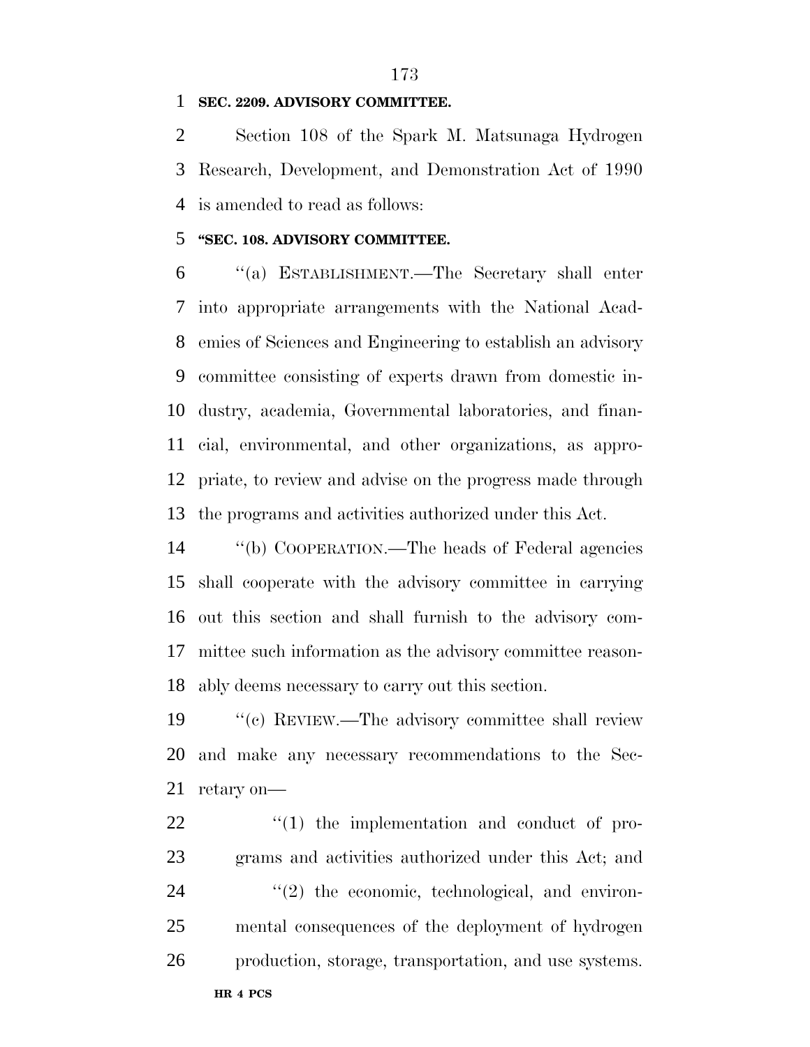**SEC. 2209. ADVISORY COMMITTEE.**

Section 108 of the Spark M. Matsunaga Hydrogen Research, Development, and Demonstration Act of 1990 is amended to read as follows:

**"SEC. 108. ADVISORY COMMITTEE.**

"(a) ESTABLISHMENT.—The Secretary shall enter into appropriate arrangements with the National Academies of Sciences and Engineering to establish an advisory committee consisting of experts drawn from domestic industry, academia, Governmental laboratories, and financial, environmental, and other organizations, as appropriate, to review and advise on the progress made through the programs and activities authorized under this Act.

"(b) COOPERATION.—The heads of Federal agencies shall cooperate with the advisory committee in carrying out this section and shall furnish to the advisory committee such information as the advisory committee reasonably deems necessary to carry out this section.

"(c) REVIEW.—The advisory committee shall review and make any necessary recommendations to the Secretary on—

"(1) the implementation and conduct of programs and activities authorized under this Act; and

"(2) the economic, technological, and environmental consequences of the deployment of hydrogen production, storage, transportation, and use systems.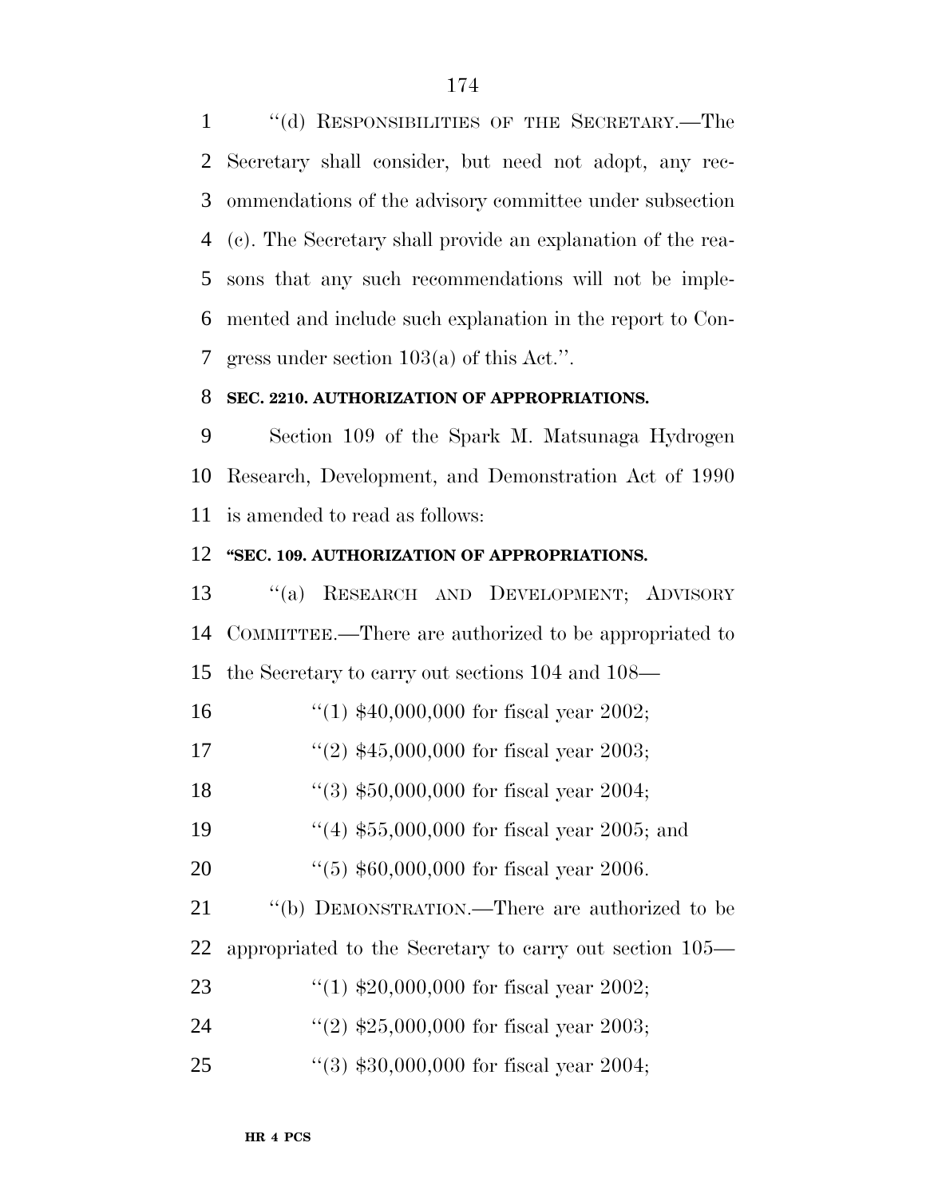''(d) RESPONSIBILITIES OF THE SECRETARY.—The Secretary shall consider, but need not adopt, any recommendations of the advisory committee under subsection (c). The Secretary shall provide an explanation of the reasons that any such recommendations will not be implemented and include such explanation in the report to Congress under section 103(a) of this Act.''.

**SEC. 2210. AUTHORIZATION OF APPROPRIATIONS.**

Section 109 of the Spark M. Matsunaga Hydrogen Research, Development, and Demonstration Act of 1990 is amended to read as follows:

**''SEC. 109. AUTHORIZATION OF APPROPRIATIONS.**

''(a) RESEARCH AND DEVELOPMENT; ADVISORY COMMITTEE.—There are authorized to be appropriated to the Secretary to carry out sections 104 and 108—

''(1) $40,000,000 for fiscal year 2002;

''(2) $45,000,000 for fiscal year 2003;

''(3) $50,000,000 for fiscal year 2004;

''(4) $55,000,000 for fiscal year 2005; and

''(5) $60,000,000 for fiscal year 2006.

''(b) DEMONSTRATION.—There are authorized to be appropriated to the Secretary to carry out section 105—

''(1) $20,000,000 for fiscal year 2002;

''(2) $25,000,000 for fiscal year 2003;

''(3) $30,000,000 for fiscal year 2004;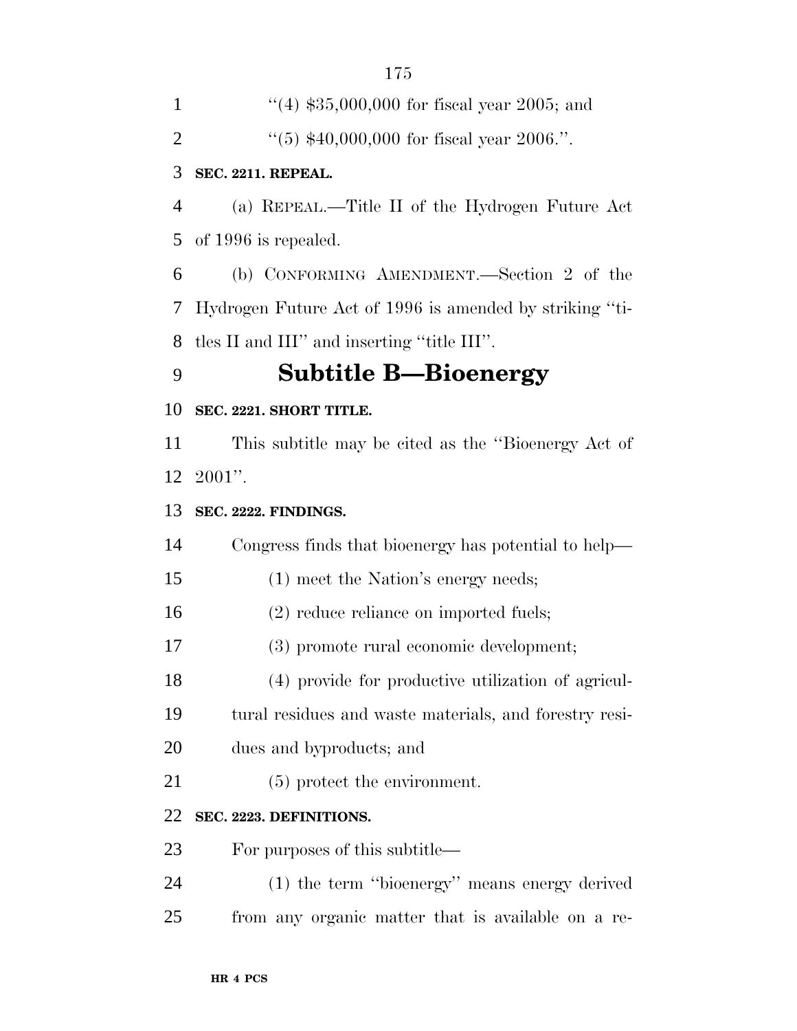"(4) $35,000,000 for fiscal year 2005; and

"(5) $40,000,000 for fiscal year 2006.".

**SEC. 2211. REPEAL.**

(a) REPEAL.—Title II of the Hydrogen Future Act of 1996 is repealed.

(b) CONFORMING AMENDMENT.—Section 2 of the Hydrogen Future Act of 1996 is amended by striking "titles II and III" and inserting "title III".

## Subtitle B—Bioenergy

**SEC. 2221. SHORT TITLE.**

This subtitle may be cited as the "Bioenergy Act of 2001".

**SEC. 2222. FINDINGS.**

Congress finds that bioenergy has potential to help—

(1) meet the Nation's energy needs;

(2) reduce reliance on imported fuels;

(3) promote rural economic development;

(4) provide for productive utilization of agricultural residues and waste materials, and forestry residues and byproducts; and

(5) protect the environment.

**SEC. 2223. DEFINITIONS.**

For purposes of this subtitle—

(1) the term "bioenergy" means energy derived from any organic matter that is available on a re-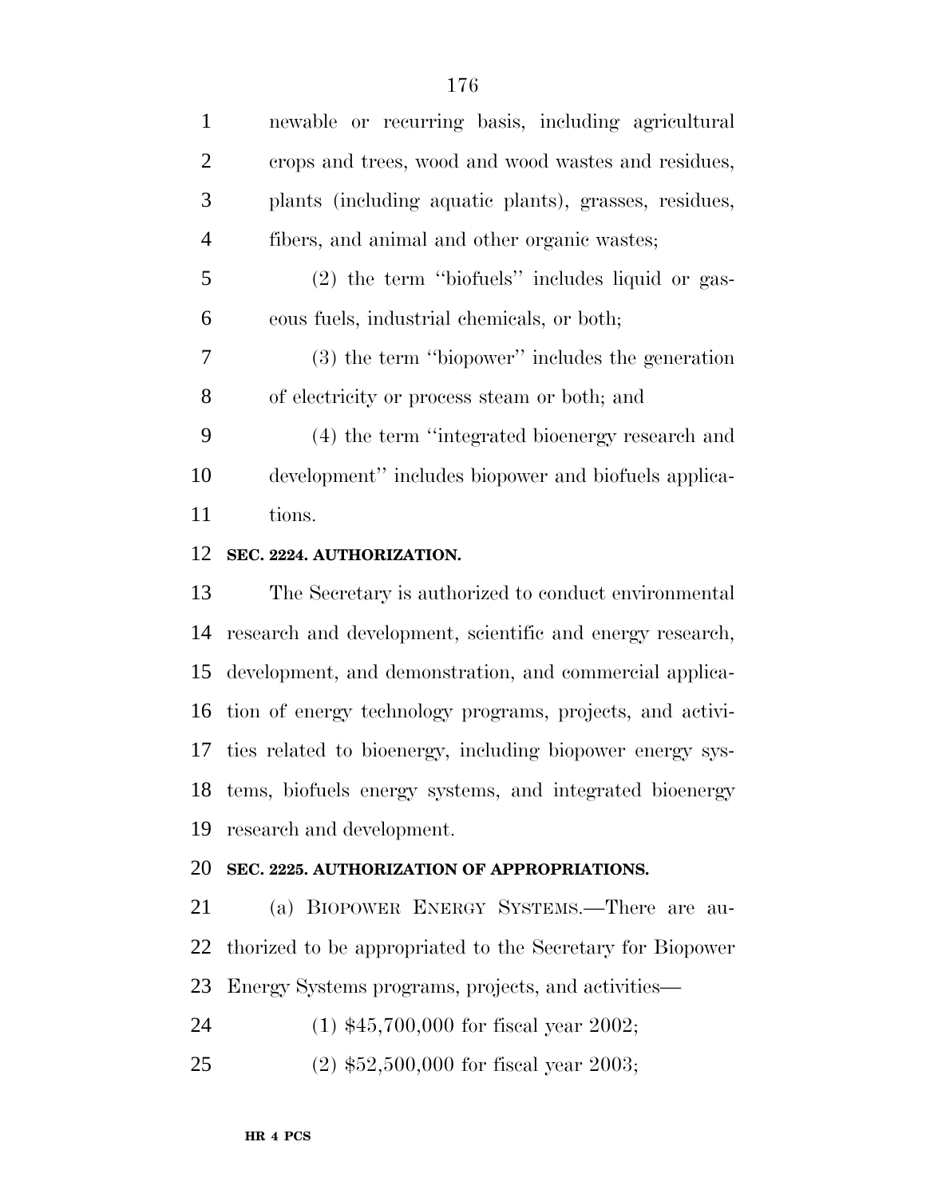newable or recurring basis, including agricultural crops and trees, wood and wood wastes and residues, plants (including aquatic plants), grasses, residues, fibers, and animal and other organic wastes;

(2) the term ''biofuels'' includes liquid or gaseous fuels, industrial chemicals, or both;

(3) the term ''biopower'' includes the generation of electricity or process steam or both; and

(4) the term ''integrated bioenergy research and development'' includes biopower and biofuels applications.

**SEC. 2224. AUTHORIZATION.**

The Secretary is authorized to conduct environmental research and development, scientific and energy research, development, and demonstration, and commercial application of energy technology programs, projects, and activities related to bioenergy, including biopower energy systems, biofuels energy systems, and integrated bioenergy research and development.

**SEC. 2225. AUTHORIZATION OF APPROPRIATIONS.**

(a) BIOPOWER ENERGY SYSTEMS.—There are authorized to be appropriated to the Secretary for Biopower Energy Systems programs, projects, and activities—

(1) $45,700,000 for fiscal year 2002;

(2) $52,500,000 for fiscal year 2003;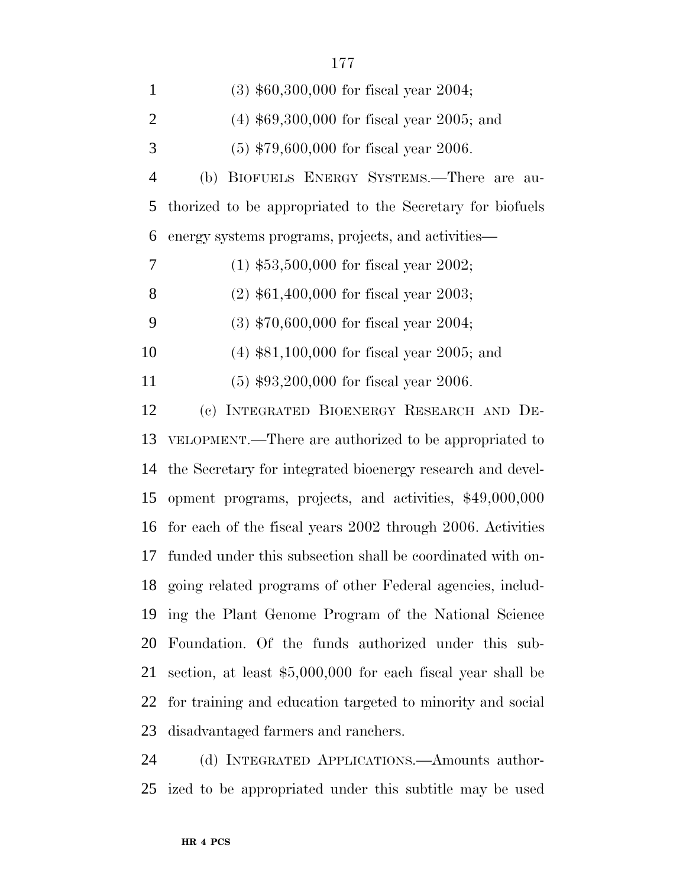(3) $60,300,000 for fiscal year 2004;

(4) $69,300,000 for fiscal year 2005; and

(5) $79,600,000 for fiscal year 2006.

(b) BIOFUELS ENERGY SYSTEMS.—There are authorized to be appropriated to the Secretary for biofuels energy systems programs, projects, and activities—

(1) $53,500,000 for fiscal year 2002;

(2) $61,400,000 for fiscal year 2003;

(3) $70,600,000 for fiscal year 2004;

(4) $81,100,000 for fiscal year 2005; and

(5) $93,200,000 for fiscal year 2006.

(c) INTEGRATED BIOENERGY RESEARCH AND DEVELOPMENT.—There are authorized to be appropriated to the Secretary for integrated bioenergy research and development programs, projects, and activities, $49,000,000 for each of the fiscal years 2002 through 2006. Activities funded under this subsection shall be coordinated with ongoing related programs of other Federal agencies, including the Plant Genome Program of the National Science Foundation. Of the funds authorized under this subsection, at least $5,000,000 for each fiscal year shall be for training and education targeted to minority and social disadvantaged farmers and ranchers.

(d) INTEGRATED APPLICATIONS.—Amounts authorized to be appropriated under this subtitle may be used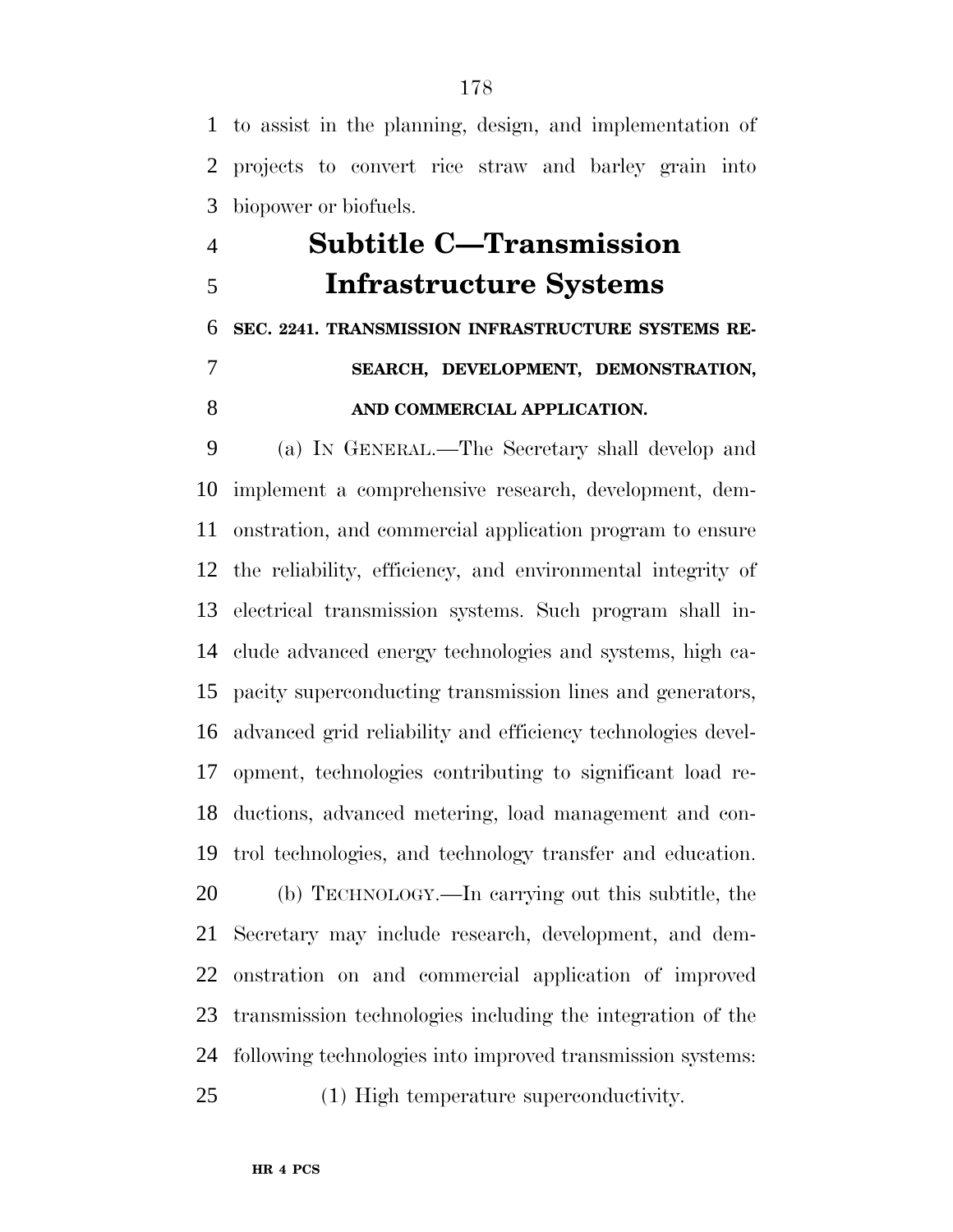to assist in the planning, design, and implementation of projects to convert rice straw and barley grain into biopower or biofuels.

## Subtitle C—Transmission Infrastructure Systems

### SEC. 2241. TRANSMISSION INFRASTRUCTURE SYSTEMS RESEARCH, DEVELOPMENT, DEMONSTRATION, AND COMMERCIAL APPLICATION.

(a) IN GENERAL.—The Secretary shall develop and implement a comprehensive research, development, demonstration, and commercial application program to ensure the reliability, efficiency, and environmental integrity of electrical transmission systems. Such program shall include advanced energy technologies and systems, high capacity superconducting transmission lines and generators, advanced grid reliability and efficiency technologies development, technologies contributing to significant load reductions, advanced metering, load management and control technologies, and technology transfer and education.

(b) TECHNOLOGY.—In carrying out this subtitle, the Secretary may include research, development, and demonstration on and commercial application of improved transmission technologies including the integration of the following technologies into improved transmission systems:

(1) High temperature superconductivity.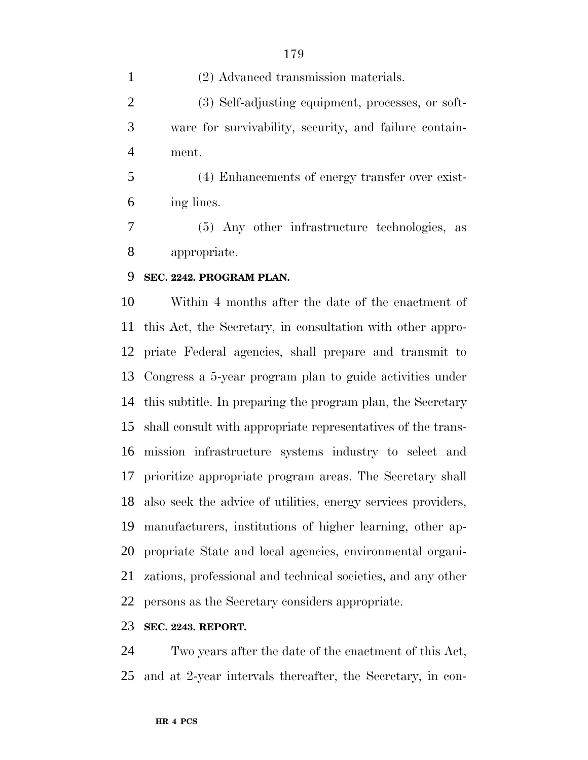(2) Advanced transmission materials.

(3) Self-adjusting equipment, processes, or software for survivability, security, and failure containment.

(4) Enhancements of energy transfer over existing lines.

(5) Any other infrastructure technologies, as appropriate.

**SEC. 2242. PROGRAM PLAN.**

Within 4 months after the date of the enactment of this Act, the Secretary, in consultation with other appropriate Federal agencies, shall prepare and transmit to Congress a 5-year program plan to guide activities under this subtitle. In preparing the program plan, the Secretary shall consult with appropriate representatives of the transmission infrastructure systems industry to select and prioritize appropriate program areas. The Secretary shall also seek the advice of utilities, energy services providers, manufacturers, institutions of higher learning, other appropriate State and local agencies, environmental organizations, professional and technical societies, and any other persons as the Secretary considers appropriate.

**SEC. 2243. REPORT.**

Two years after the date of the enactment of this Act, and at 2-year intervals thereafter, the Secretary, in con-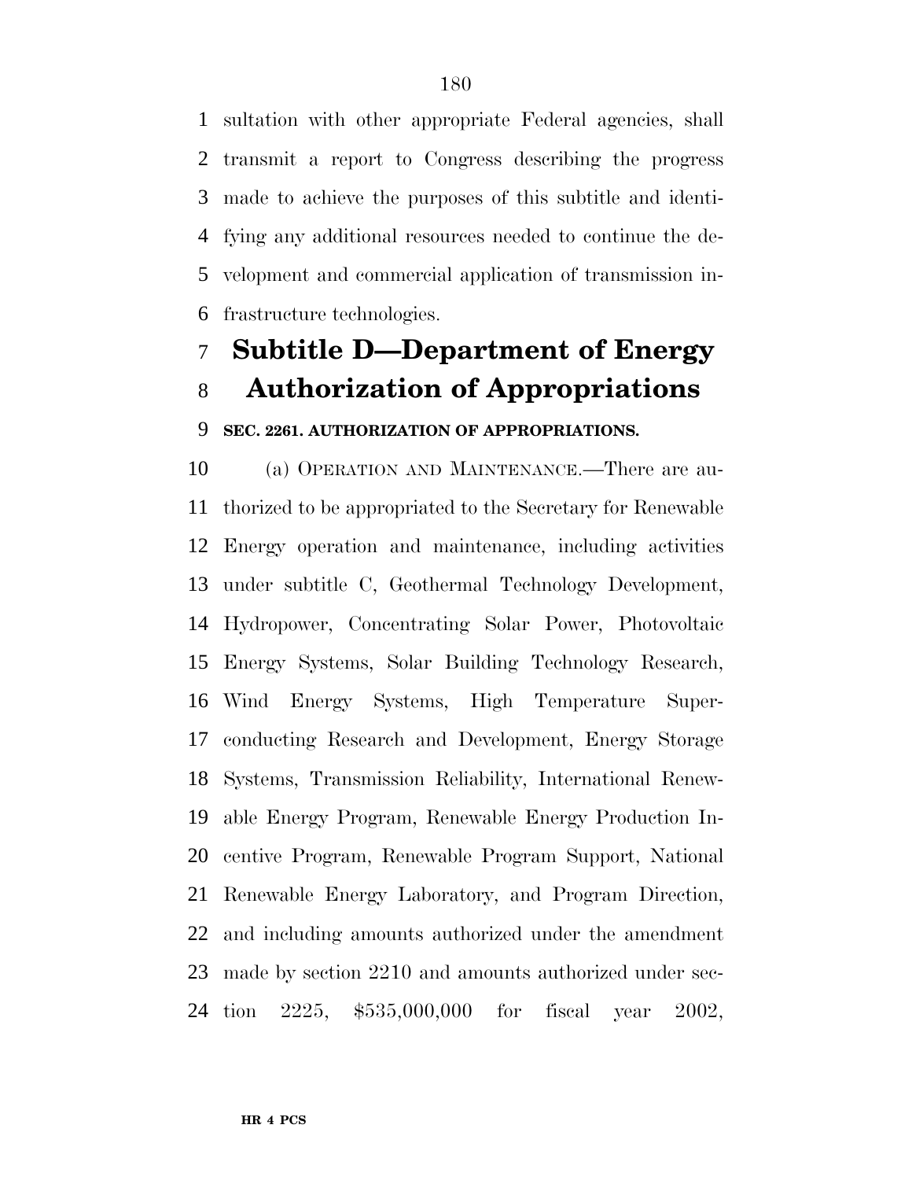sultation with other appropriate Federal agencies, shall transmit a report to Congress describing the progress made to achieve the purposes of this subtitle and identifying any additional resources needed to continue the development and commercial application of transmission infrastructure technologies.

## Subtitle D—Department of Energy Authorization of Appropriations

### SEC. 2261. AUTHORIZATION OF APPROPRIATIONS.

(a) OPERATION AND MAINTENANCE.—There are authorized to be appropriated to the Secretary for Renewable Energy operation and maintenance, including activities under subtitle C, Geothermal Technology Development, Hydropower, Concentrating Solar Power, Photovoltaic Energy Systems, Solar Building Technology Research, Wind Energy Systems, High Temperature Superconducting Research and Development, Energy Storage Systems, Transmission Reliability, International Renewable Energy Program, Renewable Energy Production Incentive Program, Renewable Program Support, National Renewable Energy Laboratory, and Program Direction, and including amounts authorized under the amendment made by section 2210 and amounts authorized under section 2225, $535,000,000 for fiscal year 2002,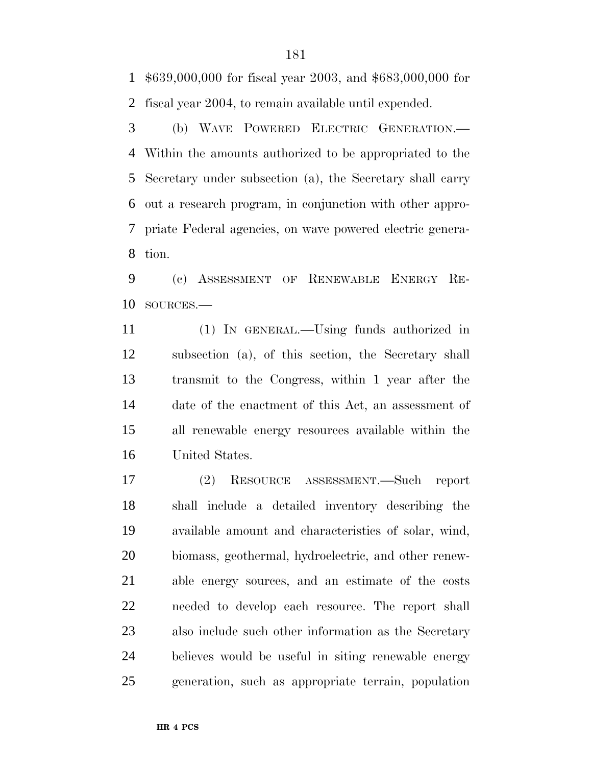$639,000,000 for fiscal year 2003, and $683,000,000 for fiscal year 2004, to remain available until expended.

(b) WAVE POWERED ELECTRIC GENERATION.—Within the amounts authorized to be appropriated to the Secretary under subsection (a), the Secretary shall carry out a research program, in conjunction with other appropriate Federal agencies, on wave powered electric generation.

(c) ASSESSMENT OF RENEWABLE ENERGY RESOURCES.—

(1) IN GENERAL.—Using funds authorized in subsection (a), of this section, the Secretary shall transmit to the Congress, within 1 year after the date of the enactment of this Act, an assessment of all renewable energy resources available within the United States.

(2) RESOURCE ASSESSMENT.—Such report shall include a detailed inventory describing the available amount and characteristics of solar, wind, biomass, geothermal, hydroelectric, and other renewable energy sources, and an estimate of the costs needed to develop each resource. The report shall also include such other information as the Secretary believes would be useful in siting renewable energy generation, such as appropriate terrain, population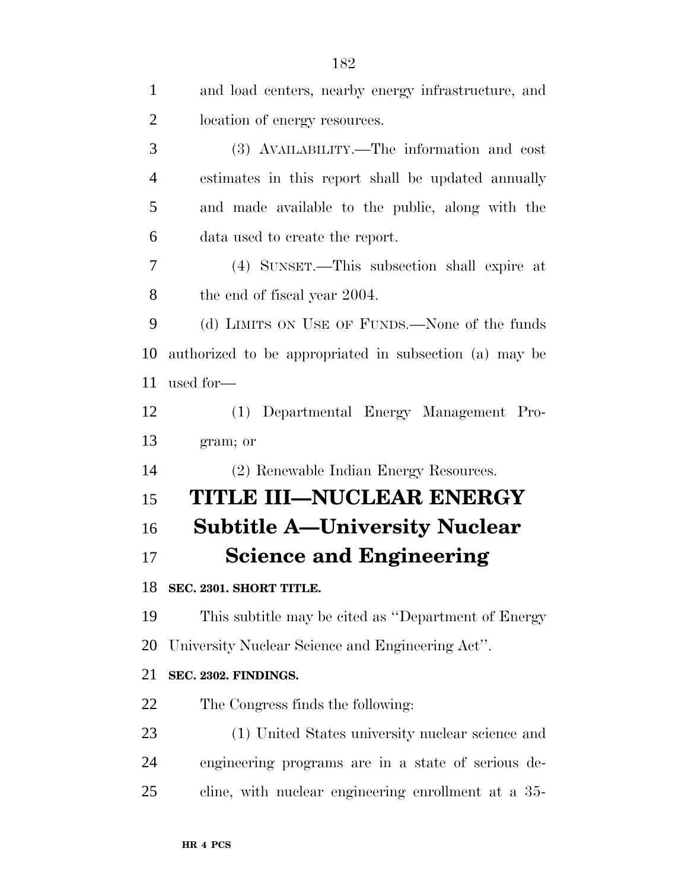and load centers, nearby energy infrastructure, and location of energy resources.

(3) AVAILABILITY.—The information and cost estimates in this report shall be updated annually and made available to the public, along with the data used to create the report.

(4) SUNSET.—This subsection shall expire at the end of fiscal year 2004.

(d) LIMITS ON USE OF FUNDS.—None of the funds authorized to be appropriated in subsection (a) may be used for—

(1) Departmental Energy Management Program; or

(2) Renewable Indian Energy Resources.

# TITLE III—NUCLEAR ENERGY

## Subtitle A—University Nuclear Science and Engineering

### SEC. 2301. SHORT TITLE.

This subtitle may be cited as ''Department of Energy University Nuclear Science and Engineering Act''.

### SEC. 2302. FINDINGS.

The Congress finds the following:

(1) United States university nuclear science and engineering programs are in a state of serious decline, with nuclear engineering enrollment at a 35-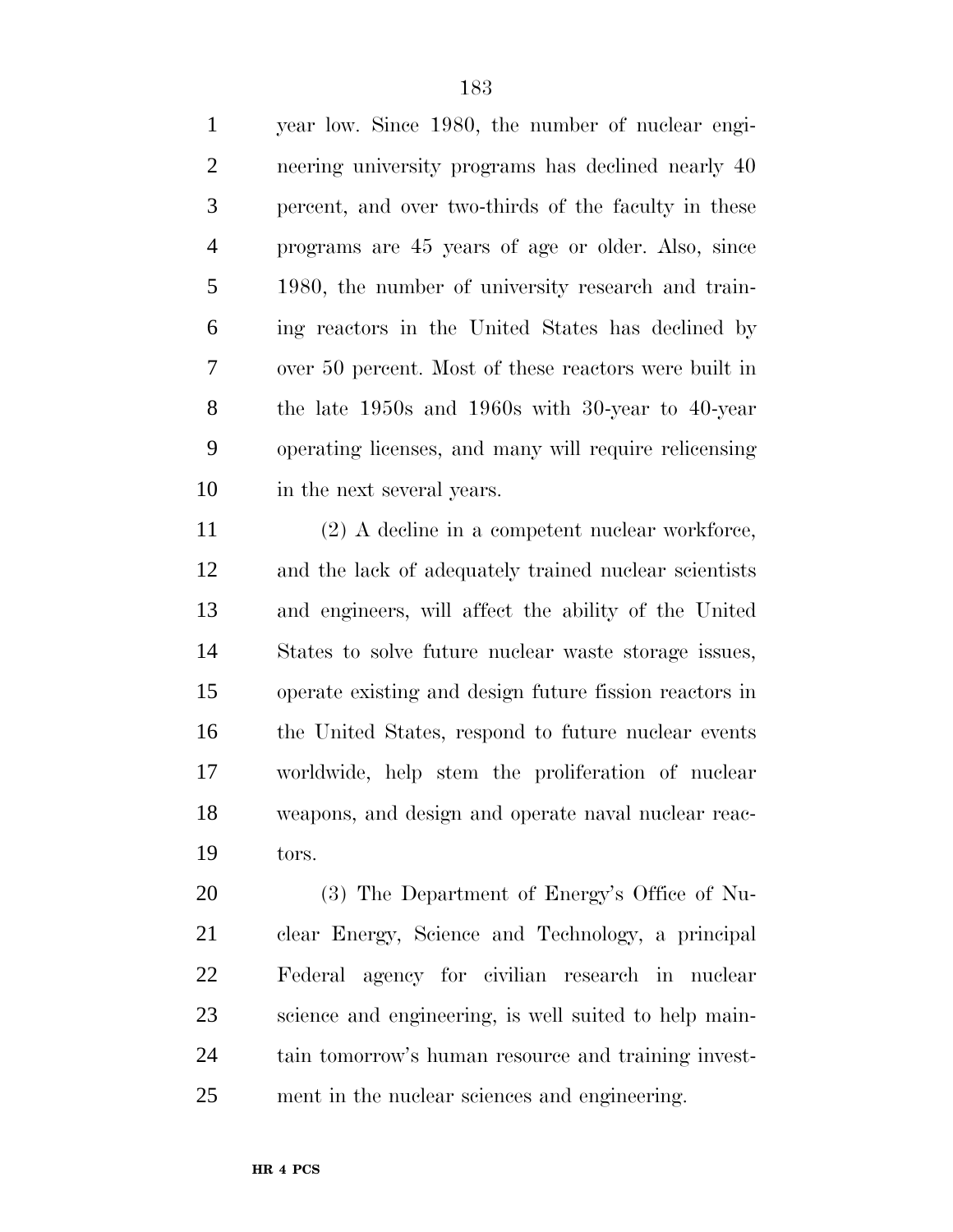year low. Since 1980, the number of nuclear engineering university programs has declined nearly 40 percent, and over two-thirds of the faculty in these programs are 45 years of age or older. Also, since 1980, the number of university research and training reactors in the United States has declined by over 50 percent. Most of these reactors were built in the late 1950s and 1960s with 30-year to 40-year operating licenses, and many will require relicensing in the next several years.

(2) A decline in a competent nuclear workforce, and the lack of adequately trained nuclear scientists and engineers, will affect the ability of the United States to solve future nuclear waste storage issues, operate existing and design future fission reactors in the United States, respond to future nuclear events worldwide, help stem the proliferation of nuclear weapons, and design and operate naval nuclear reactors.

(3) The Department of Energy's Office of Nuclear Energy, Science and Technology, a principal Federal agency for civilian research in nuclear science and engineering, is well suited to help maintain tomorrow's human resource and training investment in the nuclear sciences and engineering.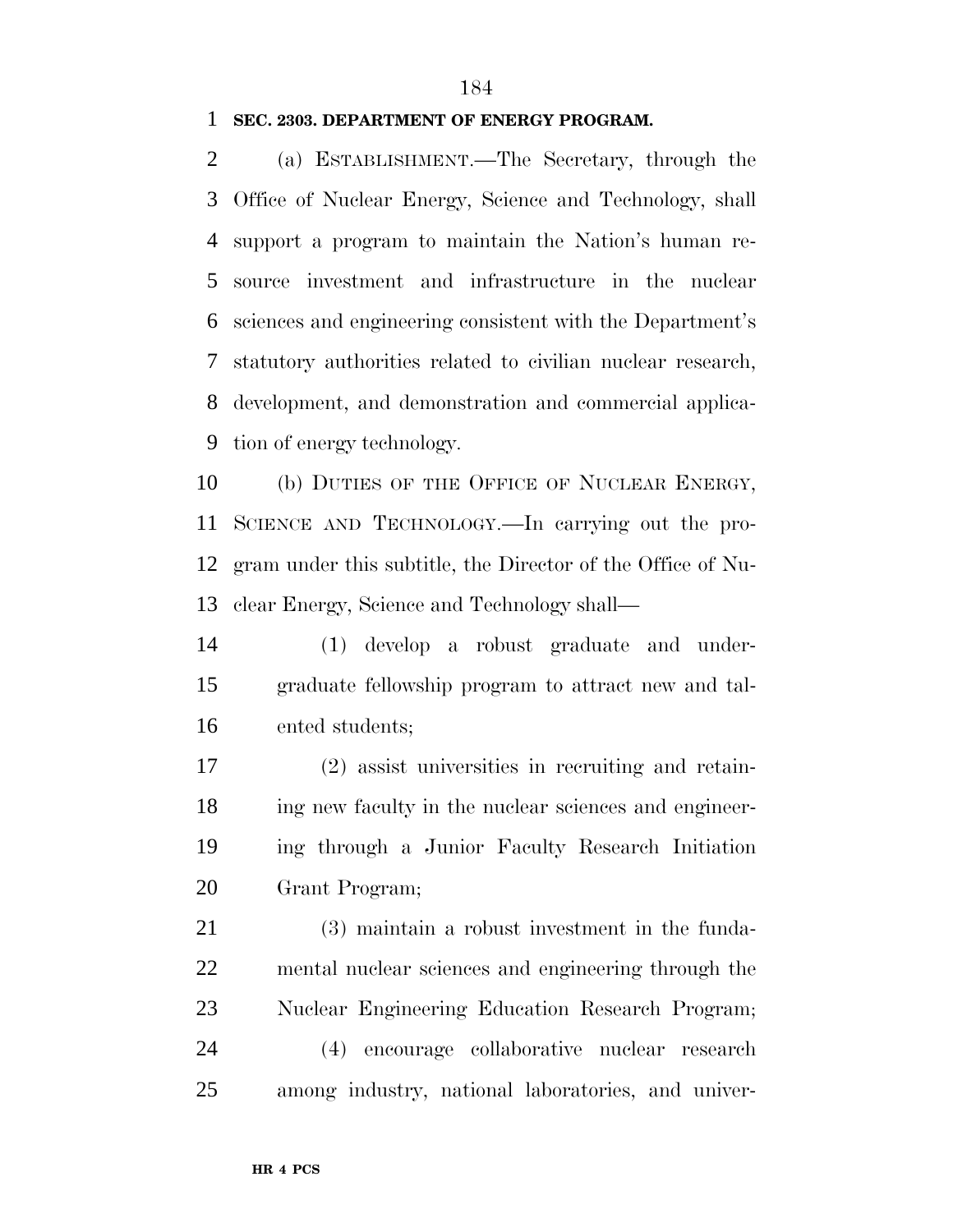**SEC. 2303. DEPARTMENT OF ENERGY PROGRAM.**

(a) ESTABLISHMENT.—The Secretary, through the Office of Nuclear Energy, Science and Technology, shall support a program to maintain the Nation's human resource investment and infrastructure in the nuclear sciences and engineering consistent with the Department's statutory authorities related to civilian nuclear research, development, and demonstration and commercial application of energy technology.

(b) DUTIES OF THE OFFICE OF NUCLEAR ENERGY, SCIENCE AND TECHNOLOGY.—In carrying out the program under this subtitle, the Director of the Office of Nuclear Energy, Science and Technology shall—

(1) develop a robust graduate and undergraduate fellowship program to attract new and talented students;

(2) assist universities in recruiting and retaining new faculty in the nuclear sciences and engineering through a Junior Faculty Research Initiation Grant Program;

(3) maintain a robust investment in the fundamental nuclear sciences and engineering through the Nuclear Engineering Education Research Program;

(4) encourage collaborative nuclear research among industry, national laboratories, and univer-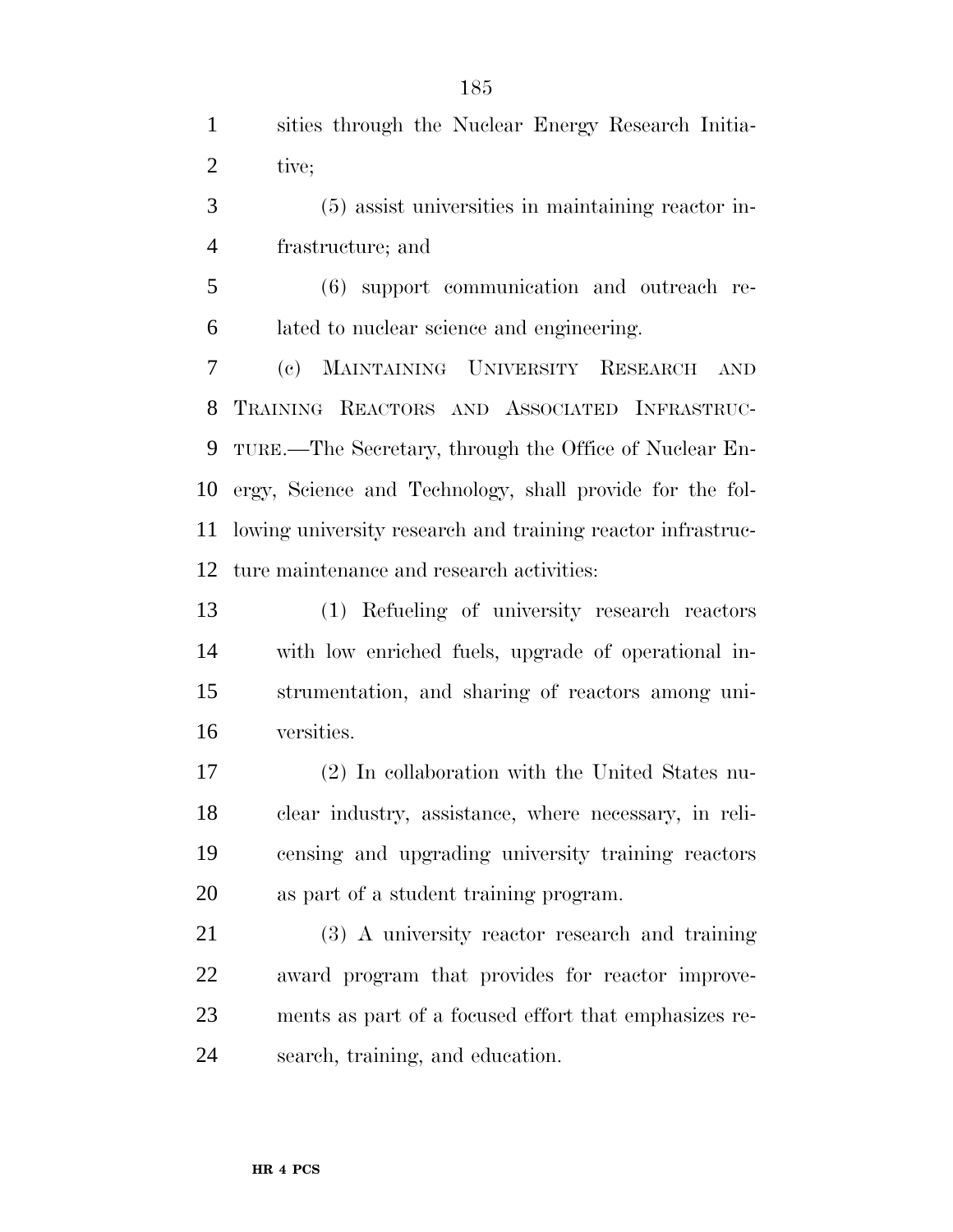sities through the Nuclear Energy Research Initiative;

(5) assist universities in maintaining reactor infrastructure; and

(6) support communication and outreach related to nuclear science and engineering.

(c) MAINTAINING UNIVERSITY RESEARCH AND TRAINING REACTORS AND ASSOCIATED INFRASTRUCTURE.—The Secretary, through the Office of Nuclear Energy, Science and Technology, shall provide for the following university research and training reactor infrastructure maintenance and research activities:

(1) Refueling of university research reactors with low enriched fuels, upgrade of operational instrumentation, and sharing of reactors among universities.

(2) In collaboration with the United States nuclear industry, assistance, where necessary, in relicensing and upgrading university training reactors as part of a student training program.

(3) A university reactor research and training award program that provides for reactor improvements as part of a focused effort that emphasizes research, training, and education.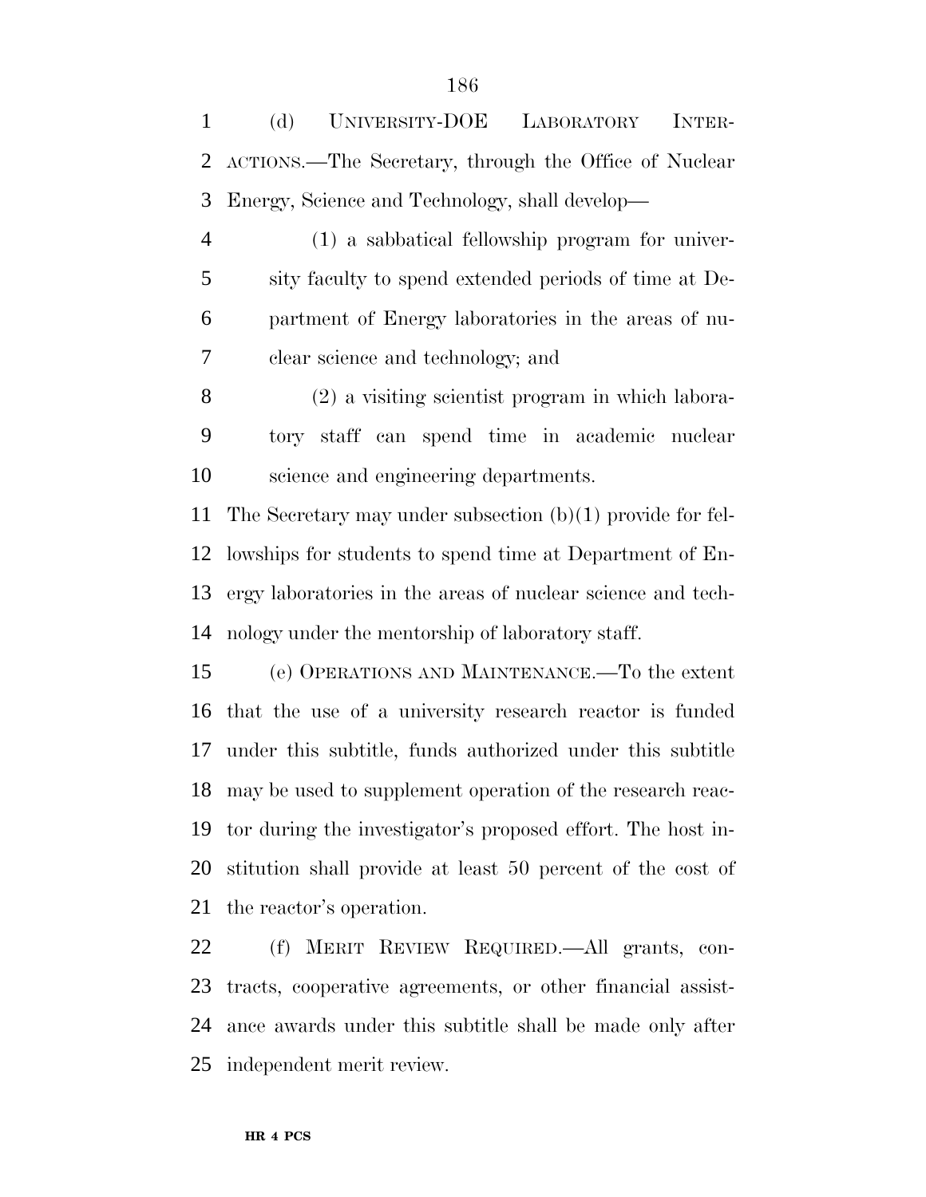(d) UNIVERSITY-DOE LABORATORY INTERACTIONS.—The Secretary, through the Office of Nuclear Energy, Science and Technology, shall develop—

(1) a sabbatical fellowship program for university faculty to spend extended periods of time at Department of Energy laboratories in the areas of nuclear science and technology; and

(2) a visiting scientist program in which laboratory staff can spend time in academic nuclear science and engineering departments.

The Secretary may under subsection (b)(1) provide for fellowships for students to spend time at Department of Energy laboratories in the areas of nuclear science and technology under the mentorship of laboratory staff.

(e) OPERATIONS AND MAINTENANCE.—To the extent that the use of a university research reactor is funded under this subtitle, funds authorized under this subtitle may be used to supplement operation of the research reactor during the investigator's proposed effort. The host institution shall provide at least 50 percent of the cost of the reactor's operation.

(f) MERIT REVIEW REQUIRED.—All grants, contracts, cooperative agreements, or other financial assistance awards under this subtitle shall be made only after independent merit review.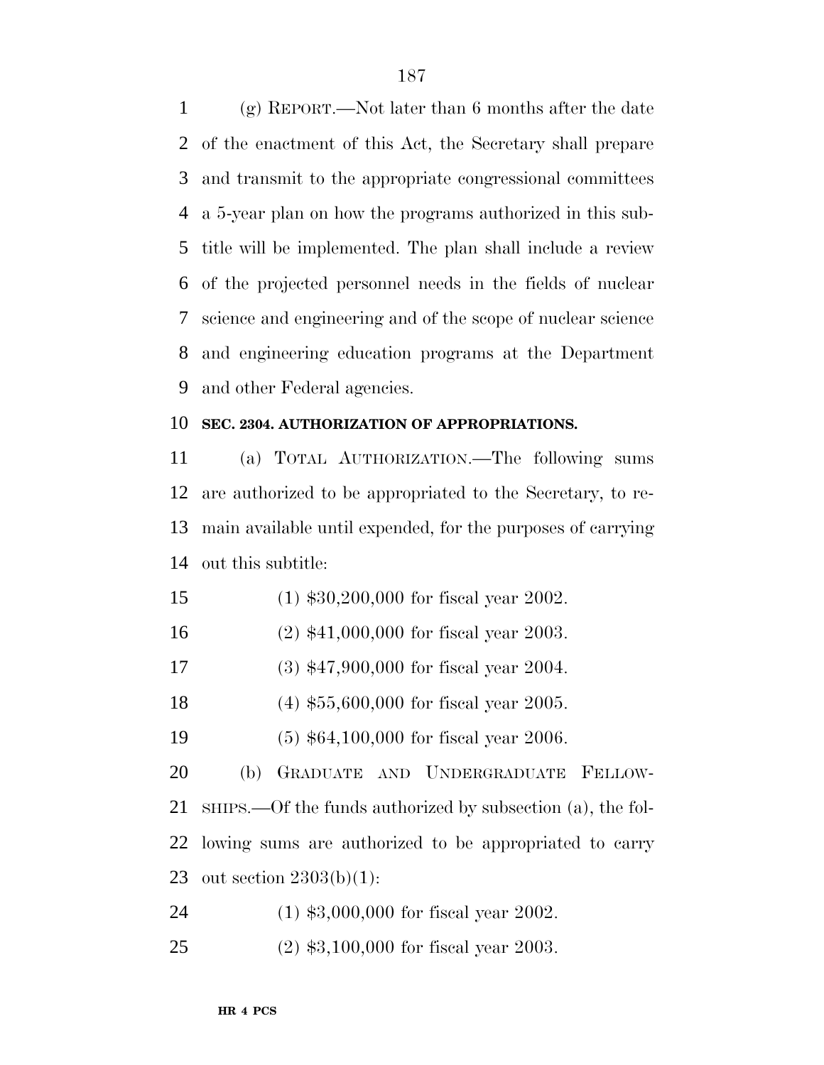(g) REPORT.—Not later than 6 months after the date of the enactment of this Act, the Secretary shall prepare and transmit to the appropriate congressional committees a 5-year plan on how the programs authorized in this subtitle will be implemented. The plan shall include a review of the projected personnel needs in the fields of nuclear science and engineering and of the scope of nuclear science and engineering education programs at the Department and other Federal agencies.

**SEC. 2304. AUTHORIZATION OF APPROPRIATIONS.**

(a) TOTAL AUTHORIZATION.—The following sums are authorized to be appropriated to the Secretary, to remain available until expended, for the purposes of carrying out this subtitle:

(1) $30,200,000 for fiscal year 2002.

(2) $41,000,000 for fiscal year 2003.

(3) $47,900,000 for fiscal year 2004.

(4) $55,600,000 for fiscal year 2005.

(5) $64,100,000 for fiscal year 2006.

(b) GRADUATE AND UNDERGRADUATE FELLOWSHIPS.—Of the funds authorized by subsection (a), the following sums are authorized to be appropriated to carry out section 2303(b)(1):

(1) $3,000,000 for fiscal year 2002.

(2) $3,100,000 for fiscal year 2003.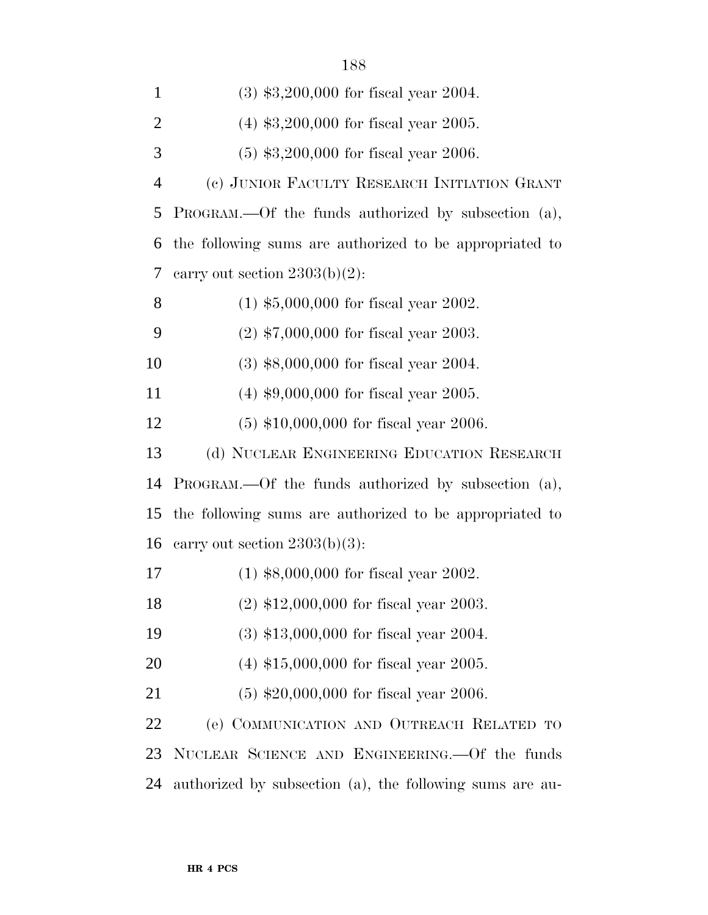(3) $3,200,000 for fiscal year 2004.

(4) $3,200,000 for fiscal year 2005.

(5) $3,200,000 for fiscal year 2006.

(c) JUNIOR FACULTY RESEARCH INITIATION GRANT PROGRAM.—Of the funds authorized by subsection (a), the following sums are authorized to be appropriated to carry out section 2303(b)(2):

(1) $5,000,000 for fiscal year 2002.

(2) $7,000,000 for fiscal year 2003.

(3) $8,000,000 for fiscal year 2004.

(4) $9,000,000 for fiscal year 2005.

(5) $10,000,000 for fiscal year 2006.

(d) NUCLEAR ENGINEERING EDUCATION RESEARCH PROGRAM.—Of the funds authorized by subsection (a), the following sums are authorized to be appropriated to carry out section 2303(b)(3):

(1) $8,000,000 for fiscal year 2002.

(2) $12,000,000 for fiscal year 2003.

(3) $13,000,000 for fiscal year 2004.

(4) $15,000,000 for fiscal year 2005.

(5) $20,000,000 for fiscal year 2006.

(e) COMMUNICATION AND OUTREACH RELATED TO NUCLEAR SCIENCE AND ENGINEERING.—Of the funds authorized by subsection (a), the following sums are au-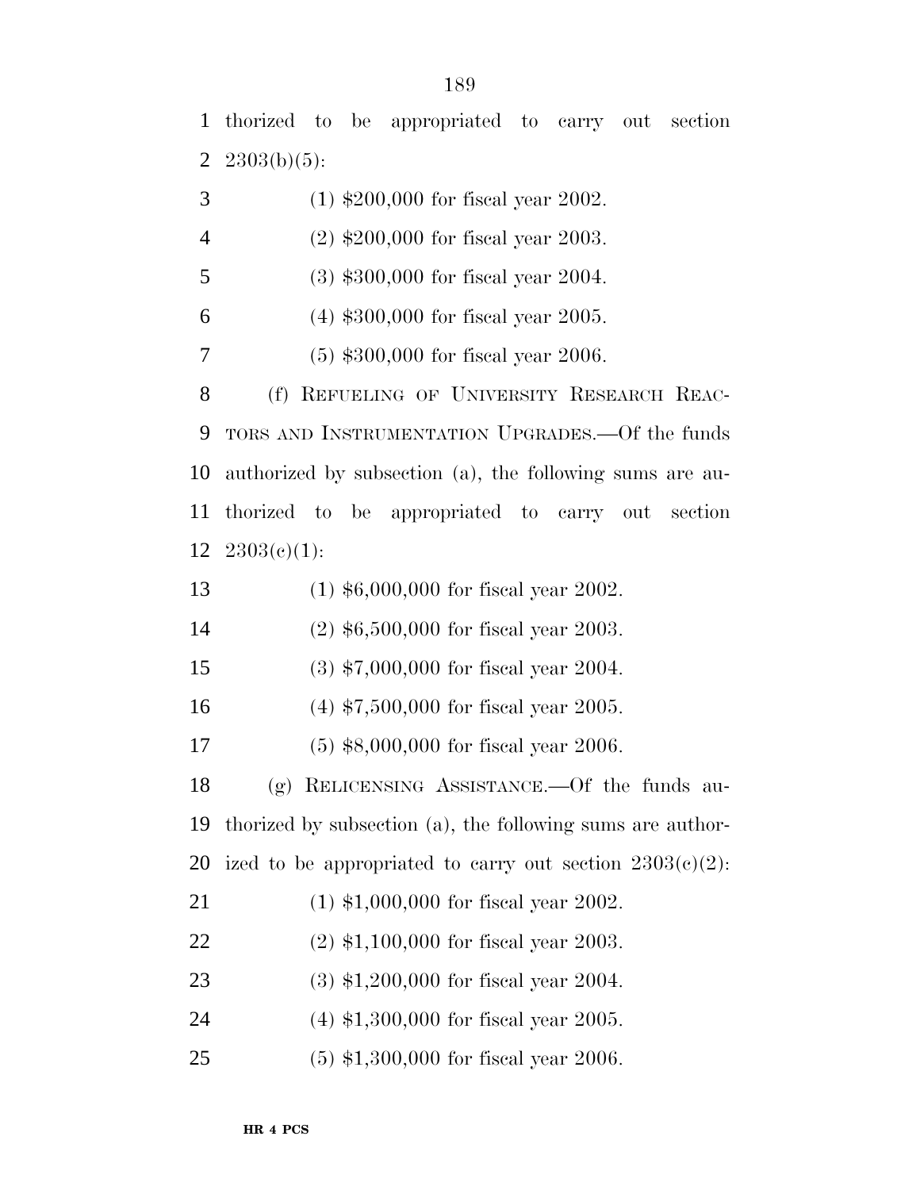thorized to be appropriated to carry out section 2303(b)(5):

(1) $200,000 for fiscal year 2002.

(2) $200,000 for fiscal year 2003.

(3) $300,000 for fiscal year 2004.

(4) $300,000 for fiscal year 2005.

(5) $300,000 for fiscal year 2006.

(f) REFUELING OF UNIVERSITY RESEARCH REACTORS AND INSTRUMENTATION UPGRADES.—Of the funds authorized by subsection (a), the following sums are authorized to be appropriated to carry out section 2303(c)(1):

(1) $6,000,000 for fiscal year 2002.

(2) $6,500,000 for fiscal year 2003.

(3) $7,000,000 for fiscal year 2004.

(4) $7,500,000 for fiscal year 2005.

(5) $8,000,000 for fiscal year 2006.

(g) RELICENSING ASSISTANCE.—Of the funds authorized by subsection (a), the following sums are authorized to be appropriated to carry out section 2303(c)(2):

(1) $1,000,000 for fiscal year 2002.

(2) $1,100,000 for fiscal year 2003.

(3) $1,200,000 for fiscal year 2004.

(4) $1,300,000 for fiscal year 2005.

(5) $1,300,000 for fiscal year 2006.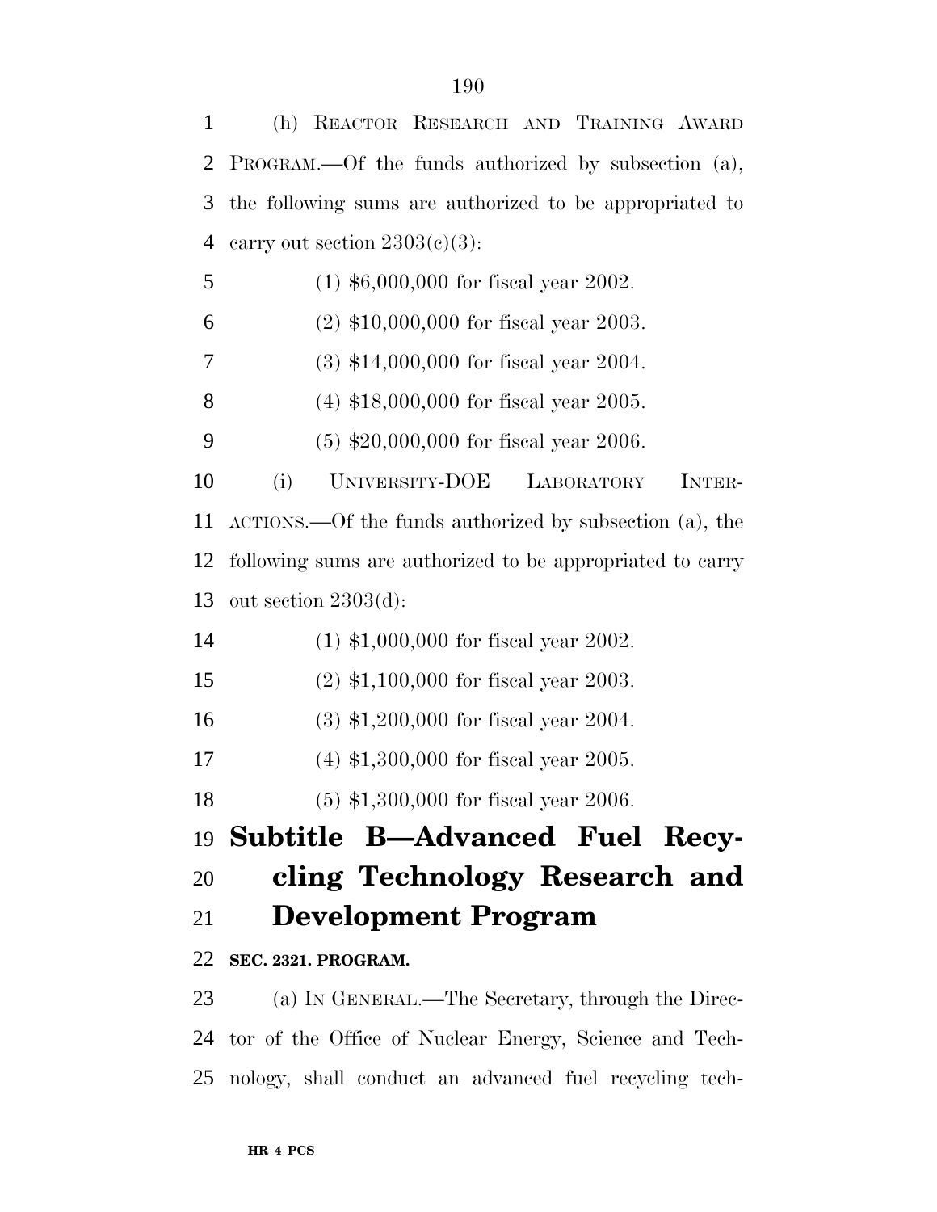(h) REACTOR RESEARCH AND TRAINING AWARD PROGRAM.—Of the funds authorized by subsection (a), the following sums are authorized to be appropriated to carry out section 2303(c)(3):

(1) $6,000,000 for fiscal year 2002.

(2) $10,000,000 for fiscal year 2003.

(3) $14,000,000 for fiscal year 2004.

(4) $18,000,000 for fiscal year 2005.

(5) $20,000,000 for fiscal year 2006.

(i) UNIVERSITY-DOE LABORATORY INTERACTIONS.—Of the funds authorized by subsection (a), the following sums are authorized to be appropriated to carry out section 2303(d):

(1) $1,000,000 for fiscal year 2002.

(2) $1,100,000 for fiscal year 2003.

(3) $1,200,000 for fiscal year 2004.

(4) $1,300,000 for fiscal year 2005.

(5) $1,300,000 for fiscal year 2006.

## Subtitle B—Advanced Fuel Recycling Technology Research and Development Program

**SEC. 2321. PROGRAM.**

(a) IN GENERAL.—The Secretary, through the Director of the Office of Nuclear Energy, Science and Technology, shall conduct an advanced fuel recycling tech-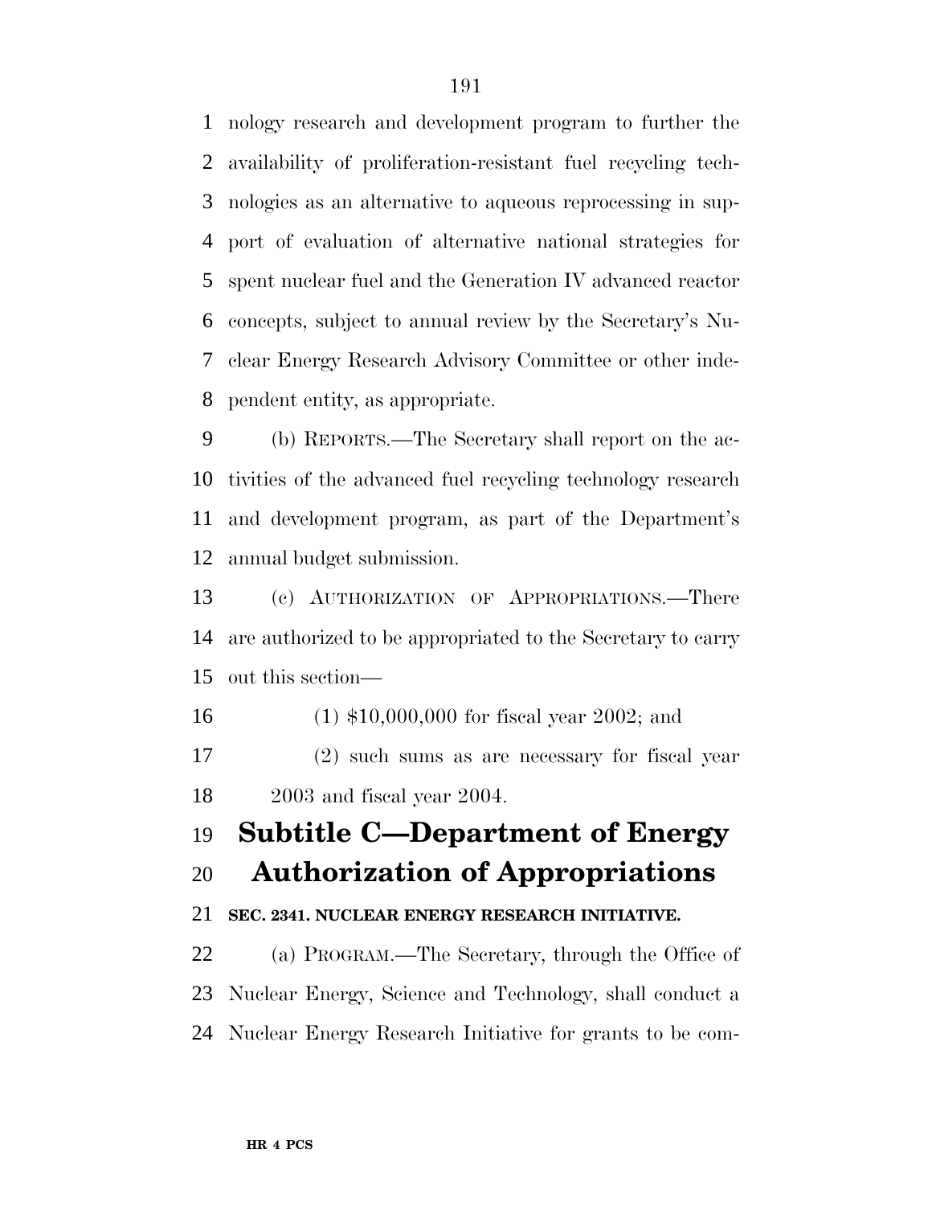nology research and development program to further the availability of proliferation-resistant fuel recycling technologies as an alternative to aqueous reprocessing in support of evaluation of alternative national strategies for spent nuclear fuel and the Generation IV advanced reactor concepts, subject to annual review by the Secretary's Nuclear Energy Research Advisory Committee or other independent entity, as appropriate.

(b) REPORTS.—The Secretary shall report on the activities of the advanced fuel recycling technology research and development program, as part of the Department's annual budget submission.

(c) AUTHORIZATION OF APPROPRIATIONS.—There are authorized to be appropriated to the Secretary to carry out this section—

(1) $10,000,000 for fiscal year 2002; and

(2) such sums as are necessary for fiscal year 2003 and fiscal year 2004.

## Subtitle C—Department of Energy Authorization of Appropriations

**SEC. 2341. NUCLEAR ENERGY RESEARCH INITIATIVE.**

(a) PROGRAM.—The Secretary, through the Office of Nuclear Energy, Science and Technology, shall conduct a Nuclear Energy Research Initiative for grants to be com-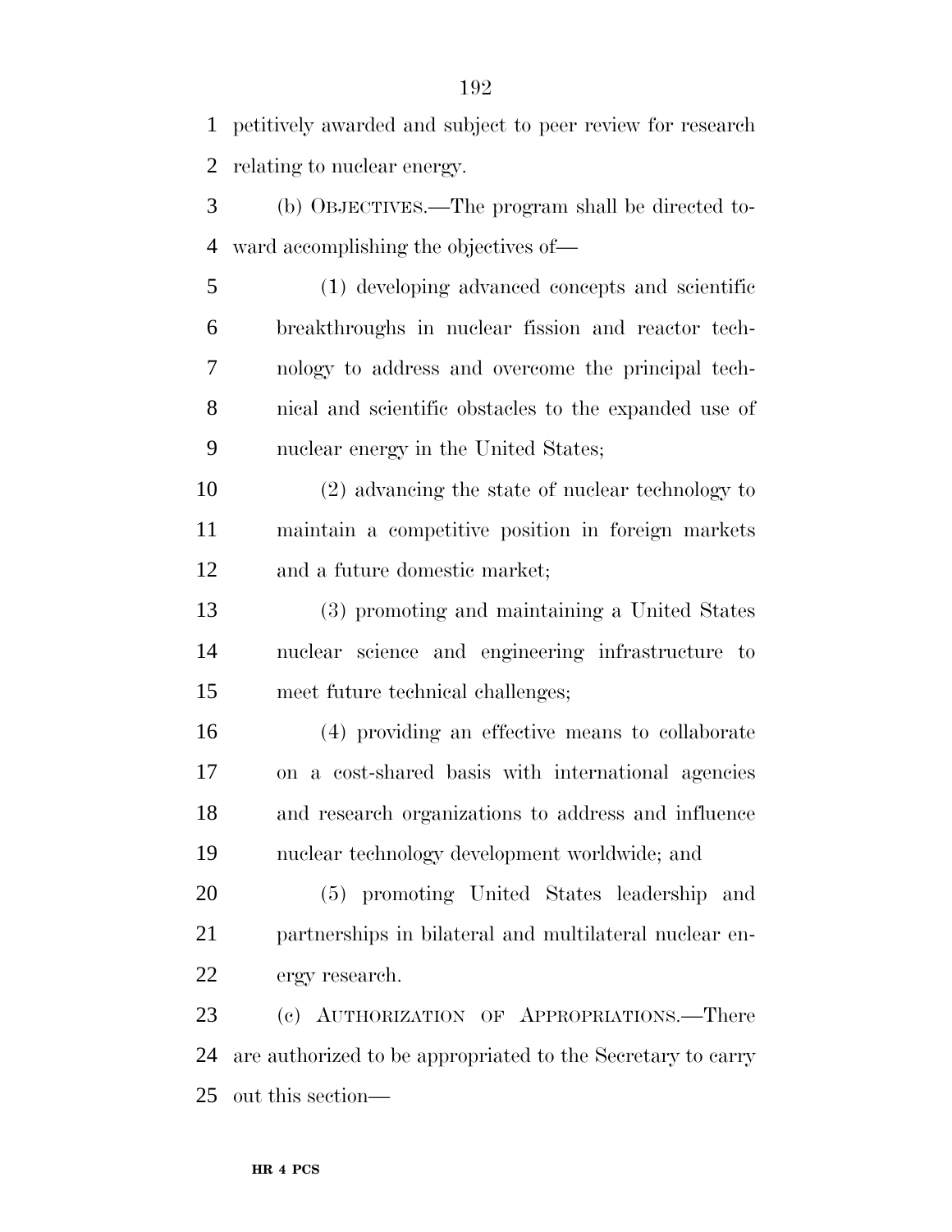petitively awarded and subject to peer review for research relating to nuclear energy.

(b) OBJECTIVES.—The program shall be directed toward accomplishing the objectives of—

(1) developing advanced concepts and scientific breakthroughs in nuclear fission and reactor technology to address and overcome the principal technical and scientific obstacles to the expanded use of nuclear energy in the United States;

(2) advancing the state of nuclear technology to maintain a competitive position in foreign markets and a future domestic market;

(3) promoting and maintaining a United States nuclear science and engineering infrastructure to meet future technical challenges;

(4) providing an effective means to collaborate on a cost-shared basis with international agencies and research organizations to address and influence nuclear technology development worldwide; and

(5) promoting United States leadership and partnerships in bilateral and multilateral nuclear energy research.

(c) AUTHORIZATION OF APPROPRIATIONS.—There are authorized to be appropriated to the Secretary to carry out this section—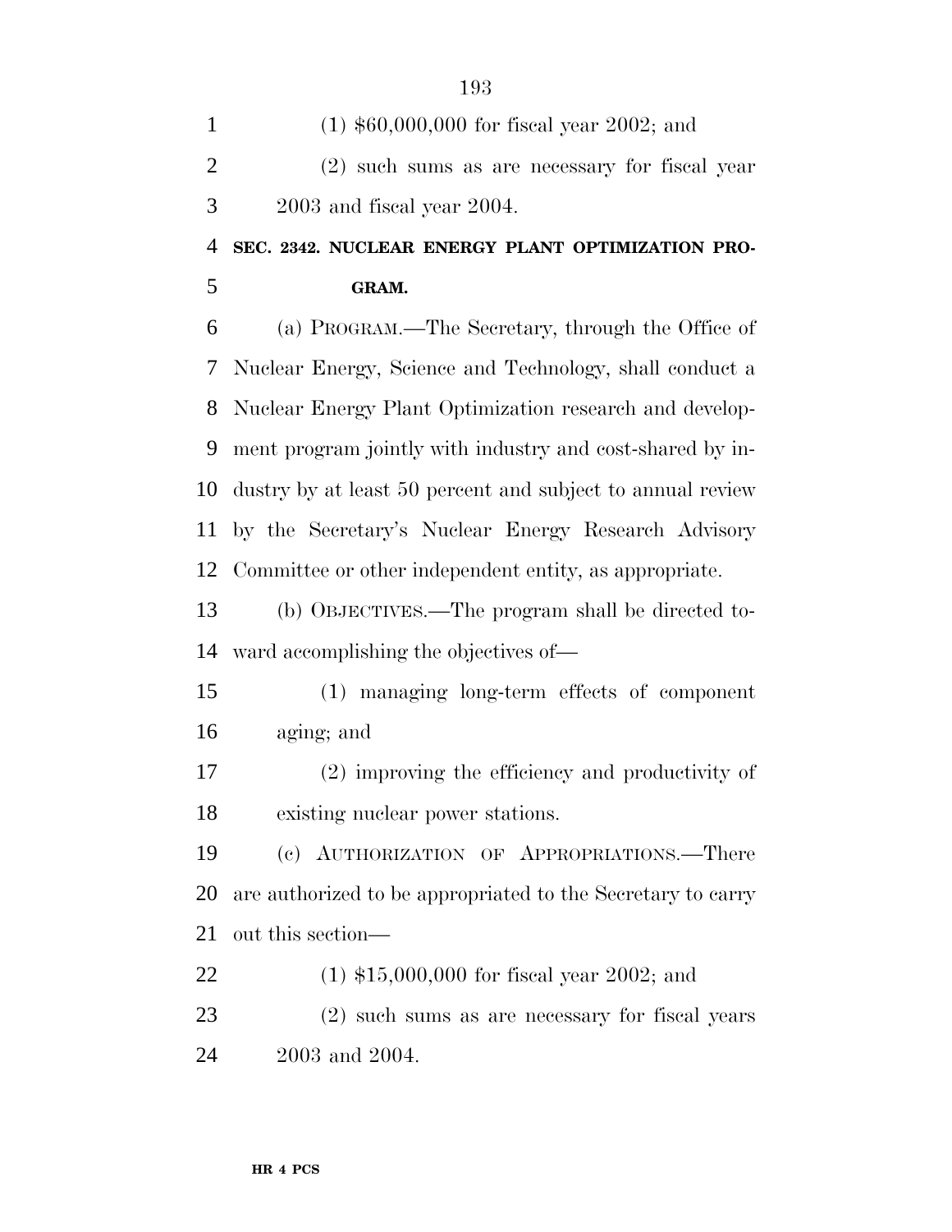(1) $60,000,000 for fiscal year 2002; and

(2) such sums as are necessary for fiscal year 2003 and fiscal year 2004.

**SEC. 2342. NUCLEAR ENERGY PLANT OPTIMIZATION PROGRAM.**

(a) PROGRAM.—The Secretary, through the Office of Nuclear Energy, Science and Technology, shall conduct a Nuclear Energy Plant Optimization research and development program jointly with industry and cost-shared by industry by at least 50 percent and subject to annual review by the Secretary's Nuclear Energy Research Advisory Committee or other independent entity, as appropriate.

(b) OBJECTIVES.—The program shall be directed toward accomplishing the objectives of—

(1) managing long-term effects of component aging; and

(2) improving the efficiency and productivity of existing nuclear power stations.

(c) AUTHORIZATION OF APPROPRIATIONS.—There are authorized to be appropriated to the Secretary to carry out this section—

(1) $15,000,000 for fiscal year 2002; and

(2) such sums as are necessary for fiscal years 2003 and 2004.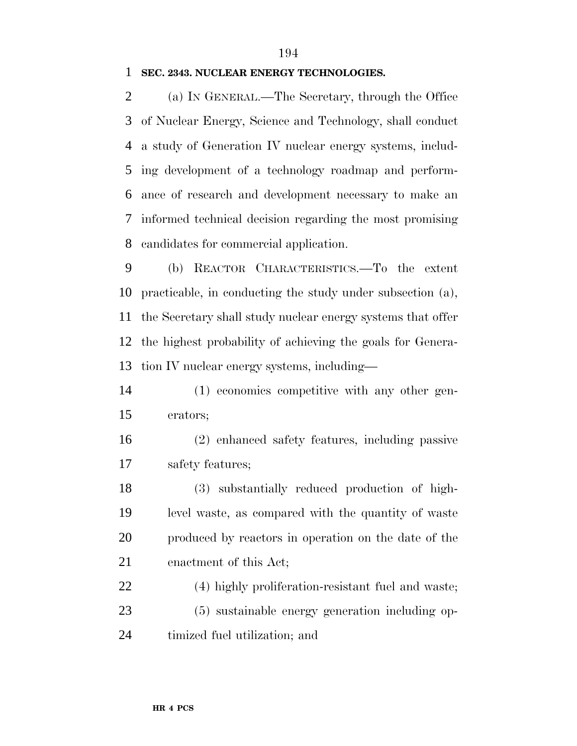**SEC. 2343. NUCLEAR ENERGY TECHNOLOGIES.**

(a) IN GENERAL.—The Secretary, through the Office of Nuclear Energy, Science and Technology, shall conduct a study of Generation IV nuclear energy systems, including development of a technology roadmap and performance of research and development necessary to make an informed technical decision regarding the most promising candidates for commercial application.

(b) REACTOR CHARACTERISTICS.—To the extent practicable, in conducting the study under subsection (a), the Secretary shall study nuclear energy systems that offer the highest probability of achieving the goals for Generation IV nuclear energy systems, including—

(1) economics competitive with any other generators;

(2) enhanced safety features, including passive safety features;

(3) substantially reduced production of high-level waste, as compared with the quantity of waste produced by reactors in operation on the date of the enactment of this Act;

(4) highly proliferation-resistant fuel and waste;

(5) sustainable energy generation including optimized fuel utilization; and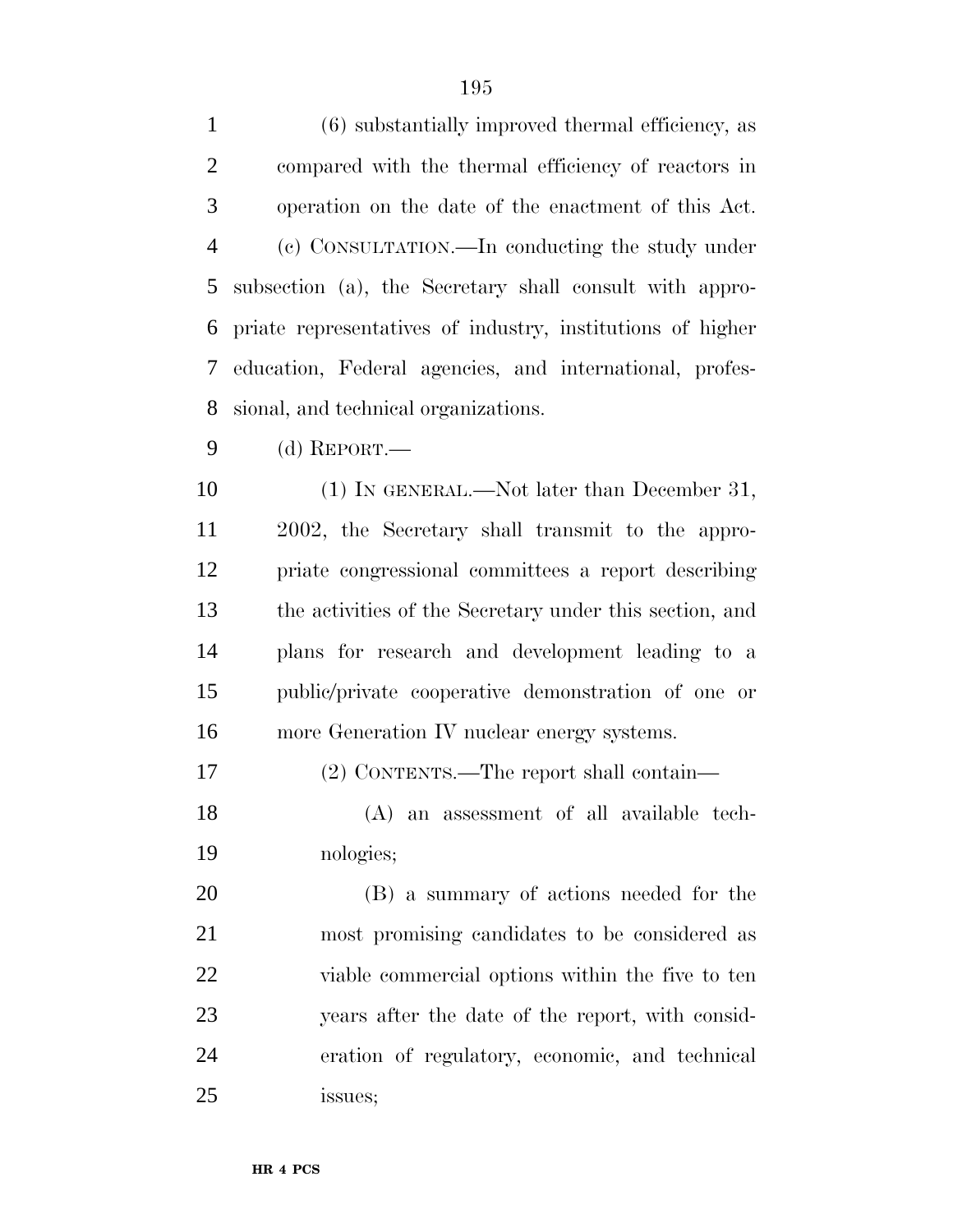(6) substantially improved thermal efficiency, as compared with the thermal efficiency of reactors in operation on the date of the enactment of this Act.

(c) CONSULTATION.—In conducting the study under subsection (a), the Secretary shall consult with appropriate representatives of industry, institutions of higher education, Federal agencies, and international, professional, and technical organizations.

(d) REPORT.—

(1) IN GENERAL.—Not later than December 31, 2002, the Secretary shall transmit to the appropriate congressional committees a report describing the activities of the Secretary under this section, and plans for research and development leading to a public/private cooperative demonstration of one or more Generation IV nuclear energy systems.

(2) CONTENTS.—The report shall contain—

(A) an assessment of all available technologies;

(B) a summary of actions needed for the most promising candidates to be considered as viable commercial options within the five to ten years after the date of the report, with consideration of regulatory, economic, and technical issues;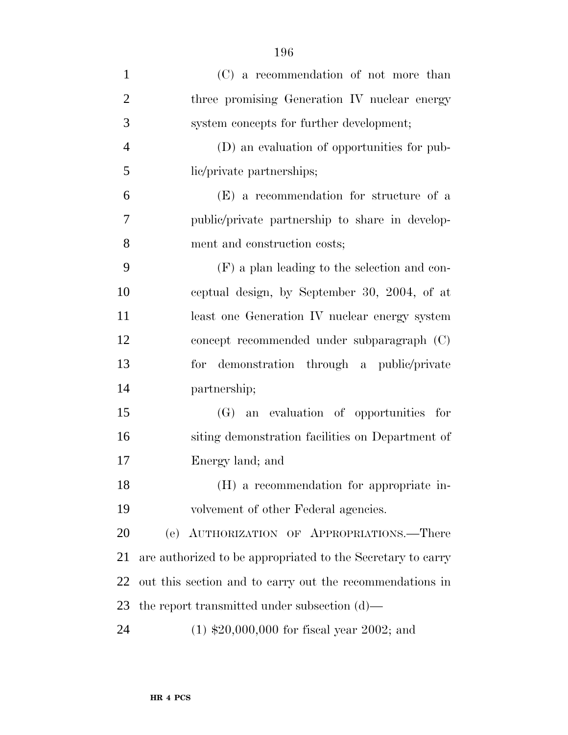(C) a recommendation of not more than three promising Generation IV nuclear energy system concepts for further development;

(D) an evaluation of opportunities for public/private partnerships;

(E) a recommendation for structure of a public/private partnership to share in development and construction costs;

(F) a plan leading to the selection and conceptual design, by September 30, 2004, of at least one Generation IV nuclear energy system concept recommended under subparagraph (C) for demonstration through a public/private partnership;

(G) an evaluation of opportunities for siting demonstration facilities on Department of Energy land; and

(H) a recommendation for appropriate involvement of other Federal agencies.

(e) AUTHORIZATION OF APPROPRIATIONS.—There are authorized to be appropriated to the Secretary to carry out this section and to carry out the recommendations in the report transmitted under subsection (d)—

(1) $20,000,000 for fiscal year 2002; and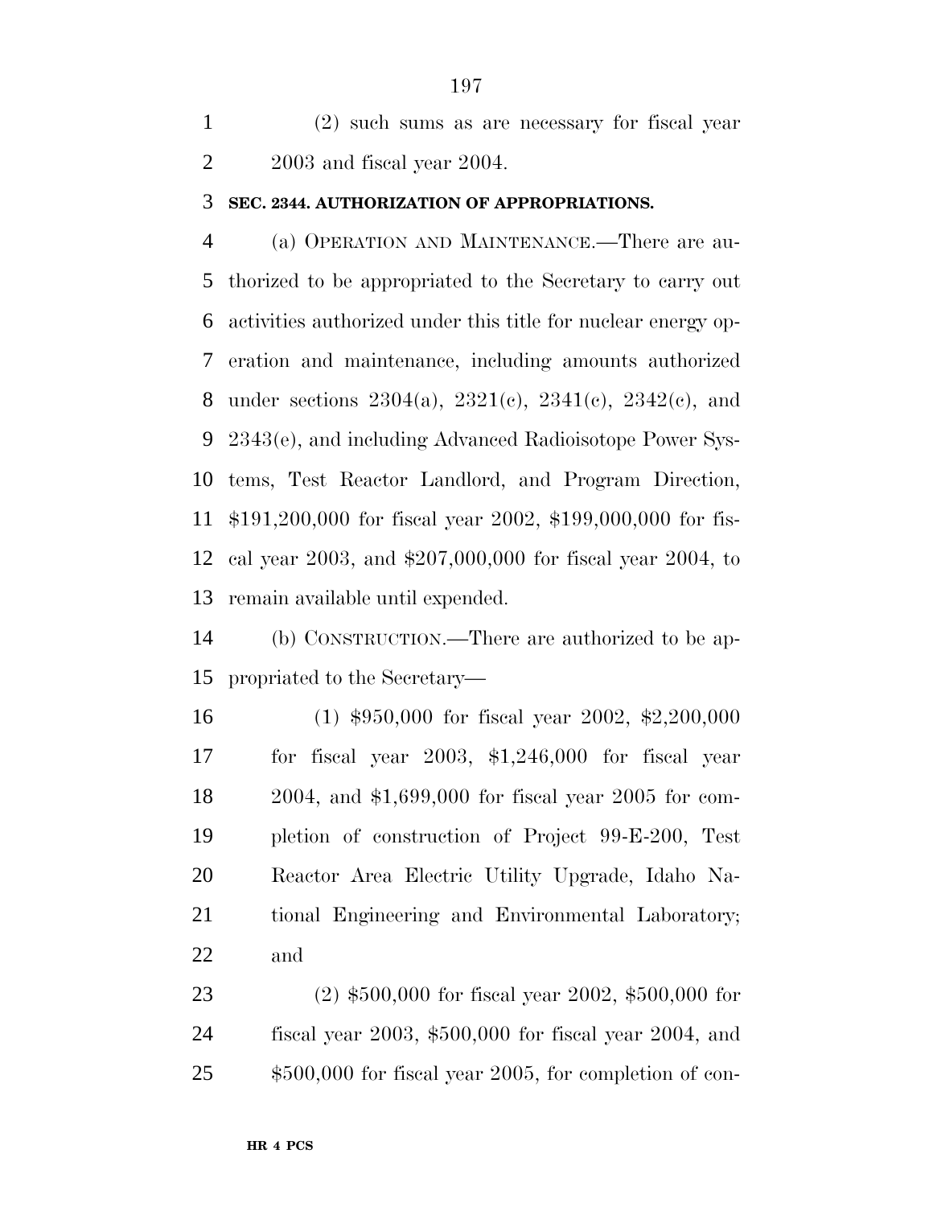(2) such sums as are necessary for fiscal year 2003 and fiscal year 2004.

**SEC. 2344. AUTHORIZATION OF APPROPRIATIONS.**

(a) OPERATION AND MAINTENANCE.—There are authorized to be appropriated to the Secretary to carry out activities authorized under this title for nuclear energy operation and maintenance, including amounts authorized under sections 2304(a), 2321(c), 2341(c), 2342(c), and 2343(e), and including Advanced Radioisotope Power Systems, Test Reactor Landlord, and Program Direction, $191,200,000 for fiscal year 2002, $199,000,000 for fiscal year 2003, and $207,000,000 for fiscal year 2004, to remain available until expended.

(b) CONSTRUCTION.—There are authorized to be appropriated to the Secretary—

(1) $950,000 for fiscal year 2002, $2,200,000 for fiscal year 2003, $1,246,000 for fiscal year 2004, and $1,699,000 for fiscal year 2005 for completion of construction of Project 99-E-200, Test Reactor Area Electric Utility Upgrade, Idaho National Engineering and Environmental Laboratory; and

(2) $500,000 for fiscal year 2002, $500,000 for fiscal year 2003, $500,000 for fiscal year 2004, and $500,000 for fiscal year 2005, for completion of con-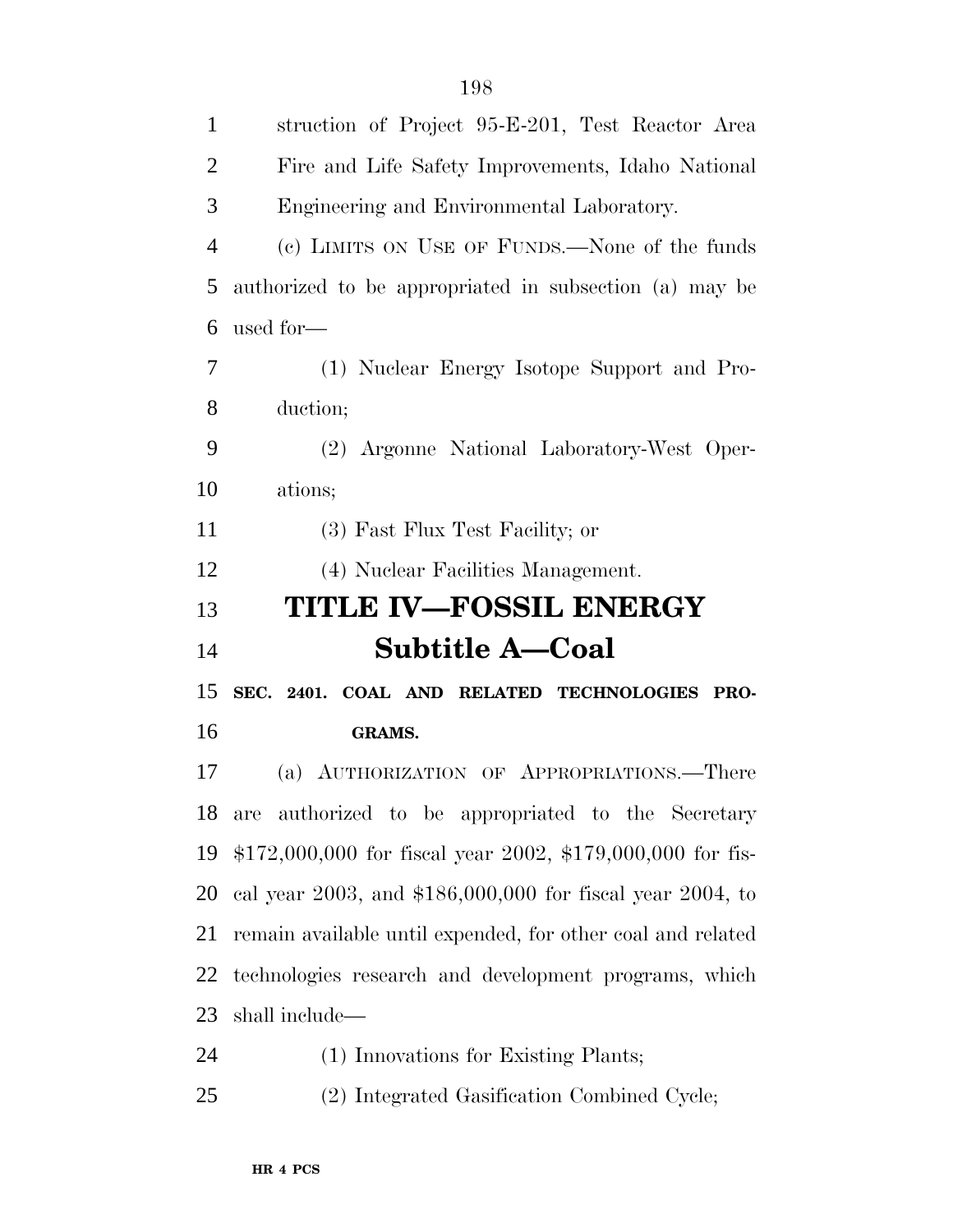struction of Project 95-E-201, Test Reactor Area Fire and Life Safety Improvements, Idaho National Engineering and Environmental Laboratory.

(c) LIMITS ON USE OF FUNDS.—None of the funds authorized to be appropriated in subsection (a) may be used for—

(1) Nuclear Energy Isotope Support and Production;

(2) Argonne National Laboratory-West Operations;

(3) Fast Flux Test Facility; or

(4) Nuclear Facilities Management.

# TITLE IV—FOSSIL ENERGY

## Subtitle A—Coal

### SEC. 2401. COAL AND RELATED TECHNOLOGIES PROGRAMS.

(a) AUTHORIZATION OF APPROPRIATIONS.—There are authorized to be appropriated to the Secretary $172,000,000 for fiscal year 2002, $179,000,000 for fiscal year 2003, and $186,000,000 for fiscal year 2004, to remain available until expended, for other coal and related technologies research and development programs, which shall include—

(1) Innovations for Existing Plants;

(2) Integrated Gasification Combined Cycle;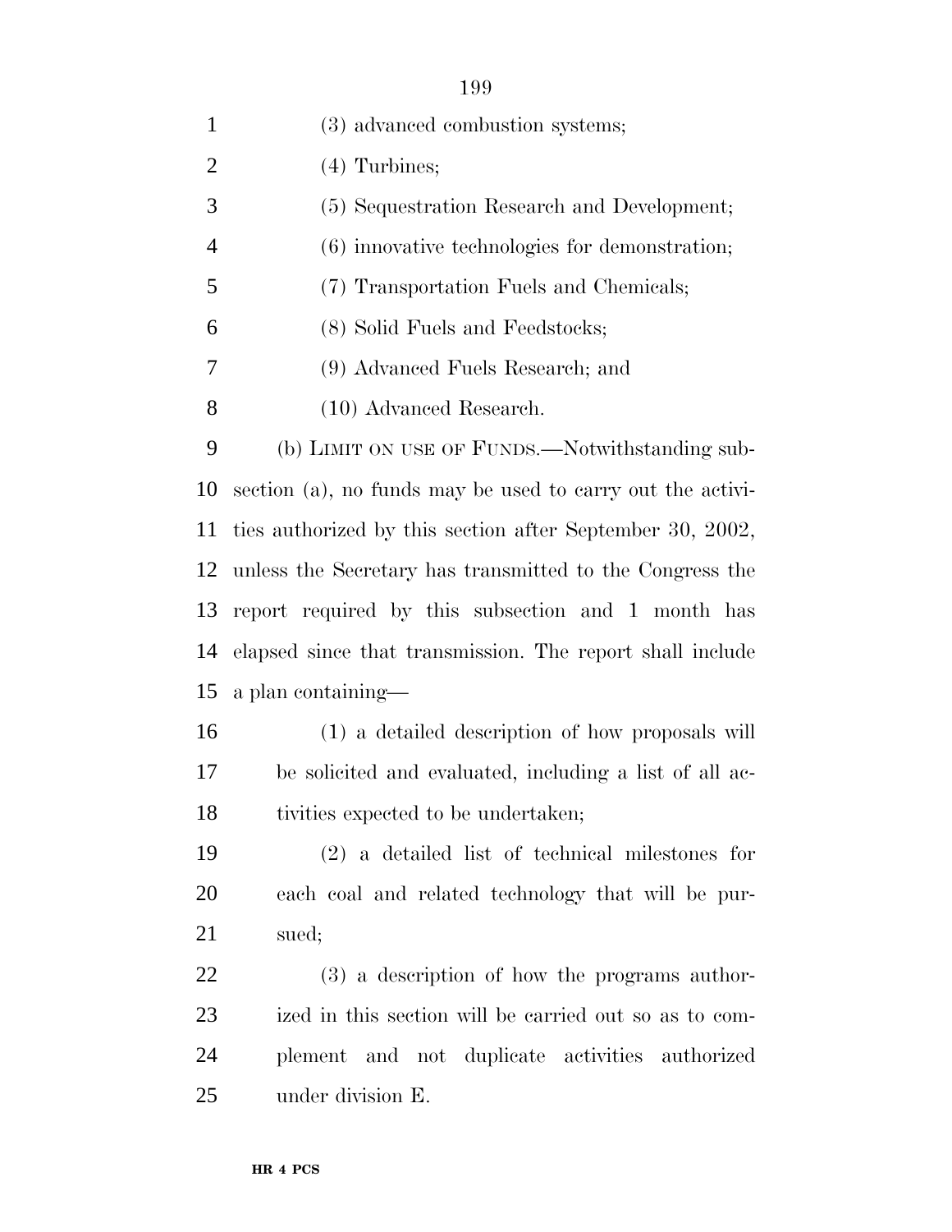(3) advanced combustion systems;

(4) Turbines;

(5) Sequestration Research and Development;

(6) innovative technologies for demonstration;

(7) Transportation Fuels and Chemicals;

(8) Solid Fuels and Feedstocks;

(9) Advanced Fuels Research; and

(10) Advanced Research.

(b) LIMIT ON USE OF FUNDS.—Notwithstanding subsection (a), no funds may be used to carry out the activities authorized by this section after September 30, 2002, unless the Secretary has transmitted to the Congress the report required by this subsection and 1 month has elapsed since that transmission. The report shall include a plan containing—

(1) a detailed description of how proposals will be solicited and evaluated, including a list of all activities expected to be undertaken;

(2) a detailed list of technical milestones for each coal and related technology that will be pursued;

(3) a description of how the programs authorized in this section will be carried out so as to complement and not duplicate activities authorized under division E.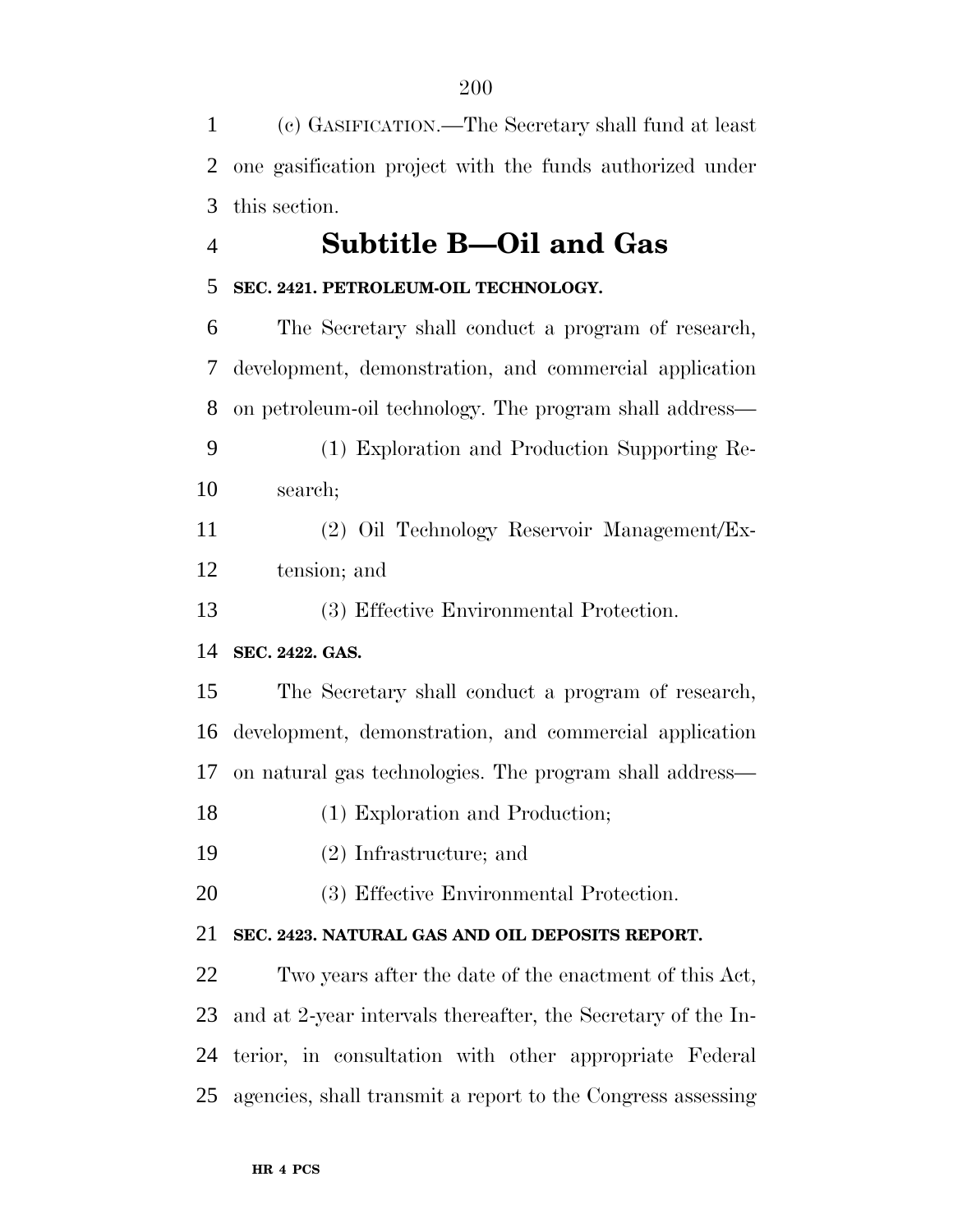(c) GASIFICATION.—The Secretary shall fund at least one gasification project with the funds authorized under this section.

## Subtitle B—Oil and Gas

**SEC. 2421. PETROLEUM-OIL TECHNOLOGY.**

The Secretary shall conduct a program of research, development, demonstration, and commercial application on petroleum-oil technology. The program shall address—

(1) Exploration and Production Supporting Research;

(2) Oil Technology Reservoir Management/Extension; and

(3) Effective Environmental Protection.

**SEC. 2422. GAS.**

The Secretary shall conduct a program of research, development, demonstration, and commercial application on natural gas technologies. The program shall address—

(1) Exploration and Production;

(2) Infrastructure; and

(3) Effective Environmental Protection.

**SEC. 2423. NATURAL GAS AND OIL DEPOSITS REPORT.**

Two years after the date of the enactment of this Act, and at 2-year intervals thereafter, the Secretary of the Interior, in consultation with other appropriate Federal agencies, shall transmit a report to the Congress assessing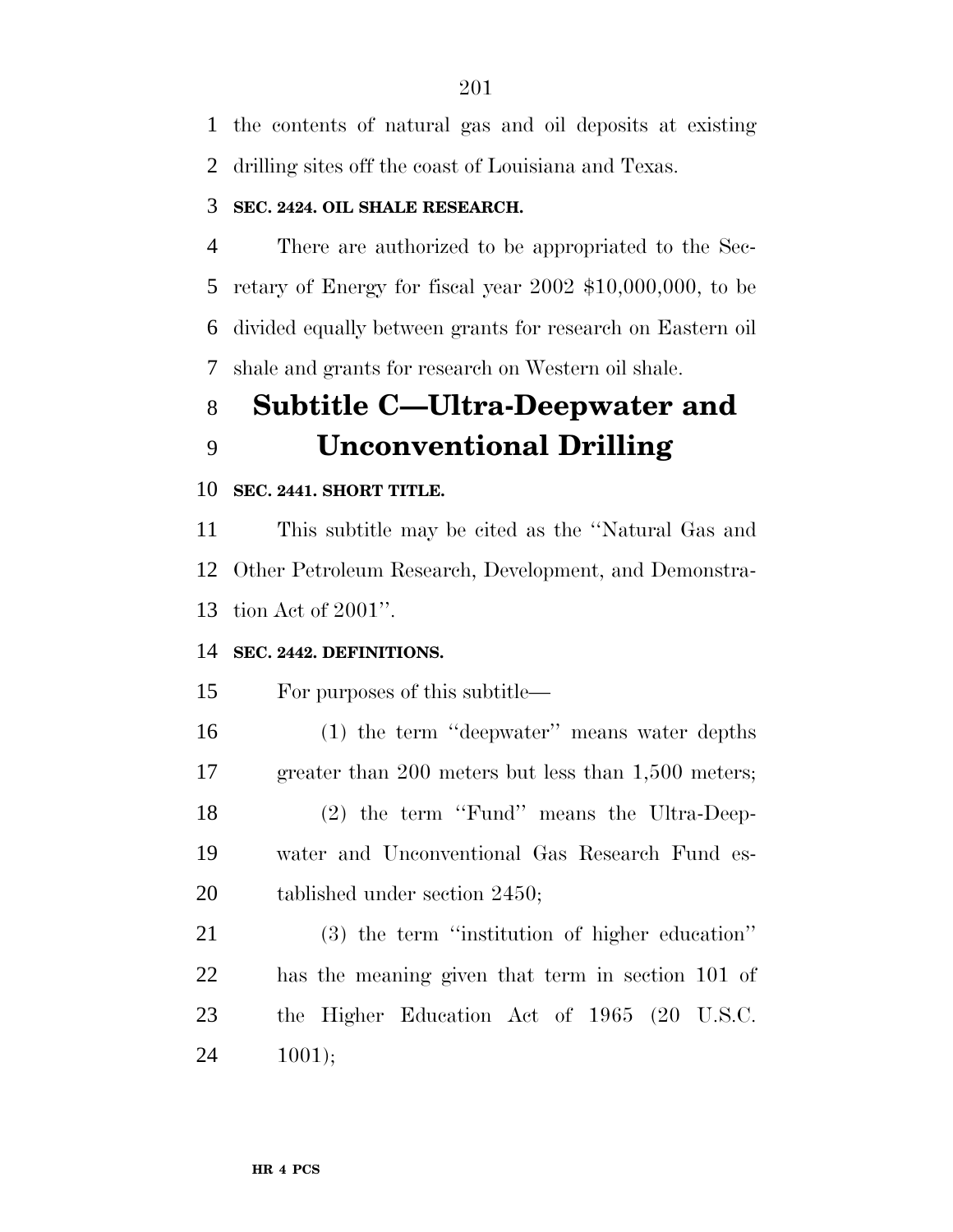the contents of natural gas and oil deposits at existing drilling sites off the coast of Louisiana and Texas.

**SEC. 2424. OIL SHALE RESEARCH.**

There are authorized to be appropriated to the Secretary of Energy for fiscal year 2002 $10,000,000, to be divided equally between grants for research on Eastern oil shale and grants for research on Western oil shale.

## Subtitle C—Ultra-Deepwater and Unconventional Drilling

**SEC. 2441. SHORT TITLE.**

This subtitle may be cited as the ''Natural Gas and Other Petroleum Research, Development, and Demonstration Act of 2001''.

**SEC. 2442. DEFINITIONS.**

For purposes of this subtitle—

(1) the term ''deepwater'' means water depths greater than 200 meters but less than 1,500 meters;

(2) the term ''Fund'' means the Ultra-Deepwater and Unconventional Gas Research Fund established under section 2450;

(3) the term ''institution of higher education'' has the meaning given that term in section 101 of the Higher Education Act of 1965 (20 U.S.C. 1001);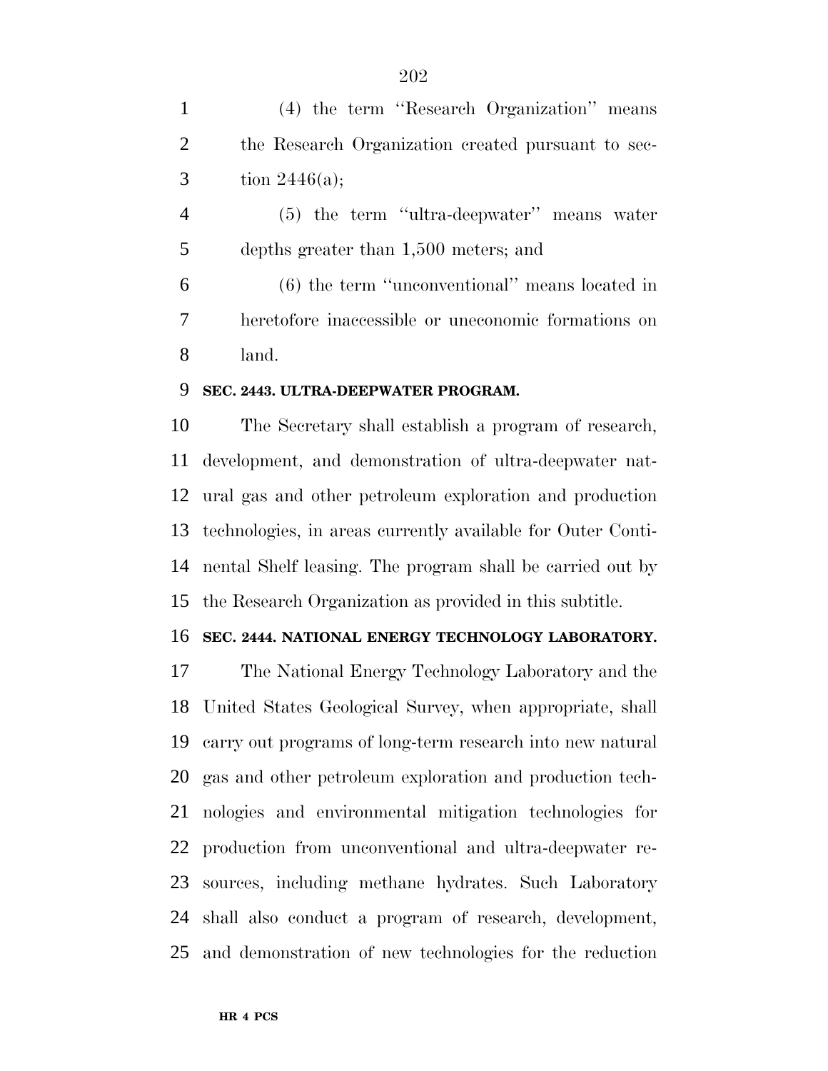(4) the term ''Research Organization'' means the Research Organization created pursuant to section 2446(a);

(5) the term ''ultra-deepwater'' means water depths greater than 1,500 meters; and

(6) the term ''unconventional'' means located in heretofore inaccessible or uneconomic formations on land.

**SEC. 2443. ULTRA-DEEPWATER PROGRAM.**

The Secretary shall establish a program of research, development, and demonstration of ultra-deepwater natural gas and other petroleum exploration and production technologies, in areas currently available for Outer Continental Shelf leasing. The program shall be carried out by the Research Organization as provided in this subtitle.

**SEC. 2444. NATIONAL ENERGY TECHNOLOGY LABORATORY.**

The National Energy Technology Laboratory and the United States Geological Survey, when appropriate, shall carry out programs of long-term research into new natural gas and other petroleum exploration and production technologies and environmental mitigation technologies for production from unconventional and ultra-deepwater resources, including methane hydrates. Such Laboratory shall also conduct a program of research, development, and demonstration of new technologies for the reduction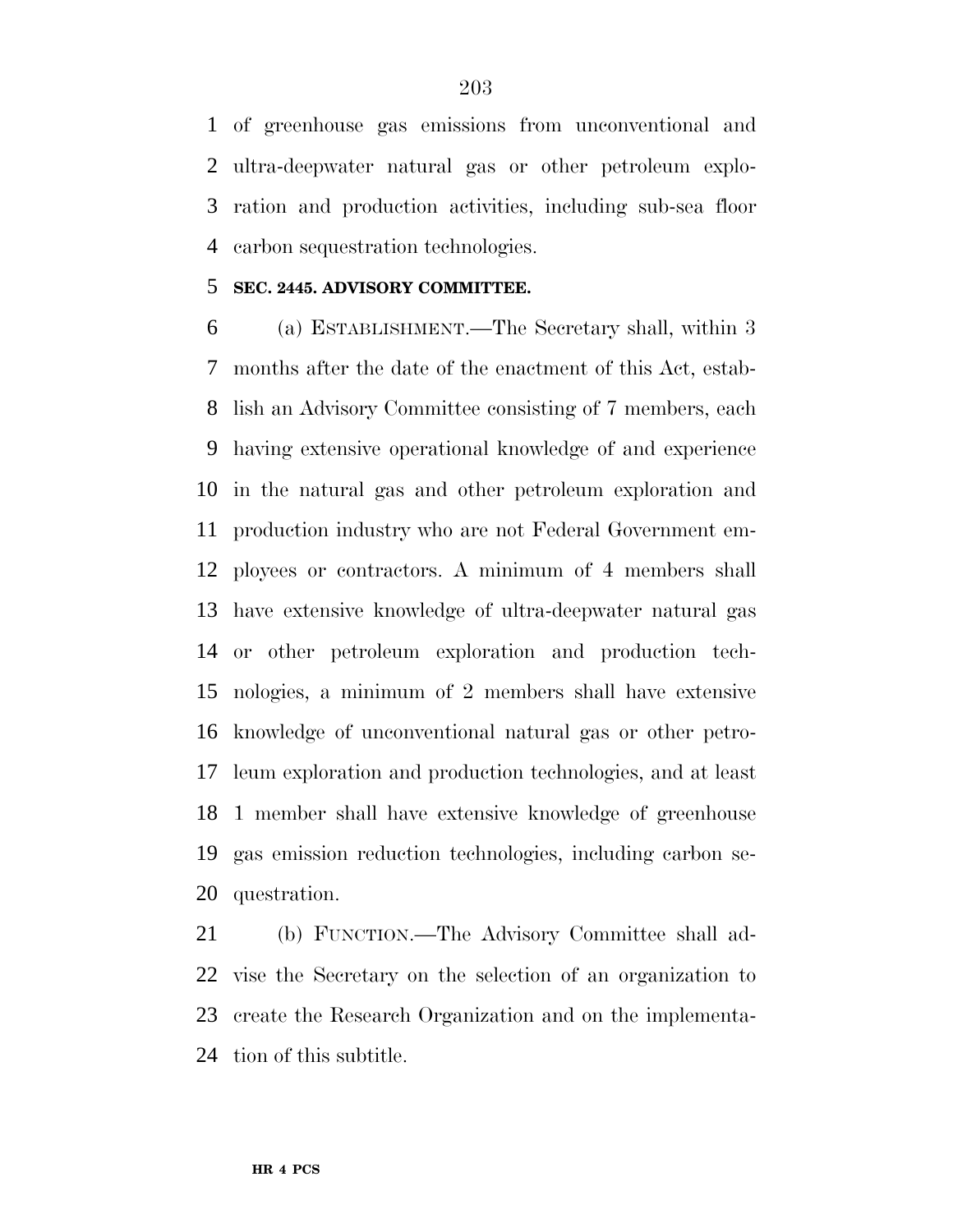of greenhouse gas emissions from unconventional and ultra-deepwater natural gas or other petroleum exploration and production activities, including sub-sea floor carbon sequestration technologies.

**SEC. 2445. ADVISORY COMMITTEE.**

(a) ESTABLISHMENT.—The Secretary shall, within 3 months after the date of the enactment of this Act, establish an Advisory Committee consisting of 7 members, each having extensive operational knowledge of and experience in the natural gas and other petroleum exploration and production industry who are not Federal Government employees or contractors. A minimum of 4 members shall have extensive knowledge of ultra-deepwater natural gas or other petroleum exploration and production technologies, a minimum of 2 members shall have extensive knowledge of unconventional natural gas or other petroleum exploration and production technologies, and at least 1 member shall have extensive knowledge of greenhouse gas emission reduction technologies, including carbon sequestration.

(b) FUNCTION.—The Advisory Committee shall advise the Secretary on the selection of an organization to create the Research Organization and on the implementation of this subtitle.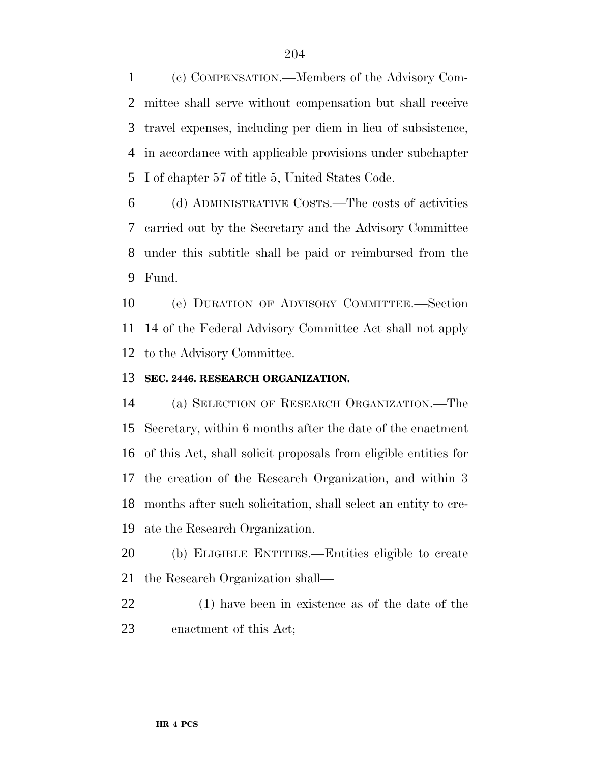(c) COMPENSATION.—Members of the Advisory Committee shall serve without compensation but shall receive travel expenses, including per diem in lieu of subsistence, in accordance with applicable provisions under subchapter I of chapter 57 of title 5, United States Code.

(d) ADMINISTRATIVE COSTS.—The costs of activities carried out by the Secretary and the Advisory Committee under this subtitle shall be paid or reimbursed from the Fund.

(e) DURATION OF ADVISORY COMMITTEE.—Section 14 of the Federal Advisory Committee Act shall not apply to the Advisory Committee.

**SEC. 2446. RESEARCH ORGANIZATION.**

(a) SELECTION OF RESEARCH ORGANIZATION.—The Secretary, within 6 months after the date of the enactment of this Act, shall solicit proposals from eligible entities for the creation of the Research Organization, and within 3 months after such solicitation, shall select an entity to create the Research Organization.

(b) ELIGIBLE ENTITIES.—Entities eligible to create the Research Organization shall—

(1) have been in existence as of the date of the enactment of this Act;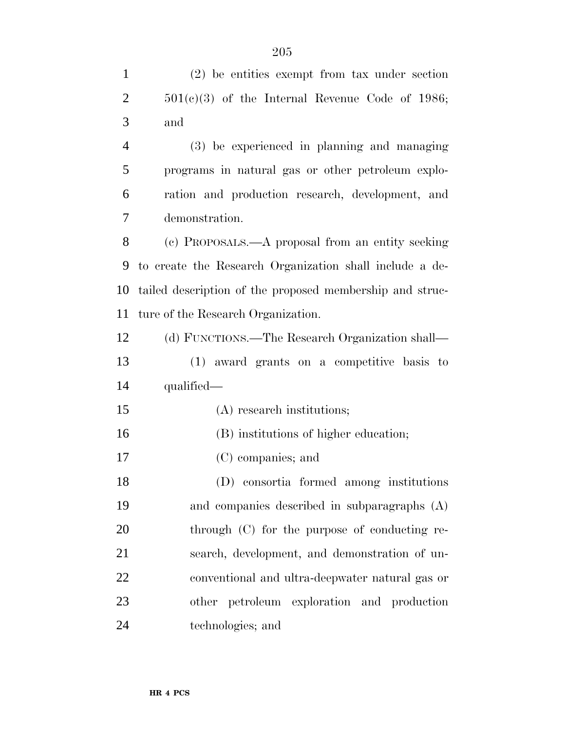(2) be entities exempt from tax under section 501(c)(3) of the Internal Revenue Code of 1986; and

(3) be experienced in planning and managing programs in natural gas or other petroleum exploration and production research, development, and demonstration.

(c) PROPOSALS.—A proposal from an entity seeking to create the Research Organization shall include a detailed description of the proposed membership and structure of the Research Organization.

(d) FUNCTIONS.—The Research Organization shall—

(1) award grants on a competitive basis to qualified—

(A) research institutions;

(B) institutions of higher education;

(C) companies; and

(D) consortia formed among institutions and companies described in subparagraphs (A) through (C) for the purpose of conducting research, development, and demonstration of unconventional and ultra-deepwater natural gas or other petroleum exploration and production technologies; and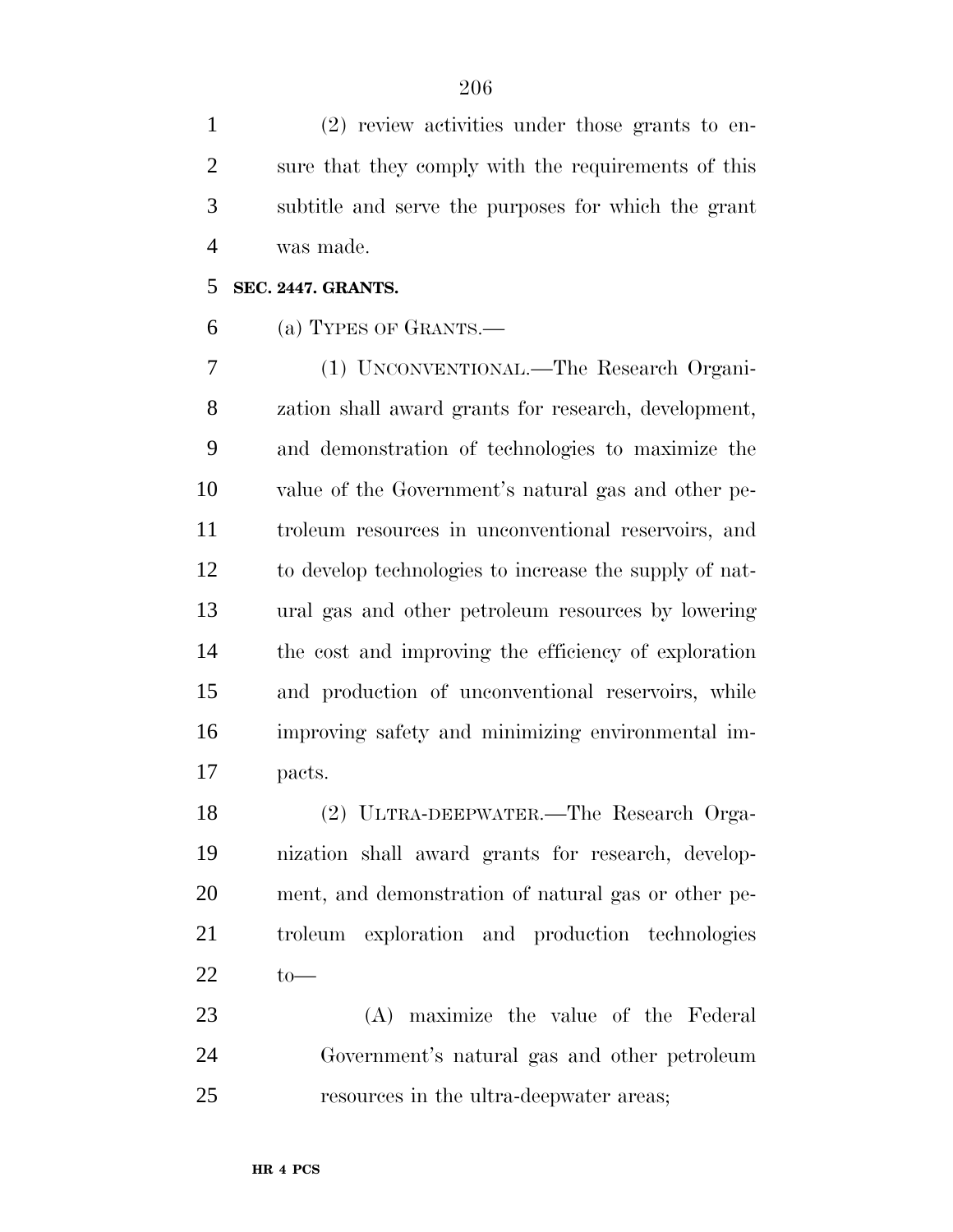(2) review activities under those grants to ensure that they comply with the requirements of this subtitle and serve the purposes for which the grant was made.

**SEC. 2447. GRANTS.**

(a) TYPES OF GRANTS.—

(1) UNCONVENTIONAL.—The Research Organization shall award grants for research, development, and demonstration of technologies to maximize the value of the Government's natural gas and other petroleum resources in unconventional reservoirs, and to develop technologies to increase the supply of natural gas and other petroleum resources by lowering the cost and improving the efficiency of exploration and production of unconventional reservoirs, while improving safety and minimizing environmental impacts.

(2) ULTRA-DEEPWATER.—The Research Organization shall award grants for research, development, and demonstration of natural gas or other petroleum exploration and production technologies to—

(A) maximize the value of the Federal Government's natural gas and other petroleum resources in the ultra-deepwater areas;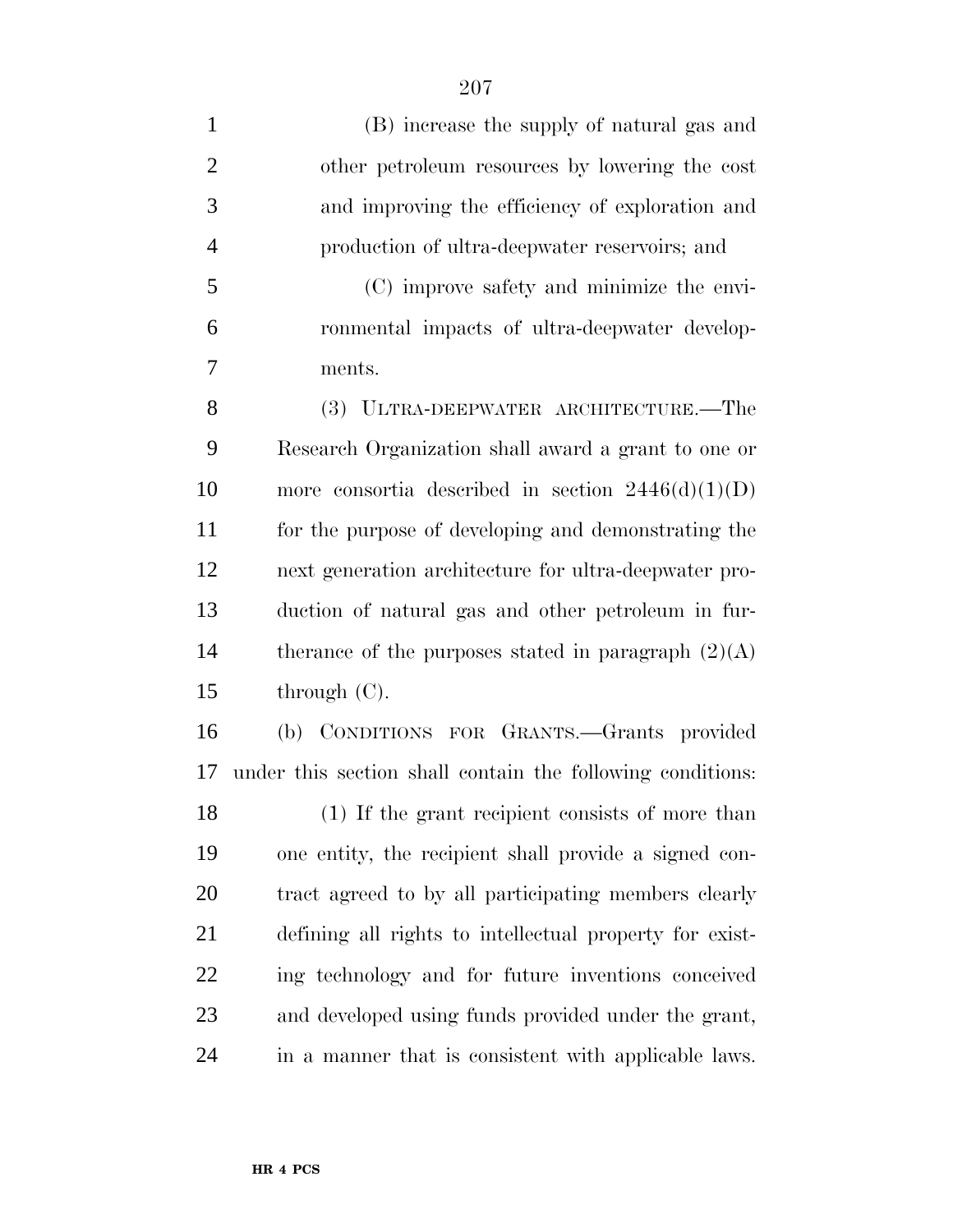(B) increase the supply of natural gas and other petroleum resources by lowering the cost and improving the efficiency of exploration and production of ultra-deepwater reservoirs; and

(C) improve safety and minimize the environmental impacts of ultra-deepwater developments.

(3) ULTRA-DEEPWATER ARCHITECTURE.—The Research Organization shall award a grant to one or more consortia described in section 2446(d)(1)(D) for the purpose of developing and demonstrating the next generation architecture for ultra-deepwater production of natural gas and other petroleum in furtherance of the purposes stated in paragraph (2)(A) through (C).

(b) CONDITIONS FOR GRANTS.—Grants provided under this section shall contain the following conditions:

(1) If the grant recipient consists of more than one entity, the recipient shall provide a signed contract agreed to by all participating members clearly defining all rights to intellectual property for existing technology and for future inventions conceived and developed using funds provided under the grant, in a manner that is consistent with applicable laws.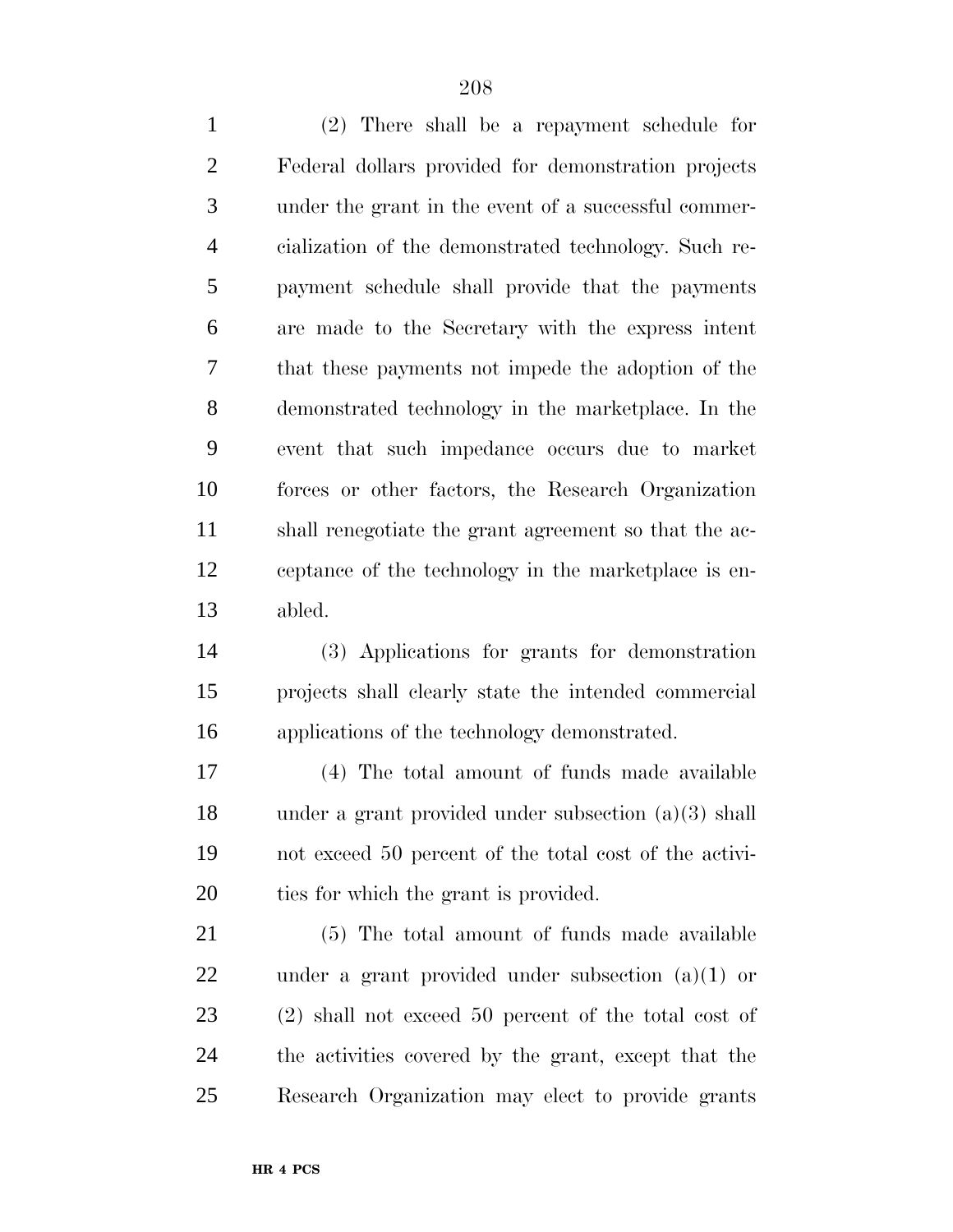(2) There shall be a repayment schedule for Federal dollars provided for demonstration projects under the grant in the event of a successful commercialization of the demonstrated technology. Such repayment schedule shall provide that the payments are made to the Secretary with the express intent that these payments not impede the adoption of the demonstrated technology in the marketplace. In the event that such impedance occurs due to market forces or other factors, the Research Organization shall renegotiate the grant agreement so that the acceptance of the technology in the marketplace is enabled.

(3) Applications for grants for demonstration projects shall clearly state the intended commercial applications of the technology demonstrated.

(4) The total amount of funds made available under a grant provided under subsection (a)(3) shall not exceed 50 percent of the total cost of the activities for which the grant is provided.

(5) The total amount of funds made available under a grant provided under subsection (a)(1) or (2) shall not exceed 50 percent of the total cost of the activities covered by the grant, except that the Research Organization may elect to provide grants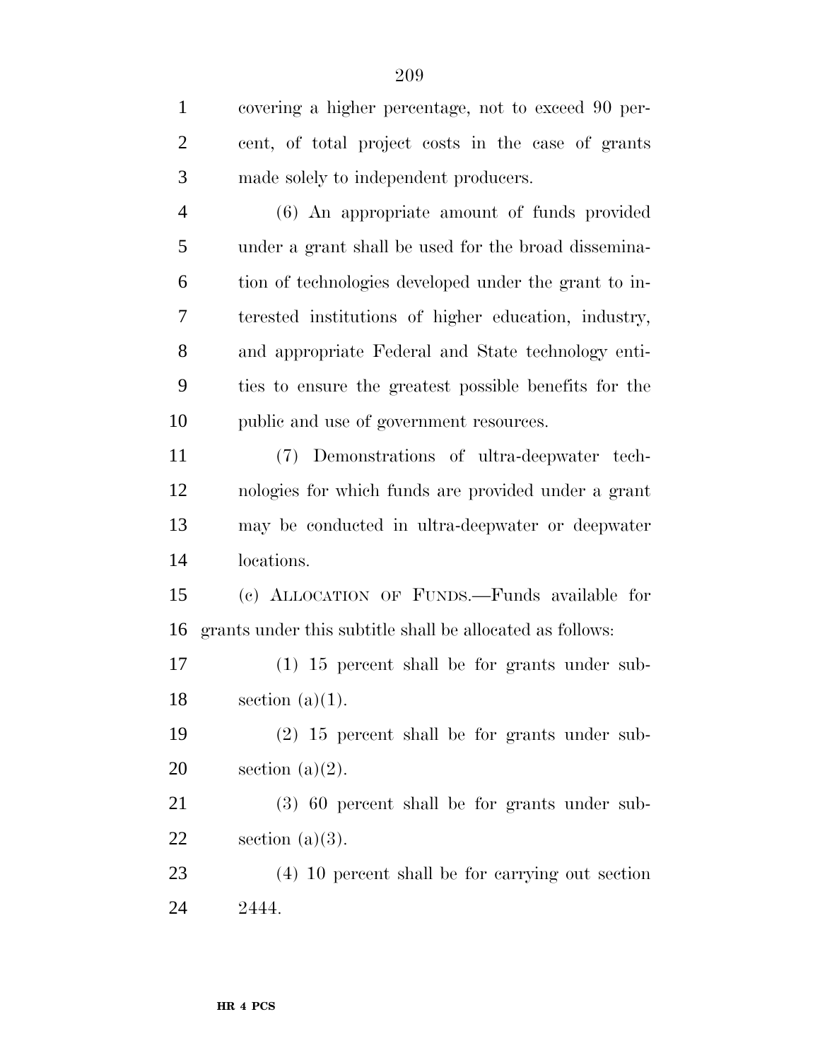covering a higher percentage, not to exceed 90 percent, of total project costs in the case of grants made solely to independent producers.

(6) An appropriate amount of funds provided under a grant shall be used for the broad dissemination of technologies developed under the grant to interested institutions of higher education, industry, and appropriate Federal and State technology entities to ensure the greatest possible benefits for the public and use of government resources.

(7) Demonstrations of ultra-deepwater technologies for which funds are provided under a grant may be conducted in ultra-deepwater or deepwater locations.

(c) ALLOCATION OF FUNDS.—Funds available for grants under this subtitle shall be allocated as follows:

(1) 15 percent shall be for grants under subsection (a)(1).

(2) 15 percent shall be for grants under subsection (a)(2).

(3) 60 percent shall be for grants under subsection (a)(3).

(4) 10 percent shall be for carrying out section 2444.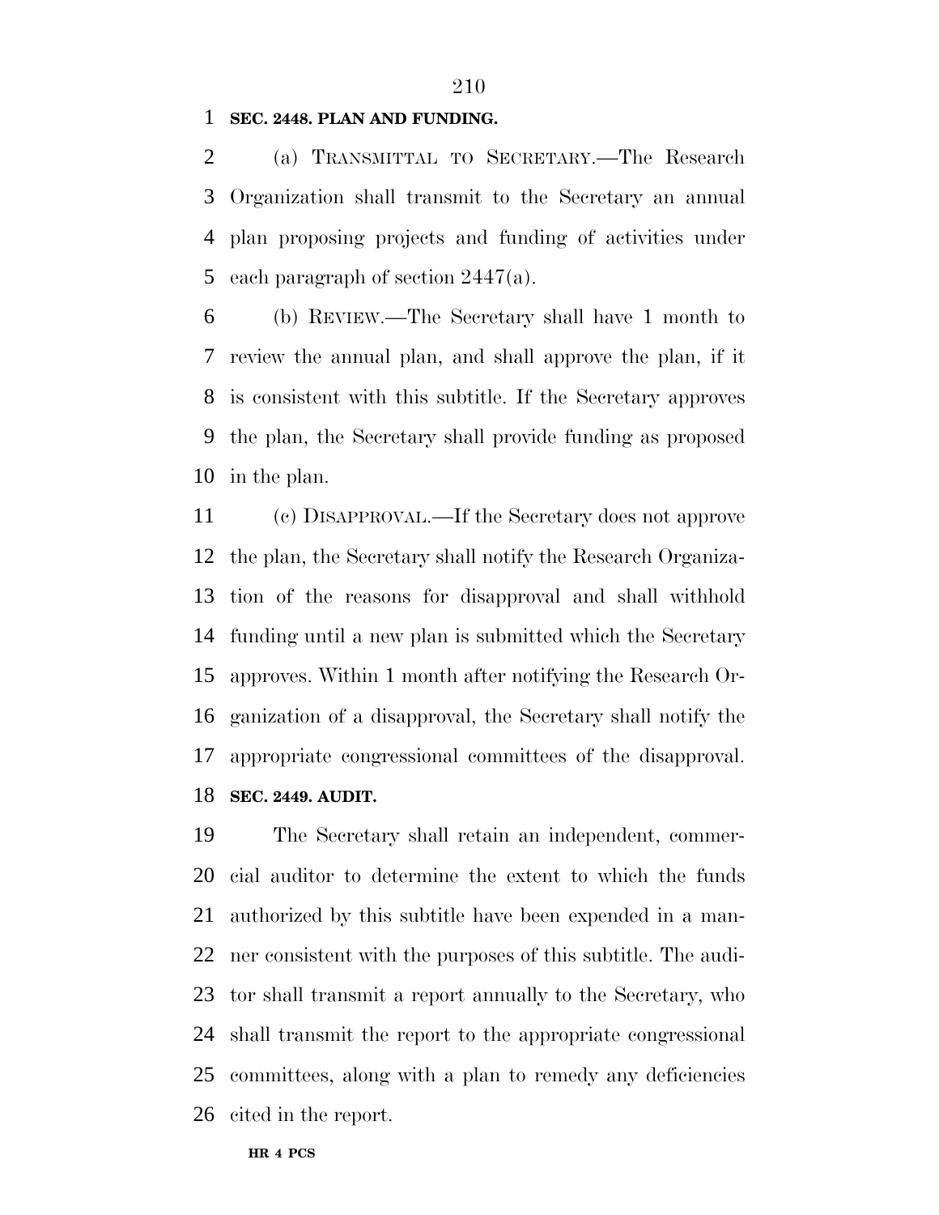**SEC. 2448. PLAN AND FUNDING.**

(a) TRANSMITTAL TO SECRETARY.—The Research Organization shall transmit to the Secretary an annual plan proposing projects and funding of activities under each paragraph of section 2447(a).

(b) REVIEW.—The Secretary shall have 1 month to review the annual plan, and shall approve the plan, if it is consistent with this subtitle. If the Secretary approves the plan, the Secretary shall provide funding as proposed in the plan.

(c) DISAPPROVAL.—If the Secretary does not approve the plan, the Secretary shall notify the Research Organization of the reasons for disapproval and shall withhold funding until a new plan is submitted which the Secretary approves. Within 1 month after notifying the Research Organization of a disapproval, the Secretary shall notify the appropriate congressional committees of the disapproval.

**SEC. 2449. AUDIT.**

The Secretary shall retain an independent, commercial auditor to determine the extent to which the funds authorized by this subtitle have been expended in a manner consistent with the purposes of this subtitle. The auditor shall transmit a report annually to the Secretary, who shall transmit the report to the appropriate congressional committees, along with a plan to remedy any deficiencies cited in the report.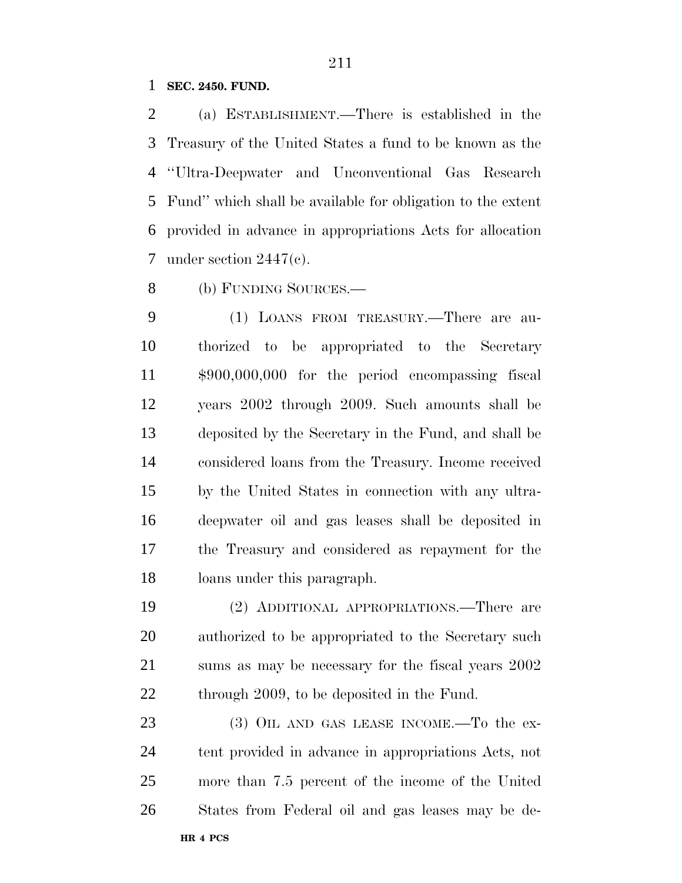**SEC. 2450. FUND.**

(a) ESTABLISHMENT.—There is established in the Treasury of the United States a fund to be known as the ''Ultra-Deepwater and Unconventional Gas Research Fund'' which shall be available for obligation to the extent provided in advance in appropriations Acts for allocation under section 2447(c).

(b) FUNDING SOURCES.—

(1) LOANS FROM TREASURY.—There are authorized to be appropriated to the Secretary $900,000,000 for the period encompassing fiscal years 2002 through 2009. Such amounts shall be deposited by the Secretary in the Fund, and shall be considered loans from the Treasury. Income received by the United States in connection with any ultra-deepwater oil and gas leases shall be deposited in the Treasury and considered as repayment for the loans under this paragraph.

(2) ADDITIONAL APPROPRIATIONS.—There are authorized to be appropriated to the Secretary such sums as may be necessary for the fiscal years 2002 through 2009, to be deposited in the Fund.

(3) OIL AND GAS LEASE INCOME.—To the extent provided in advance in appropriations Acts, not more than 7.5 percent of the income of the United States from Federal oil and gas leases may be de-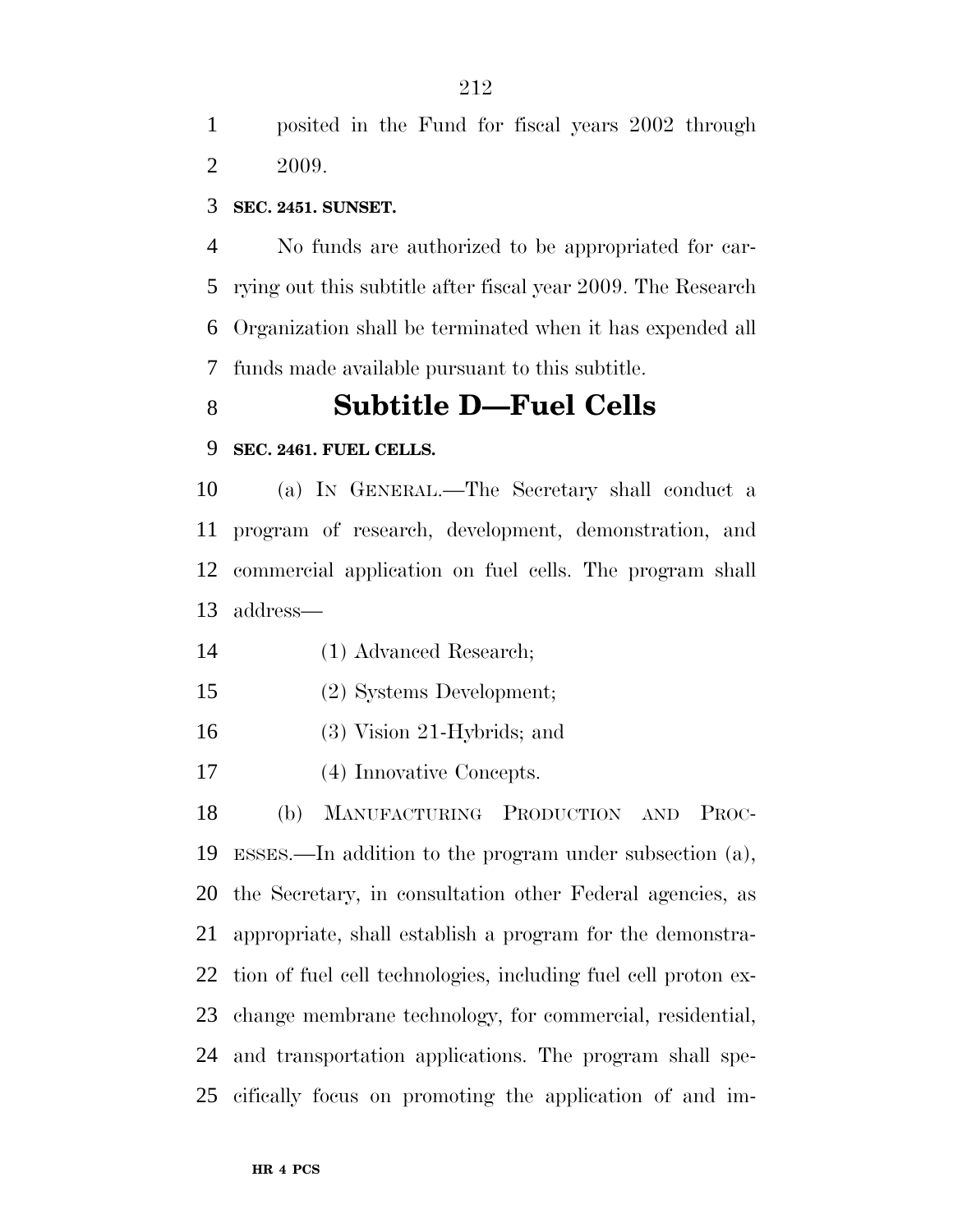posited in the Fund for fiscal years 2002 through 2009.

**SEC. 2451. SUNSET.**

No funds are authorized to be appropriated for carrying out this subtitle after fiscal year 2009. The Research Organization shall be terminated when it has expended all funds made available pursuant to this subtitle.

## Subtitle D—Fuel Cells

**SEC. 2461. FUEL CELLS.**

(a) IN GENERAL.—The Secretary shall conduct a program of research, development, demonstration, and commercial application on fuel cells. The program shall address—

(1) Advanced Research;

(2) Systems Development;

(3) Vision 21-Hybrids; and

(4) Innovative Concepts.

(b) MANUFACTURING PRODUCTION AND PROCESSES.—In addition to the program under subsection (a), the Secretary, in consultation other Federal agencies, as appropriate, shall establish a program for the demonstration of fuel cell technologies, including fuel cell proton exchange membrane technology, for commercial, residential, and transportation applications. The program shall specifically focus on promoting the application of and im-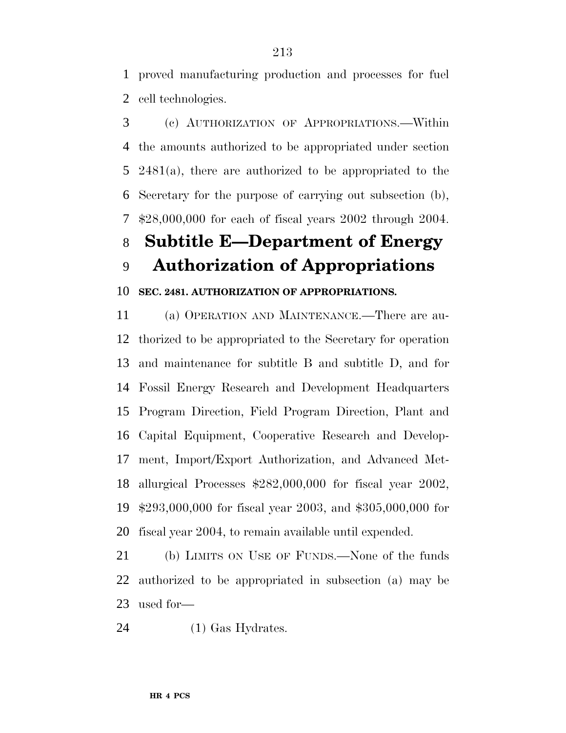proved manufacturing production and processes for fuel cell technologies.

(c) AUTHORIZATION OF APPROPRIATIONS.—Within the amounts authorized to be appropriated under section 2481(a), there are authorized to be appropriated to the Secretary for the purpose of carrying out subsection (b), $28,000,000 for each of fiscal years 2002 through 2004.

# Subtitle E—Department of Energy Authorization of Appropriations

### SEC. 2481. AUTHORIZATION OF APPROPRIATIONS.

(a) OPERATION AND MAINTENANCE.—There are authorized to be appropriated to the Secretary for operation and maintenance for subtitle B and subtitle D, and for Fossil Energy Research and Development Headquarters Program Direction, Field Program Direction, Plant and Capital Equipment, Cooperative Research and Development, Import/Export Authorization, and Advanced Metallurgical Processes $282,000,000 for fiscal year 2002, $293,000,000 for fiscal year 2003, and $305,000,000 for fiscal year 2004, to remain available until expended.

(b) LIMITS ON USE OF FUNDS.—None of the funds authorized to be appropriated in subsection (a) may be used for—

(1) Gas Hydrates.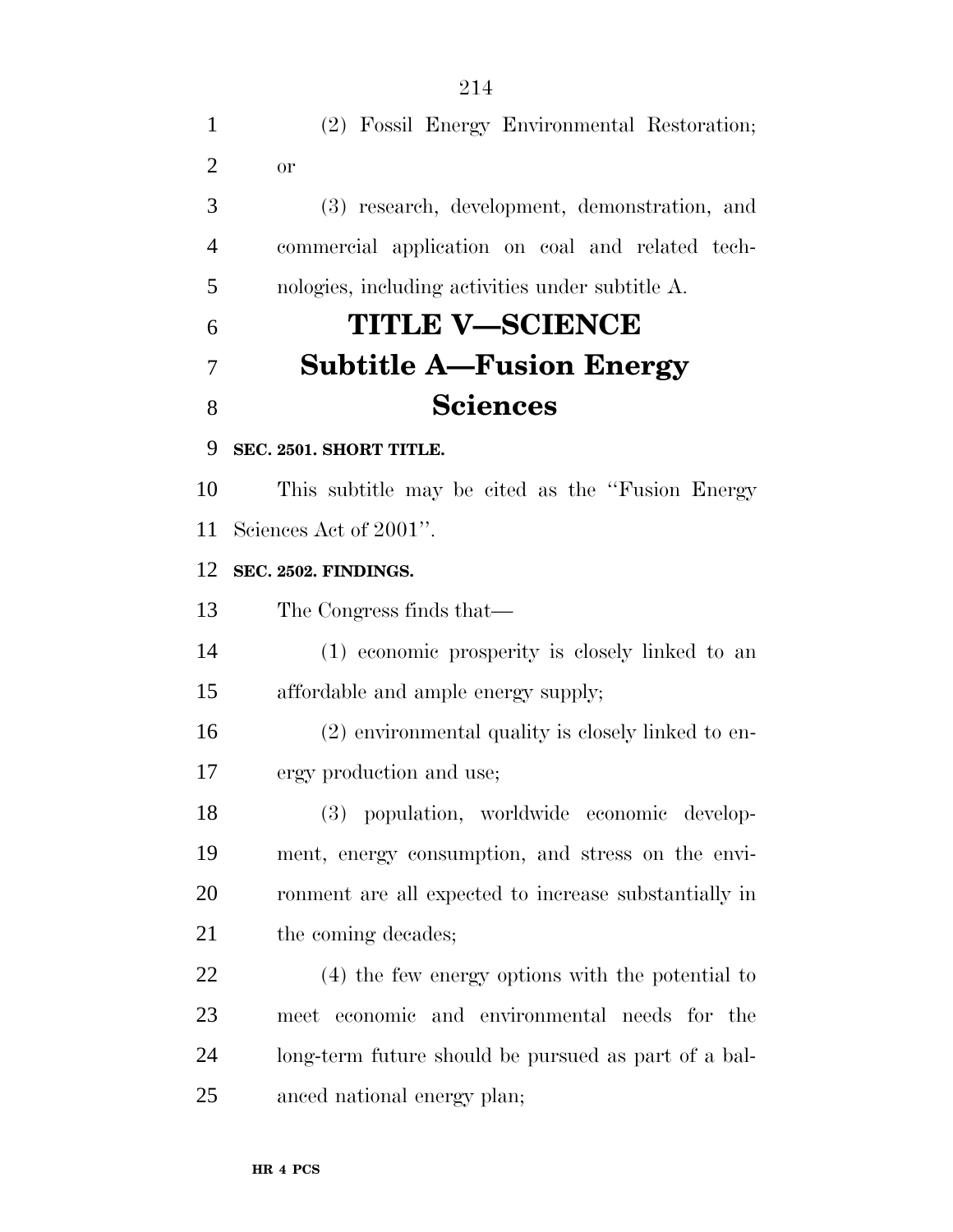(2) Fossil Energy Environmental Restoration; or

(3) research, development, demonstration, and commercial application on coal and related technologies, including activities under subtitle A.

# TITLE V—SCIENCE

## Subtitle A—Fusion Energy Sciences

**SEC. 2501. SHORT TITLE.**

This subtitle may be cited as the ''Fusion Energy Sciences Act of 2001''.

**SEC. 2502. FINDINGS.**

The Congress finds that—

(1) economic prosperity is closely linked to an affordable and ample energy supply;

(2) environmental quality is closely linked to energy production and use;

(3) population, worldwide economic development, energy consumption, and stress on the environment are all expected to increase substantially in the coming decades;

(4) the few energy options with the potential to meet economic and environmental needs for the long-term future should be pursued as part of a balanced national energy plan;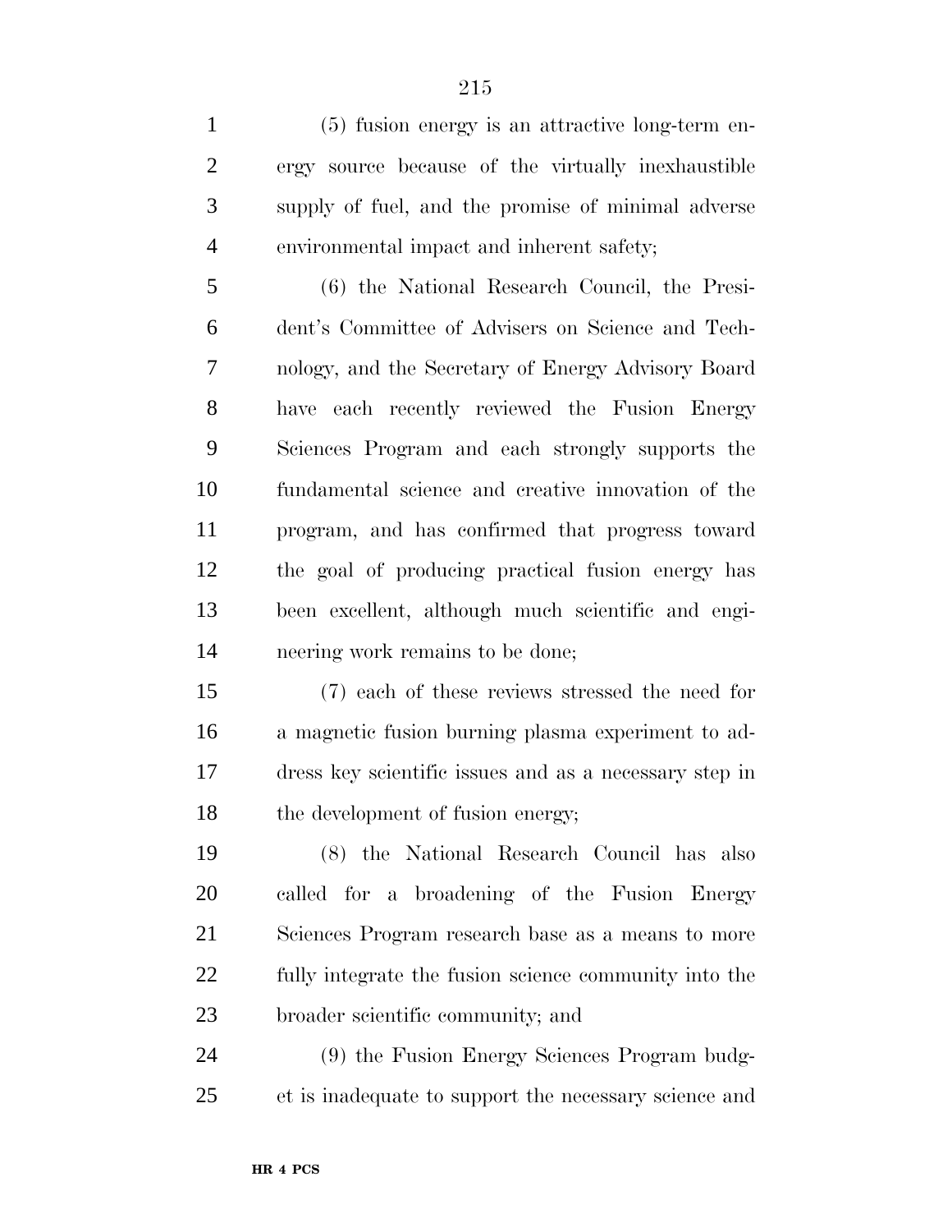(5) fusion energy is an attractive long-term energy source because of the virtually inexhaustible supply of fuel, and the promise of minimal adverse environmental impact and inherent safety;

(6) the National Research Council, the President's Committee of Advisers on Science and Technology, and the Secretary of Energy Advisory Board have each recently reviewed the Fusion Energy Sciences Program and each strongly supports the fundamental science and creative innovation of the program, and has confirmed that progress toward the goal of producing practical fusion energy has been excellent, although much scientific and engineering work remains to be done;

(7) each of these reviews stressed the need for a magnetic fusion burning plasma experiment to address key scientific issues and as a necessary step in the development of fusion energy;

(8) the National Research Council has also called for a broadening of the Fusion Energy Sciences Program research base as a means to more fully integrate the fusion science community into the broader scientific community; and

(9) the Fusion Energy Sciences Program budget is inadequate to support the necessary science and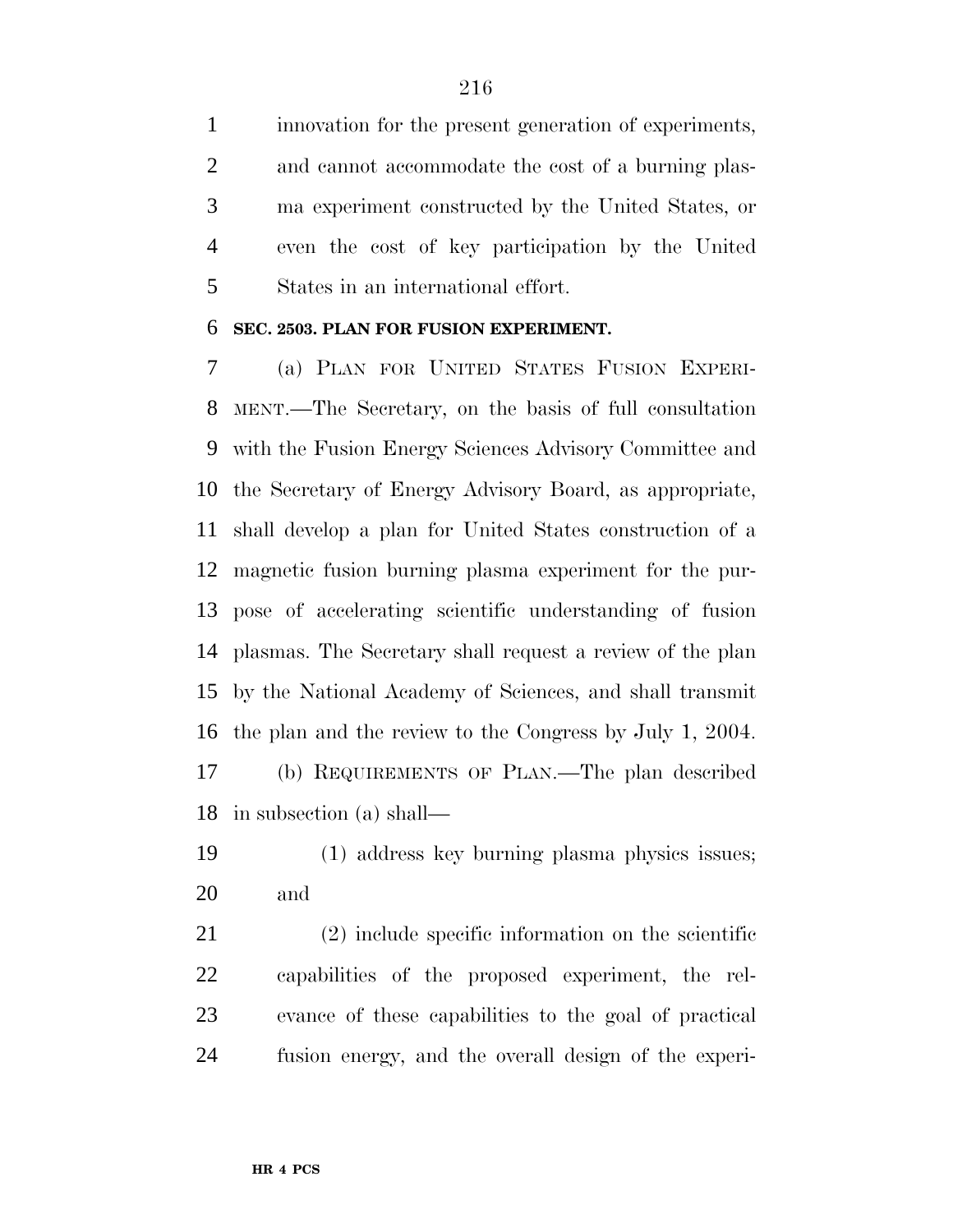innovation for the present generation of experiments, and cannot accommodate the cost of a burning plasma experiment constructed by the United States, or even the cost of key participation by the United States in an international effort.

**SEC. 2503. PLAN FOR FUSION EXPERIMENT.**

(a) PLAN FOR UNITED STATES FUSION EXPERIMENT.—The Secretary, on the basis of full consultation with the Fusion Energy Sciences Advisory Committee and the Secretary of Energy Advisory Board, as appropriate, shall develop a plan for United States construction of a magnetic fusion burning plasma experiment for the purpose of accelerating scientific understanding of fusion plasmas. The Secretary shall request a review of the plan by the National Academy of Sciences, and shall transmit the plan and the review to the Congress by July 1, 2004.

(b) REQUIREMENTS OF PLAN.—The plan described in subsection (a) shall—

(1) address key burning plasma physics issues; and

(2) include specific information on the scientific capabilities of the proposed experiment, the relevance of these capabilities to the goal of practical fusion energy, and the overall design of the experi-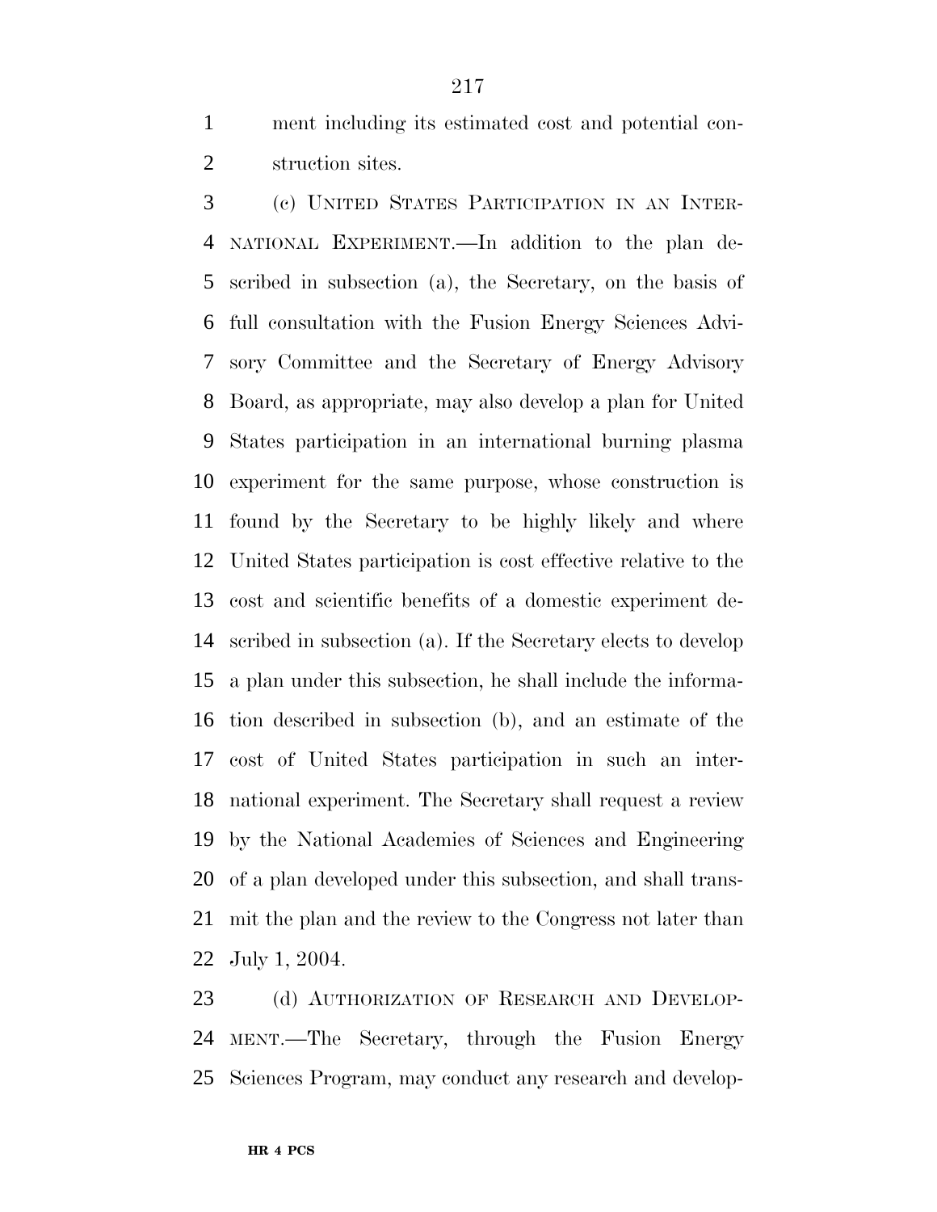ment including its estimated cost and potential construction sites.

(c) UNITED STATES PARTICIPATION IN AN INTERNATIONAL EXPERIMENT.—In addition to the plan described in subsection (a), the Secretary, on the basis of full consultation with the Fusion Energy Sciences Advisory Committee and the Secretary of Energy Advisory Board, as appropriate, may also develop a plan for United States participation in an international burning plasma experiment for the same purpose, whose construction is found by the Secretary to be highly likely and where United States participation is cost effective relative to the cost and scientific benefits of a domestic experiment described in subsection (a). If the Secretary elects to develop a plan under this subsection, he shall include the information described in subsection (b), and an estimate of the cost of United States participation in such an international experiment. The Secretary shall request a review by the National Academies of Sciences and Engineering of a plan developed under this subsection, and shall transmit the plan and the review to the Congress not later than July 1, 2004.

(d) AUTHORIZATION OF RESEARCH AND DEVELOPMENT.—The Secretary, through the Fusion Energy Sciences Program, may conduct any research and develop-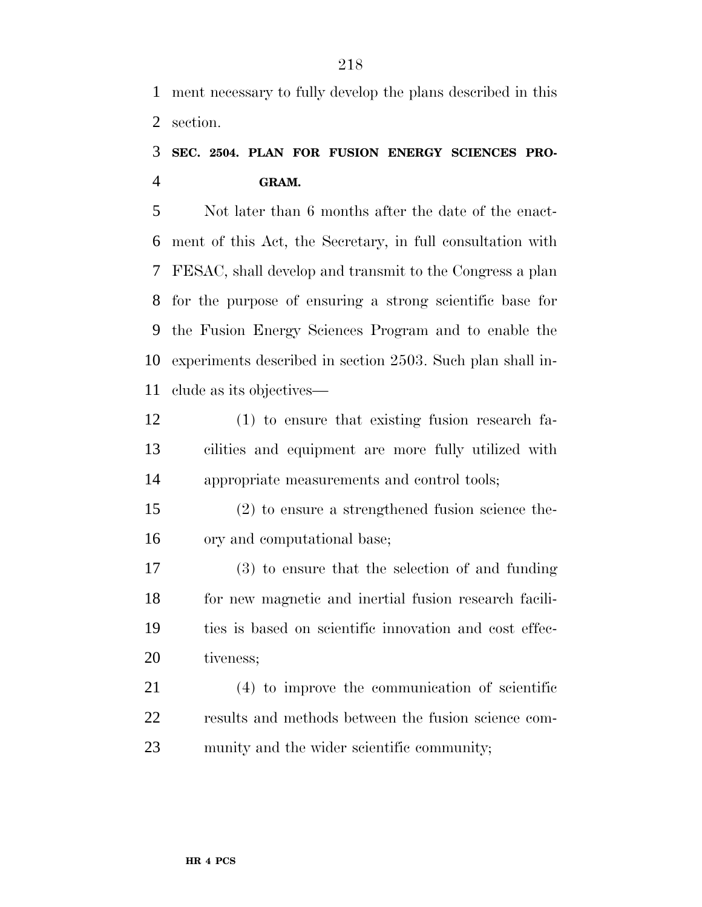ment necessary to fully develop the plans described in this section.

### SEC. 2504. PLAN FOR FUSION ENERGY SCIENCES PROGRAM.

Not later than 6 months after the date of the enactment of this Act, the Secretary, in full consultation with FESAC, shall develop and transmit to the Congress a plan for the purpose of ensuring a strong scientific base for the Fusion Energy Sciences Program and to enable the experiments described in section 2503. Such plan shall include as its objectives—

(1) to ensure that existing fusion research facilities and equipment are more fully utilized with appropriate measurements and control tools;

(2) to ensure a strengthened fusion science theory and computational base;

(3) to ensure that the selection of and funding for new magnetic and inertial fusion research facilities is based on scientific innovation and cost effectiveness;

(4) to improve the communication of scientific results and methods between the fusion science community and the wider scientific community;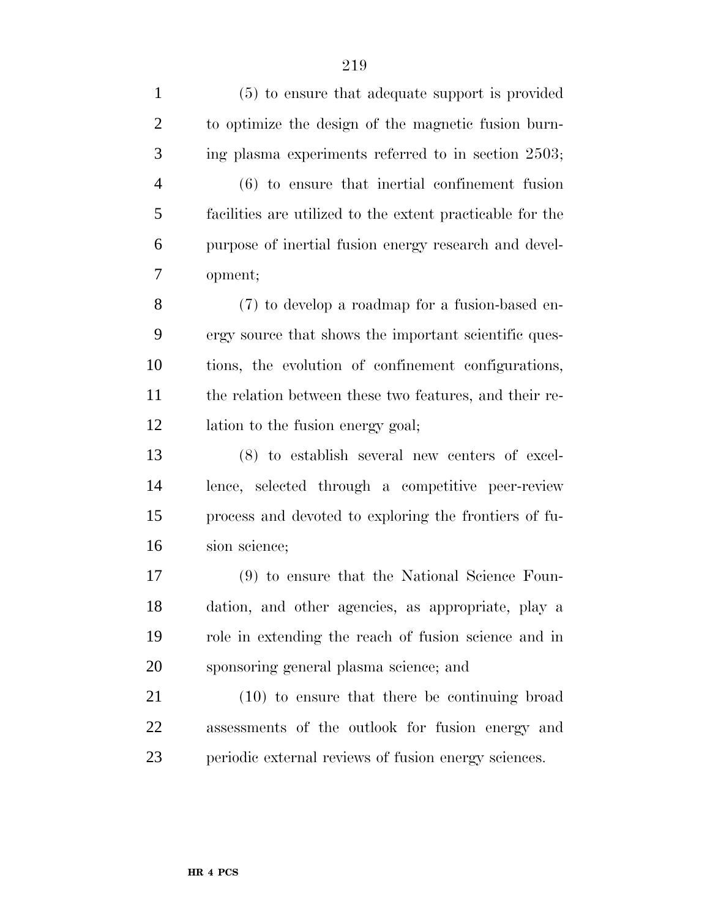(5) to ensure that adequate support is provided to optimize the design of the magnetic fusion burning plasma experiments referred to in section 2503;

(6) to ensure that inertial confinement fusion facilities are utilized to the extent practicable for the purpose of inertial fusion energy research and development;

(7) to develop a roadmap for a fusion-based energy source that shows the important scientific questions, the evolution of confinement configurations, the relation between these two features, and their relation to the fusion energy goal;

(8) to establish several new centers of excellence, selected through a competitive peer-review process and devoted to exploring the frontiers of fusion science;

(9) to ensure that the National Science Foundation, and other agencies, as appropriate, play a role in extending the reach of fusion science and in sponsoring general plasma science; and

(10) to ensure that there be continuing broad assessments of the outlook for fusion energy and periodic external reviews of fusion energy sciences.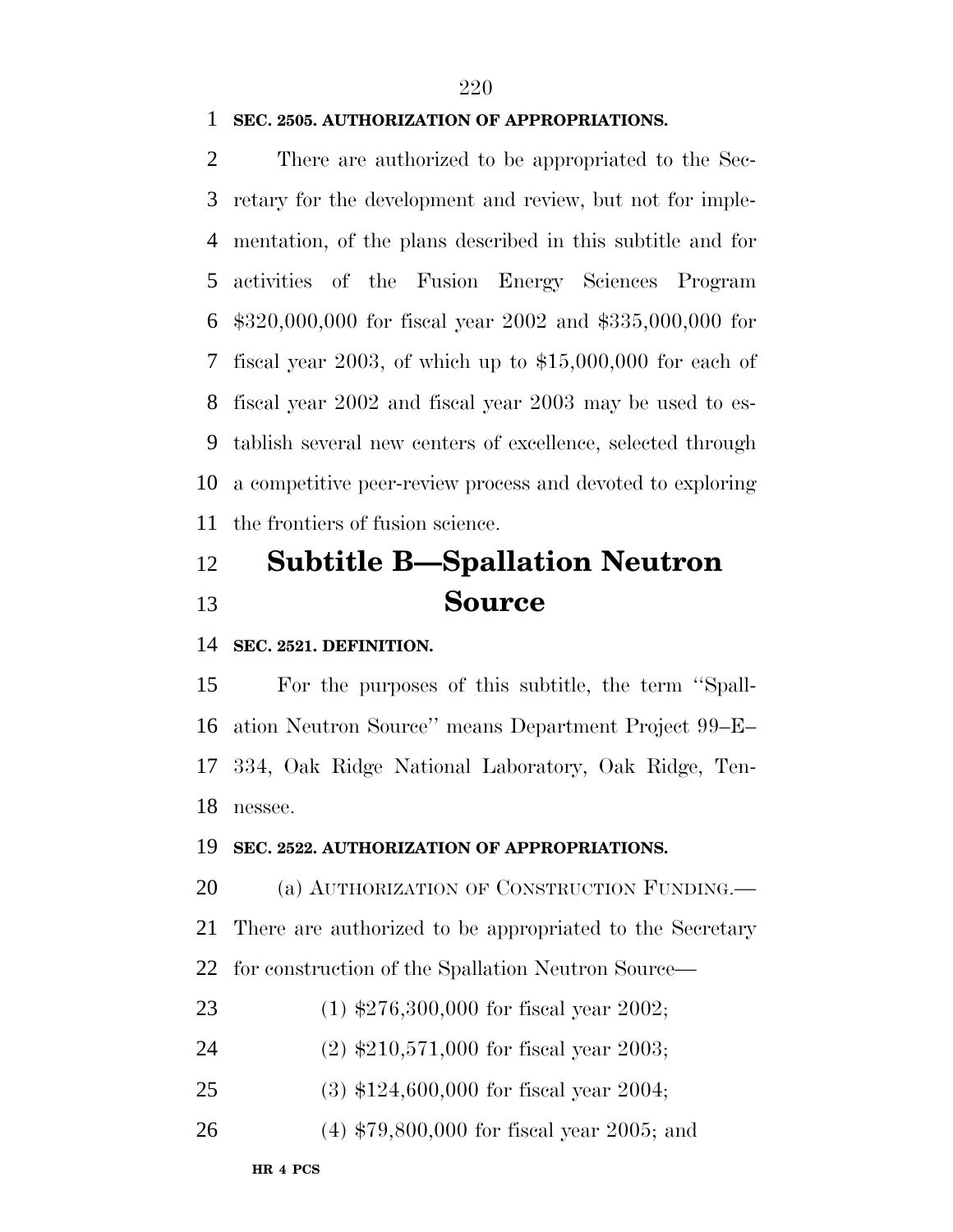**SEC. 2505. AUTHORIZATION OF APPROPRIATIONS.**

There are authorized to be appropriated to the Secretary for the development and review, but not for implementation, of the plans described in this subtitle and for activities of the Fusion Energy Sciences Program $320,000,000 for fiscal year 2002 and $335,000,000 for fiscal year 2003, of which up to $15,000,000 for each of fiscal year 2002 and fiscal year 2003 may be used to establish several new centers of excellence, selected through a competitive peer-review process and devoted to exploring the frontiers of fusion science.

# Subtitle B—Spallation Neutron Source

**SEC. 2521. DEFINITION.**

For the purposes of this subtitle, the term ''Spallation Neutron Source'' means Department Project 99–E–334, Oak Ridge National Laboratory, Oak Ridge, Tennessee.

**SEC. 2522. AUTHORIZATION OF APPROPRIATIONS.**

(a) AUTHORIZATION OF CONSTRUCTION FUNDING.—There are authorized to be appropriated to the Secretary for construction of the Spallation Neutron Source—

(1) $276,300,000 for fiscal year 2002;

(2) $210,571,000 for fiscal year 2003;

(3) $124,600,000 for fiscal year 2004;

(4) $79,800,000 for fiscal year 2005; and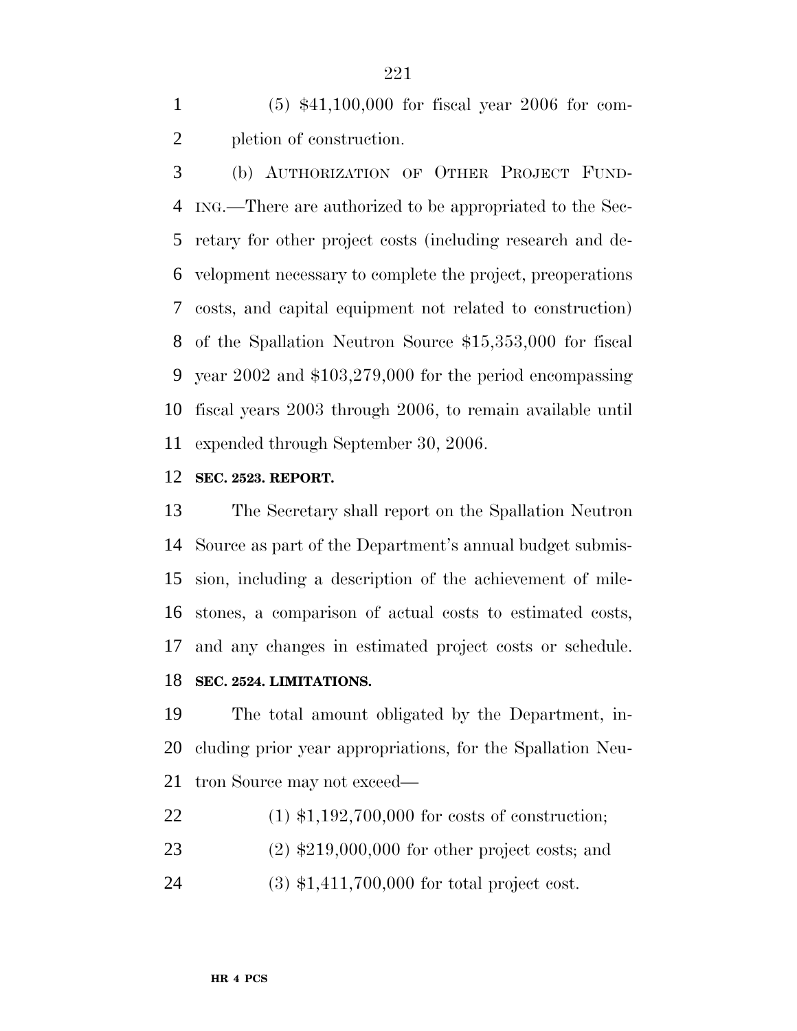(5) $41,100,000 for fiscal year 2006 for completion of construction.

(b) AUTHORIZATION OF OTHER PROJECT FUNDING.—There are authorized to be appropriated to the Secretary for other project costs (including research and development necessary to complete the project, preoperations costs, and capital equipment not related to construction) of the Spallation Neutron Source $15,353,000 for fiscal year 2002 and $103,279,000 for the period encompassing fiscal years 2003 through 2006, to remain available until expended through September 30, 2006.

**SEC. 2523. REPORT.**

The Secretary shall report on the Spallation Neutron Source as part of the Department's annual budget submission, including a description of the achievement of milestones, a comparison of actual costs to estimated costs, and any changes in estimated project costs or schedule.

**SEC. 2524. LIMITATIONS.**

The total amount obligated by the Department, including prior year appropriations, for the Spallation Neutron Source may not exceed—

(1) $1,192,700,000 for costs of construction;

(2) $219,000,000 for other project costs; and

(3) $1,411,700,000 for total project cost.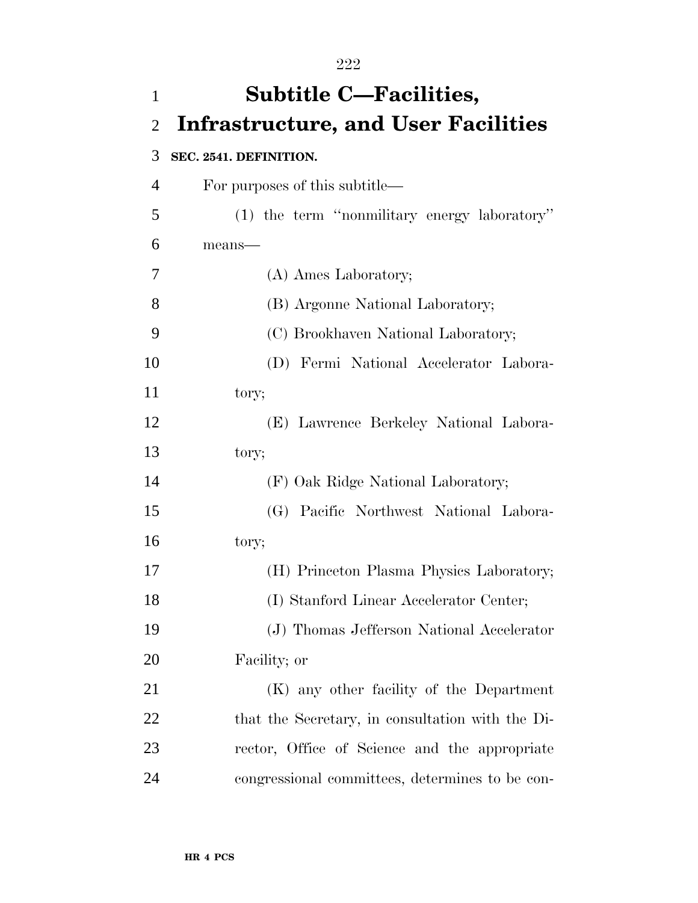## Subtitle C—Facilities, Infrastructure, and User Facilities

**SEC. 2541. DEFINITION.**

For purposes of this subtitle—

(1) the term ''nonmilitary energy laboratory'' means—

(A) Ames Laboratory;

(B) Argonne National Laboratory;

(C) Brookhaven National Laboratory;

(D) Fermi National Accelerator Laboratory;

(E) Lawrence Berkeley National Laboratory;

(F) Oak Ridge National Laboratory;

(G) Pacific Northwest National Laboratory;

(H) Princeton Plasma Physics Laboratory;

(I) Stanford Linear Accelerator Center;

(J) Thomas Jefferson National Accelerator Facility; or

(K) any other facility of the Department that the Secretary, in consultation with the Director, Office of Science and the appropriate congressional committees, determines to be con-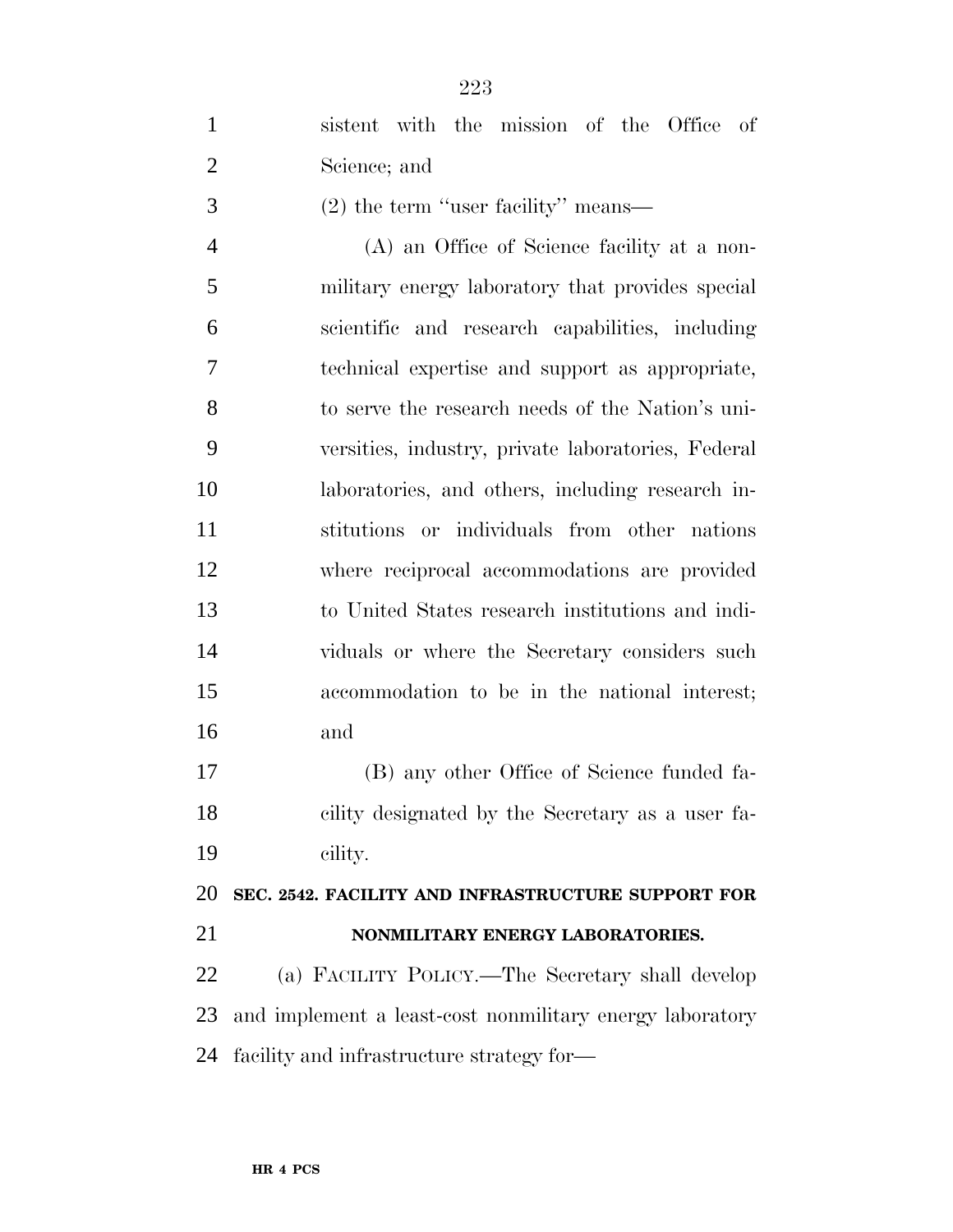sistent with the mission of the Office of Science; and

(2) the term ''user facility'' means—

(A) an Office of Science facility at a nonmilitary energy laboratory that provides special scientific and research capabilities, including technical expertise and support as appropriate, to serve the research needs of the Nation's universities, industry, private laboratories, Federal laboratories, and others, including research institutions or individuals from other nations where reciprocal accommodations are provided to United States research institutions and individuals or where the Secretary considers such accommodation to be in the national interest; and

(B) any other Office of Science funded facility designated by the Secretary as a user facility.

**SEC. 2542. FACILITY AND INFRASTRUCTURE SUPPORT FOR NONMILITARY ENERGY LABORATORIES.**

(a) FACILITY POLICY.—The Secretary shall develop and implement a least-cost nonmilitary energy laboratory facility and infrastructure strategy for—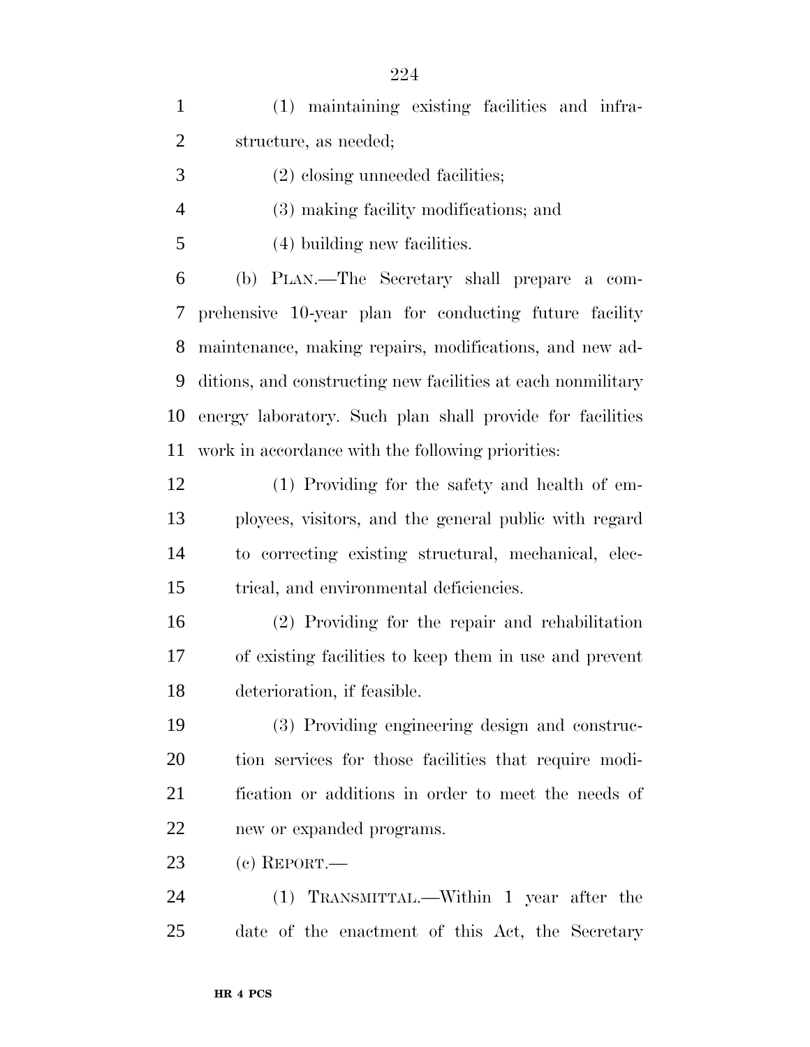(1) maintaining existing facilities and infrastructure, as needed;

(2) closing unneeded facilities;

(3) making facility modifications; and

(4) building new facilities.

(b) PLAN.—The Secretary shall prepare a comprehensive 10-year plan for conducting future facility maintenance, making repairs, modifications, and new additions, and constructing new facilities at each nonmilitary energy laboratory. Such plan shall provide for facilities work in accordance with the following priorities:

(1) Providing for the safety and health of employees, visitors, and the general public with regard to correcting existing structural, mechanical, electrical, and environmental deficiencies.

(2) Providing for the repair and rehabilitation of existing facilities to keep them in use and prevent deterioration, if feasible.

(3) Providing engineering design and construction services for those facilities that require modification or additions in order to meet the needs of new or expanded programs.

(c) REPORT.—

(1) TRANSMITTAL.—Within 1 year after the date of the enactment of this Act, the Secretary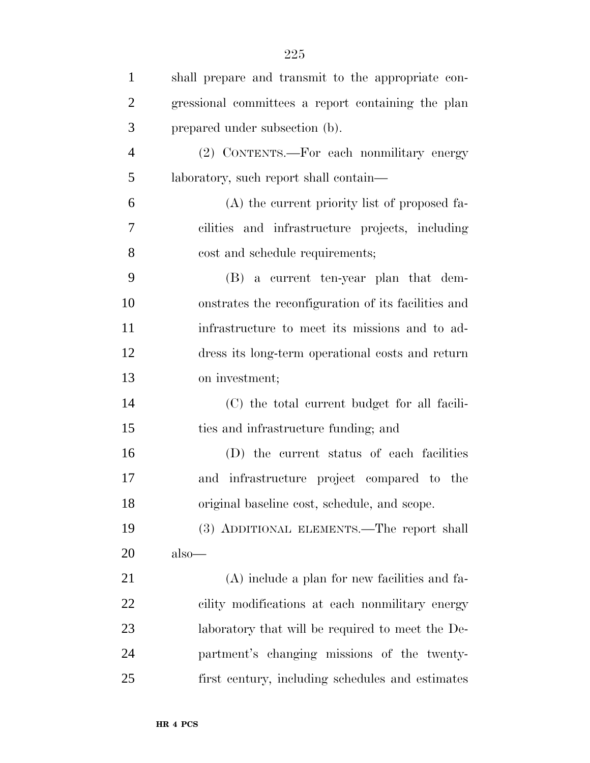shall prepare and transmit to the appropriate congressional committees a report containing the plan prepared under subsection (b).

(2) CONTENTS.—For each nonmilitary energy laboratory, such report shall contain—

(A) the current priority list of proposed facilities and infrastructure projects, including cost and schedule requirements;

(B) a current ten-year plan that demonstrates the reconfiguration of its facilities and infrastructure to meet its missions and to address its long-term operational costs and return on investment;

(C) the total current budget for all facilities and infrastructure funding; and

(D) the current status of each facilities and infrastructure project compared to the original baseline cost, schedule, and scope.

(3) ADDITIONAL ELEMENTS.—The report shall also—

(A) include a plan for new facilities and facility modifications at each nonmilitary energy laboratory that will be required to meet the Department's changing missions of the twenty-first century, including schedules and estimates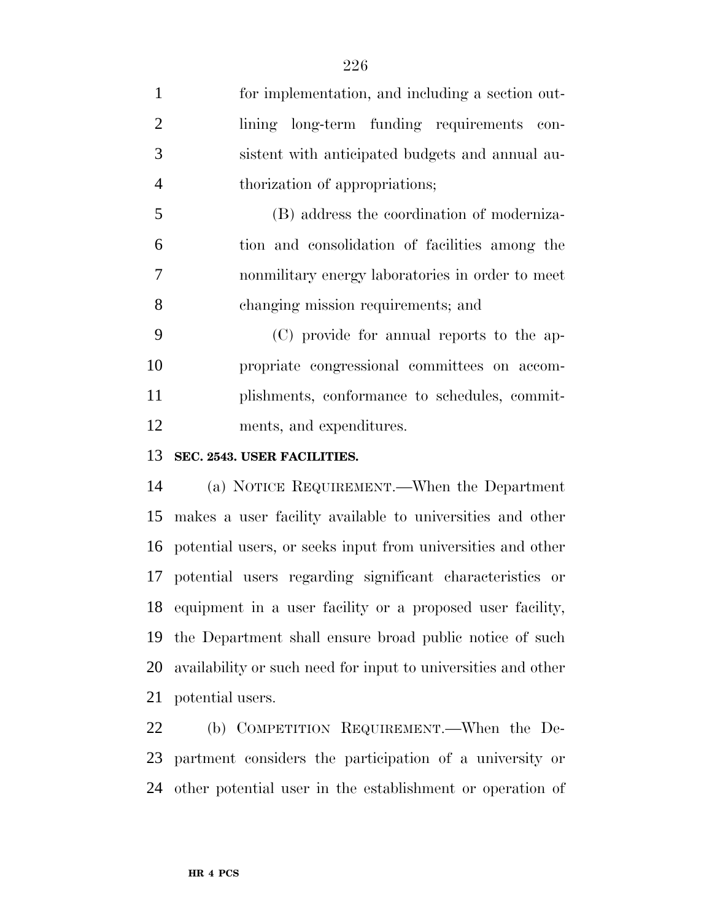for implementation, and including a section outlining long-term funding requirements consistent with anticipated budgets and annual authorization of appropriations;

(B) address the coordination of modernization and consolidation of facilities among the nonmilitary energy laboratories in order to meet changing mission requirements; and

(C) provide for annual reports to the appropriate congressional committees on accomplishments, conformance to schedules, commitments, and expenditures.

**SEC. 2543. USER FACILITIES.**

(a) NOTICE REQUIREMENT.—When the Department makes a user facility available to universities and other potential users, or seeks input from universities and other potential users regarding significant characteristics or equipment in a user facility or a proposed user facility, the Department shall ensure broad public notice of such availability or such need for input to universities and other potential users.

(b) COMPETITION REQUIREMENT.—When the Department considers the participation of a university or other potential user in the establishment or operation of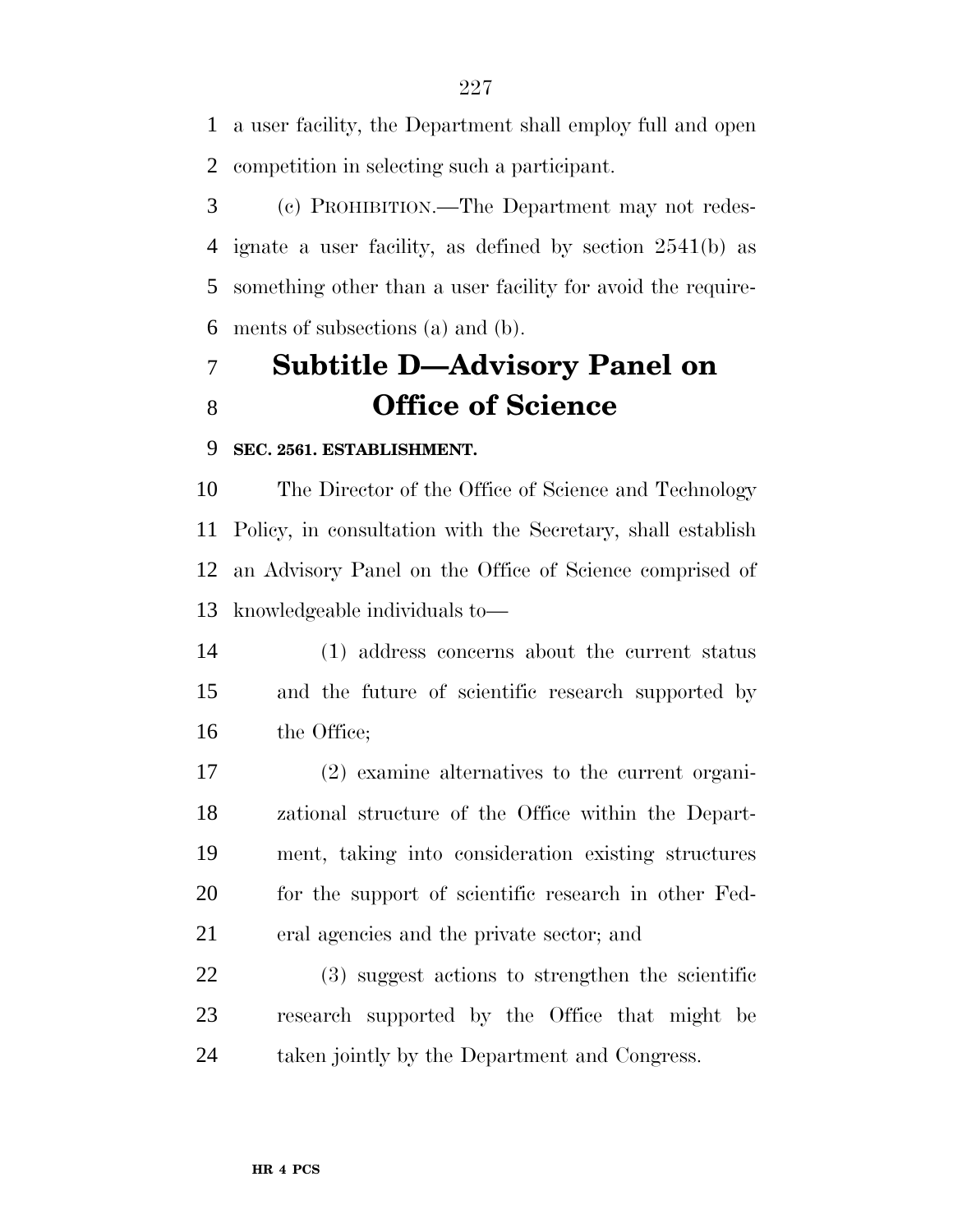a user facility, the Department shall employ full and open competition in selecting such a participant.

(c) PROHIBITION.—The Department may not redesignate a user facility, as defined by section 2541(b) as something other than a user facility for avoid the requirements of subsections (a) and (b).

## Subtitle D—Advisory Panel on Office of Science

### SEC. 2561. ESTABLISHMENT.

The Director of the Office of Science and Technology Policy, in consultation with the Secretary, shall establish an Advisory Panel on the Office of Science comprised of knowledgeable individuals to—

(1) address concerns about the current status and the future of scientific research supported by the Office;

(2) examine alternatives to the current organizational structure of the Office within the Department, taking into consideration existing structures for the support of scientific research in other Federal agencies and the private sector; and

(3) suggest actions to strengthen the scientific research supported by the Office that might be taken jointly by the Department and Congress.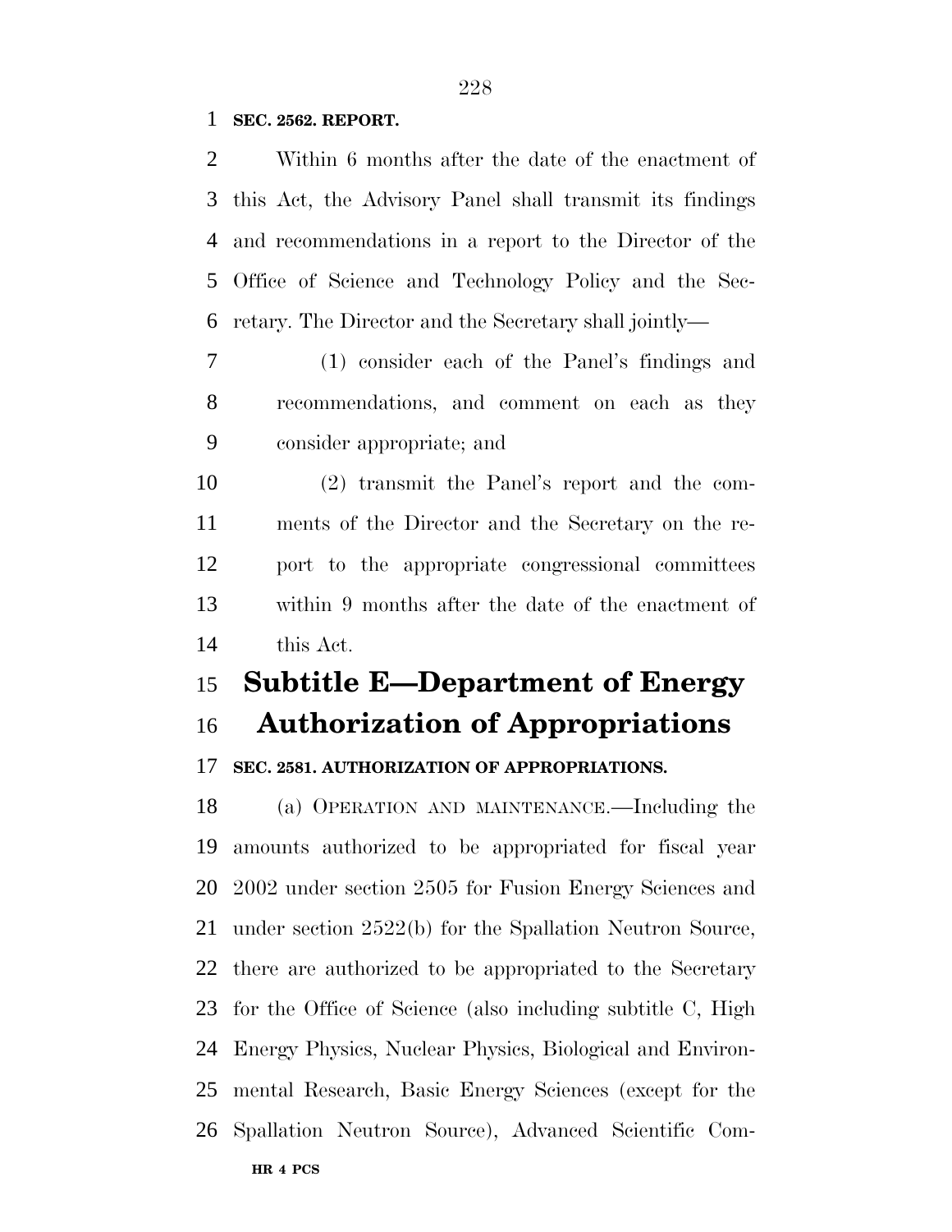**SEC. 2562. REPORT.**

Within 6 months after the date of the enactment of this Act, the Advisory Panel shall transmit its findings and recommendations in a report to the Director of the Office of Science and Technology Policy and the Secretary. The Director and the Secretary shall jointly—

(1) consider each of the Panel's findings and recommendations, and comment on each as they consider appropriate; and

(2) transmit the Panel's report and the comments of the Director and the Secretary on the report to the appropriate congressional committees within 9 months after the date of the enactment of this Act.

# Subtitle E—Department of Energy Authorization of Appropriations

**SEC. 2581. AUTHORIZATION OF APPROPRIATIONS.**

(a) OPERATION AND MAINTENANCE.—Including the amounts authorized to be appropriated for fiscal year 2002 under section 2505 for Fusion Energy Sciences and under section 2522(b) for the Spallation Neutron Source, there are authorized to be appropriated to the Secretary for the Office of Science (also including subtitle C, High Energy Physics, Nuclear Physics, Biological and Environmental Research, Basic Energy Sciences (except for the Spallation Neutron Source), Advanced Scientific Com-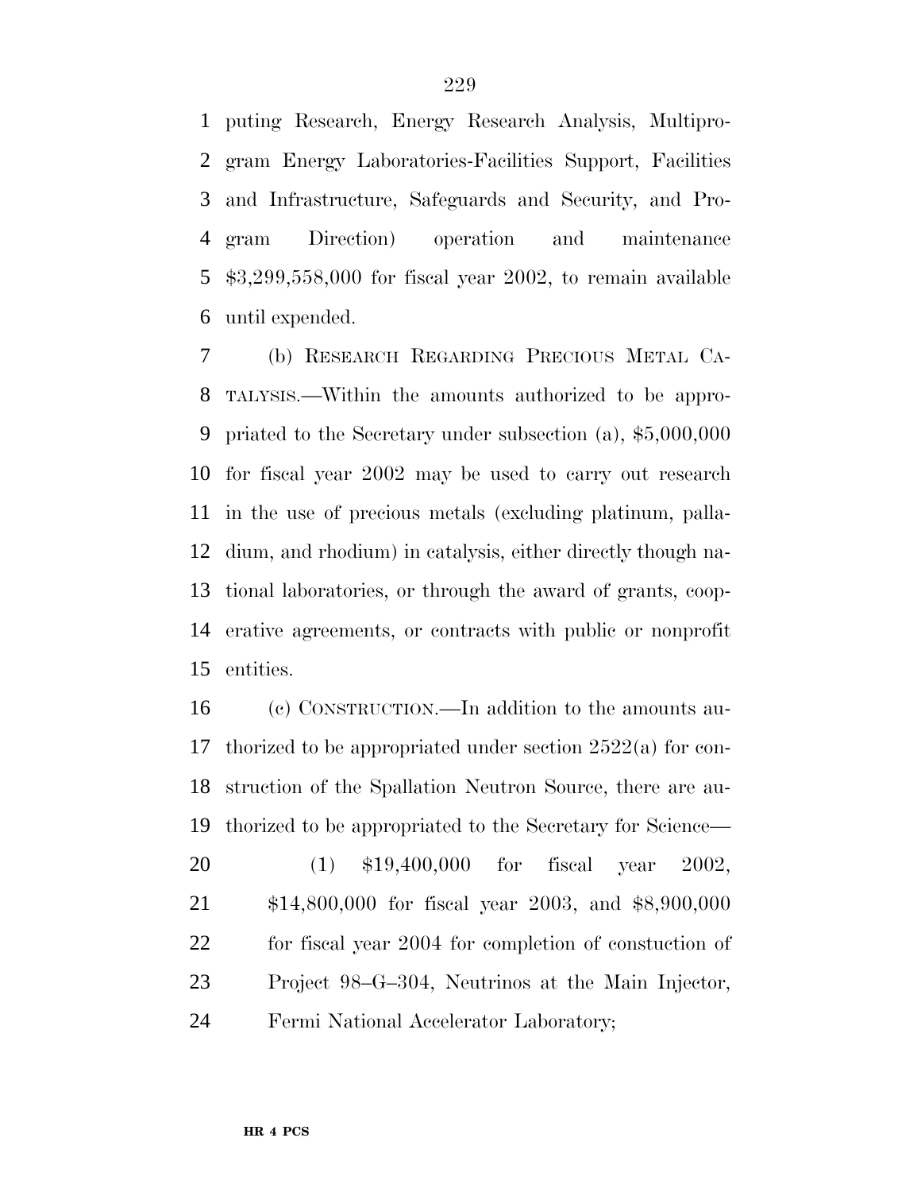puting Research, Energy Research Analysis, Multiprogram Energy Laboratories-Facilities Support, Facilities and Infrastructure, Safeguards and Security, and Program Direction) operation and maintenance $3,299,558,000 for fiscal year 2002, to remain available until expended.

(b) RESEARCH REGARDING PRECIOUS METAL CATALYSIS.—Within the amounts authorized to be appropriated to the Secretary under subsection (a), $5,000,000 for fiscal year 2002 may be used to carry out research in the use of precious metals (excluding platinum, palladium, and rhodium) in catalysis, either directly though national laboratories, or through the award of grants, cooperative agreements, or contracts with public or nonprofit entities.

(c) CONSTRUCTION.—In addition to the amounts authorized to be appropriated under section 2522(a) for construction of the Spallation Neutron Source, there are authorized to be appropriated to the Secretary for Science—

(1) $19,400,000 for fiscal year 2002, $14,800,000 for fiscal year 2003, and $8,900,000 for fiscal year 2004 for completion of constuction of Project 98–G–304, Neutrinos at the Main Injector, Fermi National Accelerator Laboratory;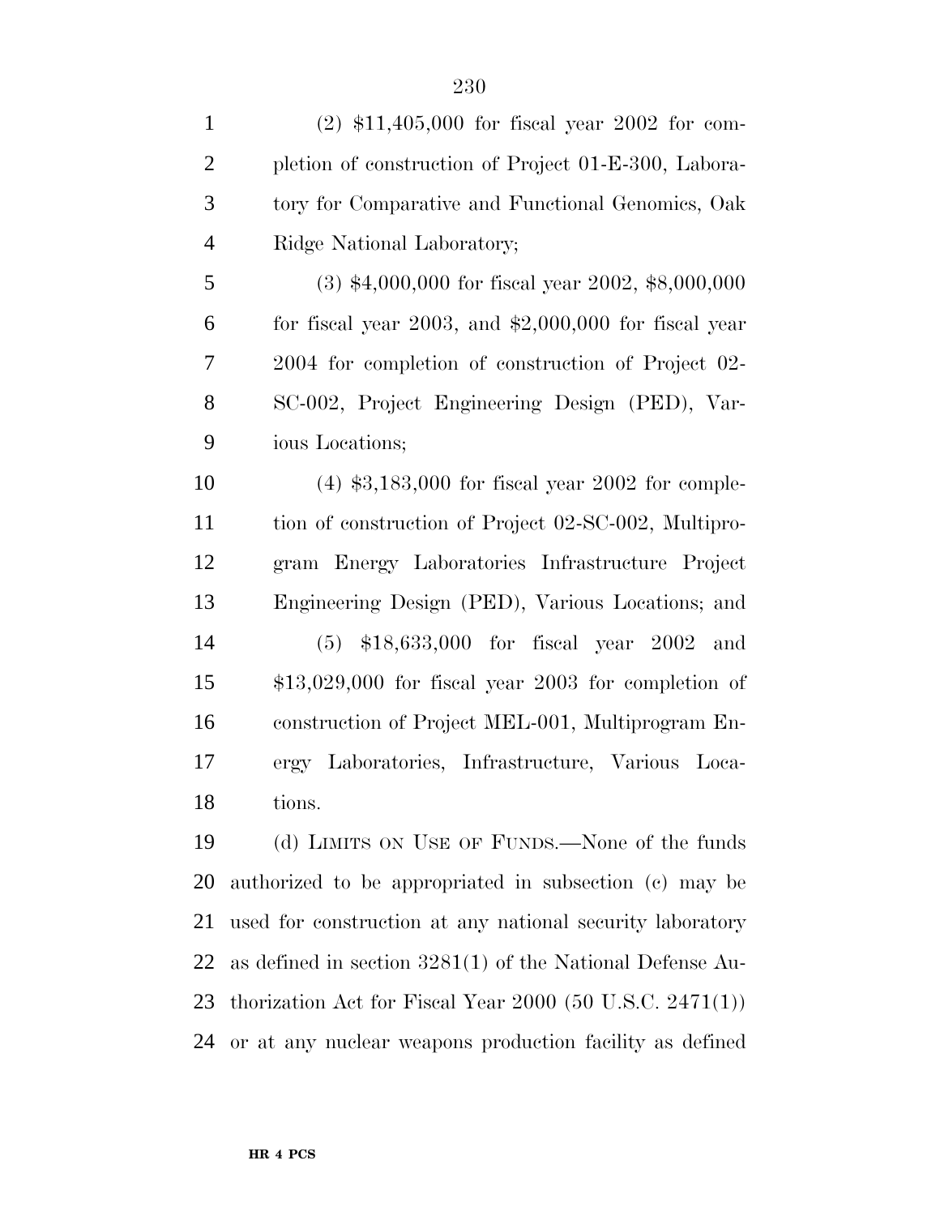(2) $11,405,000 for fiscal year 2002 for completion of construction of Project 01-E-300, Laboratory for Comparative and Functional Genomics, Oak Ridge National Laboratory;

(3) $4,000,000 for fiscal year 2002, $8,000,000 for fiscal year 2003, and $2,000,000 for fiscal year 2004 for completion of construction of Project 02-SC-002, Project Engineering Design (PED), Various Locations;

(4) $3,183,000 for fiscal year 2002 for completion of construction of Project 02-SC-002, Multiprogram Energy Laboratories Infrastructure Project Engineering Design (PED), Various Locations; and

(5) $18,633,000 for fiscal year 2002 and $13,029,000 for fiscal year 2003 for completion of construction of Project MEL-001, Multiprogram Energy Laboratories, Infrastructure, Various Locations.

(d) LIMITS ON USE OF FUNDS.—None of the funds authorized to be appropriated in subsection (c) may be used for construction at any national security laboratory as defined in section 3281(1) of the National Defense Authorization Act for Fiscal Year 2000 (50 U.S.C. 2471(1)) or at any nuclear weapons production facility as defined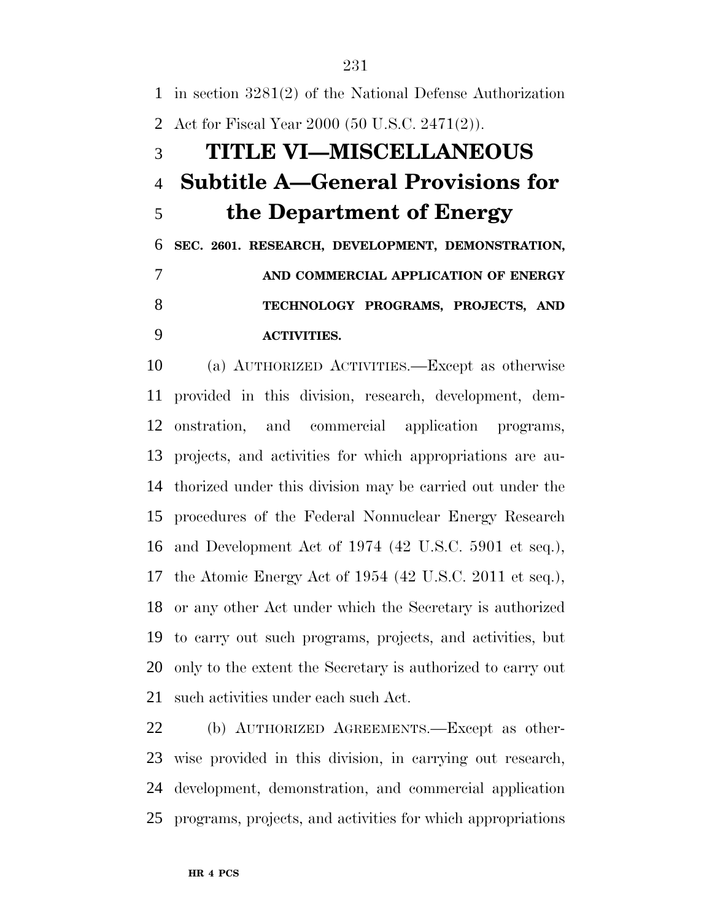in section 3281(2) of the National Defense Authorization Act for Fiscal Year 2000 (50 U.S.C. 2471(2)).

# TITLE VI—MISCELLANEOUS

## Subtitle A—General Provisions for the Department of Energy

### SEC. 2601. RESEARCH, DEVELOPMENT, DEMONSTRATION, AND COMMERCIAL APPLICATION OF ENERGY TECHNOLOGY PROGRAMS, PROJECTS, AND ACTIVITIES.

(a) AUTHORIZED ACTIVITIES.—Except as otherwise provided in this division, research, development, demonstration, and commercial application programs, projects, and activities for which appropriations are authorized under this division may be carried out under the procedures of the Federal Nonnuclear Energy Research and Development Act of 1974 (42 U.S.C. 5901 et seq.), the Atomic Energy Act of 1954 (42 U.S.C. 2011 et seq.), or any other Act under which the Secretary is authorized to carry out such programs, projects, and activities, but only to the extent the Secretary is authorized to carry out such activities under each such Act.

(b) AUTHORIZED AGREEMENTS.—Except as otherwise provided in this division, in carrying out research, development, demonstration, and commercial application programs, projects, and activities for which appropriations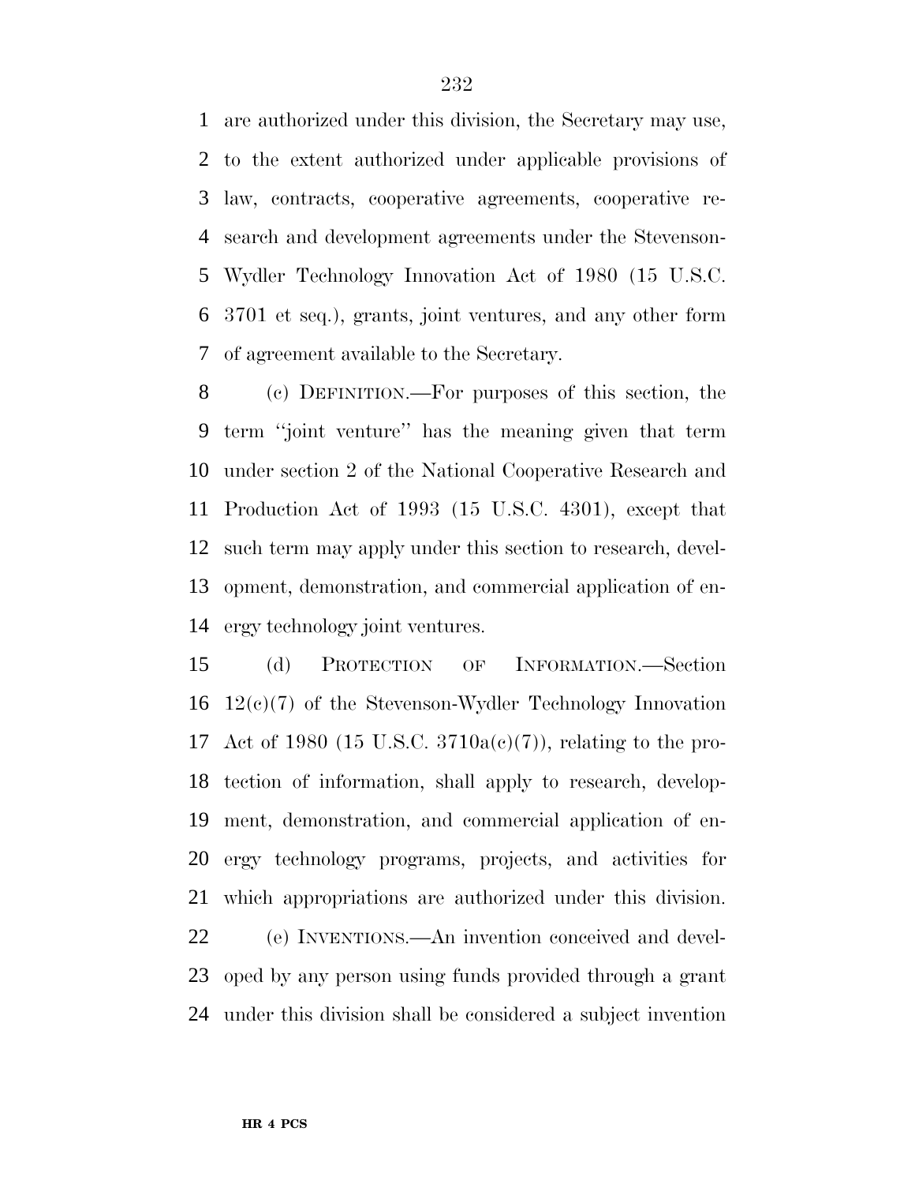are authorized under this division, the Secretary may use, to the extent authorized under applicable provisions of law, contracts, cooperative agreements, cooperative research and development agreements under the Stevenson-Wydler Technology Innovation Act of 1980 (15 U.S.C. 3701 et seq.), grants, joint ventures, and any other form of agreement available to the Secretary.

(c) DEFINITION.—For purposes of this section, the term ''joint venture'' has the meaning given that term under section 2 of the National Cooperative Research and Production Act of 1993 (15 U.S.C. 4301), except that such term may apply under this section to research, development, demonstration, and commercial application of energy technology joint ventures.

(d) PROTECTION OF INFORMATION.—Section 12(c)(7) of the Stevenson-Wydler Technology Innovation Act of 1980 (15 U.S.C. 3710a(c)(7)), relating to the protection of information, shall apply to research, development, demonstration, and commercial application of energy technology programs, projects, and activities for which appropriations are authorized under this division.

(e) INVENTIONS.—An invention conceived and developed by any person using funds provided through a grant under this division shall be considered a subject invention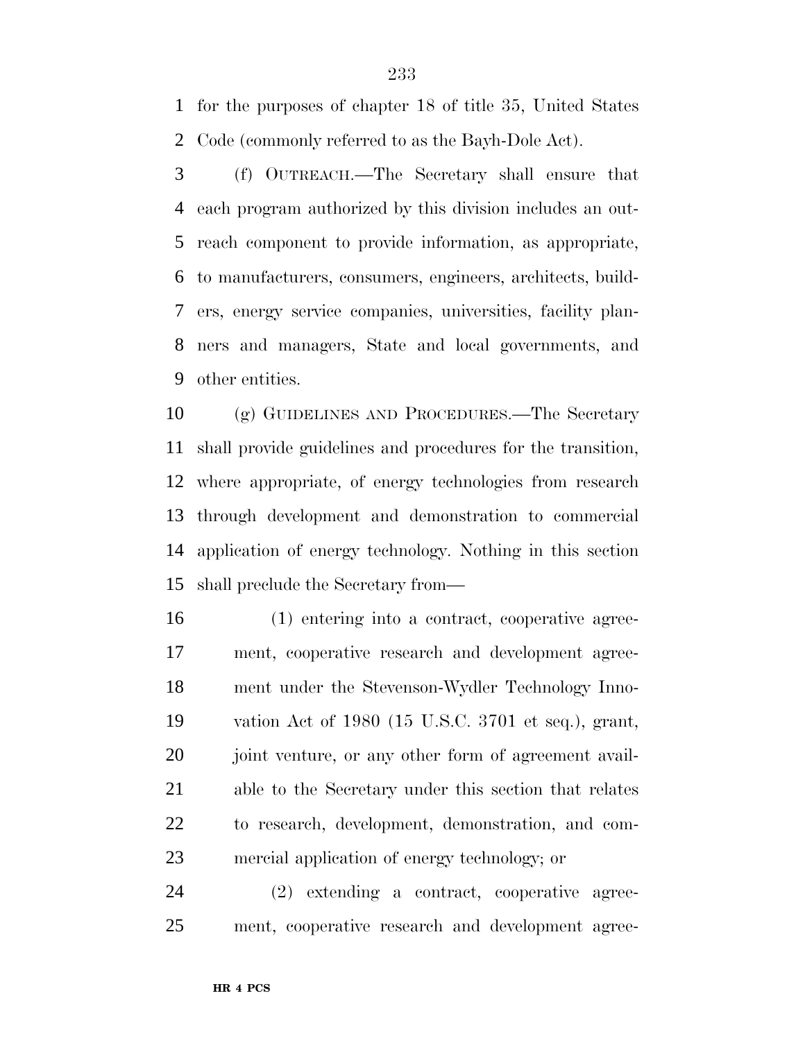for the purposes of chapter 18 of title 35, United States Code (commonly referred to as the Bayh-Dole Act).

(f) OUTREACH.—The Secretary shall ensure that each program authorized by this division includes an outreach component to provide information, as appropriate, to manufacturers, consumers, engineers, architects, builders, energy service companies, universities, facility planners and managers, State and local governments, and other entities.

(g) GUIDELINES AND PROCEDURES.—The Secretary shall provide guidelines and procedures for the transition, where appropriate, of energy technologies from research through development and demonstration to commercial application of energy technology. Nothing in this section shall preclude the Secretary from—

(1) entering into a contract, cooperative agreement, cooperative research and development agreement under the Stevenson-Wydler Technology Innovation Act of 1980 (15 U.S.C. 3701 et seq.), grant, joint venture, or any other form of agreement available to the Secretary under this section that relates to research, development, demonstration, and commercial application of energy technology; or

(2) extending a contract, cooperative agreement, cooperative research and development agree-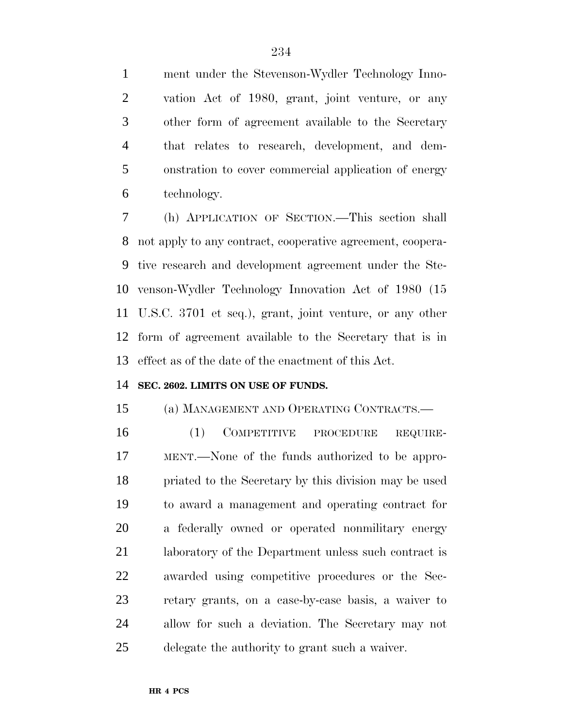ment under the Stevenson-Wydler Technology Innovation Act of 1980, grant, joint venture, or any other form of agreement available to the Secretary that relates to research, development, and demonstration to cover commercial application of energy technology.

(h) APPLICATION OF SECTION.—This section shall not apply to any contract, cooperative agreement, cooperative research and development agreement under the Stevenson-Wydler Technology Innovation Act of 1980 (15 U.S.C. 3701 et seq.), grant, joint venture, or any other form of agreement available to the Secretary that is in effect as of the date of the enactment of this Act.

**SEC. 2602. LIMITS ON USE OF FUNDS.**

(a) MANAGEMENT AND OPERATING CONTRACTS.—

(1) COMPETITIVE PROCEDURE REQUIREMENT.—None of the funds authorized to be appropriated to the Secretary by this division may be used to award a management and operating contract for a federally owned or operated nonmilitary energy laboratory of the Department unless such contract is awarded using competitive procedures or the Secretary grants, on a case-by-case basis, a waiver to allow for such a deviation. The Secretary may not delegate the authority to grant such a waiver.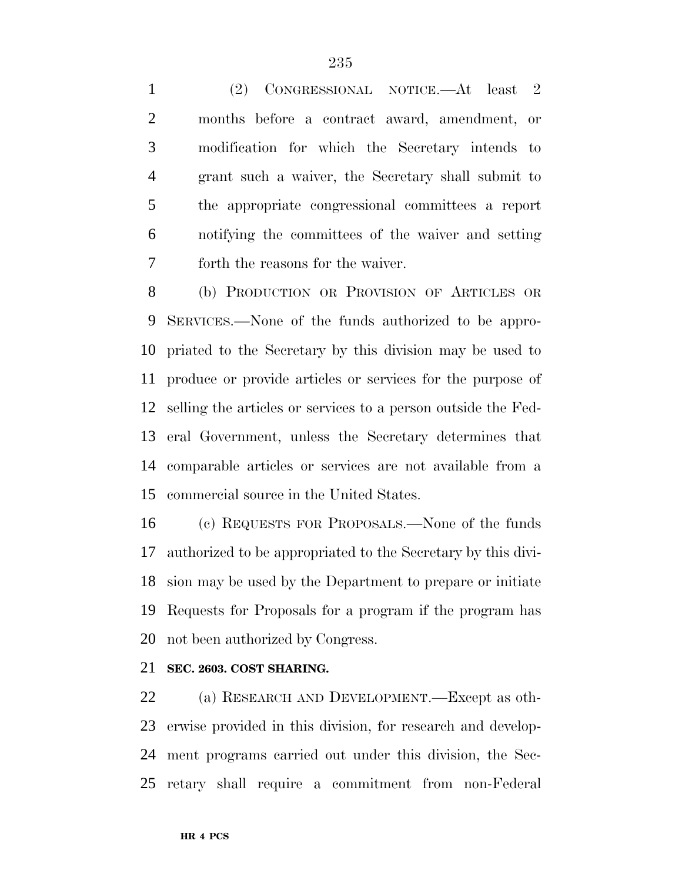(2) CONGRESSIONAL NOTICE.—At least 2 months before a contract award, amendment, or modification for which the Secretary intends to grant such a waiver, the Secretary shall submit to the appropriate congressional committees a report notifying the committees of the waiver and setting forth the reasons for the waiver.

(b) PRODUCTION OR PROVISION OF ARTICLES OR SERVICES.—None of the funds authorized to be appropriated to the Secretary by this division may be used to produce or provide articles or services for the purpose of selling the articles or services to a person outside the Federal Government, unless the Secretary determines that comparable articles or services are not available from a commercial source in the United States.

(c) REQUESTS FOR PROPOSALS.—None of the funds authorized to be appropriated to the Secretary by this division may be used by the Department to prepare or initiate Requests for Proposals for a program if the program has not been authorized by Congress.

**SEC. 2603. COST SHARING.**

(a) RESEARCH AND DEVELOPMENT.—Except as otherwise provided in this division, for research and development programs carried out under this division, the Secretary shall require a commitment from non-Federal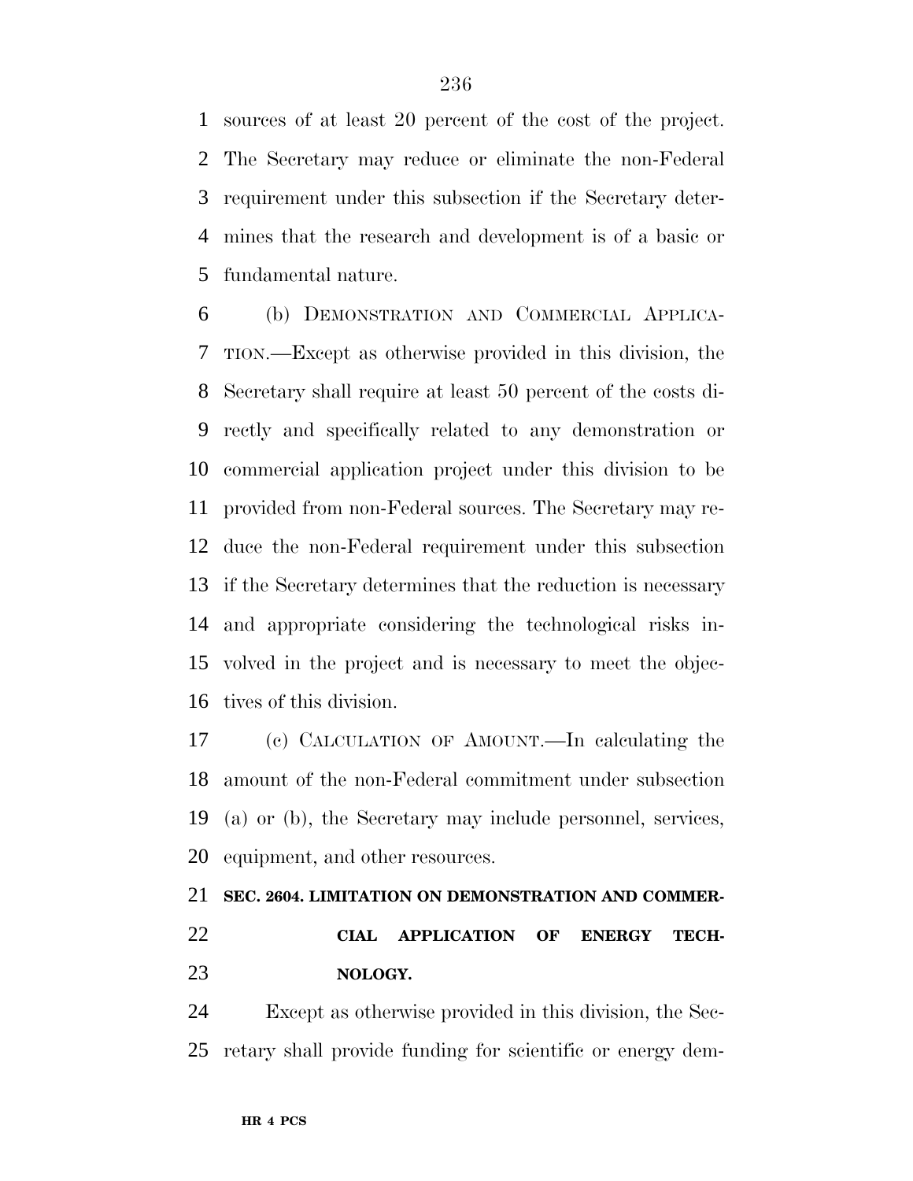sources of at least 20 percent of the cost of the project. The Secretary may reduce or eliminate the non-Federal requirement under this subsection if the Secretary determines that the research and development is of a basic or fundamental nature.

(b) DEMONSTRATION AND COMMERCIAL APPLICATION.—Except as otherwise provided in this division, the Secretary shall require at least 50 percent of the costs directly and specifically related to any demonstration or commercial application project under this division to be provided from non-Federal sources. The Secretary may reduce the non-Federal requirement under this subsection if the Secretary determines that the reduction is necessary and appropriate considering the technological risks involved in the project and is necessary to meet the objectives of this division.

(c) CALCULATION OF AMOUNT.—In calculating the amount of the non-Federal commitment under subsection (a) or (b), the Secretary may include personnel, services, equipment, and other resources.

**SEC. 2604. LIMITATION ON DEMONSTRATION AND COMMERCIAL APPLICATION OF ENERGY TECHNOLOGY.**

Except as otherwise provided in this division, the Secretary shall provide funding for scientific or energy dem-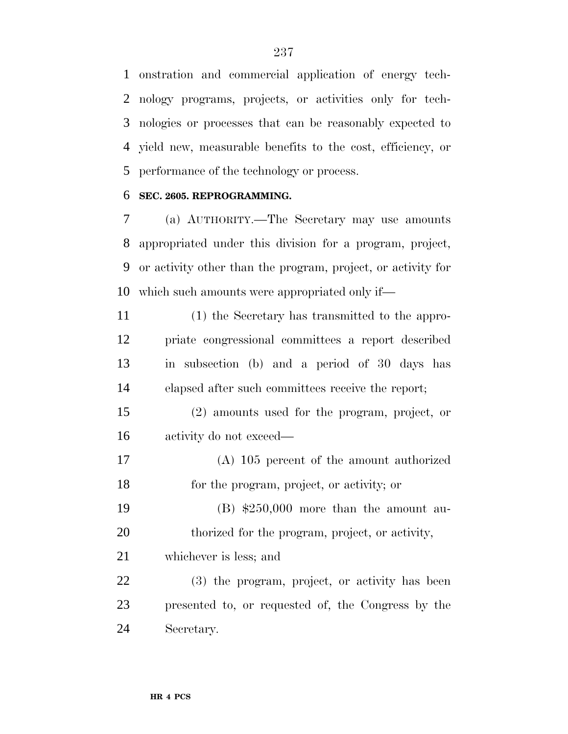onstration and commercial application of energy technology programs, projects, or activities only for technologies or processes that can be reasonably expected to yield new, measurable benefits to the cost, efficiency, or performance of the technology or process.

**SEC. 2605. REPROGRAMMING.**

(a) AUTHORITY.—The Secretary may use amounts appropriated under this division for a program, project, or activity other than the program, project, or activity for which such amounts were appropriated only if—

(1) the Secretary has transmitted to the appropriate congressional committees a report described in subsection (b) and a period of 30 days has elapsed after such committees receive the report;

(2) amounts used for the program, project, or activity do not exceed—

(A) 105 percent of the amount authorized for the program, project, or activity; or

(B) $250,000 more than the amount authorized for the program, project, or activity,

whichever is less; and

(3) the program, project, or activity has been presented to, or requested of, the Congress by the Secretary.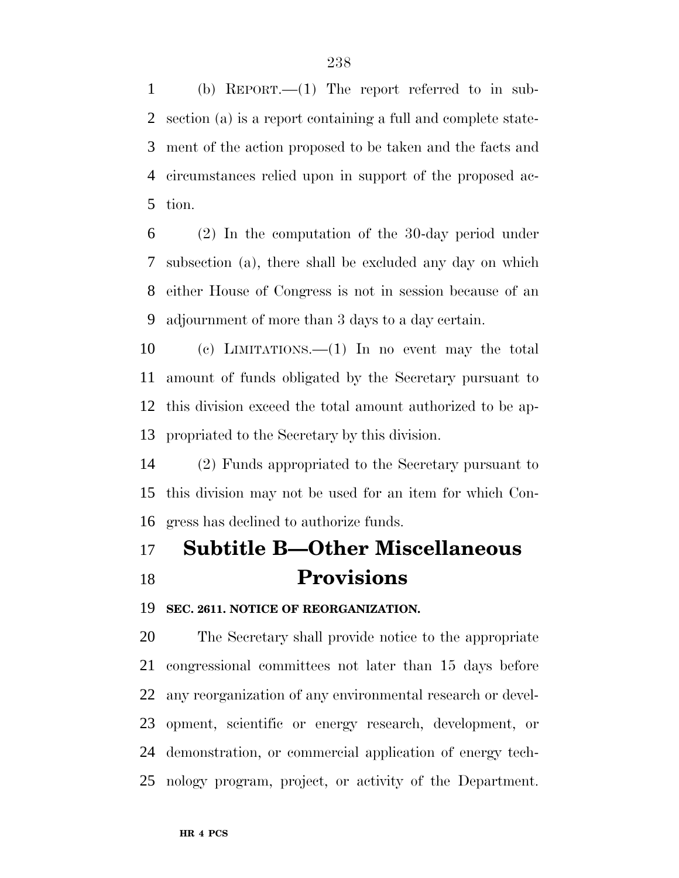(b) REPORT.—(1) The report referred to in subsection (a) is a report containing a full and complete statement of the action proposed to be taken and the facts and circumstances relied upon in support of the proposed action.

(2) In the computation of the 30-day period under subsection (a), there shall be excluded any day on which either House of Congress is not in session because of an adjournment of more than 3 days to a day certain.

(c) LIMITATIONS.—(1) In no event may the total amount of funds obligated by the Secretary pursuant to this division exceed the total amount authorized to be appropriated to the Secretary by this division.

(2) Funds appropriated to the Secretary pursuant to this division may not be used for an item for which Congress has declined to authorize funds.

## Subtitle B—Other Miscellaneous Provisions

**SEC. 2611. NOTICE OF REORGANIZATION.**

The Secretary shall provide notice to the appropriate congressional committees not later than 15 days before any reorganization of any environmental research or development, scientific or energy research, development, or demonstration, or commercial application of energy technology program, project, or activity of the Department.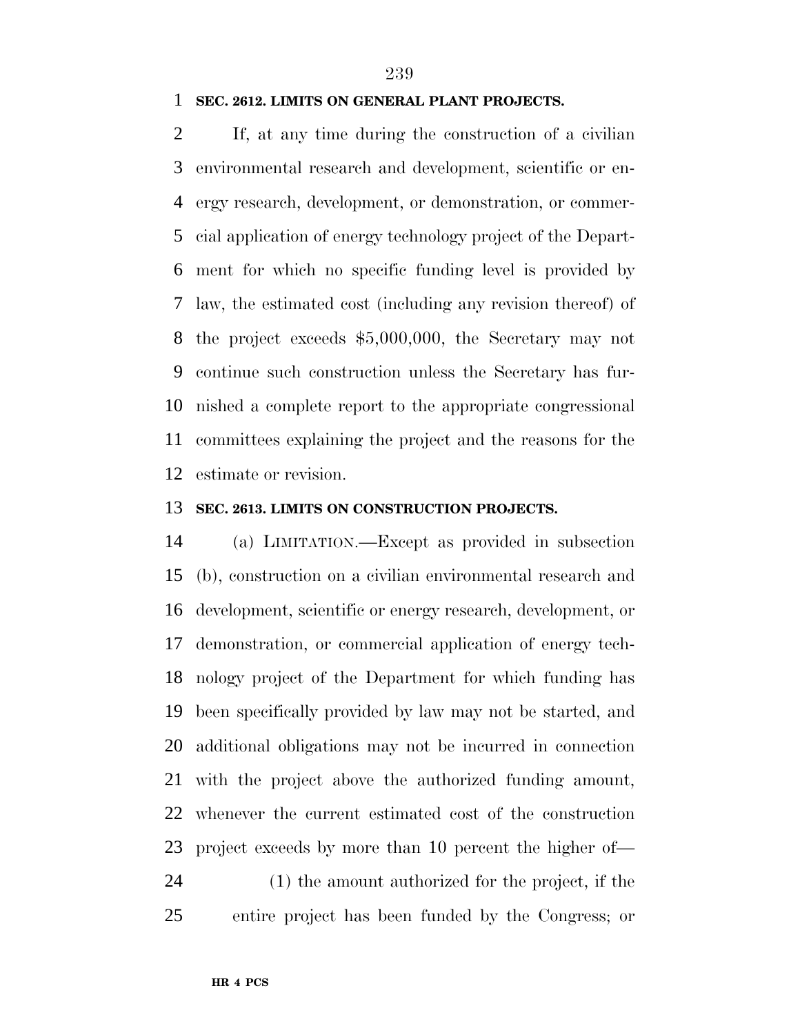**SEC. 2612. LIMITS ON GENERAL PLANT PROJECTS.**

If, at any time during the construction of a civilian environmental research and development, scientific or energy research, development, or demonstration, or commercial application of energy technology project of the Department for which no specific funding level is provided by law, the estimated cost (including any revision thereof) of the project exceeds $5,000,000, the Secretary may not continue such construction unless the Secretary has furnished a complete report to the appropriate congressional committees explaining the project and the reasons for the estimate or revision.

**SEC. 2613. LIMITS ON CONSTRUCTION PROJECTS.**

(a) LIMITATION.—Except as provided in subsection (b), construction on a civilian environmental research and development, scientific or energy research, development, or demonstration, or commercial application of energy technology project of the Department for which funding has been specifically provided by law may not be started, and additional obligations may not be incurred in connection with the project above the authorized funding amount, whenever the current estimated cost of the construction project exceeds by more than 10 percent the higher of—

(1) the amount authorized for the project, if the entire project has been funded by the Congress; or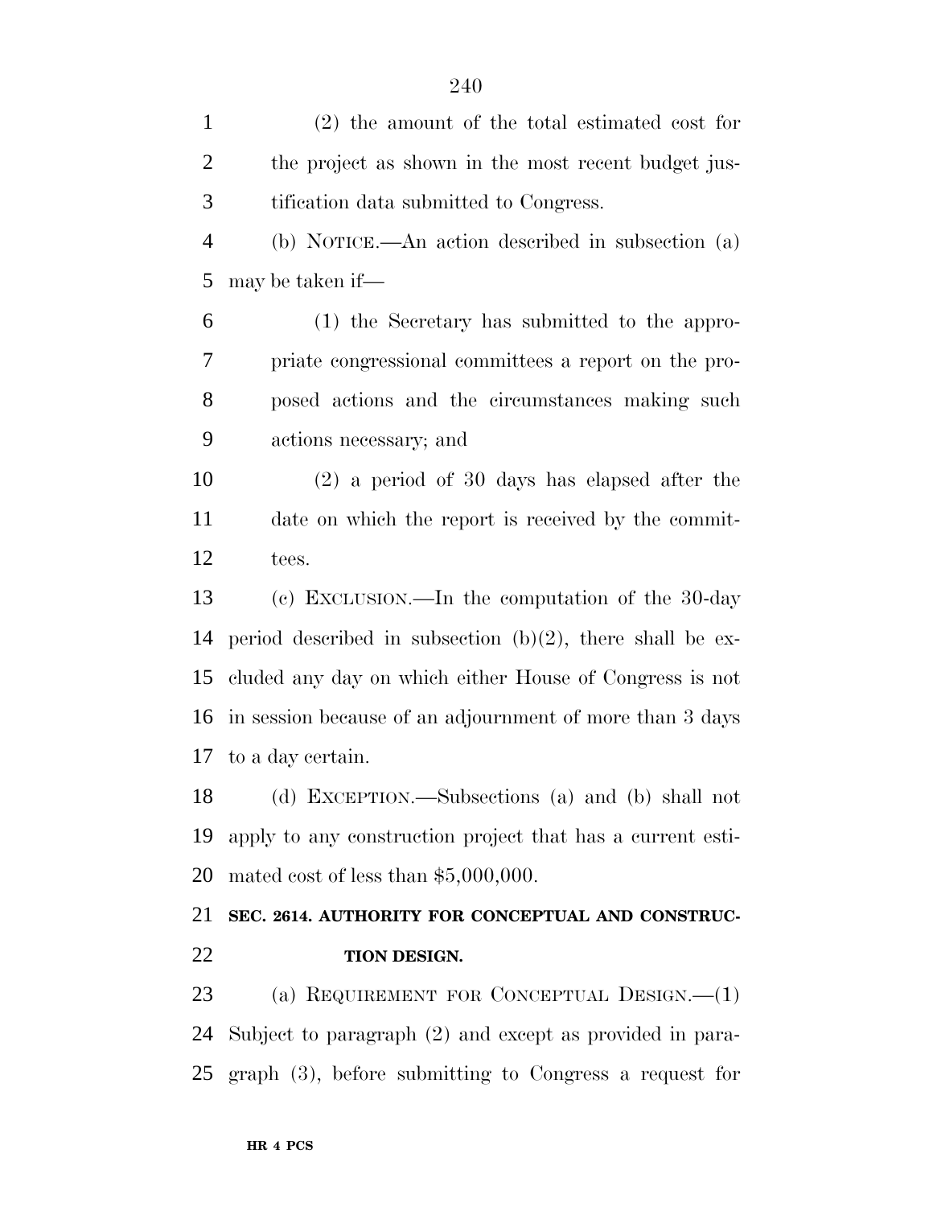(2) the amount of the total estimated cost for the project as shown in the most recent budget justification data submitted to Congress.

(b) NOTICE.—An action described in subsection (a) may be taken if—

(1) the Secretary has submitted to the appropriate congressional committees a report on the proposed actions and the circumstances making such actions necessary; and

(2) a period of 30 days has elapsed after the date on which the report is received by the committees.

(c) EXCLUSION.—In the computation of the 30-day period described in subsection (b)(2), there shall be excluded any day on which either House of Congress is not in session because of an adjournment of more than 3 days to a day certain.

(d) EXCEPTION.—Subsections (a) and (b) shall not apply to any construction project that has a current estimated cost of less than $5,000,000.

**SEC. 2614. AUTHORITY FOR CONCEPTUAL AND CONSTRUCTION DESIGN.**

(a) REQUIREMENT FOR CONCEPTUAL DESIGN.—(1) Subject to paragraph (2) and except as provided in paragraph (3), before submitting to Congress a request for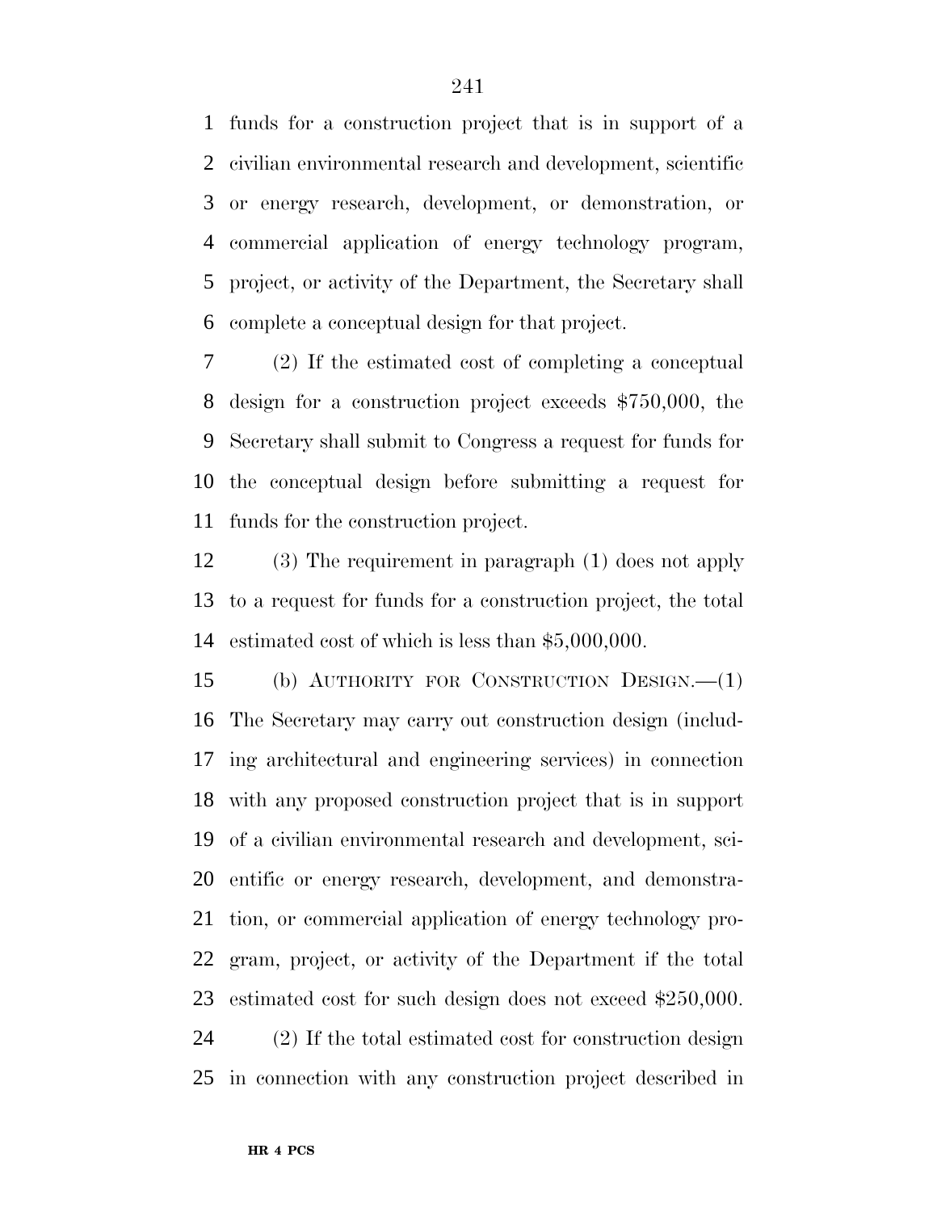funds for a construction project that is in support of a civilian environmental research and development, scientific or energy research, development, or demonstration, or commercial application of energy technology program, project, or activity of the Department, the Secretary shall complete a conceptual design for that project.

(2) If the estimated cost of completing a conceptual design for a construction project exceeds $750,000, the Secretary shall submit to Congress a request for funds for the conceptual design before submitting a request for funds for the construction project.

(3) The requirement in paragraph (1) does not apply to a request for funds for a construction project, the total estimated cost of which is less than $5,000,000.

(b) AUTHORITY FOR CONSTRUCTION DESIGN.—(1) The Secretary may carry out construction design (including architectural and engineering services) in connection with any proposed construction project that is in support of a civilian environmental research and development, scientific or energy research, development, and demonstration, or commercial application of energy technology program, project, or activity of the Department if the total estimated cost for such design does not exceed $250,000.

(2) If the total estimated cost for construction design in connection with any construction project described in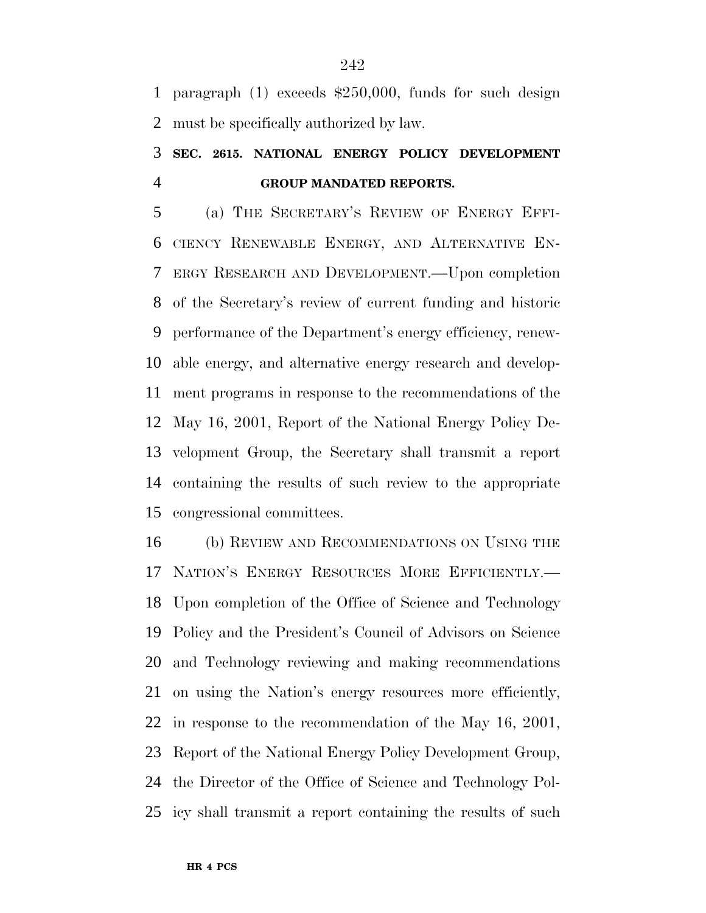paragraph (1) exceeds $250,000, funds for such design must be specifically authorized by law.

## SEC. 2615. NATIONAL ENERGY POLICY DEVELOPMENT GROUP MANDATED REPORTS.

(a) THE SECRETARY'S REVIEW OF ENERGY EFFICIENCY RENEWABLE ENERGY, AND ALTERNATIVE ENERGY RESEARCH AND DEVELOPMENT.—Upon completion of the Secretary's review of current funding and historic performance of the Department's energy efficiency, renewable energy, and alternative energy research and development programs in response to the recommendations of the May 16, 2001, Report of the National Energy Policy Development Group, the Secretary shall transmit a report containing the results of such review to the appropriate congressional committees.

(b) REVIEW AND RECOMMENDATIONS ON USING THE NATION'S ENERGY RESOURCES MORE EFFICIENTLY.—Upon completion of the Office of Science and Technology Policy and the President's Council of Advisors on Science and Technology reviewing and making recommendations on using the Nation's energy resources more efficiently, in response to the recommendation of the May 16, 2001, Report of the National Energy Policy Development Group, the Director of the Office of Science and Technology Policy shall transmit a report containing the results of such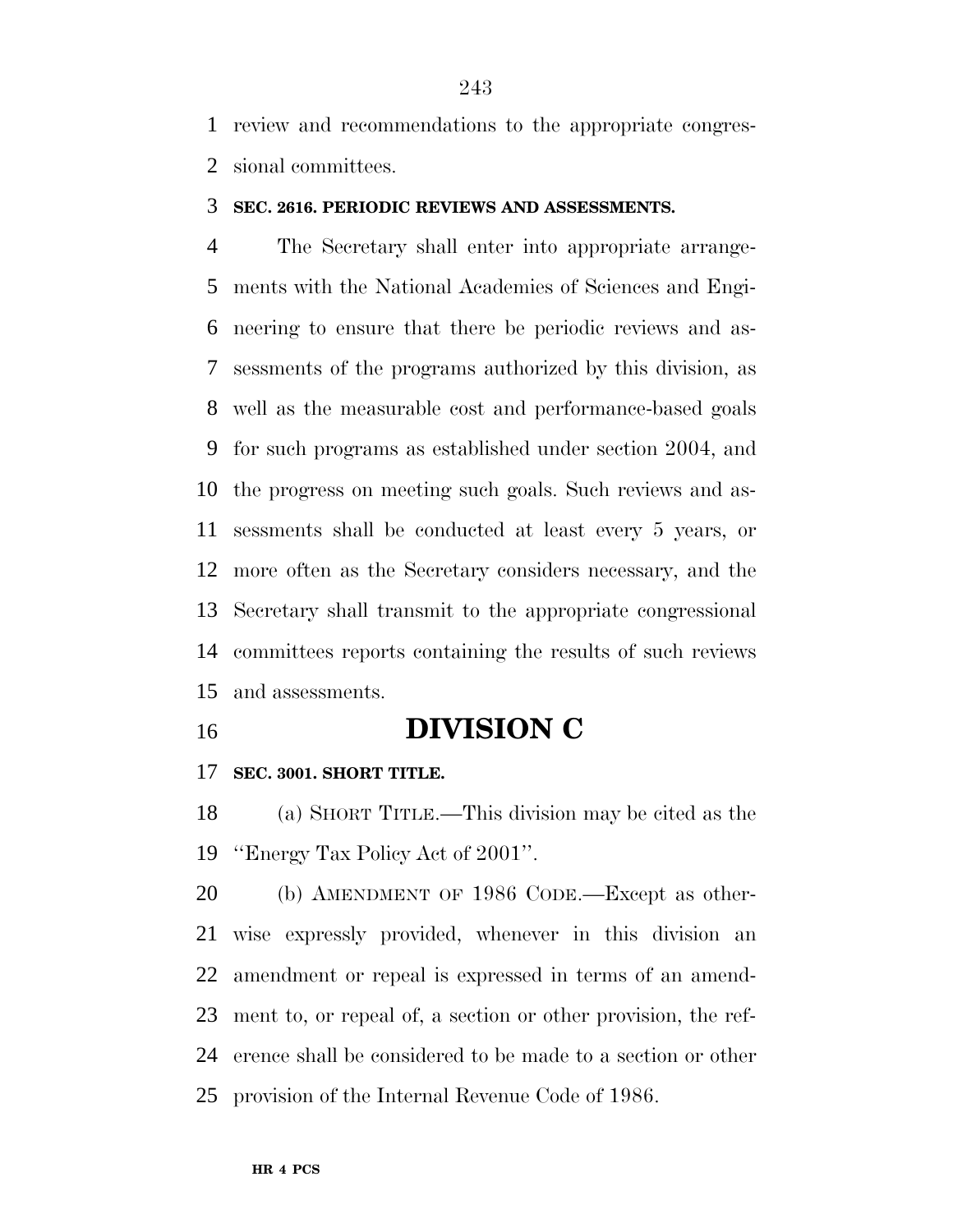review and recommendations to the appropriate congressional committees.

**SEC. 2616. PERIODIC REVIEWS AND ASSESSMENTS.**

The Secretary shall enter into appropriate arrangements with the National Academies of Sciences and Engineering to ensure that there be periodic reviews and assessments of the programs authorized by this division, as well as the measurable cost and performance-based goals for such programs as established under section 2004, and the progress on meeting such goals. Such reviews and assessments shall be conducted at least every 5 years, or more often as the Secretary considers necessary, and the Secretary shall transmit to the appropriate congressional committees reports containing the results of such reviews and assessments.

# DIVISION C

**SEC. 3001. SHORT TITLE.**

(a) SHORT TITLE.—This division may be cited as the "Energy Tax Policy Act of 2001".

(b) AMENDMENT OF 1986 CODE.—Except as otherwise expressly provided, whenever in this division an amendment or repeal is expressed in terms of an amendment to, or repeal of, a section or other provision, the reference shall be considered to be made to a section or other provision of the Internal Revenue Code of 1986.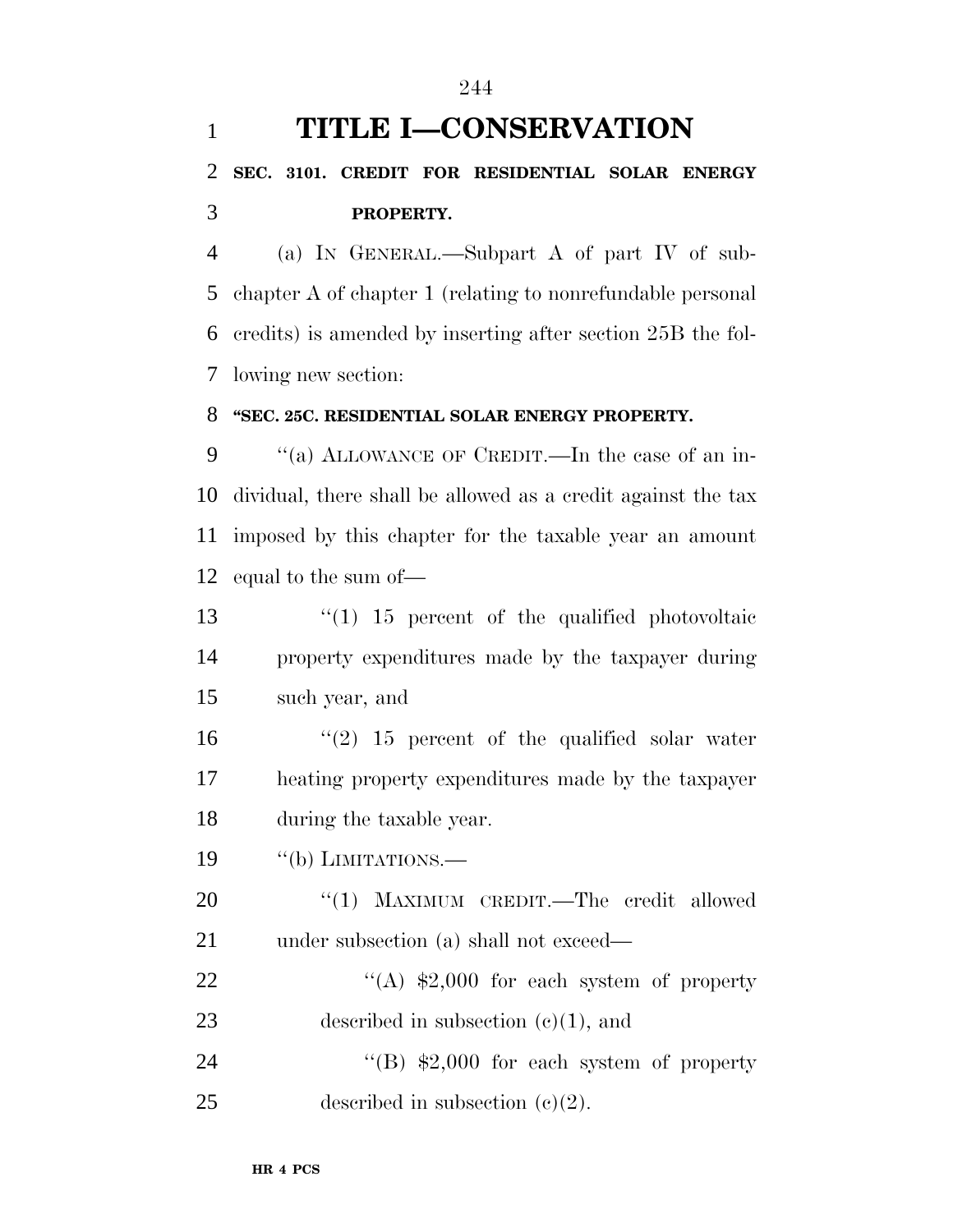# TITLE I—CONSERVATION

## SEC. 3101. CREDIT FOR RESIDENTIAL SOLAR ENERGY PROPERTY.

(a) IN GENERAL.—Subpart A of part IV of subchapter A of chapter 1 (relating to nonrefundable personal credits) is amended by inserting after section 25B the following new section:

**"SEC. 25C. RESIDENTIAL SOLAR ENERGY PROPERTY.**

"(a) ALLOWANCE OF CREDIT.—In the case of an individual, there shall be allowed as a credit against the tax imposed by this chapter for the taxable year an amount equal to the sum of—

"(1) 15 percent of the qualified photovoltaic property expenditures made by the taxpayer during such year, and

"(2) 15 percent of the qualified solar water heating property expenditures made by the taxpayer during the taxable year.

"(b) LIMITATIONS.—

"(1) MAXIMUM CREDIT.—The credit allowed under subsection (a) shall not exceed—

"(A) $2,000 for each system of property described in subsection (c)(1), and

"(B) $2,000 for each system of property described in subsection (c)(2).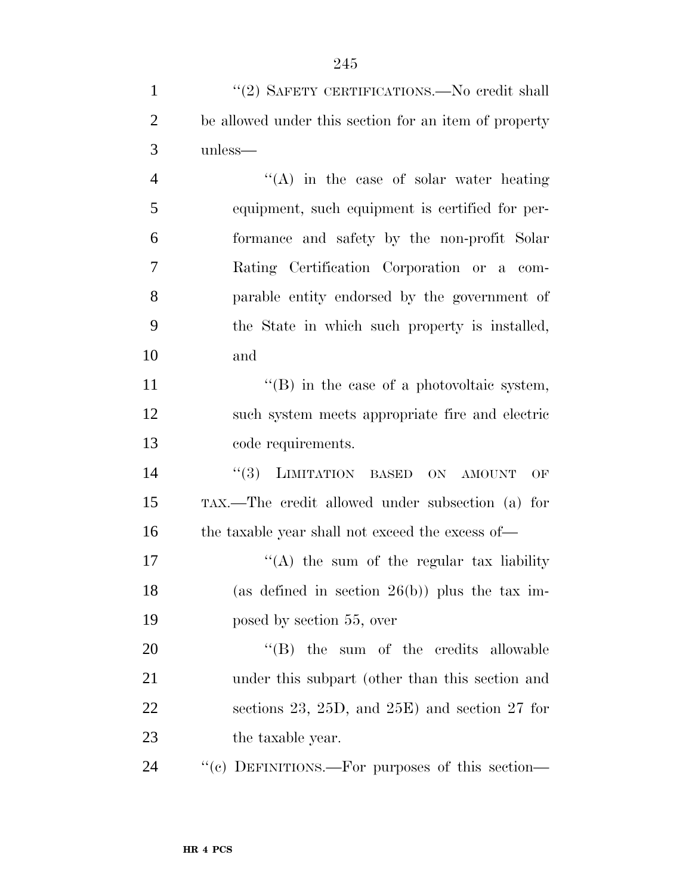"(2) SAFETY CERTIFICATIONS.—No credit shall be allowed under this section for an item of property unless—

"(A) in the case of solar water heating equipment, such equipment is certified for performance and safety by the non-profit Solar Rating Certification Corporation or a comparable entity endorsed by the government of the State in which such property is installed, and

"(B) in the case of a photovoltaic system, such system meets appropriate fire and electric code requirements.

"(3) LIMITATION BASED ON AMOUNT OF TAX.—The credit allowed under subsection (a) for the taxable year shall not exceed the excess of—

"(A) the sum of the regular tax liability (as defined in section 26(b)) plus the tax imposed by section 55, over

"(B) the sum of the credits allowable under this subpart (other than this section and sections 23, 25D, and 25E) and section 27 for the taxable year.

"(c) DEFINITIONS.—For purposes of this section—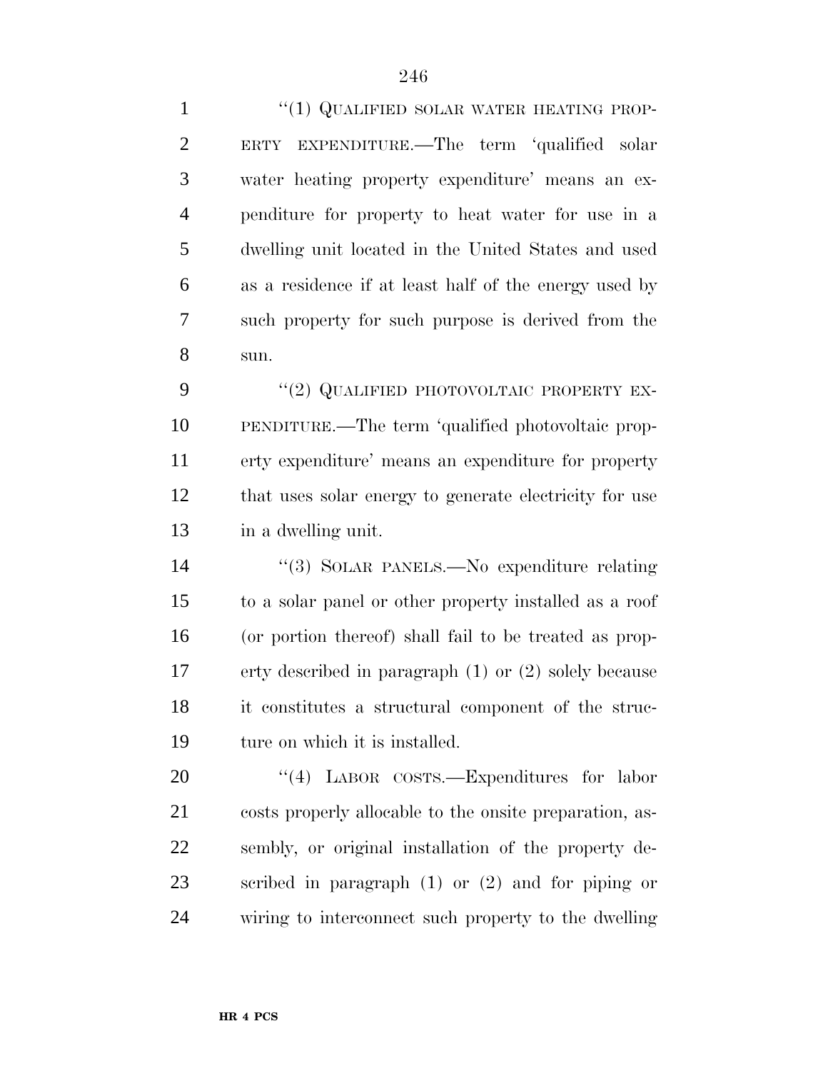"(1) QUALIFIED SOLAR WATER HEATING PROPERTY EXPENDITURE.—The term 'qualified solar water heating property expenditure' means an expenditure for property to heat water for use in a dwelling unit located in the United States and used as a residence if at least half of the energy used by such property for such purpose is derived from the sun.

"(2) QUALIFIED PHOTOVOLTAIC PROPERTY EXPENDITURE.—The term 'qualified photovoltaic property expenditure' means an expenditure for property that uses solar energy to generate electricity for use in a dwelling unit.

"(3) SOLAR PANELS.—No expenditure relating to a solar panel or other property installed as a roof (or portion thereof) shall fail to be treated as property described in paragraph (1) or (2) solely because it constitutes a structural component of the structure on which it is installed.

"(4) LABOR COSTS.—Expenditures for labor costs properly allocable to the onsite preparation, assembly, or original installation of the property described in paragraph (1) or (2) and for piping or wiring to interconnect such property to the dwelling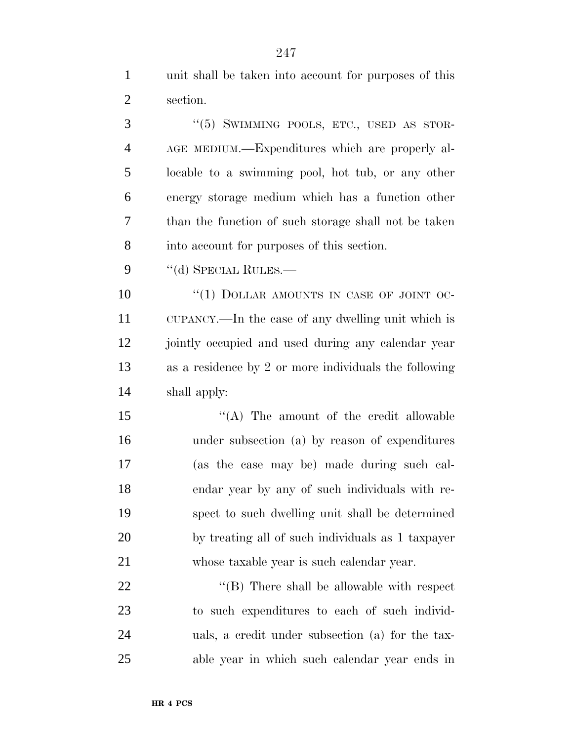unit shall be taken into account for purposes of this section.

"(5) SWIMMING POOLS, ETC., USED AS STORAGE MEDIUM.—Expenditures which are properly allocable to a swimming pool, hot tub, or any other energy storage medium which has a function other than the function of such storage shall not be taken into account for purposes of this section.

"(d) SPECIAL RULES.—

"(1) DOLLAR AMOUNTS IN CASE OF JOINT OCCUPANCY.—In the case of any dwelling unit which is jointly occupied and used during any calendar year as a residence by 2 or more individuals the following shall apply:

"(A) The amount of the credit allowable under subsection (a) by reason of expenditures (as the case may be) made during such calendar year by any of such individuals with respect to such dwelling unit shall be determined by treating all of such individuals as 1 taxpayer whose taxable year is such calendar year.

"(B) There shall be allowable with respect to such expenditures to each of such individuals, a credit under subsection (a) for the taxable year in which such calendar year ends in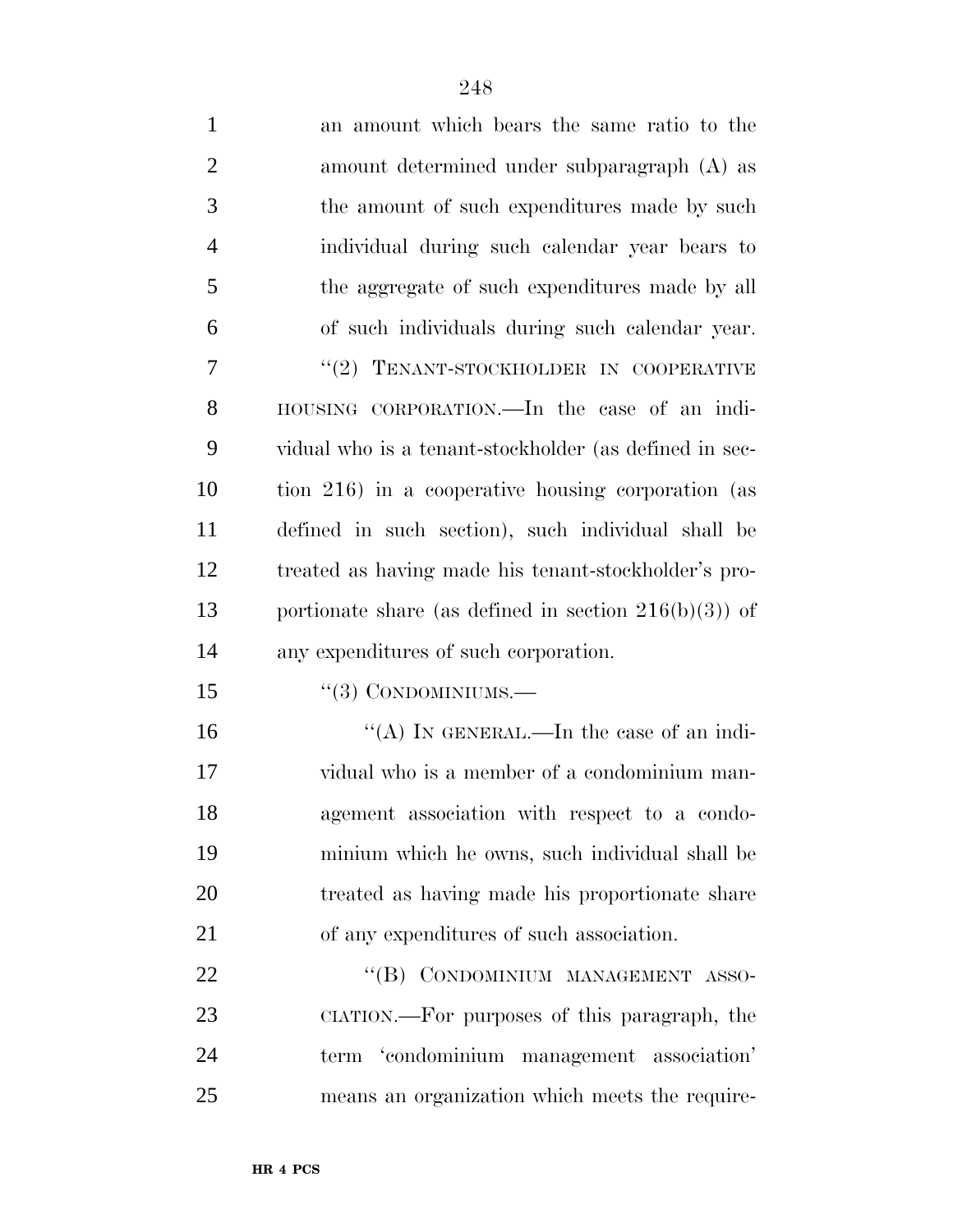an amount which bears the same ratio to the amount determined under subparagraph (A) as the amount of such expenditures made by such individual during such calendar year bears to the aggregate of such expenditures made by all of such individuals during such calendar year.

''(2) TENANT-STOCKHOLDER IN COOPERATIVE HOUSING CORPORATION.—In the case of an individual who is a tenant-stockholder (as defined in section 216) in a cooperative housing corporation (as defined in such section), such individual shall be treated as having made his tenant-stockholder's proportionate share (as defined in section 216(b)(3)) of any expenditures of such corporation.

''(3) CONDOMINIUMS.—

''(A) IN GENERAL.—In the case of an individual who is a member of a condominium management association with respect to a condominium which he owns, such individual shall be treated as having made his proportionate share of any expenditures of such association.

''(B) CONDOMINIUM MANAGEMENT ASSOCIATION.—For purposes of this paragraph, the term 'condominium management association' means an organization which meets the require-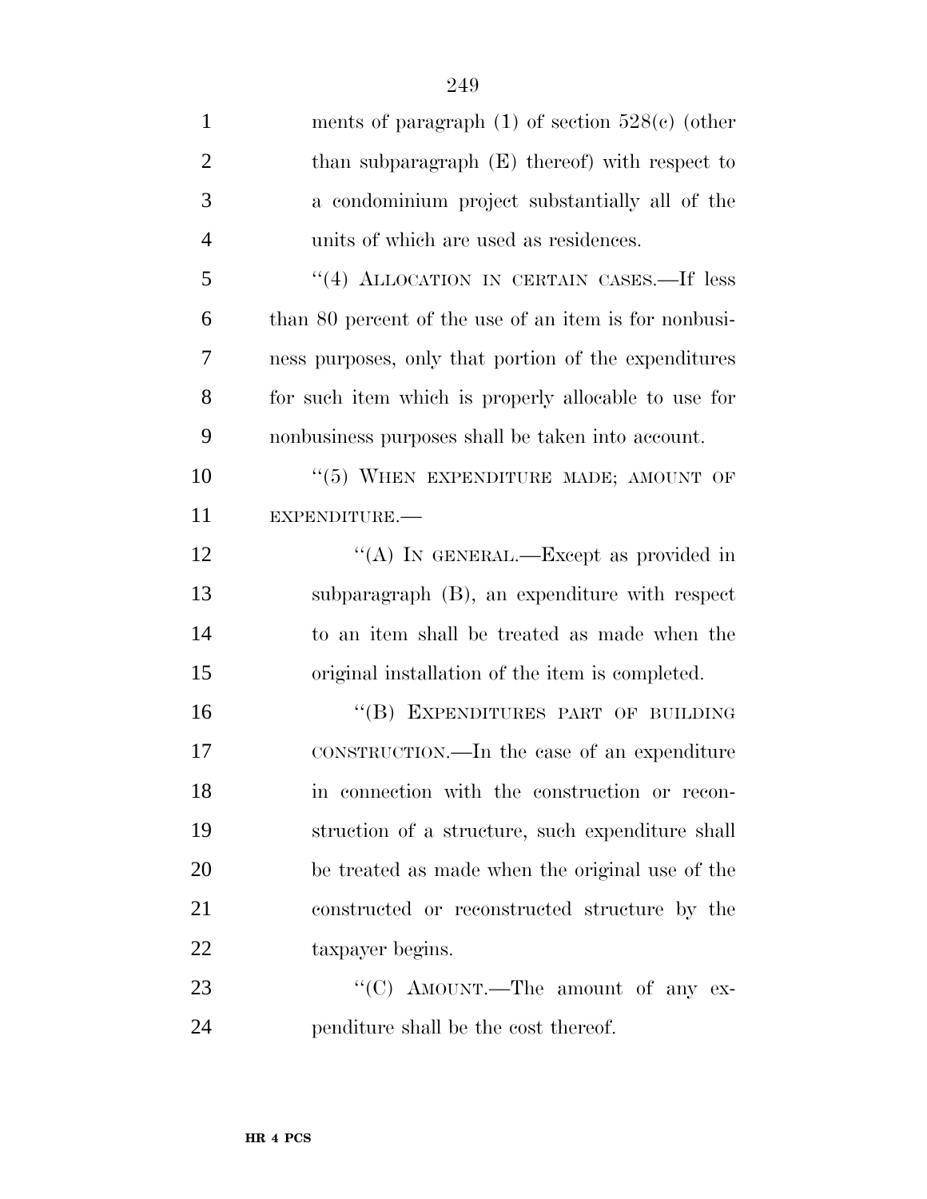ments of paragraph (1) of section 528(c) (other than subparagraph (E) thereof) with respect to a condominium project substantially all of the units of which are used as residences.

''(4) ALLOCATION IN CERTAIN CASES.—If less than 80 percent of the use of an item is for nonbusiness purposes, only that portion of the expenditures for such item which is properly allocable to use for nonbusiness purposes shall be taken into account.

''(5) WHEN EXPENDITURE MADE; AMOUNT OF EXPENDITURE.—

''(A) IN GENERAL.—Except as provided in subparagraph (B), an expenditure with respect to an item shall be treated as made when the original installation of the item is completed.

''(B) EXPENDITURES PART OF BUILDING CONSTRUCTION.—In the case of an expenditure in connection with the construction or reconstruction of a structure, such expenditure shall be treated as made when the original use of the constructed or reconstructed structure by the taxpayer begins.

''(C) AMOUNT.—The amount of any expenditure shall be the cost thereof.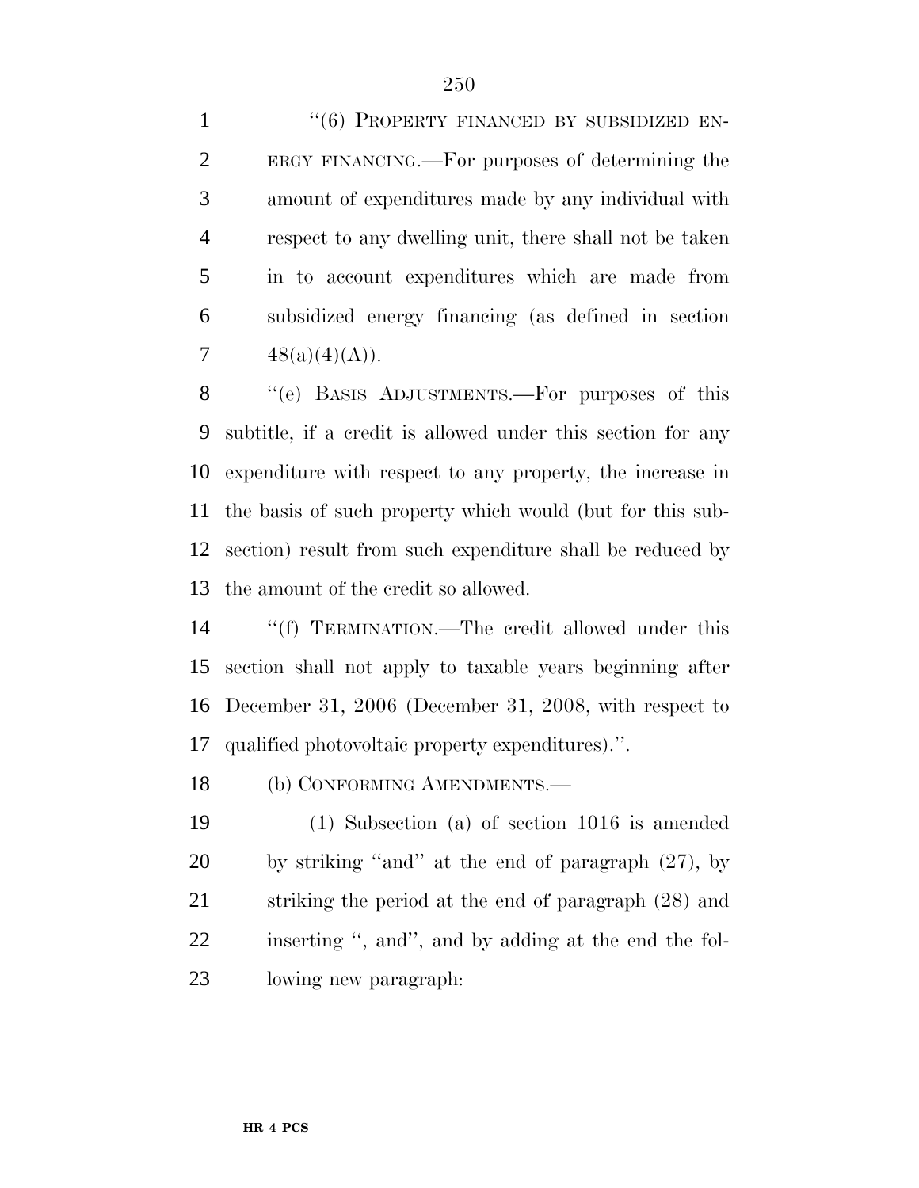"(6) PROPERTY FINANCED BY SUBSIDIZED ENERGY FINANCING.—For purposes of determining the amount of expenditures made by any individual with respect to any dwelling unit, there shall not be taken in to account expenditures which are made from subsidized energy financing (as defined in section 48(a)(4)(A)).

"(e) BASIS ADJUSTMENTS.—For purposes of this subtitle, if a credit is allowed under this section for any expenditure with respect to any property, the increase in the basis of such property which would (but for this subsection) result from such expenditure shall be reduced by the amount of the credit so allowed.

"(f) TERMINATION.—The credit allowed under this section shall not apply to taxable years beginning after December 31, 2006 (December 31, 2008, with respect to qualified photovoltaic property expenditures).".

(b) CONFORMING AMENDMENTS.—

(1) Subsection (a) of section 1016 is amended by striking "and" at the end of paragraph (27), by striking the period at the end of paragraph (28) and inserting ", and", and by adding at the end the following new paragraph: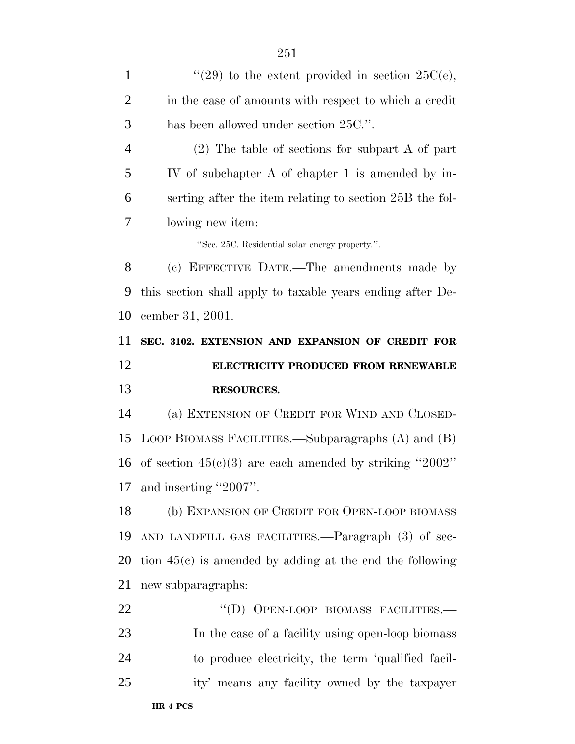''(29) to the extent provided in section 25C(e), in the case of amounts with respect to which a credit has been allowed under section 25C.''.

(2) The table of sections for subpart A of part IV of subchapter A of chapter 1 is amended by inserting after the item relating to section 25B the following new item:

''Sec. 25C. Residential solar energy property.''.

(c) EFFECTIVE DATE.—The amendments made by this section shall apply to taxable years ending after December 31, 2001.

**SEC. 3102. EXTENSION AND EXPANSION OF CREDIT FOR ELECTRICITY PRODUCED FROM RENEWABLE RESOURCES.**

(a) EXTENSION OF CREDIT FOR WIND AND CLOSED-LOOP BIOMASS FACILITIES.—Subparagraphs (A) and (B) of section 45(c)(3) are each amended by striking ''2002'' and inserting ''2007''.

(b) EXPANSION OF CREDIT FOR OPEN-LOOP BIOMASS AND LANDFILL GAS FACILITIES.—Paragraph (3) of section 45(c) is amended by adding at the end the following new subparagraphs:

''(D) OPEN-LOOP BIOMASS FACILITIES.— In the case of a facility using open-loop biomass to produce electricity, the term 'qualified facility' means any facility owned by the taxpayer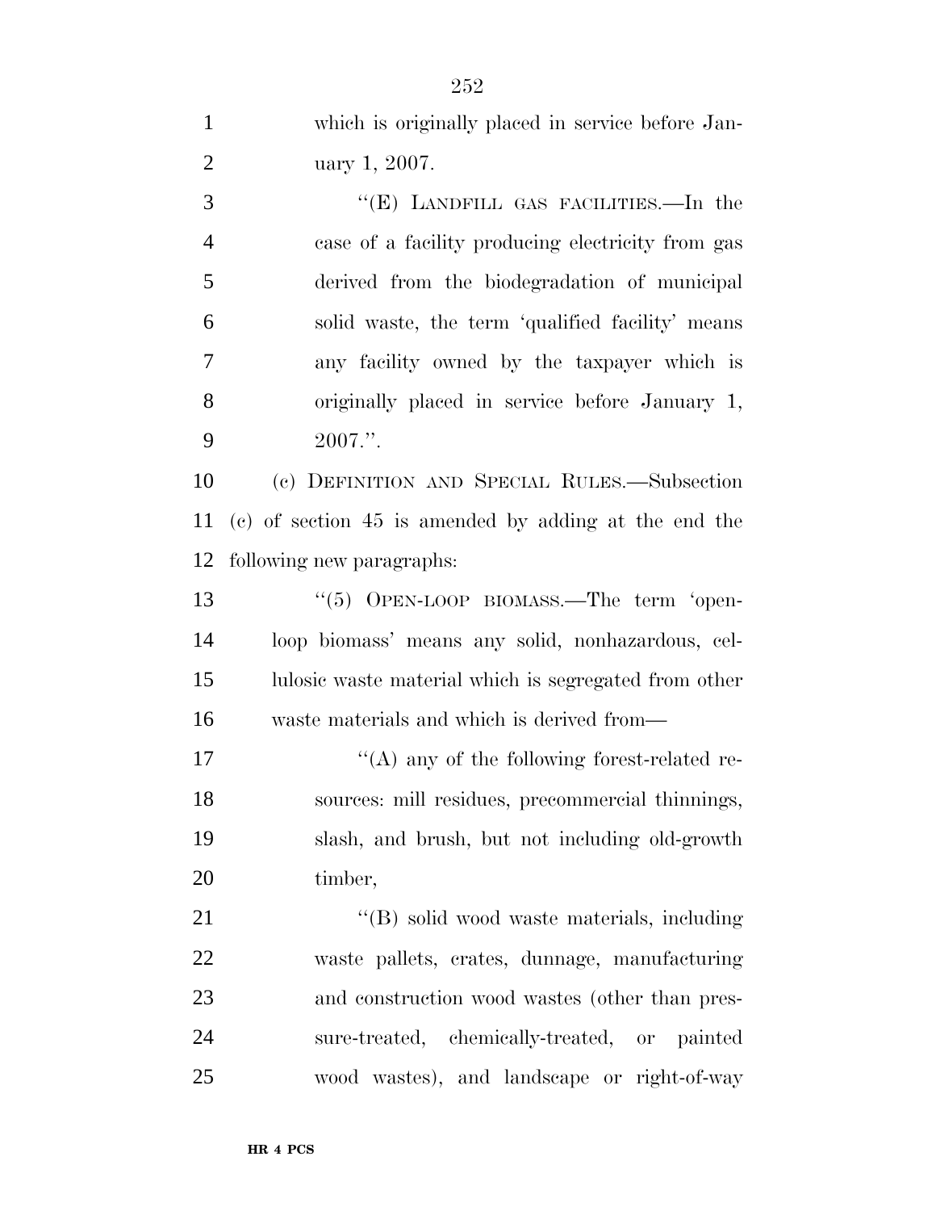which is originally placed in service before January 1, 2007.

''(E) LANDFILL GAS FACILITIES.—In the case of a facility producing electricity from gas derived from the biodegradation of municipal solid waste, the term 'qualified facility' means any facility owned by the taxpayer which is originally placed in service before January 1, 2007.''.

(c) DEFINITION AND SPECIAL RULES.—Subsection (c) of section 45 is amended by adding at the end the following new paragraphs:

''(5) OPEN-LOOP BIOMASS.—The term 'open-loop biomass' means any solid, nonhazardous, cellulosic waste material which is segregated from other waste materials and which is derived from—

''(A) any of the following forest-related resources: mill residues, precommercial thinnings, slash, and brush, but not including old-growth timber,

''(B) solid wood waste materials, including waste pallets, crates, dunnage, manufacturing and construction wood wastes (other than pressure-treated, chemically-treated, or painted wood wastes), and landscape or right-of-way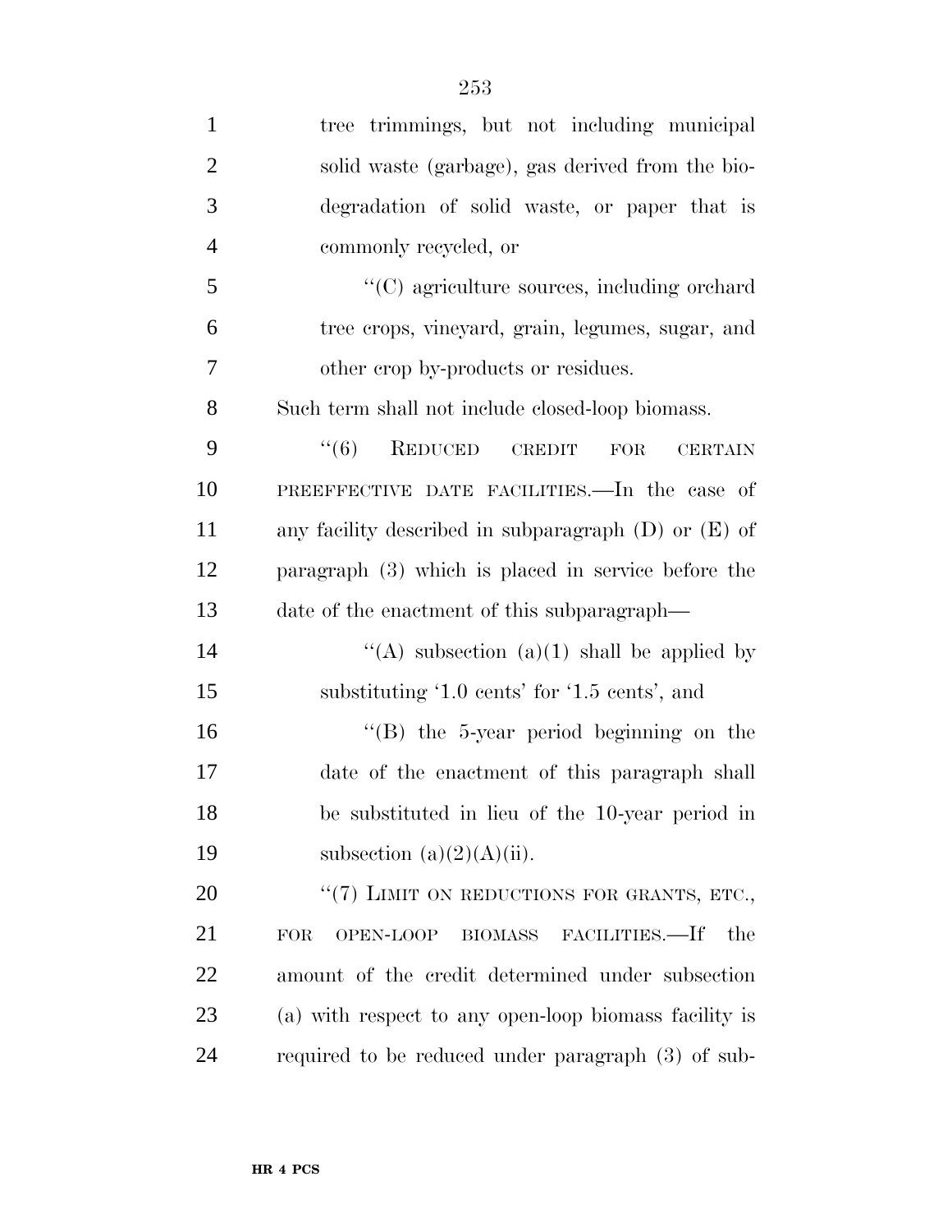tree trimmings, but not including municipal solid waste (garbage), gas derived from the biodegradation of solid waste, or paper that is commonly recycled, or

''(C) agriculture sources, including orchard tree crops, vineyard, grain, legumes, sugar, and other crop by-products or residues.

Such term shall not include closed-loop biomass.

''(6) REDUCED CREDIT FOR CERTAIN PREEFFECTIVE DATE FACILITIES.—In the case of any facility described in subparagraph (D) or (E) of paragraph (3) which is placed in service before the date of the enactment of this subparagraph—

''(A) subsection (a)(1) shall be applied by substituting '1.0 cents' for '1.5 cents', and

''(B) the 5-year period beginning on the date of the enactment of this paragraph shall be substituted in lieu of the 10-year period in subsection (a)(2)(A)(ii).

''(7) LIMIT ON REDUCTIONS FOR GRANTS, ETC., FOR OPEN-LOOP BIOMASS FACILITIES.—If the amount of the credit determined under subsection (a) with respect to any open-loop biomass facility is required to be reduced under paragraph (3) of sub-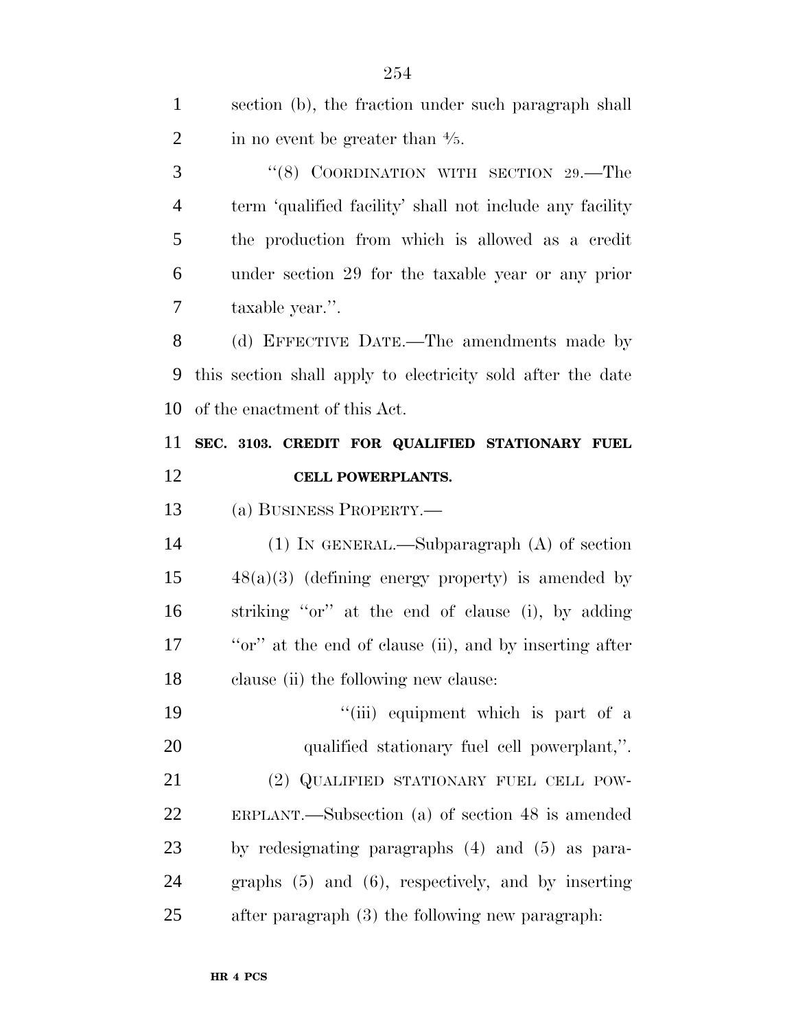section (b), the fraction under such paragraph shall in no event be greater than ⅘.

''(8) COORDINATION WITH SECTION 29.—The term 'qualified facility' shall not include any facility the production from which is allowed as a credit under section 29 for the taxable year or any prior taxable year.''.

(d) EFFECTIVE DATE.—The amendments made by this section shall apply to electricity sold after the date of the enactment of this Act.

**SEC. 3103. CREDIT FOR QUALIFIED STATIONARY FUEL CELL POWERPLANTS.**

(a) BUSINESS PROPERTY.—

(1) IN GENERAL.—Subparagraph (A) of section 48(a)(3) (defining energy property) is amended by striking ''or'' at the end of clause (i), by adding ''or'' at the end of clause (ii), and by inserting after clause (ii) the following new clause:

''(iii) equipment which is part of a qualified stationary fuel cell powerplant,''.

(2) QUALIFIED STATIONARY FUEL CELL POWERPLANT.—Subsection (a) of section 48 is amended by redesignating paragraphs (4) and (5) as paragraphs (5) and (6), respectively, and by inserting after paragraph (3) the following new paragraph: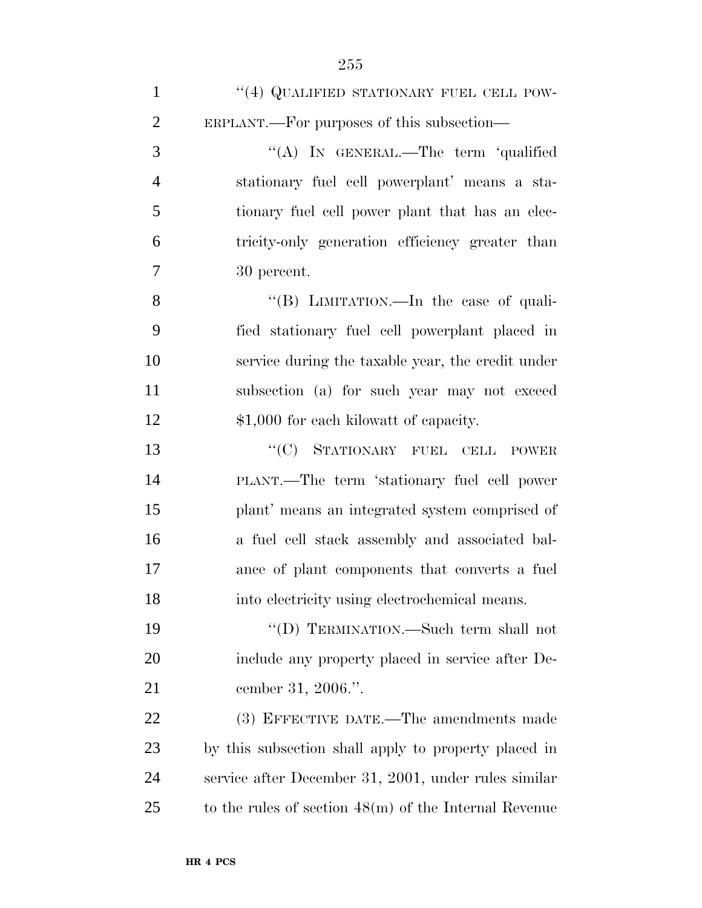''(4) QUALIFIED STATIONARY FUEL CELL POWERPLANT.—For purposes of this subsection—

''(A) IN GENERAL.—The term 'qualified stationary fuel cell powerplant' means a stationary fuel cell power plant that has an electricity-only generation efficiency greater than 30 percent.

''(B) LIMITATION.—In the case of qualified stationary fuel cell powerplant placed in service during the taxable year, the credit under subsection (a) for such year may not exceed $1,000 for each kilowatt of capacity.

''(C) STATIONARY FUEL CELL POWER PLANT.—The term 'stationary fuel cell power plant' means an integrated system comprised of a fuel cell stack assembly and associated balance of plant components that converts a fuel into electricity using electrochemical means.

''(D) TERMINATION.—Such term shall not include any property placed in service after December 31, 2006.''.

(3) EFFECTIVE DATE.—The amendments made by this subsection shall apply to property placed in service after December 31, 2001, under rules similar to the rules of section 48(m) of the Internal Revenue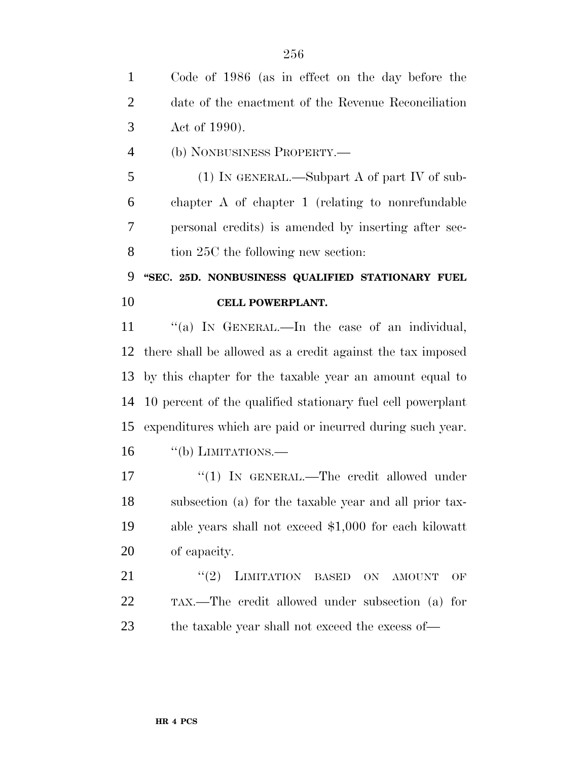Code of 1986 (as in effect on the day before the date of the enactment of the Revenue Reconciliation Act of 1990).

(b) NONBUSINESS PROPERTY.—

(1) IN GENERAL.—Subpart A of part IV of subchapter A of chapter 1 (relating to nonrefundable personal credits) is amended by inserting after section 25C the following new section:

**"SEC. 25D. NONBUSINESS QUALIFIED STATIONARY FUEL CELL POWERPLANT.**

"(a) IN GENERAL.—In the case of an individual, there shall be allowed as a credit against the tax imposed by this chapter for the taxable year an amount equal to 10 percent of the qualified stationary fuel cell powerplant expenditures which are paid or incurred during such year.

"(b) LIMITATIONS.—

"(1) IN GENERAL.—The credit allowed under subsection (a) for the taxable year and all prior taxable years shall not exceed $1,000 for each kilowatt of capacity.

"(2) LIMITATION BASED ON AMOUNT OF TAX.—The credit allowed under subsection (a) for the taxable year shall not exceed the excess of—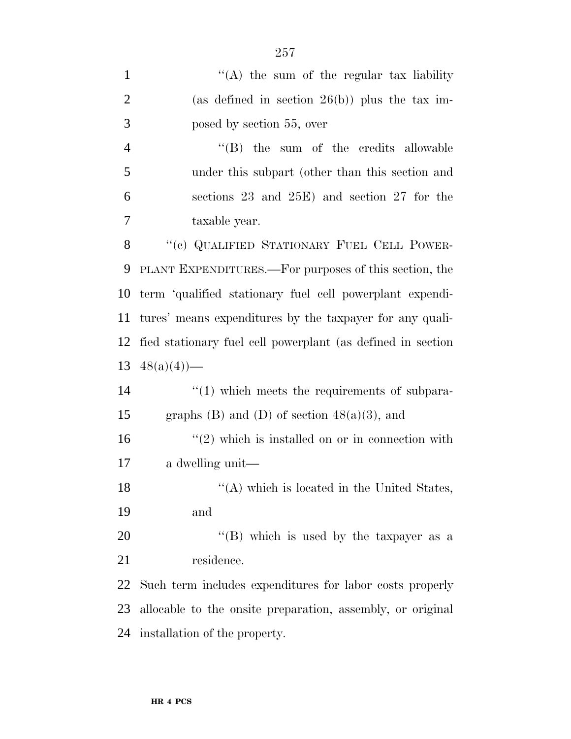''(A) the sum of the regular tax liability (as defined in section 26(b)) plus the tax imposed by section 55, over

''(B) the sum of the credits allowable under this subpart (other than this section and sections 23 and 25E) and section 27 for the taxable year.

''(c) QUALIFIED STATIONARY FUEL CELL POWERPLANT EXPENDITURES.—For purposes of this section, the term 'qualified stationary fuel cell powerplant expenditures' means expenditures by the taxpayer for any qualified stationary fuel cell powerplant (as defined in section 48(a)(4))—

''(1) which meets the requirements of subparagraphs (B) and (D) of section 48(a)(3), and

''(2) which is installed on or in connection with a dwelling unit—

''(A) which is located in the United States, and

''(B) which is used by the taxpayer as a residence.

Such term includes expenditures for labor costs properly allocable to the onsite preparation, assembly, or original installation of the property.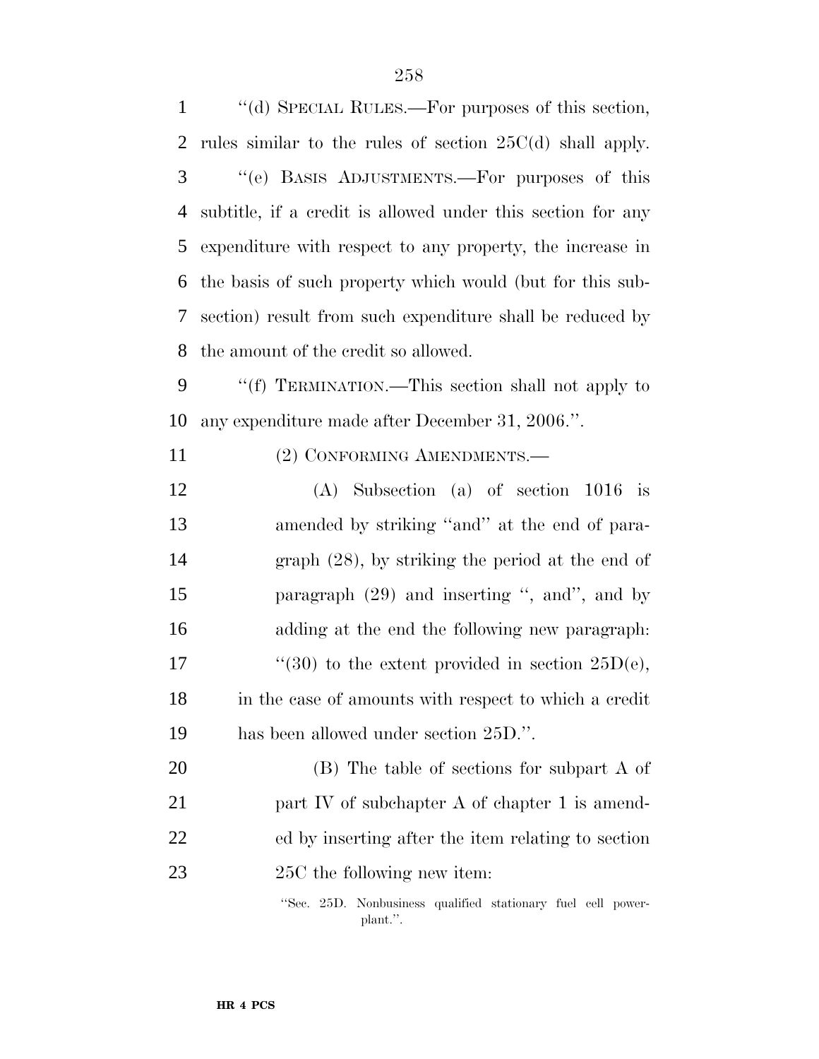"(d) SPECIAL RULES.—For purposes of this section, rules similar to the rules of section 25C(d) shall apply.

"(e) BASIS ADJUSTMENTS.—For purposes of this subtitle, if a credit is allowed under this section for any expenditure with respect to any property, the increase in the basis of such property which would (but for this subsection) result from such expenditure shall be reduced by the amount of the credit so allowed.

"(f) TERMINATION.—This section shall not apply to any expenditure made after December 31, 2006.".

(2) CONFORMING AMENDMENTS.—

(A) Subsection (a) of section 1016 is amended by striking "and" at the end of paragraph (28), by striking the period at the end of paragraph (29) and inserting ", and", and by adding at the end the following new paragraph:

"(30) to the extent provided in section 25D(e), in the case of amounts with respect to which a credit has been allowed under section 25D.".

(B) The table of sections for subpart A of part IV of subchapter A of chapter 1 is amended by inserting after the item relating to section 25C the following new item:

"Sec. 25D. Nonbusiness qualified stationary fuel cell powerplant.".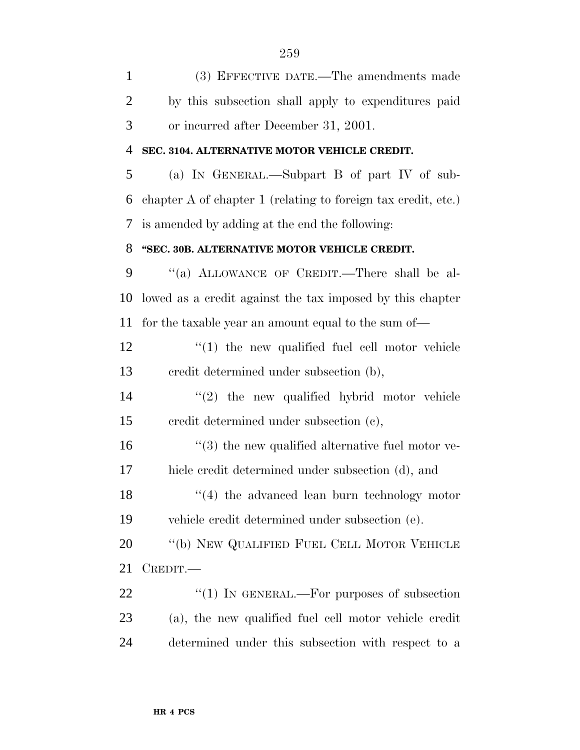(3) EFFECTIVE DATE.—The amendments made by this subsection shall apply to expenditures paid or incurred after December 31, 2001.

**SEC. 3104. ALTERNATIVE MOTOR VEHICLE CREDIT.**

(a) IN GENERAL.—Subpart B of part IV of subchapter A of chapter 1 (relating to foreign tax credit, etc.) is amended by adding at the end the following:

**"SEC. 30B. ALTERNATIVE MOTOR VEHICLE CREDIT.**

"(a) ALLOWANCE OF CREDIT.—There shall be allowed as a credit against the tax imposed by this chapter for the taxable year an amount equal to the sum of—

"(1) the new qualified fuel cell motor vehicle credit determined under subsection (b),

"(2) the new qualified hybrid motor vehicle credit determined under subsection (c),

"(3) the new qualified alternative fuel motor vehicle credit determined under subsection (d), and

"(4) the advanced lean burn technology motor vehicle credit determined under subsection (e).

"(b) NEW QUALIFIED FUEL CELL MOTOR VEHICLE CREDIT.—

"(1) IN GENERAL.—For purposes of subsection (a), the new qualified fuel cell motor vehicle credit determined under this subsection with respect to a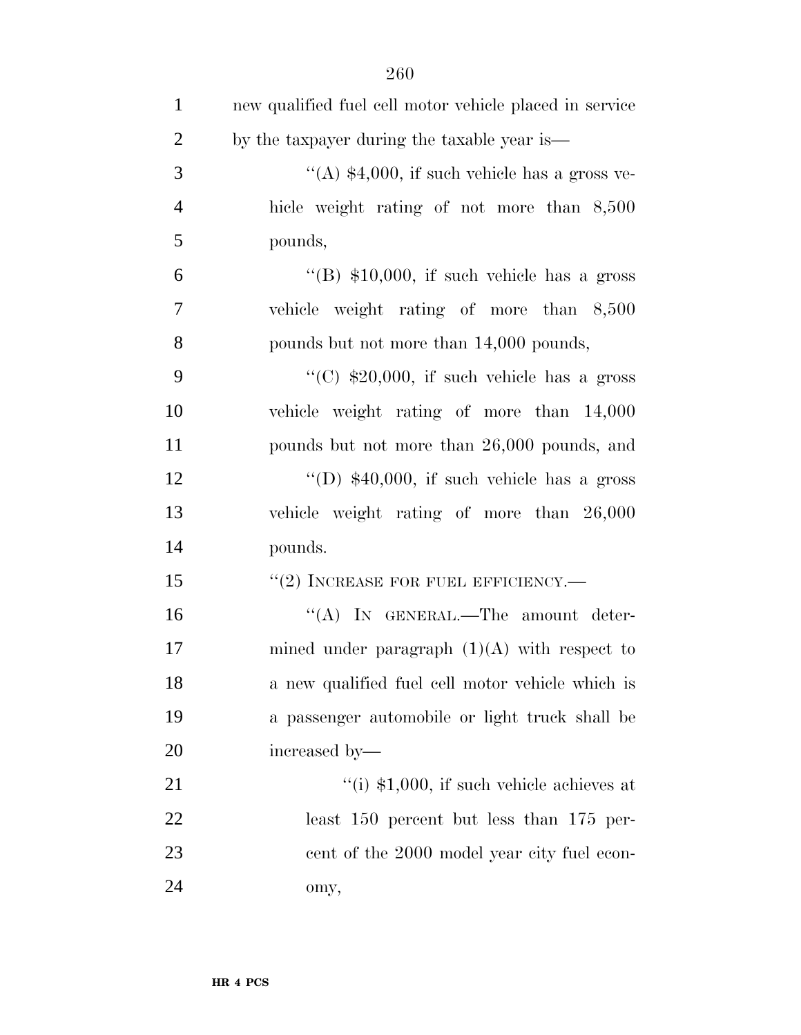new qualified fuel cell motor vehicle placed in service by the taxpayer during the taxable year is—

''(A) $4,000, if such vehicle has a gross vehicle weight rating of not more than 8,500 pounds,

''(B) $10,000, if such vehicle has a gross vehicle weight rating of more than 8,500 pounds but not more than 14,000 pounds,

''(C) $20,000, if such vehicle has a gross vehicle weight rating of more than 14,000 pounds but not more than 26,000 pounds, and

''(D) $40,000, if such vehicle has a gross vehicle weight rating of more than 26,000 pounds.

''(2) INCREASE FOR FUEL EFFICIENCY.—

''(A) IN GENERAL.—The amount determined under paragraph (1)(A) with respect to a new qualified fuel cell motor vehicle which is a passenger automobile or light truck shall be increased by—

''(i) $1,000, if such vehicle achieves at least 150 percent but less than 175 percent of the 2000 model year city fuel economy,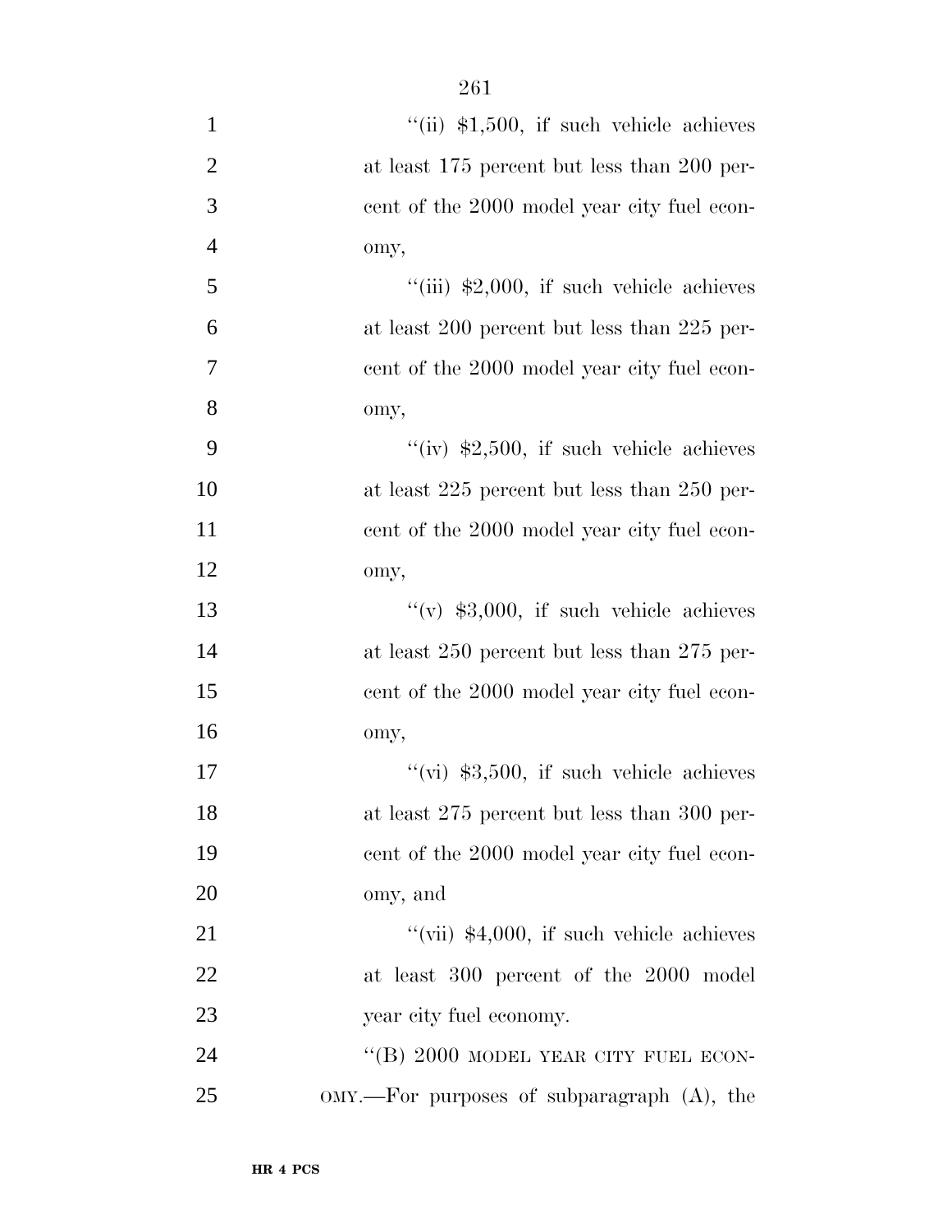"(ii) $1,500, if such vehicle achieves at least 175 percent but less than 200 percent of the 2000 model year city fuel economy,

"(iii) $2,000, if such vehicle achieves at least 200 percent but less than 225 percent of the 2000 model year city fuel economy,

"(iv) $2,500, if such vehicle achieves at least 225 percent but less than 250 percent of the 2000 model year city fuel economy,

"(v) $3,000, if such vehicle achieves at least 250 percent but less than 275 percent of the 2000 model year city fuel economy,

"(vi) $3,500, if such vehicle achieves at least 275 percent but less than 300 percent of the 2000 model year city fuel economy, and

"(vii) $4,000, if such vehicle achieves at least 300 percent of the 2000 model year city fuel economy.

"(B) 2000 MODEL YEAR CITY FUEL ECONOMY.—For purposes of subparagraph (A), the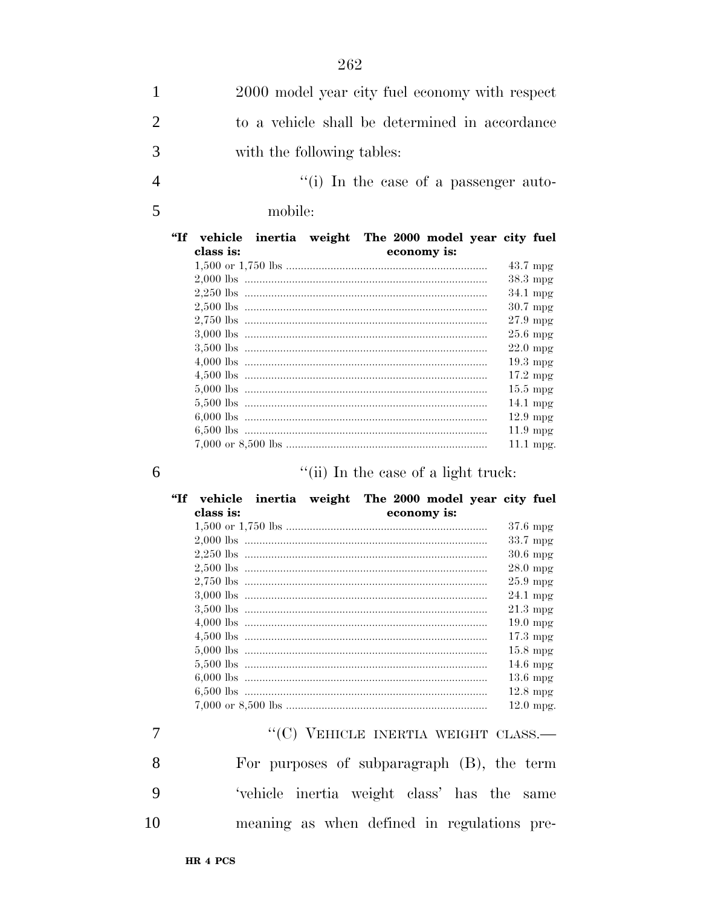2000 model year city fuel economy with respect to a vehicle shall be determined in accordance with the following tables:

"(i) In the case of a passenger automobile:

| "If vehicle inertia weight class is: | The 2000 model year city fuel economy is: |
|---|---|
| 1,500 or 1,750 lbs | 43.7 mpg |
| 2,000 lbs | 38.3 mpg |
| 2,250 lbs | 34.1 mpg |
| 2,500 lbs | 30.7 mpg |
| 2,750 lbs | 27.9 mpg |
| 3,000 lbs | 25.6 mpg |
| 3,500 lbs | 22.0 mpg |
| 4,000 lbs | 19.3 mpg |
| 4,500 lbs | 17.2 mpg |
| 5,000 lbs | 15.5 mpg |
| 5,500 lbs | 14.1 mpg |
| 6,000 lbs | 12.9 mpg |
| 6,500 lbs | 11.9 mpg |
| 7,000 or 8,500 lbs | 11.1 mpg. |

"(ii) In the case of a light truck:

| "If vehicle inertia weight class is: | The 2000 model year city fuel economy is: |
|---|---|
| 1,500 or 1,750 lbs | 37.6 mpg |
| 2,000 lbs | 33.7 mpg |
| 2,250 lbs | 30.6 mpg |
| 2,500 lbs | 28.0 mpg |
| 2,750 lbs | 25.9 mpg |
| 3,000 lbs | 24.1 mpg |
| 3,500 lbs | 21.3 mpg |
| 4,000 lbs | 19.0 mpg |
| 4,500 lbs | 17.3 mpg |
| 5,000 lbs | 15.8 mpg |
| 5,500 lbs | 14.6 mpg |
| 6,000 lbs | 13.6 mpg |
| 6,500 lbs | 12.8 mpg |
| 7,000 or 8,500 lbs | 12.0 mpg. |

"(C) VEHICLE INERTIA WEIGHT CLASS.— For purposes of subparagraph (B), the term 'vehicle inertia weight class' has the same meaning as when defined in regulations pre-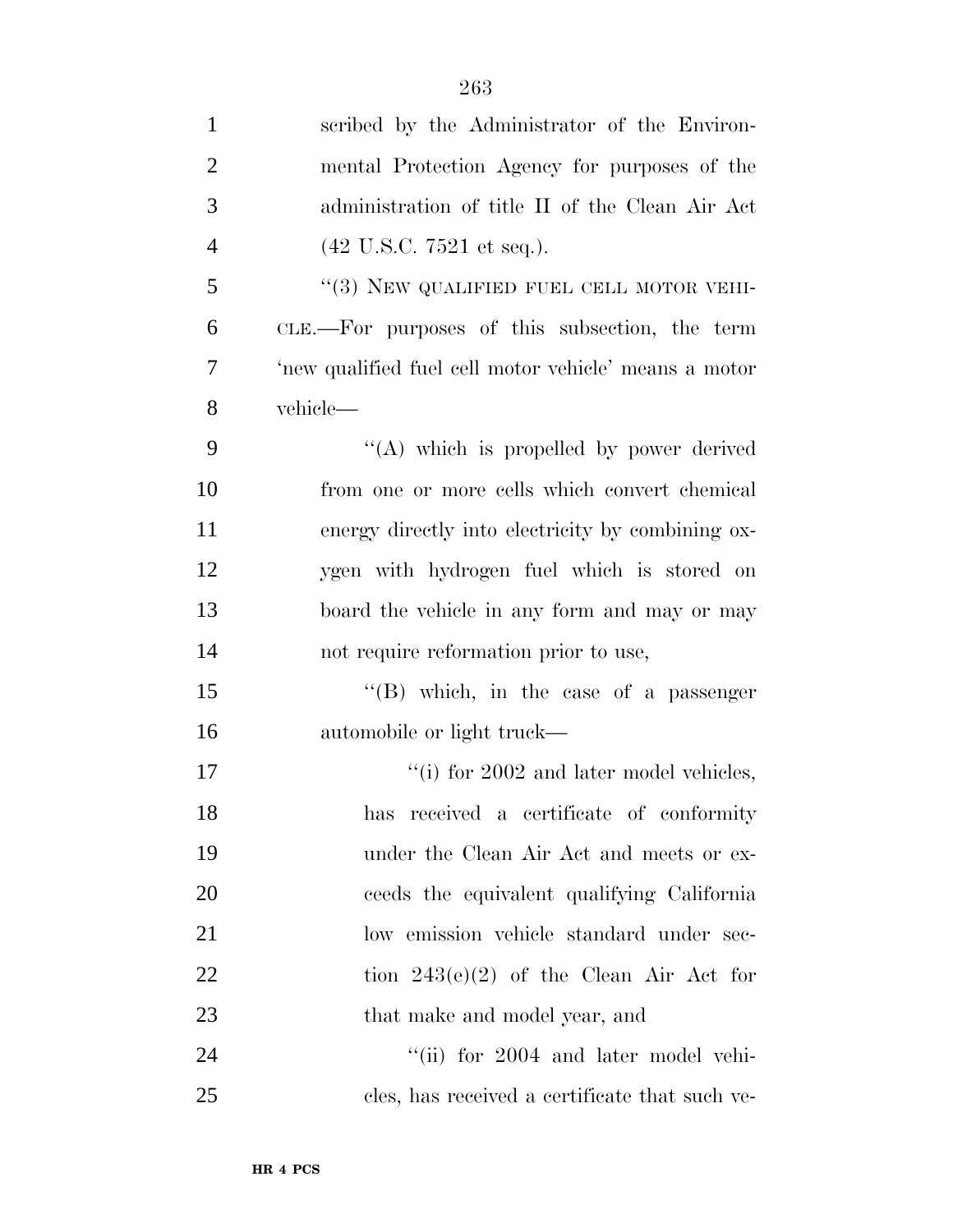scribed by the Administrator of the Environmental Protection Agency for purposes of the administration of title II of the Clean Air Act (42 U.S.C. 7521 et seq.).

''(3) NEW QUALIFIED FUEL CELL MOTOR VEHICLE.—For purposes of this subsection, the term 'new qualified fuel cell motor vehicle' means a motor vehicle—

''(A) which is propelled by power derived from one or more cells which convert chemical energy directly into electricity by combining oxygen with hydrogen fuel which is stored on board the vehicle in any form and may or may not require reformation prior to use,

''(B) which, in the case of a passenger automobile or light truck—

''(i) for 2002 and later model vehicles, has received a certificate of conformity under the Clean Air Act and meets or exceeds the equivalent qualifying California low emission vehicle standard under section 243(e)(2) of the Clean Air Act for that make and model year, and

''(ii) for 2004 and later model vehicles, has received a certificate that such ve-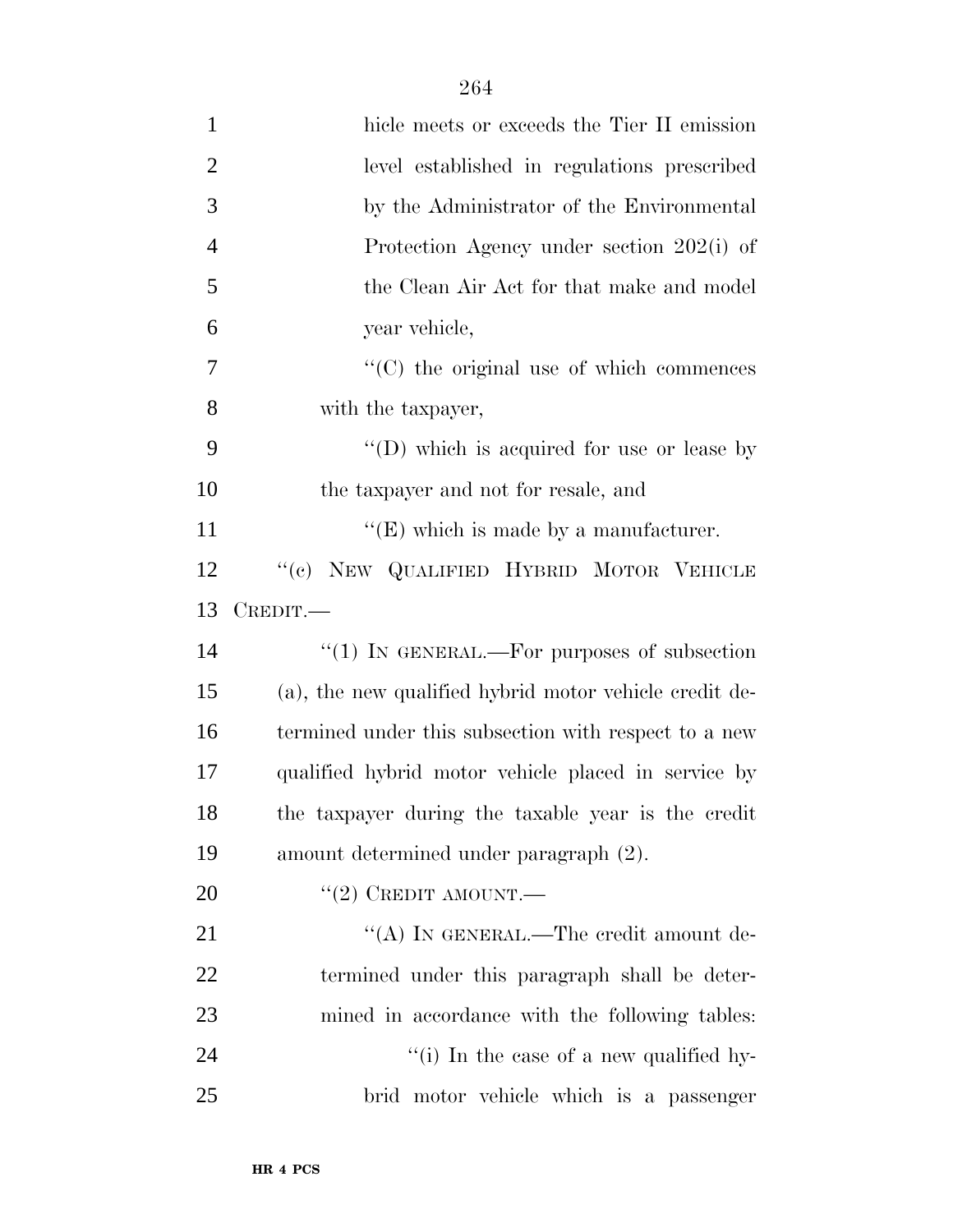hicle meets or exceeds the Tier II emission level established in regulations prescribed by the Administrator of the Environmental Protection Agency under section 202(i) of the Clean Air Act for that make and model year vehicle,

''(C) the original use of which commences with the taxpayer,

''(D) which is acquired for use or lease by the taxpayer and not for resale, and

''(E) which is made by a manufacturer.

''(c) NEW QUALIFIED HYBRID MOTOR VEHICLE CREDIT.—

''(1) IN GENERAL.—For purposes of subsection (a), the new qualified hybrid motor vehicle credit determined under this subsection with respect to a new qualified hybrid motor vehicle placed in service by the taxpayer during the taxable year is the credit amount determined under paragraph (2).

''(2) CREDIT AMOUNT.—

''(A) IN GENERAL.—The credit amount determined under this paragraph shall be determined in accordance with the following tables:

''(i) In the case of a new qualified hybrid motor vehicle which is a passenger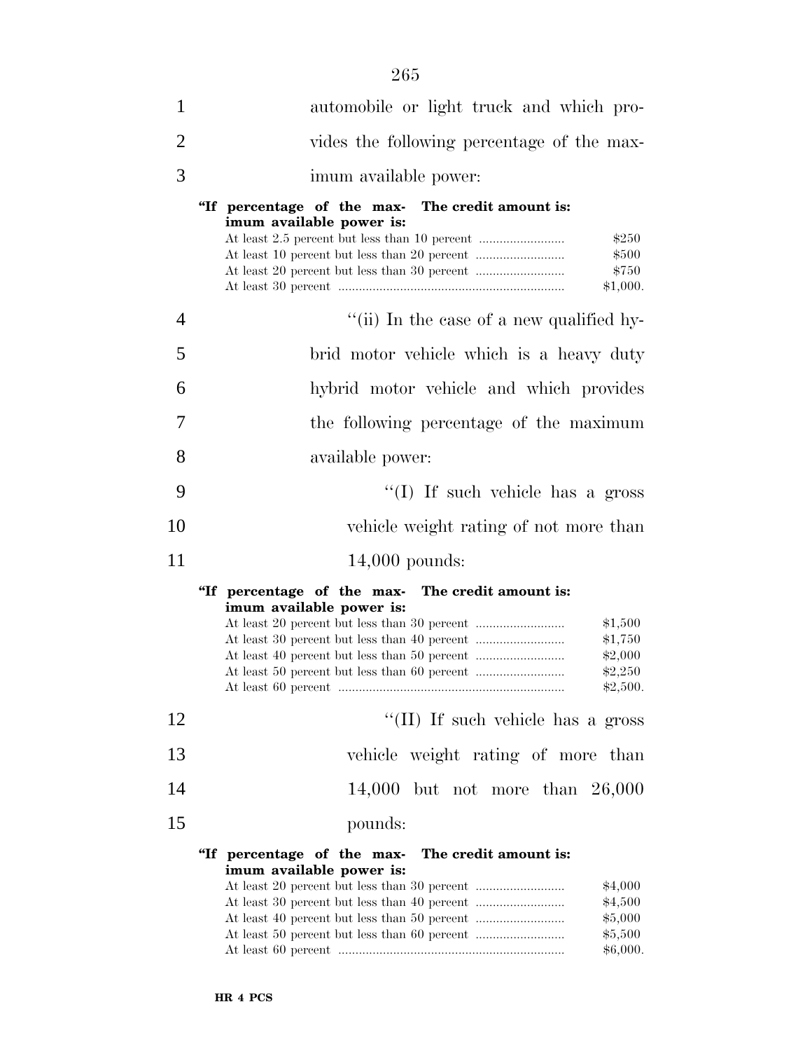automobile or light truck and which provides the following percentage of the maximum available power:

| "If percentage of the maximum available power is: | The credit amount is: |
| --- | --- |
| At least 2.5 percent but less than 10 percent | $250 |
| At least 10 percent but less than 20 percent | $500 |
| At least 20 percent but less than 30 percent | $750 |
| At least 30 percent | $1,000. |

"(ii) In the case of a new qualified hybrid motor vehicle which is a heavy duty hybrid motor vehicle and which provides the following percentage of the maximum available power:

"(I) If such vehicle has a gross vehicle weight rating of not more than 14,000 pounds:

| "If percentage of the maximum available power is: | The credit amount is: |
| --- | --- |
| At least 20 percent but less than 30 percent | $1,500 |
| At least 30 percent but less than 40 percent | $1,750 |
| At least 40 percent but less than 50 percent | $2,000 |
| At least 50 percent but less than 60 percent | $2,250 |
| At least 60 percent | $2,500. |

"(II) If such vehicle has a gross vehicle weight rating of more than 14,000 but not more than 26,000 pounds:

| "If percentage of the maximum available power is: | The credit amount is: |
| --- | --- |
| At least 20 percent but less than 30 percent | $4,000 |
| At least 30 percent but less than 40 percent | $4,500 |
| At least 40 percent but less than 50 percent | $5,000 |
| At least 50 percent but less than 60 percent | $5,500 |
| At least 60 percent | $6,000. |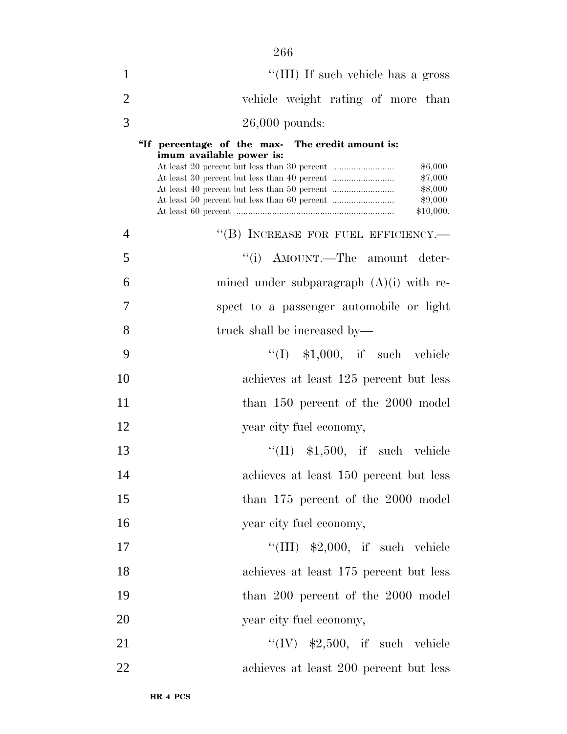"(III) If such vehicle has a gross vehicle weight rating of more than 26,000 pounds:

| "If percentage of the maximum available power is: | The credit amount is: |
|---|---|
| At least 20 percent but less than 30 percent | $6,000 |
| At least 30 percent but less than 40 percent | $7,000 |
| At least 40 percent but less than 50 percent | $8,000 |
| At least 50 percent but less than 60 percent | $9,000 |
| At least 60 percent | $10,000. |

"(B) INCREASE FOR FUEL EFFICIENCY.—

"(i) AMOUNT.—The amount determined under subparagraph (A)(i) with respect to a passenger automobile or light truck shall be increased by—

"(I) $1,000, if such vehicle achieves at least 125 percent but less than 150 percent of the 2000 model year city fuel economy,

"(II) $1,500, if such vehicle achieves at least 150 percent but less than 175 percent of the 2000 model year city fuel economy,

"(III) $2,000, if such vehicle achieves at least 175 percent but less than 200 percent of the 2000 model year city fuel economy,

"(IV) $2,500, if such vehicle achieves at least 200 percent but less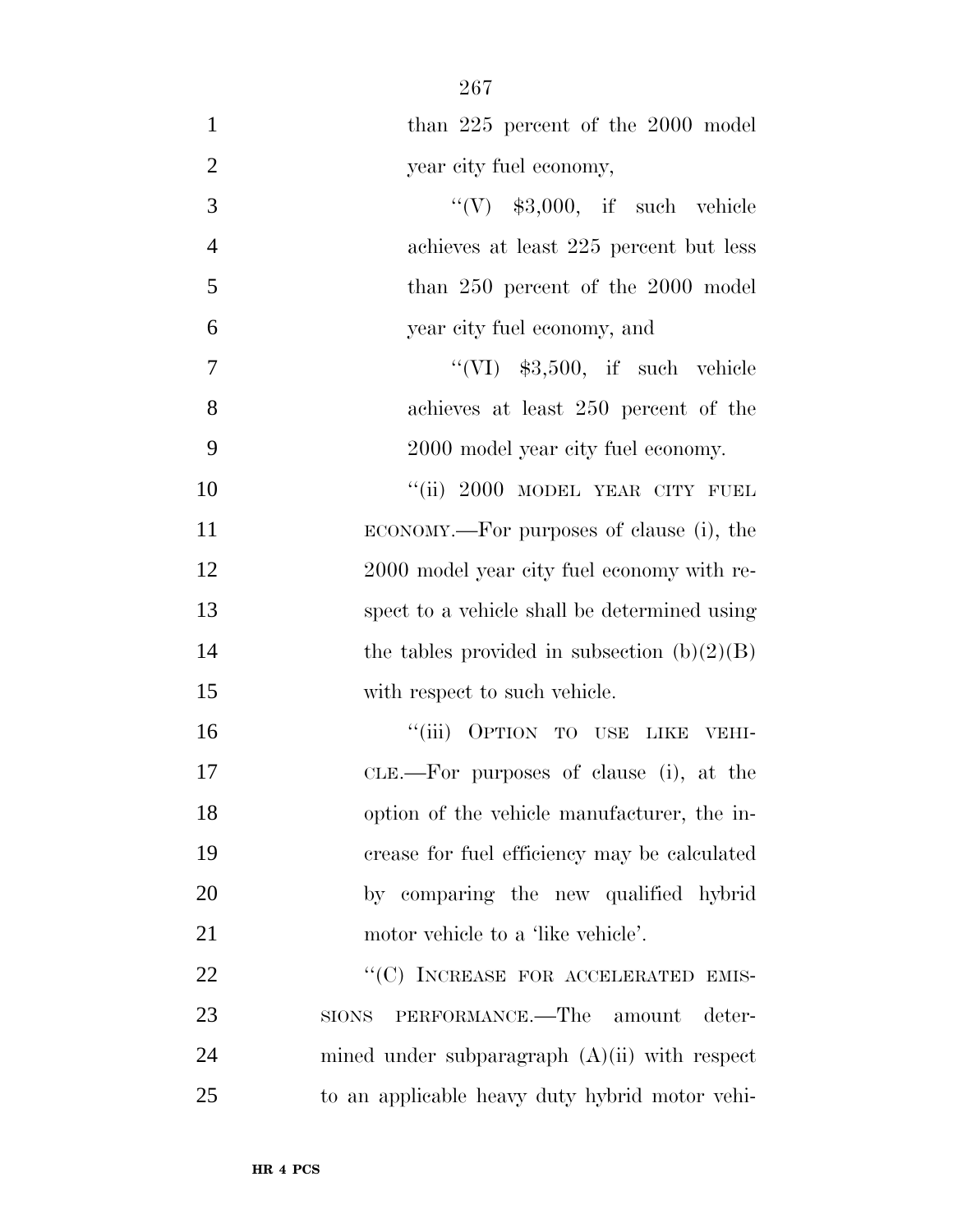than 225 percent of the 2000 model year city fuel economy,

''(V) $3,000, if such vehicle achieves at least 225 percent but less than 250 percent of the 2000 model year city fuel economy, and

''(VI) $3,500, if such vehicle achieves at least 250 percent of the 2000 model year city fuel economy.

''(ii) 2000 MODEL YEAR CITY FUEL ECONOMY.—For purposes of clause (i), the 2000 model year city fuel economy with respect to a vehicle shall be determined using the tables provided in subsection (b)(2)(B) with respect to such vehicle.

''(iii) OPTION TO USE LIKE VEHICLE.—For purposes of clause (i), at the option of the vehicle manufacturer, the increase for fuel efficiency may be calculated by comparing the new qualified hybrid motor vehicle to a 'like vehicle'.

''(C) INCREASE FOR ACCELERATED EMISSIONS PERFORMANCE.—The amount determined under subparagraph (A)(ii) with respect to an applicable heavy duty hybrid motor vehi-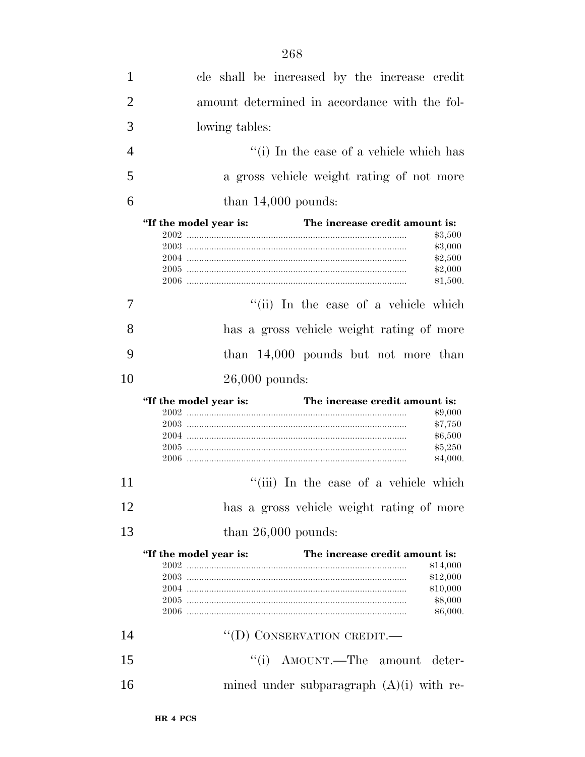cle shall be increased by the increase credit amount determined in accordance with the following tables:

''(i) In the case of a vehicle which has a gross vehicle weight rating of not more than 14,000 pounds:

| ''If the model year is: | The increase credit amount is: |
|---|---|
| 2002 | $3,500 |
| 2003 | $3,000 |
| 2004 | $2,500 |
| 2005 | $2,000 |
| 2006 | $1,500. |

''(ii) In the case of a vehicle which has a gross vehicle weight rating of more than 14,000 pounds but not more than 26,000 pounds:

| ''If the model year is: | The increase credit amount is: |
|---|---|
| 2002 | $9,000 |
| 2003 | $7,750 |
| 2004 | $6,500 |
| 2005 | $5,250 |
| 2006 | $4,000. |

''(iii) In the case of a vehicle which has a gross vehicle weight rating of more than 26,000 pounds:

| ''If the model year is: | The increase credit amount is: |
|---|---|
| 2002 | $14,000 |
| 2003 | $12,000 |
| 2004 | $10,000 |
| 2005 | $8,000 |
| 2006 | $6,000. |

''(D) CONSERVATION CREDIT.—

''(i) AMOUNT.—The amount determined under subparagraph (A)(i) with re-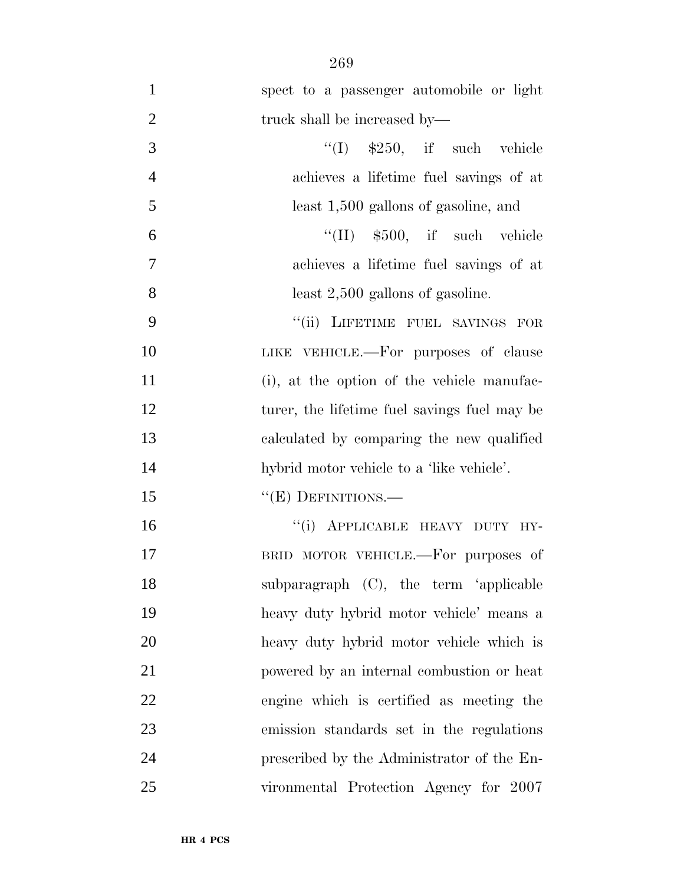spect to a passenger automobile or light truck shall be increased by—

''(I) $250, if such vehicle achieves a lifetime fuel savings of at least 1,500 gallons of gasoline, and

''(II) $500, if such vehicle achieves a lifetime fuel savings of at least 2,500 gallons of gasoline.

''(ii) LIFETIME FUEL SAVINGS FOR LIKE VEHICLE.—For purposes of clause (i), at the option of the vehicle manufacturer, the lifetime fuel savings fuel may be calculated by comparing the new qualified hybrid motor vehicle to a 'like vehicle'.

''(E) DEFINITIONS.—

''(i) APPLICABLE HEAVY DUTY HYBRID MOTOR VEHICLE.—For purposes of subparagraph (C), the term 'applicable heavy duty hybrid motor vehicle' means a heavy duty hybrid motor vehicle which is powered by an internal combustion or heat engine which is certified as meeting the emission standards set in the regulations prescribed by the Administrator of the Environmental Protection Agency for 2007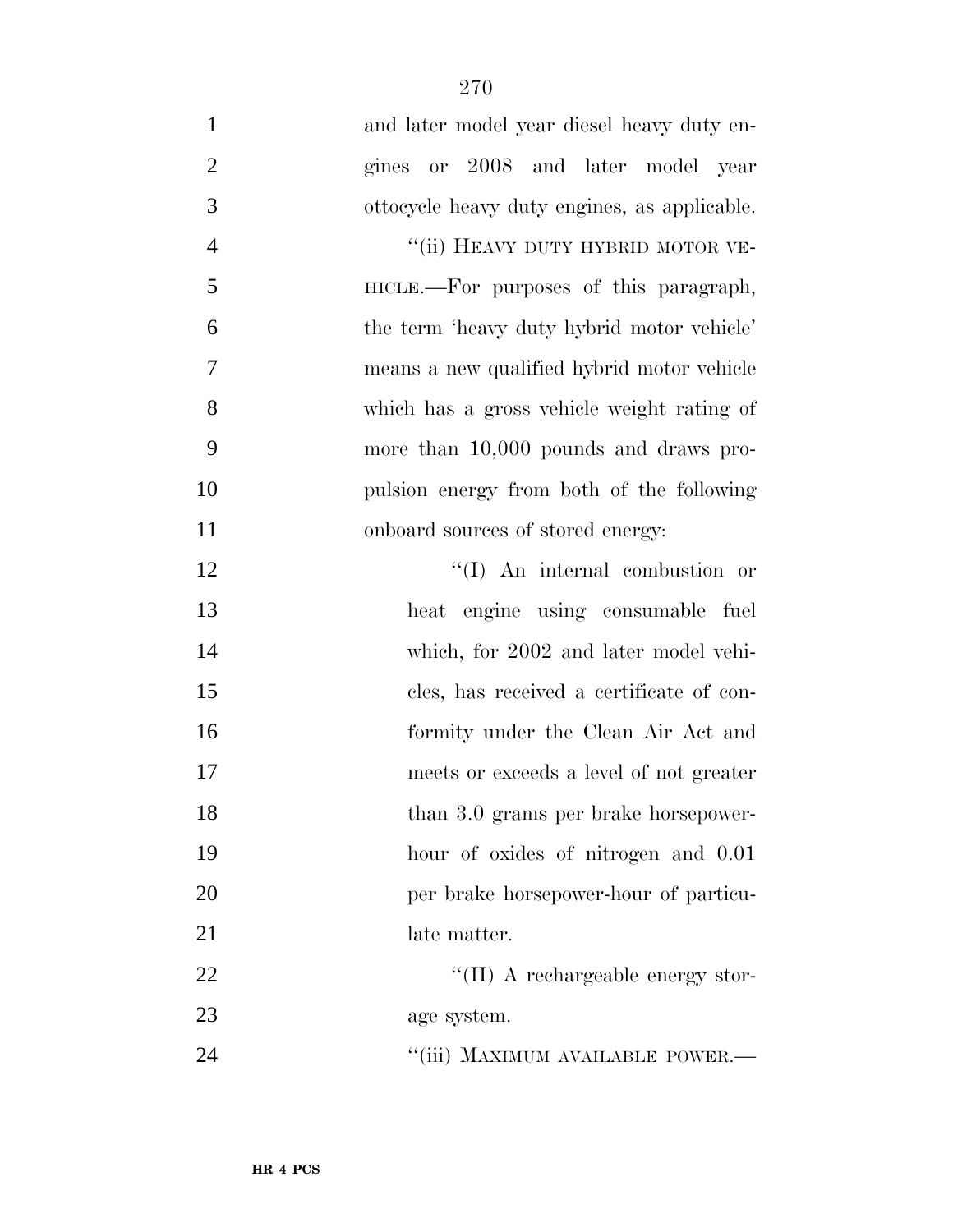and later model year diesel heavy duty engines or 2008 and later model year ottocycle heavy duty engines, as applicable.

''(ii) HEAVY DUTY HYBRID MOTOR VEHICLE.—For purposes of this paragraph, the term 'heavy duty hybrid motor vehicle' means a new qualified hybrid motor vehicle which has a gross vehicle weight rating of more than 10,000 pounds and draws propulsion energy from both of the following onboard sources of stored energy:

''(I) An internal combustion or heat engine using consumable fuel which, for 2002 and later model vehicles, has received a certificate of conformity under the Clean Air Act and meets or exceeds a level of not greater than 3.0 grams per brake horsepower-hour of oxides of nitrogen and 0.01 per brake horsepower-hour of particulate matter.

''(II) A rechargeable energy storage system.

''(iii) MAXIMUM AVAILABLE POWER.—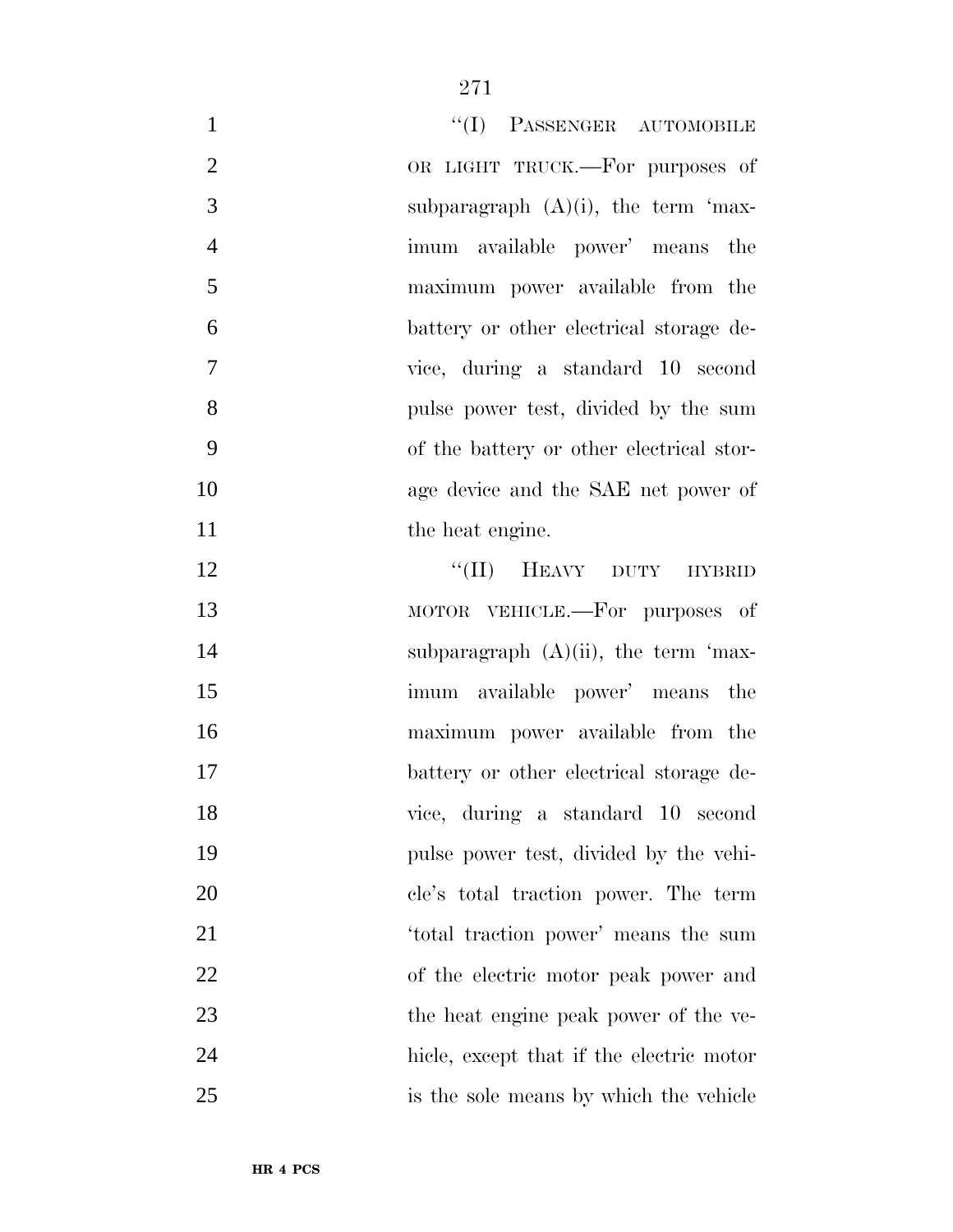"(I) PASSENGER AUTOMOBILE OR LIGHT TRUCK.—For purposes of subparagraph (A)(i), the term 'maximum available power' means the maximum power available from the battery or other electrical storage device, during a standard 10 second pulse power test, divided by the sum of the battery or other electrical storage device and the SAE net power of the heat engine.

"(II) HEAVY DUTY HYBRID MOTOR VEHICLE.—For purposes of subparagraph (A)(ii), the term 'maximum available power' means the maximum power available from the battery or other electrical storage device, during a standard 10 second pulse power test, divided by the vehicle's total traction power. The term 'total traction power' means the sum of the electric motor peak power and the heat engine peak power of the vehicle, except that if the electric motor is the sole means by which the vehicle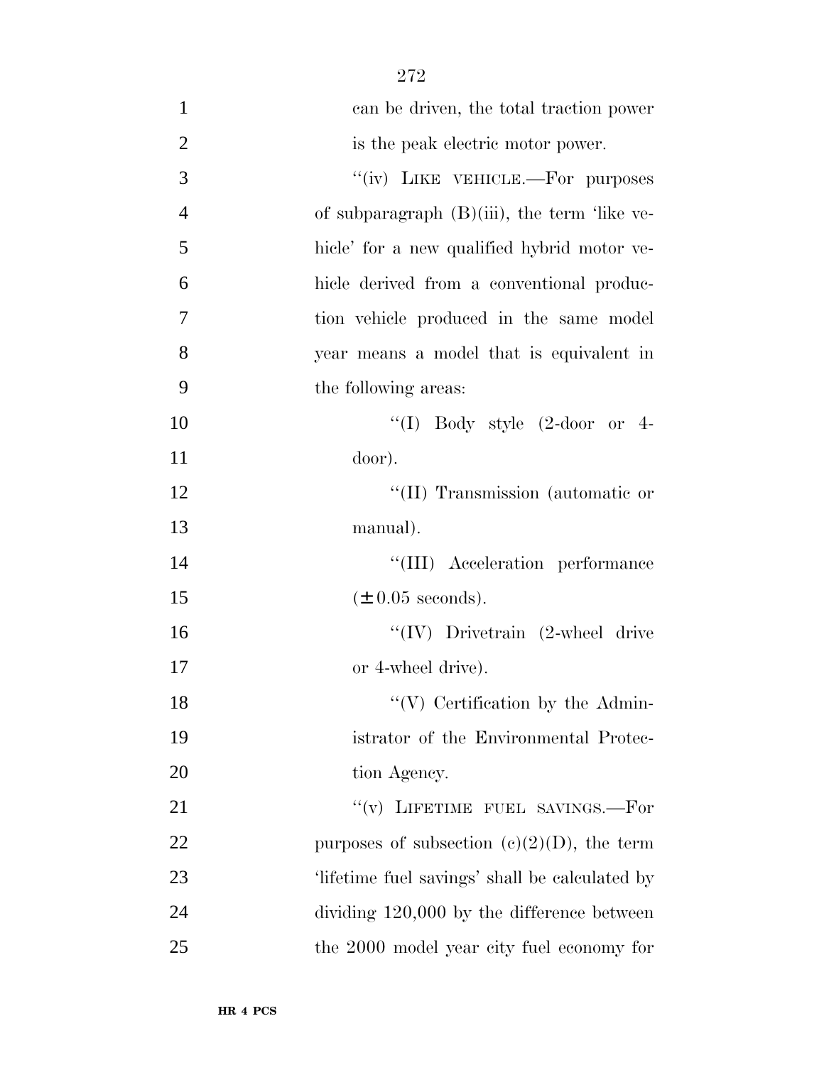can be driven, the total traction power is the peak electric motor power.

"(iv) LIKE VEHICLE.—For purposes of subparagraph (B)(iii), the term 'like vehicle' for a new qualified hybrid motor vehicle derived from a conventional production vehicle produced in the same model year means a model that is equivalent in the following areas:

"(I) Body style (2-door or 4-door).

"(II) Transmission (automatic or manual).

"(III) Acceleration performance ($\pm$ 0.05 seconds).

"(IV) Drivetrain (2-wheel drive or 4-wheel drive).

"(V) Certification by the Administrator of the Environmental Protection Agency.

"(v) LIFETIME FUEL SAVINGS.—For purposes of subsection (c)(2)(D), the term 'lifetime fuel savings' shall be calculated by dividing 120,000 by the difference between the 2000 model year city fuel economy for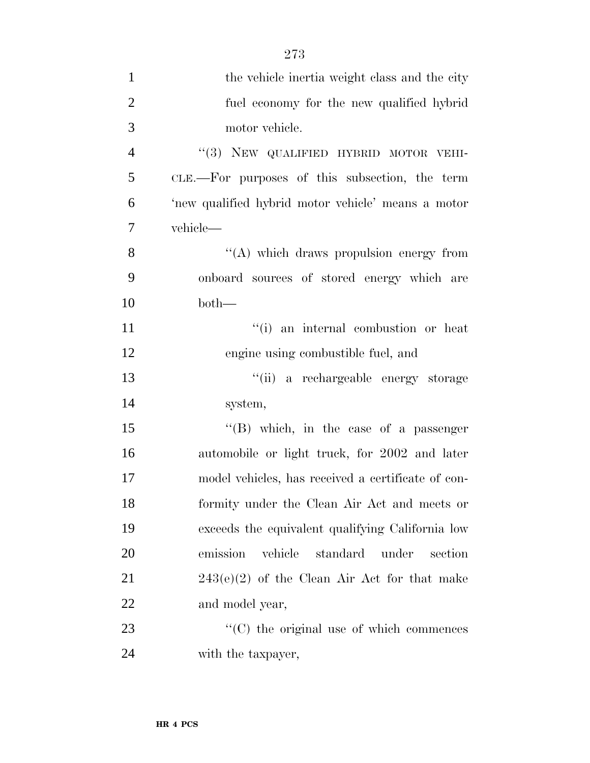the vehicle inertia weight class and the city fuel economy for the new qualified hybrid motor vehicle.

''(3) NEW QUALIFIED HYBRID MOTOR VEHICLE.—For purposes of this subsection, the term 'new qualified hybrid motor vehicle' means a motor vehicle—

''(A) which draws propulsion energy from onboard sources of stored energy which are both—

''(i) an internal combustion or heat engine using combustible fuel, and

''(ii) a rechargeable energy storage system,

''(B) which, in the case of a passenger automobile or light truck, for 2002 and later model vehicles, has received a certificate of conformity under the Clean Air Act and meets or exceeds the equivalent qualifying California low emission vehicle standard under section 243(e)(2) of the Clean Air Act for that make and model year,

''(C) the original use of which commences with the taxpayer,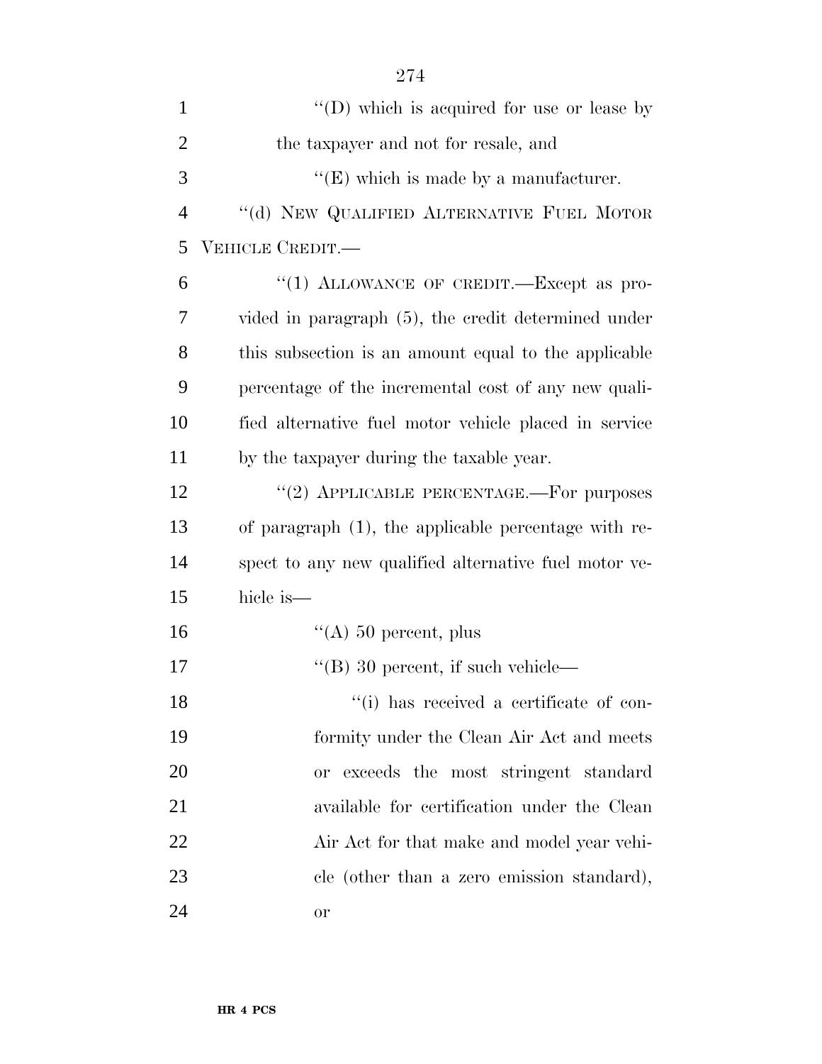''(D) which is acquired for use or lease by the taxpayer and not for resale, and

''(E) which is made by a manufacturer.

''(d) NEW QUALIFIED ALTERNATIVE FUEL MOTOR VEHICLE CREDIT.—

''(1) ALLOWANCE OF CREDIT.—Except as provided in paragraph (5), the credit determined under this subsection is an amount equal to the applicable percentage of the incremental cost of any new qualified alternative fuel motor vehicle placed in service by the taxpayer during the taxable year.

''(2) APPLICABLE PERCENTAGE.—For purposes of paragraph (1), the applicable percentage with respect to any new qualified alternative fuel motor vehicle is—

''(A) 50 percent, plus

''(B) 30 percent, if such vehicle—

''(i) has received a certificate of conformity under the Clean Air Act and meets or exceeds the most stringent standard available for certification under the Clean Air Act for that make and model year vehicle (other than a zero emission standard), or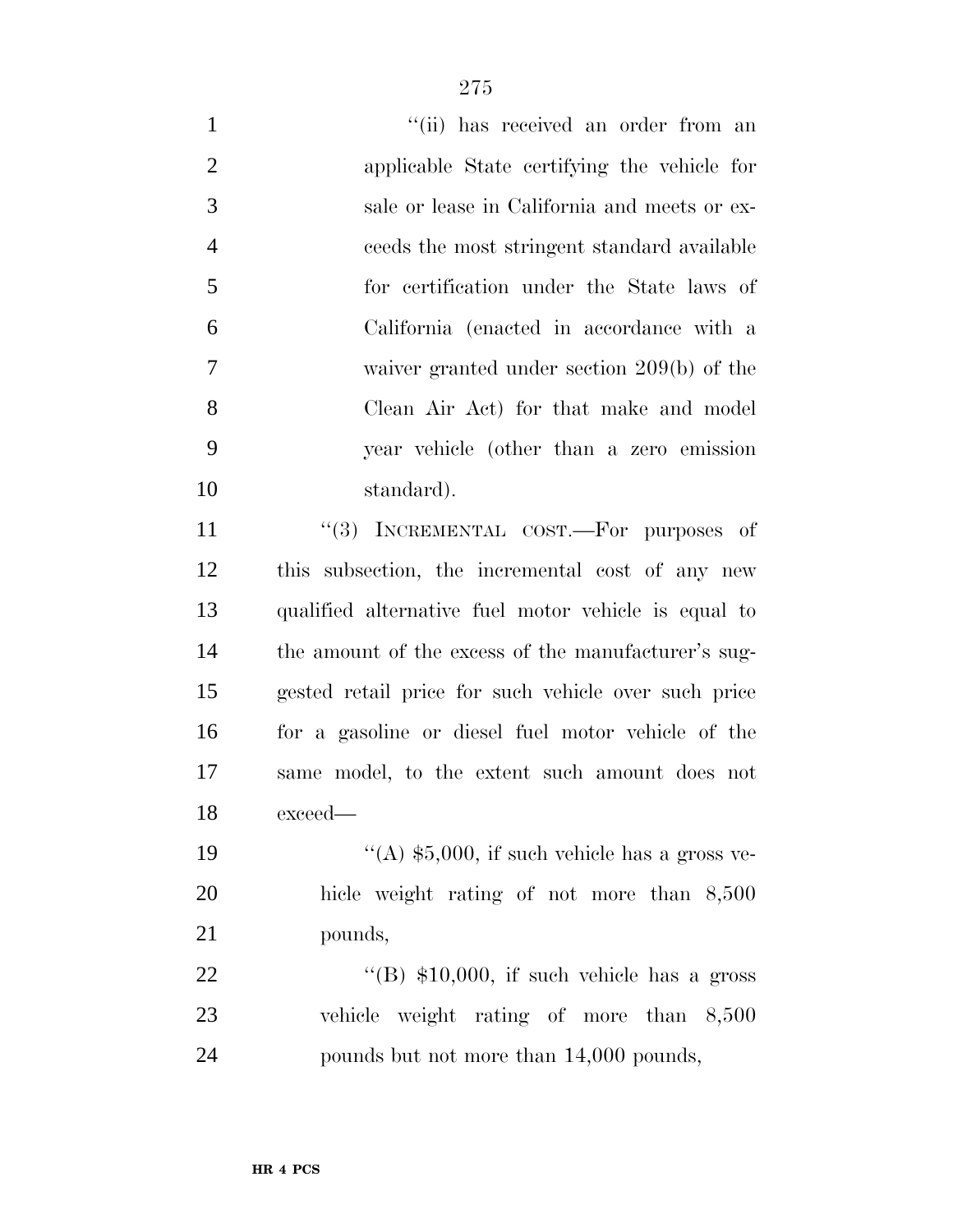"(ii) has received an order from an applicable State certifying the vehicle for sale or lease in California and meets or exceeds the most stringent standard available for certification under the State laws of California (enacted in accordance with a waiver granted under section 209(b) of the Clean Air Act) for that make and model year vehicle (other than a zero emission standard).

"(3) INCREMENTAL COST.—For purposes of this subsection, the incremental cost of any new qualified alternative fuel motor vehicle is equal to the amount of the excess of the manufacturer's suggested retail price for such vehicle over such price for a gasoline or diesel fuel motor vehicle of the same model, to the extent such amount does not exceed—

"(A) $5,000, if such vehicle has a gross vehicle weight rating of not more than 8,500 pounds,

"(B) $10,000, if such vehicle has a gross vehicle weight rating of more than 8,500 pounds but not more than 14,000 pounds,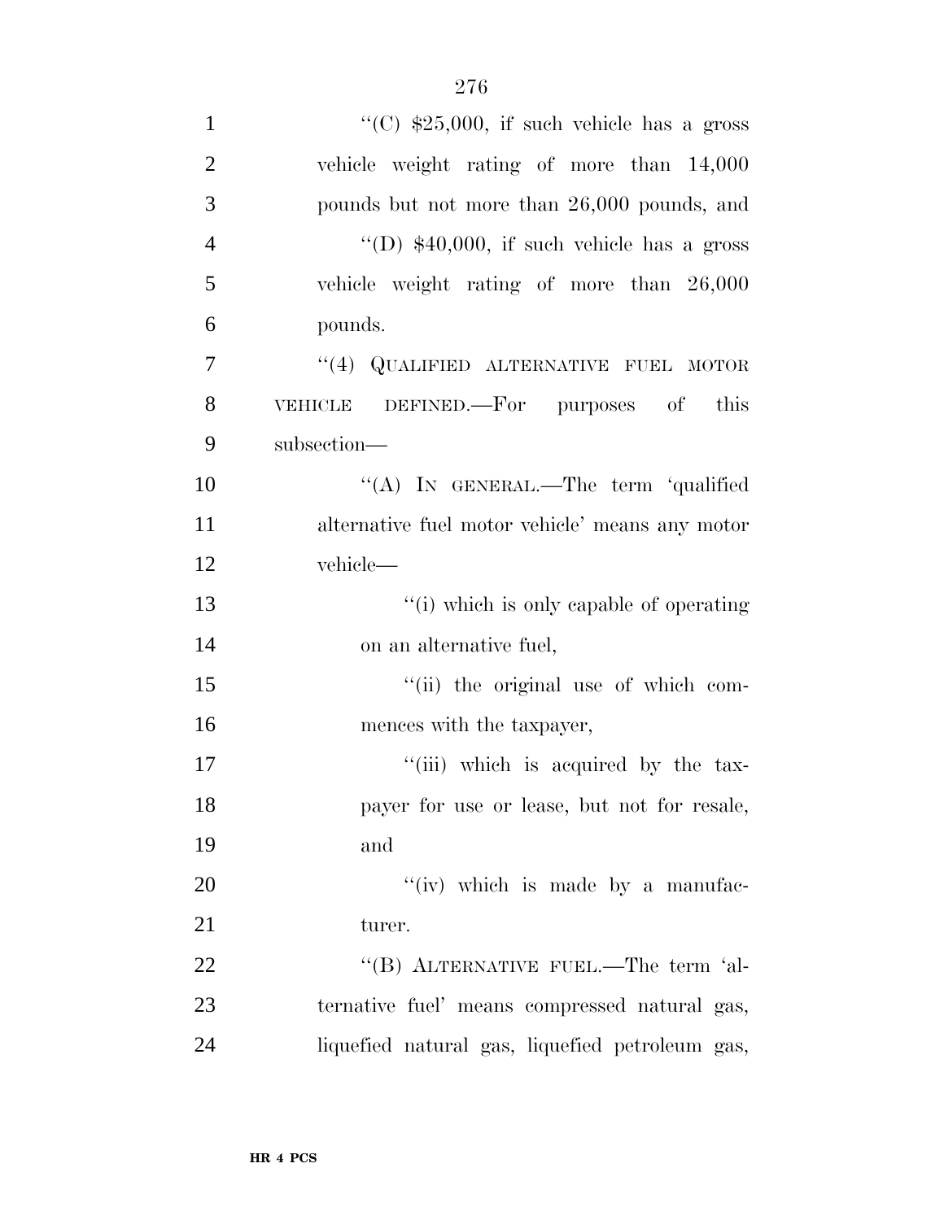"(C) $25,000, if such vehicle has a gross vehicle weight rating of more than 14,000 pounds but not more than 26,000 pounds, and

"(D) $40,000, if such vehicle has a gross vehicle weight rating of more than 26,000 pounds.

"(4) QUALIFIED ALTERNATIVE FUEL MOTOR VEHICLE DEFINED.—For purposes of this subsection—

"(A) IN GENERAL.—The term 'qualified alternative fuel motor vehicle' means any motor vehicle—

"(i) which is only capable of operating on an alternative fuel,

"(ii) the original use of which commences with the taxpayer,

"(iii) which is acquired by the taxpayer for use or lease, but not for resale, and

"(iv) which is made by a manufacturer.

"(B) ALTERNATIVE FUEL.—The term 'alternative fuel' means compressed natural gas, liquefied natural gas, liquefied petroleum gas,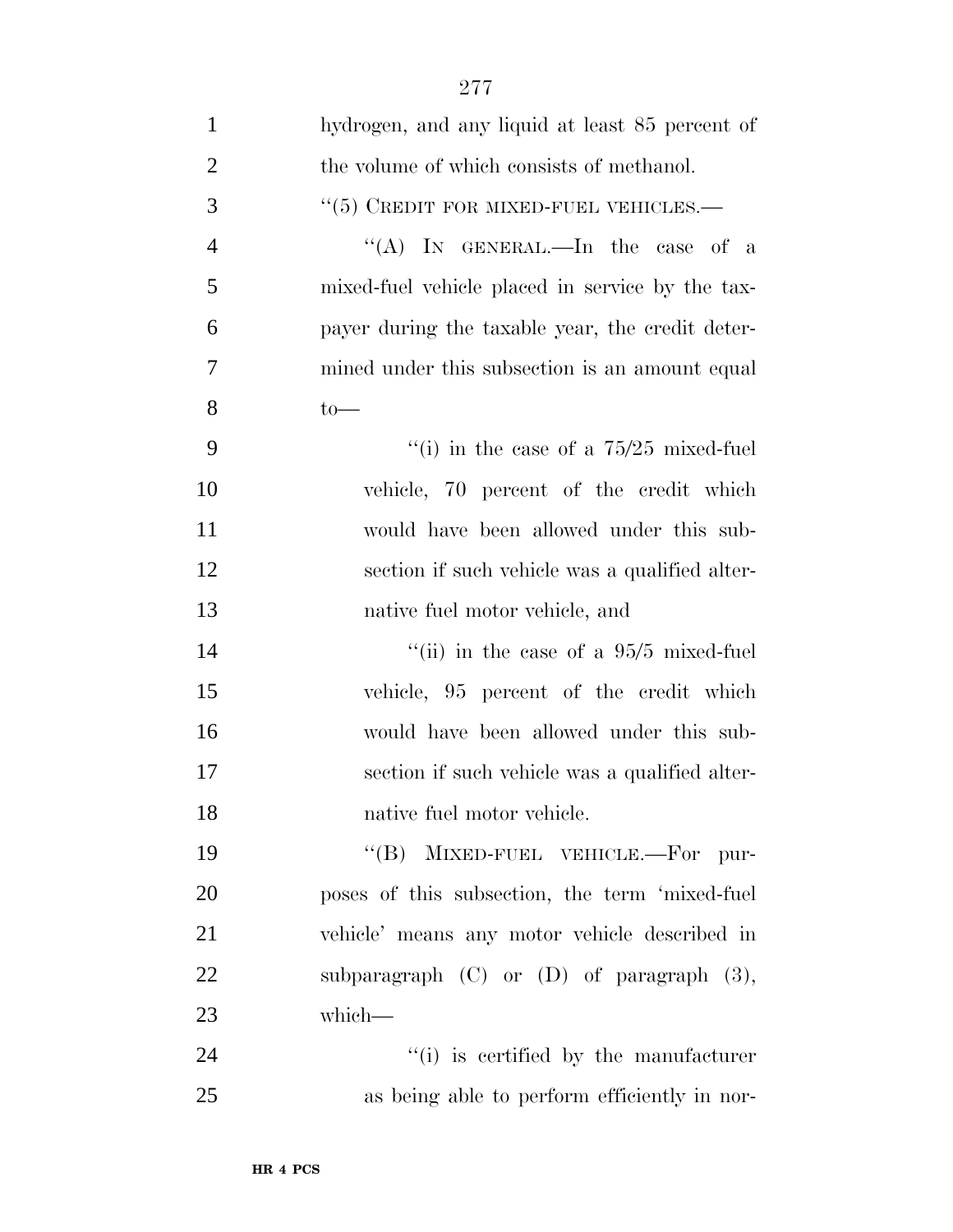hydrogen, and any liquid at least 85 percent of the volume of which consists of methanol.

"(5) CREDIT FOR MIXED-FUEL VEHICLES.—

"(A) IN GENERAL.—In the case of a mixed-fuel vehicle placed in service by the taxpayer during the taxable year, the credit determined under this subsection is an amount equal to—

"(i) in the case of a 75/25 mixed-fuel vehicle, 70 percent of the credit which would have been allowed under this subsection if such vehicle was a qualified alternative fuel motor vehicle, and

"(ii) in the case of a 95/5 mixed-fuel vehicle, 95 percent of the credit which would have been allowed under this subsection if such vehicle was a qualified alternative fuel motor vehicle.

"(B) MIXED-FUEL VEHICLE.—For purposes of this subsection, the term 'mixed-fuel vehicle' means any motor vehicle described in subparagraph (C) or (D) of paragraph (3), which—

"(i) is certified by the manufacturer as being able to perform efficiently in nor-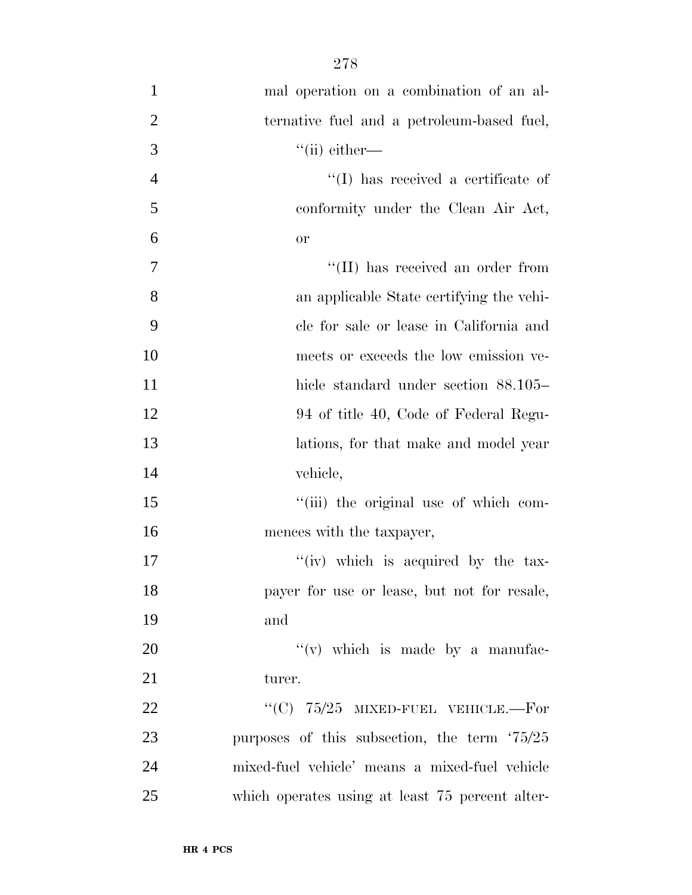mal operation on a combination of an alternative fuel and a petroleum-based fuel,

''(ii) either—

''(I) has received a certificate of conformity under the Clean Air Act, or

''(II) has received an order from an applicable State certifying the vehicle for sale or lease in California and meets or exceeds the low emission vehicle standard under section 88.105–94 of title 40, Code of Federal Regulations, for that make and model year vehicle,

''(iii) the original use of which commences with the taxpayer,

''(iv) which is acquired by the taxpayer for use or lease, but not for resale, and

''(v) which is made by a manufacturer.

''(C) 75/25 MIXED-FUEL VEHICLE.—For purposes of this subsection, the term '75/25 mixed-fuel vehicle' means a mixed-fuel vehicle which operates using at least 75 percent alter-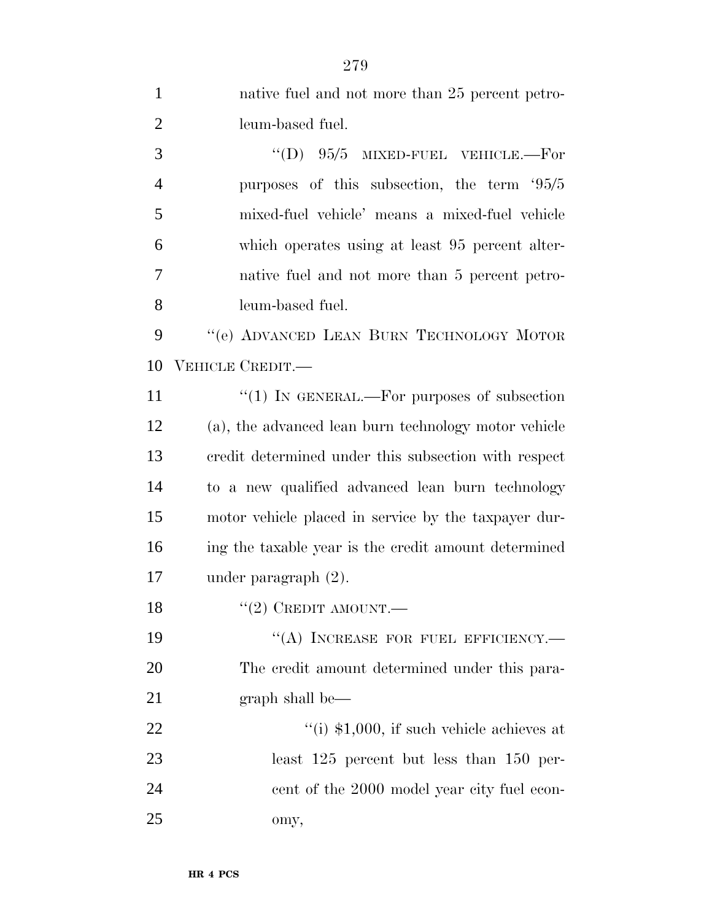native fuel and not more than 25 percent petroleum-based fuel.

"(D) 95/5 MIXED-FUEL VEHICLE.—For purposes of this subsection, the term '95/5 mixed-fuel vehicle' means a mixed-fuel vehicle which operates using at least 95 percent alternative fuel and not more than 5 percent petroleum-based fuel.

"(e) ADVANCED LEAN BURN TECHNOLOGY MOTOR VEHICLE CREDIT.—

"(1) IN GENERAL.—For purposes of subsection (a), the advanced lean burn technology motor vehicle credit determined under this subsection with respect to a new qualified advanced lean burn technology motor vehicle placed in service by the taxpayer during the taxable year is the credit amount determined under paragraph (2).

"(2) CREDIT AMOUNT.—

"(A) INCREASE FOR FUEL EFFICIENCY.—The credit amount determined under this paragraph shall be—

"(i) $1,000, if such vehicle achieves at least 125 percent but less than 150 percent of the 2000 model year city fuel economy,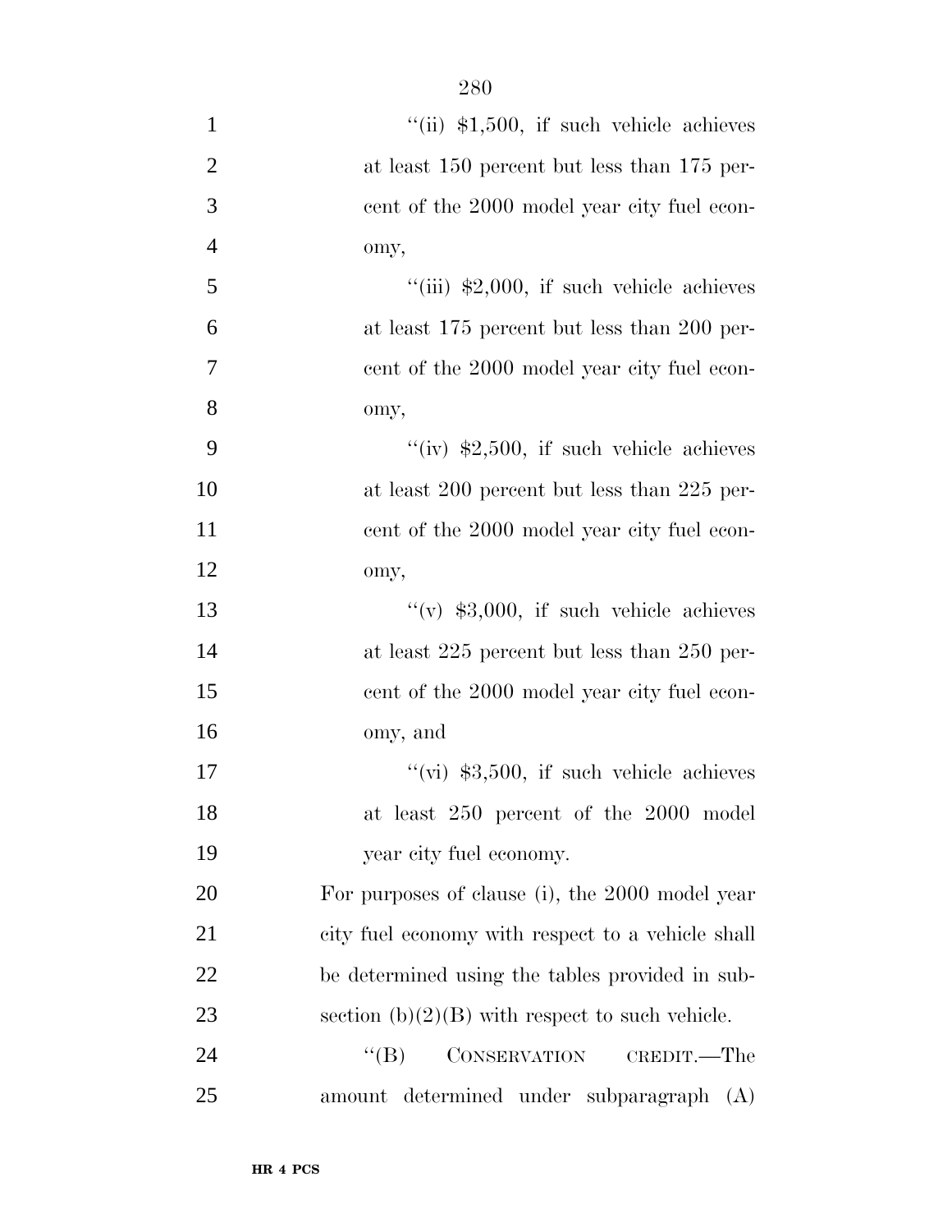''(ii) $1,500, if such vehicle achieves at least 150 percent but less than 175 percent of the 2000 model year city fuel economy,

''(iii) $2,000, if such vehicle achieves at least 175 percent but less than 200 percent of the 2000 model year city fuel economy,

''(iv) $2,500, if such vehicle achieves at least 200 percent but less than 225 percent of the 2000 model year city fuel economy,

''(v) $3,000, if such vehicle achieves at least 225 percent but less than 250 percent of the 2000 model year city fuel economy, and

''(vi) $3,500, if such vehicle achieves at least 250 percent of the 2000 model year city fuel economy.

For purposes of clause (i), the 2000 model year city fuel economy with respect to a vehicle shall be determined using the tables provided in subsection (b)(2)(B) with respect to such vehicle.

''(B) CONSERVATION CREDIT.—The amount determined under subparagraph (A)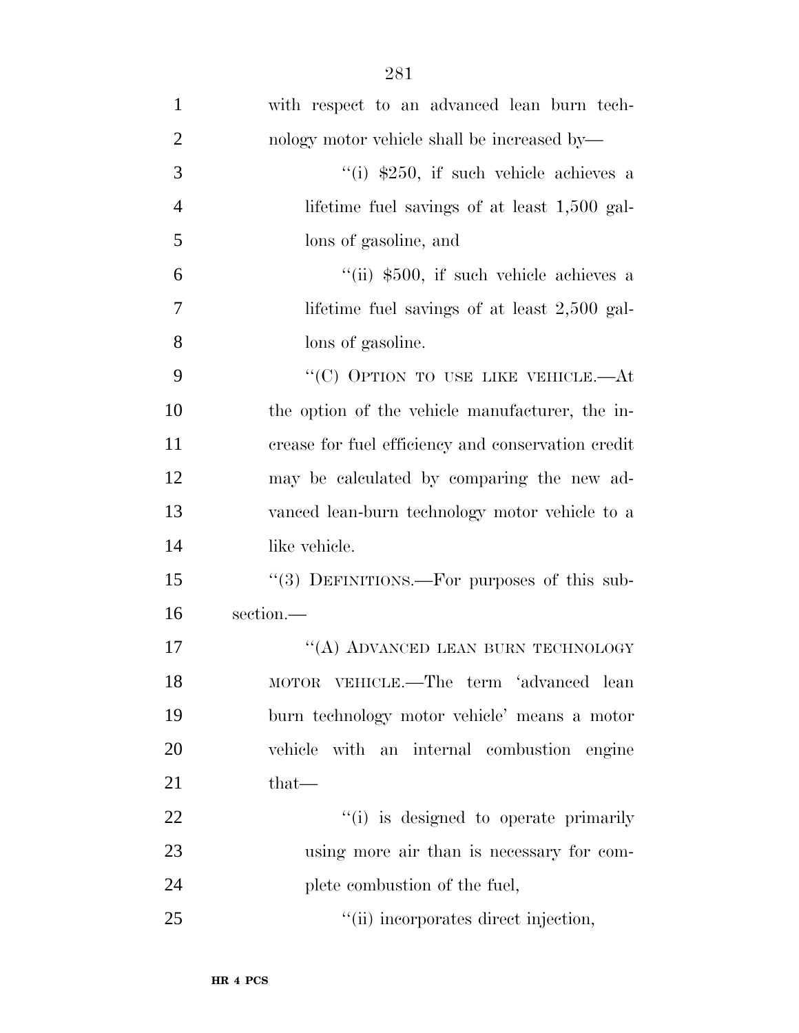with respect to an advanced lean burn technology motor vehicle shall be increased by—

''(i) $250, if such vehicle achieves a lifetime fuel savings of at least 1,500 gallons of gasoline, and

''(ii) $500, if such vehicle achieves a lifetime fuel savings of at least 2,500 gallons of gasoline.

''(C) OPTION TO USE LIKE VEHICLE.—At the option of the vehicle manufacturer, the increase for fuel efficiency and conservation credit may be calculated by comparing the new advanced lean-burn technology motor vehicle to a like vehicle.

''(3) DEFINITIONS.—For purposes of this subsection.—

''(A) ADVANCED LEAN BURN TECHNOLOGY MOTOR VEHICLE.—The term 'advanced lean burn technology motor vehicle' means a motor vehicle with an internal combustion engine that—

''(i) is designed to operate primarily using more air than is necessary for complete combustion of the fuel,

''(ii) incorporates direct injection,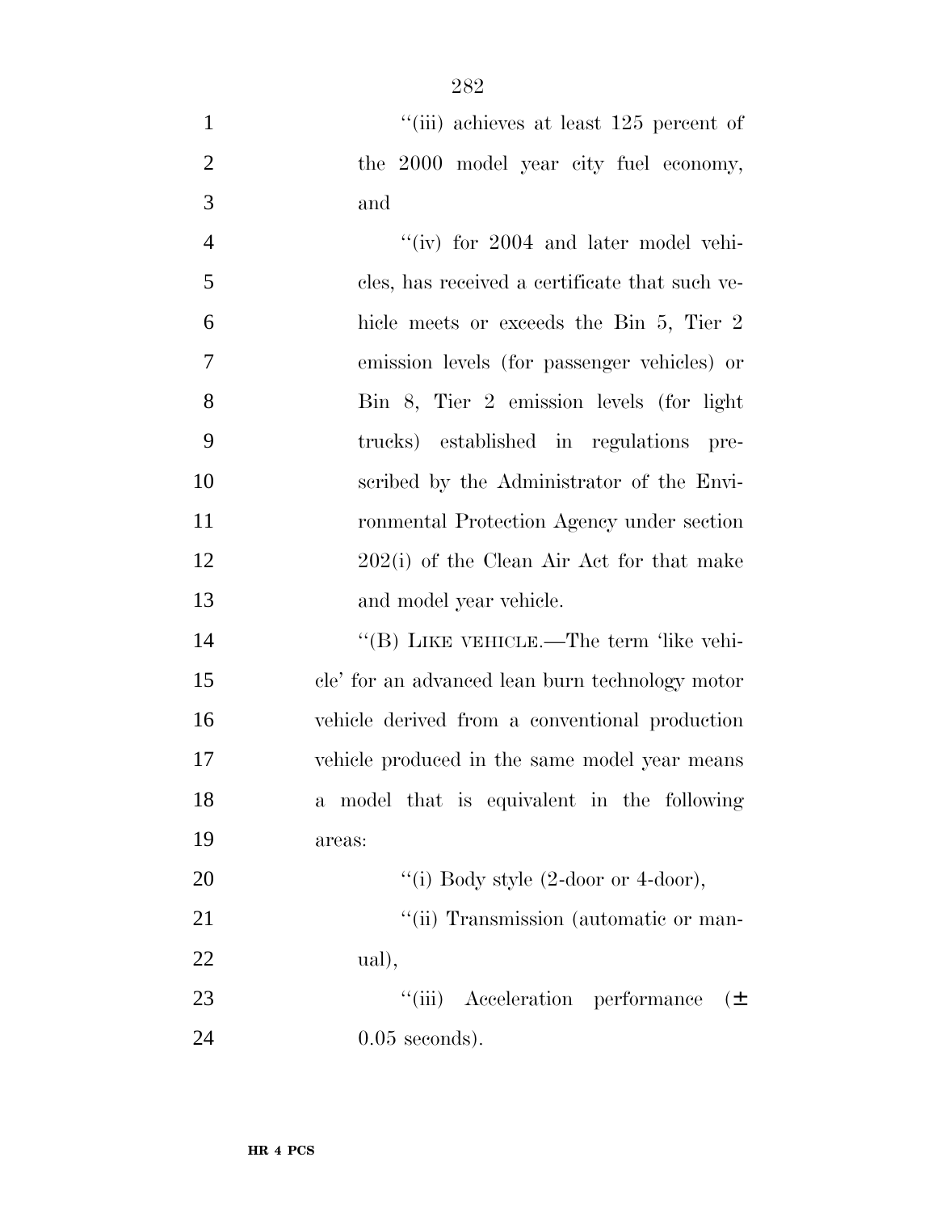''(iii) achieves at least 125 percent of the 2000 model year city fuel economy, and

''(iv) for 2004 and later model vehicles, has received a certificate that such vehicle meets or exceeds the Bin 5, Tier 2 emission levels (for passenger vehicles) or Bin 8, Tier 2 emission levels (for light trucks) established in regulations prescribed by the Administrator of the Environmental Protection Agency under section 202(i) of the Clean Air Act for that make and model year vehicle.

''(B) LIKE VEHICLE.—The term 'like vehicle' for an advanced lean burn technology motor vehicle derived from a conventional production vehicle produced in the same model year means a model that is equivalent in the following areas:

''(i) Body style (2-door or 4-door),

''(ii) Transmission (automatic or manual),

''(iii) Acceleration performance (± 0.05 seconds).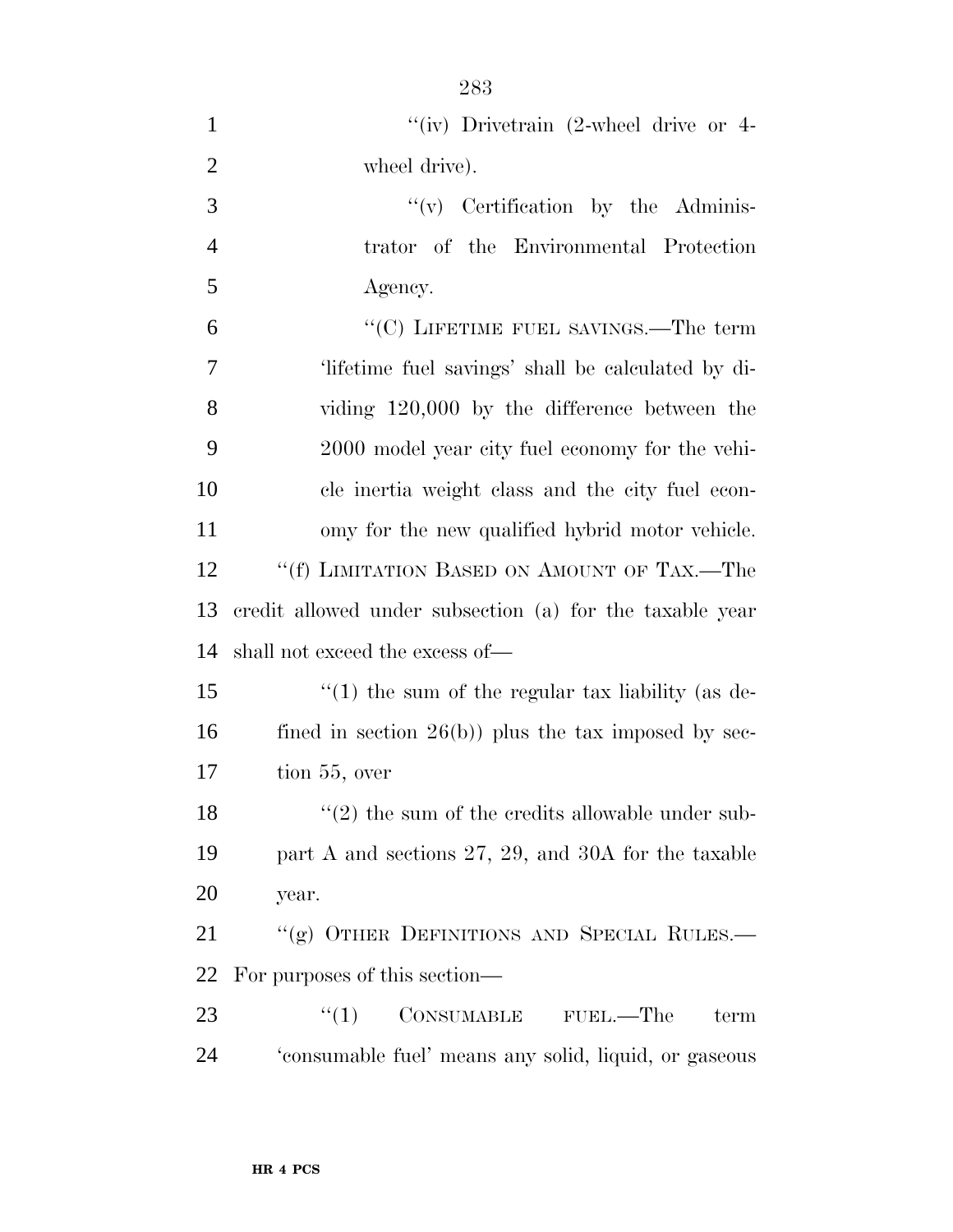"(iv) Drivetrain (2-wheel drive or 4-wheel drive).

"(v) Certification by the Administrator of the Environmental Protection Agency.

"(C) LIFETIME FUEL SAVINGS.—The term 'lifetime fuel savings' shall be calculated by dividing 120,000 by the difference between the 2000 model year city fuel economy for the vehicle inertia weight class and the city fuel economy for the new qualified hybrid motor vehicle.

"(f) LIMITATION BASED ON AMOUNT OF TAX.—The credit allowed under subsection (a) for the taxable year shall not exceed the excess of—

"(1) the sum of the regular tax liability (as defined in section 26(b)) plus the tax imposed by section 55, over

"(2) the sum of the credits allowable under subpart A and sections 27, 29, and 30A for the taxable year.

"(g) OTHER DEFINITIONS AND SPECIAL RULES.—For purposes of this section—

"(1) CONSUMABLE FUEL.—The term 'consumable fuel' means any solid, liquid, or gaseous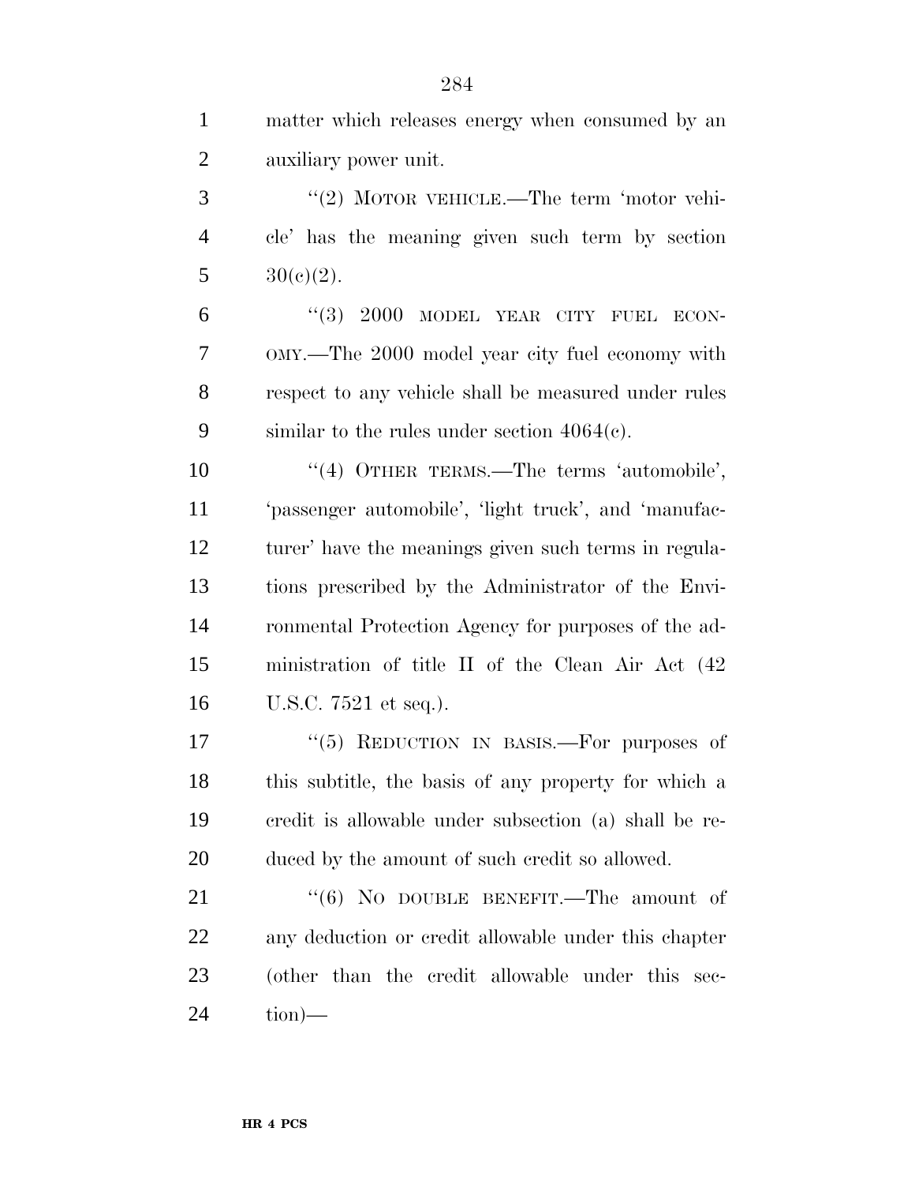matter which releases energy when consumed by an auxiliary power unit.

"(2) MOTOR VEHICLE.—The term 'motor vehicle' has the meaning given such term by section 30(c)(2).

"(3) 2000 MODEL YEAR CITY FUEL ECONOMY.—The 2000 model year city fuel economy with respect to any vehicle shall be measured under rules similar to the rules under section 4064(c).

"(4) OTHER TERMS.—The terms 'automobile', 'passenger automobile', 'light truck', and 'manufacturer' have the meanings given such terms in regulations prescribed by the Administrator of the Environmental Protection Agency for purposes of the administration of title II of the Clean Air Act (42 U.S.C. 7521 et seq.).

"(5) REDUCTION IN BASIS.—For purposes of this subtitle, the basis of any property for which a credit is allowable under subsection (a) shall be reduced by the amount of such credit so allowed.

"(6) NO DOUBLE BENEFIT.—The amount of any deduction or credit allowable under this chapter (other than the credit allowable under this section)—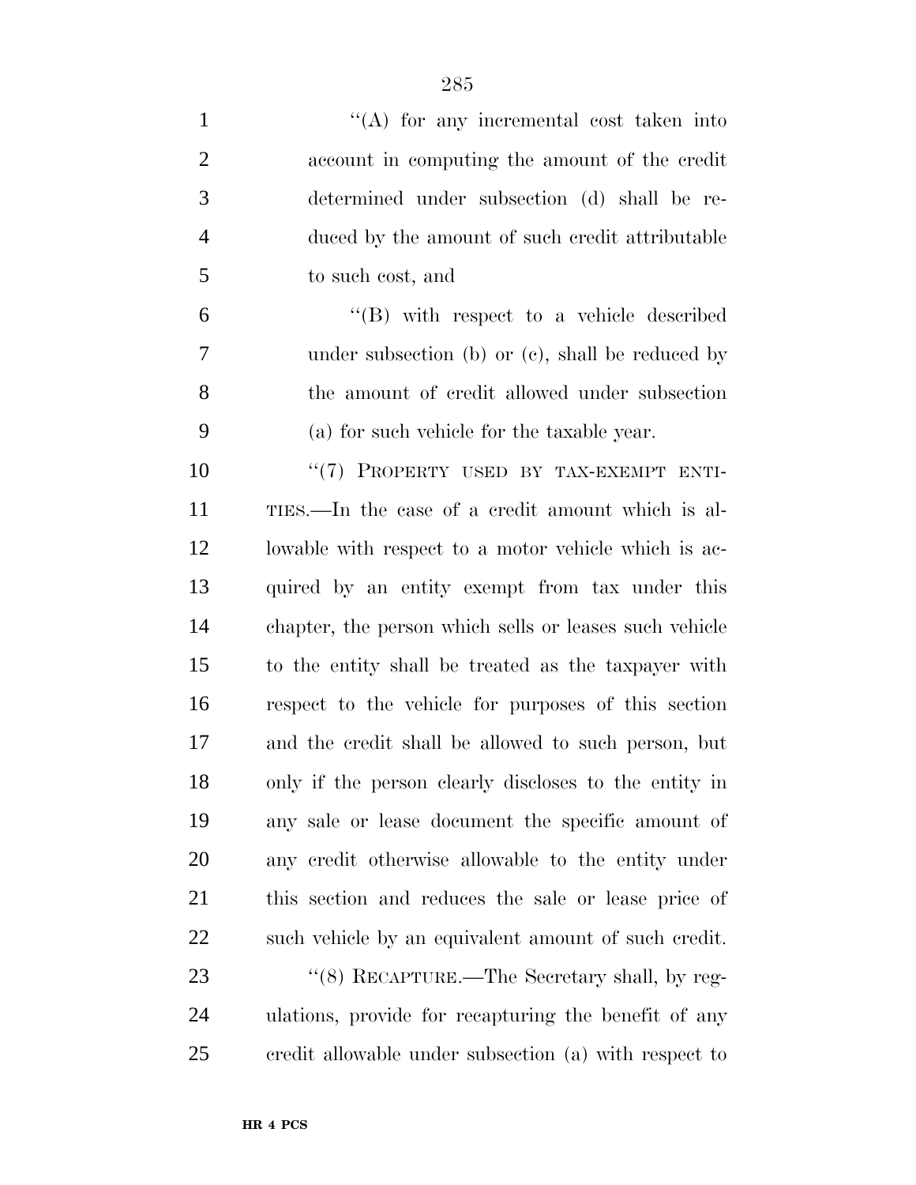"(A) for any incremental cost taken into account in computing the amount of the credit determined under subsection (d) shall be reduced by the amount of such credit attributable to such cost, and

"(B) with respect to a vehicle described under subsection (b) or (c), shall be reduced by the amount of credit allowed under subsection (a) for such vehicle for the taxable year.

"(7) PROPERTY USED BY TAX-EXEMPT ENTITIES.—In the case of a credit amount which is allowable with respect to a motor vehicle which is acquired by an entity exempt from tax under this chapter, the person which sells or leases such vehicle to the entity shall be treated as the taxpayer with respect to the vehicle for purposes of this section and the credit shall be allowed to such person, but only if the person clearly discloses to the entity in any sale or lease document the specific amount of any credit otherwise allowable to the entity under this section and reduces the sale or lease price of such vehicle by an equivalent amount of such credit.

"(8) RECAPTURE.—The Secretary shall, by regulations, provide for recapturing the benefit of any credit allowable under subsection (a) with respect to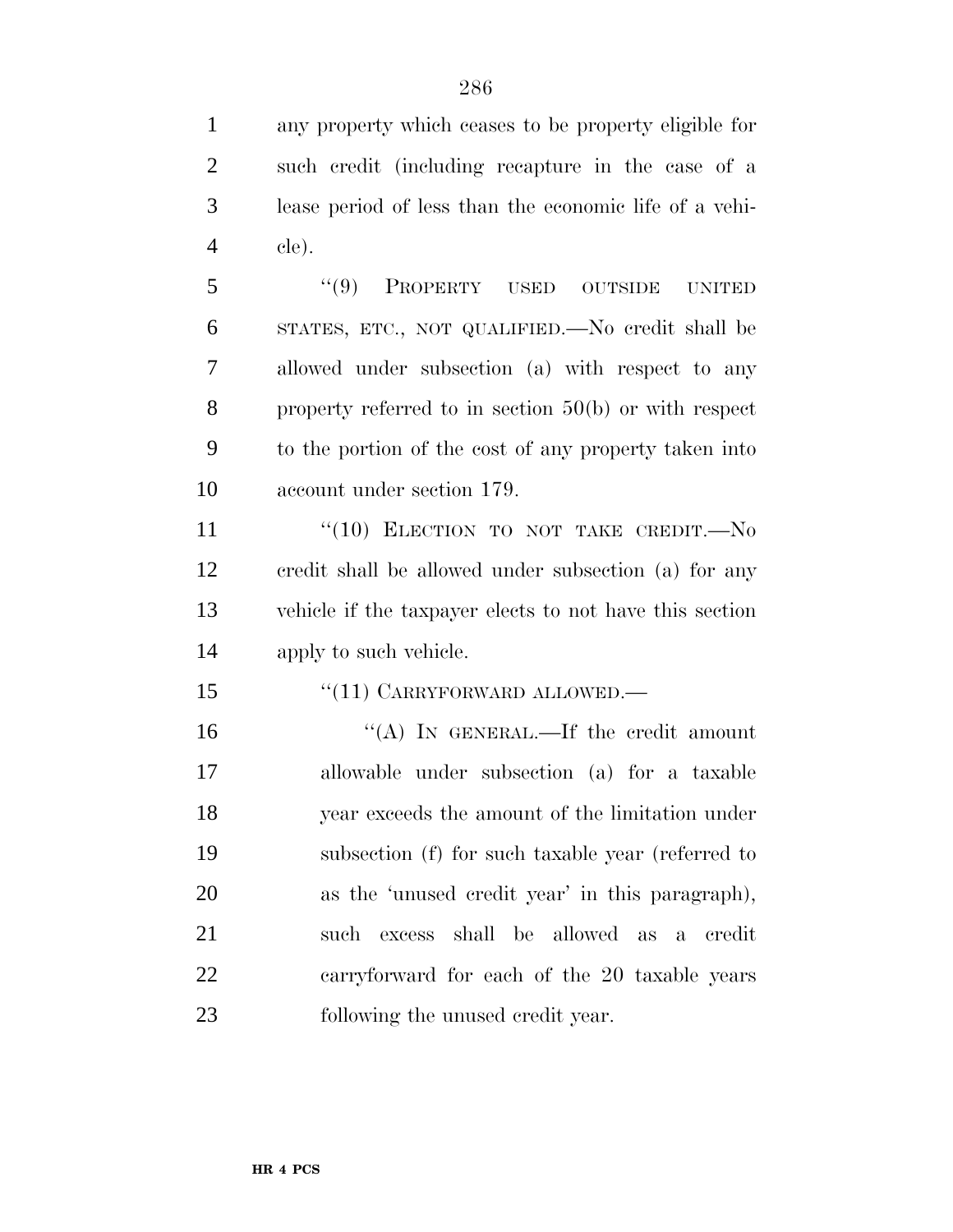any property which ceases to be property eligible for such credit (including recapture in the case of a lease period of less than the economic life of a vehicle).

"(9) PROPERTY USED OUTSIDE UNITED STATES, ETC., NOT QUALIFIED.—No credit shall be allowed under subsection (a) with respect to any property referred to in section 50(b) or with respect to the portion of the cost of any property taken into account under section 179.

"(10) ELECTION TO NOT TAKE CREDIT.—No credit shall be allowed under subsection (a) for any vehicle if the taxpayer elects to not have this section apply to such vehicle.

"(11) CARRYFORWARD ALLOWED.—

"(A) IN GENERAL.—If the credit amount allowable under subsection (a) for a taxable year exceeds the amount of the limitation under subsection (f) for such taxable year (referred to as the 'unused credit year' in this paragraph), such excess shall be allowed as a credit carryforward for each of the 20 taxable years following the unused credit year.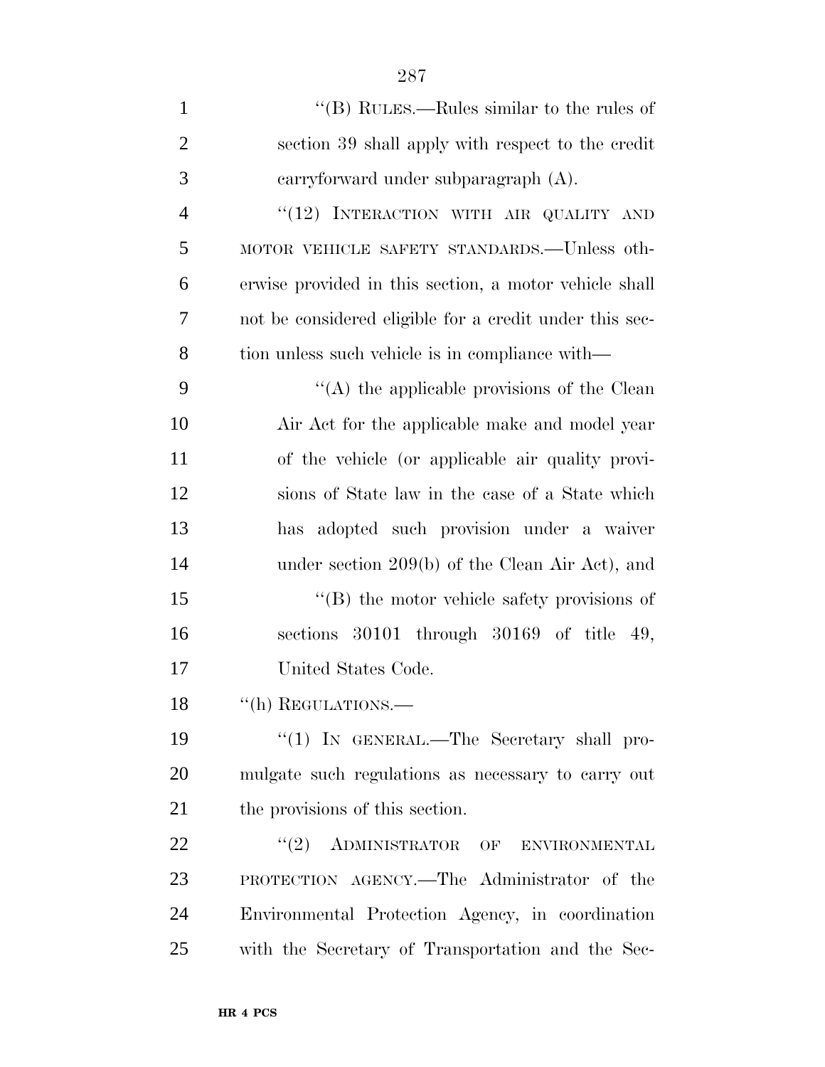"(B) RULES.—Rules similar to the rules of section 39 shall apply with respect to the credit carryforward under subparagraph (A).

"(12) INTERACTION WITH AIR QUALITY AND MOTOR VEHICLE SAFETY STANDARDS.—Unless otherwise provided in this section, a motor vehicle shall not be considered eligible for a credit under this section unless such vehicle is in compliance with—

"(A) the applicable provisions of the Clean Air Act for the applicable make and model year of the vehicle (or applicable air quality provisions of State law in the case of a State which has adopted such provision under a waiver under section 209(b) of the Clean Air Act), and

"(B) the motor vehicle safety provisions of sections 30101 through 30169 of title 49, United States Code.

"(h) REGULATIONS.—

"(1) IN GENERAL.—The Secretary shall promulgate such regulations as necessary to carry out the provisions of this section.

"(2) ADMINISTRATOR OF ENVIRONMENTAL PROTECTION AGENCY.—The Administrator of the Environmental Protection Agency, in coordination with the Secretary of Transportation and the Sec-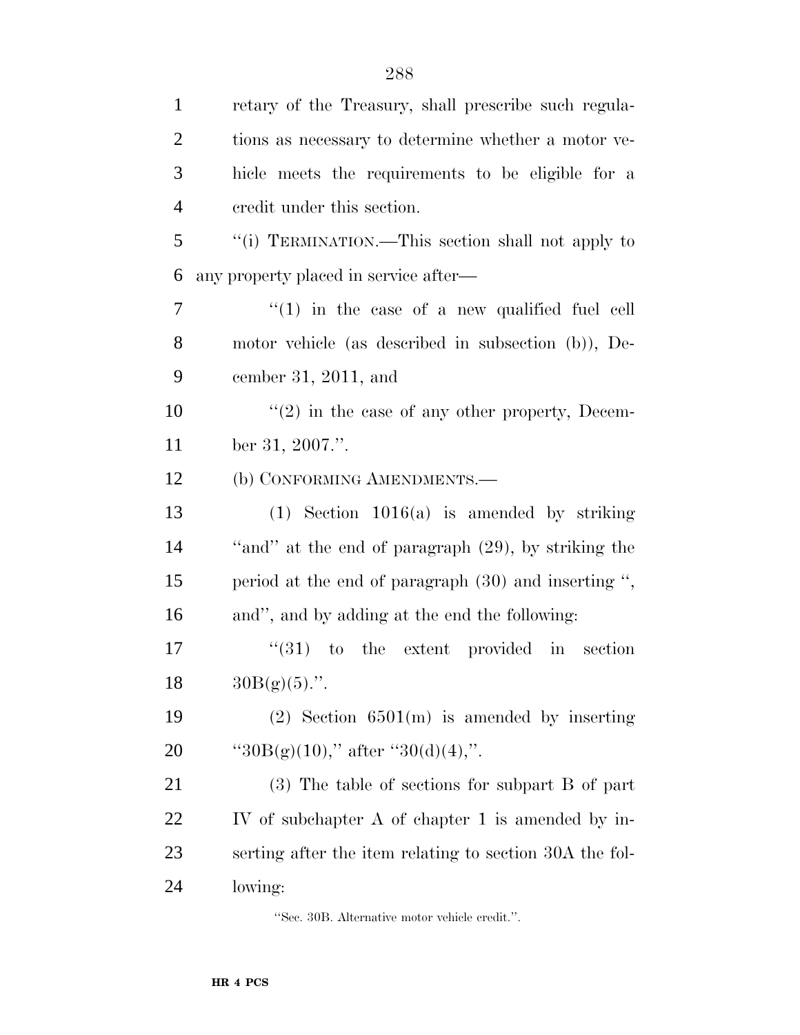retary of the Treasury, shall prescribe such regulations as necessary to determine whether a motor vehicle meets the requirements to be eligible for a credit under this section.

''(i) TERMINATION.—This section shall not apply to any property placed in service after—

''(1) in the case of a new qualified fuel cell motor vehicle (as described in subsection (b)), December 31, 2011, and

''(2) in the case of any other property, December 31, 2007.''.

(b) CONFORMING AMENDMENTS.—

(1) Section 1016(a) is amended by striking ''and'' at the end of paragraph (29), by striking the period at the end of paragraph (30) and inserting '', and'', and by adding at the end the following:

''(31) to the extent provided in section 30B(g)(5).''.

(2) Section 6501(m) is amended by inserting ''30B(g)(10),'' after ''30(d)(4),''.

(3) The table of sections for subpart B of part IV of subchapter A of chapter 1 is amended by inserting after the item relating to section 30A the following:

''Sec. 30B. Alternative motor vehicle credit.''.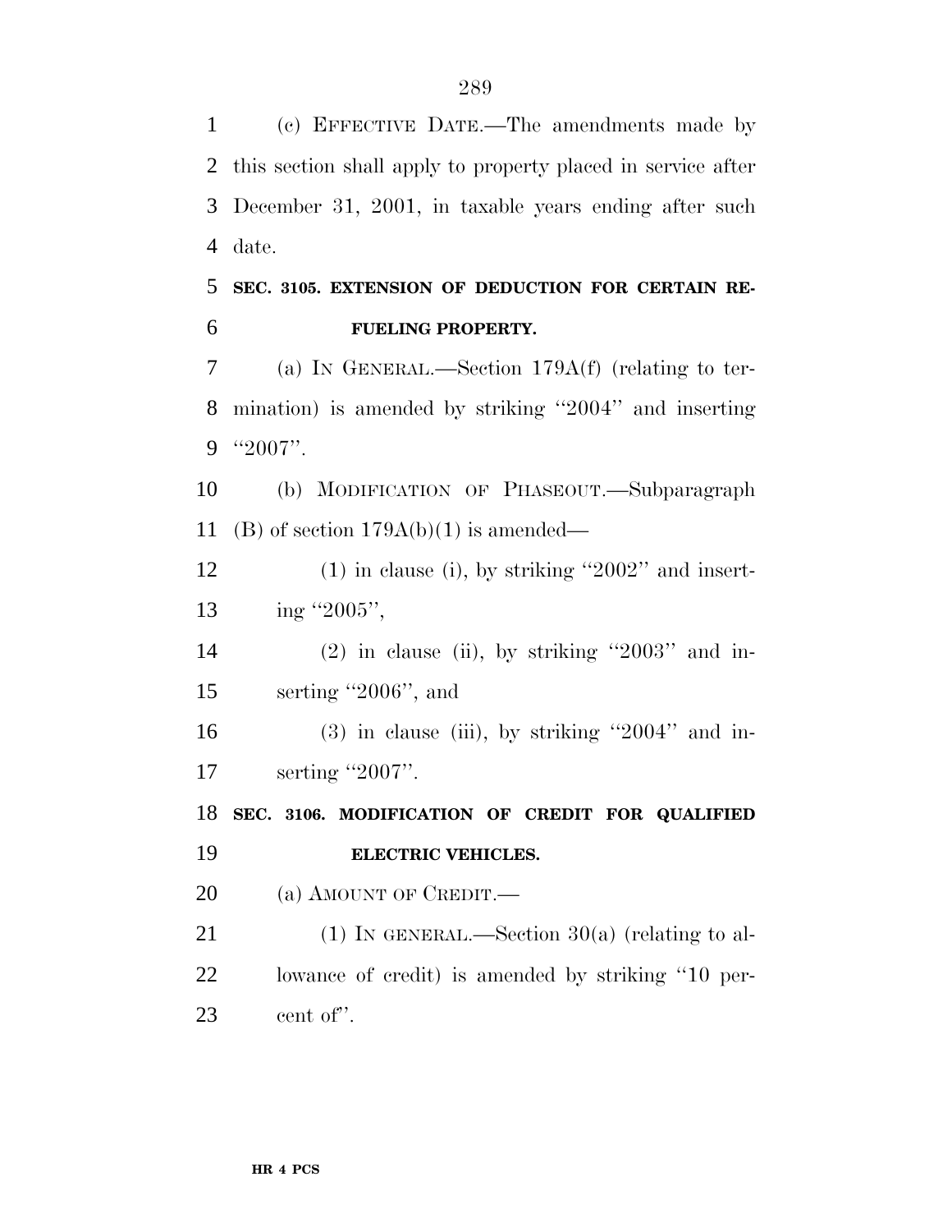(c) EFFECTIVE DATE.—The amendments made by this section shall apply to property placed in service after December 31, 2001, in taxable years ending after such date.

**SEC. 3105. EXTENSION OF DEDUCTION FOR CERTAIN REFUELING PROPERTY.**

(a) IN GENERAL.—Section 179A(f) (relating to termination) is amended by striking ''2004'' and inserting ''2007''.

(b) MODIFICATION OF PHASEOUT.—Subparagraph (B) of section 179A(b)(1) is amended—

(1) in clause (i), by striking ''2002'' and inserting ''2005'',

(2) in clause (ii), by striking ''2003'' and inserting ''2006'', and

(3) in clause (iii), by striking ''2004'' and inserting ''2007''.

**SEC. 3106. MODIFICATION OF CREDIT FOR QUALIFIED ELECTRIC VEHICLES.**

(a) AMOUNT OF CREDIT.—

(1) IN GENERAL.—Section 30(a) (relating to allowance of credit) is amended by striking ''10 percent of''.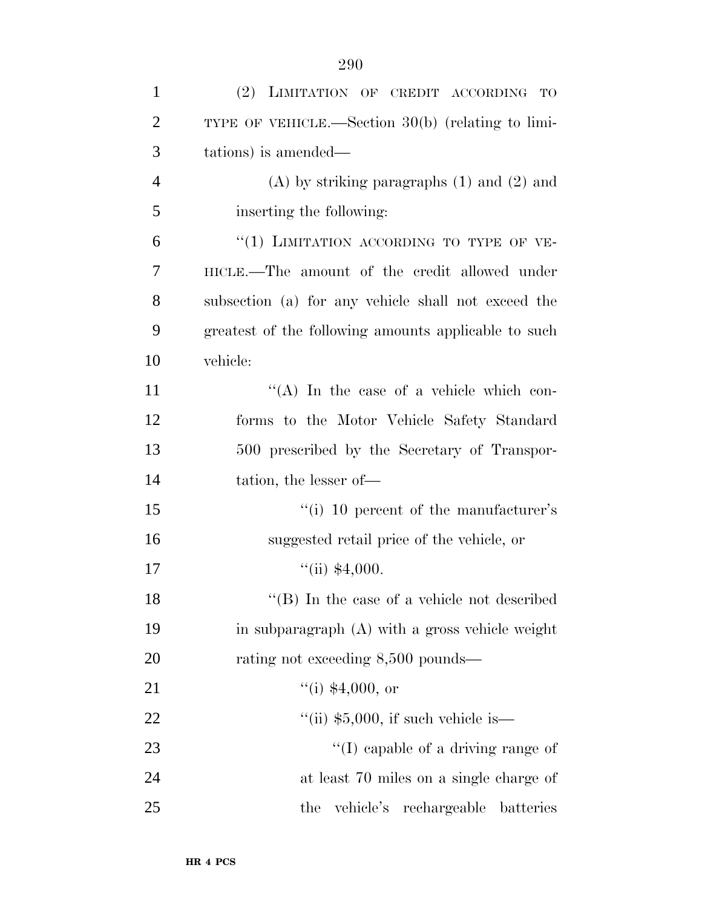(2) LIMITATION OF CREDIT ACCORDING TO TYPE OF VEHICLE.—Section 30(b) (relating to limitations) is amended—

(A) by striking paragraphs (1) and (2) and inserting the following:

"(1) LIMITATION ACCORDING TO TYPE OF VEHICLE.—The amount of the credit allowed under subsection (a) for any vehicle shall not exceed the greatest of the following amounts applicable to such vehicle:

"(A) In the case of a vehicle which conforms to the Motor Vehicle Safety Standard 500 prescribed by the Secretary of Transportation, the lesser of—

"(i) 10 percent of the manufacturer's suggested retail price of the vehicle, or

"(ii) $4,000.

"(B) In the case of a vehicle not described in subparagraph (A) with a gross vehicle weight rating not exceeding 8,500 pounds—

"(i) $4,000, or

"(ii) $5,000, if such vehicle is—

"(I) capable of a driving range of at least 70 miles on a single charge of the vehicle's rechargeable batteries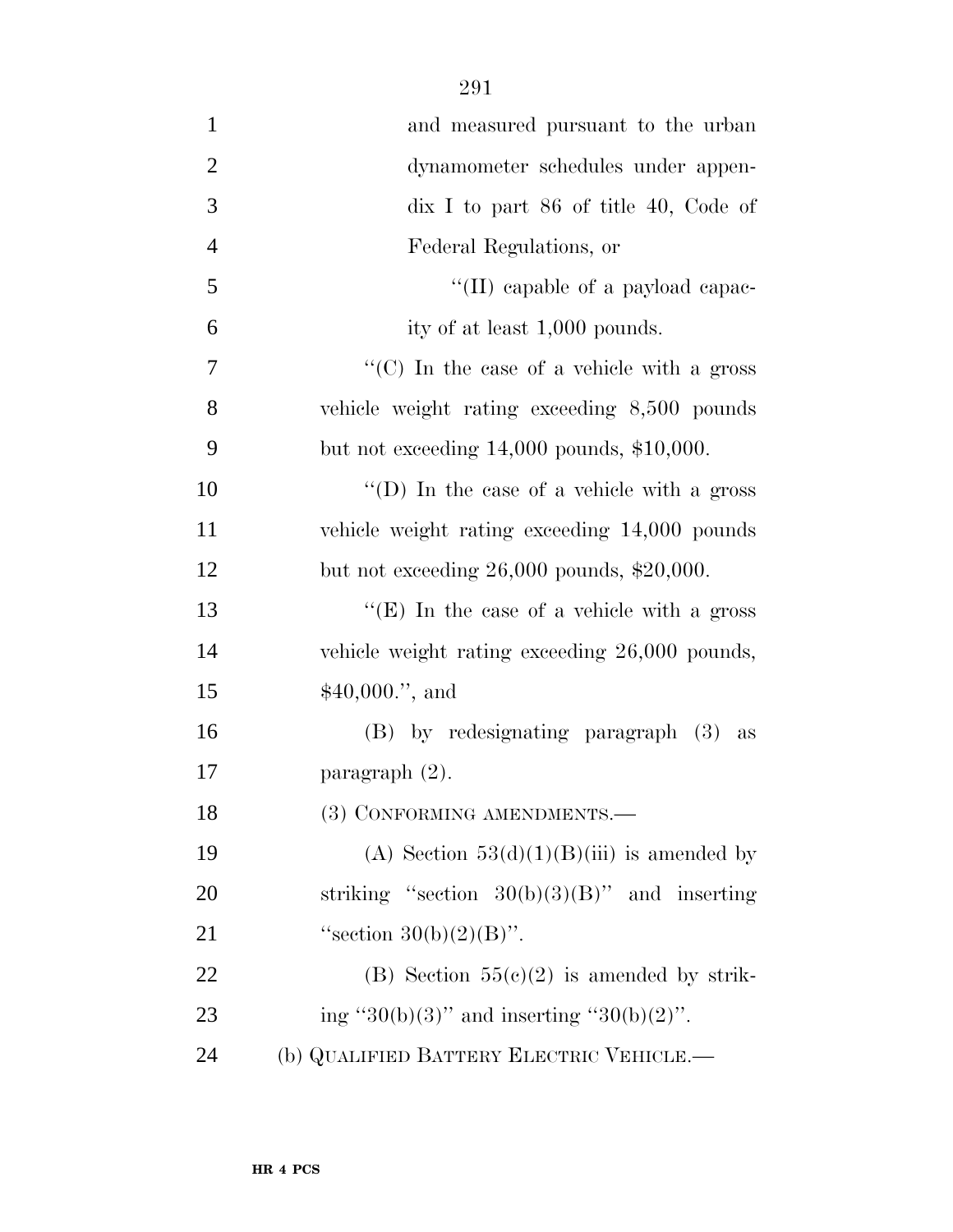and measured pursuant to the urban dynamometer schedules under appendix I to part 86 of title 40, Code of Federal Regulations, or

''(II) capable of a payload capacity of at least 1,000 pounds.

''(C) In the case of a vehicle with a gross vehicle weight rating exceeding 8,500 pounds but not exceeding 14,000 pounds, $10,000.

''(D) In the case of a vehicle with a gross vehicle weight rating exceeding 14,000 pounds but not exceeding 26,000 pounds, $20,000.

''(E) In the case of a vehicle with a gross vehicle weight rating exceeding 26,000 pounds, $40,000.'', and

(B) by redesignating paragraph (3) as paragraph (2).

(3) CONFORMING AMENDMENTS.—

(A) Section 53(d)(1)(B)(iii) is amended by striking ''section 30(b)(3)(B)'' and inserting ''section 30(b)(2)(B)''.

(B) Section 55(c)(2) is amended by striking ''30(b)(3)'' and inserting ''30(b)(2)''.

(b) QUALIFIED BATTERY ELECTRIC VEHICLE.—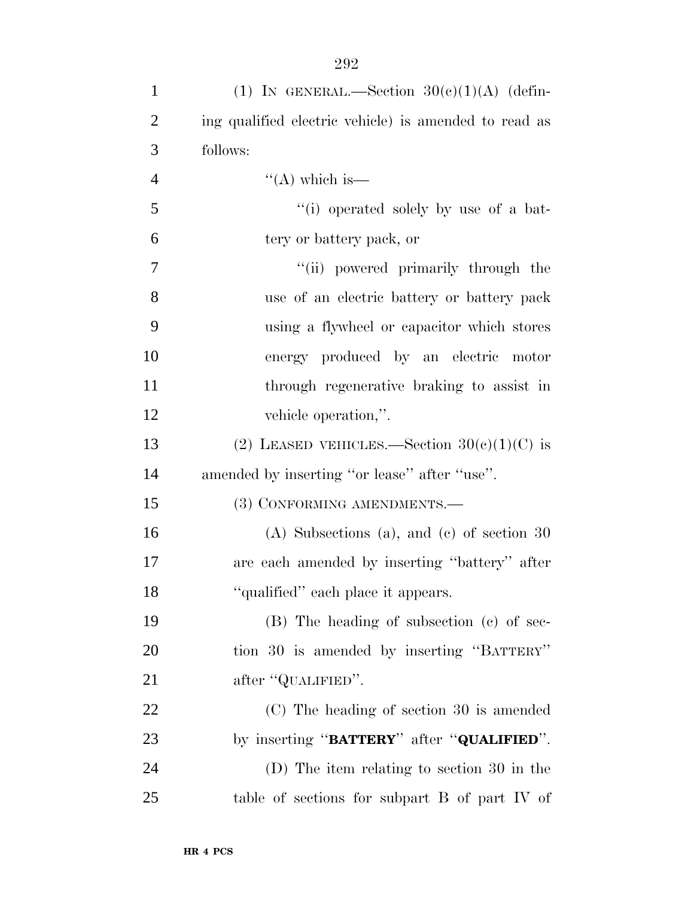(1) IN GENERAL.—Section 30(c)(1)(A) (defining qualified electric vehicle) is amended to read as follows:

"(A) which is—

"(i) operated solely by use of a battery or battery pack, or

"(ii) powered primarily through the use of an electric battery or battery pack using a flywheel or capacitor which stores energy produced by an electric motor through regenerative braking to assist in vehicle operation,".

(2) LEASED VEHICLES.—Section 30(c)(1)(C) is amended by inserting "or lease" after "use".

(3) CONFORMING AMENDMENTS.—

(A) Subsections (a), and (c) of section 30 are each amended by inserting "battery" after "qualified" each place it appears.

(B) The heading of subsection (c) of section 30 is amended by inserting "BATTERY" after "QUALIFIED".

(C) The heading of section 30 is amended by inserting "**BATTERY**" after "**QUALIFIED**".

(D) The item relating to section 30 in the table of sections for subpart B of part IV of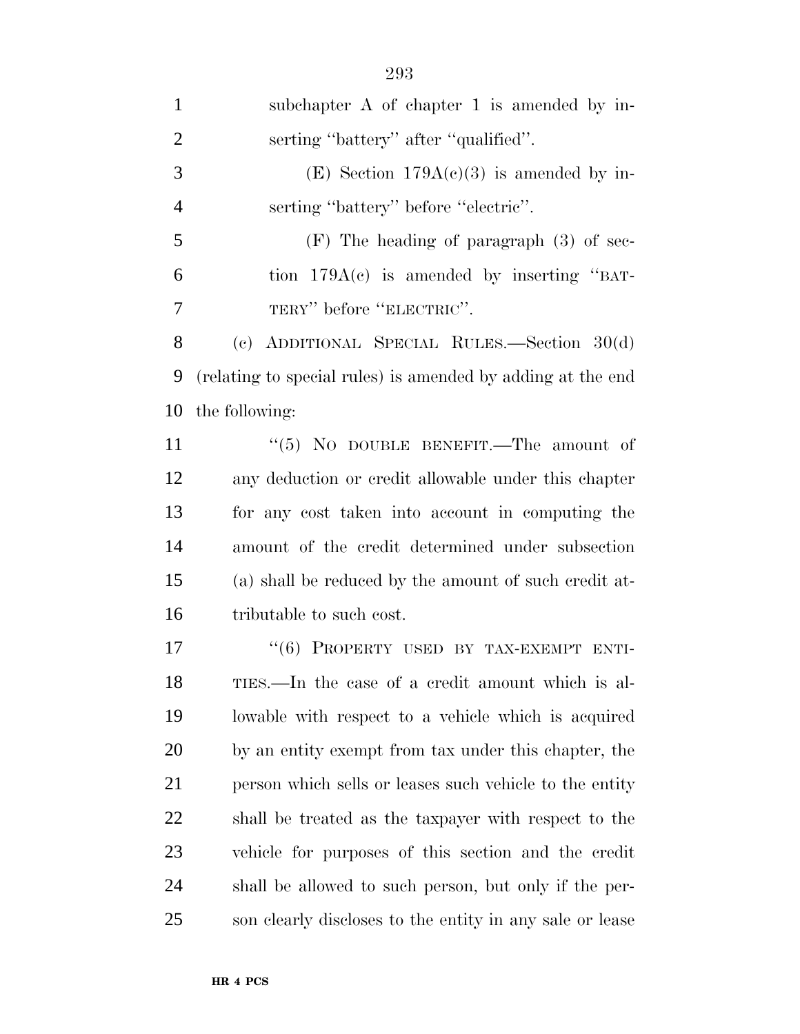subchapter A of chapter 1 is amended by inserting ''battery'' after ''qualified''.

(E) Section 179A(c)(3) is amended by inserting ''battery'' before ''electric''.

(F) The heading of paragraph (3) of section 179A(c) is amended by inserting ''BATTERY'' before ''ELECTRIC''.

(c) ADDITIONAL SPECIAL RULES.—Section 30(d) (relating to special rules) is amended by adding at the end the following:

''(5) NO DOUBLE BENEFIT.—The amount of any deduction or credit allowable under this chapter for any cost taken into account in computing the amount of the credit determined under subsection (a) shall be reduced by the amount of such credit attributable to such cost.

''(6) PROPERTY USED BY TAX-EXEMPT ENTITIES.—In the case of a credit amount which is allowable with respect to a vehicle which is acquired by an entity exempt from tax under this chapter, the person which sells or leases such vehicle to the entity shall be treated as the taxpayer with respect to the vehicle for purposes of this section and the credit shall be allowed to such person, but only if the person clearly discloses to the entity in any sale or lease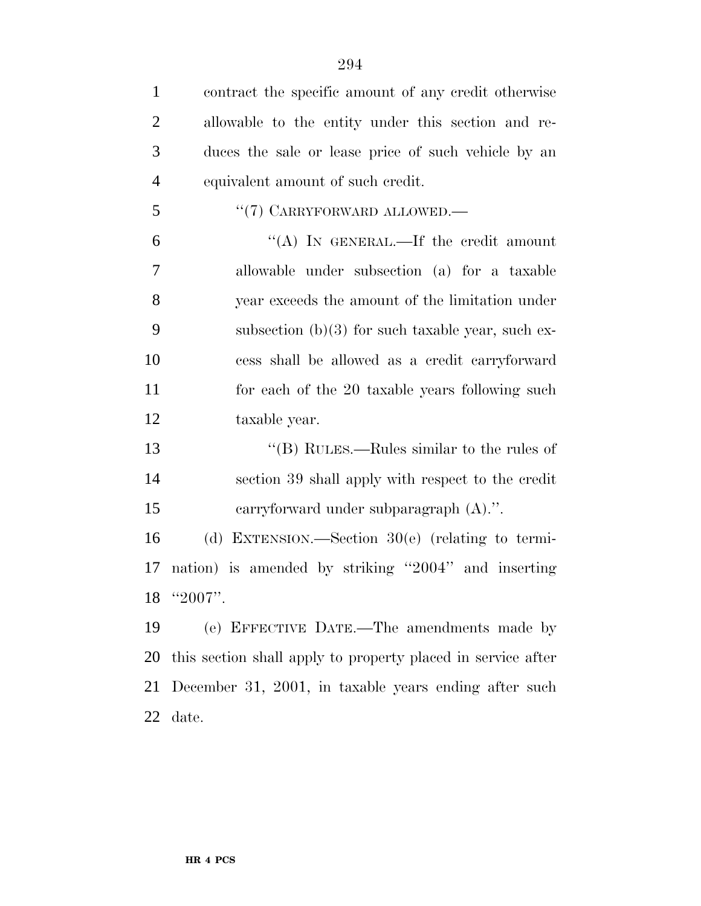contract the specific amount of any credit otherwise allowable to the entity under this section and reduces the sale or lease price of such vehicle by an equivalent amount of such credit.

"(7) CARRYFORWARD ALLOWED.—

"(A) IN GENERAL.—If the credit amount allowable under subsection (a) for a taxable year exceeds the amount of the limitation under subsection (b)(3) for such taxable year, such excess shall be allowed as a credit carryforward for each of the 20 taxable years following such taxable year.

"(B) RULES.—Rules similar to the rules of section 39 shall apply with respect to the credit carryforward under subparagraph (A).".

(d) EXTENSION.—Section 30(e) (relating to termination) is amended by striking "2004" and inserting "2007".

(e) EFFECTIVE DATE.—The amendments made by this section shall apply to property placed in service after December 31, 2001, in taxable years ending after such date.

HR 4 PCS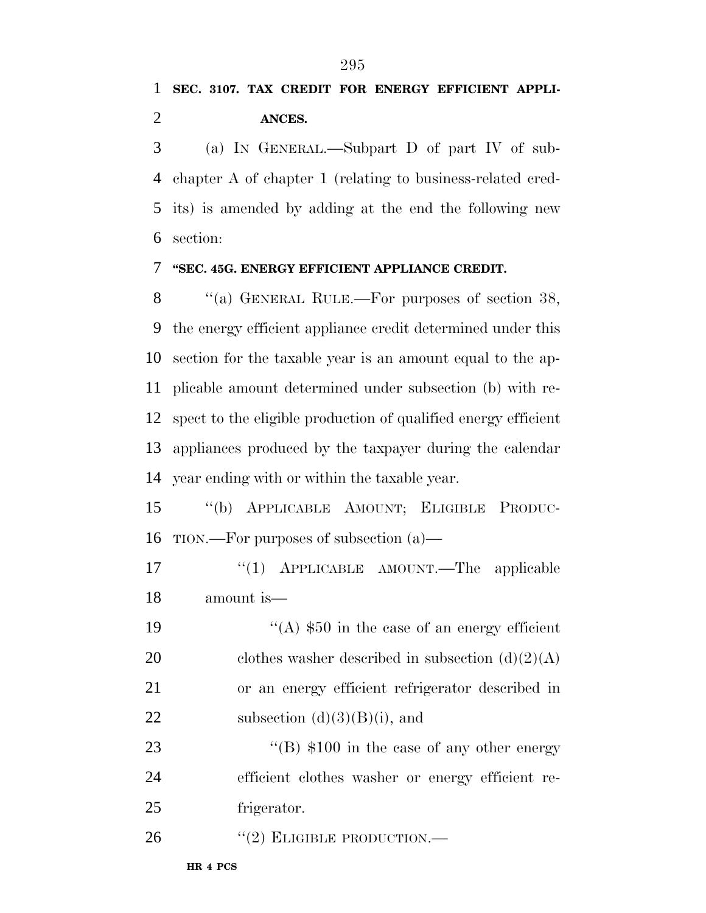**SEC. 3107. TAX CREDIT FOR ENERGY EFFICIENT APPLIANCES.**

(a) IN GENERAL.—Subpart D of part IV of subchapter A of chapter 1 (relating to business-related credits) is amended by adding at the end the following new section:

**"SEC. 45G. ENERGY EFFICIENT APPLIANCE CREDIT.**

"(a) GENERAL RULE.—For purposes of section 38, the energy efficient appliance credit determined under this section for the taxable year is an amount equal to the applicable amount determined under subsection (b) with respect to the eligible production of qualified energy efficient appliances produced by the taxpayer during the calendar year ending with or within the taxable year.

"(b) APPLICABLE AMOUNT; ELIGIBLE PRODUCTION.—For purposes of subsection (a)—

"(1) APPLICABLE AMOUNT.—The applicable amount is—

"(A) $50 in the case of an energy efficient clothes washer described in subsection (d)(2)(A) or an energy efficient refrigerator described in subsection (d)(3)(B)(i), and

"(B) $100 in the case of any other energy efficient clothes washer or energy efficient refrigerator.

"(2) ELIGIBLE PRODUCTION.—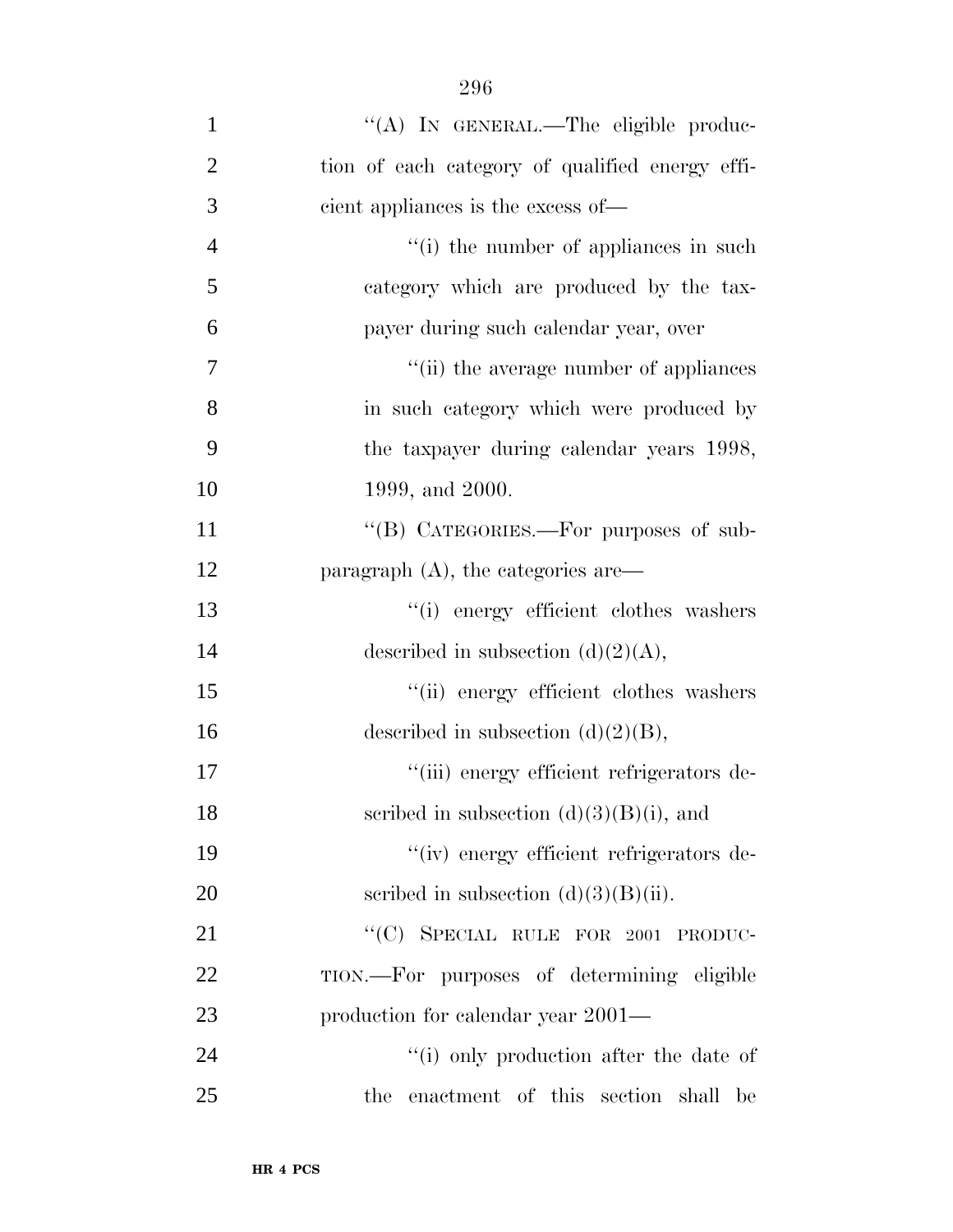''(A) IN GENERAL.—The eligible production of each category of qualified energy efficient appliances is the excess of—

''(i) the number of appliances in such category which are produced by the taxpayer during such calendar year, over

''(ii) the average number of appliances in such category which were produced by the taxpayer during calendar years 1998, 1999, and 2000.

''(B) CATEGORIES.—For purposes of subparagraph (A), the categories are—

''(i) energy efficient clothes washers described in subsection (d)(2)(A),

''(ii) energy efficient clothes washers described in subsection (d)(2)(B),

''(iii) energy efficient refrigerators described in subsection (d)(3)(B)(i), and

''(iv) energy efficient refrigerators described in subsection (d)(3)(B)(ii).

''(C) SPECIAL RULE FOR 2001 PRODUCTION.—For purposes of determining eligible production for calendar year 2001—

''(i) only production after the date of the enactment of this section shall be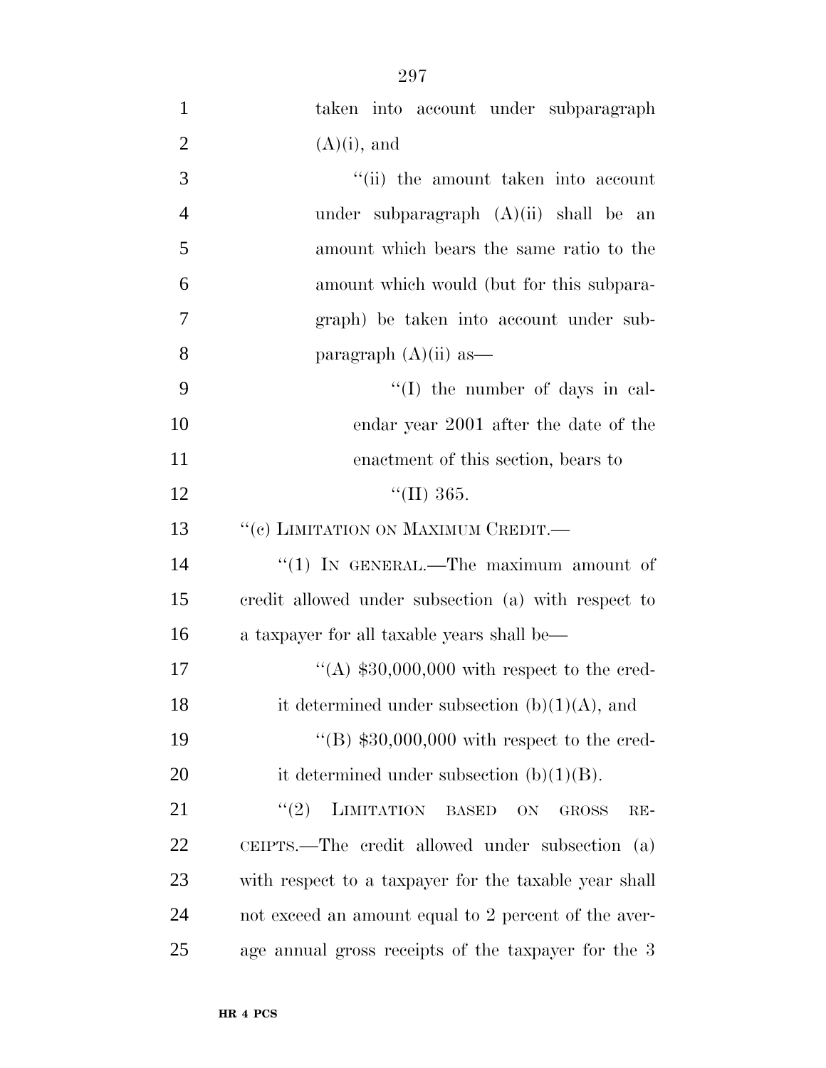taken into account under subparagraph (A)(i), and

"(ii) the amount taken into account under subparagraph (A)(ii) shall be an amount which bears the same ratio to the amount which would (but for this subparagraph) be taken into account under subparagraph (A)(ii) as—

"(I) the number of days in calendar year 2001 after the date of the enactment of this section, bears to

"(II) 365.

"(c) LIMITATION ON MAXIMUM CREDIT.—

"(1) IN GENERAL.—The maximum amount of credit allowed under subsection (a) with respect to a taxpayer for all taxable years shall be—

"(A) $30,000,000 with respect to the credit determined under subsection (b)(1)(A), and

"(B) $30,000,000 with respect to the credit determined under subsection (b)(1)(B).

"(2) LIMITATION BASED ON GROSS RECEIPTS.—The credit allowed under subsection (a) with respect to a taxpayer for the taxable year shall not exceed an amount equal to 2 percent of the average annual gross receipts of the taxpayer for the 3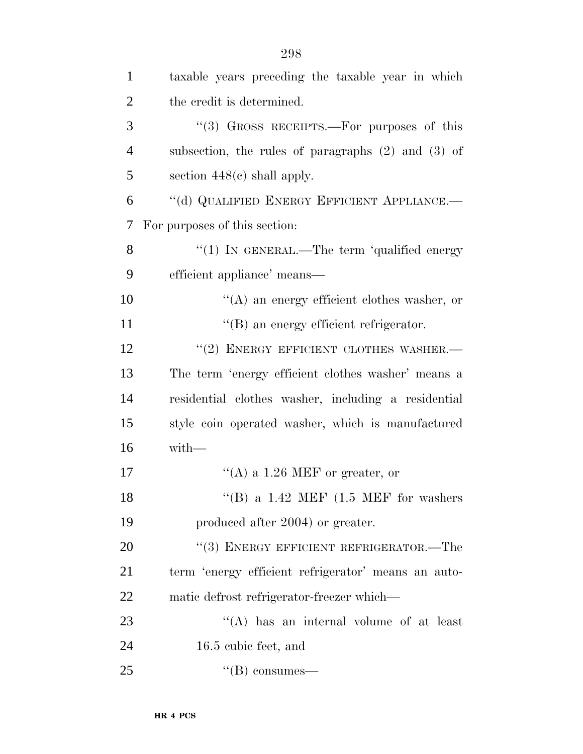taxable years preceding the taxable year in which the credit is determined.

"(3) GROSS RECEIPTS.—For purposes of this subsection, the rules of paragraphs (2) and (3) of section 448(c) shall apply.

"(d) QUALIFIED ENERGY EFFICIENT APPLIANCE.— For purposes of this section:

"(1) IN GENERAL.—The term 'qualified energy efficient appliance' means—

"(A) an energy efficient clothes washer, or

"(B) an energy efficient refrigerator.

"(2) ENERGY EFFICIENT CLOTHES WASHER.— The term 'energy efficient clothes washer' means a residential clothes washer, including a residential style coin operated washer, which is manufactured with—

"(A) a 1.26 MEF or greater, or

"(B) a 1.42 MEF (1.5 MEF for washers produced after 2004) or greater.

"(3) ENERGY EFFICIENT REFRIGERATOR.—The term 'energy efficient refrigerator' means an automatic defrost refrigerator-freezer which—

"(A) has an internal volume of at least 16.5 cubic feet, and

"(B) consumes—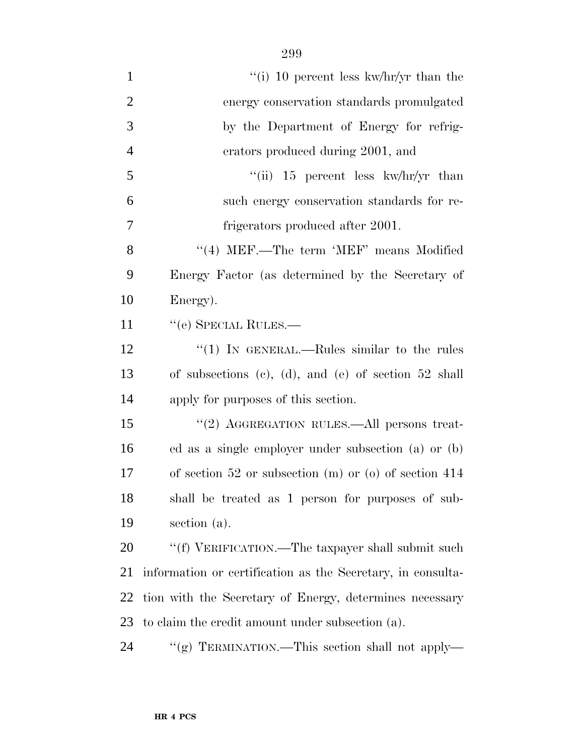"(i) 10 percent less kw/hr/yr than the energy conservation standards promulgated by the Department of Energy for refrigerators produced during 2001, and

"(ii) 15 percent less kw/hr/yr than such energy conservation standards for refrigerators produced after 2001.

"(4) MEF.—The term 'MEF' means Modified Energy Factor (as determined by the Secretary of Energy).

"(e) SPECIAL RULES.—

"(1) IN GENERAL.—Rules similar to the rules of subsections (c), (d), and (e) of section 52 shall apply for purposes of this section.

"(2) AGGREGATION RULES.—All persons treated as a single employer under subsection (a) or (b) of section 52 or subsection (m) or (o) of section 414 shall be treated as 1 person for purposes of subsection (a).

"(f) VERIFICATION.—The taxpayer shall submit such information or certification as the Secretary, in consultation with the Secretary of Energy, determines necessary to claim the credit amount under subsection (a).

"(g) TERMINATION.—This section shall not apply—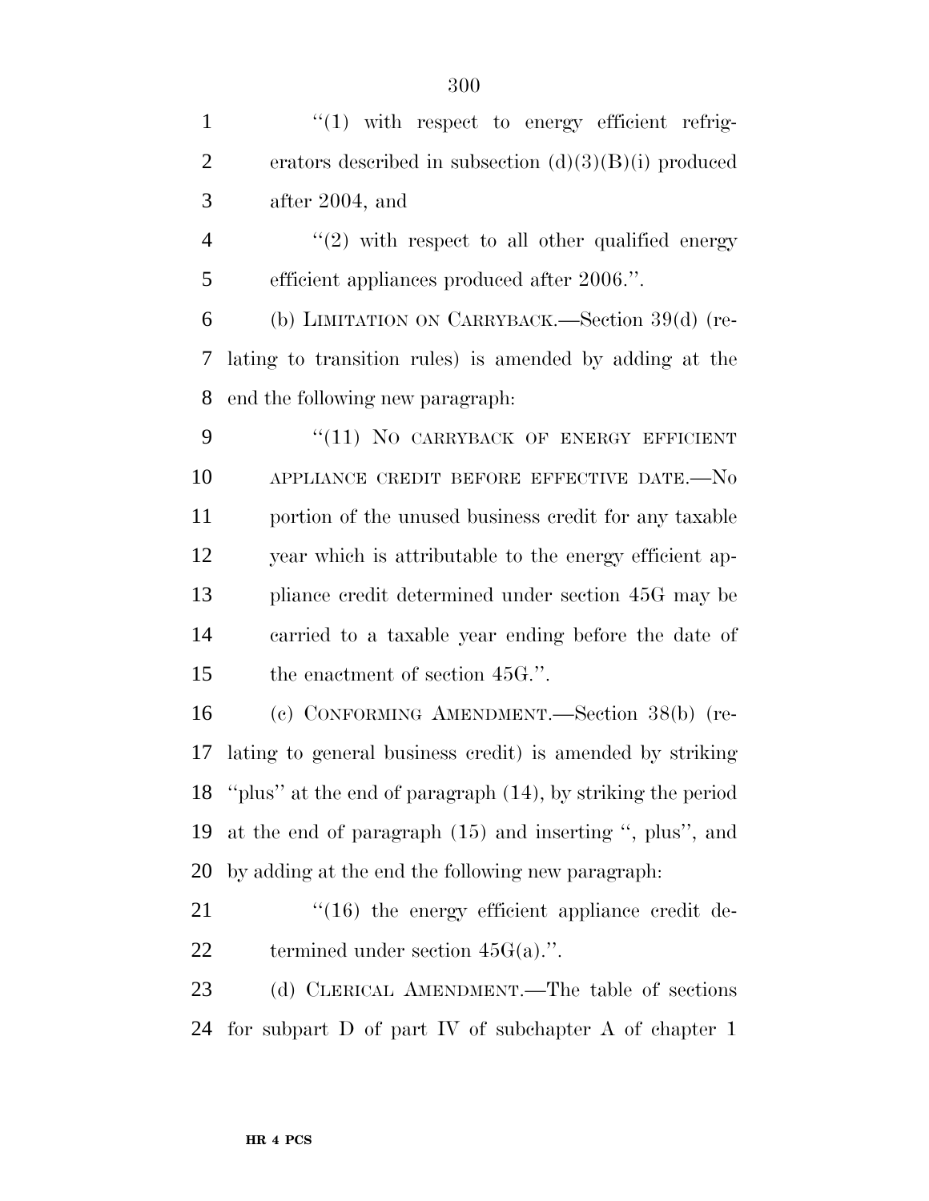''(1) with respect to energy efficient refrigerators described in subsection (d)(3)(B)(i) produced after 2004, and

''(2) with respect to all other qualified energy efficient appliances produced after 2006.''.

(b) LIMITATION ON CARRYBACK.—Section 39(d) (relating to transition rules) is amended by adding at the end the following new paragraph:

''(11) NO CARRYBACK OF ENERGY EFFICIENT APPLIANCE CREDIT BEFORE EFFECTIVE DATE.—No portion of the unused business credit for any taxable year which is attributable to the energy efficient appliance credit determined under section 45G may be carried to a taxable year ending before the date of the enactment of section 45G.''.

(c) CONFORMING AMENDMENT.—Section 38(b) (relating to general business credit) is amended by striking ''plus'' at the end of paragraph (14), by striking the period at the end of paragraph (15) and inserting '', plus'', and by adding at the end the following new paragraph:

''(16) the energy efficient appliance credit determined under section 45G(a).''.

(d) CLERICAL AMENDMENT.—The table of sections for subpart D of part IV of subchapter A of chapter 1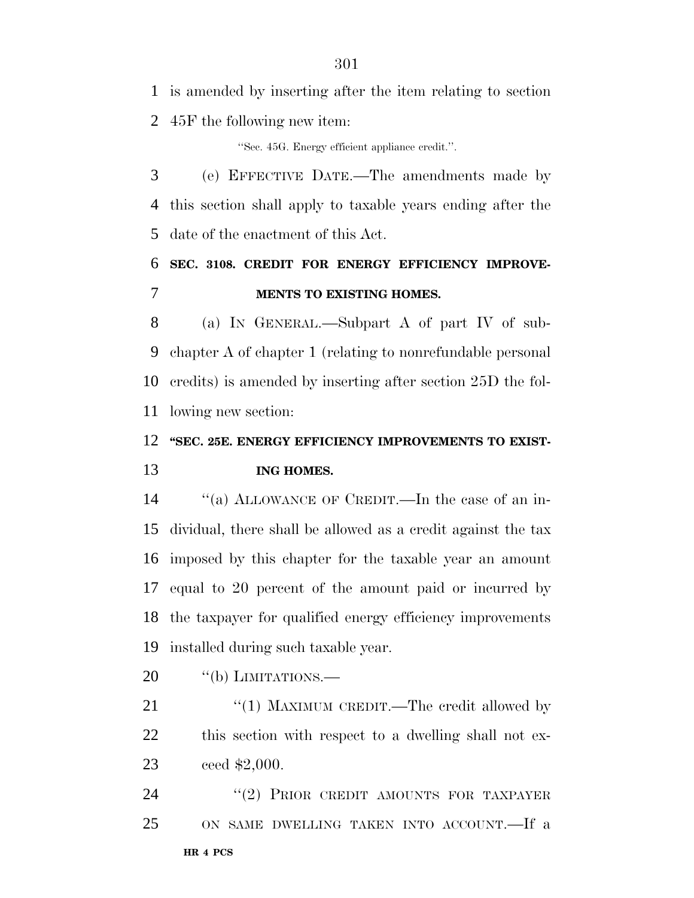is amended by inserting after the item relating to section 45F the following new item:

"Sec. 45G. Energy efficient appliance credit.".

(e) EFFECTIVE DATE.—The amendments made by this section shall apply to taxable years ending after the date of the enactment of this Act.

**SEC. 3108. CREDIT FOR ENERGY EFFICIENCY IMPROVEMENTS TO EXISTING HOMES.**

(a) IN GENERAL.—Subpart A of part IV of subchapter A of chapter 1 (relating to nonrefundable personal credits) is amended by inserting after section 25D the following new section:

**"SEC. 25E. ENERGY EFFICIENCY IMPROVEMENTS TO EXISTING HOMES.**

"(a) ALLOWANCE OF CREDIT.—In the case of an individual, there shall be allowed as a credit against the tax imposed by this chapter for the taxable year an amount equal to 20 percent of the amount paid or incurred by the taxpayer for qualified energy efficiency improvements installed during such taxable year.

"(b) LIMITATIONS.—

"(1) MAXIMUM CREDIT.—The credit allowed by this section with respect to a dwelling shall not exceed $2,000.

"(2) PRIOR CREDIT AMOUNTS FOR TAXPAYER ON SAME DWELLING TAKEN INTO ACCOUNT.—If a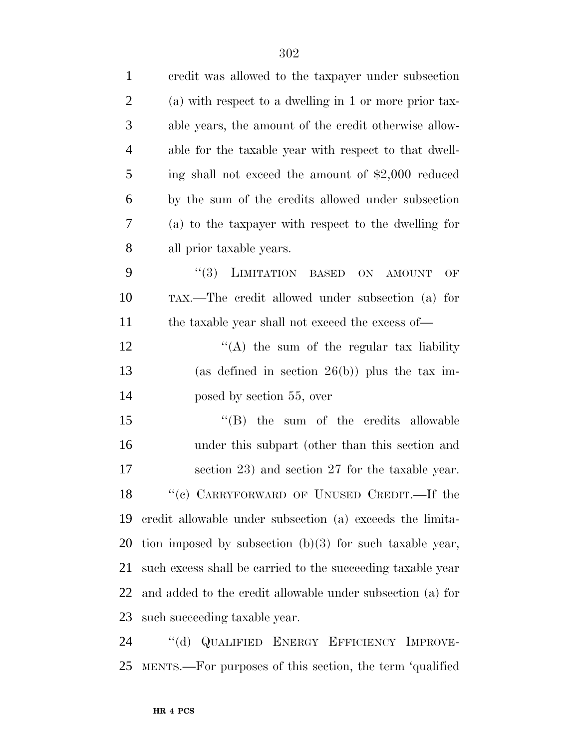credit was allowed to the taxpayer under subsection (a) with respect to a dwelling in 1 or more prior taxable years, the amount of the credit otherwise allowable for the taxable year with respect to that dwelling shall not exceed the amount of $2,000 reduced by the sum of the credits allowed under subsection (a) to the taxpayer with respect to the dwelling for all prior taxable years.

"(3) LIMITATION BASED ON AMOUNT OF TAX.—The credit allowed under subsection (a) for the taxable year shall not exceed the excess of—

"(A) the sum of the regular tax liability (as defined in section 26(b)) plus the tax imposed by section 55, over

"(B) the sum of the credits allowable under this subpart (other than this section and section 23) and section 27 for the taxable year.

"(c) CARRYFORWARD OF UNUSED CREDIT.—If the credit allowable under subsection (a) exceeds the limitation imposed by subsection (b)(3) for such taxable year, such excess shall be carried to the succeeding taxable year and added to the credit allowable under subsection (a) for such succeeding taxable year.

"(d) QUALIFIED ENERGY EFFICIENCY IMPROVEMENTS.—For purposes of this section, the term 'qualified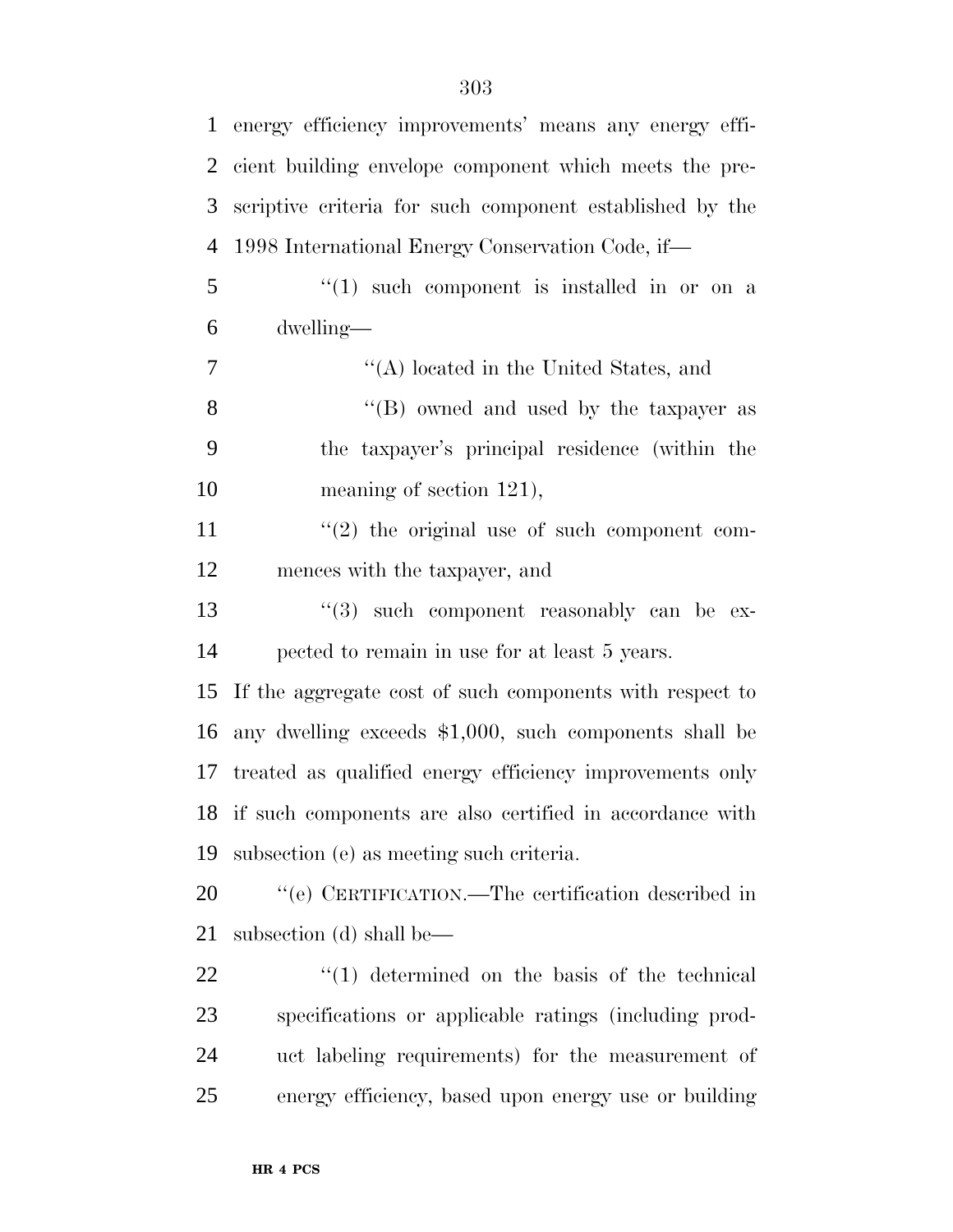energy efficiency improvements' means any energy efficient building envelope component which meets the prescriptive criteria for such component established by the 1998 International Energy Conservation Code, if—

"(1) such component is installed in or on a dwelling—

"(A) located in the United States, and

"(B) owned and used by the taxpayer as the taxpayer's principal residence (within the meaning of section 121),

"(2) the original use of such component commences with the taxpayer, and

"(3) such component reasonably can be expected to remain in use for at least 5 years.

If the aggregate cost of such components with respect to any dwelling exceeds $1,000, such components shall be treated as qualified energy efficiency improvements only if such components are also certified in accordance with subsection (e) as meeting such criteria.

"(e) CERTIFICATION.—The certification described in subsection (d) shall be—

"(1) determined on the basis of the technical specifications or applicable ratings (including product labeling requirements) for the measurement of energy efficiency, based upon energy use or building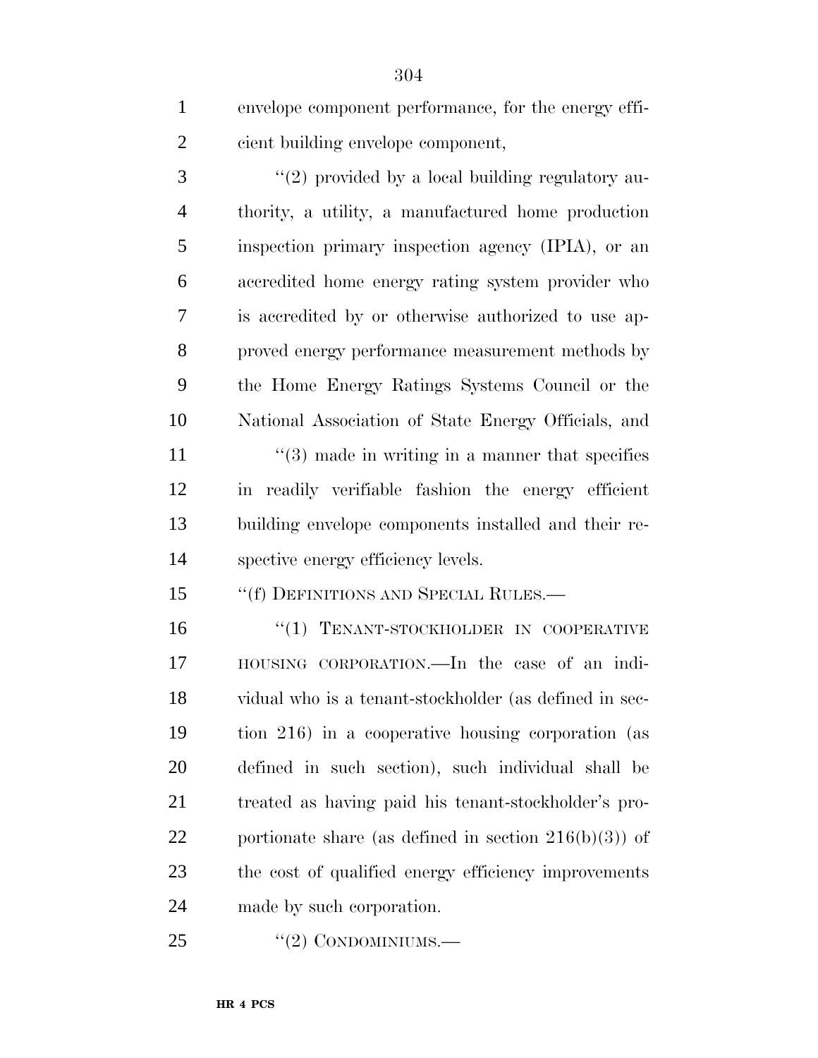envelope component performance, for the energy efficient building envelope component,

"(2) provided by a local building regulatory authority, a utility, a manufactured home production inspection primary inspection agency (IPIA), or an accredited home energy rating system provider who is accredited by or otherwise authorized to use approved energy performance measurement methods by the Home Energy Ratings Systems Council or the National Association of State Energy Officials, and

"(3) made in writing in a manner that specifies in readily verifiable fashion the energy efficient building envelope components installed and their respective energy efficiency levels.

"(f) DEFINITIONS AND SPECIAL RULES.—

"(1) TENANT-STOCKHOLDER IN COOPERATIVE HOUSING CORPORATION.—In the case of an individual who is a tenant-stockholder (as defined in section 216) in a cooperative housing corporation (as defined in such section), such individual shall be treated as having paid his tenant-stockholder's proportionate share (as defined in section 216(b)(3)) of the cost of qualified energy efficiency improvements made by such corporation.

"(2) CONDOMINIUMS.—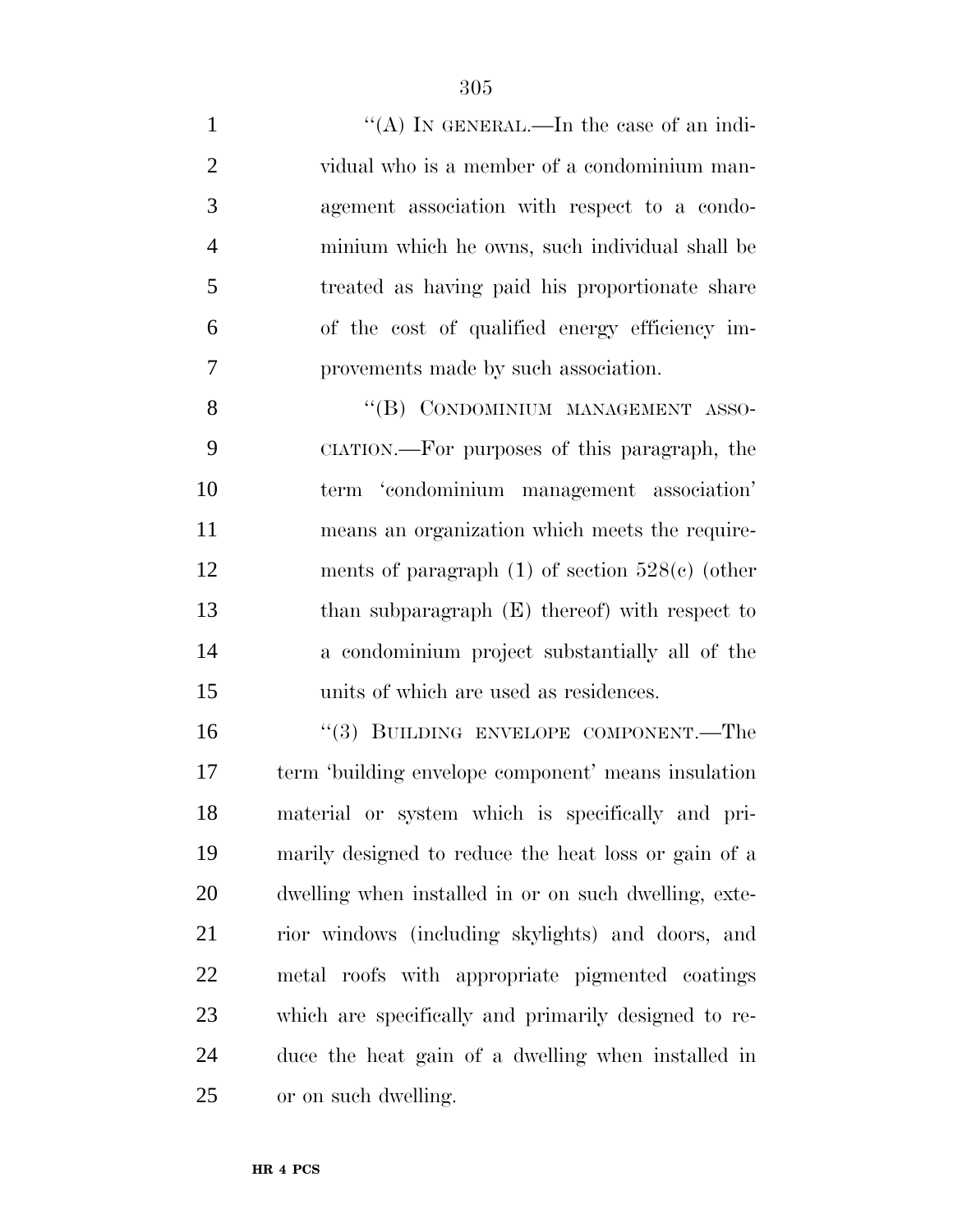"(A) IN GENERAL.—In the case of an individual who is a member of a condominium management association with respect to a condominium which he owns, such individual shall be treated as having paid his proportionate share of the cost of qualified energy efficiency improvements made by such association.

"(B) CONDOMINIUM MANAGEMENT ASSOCIATION.—For purposes of this paragraph, the term 'condominium management association' means an organization which meets the requirements of paragraph (1) of section 528(c) (other than subparagraph (E) thereof) with respect to a condominium project substantially all of the units of which are used as residences.

"(3) BUILDING ENVELOPE COMPONENT.—The term 'building envelope component' means insulation material or system which is specifically and primarily designed to reduce the heat loss or gain of a dwelling when installed in or on such dwelling, exterior windows (including skylights) and doors, and metal roofs with appropriate pigmented coatings which are specifically and primarily designed to reduce the heat gain of a dwelling when installed in or on such dwelling.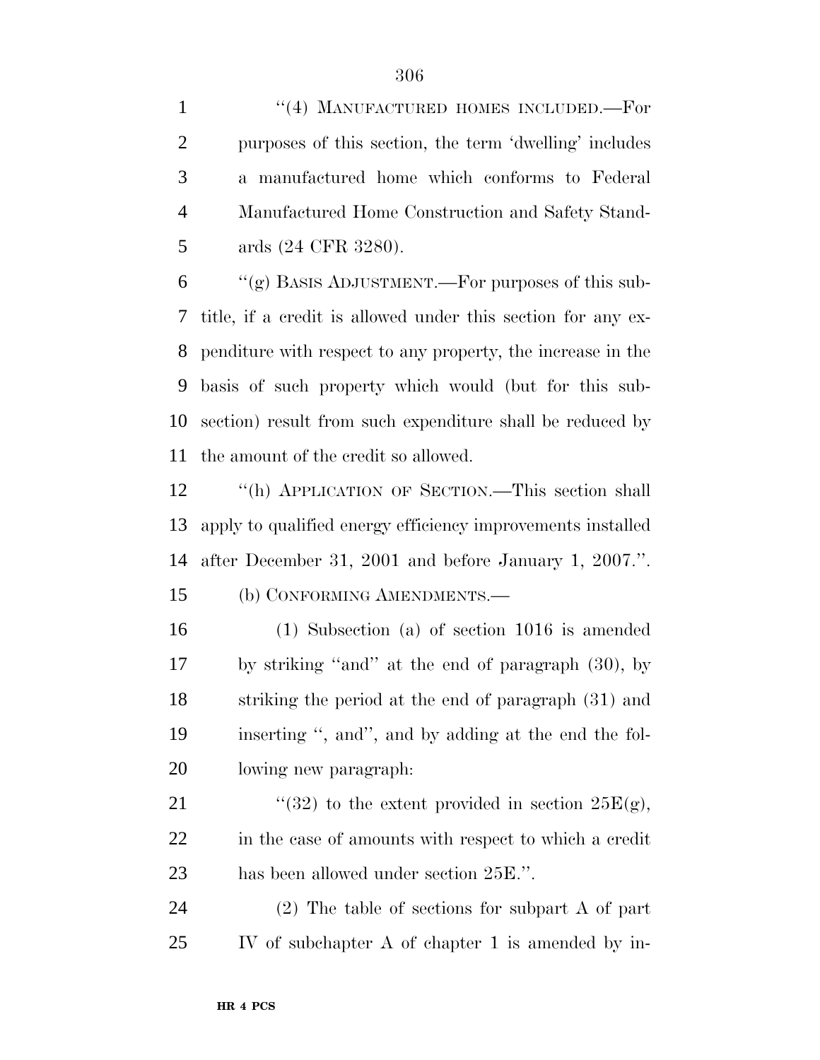''(4) MANUFACTURED HOMES INCLUDED.—For purposes of this section, the term 'dwelling' includes a manufactured home which conforms to Federal Manufactured Home Construction and Safety Standards (24 CFR 3280).

''(g) BASIS ADJUSTMENT.—For purposes of this subtitle, if a credit is allowed under this section for any expenditure with respect to any property, the increase in the basis of such property which would (but for this subsection) result from such expenditure shall be reduced by the amount of the credit so allowed.

''(h) APPLICATION OF SECTION.—This section shall apply to qualified energy efficiency improvements installed after December 31, 2001 and before January 1, 2007.''.

(b) CONFORMING AMENDMENTS.—

(1) Subsection (a) of section 1016 is amended by striking ''and'' at the end of paragraph (30), by striking the period at the end of paragraph (31) and inserting '', and'', and by adding at the end the following new paragraph:

''(32) to the extent provided in section 25E(g), in the case of amounts with respect to which a credit has been allowed under section 25E.''.

(2) The table of sections for subpart A of part IV of subchapter A of chapter 1 is amended by in-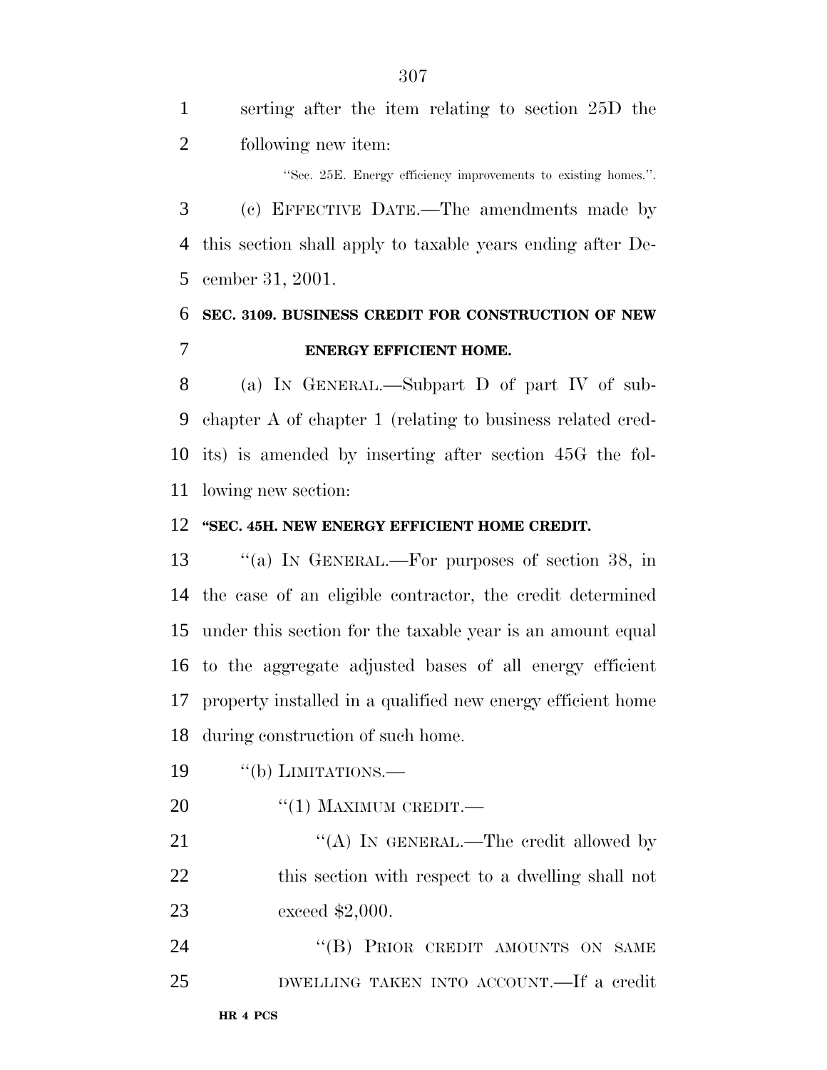serting after the item relating to section 25D the following new item:

"Sec. 25E. Energy efficiency improvements to existing homes.".

(c) EFFECTIVE DATE.—The amendments made by this section shall apply to taxable years ending after December 31, 2001.

**SEC. 3109. BUSINESS CREDIT FOR CONSTRUCTION OF NEW ENERGY EFFICIENT HOME.**

(a) IN GENERAL.—Subpart D of part IV of subchapter A of chapter 1 (relating to business related credits) is amended by inserting after section 45G the following new section:

**"SEC. 45H. NEW ENERGY EFFICIENT HOME CREDIT.**

"(a) IN GENERAL.—For purposes of section 38, in the case of an eligible contractor, the credit determined under this section for the taxable year is an amount equal to the aggregate adjusted bases of all energy efficient property installed in a qualified new energy efficient home during construction of such home.

"(b) LIMITATIONS.—

"(1) MAXIMUM CREDIT.—

"(A) IN GENERAL.—The credit allowed by this section with respect to a dwelling shall not exceed $2,000.

"(B) PRIOR CREDIT AMOUNTS ON SAME DWELLING TAKEN INTO ACCOUNT.—If a credit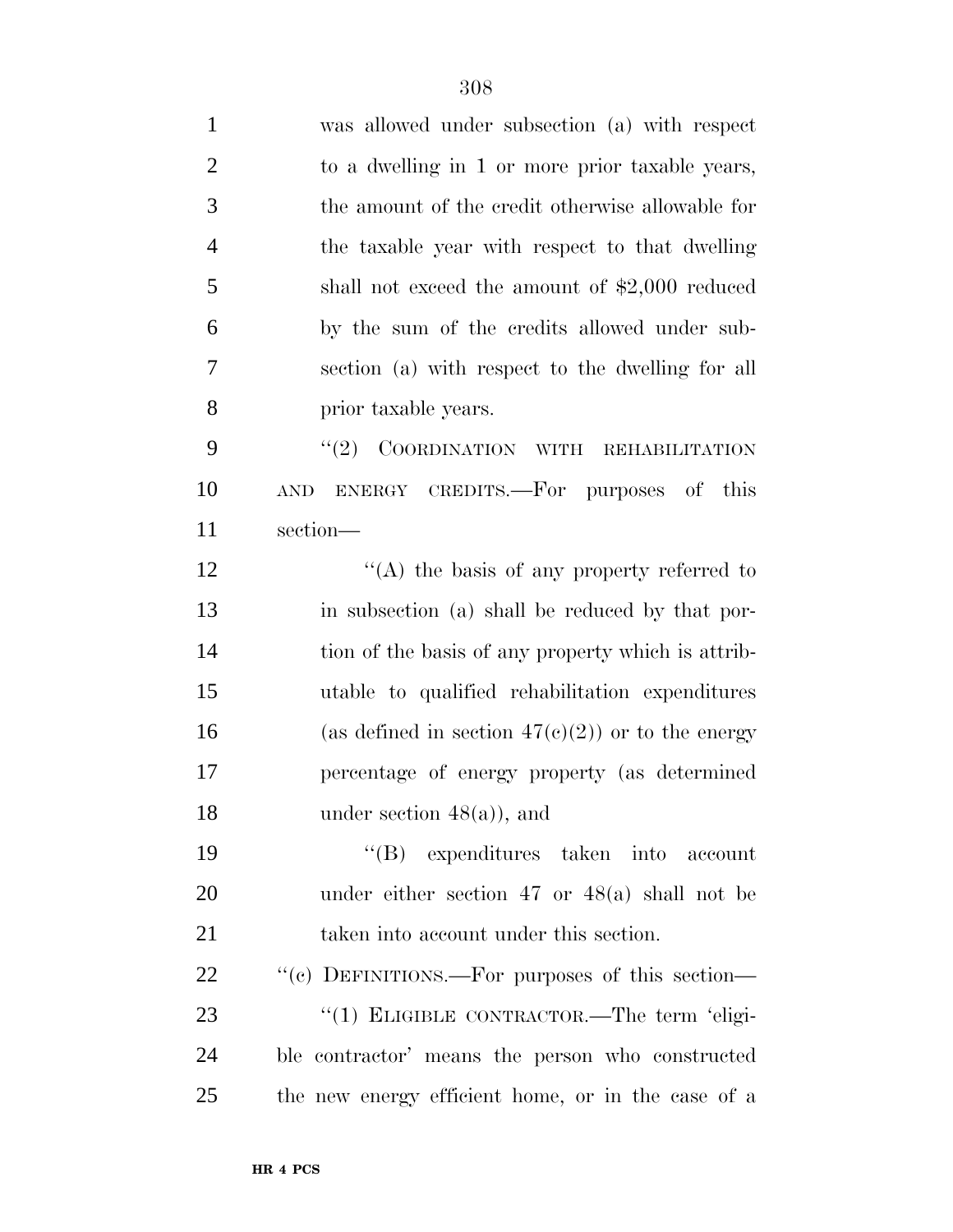was allowed under subsection (a) with respect to a dwelling in 1 or more prior taxable years, the amount of the credit otherwise allowable for the taxable year with respect to that dwelling shall not exceed the amount of $2,000 reduced by the sum of the credits allowed under subsection (a) with respect to the dwelling for all prior taxable years.

''(2) COORDINATION WITH REHABILITATION AND ENERGY CREDITS.—For purposes of this section—

''(A) the basis of any property referred to in subsection (a) shall be reduced by that portion of the basis of any property which is attributable to qualified rehabilitation expenditures (as defined in section 47(c)(2)) or to the energy percentage of energy property (as determined under section 48(a)), and

''(B) expenditures taken into account under either section 47 or 48(a) shall not be taken into account under this section.

''(c) DEFINITIONS.—For purposes of this section—

''(1) ELIGIBLE CONTRACTOR.—The term 'eligible contractor' means the person who constructed the new energy efficient home, or in the case of a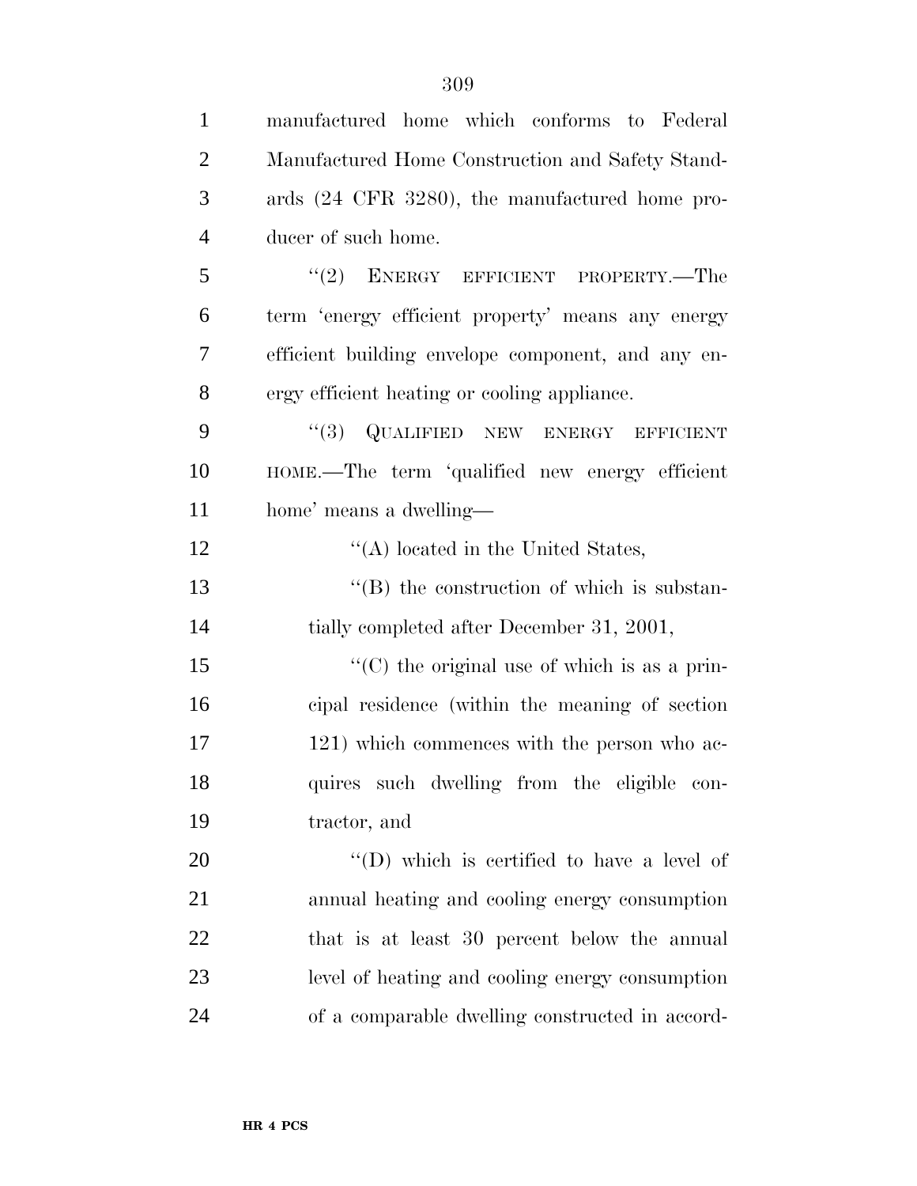manufactured home which conforms to Federal Manufactured Home Construction and Safety Standards (24 CFR 3280), the manufactured home producer of such home.

''(2) ENERGY EFFICIENT PROPERTY.—The term 'energy efficient property' means any energy efficient building envelope component, and any energy efficient heating or cooling appliance.

''(3) QUALIFIED NEW ENERGY EFFICIENT HOME.—The term 'qualified new energy efficient home' means a dwelling—

''(A) located in the United States,

''(B) the construction of which is substantially completed after December 31, 2001,

''(C) the original use of which is as a principal residence (within the meaning of section 121) which commences with the person who acquires such dwelling from the eligible contractor, and

''(D) which is certified to have a level of annual heating and cooling energy consumption that is at least 30 percent below the annual level of heating and cooling energy consumption of a comparable dwelling constructed in accord-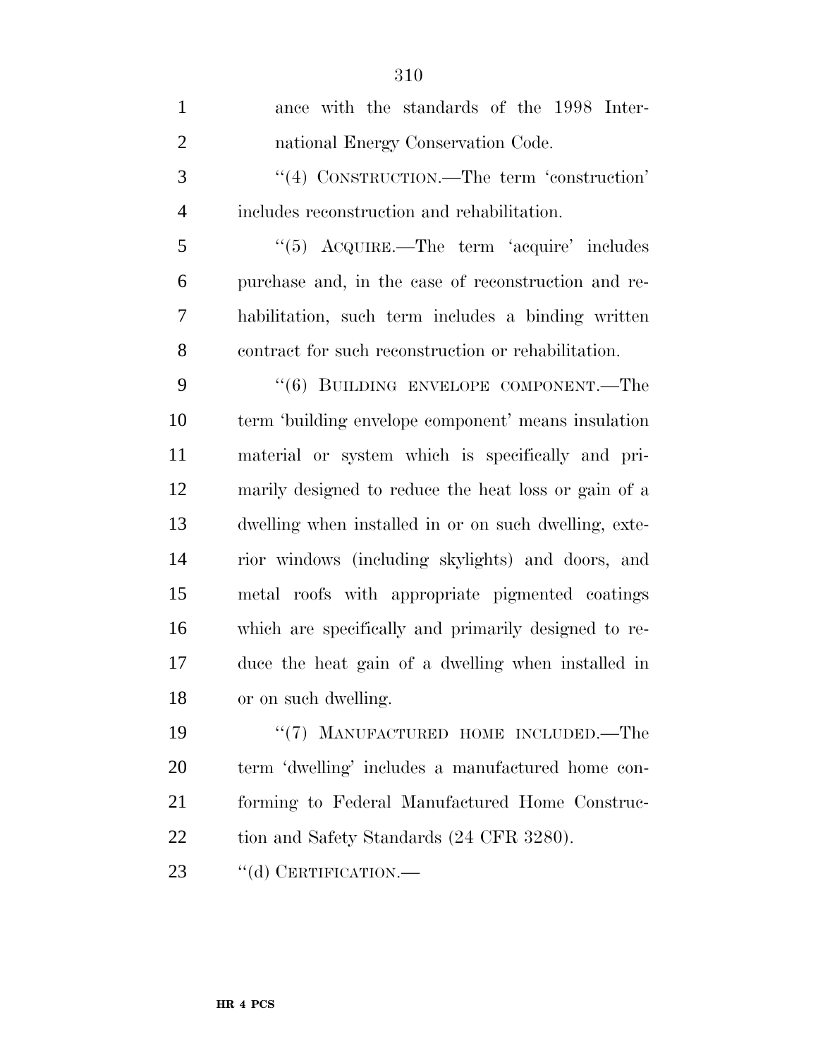ance with the standards of the 1998 International Energy Conservation Code.

''(4) CONSTRUCTION.—The term 'construction' includes reconstruction and rehabilitation.

''(5) ACQUIRE.—The term 'acquire' includes purchase and, in the case of reconstruction and rehabilitation, such term includes a binding written contract for such reconstruction or rehabilitation.

''(6) BUILDING ENVELOPE COMPONENT.—The term 'building envelope component' means insulation material or system which is specifically and primarily designed to reduce the heat loss or gain of a dwelling when installed in or on such dwelling, exterior windows (including skylights) and doors, and metal roofs with appropriate pigmented coatings which are specifically and primarily designed to reduce the heat gain of a dwelling when installed in or on such dwelling.

''(7) MANUFACTURED HOME INCLUDED.—The term 'dwelling' includes a manufactured home conforming to Federal Manufactured Home Construction and Safety Standards (24 CFR 3280).

''(d) CERTIFICATION.—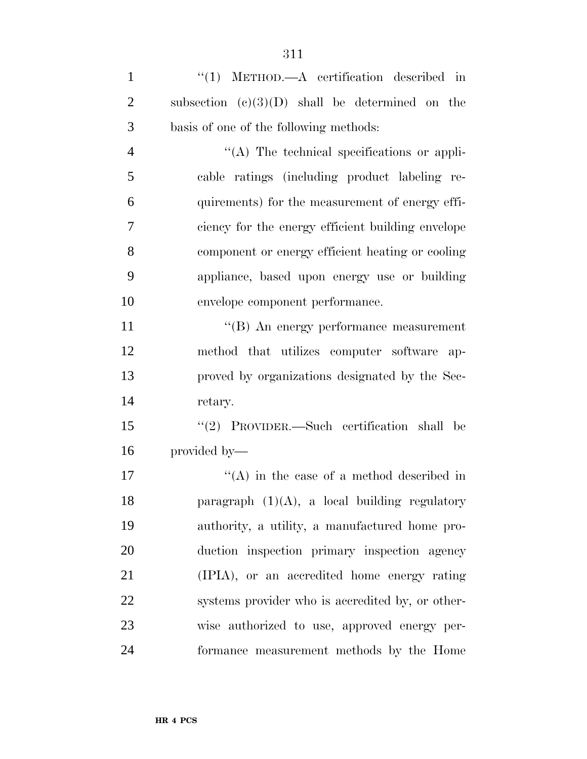''(1) METHOD.—A certification described in subsection (c)(3)(D) shall be determined on the basis of one of the following methods:

''(A) The technical specifications or applicable ratings (including product labeling requirements) for the measurement of energy efficiency for the energy efficient building envelope component or energy efficient heating or cooling appliance, based upon energy use or building envelope component performance.

''(B) An energy performance measurement method that utilizes computer software approved by organizations designated by the Secretary.

''(2) PROVIDER.—Such certification shall be provided by—

''(A) in the case of a method described in paragraph (1)(A), a local building regulatory authority, a utility, a manufactured home production inspection primary inspection agency (IPIA), or an accredited home energy rating systems provider who is accredited by, or otherwise authorized to use, approved energy performance measurement methods by the Home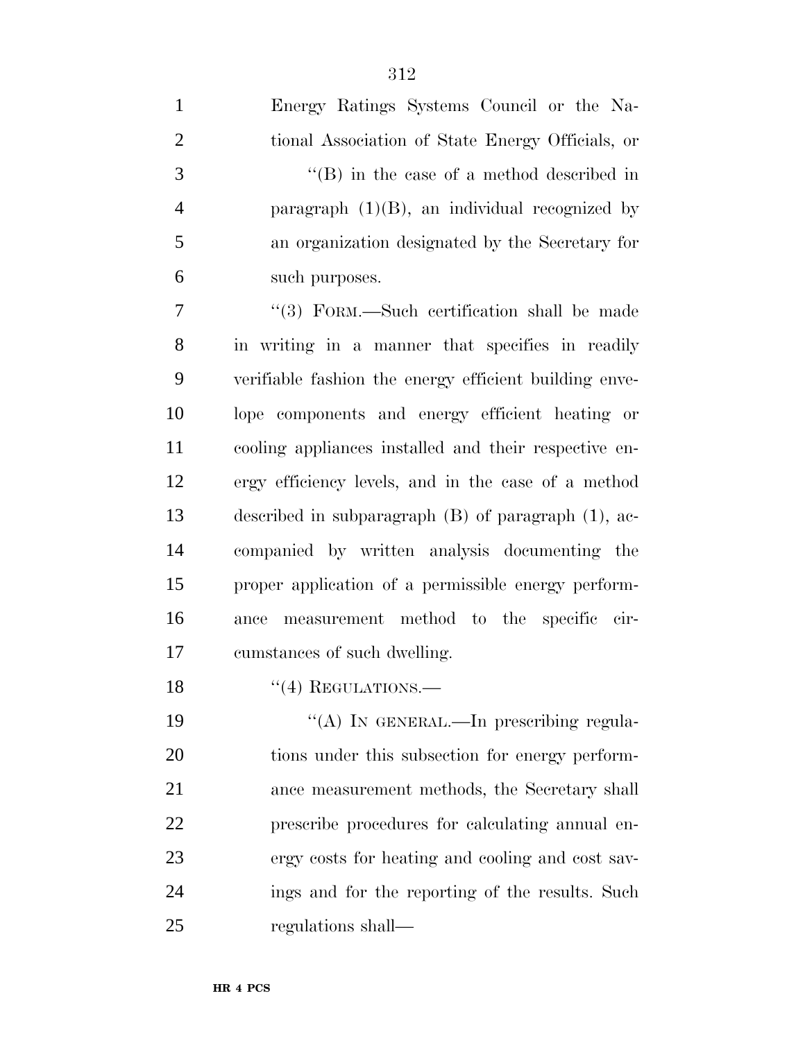Energy Ratings Systems Council or the National Association of State Energy Officials, or

"(B) in the case of a method described in paragraph (1)(B), an individual recognized by an organization designated by the Secretary for such purposes.

"(3) FORM.—Such certification shall be made in writing in a manner that specifies in readily verifiable fashion the energy efficient building envelope components and energy efficient heating or cooling appliances installed and their respective energy efficiency levels, and in the case of a method described in subparagraph (B) of paragraph (1), accompanied by written analysis documenting the proper application of a permissible energy performance measurement method to the specific circumstances of such dwelling.

"(4) REGULATIONS.—

"(A) IN GENERAL.—In prescribing regulations under this subsection for energy performance measurement methods, the Secretary shall prescribe procedures for calculating annual energy costs for heating and cooling and cost savings and for the reporting of the results. Such regulations shall—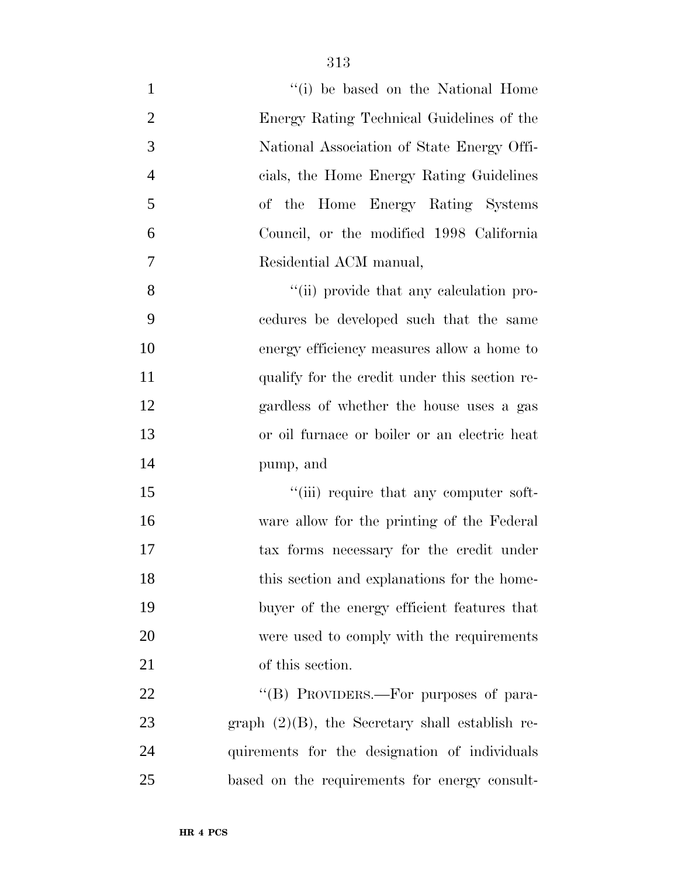"(i) be based on the National Home Energy Rating Technical Guidelines of the National Association of State Energy Officials, the Home Energy Rating Guidelines of the Home Energy Rating Systems Council, or the modified 1998 California Residential ACM manual,

"(ii) provide that any calculation procedures be developed such that the same energy efficiency measures allow a home to qualify for the credit under this section regardless of whether the house uses a gas or oil furnace or boiler or an electric heat pump, and

"(iii) require that any computer software allow for the printing of the Federal tax forms necessary for the credit under this section and explanations for the homebuyer of the energy efficient features that were used to comply with the requirements of this section.

"(B) PROVIDERS.—For purposes of paragraph (2)(B), the Secretary shall establish requirements for the designation of individuals based on the requirements for energy consult-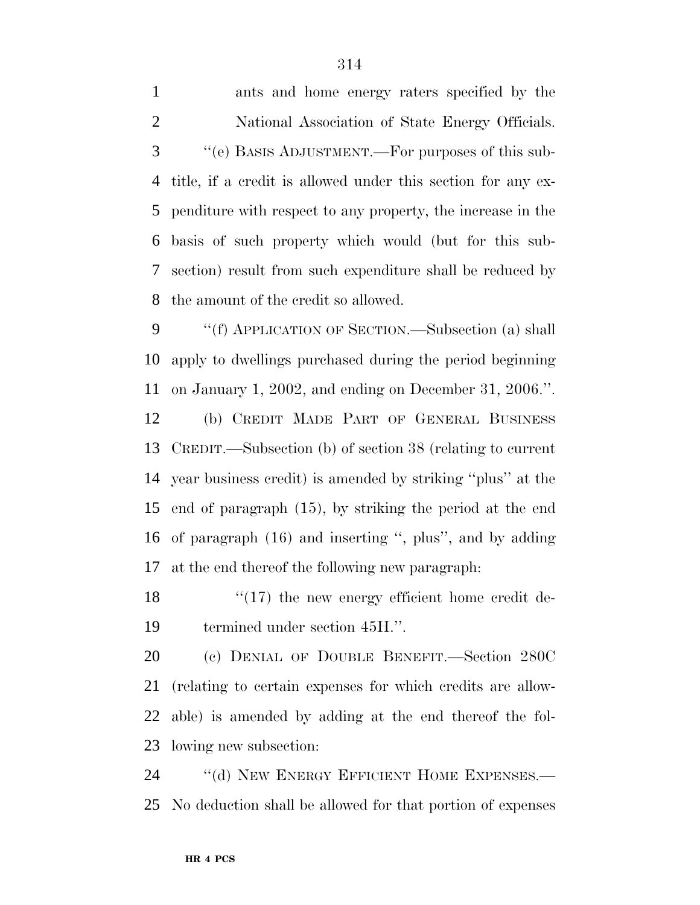ants and home energy raters specified by the National Association of State Energy Officials.

''(e) BASIS ADJUSTMENT.—For purposes of this subtitle, if a credit is allowed under this section for any expenditure with respect to any property, the increase in the basis of such property which would (but for this subsection) result from such expenditure shall be reduced by the amount of the credit so allowed.

''(f) APPLICATION OF SECTION.—Subsection (a) shall apply to dwellings purchased during the period beginning on January 1, 2002, and ending on December 31, 2006.''.

(b) CREDIT MADE PART OF GENERAL BUSINESS CREDIT.—Subsection (b) of section 38 (relating to current year business credit) is amended by striking ''plus'' at the end of paragraph (15), by striking the period at the end of paragraph (16) and inserting '', plus'', and by adding at the end thereof the following new paragraph:

''(17) the new energy efficient home credit determined under section 45H.''.

(c) DENIAL OF DOUBLE BENEFIT.—Section 280C (relating to certain expenses for which credits are allowable) is amended by adding at the end thereof the following new subsection:

''(d) NEW ENERGY EFFICIENT HOME EXPENSES.—No deduction shall be allowed for that portion of expenses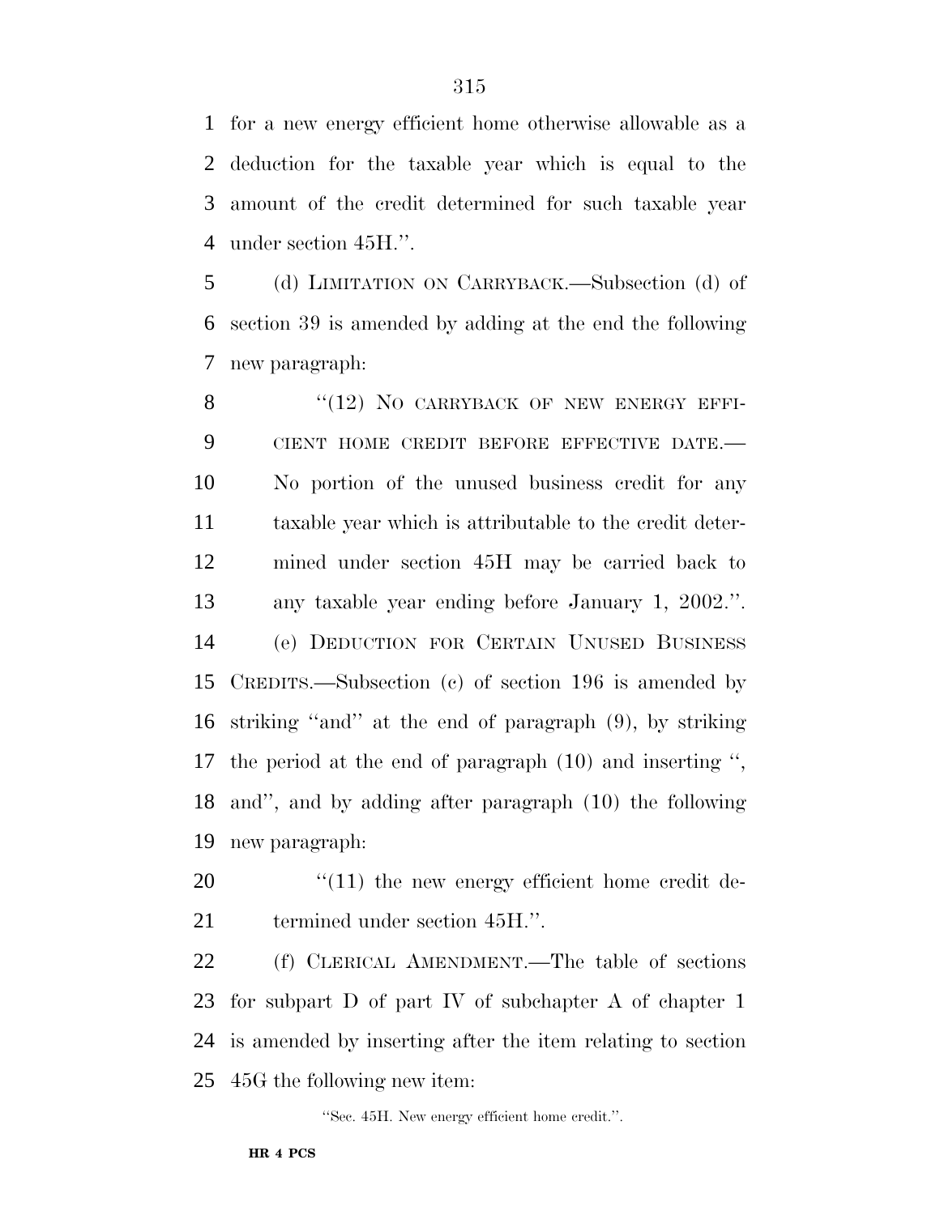for a new energy efficient home otherwise allowable as a deduction for the taxable year which is equal to the amount of the credit determined for such taxable year under section 45H.''.

(d) LIMITATION ON CARRYBACK.—Subsection (d) of section 39 is amended by adding at the end the following new paragraph:

''(12) NO CARRYBACK OF NEW ENERGY EFFICIENT HOME CREDIT BEFORE EFFECTIVE DATE.— No portion of the unused business credit for any taxable year which is attributable to the credit determined under section 45H may be carried back to any taxable year ending before January 1, 2002.''.

(e) DEDUCTION FOR CERTAIN UNUSED BUSINESS CREDITS.—Subsection (c) of section 196 is amended by striking ''and'' at the end of paragraph (9), by striking the period at the end of paragraph (10) and inserting '', and'', and by adding after paragraph (10) the following new paragraph:

''(11) the new energy efficient home credit determined under section 45H.''.

(f) CLERICAL AMENDMENT.—The table of sections for subpart D of part IV of subchapter A of chapter 1 is amended by inserting after the item relating to section 45G the following new item:

''Sec. 45H. New energy efficient home credit.''.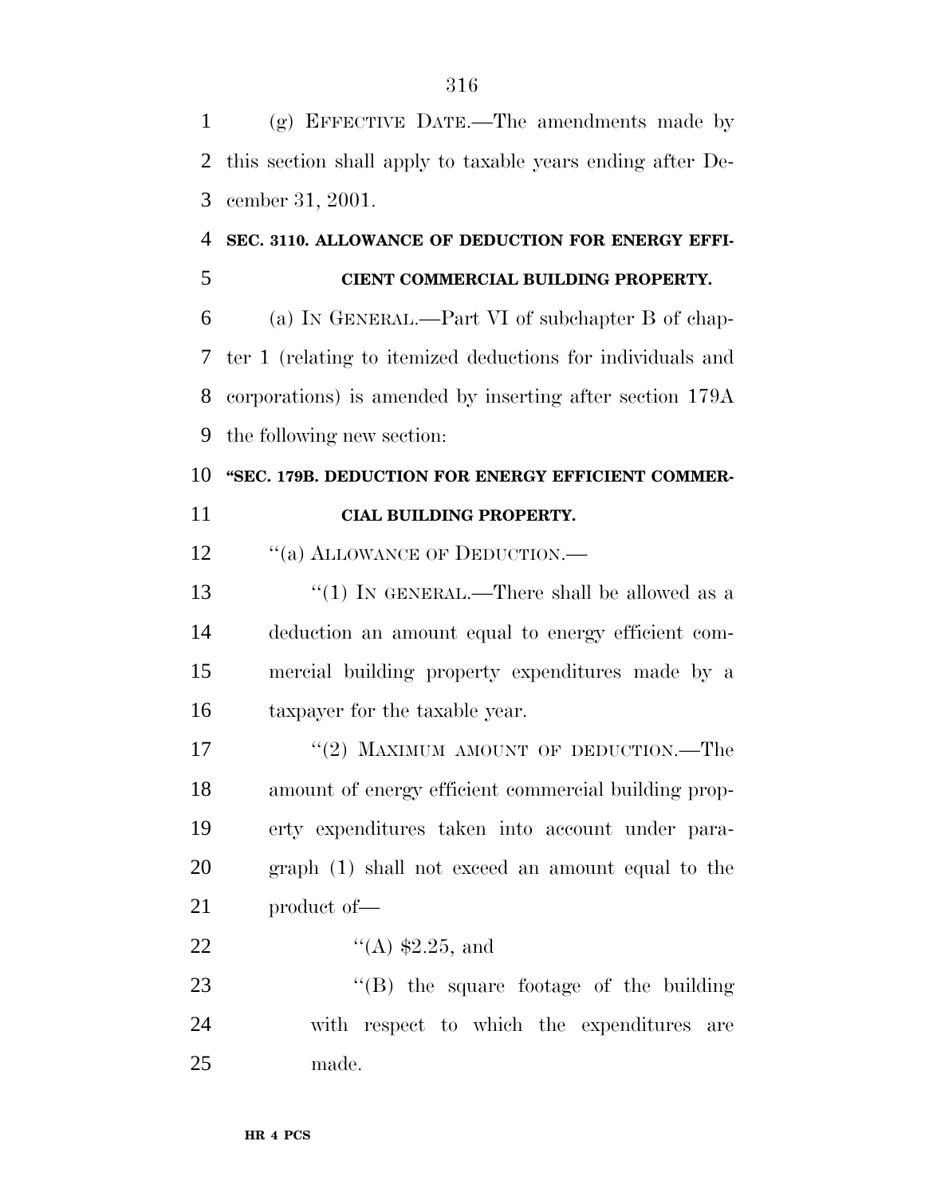(g) EFFECTIVE DATE.—The amendments made by this section shall apply to taxable years ending after December 31, 2001.

**SEC. 3110. ALLOWANCE OF DEDUCTION FOR ENERGY EFFICIENT COMMERCIAL BUILDING PROPERTY.**

(a) IN GENERAL.—Part VI of subchapter B of chapter 1 (relating to itemized deductions for individuals and corporations) is amended by inserting after section 179A the following new section:

**"SEC. 179B. DEDUCTION FOR ENERGY EFFICIENT COMMERCIAL BUILDING PROPERTY.**

"(a) ALLOWANCE OF DEDUCTION.—

"(1) IN GENERAL.—There shall be allowed as a deduction an amount equal to energy efficient commercial building property expenditures made by a taxpayer for the taxable year.

"(2) MAXIMUM AMOUNT OF DEDUCTION.—The amount of energy efficient commercial building property expenditures taken into account under paragraph (1) shall not exceed an amount equal to the product of—

"(A) $2.25, and

"(B) the square footage of the building with respect to which the expenditures are made.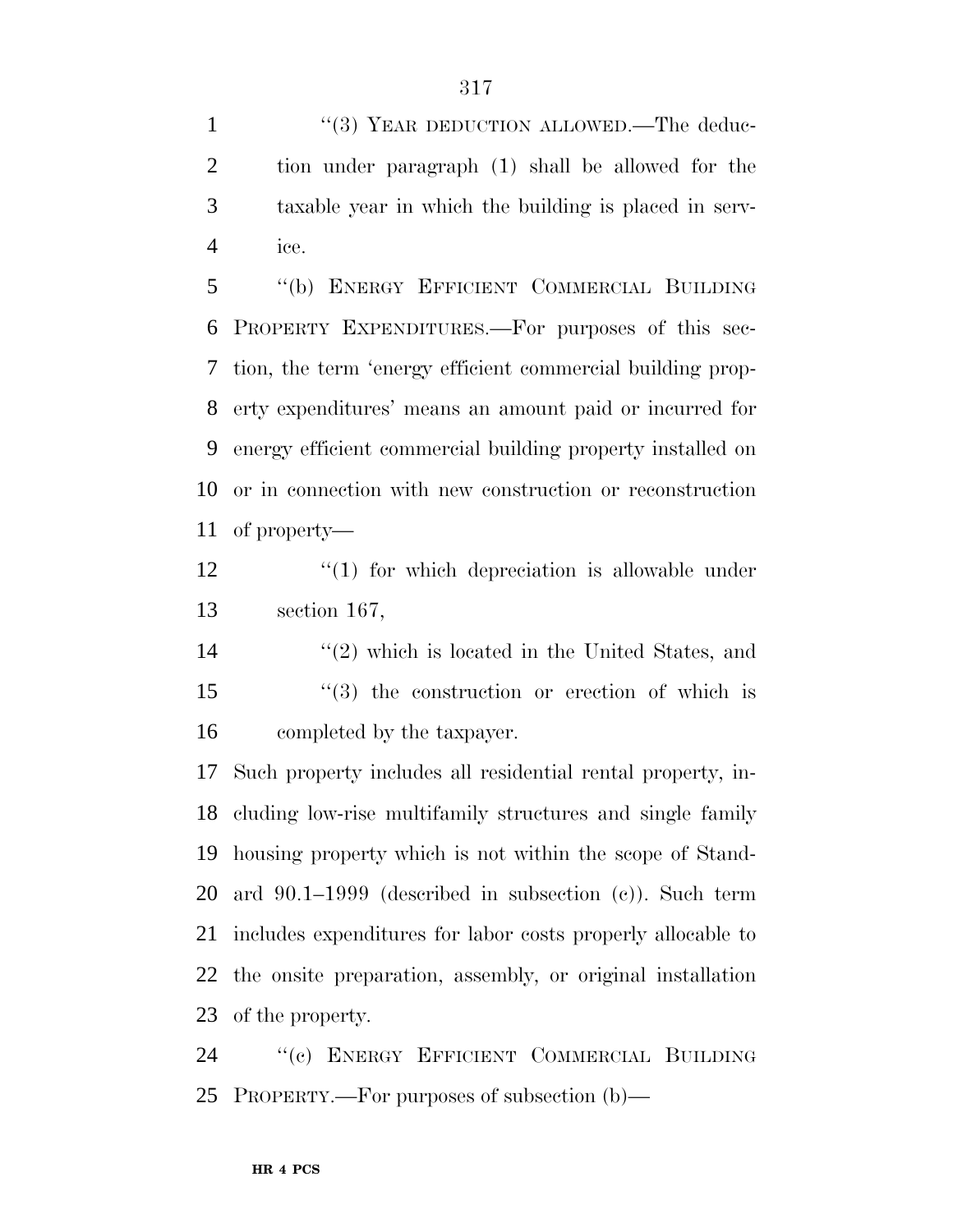"(3) YEAR DEDUCTION ALLOWED.—The deduction under paragraph (1) shall be allowed for the taxable year in which the building is placed in service.

"(b) ENERGY EFFICIENT COMMERCIAL BUILDING PROPERTY EXPENDITURES.—For purposes of this section, the term 'energy efficient commercial building property expenditures' means an amount paid or incurred for energy efficient commercial building property installed on or in connection with new construction or reconstruction of property—

"(1) for which depreciation is allowable under section 167,

"(2) which is located in the United States, and

"(3) the construction or erection of which is completed by the taxpayer.

Such property includes all residential rental property, including low-rise multifamily structures and single family housing property which is not within the scope of Standard 90.1–1999 (described in subsection (c)). Such term includes expenditures for labor costs properly allocable to the onsite preparation, assembly, or original installation of the property.

"(c) ENERGY EFFICIENT COMMERCIAL BUILDING PROPERTY.—For purposes of subsection (b)—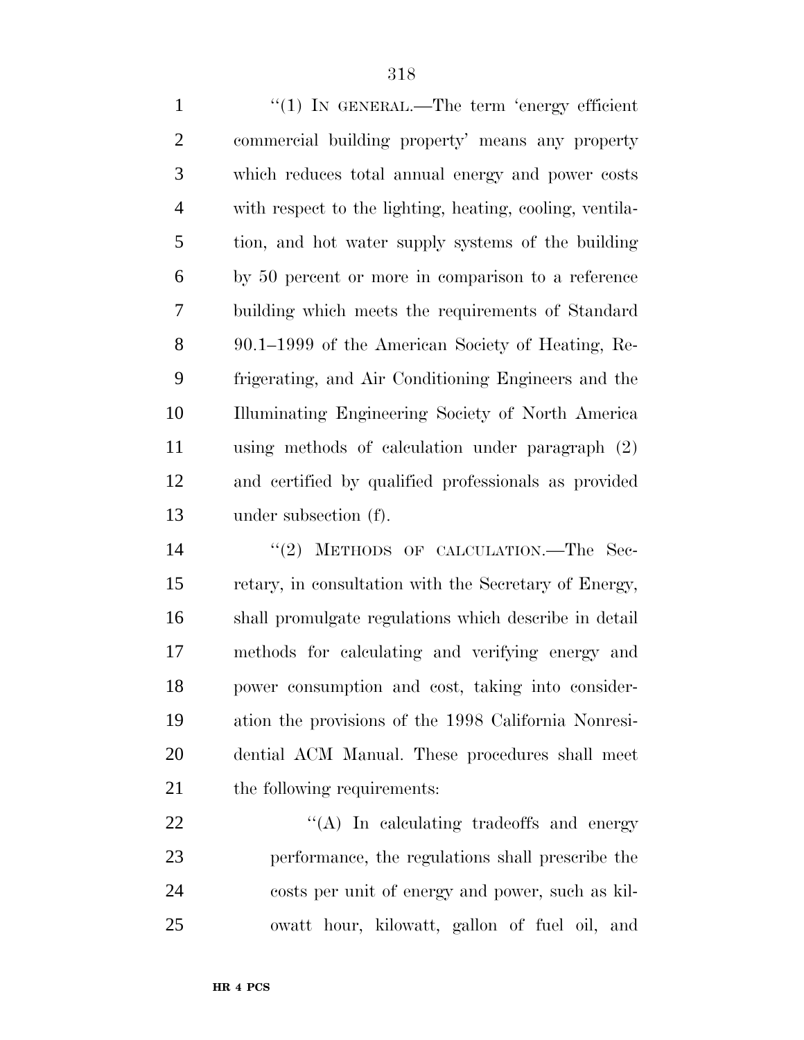''(1) IN GENERAL.—The term 'energy efficient commercial building property' means any property which reduces total annual energy and power costs with respect to the lighting, heating, cooling, ventilation, and hot water supply systems of the building by 50 percent or more in comparison to a reference building which meets the requirements of Standard 90.1–1999 of the American Society of Heating, Refrigerating, and Air Conditioning Engineers and the Illuminating Engineering Society of North America using methods of calculation under paragraph (2) and certified by qualified professionals as provided under subsection (f).

''(2) METHODS OF CALCULATION.—The Secretary, in consultation with the Secretary of Energy, shall promulgate regulations which describe in detail methods for calculating and verifying energy and power consumption and cost, taking into consideration the provisions of the 1998 California Nonresidential ACM Manual. These procedures shall meet the following requirements:

''(A) In calculating tradeoffs and energy performance, the regulations shall prescribe the costs per unit of energy and power, such as kilowatt hour, kilowatt, gallon of fuel oil, and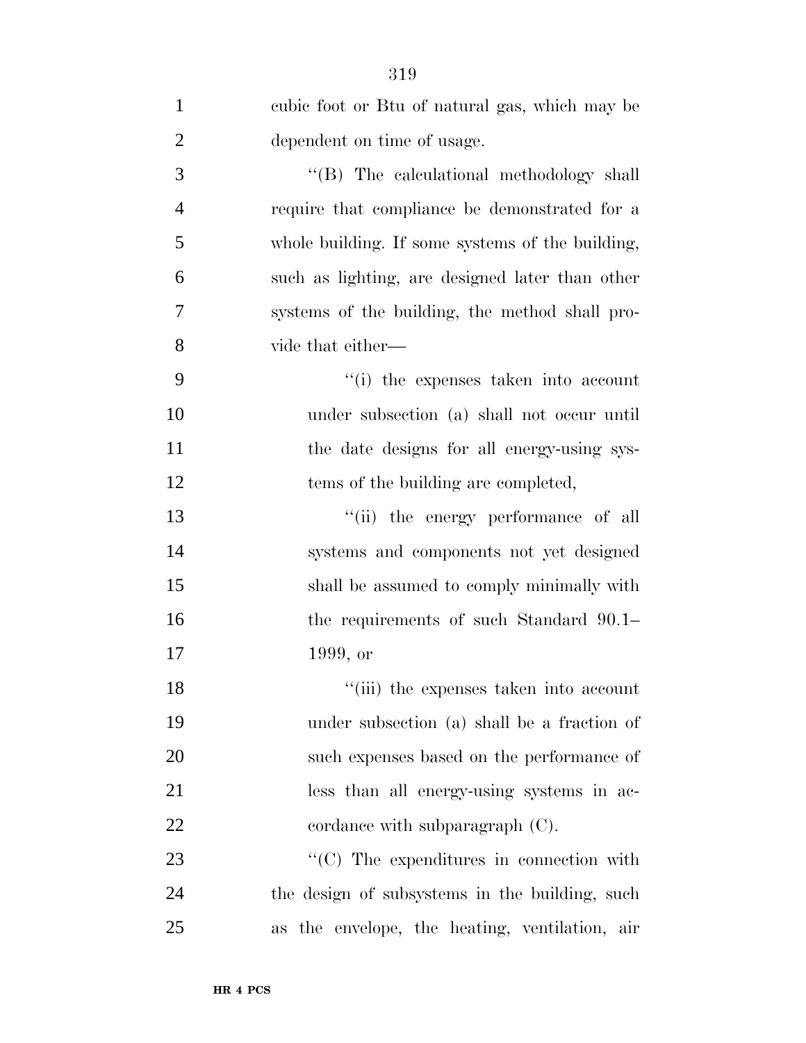cubic foot or Btu of natural gas, which may be dependent on time of usage.

''(B) The calculational methodology shall require that compliance be demonstrated for a whole building. If some systems of the building, such as lighting, are designed later than other systems of the building, the method shall provide that either—

''(i) the expenses taken into account under subsection (a) shall not occur until the date designs for all energy-using systems of the building are completed,

''(ii) the energy performance of all systems and components not yet designed shall be assumed to comply minimally with the requirements of such Standard 90.1–1999, or

''(iii) the expenses taken into account under subsection (a) shall be a fraction of such expenses based on the performance of less than all energy-using systems in accordance with subparagraph (C).

''(C) The expenditures in connection with the design of subsystems in the building, such as the envelope, the heating, ventilation, air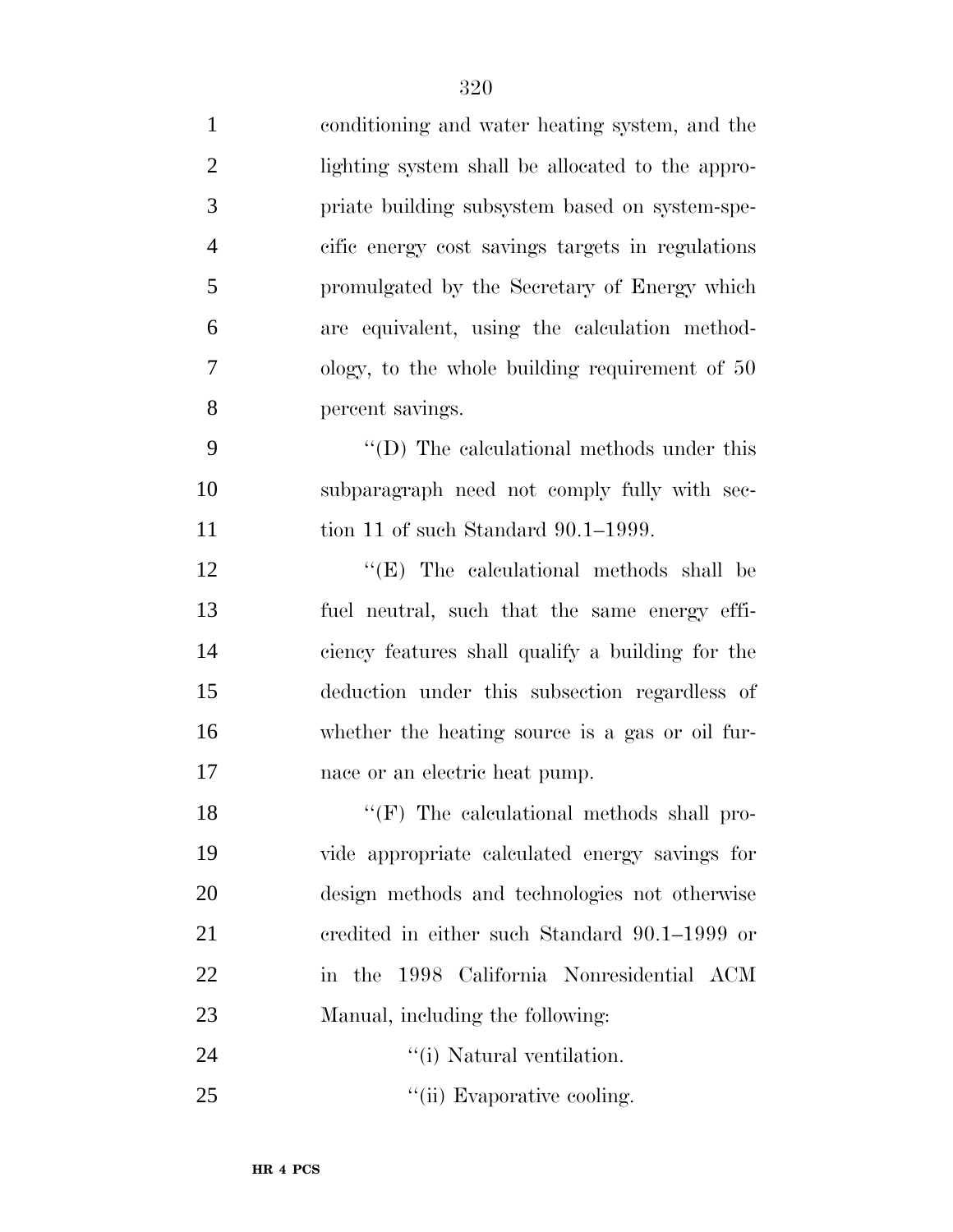conditioning and water heating system, and the lighting system shall be allocated to the appropriate building subsystem based on system-specific energy cost savings targets in regulations promulgated by the Secretary of Energy which are equivalent, using the calculation methodology, to the whole building requirement of 50 percent savings.

''(D) The calculational methods under this subparagraph need not comply fully with section 11 of such Standard 90.1–1999.

''(E) The calculational methods shall be fuel neutral, such that the same energy efficiency features shall qualify a building for the deduction under this subsection regardless of whether the heating source is a gas or oil furnace or an electric heat pump.

''(F) The calculational methods shall provide appropriate calculated energy savings for design methods and technologies not otherwise credited in either such Standard 90.1–1999 or in the 1998 California Nonresidential ACM Manual, including the following:

''(i) Natural ventilation.

''(ii) Evaporative cooling.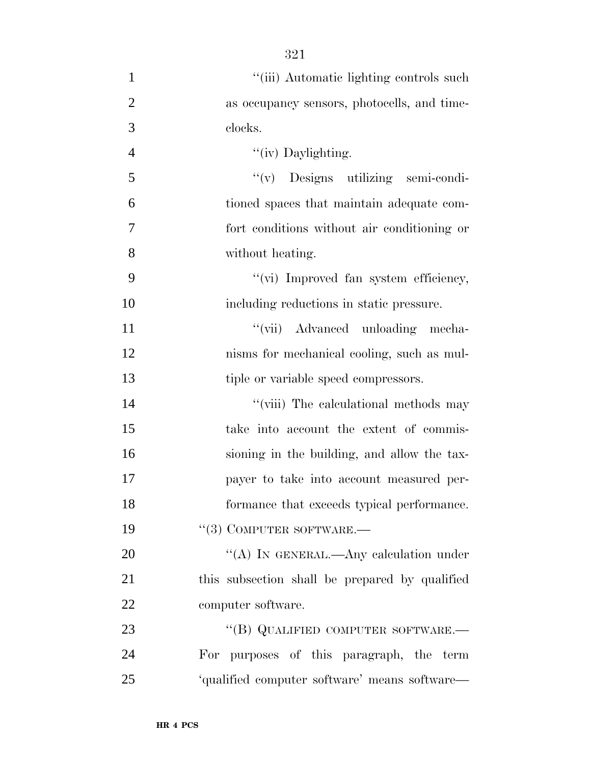''(iii) Automatic lighting controls such as occupancy sensors, photocells, and time-clocks.

''(iv) Daylighting.

''(v) Designs utilizing semi-conditioned spaces that maintain adequate comfort conditions without air conditioning or without heating.

''(vi) Improved fan system efficiency, including reductions in static pressure.

''(vii) Advanced unloading mechanisms for mechanical cooling, such as multiple or variable speed compressors.

''(viii) The calculational methods may take into account the extent of commissioning in the building, and allow the taxpayer to take into account measured performance that exceeds typical performance.

''(3) COMPUTER SOFTWARE.—

''(A) IN GENERAL.—Any calculation under this subsection shall be prepared by qualified computer software.

''(B) QUALIFIED COMPUTER SOFTWARE.—For purposes of this paragraph, the term 'qualified computer software' means software—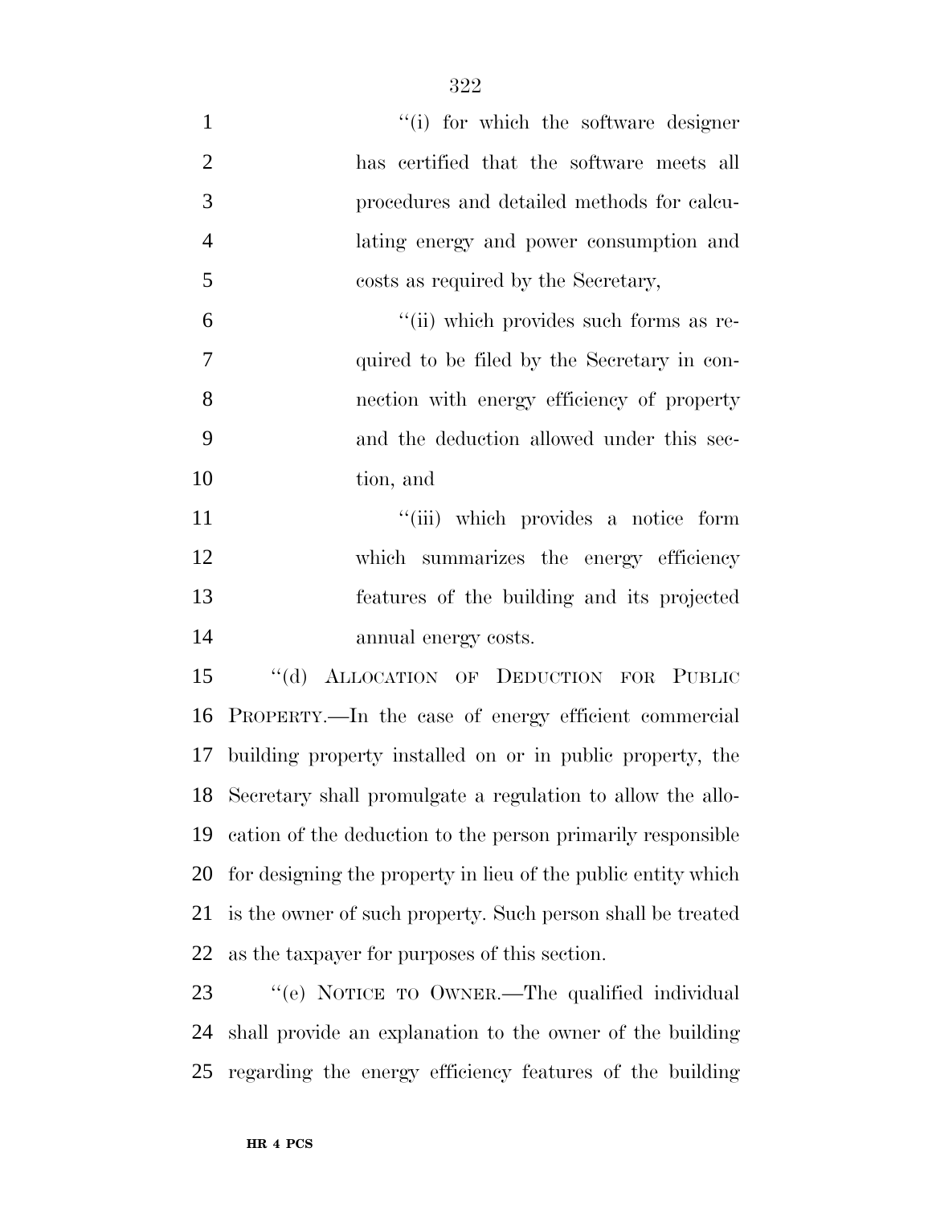''(i) for which the software designer has certified that the software meets all procedures and detailed methods for calculating energy and power consumption and costs as required by the Secretary,

''(ii) which provides such forms as required to be filed by the Secretary in connection with energy efficiency of property and the deduction allowed under this section, and

''(iii) which provides a notice form which summarizes the energy efficiency features of the building and its projected annual energy costs.

''(d) ALLOCATION OF DEDUCTION FOR PUBLIC PROPERTY.—In the case of energy efficient commercial building property installed on or in public property, the Secretary shall promulgate a regulation to allow the allocation of the deduction to the person primarily responsible for designing the property in lieu of the public entity which is the owner of such property. Such person shall be treated as the taxpayer for purposes of this section.

''(e) NOTICE TO OWNER.—The qualified individual shall provide an explanation to the owner of the building regarding the energy efficiency features of the building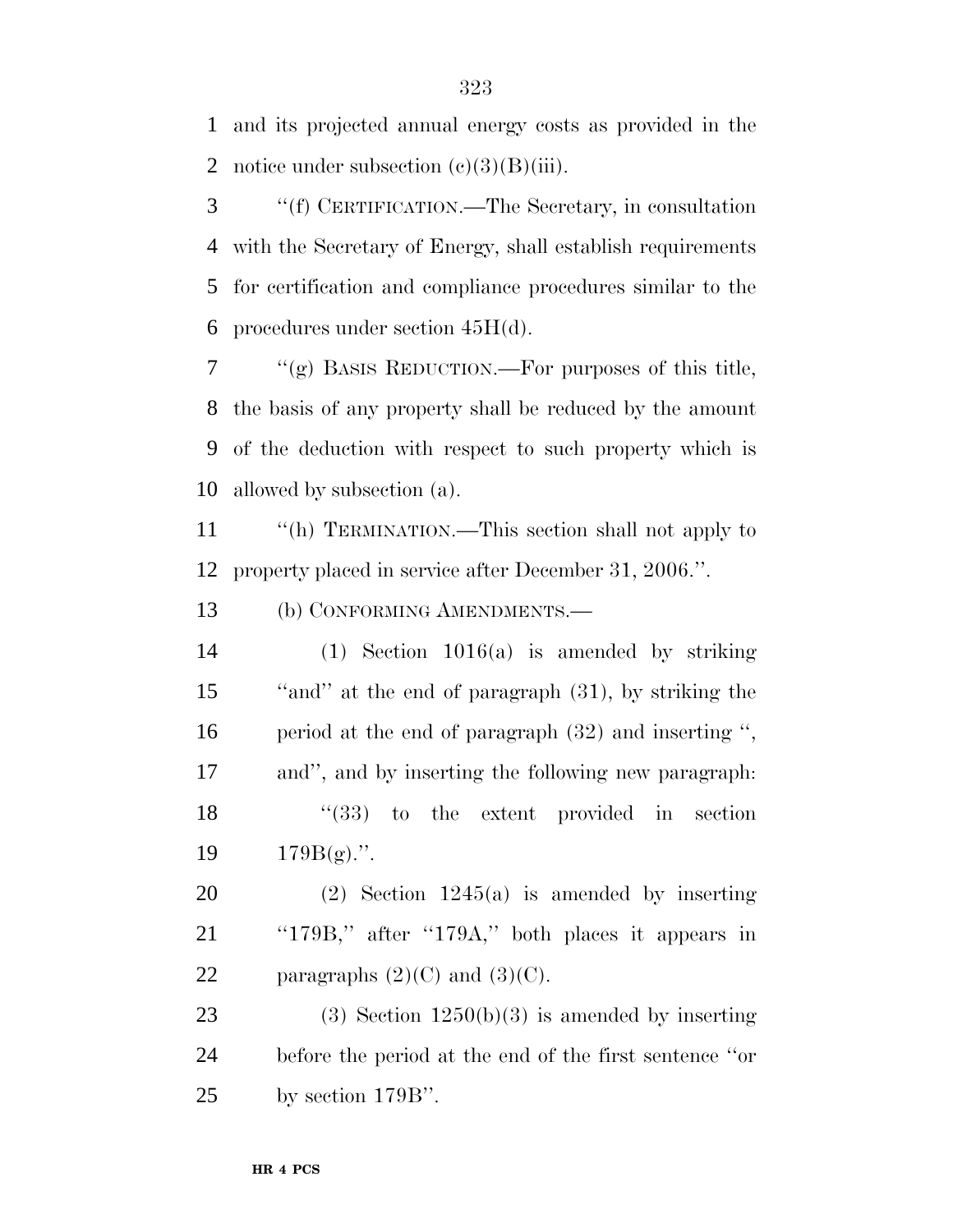and its projected annual energy costs as provided in the notice under subsection (c)(3)(B)(iii).

''(f) CERTIFICATION.—The Secretary, in consultation with the Secretary of Energy, shall establish requirements for certification and compliance procedures similar to the procedures under section 45H(d).

''(g) BASIS REDUCTION.—For purposes of this title, the basis of any property shall be reduced by the amount of the deduction with respect to such property which is allowed by subsection (a).

''(h) TERMINATION.—This section shall not apply to property placed in service after December 31, 2006.''.

(b) CONFORMING AMENDMENTS.—

(1) Section 1016(a) is amended by striking ''and'' at the end of paragraph (31), by striking the period at the end of paragraph (32) and inserting '', and'', and by inserting the following new paragraph:

''(33) to the extent provided in section 179B(g).''.

(2) Section 1245(a) is amended by inserting ''179B,'' after ''179A,'' both places it appears in paragraphs (2)(C) and (3)(C).

(3) Section 1250(b)(3) is amended by inserting before the period at the end of the first sentence ''or by section 179B''.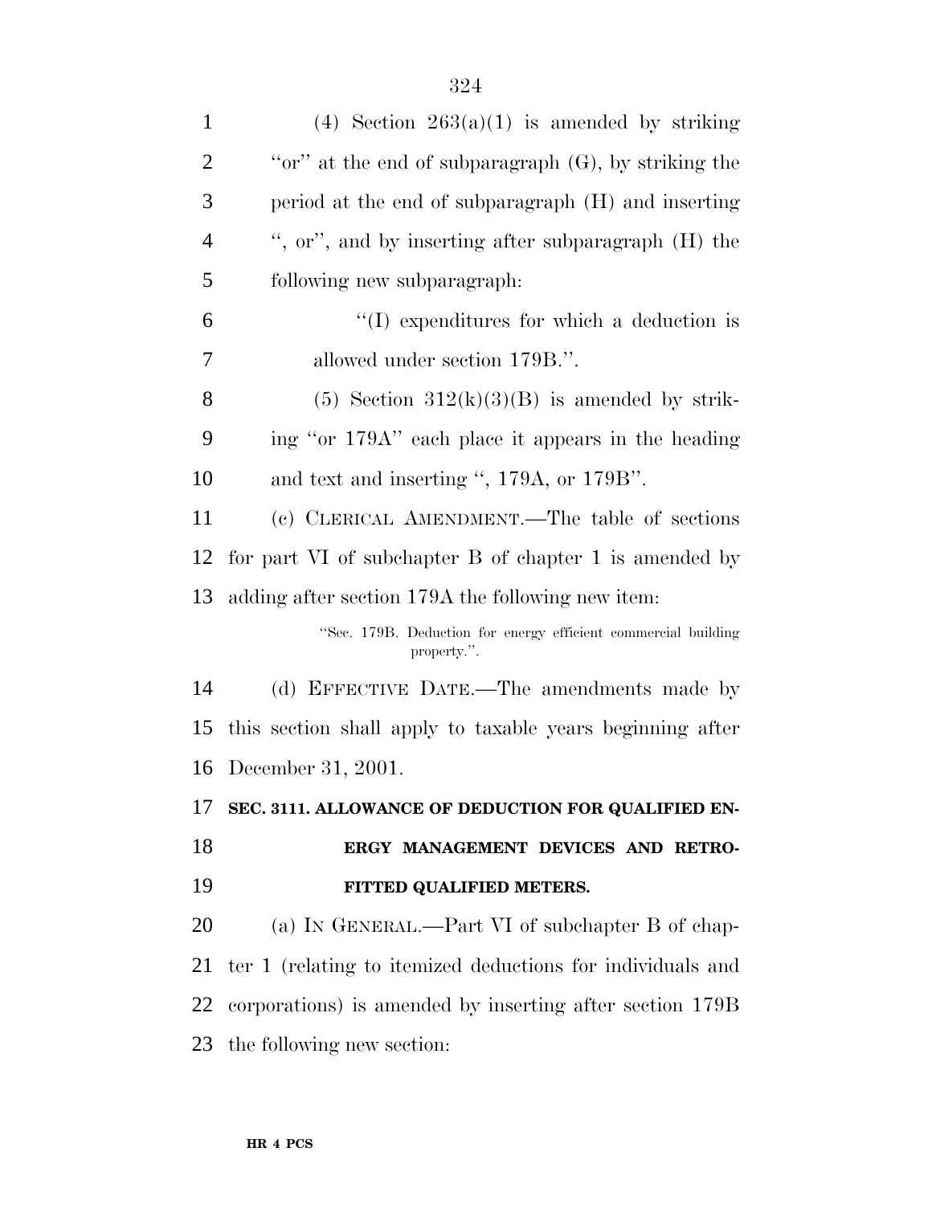(4) Section 263(a)(1) is amended by striking "or" at the end of subparagraph (G), by striking the period at the end of subparagraph (H) and inserting ", or", and by inserting after subparagraph (H) the following new subparagraph:

"(I) expenditures for which a deduction is allowed under section 179B.".

(5) Section 312(k)(3)(B) is amended by striking "or 179A" each place it appears in the heading and text and inserting ", 179A, or 179B".

(c) CLERICAL AMENDMENT.—The table of sections for part VI of subchapter B of chapter 1 is amended by adding after section 179A the following new item:

"Sec. 179B. Deduction for energy efficient commercial building property.".

(d) EFFECTIVE DATE.—The amendments made by this section shall apply to taxable years beginning after December 31, 2001.

**SEC. 3111. ALLOWANCE OF DEDUCTION FOR QUALIFIED ENERGY MANAGEMENT DEVICES AND RETROFITTED QUALIFIED METERS.**

(a) IN GENERAL.—Part VI of subchapter B of chapter 1 (relating to itemized deductions for individuals and corporations) is amended by inserting after section 179B the following new section: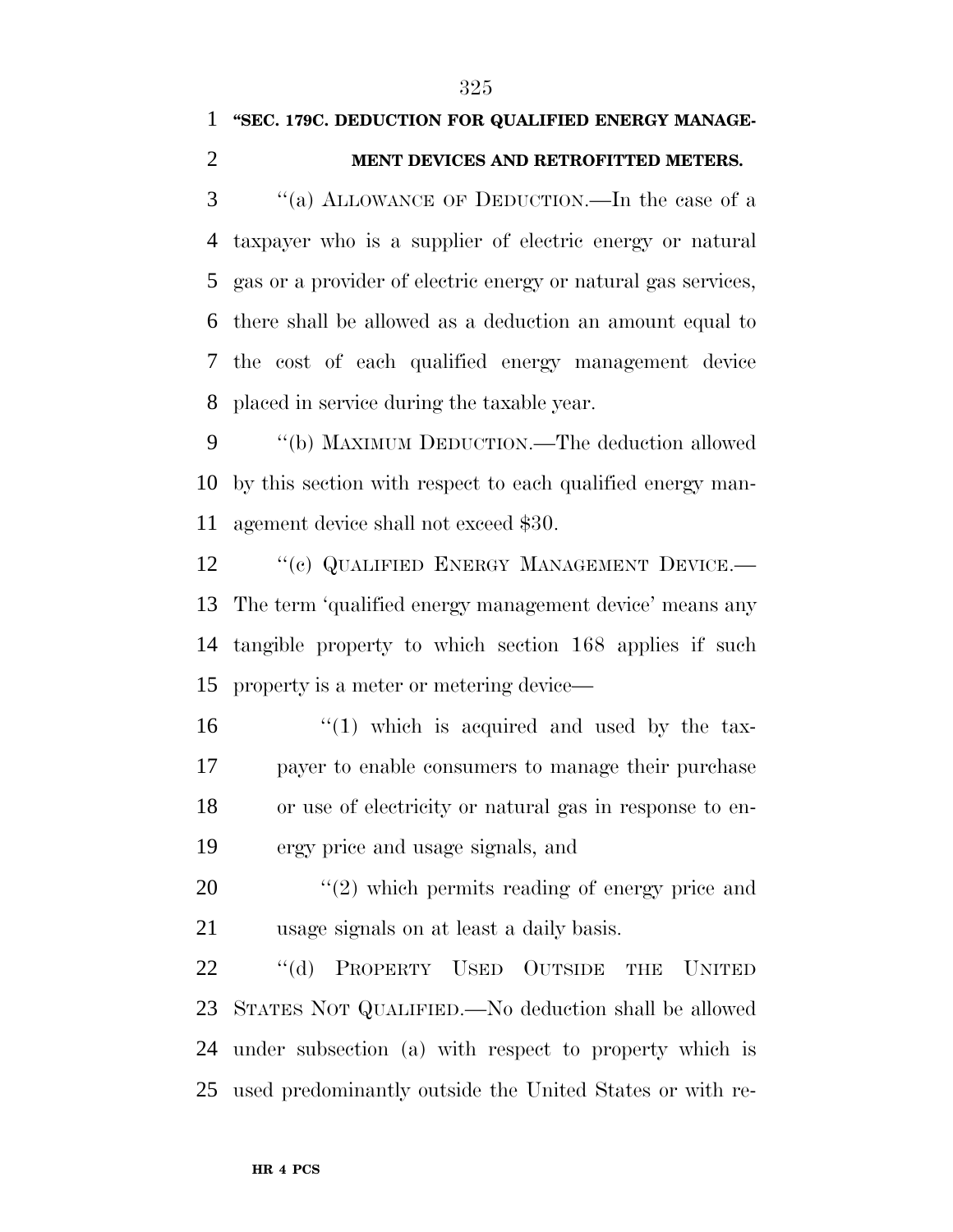**"SEC. 179C. DEDUCTION FOR QUALIFIED ENERGY MANAGEMENT DEVICES AND RETROFITTED METERS.**

"(a) ALLOWANCE OF DEDUCTION.—In the case of a taxpayer who is a supplier of electric energy or natural gas or a provider of electric energy or natural gas services, there shall be allowed as a deduction an amount equal to the cost of each qualified energy management device placed in service during the taxable year.

"(b) MAXIMUM DEDUCTION.—The deduction allowed by this section with respect to each qualified energy management device shall not exceed $30.

"(c) QUALIFIED ENERGY MANAGEMENT DEVICE.—The term 'qualified energy management device' means any tangible property to which section 168 applies if such property is a meter or metering device—

"(1) which is acquired and used by the taxpayer to enable consumers to manage their purchase or use of electricity or natural gas in response to energy price and usage signals, and

"(2) which permits reading of energy price and usage signals on at least a daily basis.

"(d) PROPERTY USED OUTSIDE THE UNITED STATES NOT QUALIFIED.—No deduction shall be allowed under subsection (a) with respect to property which is used predominantly outside the United States or with re-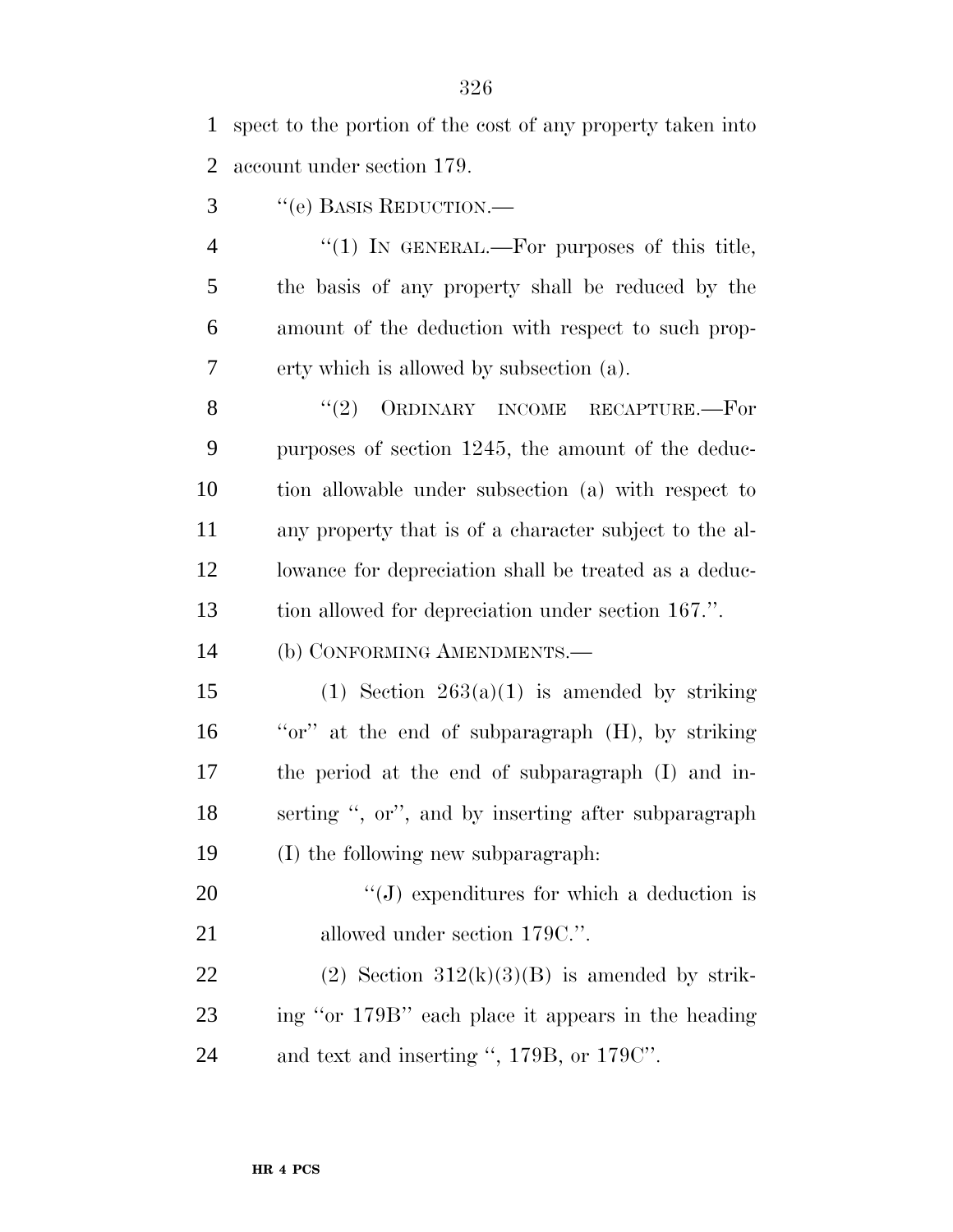spect to the portion of the cost of any property taken into account under section 179.

"(e) BASIS REDUCTION.—

"(1) IN GENERAL.—For purposes of this title, the basis of any property shall be reduced by the amount of the deduction with respect to such property which is allowed by subsection (a).

"(2) ORDINARY INCOME RECAPTURE.—For purposes of section 1245, the amount of the deduction allowable under subsection (a) with respect to any property that is of a character subject to the allowance for depreciation shall be treated as a deduction allowed for depreciation under section 167.".

(b) CONFORMING AMENDMENTS.—

(1) Section 263(a)(1) is amended by striking "or" at the end of subparagraph (H), by striking the period at the end of subparagraph (I) and inserting ", or", and by inserting after subparagraph (I) the following new subparagraph:

"(J) expenditures for which a deduction is allowed under section 179C.".

(2) Section 312(k)(3)(B) is amended by striking "or 179B" each place it appears in the heading and text and inserting ", 179B, or 179C".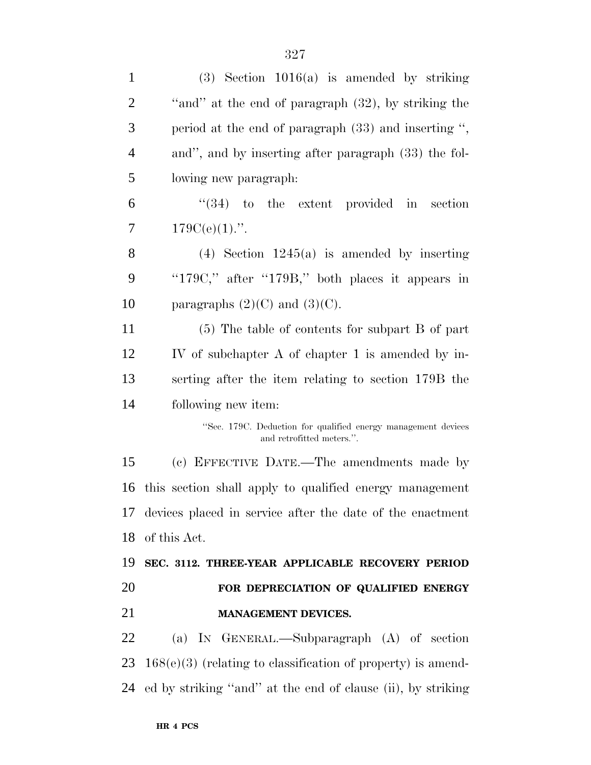(3) Section 1016(a) is amended by striking ''and'' at the end of paragraph (32), by striking the period at the end of paragraph (33) and inserting '', and'', and by inserting after paragraph (33) the following new paragraph:

''(34) to the extent provided in section 179C(e)(1).''.

(4) Section 1245(a) is amended by inserting ''179C,'' after ''179B,'' both places it appears in paragraphs (2)(C) and (3)(C).

(5) The table of contents for subpart B of part IV of subchapter A of chapter 1 is amended by inserting after the item relating to section 179B the following new item:

''Sec. 179C. Deduction for qualified energy management devices and retrofitted meters.''.

(c) EFFECTIVE DATE.—The amendments made by this section shall apply to qualified energy management devices placed in service after the date of the enactment of this Act.

**SEC. 3112. THREE-YEAR APPLICABLE RECOVERY PERIOD FOR DEPRECIATION OF QUALIFIED ENERGY MANAGEMENT DEVICES.**

(a) IN GENERAL.—Subparagraph (A) of section 168(e)(3) (relating to classification of property) is amended by striking ''and'' at the end of clause (ii), by striking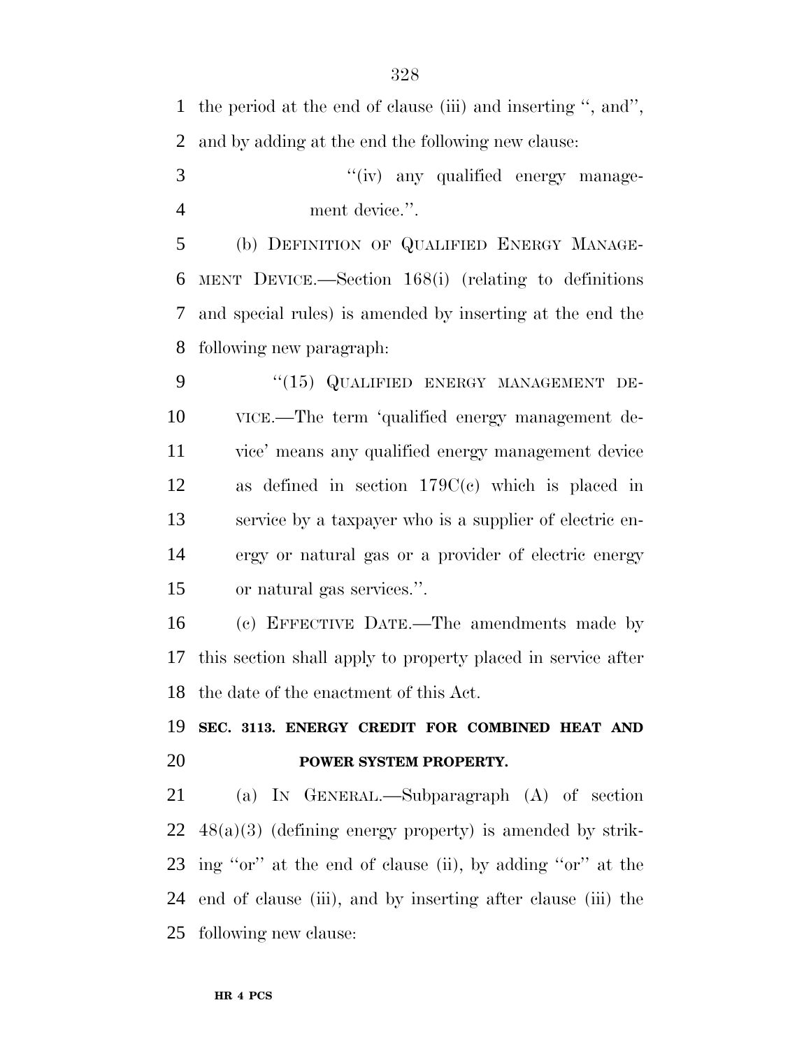the period at the end of clause (iii) and inserting ", and", and by adding at the end the following new clause:

"(iv) any qualified energy management device.".

(b) DEFINITION OF QUALIFIED ENERGY MANAGEMENT DEVICE.—Section 168(i) (relating to definitions and special rules) is amended by inserting at the end the following new paragraph:

"(15) QUALIFIED ENERGY MANAGEMENT DEVICE.—The term 'qualified energy management device' means any qualified energy management device as defined in section 179C(c) which is placed in service by a taxpayer who is a supplier of electric energy or natural gas or a provider of electric energy or natural gas services.".

(c) EFFECTIVE DATE.—The amendments made by this section shall apply to property placed in service after the date of the enactment of this Act.

**SEC. 3113. ENERGY CREDIT FOR COMBINED HEAT AND POWER SYSTEM PROPERTY.**

(a) IN GENERAL.—Subparagraph (A) of section 48(a)(3) (defining energy property) is amended by striking "or" at the end of clause (ii), by adding "or" at the end of clause (iii), and by inserting after clause (iii) the following new clause: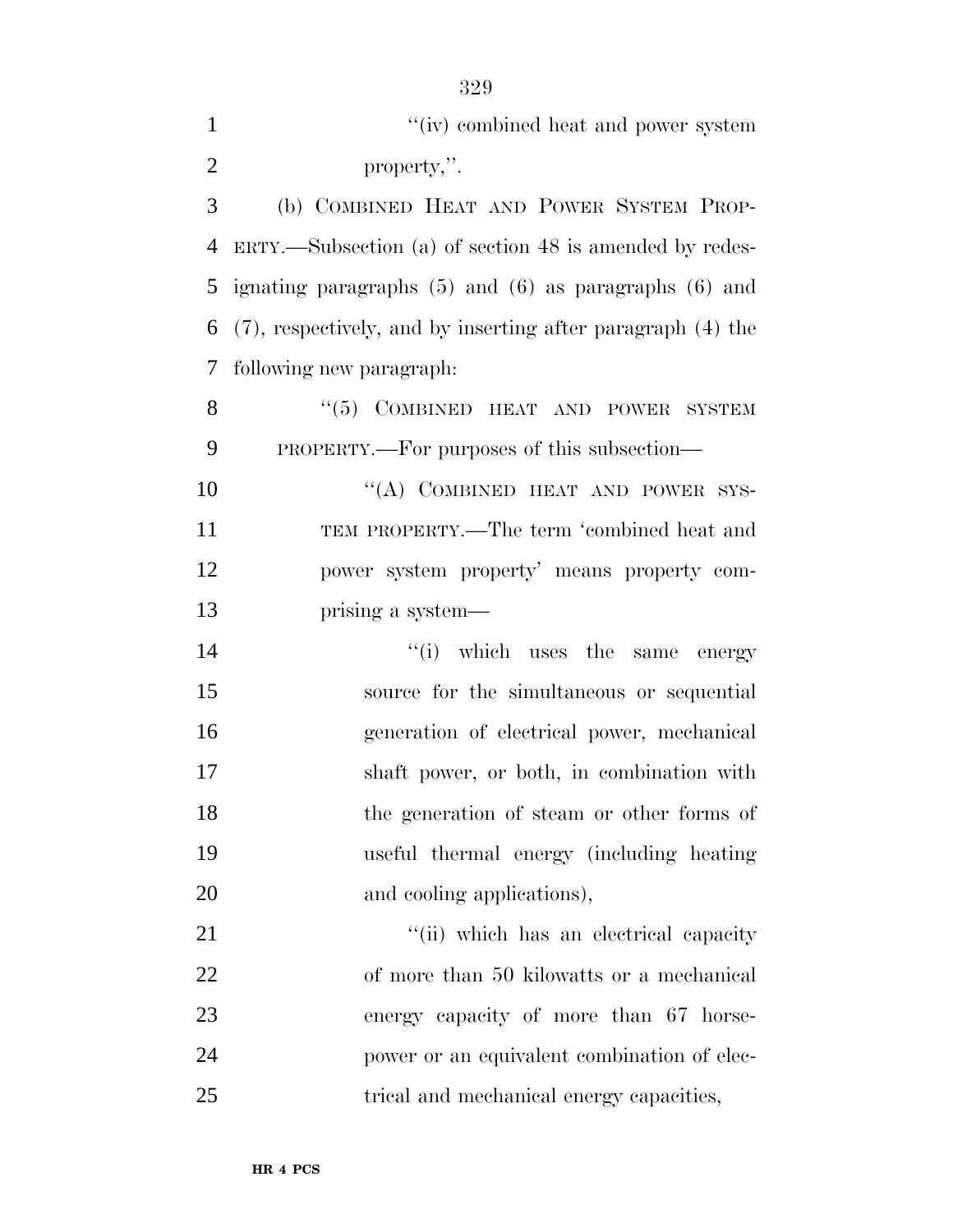"(iv) combined heat and power system property,".

(b) COMBINED HEAT AND POWER SYSTEM PROPERTY.—Subsection (a) of section 48 is amended by redesignating paragraphs (5) and (6) as paragraphs (6) and (7), respectively, and by inserting after paragraph (4) the following new paragraph:

"(5) COMBINED HEAT AND POWER SYSTEM PROPERTY.—For purposes of this subsection—

"(A) COMBINED HEAT AND POWER SYSTEM PROPERTY.—The term 'combined heat and power system property' means property comprising a system—

"(i) which uses the same energy source for the simultaneous or sequential generation of electrical power, mechanical shaft power, or both, in combination with the generation of steam or other forms of useful thermal energy (including heating and cooling applications),

"(ii) which has an electrical capacity of more than 50 kilowatts or a mechanical energy capacity of more than 67 horsepower or an equivalent combination of electrical and mechanical energy capacities,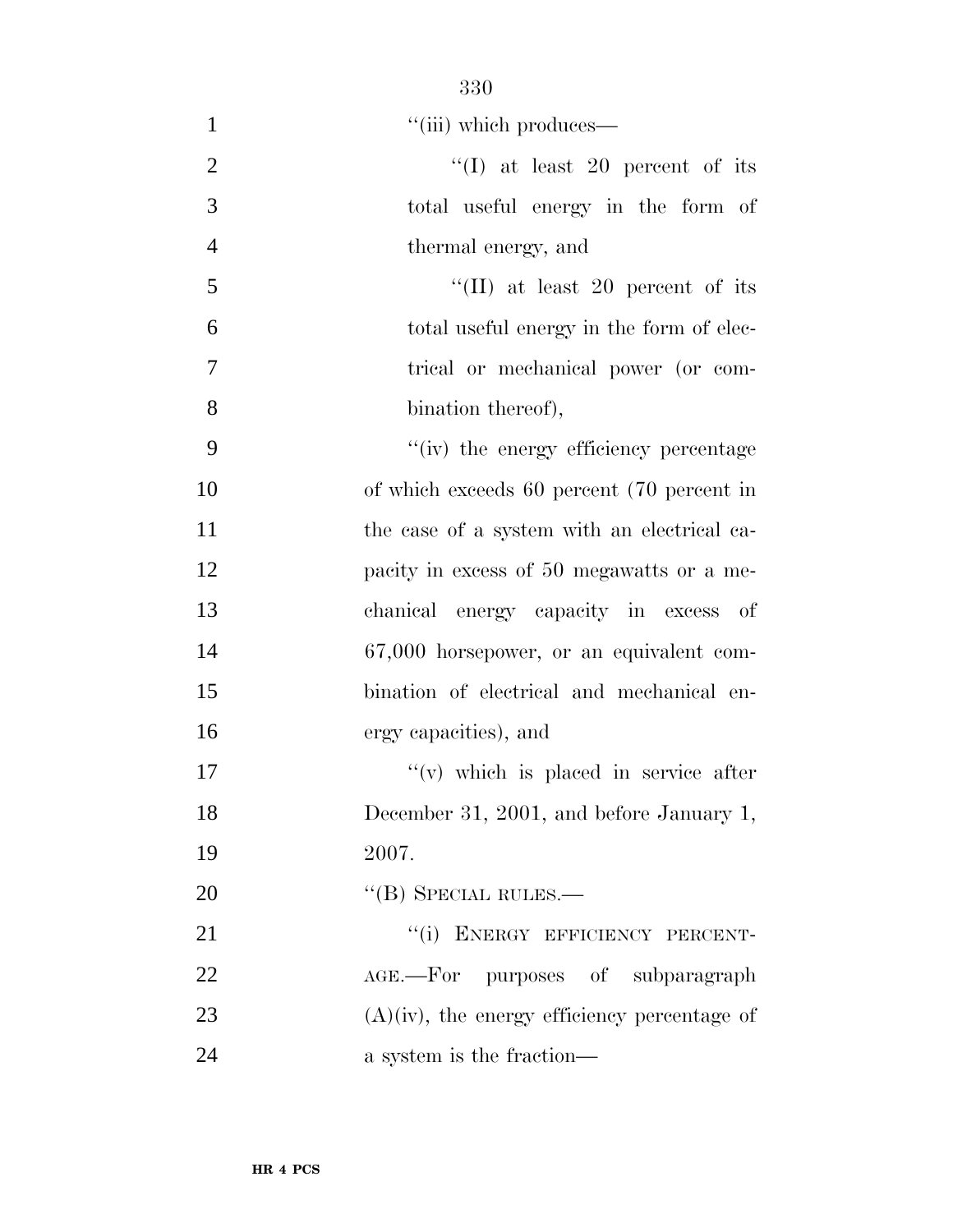"(iii) which produces—

"(I) at least 20 percent of its total useful energy in the form of thermal energy, and

"(II) at least 20 percent of its total useful energy in the form of electrical or mechanical power (or combination thereof),

"(iv) the energy efficiency percentage of which exceeds 60 percent (70 percent in the case of a system with an electrical capacity in excess of 50 megawatts or a mechanical energy capacity in excess of 67,000 horsepower, or an equivalent combination of electrical and mechanical energy capacities), and

"(v) which is placed in service after December 31, 2001, and before January 1, 2007.

"(B) SPECIAL RULES.—

"(i) ENERGY EFFICIENCY PERCENTAGE.—For purposes of subparagraph (A)(iv), the energy efficiency percentage of a system is the fraction—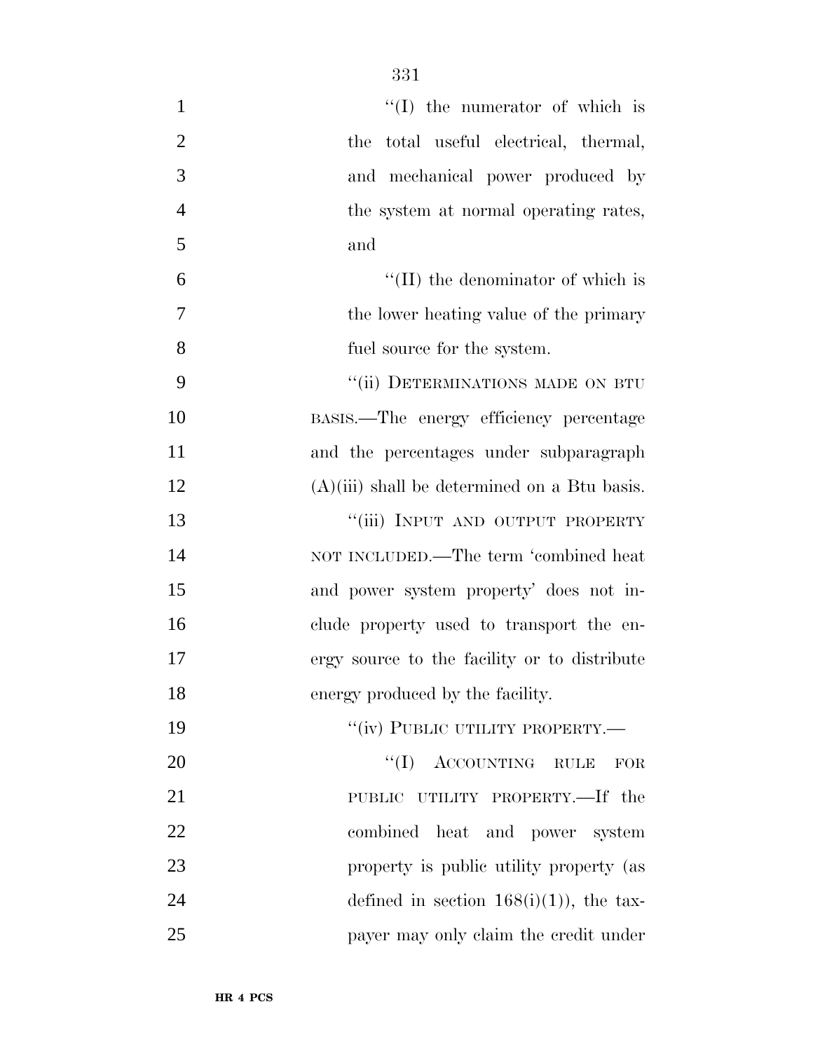"(I) the numerator of which is the total useful electrical, thermal, and mechanical power produced by the system at normal operating rates, and

"(II) the denominator of which is the lower heating value of the primary fuel source for the system.

"(ii) DETERMINATIONS MADE ON BTU BASIS.—The energy efficiency percentage and the percentages under subparagraph (A)(iii) shall be determined on a Btu basis.

"(iii) INPUT AND OUTPUT PROPERTY NOT INCLUDED.—The term 'combined heat and power system property' does not include property used to transport the energy source to the facility or to distribute energy produced by the facility.

"(iv) PUBLIC UTILITY PROPERTY.—

"(I) ACCOUNTING RULE FOR PUBLIC UTILITY PROPERTY.—If the combined heat and power system property is public utility property (as defined in section 168(i)(1)), the taxpayer may only claim the credit under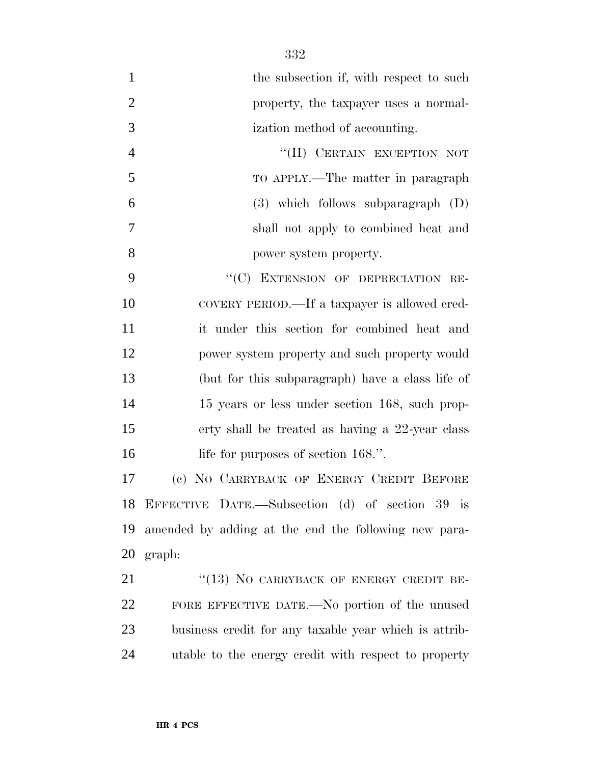the subsection if, with respect to such property, the taxpayer uses a normalization method of accounting.

"(II) CERTAIN EXCEPTION NOT TO APPLY.—The matter in paragraph (3) which follows subparagraph (D) shall not apply to combined heat and power system property.

"(C) EXTENSION OF DEPRECIATION RECOVERY PERIOD.—If a taxpayer is allowed credit under this section for combined heat and power system property and such property would (but for this subparagraph) have a class life of 15 years or less under section 168, such property shall be treated as having a 22-year class life for purposes of section 168.".

(c) NO CARRYBACK OF ENERGY CREDIT BEFORE EFFECTIVE DATE.—Subsection (d) of section 39 is amended by adding at the end the following new paragraph:

"(13) NO CARRYBACK OF ENERGY CREDIT BEFORE EFFECTIVE DATE.—No portion of the unused business credit for any taxable year which is attributable to the energy credit with respect to property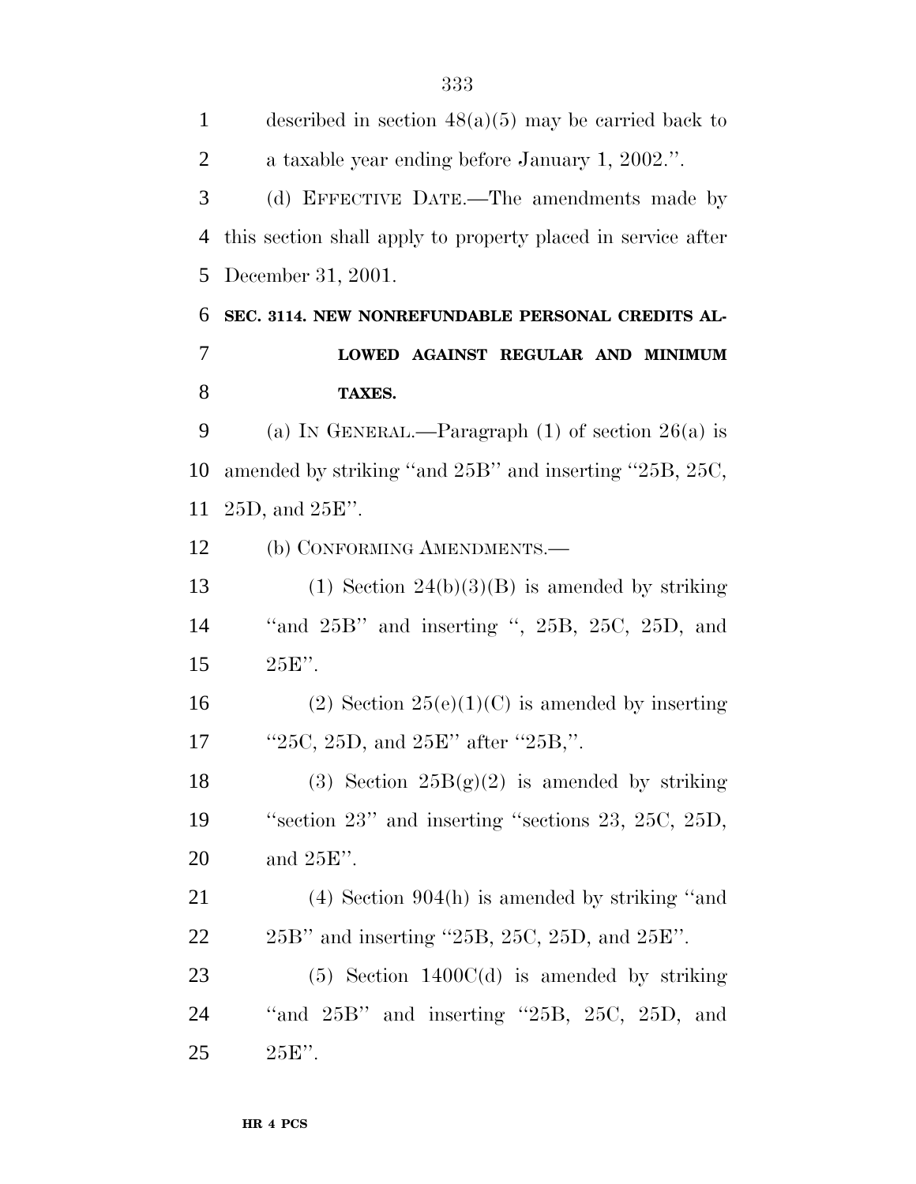described in section 48(a)(5) may be carried back to a taxable year ending before January 1, 2002.''.

(d) EFFECTIVE DATE.—The amendments made by this section shall apply to property placed in service after December 31, 2001.

### SEC. 3114. NEW NONREFUNDABLE PERSONAL CREDITS ALLOWED AGAINST REGULAR AND MINIMUM TAXES.

(a) IN GENERAL.—Paragraph (1) of section 26(a) is amended by striking ''and 25B'' and inserting ''25B, 25C, 25D, and 25E''.

(b) CONFORMING AMENDMENTS.—

(1) Section 24(b)(3)(B) is amended by striking ''and 25B'' and inserting '', 25B, 25C, 25D, and 25E''.

(2) Section 25(e)(1)(C) is amended by inserting ''25C, 25D, and 25E'' after ''25B,''.

(3) Section 25B(g)(2) is amended by striking ''section 23'' and inserting ''sections 23, 25C, 25D, and 25E''.

(4) Section 904(h) is amended by striking ''and 25B'' and inserting ''25B, 25C, 25D, and 25E''.

(5) Section 1400C(d) is amended by striking ''and 25B'' and inserting ''25B, 25C, 25D, and 25E''.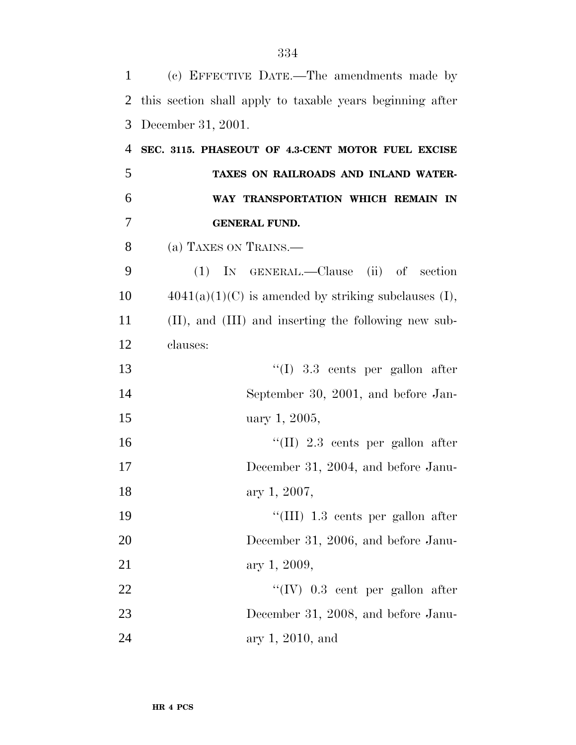(c) EFFECTIVE DATE.—The amendments made by this section shall apply to taxable years beginning after December 31, 2001.

**SEC. 3115. PHASEOUT OF 4.3-CENT MOTOR FUEL EXCISE TAXES ON RAILROADS AND INLAND WATERWAY TRANSPORTATION WHICH REMAIN IN GENERAL FUND.**

(a) TAXES ON TRAINS.—

(1) IN GENERAL.—Clause (ii) of section 4041(a)(1)(C) is amended by striking subclauses (I), (II), and (III) and inserting the following new subclauses:

"(I) 3.3 cents per gallon after September 30, 2001, and before January 1, 2005,

"(II) 2.3 cents per gallon after December 31, 2004, and before January 1, 2007,

"(III) 1.3 cents per gallon after December 31, 2006, and before January 1, 2009,

"(IV) 0.3 cent per gallon after December 31, 2008, and before January 1, 2010, and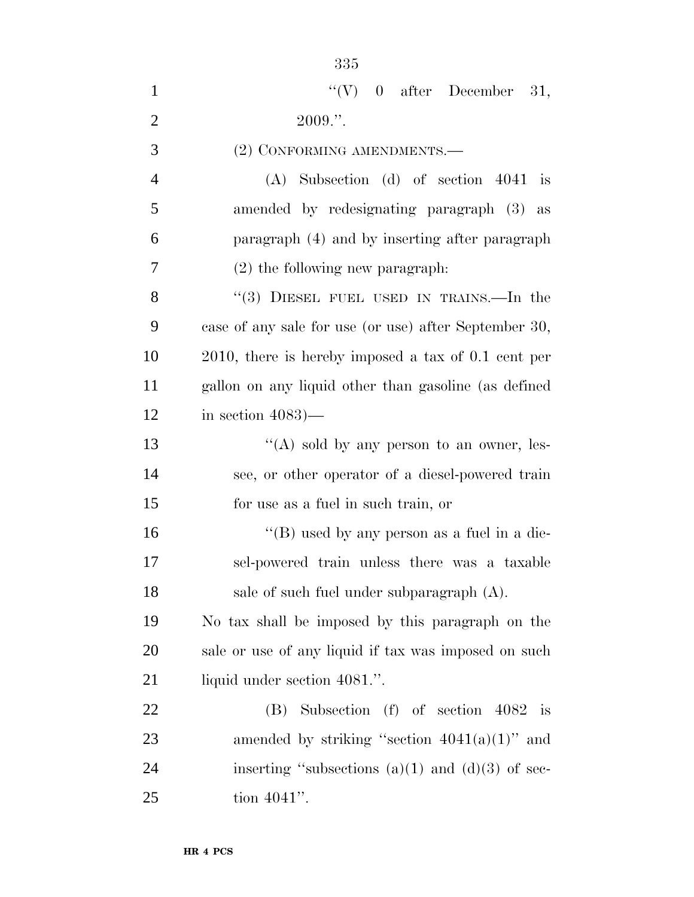''(V) 0 after December 31, 2009.''.

(2) CONFORMING AMENDMENTS.—

(A) Subsection (d) of section 4041 is amended by redesignating paragraph (3) as paragraph (4) and by inserting after paragraph (2) the following new paragraph:

''(3) DIESEL FUEL USED IN TRAINS.—In the case of any sale for use (or use) after September 30, 2010, there is hereby imposed a tax of 0.1 cent per gallon on any liquid other than gasoline (as defined in section 4083)—

''(A) sold by any person to an owner, lessee, or other operator of a diesel-powered train for use as a fuel in such train, or

''(B) used by any person as a fuel in a diesel-powered train unless there was a taxable sale of such fuel under subparagraph (A).

No tax shall be imposed by this paragraph on the sale or use of any liquid if tax was imposed on such liquid under section 4081.''.

(B) Subsection (f) of section 4082 is amended by striking ''section 4041(a)(1)'' and inserting ''subsections (a)(1) and (d)(3) of section 4041''.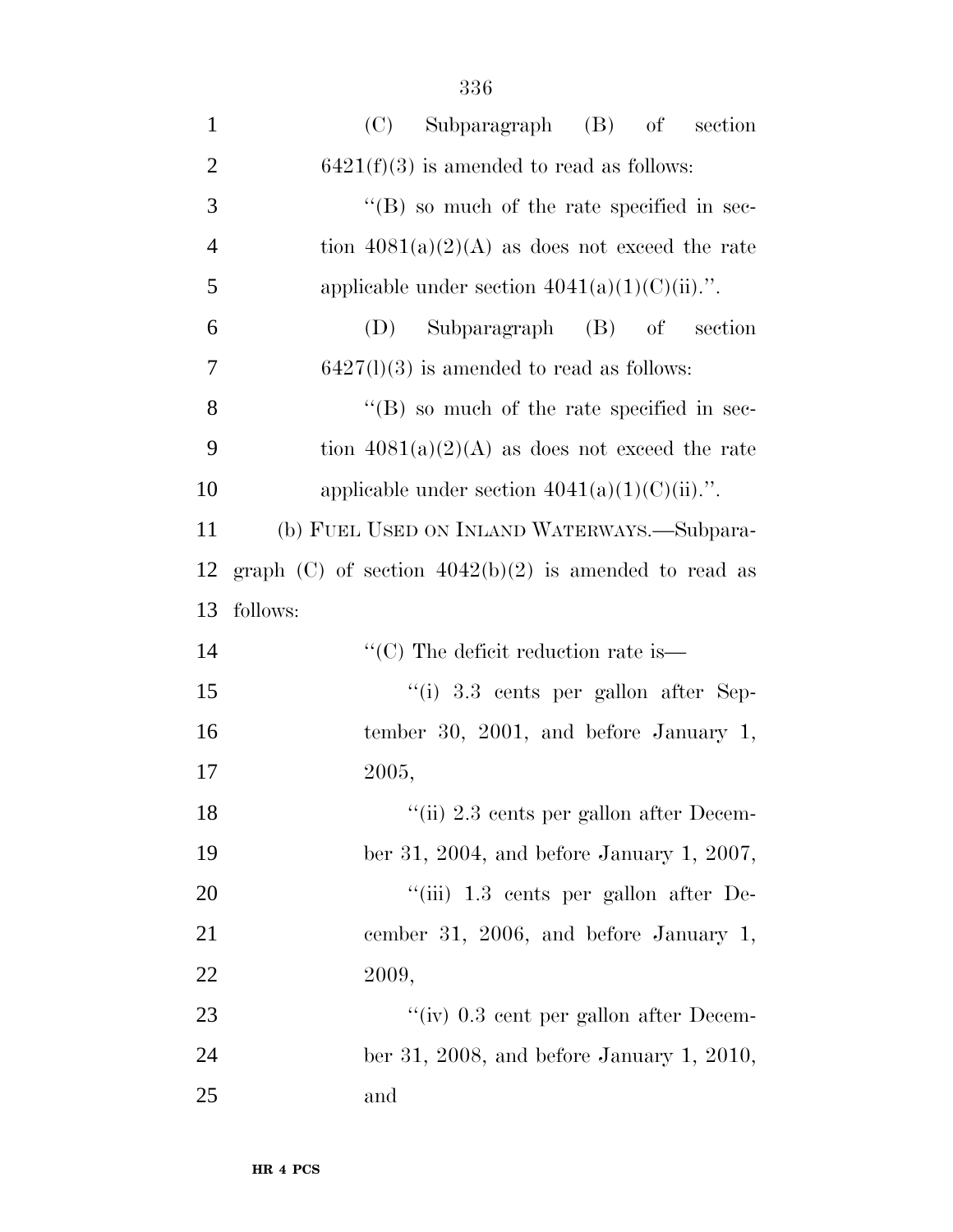(C) Subparagraph (B) of section 6421(f)(3) is amended to read as follows:

"(B) so much of the rate specified in section 4081(a)(2)(A) as does not exceed the rate applicable under section 4041(a)(1)(C)(ii).".

(D) Subparagraph (B) of section 6427(l)(3) is amended to read as follows:

"(B) so much of the rate specified in section 4081(a)(2)(A) as does not exceed the rate applicable under section 4041(a)(1)(C)(ii).".

(b) FUEL USED ON INLAND WATERWAYS.—Subparagraph (C) of section 4042(b)(2) is amended to read as follows:

"(C) The deficit reduction rate is—

"(i) 3.3 cents per gallon after September 30, 2001, and before January 1, 2005,

"(ii) 2.3 cents per gallon after December 31, 2004, and before January 1, 2007,

"(iii) 1.3 cents per gallon after December 31, 2006, and before January 1, 2009,

"(iv) 0.3 cent per gallon after December 31, 2008, and before January 1, 2010, and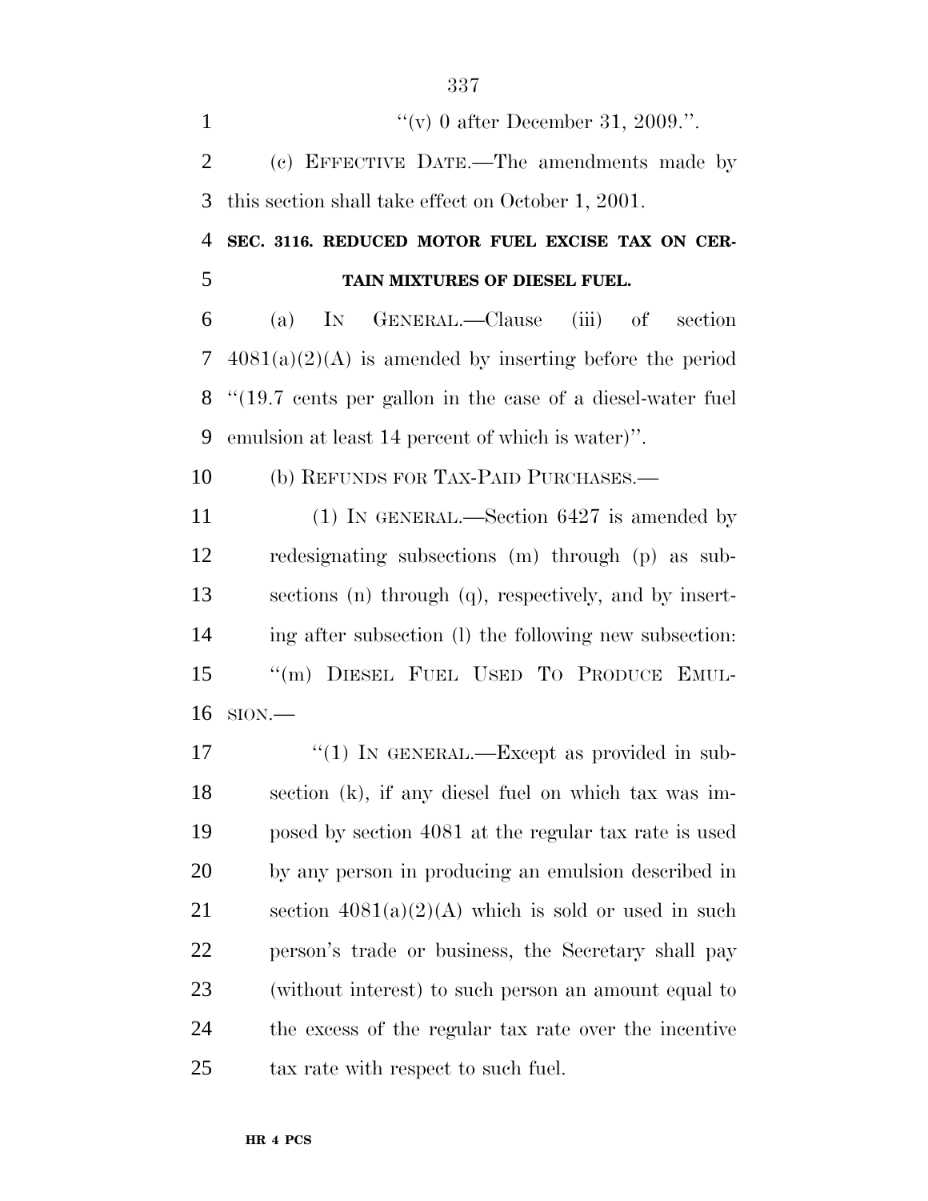"(v) 0 after December 31, 2009.".

(c) EFFECTIVE DATE.—The amendments made by this section shall take effect on October 1, 2001.

**SEC. 3116. REDUCED MOTOR FUEL EXCISE TAX ON CERTAIN MIXTURES OF DIESEL FUEL.**

(a) IN GENERAL.—Clause (iii) of section 4081(a)(2)(A) is amended by inserting before the period "(19.7 cents per gallon in the case of a diesel-water fuel emulsion at least 14 percent of which is water)".

(b) REFUNDS FOR TAX-PAID PURCHASES.—

(1) IN GENERAL.—Section 6427 is amended by redesignating subsections (m) through (p) as subsections (n) through (q), respectively, and by inserting after subsection (l) the following new subsection:

"(m) DIESEL FUEL USED TO PRODUCE EMULSION.—

"(1) IN GENERAL.—Except as provided in subsection (k), if any diesel fuel on which tax was imposed by section 4081 at the regular tax rate is used by any person in producing an emulsion described in section 4081(a)(2)(A) which is sold or used in such person's trade or business, the Secretary shall pay (without interest) to such person an amount equal to the excess of the regular tax rate over the incentive tax rate with respect to such fuel.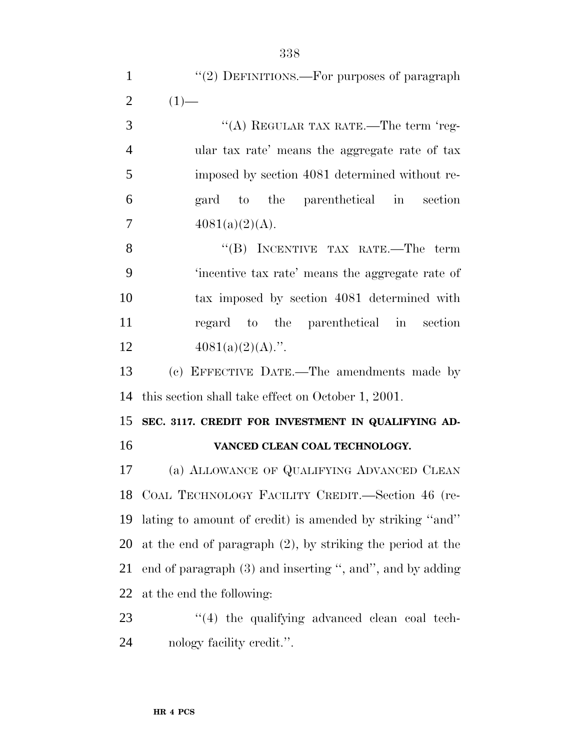''(2) DEFINITIONS.—For purposes of paragraph (1)—

''(A) REGULAR TAX RATE.—The term 'regular tax rate' means the aggregate rate of tax imposed by section 4081 determined without regard to the parenthetical in section 4081(a)(2)(A).

''(B) INCENTIVE TAX RATE.—The term 'incentive tax rate' means the aggregate rate of tax imposed by section 4081 determined with regard to the parenthetical in section 4081(a)(2)(A).''.

(c) EFFECTIVE DATE.—The amendments made by this section shall take effect on October 1, 2001.

**SEC. 3117. CREDIT FOR INVESTMENT IN QUALIFYING ADVANCED CLEAN COAL TECHNOLOGY.**

(a) ALLOWANCE OF QUALIFYING ADVANCED CLEAN COAL TECHNOLOGY FACILITY CREDIT.—Section 46 (relating to amount of credit) is amended by striking ''and'' at the end of paragraph (2), by striking the period at the end of paragraph (3) and inserting '', and'', and by adding at the end the following:

''(4) the qualifying advanced clean coal technology facility credit.''.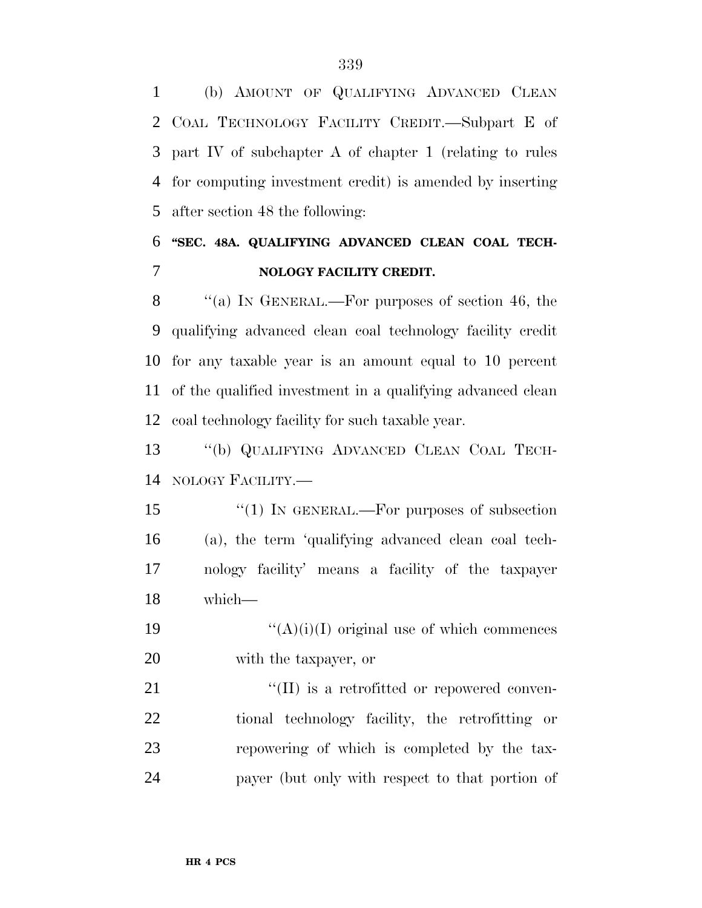(b) AMOUNT OF QUALIFYING ADVANCED CLEAN COAL TECHNOLOGY FACILITY CREDIT.—Subpart E of part IV of subchapter A of chapter 1 (relating to rules for computing investment credit) is amended by inserting after section 48 the following:

**"SEC. 48A. QUALIFYING ADVANCED CLEAN COAL TECHNOLOGY FACILITY CREDIT.**

"(a) IN GENERAL.—For purposes of section 46, the qualifying advanced clean coal technology facility credit for any taxable year is an amount equal to 10 percent of the qualified investment in a qualifying advanced clean coal technology facility for such taxable year.

"(b) QUALIFYING ADVANCED CLEAN COAL TECHNOLOGY FACILITY.—

"(1) IN GENERAL.—For purposes of subsection (a), the term 'qualifying advanced clean coal technology facility' means a facility of the taxpayer which—

"(A)(i)(I) original use of which commences with the taxpayer, or

"(II) is a retrofitted or repowered conventional technology facility, the retrofitting or repowering of which is completed by the taxpayer (but only with respect to that portion of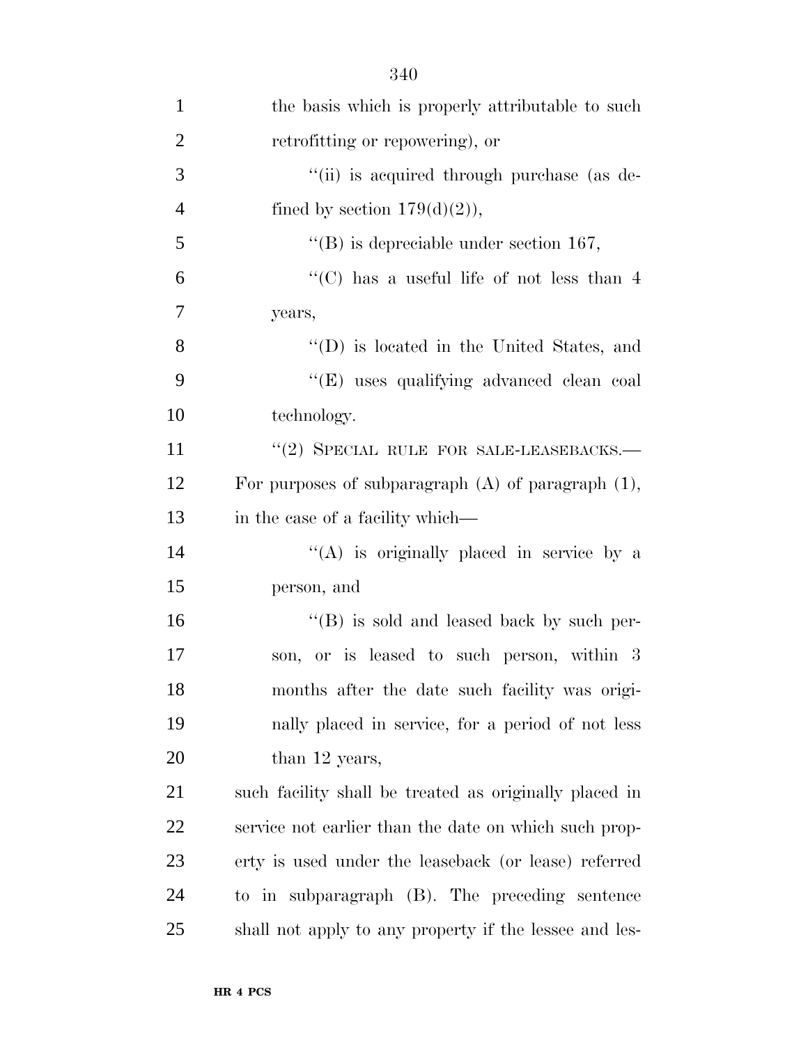the basis which is properly attributable to such retrofitting or repowering), or

"(ii) is acquired through purchase (as defined by section 179(d)(2)),

"(B) is depreciable under section 167,

"(C) has a useful life of not less than 4 years,

"(D) is located in the United States, and

"(E) uses qualifying advanced clean coal technology.

"(2) SPECIAL RULE FOR SALE-LEASEBACKS.—For purposes of subparagraph (A) of paragraph (1), in the case of a facility which—

"(A) is originally placed in service by a person, and

"(B) is sold and leased back by such person, or is leased to such person, within 3 months after the date such facility was originally placed in service, for a period of not less than 12 years,

such facility shall be treated as originally placed in service not earlier than the date on which such property is used under the leaseback (or lease) referred to in subparagraph (B). The preceding sentence shall not apply to any property if the lessee and les-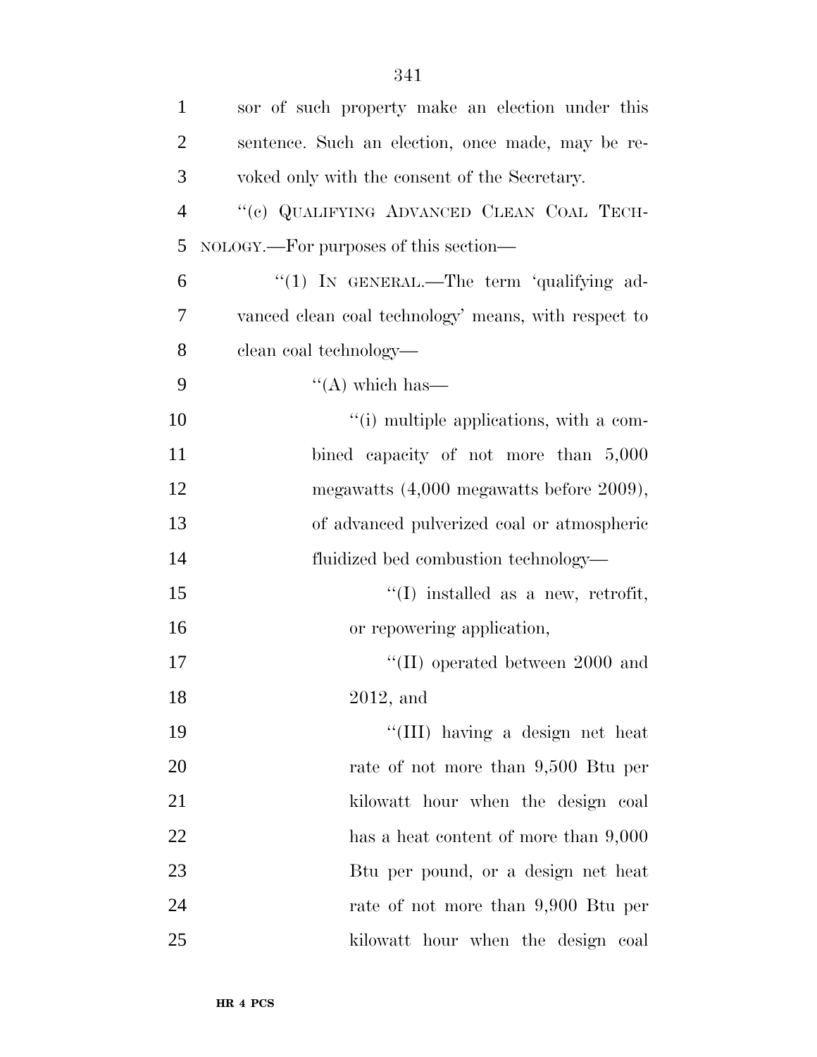sor of such property make an election under this sentence. Such an election, once made, may be revoked only with the consent of the Secretary.

''(c) QUALIFYING ADVANCED CLEAN COAL TECHNOLOGY.—For purposes of this section—

''(1) IN GENERAL.—The term 'qualifying advanced clean coal technology' means, with respect to clean coal technology—

''(A) which has—

''(i) multiple applications, with a combined capacity of not more than 5,000 megawatts (4,000 megawatts before 2009), of advanced pulverized coal or atmospheric fluidized bed combustion technology—

''(I) installed as a new, retrofit, or repowering application,

''(II) operated between 2000 and 2012, and

''(III) having a design net heat rate of not more than 9,500 Btu per kilowatt hour when the design coal has a heat content of more than 9,000 Btu per pound, or a design net heat rate of not more than 9,900 Btu per kilowatt hour when the design coal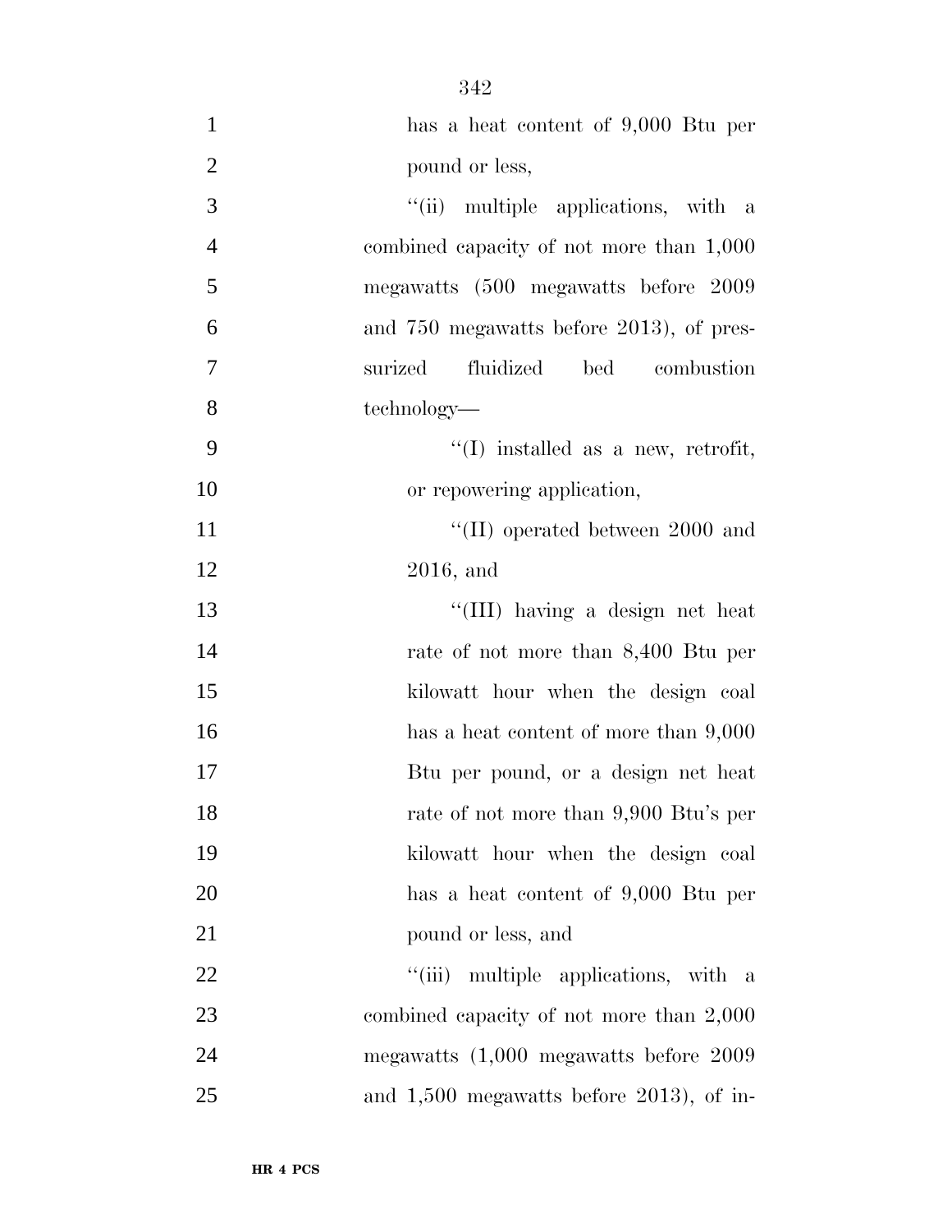has a heat content of 9,000 Btu per pound or less,

''(ii) multiple applications, with a combined capacity of not more than 1,000 megawatts (500 megawatts before 2009 and 750 megawatts before 2013), of pressurized fluidized bed combustion technology—

''(I) installed as a new, retrofit, or repowering application,

''(II) operated between 2000 and 2016, and

''(III) having a design net heat rate of not more than 8,400 Btu per kilowatt hour when the design coal has a heat content of more than 9,000 Btu per pound, or a design net heat rate of not more than 9,900 Btu's per kilowatt hour when the design coal has a heat content of 9,000 Btu per pound or less, and

''(iii) multiple applications, with a combined capacity of not more than 2,000 megawatts (1,000 megawatts before 2009 and 1,500 megawatts before 2013), of in-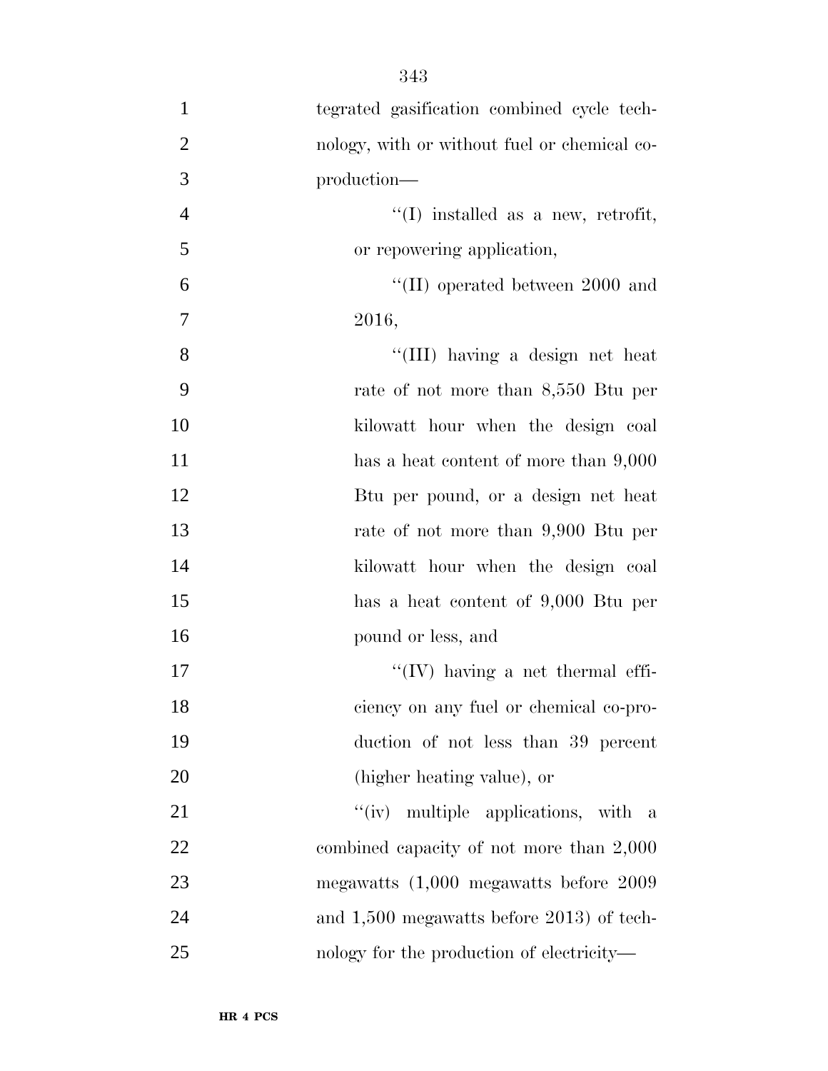tegrated gasification combined cycle technology, with or without fuel or chemical co-production—

''(I) installed as a new, retrofit, or repowering application,

''(II) operated between 2000 and 2016,

''(III) having a design net heat rate of not more than 8,550 Btu per kilowatt hour when the design coal has a heat content of more than 9,000 Btu per pound, or a design net heat rate of not more than 9,900 Btu per kilowatt hour when the design coal has a heat content of 9,000 Btu per pound or less, and

''(IV) having a net thermal efficiency on any fuel or chemical co-production of not less than 39 percent (higher heating value), or

''(iv) multiple applications, with a combined capacity of not more than 2,000 megawatts (1,000 megawatts before 2009 and 1,500 megawatts before 2013) of technology for the production of electricity—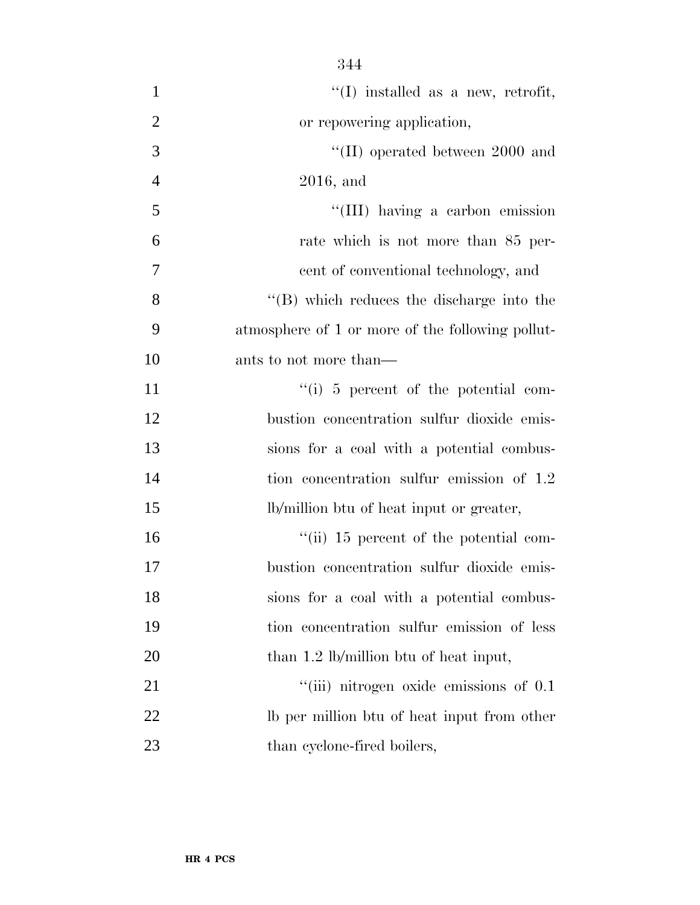''(I) installed as a new, retrofit, or repowering application,

''(II) operated between 2000 and 2016, and

''(III) having a carbon emission rate which is not more than 85 percent of conventional technology, and

''(B) which reduces the discharge into the atmosphere of 1 or more of the following pollutants to not more than—

''(i) 5 percent of the potential combustion concentration sulfur dioxide emissions for a coal with a potential combustion concentration sulfur emission of 1.2 lb/million btu of heat input or greater,

''(ii) 15 percent of the potential combustion concentration sulfur dioxide emissions for a coal with a potential combustion concentration sulfur emission of less than 1.2 lb/million btu of heat input,

''(iii) nitrogen oxide emissions of 0.1 lb per million btu of heat input from other than cyclone-fired boilers,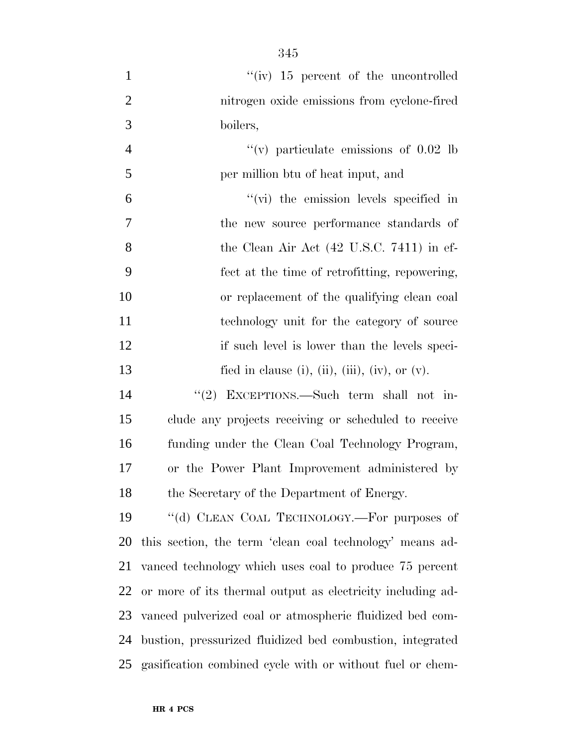"(iv) 15 percent of the uncontrolled nitrogen oxide emissions from cyclone-fired boilers,

"(v) particulate emissions of 0.02 lb per million btu of heat input, and

"(vi) the emission levels specified in the new source performance standards of the Clean Air Act (42 U.S.C. 7411) in effect at the time of retrofitting, repowering, or replacement of the qualifying clean coal technology unit for the category of source if such level is lower than the levels specified in clause (i), (ii), (iii), (iv), or (v).

"(2) EXCEPTIONS.—Such term shall not include any projects receiving or scheduled to receive funding under the Clean Coal Technology Program, or the Power Plant Improvement administered by the Secretary of the Department of Energy.

"(d) CLEAN COAL TECHNOLOGY.—For purposes of this section, the term 'clean coal technology' means advanced technology which uses coal to produce 75 percent or more of its thermal output as electricity including advanced pulverized coal or atmospheric fluidized bed combustion, pressurized fluidized bed combustion, integrated gasification combined cycle with or without fuel or chem-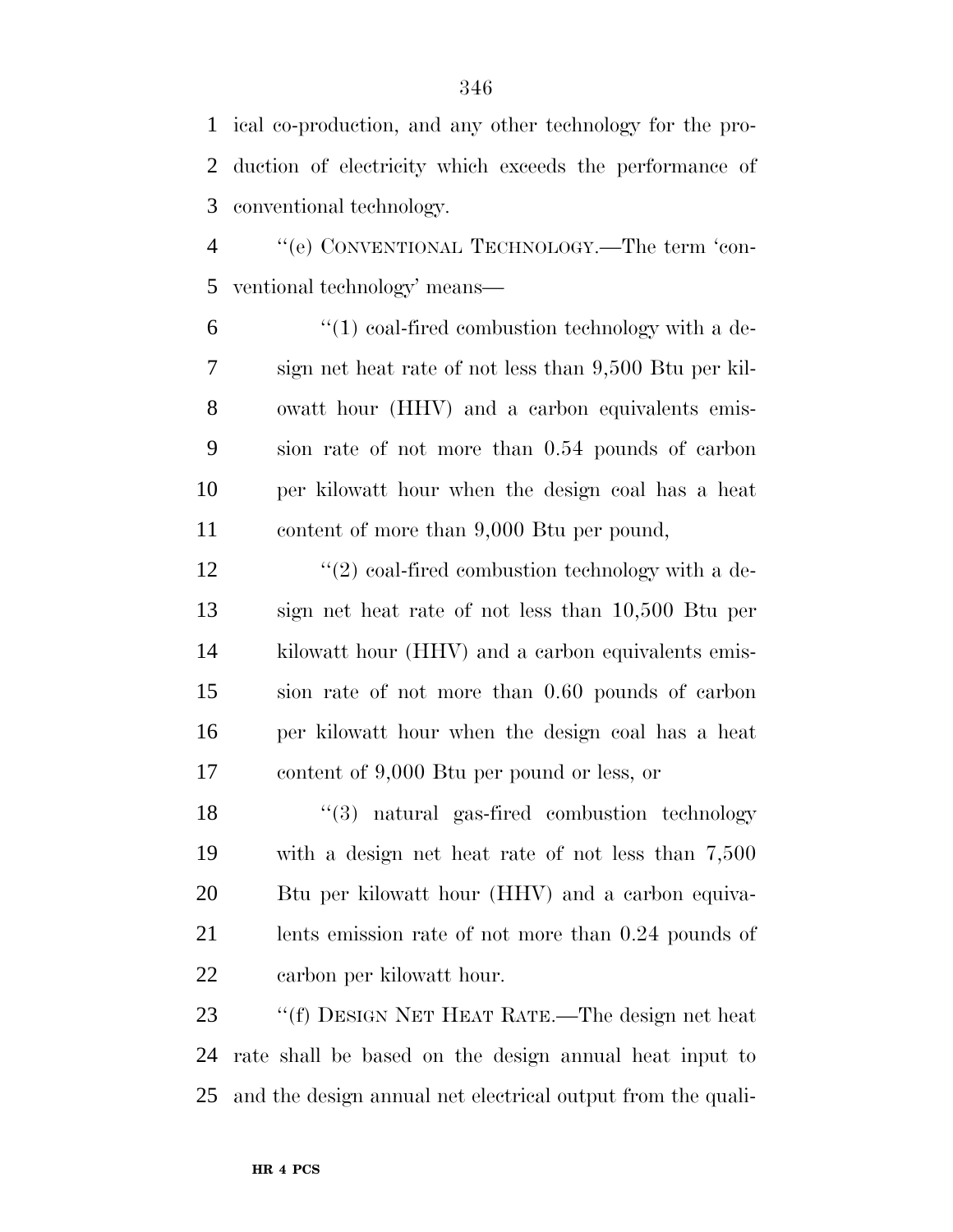ical co-production, and any other technology for the production of electricity which exceeds the performance of conventional technology.

''(e) CONVENTIONAL TECHNOLOGY.—The term 'conventional technology' means—

''(1) coal-fired combustion technology with a design net heat rate of not less than 9,500 Btu per kilowatt hour (HHV) and a carbon equivalents emission rate of not more than 0.54 pounds of carbon per kilowatt hour when the design coal has a heat content of more than 9,000 Btu per pound,

''(2) coal-fired combustion technology with a design net heat rate of not less than 10,500 Btu per kilowatt hour (HHV) and a carbon equivalents emission rate of not more than 0.60 pounds of carbon per kilowatt hour when the design coal has a heat content of 9,000 Btu per pound or less, or

''(3) natural gas-fired combustion technology with a design net heat rate of not less than 7,500 Btu per kilowatt hour (HHV) and a carbon equivalents emission rate of not more than 0.24 pounds of carbon per kilowatt hour.

''(f) DESIGN NET HEAT RATE.—The design net heat rate shall be based on the design annual heat input to and the design annual net electrical output from the quali-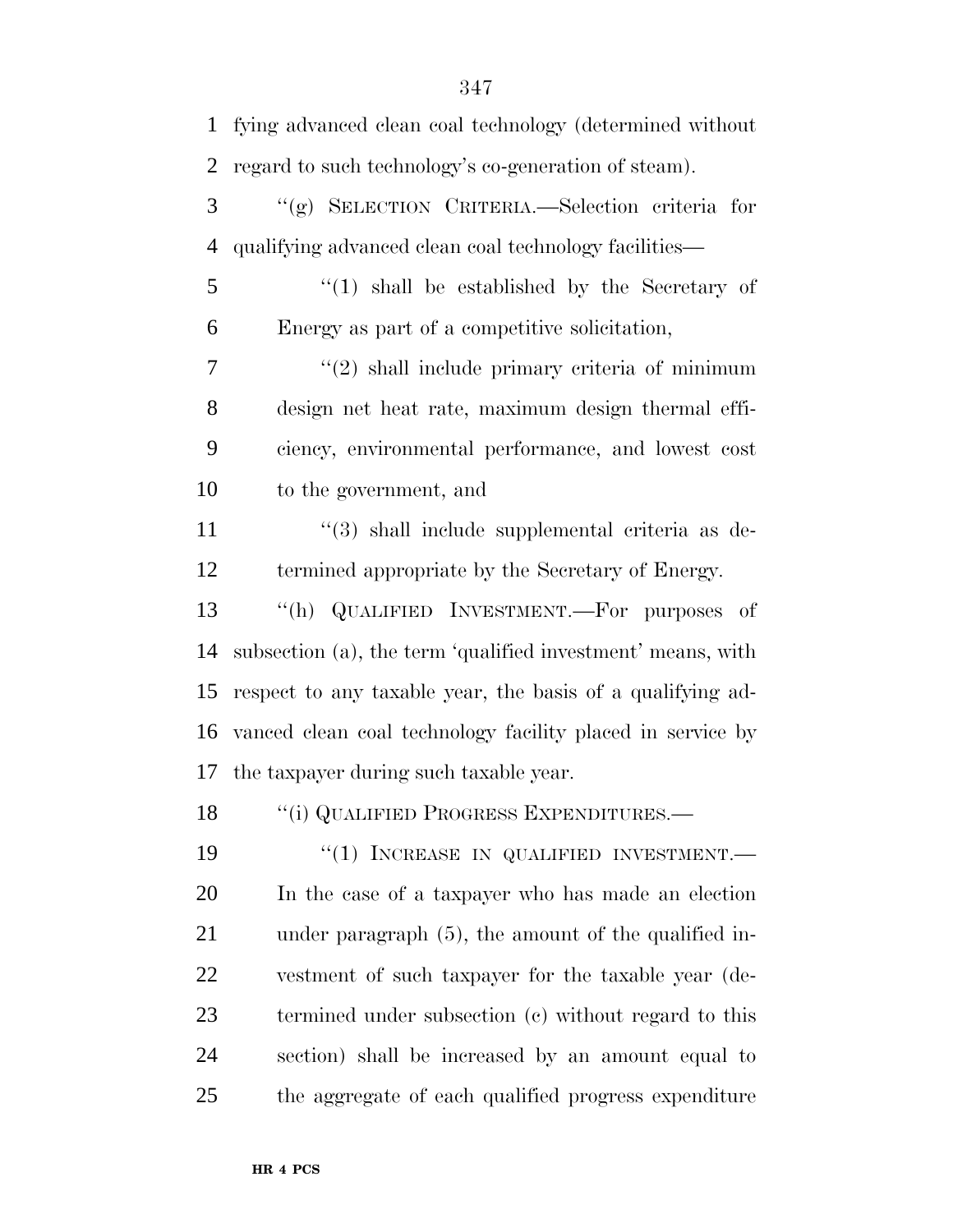fying advanced clean coal technology (determined without regard to such technology's co-generation of steam).

"(g) SELECTION CRITERIA.—Selection criteria for qualifying advanced clean coal technology facilities—

"(1) shall be established by the Secretary of Energy as part of a competitive solicitation,

"(2) shall include primary criteria of minimum design net heat rate, maximum design thermal efficiency, environmental performance, and lowest cost to the government, and

"(3) shall include supplemental criteria as determined appropriate by the Secretary of Energy.

"(h) QUALIFIED INVESTMENT.—For purposes of subsection (a), the term 'qualified investment' means, with respect to any taxable year, the basis of a qualifying advanced clean coal technology facility placed in service by the taxpayer during such taxable year.

"(i) QUALIFIED PROGRESS EXPENDITURES.—

"(1) INCREASE IN QUALIFIED INVESTMENT.— In the case of a taxpayer who has made an election under paragraph (5), the amount of the qualified investment of such taxpayer for the taxable year (determined under subsection (c) without regard to this section) shall be increased by an amount equal to the aggregate of each qualified progress expenditure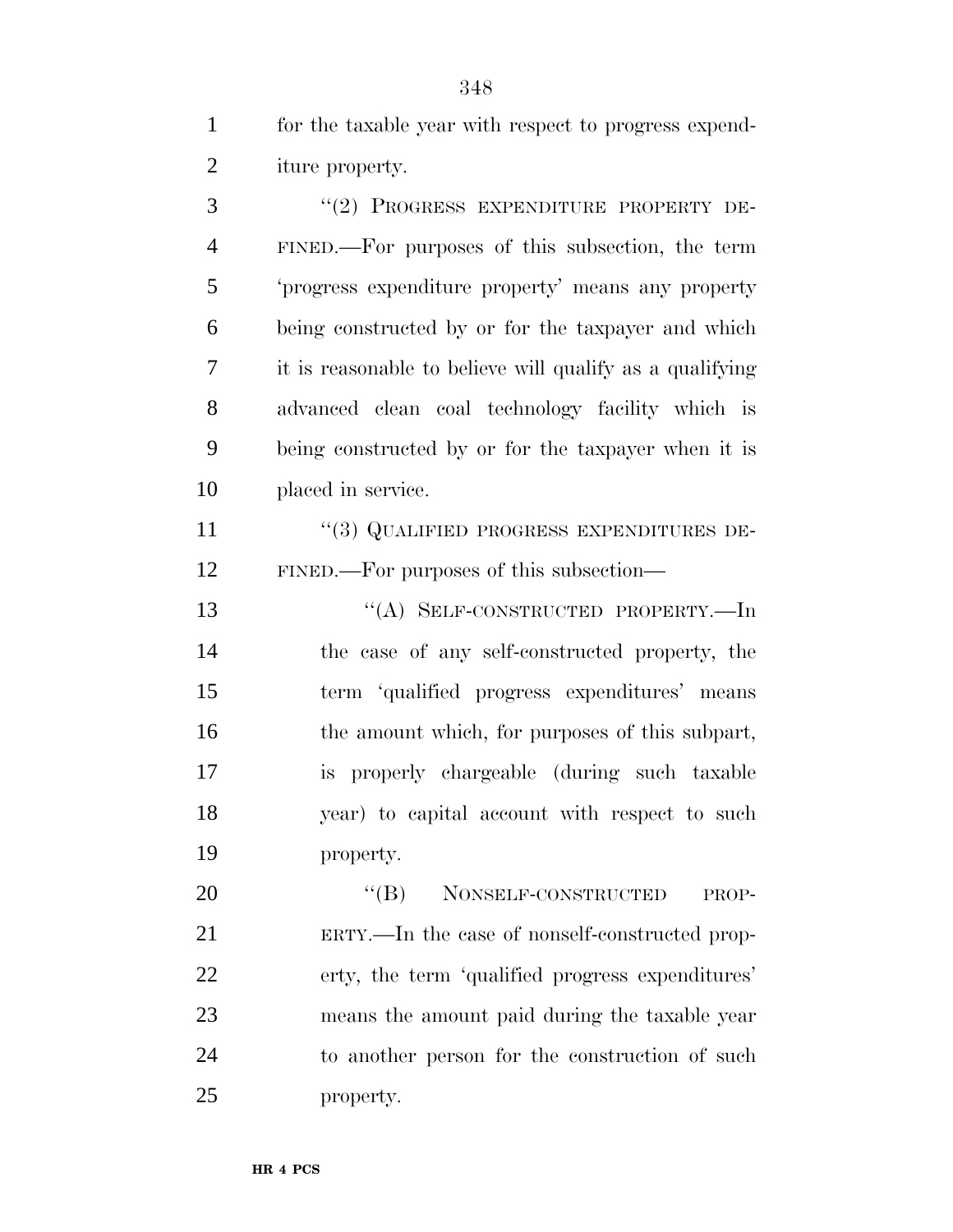for the taxable year with respect to progress expenditure property.

"(2) PROGRESS EXPENDITURE PROPERTY DEFINED.—For purposes of this subsection, the term 'progress expenditure property' means any property being constructed by or for the taxpayer and which it is reasonable to believe will qualify as a qualifying advanced clean coal technology facility which is being constructed by or for the taxpayer when it is placed in service.

"(3) QUALIFIED PROGRESS EXPENDITURES DEFINED.—For purposes of this subsection—

"(A) SELF-CONSTRUCTED PROPERTY.—In the case of any self-constructed property, the term 'qualified progress expenditures' means the amount which, for purposes of this subpart, is properly chargeable (during such taxable year) to capital account with respect to such property.

"(B) NONSELF-CONSTRUCTED PROPERTY.—In the case of nonself-constructed property, the term 'qualified progress expenditures' means the amount paid during the taxable year to another person for the construction of such property.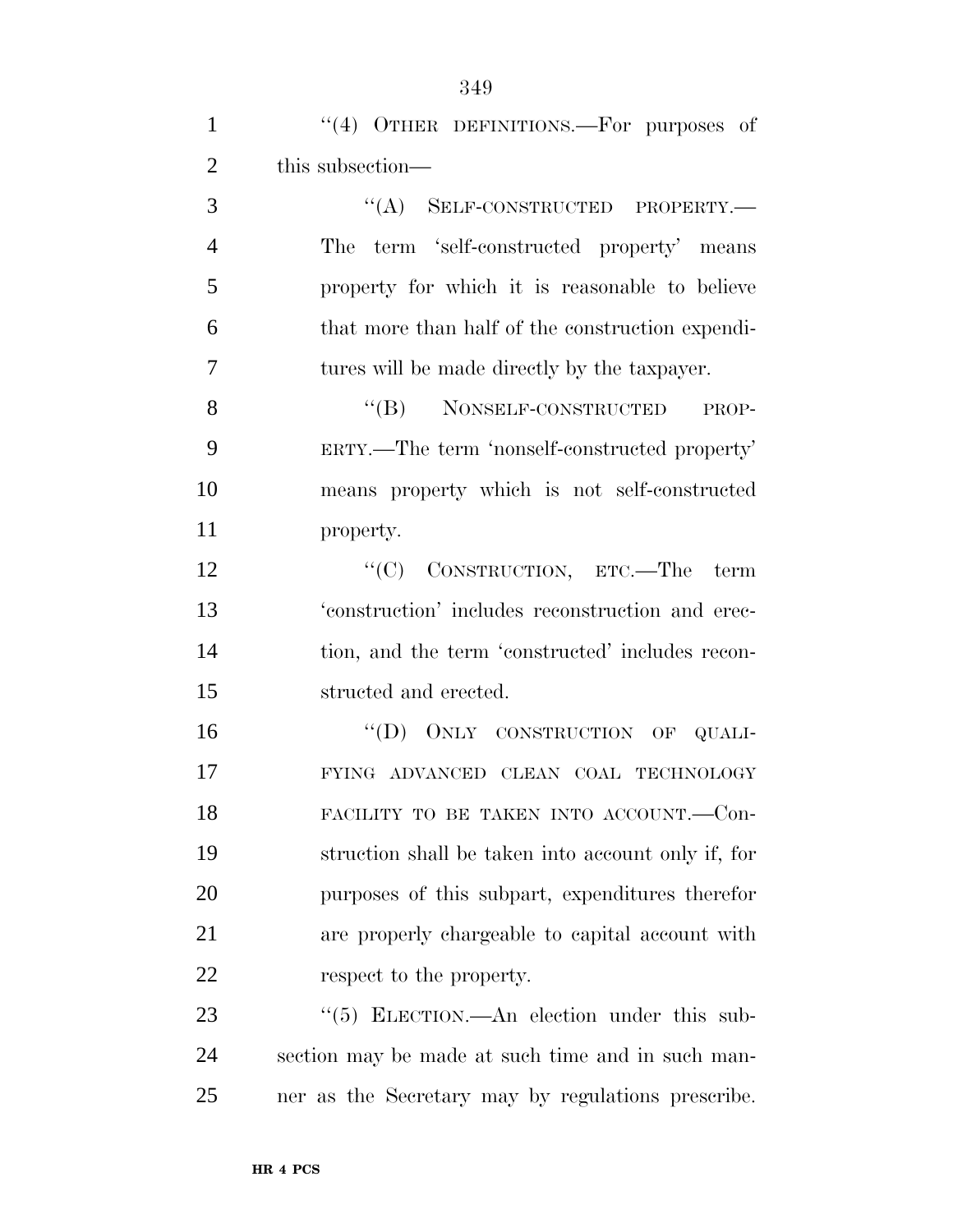''(4) OTHER DEFINITIONS.—For purposes of this subsection—

''(A) SELF-CONSTRUCTED PROPERTY.—The term 'self-constructed property' means property for which it is reasonable to believe that more than half of the construction expenditures will be made directly by the taxpayer.

''(B) NONSELF-CONSTRUCTED PROPERTY.—The term 'nonself-constructed property' means property which is not self-constructed property.

''(C) CONSTRUCTION, ETC.—The term 'construction' includes reconstruction and erection, and the term 'constructed' includes reconstructed and erected.

''(D) ONLY CONSTRUCTION OF QUALIFYING ADVANCED CLEAN COAL TECHNOLOGY FACILITY TO BE TAKEN INTO ACCOUNT.—Construction shall be taken into account only if, for purposes of this subpart, expenditures therefor are properly chargeable to capital account with respect to the property.

''(5) ELECTION.—An election under this subsection may be made at such time and in such manner as the Secretary may by regulations prescribe.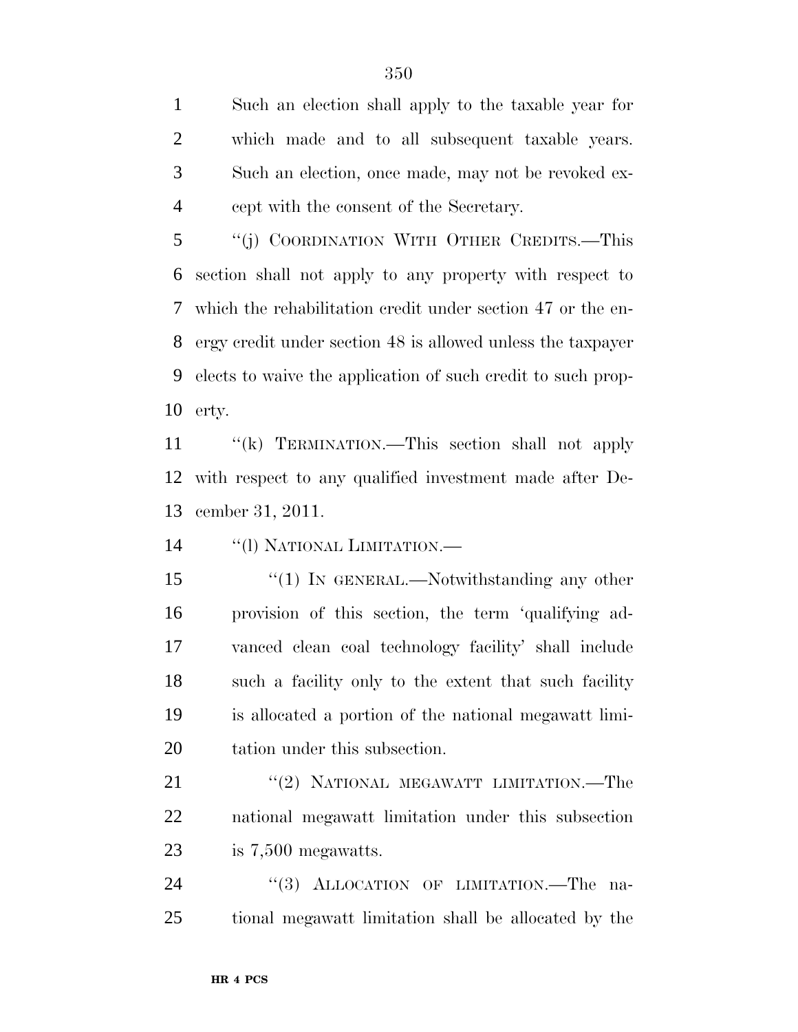Such an election shall apply to the taxable year for which made and to all subsequent taxable years. Such an election, once made, may not be revoked except with the consent of the Secretary.

"(j) COORDINATION WITH OTHER CREDITS.—This section shall not apply to any property with respect to which the rehabilitation credit under section 47 or the energy credit under section 48 is allowed unless the taxpayer elects to waive the application of such credit to such property.

"(k) TERMINATION.—This section shall not apply with respect to any qualified investment made after December 31, 2011.

"(l) NATIONAL LIMITATION.—

"(1) IN GENERAL.—Notwithstanding any other provision of this section, the term 'qualifying advanced clean coal technology facility' shall include such a facility only to the extent that such facility is allocated a portion of the national megawatt limitation under this subsection.

"(2) NATIONAL MEGAWATT LIMITATION.—The national megawatt limitation under this subsection is 7,500 megawatts.

"(3) ALLOCATION OF LIMITATION.—The national megawatt limitation shall be allocated by the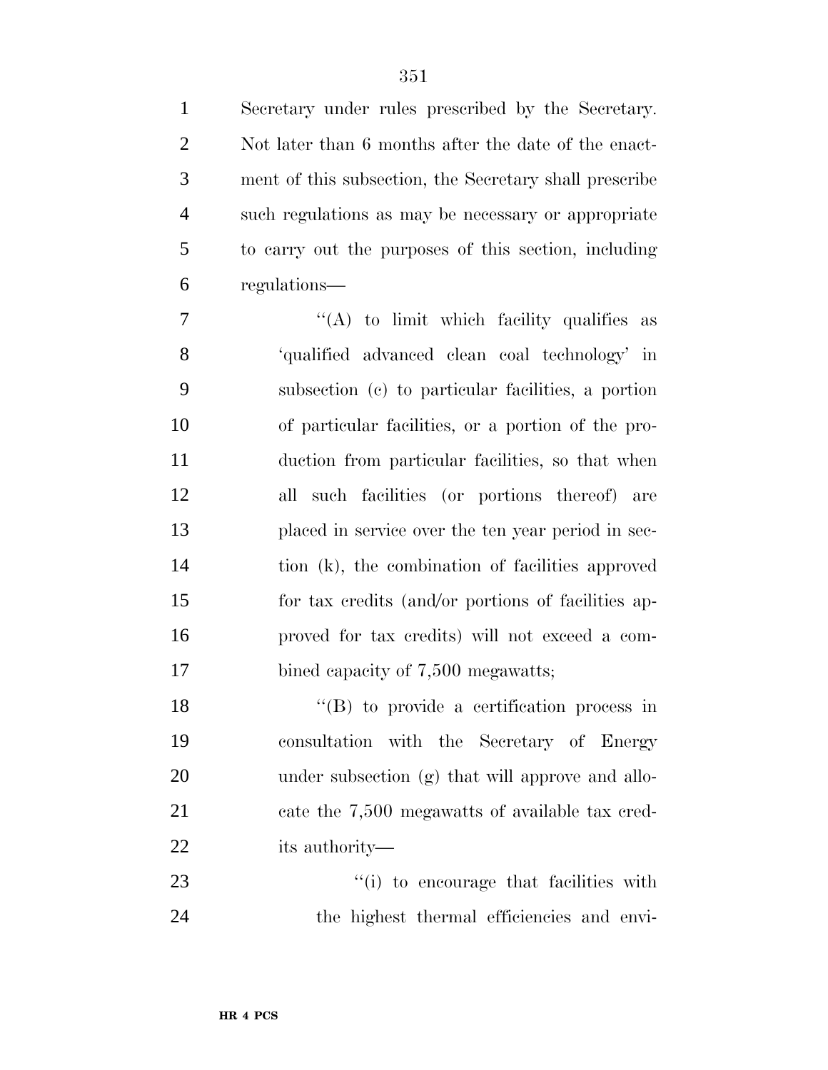Secretary under rules prescribed by the Secretary. Not later than 6 months after the date of the enactment of this subsection, the Secretary shall prescribe such regulations as may be necessary or appropriate to carry out the purposes of this section, including regulations—

''(A) to limit which facility qualifies as 'qualified advanced clean coal technology' in subsection (c) to particular facilities, a portion of particular facilities, or a portion of the production from particular facilities, so that when all such facilities (or portions thereof) are placed in service over the ten year period in section (k), the combination of facilities approved for tax credits (and/or portions of facilities approved for tax credits) will not exceed a combined capacity of 7,500 megawatts;

''(B) to provide a certification process in consultation with the Secretary of Energy under subsection (g) that will approve and allocate the 7,500 megawatts of available tax credits authority—

''(i) to encourage that facilities with the highest thermal efficiencies and envi-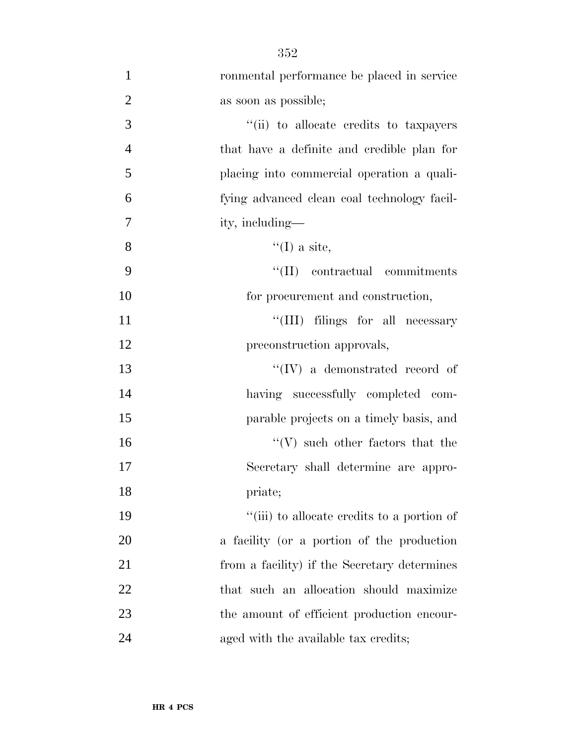ronmental performance be placed in service as soon as possible;

''(ii) to allocate credits to taxpayers that have a definite and credible plan for placing into commercial operation a qualifying advanced clean coal technology facility, including—

''(I) a site,

''(II) contractual commitments for procurement and construction,

''(III) filings for all necessary preconstruction approvals,

''(IV) a demonstrated record of having successfully completed comparable projects on a timely basis, and

''(V) such other factors that the Secretary shall determine are appropriate;

''(iii) to allocate credits to a portion of a facility (or a portion of the production from a facility) if the Secretary determines that such an allocation should maximize the amount of efficient production encouraged with the available tax credits;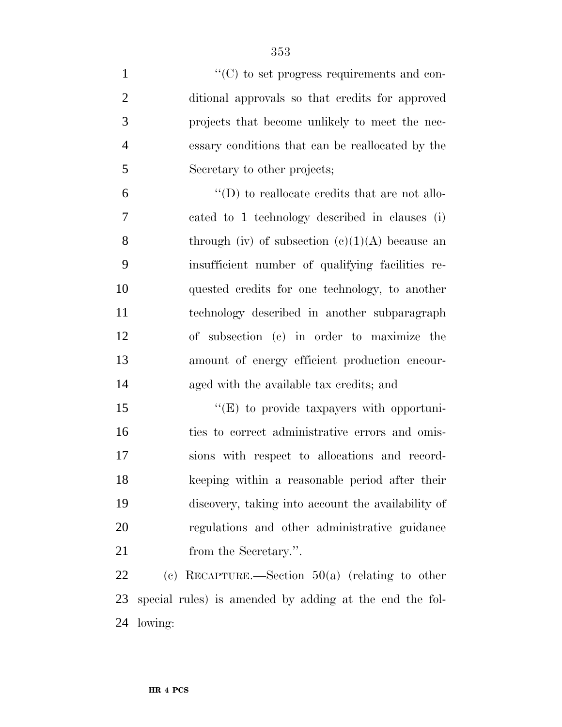"(C) to set progress requirements and conditional approvals so that credits for approved projects that become unlikely to meet the necessary conditions that can be reallocated by the Secretary to other projects;

"(D) to reallocate credits that are not allocated to 1 technology described in clauses (i) through (iv) of subsection (c)(1)(A) because an insufficient number of qualifying facilities requested credits for one technology, to another technology described in another subparagraph of subsection (c) in order to maximize the amount of energy efficient production encouraged with the available tax credits; and

"(E) to provide taxpayers with opportunities to correct administrative errors and omissions with respect to allocations and recordkeeping within a reasonable period after their discovery, taking into account the availability of regulations and other administrative guidance from the Secretary.".

(c) RECAPTURE.—Section 50(a) (relating to other special rules) is amended by adding at the end the following: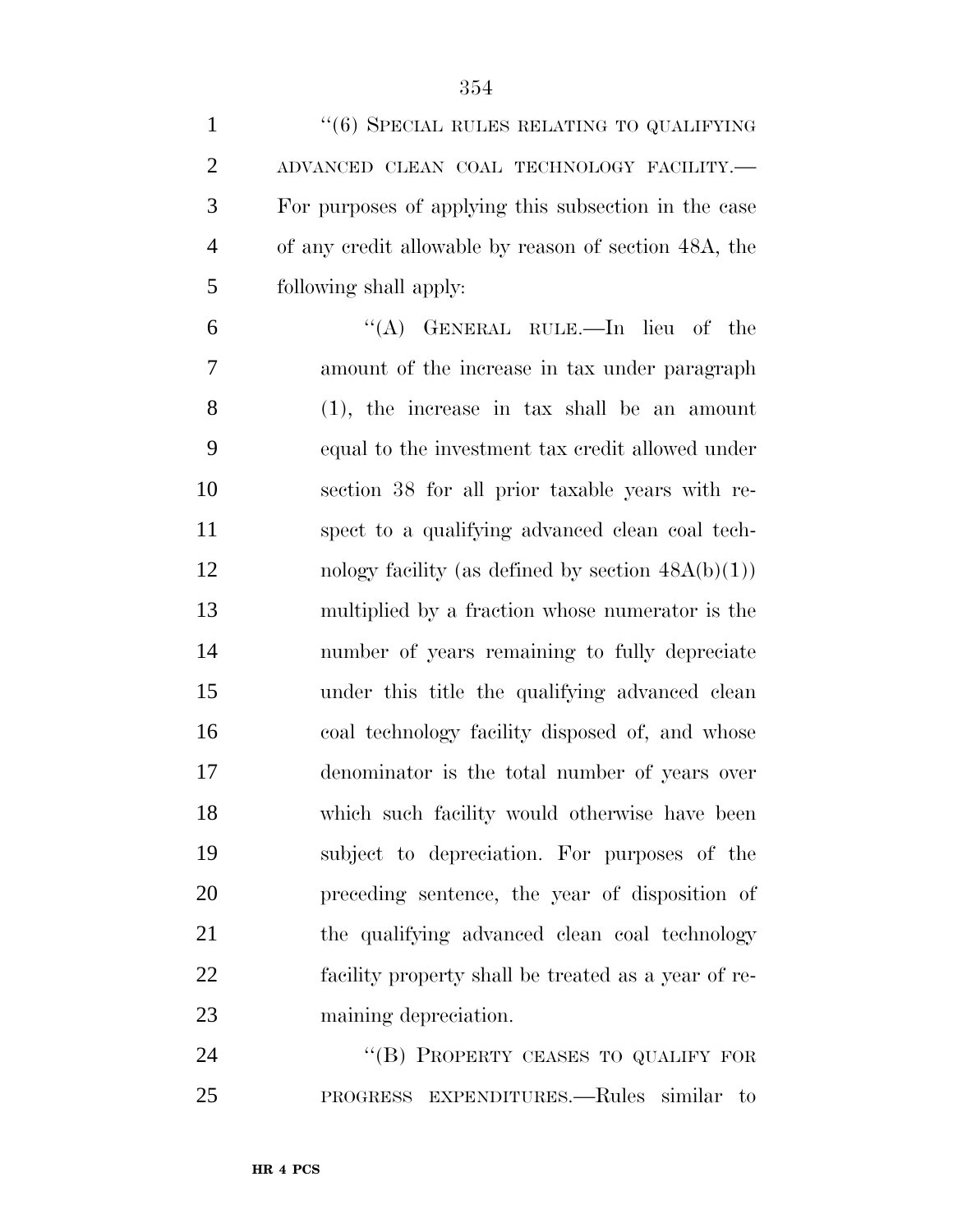"(6) SPECIAL RULES RELATING TO QUALIFYING ADVANCED CLEAN COAL TECHNOLOGY FACILITY.—For purposes of applying this subsection in the case of any credit allowable by reason of section 48A, the following shall apply:

"(A) GENERAL RULE.—In lieu of the amount of the increase in tax under paragraph (1), the increase in tax shall be an amount equal to the investment tax credit allowed under section 38 for all prior taxable years with respect to a qualifying advanced clean coal technology facility (as defined by section 48A(b)(1)) multiplied by a fraction whose numerator is the number of years remaining to fully depreciate under this title the qualifying advanced clean coal technology facility disposed of, and whose denominator is the total number of years over which such facility would otherwise have been subject to depreciation. For purposes of the preceding sentence, the year of disposition of the qualifying advanced clean coal technology facility property shall be treated as a year of remaining depreciation.

"(B) PROPERTY CEASES TO QUALIFY FOR PROGRESS EXPENDITURES.—Rules similar to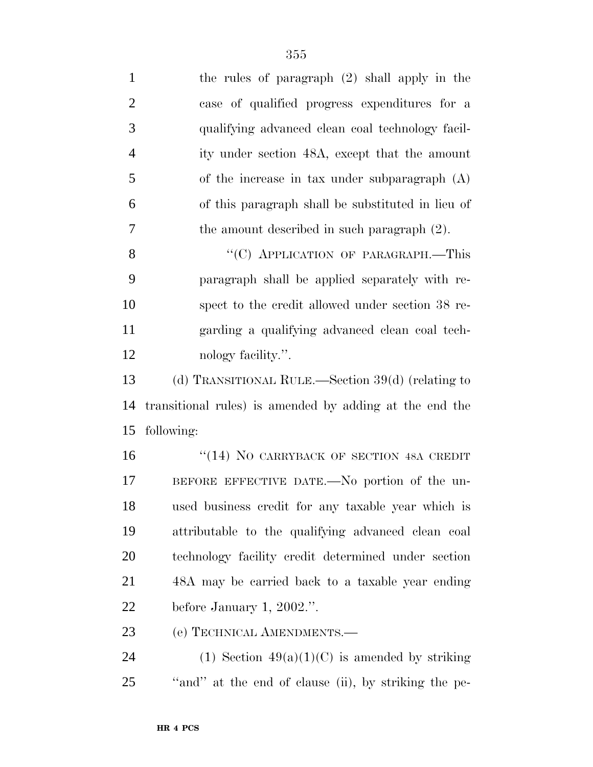the rules of paragraph (2) shall apply in the case of qualified progress expenditures for a qualifying advanced clean coal technology facility under section 48A, except that the amount of the increase in tax under subparagraph (A) of this paragraph shall be substituted in lieu of the amount described in such paragraph (2).

"(C) APPLICATION OF PARAGRAPH.—This paragraph shall be applied separately with respect to the credit allowed under section 38 regarding a qualifying advanced clean coal technology facility.".

(d) TRANSITIONAL RULE.—Section 39(d) (relating to transitional rules) is amended by adding at the end the following:

"(14) NO CARRYBACK OF SECTION 48A CREDIT BEFORE EFFECTIVE DATE.—No portion of the unused business credit for any taxable year which is attributable to the qualifying advanced clean coal technology facility credit determined under section 48A may be carried back to a taxable year ending before January 1, 2002.".

(e) TECHNICAL AMENDMENTS.—

(1) Section 49(a)(1)(C) is amended by striking "and" at the end of clause (ii), by striking the pe-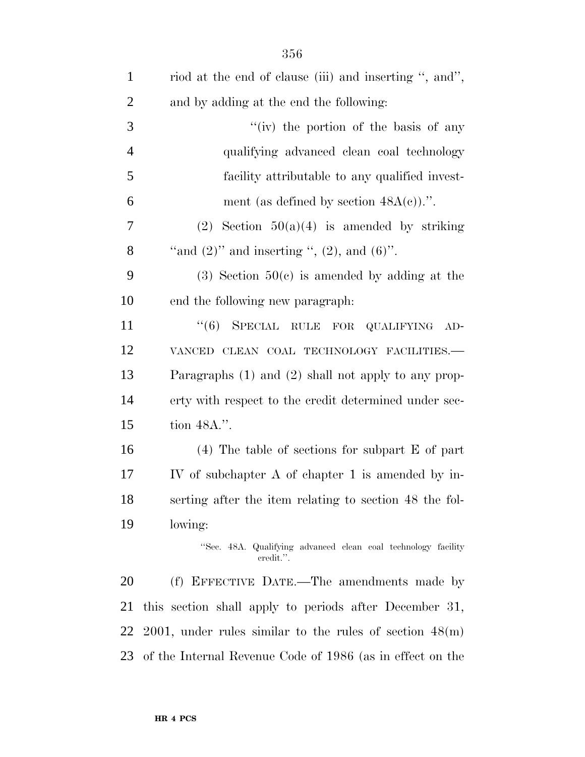riod at the end of clause (iii) and inserting '', and'', and by adding at the end the following:

''(iv) the portion of the basis of any qualifying advanced clean coal technology facility attributable to any qualified investment (as defined by section 48A(c)).''.

(2) Section 50(a)(4) is amended by striking ''and (2)'' and inserting '', (2), and (6)''.

(3) Section 50(c) is amended by adding at the end the following new paragraph:

''(6) SPECIAL RULE FOR QUALIFYING ADVANCED CLEAN COAL TECHNOLOGY FACILITIES.—Paragraphs (1) and (2) shall not apply to any property with respect to the credit determined under section 48A.''.

(4) The table of sections for subpart E of part IV of subchapter A of chapter 1 is amended by inserting after the item relating to section 48 the following:

''Sec. 48A. Qualifying advanced clean coal technology facility credit.''.

(f) EFFECTIVE DATE.—The amendments made by this section shall apply to periods after December 31, 2001, under rules similar to the rules of section 48(m) of the Internal Revenue Code of 1986 (as in effect on the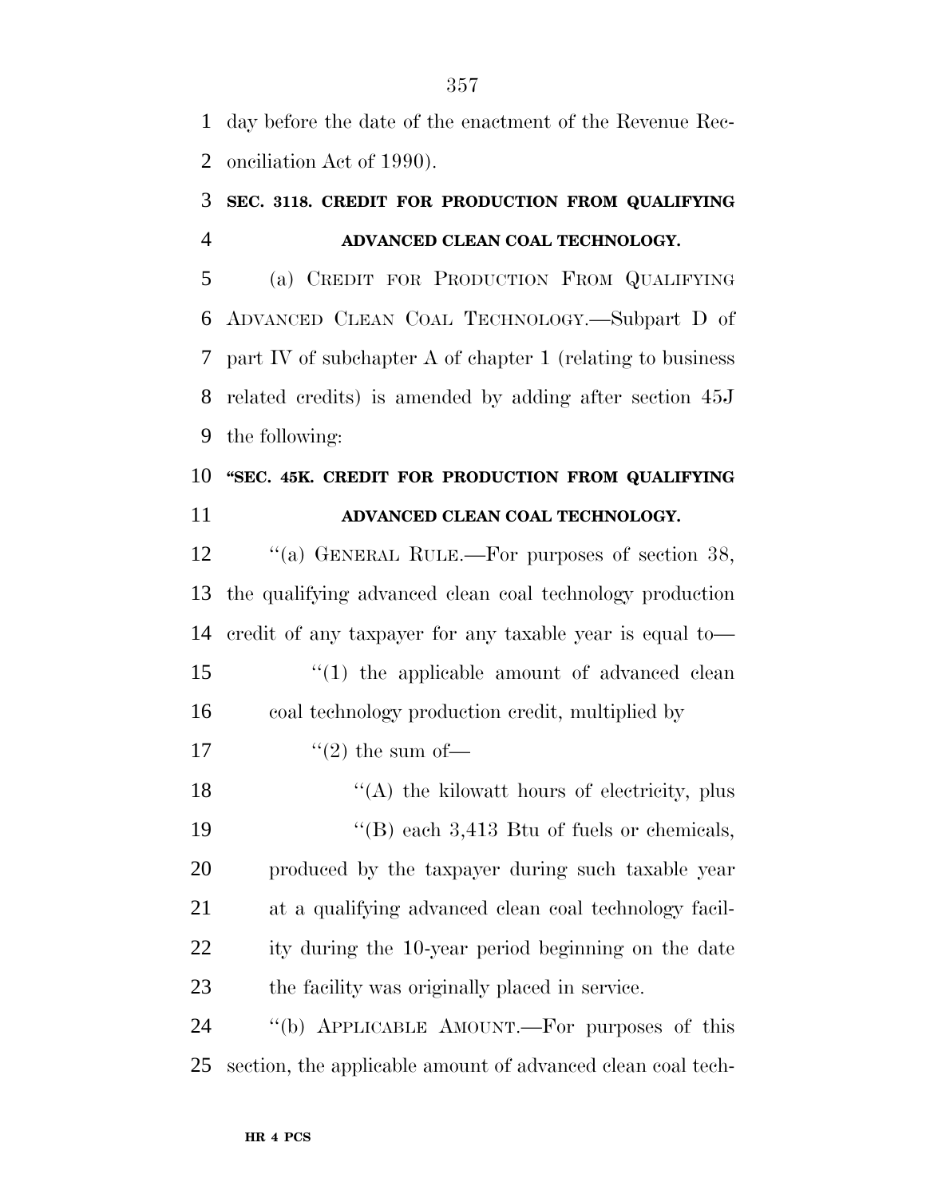day before the date of the enactment of the Revenue Reconciliation Act of 1990).

**SEC. 3118. CREDIT FOR PRODUCTION FROM QUALIFYING ADVANCED CLEAN COAL TECHNOLOGY.**

(a) CREDIT FOR PRODUCTION FROM QUALIFYING ADVANCED CLEAN COAL TECHNOLOGY.—Subpart D of part IV of subchapter A of chapter 1 (relating to business related credits) is amended by adding after section 45J the following:

**"SEC. 45K. CREDIT FOR PRODUCTION FROM QUALIFYING ADVANCED CLEAN COAL TECHNOLOGY.**

"(a) GENERAL RULE.—For purposes of section 38, the qualifying advanced clean coal technology production credit of any taxpayer for any taxable year is equal to—

"(1) the applicable amount of advanced clean coal technology production credit, multiplied by

"(2) the sum of—

"(A) the kilowatt hours of electricity, plus

"(B) each 3,413 Btu of fuels or chemicals,

produced by the taxpayer during such taxable year at a qualifying advanced clean coal technology facility during the 10-year period beginning on the date the facility was originally placed in service.

"(b) APPLICABLE AMOUNT.—For purposes of this section, the applicable amount of advanced clean coal tech-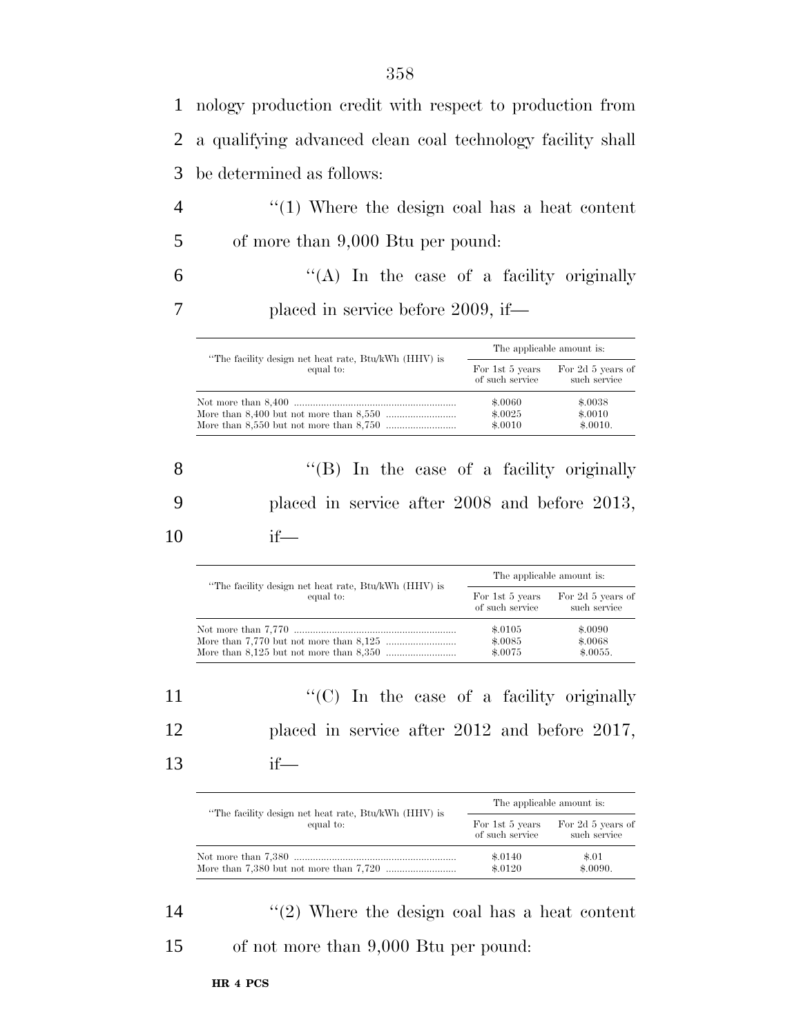nology production credit with respect to production from a qualifying advanced clean coal technology facility shall be determined as follows:

"(1) Where the design coal has a heat content of more than 9,000 Btu per pound:

"(A) In the case of a facility originally placed in service before 2009, if—

| "The facility design net heat rate, Btu/kWh (HHV) is equal to: | The applicable amount is: | |
|---|---|---|
| | For 1st 5 years of such service | For 2d 5 years of such service |
| Not more than 8,400 | $.0060 | $.0038 |
| More than 8,400 but not more than 8,550 | $.0025 | $.0010 |
| More than 8,550 but not more than 8,750 | $.0010 | $.0010. |

"(B) In the case of a facility originally placed in service after 2008 and before 2013, if—

| "The facility design net heat rate, Btu/kWh (HHV) is equal to: | The applicable amount is: | |
|---|---|---|
| | For 1st 5 years of such service | For 2d 5 years of such service |
| Not more than 7,770 | $.0105 | $.0090 |
| More than 7,770 but not more than 8,125 | $.0085 | $.0068 |
| More than 8,125 but not more than 8,350 | $.0075 | $.0055. |

"(C) In the case of a facility originally placed in service after 2012 and before 2017, if—

| "The facility design net heat rate, Btu/kWh (HHV) is equal to: | The applicable amount is: | |
|---|---|---|
| | For 1st 5 years of such service | For 2d 5 years of such service |
| Not more than 7,380 | $.0140 | $.01 |
| More than 7,380 but not more than 7,720 | $.0120 | $.0090. |

"(2) Where the design coal has a heat content of not more than 9,000 Btu per pound: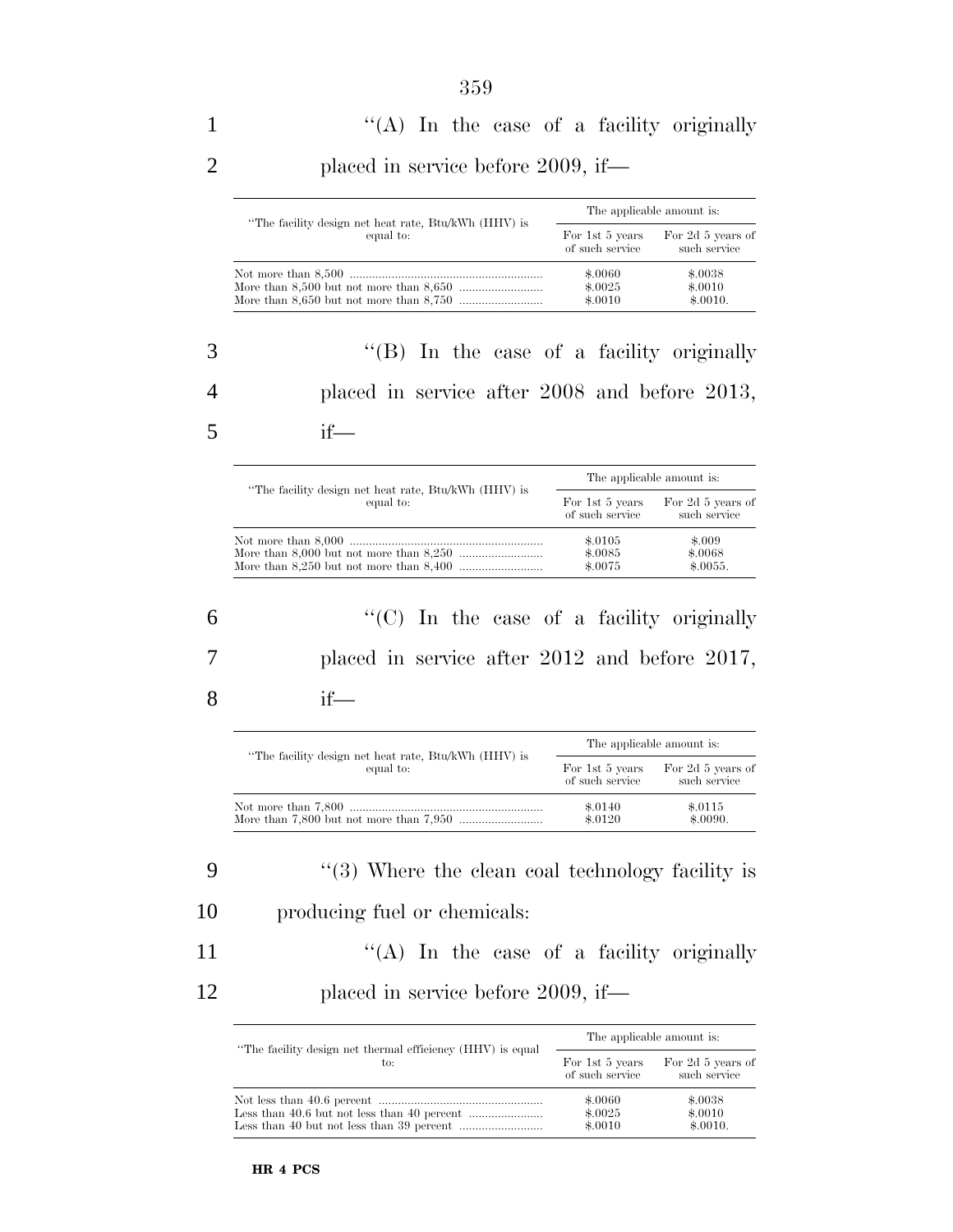''(A) In the case of a facility originally placed in service before 2009, if—

| ''The facility design net heat rate, Btu/kWh (HHV) is equal to: | The applicable amount is: | |
|---|---|---|
| | For 1st 5 years of such service | For 2d 5 years of such service |
| Not more than 8,500 | $.0060 | $.0038 |
| More than 8,500 but not more than 8,650 | $.0025 | $.0010 |
| More than 8,650 but not more than 8,750 | $.0010 | $.0010. |

''(B) In the case of a facility originally placed in service after 2008 and before 2013, if—

| ''The facility design net heat rate, Btu/kWh (HHV) is equal to: | The applicable amount is: | |
|---|---|---|
| | For 1st 5 years of such service | For 2d 5 years of such service |
| Not more than 8,000 | $.0105 | $.009 |
| More than 8,000 but not more than 8,250 | $.0085 | $.0068 |
| More than 8,250 but not more than 8,400 | $.0075 | $.0055. |

''(C) In the case of a facility originally placed in service after 2012 and before 2017, if—

| ''The facility design net heat rate, Btu/kWh (HHV) is equal to: | The applicable amount is: | |
|---|---|---|
| | For 1st 5 years of such service | For 2d 5 years of such service |
| Not more than 7,800 | $.0140 | $.0115 |
| More than 7,800 but not more than 7,950 | $.0120 | $.0090. |

''(3) Where the clean coal technology facility is producing fuel or chemicals:

''(A) In the case of a facility originally placed in service before 2009, if—

| ''The facility design net thermal efficiency (HHV) is equal to: | The applicable amount is: | |
|---|---|---|
| | For 1st 5 years of such service | For 2d 5 years of such service |
| Not less than 40.6 percent | $.0060 | $.0038 |
| Less than 40.6 but not less than 40 percent | $.0025 | $.0010 |
| Less than 40 but not less than 39 percent | $.0010 | $.0010. |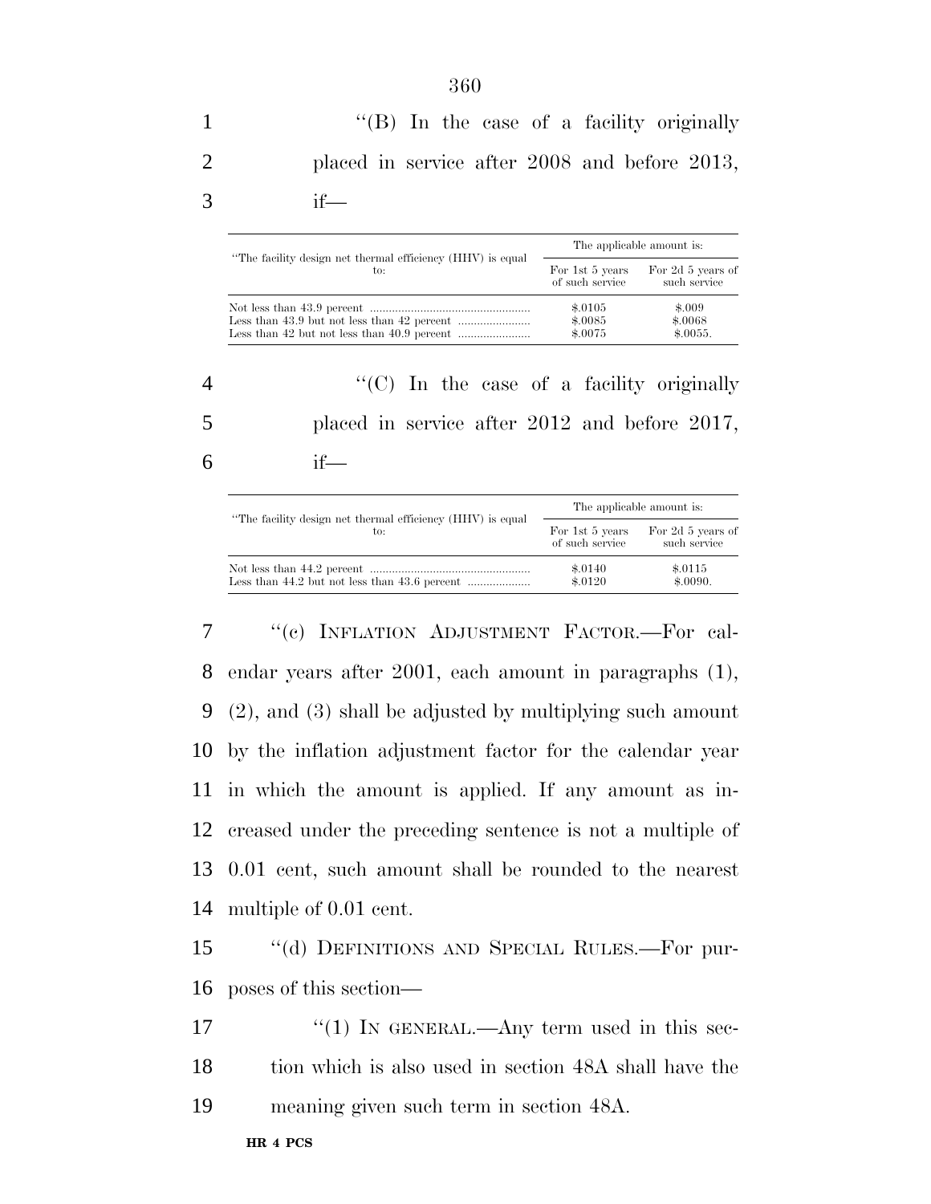"(B) In the case of a facility originally placed in service after 2008 and before 2013, if—

| "The facility design net thermal efficiency (HHV) is equal to: | The applicable amount is: | |
|---|---|---|
| | For 1st 5 years of such service | For 2d 5 years of such service |
| Not less than 43.9 percent | $.0105 | $.009 |
| Less than 43.9 but not less than 42 percent | $.0085 | $.0068 |
| Less than 42 but not less than 40.9 percent | $.0075 | $.0055. |

"(C) In the case of a facility originally placed in service after 2012 and before 2017, if—

| "The facility design net thermal efficiency (HHV) is equal to: | The applicable amount is: | |
|---|---|---|
| | For 1st 5 years of such service | For 2d 5 years of such service |
| Not less than 44.2 percent | $.0140 | $.0115 |
| Less than 44.2 but not less than 43.6 percent | $.0120 | $.0090. |

"(c) INFLATION ADJUSTMENT FACTOR.—For calendar years after 2001, each amount in paragraphs (1), (2), and (3) shall be adjusted by multiplying such amount by the inflation adjustment factor for the calendar year in which the amount is applied. If any amount as increased under the preceding sentence is not a multiple of 0.01 cent, such amount shall be rounded to the nearest multiple of 0.01 cent.

"(d) DEFINITIONS AND SPECIAL RULES.—For purposes of this section—

"(1) IN GENERAL.—Any term used in this section which is also used in section 48A shall have the meaning given such term in section 48A.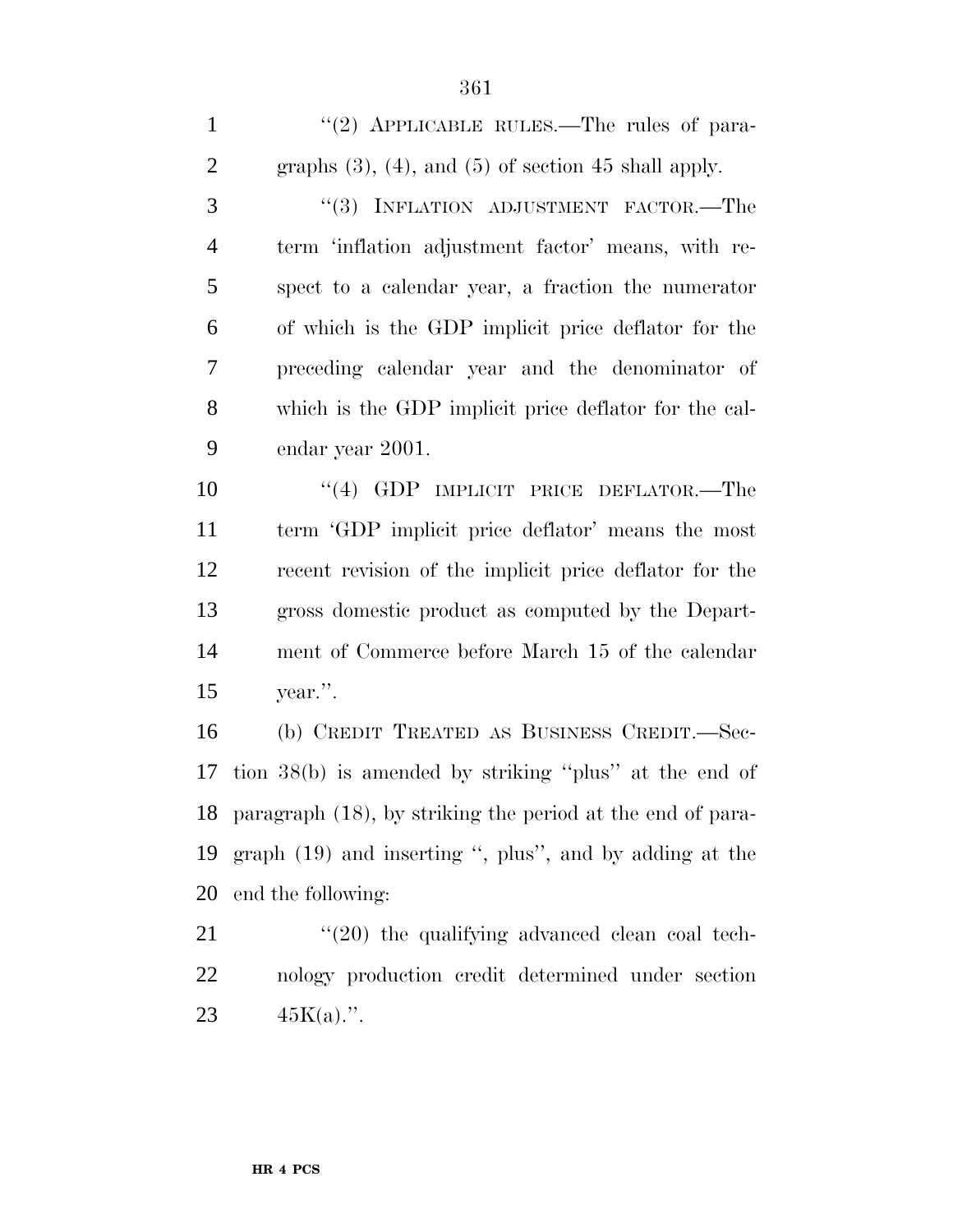''(2) APPLICABLE RULES.—The rules of paragraphs (3), (4), and (5) of section 45 shall apply.

''(3) INFLATION ADJUSTMENT FACTOR.—The term 'inflation adjustment factor' means, with respect to a calendar year, a fraction the numerator of which is the GDP implicit price deflator for the preceding calendar year and the denominator of which is the GDP implicit price deflator for the calendar year 2001.

''(4) GDP IMPLICIT PRICE DEFLATOR.—The term 'GDP implicit price deflator' means the most recent revision of the implicit price deflator for the gross domestic product as computed by the Department of Commerce before March 15 of the calendar year.''.

(b) CREDIT TREATED AS BUSINESS CREDIT.—Section 38(b) is amended by striking ''plus'' at the end of paragraph (18), by striking the period at the end of paragraph (19) and inserting '', plus'', and by adding at the end the following:

''(20) the qualifying advanced clean coal technology production credit determined under section 45K(a).''.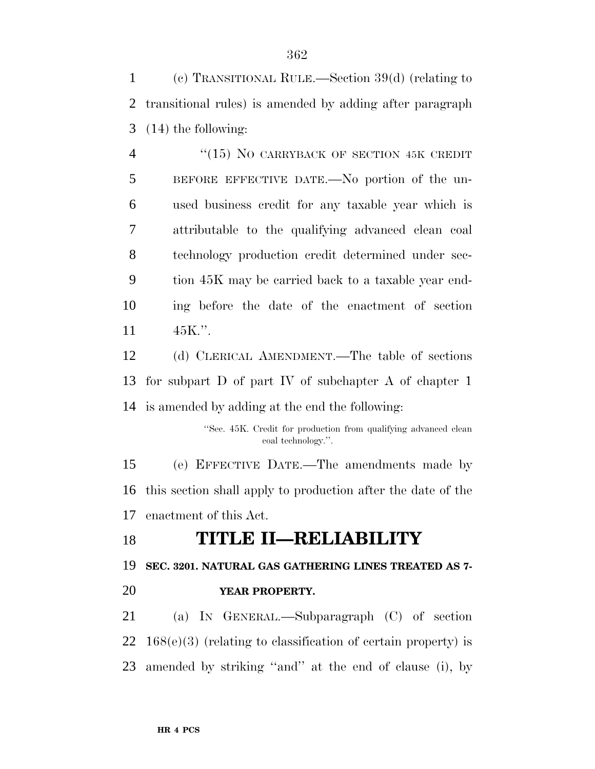(c) TRANSITIONAL RULE.—Section 39(d) (relating to transitional rules) is amended by adding after paragraph (14) the following:

"(15) NO CARRYBACK OF SECTION 45K CREDIT BEFORE EFFECTIVE DATE.—No portion of the unused business credit for any taxable year which is attributable to the qualifying advanced clean coal technology production credit determined under section 45K may be carried back to a taxable year ending before the date of the enactment of section 45K.".

(d) CLERICAL AMENDMENT.—The table of sections for subpart D of part IV of subchapter A of chapter 1 is amended by adding at the end the following:

"Sec. 45K. Credit for production from qualifying advanced clean coal technology.".

(e) EFFECTIVE DATE.—The amendments made by this section shall apply to production after the date of the enactment of this Act.

# TITLE II—RELIABILITY

### SEC. 3201. NATURAL GAS GATHERING LINES TREATED AS 7-YEAR PROPERTY.

(a) IN GENERAL.—Subparagraph (C) of section 168(e)(3) (relating to classification of certain property) is amended by striking "and" at the end of clause (i), by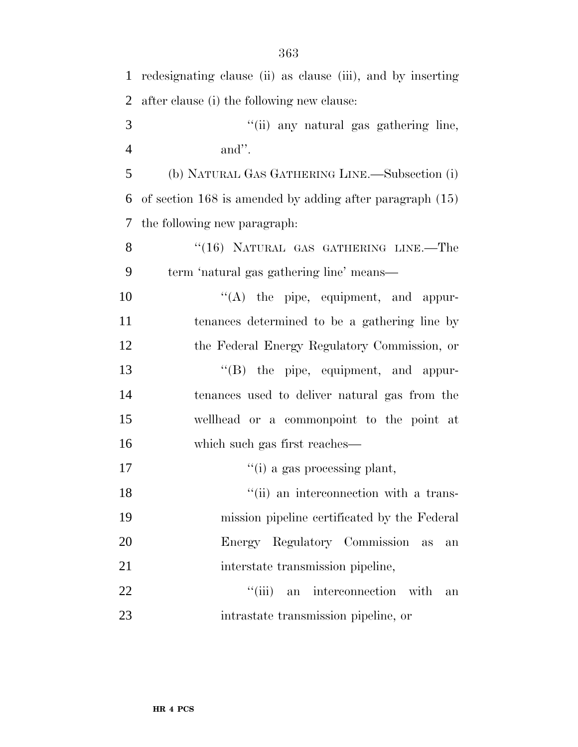redesignating clause (ii) as clause (iii), and by inserting after clause (i) the following new clause:

> ''(ii) any natural gas gathering line, and''.

(b) NATURAL GAS GATHERING LINE.—Subsection (i) of section 168 is amended by adding after paragraph (15) the following new paragraph:

> ''(16) NATURAL GAS GATHERING LINE.—The term 'natural gas gathering line' means—
>
> ''(A) the pipe, equipment, and appurtenances determined to be a gathering line by the Federal Energy Regulatory Commission, or
>
> ''(B) the pipe, equipment, and appurtenances used to deliver natural gas from the wellhead or a commonpoint to the point at which such gas first reaches—
>
> ''(i) a gas processing plant,
>
> ''(ii) an interconnection with a transmission pipeline certificated by the Federal Energy Regulatory Commission as an interstate transmission pipeline,
>
> ''(iii) an interconnection with an intrastate transmission pipeline, or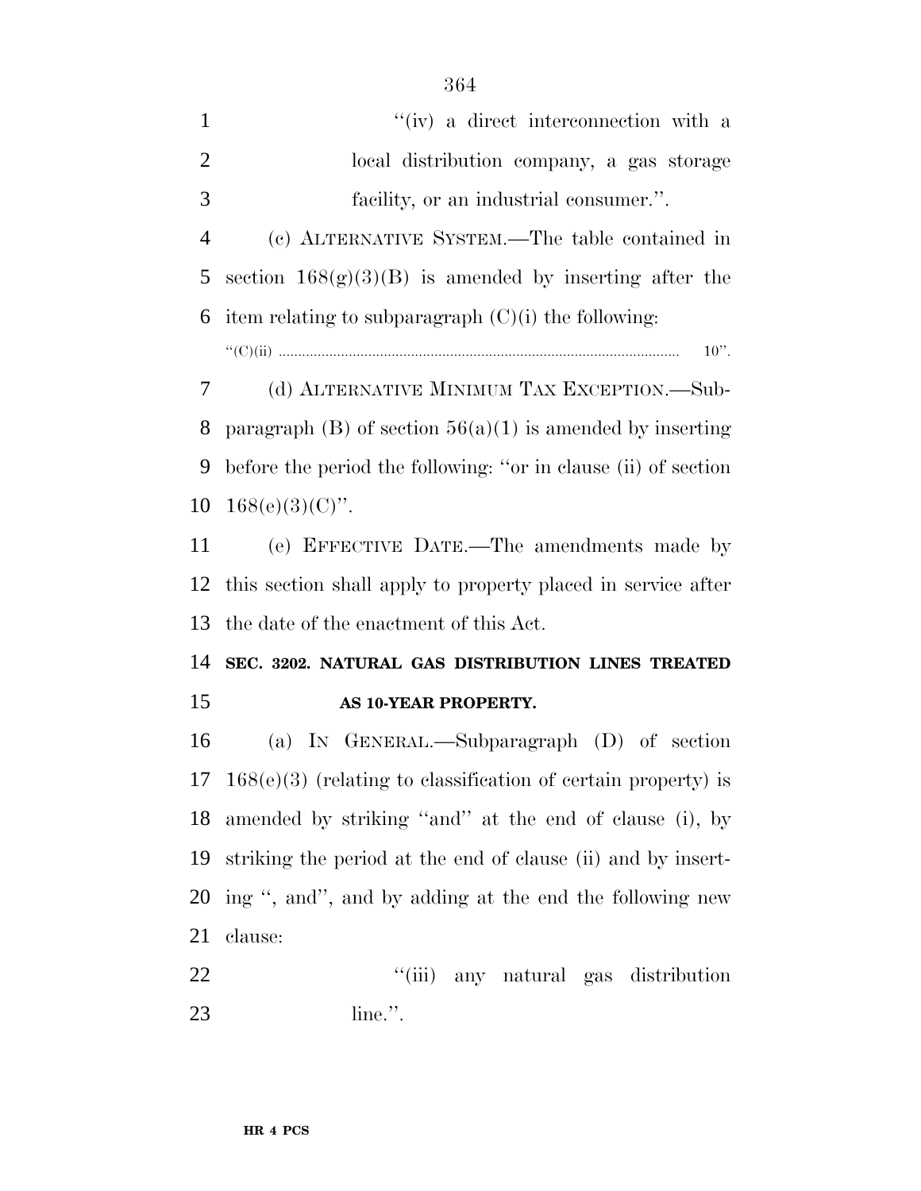"(iv) a direct interconnection with a local distribution company, a gas storage facility, or an industrial consumer.".

(c) ALTERNATIVE SYSTEM.—The table contained in section 168(g)(3)(B) is amended by inserting after the item relating to subparagraph (C)(i) the following:

"(C)(ii) .................................................................................................... 10".

(d) ALTERNATIVE MINIMUM TAX EXCEPTION.—Subparagraph (B) of section 56(a)(1) is amended by inserting before the period the following: "or in clause (ii) of section 168(e)(3)(C)".

(e) EFFECTIVE DATE.—The amendments made by this section shall apply to property placed in service after the date of the enactment of this Act.

**SEC. 3202. NATURAL GAS DISTRIBUTION LINES TREATED AS 10-YEAR PROPERTY.**

(a) IN GENERAL.—Subparagraph (D) of section 168(e)(3) (relating to classification of certain property) is amended by striking "and" at the end of clause (i), by striking the period at the end of clause (ii) and by inserting ", and", and by adding at the end the following new clause:

"(iii) any natural gas distribution line.".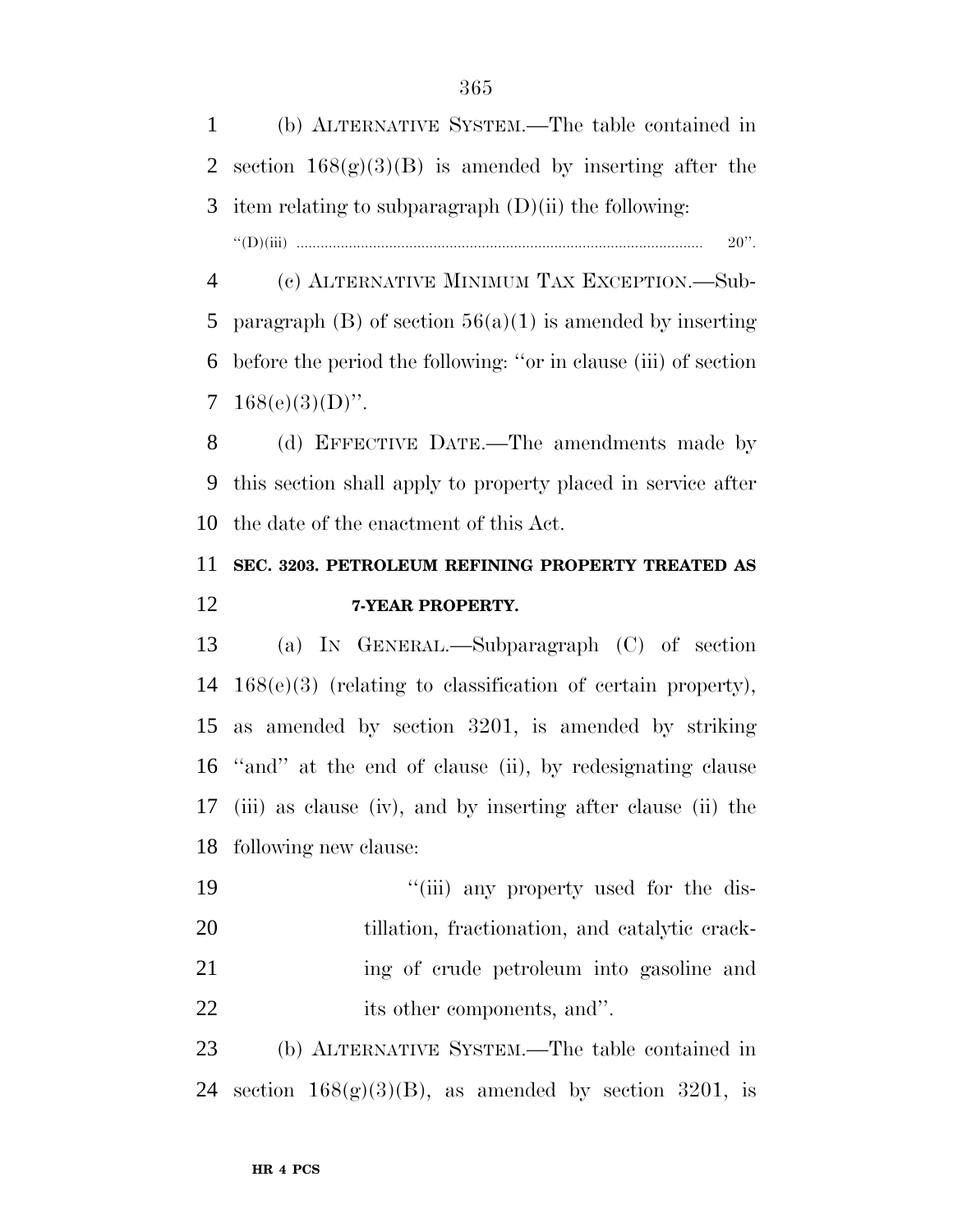(b) ALTERNATIVE SYSTEM.—The table contained in section 168(g)(3)(B) is amended by inserting after the item relating to subparagraph (D)(ii) the following:

''(D)(iii) .................................................................................................... 20''.

(c) ALTERNATIVE MINIMUM TAX EXCEPTION.—Subparagraph (B) of section 56(a)(1) is amended by inserting before the period the following: ''or in clause (iii) of section 168(e)(3)(D)''.

(d) EFFECTIVE DATE.—The amendments made by this section shall apply to property placed in service after the date of the enactment of this Act.

**SEC. 3203. PETROLEUM REFINING PROPERTY TREATED AS 7-YEAR PROPERTY.**

(a) IN GENERAL.—Subparagraph (C) of section 168(e)(3) (relating to classification of certain property), as amended by section 3201, is amended by striking ''and'' at the end of clause (ii), by redesignating clause (iii) as clause (iv), and by inserting after clause (ii) the following new clause:

''(iii) any property used for the distillation, fractionation, and catalytic cracking of crude petroleum into gasoline and its other components, and''.

(b) ALTERNATIVE SYSTEM.—The table contained in section 168(g)(3)(B), as amended by section 3201, is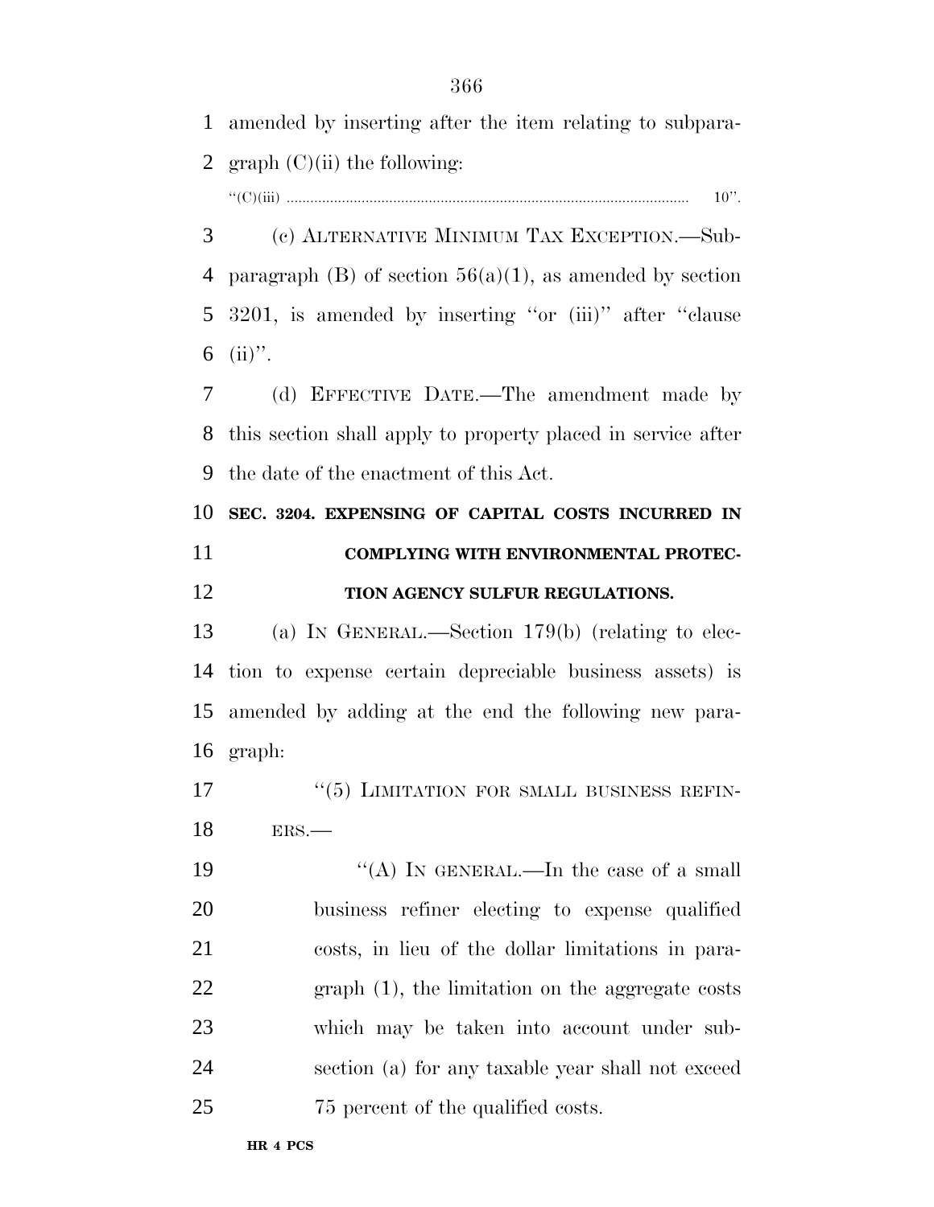amended by inserting after the item relating to subparagraph (C)(ii) the following:

"(C)(iii) .......................................................................................................... 10".

(c) ALTERNATIVE MINIMUM TAX EXCEPTION.—Subparagraph (B) of section 56(a)(1), as amended by section 3201, is amended by inserting "or (iii)" after "clause (ii)".

(d) EFFECTIVE DATE.—The amendment made by this section shall apply to property placed in service after the date of the enactment of this Act.

**SEC. 3204. EXPENSING OF CAPITAL COSTS INCURRED IN COMPLYING WITH ENVIRONMENTAL PROTECTION AGENCY SULFUR REGULATIONS.**

(a) IN GENERAL.—Section 179(b) (relating to election to expense certain depreciable business assets) is amended by adding at the end the following new paragraph:

"(5) LIMITATION FOR SMALL BUSINESS REFINERS.—

"(A) IN GENERAL.—In the case of a small business refiner electing to expense qualified costs, in lieu of the dollar limitations in paragraph (1), the limitation on the aggregate costs which may be taken into account under subsection (a) for any taxable year shall not exceed 75 percent of the qualified costs.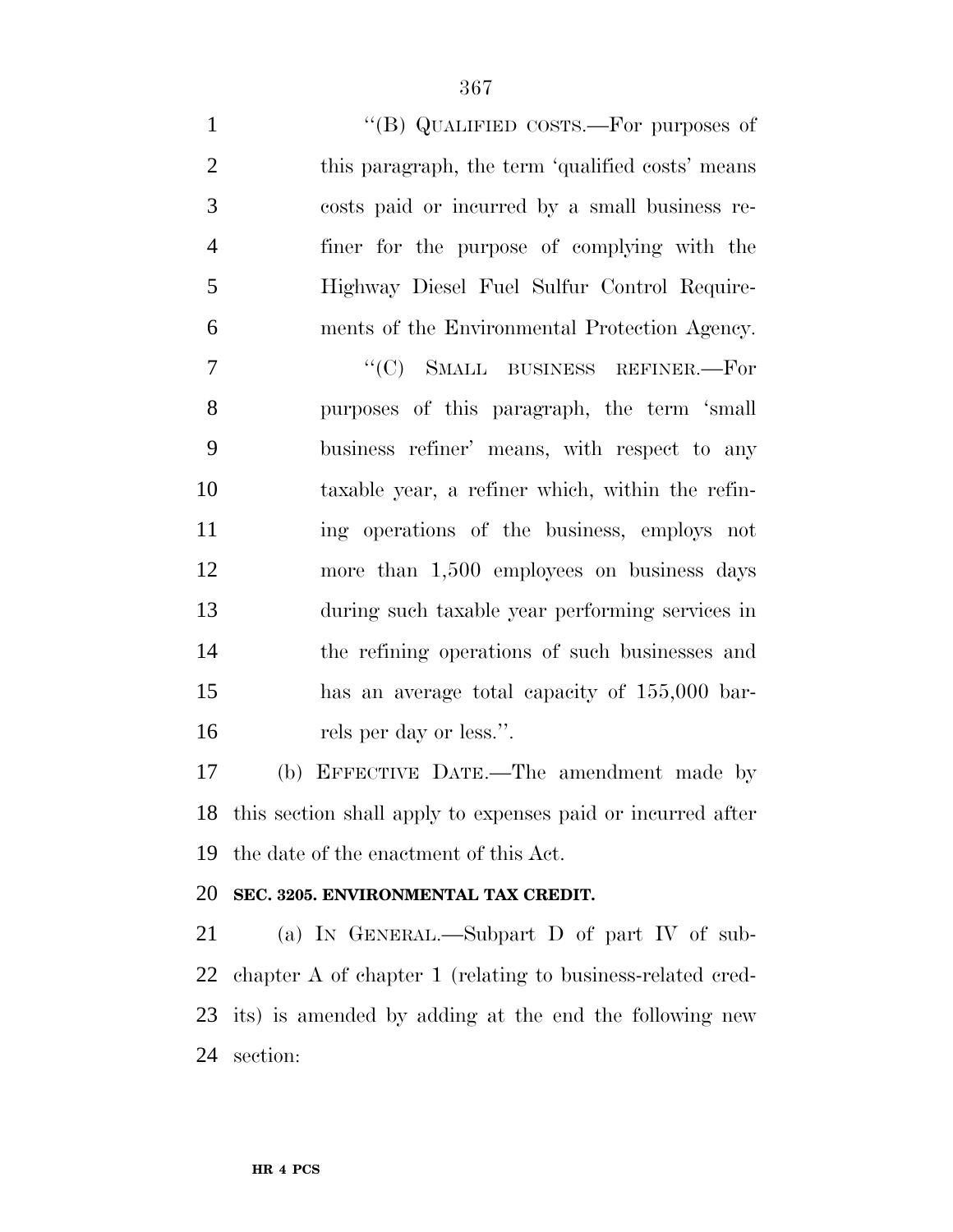"(B) QUALIFIED COSTS.—For purposes of this paragraph, the term 'qualified costs' means costs paid or incurred by a small business refiner for the purpose of complying with the Highway Diesel Fuel Sulfur Control Requirements of the Environmental Protection Agency.

"(C) SMALL BUSINESS REFINER.—For purposes of this paragraph, the term 'small business refiner' means, with respect to any taxable year, a refiner which, within the refining operations of the business, employs not more than 1,500 employees on business days during such taxable year performing services in the refining operations of such businesses and has an average total capacity of 155,000 barrels per day or less.".

(b) EFFECTIVE DATE.—The amendment made by this section shall apply to expenses paid or incurred after the date of the enactment of this Act.

**SEC. 3205. ENVIRONMENTAL TAX CREDIT.**

(a) IN GENERAL.—Subpart D of part IV of subchapter A of chapter 1 (relating to business-related credits) is amended by adding at the end the following new section: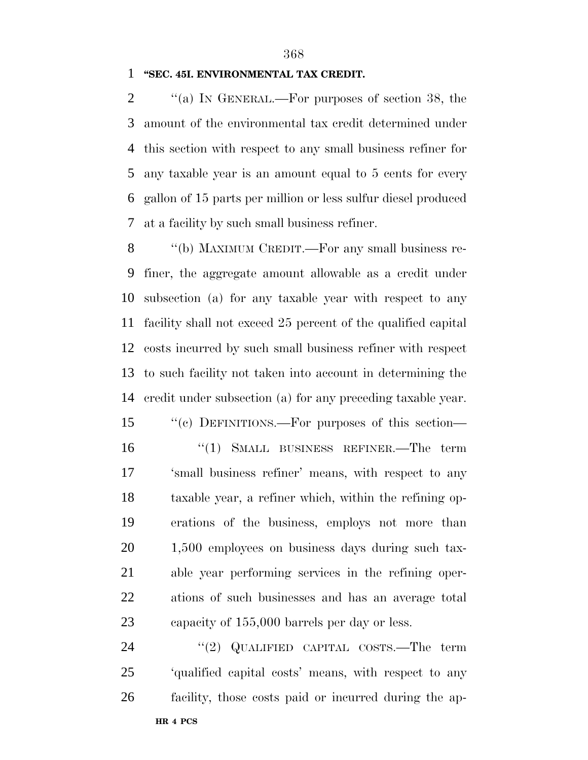**"SEC. 45I. ENVIRONMENTAL TAX CREDIT.**

"(a) IN GENERAL.—For purposes of section 38, the amount of the environmental tax credit determined under this section with respect to any small business refiner for any taxable year is an amount equal to 5 cents for every gallon of 15 parts per million or less sulfur diesel produced at a facility by such small business refiner.

"(b) MAXIMUM CREDIT.—For any small business refiner, the aggregate amount allowable as a credit under subsection (a) for any taxable year with respect to any facility shall not exceed 25 percent of the qualified capital costs incurred by such small business refiner with respect to such facility not taken into account in determining the credit under subsection (a) for any preceding taxable year.

"(c) DEFINITIONS.—For purposes of this section—

"(1) SMALL BUSINESS REFINER.—The term 'small business refiner' means, with respect to any taxable year, a refiner which, within the refining operations of the business, employs not more than 1,500 employees on business days during such taxable year performing services in the refining operations of such businesses and has an average total capacity of 155,000 barrels per day or less.

"(2) QUALIFIED CAPITAL COSTS.—The term 'qualified capital costs' means, with respect to any facility, those costs paid or incurred during the ap-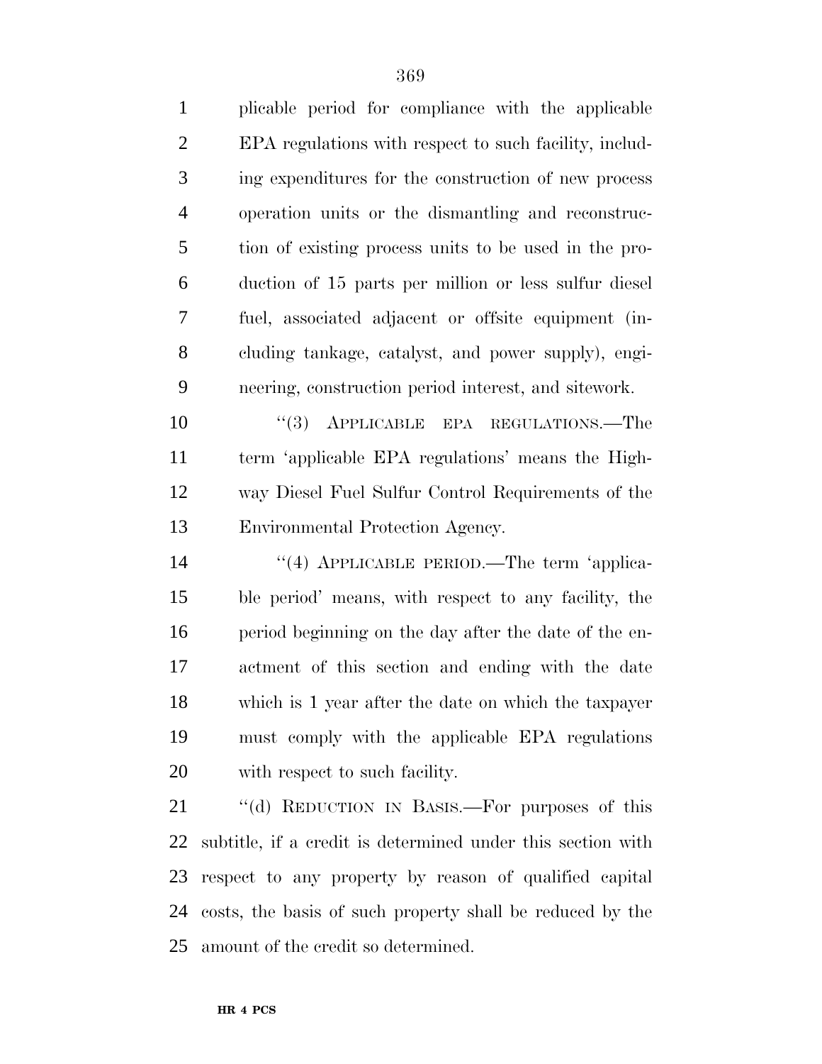plicable period for compliance with the applicable EPA regulations with respect to such facility, including expenditures for the construction of new process operation units or the dismantling and reconstruction of existing process units to be used in the production of 15 parts per million or less sulfur diesel fuel, associated adjacent or offsite equipment (including tankage, catalyst, and power supply), engineering, construction period interest, and sitework.

"(3) APPLICABLE EPA REGULATIONS.—The term 'applicable EPA regulations' means the Highway Diesel Fuel Sulfur Control Requirements of the Environmental Protection Agency.

"(4) APPLICABLE PERIOD.—The term 'applicable period' means, with respect to any facility, the period beginning on the day after the date of the enactment of this section and ending with the date which is 1 year after the date on which the taxpayer must comply with the applicable EPA regulations with respect to such facility.

"(d) REDUCTION IN BASIS.—For purposes of this subtitle, if a credit is determined under this section with respect to any property by reason of qualified capital costs, the basis of such property shall be reduced by the amount of the credit so determined.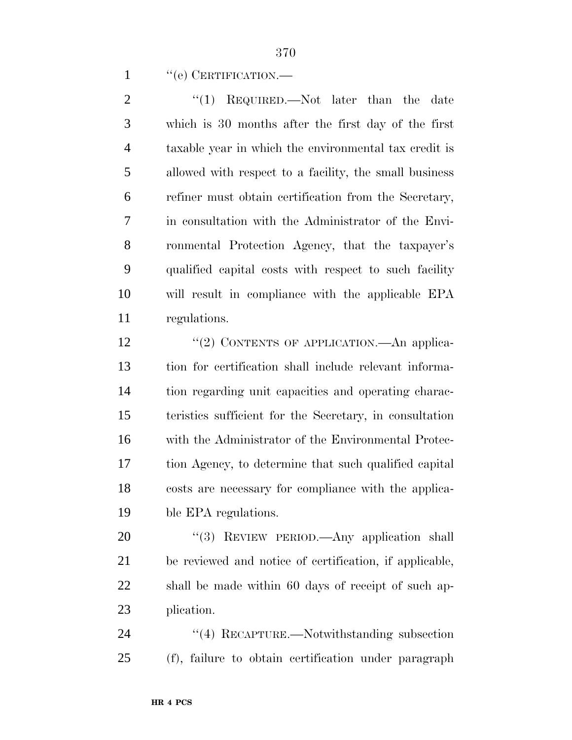''(e) CERTIFICATION.—

''(1) REQUIRED.—Not later than the date which is 30 months after the first day of the first taxable year in which the environmental tax credit is allowed with respect to a facility, the small business refiner must obtain certification from the Secretary, in consultation with the Administrator of the Environmental Protection Agency, that the taxpayer's qualified capital costs with respect to such facility will result in compliance with the applicable EPA regulations.

''(2) CONTENTS OF APPLICATION.—An application for certification shall include relevant information regarding unit capacities and operating characteristics sufficient for the Secretary, in consultation with the Administrator of the Environmental Protection Agency, to determine that such qualified capital costs are necessary for compliance with the applicable EPA regulations.

''(3) REVIEW PERIOD.—Any application shall be reviewed and notice of certification, if applicable, shall be made within 60 days of receipt of such application.

''(4) RECAPTURE.—Notwithstanding subsection (f), failure to obtain certification under paragraph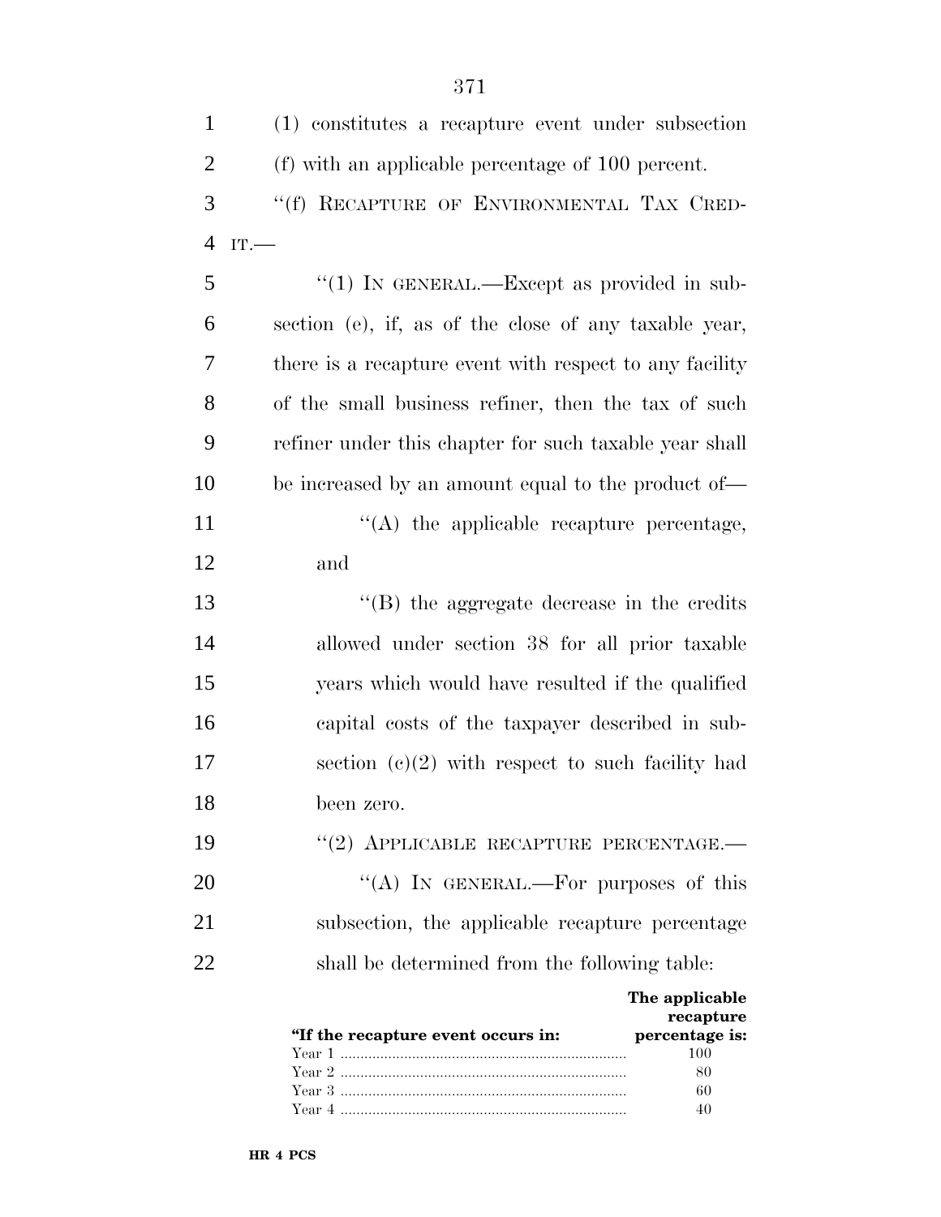(1) constitutes a recapture event under subsection (f) with an applicable percentage of 100 percent.

"(f) RECAPTURE OF ENVIRONMENTAL TAX CREDIT.—

"(1) IN GENERAL.—Except as provided in subsection (e), if, as of the close of any taxable year, there is a recapture event with respect to any facility of the small business refiner, then the tax of such refiner under this chapter for such taxable year shall be increased by an amount equal to the product of—

"(A) the applicable recapture percentage, and

"(B) the aggregate decrease in the credits allowed under section 38 for all prior taxable years which would have resulted if the qualified capital costs of the taxpayer described in subsection (c)(2) with respect to such facility had been zero.

"(2) APPLICABLE RECAPTURE PERCENTAGE.—

"(A) IN GENERAL.—For purposes of this subsection, the applicable recapture percentage shall be determined from the following table:

| "If the recapture event occurs in: | The applicable recapture percentage is: |
|---|---|
| Year 1 | 100 |
| Year 2 | 80 |
| Year 3 | 60 |
| Year 4 | 40 |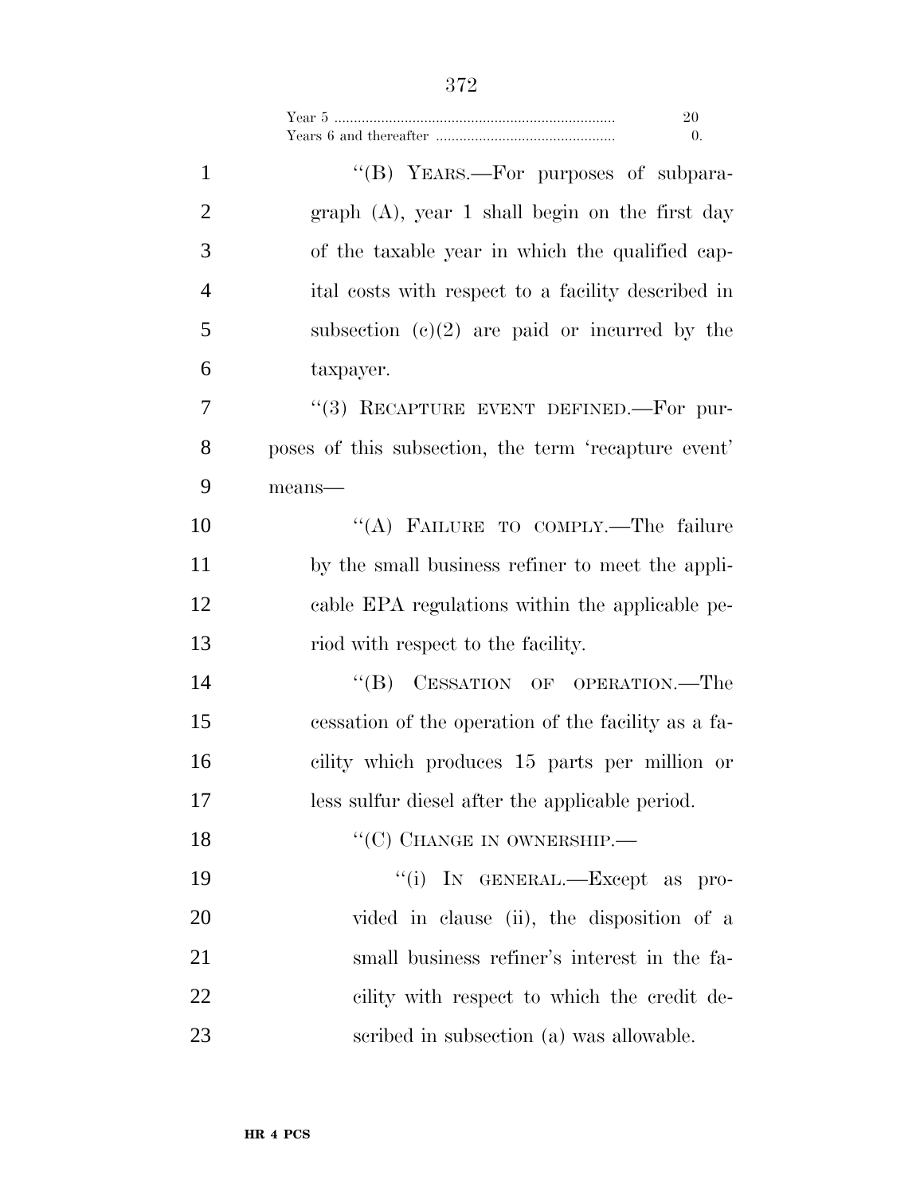| | |
|---|---|
| Year 5 | 20 |
| Years 6 and thereafter | 0. |

"(B) YEARS.—For purposes of subparagraph (A), year 1 shall begin on the first day of the taxable year in which the qualified capital costs with respect to a facility described in subsection (c)(2) are paid or incurred by the taxpayer.

"(3) RECAPTURE EVENT DEFINED.—For purposes of this subsection, the term 'recapture event' means—

"(A) FAILURE TO COMPLY.—The failure by the small business refiner to meet the applicable EPA regulations within the applicable period with respect to the facility.

"(B) CESSATION OF OPERATION.—The cessation of the operation of the facility as a facility which produces 15 parts per million or less sulfur diesel after the applicable period.

"(C) CHANGE IN OWNERSHIP.—

"(i) IN GENERAL.—Except as provided in clause (ii), the disposition of a small business refiner's interest in the facility with respect to which the credit described in subsection (a) was allowable.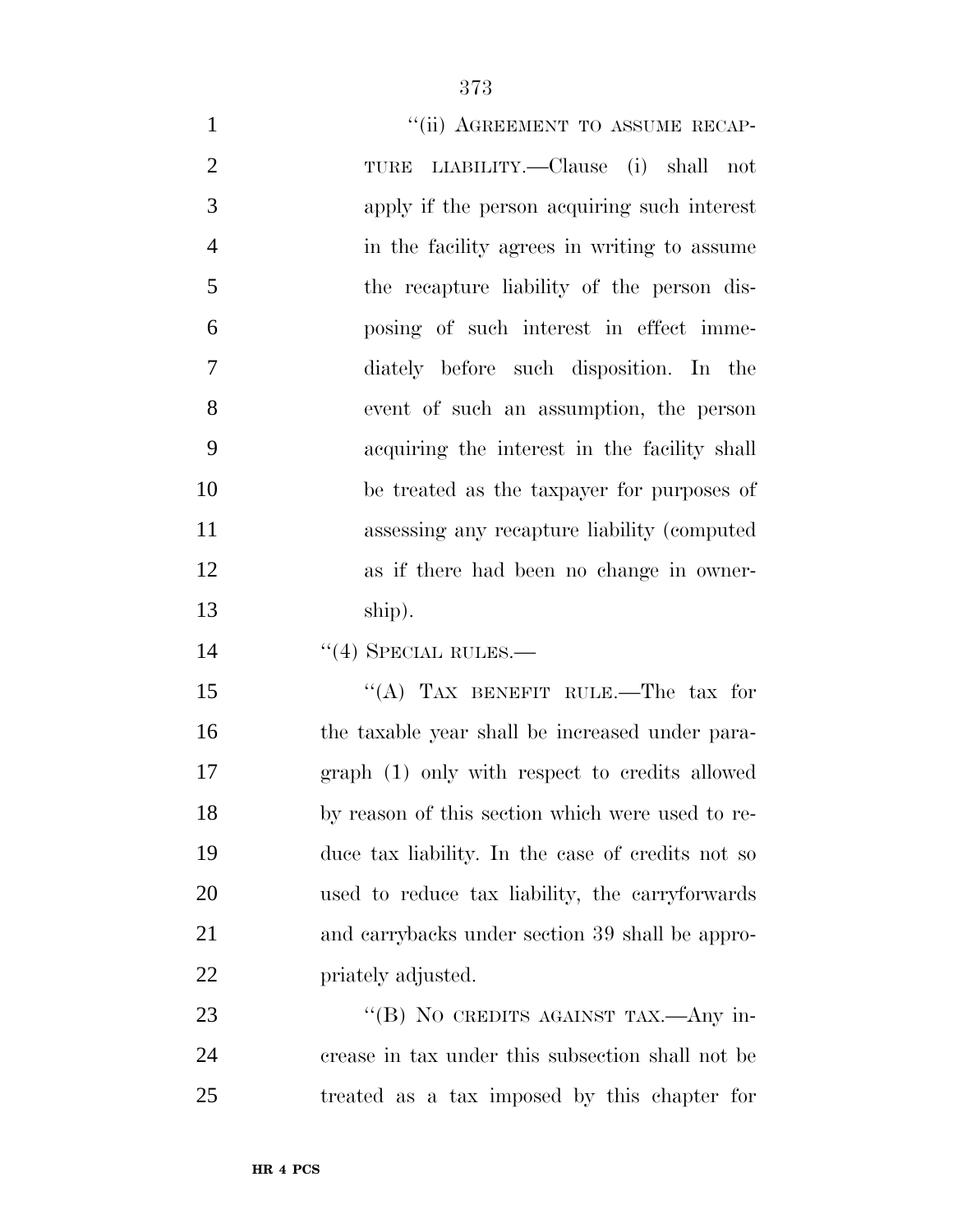"(ii) AGREEMENT TO ASSUME RECAPTURE LIABILITY.—Clause (i) shall not apply if the person acquiring such interest in the facility agrees in writing to assume the recapture liability of the person disposing of such interest in effect immediately before such disposition. In the event of such an assumption, the person acquiring the interest in the facility shall be treated as the taxpayer for purposes of assessing any recapture liability (computed as if there had been no change in ownership).

"(4) SPECIAL RULES.—

"(A) TAX BENEFIT RULE.—The tax for the taxable year shall be increased under paragraph (1) only with respect to credits allowed by reason of this section which were used to reduce tax liability. In the case of credits not so used to reduce tax liability, the carryforwards and carrybacks under section 39 shall be appropriately adjusted.

"(B) NO CREDITS AGAINST TAX.—Any increase in tax under this subsection shall not be treated as a tax imposed by this chapter for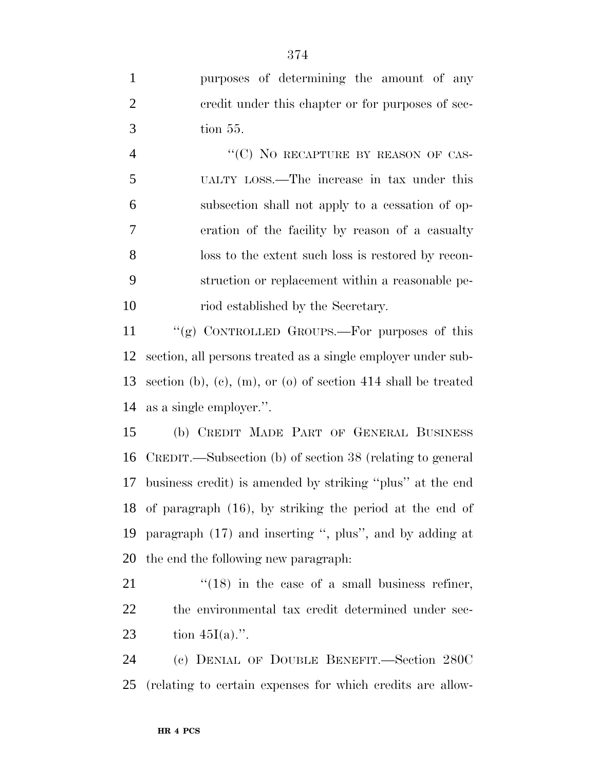purposes of determining the amount of any credit under this chapter or for purposes of section 55.

"(C) NO RECAPTURE BY REASON OF CASUALTY LOSS.—The increase in tax under this subsection shall not apply to a cessation of operation of the facility by reason of a casualty loss to the extent such loss is restored by reconstruction or replacement within a reasonable period established by the Secretary.

"(g) CONTROLLED GROUPS.—For purposes of this section, all persons treated as a single employer under subsection (b), (c), (m), or (o) of section 414 shall be treated as a single employer.".

(b) CREDIT MADE PART OF GENERAL BUSINESS CREDIT.—Subsection (b) of section 38 (relating to general business credit) is amended by striking "plus" at the end of paragraph (16), by striking the period at the end of paragraph (17) and inserting ", plus", and by adding at the end the following new paragraph:

"(18) in the case of a small business refiner, the environmental tax credit determined under section 45I(a).".

(c) DENIAL OF DOUBLE BENEFIT.—Section 280C (relating to certain expenses for which credits are allow-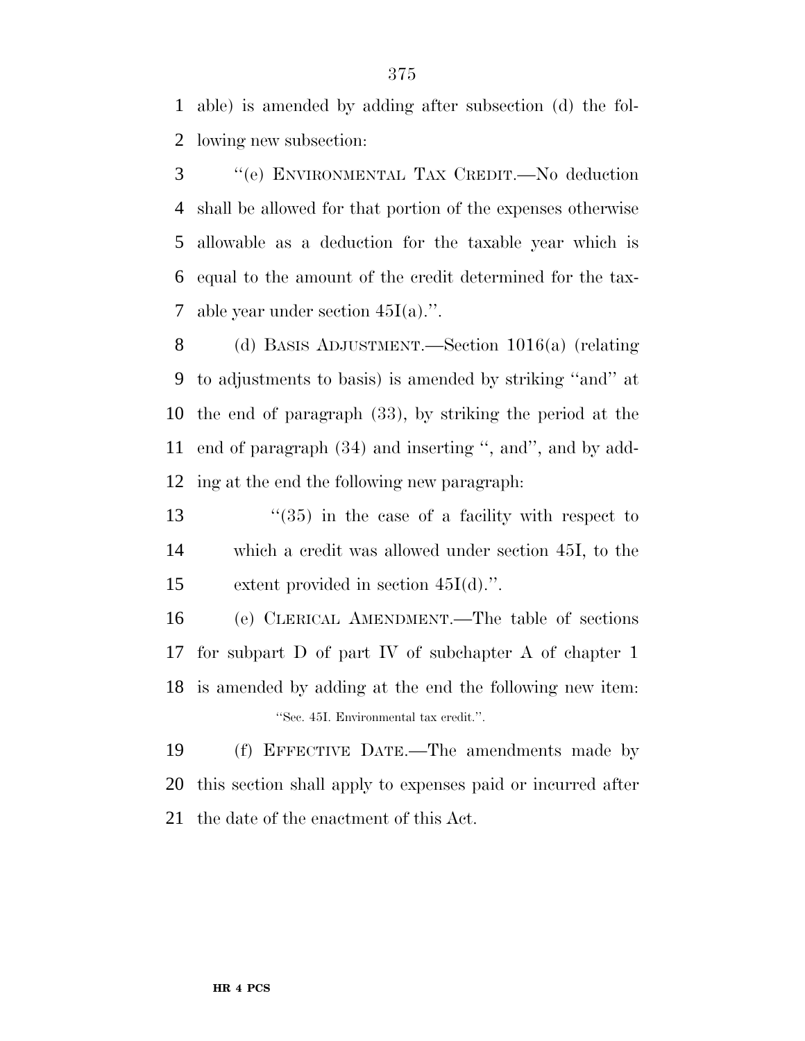able) is amended by adding after subsection (d) the following new subsection:

"(e) ENVIRONMENTAL TAX CREDIT.—No deduction shall be allowed for that portion of the expenses otherwise allowable as a deduction for the taxable year which is equal to the amount of the credit determined for the taxable year under section 45I(a).".

(d) BASIS ADJUSTMENT.—Section 1016(a) (relating to adjustments to basis) is amended by striking "and" at the end of paragraph (33), by striking the period at the end of paragraph (34) and inserting ", and", and by adding at the end the following new paragraph:

"(35) in the case of a facility with respect to which a credit was allowed under section 45I, to the extent provided in section 45I(d).".

(e) CLERICAL AMENDMENT.—The table of sections for subpart D of part IV of subchapter A of chapter 1 is amended by adding at the end the following new item:

"Sec. 45I. Environmental tax credit.".

(f) EFFECTIVE DATE.—The amendments made by this section shall apply to expenses paid or incurred after the date of the enactment of this Act.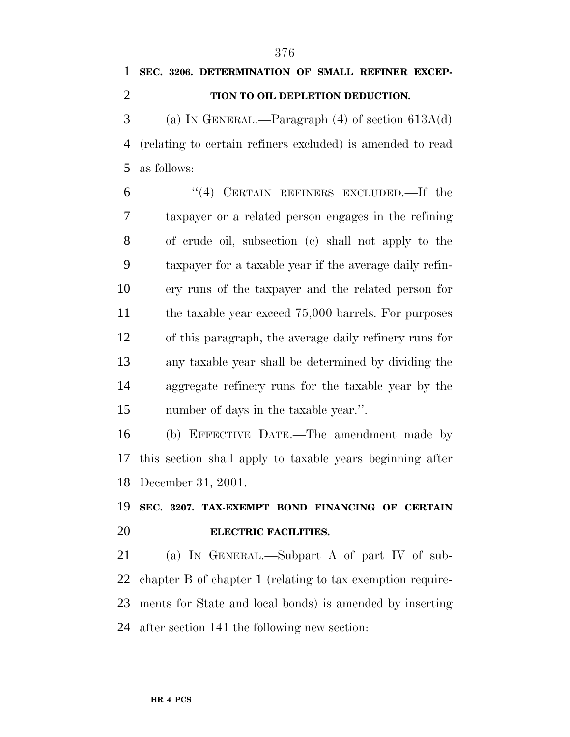**SEC. 3206. DETERMINATION OF SMALL REFINER EXCEPTION TO OIL DEPLETION DEDUCTION.**

(a) IN GENERAL.—Paragraph (4) of section 613A(d) (relating to certain refiners excluded) is amended to read as follows:

"(4) CERTAIN REFINERS EXCLUDED.—If the taxpayer or a related person engages in the refining of crude oil, subsection (c) shall not apply to the taxpayer for a taxable year if the average daily refinery runs of the taxpayer and the related person for the taxable year exceed 75,000 barrels. For purposes of this paragraph, the average daily refinery runs for any taxable year shall be determined by dividing the aggregate refinery runs for the taxable year by the number of days in the taxable year.".

(b) EFFECTIVE DATE.—The amendment made by this section shall apply to taxable years beginning after December 31, 2001.

**SEC. 3207. TAX-EXEMPT BOND FINANCING OF CERTAIN ELECTRIC FACILITIES.**

(a) IN GENERAL.—Subpart A of part IV of subchapter B of chapter 1 (relating to tax exemption requirements for State and local bonds) is amended by inserting after section 141 the following new section: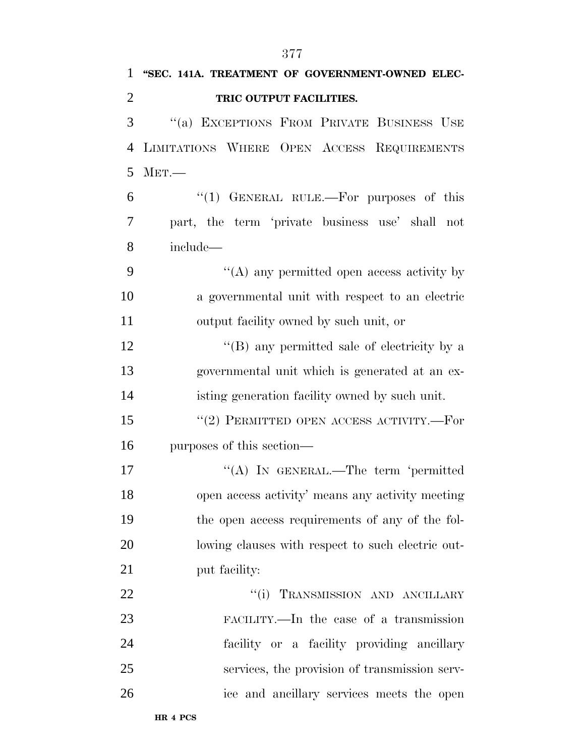**"SEC. 141A. TREATMENT OF GOVERNMENT-OWNED ELECTRIC OUTPUT FACILITIES.**

"(a) EXCEPTIONS FROM PRIVATE BUSINESS USE LIMITATIONS WHERE OPEN ACCESS REQUIREMENTS MET.—

"(1) GENERAL RULE.—For purposes of this part, the term 'private business use' shall not include—

"(A) any permitted open access activity by a governmental unit with respect to an electric output facility owned by such unit, or

"(B) any permitted sale of electricity by a governmental unit which is generated at an existing generation facility owned by such unit.

"(2) PERMITTED OPEN ACCESS ACTIVITY.—For purposes of this section—

"(A) IN GENERAL.—The term 'permitted open access activity' means any activity meeting the open access requirements of any of the following clauses with respect to such electric output facility:

"(i) TRANSMISSION AND ANCILLARY FACILITY.—In the case of a transmission facility or a facility providing ancillary services, the provision of transmission service and ancillary services meets the open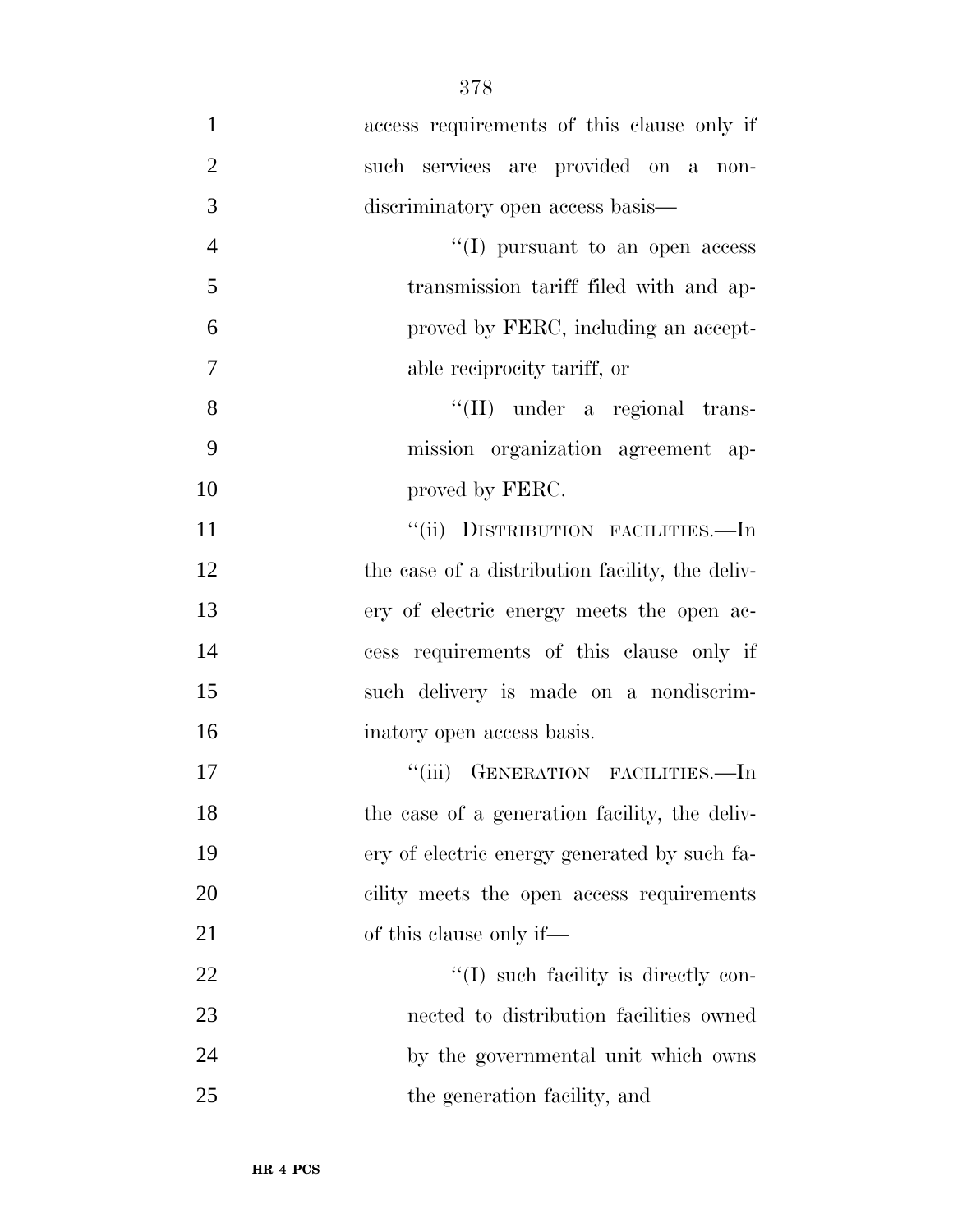access requirements of this clause only if such services are provided on a nondiscriminatory open access basis—

''(I) pursuant to an open access transmission tariff filed with and approved by FERC, including an acceptable reciprocity tariff, or

''(II) under a regional transmission organization agreement approved by FERC.

''(ii) DISTRIBUTION FACILITIES.—In the case of a distribution facility, the delivery of electric energy meets the open access requirements of this clause only if such delivery is made on a nondiscriminatory open access basis.

''(iii) GENERATION FACILITIES.—In the case of a generation facility, the delivery of electric energy generated by such facility meets the open access requirements of this clause only if—

''(I) such facility is directly connected to distribution facilities owned by the governmental unit which owns the generation facility, and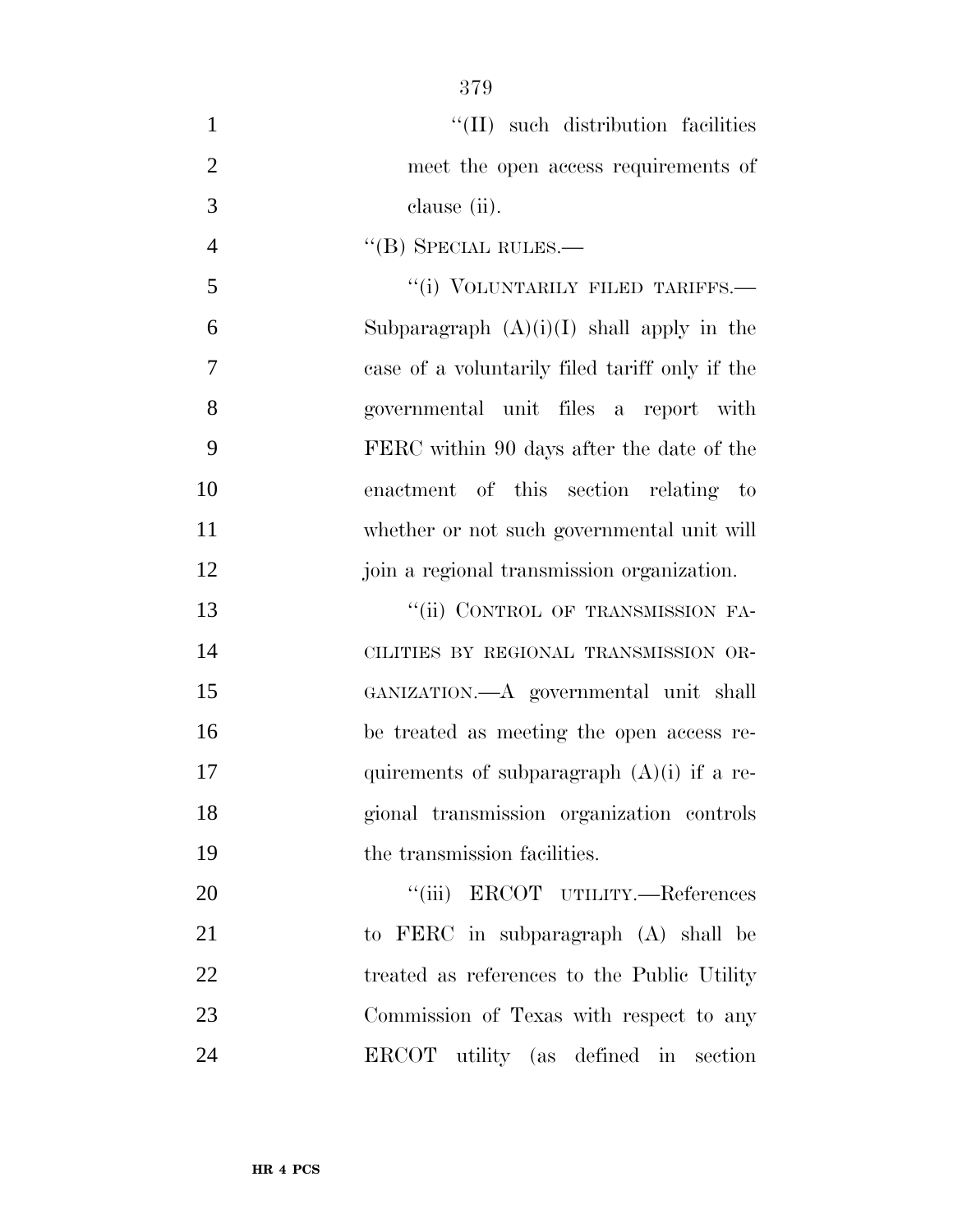"(II) such distribution facilities meet the open access requirements of clause (ii).

"(B) SPECIAL RULES.—

"(i) VOLUNTARILY FILED TARIFFS.— Subparagraph (A)(i)(I) shall apply in the case of a voluntarily filed tariff only if the governmental unit files a report with FERC within 90 days after the date of the enactment of this section relating to whether or not such governmental unit will join a regional transmission organization.

"(ii) CONTROL OF TRANSMISSION FACILITIES BY REGIONAL TRANSMISSION ORGANIZATION.—A governmental unit shall be treated as meeting the open access requirements of subparagraph (A)(i) if a regional transmission organization controls the transmission facilities.

"(iii) ERCOT UTILITY.—References to FERC in subparagraph (A) shall be treated as references to the Public Utility Commission of Texas with respect to any ERCOT utility (as defined in section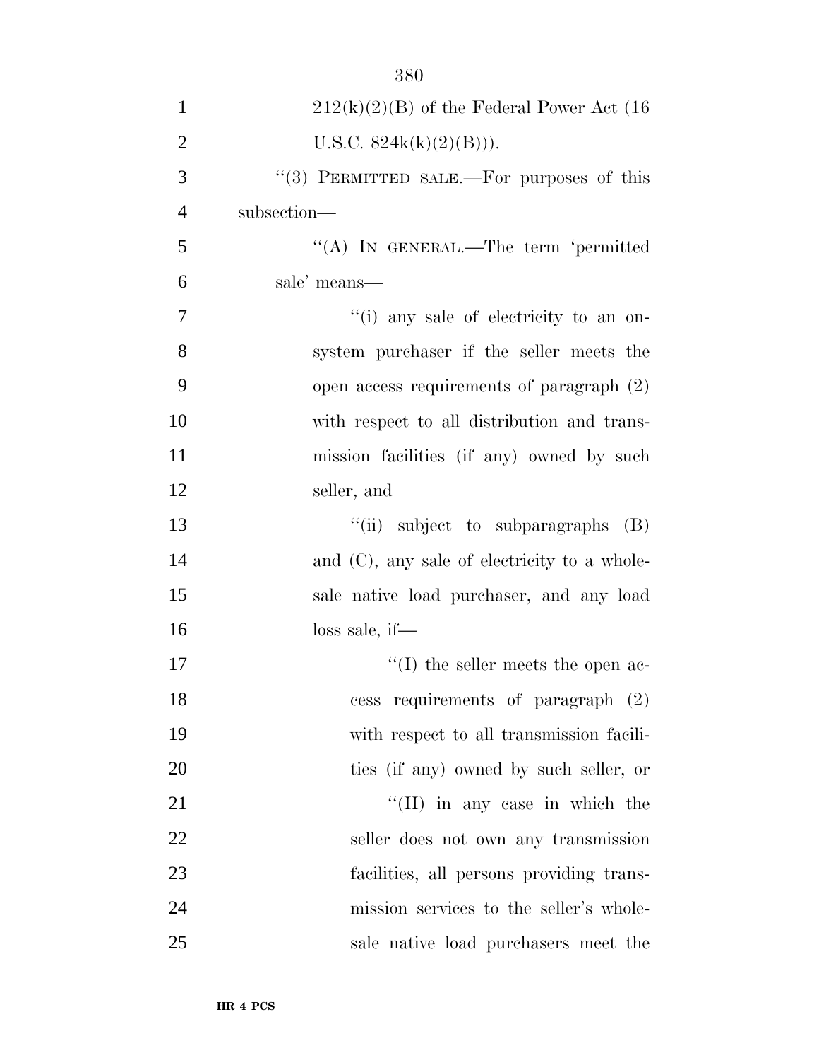212(k)(2)(B) of the Federal Power Act (16 U.S.C. 824k(k)(2)(B))).

''(3) PERMITTED SALE.—For purposes of this subsection—

''(A) IN GENERAL.—The term 'permitted sale' means—

''(i) any sale of electricity to an on-system purchaser if the seller meets the open access requirements of paragraph (2) with respect to all distribution and transmission facilities (if any) owned by such seller, and

''(ii) subject to subparagraphs (B) and (C), any sale of electricity to a wholesale native load purchaser, and any load loss sale, if—

''(I) the seller meets the open access requirements of paragraph (2) with respect to all transmission facilities (if any) owned by such seller, or

''(II) in any case in which the seller does not own any transmission facilities, all persons providing transmission services to the seller's wholesale native load purchasers meet the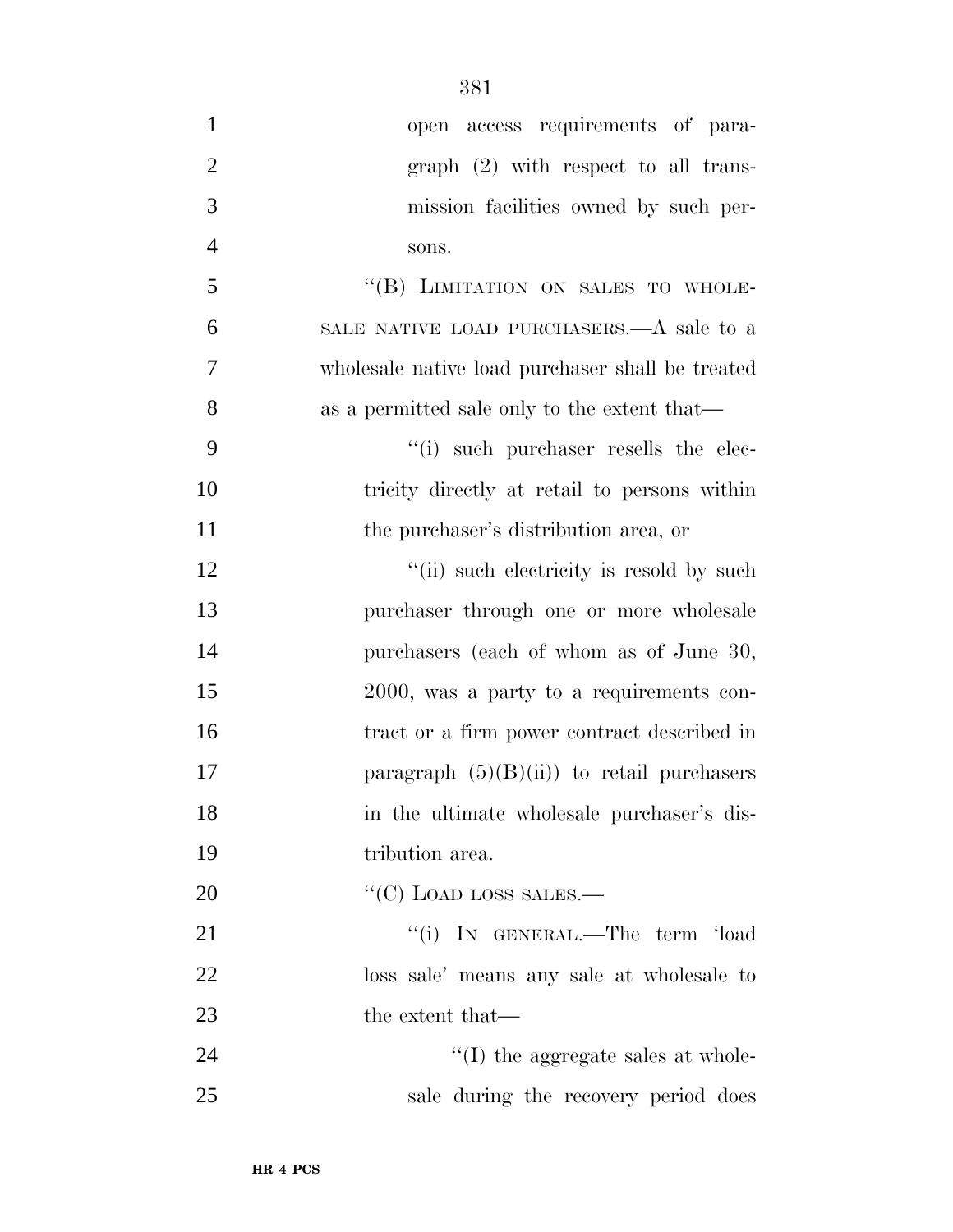open access requirements of paragraph (2) with respect to all transmission facilities owned by such persons.

"(B) LIMITATION ON SALES TO WHOLESALE NATIVE LOAD PURCHASERS.—A sale to a wholesale native load purchaser shall be treated as a permitted sale only to the extent that—

"(i) such purchaser resells the electricity directly at retail to persons within the purchaser's distribution area, or

"(ii) such electricity is resold by such purchaser through one or more wholesale purchasers (each of whom as of June 30, 2000, was a party to a requirements contract or a firm power contract described in paragraph (5)(B)(ii)) to retail purchasers in the ultimate wholesale purchaser's distribution area.

"(C) LOAD LOSS SALES.—

"(i) IN GENERAL.—The term 'load loss sale' means any sale at wholesale to the extent that—

"(I) the aggregate sales at wholesale during the recovery period does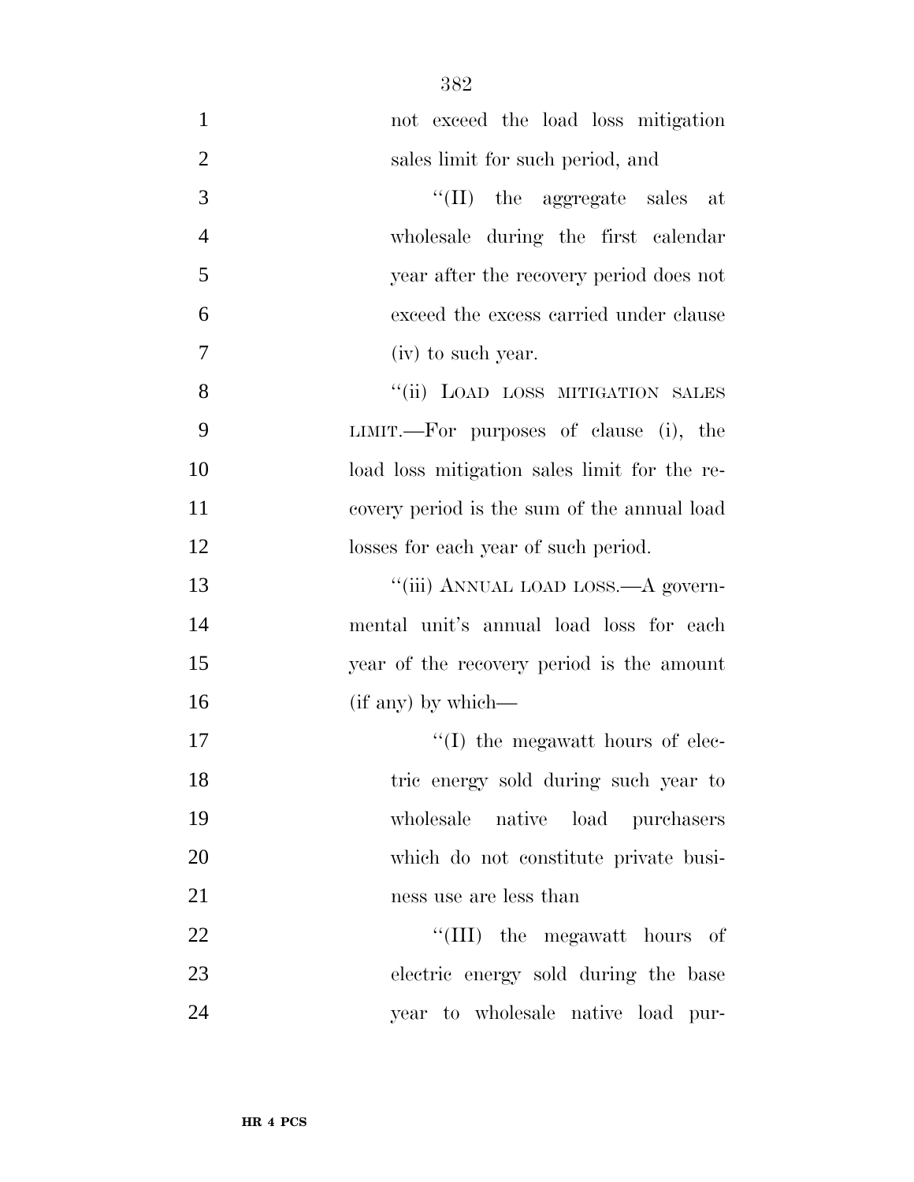not exceed the load loss mitigation sales limit for such period, and

''(II) the aggregate sales at wholesale during the first calendar year after the recovery period does not exceed the excess carried under clause (iv) to such year.

''(ii) LOAD LOSS MITIGATION SALES LIMIT.—For purposes of clause (i), the load loss mitigation sales limit for the recovery period is the sum of the annual load losses for each year of such period.

''(iii) ANNUAL LOAD LOSS.—A governmental unit's annual load loss for each year of the recovery period is the amount (if any) by which—

''(I) the megawatt hours of electric energy sold during such year to wholesale native load purchasers which do not constitute private business use are less than

''(III) the megawatt hours of electric energy sold during the base year to wholesale native load pur-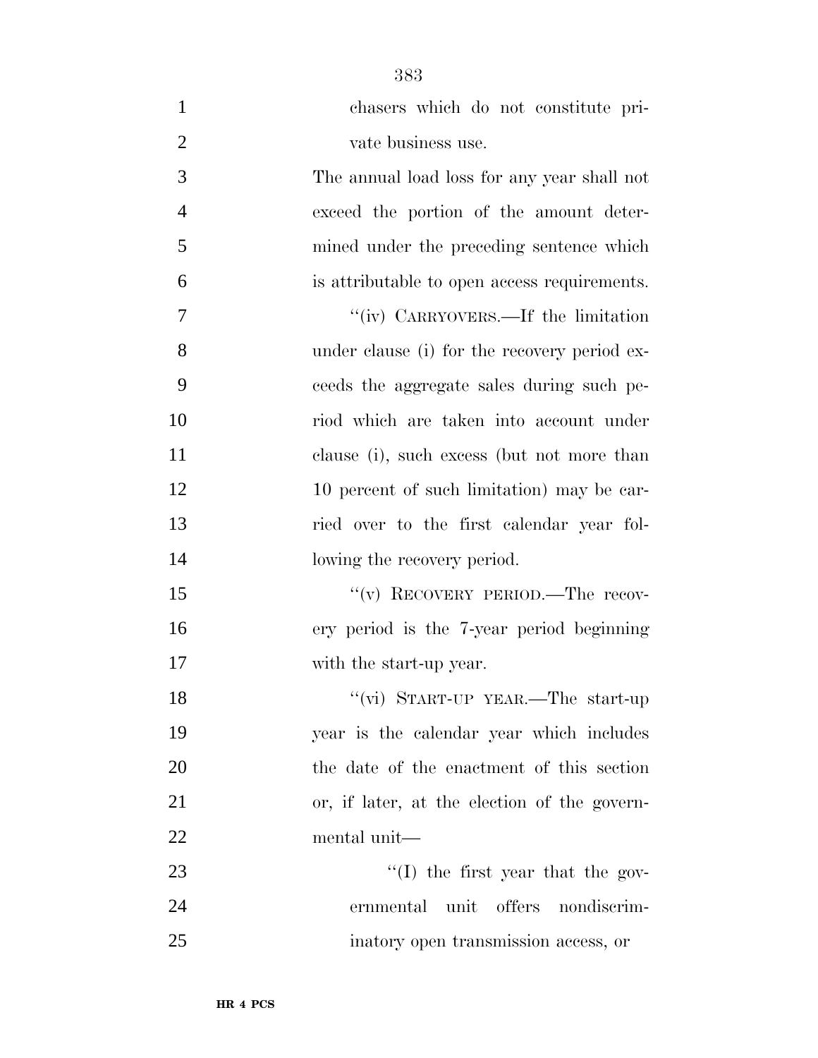chasers which do not constitute private business use.

The annual load loss for any year shall not exceed the portion of the amount determined under the preceding sentence which is attributable to open access requirements.

''(iv) CARRYOVERS.—If the limitation under clause (i) for the recovery period exceeds the aggregate sales during such period which are taken into account under clause (i), such excess (but not more than 10 percent of such limitation) may be carried over to the first calendar year following the recovery period.

''(v) RECOVERY PERIOD.—The recovery period is the 7-year period beginning with the start-up year.

''(vi) START-UP YEAR.—The start-up year is the calendar year which includes the date of the enactment of this section or, if later, at the election of the governmental unit—

''(I) the first year that the governmental unit offers nondiscriminatory open transmission access, or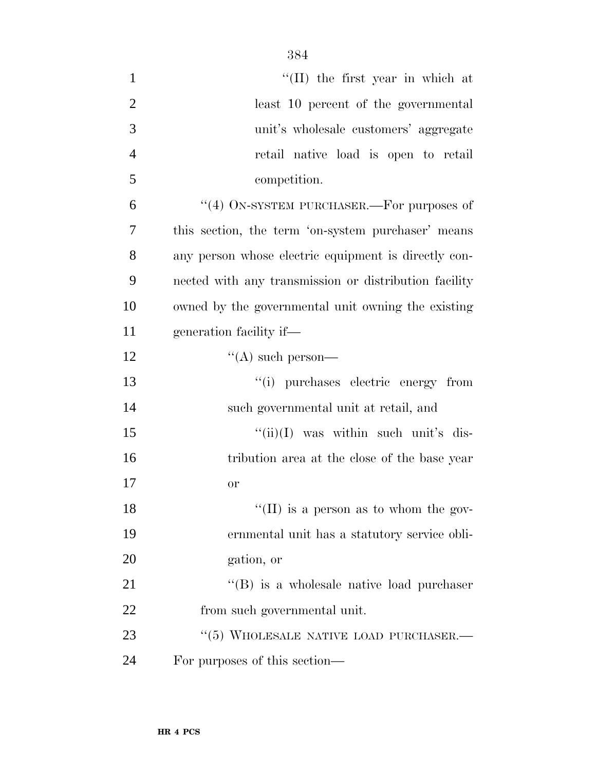"(II) the first year in which at least 10 percent of the governmental unit's wholesale customers' aggregate retail native load is open to retail competition.

"(4) ON-SYSTEM PURCHASER.—For purposes of this section, the term 'on-system purchaser' means any person whose electric equipment is directly connected with any transmission or distribution facility owned by the governmental unit owning the existing generation facility if—

"(A) such person—

"(i) purchases electric energy from such governmental unit at retail, and

"(ii)(I) was within such unit's distribution area at the close of the base year or

"(II) is a person as to whom the governmental unit has a statutory service obligation, or

"(B) is a wholesale native load purchaser from such governmental unit.

"(5) WHOLESALE NATIVE LOAD PURCHASER.—For purposes of this section—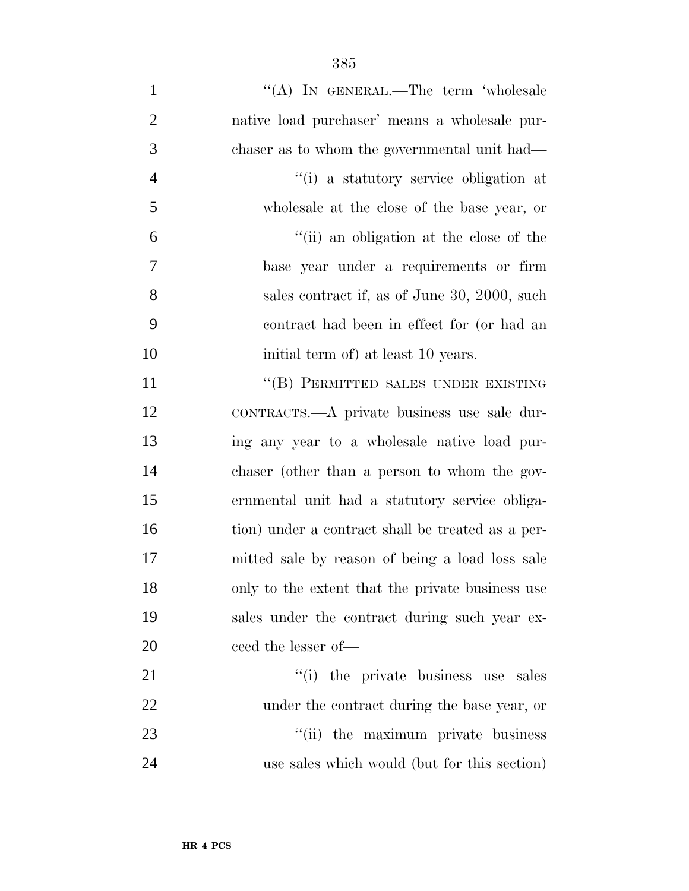''(A) IN GENERAL.—The term 'wholesale native load purchaser' means a wholesale purchaser as to whom the governmental unit had—

''(i) a statutory service obligation at wholesale at the close of the base year, or

''(ii) an obligation at the close of the base year under a requirements or firm sales contract if, as of June 30, 2000, such contract had been in effect for (or had an initial term of) at least 10 years.

''(B) PERMITTED SALES UNDER EXISTING CONTRACTS.—A private business use sale during any year to a wholesale native load purchaser (other than a person to whom the governmental unit had a statutory service obligation) under a contract shall be treated as a permitted sale by reason of being a load loss sale only to the extent that the private business use sales under the contract during such year exceed the lesser of—

''(i) the private business use sales under the contract during the base year, or

''(ii) the maximum private business use sales which would (but for this section)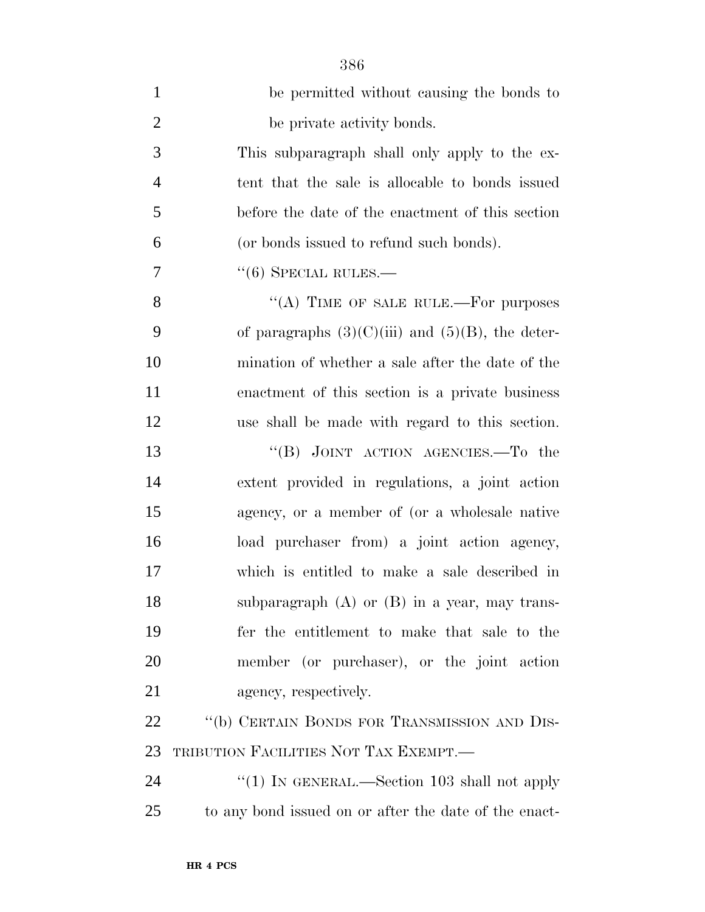be permitted without causing the bonds to be private activity bonds.

This subparagraph shall only apply to the extent that the sale is allocable to bonds issued before the date of the enactment of this section (or bonds issued to refund such bonds).

''(6) SPECIAL RULES.—

''(A) TIME OF SALE RULE.—For purposes of paragraphs (3)(C)(iii) and (5)(B), the determination of whether a sale after the date of the enactment of this section is a private business use shall be made with regard to this section.

''(B) JOINT ACTION AGENCIES.—To the extent provided in regulations, a joint action agency, or a member of (or a wholesale native load purchaser from) a joint action agency, which is entitled to make a sale described in subparagraph (A) or (B) in a year, may transfer the entitlement to make that sale to the member (or purchaser), or the joint action agency, respectively.

''(b) CERTAIN BONDS FOR TRANSMISSION AND DISTRIBUTION FACILITIES NOT TAX EXEMPT.—

''(1) IN GENERAL.—Section 103 shall not apply to any bond issued on or after the date of the enact-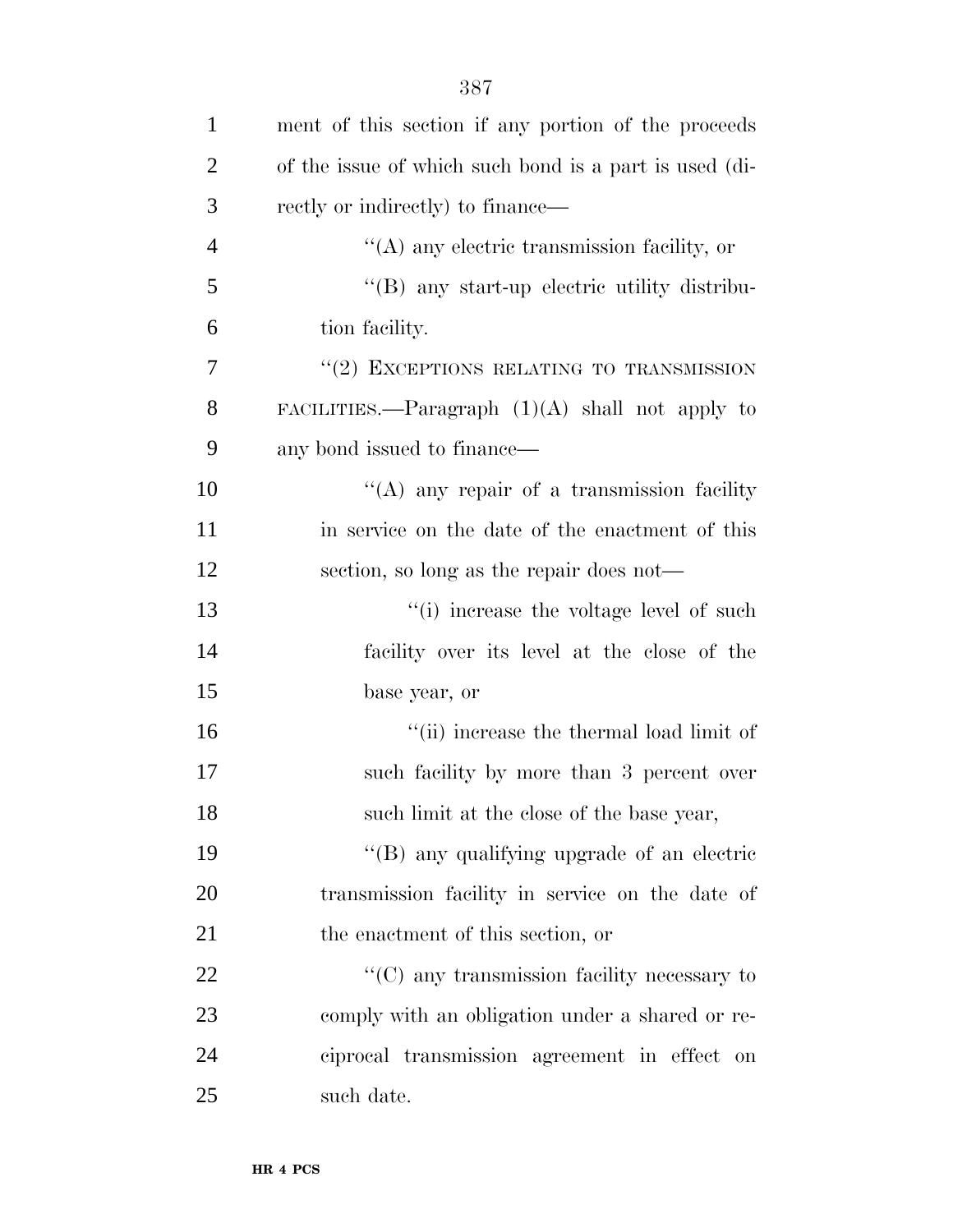ment of this section if any portion of the proceeds of the issue of which such bond is a part is used (directly or indirectly) to finance—

''(A) any electric transmission facility, or

''(B) any start-up electric utility distribution facility.

''(2) EXCEPTIONS RELATING TO TRANSMISSION FACILITIES.—Paragraph (1)(A) shall not apply to any bond issued to finance—

''(A) any repair of a transmission facility in service on the date of the enactment of this section, so long as the repair does not—

''(i) increase the voltage level of such facility over its level at the close of the base year, or

''(ii) increase the thermal load limit of such facility by more than 3 percent over such limit at the close of the base year,

''(B) any qualifying upgrade of an electric transmission facility in service on the date of the enactment of this section, or

''(C) any transmission facility necessary to comply with an obligation under a shared or reciprocal transmission agreement in effect on such date.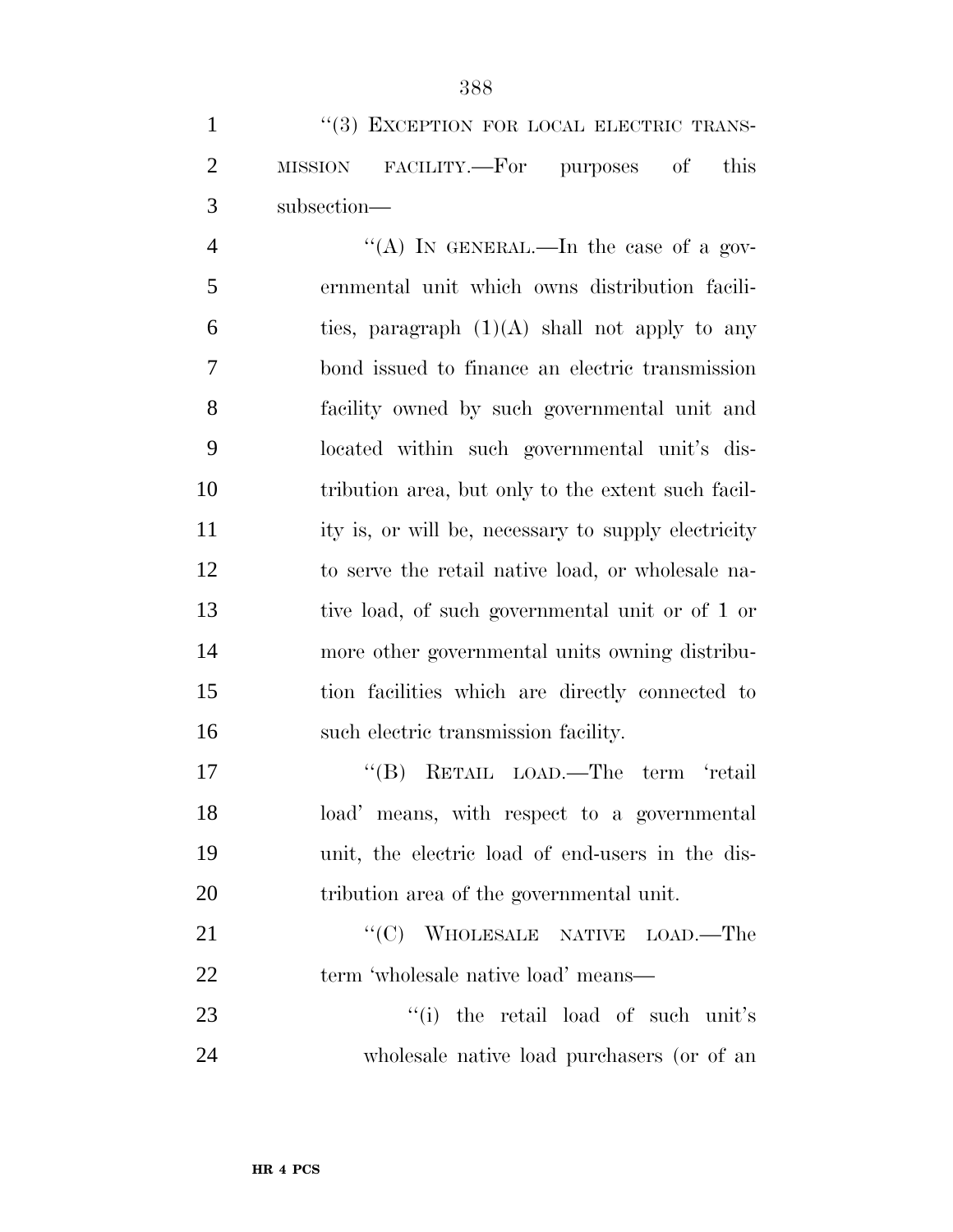''(3) EXCEPTION FOR LOCAL ELECTRIC TRANSMISSION FACILITY.—For purposes of this subsection—

''(A) IN GENERAL.—In the case of a governmental unit which owns distribution facilities, paragraph (1)(A) shall not apply to any bond issued to finance an electric transmission facility owned by such governmental unit and located within such governmental unit's distribution area, but only to the extent such facility is, or will be, necessary to supply electricity to serve the retail native load, or wholesale native load, of such governmental unit or of 1 or more other governmental units owning distribution facilities which are directly connected to such electric transmission facility.

''(B) RETAIL LOAD.—The term 'retail load' means, with respect to a governmental unit, the electric load of end-users in the distribution area of the governmental unit.

''(C) WHOLESALE NATIVE LOAD.—The term 'wholesale native load' means—

''(i) the retail load of such unit's wholesale native load purchasers (or of an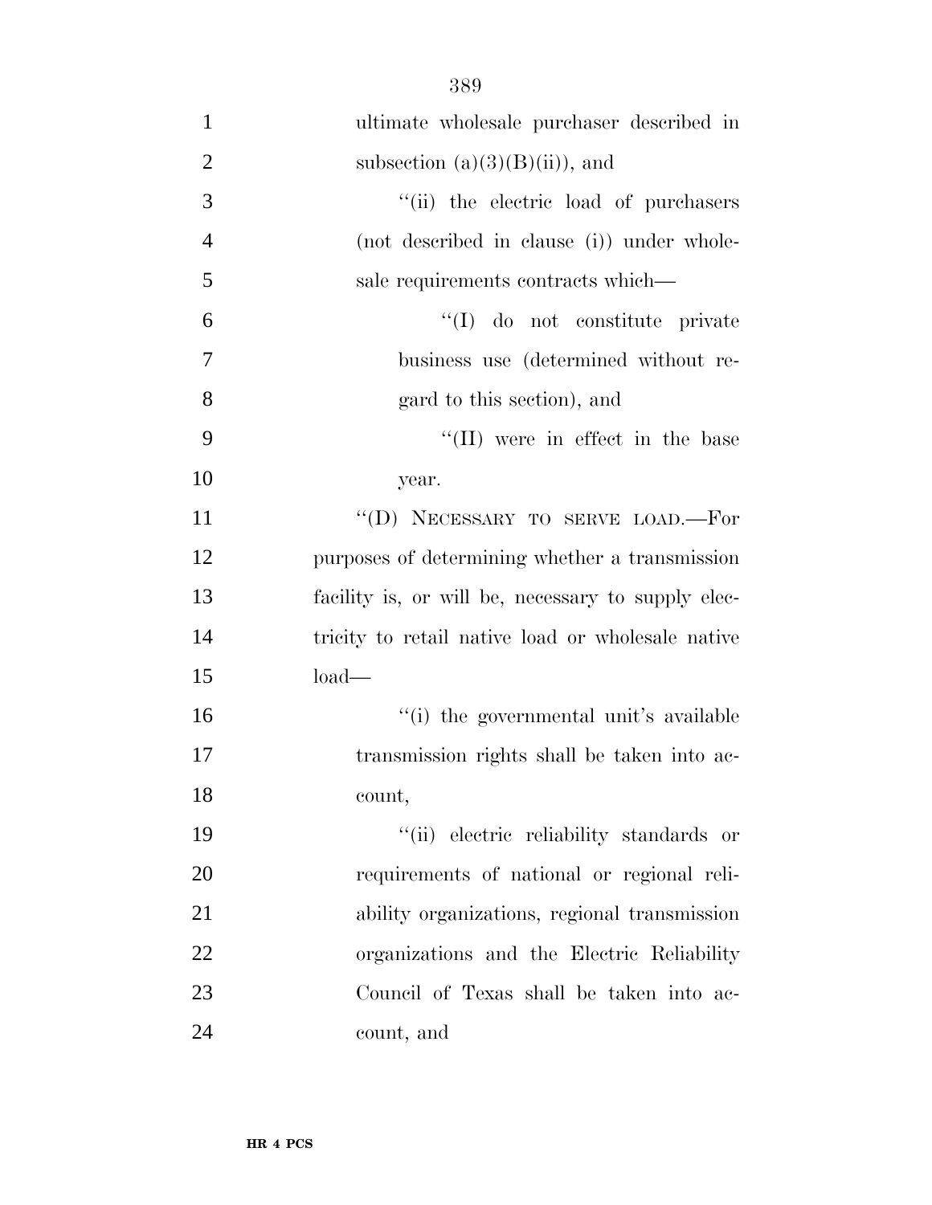ultimate wholesale purchaser described in subsection (a)(3)(B)(ii)), and

''(ii) the electric load of purchasers (not described in clause (i)) under wholesale requirements contracts which—

''(I) do not constitute private business use (determined without regard to this section), and

''(II) were in effect in the base year.

''(D) NECESSARY TO SERVE LOAD.—For purposes of determining whether a transmission facility is, or will be, necessary to supply electricity to retail native load or wholesale native load—

''(i) the governmental unit's available transmission rights shall be taken into account,

''(ii) electric reliability standards or requirements of national or regional reliability organizations, regional transmission organizations and the Electric Reliability Council of Texas shall be taken into account, and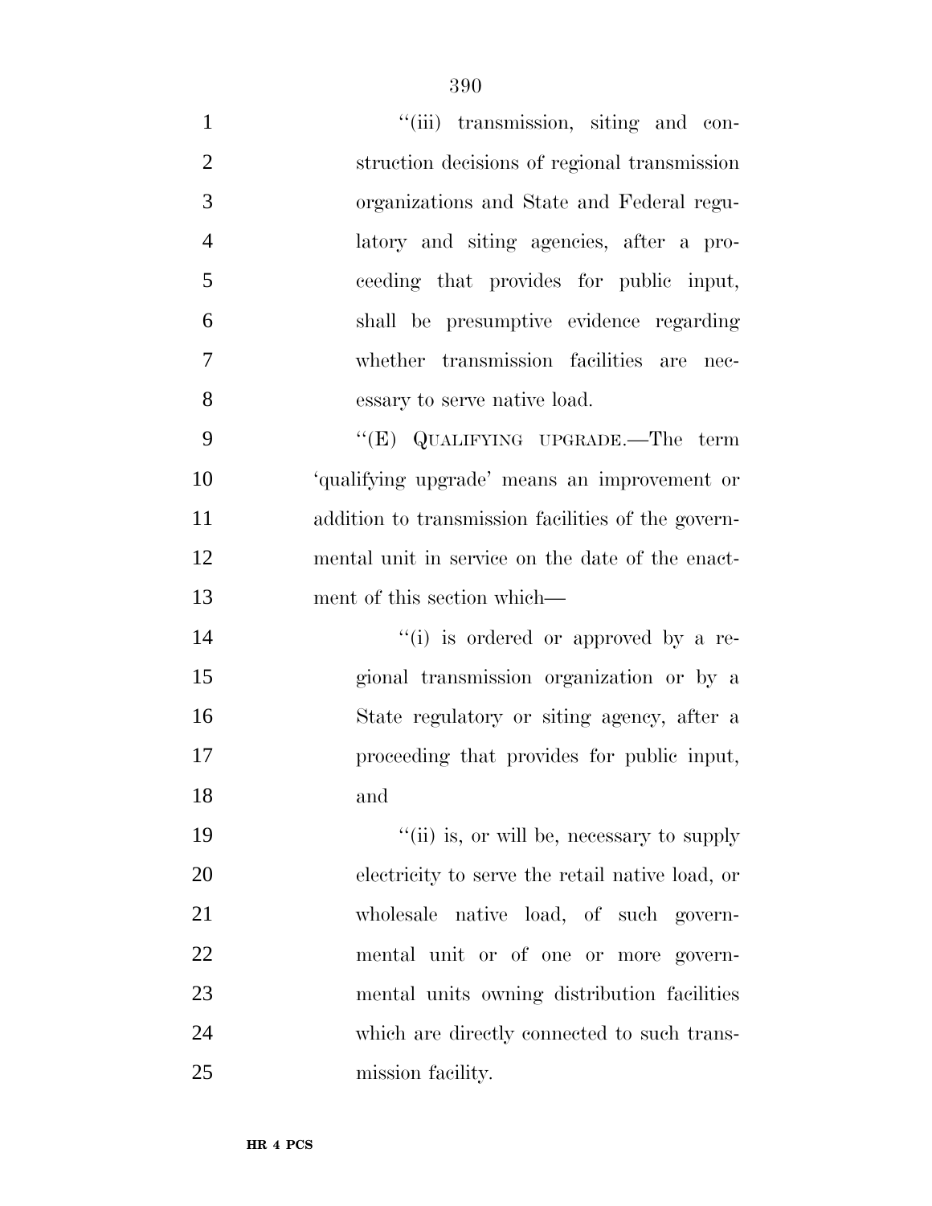"(iii) transmission, siting and construction decisions of regional transmission organizations and State and Federal regulatory and siting agencies, after a proceeding that provides for public input, shall be presumptive evidence regarding whether transmission facilities are necessary to serve native load.

"(E) QUALIFYING UPGRADE.—The term 'qualifying upgrade' means an improvement or addition to transmission facilities of the governmental unit in service on the date of the enactment of this section which—

"(i) is ordered or approved by a regional transmission organization or by a State regulatory or siting agency, after a proceeding that provides for public input, and

"(ii) is, or will be, necessary to supply electricity to serve the retail native load, or wholesale native load, of such governmental unit or of one or more governmental units owning distribution facilities which are directly connected to such transmission facility.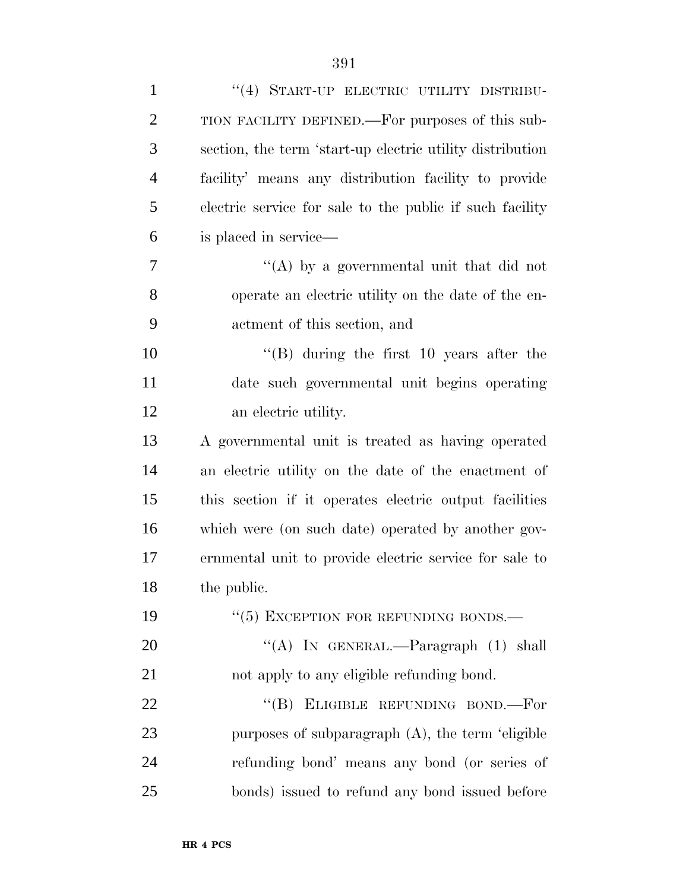"(4) START-UP ELECTRIC UTILITY DISTRIBUTION FACILITY DEFINED.—For purposes of this subsection, the term 'start-up electric utility distribution facility' means any distribution facility to provide electric service for sale to the public if such facility is placed in service—

"(A) by a governmental unit that did not operate an electric utility on the date of the enactment of this section, and

"(B) during the first 10 years after the date such governmental unit begins operating an electric utility.

A governmental unit is treated as having operated an electric utility on the date of the enactment of this section if it operates electric output facilities which were (on such date) operated by another governmental unit to provide electric service for sale to the public.

"(5) EXCEPTION FOR REFUNDING BONDS.—

"(A) IN GENERAL.—Paragraph (1) shall not apply to any eligible refunding bond.

"(B) ELIGIBLE REFUNDING BOND.—For purposes of subparagraph (A), the term 'eligible refunding bond' means any bond (or series of bonds) issued to refund any bond issued before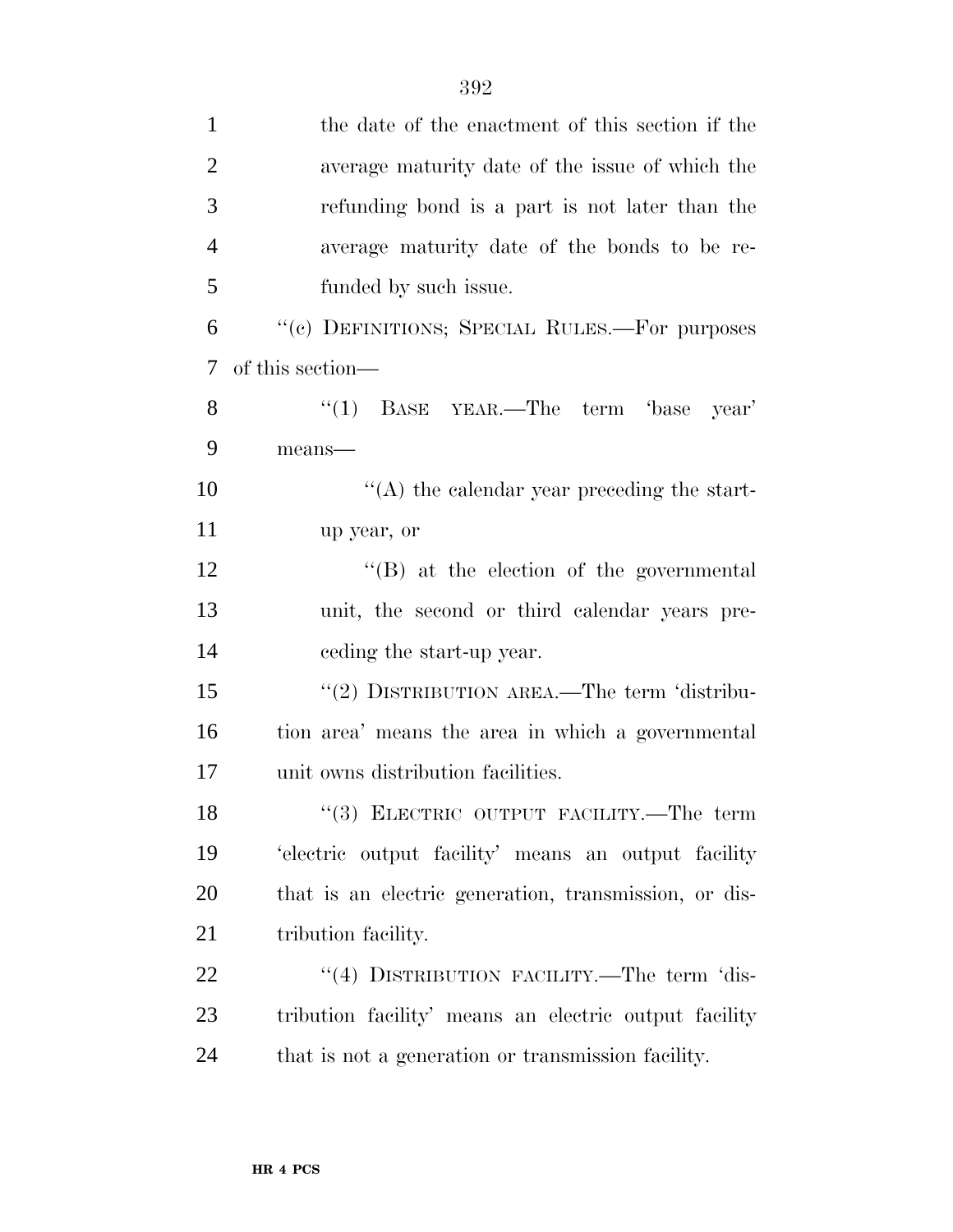the date of the enactment of this section if the average maturity date of the issue of which the refunding bond is a part is not later than the average maturity date of the bonds to be refunded by such issue.

"(c) DEFINITIONS; SPECIAL RULES.—For purposes of this section—

"(1) BASE YEAR.—The term 'base year' means—

"(A) the calendar year preceding the start-up year, or

"(B) at the election of the governmental unit, the second or third calendar years preceding the start-up year.

"(2) DISTRIBUTION AREA.—The term 'distribution area' means the area in which a governmental unit owns distribution facilities.

"(3) ELECTRIC OUTPUT FACILITY.—The term 'electric output facility' means an output facility that is an electric generation, transmission, or distribution facility.

"(4) DISTRIBUTION FACILITY.—The term 'distribution facility' means an electric output facility that is not a generation or transmission facility.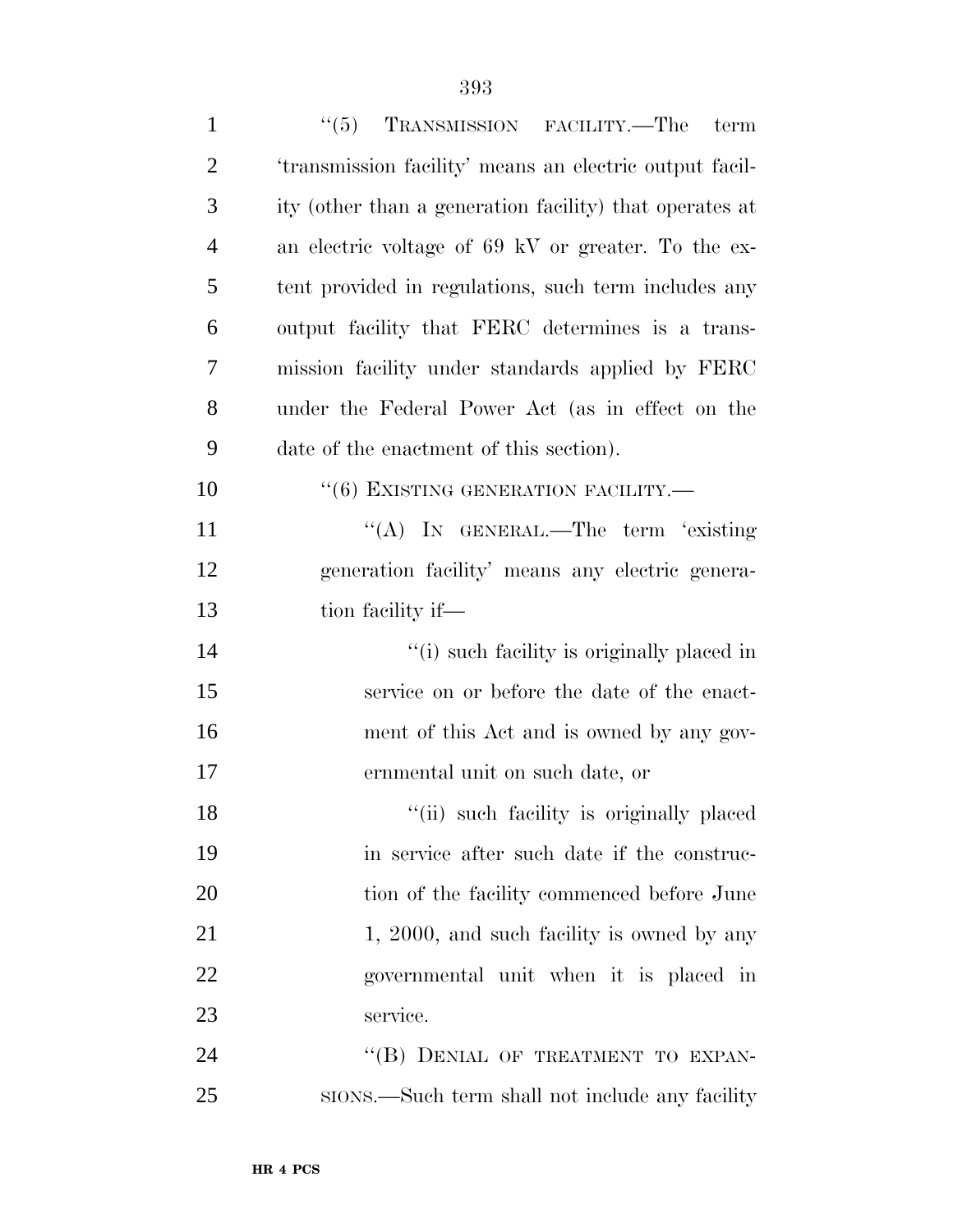"(5) TRANSMISSION FACILITY.—The term 'transmission facility' means an electric output facility (other than a generation facility) that operates at an electric voltage of 69 kV or greater. To the extent provided in regulations, such term includes any output facility that FERC determines is a transmission facility under standards applied by FERC under the Federal Power Act (as in effect on the date of the enactment of this section).

"(6) EXISTING GENERATION FACILITY.—

"(A) IN GENERAL.—The term 'existing generation facility' means any electric generation facility if—

"(i) such facility is originally placed in service on or before the date of the enactment of this Act and is owned by any governmental unit on such date, or

"(ii) such facility is originally placed in service after such date if the construction of the facility commenced before June 1, 2000, and such facility is owned by any governmental unit when it is placed in service.

"(B) DENIAL OF TREATMENT TO EXPANSIONS.—Such term shall not include any facility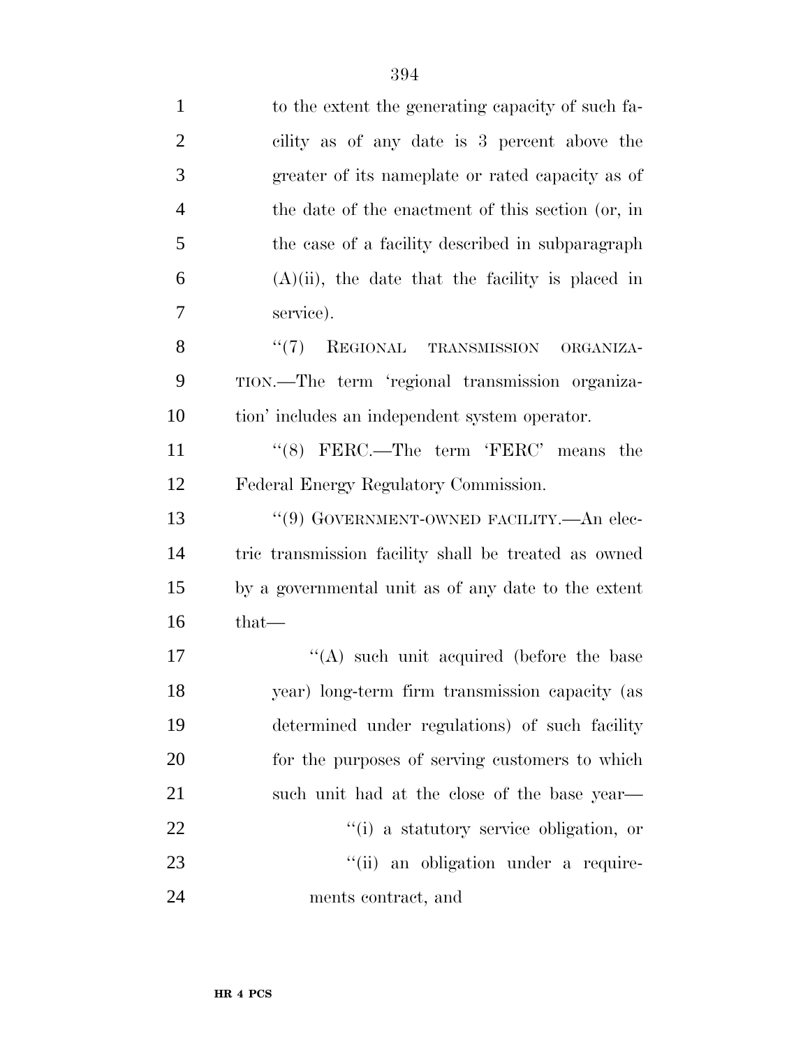to the extent the generating capacity of such facility as of any date is 3 percent above the greater of its nameplate or rated capacity as of the date of the enactment of this section (or, in the case of a facility described in subparagraph (A)(ii), the date that the facility is placed in service).

''(7) REGIONAL TRANSMISSION ORGANIZATION.—The term 'regional transmission organization' includes an independent system operator.

''(8) FERC.—The term 'FERC' means the Federal Energy Regulatory Commission.

''(9) GOVERNMENT-OWNED FACILITY.—An electric transmission facility shall be treated as owned by a governmental unit as of any date to the extent that—

''(A) such unit acquired (before the base year) long-term firm transmission capacity (as determined under regulations) of such facility for the purposes of serving customers to which such unit had at the close of the base year—

''(i) a statutory service obligation, or

''(ii) an obligation under a requirements contract, and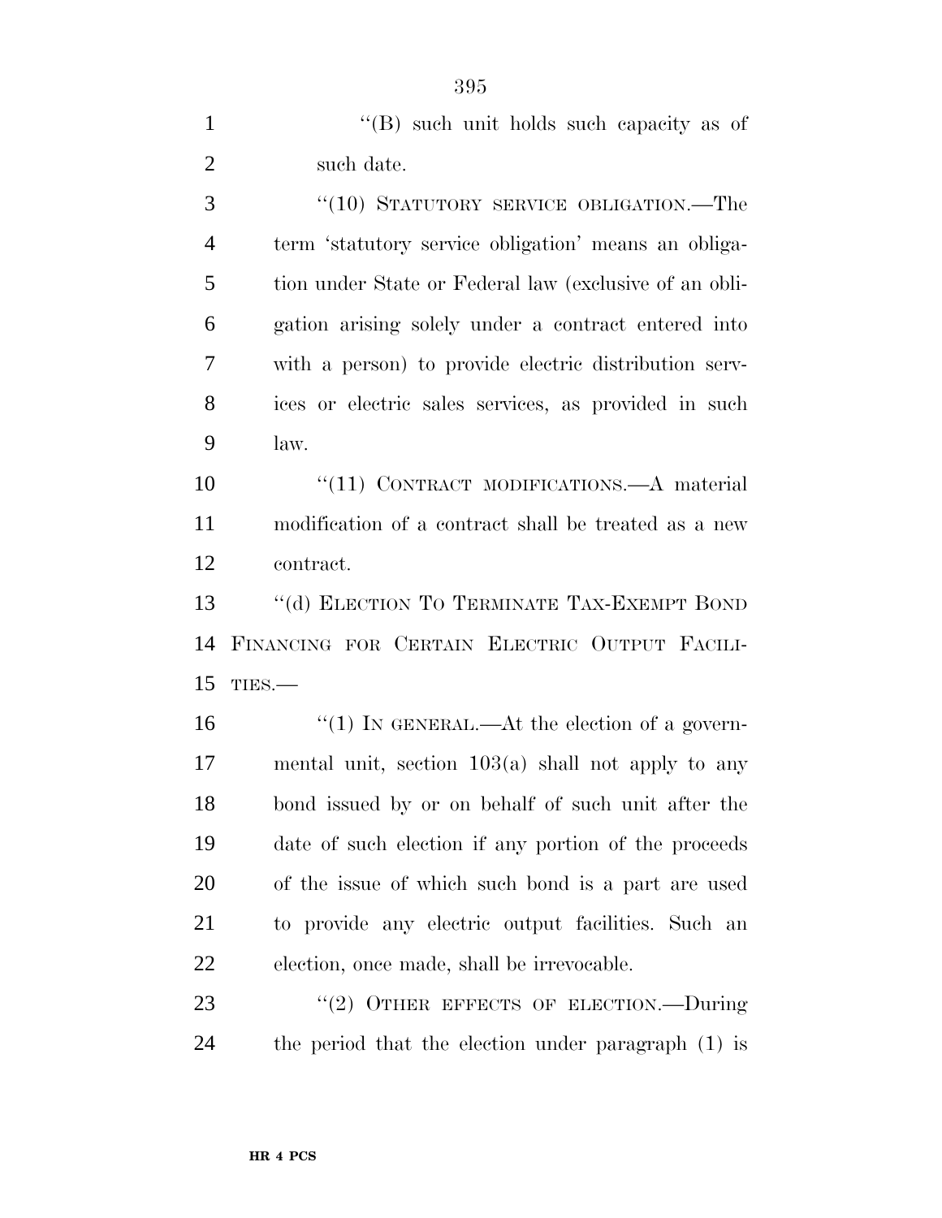"(B) such unit holds such capacity as of such date.

"(10) STATUTORY SERVICE OBLIGATION.—The term 'statutory service obligation' means an obligation under State or Federal law (exclusive of an obligation arising solely under a contract entered into with a person) to provide electric distribution services or electric sales services, as provided in such law.

"(11) CONTRACT MODIFICATIONS.—A material modification of a contract shall be treated as a new contract.

"(d) ELECTION TO TERMINATE TAX-EXEMPT BOND FINANCING FOR CERTAIN ELECTRIC OUTPUT FACILITIES.—

"(1) IN GENERAL.—At the election of a governmental unit, section 103(a) shall not apply to any bond issued by or on behalf of such unit after the date of such election if any portion of the proceeds of the issue of which such bond is a part are used to provide any electric output facilities. Such an election, once made, shall be irrevocable.

"(2) OTHER EFFECTS OF ELECTION.—During the period that the election under paragraph (1) is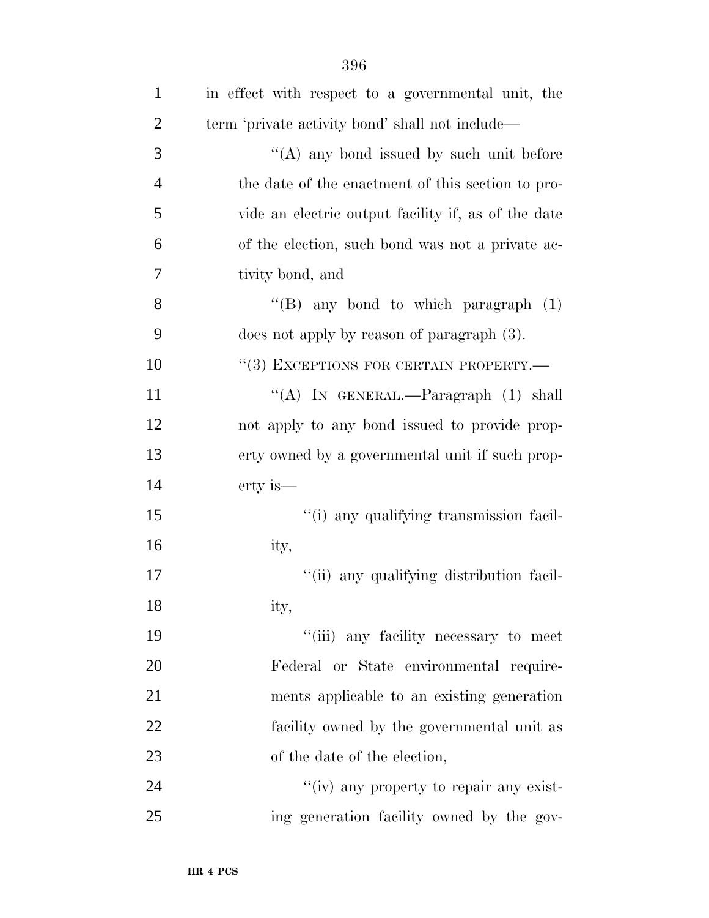in effect with respect to a governmental unit, the term 'private activity bond' shall not include—

"(A) any bond issued by such unit before the date of the enactment of this section to provide an electric output facility if, as of the date of the election, such bond was not a private activity bond, and

"(B) any bond to which paragraph (1) does not apply by reason of paragraph (3).

"(3) EXCEPTIONS FOR CERTAIN PROPERTY.—

"(A) IN GENERAL.—Paragraph (1) shall not apply to any bond issued to provide property owned by a governmental unit if such property is—

"(i) any qualifying transmission facility,

"(ii) any qualifying distribution facility,

"(iii) any facility necessary to meet Federal or State environmental requirements applicable to an existing generation facility owned by the governmental unit as of the date of the election,

"(iv) any property to repair any existing generation facility owned by the gov-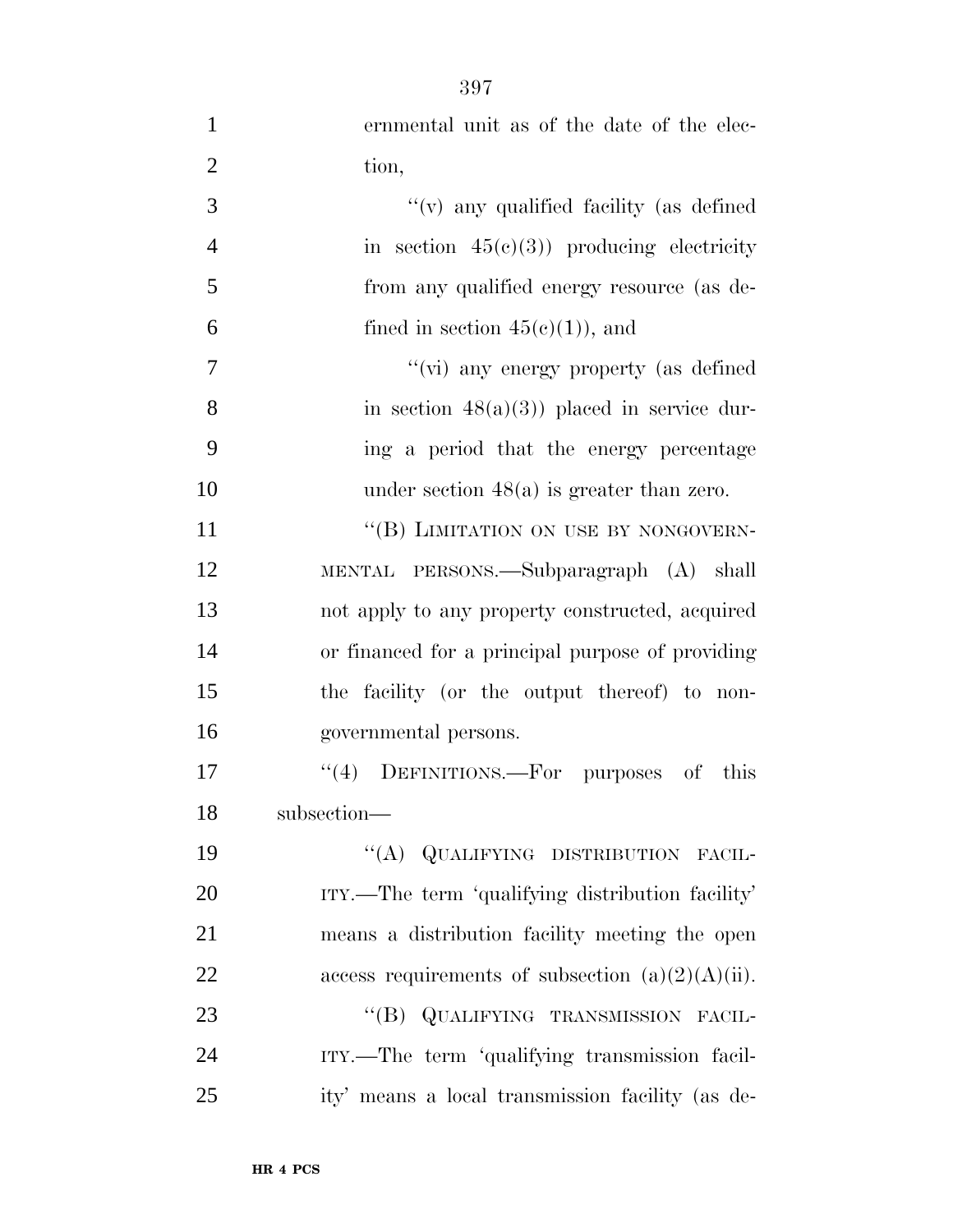ernmental unit as of the date of the election,

"(v) any qualified facility (as defined in section 45(c)(3)) producing electricity from any qualified energy resource (as defined in section 45(c)(1)), and

"(vi) any energy property (as defined in section 48(a)(3)) placed in service during a period that the energy percentage under section 48(a) is greater than zero.

"(B) LIMITATION ON USE BY NONGOVERNMENTAL PERSONS.—Subparagraph (A) shall not apply to any property constructed, acquired or financed for a principal purpose of providing the facility (or the output thereof) to nongovernmental persons.

"(4) DEFINITIONS.—For purposes of this subsection—

"(A) QUALIFYING DISTRIBUTION FACILITY.—The term 'qualifying distribution facility' means a distribution facility meeting the open access requirements of subsection (a)(2)(A)(ii).

"(B) QUALIFYING TRANSMISSION FACILITY.—The term 'qualifying transmission facility' means a local transmission facility (as de-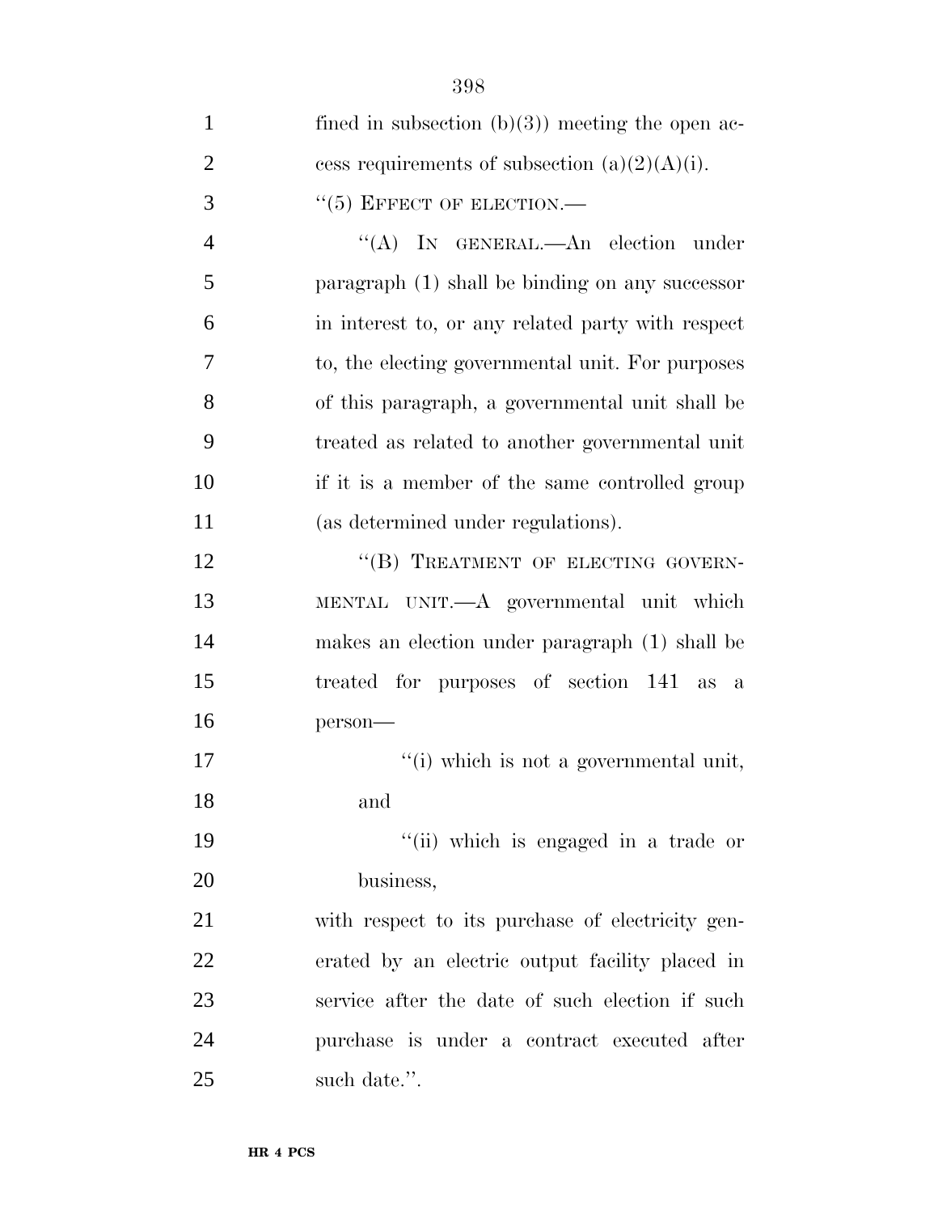fined in subsection (b)(3)) meeting the open access requirements of subsection (a)(2)(A)(i).

''(5) EFFECT OF ELECTION.—

''(A) IN GENERAL.—An election under paragraph (1) shall be binding on any successor in interest to, or any related party with respect to, the electing governmental unit. For purposes of this paragraph, a governmental unit shall be treated as related to another governmental unit if it is a member of the same controlled group (as determined under regulations).

''(B) TREATMENT OF ELECTING GOVERNMENTAL UNIT.—A governmental unit which makes an election under paragraph (1) shall be treated for purposes of section 141 as a person—

''(i) which is not a governmental unit, and

''(ii) which is engaged in a trade or business,

with respect to its purchase of electricity generated by an electric output facility placed in service after the date of such election if such purchase is under a contract executed after such date.''.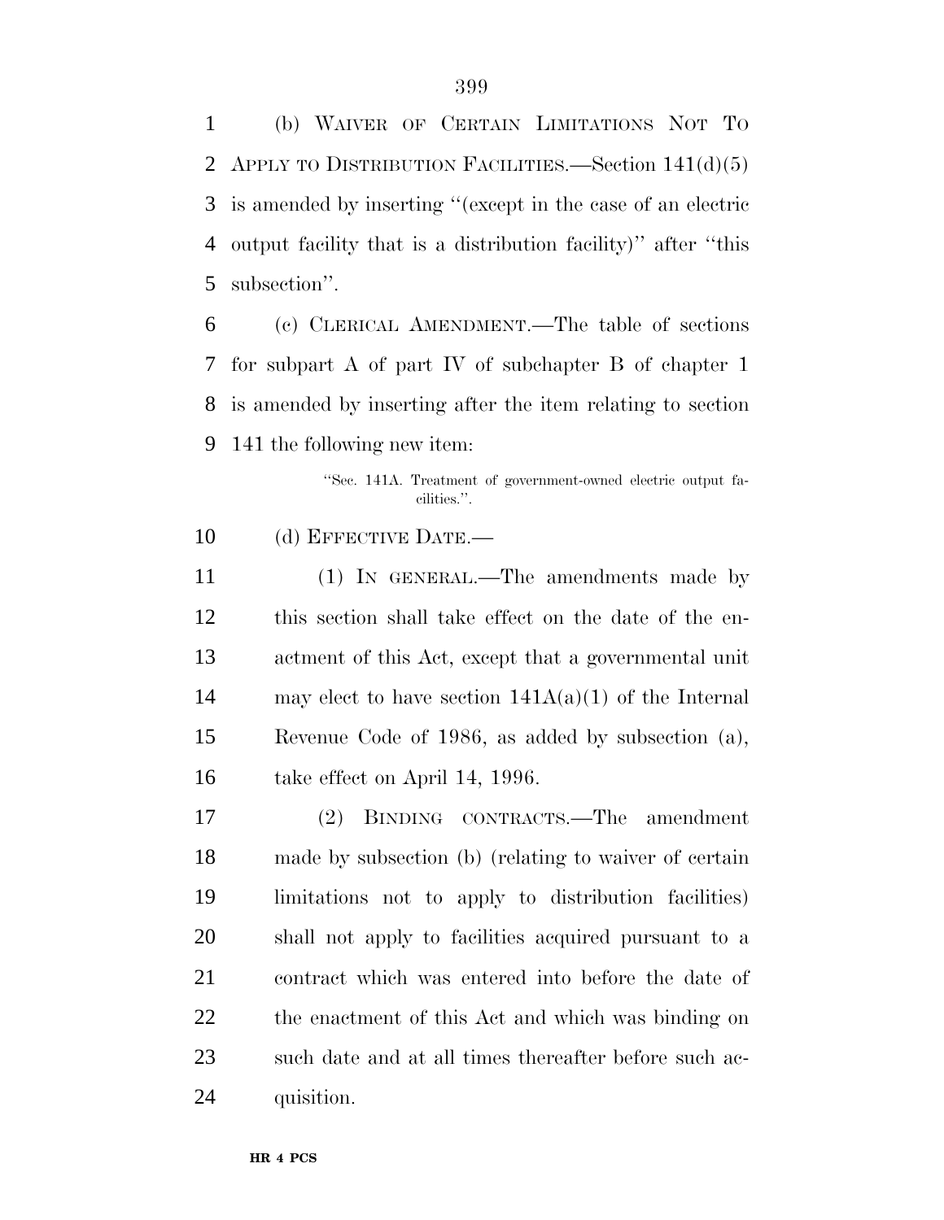(b) WAIVER OF CERTAIN LIMITATIONS NOT TO APPLY TO DISTRIBUTION FACILITIES.—Section 141(d)(5) is amended by inserting ''(except in the case of an electric output facility that is a distribution facility)'' after ''this subsection''.

(c) CLERICAL AMENDMENT.—The table of sections for subpart A of part IV of subchapter B of chapter 1 is amended by inserting after the item relating to section 141 the following new item:

> ''Sec. 141A. Treatment of government-owned electric output facilities.''.

(d) EFFECTIVE DATE.—

(1) IN GENERAL.—The amendments made by this section shall take effect on the date of the enactment of this Act, except that a governmental unit may elect to have section 141A(a)(1) of the Internal Revenue Code of 1986, as added by subsection (a), take effect on April 14, 1996.

(2) BINDING CONTRACTS.—The amendment made by subsection (b) (relating to waiver of certain limitations not to apply to distribution facilities) shall not apply to facilities acquired pursuant to a contract which was entered into before the date of the enactment of this Act and which was binding on such date and at all times thereafter before such acquisition.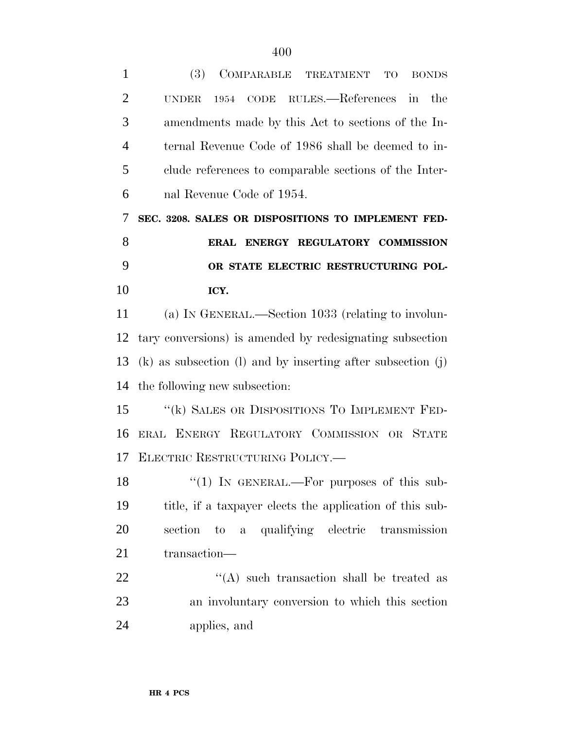(3) COMPARABLE TREATMENT TO BONDS UNDER 1954 CODE RULES.—References in the amendments made by this Act to sections of the Internal Revenue Code of 1986 shall be deemed to include references to comparable sections of the Internal Revenue Code of 1954.

**SEC. 3208. SALES OR DISPOSITIONS TO IMPLEMENT FEDERAL ENERGY REGULATORY COMMISSION OR STATE ELECTRIC RESTRUCTURING POLICY.**

(a) IN GENERAL.—Section 1033 (relating to involuntary conversions) is amended by redesignating subsection (k) as subsection (l) and by inserting after subsection (j) the following new subsection:

"(k) SALES OR DISPOSITIONS TO IMPLEMENT FEDERAL ENERGY REGULATORY COMMISSION OR STATE ELECTRIC RESTRUCTURING POLICY.—

"(1) IN GENERAL.—For purposes of this subtitle, if a taxpayer elects the application of this subsection to a qualifying electric transmission transaction—

"(A) such transaction shall be treated as an involuntary conversion to which this section applies, and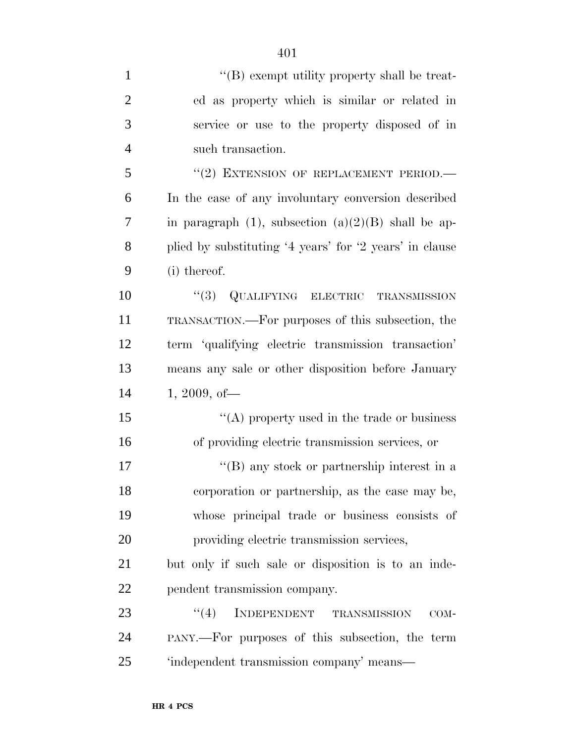''(B) exempt utility property shall be treated as property which is similar or related in service or use to the property disposed of in such transaction.

''(2) EXTENSION OF REPLACEMENT PERIOD.—In the case of any involuntary conversion described in paragraph (1), subsection (a)(2)(B) shall be applied by substituting '4 years' for '2 years' in clause (i) thereof.

''(3) QUALIFYING ELECTRIC TRANSMISSION TRANSACTION.—For purposes of this subsection, the term 'qualifying electric transmission transaction' means any sale or other disposition before January 1, 2009, of—

''(A) property used in the trade or business of providing electric transmission services, or

''(B) any stock or partnership interest in a corporation or partnership, as the case may be, whose principal trade or business consists of providing electric transmission services,

but only if such sale or disposition is to an independent transmission company.

''(4) INDEPENDENT TRANSMISSION COMPANY.—For purposes of this subsection, the term 'independent transmission company' means—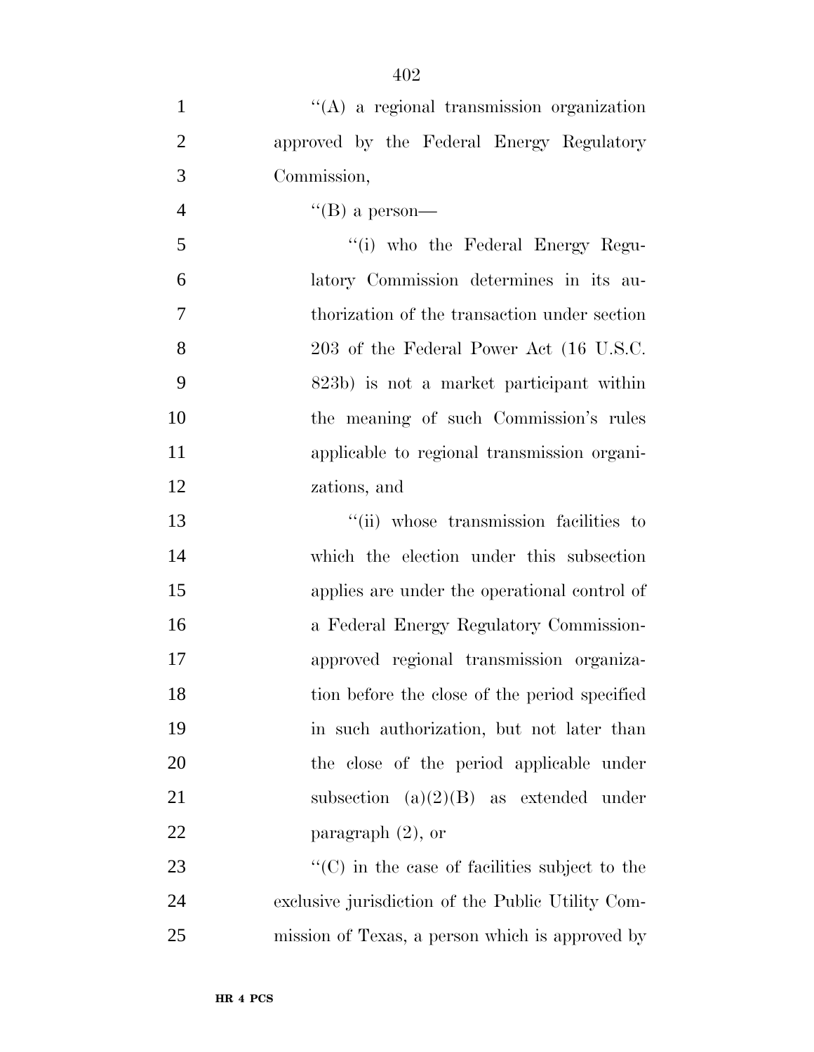"(A) a regional transmission organization approved by the Federal Energy Regulatory Commission,

"(B) a person—

"(i) who the Federal Energy Regulatory Commission determines in its authorization of the transaction under section 203 of the Federal Power Act (16 U.S.C. 823b) is not a market participant within the meaning of such Commission's rules applicable to regional transmission organizations, and

"(ii) whose transmission facilities to which the election under this subsection applies are under the operational control of a Federal Energy Regulatory Commission-approved regional transmission organization before the close of the period specified in such authorization, but not later than the close of the period applicable under subsection (a)(2)(B) as extended under paragraph (2), or

"(C) in the case of facilities subject to the exclusive jurisdiction of the Public Utility Commission of Texas, a person which is approved by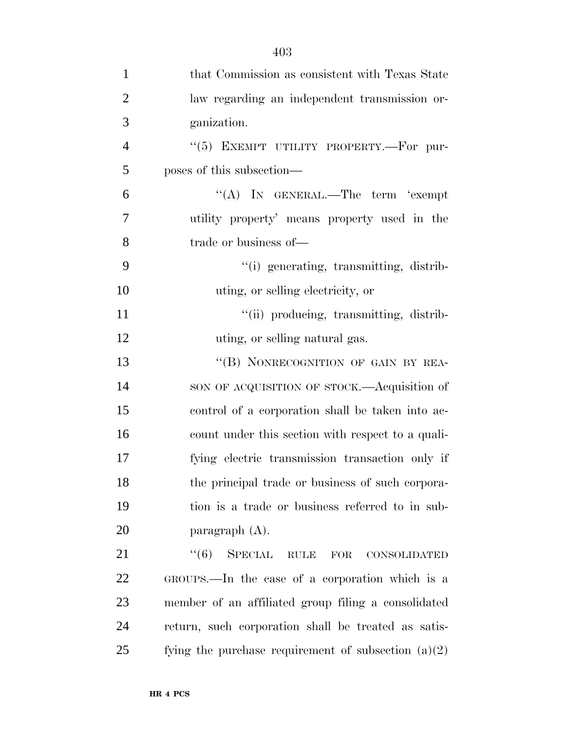that Commission as consistent with Texas State law regarding an independent transmission organization.

''(5) EXEMPT UTILITY PROPERTY.—For purposes of this subsection—

''(A) IN GENERAL.—The term 'exempt utility property' means property used in the trade or business of—

''(i) generating, transmitting, distributing, or selling electricity, or

''(ii) producing, transmitting, distributing, or selling natural gas.

''(B) NONRECOGNITION OF GAIN BY REASON OF ACQUISITION OF STOCK.—Acquisition of control of a corporation shall be taken into account under this section with respect to a qualifying electric transmission transaction only if the principal trade or business of such corporation is a trade or business referred to in subparagraph (A).

''(6) SPECIAL RULE FOR CONSOLIDATED GROUPS.—In the case of a corporation which is a member of an affiliated group filing a consolidated return, such corporation shall be treated as satisfying the purchase requirement of subsection (a)(2)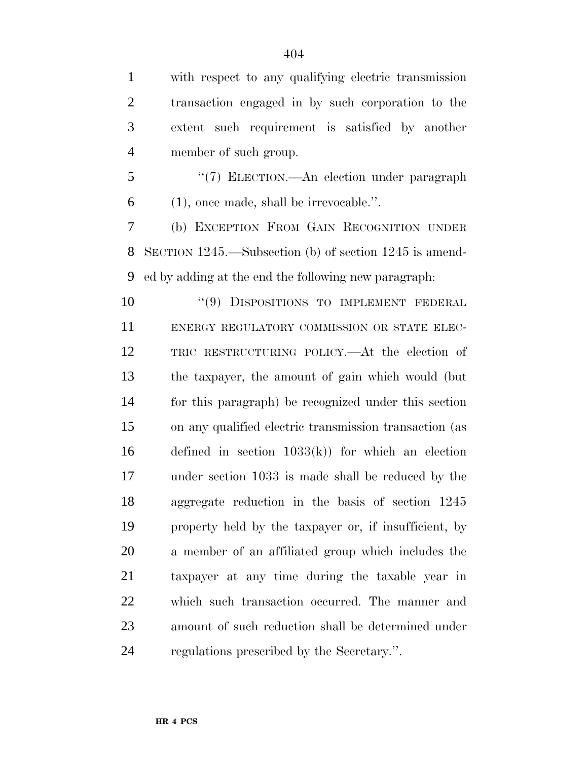with respect to any qualifying electric transmission transaction engaged in by such corporation to the extent such requirement is satisfied by another member of such group.

"(7) ELECTION.—An election under paragraph (1), once made, shall be irrevocable.".

(b) EXCEPTION FROM GAIN RECOGNITION UNDER SECTION 1245.—Subsection (b) of section 1245 is amended by adding at the end the following new paragraph:

"(9) DISPOSITIONS TO IMPLEMENT FEDERAL ENERGY REGULATORY COMMISSION OR STATE ELECTRIC RESTRUCTURING POLICY.—At the election of the taxpayer, the amount of gain which would (but for this paragraph) be recognized under this section on any qualified electric transmission transaction (as defined in section 1033(k)) for which an election under section 1033 is made shall be reduced by the aggregate reduction in the basis of section 1245 property held by the taxpayer or, if insufficient, by a member of an affiliated group which includes the taxpayer at any time during the taxable year in which such transaction occurred. The manner and amount of such reduction shall be determined under regulations prescribed by the Secretary.".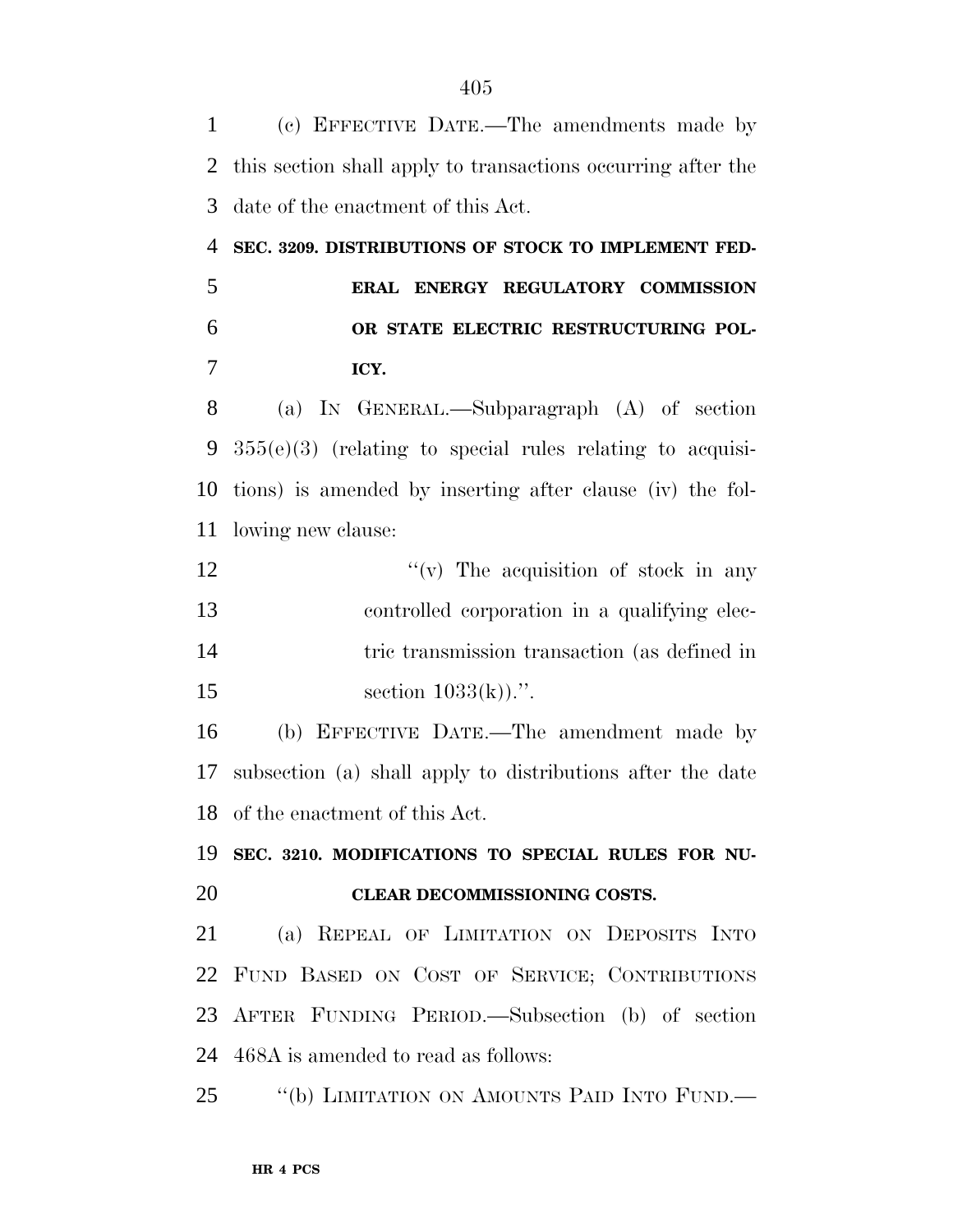(c) EFFECTIVE DATE.—The amendments made by this section shall apply to transactions occurring after the date of the enactment of this Act.

**SEC. 3209. DISTRIBUTIONS OF STOCK TO IMPLEMENT FEDERAL ENERGY REGULATORY COMMISSION OR STATE ELECTRIC RESTRUCTURING POLICY.**

(a) IN GENERAL.—Subparagraph (A) of section 355(e)(3) (relating to special rules relating to acquisitions) is amended by inserting after clause (iv) the following new clause:

> ''(v) The acquisition of stock in any controlled corporation in a qualifying electric transmission transaction (as defined in section 1033(k)).''.

(b) EFFECTIVE DATE.—The amendment made by subsection (a) shall apply to distributions after the date of the enactment of this Act.

**SEC. 3210. MODIFICATIONS TO SPECIAL RULES FOR NUCLEAR DECOMMISSIONING COSTS.**

(a) REPEAL OF LIMITATION ON DEPOSITS INTO FUND BASED ON COST OF SERVICE; CONTRIBUTIONS AFTER FUNDING PERIOD.—Subsection (b) of section 468A is amended to read as follows:

''(b) LIMITATION ON AMOUNTS PAID INTO FUND.—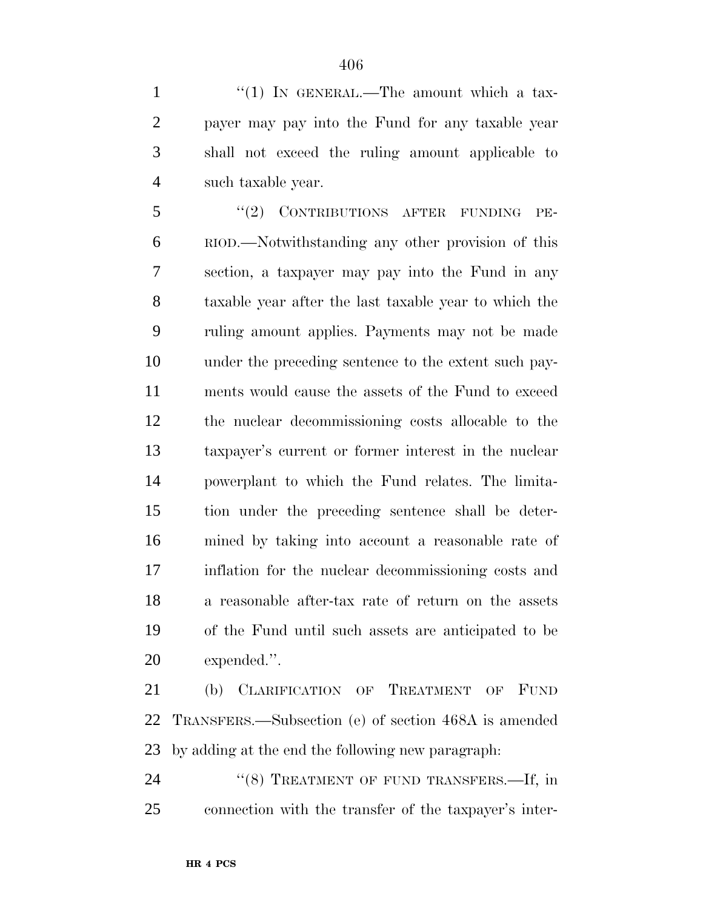"(1) IN GENERAL.—The amount which a taxpayer may pay into the Fund for any taxable year shall not exceed the ruling amount applicable to such taxable year.

"(2) CONTRIBUTIONS AFTER FUNDING PERIOD.—Notwithstanding any other provision of this section, a taxpayer may pay into the Fund in any taxable year after the last taxable year to which the ruling amount applies. Payments may not be made under the preceding sentence to the extent such payments would cause the assets of the Fund to exceed the nuclear decommissioning costs allocable to the taxpayer's current or former interest in the nuclear powerplant to which the Fund relates. The limitation under the preceding sentence shall be determined by taking into account a reasonable rate of inflation for the nuclear decommissioning costs and a reasonable after-tax rate of return on the assets of the Fund until such assets are anticipated to be expended.".

(b) CLARIFICATION OF TREATMENT OF FUND TRANSFERS.—Subsection (e) of section 468A is amended by adding at the end the following new paragraph:

"(8) TREATMENT OF FUND TRANSFERS.—If, in connection with the transfer of the taxpayer's inter-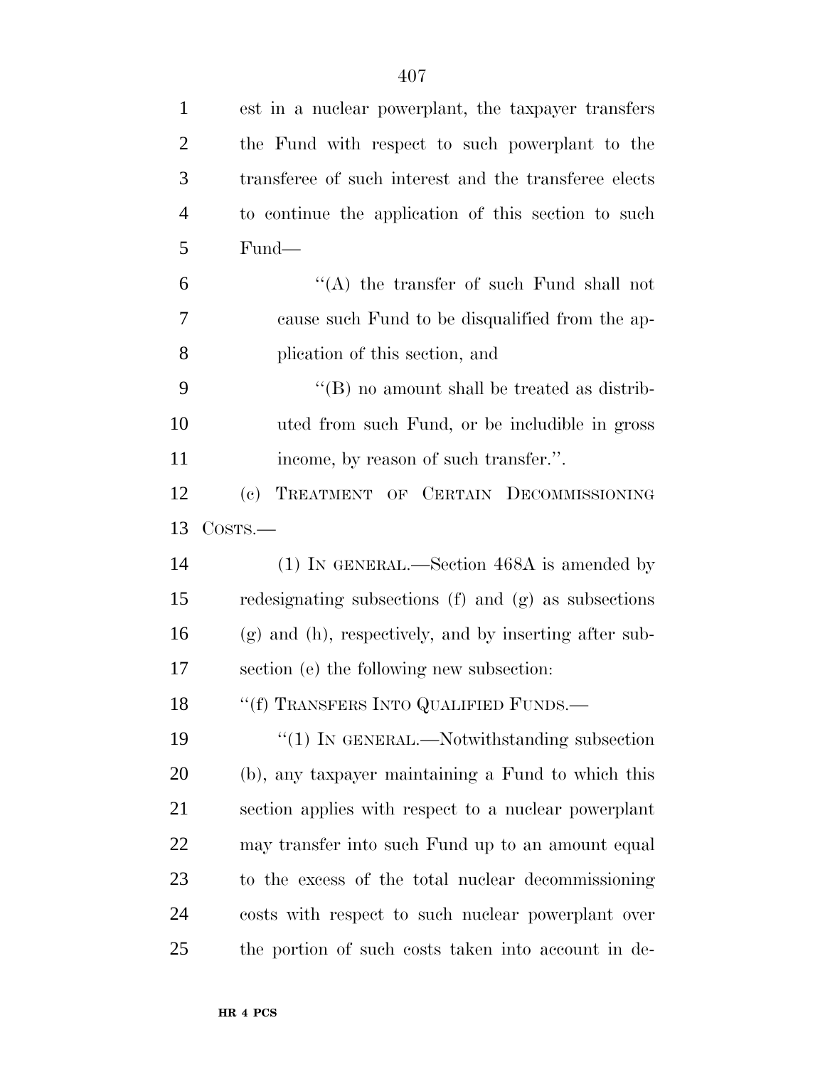est in a nuclear powerplant, the taxpayer transfers the Fund with respect to such powerplant to the transferee of such interest and the transferee elects to continue the application of this section to such Fund—

''(A) the transfer of such Fund shall not cause such Fund to be disqualified from the application of this section, and

''(B) no amount shall be treated as distributed from such Fund, or be includible in gross income, by reason of such transfer.''.

(c) TREATMENT OF CERTAIN DECOMMISSIONING COSTS.—

(1) IN GENERAL.—Section 468A is amended by redesignating subsections (f) and (g) as subsections (g) and (h), respectively, and by inserting after subsection (e) the following new subsection:

''(f) TRANSFERS INTO QUALIFIED FUNDS.—

''(1) IN GENERAL.—Notwithstanding subsection (b), any taxpayer maintaining a Fund to which this section applies with respect to a nuclear powerplant may transfer into such Fund up to an amount equal to the excess of the total nuclear decommissioning costs with respect to such nuclear powerplant over the portion of such costs taken into account in de-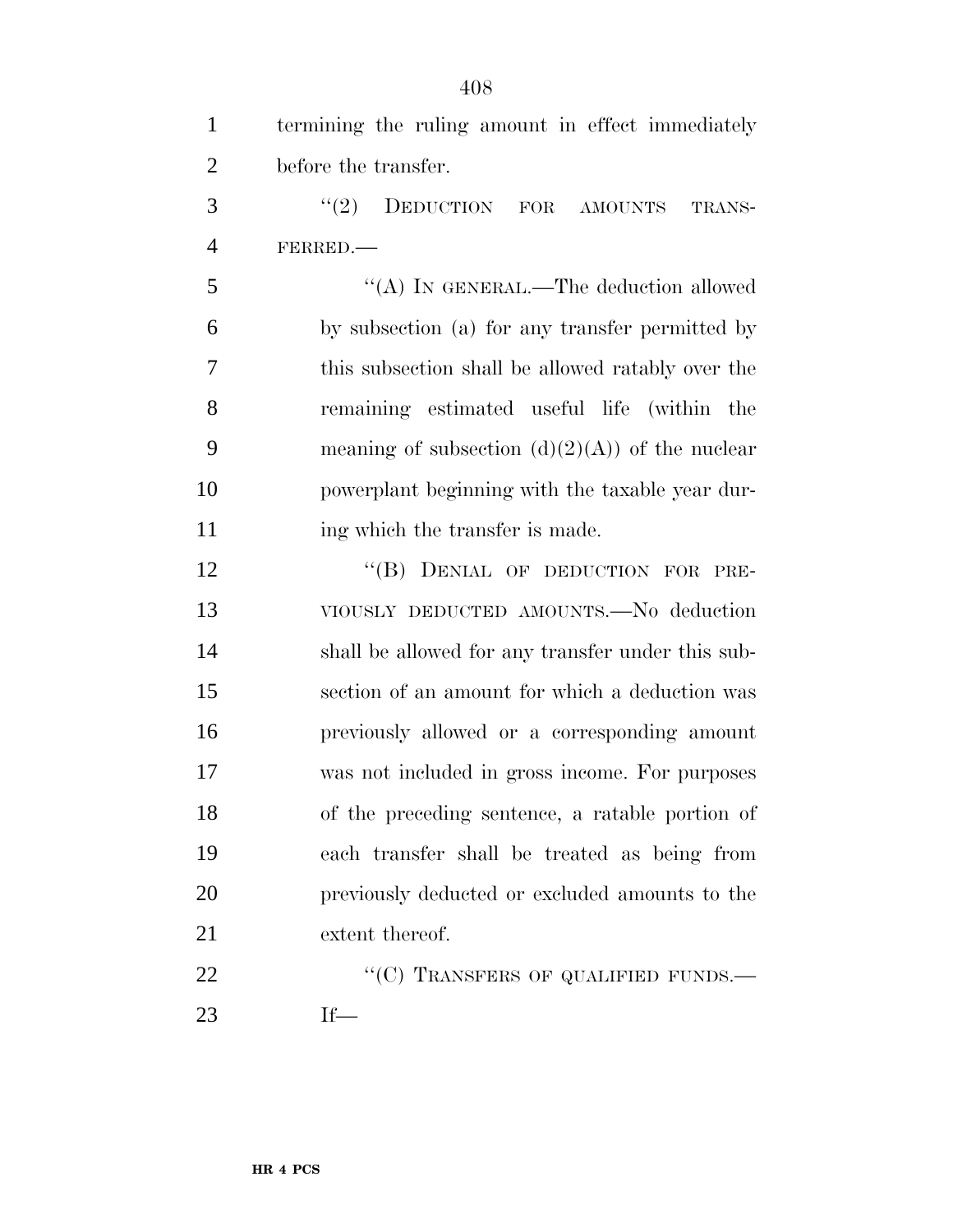termining the ruling amount in effect immediately before the transfer.

"(2) DEDUCTION FOR AMOUNTS TRANSFERRED.—

"(A) IN GENERAL.—The deduction allowed by subsection (a) for any transfer permitted by this subsection shall be allowed ratably over the remaining estimated useful life (within the meaning of subsection (d)(2)(A)) of the nuclear powerplant beginning with the taxable year during which the transfer is made.

"(B) DENIAL OF DEDUCTION FOR PREVIOUSLY DEDUCTED AMOUNTS.—No deduction shall be allowed for any transfer under this subsection of an amount for which a deduction was previously allowed or a corresponding amount was not included in gross income. For purposes of the preceding sentence, a ratable portion of each transfer shall be treated as being from previously deducted or excluded amounts to the extent thereof.

"(C) TRANSFERS OF QUALIFIED FUNDS.—If—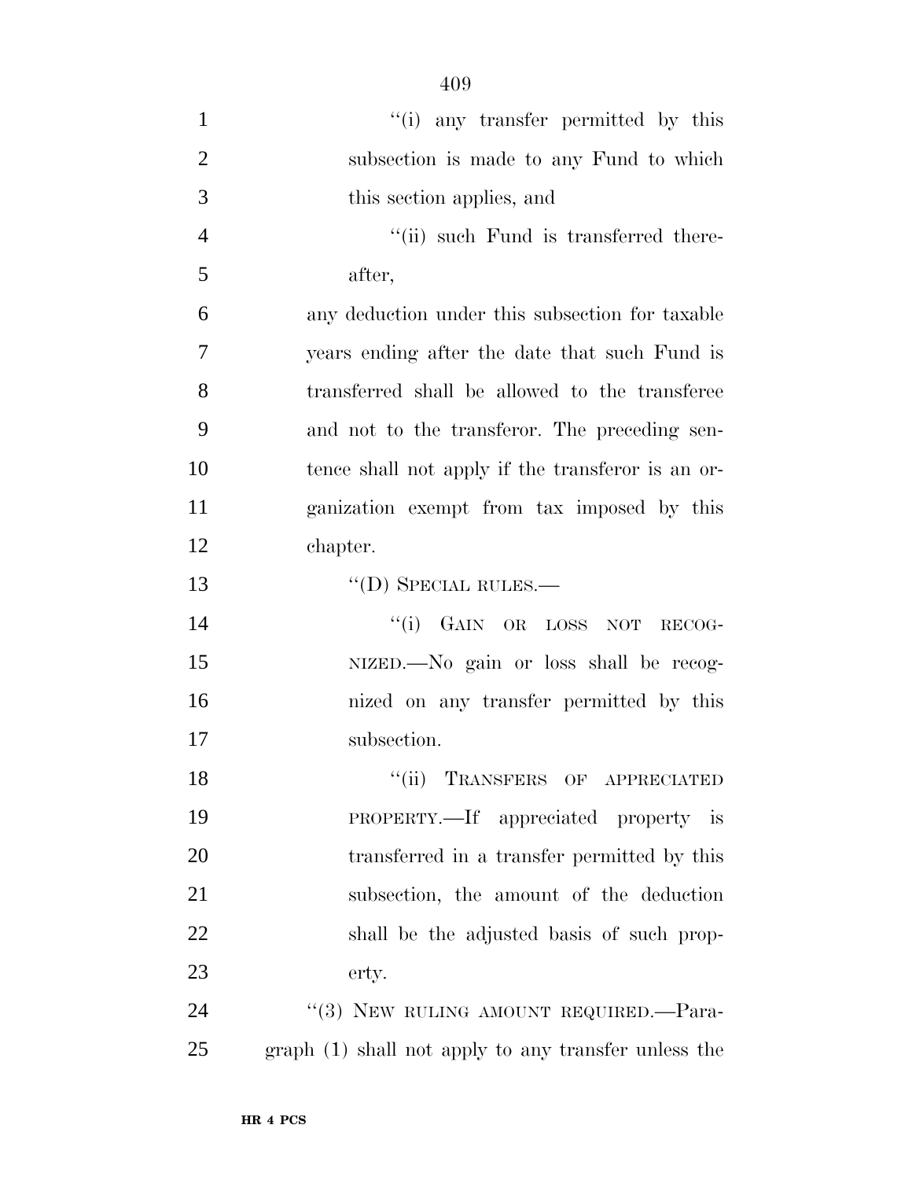"(i) any transfer permitted by this subsection is made to any Fund to which this section applies, and

"(ii) such Fund is transferred thereafter,

any deduction under this subsection for taxable years ending after the date that such Fund is transferred shall be allowed to the transferee and not to the transferor. The preceding sentence shall not apply if the transferor is an organization exempt from tax imposed by this chapter.

"(D) SPECIAL RULES.—

"(i) GAIN OR LOSS NOT RECOGNIZED.—No gain or loss shall be recognized on any transfer permitted by this subsection.

"(ii) TRANSFERS OF APPRECIATED PROPERTY.—If appreciated property is transferred in a transfer permitted by this subsection, the amount of the deduction shall be the adjusted basis of such property.

"(3) NEW RULING AMOUNT REQUIRED.—Paragraph (1) shall not apply to any transfer unless the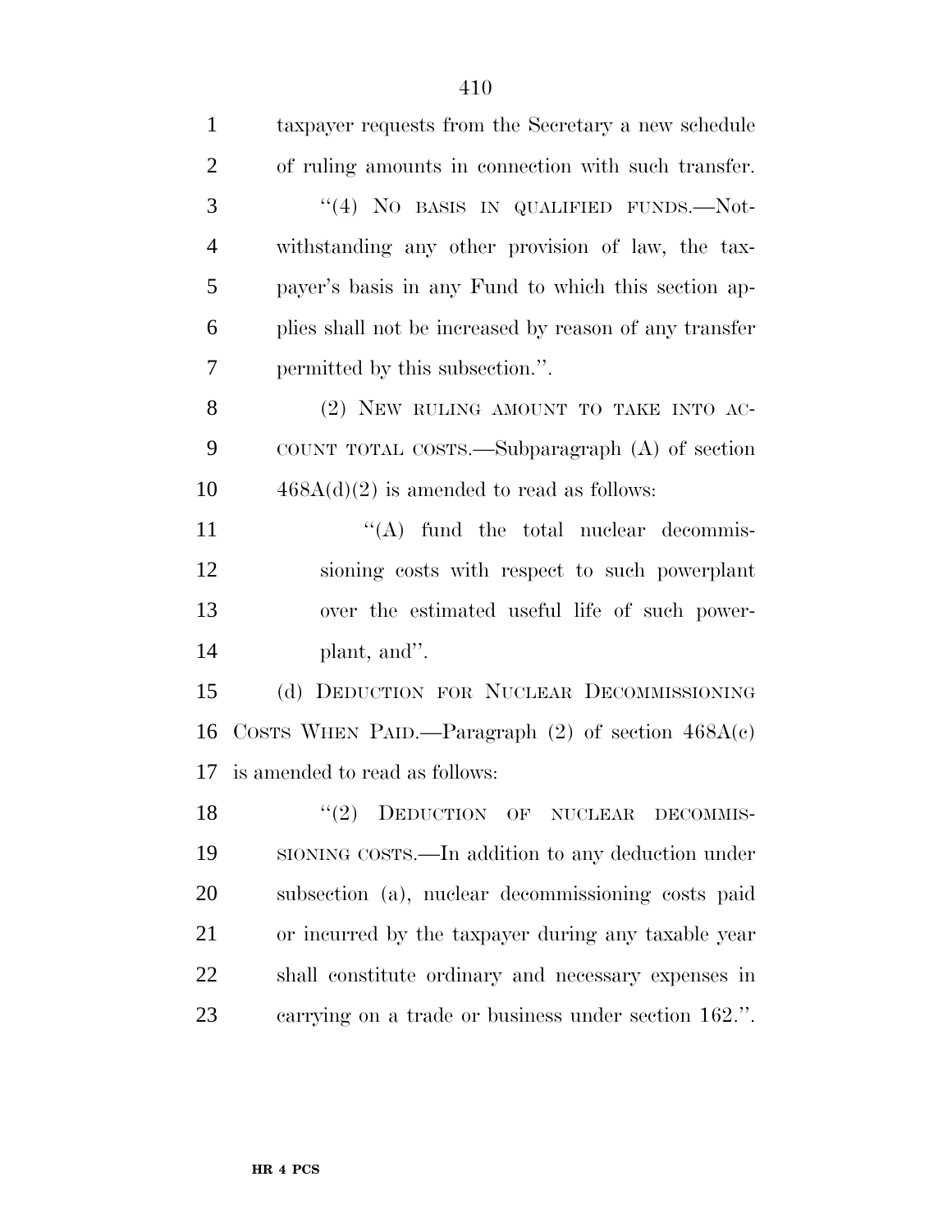taxpayer requests from the Secretary a new schedule of ruling amounts in connection with such transfer.

"(4) NO BASIS IN QUALIFIED FUNDS.—Notwithstanding any other provision of law, the taxpayer's basis in any Fund to which this section applies shall not be increased by reason of any transfer permitted by this subsection.".

(2) NEW RULING AMOUNT TO TAKE INTO ACCOUNT TOTAL COSTS.—Subparagraph (A) of section 468A(d)(2) is amended to read as follows:

"(A) fund the total nuclear decommissioning costs with respect to such powerplant over the estimated useful life of such powerplant, and".

(d) DEDUCTION FOR NUCLEAR DECOMMISSIONING COSTS WHEN PAID.—Paragraph (2) of section 468A(c) is amended to read as follows:

"(2) DEDUCTION OF NUCLEAR DECOMMISSIONING COSTS.—In addition to any deduction under subsection (a), nuclear decommissioning costs paid or incurred by the taxpayer during any taxable year shall constitute ordinary and necessary expenses in carrying on a trade or business under section 162.".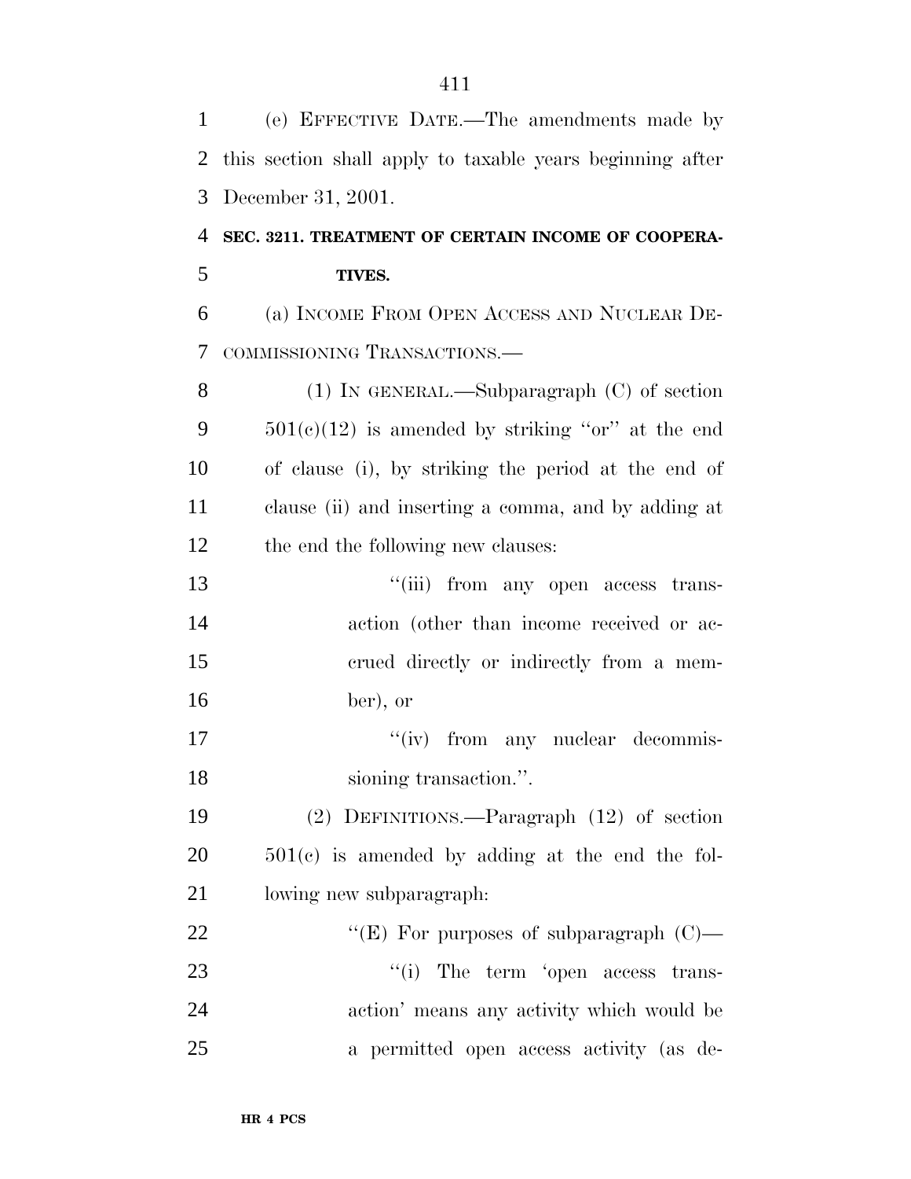(e) EFFECTIVE DATE.—The amendments made by this section shall apply to taxable years beginning after December 31, 2001.

**SEC. 3211. TREATMENT OF CERTAIN INCOME OF COOPERATIVES.**

(a) INCOME FROM OPEN ACCESS AND NUCLEAR DECOMMISSIONING TRANSACTIONS.—

(1) IN GENERAL.—Subparagraph (C) of section 501(c)(12) is amended by striking "or" at the end of clause (i), by striking the period at the end of clause (ii) and inserting a comma, and by adding at the end the following new clauses:

"(iii) from any open access transaction (other than income received or accrued directly or indirectly from a member), or

"(iv) from any nuclear decommissioning transaction.".

(2) DEFINITIONS.—Paragraph (12) of section 501(c) is amended by adding at the end the following new subparagraph:

"(E) For purposes of subparagraph (C)—

"(i) The term 'open access transaction' means any activity which would be a permitted open access activity (as de-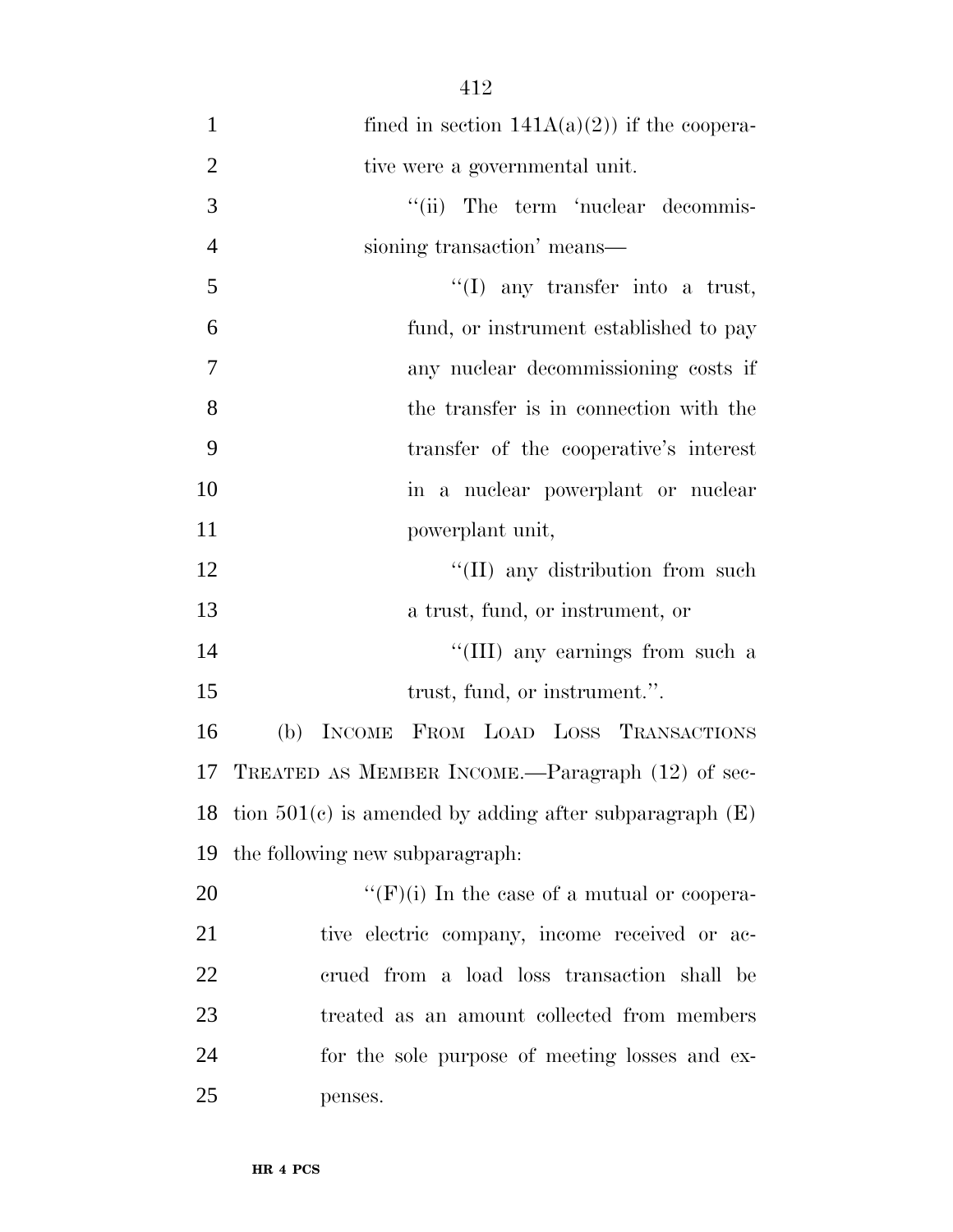fined in section 141A(a)(2)) if the cooperative were a governmental unit.

"(ii) The term 'nuclear decommissioning transaction' means—

"(I) any transfer into a trust, fund, or instrument established to pay any nuclear decommissioning costs if the transfer is in connection with the transfer of the cooperative's interest in a nuclear powerplant or nuclear powerplant unit,

"(II) any distribution from such a trust, fund, or instrument, or

"(III) any earnings from such a trust, fund, or instrument.".

(b) INCOME FROM LOAD LOSS TRANSACTIONS TREATED AS MEMBER INCOME.—Paragraph (12) of section 501(c) is amended by adding after subparagraph (E) the following new subparagraph:

"(F)(i) In the case of a mutual or cooperative electric company, income received or accrued from a load loss transaction shall be treated as an amount collected from members for the sole purpose of meeting losses and expenses.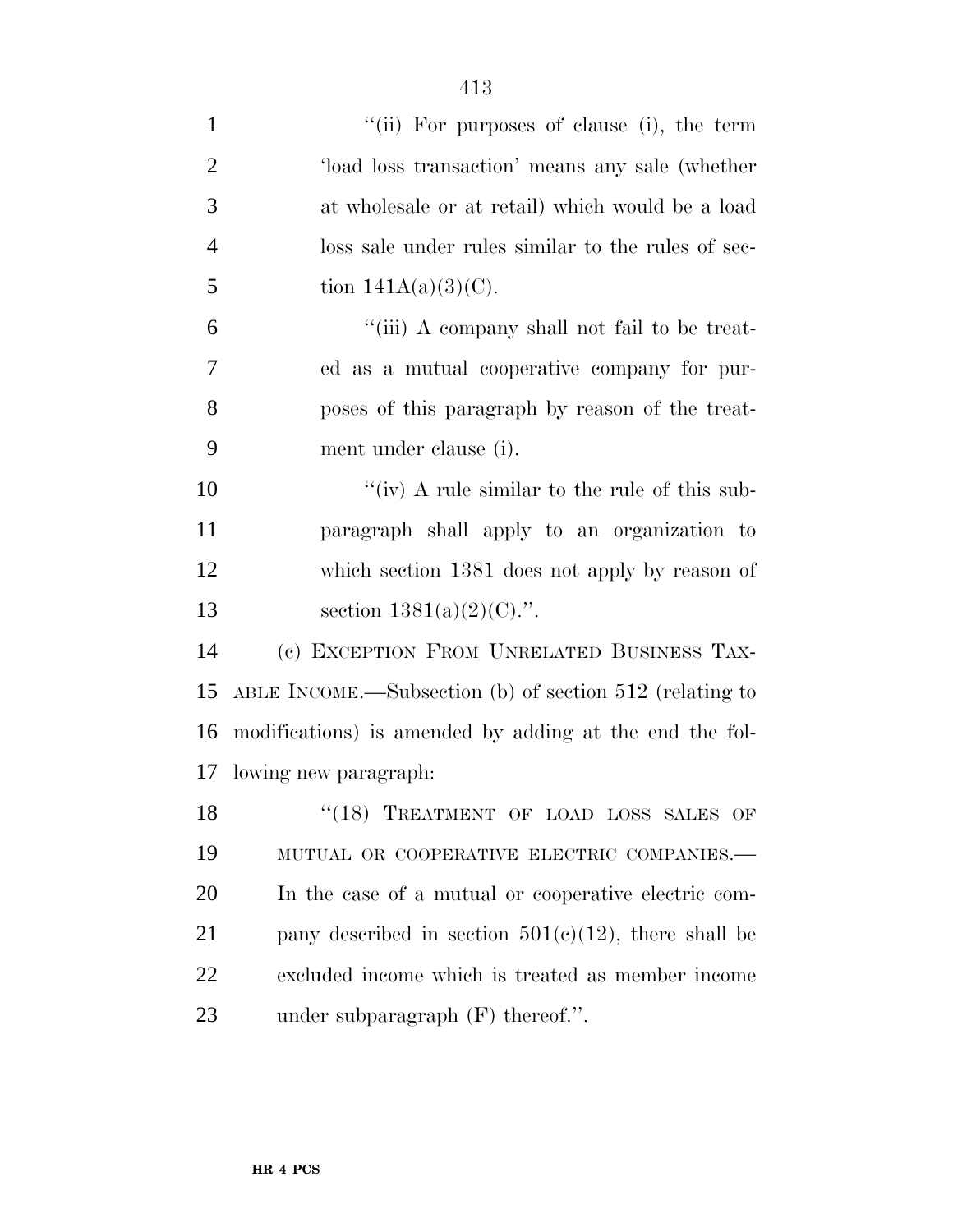"(ii) For purposes of clause (i), the term 'load loss transaction' means any sale (whether at wholesale or at retail) which would be a load loss sale under rules similar to the rules of section 141A(a)(3)(C).

"(iii) A company shall not fail to be treated as a mutual cooperative company for purposes of this paragraph by reason of the treatment under clause (i).

"(iv) A rule similar to the rule of this subparagraph shall apply to an organization to which section 1381 does not apply by reason of section 1381(a)(2)(C).".

(c) EXCEPTION FROM UNRELATED BUSINESS TAXABLE INCOME.—Subsection (b) of section 512 (relating to modifications) is amended by adding at the end the following new paragraph:

"(18) TREATMENT OF LOAD LOSS SALES OF MUTUAL OR COOPERATIVE ELECTRIC COMPANIES.—In the case of a mutual or cooperative electric company described in section 501(c)(12), there shall be excluded income which is treated as member income under subparagraph (F) thereof.".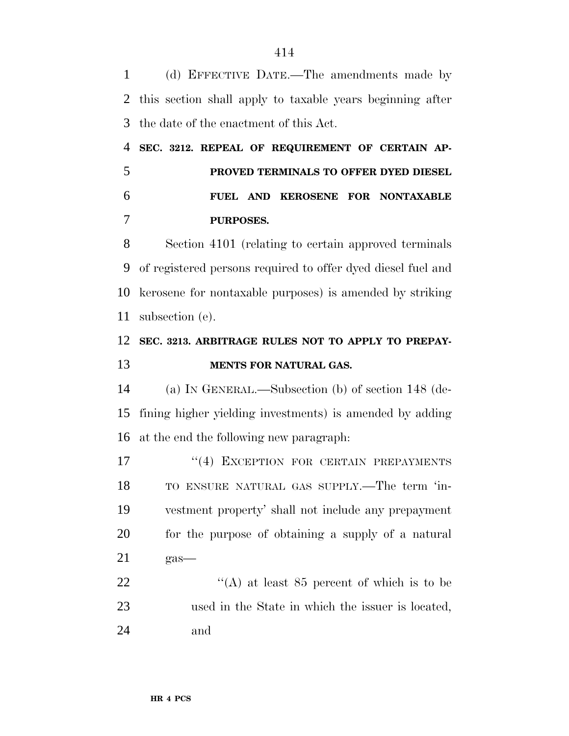(d) EFFECTIVE DATE.—The amendments made by this section shall apply to taxable years beginning after the date of the enactment of this Act.

**SEC. 3212. REPEAL OF REQUIREMENT OF CERTAIN APPROVED TERMINALS TO OFFER DYED DIESEL FUEL AND KEROSENE FOR NONTAXABLE PURPOSES.**

Section 4101 (relating to certain approved terminals of registered persons required to offer dyed diesel fuel and kerosene for nontaxable purposes) is amended by striking subsection (e).

**SEC. 3213. ARBITRAGE RULES NOT TO APPLY TO PREPAYMENTS FOR NATURAL GAS.**

(a) IN GENERAL.—Subsection (b) of section 148 (defining higher yielding investments) is amended by adding at the end the following new paragraph:

"(4) EXCEPTION FOR CERTAIN PREPAYMENTS TO ENSURE NATURAL GAS SUPPLY.—The term 'investment property' shall not include any prepayment for the purpose of obtaining a supply of a natural gas—

"(A) at least 85 percent of which is to be used in the State in which the issuer is located, and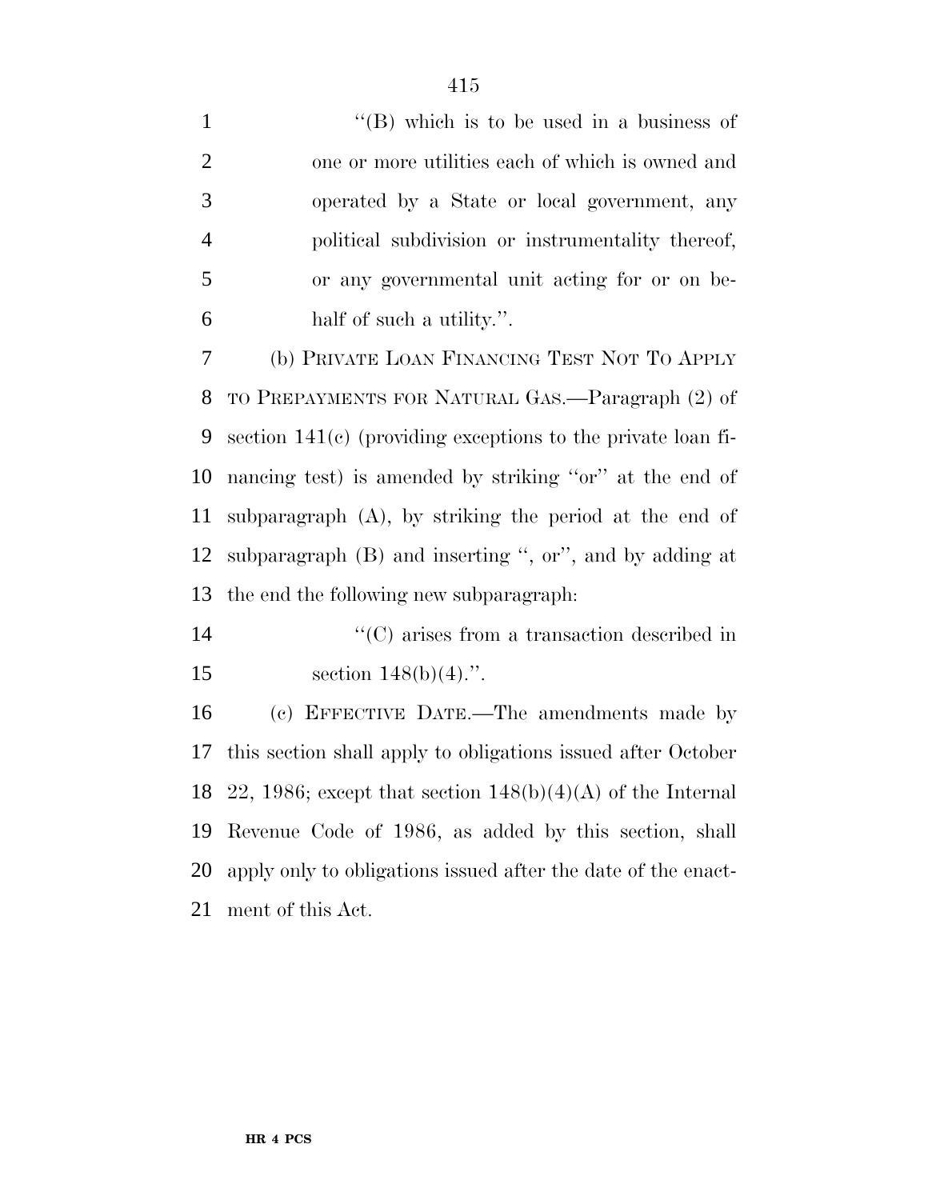"(B) which is to be used in a business of one or more utilities each of which is owned and operated by a State or local government, any political subdivision or instrumentality thereof, or any governmental unit acting for or on behalf of such a utility.".

(b) PRIVATE LOAN FINANCING TEST NOT TO APPLY TO PREPAYMENTS FOR NATURAL GAS.—Paragraph (2) of section 141(c) (providing exceptions to the private loan financing test) is amended by striking "or" at the end of subparagraph (A), by striking the period at the end of subparagraph (B) and inserting ", or", and by adding at the end the following new subparagraph:

"(C) arises from a transaction described in section 148(b)(4).".

(c) EFFECTIVE DATE.—The amendments made by this section shall apply to obligations issued after October 22, 1986; except that section 148(b)(4)(A) of the Internal Revenue Code of 1986, as added by this section, shall apply only to obligations issued after the date of the enactment of this Act.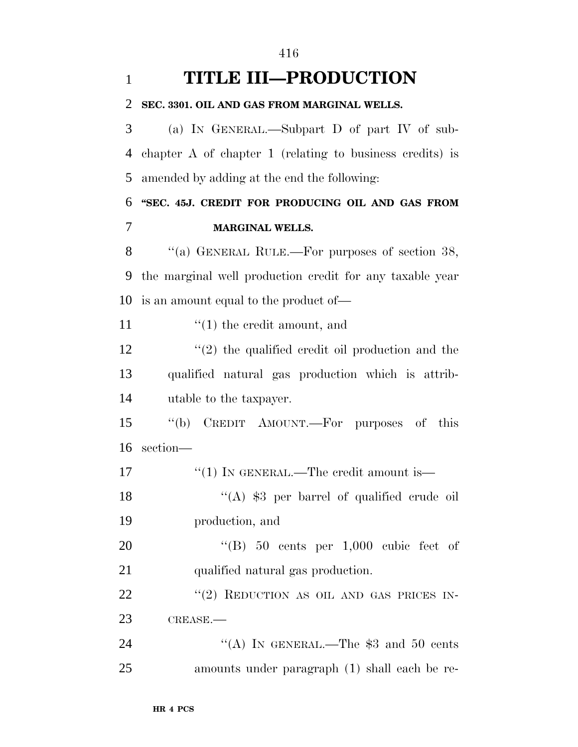# TITLE III—PRODUCTION

**SEC. 3301. OIL AND GAS FROM MARGINAL WELLS.**

(a) IN GENERAL.—Subpart D of part IV of subchapter A of chapter 1 (relating to business credits) is amended by adding at the end the following:

**"SEC. 45J. CREDIT FOR PRODUCING OIL AND GAS FROM MARGINAL WELLS.**

"(a) GENERAL RULE.—For purposes of section 38, the marginal well production credit for any taxable year is an amount equal to the product of—

"(1) the credit amount, and

"(2) the qualified credit oil production and the qualified natural gas production which is attributable to the taxpayer.

"(b) CREDIT AMOUNT.—For purposes of this section—

"(1) IN GENERAL.—The credit amount is—

"(A) $3 per barrel of qualified crude oil production, and

"(B) 50 cents per 1,000 cubic feet of qualified natural gas production.

"(2) REDUCTION AS OIL AND GAS PRICES INCREASE.—

"(A) IN GENERAL.—The $3 and 50 cents amounts under paragraph (1) shall each be re-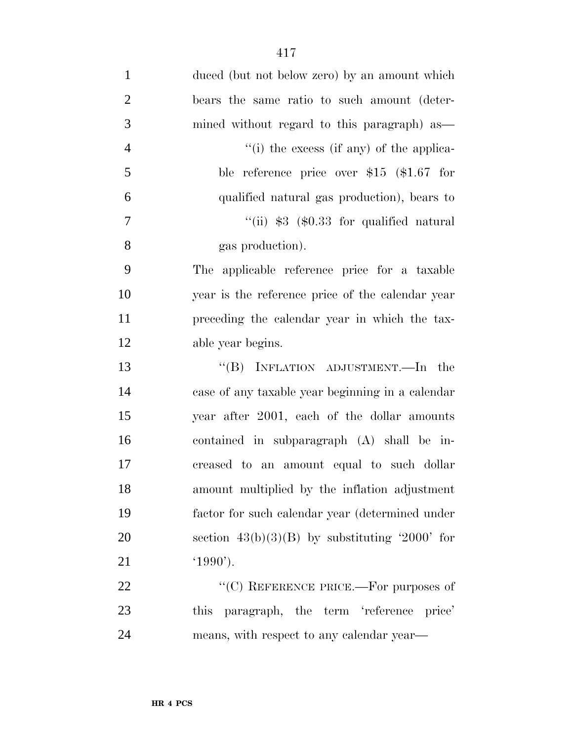duced (but not below zero) by an amount which bears the same ratio to such amount (determined without regard to this paragraph) as—

"(i) the excess (if any) of the applicable reference price over $15 ($1.67 for qualified natural gas production), bears to

"(ii) $3 ($0.33 for qualified natural gas production).

The applicable reference price for a taxable year is the reference price of the calendar year preceding the calendar year in which the taxable year begins.

"(B) INFLATION ADJUSTMENT.—In the case of any taxable year beginning in a calendar year after 2001, each of the dollar amounts contained in subparagraph (A) shall be increased to an amount equal to such dollar amount multiplied by the inflation adjustment factor for such calendar year (determined under section 43(b)(3)(B) by substituting '2000' for '1990').

"(C) REFERENCE PRICE.—For purposes of this paragraph, the term 'reference price' means, with respect to any calendar year—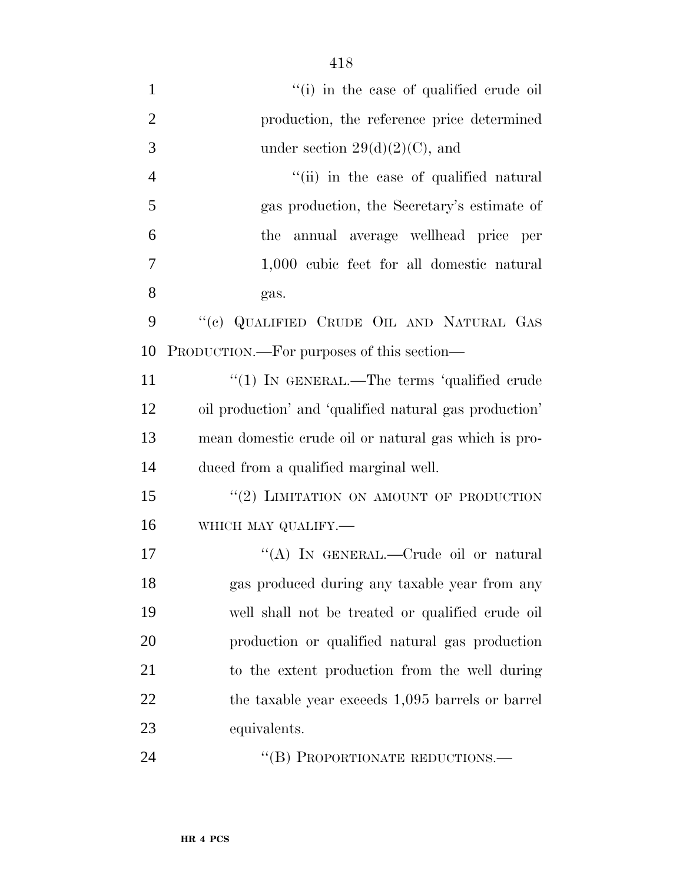''(i) in the case of qualified crude oil production, the reference price determined under section 29(d)(2)(C), and

''(ii) in the case of qualified natural gas production, the Secretary's estimate of the annual average wellhead price per 1,000 cubic feet for all domestic natural gas.

''(c) QUALIFIED CRUDE OIL AND NATURAL GAS PRODUCTION.—For purposes of this section—

''(1) IN GENERAL.—The terms 'qualified crude oil production' and 'qualified natural gas production' mean domestic crude oil or natural gas which is produced from a qualified marginal well.

''(2) LIMITATION ON AMOUNT OF PRODUCTION WHICH MAY QUALIFY.—

''(A) IN GENERAL.—Crude oil or natural gas produced during any taxable year from any well shall not be treated or qualified crude oil production or qualified natural gas production to the extent production from the well during the taxable year exceeds 1,095 barrels or barrel equivalents.

''(B) PROPORTIONATE REDUCTIONS.—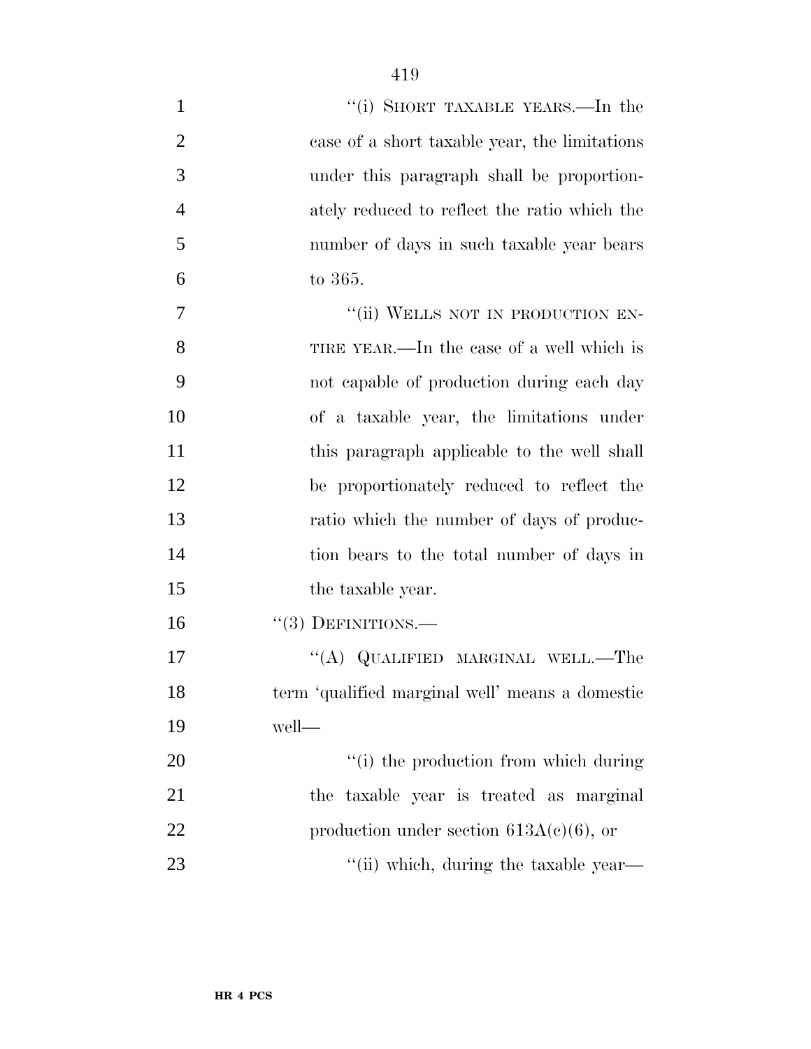"(i) SHORT TAXABLE YEARS.—In the case of a short taxable year, the limitations under this paragraph shall be proportionately reduced to reflect the ratio which the number of days in such taxable year bears to 365.

"(ii) WELLS NOT IN PRODUCTION ENTIRE YEAR.—In the case of a well which is not capable of production during each day of a taxable year, the limitations under this paragraph applicable to the well shall be proportionately reduced to reflect the ratio which the number of days of production bears to the total number of days in the taxable year.

"(3) DEFINITIONS.—

"(A) QUALIFIED MARGINAL WELL.—The term 'qualified marginal well' means a domestic well—

"(i) the production from which during the taxable year is treated as marginal production under section 613A(c)(6), or

"(ii) which, during the taxable year—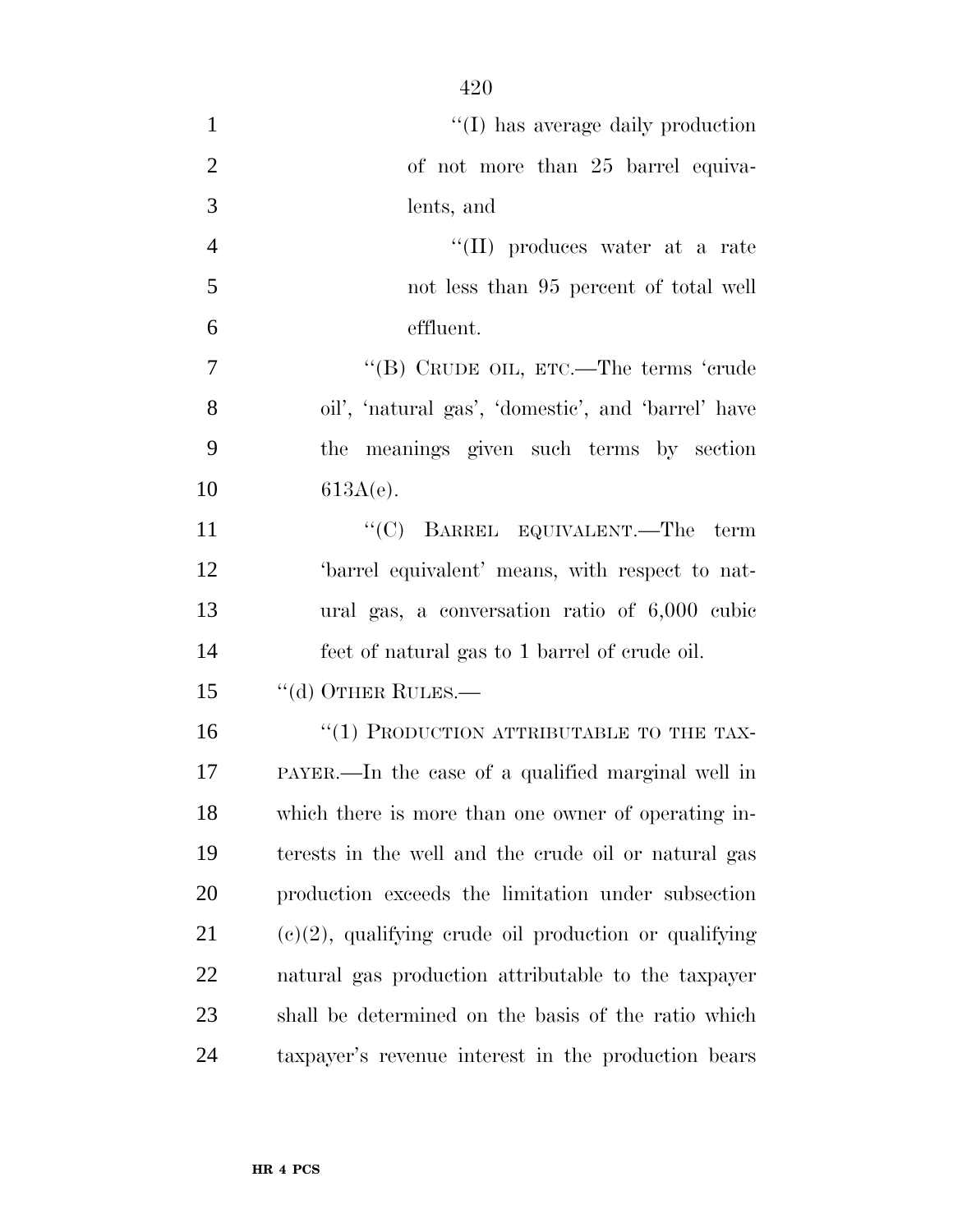"(I) has average daily production of not more than 25 barrel equivalents, and

"(II) produces water at a rate not less than 95 percent of total well effluent.

"(B) CRUDE OIL, ETC.—The terms 'crude oil', 'natural gas', 'domestic', and 'barrel' have the meanings given such terms by section 613A(e).

"(C) BARREL EQUIVALENT.—The term 'barrel equivalent' means, with respect to natural gas, a conversation ratio of 6,000 cubic feet of natural gas to 1 barrel of crude oil.

"(d) OTHER RULES.—

"(1) PRODUCTION ATTRIBUTABLE TO THE TAXPAYER.—In the case of a qualified marginal well in which there is more than one owner of operating interests in the well and the crude oil or natural gas production exceeds the limitation under subsection (c)(2), qualifying crude oil production or qualifying natural gas production attributable to the taxpayer shall be determined on the basis of the ratio which taxpayer's revenue interest in the production bears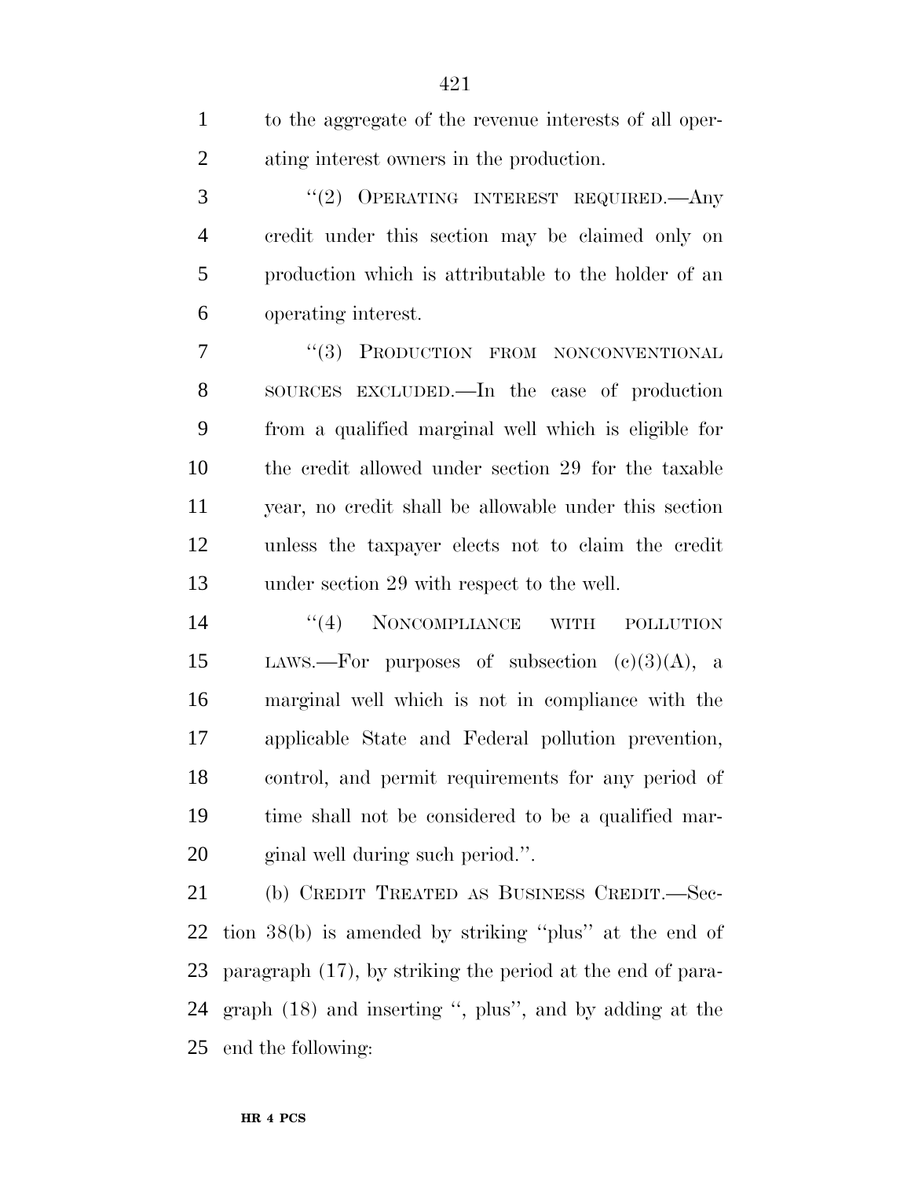to the aggregate of the revenue interests of all operating interest owners in the production.

"(2) OPERATING INTEREST REQUIRED.—Any credit under this section may be claimed only on production which is attributable to the holder of an operating interest.

"(3) PRODUCTION FROM NONCONVENTIONAL SOURCES EXCLUDED.—In the case of production from a qualified marginal well which is eligible for the credit allowed under section 29 for the taxable year, no credit shall be allowable under this section unless the taxpayer elects not to claim the credit under section 29 with respect to the well.

"(4) NONCOMPLIANCE WITH POLLUTION LAWS.—For purposes of subsection (c)(3)(A), a marginal well which is not in compliance with the applicable State and Federal pollution prevention, control, and permit requirements for any period of time shall not be considered to be a qualified marginal well during such period.".

(b) CREDIT TREATED AS BUSINESS CREDIT.—Section 38(b) is amended by striking "plus" at the end of paragraph (17), by striking the period at the end of paragraph (18) and inserting ", plus", and by adding at the end the following: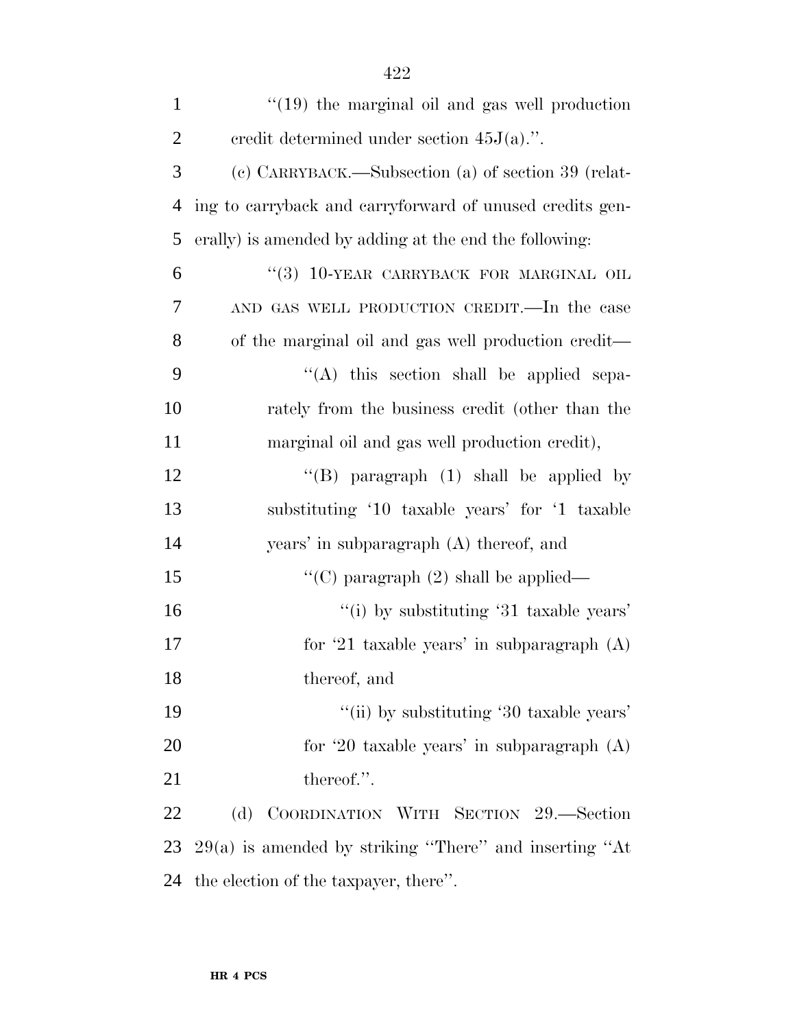"(19) the marginal oil and gas well production credit determined under section 45J(a).".

(c) CARRYBACK.—Subsection (a) of section 39 (relating to carryback and carryforward of unused credits generally) is amended by adding at the end the following:

"(3) 10-YEAR CARRYBACK FOR MARGINAL OIL AND GAS WELL PRODUCTION CREDIT.—In the case of the marginal oil and gas well production credit—

"(A) this section shall be applied separately from the business credit (other than the marginal oil and gas well production credit),

"(B) paragraph (1) shall be applied by substituting '10 taxable years' for '1 taxable years' in subparagraph (A) thereof, and

"(C) paragraph (2) shall be applied—

"(i) by substituting '31 taxable years' for '21 taxable years' in subparagraph (A) thereof, and

"(ii) by substituting '30 taxable years' for '20 taxable years' in subparagraph (A) thereof.".

(d) COORDINATION WITH SECTION 29.—Section 29(a) is amended by striking "There" and inserting "At the election of the taxpayer, there".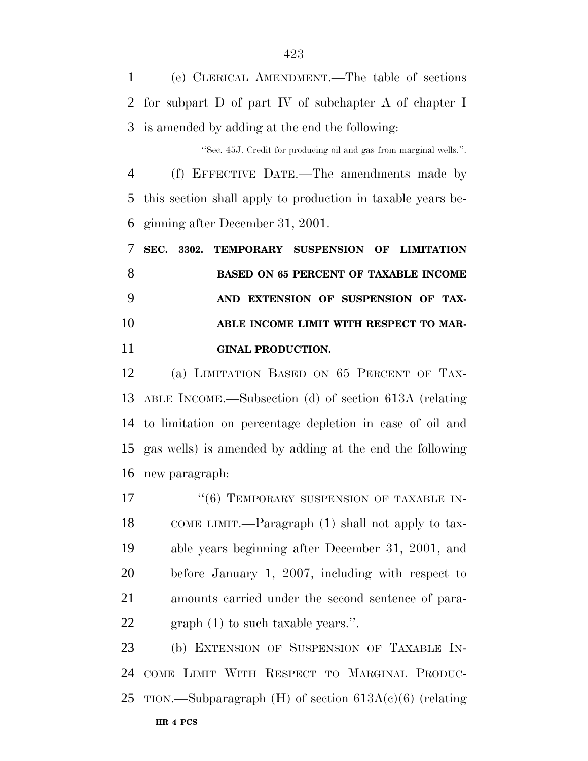(e) CLERICAL AMENDMENT.—The table of sections for subpart D of part IV of subchapter A of chapter I is amended by adding at the end the following:

"Sec. 45J. Credit for producing oil and gas from marginal wells.".

(f) EFFECTIVE DATE.—The amendments made by this section shall apply to production in taxable years beginning after December 31, 2001.

**SEC. 3302. TEMPORARY SUSPENSION OF LIMITATION BASED ON 65 PERCENT OF TAXABLE INCOME AND EXTENSION OF SUSPENSION OF TAXABLE INCOME LIMIT WITH RESPECT TO MARGINAL PRODUCTION.**

(a) LIMITATION BASED ON 65 PERCENT OF TAXABLE INCOME.—Subsection (d) of section 613A (relating to limitation on percentage depletion in case of oil and gas wells) is amended by adding at the end the following new paragraph:

"(6) TEMPORARY SUSPENSION OF TAXABLE INCOME LIMIT.—Paragraph (1) shall not apply to taxable years beginning after December 31, 2001, and before January 1, 2007, including with respect to amounts carried under the second sentence of paragraph (1) to such taxable years.".

(b) EXTENSION OF SUSPENSION OF TAXABLE INCOME LIMIT WITH RESPECT TO MARGINAL PRODUCTION.—Subparagraph (H) of section 613A(c)(6) (relating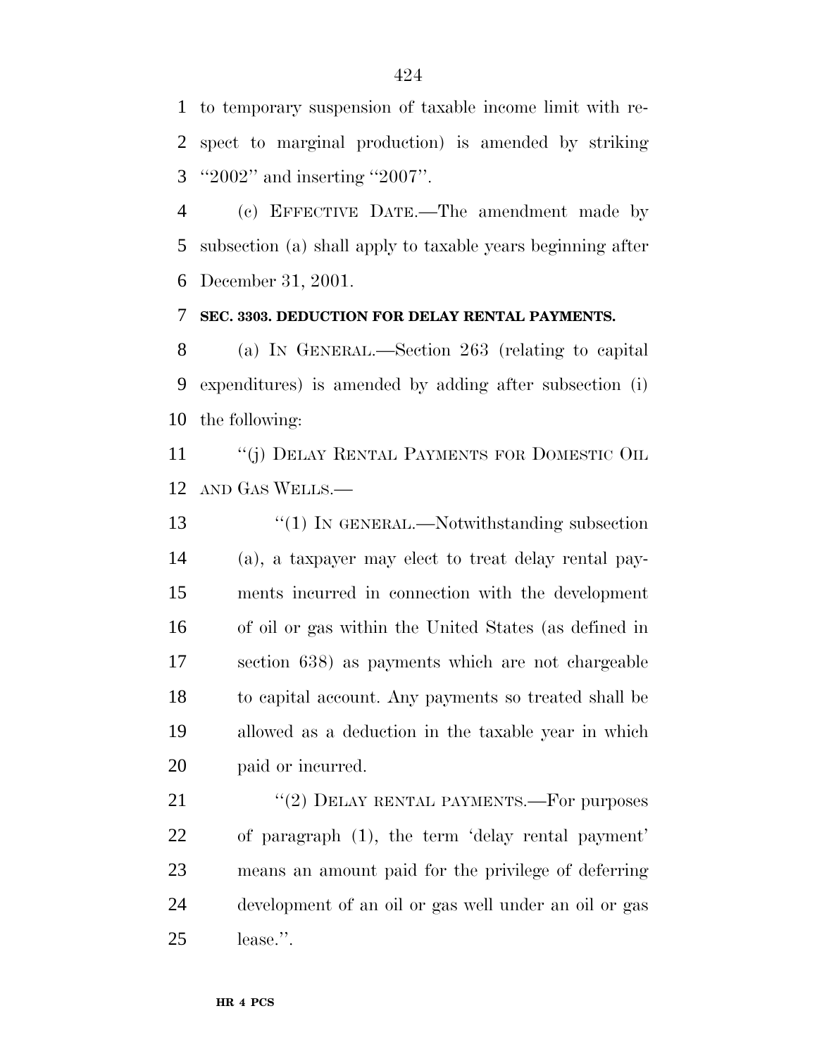to temporary suspension of taxable income limit with respect to marginal production) is amended by striking ''2002'' and inserting ''2007''.

(c) EFFECTIVE DATE.—The amendment made by subsection (a) shall apply to taxable years beginning after December 31, 2001.

**SEC. 3303. DEDUCTION FOR DELAY RENTAL PAYMENTS.**

(a) IN GENERAL.—Section 263 (relating to capital expenditures) is amended by adding after subsection (i) the following:

''(j) DELAY RENTAL PAYMENTS FOR DOMESTIC OIL AND GAS WELLS.—

''(1) IN GENERAL.—Notwithstanding subsection (a), a taxpayer may elect to treat delay rental payments incurred in connection with the development of oil or gas within the United States (as defined in section 638) as payments which are not chargeable to capital account. Any payments so treated shall be allowed as a deduction in the taxable year in which paid or incurred.

''(2) DELAY RENTAL PAYMENTS.—For purposes of paragraph (1), the term 'delay rental payment' means an amount paid for the privilege of deferring development of an oil or gas well under an oil or gas lease.''.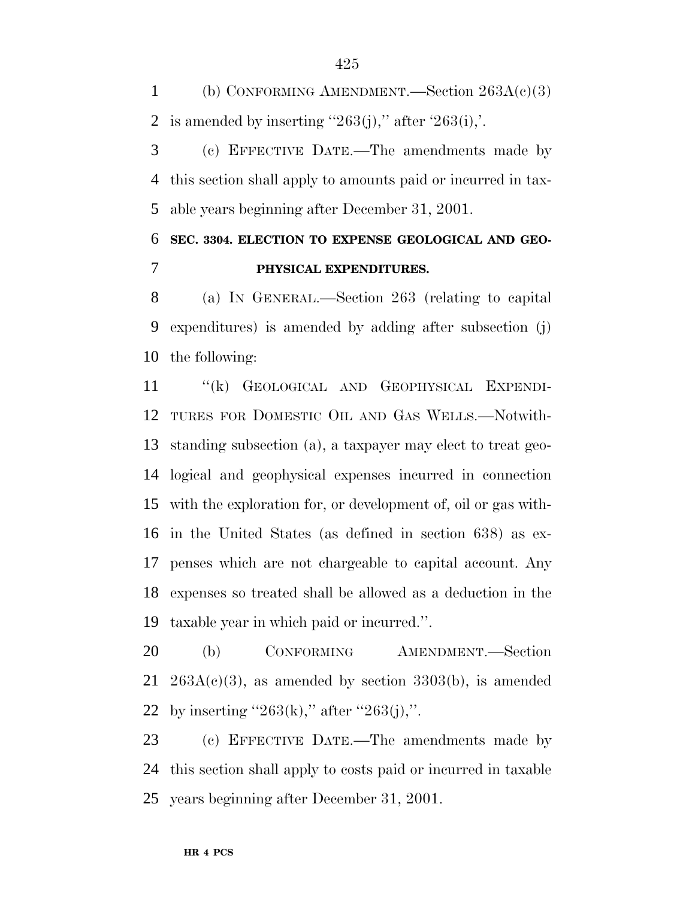(b) CONFORMING AMENDMENT.—Section 263A(c)(3) is amended by inserting ''263(j),'' after '263(i),'.

(c) EFFECTIVE DATE.—The amendments made by this section shall apply to amounts paid or incurred in taxable years beginning after December 31, 2001.

### SEC. 3304. ELECTION TO EXPENSE GEOLOGICAL AND GEOPHYSICAL EXPENDITURES.

(a) IN GENERAL.—Section 263 (relating to capital expenditures) is amended by adding after subsection (j) the following:

''(k) GEOLOGICAL AND GEOPHYSICAL EXPENDITURES FOR DOMESTIC OIL AND GAS WELLS.—Notwithstanding subsection (a), a taxpayer may elect to treat geological and geophysical expenses incurred in connection with the exploration for, or development of, oil or gas within the United States (as defined in section 638) as expenses which are not chargeable to capital account. Any expenses so treated shall be allowed as a deduction in the taxable year in which paid or incurred.''.

(b) CONFORMING AMENDMENT.—Section 263A(c)(3), as amended by section 3303(b), is amended by inserting ''263(k),'' after ''263(j),''.

(c) EFFECTIVE DATE.—The amendments made by this section shall apply to costs paid or incurred in taxable years beginning after December 31, 2001.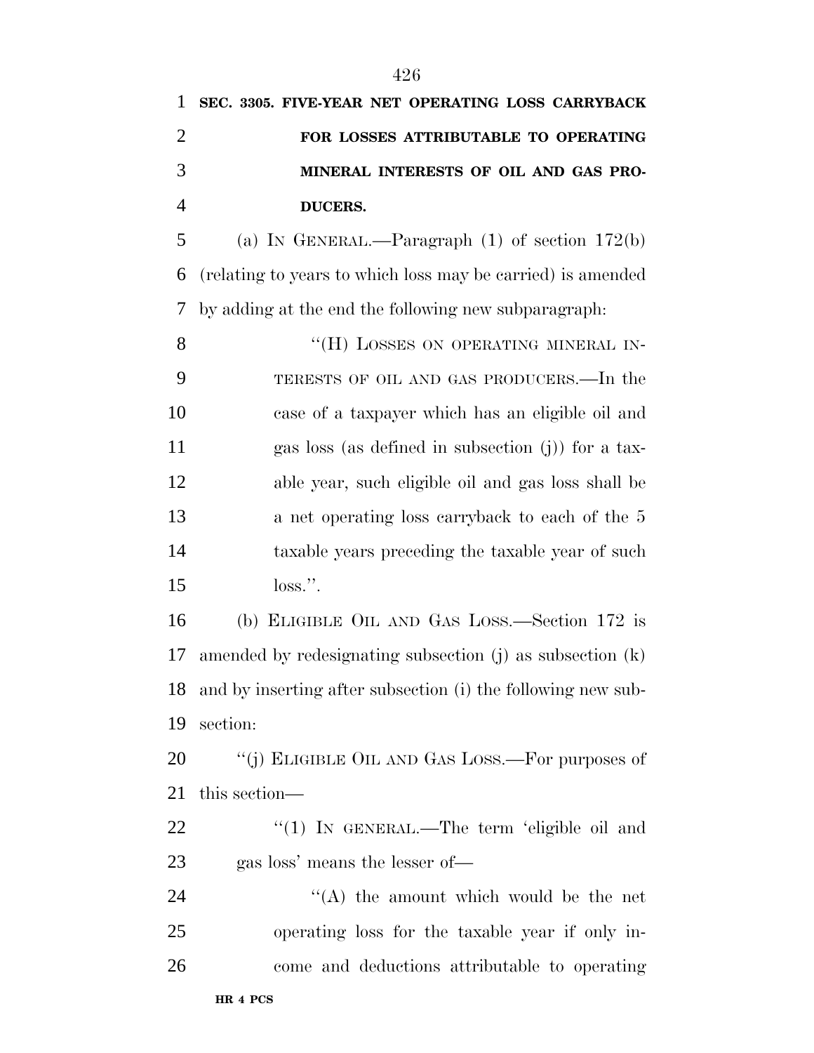**SEC. 3305. FIVE-YEAR NET OPERATING LOSS CARRYBACK FOR LOSSES ATTRIBUTABLE TO OPERATING MINERAL INTERESTS OF OIL AND GAS PRODUCERS.**

(a) IN GENERAL.—Paragraph (1) of section 172(b) (relating to years to which loss may be carried) is amended by adding at the end the following new subparagraph:

"(H) LOSSES ON OPERATING MINERAL INTERESTS OF OIL AND GAS PRODUCERS.—In the case of a taxpayer which has an eligible oil and gas loss (as defined in subsection (j)) for a taxable year, such eligible oil and gas loss shall be a net operating loss carryback to each of the 5 taxable years preceding the taxable year of such loss.".

(b) ELIGIBLE OIL AND GAS LOSS.—Section 172 is amended by redesignating subsection (j) as subsection (k) and by inserting after subsection (i) the following new subsection:

"(j) ELIGIBLE OIL AND GAS LOSS.—For purposes of this section—

"(1) IN GENERAL.—The term 'eligible oil and gas loss' means the lesser of—

"(A) the amount which would be the net operating loss for the taxable year if only income and deductions attributable to operating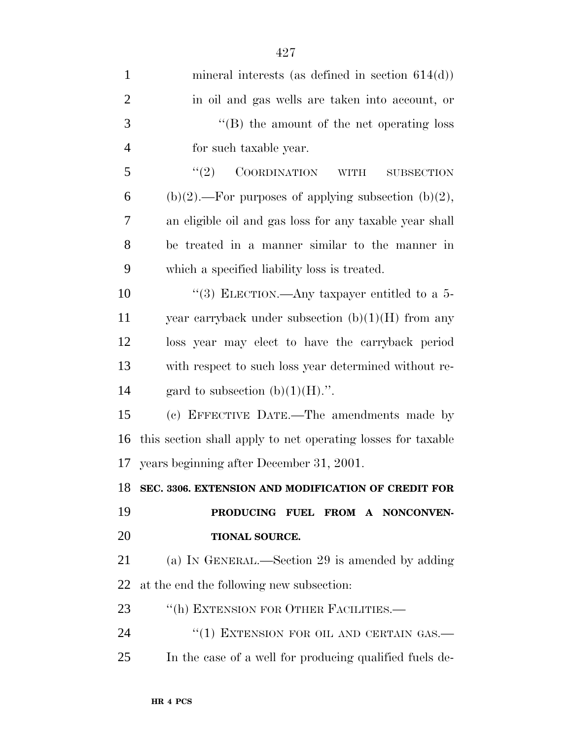mineral interests (as defined in section 614(d)) in oil and gas wells are taken into account, or

''(B) the amount of the net operating loss for such taxable year.

''(2) COORDINATION WITH SUBSECTION (b)(2).—For purposes of applying subsection (b)(2), an eligible oil and gas loss for any taxable year shall be treated in a manner similar to the manner in which a specified liability loss is treated.

''(3) ELECTION.—Any taxpayer entitled to a 5-year carryback under subsection (b)(1)(H) from any loss year may elect to have the carryback period with respect to such loss year determined without regard to subsection (b)(1)(H).''.

(c) EFFECTIVE DATE.—The amendments made by this section shall apply to net operating losses for taxable years beginning after December 31, 2001.

**SEC. 3306. EXTENSION AND MODIFICATION OF CREDIT FOR PRODUCING FUEL FROM A NONCONVENTIONAL SOURCE.**

(a) IN GENERAL.—Section 29 is amended by adding at the end the following new subsection:

''(h) EXTENSION FOR OTHER FACILITIES.—

''(1) EXTENSION FOR OIL AND CERTAIN GAS.—In the case of a well for producing qualified fuels de-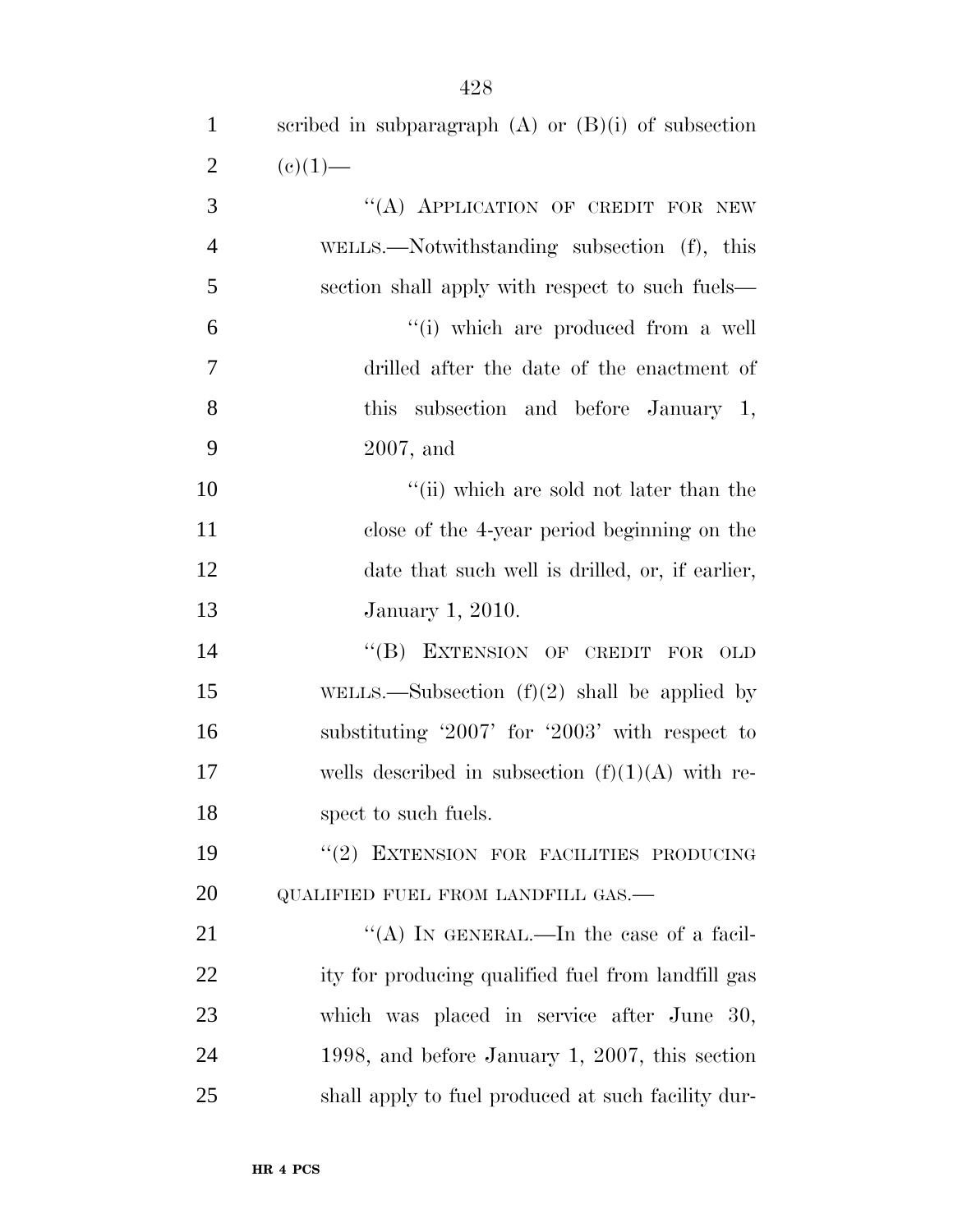scribed in subparagraph (A) or (B)(i) of subsection (c)(1)—

"(A) APPLICATION OF CREDIT FOR NEW WELLS.—Notwithstanding subsection (f), this section shall apply with respect to such fuels—

"(i) which are produced from a well drilled after the date of the enactment of this subsection and before January 1, 2007, and

"(ii) which are sold not later than the close of the 4-year period beginning on the date that such well is drilled, or, if earlier, January 1, 2010.

"(B) EXTENSION OF CREDIT FOR OLD WELLS.—Subsection (f)(2) shall be applied by substituting '2007' for '2003' with respect to wells described in subsection (f)(1)(A) with respect to such fuels.

"(2) EXTENSION FOR FACILITIES PRODUCING QUALIFIED FUEL FROM LANDFILL GAS.—

"(A) IN GENERAL.—In the case of a facility for producing qualified fuel from landfill gas which was placed in service after June 30, 1998, and before January 1, 2007, this section shall apply to fuel produced at such facility dur-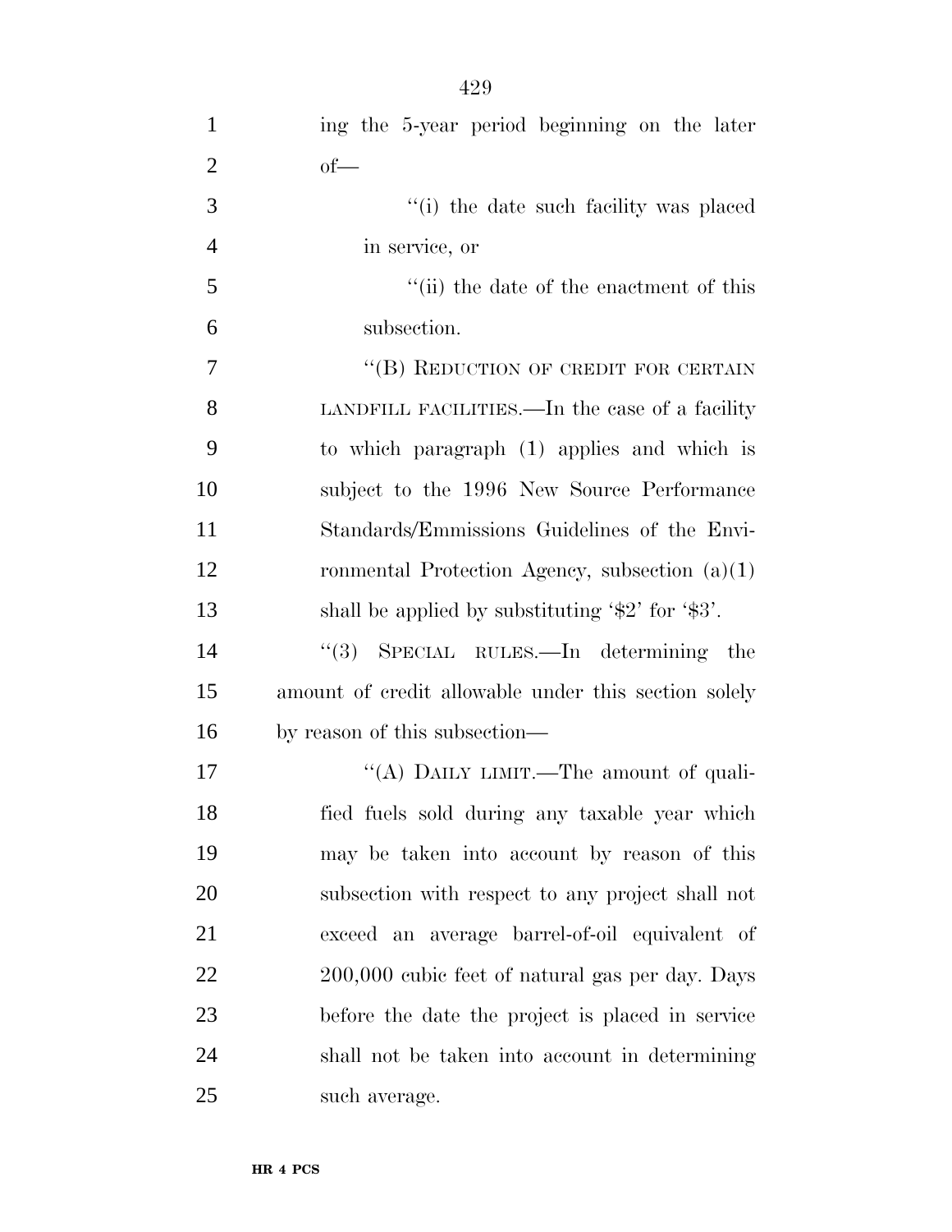ing the 5-year period beginning on the later of—

''(i) the date such facility was placed in service, or

''(ii) the date of the enactment of this subsection.

''(B) REDUCTION OF CREDIT FOR CERTAIN LANDFILL FACILITIES.—In the case of a facility to which paragraph (1) applies and which is subject to the 1996 New Source Performance Standards/Emmissions Guidelines of the Environmental Protection Agency, subsection (a)(1) shall be applied by substituting '$2' for '$3'.

''(3) SPECIAL RULES.—In determining the amount of credit allowable under this section solely by reason of this subsection—

''(A) DAILY LIMIT.—The amount of qualified fuels sold during any taxable year which may be taken into account by reason of this subsection with respect to any project shall not exceed an average barrel-of-oil equivalent of 200,000 cubic feet of natural gas per day. Days before the date the project is placed in service shall not be taken into account in determining such average.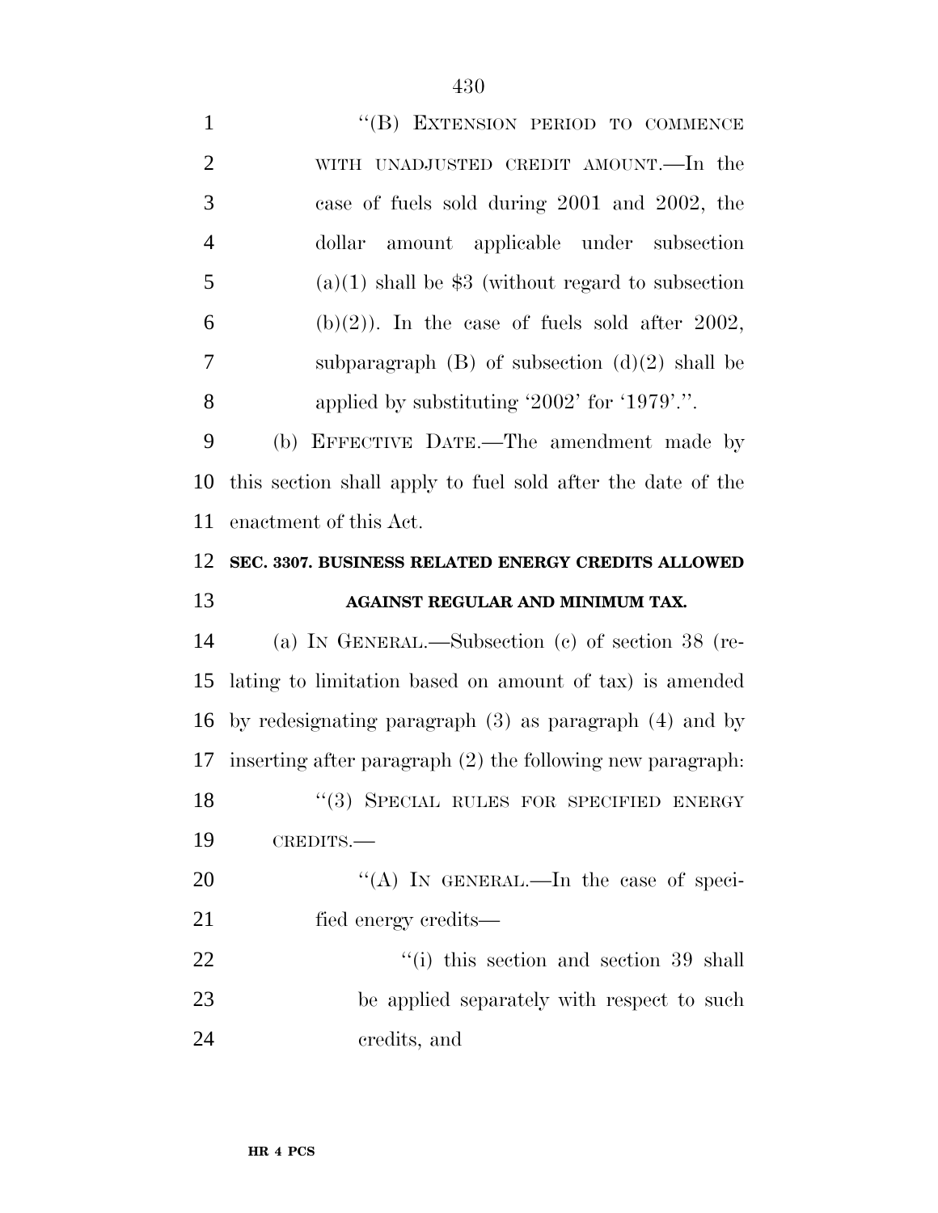"(B) EXTENSION PERIOD TO COMMENCE WITH UNADJUSTED CREDIT AMOUNT.—In the case of fuels sold during 2001 and 2002, the dollar amount applicable under subsection (a)(1) shall be $3 (without regard to subsection (b)(2)). In the case of fuels sold after 2002, subparagraph (B) of subsection (d)(2) shall be applied by substituting '2002' for '1979'.".

(b) EFFECTIVE DATE.—The amendment made by this section shall apply to fuel sold after the date of the enactment of this Act.

**SEC. 3307. BUSINESS RELATED ENERGY CREDITS ALLOWED AGAINST REGULAR AND MINIMUM TAX.**

(a) IN GENERAL.—Subsection (c) of section 38 (relating to limitation based on amount of tax) is amended by redesignating paragraph (3) as paragraph (4) and by inserting after paragraph (2) the following new paragraph:

"(3) SPECIAL RULES FOR SPECIFIED ENERGY CREDITS.—

"(A) IN GENERAL.—In the case of specified energy credits—

"(i) this section and section 39 shall be applied separately with respect to such credits, and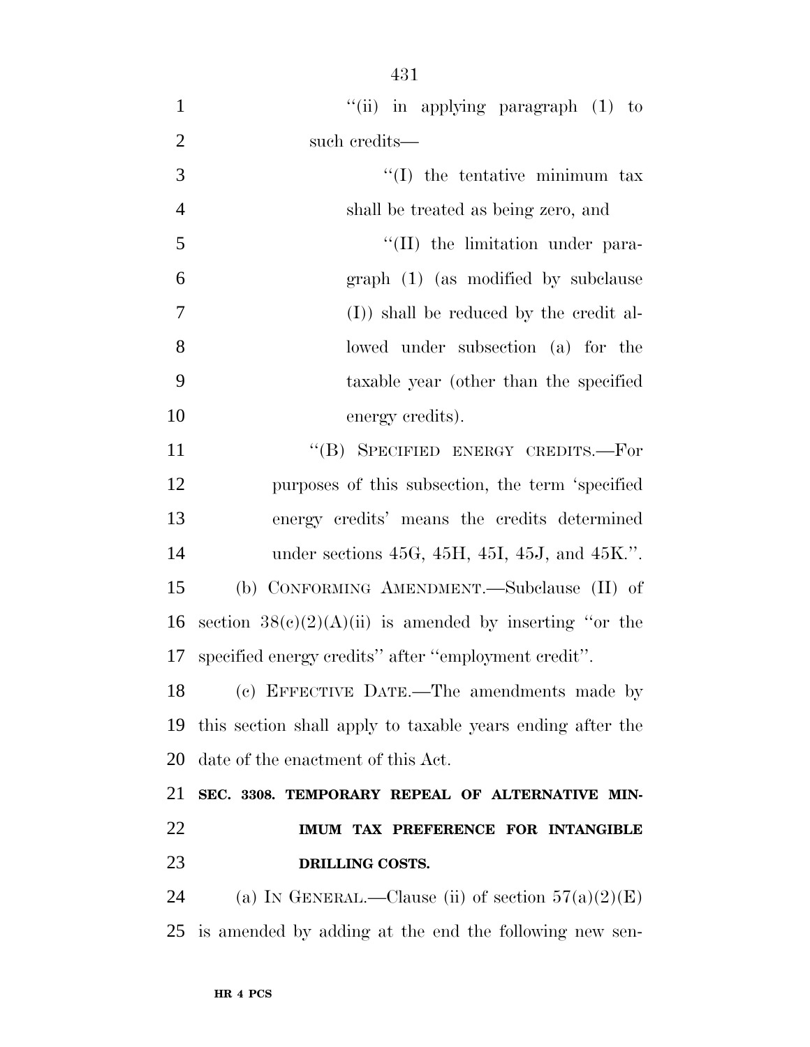"(ii) in applying paragraph (1) to such credits—

"(I) the tentative minimum tax shall be treated as being zero, and

"(II) the limitation under paragraph (1) (as modified by subclause (I)) shall be reduced by the credit allowed under subsection (a) for the taxable year (other than the specified energy credits).

"(B) SPECIFIED ENERGY CREDITS.—For purposes of this subsection, the term 'specified energy credits' means the credits determined under sections 45G, 45H, 45I, 45J, and 45K.".

(b) CONFORMING AMENDMENT.—Subclause (II) of section 38(c)(2)(A)(ii) is amended by inserting "or the specified energy credits" after "employment credit".

(c) EFFECTIVE DATE.—The amendments made by this section shall apply to taxable years ending after the date of the enactment of this Act.

**SEC. 3308. TEMPORARY REPEAL OF ALTERNATIVE MINIMUM TAX PREFERENCE FOR INTANGIBLE DRILLING COSTS.**

(a) IN GENERAL.—Clause (ii) of section 57(a)(2)(E) is amended by adding at the end the following new sen-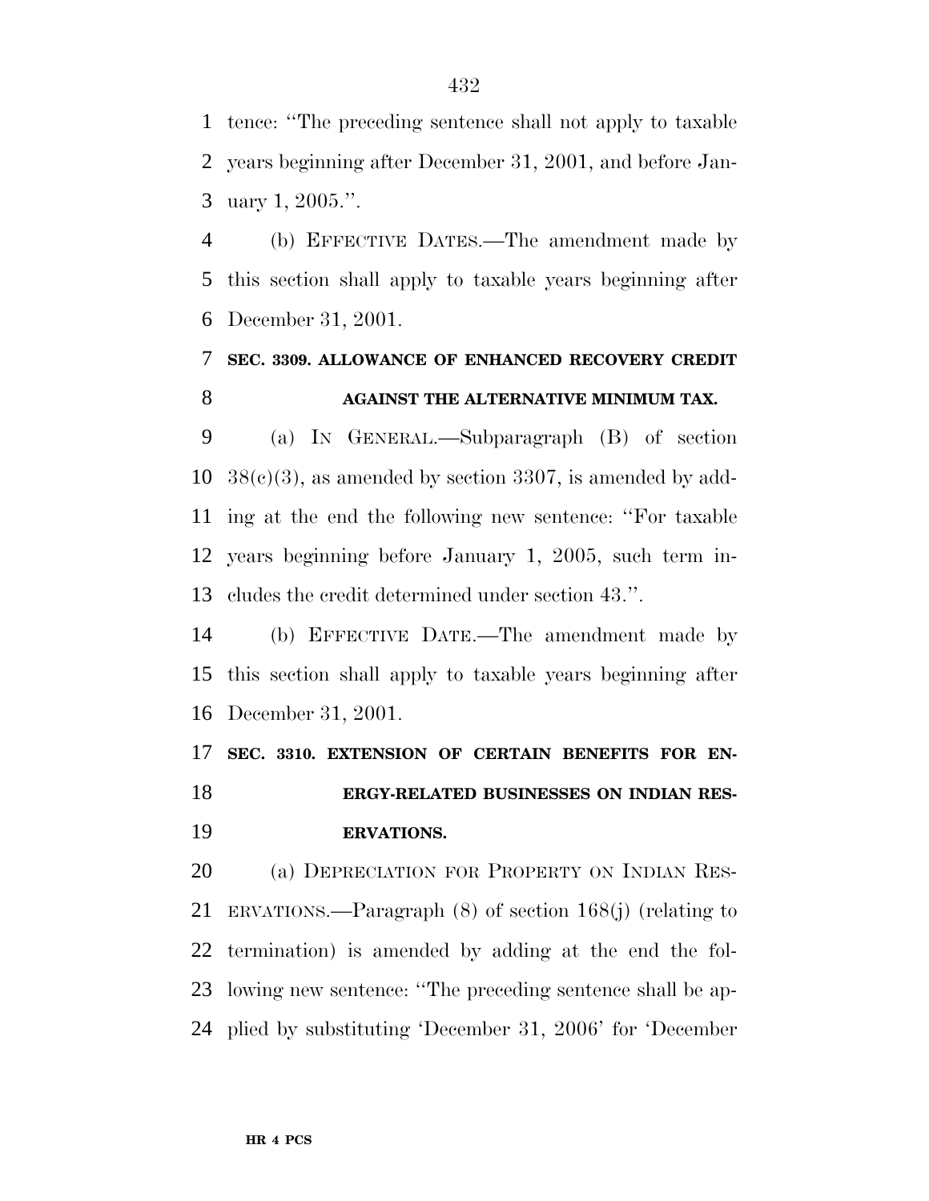tence: ''The preceding sentence shall not apply to taxable years beginning after December 31, 2001, and before January 1, 2005.''.

(b) EFFECTIVE DATES.—The amendment made by this section shall apply to taxable years beginning after December 31, 2001.

**SEC. 3309. ALLOWANCE OF ENHANCED RECOVERY CREDIT AGAINST THE ALTERNATIVE MINIMUM TAX.**

(a) IN GENERAL.—Subparagraph (B) of section 38(c)(3), as amended by section 3307, is amended by adding at the end the following new sentence: ''For taxable years beginning before January 1, 2005, such term includes the credit determined under section 43.''.

(b) EFFECTIVE DATE.—The amendment made by this section shall apply to taxable years beginning after December 31, 2001.

**SEC. 3310. EXTENSION OF CERTAIN BENEFITS FOR ENERGY-RELATED BUSINESSES ON INDIAN RESERVATIONS.**

(a) DEPRECIATION FOR PROPERTY ON INDIAN RESERVATIONS.—Paragraph (8) of section 168(j) (relating to termination) is amended by adding at the end the following new sentence: ''The preceding sentence shall be applied by substituting 'December 31, 2006' for 'December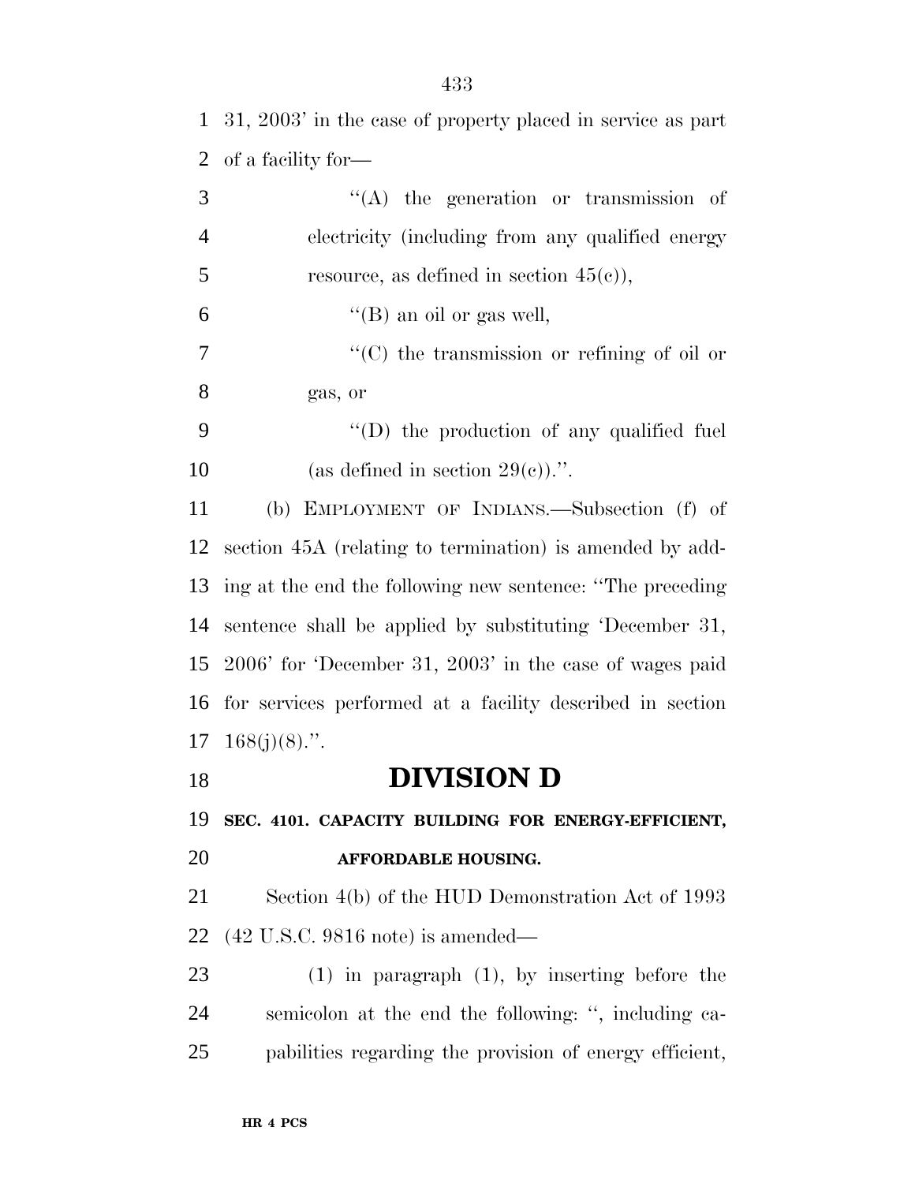31, 2003' in the case of property placed in service as part of a facility for—

"(A) the generation or transmission of electricity (including from any qualified energy resource, as defined in section 45(c)),

"(B) an oil or gas well,

"(C) the transmission or refining of oil or gas, or

"(D) the production of any qualified fuel (as defined in section 29(c)).".

(b) EMPLOYMENT OF INDIANS.—Subsection (f) of section 45A (relating to termination) is amended by adding at the end the following new sentence: "The preceding sentence shall be applied by substituting 'December 31, 2006' for 'December 31, 2003' in the case of wages paid for services performed at a facility described in section 168(j)(8).".

# DIVISION D

**SEC. 4101. CAPACITY BUILDING FOR ENERGY-EFFICIENT, AFFORDABLE HOUSING.**

Section 4(b) of the HUD Demonstration Act of 1993 (42 U.S.C. 9816 note) is amended—

(1) in paragraph (1), by inserting before the semicolon at the end the following: ", including capabilities regarding the provision of energy efficient,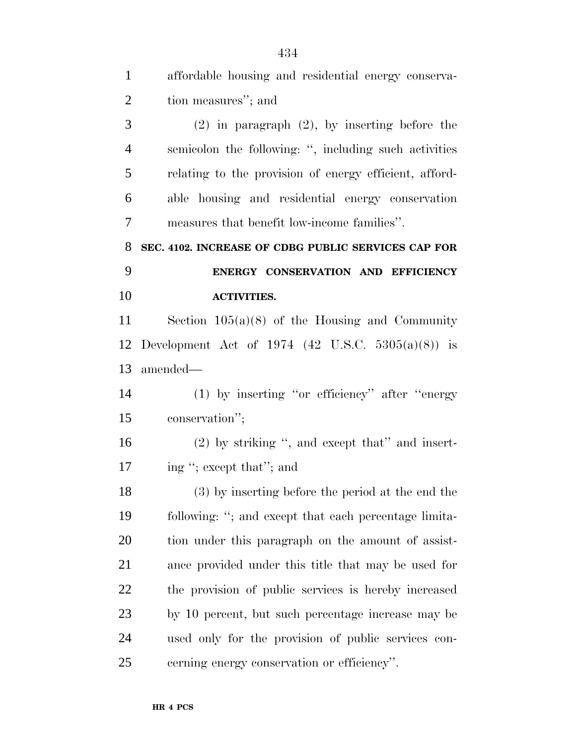affordable housing and residential energy conservation measures''; and

(2) in paragraph (2), by inserting before the semicolon the following: '', including such activities relating to the provision of energy efficient, affordable housing and residential energy conservation measures that benefit low-income families''.

**SEC. 4102. INCREASE OF CDBG PUBLIC SERVICES CAP FOR ENERGY CONSERVATION AND EFFICIENCY ACTIVITIES.**

Section 105(a)(8) of the Housing and Community Development Act of 1974 (42 U.S.C. 5305(a)(8)) is amended—

(1) by inserting ''or efficiency'' after ''energy conservation'';

(2) by striking '', and except that'' and inserting ''; except that''; and

(3) by inserting before the period at the end the following: ''; and except that each percentage limitation under this paragraph on the amount of assistance provided under this title that may be used for the provision of public services is hereby increased by 10 percent, but such percentage increase may be used only for the provision of public services concerning energy conservation or efficiency''.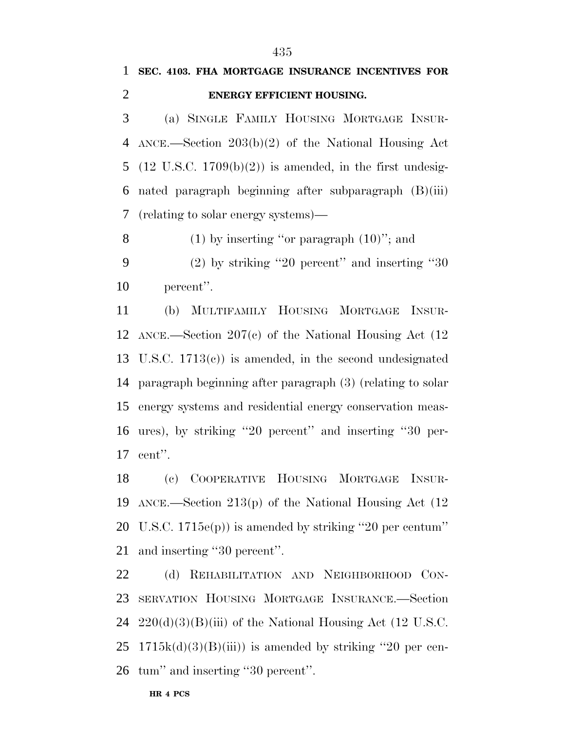**SEC. 4103. FHA MORTGAGE INSURANCE INCENTIVES FOR ENERGY EFFICIENT HOUSING.**

(a) SINGLE FAMILY HOUSING MORTGAGE INSURANCE.—Section 203(b)(2) of the National Housing Act (12 U.S.C. 1709(b)(2)) is amended, in the first undesignated paragraph beginning after subparagraph (B)(iii) (relating to solar energy systems)—

(1) by inserting ''or paragraph (10)''; and

(2) by striking ''20 percent'' and inserting ''30 percent''.

(b) MULTIFAMILY HOUSING MORTGAGE INSURANCE.—Section 207(c) of the National Housing Act (12 U.S.C. 1713(c)) is amended, in the second undesignated paragraph beginning after paragraph (3) (relating to solar energy systems and residential energy conservation measures), by striking ''20 percent'' and inserting ''30 percent''.

(c) COOPERATIVE HOUSING MORTGAGE INSURANCE.—Section 213(p) of the National Housing Act (12 U.S.C. 1715e(p)) is amended by striking ''20 per centum'' and inserting ''30 percent''.

(d) REHABILITATION AND NEIGHBORHOOD CONSERVATION HOUSING MORTGAGE INSURANCE.—Section 220(d)(3)(B)(iii) of the National Housing Act (12 U.S.C. 1715k(d)(3)(B)(iii)) is amended by striking ''20 per centum'' and inserting ''30 percent''.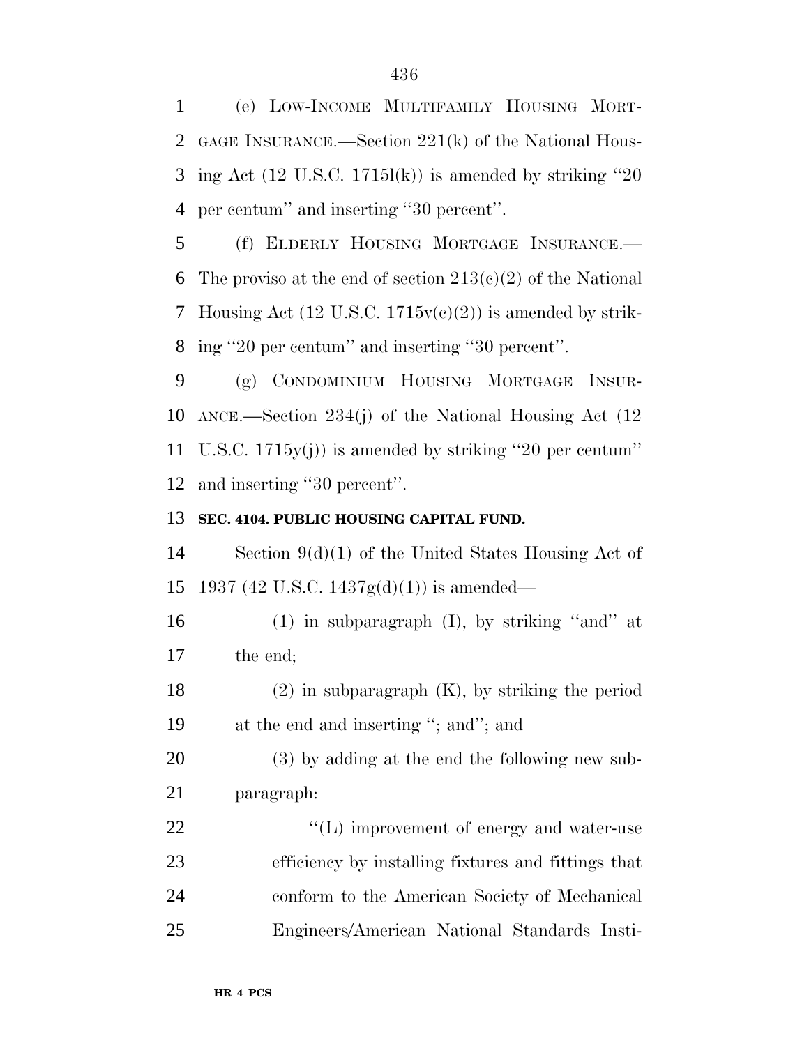(e) LOW-INCOME MULTIFAMILY HOUSING MORTGAGE INSURANCE.—Section 221(k) of the National Housing Act (12 U.S.C. 1715l(k)) is amended by striking ''20 per centum'' and inserting ''30 percent''.

(f) ELDERLY HOUSING MORTGAGE INSURANCE.—The proviso at the end of section 213(c)(2) of the National Housing Act (12 U.S.C. 1715v(c)(2)) is amended by striking ''20 per centum'' and inserting ''30 percent''.

(g) CONDOMINIUM HOUSING MORTGAGE INSURANCE.—Section 234(j) of the National Housing Act (12 U.S.C. 1715y(j)) is amended by striking ''20 per centum'' and inserting ''30 percent''.

**SEC. 4104. PUBLIC HOUSING CAPITAL FUND.**

Section 9(d)(1) of the United States Housing Act of 1937 (42 U.S.C. 1437g(d)(1)) is amended—

(1) in subparagraph (I), by striking ''and'' at the end;

(2) in subparagraph (K), by striking the period at the end and inserting ''; and''; and

(3) by adding at the end the following new subparagraph:

''(L) improvement of energy and water-use efficiency by installing fixtures and fittings that conform to the American Society of Mechanical Engineers/American National Standards Insti-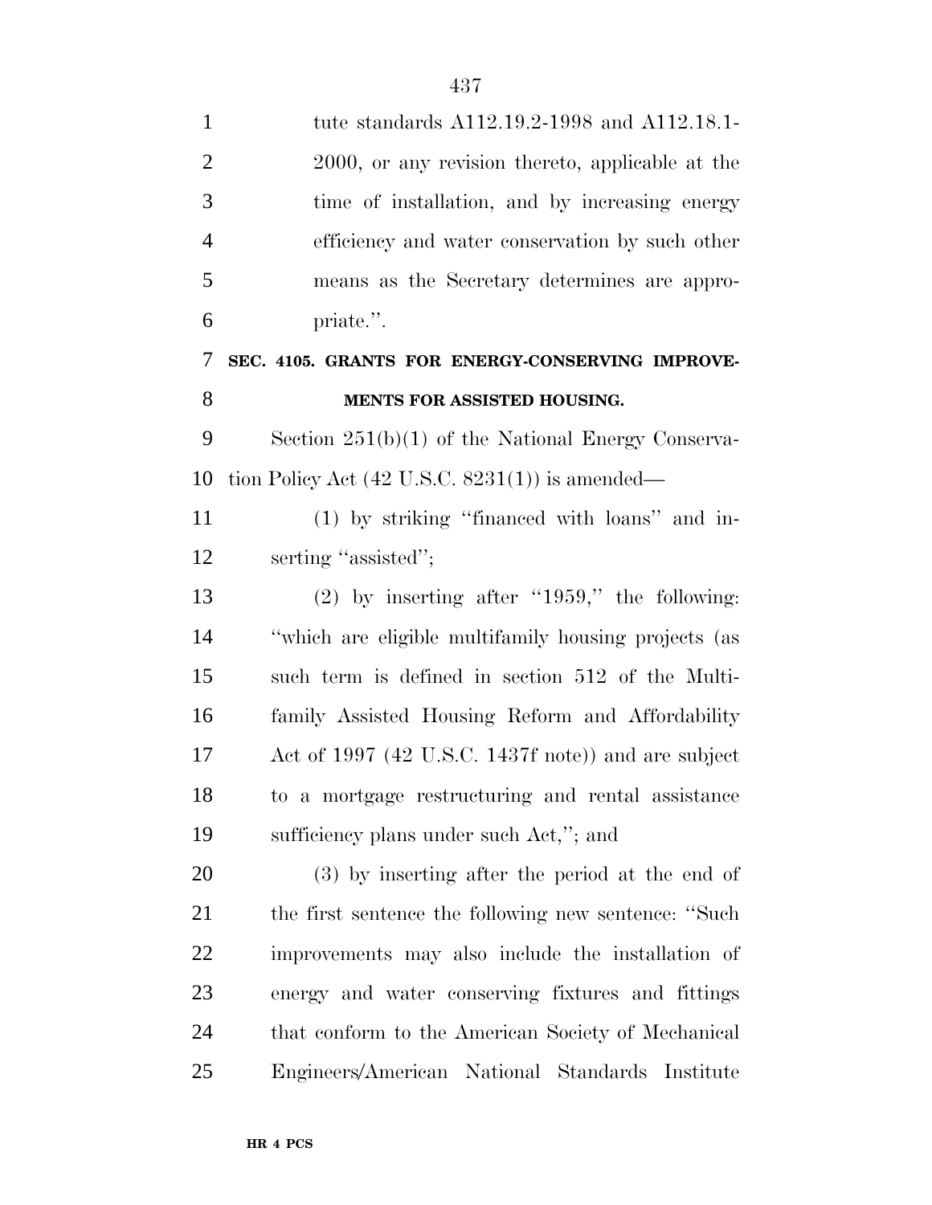tute standards A112.19.2-1998 and A112.18.1-2000, or any revision thereto, applicable at the time of installation, and by increasing energy efficiency and water conservation by such other means as the Secretary determines are appropriate.''.

**SEC. 4105. GRANTS FOR ENERGY-CONSERVING IMPROVEMENTS FOR ASSISTED HOUSING.**

Section 251(b)(1) of the National Energy Conservation Policy Act (42 U.S.C. 8231(1)) is amended—

(1) by striking ''financed with loans'' and inserting ''assisted'';

(2) by inserting after ''1959,'' the following: ''which are eligible multifamily housing projects (as such term is defined in section 512 of the Multifamily Assisted Housing Reform and Affordability Act of 1997 (42 U.S.C. 1437f note)) and are subject to a mortgage restructuring and rental assistance sufficiency plans under such Act,''; and

(3) by inserting after the period at the end of the first sentence the following new sentence: ''Such improvements may also include the installation of energy and water conserving fixtures and fittings that conform to the American Society of Mechanical Engineers/American National Standards Institute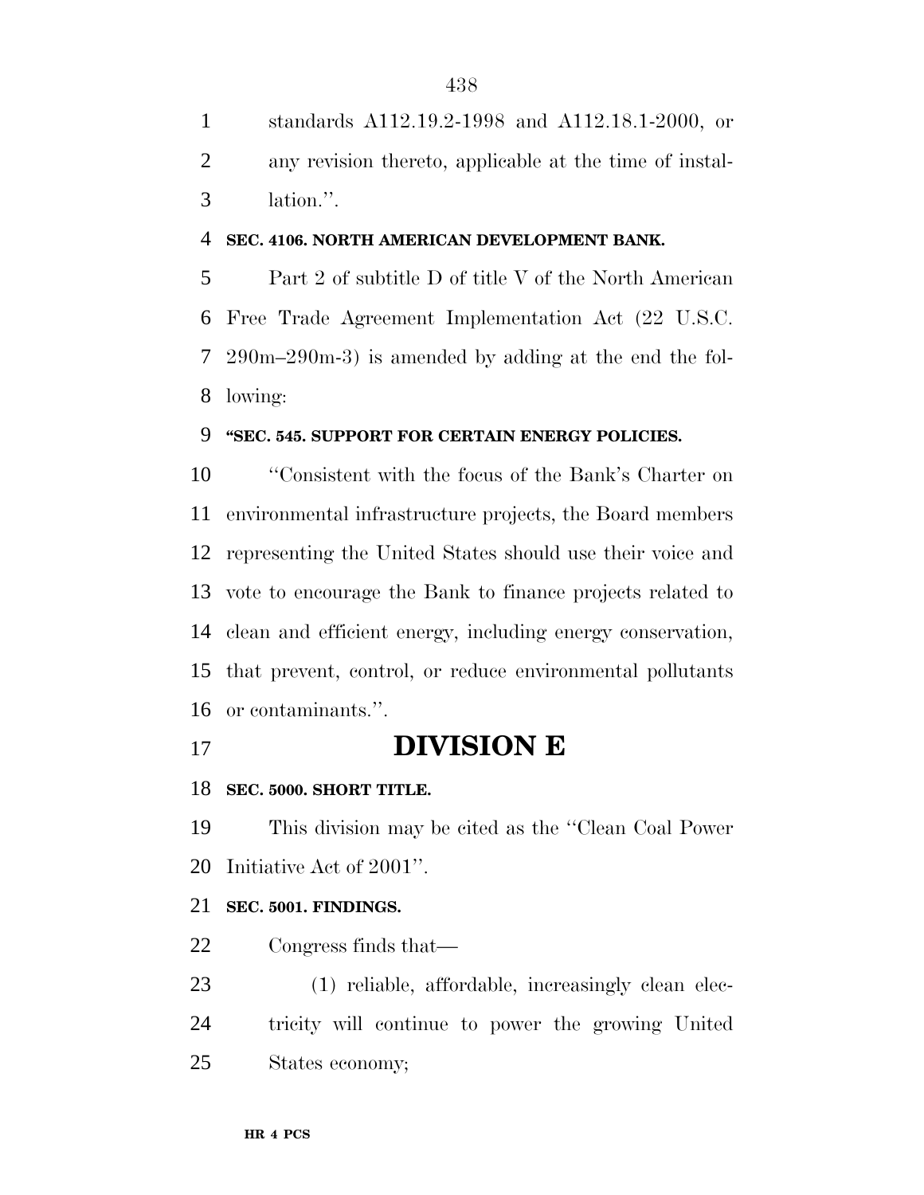standards A112.19.2-1998 and A112.18.1-2000, or any revision thereto, applicable at the time of installation.''.

**SEC. 4106. NORTH AMERICAN DEVELOPMENT BANK.**

Part 2 of subtitle D of title V of the North American Free Trade Agreement Implementation Act (22 U.S.C. 290m–290m-3) is amended by adding at the end the following:

**''SEC. 545. SUPPORT FOR CERTAIN ENERGY POLICIES.**

''Consistent with the focus of the Bank's Charter on environmental infrastructure projects, the Board members representing the United States should use their voice and vote to encourage the Bank to finance projects related to clean and efficient energy, including energy conservation, that prevent, control, or reduce environmental pollutants or contaminants.''.

# DIVISION E

**SEC. 5000. SHORT TITLE.**

This division may be cited as the ''Clean Coal Power Initiative Act of 2001''.

**SEC. 5001. FINDINGS.**

Congress finds that—

(1) reliable, affordable, increasingly clean electricity will continue to power the growing United States economy;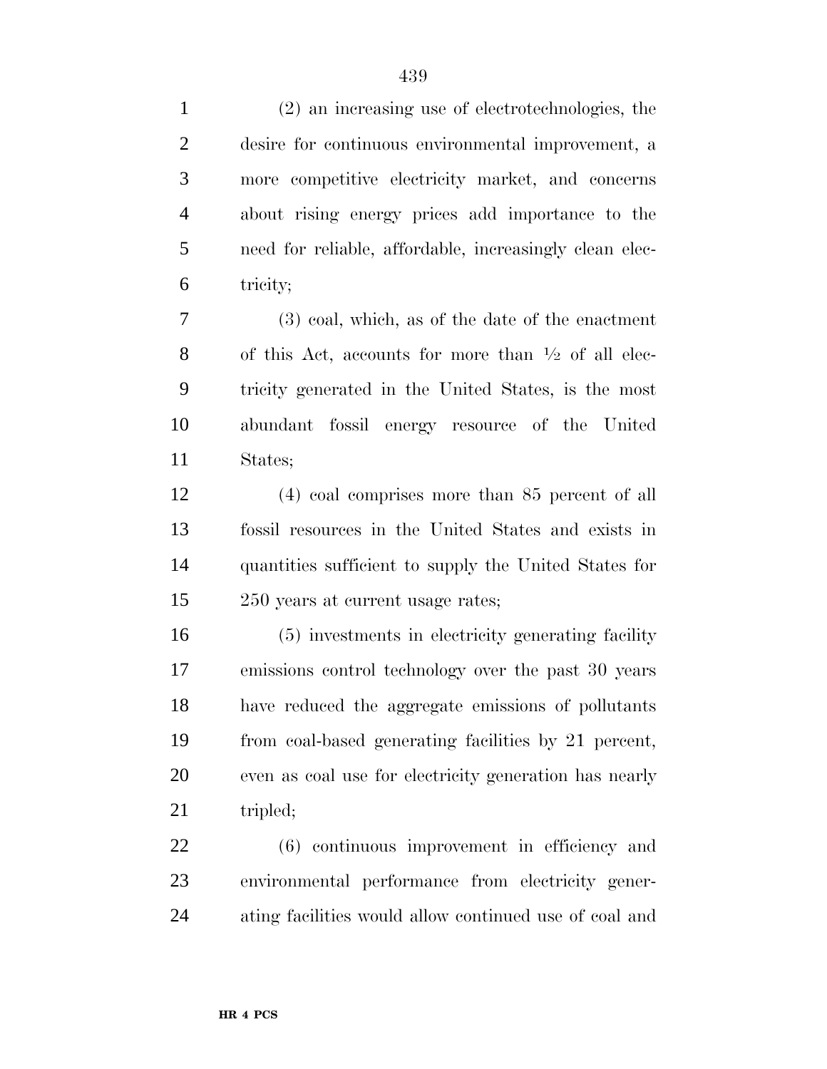(2) an increasing use of electrotechnologies, the desire for continuous environmental improvement, a more competitive electricity market, and concerns about rising energy prices add importance to the need for reliable, affordable, increasingly clean electricity;

(3) coal, which, as of the date of the enactment of this Act, accounts for more than ½ of all electricity generated in the United States, is the most abundant fossil energy resource of the United States;

(4) coal comprises more than 85 percent of all fossil resources in the United States and exists in quantities sufficient to supply the United States for 250 years at current usage rates;

(5) investments in electricity generating facility emissions control technology over the past 30 years have reduced the aggregate emissions of pollutants from coal-based generating facilities by 21 percent, even as coal use for electricity generation has nearly tripled;

(6) continuous improvement in efficiency and environmental performance from electricity generating facilities would allow continued use of coal and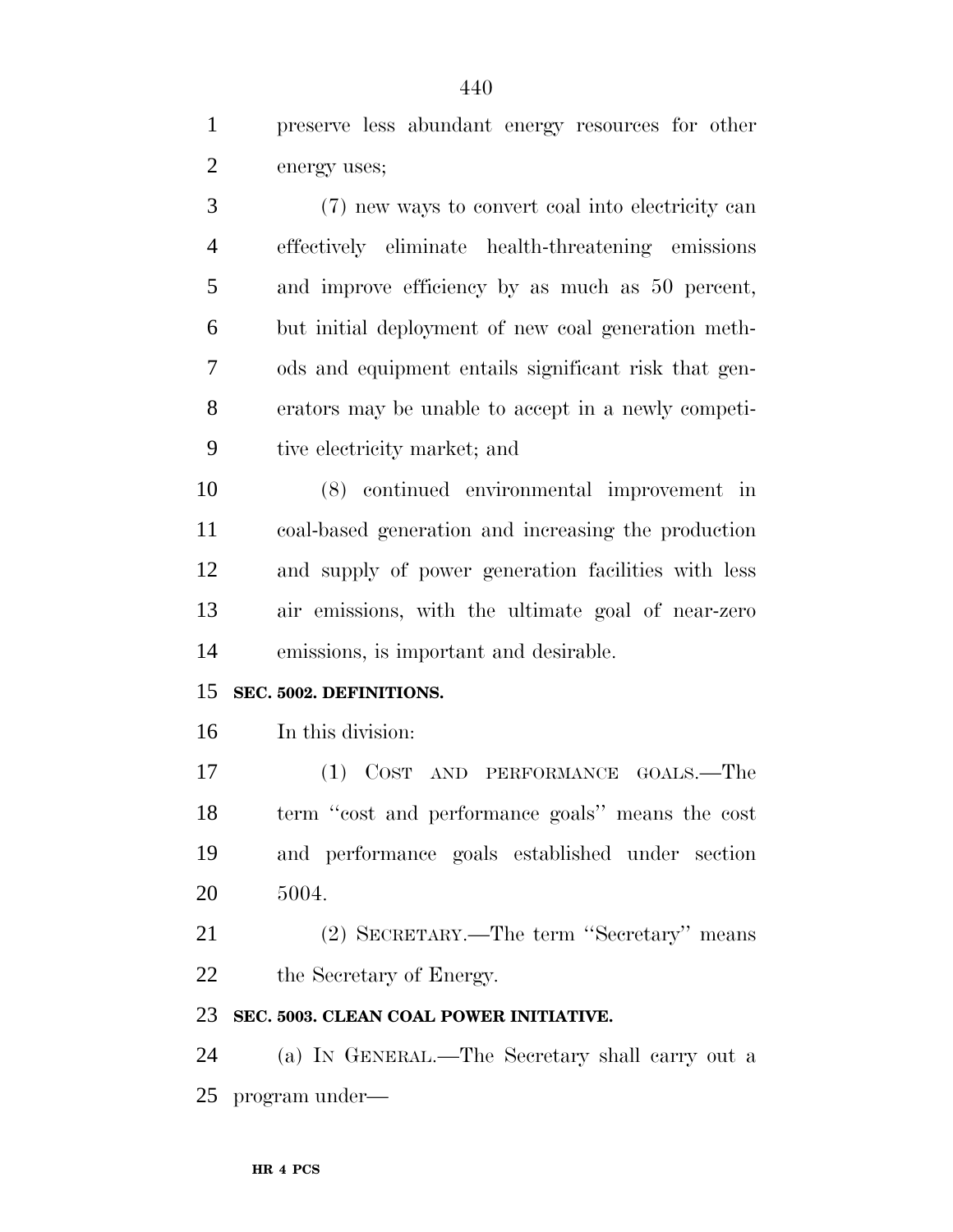preserve less abundant energy resources for other energy uses;

(7) new ways to convert coal into electricity can effectively eliminate health-threatening emissions and improve efficiency by as much as 50 percent, but initial deployment of new coal generation methods and equipment entails significant risk that generators may be unable to accept in a newly competitive electricity market; and

(8) continued environmental improvement in coal-based generation and increasing the production and supply of power generation facilities with less air emissions, with the ultimate goal of near-zero emissions, is important and desirable.

**SEC. 5002. DEFINITIONS.**

In this division:

(1) COST AND PERFORMANCE GOALS.—The term ''cost and performance goals'' means the cost and performance goals established under section 5004.

(2) SECRETARY.—The term ''Secretary'' means the Secretary of Energy.

**SEC. 5003. CLEAN COAL POWER INITIATIVE.**

(a) IN GENERAL.—The Secretary shall carry out a program under—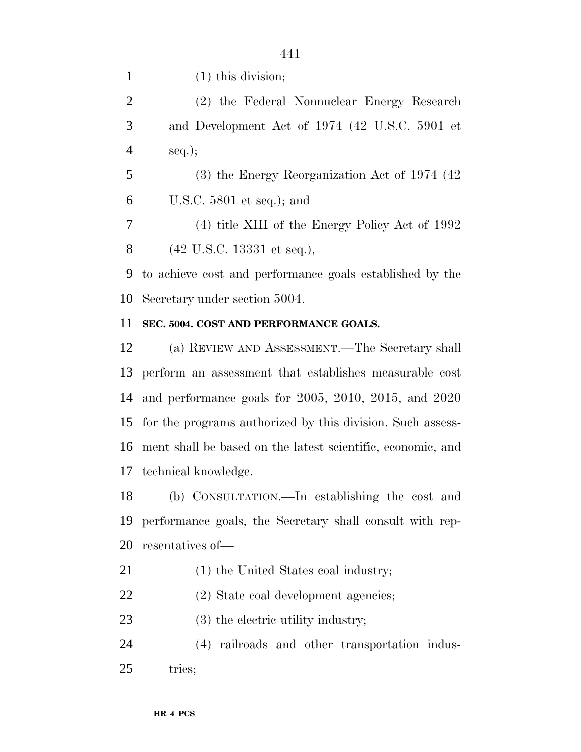(1) this division;

(2) the Federal Nonnuclear Energy Research and Development Act of 1974 (42 U.S.C. 5901 et seq.);

(3) the Energy Reorganization Act of 1974 (42 U.S.C. 5801 et seq.); and

(4) title XIII of the Energy Policy Act of 1992 (42 U.S.C. 13331 et seq.),

to achieve cost and performance goals established by the Secretary under section 5004.

**SEC. 5004. COST AND PERFORMANCE GOALS.**

(a) REVIEW AND ASSESSMENT.—The Secretary shall perform an assessment that establishes measurable cost and performance goals for 2005, 2010, 2015, and 2020 for the programs authorized by this division. Such assessment shall be based on the latest scientific, economic, and technical knowledge.

(b) CONSULTATION.—In establishing the cost and performance goals, the Secretary shall consult with representatives of—

(1) the United States coal industry;

(2) State coal development agencies;

(3) the electric utility industry;

(4) railroads and other transportation industries;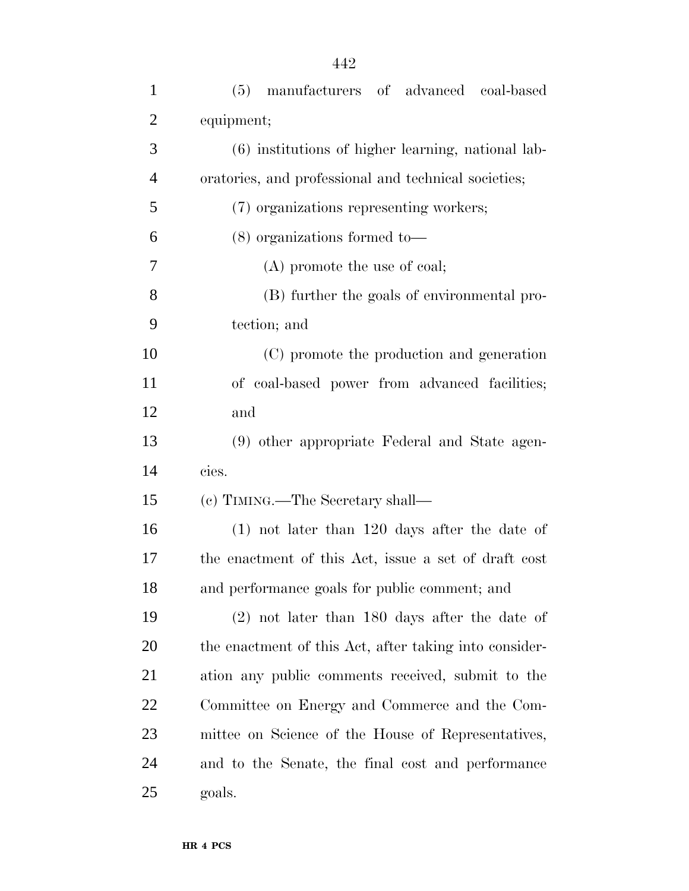(5) manufacturers of advanced coal-based equipment;

(6) institutions of higher learning, national laboratories, and professional and technical societies;

(7) organizations representing workers;

(8) organizations formed to—

(A) promote the use of coal;

(B) further the goals of environmental protection; and

(C) promote the production and generation of coal-based power from advanced facilities; and

(9) other appropriate Federal and State agencies.

(c) TIMING.—The Secretary shall—

(1) not later than 120 days after the date of the enactment of this Act, issue a set of draft cost and performance goals for public comment; and

(2) not later than 180 days after the date of the enactment of this Act, after taking into consideration any public comments received, submit to the Committee on Energy and Commerce and the Committee on Science of the House of Representatives, and to the Senate, the final cost and performance goals.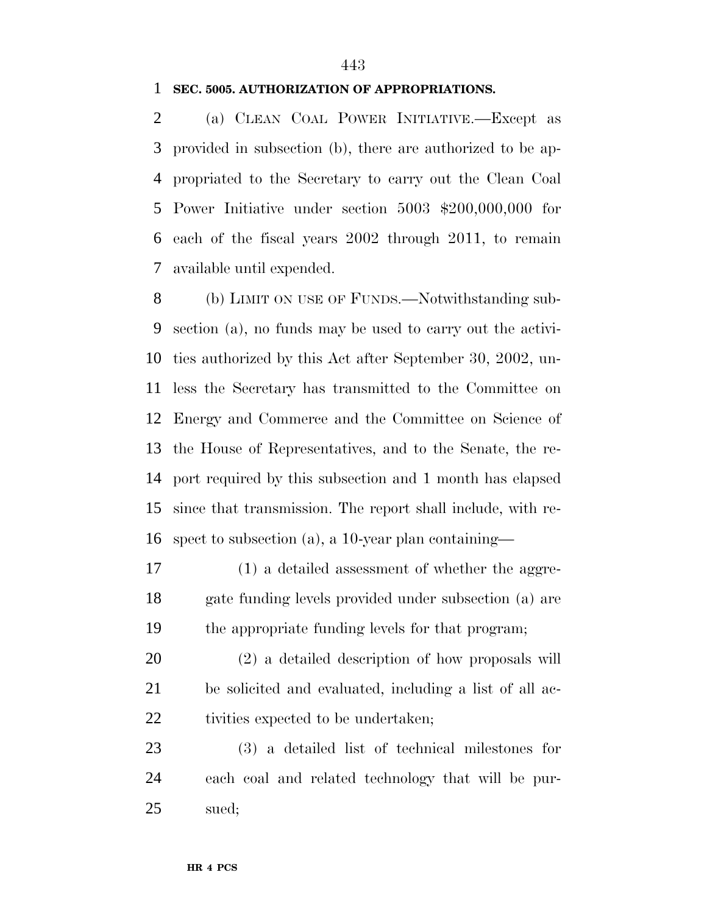**SEC. 5005. AUTHORIZATION OF APPROPRIATIONS.**

(a) CLEAN COAL POWER INITIATIVE.—Except as provided in subsection (b), there are authorized to be appropriated to the Secretary to carry out the Clean Coal Power Initiative under section 5003 $200,000,000 for each of the fiscal years 2002 through 2011, to remain available until expended.

(b) LIMIT ON USE OF FUNDS.—Notwithstanding subsection (a), no funds may be used to carry out the activities authorized by this Act after September 30, 2002, unless the Secretary has transmitted to the Committee on Energy and Commerce and the Committee on Science of the House of Representatives, and to the Senate, the report required by this subsection and 1 month has elapsed since that transmission. The report shall include, with respect to subsection (a), a 10-year plan containing—

(1) a detailed assessment of whether the aggregate funding levels provided under subsection (a) are the appropriate funding levels for that program;

(2) a detailed description of how proposals will be solicited and evaluated, including a list of all activities expected to be undertaken;

(3) a detailed list of technical milestones for each coal and related technology that will be pursued;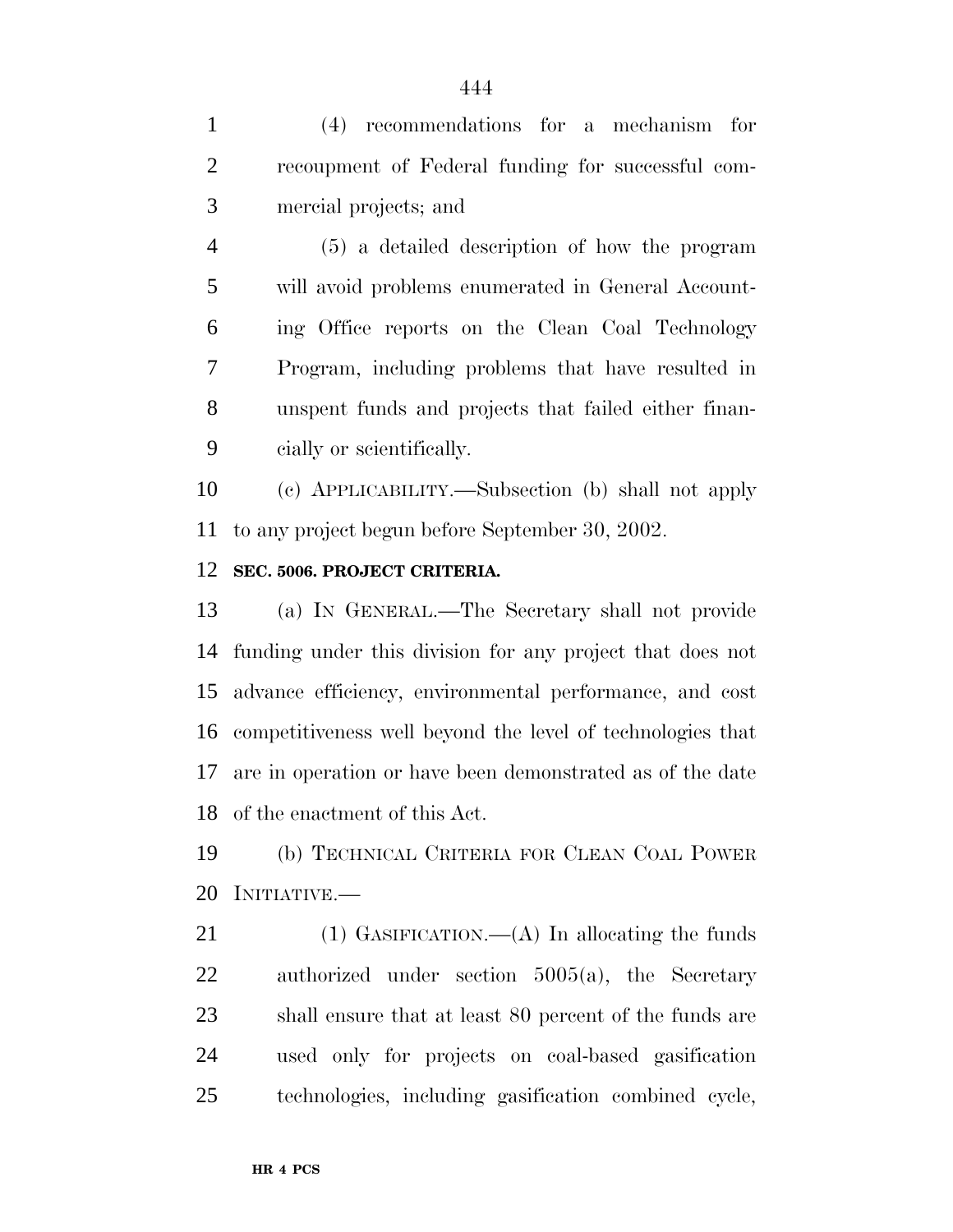(4) recommendations for a mechanism for recoupment of Federal funding for successful commercial projects; and

(5) a detailed description of how the program will avoid problems enumerated in General Accounting Office reports on the Clean Coal Technology Program, including problems that have resulted in unspent funds and projects that failed either financially or scientifically.

(c) APPLICABILITY.—Subsection (b) shall not apply to any project begun before September 30, 2002.

**SEC. 5006. PROJECT CRITERIA.**

(a) IN GENERAL.—The Secretary shall not provide funding under this division for any project that does not advance efficiency, environmental performance, and cost competitiveness well beyond the level of technologies that are in operation or have been demonstrated as of the date of the enactment of this Act.

(b) TECHNICAL CRITERIA FOR CLEAN COAL POWER INITIATIVE.—

(1) GASIFICATION.—(A) In allocating the funds authorized under section 5005(a), the Secretary shall ensure that at least 80 percent of the funds are used only for projects on coal-based gasification technologies, including gasification combined cycle,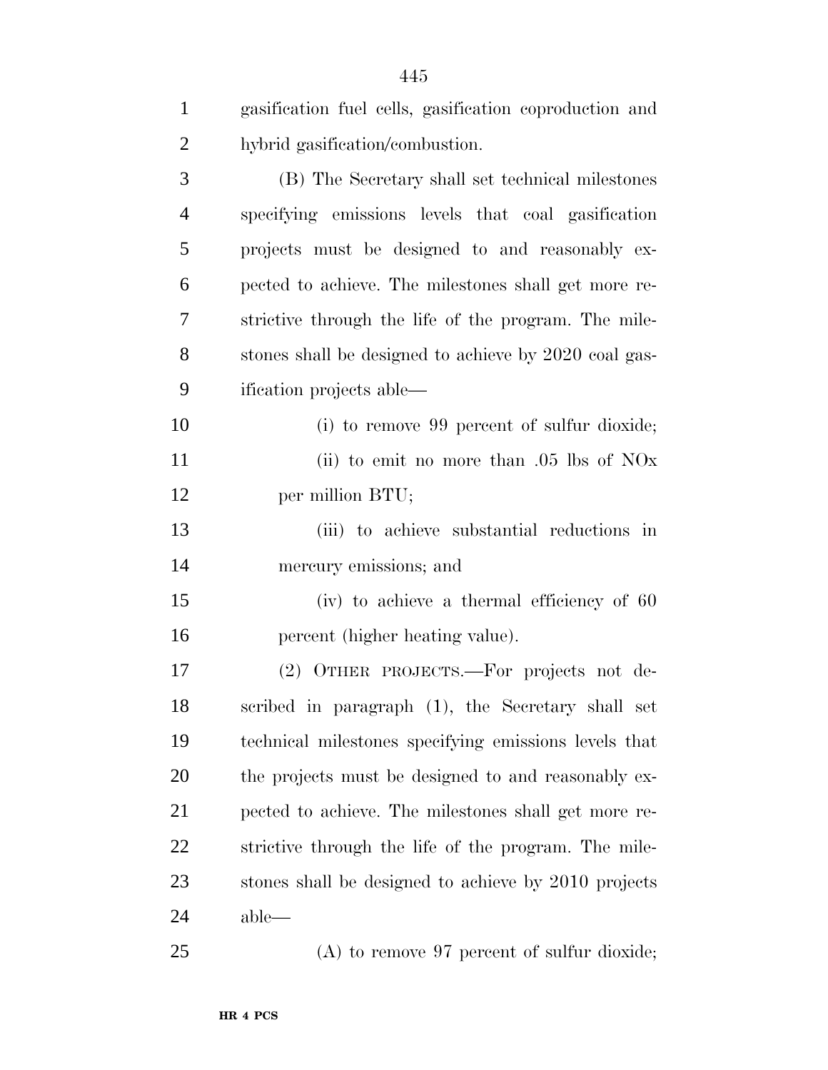gasification fuel cells, gasification coproduction and hybrid gasification/combustion.

(B) The Secretary shall set technical milestones specifying emissions levels that coal gasification projects must be designed to and reasonably expected to achieve. The milestones shall get more restrictive through the life of the program. The milestones shall be designed to achieve by 2020 coal gasification projects able—

(i) to remove 99 percent of sulfur dioxide;

(ii) to emit no more than .05 lbs of NOx per million BTU;

(iii) to achieve substantial reductions in mercury emissions; and

(iv) to achieve a thermal efficiency of 60 percent (higher heating value).

(2) OTHER PROJECTS.—For projects not described in paragraph (1), the Secretary shall set technical milestones specifying emissions levels that the projects must be designed to and reasonably expected to achieve. The milestones shall get more restrictive through the life of the program. The milestones shall be designed to achieve by 2010 projects able—

(A) to remove 97 percent of sulfur dioxide;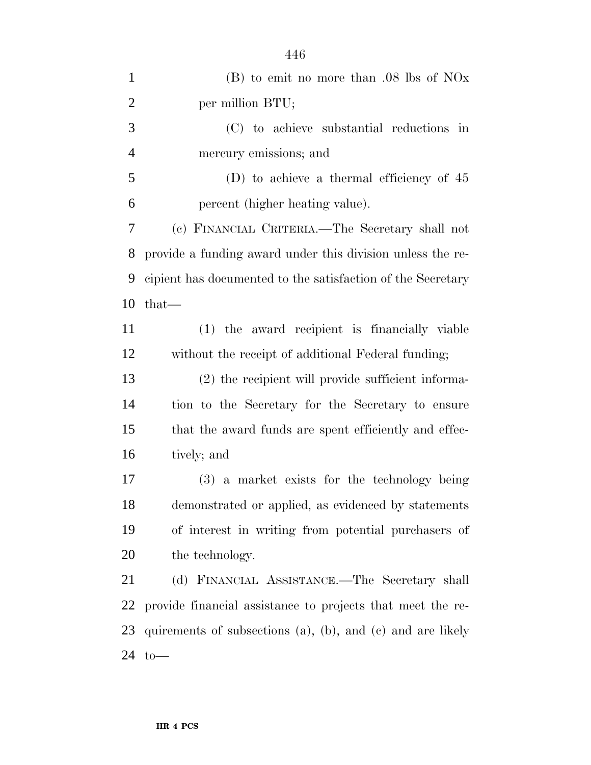(B) to emit no more than .08 lbs of NOx per million BTU;

(C) to achieve substantial reductions in mercury emissions; and

(D) to achieve a thermal efficiency of 45 percent (higher heating value).

(c) FINANCIAL CRITERIA.—The Secretary shall not provide a funding award under this division unless the recipient has documented to the satisfaction of the Secretary that—

(1) the award recipient is financially viable without the receipt of additional Federal funding;

(2) the recipient will provide sufficient information to the Secretary for the Secretary to ensure that the award funds are spent efficiently and effectively; and

(3) a market exists for the technology being demonstrated or applied, as evidenced by statements of interest in writing from potential purchasers of the technology.

(d) FINANCIAL ASSISTANCE.—The Secretary shall provide financial assistance to projects that meet the requirements of subsections (a), (b), and (c) and are likely to—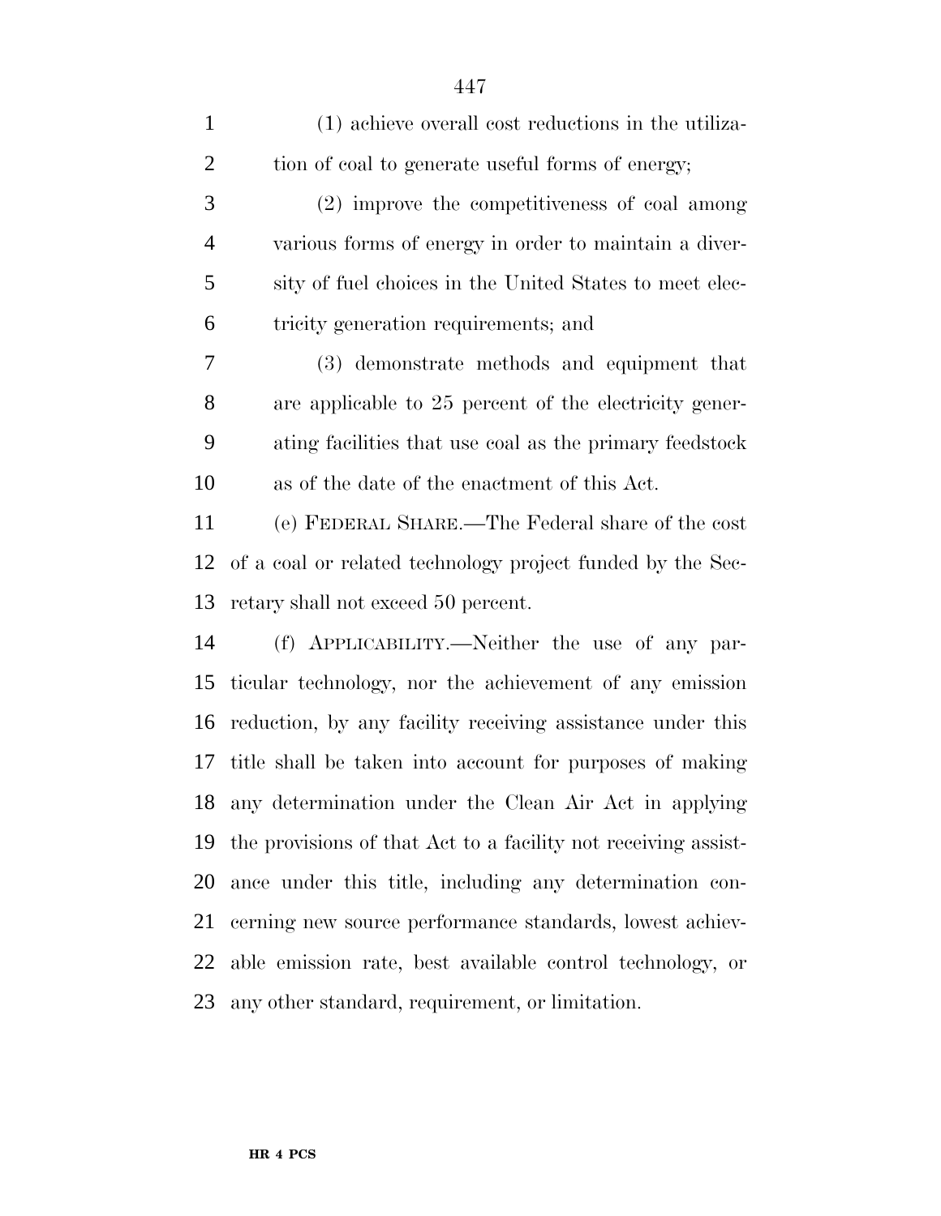(1) achieve overall cost reductions in the utilization of coal to generate useful forms of energy;

(2) improve the competitiveness of coal among various forms of energy in order to maintain a diversity of fuel choices in the United States to meet electricity generation requirements; and

(3) demonstrate methods and equipment that are applicable to 25 percent of the electricity generating facilities that use coal as the primary feedstock as of the date of the enactment of this Act.

(e) FEDERAL SHARE.—The Federal share of the cost of a coal or related technology project funded by the Secretary shall not exceed 50 percent.

(f) APPLICABILITY.—Neither the use of any particular technology, nor the achievement of any emission reduction, by any facility receiving assistance under this title shall be taken into account for purposes of making any determination under the Clean Air Act in applying the provisions of that Act to a facility not receiving assistance under this title, including any determination concerning new source performance standards, lowest achievable emission rate, best available control technology, or any other standard, requirement, or limitation.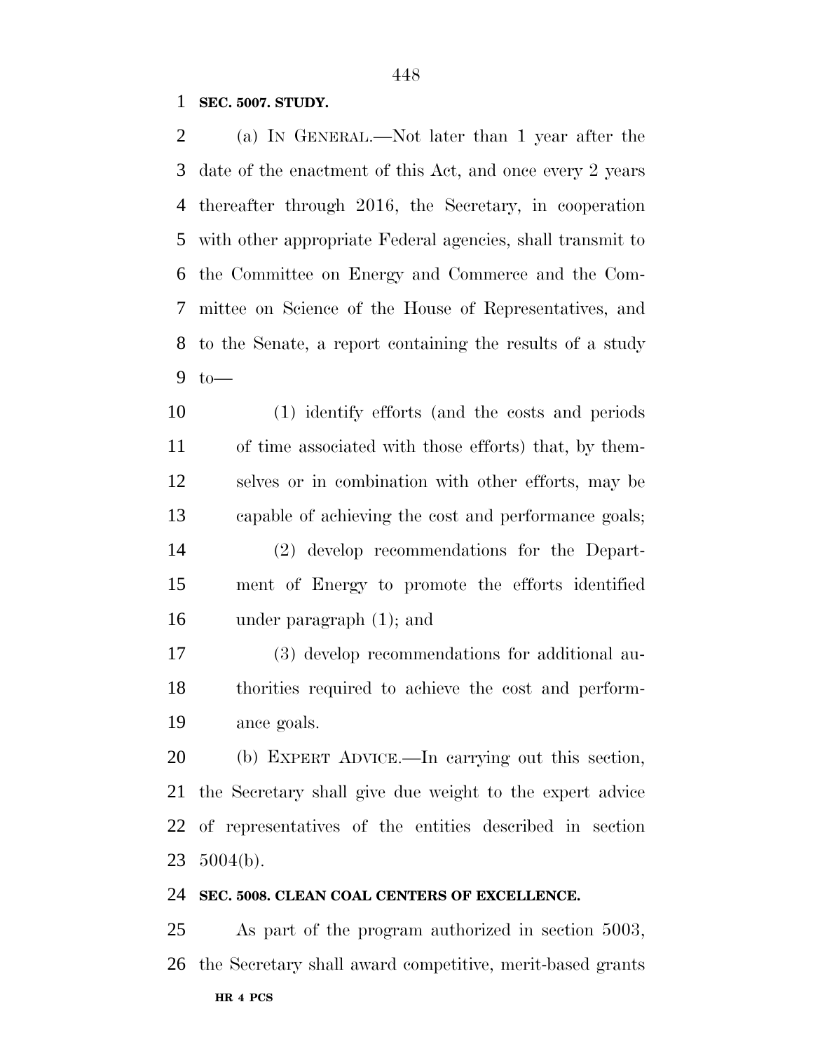**SEC. 5007. STUDY.**

(a) IN GENERAL.—Not later than 1 year after the date of the enactment of this Act, and once every 2 years thereafter through 2016, the Secretary, in cooperation with other appropriate Federal agencies, shall transmit to the Committee on Energy and Commerce and the Committee on Science of the House of Representatives, and to the Senate, a report containing the results of a study to—

(1) identify efforts (and the costs and periods of time associated with those efforts) that, by themselves or in combination with other efforts, may be capable of achieving the cost and performance goals;

(2) develop recommendations for the Department of Energy to promote the efforts identified under paragraph (1); and

(3) develop recommendations for additional authorities required to achieve the cost and performance goals.

(b) EXPERT ADVICE.—In carrying out this section, the Secretary shall give due weight to the expert advice of representatives of the entities described in section 5004(b).

**SEC. 5008. CLEAN COAL CENTERS OF EXCELLENCE.**

As part of the program authorized in section 5003, the Secretary shall award competitive, merit-based grants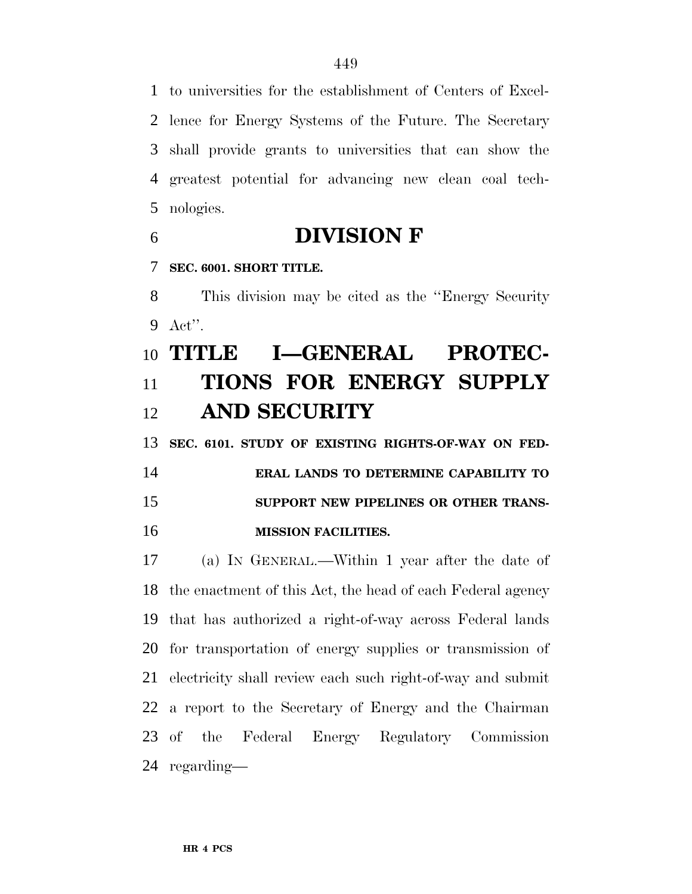to universities for the establishment of Centers of Excellence for Energy Systems of the Future. The Secretary shall provide grants to universities that can show the greatest potential for advancing new clean coal technologies.

# DIVISION F

**SEC. 6001. SHORT TITLE.**

This division may be cited as the ''Energy Security Act''.

# TITLE I—GENERAL PROTECTIONS FOR ENERGY SUPPLY AND SECURITY

**SEC. 6101. STUDY OF EXISTING RIGHTS-OF-WAY ON FEDERAL LANDS TO DETERMINE CAPABILITY TO SUPPORT NEW PIPELINES OR OTHER TRANSMISSION FACILITIES.**

(a) IN GENERAL.—Within 1 year after the date of the enactment of this Act, the head of each Federal agency that has authorized a right-of-way across Federal lands for transportation of energy supplies or transmission of electricity shall review each such right-of-way and submit a report to the Secretary of Energy and the Chairman of the Federal Energy Regulatory Commission regarding—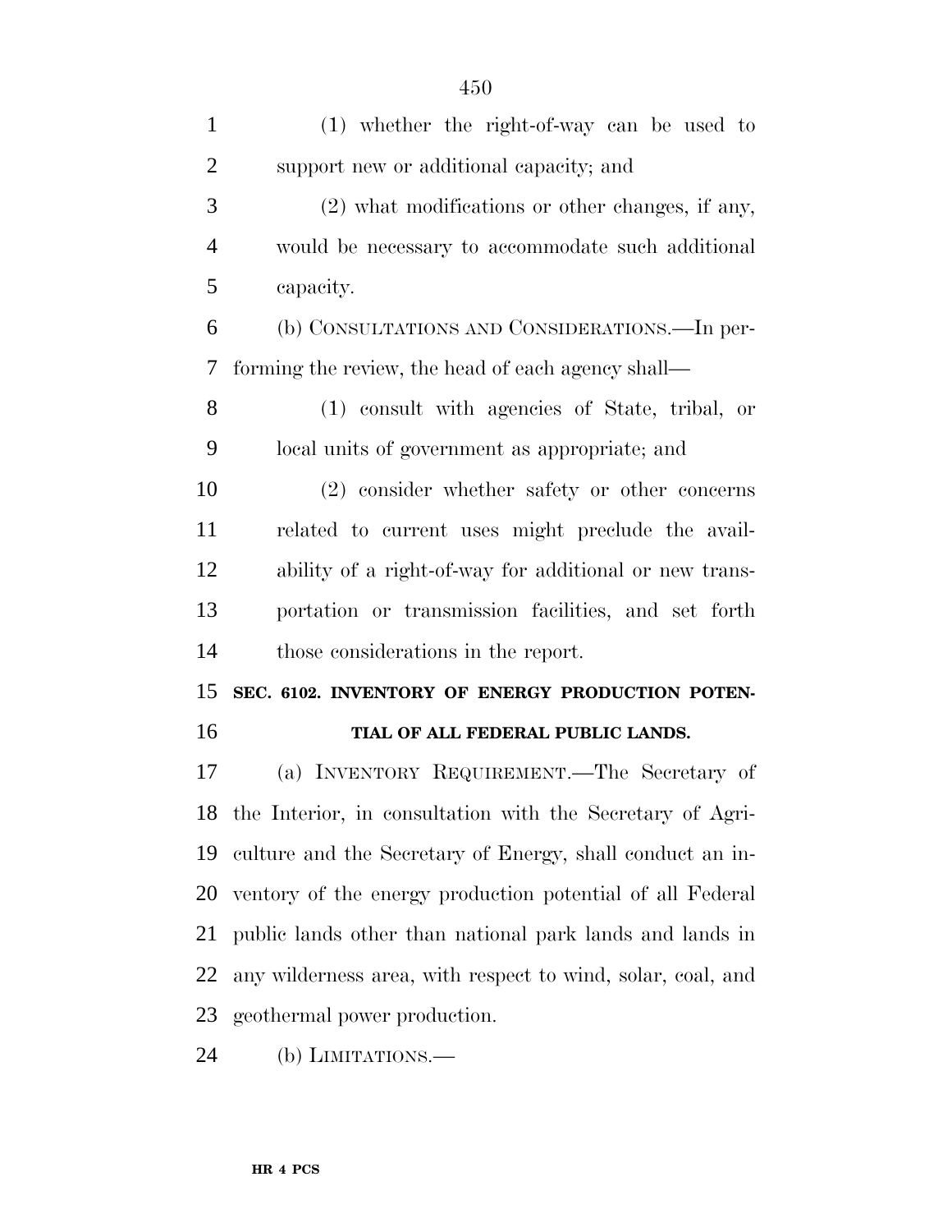(1) whether the right-of-way can be used to support new or additional capacity; and

(2) what modifications or other changes, if any, would be necessary to accommodate such additional capacity.

(b) CONSULTATIONS AND CONSIDERATIONS.—In performing the review, the head of each agency shall—

(1) consult with agencies of State, tribal, or local units of government as appropriate; and

(2) consider whether safety or other concerns related to current uses might preclude the availability of a right-of-way for additional or new transportation or transmission facilities, and set forth those considerations in the report.

## SEC. 6102. INVENTORY OF ENERGY PRODUCTION POTENTIAL OF ALL FEDERAL PUBLIC LANDS.

(a) INVENTORY REQUIREMENT.—The Secretary of the Interior, in consultation with the Secretary of Agriculture and the Secretary of Energy, shall conduct an inventory of the energy production potential of all Federal public lands other than national park lands and lands in any wilderness area, with respect to wind, solar, coal, and geothermal power production.

(b) LIMITATIONS.—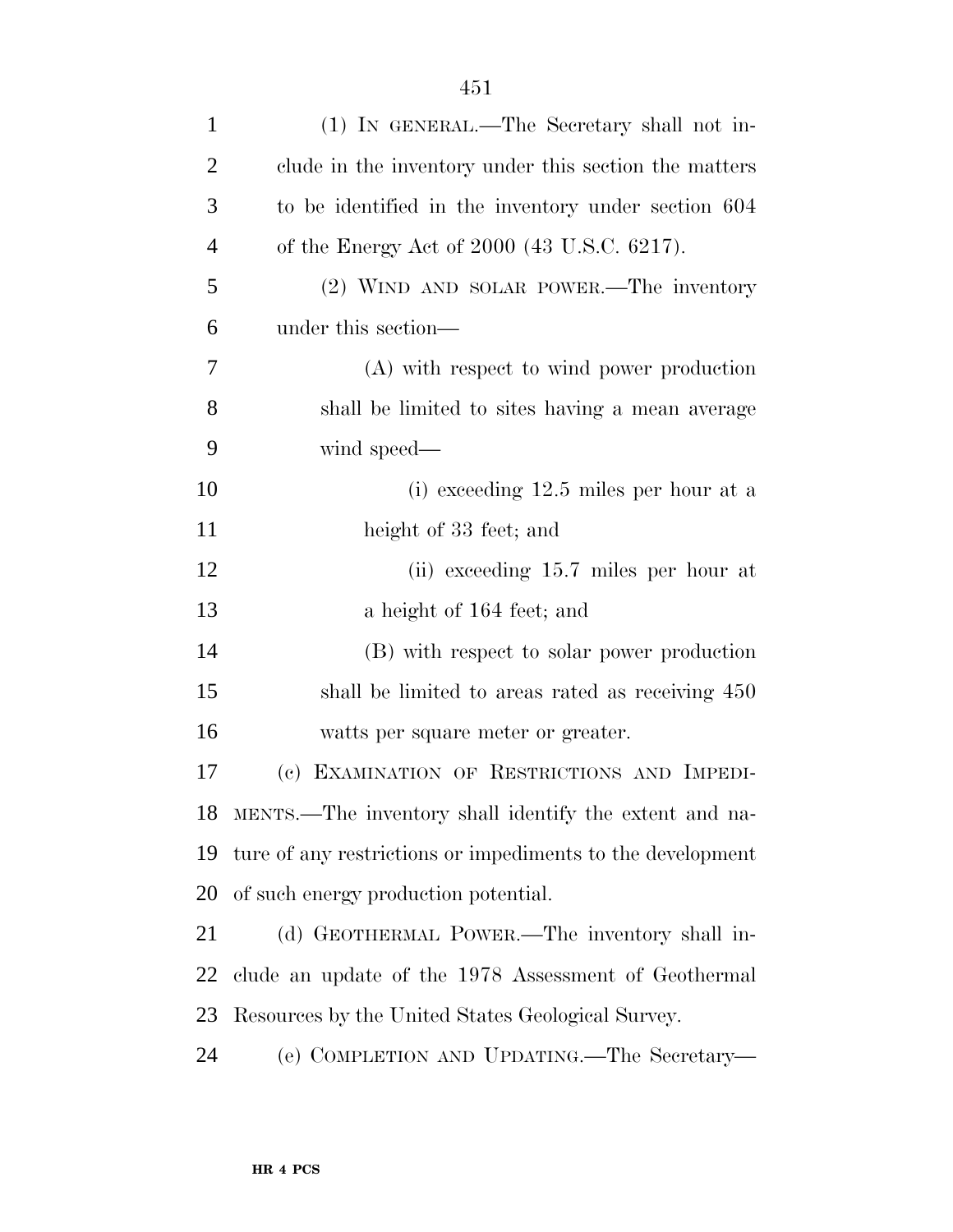(1) IN GENERAL.—The Secretary shall not include in the inventory under this section the matters to be identified in the inventory under section 604 of the Energy Act of 2000 (43 U.S.C. 6217).

(2) WIND AND SOLAR POWER.—The inventory under this section—

(A) with respect to wind power production shall be limited to sites having a mean average wind speed—

(i) exceeding 12.5 miles per hour at a height of 33 feet; and

(ii) exceeding 15.7 miles per hour at a height of 164 feet; and

(B) with respect to solar power production shall be limited to areas rated as receiving 450 watts per square meter or greater.

(c) EXAMINATION OF RESTRICTIONS AND IMPEDIMENTS.—The inventory shall identify the extent and nature of any restrictions or impediments to the development of such energy production potential.

(d) GEOTHERMAL POWER.—The inventory shall include an update of the 1978 Assessment of Geothermal Resources by the United States Geological Survey.

(e) COMPLETION AND UPDATING.—The Secretary—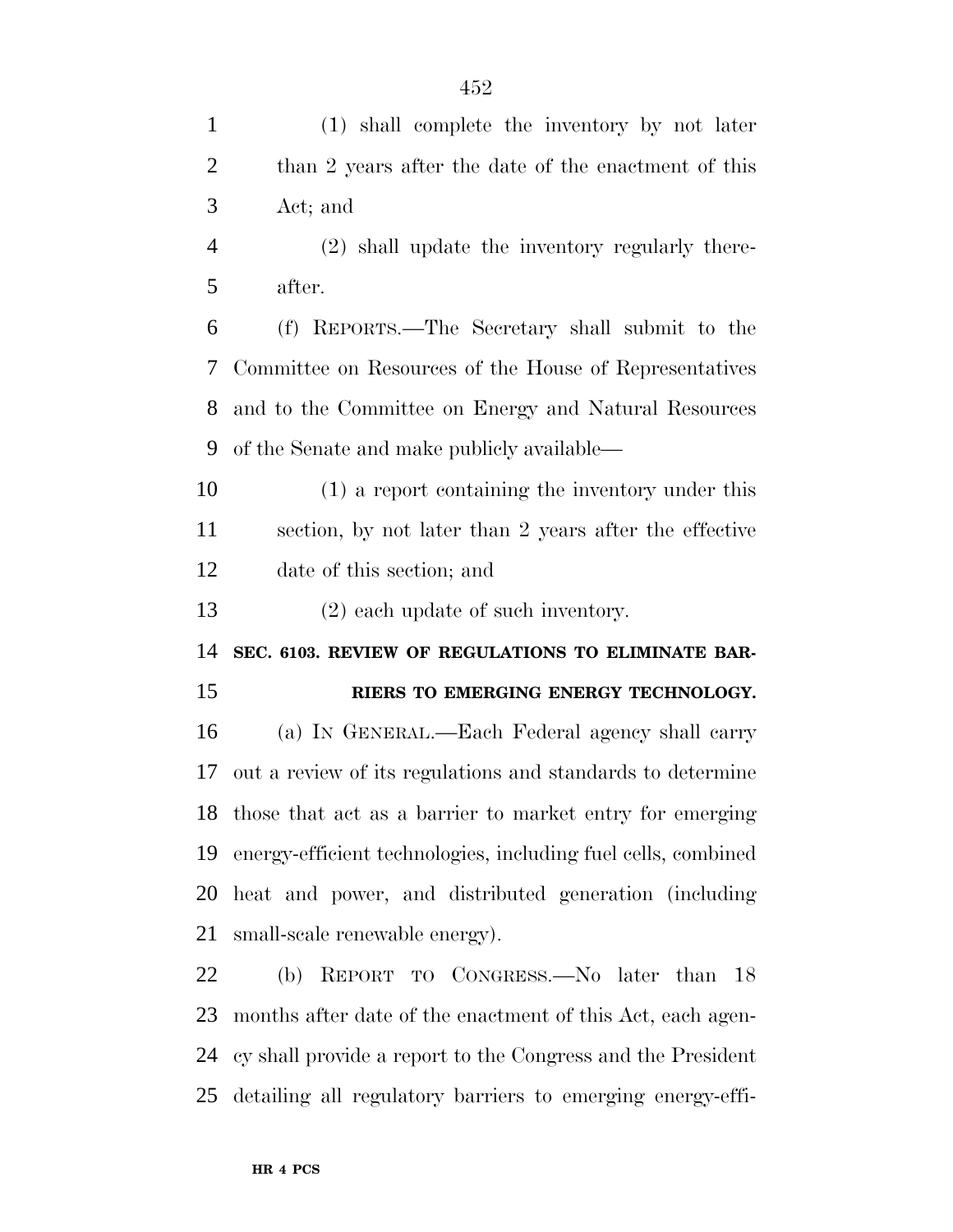(1) shall complete the inventory by not later than 2 years after the date of the enactment of this Act; and

(2) shall update the inventory regularly thereafter.

(f) REPORTS.—The Secretary shall submit to the Committee on Resources of the House of Representatives and to the Committee on Energy and Natural Resources of the Senate and make publicly available—

(1) a report containing the inventory under this section, by not later than 2 years after the effective date of this section; and

(2) each update of such inventory.

**SEC. 6103. REVIEW OF REGULATIONS TO ELIMINATE BARRIERS TO EMERGING ENERGY TECHNOLOGY.**

(a) IN GENERAL.—Each Federal agency shall carry out a review of its regulations and standards to determine those that act as a barrier to market entry for emerging energy-efficient technologies, including fuel cells, combined heat and power, and distributed generation (including small-scale renewable energy).

(b) REPORT TO CONGRESS.—No later than 18 months after date of the enactment of this Act, each agency shall provide a report to the Congress and the President detailing all regulatory barriers to emerging energy-effi-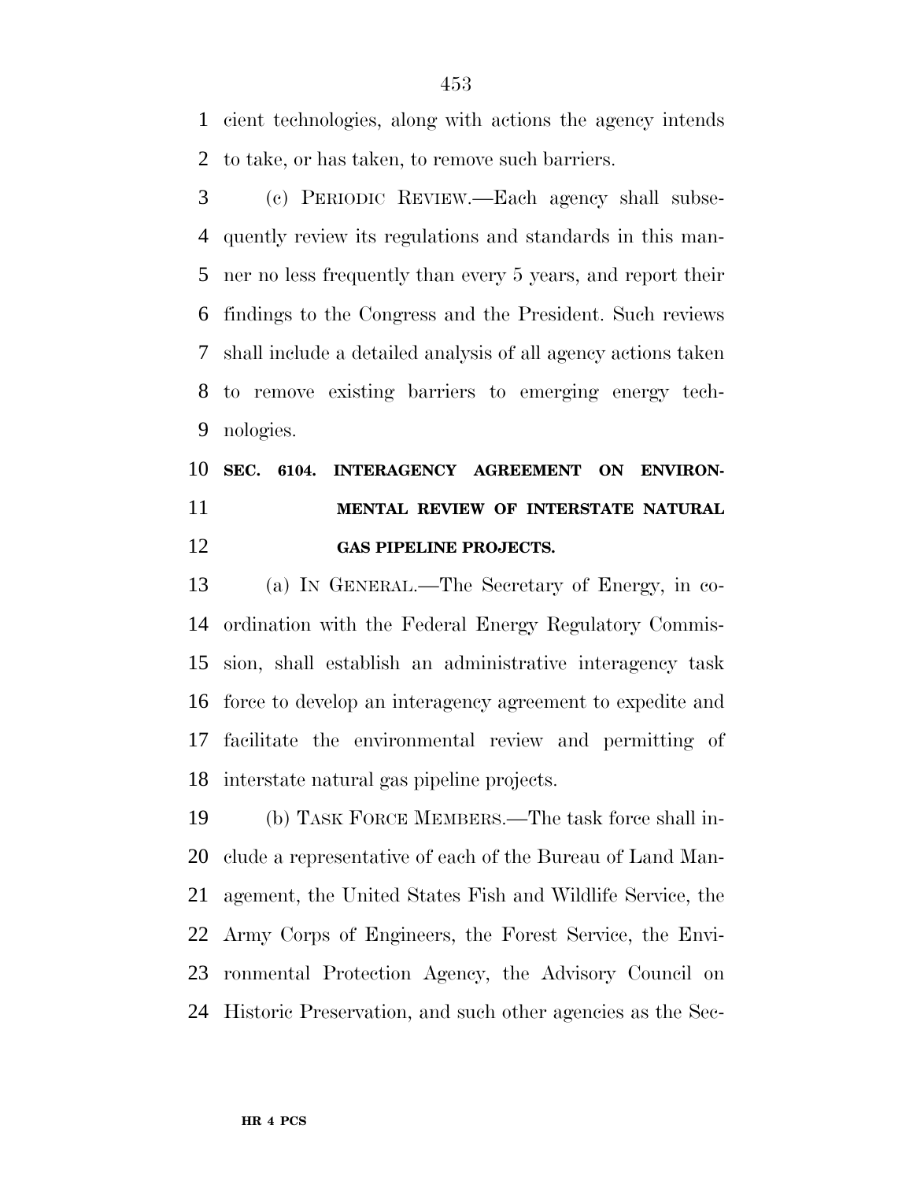cient technologies, along with actions the agency intends to take, or has taken, to remove such barriers.

(c) PERIODIC REVIEW.—Each agency shall subsequently review its regulations and standards in this manner no less frequently than every 5 years, and report their findings to the Congress and the President. Such reviews shall include a detailed analysis of all agency actions taken to remove existing barriers to emerging energy technologies.

**SEC. 6104. INTERAGENCY AGREEMENT ON ENVIRONMENTAL REVIEW OF INTERSTATE NATURAL GAS PIPELINE PROJECTS.**

(a) IN GENERAL.—The Secretary of Energy, in coordination with the Federal Energy Regulatory Commission, shall establish an administrative interagency task force to develop an interagency agreement to expedite and facilitate the environmental review and permitting of interstate natural gas pipeline projects.

(b) TASK FORCE MEMBERS.—The task force shall include a representative of each of the Bureau of Land Management, the United States Fish and Wildlife Service, the Army Corps of Engineers, the Forest Service, the Environmental Protection Agency, the Advisory Council on Historic Preservation, and such other agencies as the Sec-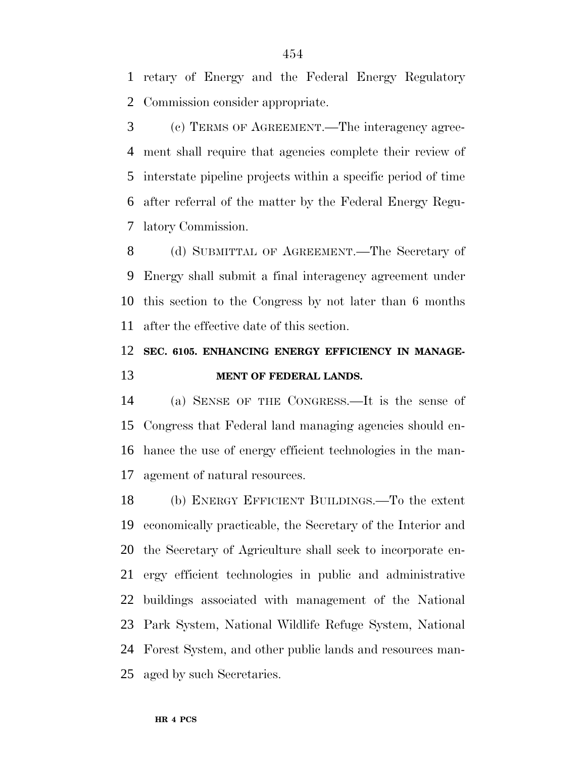retary of Energy and the Federal Energy Regulatory Commission consider appropriate.

(c) TERMS OF AGREEMENT.—The interagency agreement shall require that agencies complete their review of interstate pipeline projects within a specific period of time after referral of the matter by the Federal Energy Regulatory Commission.

(d) SUBMITTAL OF AGREEMENT.—The Secretary of Energy shall submit a final interagency agreement under this section to the Congress by not later than 6 months after the effective date of this section.

**SEC. 6105. ENHANCING ENERGY EFFICIENCY IN MANAGEMENT OF FEDERAL LANDS.**

(a) SENSE OF THE CONGRESS.—It is the sense of Congress that Federal land managing agencies should enhance the use of energy efficient technologies in the management of natural resources.

(b) ENERGY EFFICIENT BUILDINGS.—To the extent economically practicable, the Secretary of the Interior and the Secretary of Agriculture shall seek to incorporate energy efficient technologies in public and administrative buildings associated with management of the National Park System, National Wildlife Refuge System, National Forest System, and other public lands and resources managed by such Secretaries.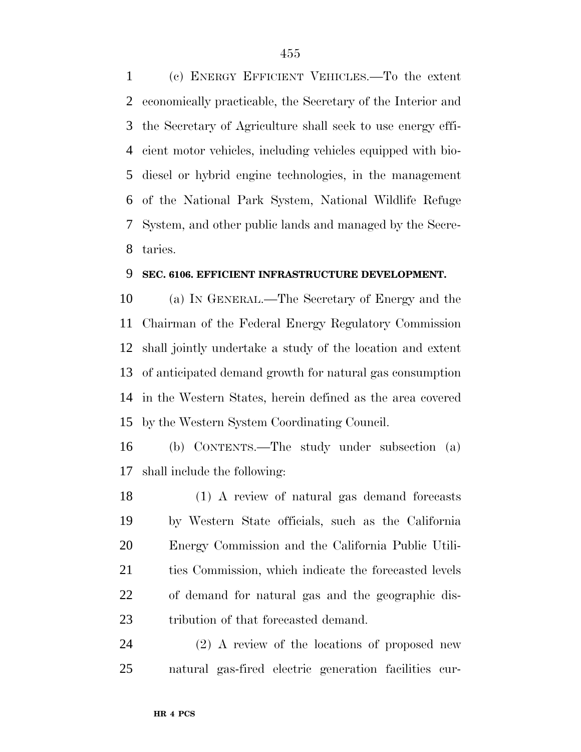(c) Energy Efficient Vehicles.—To the extent economically practicable, the Secretary of the Interior and the Secretary of Agriculture shall seek to use energy efficient motor vehicles, including vehicles equipped with biodiesel or hybrid engine technologies, in the management of the National Park System, National Wildlife Refuge System, and other public lands and managed by the Secretaries.

**SEC. 6106. EFFICIENT INFRASTRUCTURE DEVELOPMENT.**

(a) In General.—The Secretary of Energy and the Chairman of the Federal Energy Regulatory Commission shall jointly undertake a study of the location and extent of anticipated demand growth for natural gas consumption in the Western States, herein defined as the area covered by the Western System Coordinating Council.

(b) Contents.—The study under subsection (a) shall include the following:

(1) A review of natural gas demand forecasts by Western State officials, such as the California Energy Commission and the California Public Utilities Commission, which indicate the forecasted levels of demand for natural gas and the geographic distribution of that forecasted demand.

(2) A review of the locations of proposed new natural gas-fired electric generation facilities cur-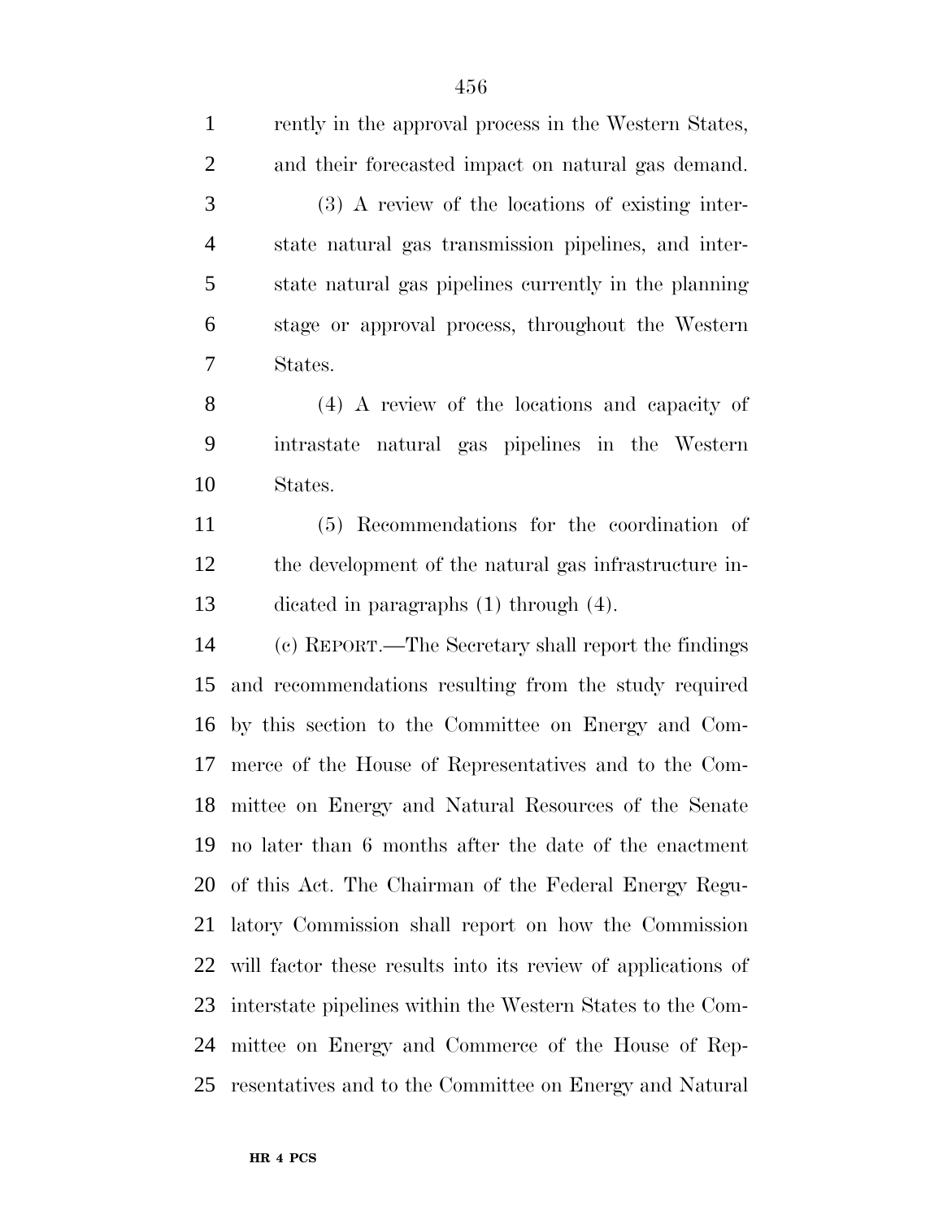rently in the approval process in the Western States, and their forecasted impact on natural gas demand.

(3) A review of the locations of existing interstate natural gas transmission pipelines, and interstate natural gas pipelines currently in the planning stage or approval process, throughout the Western States.

(4) A review of the locations and capacity of intrastate natural gas pipelines in the Western States.

(5) Recommendations for the coordination of the development of the natural gas infrastructure indicated in paragraphs (1) through (4).

(c) REPORT.—The Secretary shall report the findings and recommendations resulting from the study required by this section to the Committee on Energy and Commerce of the House of Representatives and to the Committee on Energy and Natural Resources of the Senate no later than 6 months after the date of the enactment of this Act. The Chairman of the Federal Energy Regulatory Commission shall report on how the Commission will factor these results into its review of applications of interstate pipelines within the Western States to the Committee on Energy and Commerce of the House of Representatives and to the Committee on Energy and Natural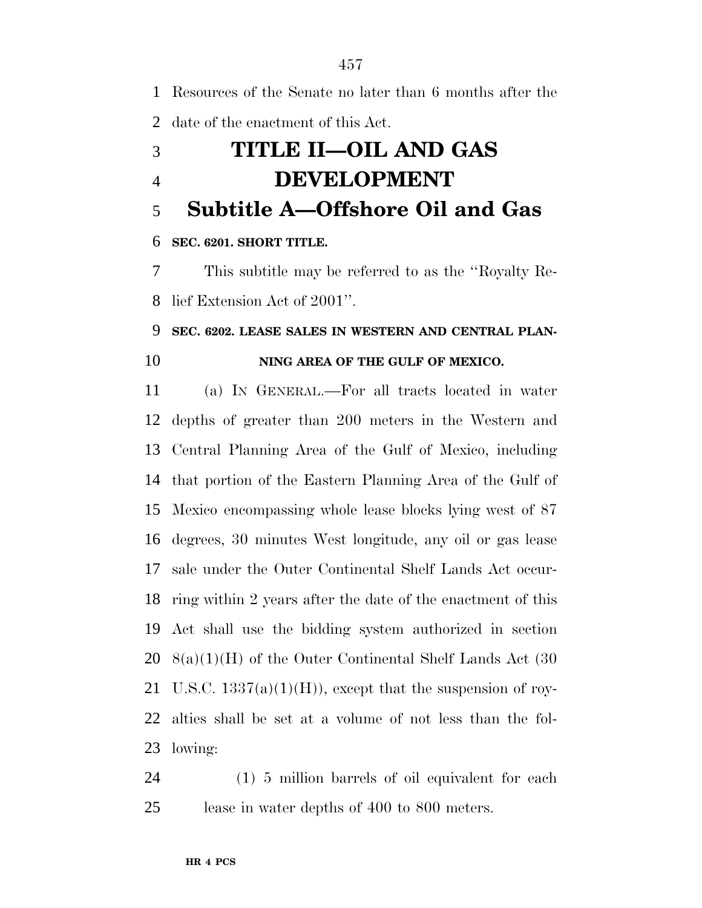Resources of the Senate no later than 6 months after the date of the enactment of this Act.

# TITLE II—OIL AND GAS DEVELOPMENT

## Subtitle A—Offshore Oil and Gas

**SEC. 6201. SHORT TITLE.**

This subtitle may be referred to as the ''Royalty Relief Extension Act of 2001''.

**SEC. 6202. LEASE SALES IN WESTERN AND CENTRAL PLANNING AREA OF THE GULF OF MEXICO.**

(a) IN GENERAL.—For all tracts located in water depths of greater than 200 meters in the Western and Central Planning Area of the Gulf of Mexico, including that portion of the Eastern Planning Area of the Gulf of Mexico encompassing whole lease blocks lying west of 87 degrees, 30 minutes West longitude, any oil or gas lease sale under the Outer Continental Shelf Lands Act occurring within 2 years after the date of the enactment of this Act shall use the bidding system authorized in section 8(a)(1)(H) of the Outer Continental Shelf Lands Act (30 U.S.C. 1337(a)(1)(H)), except that the suspension of royalties shall be set at a volume of not less than the following:

(1) 5 million barrels of oil equivalent for each lease in water depths of 400 to 800 meters.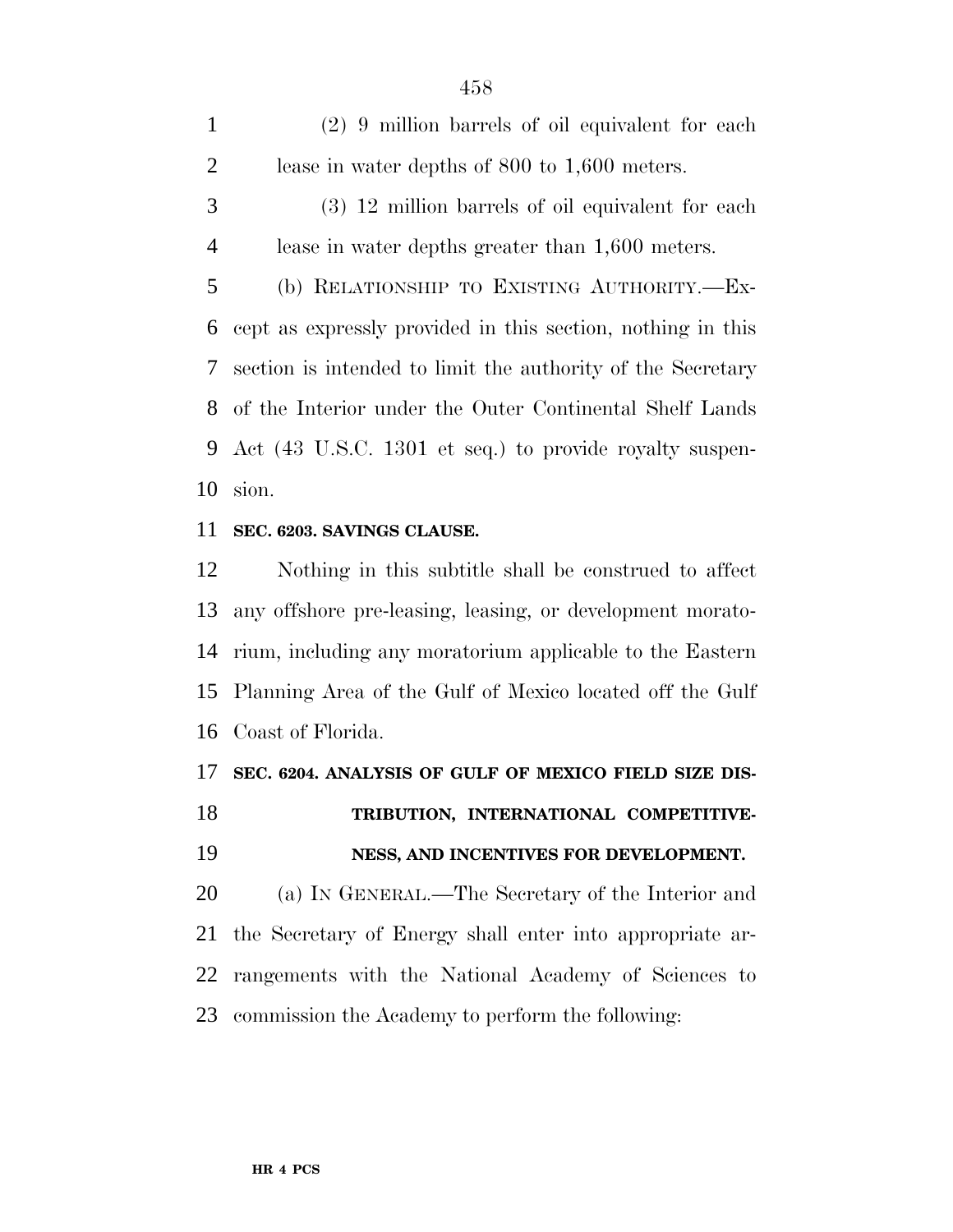(2) 9 million barrels of oil equivalent for each lease in water depths of 800 to 1,600 meters.

(3) 12 million barrels of oil equivalent for each lease in water depths greater than 1,600 meters.

(b) RELATIONSHIP TO EXISTING AUTHORITY.—Except as expressly provided in this section, nothing in this section is intended to limit the authority of the Secretary of the Interior under the Outer Continental Shelf Lands Act (43 U.S.C. 1301 et seq.) to provide royalty suspension.

**SEC. 6203. SAVINGS CLAUSE.**

Nothing in this subtitle shall be construed to affect any offshore pre-leasing, leasing, or development moratorium, including any moratorium applicable to the Eastern Planning Area of the Gulf of Mexico located off the Gulf Coast of Florida.

**SEC. 6204. ANALYSIS OF GULF OF MEXICO FIELD SIZE DISTRIBUTION, INTERNATIONAL COMPETITIVENESS, AND INCENTIVES FOR DEVELOPMENT.**

(a) IN GENERAL.—The Secretary of the Interior and the Secretary of Energy shall enter into appropriate arrangements with the National Academy of Sciences to commission the Academy to perform the following: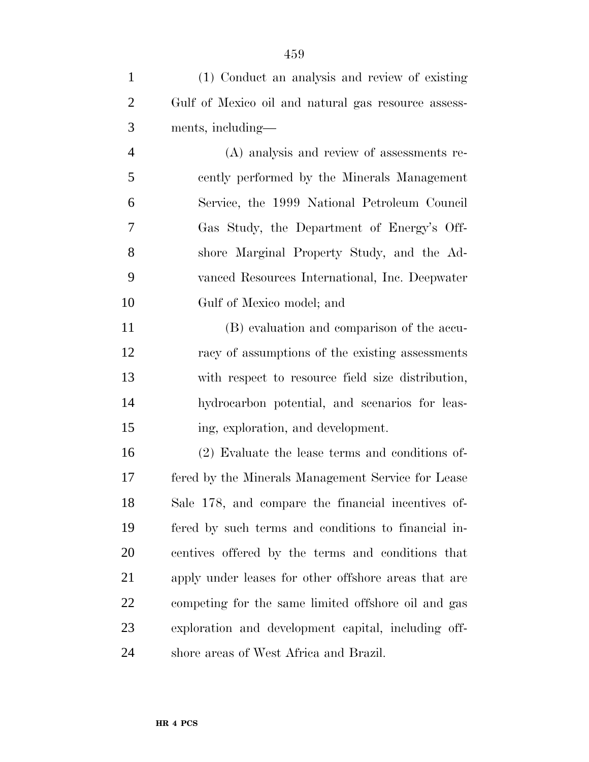(1) Conduct an analysis and review of existing Gulf of Mexico oil and natural gas resource assessments, including—

(A) analysis and review of assessments recently performed by the Minerals Management Service, the 1999 National Petroleum Council Gas Study, the Department of Energy's Offshore Marginal Property Study, and the Advanced Resources International, Inc. Deepwater Gulf of Mexico model; and

(B) evaluation and comparison of the accuracy of assumptions of the existing assessments with respect to resource field size distribution, hydrocarbon potential, and scenarios for leasing, exploration, and development.

(2) Evaluate the lease terms and conditions offered by the Minerals Management Service for Lease Sale 178, and compare the financial incentives offered by such terms and conditions to financial incentives offered by the terms and conditions that apply under leases for other offshore areas that are competing for the same limited offshore oil and gas exploration and development capital, including offshore areas of West Africa and Brazil.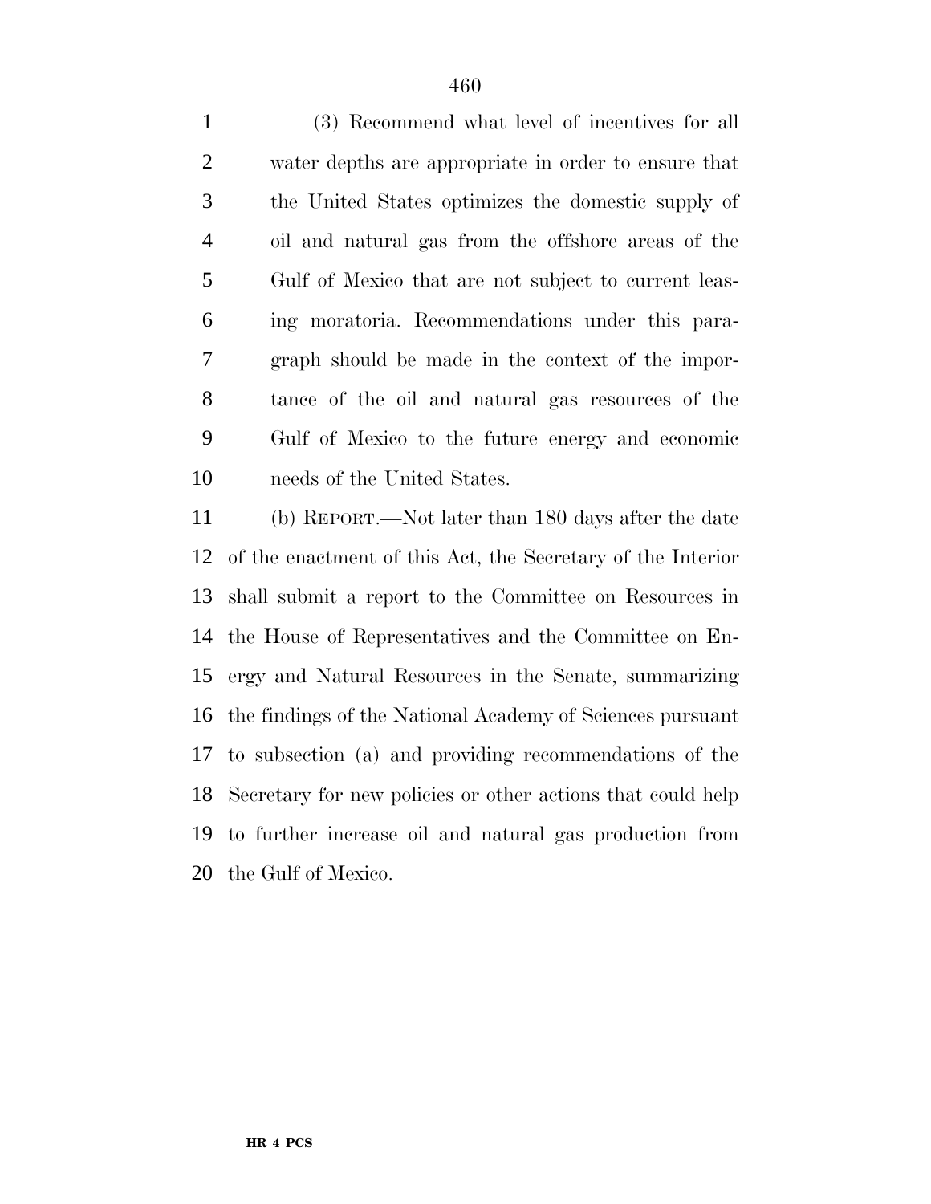(3) Recommend what level of incentives for all water depths are appropriate in order to ensure that the United States optimizes the domestic supply of oil and natural gas from the offshore areas of the Gulf of Mexico that are not subject to current leasing moratoria. Recommendations under this paragraph should be made in the context of the importance of the oil and natural gas resources of the Gulf of Mexico to the future energy and economic needs of the United States.

(b) REPORT.—Not later than 180 days after the date of the enactment of this Act, the Secretary of the Interior shall submit a report to the Committee on Resources in the House of Representatives and the Committee on Energy and Natural Resources in the Senate, summarizing the findings of the National Academy of Sciences pursuant to subsection (a) and providing recommendations of the Secretary for new policies or other actions that could help to further increase oil and natural gas production from the Gulf of Mexico.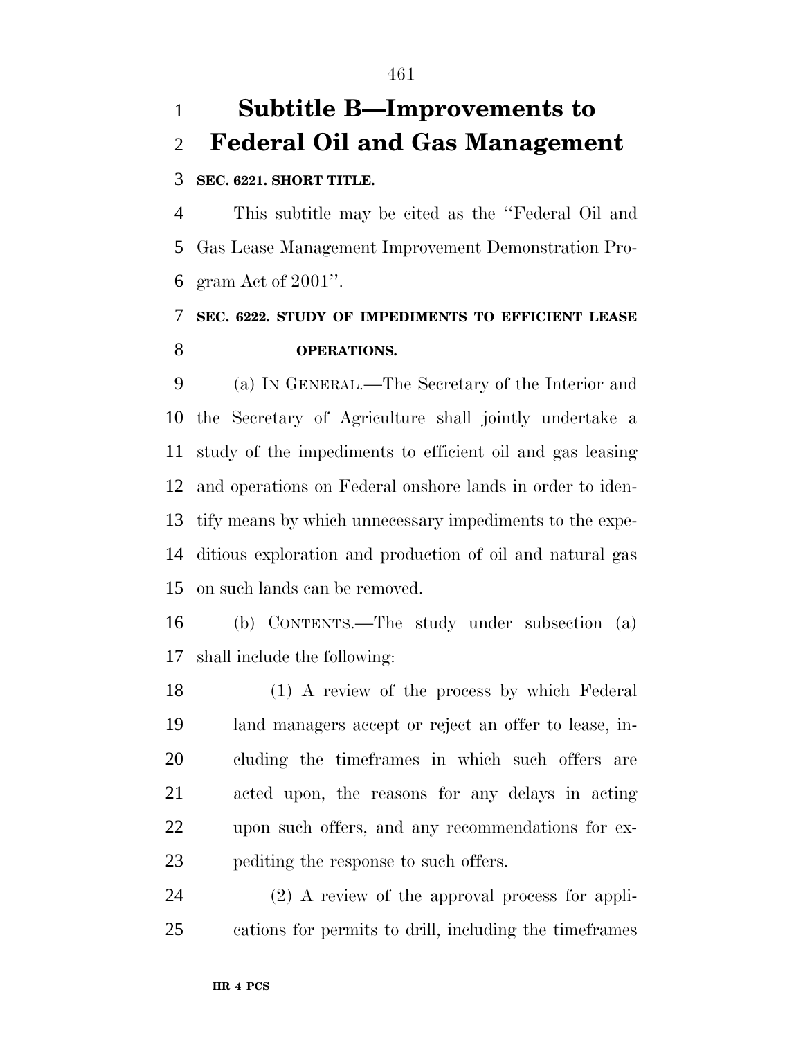# Subtitle B—Improvements to Federal Oil and Gas Management

**SEC. 6221. SHORT TITLE.**

This subtitle may be cited as the ''Federal Oil and Gas Lease Management Improvement Demonstration Program Act of 2001''.

**SEC. 6222. STUDY OF IMPEDIMENTS TO EFFICIENT LEASE OPERATIONS.**

(a) IN GENERAL.—The Secretary of the Interior and the Secretary of Agriculture shall jointly undertake a study of the impediments to efficient oil and gas leasing and operations on Federal onshore lands in order to identify means by which unnecessary impediments to the expeditious exploration and production of oil and natural gas on such lands can be removed.

(b) CONTENTS.—The study under subsection (a) shall include the following:

(1) A review of the process by which Federal land managers accept or reject an offer to lease, including the timeframes in which such offers are acted upon, the reasons for any delays in acting upon such offers, and any recommendations for expediting the response to such offers.

(2) A review of the approval process for applications for permits to drill, including the timeframes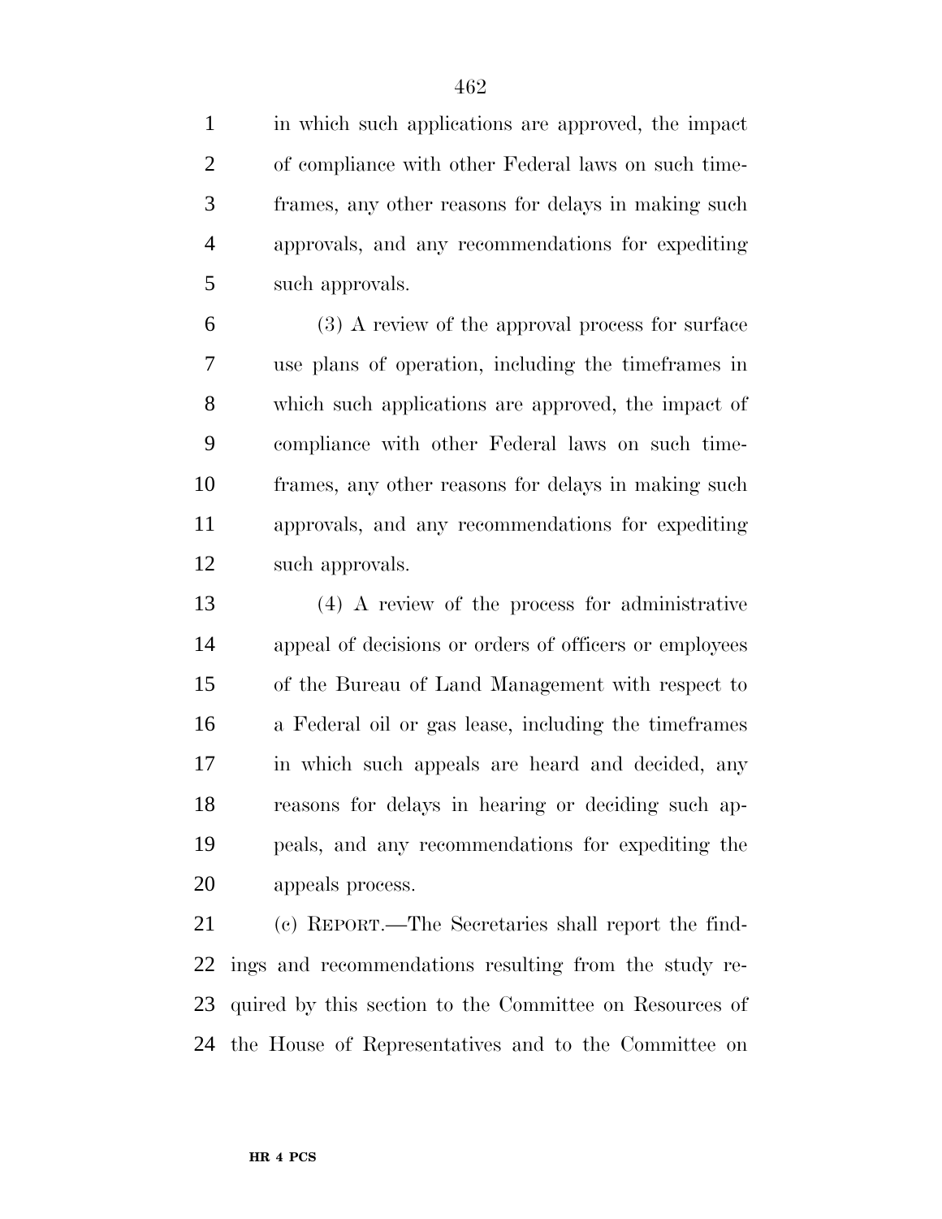in which such applications are approved, the impact of compliance with other Federal laws on such timeframes, any other reasons for delays in making such approvals, and any recommendations for expediting such approvals.

(3) A review of the approval process for surface use plans of operation, including the timeframes in which such applications are approved, the impact of compliance with other Federal laws on such timeframes, any other reasons for delays in making such approvals, and any recommendations for expediting such approvals.

(4) A review of the process for administrative appeal of decisions or orders of officers or employees of the Bureau of Land Management with respect to a Federal oil or gas lease, including the timeframes in which such appeals are heard and decided, any reasons for delays in hearing or deciding such appeals, and any recommendations for expediting the appeals process.

(c) REPORT.—The Secretaries shall report the findings and recommendations resulting from the study required by this section to the Committee on Resources of the House of Representatives and to the Committee on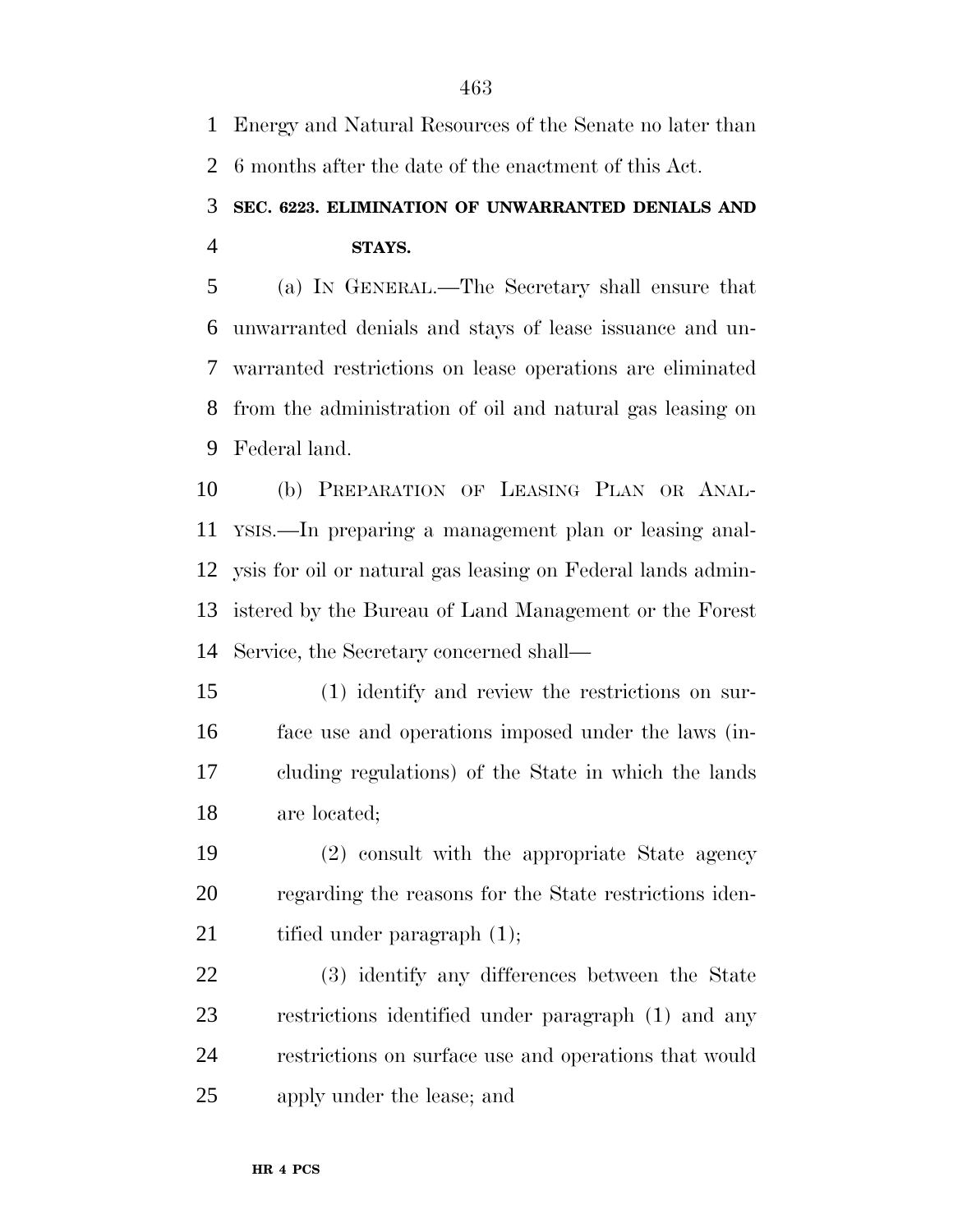Energy and Natural Resources of the Senate no later than 6 months after the date of the enactment of this Act.

### SEC. 6223. ELIMINATION OF UNWARRANTED DENIALS AND STAYS.

(a) IN GENERAL.—The Secretary shall ensure that unwarranted denials and stays of lease issuance and unwarranted restrictions on lease operations are eliminated from the administration of oil and natural gas leasing on Federal land.

(b) PREPARATION OF LEASING PLAN OR ANALYSIS.—In preparing a management plan or leasing analysis for oil or natural gas leasing on Federal lands administered by the Bureau of Land Management or the Forest Service, the Secretary concerned shall—

(1) identify and review the restrictions on surface use and operations imposed under the laws (including regulations) of the State in which the lands are located;

(2) consult with the appropriate State agency regarding the reasons for the State restrictions identified under paragraph (1);

(3) identify any differences between the State restrictions identified under paragraph (1) and any restrictions on surface use and operations that would apply under the lease; and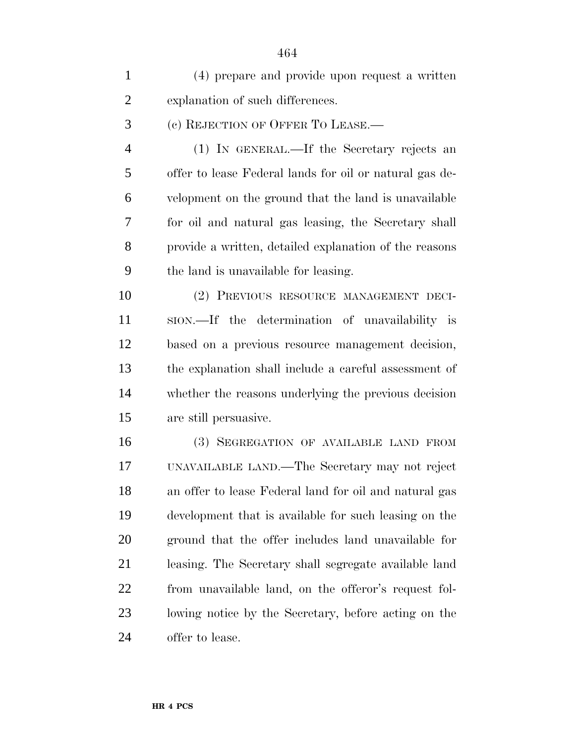(4) prepare and provide upon request a written explanation of such differences.

(c) REJECTION OF OFFER TO LEASE.—

(1) IN GENERAL.—If the Secretary rejects an offer to lease Federal lands for oil or natural gas development on the ground that the land is unavailable for oil and natural gas leasing, the Secretary shall provide a written, detailed explanation of the reasons the land is unavailable for leasing.

(2) PREVIOUS RESOURCE MANAGEMENT DECISION.—If the determination of unavailability is based on a previous resource management decision, the explanation shall include a careful assessment of whether the reasons underlying the previous decision are still persuasive.

(3) SEGREGATION OF AVAILABLE LAND FROM UNAVAILABLE LAND.—The Secretary may not reject an offer to lease Federal land for oil and natural gas development that is available for such leasing on the ground that the offer includes land unavailable for leasing. The Secretary shall segregate available land from unavailable land, on the offeror's request following notice by the Secretary, before acting on the offer to lease.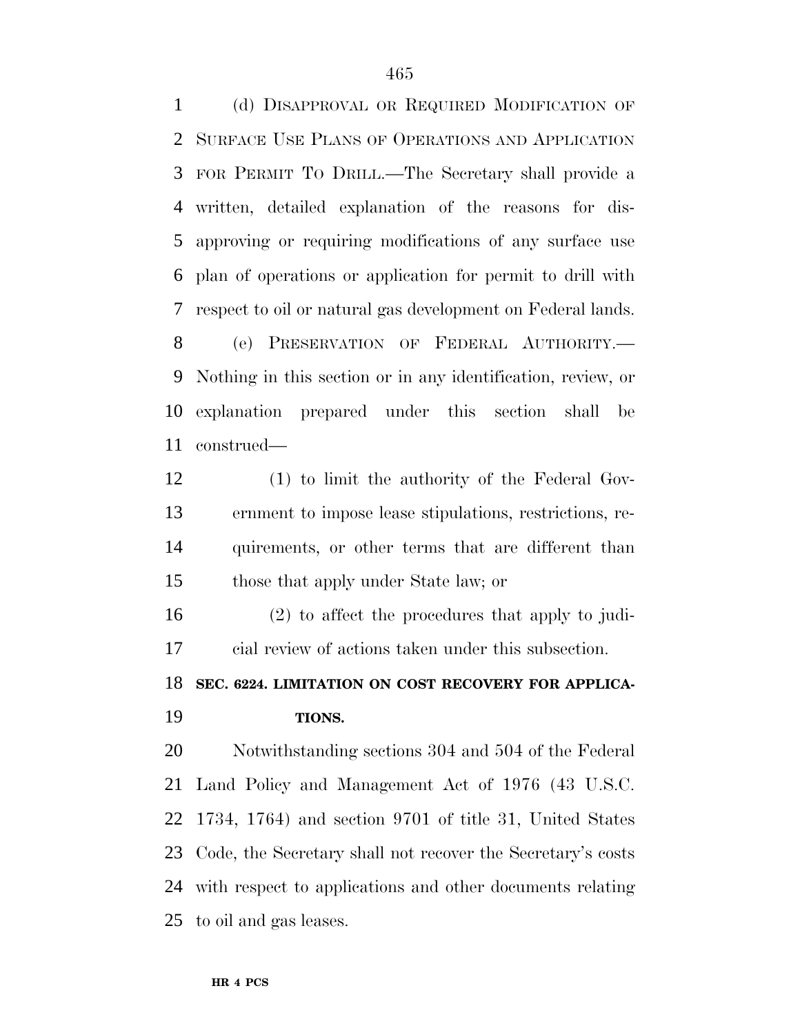(d) DISAPPROVAL OR REQUIRED MODIFICATION OF SURFACE USE PLANS OF OPERATIONS AND APPLICATION FOR PERMIT TO DRILL.—The Secretary shall provide a written, detailed explanation of the reasons for disapproving or requiring modifications of any surface use plan of operations or application for permit to drill with respect to oil or natural gas development on Federal lands.

(e) PRESERVATION OF FEDERAL AUTHORITY.—Nothing in this section or in any identification, review, or explanation prepared under this section shall be construed—

(1) to limit the authority of the Federal Government to impose lease stipulations, restrictions, requirements, or other terms that are different than those that apply under State law; or

(2) to affect the procedures that apply to judicial review of actions taken under this subsection.

**SEC. 6224. LIMITATION ON COST RECOVERY FOR APPLICATIONS.**

Notwithstanding sections 304 and 504 of the Federal Land Policy and Management Act of 1976 (43 U.S.C. 1734, 1764) and section 9701 of title 31, United States Code, the Secretary shall not recover the Secretary's costs with respect to applications and other documents relating to oil and gas leases.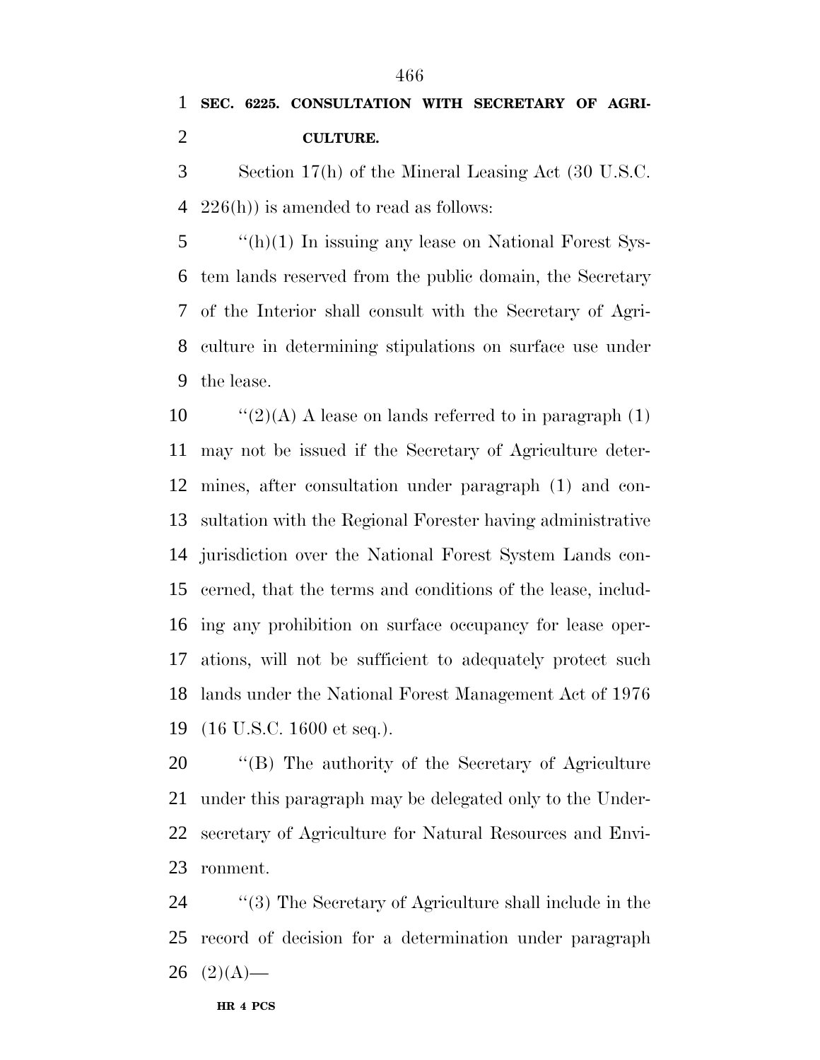**SEC. 6225. CONSULTATION WITH SECRETARY OF AGRICULTURE.**

Section 17(h) of the Mineral Leasing Act (30 U.S.C. 226(h)) is amended to read as follows:

''(h)(1) In issuing any lease on National Forest System lands reserved from the public domain, the Secretary of the Interior shall consult with the Secretary of Agriculture in determining stipulations on surface use under the lease.

''(2)(A) A lease on lands referred to in paragraph (1) may not be issued if the Secretary of Agriculture determines, after consultation under paragraph (1) and consultation with the Regional Forester having administrative jurisdiction over the National Forest System Lands concerned, that the terms and conditions of the lease, including any prohibition on surface occupancy for lease operations, will not be sufficient to adequately protect such lands under the National Forest Management Act of 1976 (16 U.S.C. 1600 et seq.).

''(B) The authority of the Secretary of Agriculture under this paragraph may be delegated only to the Undersecretary of Agriculture for Natural Resources and Environment.

''(3) The Secretary of Agriculture shall include in the record of decision for a determination under paragraph (2)(A)—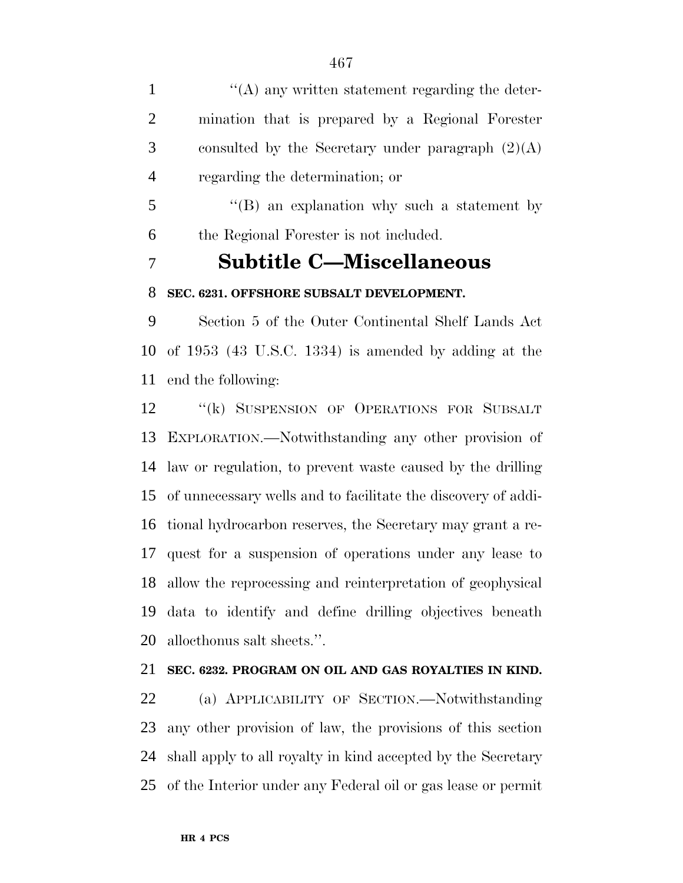''(A) any written statement regarding the determination that is prepared by a Regional Forester consulted by the Secretary under paragraph (2)(A) regarding the determination; or

''(B) an explanation why such a statement by the Regional Forester is not included.

## Subtitle C—Miscellaneous

**SEC. 6231. OFFSHORE SUBSALT DEVELOPMENT.**

Section 5 of the Outer Continental Shelf Lands Act of 1953 (43 U.S.C. 1334) is amended by adding at the end the following:

''(k) SUSPENSION OF OPERATIONS FOR SUBSALT EXPLORATION.—Notwithstanding any other provision of law or regulation, to prevent waste caused by the drilling of unnecessary wells and to facilitate the discovery of additional hydrocarbon reserves, the Secretary may grant a request for a suspension of operations under any lease to allow the reprocessing and reinterpretation of geophysical data to identify and define drilling objectives beneath allocthonus salt sheets.''.

**SEC. 6232. PROGRAM ON OIL AND GAS ROYALTIES IN KIND.**

(a) APPLICABILITY OF SECTION.—Notwithstanding any other provision of law, the provisions of this section shall apply to all royalty in kind accepted by the Secretary of the Interior under any Federal oil or gas lease or permit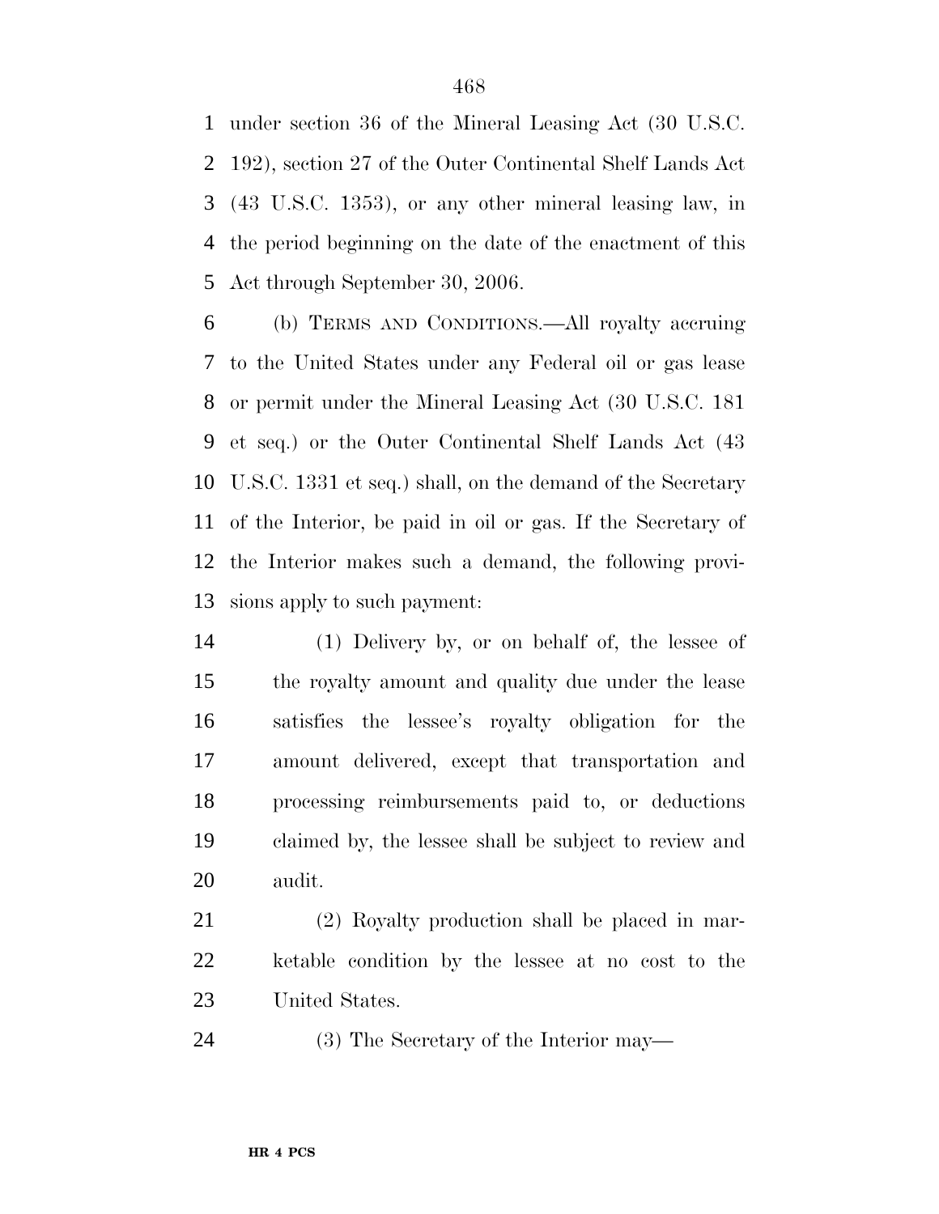under section 36 of the Mineral Leasing Act (30 U.S.C. 192), section 27 of the Outer Continental Shelf Lands Act (43 U.S.C. 1353), or any other mineral leasing law, in the period beginning on the date of the enactment of this Act through September 30, 2006.

(b) TERMS AND CONDITIONS.—All royalty accruing to the United States under any Federal oil or gas lease or permit under the Mineral Leasing Act (30 U.S.C. 181 et seq.) or the Outer Continental Shelf Lands Act (43 U.S.C. 1331 et seq.) shall, on the demand of the Secretary of the Interior, be paid in oil or gas. If the Secretary of the Interior makes such a demand, the following provisions apply to such payment:

(1) Delivery by, or on behalf of, the lessee of the royalty amount and quality due under the lease satisfies the lessee's royalty obligation for the amount delivered, except that transportation and processing reimbursements paid to, or deductions claimed by, the lessee shall be subject to review and audit.

(2) Royalty production shall be placed in marketable condition by the lessee at no cost to the United States.

(3) The Secretary of the Interior may—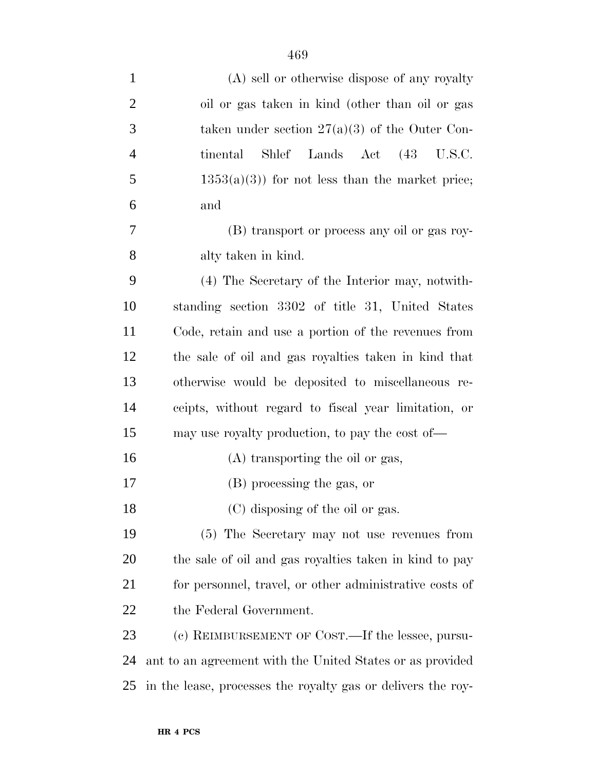(A) sell or otherwise dispose of any royalty oil or gas taken in kind (other than oil or gas taken under section 27(a)(3) of the Outer Continental Shlef Lands Act (43 U.S.C. 1353(a)(3)) for not less than the market price; and

(B) transport or process any oil or gas royalty taken in kind.

(4) The Secretary of the Interior may, notwithstanding section 3302 of title 31, United States Code, retain and use a portion of the revenues from the sale of oil and gas royalties taken in kind that otherwise would be deposited to miscellaneous receipts, without regard to fiscal year limitation, or may use royalty production, to pay the cost of—

(A) transporting the oil or gas,

(B) processing the gas, or

(C) disposing of the oil or gas.

(5) The Secretary may not use revenues from the sale of oil and gas royalties taken in kind to pay for personnel, travel, or other administrative costs of the Federal Government.

(c) REIMBURSEMENT OF COST.—If the lessee, pursuant to an agreement with the United States or as provided in the lease, processes the royalty gas or delivers the roy-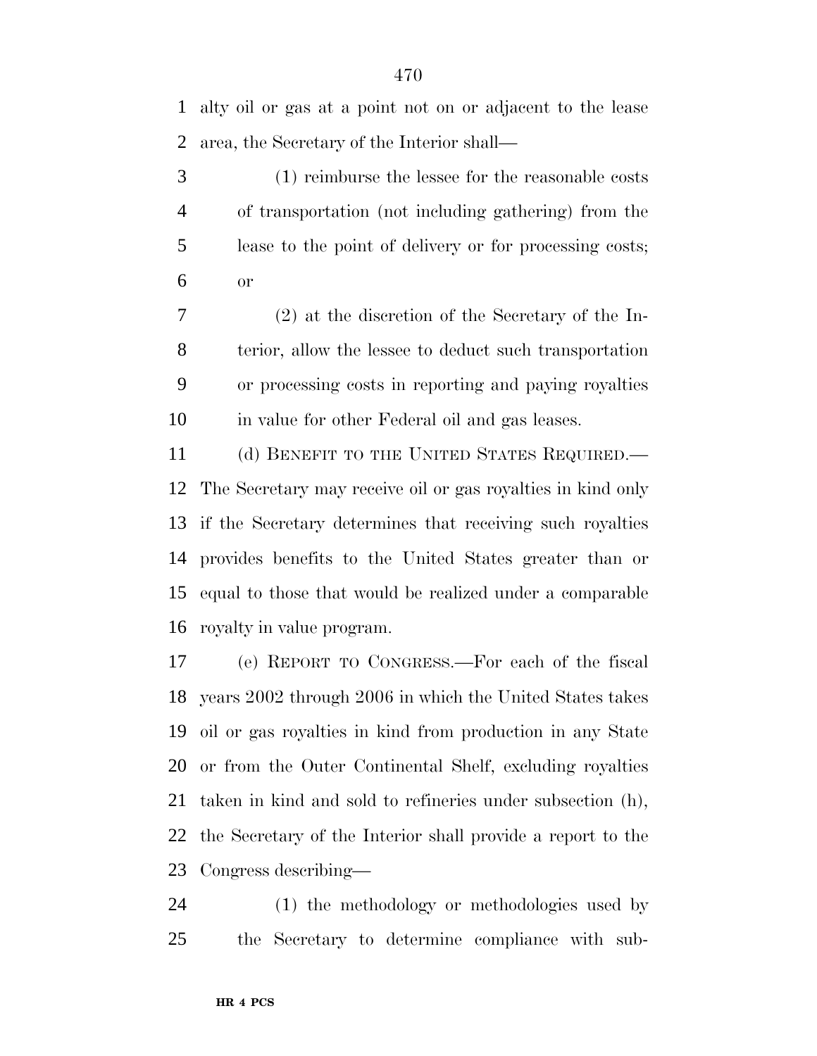alty oil or gas at a point not on or adjacent to the lease area, the Secretary of the Interior shall—

(1) reimburse the lessee for the reasonable costs of transportation (not including gathering) from the lease to the point of delivery or for processing costs; or

(2) at the discretion of the Secretary of the Interior, allow the lessee to deduct such transportation or processing costs in reporting and paying royalties in value for other Federal oil and gas leases.

(d) BENEFIT TO THE UNITED STATES REQUIRED.—The Secretary may receive oil or gas royalties in kind only if the Secretary determines that receiving such royalties provides benefits to the United States greater than or equal to those that would be realized under a comparable royalty in value program.

(e) REPORT TO CONGRESS.—For each of the fiscal years 2002 through 2006 in which the United States takes oil or gas royalties in kind from production in any State or from the Outer Continental Shelf, excluding royalties taken in kind and sold to refineries under subsection (h), the Secretary of the Interior shall provide a report to the Congress describing—

(1) the methodology or methodologies used by the Secretary to determine compliance with sub-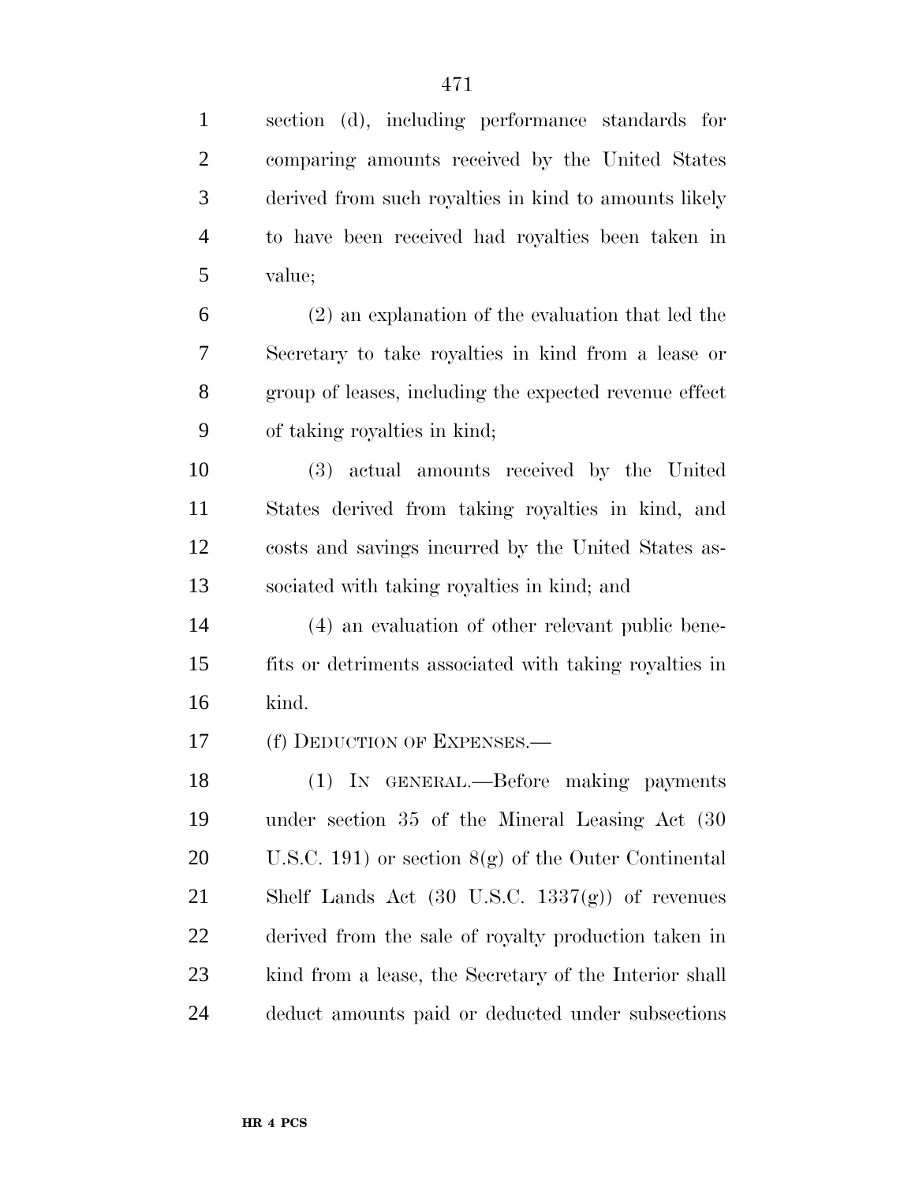section (d), including performance standards for comparing amounts received by the United States derived from such royalties in kind to amounts likely to have been received had royalties been taken in value;

(2) an explanation of the evaluation that led the Secretary to take royalties in kind from a lease or group of leases, including the expected revenue effect of taking royalties in kind;

(3) actual amounts received by the United States derived from taking royalties in kind, and costs and savings incurred by the United States associated with taking royalties in kind; and

(4) an evaluation of other relevant public benefits or detriments associated with taking royalties in kind.

(f) DEDUCTION OF EXPENSES.—

(1) IN GENERAL.—Before making payments under section 35 of the Mineral Leasing Act (30 U.S.C. 191) or section 8(g) of the Outer Continental Shelf Lands Act (30 U.S.C. 1337(g)) of revenues derived from the sale of royalty production taken in kind from a lease, the Secretary of the Interior shall deduct amounts paid or deducted under subsections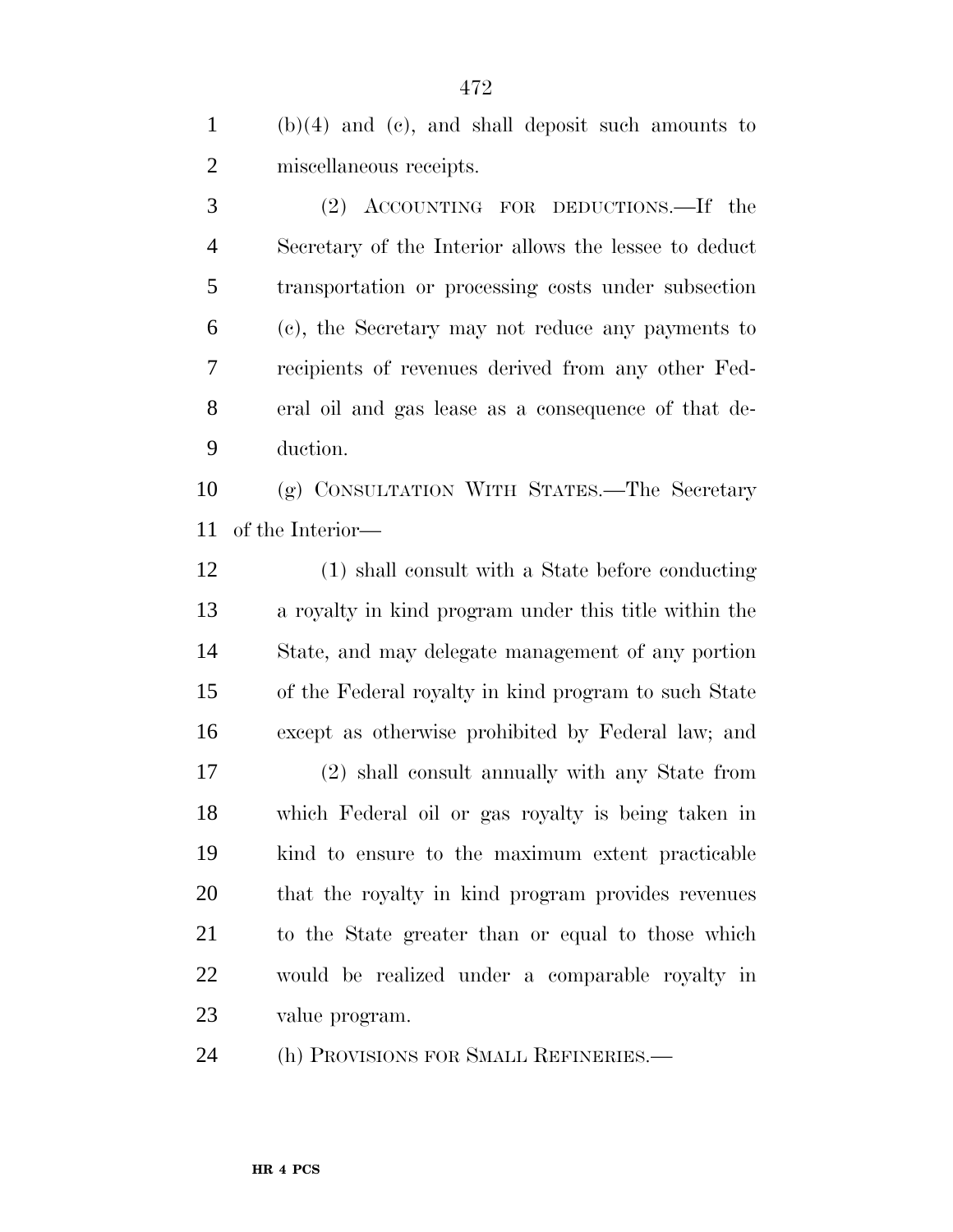(b)(4) and (c), and shall deposit such amounts to miscellaneous receipts.

(2) ACCOUNTING FOR DEDUCTIONS.—If the Secretary of the Interior allows the lessee to deduct transportation or processing costs under subsection (c), the Secretary may not reduce any payments to recipients of revenues derived from any other Federal oil and gas lease as a consequence of that deduction.

(g) CONSULTATION WITH STATES.—The Secretary of the Interior—

(1) shall consult with a State before conducting a royalty in kind program under this title within the State, and may delegate management of any portion of the Federal royalty in kind program to such State except as otherwise prohibited by Federal law; and

(2) shall consult annually with any State from which Federal oil or gas royalty is being taken in kind to ensure to the maximum extent practicable that the royalty in kind program provides revenues to the State greater than or equal to those which would be realized under a comparable royalty in value program.

(h) PROVISIONS FOR SMALL REFINERIES.—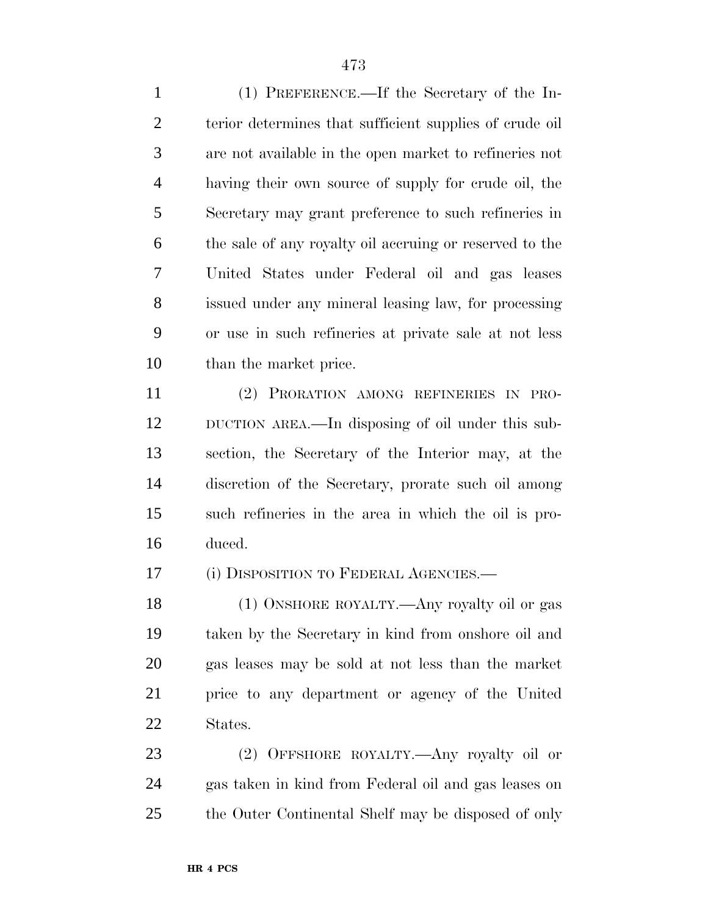(1) PREFERENCE.—If the Secretary of the Interior determines that sufficient supplies of crude oil are not available in the open market to refineries not having their own source of supply for crude oil, the Secretary may grant preference to such refineries in the sale of any royalty oil accruing or reserved to the United States under Federal oil and gas leases issued under any mineral leasing law, for processing or use in such refineries at private sale at not less than the market price.

(2) PRORATION AMONG REFINERIES IN PRODUCTION AREA.—In disposing of oil under this subsection, the Secretary of the Interior may, at the discretion of the Secretary, prorate such oil among such refineries in the area in which the oil is produced.

(i) DISPOSITION TO FEDERAL AGENCIES.—

(1) ONSHORE ROYALTY.—Any royalty oil or gas taken by the Secretary in kind from onshore oil and gas leases may be sold at not less than the market price to any department or agency of the United States.

(2) OFFSHORE ROYALTY.—Any royalty oil or gas taken in kind from Federal oil and gas leases on the Outer Continental Shelf may be disposed of only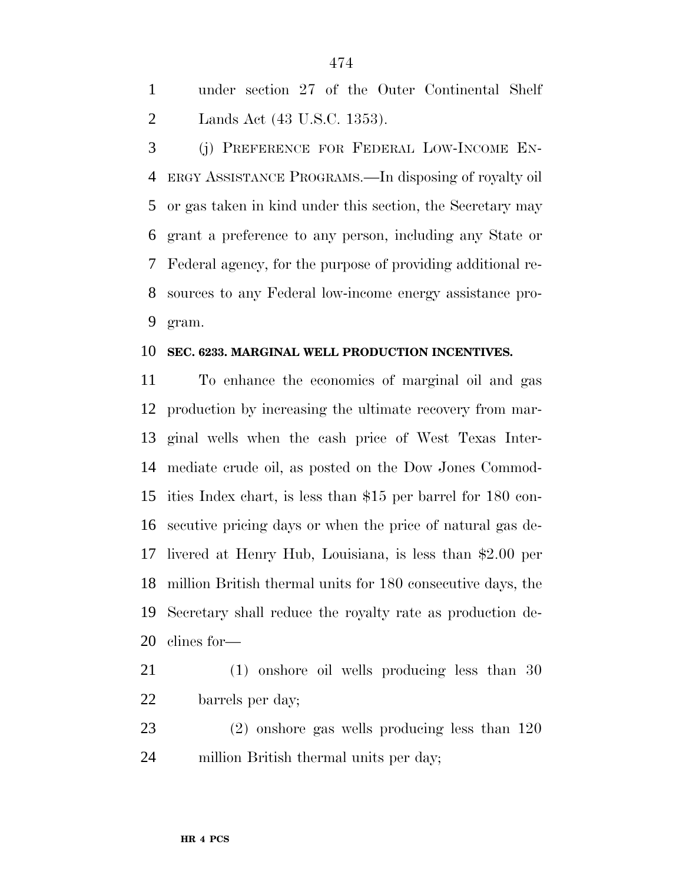under section 27 of the Outer Continental Shelf Lands Act (43 U.S.C. 1353).

(j) PREFERENCE FOR FEDERAL LOW-INCOME ENERGY ASSISTANCE PROGRAMS.—In disposing of royalty oil or gas taken in kind under this section, the Secretary may grant a preference to any person, including any State or Federal agency, for the purpose of providing additional resources to any Federal low-income energy assistance program.

**SEC. 6233. MARGINAL WELL PRODUCTION INCENTIVES.**

To enhance the economics of marginal oil and gas production by increasing the ultimate recovery from marginal wells when the cash price of West Texas Intermediate crude oil, as posted on the Dow Jones Commodities Index chart, is less than $15 per barrel for 180 consecutive pricing days or when the price of natural gas delivered at Henry Hub, Louisiana, is less than $2.00 per million British thermal units for 180 consecutive days, the Secretary shall reduce the royalty rate as production declines for—

(1) onshore oil wells producing less than 30 barrels per day;

(2) onshore gas wells producing less than 120 million British thermal units per day;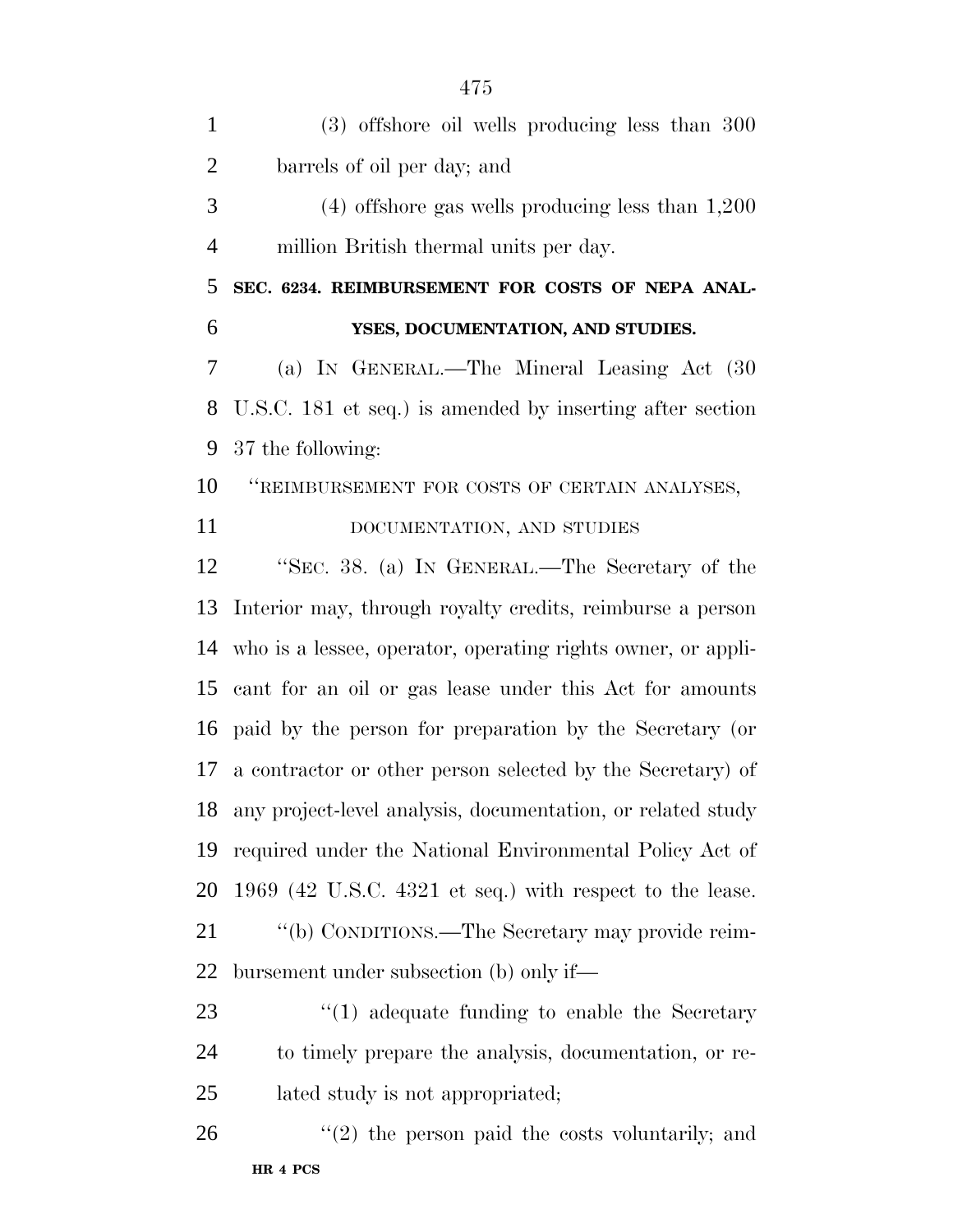(3) offshore oil wells producing less than 300 barrels of oil per day; and

(4) offshore gas wells producing less than 1,200 million British thermal units per day.

**SEC. 6234. REIMBURSEMENT FOR COSTS OF NEPA ANALYSES, DOCUMENTATION, AND STUDIES.**

(a) IN GENERAL.—The Mineral Leasing Act (30 U.S.C. 181 et seq.) is amended by inserting after section 37 the following:

"REIMBURSEMENT FOR COSTS OF CERTAIN ANALYSES, DOCUMENTATION, AND STUDIES

"SEC. 38. (a) IN GENERAL.—The Secretary of the Interior may, through royalty credits, reimburse a person who is a lessee, operator, operating rights owner, or applicant for an oil or gas lease under this Act for amounts paid by the person for preparation by the Secretary (or a contractor or other person selected by the Secretary) of any project-level analysis, documentation, or related study required under the National Environmental Policy Act of 1969 (42 U.S.C. 4321 et seq.) with respect to the lease.

"(b) CONDITIONS.—The Secretary may provide reimbursement under subsection (b) only if—

"(1) adequate funding to enable the Secretary to timely prepare the analysis, documentation, or related study is not appropriated;

"(2) the person paid the costs voluntarily; and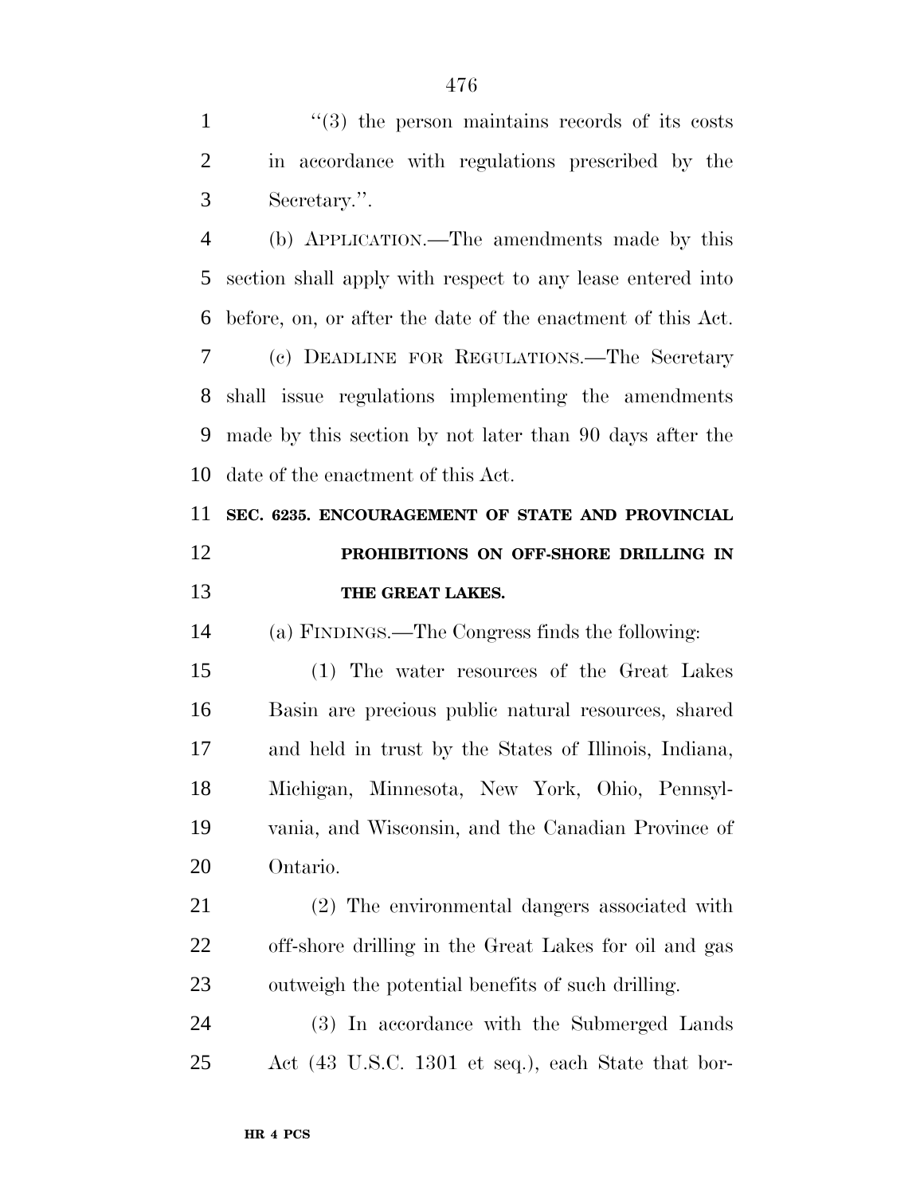"(3) the person maintains records of its costs in accordance with regulations prescribed by the Secretary.".

(b) APPLICATION.—The amendments made by this section shall apply with respect to any lease entered into before, on, or after the date of the enactment of this Act.

(c) DEADLINE FOR REGULATIONS.—The Secretary shall issue regulations implementing the amendments made by this section by not later than 90 days after the date of the enactment of this Act.

**SEC. 6235. ENCOURAGEMENT OF STATE AND PROVINCIAL PROHIBITIONS ON OFF-SHORE DRILLING IN THE GREAT LAKES.**

(a) FINDINGS.—The Congress finds the following:

(1) The water resources of the Great Lakes Basin are precious public natural resources, shared and held in trust by the States of Illinois, Indiana, Michigan, Minnesota, New York, Ohio, Pennsylvania, and Wisconsin, and the Canadian Province of Ontario.

(2) The environmental dangers associated with off-shore drilling in the Great Lakes for oil and gas outweigh the potential benefits of such drilling.

(3) In accordance with the Submerged Lands Act (43 U.S.C. 1301 et seq.), each State that bor-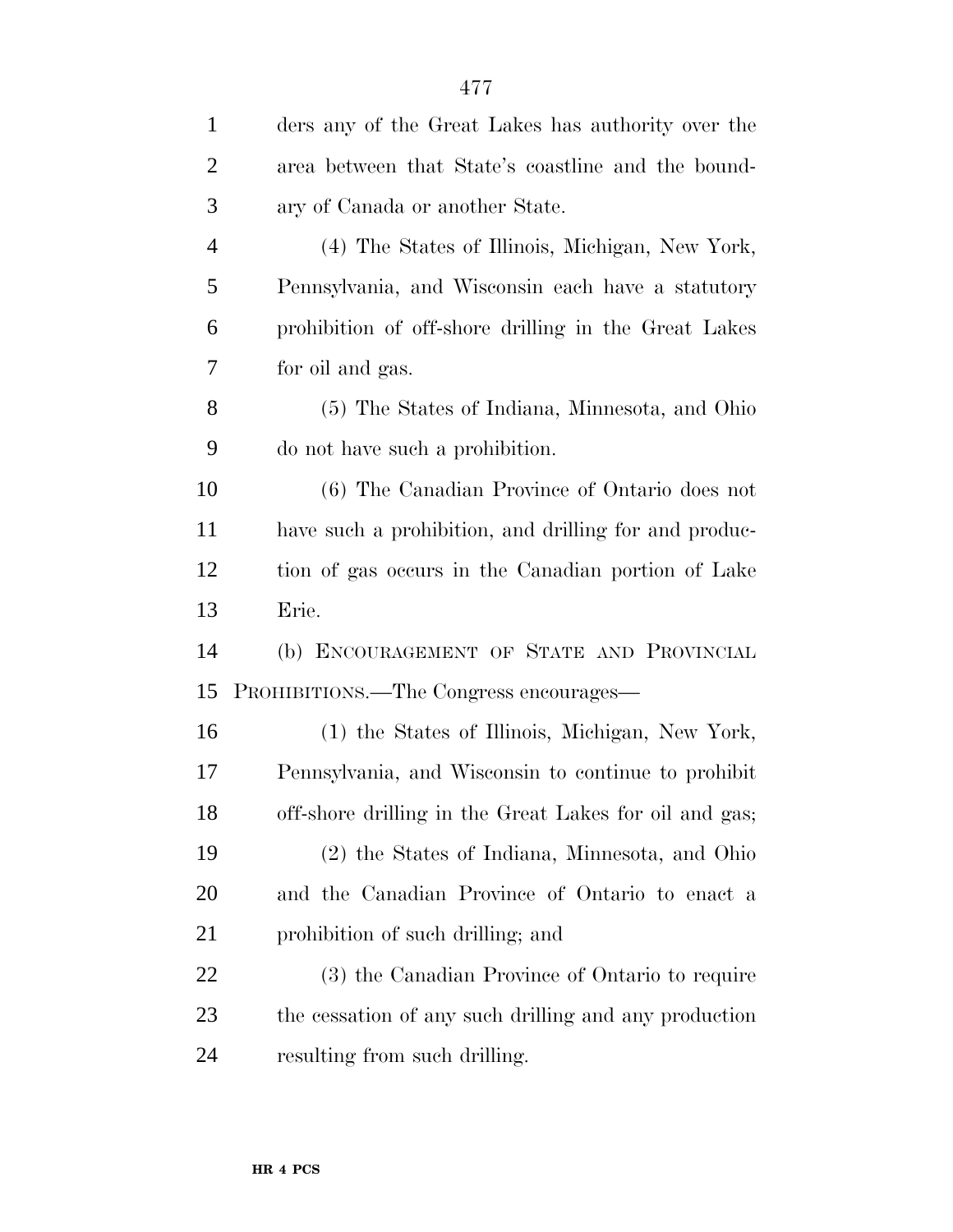ders any of the Great Lakes has authority over the area between that State's coastline and the boundary of Canada or another State.

(4) The States of Illinois, Michigan, New York, Pennsylvania, and Wisconsin each have a statutory prohibition of off-shore drilling in the Great Lakes for oil and gas.

(5) The States of Indiana, Minnesota, and Ohio do not have such a prohibition.

(6) The Canadian Province of Ontario does not have such a prohibition, and drilling for and production of gas occurs in the Canadian portion of Lake Erie.

(b) ENCOURAGEMENT OF STATE AND PROVINCIAL PROHIBITIONS.—The Congress encourages—

(1) the States of Illinois, Michigan, New York, Pennsylvania, and Wisconsin to continue to prohibit off-shore drilling in the Great Lakes for oil and gas;

(2) the States of Indiana, Minnesota, and Ohio and the Canadian Province of Ontario to enact a prohibition of such drilling; and

(3) the Canadian Province of Ontario to require the cessation of any such drilling and any production resulting from such drilling.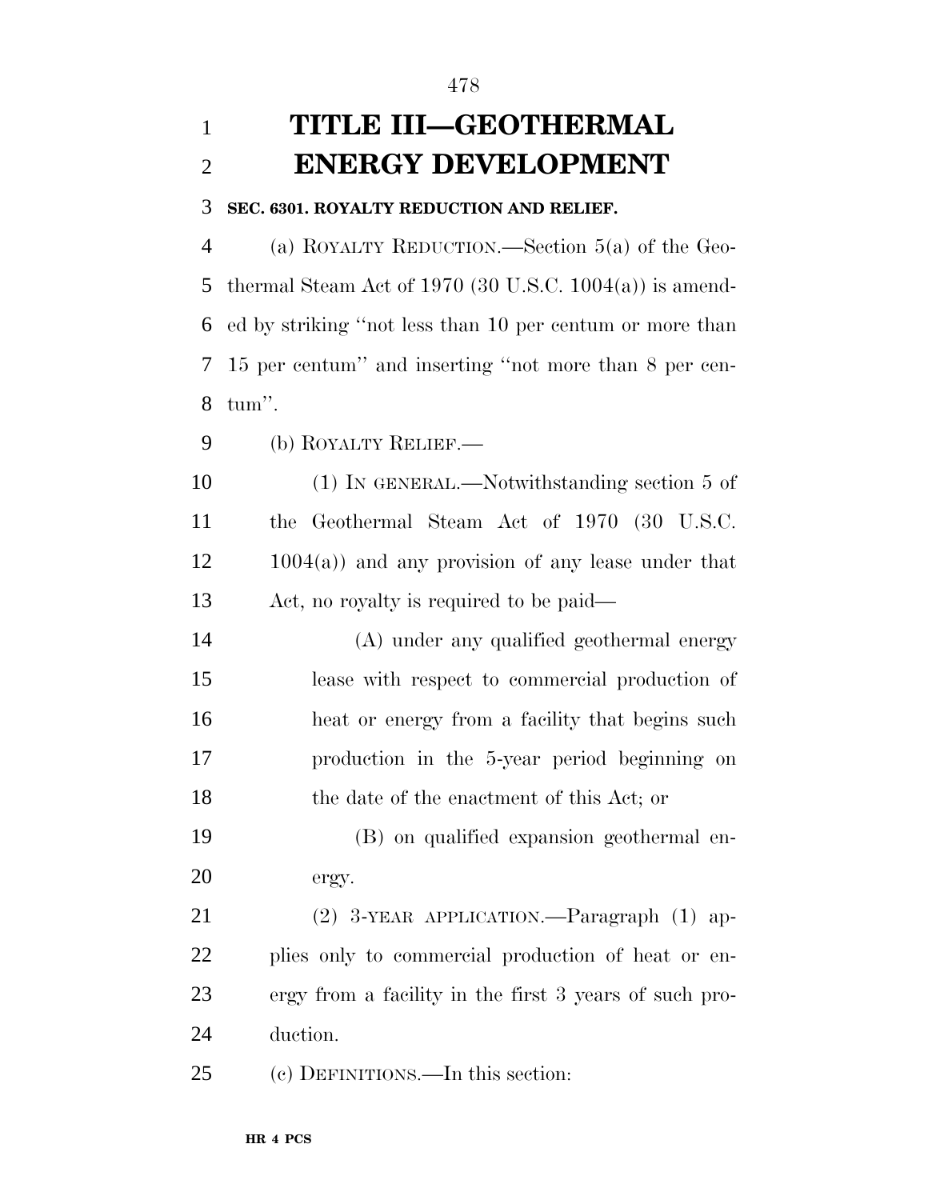# TITLE III—GEOTHERMAL ENERGY DEVELOPMENT

**SEC. 6301. ROYALTY REDUCTION AND RELIEF.**

(a) ROYALTY REDUCTION.—Section 5(a) of the Geothermal Steam Act of 1970 (30 U.S.C. 1004(a)) is amended by striking ''not less than 10 per centum or more than 15 per centum'' and inserting ''not more than 8 per centum''.

(b) ROYALTY RELIEF.—

(1) IN GENERAL.—Notwithstanding section 5 of the Geothermal Steam Act of 1970 (30 U.S.C. 1004(a)) and any provision of any lease under that Act, no royalty is required to be paid—

(A) under any qualified geothermal energy lease with respect to commercial production of heat or energy from a facility that begins such production in the 5-year period beginning on the date of the enactment of this Act; or

(B) on qualified expansion geothermal energy.

(2) 3-YEAR APPLICATION.—Paragraph (1) applies only to commercial production of heat or energy from a facility in the first 3 years of such production.

(c) DEFINITIONS.—In this section: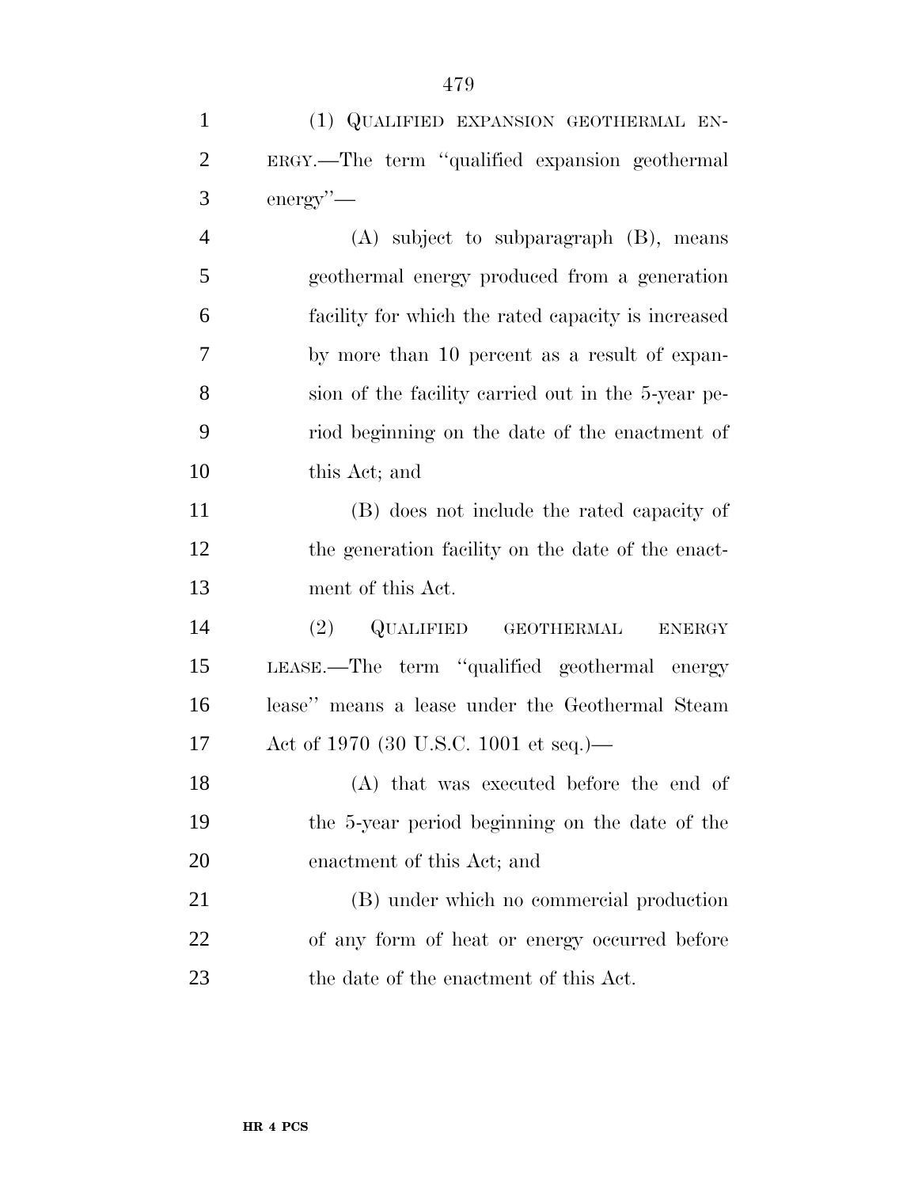(1) QUALIFIED EXPANSION GEOTHERMAL ENERGY.—The term ''qualified expansion geothermal energy''—

(A) subject to subparagraph (B), means geothermal energy produced from a generation facility for which the rated capacity is increased by more than 10 percent as a result of expansion of the facility carried out in the 5-year period beginning on the date of the enactment of this Act; and

(B) does not include the rated capacity of the generation facility on the date of the enactment of this Act.

(2) QUALIFIED GEOTHERMAL ENERGY LEASE.—The term ''qualified geothermal energy lease'' means a lease under the Geothermal Steam Act of 1970 (30 U.S.C. 1001 et seq.)—

(A) that was executed before the end of the 5-year period beginning on the date of the enactment of this Act; and

(B) under which no commercial production of any form of heat or energy occurred before the date of the enactment of this Act.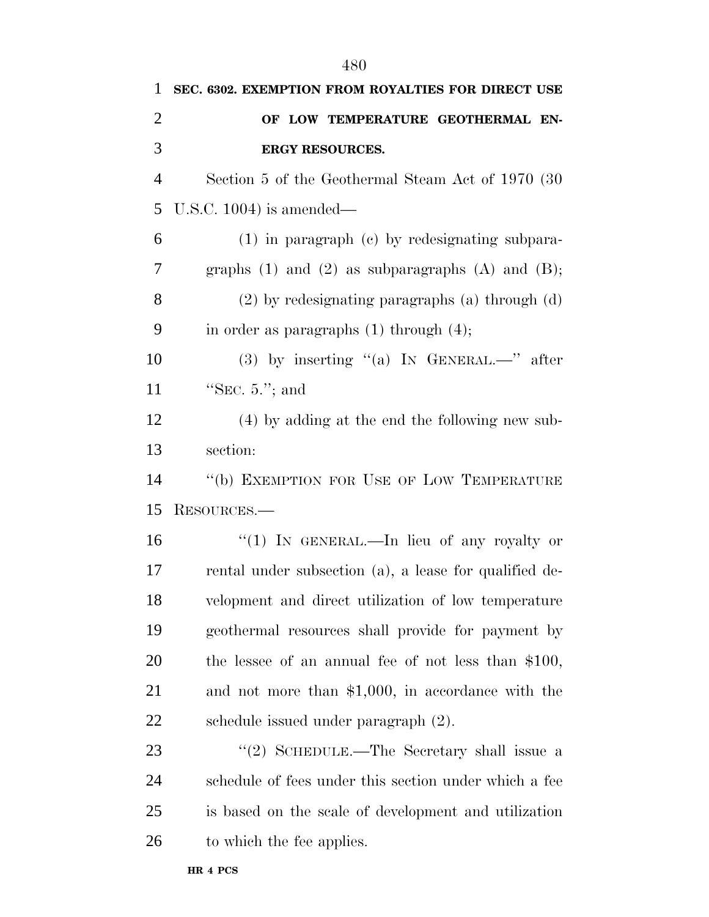**SEC. 6302. EXEMPTION FROM ROYALTIES FOR DIRECT USE OF LOW TEMPERATURE GEOTHERMAL ENERGY RESOURCES.**

Section 5 of the Geothermal Steam Act of 1970 (30 U.S.C. 1004) is amended—

(1) in paragraph (c) by redesignating subparagraphs (1) and (2) as subparagraphs (A) and (B);

(2) by redesignating paragraphs (a) through (d) in order as paragraphs (1) through (4);

(3) by inserting "(a) IN GENERAL.—" after "SEC. 5."; and

(4) by adding at the end the following new subsection:

"(b) EXEMPTION FOR USE OF LOW TEMPERATURE RESOURCES.—

"(1) IN GENERAL.—In lieu of any royalty or rental under subsection (a), a lease for qualified development and direct utilization of low temperature geothermal resources shall provide for payment by the lessee of an annual fee of not less than $100, and not more than $1,000, in accordance with the schedule issued under paragraph (2).

"(2) SCHEDULE.—The Secretary shall issue a schedule of fees under this section under which a fee is based on the scale of development and utilization to which the fee applies.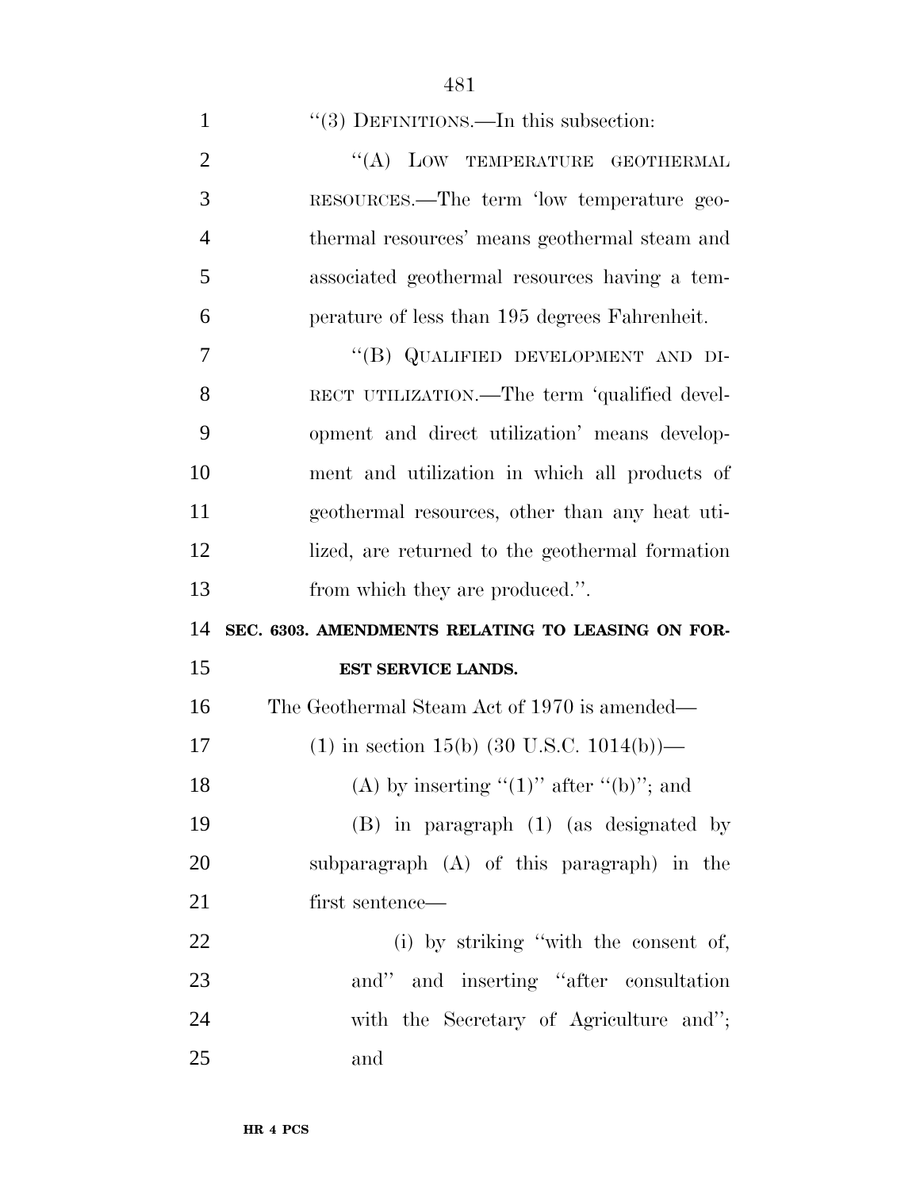"(3) DEFINITIONS.—In this subsection:

"(A) LOW TEMPERATURE GEOTHERMAL RESOURCES.—The term 'low temperature geothermal resources' means geothermal steam and associated geothermal resources having a temperature of less than 195 degrees Fahrenheit.

"(B) QUALIFIED DEVELOPMENT AND DIRECT UTILIZATION.—The term 'qualified development and direct utilization' means development and utilization in which all products of geothermal resources, other than any heat utilized, are returned to the geothermal formation from which they are produced.".

**SEC. 6303. AMENDMENTS RELATING TO LEASING ON FOREST SERVICE LANDS.**

The Geothermal Steam Act of 1970 is amended—

(1) in section 15(b) (30 U.S.C. 1014(b))—

(A) by inserting "(1)" after "(b)"; and

(B) in paragraph (1) (as designated by subparagraph (A) of this paragraph) in the first sentence—

(i) by striking "with the consent of, and" and inserting "after consultation with the Secretary of Agriculture and"; and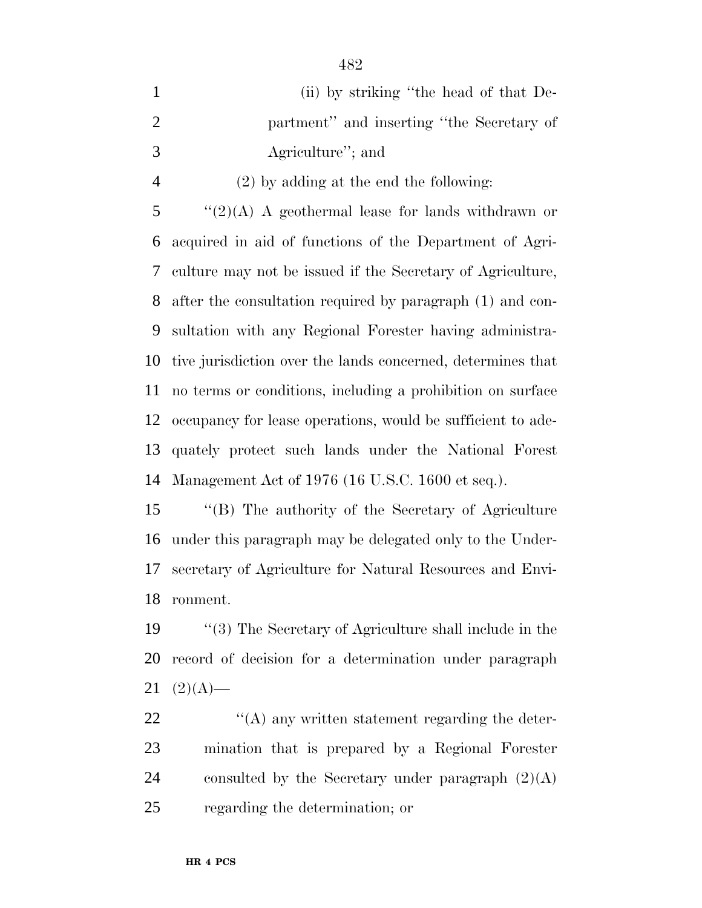(ii) by striking "the head of that Department" and inserting "the Secretary of Agriculture"; and

(2) by adding at the end the following:

"(2)(A) A geothermal lease for lands withdrawn or acquired in aid of functions of the Department of Agriculture may not be issued if the Secretary of Agriculture, after the consultation required by paragraph (1) and consultation with any Regional Forester having administrative jurisdiction over the lands concerned, determines that no terms or conditions, including a prohibition on surface occupancy for lease operations, would be sufficient to adequately protect such lands under the National Forest Management Act of 1976 (16 U.S.C. 1600 et seq.).

"(B) The authority of the Secretary of Agriculture under this paragraph may be delegated only to the Undersecretary of Agriculture for Natural Resources and Environment.

"(3) The Secretary of Agriculture shall include in the record of decision for a determination under paragraph (2)(A)—

"(A) any written statement regarding the determination that is prepared by a Regional Forester consulted by the Secretary under paragraph (2)(A) regarding the determination; or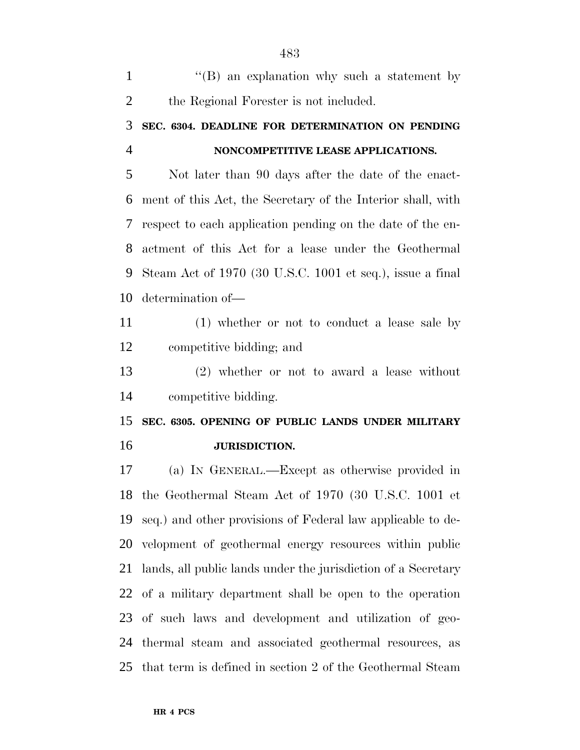''(B) an explanation why such a statement by the Regional Forester is not included.

**SEC. 6304. DEADLINE FOR DETERMINATION ON PENDING NONCOMPETITIVE LEASE APPLICATIONS.**

Not later than 90 days after the date of the enactment of this Act, the Secretary of the Interior shall, with respect to each application pending on the date of the enactment of this Act for a lease under the Geothermal Steam Act of 1970 (30 U.S.C. 1001 et seq.), issue a final determination of—

(1) whether or not to conduct a lease sale by competitive bidding; and

(2) whether or not to award a lease without competitive bidding.

**SEC. 6305. OPENING OF PUBLIC LANDS UNDER MILITARY JURISDICTION.**

(a) IN GENERAL.—Except as otherwise provided in the Geothermal Steam Act of 1970 (30 U.S.C. 1001 et seq.) and other provisions of Federal law applicable to development of geothermal energy resources within public lands, all public lands under the jurisdiction of a Secretary of a military department shall be open to the operation of such laws and development and utilization of geothermal steam and associated geothermal resources, as that term is defined in section 2 of the Geothermal Steam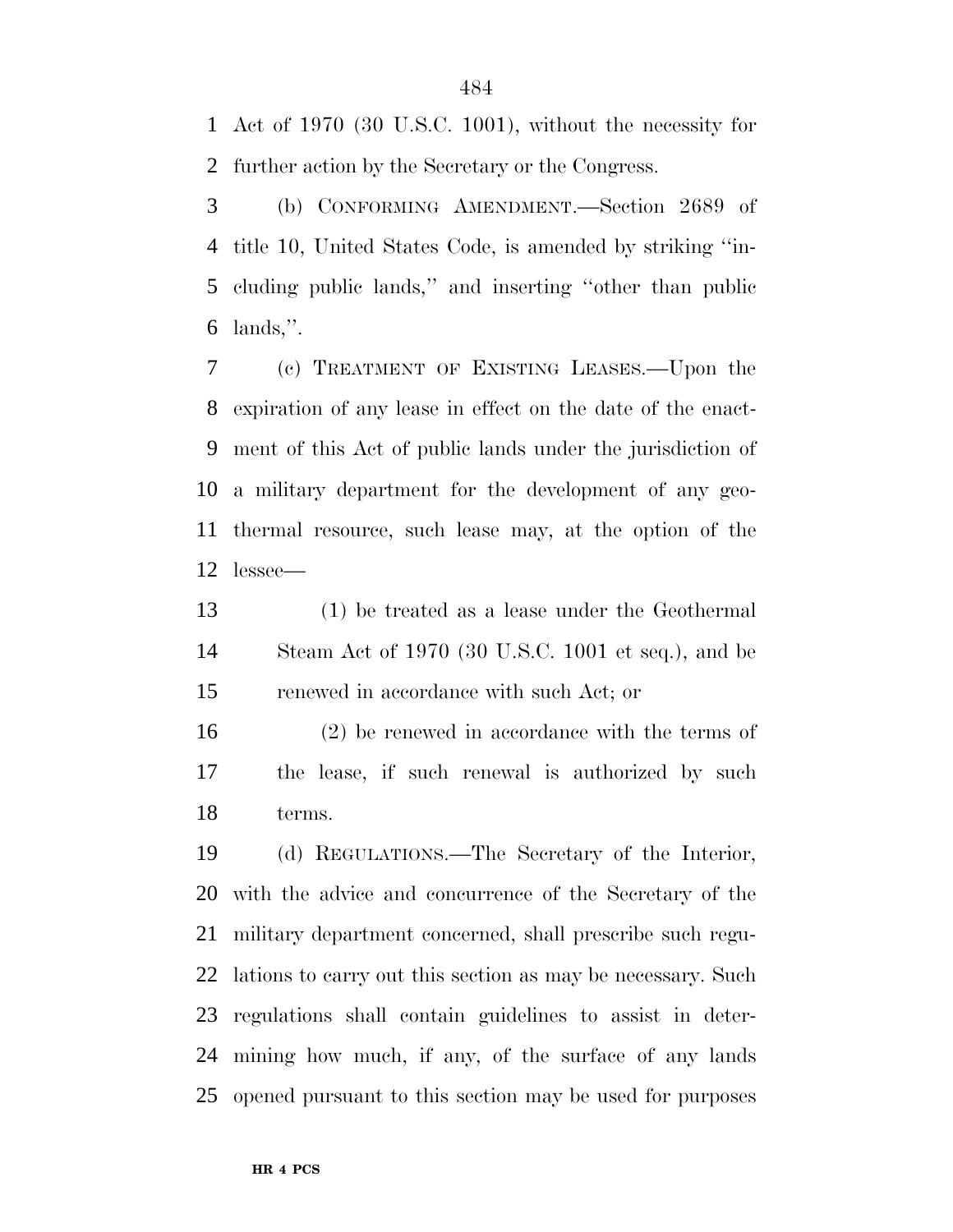Act of 1970 (30 U.S.C. 1001), without the necessity for further action by the Secretary or the Congress.

(b) CONFORMING AMENDMENT.—Section 2689 of title 10, United States Code, is amended by striking ''including public lands,'' and inserting ''other than public lands,''.

(c) TREATMENT OF EXISTING LEASES.—Upon the expiration of any lease in effect on the date of the enactment of this Act of public lands under the jurisdiction of a military department for the development of any geothermal resource, such lease may, at the option of the lessee—

(1) be treated as a lease under the Geothermal Steam Act of 1970 (30 U.S.C. 1001 et seq.), and be renewed in accordance with such Act; or

(2) be renewed in accordance with the terms of the lease, if such renewal is authorized by such terms.

(d) REGULATIONS.—The Secretary of the Interior, with the advice and concurrence of the Secretary of the military department concerned, shall prescribe such regulations to carry out this section as may be necessary. Such regulations shall contain guidelines to assist in determining how much, if any, of the surface of any lands opened pursuant to this section may be used for purposes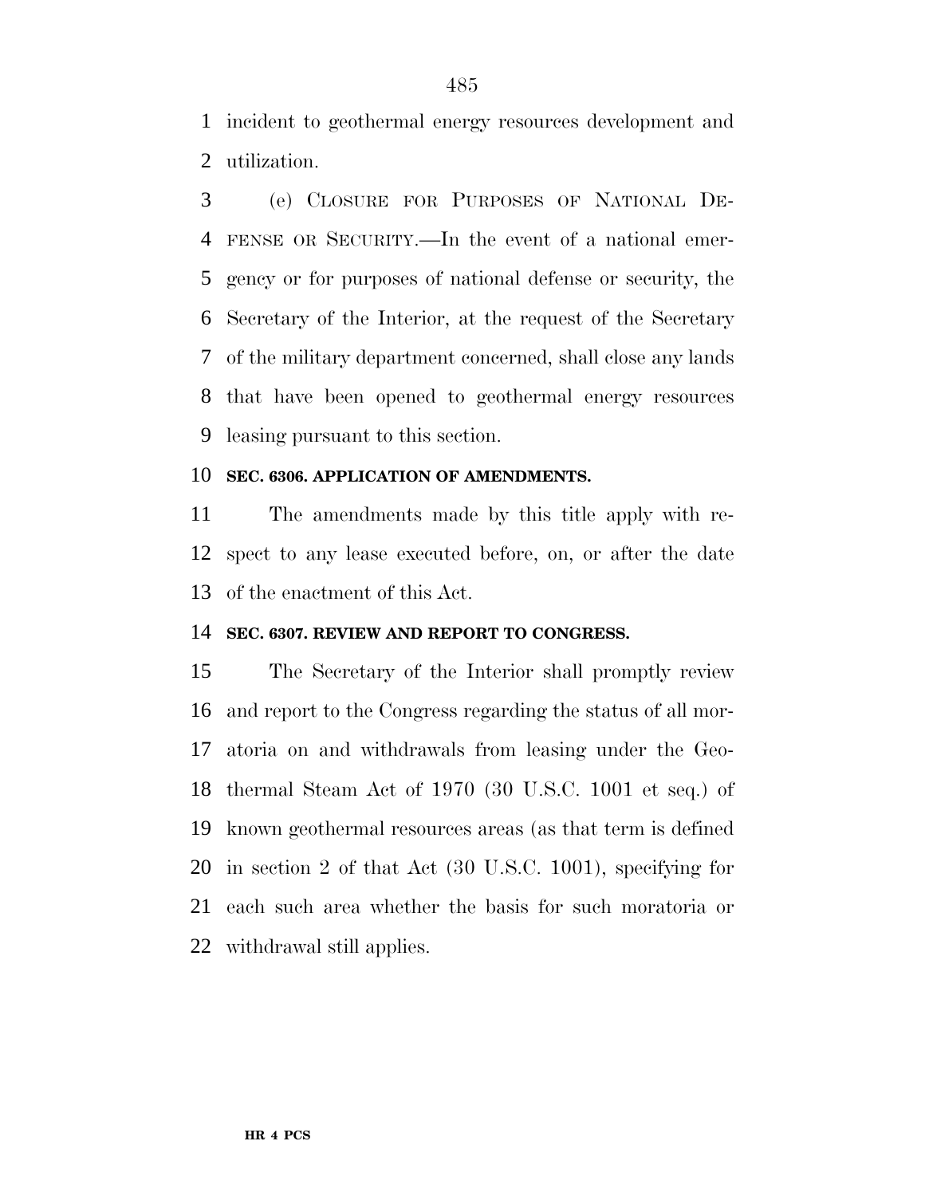incident to geothermal energy resources development and utilization.

(e) CLOSURE FOR PURPOSES OF NATIONAL DEFENSE OR SECURITY.—In the event of a national emergency or for purposes of national defense or security, the Secretary of the Interior, at the request of the Secretary of the military department concerned, shall close any lands that have been opened to geothermal energy resources leasing pursuant to this section.

**SEC. 6306. APPLICATION OF AMENDMENTS.**

The amendments made by this title apply with respect to any lease executed before, on, or after the date of the enactment of this Act.

**SEC. 6307. REVIEW AND REPORT TO CONGRESS.**

The Secretary of the Interior shall promptly review and report to the Congress regarding the status of all moratoria on and withdrawals from leasing under the Geothermal Steam Act of 1970 (30 U.S.C. 1001 et seq.) of known geothermal resources areas (as that term is defined in section 2 of that Act (30 U.S.C. 1001), specifying for each such area whether the basis for such moratoria or withdrawal still applies.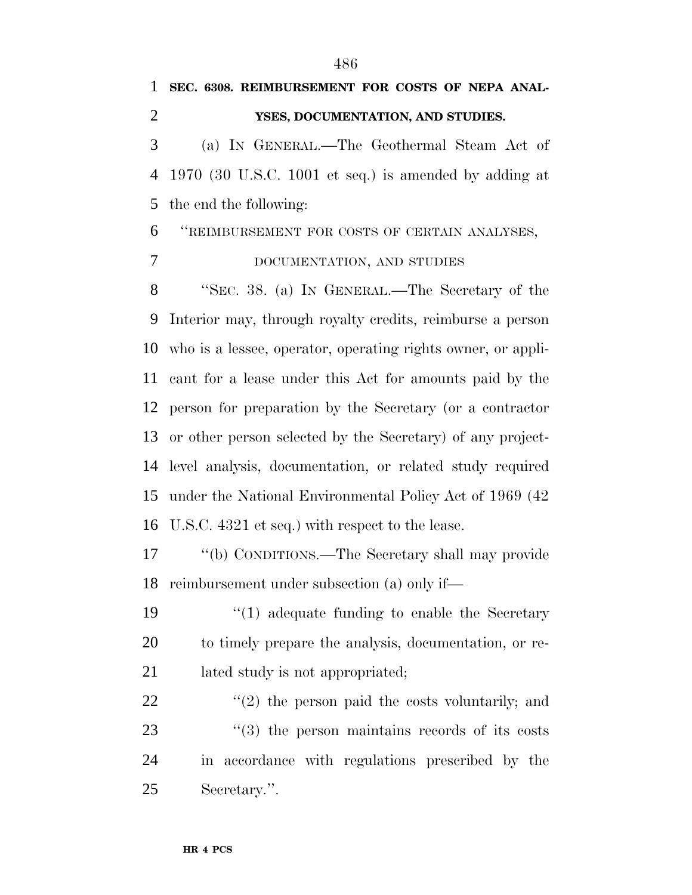**SEC. 6308. REIMBURSEMENT FOR COSTS OF NEPA ANALYSES, DOCUMENTATION, AND STUDIES.**

(a) IN GENERAL.—The Geothermal Steam Act of 1970 (30 U.S.C. 1001 et seq.) is amended by adding at the end the following:

"REIMBURSEMENT FOR COSTS OF CERTAIN ANALYSES, DOCUMENTATION, AND STUDIES

"SEC. 38. (a) IN GENERAL.—The Secretary of the Interior may, through royalty credits, reimburse a person who is a lessee, operator, operating rights owner, or applicant for a lease under this Act for amounts paid by the person for preparation by the Secretary (or a contractor or other person selected by the Secretary) of any project-level analysis, documentation, or related study required under the National Environmental Policy Act of 1969 (42 U.S.C. 4321 et seq.) with respect to the lease.

"(b) CONDITIONS.—The Secretary shall may provide reimbursement under subsection (a) only if—

"(1) adequate funding to enable the Secretary to timely prepare the analysis, documentation, or related study is not appropriated;

"(2) the person paid the costs voluntarily; and

"(3) the person maintains records of its costs in accordance with regulations prescribed by the Secretary.".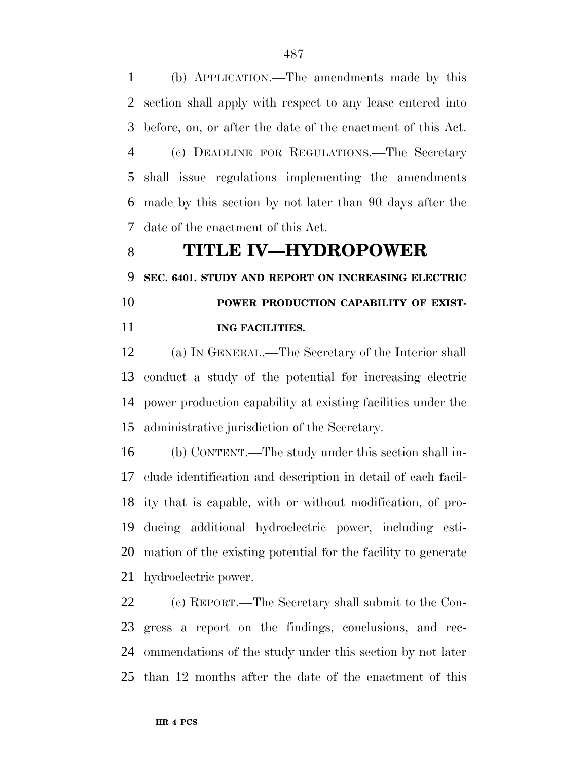(b) APPLICATION.—The amendments made by this section shall apply with respect to any lease entered into before, on, or after the date of the enactment of this Act.

(c) DEADLINE FOR REGULATIONS.—The Secretary shall issue regulations implementing the amendments made by this section by not later than 90 days after the date of the enactment of this Act.

# TITLE IV—HYDROPOWER

### SEC. 6401. STUDY AND REPORT ON INCREASING ELECTRIC POWER PRODUCTION CAPABILITY OF EXISTING FACILITIES.

(a) IN GENERAL.—The Secretary of the Interior shall conduct a study of the potential for increasing electric power production capability at existing facilities under the administrative jurisdiction of the Secretary.

(b) CONTENT.—The study under this section shall include identification and description in detail of each facility that is capable, with or without modification, of producing additional hydroelectric power, including estimation of the existing potential for the facility to generate hydroelectric power.

(c) REPORT.—The Secretary shall submit to the Congress a report on the findings, conclusions, and recommendations of the study under this section by not later than 12 months after the date of the enactment of this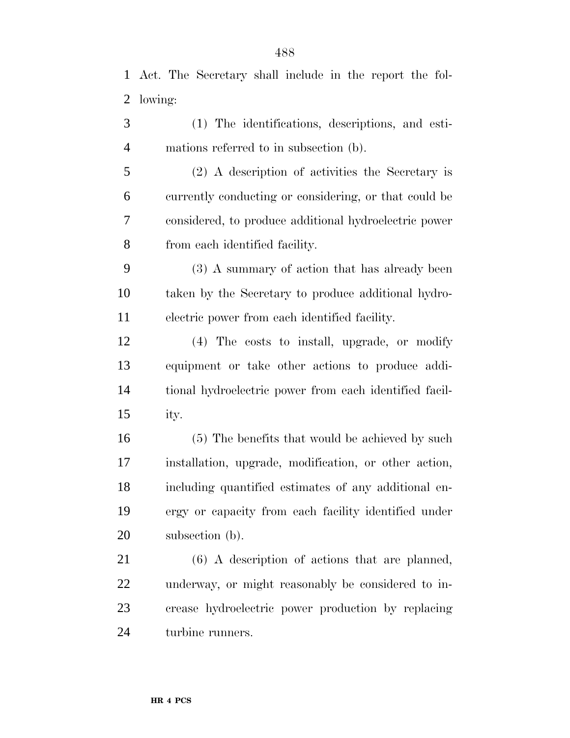Act. The Secretary shall include in the report the following:

(1) The identifications, descriptions, and estimations referred to in subsection (b).

(2) A description of activities the Secretary is currently conducting or considering, or that could be considered, to produce additional hydroelectric power from each identified facility.

(3) A summary of action that has already been taken by the Secretary to produce additional hydroelectric power from each identified facility.

(4) The costs to install, upgrade, or modify equipment or take other actions to produce additional hydroelectric power from each identified facility.

(5) The benefits that would be achieved by such installation, upgrade, modification, or other action, including quantified estimates of any additional energy or capacity from each facility identified under subsection (b).

(6) A description of actions that are planned, underway, or might reasonably be considered to increase hydroelectric power production by replacing turbine runners.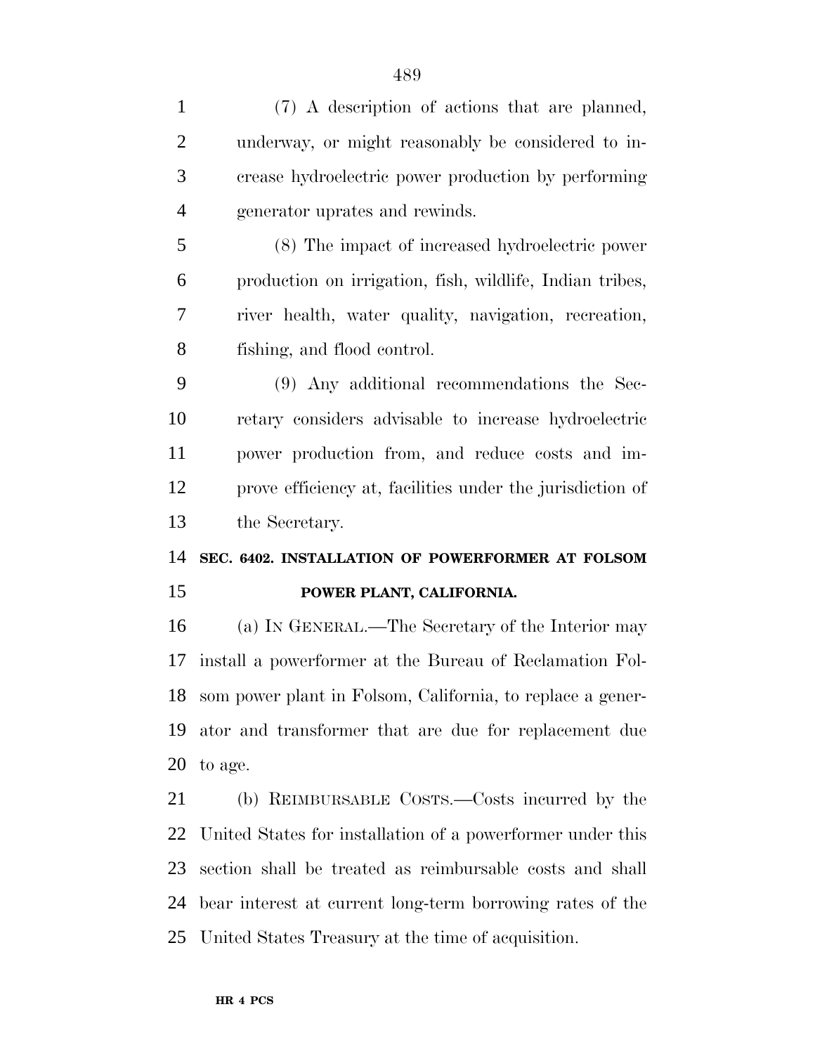(7) A description of actions that are planned, underway, or might reasonably be considered to increase hydroelectric power production by performing generator uprates and rewinds.

(8) The impact of increased hydroelectric power production on irrigation, fish, wildlife, Indian tribes, river health, water quality, navigation, recreation, fishing, and flood control.

(9) Any additional recommendations the Secretary considers advisable to increase hydroelectric power production from, and reduce costs and improve efficiency at, facilities under the jurisdiction of the Secretary.

**SEC. 6402. INSTALLATION OF POWERFORMER AT FOLSOM POWER PLANT, CALIFORNIA.**

(a) IN GENERAL.—The Secretary of the Interior may install a powerformer at the Bureau of Reclamation Folsom power plant in Folsom, California, to replace a generator and transformer that are due for replacement due to age.

(b) REIMBURSABLE COSTS.—Costs incurred by the United States for installation of a powerformer under this section shall be treated as reimbursable costs and shall bear interest at current long-term borrowing rates of the United States Treasury at the time of acquisition.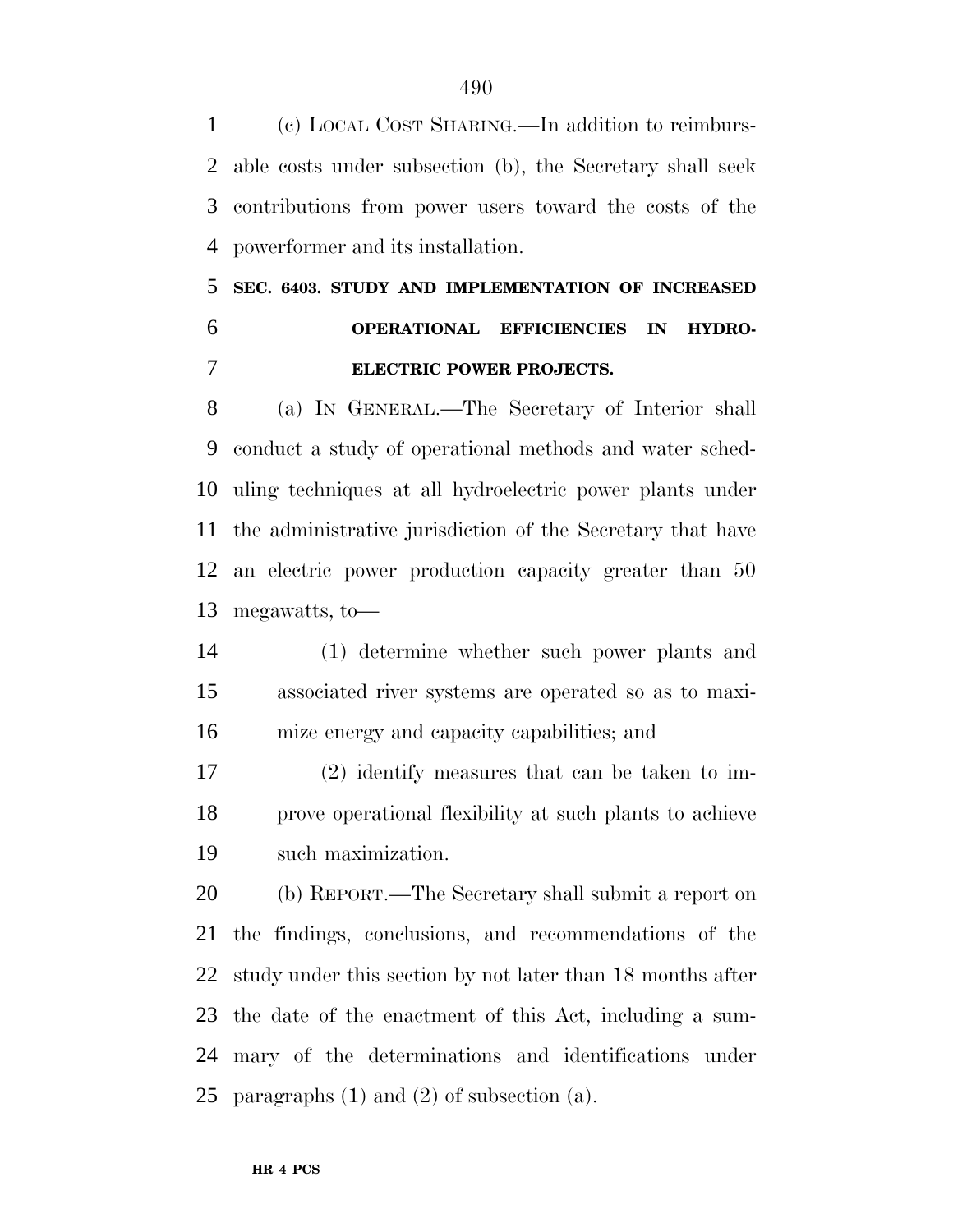(c) LOCAL COST SHARING.—In addition to reimbursable costs under subsection (b), the Secretary shall seek contributions from power users toward the costs of the powerformer and its installation.

**SEC. 6403. STUDY AND IMPLEMENTATION OF INCREASED OPERATIONAL EFFICIENCIES IN HYDROELECTRIC POWER PROJECTS.**

(a) IN GENERAL.—The Secretary of Interior shall conduct a study of operational methods and water scheduling techniques at all hydroelectric power plants under the administrative jurisdiction of the Secretary that have an electric power production capacity greater than 50 megawatts, to—

(1) determine whether such power plants and associated river systems are operated so as to maximize energy and capacity capabilities; and

(2) identify measures that can be taken to improve operational flexibility at such plants to achieve such maximization.

(b) REPORT.—The Secretary shall submit a report on the findings, conclusions, and recommendations of the study under this section by not later than 18 months after the date of the enactment of this Act, including a summary of the determinations and identifications under paragraphs (1) and (2) of subsection (a).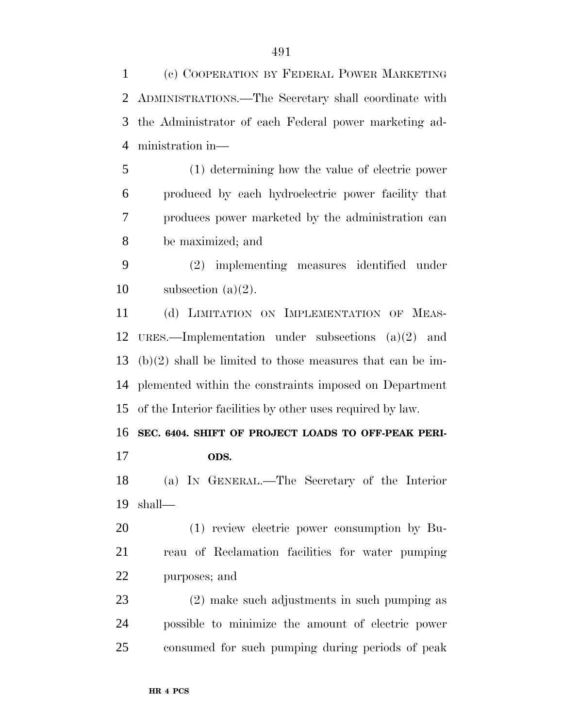(c) COOPERATION BY FEDERAL POWER MARKETING ADMINISTRATIONS.—The Secretary shall coordinate with the Administrator of each Federal power marketing administration in—

(1) determining how the value of electric power produced by each hydroelectric power facility that produces power marketed by the administration can be maximized; and

(2) implementing measures identified under subsection (a)(2).

(d) LIMITATION ON IMPLEMENTATION OF MEASURES.—Implementation under subsections (a)(2) and (b)(2) shall be limited to those measures that can be implemented within the constraints imposed on Department of the Interior facilities by other uses required by law.

**SEC. 6404. SHIFT OF PROJECT LOADS TO OFF-PEAK PERIODS.**

(a) IN GENERAL.—The Secretary of the Interior shall—

(1) review electric power consumption by Bureau of Reclamation facilities for water pumping purposes; and

(2) make such adjustments in such pumping as possible to minimize the amount of electric power consumed for such pumping during periods of peak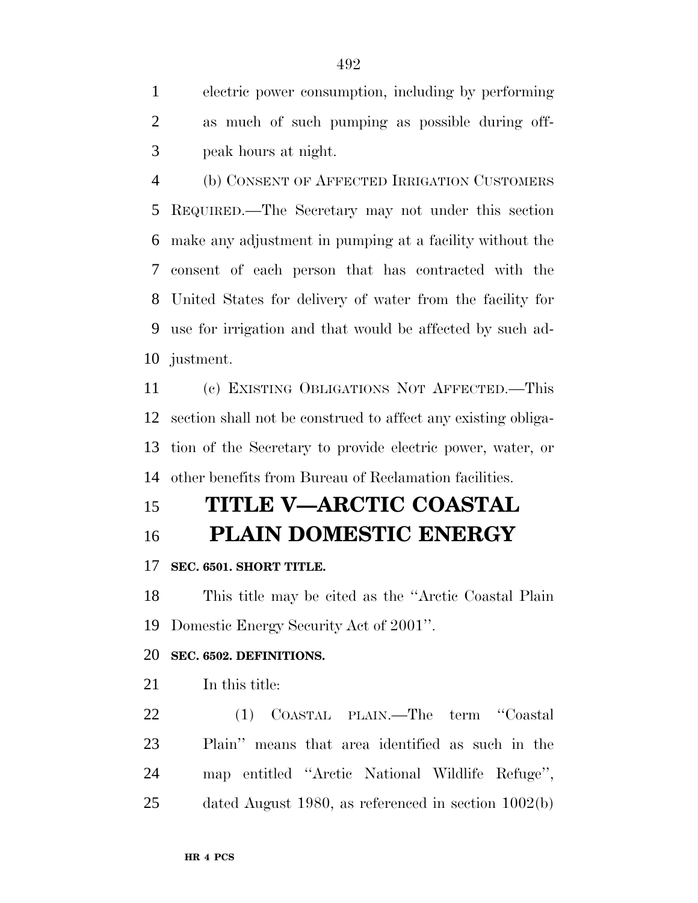electric power consumption, including by performing as much of such pumping as possible during off-peak hours at night.

(b) CONSENT OF AFFECTED IRRIGATION CUSTOMERS REQUIRED.—The Secretary may not under this section make any adjustment in pumping at a facility without the consent of each person that has contracted with the United States for delivery of water from the facility for use for irrigation and that would be affected by such adjustment.

(c) EXISTING OBLIGATIONS NOT AFFECTED.—This section shall not be construed to affect any existing obligation of the Secretary to provide electric power, water, or other benefits from Bureau of Reclamation facilities.

# TITLE V—ARCTIC COASTAL PLAIN DOMESTIC ENERGY

**SEC. 6501. SHORT TITLE.**

This title may be cited as the ''Arctic Coastal Plain Domestic Energy Security Act of 2001''.

**SEC. 6502. DEFINITIONS.**

In this title:

(1) COASTAL PLAIN.—The term ''Coastal Plain'' means that area identified as such in the map entitled ''Arctic National Wildlife Refuge'', dated August 1980, as referenced in section 1002(b)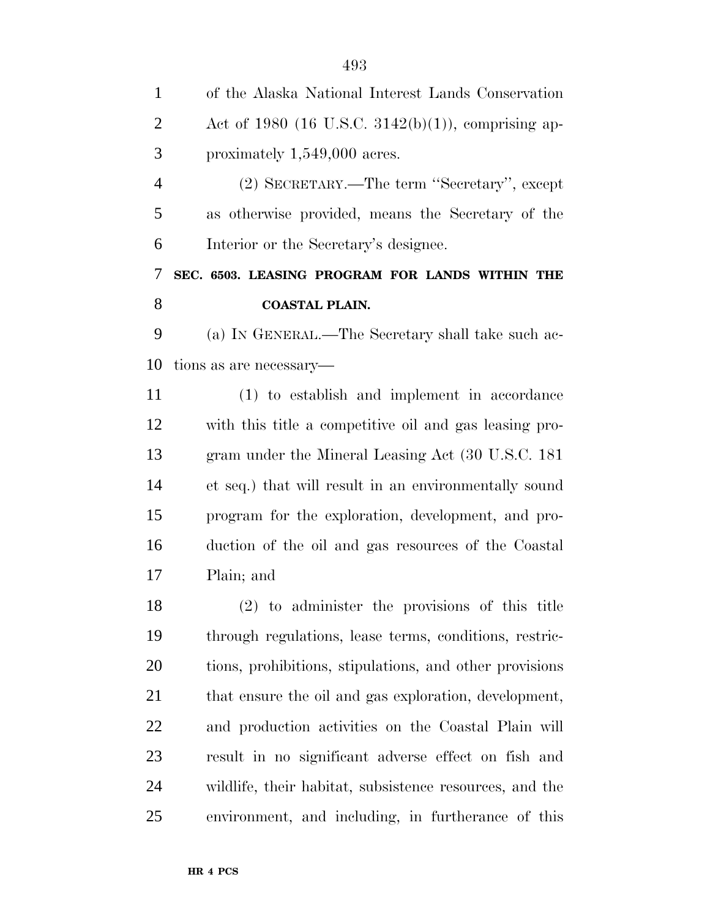of the Alaska National Interest Lands Conservation Act of 1980 (16 U.S.C. 3142(b)(1)), comprising approximately 1,549,000 acres.

(2) SECRETARY.—The term ''Secretary'', except as otherwise provided, means the Secretary of the Interior or the Secretary's designee.

**SEC. 6503. LEASING PROGRAM FOR LANDS WITHIN THE COASTAL PLAIN.**

(a) IN GENERAL.—The Secretary shall take such actions as are necessary—

(1) to establish and implement in accordance with this title a competitive oil and gas leasing program under the Mineral Leasing Act (30 U.S.C. 181 et seq.) that will result in an environmentally sound program for the exploration, development, and production of the oil and gas resources of the Coastal Plain; and

(2) to administer the provisions of this title through regulations, lease terms, conditions, restrictions, prohibitions, stipulations, and other provisions that ensure the oil and gas exploration, development, and production activities on the Coastal Plain will result in no significant adverse effect on fish and wildlife, their habitat, subsistence resources, and the environment, and including, in furtherance of this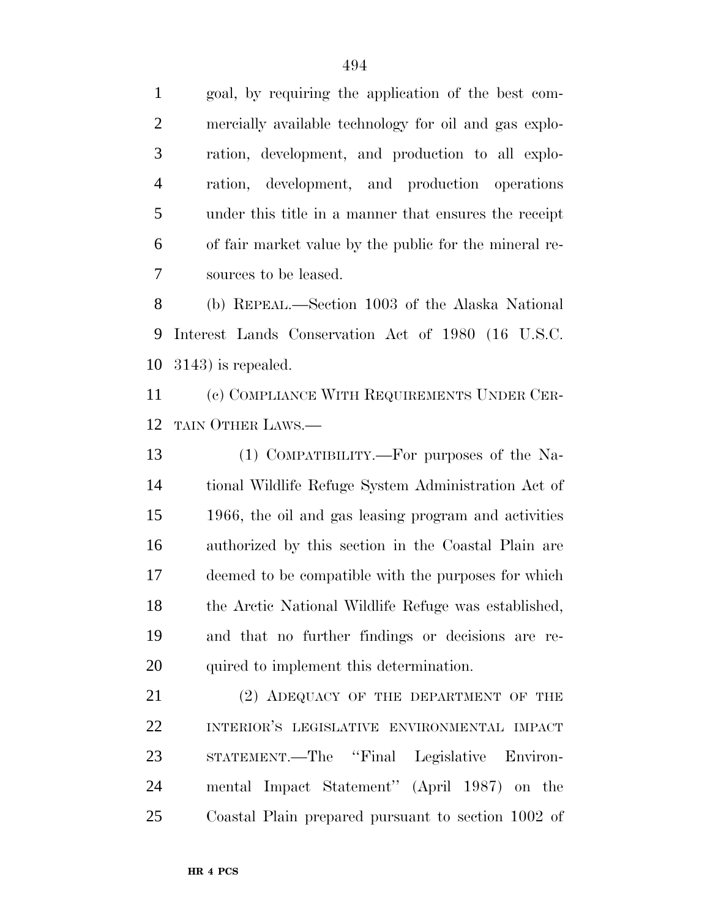goal, by requiring the application of the best commercially available technology for oil and gas exploration, development, and production to all exploration, development, and production operations under this title in a manner that ensures the receipt of fair market value by the public for the mineral resources to be leased.

(b) REPEAL.—Section 1003 of the Alaska National Interest Lands Conservation Act of 1980 (16 U.S.C. 3143) is repealed.

(c) COMPLIANCE WITH REQUIREMENTS UNDER CERTAIN OTHER LAWS.—

(1) COMPATIBILITY.—For purposes of the National Wildlife Refuge System Administration Act of 1966, the oil and gas leasing program and activities authorized by this section in the Coastal Plain are deemed to be compatible with the purposes for which the Arctic National Wildlife Refuge was established, and that no further findings or decisions are required to implement this determination.

(2) ADEQUACY OF THE DEPARTMENT OF THE INTERIOR'S LEGISLATIVE ENVIRONMENTAL IMPACT STATEMENT.—The ''Final Legislative Environmental Impact Statement'' (April 1987) on the Coastal Plain prepared pursuant to section 1002 of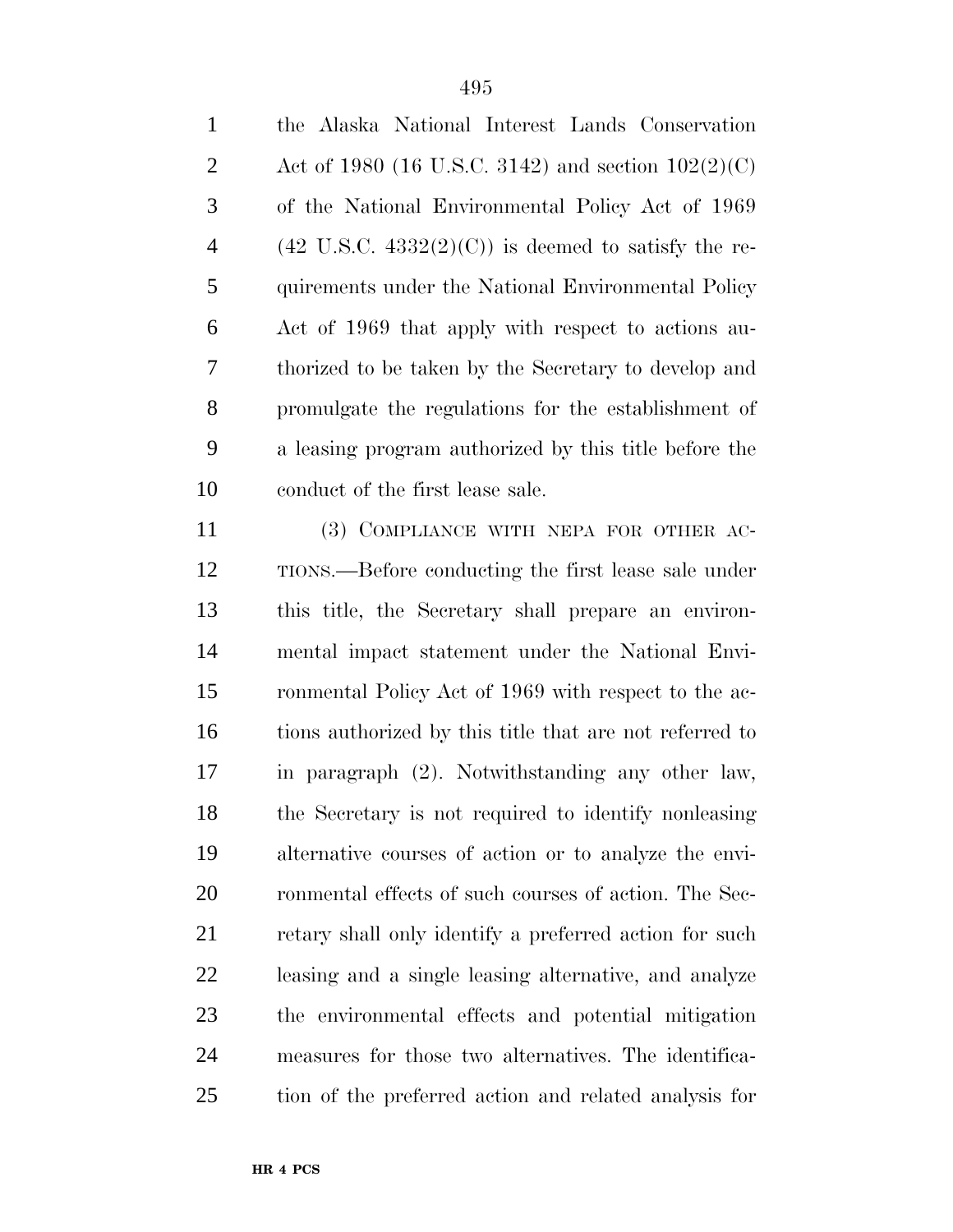the Alaska National Interest Lands Conservation Act of 1980 (16 U.S.C. 3142) and section 102(2)(C) of the National Environmental Policy Act of 1969 (42 U.S.C. 4332(2)(C)) is deemed to satisfy the requirements under the National Environmental Policy Act of 1969 that apply with respect to actions authorized to be taken by the Secretary to develop and promulgate the regulations for the establishment of a leasing program authorized by this title before the conduct of the first lease sale.

(3) COMPLIANCE WITH NEPA FOR OTHER ACTIONS.—Before conducting the first lease sale under this title, the Secretary shall prepare an environmental impact statement under the National Environmental Policy Act of 1969 with respect to the actions authorized by this title that are not referred to in paragraph (2). Notwithstanding any other law, the Secretary is not required to identify nonleasing alternative courses of action or to analyze the environmental effects of such courses of action. The Secretary shall only identify a preferred action for such leasing and a single leasing alternative, and analyze the environmental effects and potential mitigation measures for those two alternatives. The identification of the preferred action and related analysis for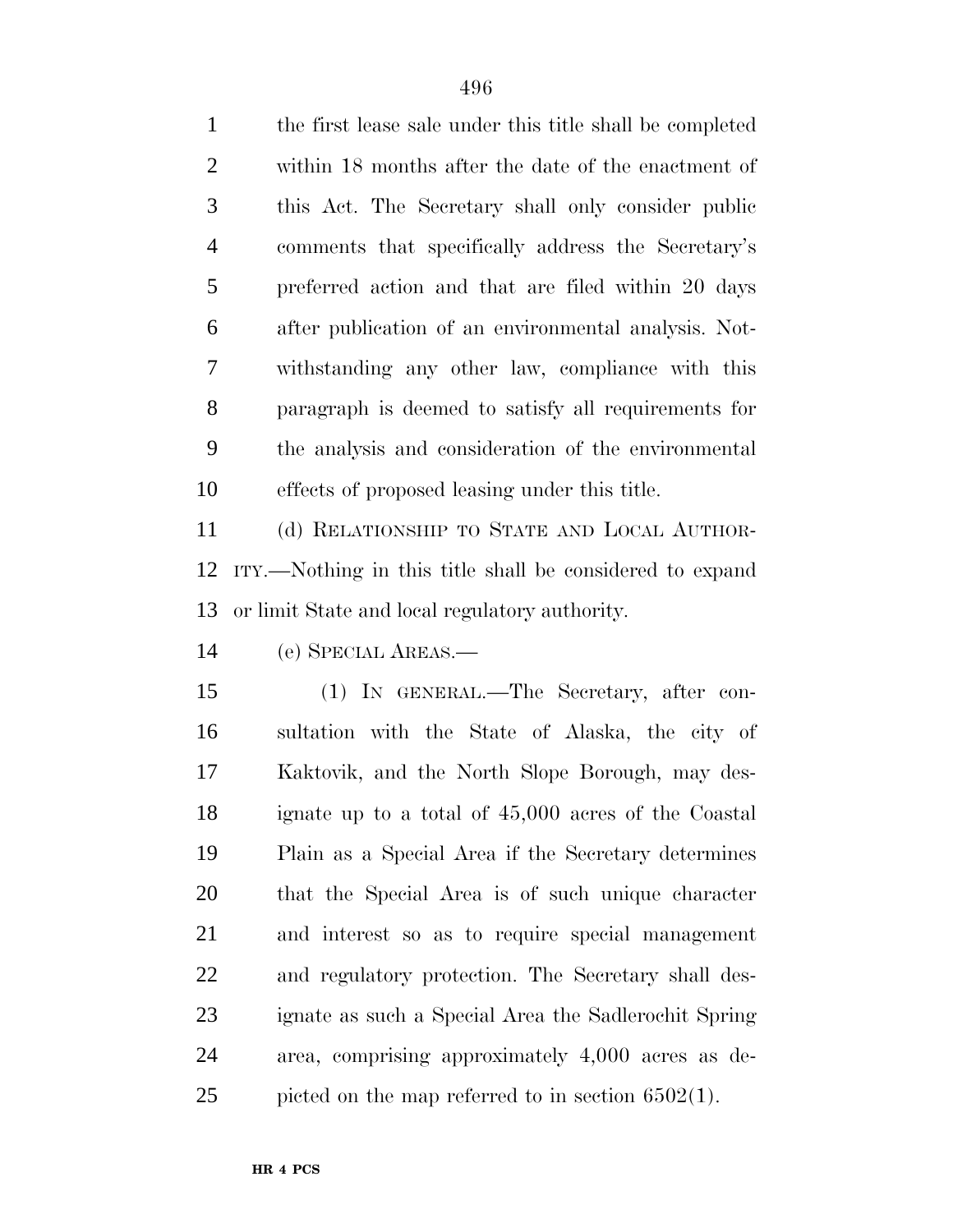the first lease sale under this title shall be completed within 18 months after the date of the enactment of this Act. The Secretary shall only consider public comments that specifically address the Secretary's preferred action and that are filed within 20 days after publication of an environmental analysis. Notwithstanding any other law, compliance with this paragraph is deemed to satisfy all requirements for the analysis and consideration of the environmental effects of proposed leasing under this title.

(d) RELATIONSHIP TO STATE AND LOCAL AUTHORITY.—Nothing in this title shall be considered to expand or limit State and local regulatory authority.

(e) SPECIAL AREAS.—

(1) IN GENERAL.—The Secretary, after consultation with the State of Alaska, the city of Kaktovik, and the North Slope Borough, may designate up to a total of 45,000 acres of the Coastal Plain as a Special Area if the Secretary determines that the Special Area is of such unique character and interest so as to require special management and regulatory protection. The Secretary shall designate as such a Special Area the Sadlerochit Spring area, comprising approximately 4,000 acres as depicted on the map referred to in section 6502(1).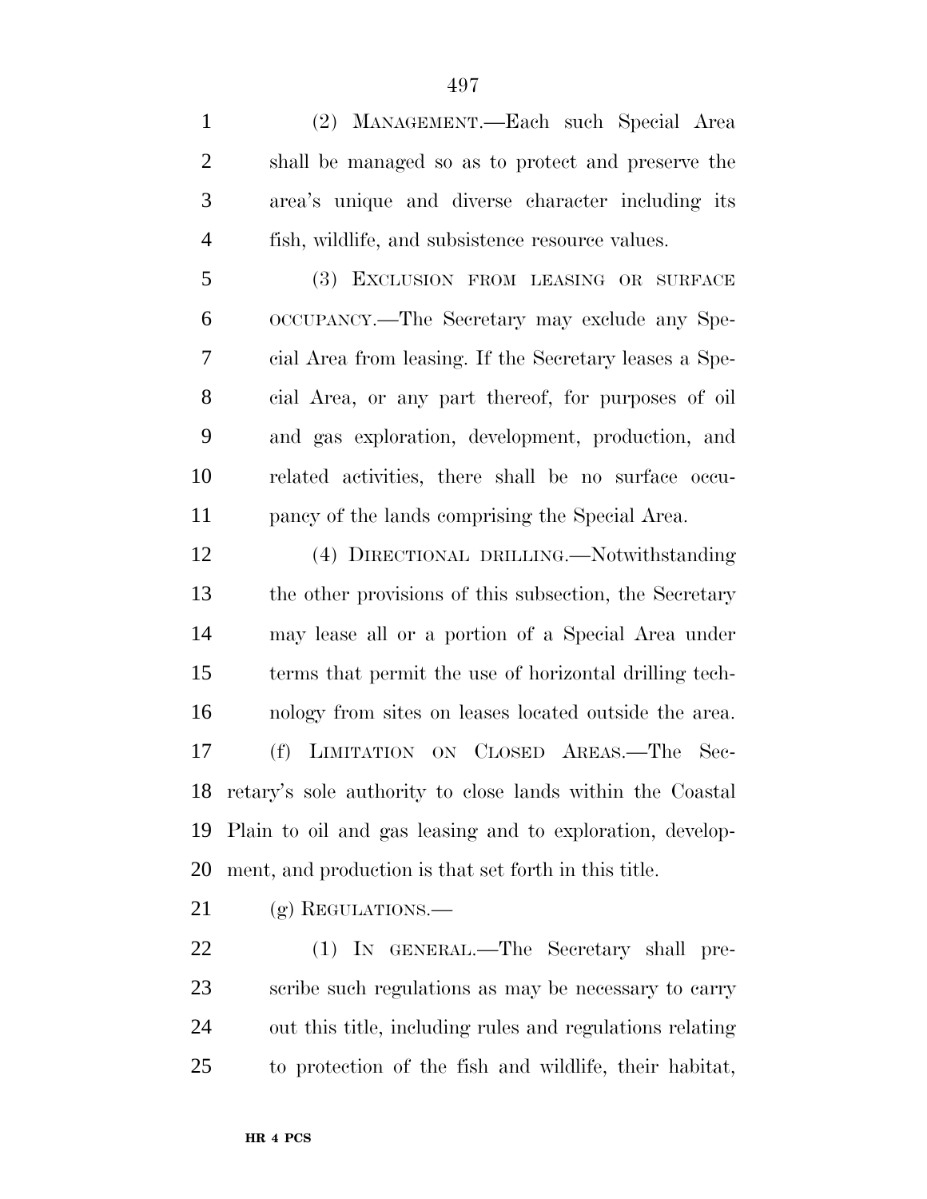(2) MANAGEMENT.—Each such Special Area shall be managed so as to protect and preserve the area's unique and diverse character including its fish, wildlife, and subsistence resource values.

(3) EXCLUSION FROM LEASING OR SURFACE OCCUPANCY.—The Secretary may exclude any Special Area from leasing. If the Secretary leases a Special Area, or any part thereof, for purposes of oil and gas exploration, development, production, and related activities, there shall be no surface occupancy of the lands comprising the Special Area.

(4) DIRECTIONAL DRILLING.—Notwithstanding the other provisions of this subsection, the Secretary may lease all or a portion of a Special Area under terms that permit the use of horizontal drilling technology from sites on leases located outside the area.

(f) LIMITATION ON CLOSED AREAS.—The Secretary's sole authority to close lands within the Coastal Plain to oil and gas leasing and to exploration, development, and production is that set forth in this title.

(g) REGULATIONS.—

(1) IN GENERAL.—The Secretary shall prescribe such regulations as may be necessary to carry out this title, including rules and regulations relating to protection of the fish and wildlife, their habitat,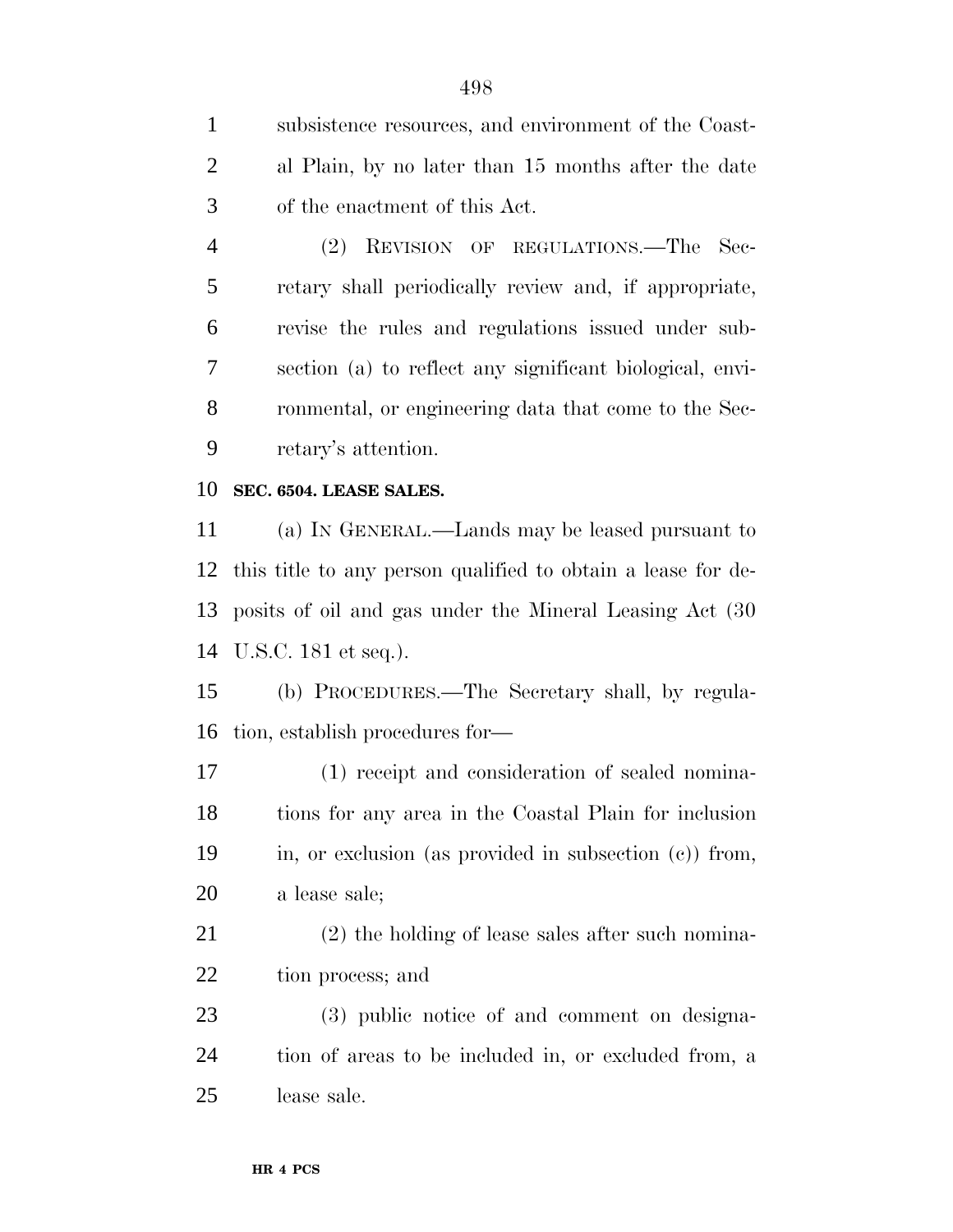subsistence resources, and environment of the Coastal Plain, by no later than 15 months after the date of the enactment of this Act.

(2) REVISION OF REGULATIONS.—The Secretary shall periodically review and, if appropriate, revise the rules and regulations issued under subsection (a) to reflect any significant biological, environmental, or engineering data that come to the Secretary's attention.

**SEC. 6504. LEASE SALES.**

(a) IN GENERAL.—Lands may be leased pursuant to this title to any person qualified to obtain a lease for deposits of oil and gas under the Mineral Leasing Act (30 U.S.C. 181 et seq.).

(b) PROCEDURES.—The Secretary shall, by regulation, establish procedures for—

(1) receipt and consideration of sealed nominations for any area in the Coastal Plain for inclusion in, or exclusion (as provided in subsection (c)) from, a lease sale;

(2) the holding of lease sales after such nomination process; and

(3) public notice of and comment on designation of areas to be included in, or excluded from, a lease sale.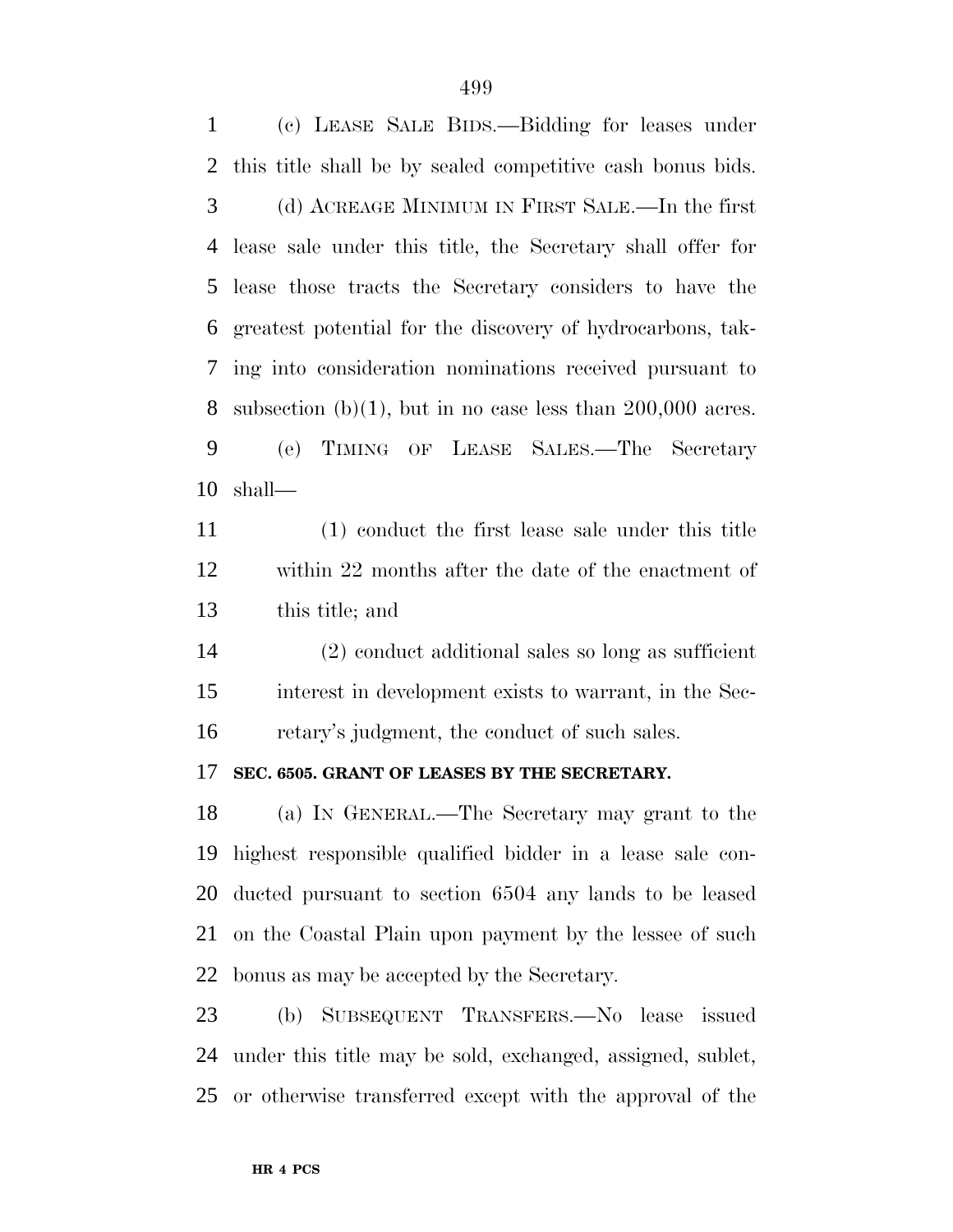(c) LEASE SALE BIDS.—Bidding for leases under this title shall be by sealed competitive cash bonus bids.

(d) ACREAGE MINIMUM IN FIRST SALE.—In the first lease sale under this title, the Secretary shall offer for lease those tracts the Secretary considers to have the greatest potential for the discovery of hydrocarbons, taking into consideration nominations received pursuant to subsection (b)(1), but in no case less than 200,000 acres.

(e) TIMING OF LEASE SALES.—The Secretary shall—

(1) conduct the first lease sale under this title within 22 months after the date of the enactment of this title; and

(2) conduct additional sales so long as sufficient interest in development exists to warrant, in the Secretary's judgment, the conduct of such sales.

**SEC. 6505. GRANT OF LEASES BY THE SECRETARY.**

(a) IN GENERAL.—The Secretary may grant to the highest responsible qualified bidder in a lease sale conducted pursuant to section 6504 any lands to be leased on the Coastal Plain upon payment by the lessee of such bonus as may be accepted by the Secretary.

(b) SUBSEQUENT TRANSFERS.—No lease issued under this title may be sold, exchanged, assigned, sublet, or otherwise transferred except with the approval of the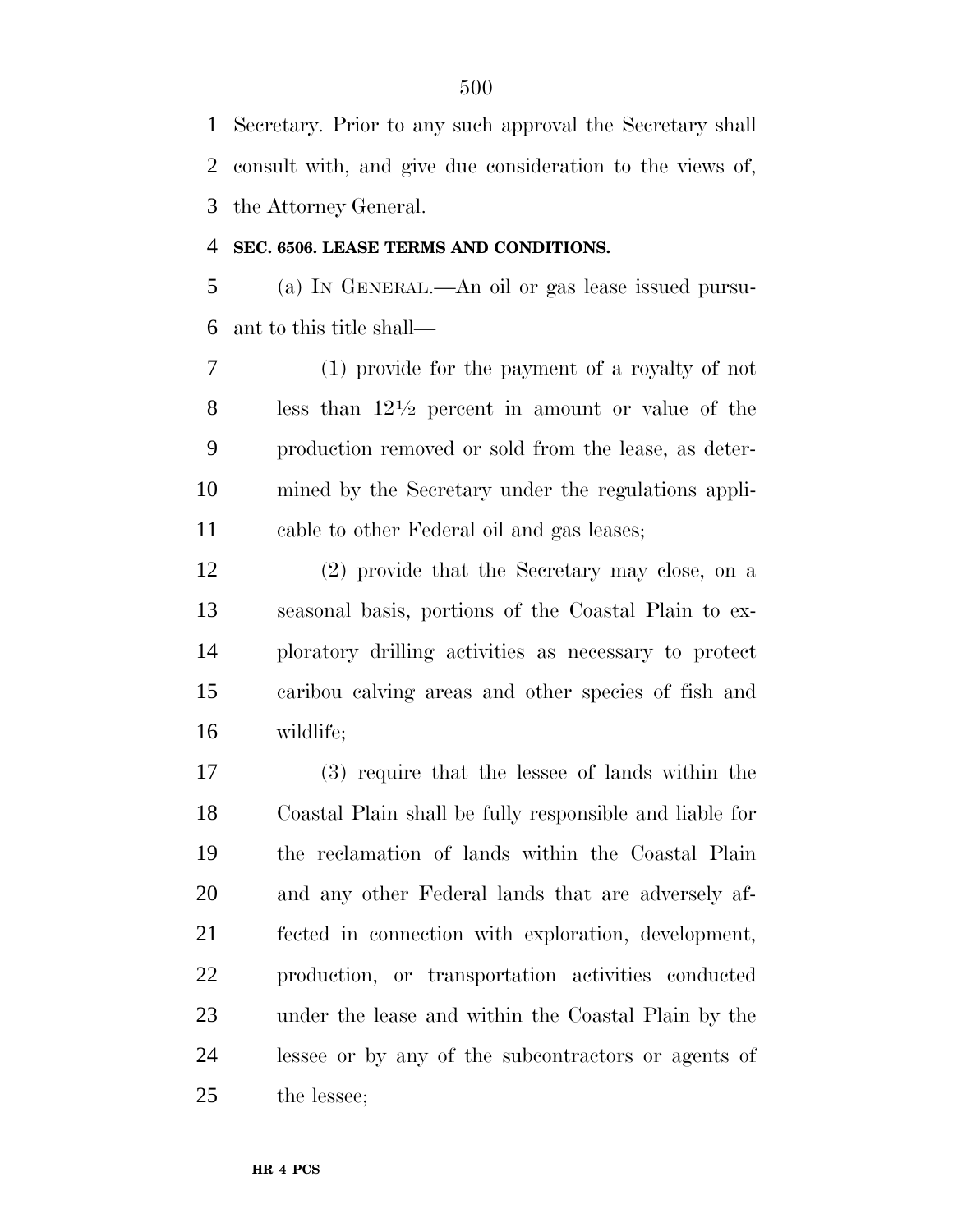Secretary. Prior to any such approval the Secretary shall consult with, and give due consideration to the views of, the Attorney General.

**SEC. 6506. LEASE TERMS AND CONDITIONS.**

(a) IN GENERAL.—An oil or gas lease issued pursuant to this title shall—

(1) provide for the payment of a royalty of not less than 12½ percent in amount or value of the production removed or sold from the lease, as determined by the Secretary under the regulations applicable to other Federal oil and gas leases;

(2) provide that the Secretary may close, on a seasonal basis, portions of the Coastal Plain to exploratory drilling activities as necessary to protect caribou calving areas and other species of fish and wildlife;

(3) require that the lessee of lands within the Coastal Plain shall be fully responsible and liable for the reclamation of lands within the Coastal Plain and any other Federal lands that are adversely affected in connection with exploration, development, production, or transportation activities conducted under the lease and within the Coastal Plain by the lessee or by any of the subcontractors or agents of the lessee;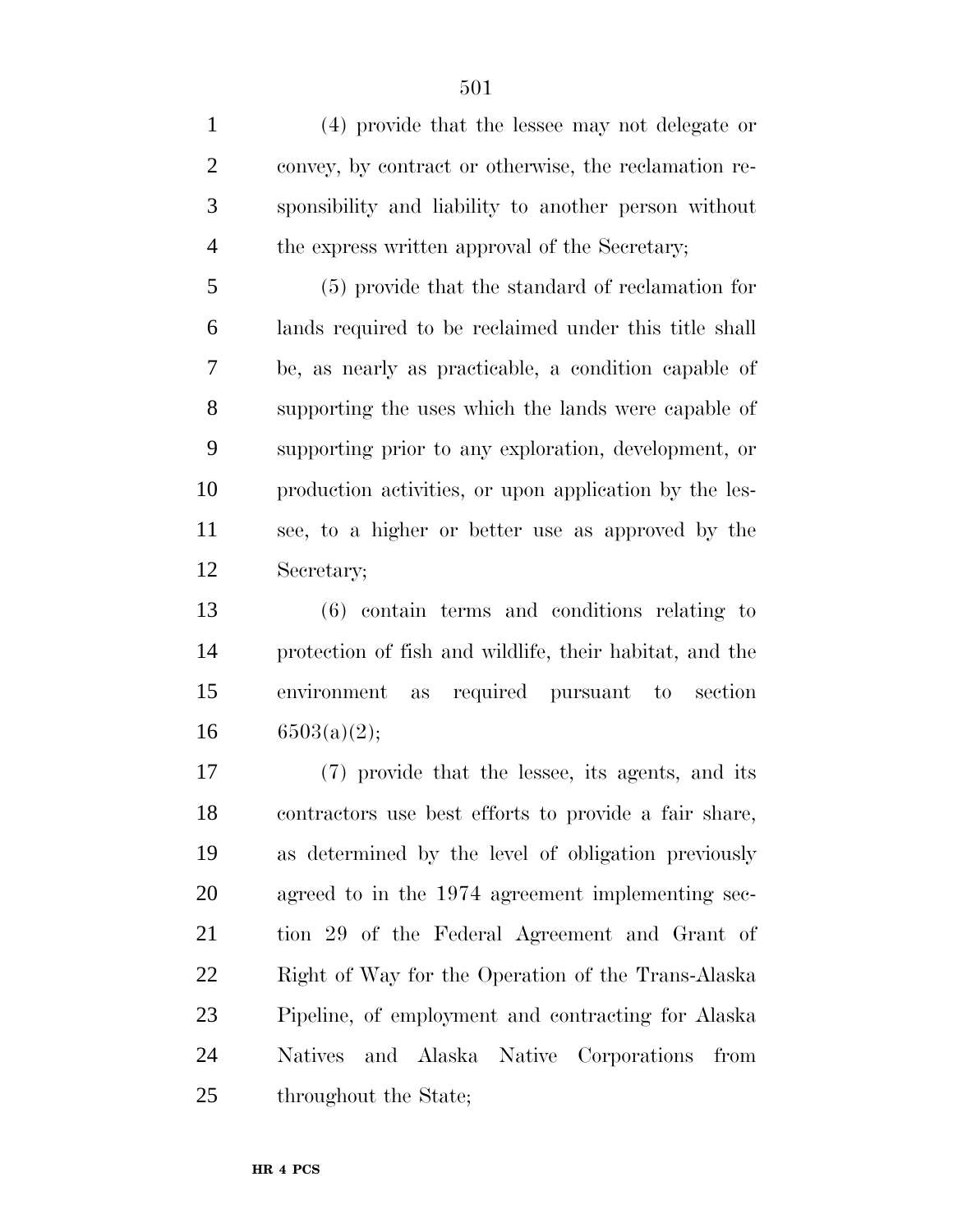(4) provide that the lessee may not delegate or convey, by contract or otherwise, the reclamation responsibility and liability to another person without the express written approval of the Secretary;

(5) provide that the standard of reclamation for lands required to be reclaimed under this title shall be, as nearly as practicable, a condition capable of supporting the uses which the lands were capable of supporting prior to any exploration, development, or production activities, or upon application by the lessee, to a higher or better use as approved by the Secretary;

(6) contain terms and conditions relating to protection of fish and wildlife, their habitat, and the environment as required pursuant to section 6503(a)(2);

(7) provide that the lessee, its agents, and its contractors use best efforts to provide a fair share, as determined by the level of obligation previously agreed to in the 1974 agreement implementing section 29 of the Federal Agreement and Grant of Right of Way for the Operation of the Trans-Alaska Pipeline, of employment and contracting for Alaska Natives and Alaska Native Corporations from throughout the State;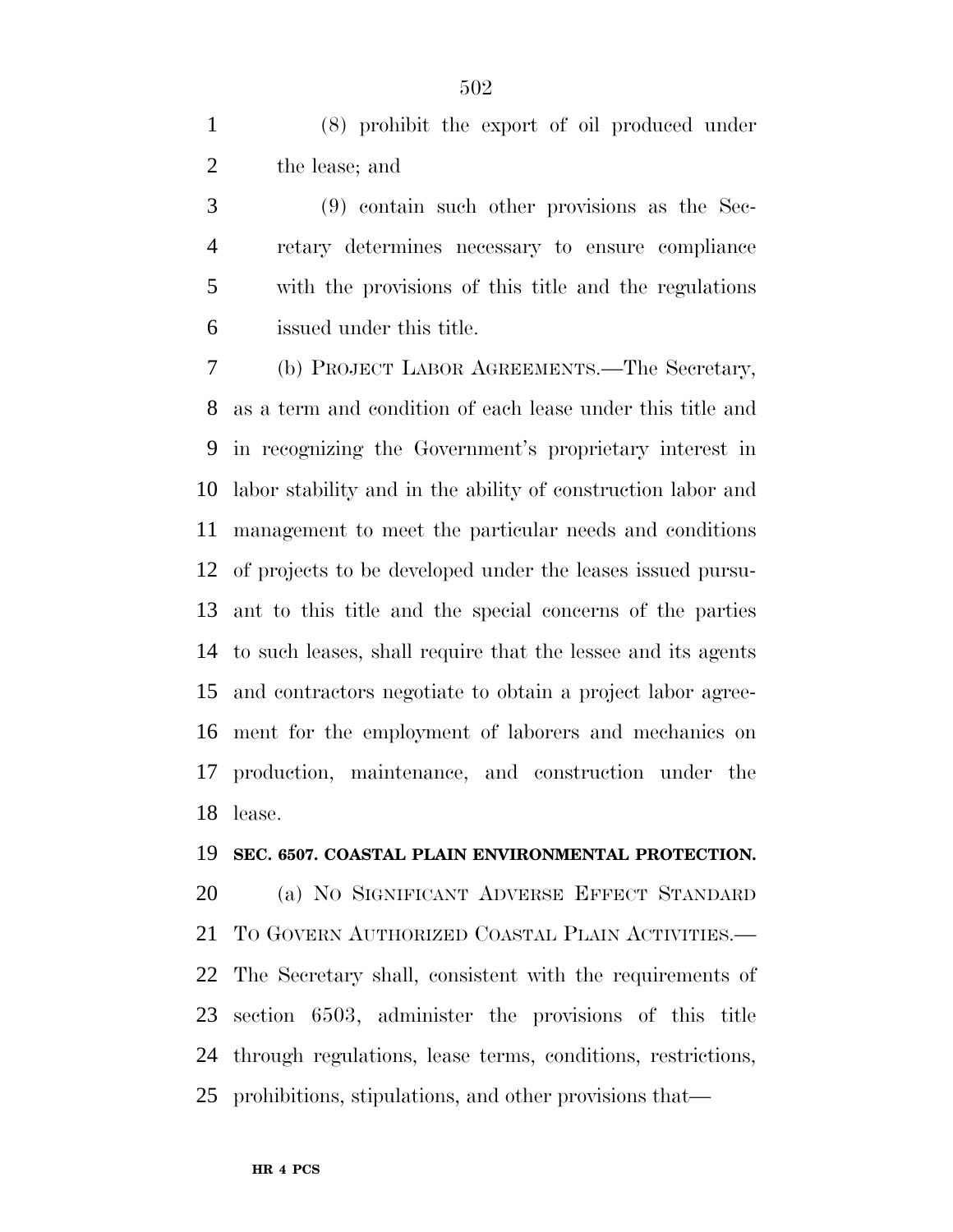(8) prohibit the export of oil produced under the lease; and

(9) contain such other provisions as the Secretary determines necessary to ensure compliance with the provisions of this title and the regulations issued under this title.

(b) PROJECT LABOR AGREEMENTS.—The Secretary, as a term and condition of each lease under this title and in recognizing the Government's proprietary interest in labor stability and in the ability of construction labor and management to meet the particular needs and conditions of projects to be developed under the leases issued pursuant to this title and the special concerns of the parties to such leases, shall require that the lessee and its agents and contractors negotiate to obtain a project labor agreement for the employment of laborers and mechanics on production, maintenance, and construction under the lease.

**SEC. 6507. COASTAL PLAIN ENVIRONMENTAL PROTECTION.**

(a) NO SIGNIFICANT ADVERSE EFFECT STANDARD TO GOVERN AUTHORIZED COASTAL PLAIN ACTIVITIES.—The Secretary shall, consistent with the requirements of section 6503, administer the provisions of this title through regulations, lease terms, conditions, restrictions, prohibitions, stipulations, and other provisions that—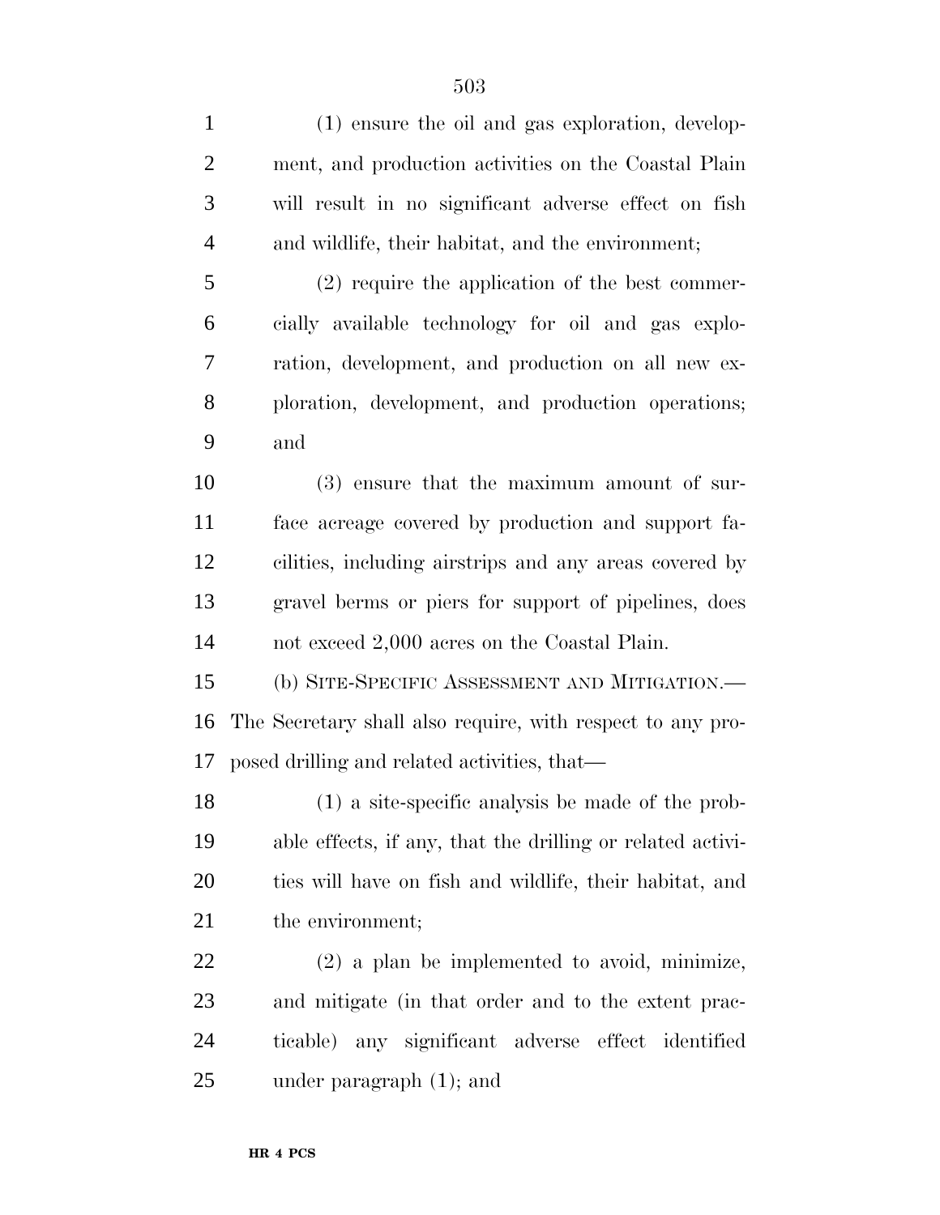(1) ensure the oil and gas exploration, development, and production activities on the Coastal Plain will result in no significant adverse effect on fish and wildlife, their habitat, and the environment;

(2) require the application of the best commercially available technology for oil and gas exploration, development, and production on all new exploration, development, and production operations; and

(3) ensure that the maximum amount of surface acreage covered by production and support facilities, including airstrips and any areas covered by gravel berms or piers for support of pipelines, does not exceed 2,000 acres on the Coastal Plain.

(b) SITE-SPECIFIC ASSESSMENT AND MITIGATION.—The Secretary shall also require, with respect to any proposed drilling and related activities, that—

(1) a site-specific analysis be made of the probable effects, if any, that the drilling or related activities will have on fish and wildlife, their habitat, and the environment;

(2) a plan be implemented to avoid, minimize, and mitigate (in that order and to the extent practicable) any significant adverse effect identified under paragraph (1); and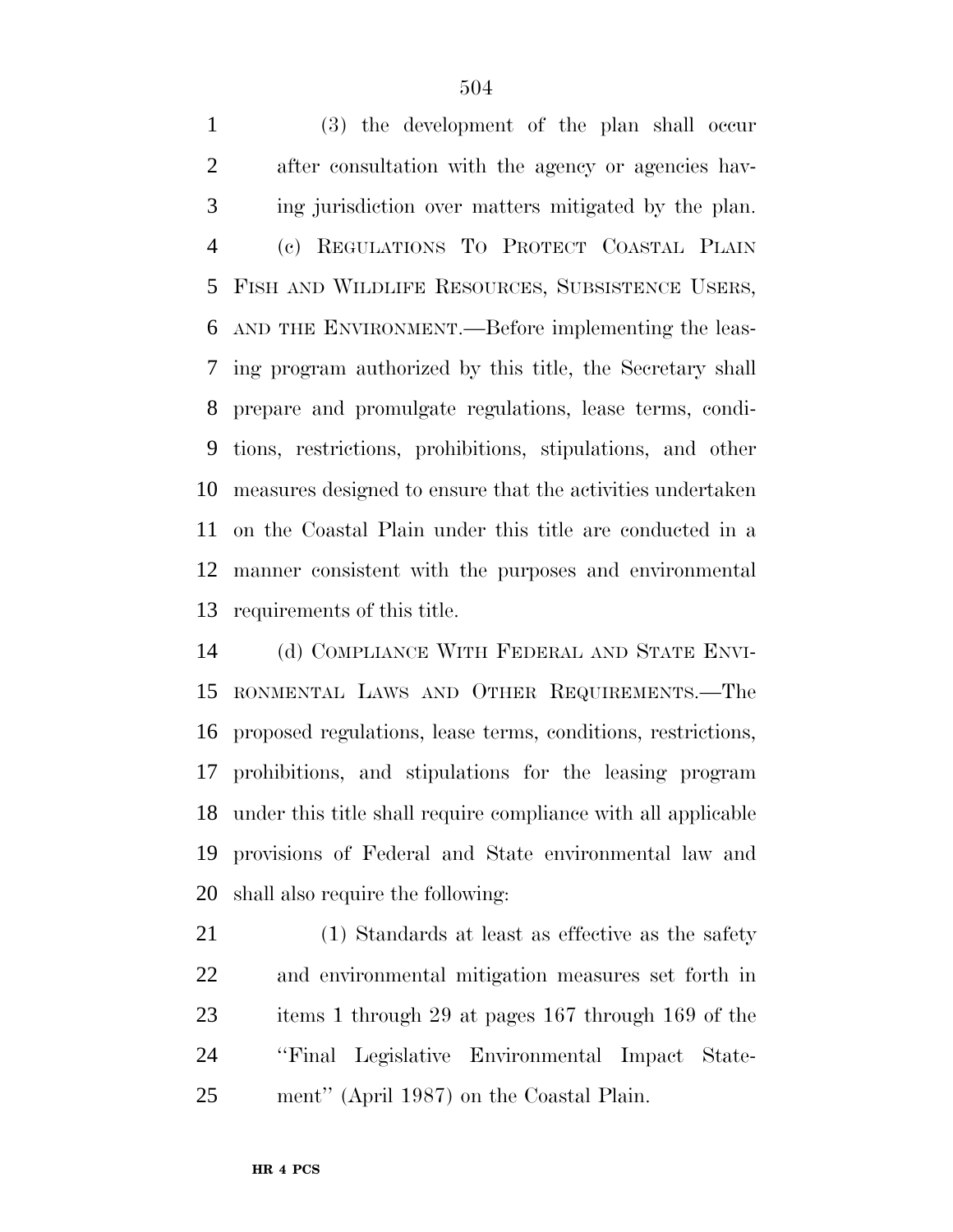(3) the development of the plan shall occur after consultation with the agency or agencies having jurisdiction over matters mitigated by the plan.

(c) REGULATIONS TO PROTECT COASTAL PLAIN FISH AND WILDLIFE RESOURCES, SUBSISTENCE USERS, AND THE ENVIRONMENT.—Before implementing the leasing program authorized by this title, the Secretary shall prepare and promulgate regulations, lease terms, conditions, restrictions, prohibitions, stipulations, and other measures designed to ensure that the activities undertaken on the Coastal Plain under this title are conducted in a manner consistent with the purposes and environmental requirements of this title.

(d) COMPLIANCE WITH FEDERAL AND STATE ENVIRONMENTAL LAWS AND OTHER REQUIREMENTS.—The proposed regulations, lease terms, conditions, restrictions, prohibitions, and stipulations for the leasing program under this title shall require compliance with all applicable provisions of Federal and State environmental law and shall also require the following:

(1) Standards at least as effective as the safety and environmental mitigation measures set forth in items 1 through 29 at pages 167 through 169 of the ''Final Legislative Environmental Impact Statement'' (April 1987) on the Coastal Plain.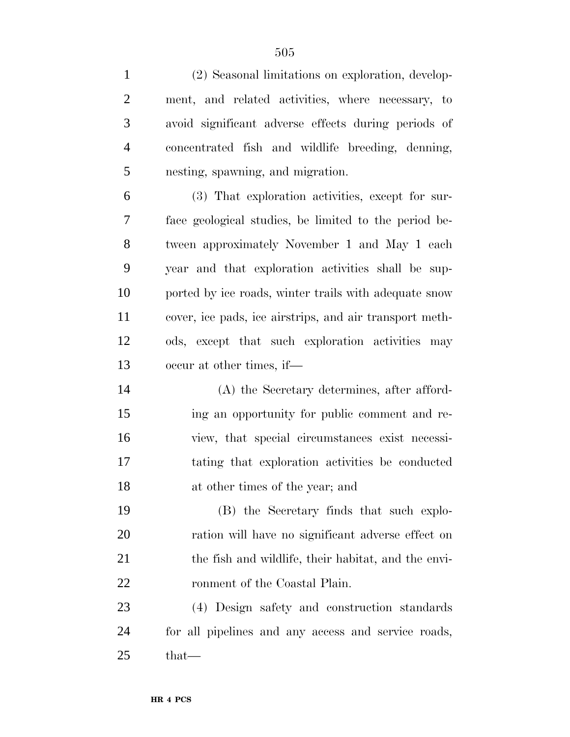(2) Seasonal limitations on exploration, development, and related activities, where necessary, to avoid significant adverse effects during periods of concentrated fish and wildlife breeding, denning, nesting, spawning, and migration.

(3) That exploration activities, except for surface geological studies, be limited to the period between approximately November 1 and May 1 each year and that exploration activities shall be supported by ice roads, winter trails with adequate snow cover, ice pads, ice airstrips, and air transport methods, except that such exploration activities may occur at other times, if—

(A) the Secretary determines, after affording an opportunity for public comment and review, that special circumstances exist necessitating that exploration activities be conducted at other times of the year; and

(B) the Secretary finds that such exploration will have no significant adverse effect on the fish and wildlife, their habitat, and the environment of the Coastal Plain.

(4) Design safety and construction standards for all pipelines and any access and service roads, that—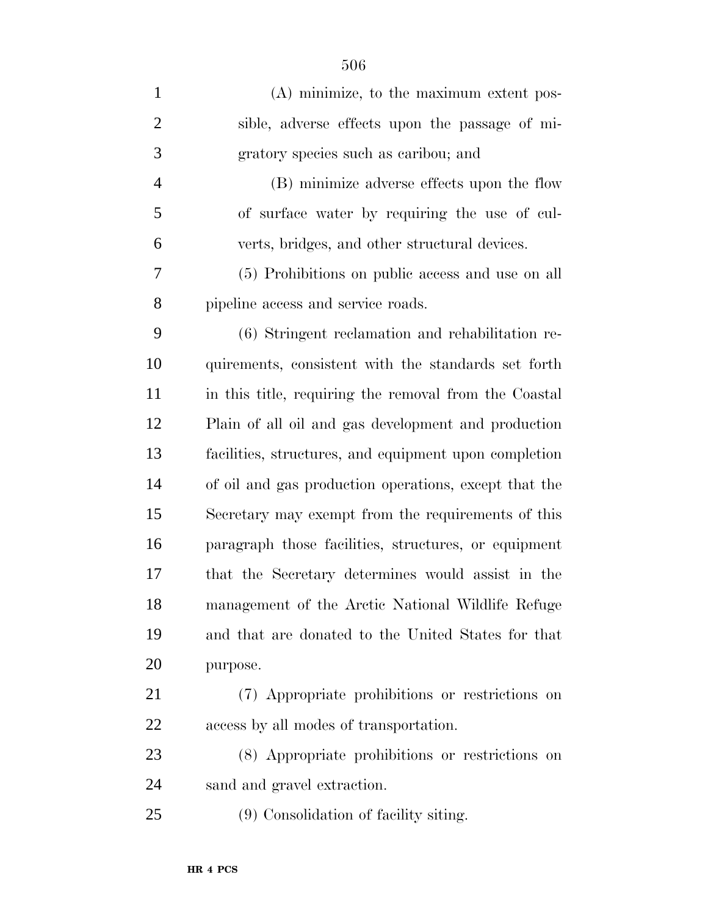(A) minimize, to the maximum extent possible, adverse effects upon the passage of migratory species such as caribou; and

(B) minimize adverse effects upon the flow of surface water by requiring the use of culverts, bridges, and other structural devices.

(5) Prohibitions on public access and use on all pipeline access and service roads.

(6) Stringent reclamation and rehabilitation requirements, consistent with the standards set forth in this title, requiring the removal from the Coastal Plain of all oil and gas development and production facilities, structures, and equipment upon completion of oil and gas production operations, except that the Secretary may exempt from the requirements of this paragraph those facilities, structures, or equipment that the Secretary determines would assist in the management of the Arctic National Wildlife Refuge and that are donated to the United States for that purpose.

(7) Appropriate prohibitions or restrictions on access by all modes of transportation.

(8) Appropriate prohibitions or restrictions on sand and gravel extraction.

(9) Consolidation of facility siting.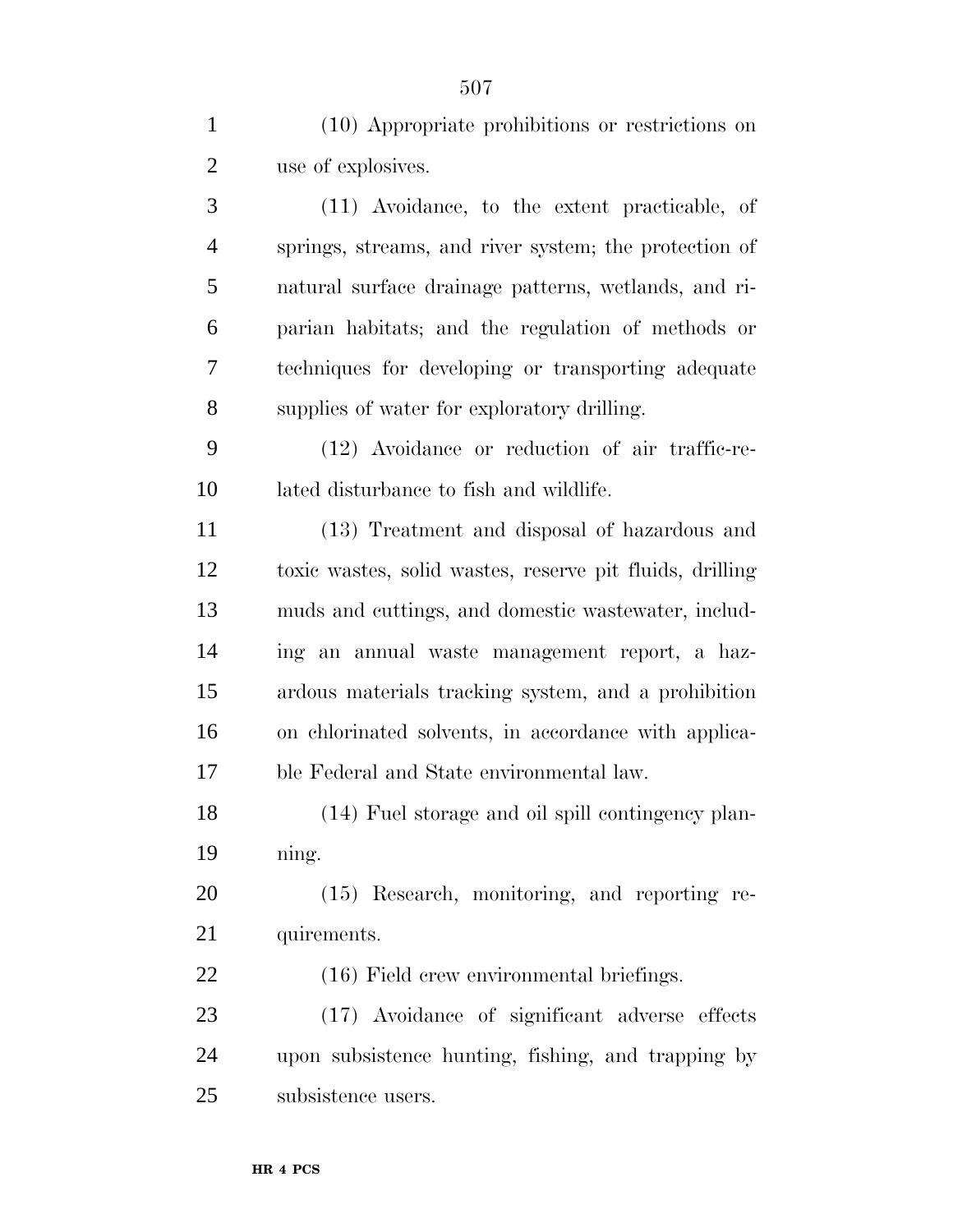(10) Appropriate prohibitions or restrictions on use of explosives.

(11) Avoidance, to the extent practicable, of springs, streams, and river system; the protection of natural surface drainage patterns, wetlands, and riparian habitats; and the regulation of methods or techniques for developing or transporting adequate supplies of water for exploratory drilling.

(12) Avoidance or reduction of air traffic-related disturbance to fish and wildlife.

(13) Treatment and disposal of hazardous and toxic wastes, solid wastes, reserve pit fluids, drilling muds and cuttings, and domestic wastewater, including an annual waste management report, a hazardous materials tracking system, and a prohibition on chlorinated solvents, in accordance with applicable Federal and State environmental law.

(14) Fuel storage and oil spill contingency planning.

(15) Research, monitoring, and reporting requirements.

(16) Field crew environmental briefings.

(17) Avoidance of significant adverse effects upon subsistence hunting, fishing, and trapping by subsistence users.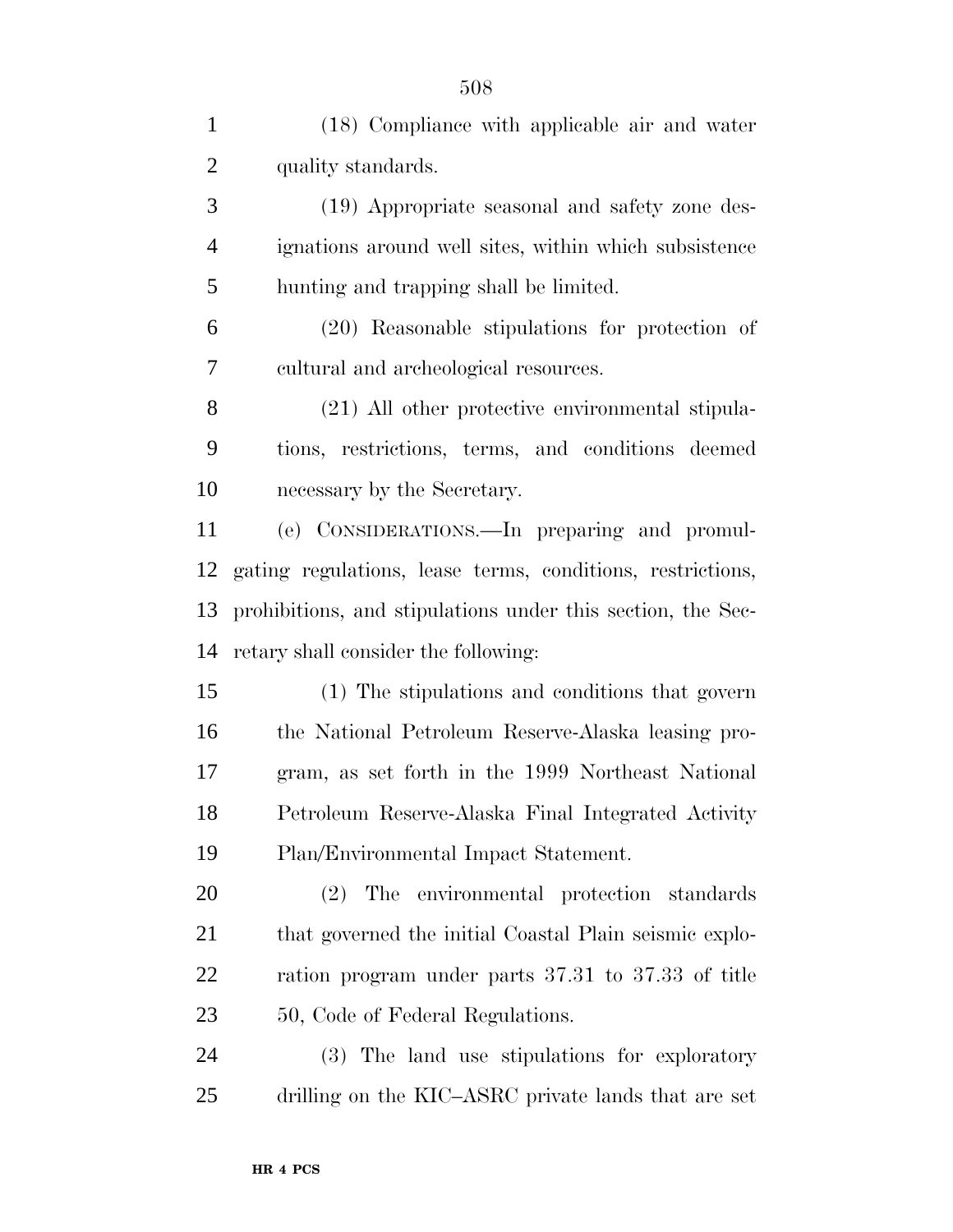(18) Compliance with applicable air and water quality standards.

(19) Appropriate seasonal and safety zone designations around well sites, within which subsistence hunting and trapping shall be limited.

(20) Reasonable stipulations for protection of cultural and archeological resources.

(21) All other protective environmental stipulations, restrictions, terms, and conditions deemed necessary by the Secretary.

(e) CONSIDERATIONS.—In preparing and promulgating regulations, lease terms, conditions, restrictions, prohibitions, and stipulations under this section, the Secretary shall consider the following:

(1) The stipulations and conditions that govern the National Petroleum Reserve-Alaska leasing program, as set forth in the 1999 Northeast National Petroleum Reserve-Alaska Final Integrated Activity Plan/Environmental Impact Statement.

(2) The environmental protection standards that governed the initial Coastal Plain seismic exploration program under parts 37.31 to 37.33 of title 50, Code of Federal Regulations.

(3) The land use stipulations for exploratory drilling on the KIC–ASRC private lands that are set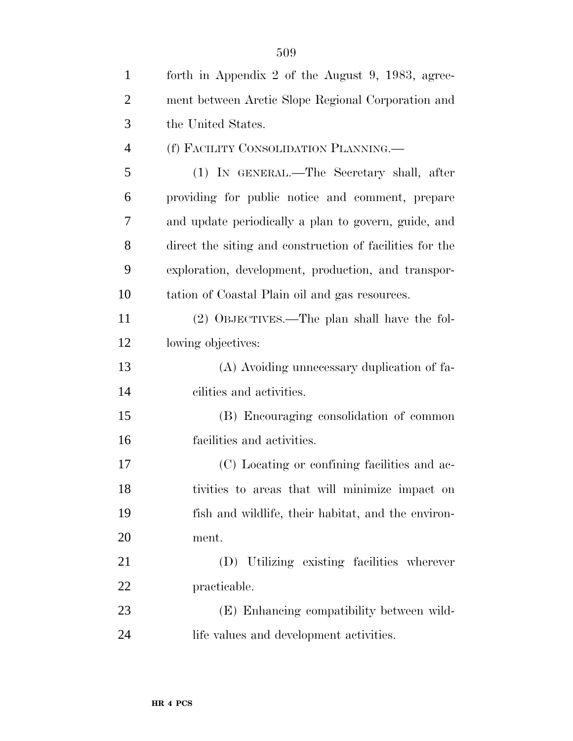forth in Appendix 2 of the August 9, 1983, agreement between Arctic Slope Regional Corporation and the United States.

(f) FACILITY CONSOLIDATION PLANNING.—

(1) IN GENERAL.—The Secretary shall, after providing for public notice and comment, prepare and update periodically a plan to govern, guide, and direct the siting and construction of facilities for the exploration, development, production, and transportation of Coastal Plain oil and gas resources.

(2) OBJECTIVES.—The plan shall have the following objectives:

(A) Avoiding unnecessary duplication of facilities and activities.

(B) Encouraging consolidation of common facilities and activities.

(C) Locating or confining facilities and activities to areas that will minimize impact on fish and wildlife, their habitat, and the environment.

(D) Utilizing existing facilities wherever practicable.

(E) Enhancing compatibility between wildlife values and development activities.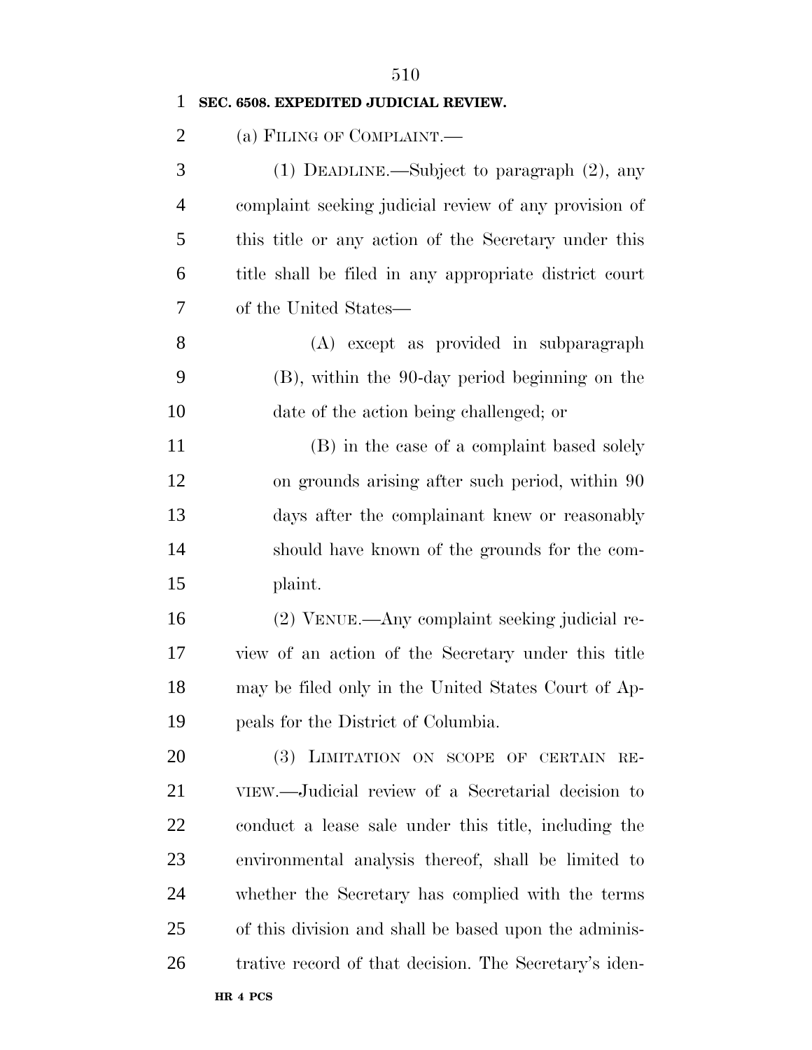**SEC. 6508. EXPEDITED JUDICIAL REVIEW.**

(a) FILING OF COMPLAINT.—

(1) DEADLINE.—Subject to paragraph (2), any complaint seeking judicial review of any provision of this title or any action of the Secretary under this title shall be filed in any appropriate district court of the United States—

(A) except as provided in subparagraph (B), within the 90-day period beginning on the date of the action being challenged; or

(B) in the case of a complaint based solely on grounds arising after such period, within 90 days after the complainant knew or reasonably should have known of the grounds for the complaint.

(2) VENUE.—Any complaint seeking judicial review of an action of the Secretary under this title may be filed only in the United States Court of Appeals for the District of Columbia.

(3) LIMITATION ON SCOPE OF CERTAIN REVIEW.—Judicial review of a Secretarial decision to conduct a lease sale under this title, including the environmental analysis thereof, shall be limited to whether the Secretary has complied with the terms of this division and shall be based upon the administrative record of that decision. The Secretary's iden-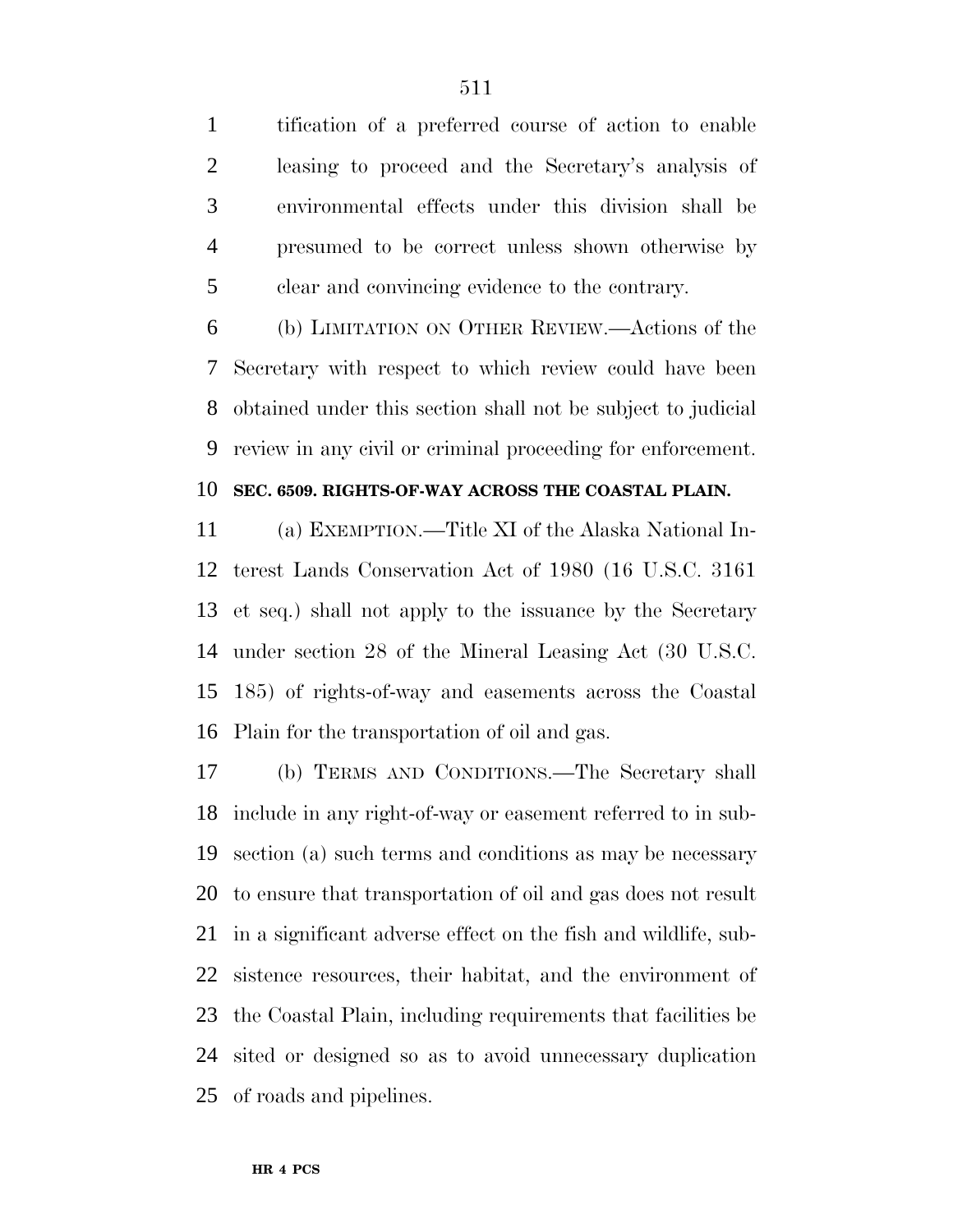tification of a preferred course of action to enable leasing to proceed and the Secretary's analysis of environmental effects under this division shall be presumed to be correct unless shown otherwise by clear and convincing evidence to the contrary.

(b) LIMITATION ON OTHER REVIEW.—Actions of the Secretary with respect to which review could have been obtained under this section shall not be subject to judicial review in any civil or criminal proceeding for enforcement.

**SEC. 6509. RIGHTS-OF-WAY ACROSS THE COASTAL PLAIN.**

(a) EXEMPTION.—Title XI of the Alaska National Interest Lands Conservation Act of 1980 (16 U.S.C. 3161 et seq.) shall not apply to the issuance by the Secretary under section 28 of the Mineral Leasing Act (30 U.S.C. 185) of rights-of-way and easements across the Coastal Plain for the transportation of oil and gas.

(b) TERMS AND CONDITIONS.—The Secretary shall include in any right-of-way or easement referred to in subsection (a) such terms and conditions as may be necessary to ensure that transportation of oil and gas does not result in a significant adverse effect on the fish and wildlife, subsistence resources, their habitat, and the environment of the Coastal Plain, including requirements that facilities be sited or designed so as to avoid unnecessary duplication of roads and pipelines.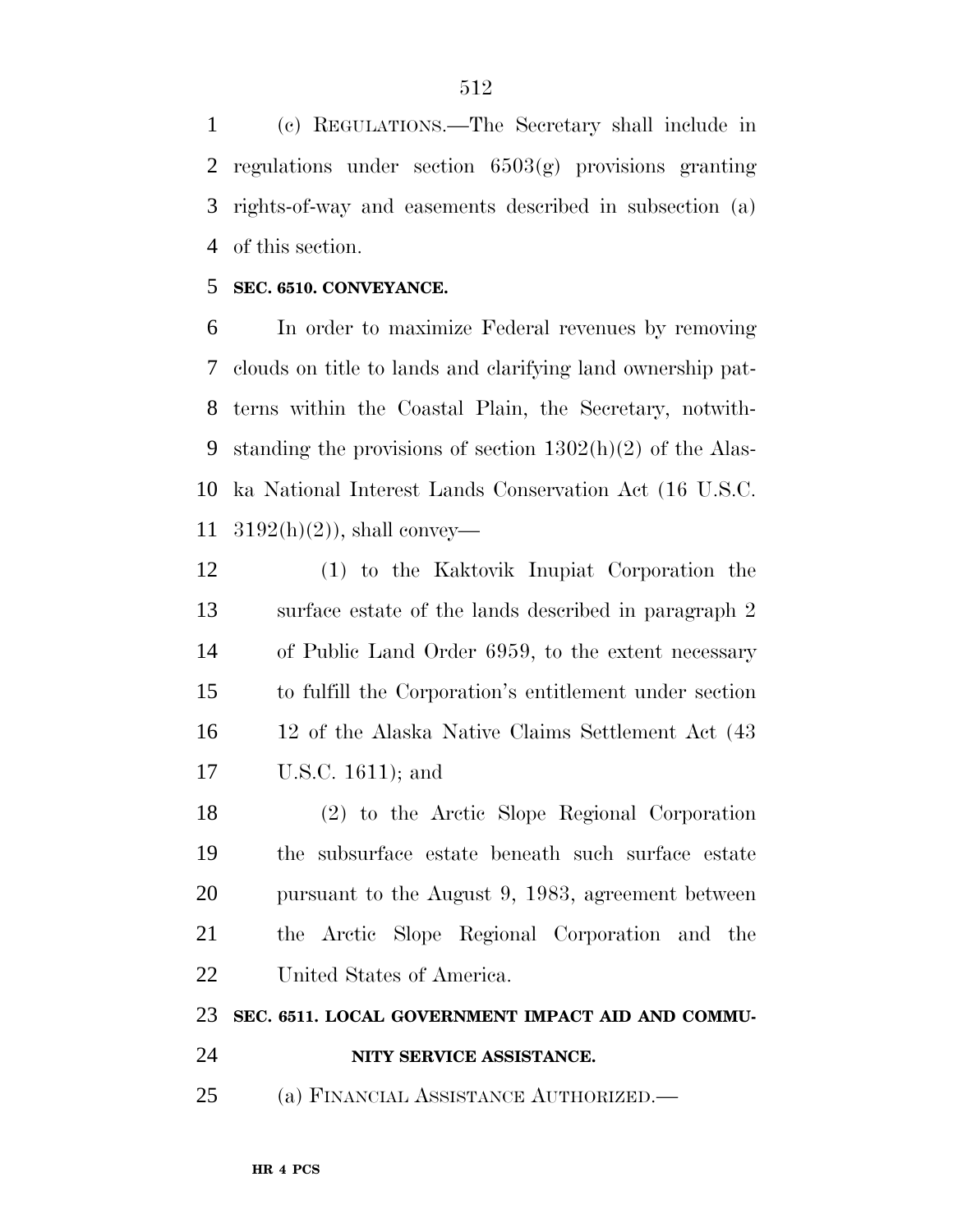(c) REGULATIONS.—The Secretary shall include in regulations under section 6503(g) provisions granting rights-of-way and easements described in subsection (a) of this section.

**SEC. 6510. CONVEYANCE.**

In order to maximize Federal revenues by removing clouds on title to lands and clarifying land ownership patterns within the Coastal Plain, the Secretary, notwithstanding the provisions of section 1302(h)(2) of the Alaska National Interest Lands Conservation Act (16 U.S.C. 3192(h)(2)), shall convey—

(1) to the Kaktovik Inupiat Corporation the surface estate of the lands described in paragraph 2 of Public Land Order 6959, to the extent necessary to fulfill the Corporation's entitlement under section 12 of the Alaska Native Claims Settlement Act (43 U.S.C. 1611); and

(2) to the Arctic Slope Regional Corporation the subsurface estate beneath such surface estate pursuant to the August 9, 1983, agreement between the Arctic Slope Regional Corporation and the United States of America.

**SEC. 6511. LOCAL GOVERNMENT IMPACT AID AND COMMUNITY SERVICE ASSISTANCE.**

(a) FINANCIAL ASSISTANCE AUTHORIZED.—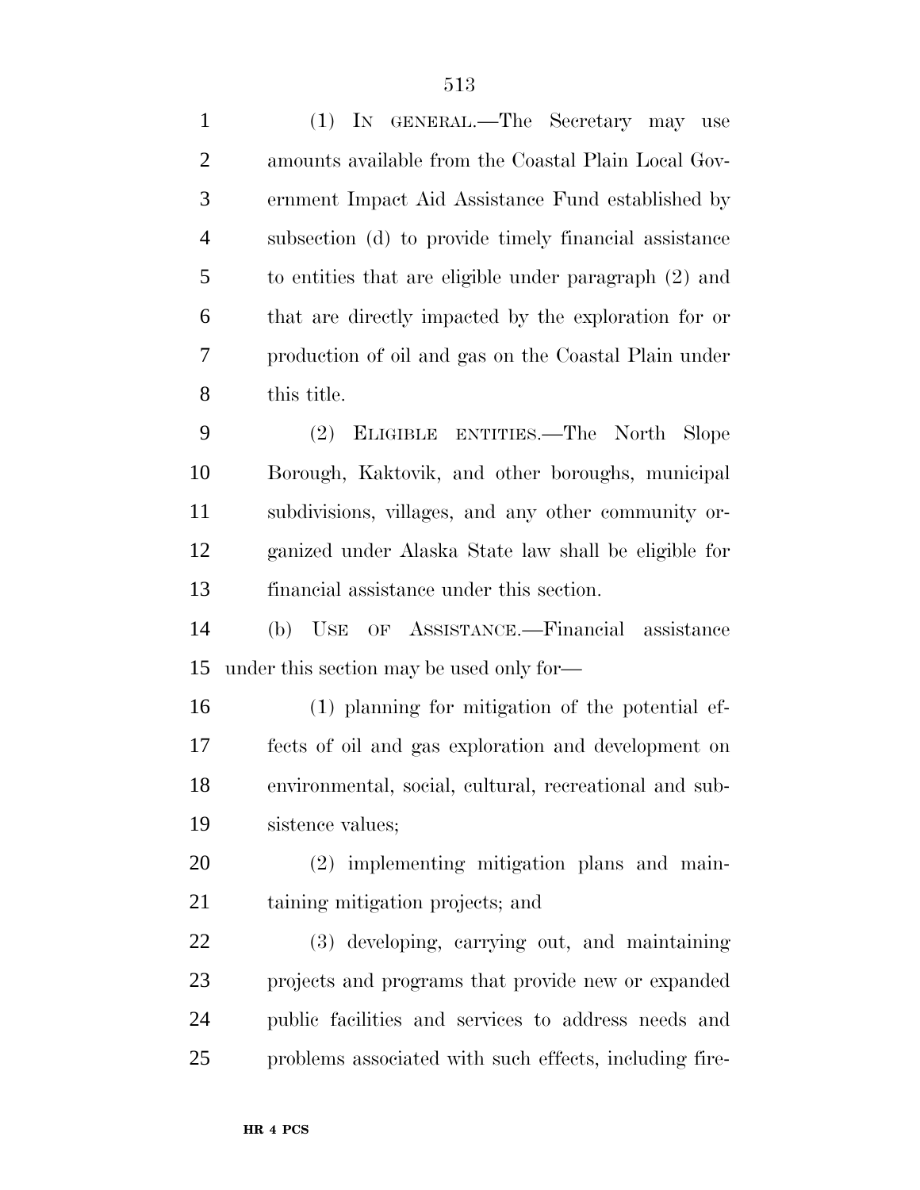(1) IN GENERAL.—The Secretary may use amounts available from the Coastal Plain Local Government Impact Aid Assistance Fund established by subsection (d) to provide timely financial assistance to entities that are eligible under paragraph (2) and that are directly impacted by the exploration for or production of oil and gas on the Coastal Plain under this title.

(2) ELIGIBLE ENTITIES.—The North Slope Borough, Kaktovik, and other boroughs, municipal subdivisions, villages, and any other community organized under Alaska State law shall be eligible for financial assistance under this section.

(b) USE OF ASSISTANCE.—Financial assistance under this section may be used only for—

(1) planning for mitigation of the potential effects of oil and gas exploration and development on environmental, social, cultural, recreational and subsistence values;

(2) implementing mitigation plans and maintaining mitigation projects; and

(3) developing, carrying out, and maintaining projects and programs that provide new or expanded public facilities and services to address needs and problems associated with such effects, including fire-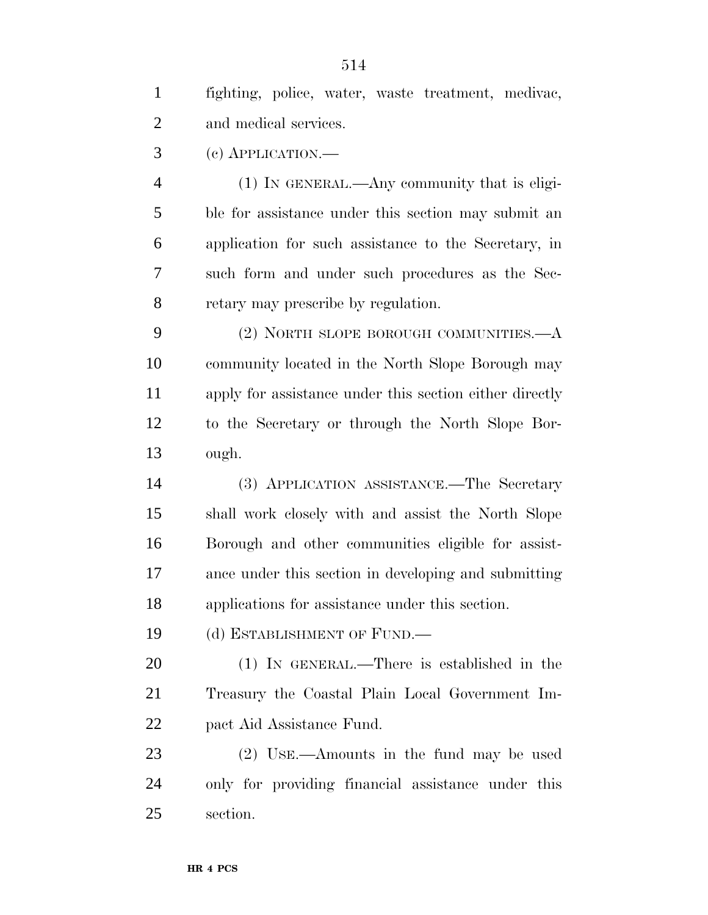fighting, police, water, waste treatment, medivac, and medical services.

(c) APPLICATION.—

(1) IN GENERAL.—Any community that is eligible for assistance under this section may submit an application for such assistance to the Secretary, in such form and under such procedures as the Secretary may prescribe by regulation.

(2) NORTH SLOPE BOROUGH COMMUNITIES.—A community located in the North Slope Borough may apply for assistance under this section either directly to the Secretary or through the North Slope Borough.

(3) APPLICATION ASSISTANCE.—The Secretary shall work closely with and assist the North Slope Borough and other communities eligible for assistance under this section in developing and submitting applications for assistance under this section.

(d) ESTABLISHMENT OF FUND.—

(1) IN GENERAL.—There is established in the Treasury the Coastal Plain Local Government Impact Aid Assistance Fund.

(2) USE.—Amounts in the fund may be used only for providing financial assistance under this section.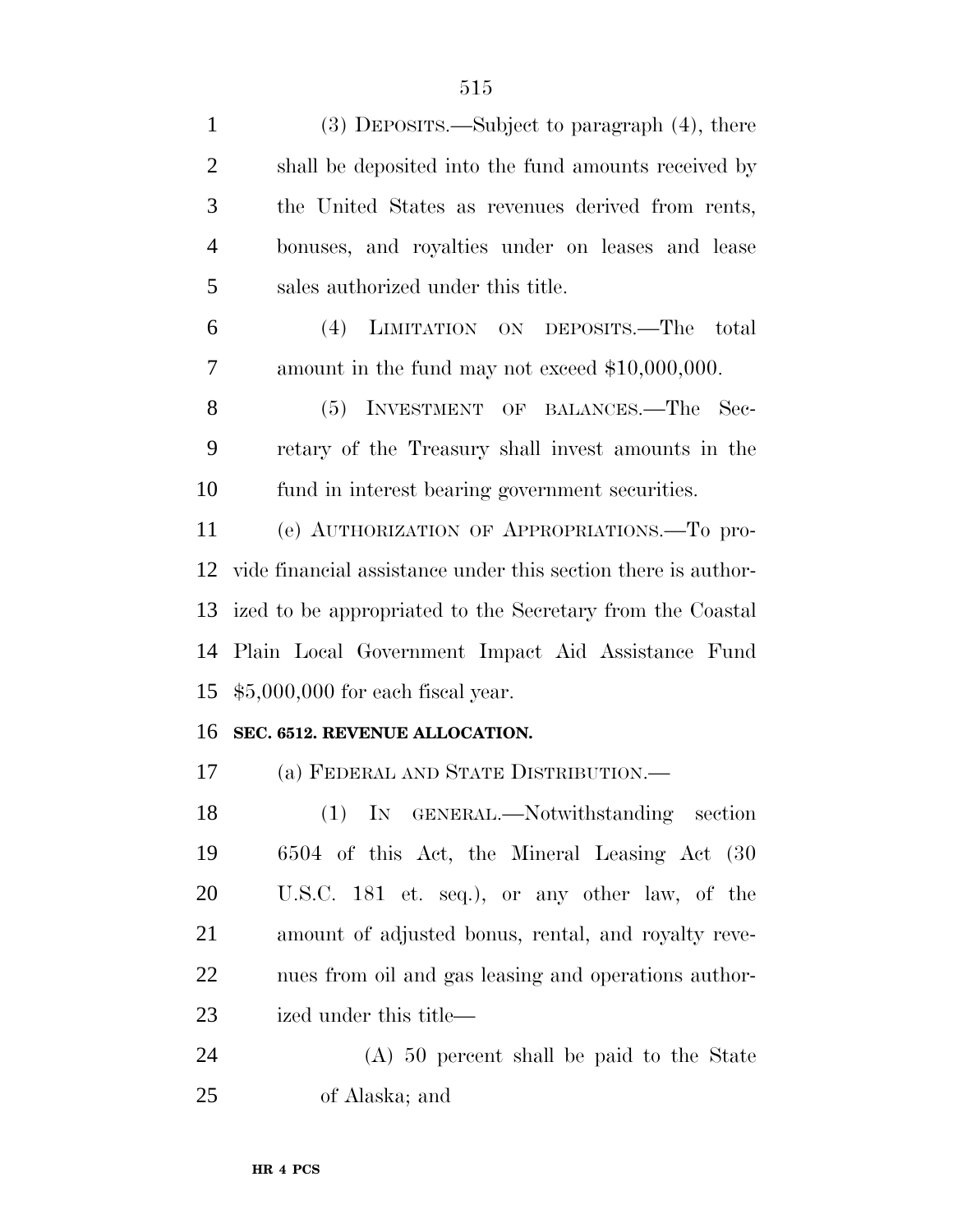(3) DEPOSITS.—Subject to paragraph (4), there shall be deposited into the fund amounts received by the United States as revenues derived from rents, bonuses, and royalties under on leases and lease sales authorized under this title.

(4) LIMITATION ON DEPOSITS.—The total amount in the fund may not exceed $10,000,000.

(5) INVESTMENT OF BALANCES.—The Secretary of the Treasury shall invest amounts in the fund in interest bearing government securities.

(e) AUTHORIZATION OF APPROPRIATIONS.—To provide financial assistance under this section there is authorized to be appropriated to the Secretary from the Coastal Plain Local Government Impact Aid Assistance Fund $5,000,000 for each fiscal year.

**SEC. 6512. REVENUE ALLOCATION.**

(a) FEDERAL AND STATE DISTRIBUTION.—

(1) IN GENERAL.—Notwithstanding section 6504 of this Act, the Mineral Leasing Act (30 U.S.C. 181 et. seq.), or any other law, of the amount of adjusted bonus, rental, and royalty revenues from oil and gas leasing and operations authorized under this title—

(A) 50 percent shall be paid to the State of Alaska; and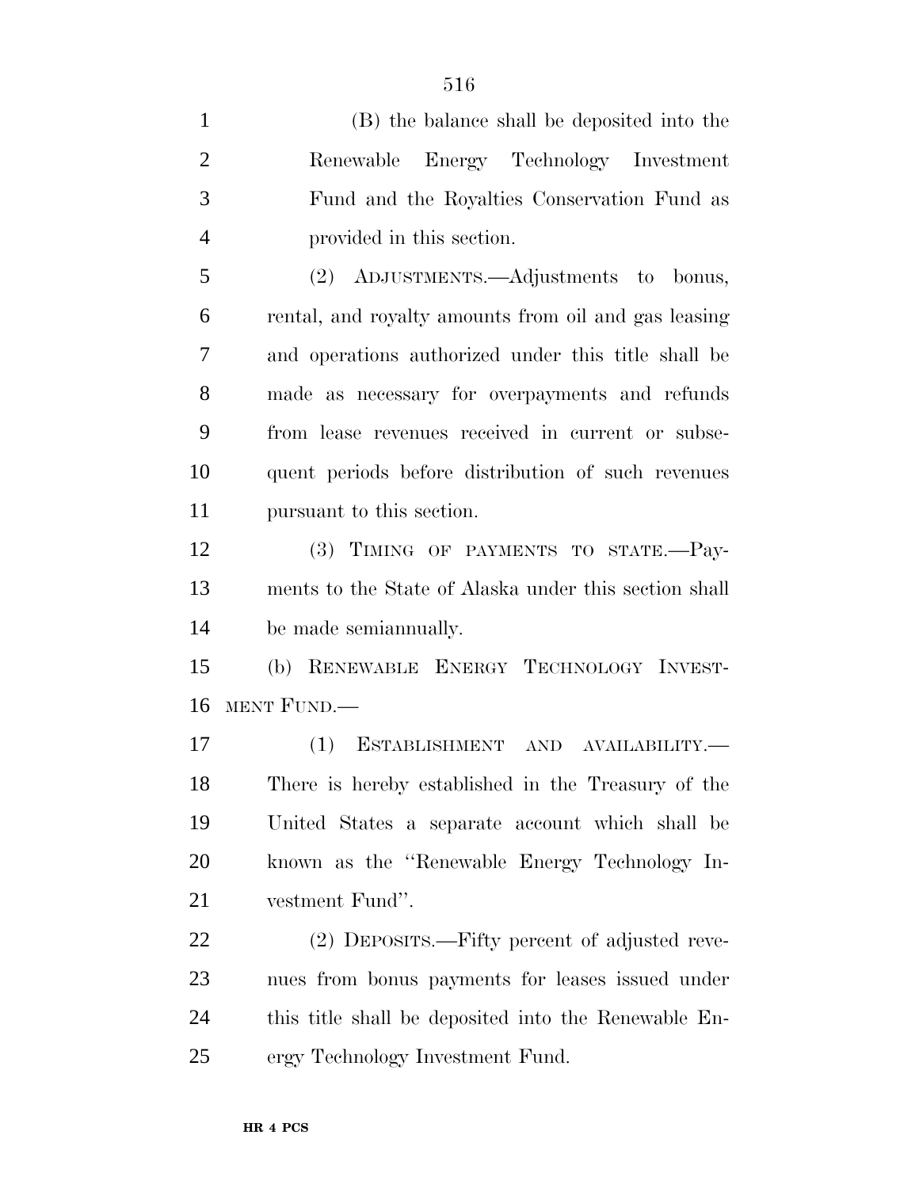(B) the balance shall be deposited into the Renewable Energy Technology Investment Fund and the Royalties Conservation Fund as provided in this section.

(2) ADJUSTMENTS.—Adjustments to bonus, rental, and royalty amounts from oil and gas leasing and operations authorized under this title shall be made as necessary for overpayments and refunds from lease revenues received in current or subsequent periods before distribution of such revenues pursuant to this section.

(3) TIMING OF PAYMENTS TO STATE.—Payments to the State of Alaska under this section shall be made semiannually.

(b) RENEWABLE ENERGY TECHNOLOGY INVESTMENT FUND.—

(1) ESTABLISHMENT AND AVAILABILITY.—There is hereby established in the Treasury of the United States a separate account which shall be known as the ''Renewable Energy Technology Investment Fund''.

(2) DEPOSITS.—Fifty percent of adjusted revenues from bonus payments for leases issued under this title shall be deposited into the Renewable Energy Technology Investment Fund.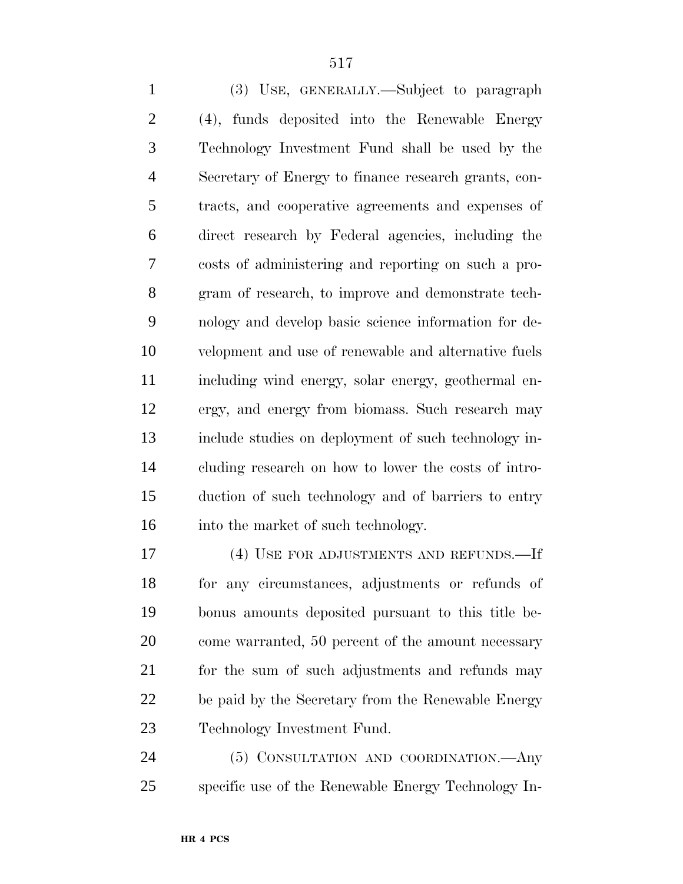(3) USE, GENERALLY.—Subject to paragraph (4), funds deposited into the Renewable Energy Technology Investment Fund shall be used by the Secretary of Energy to finance research grants, contracts, and cooperative agreements and expenses of direct research by Federal agencies, including the costs of administering and reporting on such a program of research, to improve and demonstrate technology and develop basic science information for development and use of renewable and alternative fuels including wind energy, solar energy, geothermal energy, and energy from biomass. Such research may include studies on deployment of such technology including research on how to lower the costs of introduction of such technology and of barriers to entry into the market of such technology.

(4) USE FOR ADJUSTMENTS AND REFUNDS.—If for any circumstances, adjustments or refunds of bonus amounts deposited pursuant to this title become warranted, 50 percent of the amount necessary for the sum of such adjustments and refunds may be paid by the Secretary from the Renewable Energy Technology Investment Fund.

(5) CONSULTATION AND COORDINATION.—Any specific use of the Renewable Energy Technology In-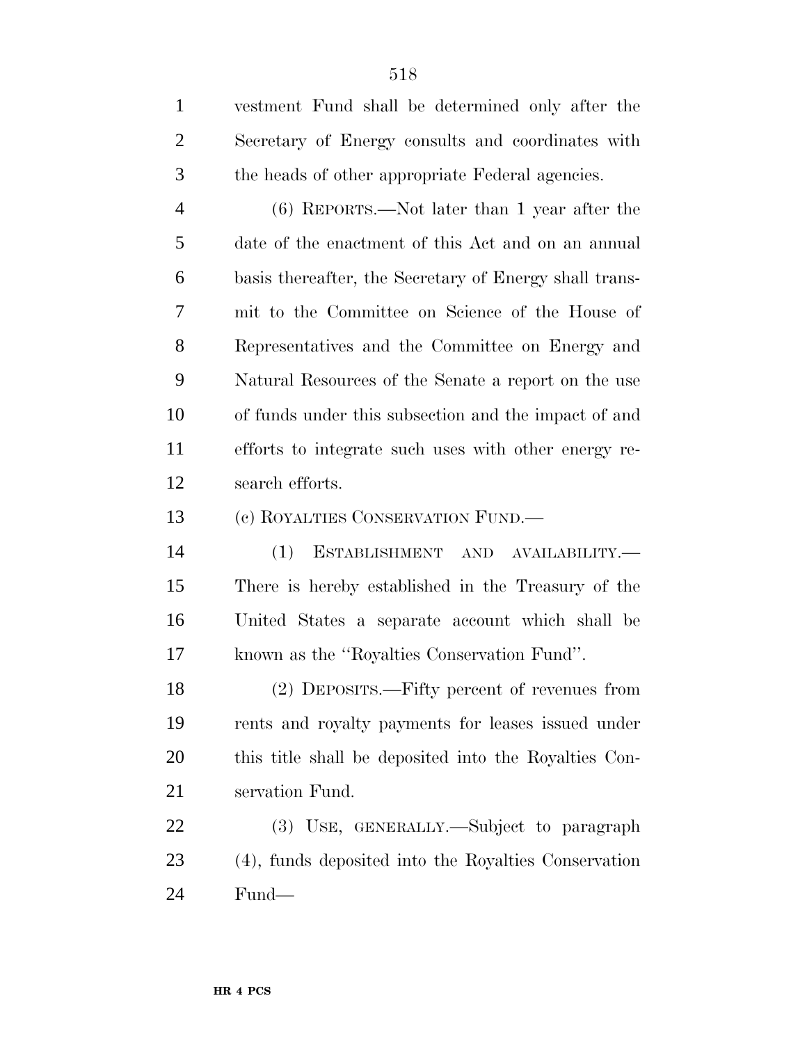vestment Fund shall be determined only after the Secretary of Energy consults and coordinates with the heads of other appropriate Federal agencies.

(6) REPORTS.—Not later than 1 year after the date of the enactment of this Act and on an annual basis thereafter, the Secretary of Energy shall transmit to the Committee on Science of the House of Representatives and the Committee on Energy and Natural Resources of the Senate a report on the use of funds under this subsection and the impact of and efforts to integrate such uses with other energy research efforts.

(c) ROYALTIES CONSERVATION FUND.—

(1) ESTABLISHMENT AND AVAILABILITY.—There is hereby established in the Treasury of the United States a separate account which shall be known as the ''Royalties Conservation Fund''.

(2) DEPOSITS.—Fifty percent of revenues from rents and royalty payments for leases issued under this title shall be deposited into the Royalties Conservation Fund.

(3) USE, GENERALLY.—Subject to paragraph (4), funds deposited into the Royalties Conservation Fund—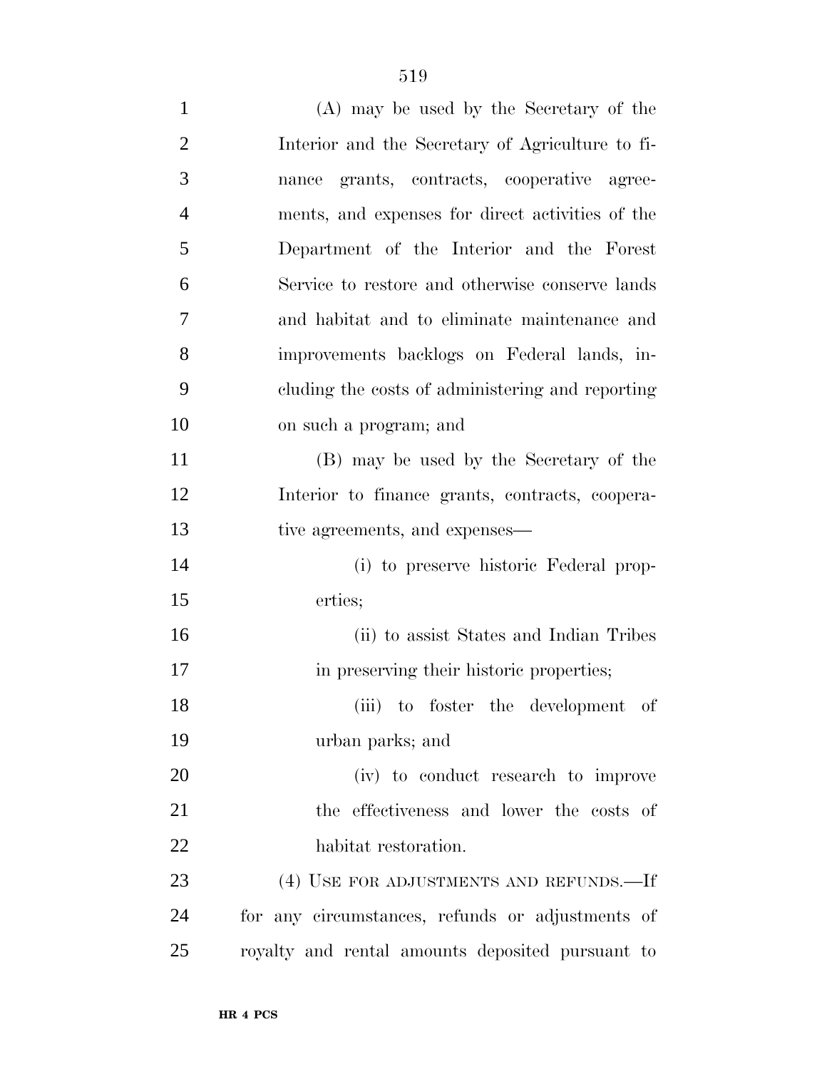(A) may be used by the Secretary of the Interior and the Secretary of Agriculture to finance grants, contracts, cooperative agreements, and expenses for direct activities of the Department of the Interior and the Forest Service to restore and otherwise conserve lands and habitat and to eliminate maintenance and improvements backlogs on Federal lands, including the costs of administering and reporting on such a program; and

(B) may be used by the Secretary of the Interior to finance grants, contracts, cooperative agreements, and expenses—

(i) to preserve historic Federal properties;

(ii) to assist States and Indian Tribes in preserving their historic properties;

(iii) to foster the development of urban parks; and

(iv) to conduct research to improve the effectiveness and lower the costs of habitat restoration.

(4) USE FOR ADJUSTMENTS AND REFUNDS.—If for any circumstances, refunds or adjustments of royalty and rental amounts deposited pursuant to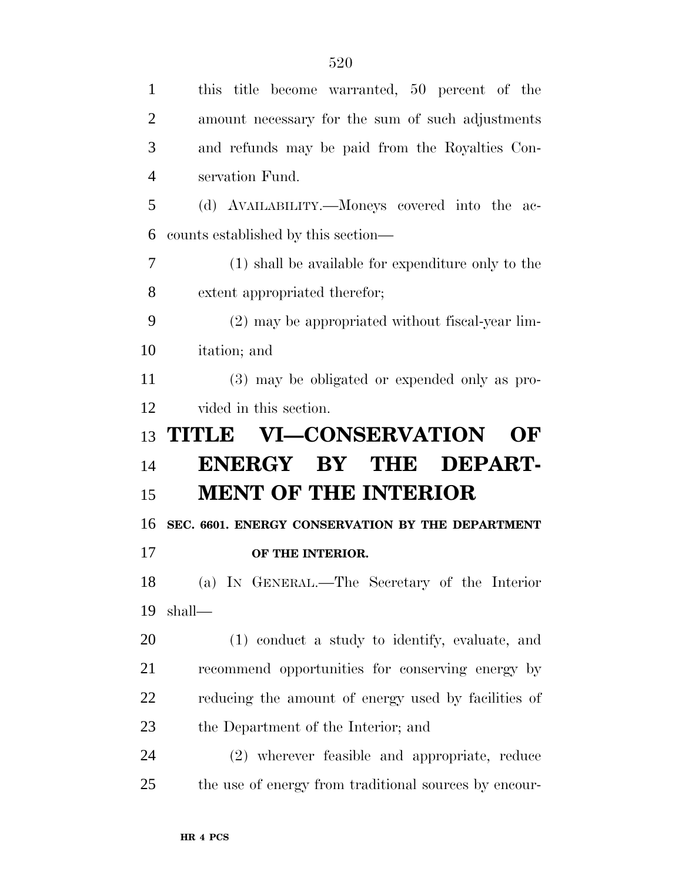this title become warranted, 50 percent of the amount necessary for the sum of such adjustments and refunds may be paid from the Royalties Conservation Fund.

(d) AVAILABILITY.—Moneys covered into the accounts established by this section—

(1) shall be available for expenditure only to the extent appropriated therefor;

(2) may be appropriated without fiscal-year limitation; and

(3) may be obligated or expended only as provided in this section.

# TITLE VI—CONSERVATION OF ENERGY BY THE DEPARTMENT OF THE INTERIOR

### SEC. 6601. ENERGY CONSERVATION BY THE DEPARTMENT OF THE INTERIOR.

(a) IN GENERAL.—The Secretary of the Interior shall—

(1) conduct a study to identify, evaluate, and recommend opportunities for conserving energy by reducing the amount of energy used by facilities of the Department of the Interior; and

(2) wherever feasible and appropriate, reduce the use of energy from traditional sources by encour-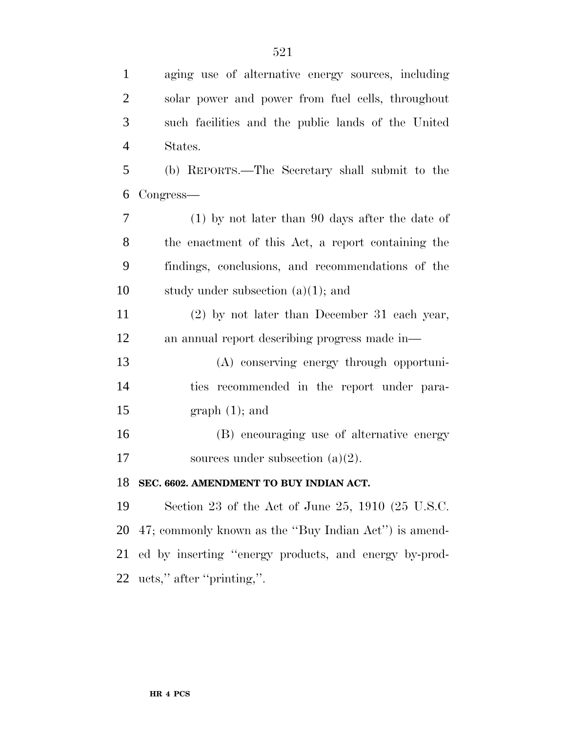aging use of alternative energy sources, including solar power and power from fuel cells, throughout such facilities and the public lands of the United States.

(b) REPORTS.—The Secretary shall submit to the Congress—

(1) by not later than 90 days after the date of the enactment of this Act, a report containing the findings, conclusions, and recommendations of the study under subsection (a)(1); and

(2) by not later than December 31 each year, an annual report describing progress made in—

(A) conserving energy through opportunities recommended in the report under paragraph (1); and

(B) encouraging use of alternative energy sources under subsection (a)(2).

**SEC. 6602. AMENDMENT TO BUY INDIAN ACT.**

Section 23 of the Act of June 25, 1910 (25 U.S.C. 47; commonly known as the ''Buy Indian Act'') is amended by inserting ''energy products, and energy by-products,'' after ''printing,''.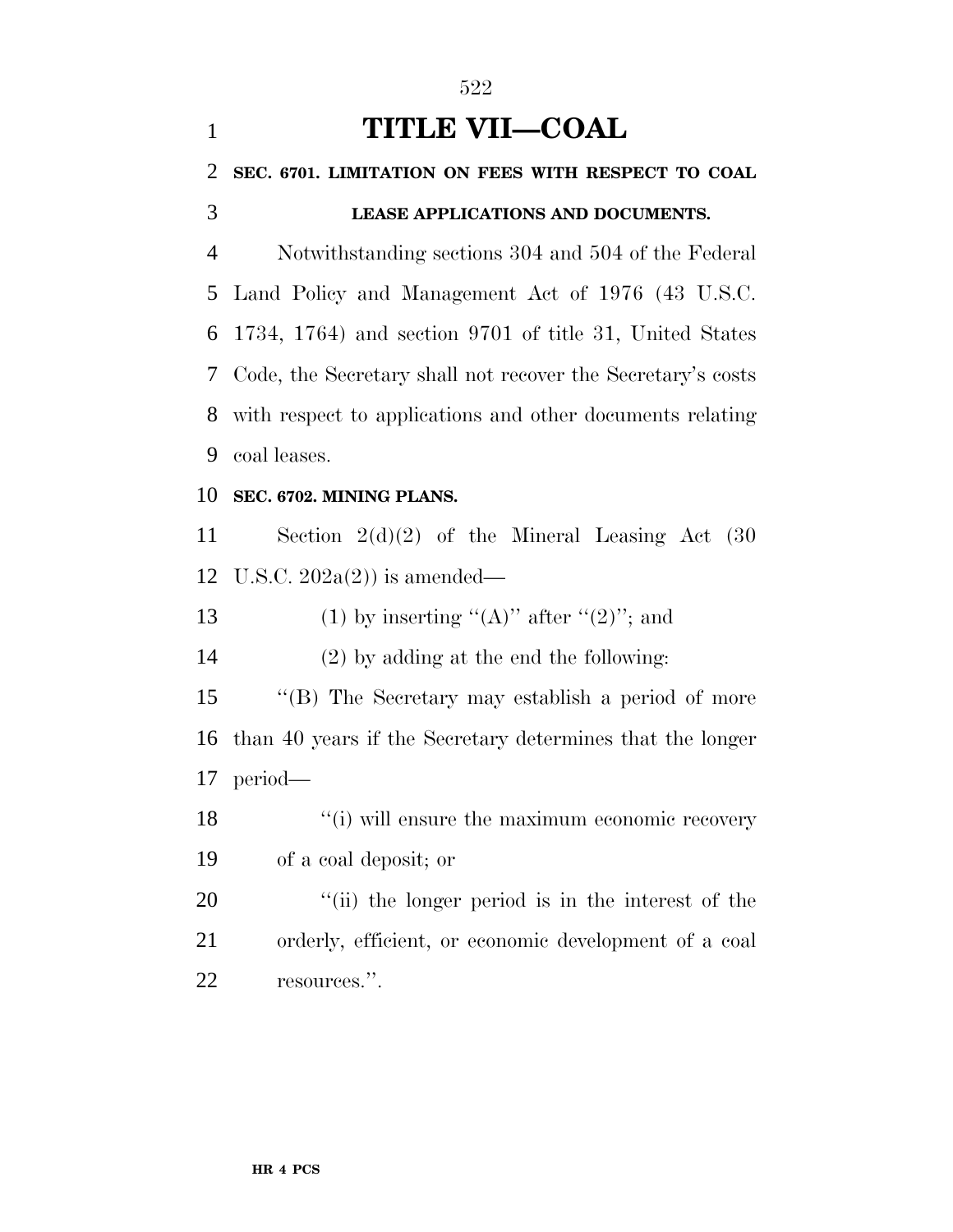# TITLE VII—COAL

**SEC. 6701. LIMITATION ON FEES WITH RESPECT TO COAL LEASE APPLICATIONS AND DOCUMENTS.**

Notwithstanding sections 304 and 504 of the Federal Land Policy and Management Act of 1976 (43 U.S.C. 1734, 1764) and section 9701 of title 31, United States Code, the Secretary shall not recover the Secretary's costs with respect to applications and other documents relating coal leases.

**SEC. 6702. MINING PLANS.**

Section 2(d)(2) of the Mineral Leasing Act (30 U.S.C. 202a(2)) is amended—

(1) by inserting ''(A)'' after ''(2)''; and

(2) by adding at the end the following:

''(B) The Secretary may establish a period of more than 40 years if the Secretary determines that the longer period—

''(i) will ensure the maximum economic recovery of a coal deposit; or

''(ii) the longer period is in the interest of the orderly, efficient, or economic development of a coal resources.''.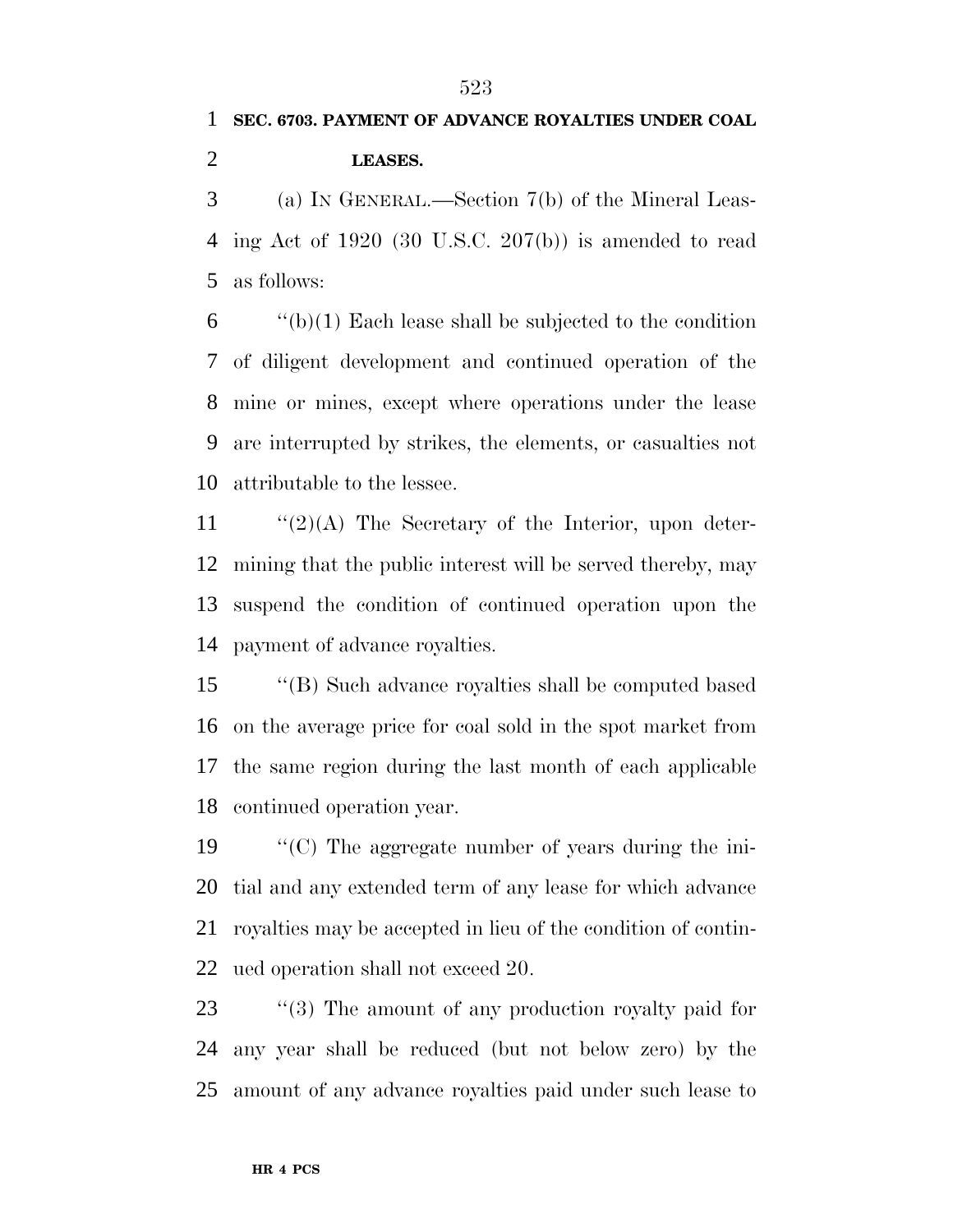**SEC. 6703. PAYMENT OF ADVANCE ROYALTIES UNDER COAL LEASES.**

(a) IN GENERAL.—Section 7(b) of the Mineral Leasing Act of 1920 (30 U.S.C. 207(b)) is amended to read as follows:

''(b)(1) Each lease shall be subjected to the condition of diligent development and continued operation of the mine or mines, except where operations under the lease are interrupted by strikes, the elements, or casualties not attributable to the lessee.

''(2)(A) The Secretary of the Interior, upon determining that the public interest will be served thereby, may suspend the condition of continued operation upon the payment of advance royalties.

''(B) Such advance royalties shall be computed based on the average price for coal sold in the spot market from the same region during the last month of each applicable continued operation year.

''(C) The aggregate number of years during the initial and any extended term of any lease for which advance royalties may be accepted in lieu of the condition of continued operation shall not exceed 20.

''(3) The amount of any production royalty paid for any year shall be reduced (but not below zero) by the amount of any advance royalties paid under such lease to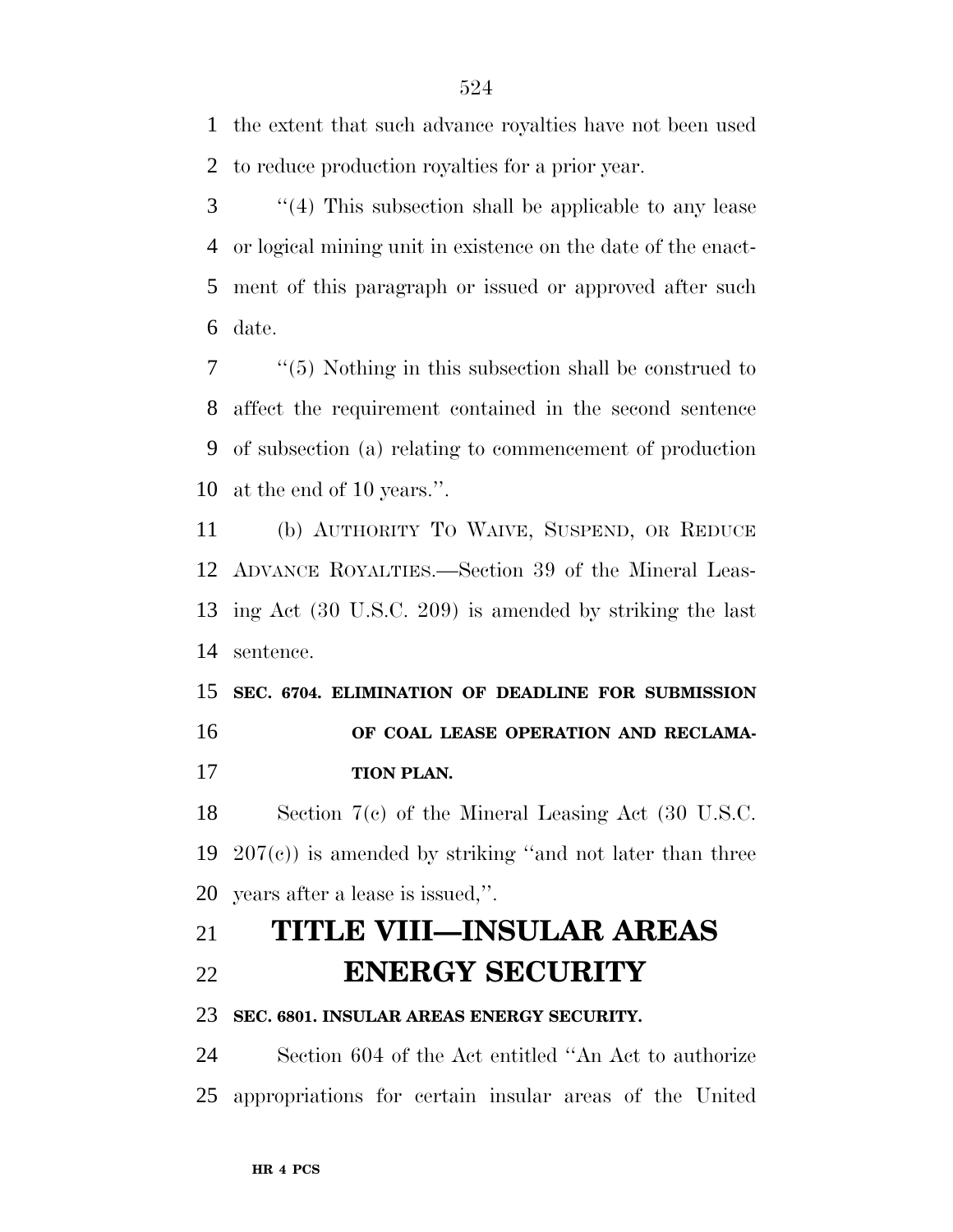the extent that such advance royalties have not been used to reduce production royalties for a prior year.

''(4) This subsection shall be applicable to any lease or logical mining unit in existence on the date of the enactment of this paragraph or issued or approved after such date.

''(5) Nothing in this subsection shall be construed to affect the requirement contained in the second sentence of subsection (a) relating to commencement of production at the end of 10 years.''.

(b) AUTHORITY TO WAIVE, SUSPEND, OR REDUCE ADVANCE ROYALTIES.—Section 39 of the Mineral Leasing Act (30 U.S.C. 209) is amended by striking the last sentence.

**SEC. 6704. ELIMINATION OF DEADLINE FOR SUBMISSION OF COAL LEASE OPERATION AND RECLAMATION PLAN.**

Section 7(c) of the Mineral Leasing Act (30 U.S.C. 207(c)) is amended by striking ''and not later than three years after a lease is issued,''.

# TITLE VIII—INSULAR AREAS ENERGY SECURITY

**SEC. 6801. INSULAR AREAS ENERGY SECURITY.**

Section 604 of the Act entitled ''An Act to authorize appropriations for certain insular areas of the United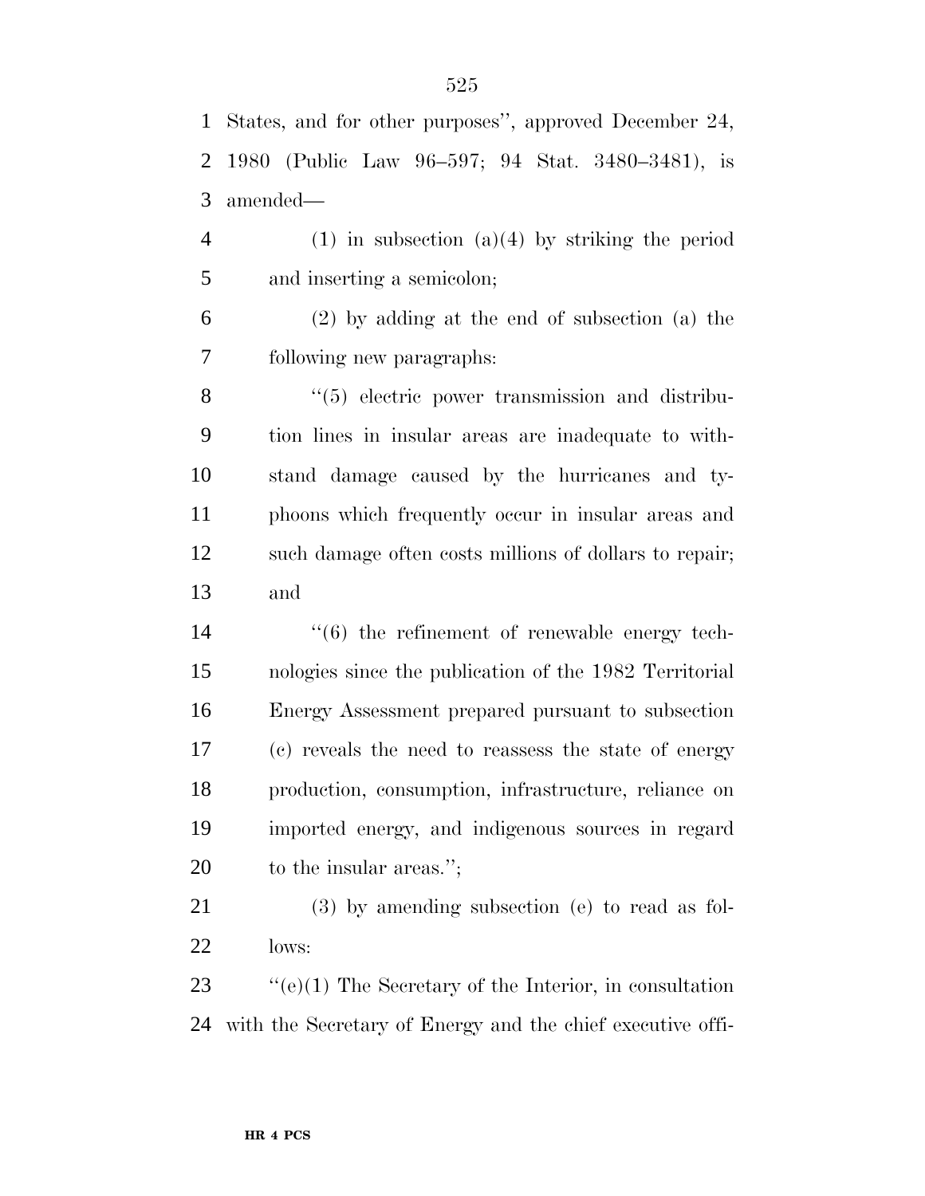States, and for other purposes'', approved December 24, 1980 (Public Law 96–597; 94 Stat. 3480–3481), is amended—

(1) in subsection (a)(4) by striking the period and inserting a semicolon;

(2) by adding at the end of subsection (a) the following new paragraphs:

''(5) electric power transmission and distribution lines in insular areas are inadequate to withstand damage caused by the hurricanes and typhoons which frequently occur in insular areas and such damage often costs millions of dollars to repair; and

''(6) the refinement of renewable energy technologies since the publication of the 1982 Territorial Energy Assessment prepared pursuant to subsection (c) reveals the need to reassess the state of energy production, consumption, infrastructure, reliance on imported energy, and indigenous sources in regard to the insular areas.'';

(3) by amending subsection (e) to read as follows:

''(e)(1) The Secretary of the Interior, in consultation with the Secretary of Energy and the chief executive offi-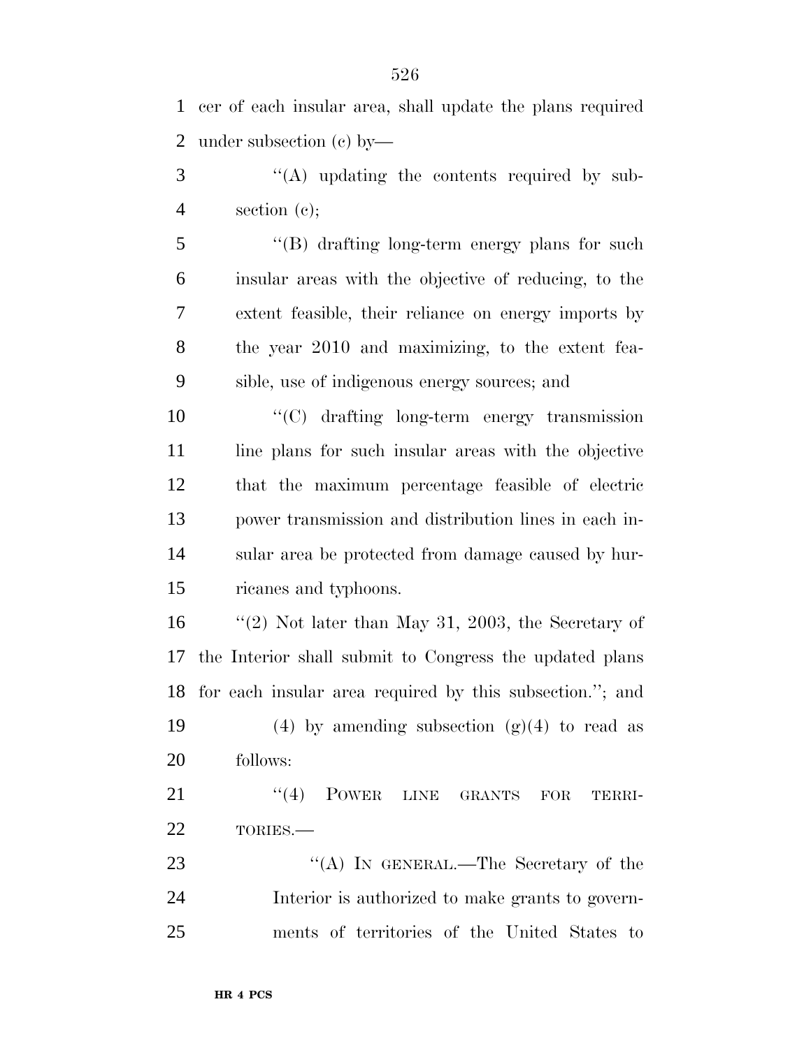cer of each insular area, shall update the plans required under subsection (c) by—

''(A) updating the contents required by subsection (c);

''(B) drafting long-term energy plans for such insular areas with the objective of reducing, to the extent feasible, their reliance on energy imports by the year 2010 and maximizing, to the extent feasible, use of indigenous energy sources; and

''(C) drafting long-term energy transmission line plans for such insular areas with the objective that the maximum percentage feasible of electric power transmission and distribution lines in each insular area be protected from damage caused by hurricanes and typhoons.

''(2) Not later than May 31, 2003, the Secretary of the Interior shall submit to Congress the updated plans for each insular area required by this subsection.''; and

(4) by amending subsection (g)(4) to read as follows:

''(4) POWER LINE GRANTS FOR TERRITORIES.—

''(A) IN GENERAL.—The Secretary of the Interior is authorized to make grants to governments of territories of the United States to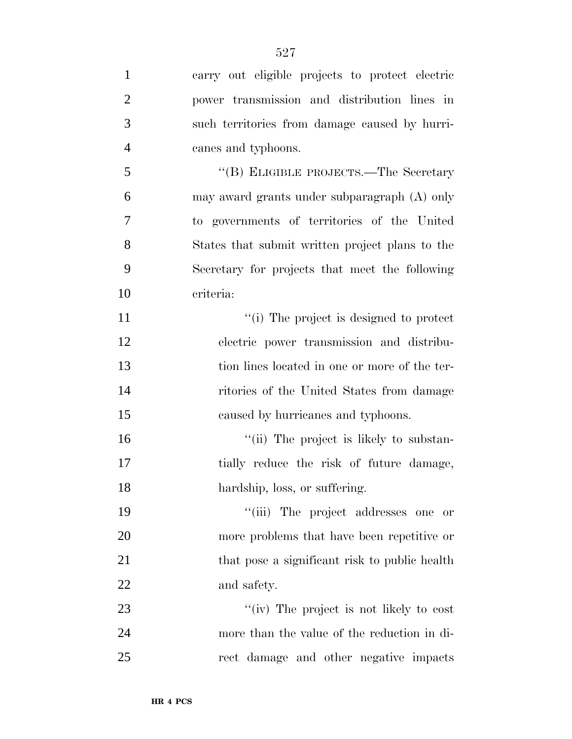carry out eligible projects to protect electric power transmission and distribution lines in such territories from damage caused by hurricanes and typhoons.

"(B) ELIGIBLE PROJECTS.—The Secretary may award grants under subparagraph (A) only to governments of territories of the United States that submit written project plans to the Secretary for projects that meet the following criteria:

"(i) The project is designed to protect electric power transmission and distribution lines located in one or more of the territories of the United States from damage caused by hurricanes and typhoons.

"(ii) The project is likely to substantially reduce the risk of future damage, hardship, loss, or suffering.

"(iii) The project addresses one or more problems that have been repetitive or that pose a significant risk to public health and safety.

"(iv) The project is not likely to cost more than the value of the reduction in direct damage and other negative impacts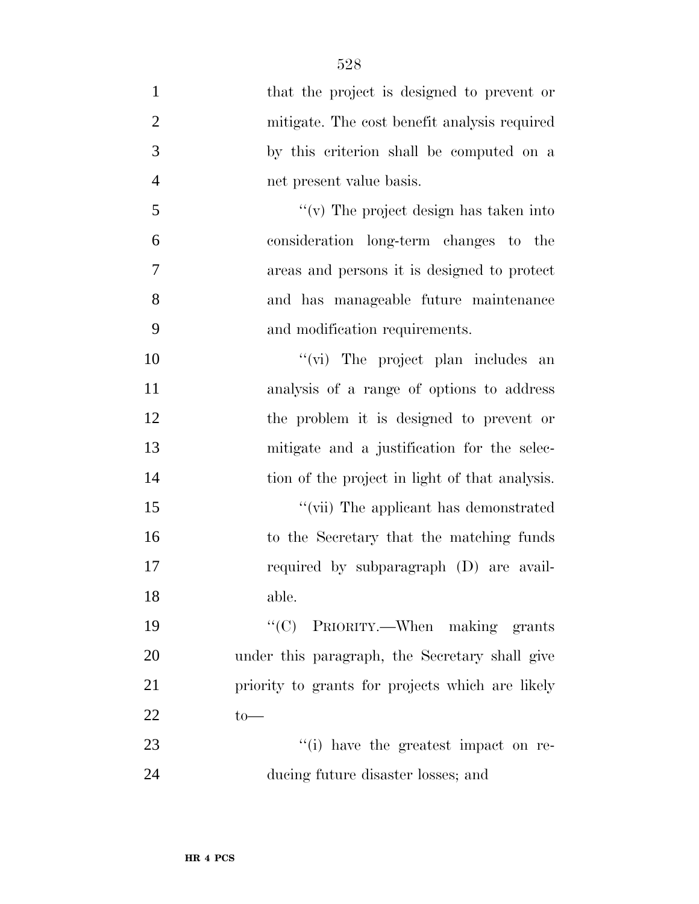that the project is designed to prevent or mitigate. The cost benefit analysis required by this criterion shall be computed on a net present value basis.

''(v) The project design has taken into consideration long-term changes to the areas and persons it is designed to protect and has manageable future maintenance and modification requirements.

''(vi) The project plan includes an analysis of a range of options to address the problem it is designed to prevent or mitigate and a justification for the selection of the project in light of that analysis.

''(vii) The applicant has demonstrated to the Secretary that the matching funds required by subparagraph (D) are available.

''(C) PRIORITY.—When making grants under this paragraph, the Secretary shall give priority to grants for projects which are likely to—

''(i) have the greatest impact on reducing future disaster losses; and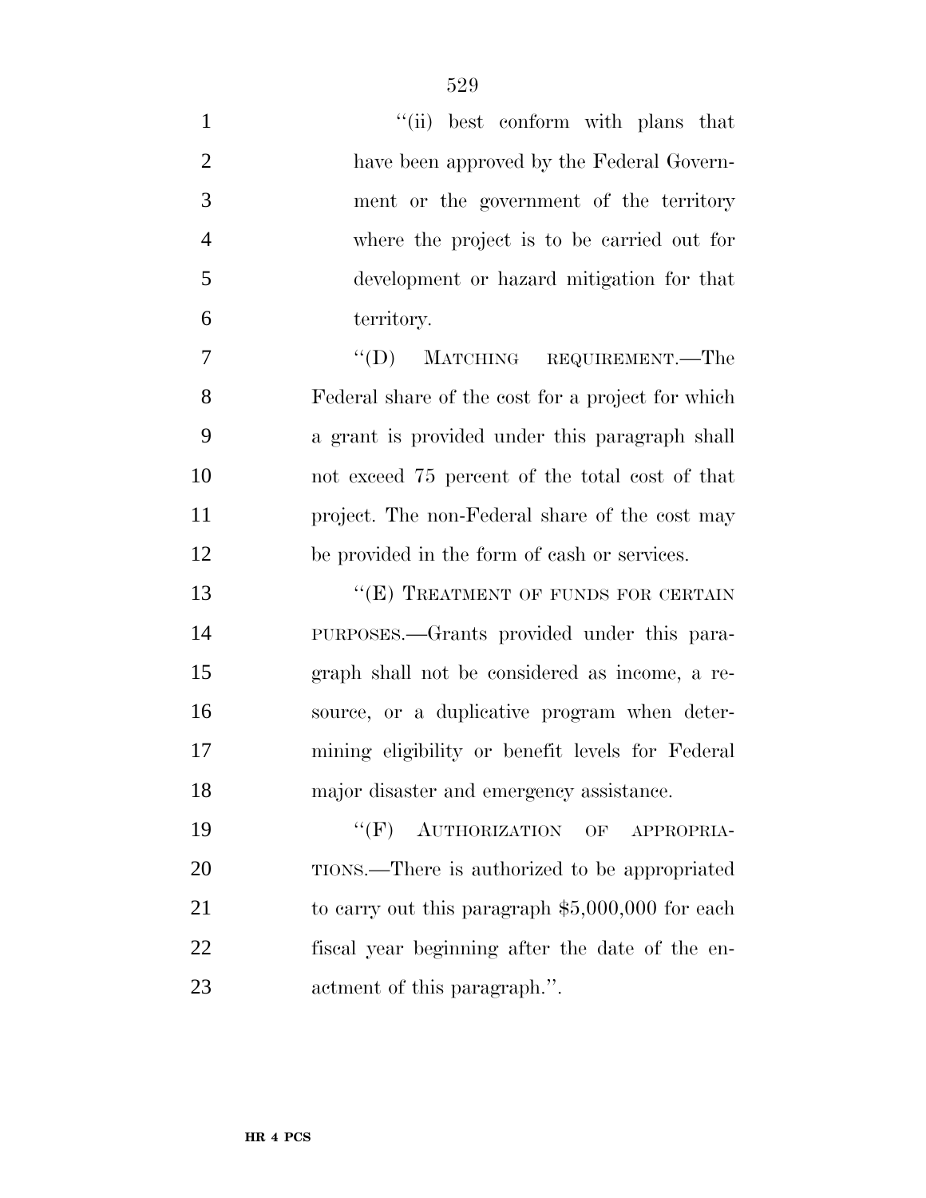''(ii) best conform with plans that have been approved by the Federal Government or the government of the territory where the project is to be carried out for development or hazard mitigation for that territory.

''(D) MATCHING REQUIREMENT.—The Federal share of the cost for a project for which a grant is provided under this paragraph shall not exceed 75 percent of the total cost of that project. The non-Federal share of the cost may be provided in the form of cash or services.

''(E) TREATMENT OF FUNDS FOR CERTAIN PURPOSES.—Grants provided under this paragraph shall not be considered as income, a resource, or a duplicative program when determining eligibility or benefit levels for Federal major disaster and emergency assistance.

''(F) AUTHORIZATION OF APPROPRIATIONS.—There is authorized to be appropriated to carry out this paragraph $5,000,000 for each fiscal year beginning after the date of the enactment of this paragraph.''.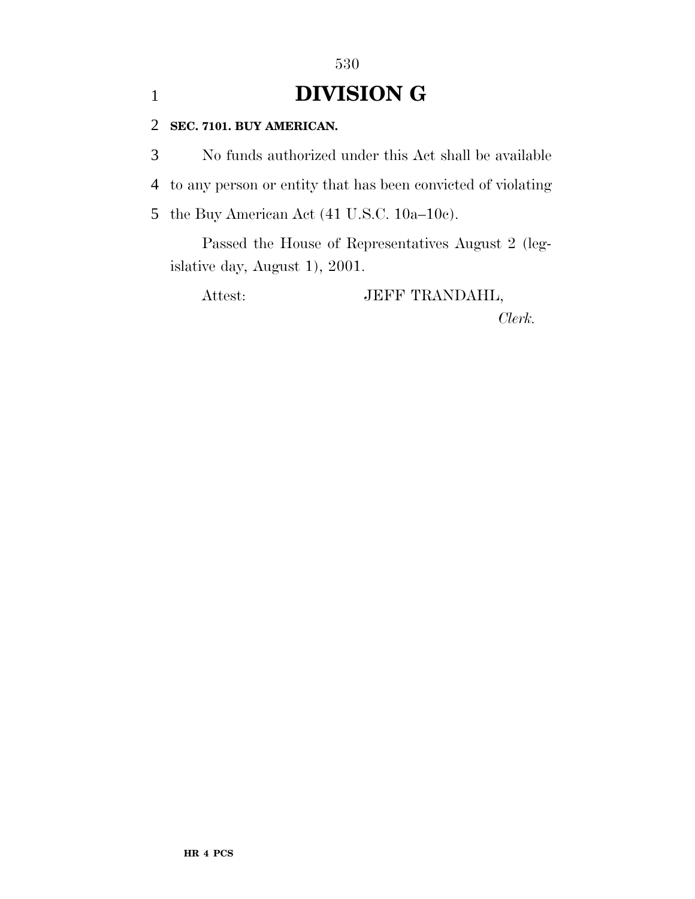# DIVISION G

**SEC. 7101. BUY AMERICAN.**

No funds authorized under this Act shall be available to any person or entity that has been convicted of violating the Buy American Act (41 U.S.C. 10a–10c).

Passed the House of Representatives August 2 (legislative day, August 1), 2001.

Attest: JEFF TRANDAHL,

*Clerk.*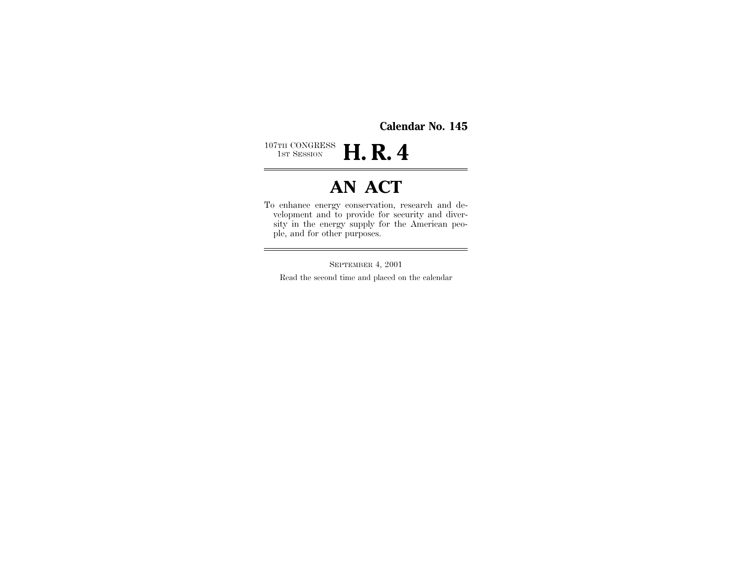**Calendar No. 145**

107TH CONGRESS
1ST SESSION

# H. R. 4

---

# AN ACT

To enhance energy conservation, research and development and to provide for security and diversity in the energy supply for the American people, and for other purposes.

---

SEPTEMBER 4, 2001

Read the second time and placed on the calendar